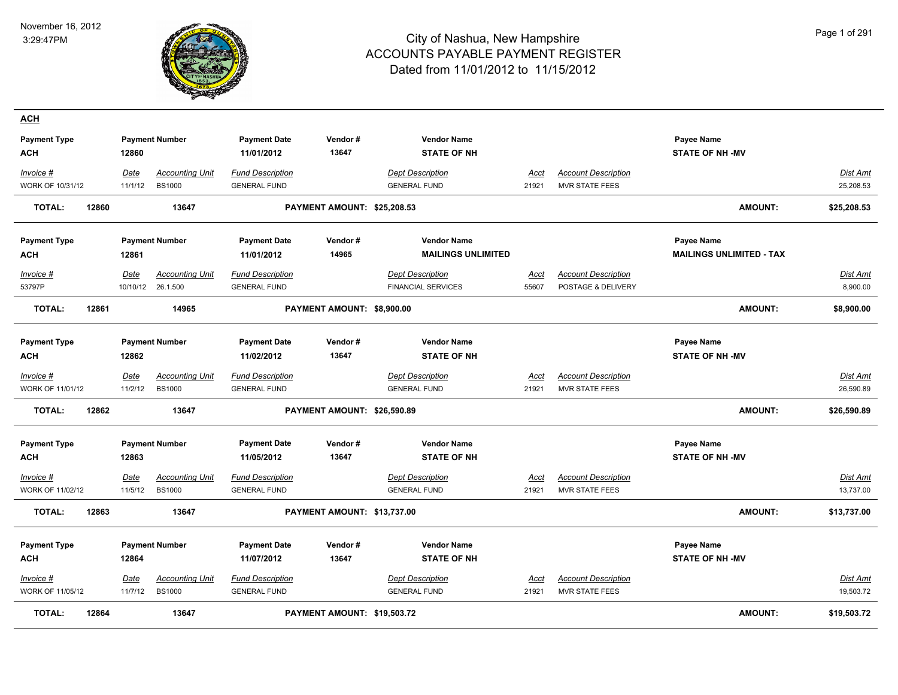# City of Nashua, New Hampshire
## ACCOUNTS PAYABLE PAYMENT REGISTER
### Dated from 11/01/2012 to 11/15/2012

November 16, 2012
3:29:47PM

## ACH

| Payment Type | Payment Number | Payment Date | Vendor # | Vendor Name | Payee Name |
|---|---|---|---|---|---|
| ACH | 12860 | 11/01/2012 | 13647 | STATE OF NH | STATE OF NH -MV |

| Invoice # | Date | Accounting Unit | Fund Description | Dept Description | Acct | Account Description | Dist Amt |
|---|---|---|---|---|---|---|---|
| WORK OF 10/31/12 | 11/1/12 | BS1000 | GENERAL FUND | GENERAL FUND | 21921 | MVR STATE FEES | 25,208.53 |

**TOTAL: 12860 13647 PAYMENT AMOUNT: $25,208.53 AMOUNT: $25,208.53**

| Payment Type | Payment Number | Payment Date | Vendor # | Vendor Name | Payee Name |
|---|---|---|---|---|---|
| ACH | 12861 | 11/01/2012 | 14965 | MAILINGS UNLIMITED | MAILINGS UNLIMITED - TAX |

| Invoice # | Date | Accounting Unit | Fund Description | Dept Description | Acct | Account Description | Dist Amt |
|---|---|---|---|---|---|---|---|
| 53797P | 10/10/12 | 26.1.500 | GENERAL FUND | FINANCIAL SERVICES | 55607 | POSTAGE & DELIVERY | 8,900.00 |

**TOTAL: 12861 14965 PAYMENT AMOUNT: $8,900.00 AMOUNT: $8,900.00**

| Payment Type | Payment Number | Payment Date | Vendor # | Vendor Name | Payee Name |
|---|---|---|---|---|---|
| ACH | 12862 | 11/02/2012 | 13647 | STATE OF NH | STATE OF NH -MV |

| Invoice # | Date | Accounting Unit | Fund Description | Dept Description | Acct | Account Description | Dist Amt |
|---|---|---|---|---|---|---|---|
| WORK OF 11/01/12 | 11/2/12 | BS1000 | GENERAL FUND | GENERAL FUND | 21921 | MVR STATE FEES | 26,590.89 |

**TOTAL: 12862 13647 PAYMENT AMOUNT: $26,590.89 AMOUNT: $26,590.89**

| Payment Type | Payment Number | Payment Date | Vendor # | Vendor Name | Payee Name |
|---|---|---|---|---|---|
| ACH | 12863 | 11/05/2012 | 13647 | STATE OF NH | STATE OF NH -MV |

| Invoice # | Date | Accounting Unit | Fund Description | Dept Description | Acct | Account Description | Dist Amt |
|---|---|---|---|---|---|---|---|
| WORK OF 11/02/12 | 11/5/12 | BS1000 | GENERAL FUND | GENERAL FUND | 21921 | MVR STATE FEES | 13,737.00 |

**TOTAL: 12863 13647 PAYMENT AMOUNT: $13,737.00 AMOUNT: $13,737.00**

| Payment Type | Payment Number | Payment Date | Vendor # | Vendor Name | Payee Name |
|---|---|---|---|---|---|
| ACH | 12864 | 11/07/2012 | 13647 | STATE OF NH | STATE OF NH -MV |

| Invoice # | Date | Accounting Unit | Fund Description | Dept Description | Acct | Account Description | Dist Amt |
|---|---|---|---|---|---|---|---|
| WORK OF 11/05/12 | 11/7/12 | BS1000 | GENERAL FUND | GENERAL FUND | 21921 | MVR STATE FEES | 19,503.72 |

**TOTAL: 12864 13647 PAYMENT AMOUNT: $19,503.72 AMOUNT: $19,503.72**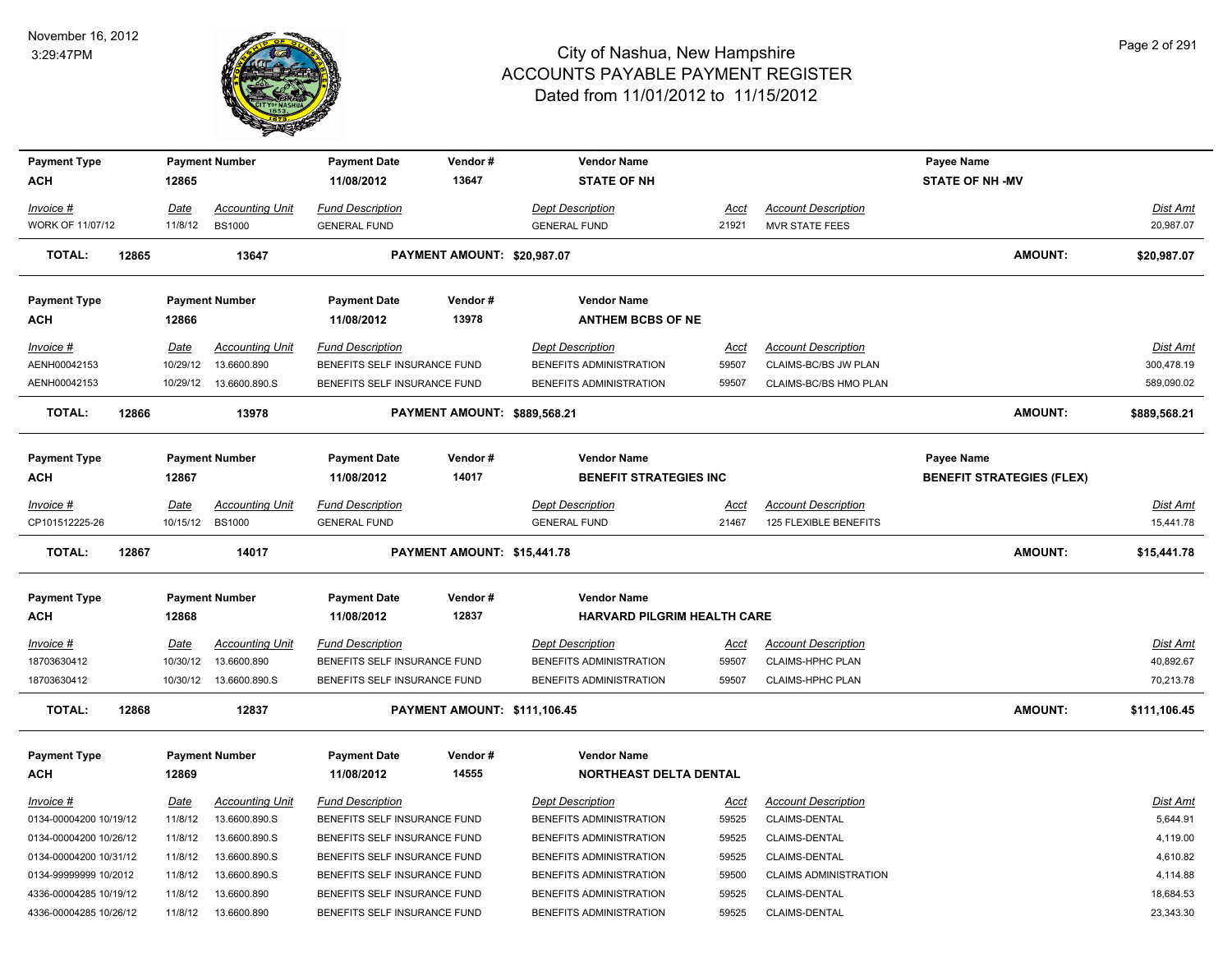# City of Nashua, New Hampshire
## ACCOUNTS PAYABLE PAYMENT REGISTER
### Dated from 11/01/2012 to 11/15/2012

November 16, 2012
3:29:47PM

| Payment Type | Payment Number | Payment Date | Vendor # | Vendor Name | Payee Name |
|---|---|---|---|---|---|
| ACH | 12865 | 11/08/2012 | 13647 | STATE OF NH | STATE OF NH -MV |

| Invoice # | Date | Accounting Unit | Fund Description | Dept Description | Acct | Account Description | Dist Amt |
|---|---|---|---|---|---|---|---|
| WORK OF 11/07/12 | 11/8/12 | BS1000 | GENERAL FUND | GENERAL FUND | 21921 | MVR STATE FEES | 20,987.07 |

**TOTAL: 12865 13647 PAYMENT AMOUNT: $20,987.07 AMOUNT: $20,987.07**

| Payment Type | Payment Number | Payment Date | Vendor # | Vendor Name |
|---|---|---|---|---|
| ACH | 12866 | 11/08/2012 | 13978 | ANTHEM BCBS OF NE |

| Invoice # | Date | Accounting Unit | Fund Description | Dept Description | Acct | Account Description | Dist Amt |
|---|---|---|---|---|---|---|---|
| AENH00042153 | 10/29/12 | 13.6600.890 | BENEFITS SELF INSURANCE FUND | BENEFITS ADMINISTRATION | 59507 | CLAIMS-BC/BS JW PLAN | 300,478.19 |
| AENH00042153 | 10/29/12 | 13.6600.890.S | BENEFITS SELF INSURANCE FUND | BENEFITS ADMINISTRATION | 59507 | CLAIMS-BC/BS HMO PLAN | 589,090.02 |

**TOTAL: 12866 13978 PAYMENT AMOUNT: $889,568.21 AMOUNT: $889,568.21**

| Payment Type | Payment Number | Payment Date | Vendor # | Vendor Name | Payee Name |
|---|---|---|---|---|---|
| ACH | 12867 | 11/08/2012 | 14017 | BENEFIT STRATEGIES INC | BENEFIT STRATEGIES (FLEX) |

| Invoice # | Date | Accounting Unit | Fund Description | Dept Description | Acct | Account Description | Dist Amt |
|---|---|---|---|---|---|---|---|
| CP101512225-26 | 10/15/12 | BS1000 | GENERAL FUND | GENERAL FUND | 21467 | 125 FLEXIBLE BENEFITS | 15,441.78 |

**TOTAL: 12867 14017 PAYMENT AMOUNT: $15,441.78 AMOUNT: $15,441.78**

| Payment Type | Payment Number | Payment Date | Vendor # | Vendor Name |
|---|---|---|---|---|
| ACH | 12868 | 11/08/2012 | 12837 | HARVARD PILGRIM HEALTH CARE |

| Invoice # | Date | Accounting Unit | Fund Description | Dept Description | Acct | Account Description | Dist Amt |
|---|---|---|---|---|---|---|---|
| 18703630412 | 10/30/12 | 13.6600.890 | BENEFITS SELF INSURANCE FUND | BENEFITS ADMINISTRATION | 59507 | CLAIMS-HPHC PLAN | 40,892.67 |
| 18703630412 | 10/30/12 | 13.6600.890.S | BENEFITS SELF INSURANCE FUND | BENEFITS ADMINISTRATION | 59507 | CLAIMS-HPHC PLAN | 70,213.78 |

**TOTAL: 12868 12837 PAYMENT AMOUNT: $111,106.45 AMOUNT: $111,106.45**

| Payment Type | Payment Number | Payment Date | Vendor # | Vendor Name |
|---|---|---|---|---|
| ACH | 12869 | 11/08/2012 | 14555 | NORTHEAST DELTA DENTAL |

| Invoice # | Date | Accounting Unit | Fund Description | Dept Description | Acct | Account Description | Dist Amt |
|---|---|---|---|---|---|---|---|
| 0134-00004200 10/19/12 | 11/8/12 | 13.6600.890.S | BENEFITS SELF INSURANCE FUND | BENEFITS ADMINISTRATION | 59525 | CLAIMS-DENTAL | 5,644.91 |
| 0134-00004200 10/26/12 | 11/8/12 | 13.6600.890.S | BENEFITS SELF INSURANCE FUND | BENEFITS ADMINISTRATION | 59525 | CLAIMS-DENTAL | 4,119.00 |
| 0134-00004200 10/31/12 | 11/8/12 | 13.6600.890.S | BENEFITS SELF INSURANCE FUND | BENEFITS ADMINISTRATION | 59525 | CLAIMS-DENTAL | 4,610.82 |
| 0134-99999999 10/2012 | 11/8/12 | 13.6600.890.S | BENEFITS SELF INSURANCE FUND | BENEFITS ADMINISTRATION | 59500 | CLAIMS ADMINISTRATION | 4,114.88 |
| 4336-00004285 10/19/12 | 11/8/12 | 13.6600.890 | BENEFITS SELF INSURANCE FUND | BENEFITS ADMINISTRATION | 59525 | CLAIMS-DENTAL | 18,684.53 |
| 4336-00004285 10/26/12 | 11/8/12 | 13.6600.890 | BENEFITS SELF INSURANCE FUND | BENEFITS ADMINISTRATION | 59525 | CLAIMS-DENTAL | 23,343.30 |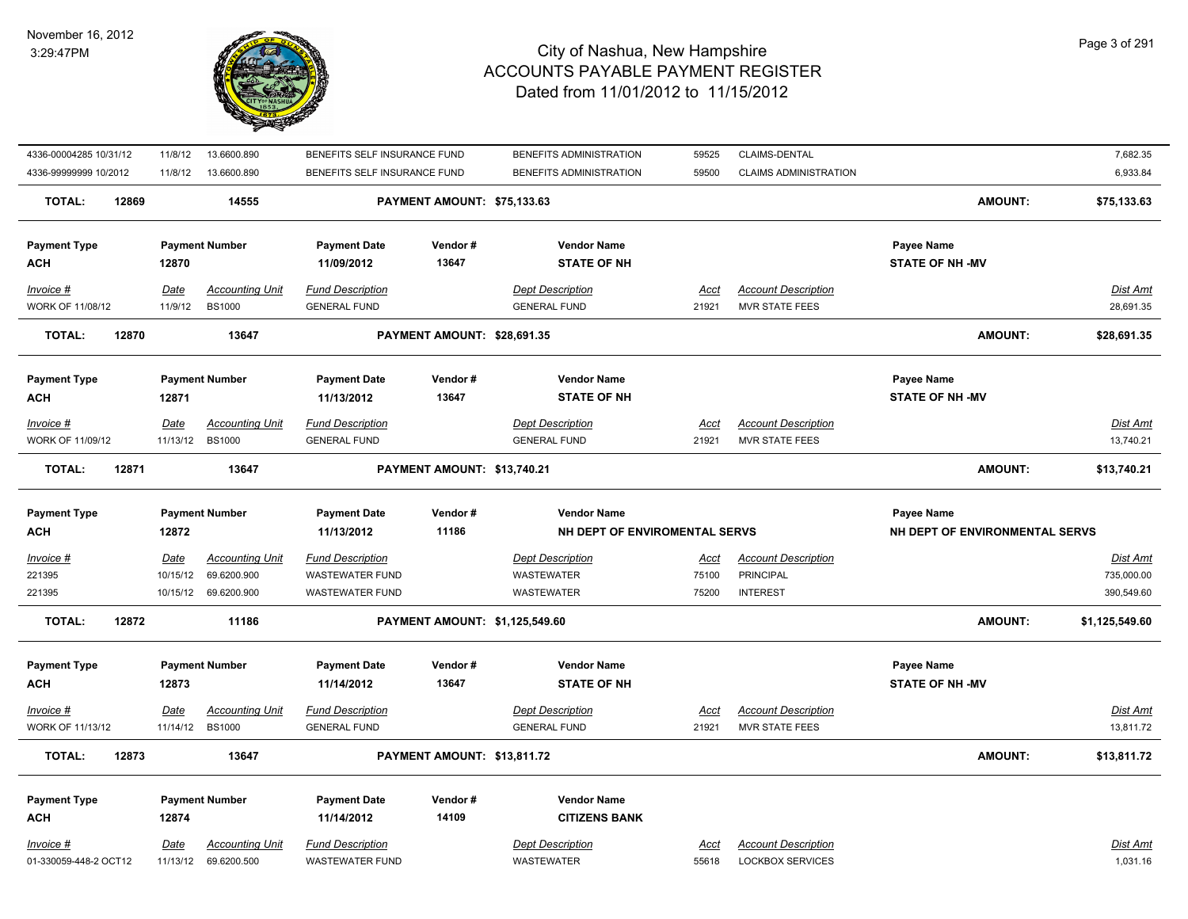# City of Nashua, New Hampshire
# ACCOUNTS PAYABLE PAYMENT REGISTER
# Dated from 11/01/2012 to 11/15/2012

November 16, 2012
3:29:47PM

| Invoice # | Date | Accounting Unit | Fund Description | Dept Description | Acct | Account Description | Dist Amt |
|---|---|---|---|---|---|---|---|
| 4336-00004285 10/31/12 | 11/8/12 | 13.6600.890 | BENEFITS SELF INSURANCE FUND | BENEFITS ADMINISTRATION | 59525 | CLAIMS-DENTAL | 7,682.35 |
| 4336-99999999 10/2012 | 11/8/12 | 13.6600.890 | BENEFITS SELF INSURANCE FUND | BENEFITS ADMINISTRATION | 59500 | CLAIMS ADMINISTRATION | 6,933.84 |

**TOTAL: 12869 14555 PAYMENT AMOUNT: $75,133.63 AMOUNT: $75,133.63**

| Payment Type | Payment Number | Payment Date | Vendor # | Vendor Name | Payee Name |
|---|---|---|---|---|---|
| ACH | 12870 | 11/09/2012 | 13647 | STATE OF NH | STATE OF NH -MV |

| Invoice # | Date | Accounting Unit | Fund Description | Dept Description | Acct | Account Description | Dist Amt |
|---|---|---|---|---|---|---|---|
| WORK OF 11/08/12 | 11/9/12 | BS1000 | GENERAL FUND | GENERAL FUND | 21921 | MVR STATE FEES | 28,691.35 |

**TOTAL: 12870 13647 PAYMENT AMOUNT: $28,691.35 AMOUNT: $28,691.35**

| Payment Type | Payment Number | Payment Date | Vendor # | Vendor Name | Payee Name |
|---|---|---|---|---|---|
| ACH | 12871 | 11/13/2012 | 13647 | STATE OF NH | STATE OF NH -MV |

| Invoice # | Date | Accounting Unit | Fund Description | Dept Description | Acct | Account Description | Dist Amt |
|---|---|---|---|---|---|---|---|
| WORK OF 11/09/12 | 11/13/12 | BS1000 | GENERAL FUND | GENERAL FUND | 21921 | MVR STATE FEES | 13,740.21 |

**TOTAL: 12871 13647 PAYMENT AMOUNT: $13,740.21 AMOUNT: $13,740.21**

| Payment Type | Payment Number | Payment Date | Vendor # | Vendor Name | Payee Name |
|---|---|---|---|---|---|
| ACH | 12872 | 11/13/2012 | 11186 | NH DEPT OF ENVIROMENTAL SERVS | NH DEPT OF ENVIRONMENTAL SERVS |

| Invoice # | Date | Accounting Unit | Fund Description | Dept Description | Acct | Account Description | Dist Amt |
|---|---|---|---|---|---|---|---|
| 221395 | 10/15/12 | 69.6200.900 | WASTEWATER FUND | WASTEWATER | 75100 | PRINCIPAL | 735,000.00 |
| 221395 | 10/15/12 | 69.6200.900 | WASTEWATER FUND | WASTEWATER | 75200 | INTEREST | 390,549.60 |

**TOTAL: 12872 11186 PAYMENT AMOUNT: $1,125,549.60 AMOUNT: $1,125,549.60**

| Payment Type | Payment Number | Payment Date | Vendor # | Vendor Name | Payee Name |
|---|---|---|---|---|---|
| ACH | 12873 | 11/14/2012 | 13647 | STATE OF NH | STATE OF NH -MV |

| Invoice # | Date | Accounting Unit | Fund Description | Dept Description | Acct | Account Description | Dist Amt |
|---|---|---|---|---|---|---|---|
| WORK OF 11/13/12 | 11/14/12 | BS1000 | GENERAL FUND | GENERAL FUND | 21921 | MVR STATE FEES | 13,811.72 |

**TOTAL: 12873 13647 PAYMENT AMOUNT: $13,811.72 AMOUNT: $13,811.72**

| Payment Type | Payment Number | Payment Date | Vendor # | Vendor Name |
|---|---|---|---|---|
| ACH | 12874 | 11/14/2012 | 14109 | CITIZENS BANK |

| Invoice # | Date | Accounting Unit | Fund Description | Dept Description | Acct | Account Description | Dist Amt |
|---|---|---|---|---|---|---|---|
| 01-330059-448-2 OCT12 | 11/13/12 | 69.6200.500 | WASTEWATER FUND | WASTEWATER | 55618 | LOCKBOX SERVICES | 1,031.16 |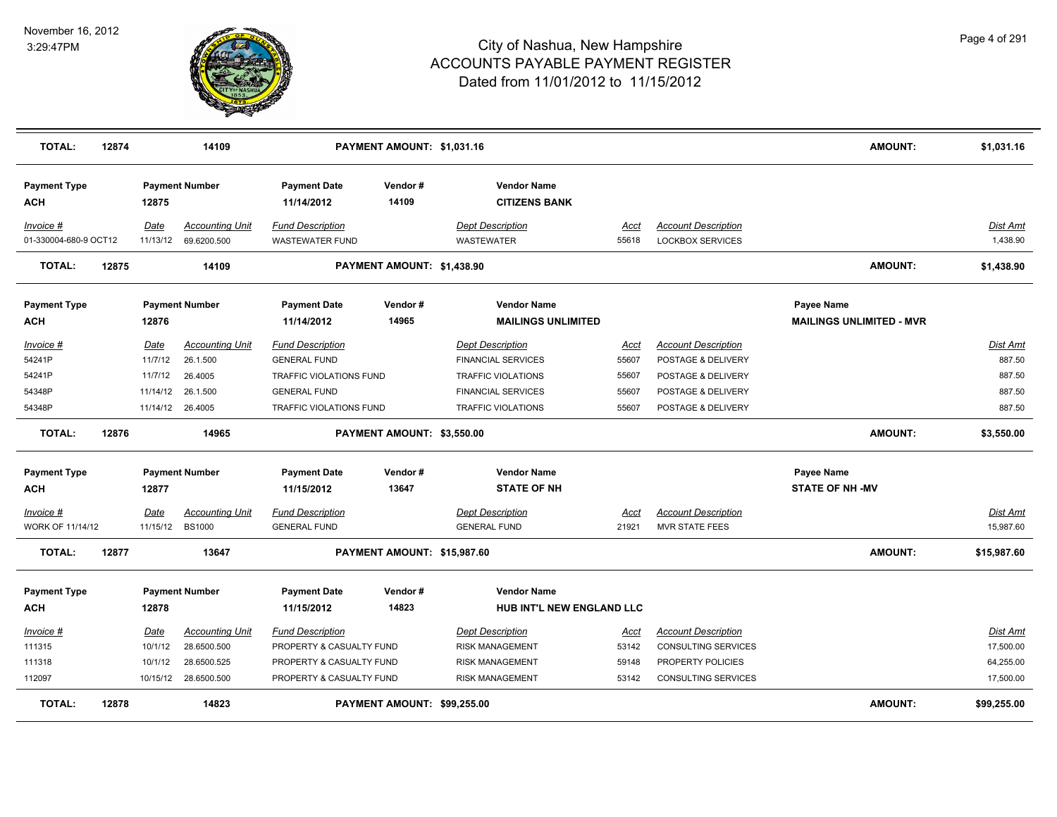| TOTAL: | 12874 | 14109 | PAYMENT AMOUNT: $1,031.16 | AMOUNT: | $1,031.16 |
|---|---|---|---|---|---|

| Payment Type | Payment Number | Payment Date | Vendor # | Vendor Name |
|---|---|---|---|---|
| ACH | 12875 | 11/14/2012 | 14109 | CITIZENS BANK |

| Invoice # | Date | Accounting Unit | Fund Description | Dept Description | Acct | Account Description | Dist Amt |
|---|---|---|---|---|---|---|---|
| 01-330004-680-9 OCT12 | 11/13/12 | 69.6200.500 | WASTEWATER FUND | WASTEWATER | 55618 | LOCKBOX SERVICES | 1,438.90 |

| TOTAL: | 12875 | 14109 | PAYMENT AMOUNT: $1,438.90 | AMOUNT: | $1,438.90 |
|---|---|---|---|---|---|

| Payment Type | Payment Number | Payment Date | Vendor # | Vendor Name | Payee Name |
|---|---|---|---|---|---|
| ACH | 12876 | 11/14/2012 | 14965 | MAILINGS UNLIMITED | MAILINGS UNLIMITED - MVR |

| Invoice # | Date | Accounting Unit | Fund Description | Dept Description | Acct | Account Description | Dist Amt |
|---|---|---|---|---|---|---|---|
| 54241P | 11/7/12 | 26.1.500 | GENERAL FUND | FINANCIAL SERVICES | 55607 | POSTAGE & DELIVERY | 887.50 |
| 54241P | 11/7/12 | 26.4005 | TRAFFIC VIOLATIONS FUND | TRAFFIC VIOLATIONS | 55607 | POSTAGE & DELIVERY | 887.50 |
| 54348P | 11/14/12 | 26.1.500 | GENERAL FUND | FINANCIAL SERVICES | 55607 | POSTAGE & DELIVERY | 887.50 |
| 54348P | 11/14/12 | 26.4005 | TRAFFIC VIOLATIONS FUND | TRAFFIC VIOLATIONS | 55607 | POSTAGE & DELIVERY | 887.50 |

| TOTAL: | 12876 | 14965 | PAYMENT AMOUNT: $3,550.00 | AMOUNT: | $3,550.00 |
|---|---|---|---|---|---|

| Payment Type | Payment Number | Payment Date | Vendor # | Vendor Name | Payee Name |
|---|---|---|---|---|---|
| ACH | 12877 | 11/15/2012 | 13647 | STATE OF NH | STATE OF NH -MV |

| Invoice # | Date | Accounting Unit | Fund Description | Dept Description | Acct | Account Description | Dist Amt |
|---|---|---|---|---|---|---|---|
| WORK OF 11/14/12 | 11/15/12 | BS1000 | GENERAL FUND | GENERAL FUND | 21921 | MVR STATE FEES | 15,987.60 |

| TOTAL: | 12877 | 13647 | PAYMENT AMOUNT: $15,987.60 | AMOUNT: | $15,987.60 |
|---|---|---|---|---|---|

| Payment Type | Payment Number | Payment Date | Vendor # | Vendor Name |
|---|---|---|---|---|
| ACH | 12878 | 11/15/2012 | 14823 | HUB INT'L NEW ENGLAND LLC |

| Invoice # | Date | Accounting Unit | Fund Description | Dept Description | Acct | Account Description | Dist Amt |
|---|---|---|---|---|---|---|---|
| 111315 | 10/1/12 | 28.6500.500 | PROPERTY & CASUALTY FUND | RISK MANAGEMENT | 53142 | CONSULTING SERVICES | 17,500.00 |
| 111318 | 10/1/12 | 28.6500.525 | PROPERTY & CASUALTY FUND | RISK MANAGEMENT | 59148 | PROPERTY POLICIES | 64,255.00 |
| 112097 | 10/15/12 | 28.6500.500 | PROPERTY & CASUALTY FUND | RISK MANAGEMENT | 53142 | CONSULTING SERVICES | 17,500.00 |

| TOTAL: | 12878 | 14823 | PAYMENT AMOUNT: $99,255.00 | AMOUNT: | $99,255.00 |
|---|---|---|---|---|---|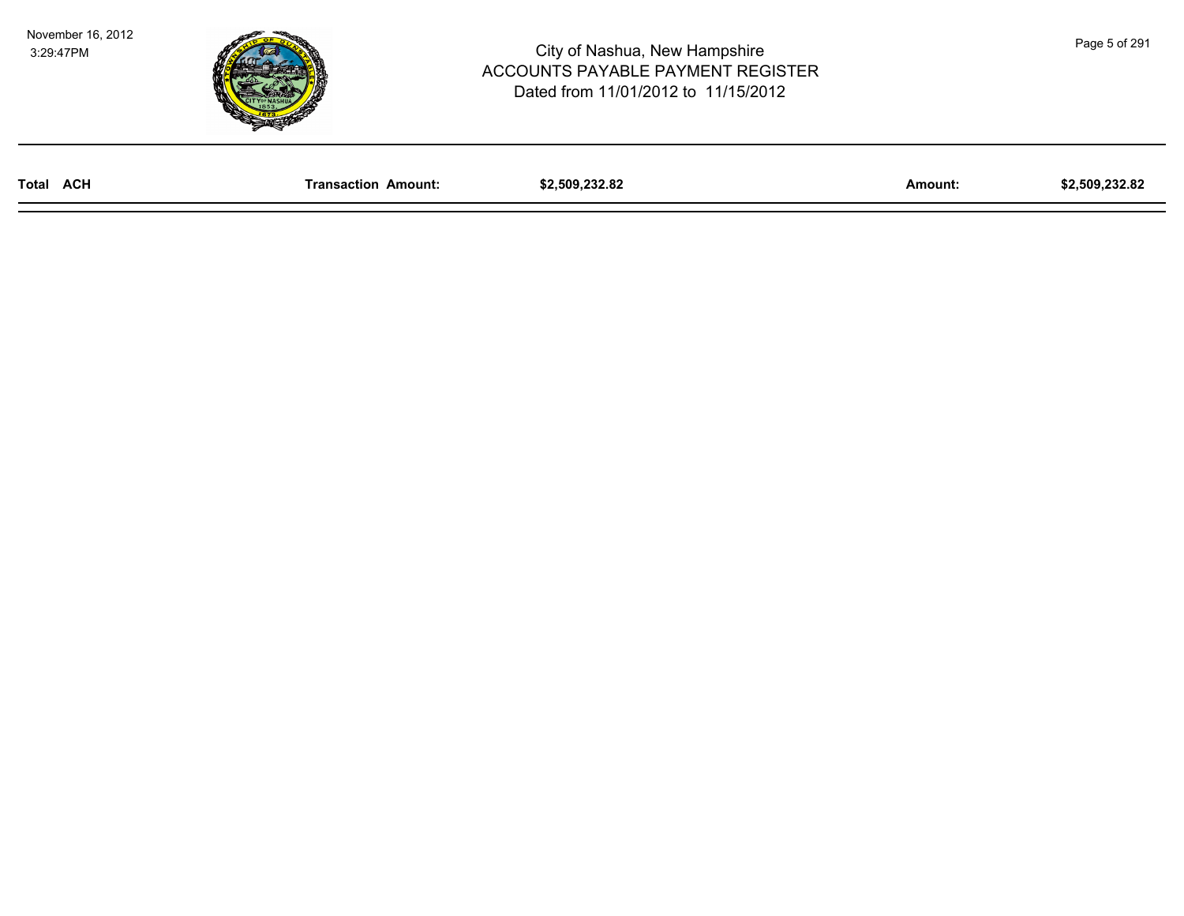| Total ACH | Transaction Amount: | $2,509,232.82 | Amount: | $2,509,232.82 |
|---|---|---|---|---|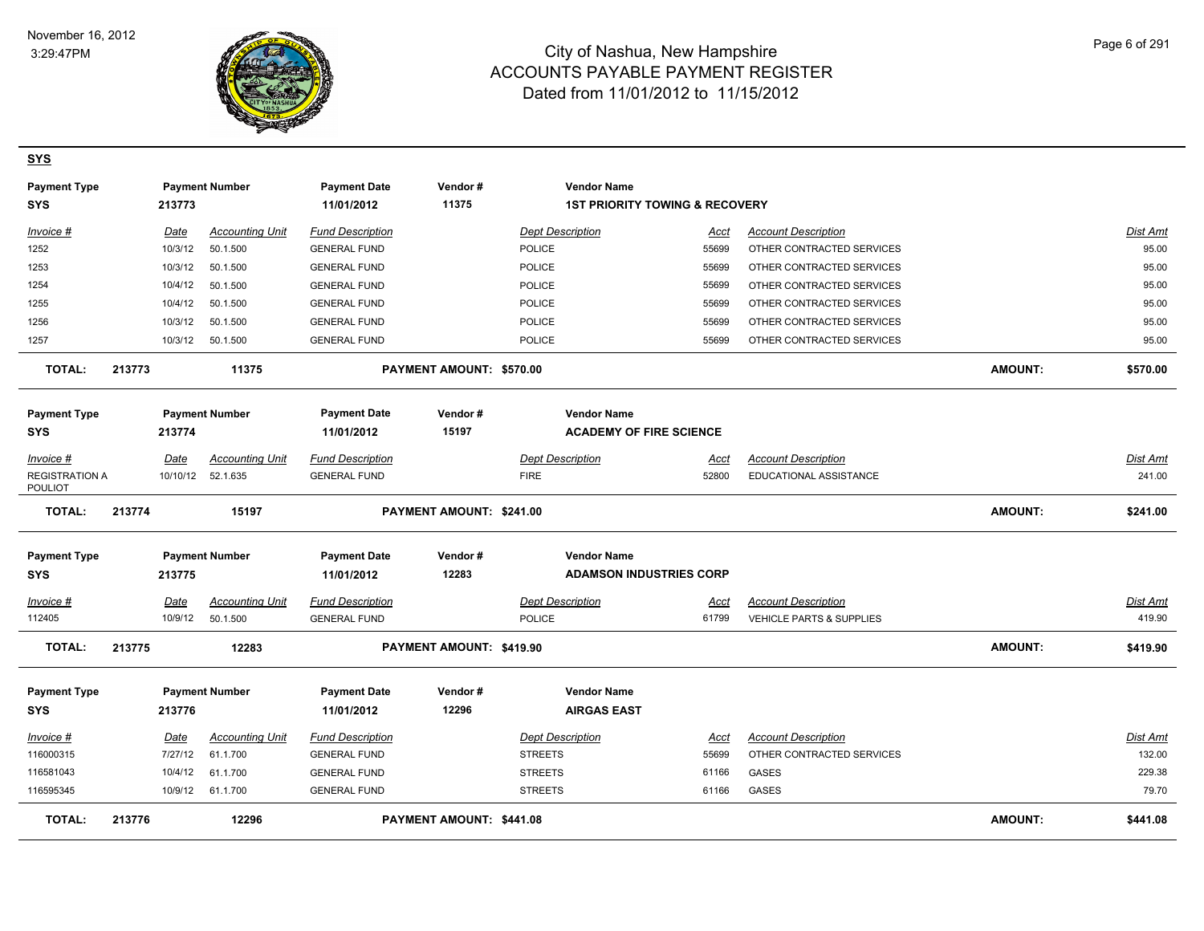# City of Nashua, New Hampshire
## ACCOUNTS PAYABLE PAYMENT REGISTER
### Dated from 11/01/2012 to 11/15/2012

November 16, 2012
3:29:47PM

**SYS**

| Payment Type | Payment Number | Payment Date | Vendor # | Vendor Name |
|---|---|---|---|---|
| SYS | 213773 | 11/01/2012 | 11375 | 1ST PRIORITY TOWING & RECOVERY |

| Invoice # | Date | Accounting Unit | Fund Description | Dept Description | Acct | Account Description | Dist Amt |
|---|---|---|---|---|---|---|---|
| 1252 | 10/3/12 | 50.1.500 | GENERAL FUND | POLICE | 55699 | OTHER CONTRACTED SERVICES | 95.00 |
| 1253 | 10/3/12 | 50.1.500 | GENERAL FUND | POLICE | 55699 | OTHER CONTRACTED SERVICES | 95.00 |
| 1254 | 10/4/12 | 50.1.500 | GENERAL FUND | POLICE | 55699 | OTHER CONTRACTED SERVICES | 95.00 |
| 1255 | 10/4/12 | 50.1.500 | GENERAL FUND | POLICE | 55699 | OTHER CONTRACTED SERVICES | 95.00 |
| 1256 | 10/3/12 | 50.1.500 | GENERAL FUND | POLICE | 55699 | OTHER CONTRACTED SERVICES | 95.00 |
| 1257 | 10/3/12 | 50.1.500 | GENERAL FUND | POLICE | 55699 | OTHER CONTRACTED SERVICES | 95.00 |

**TOTAL: 213773 11375 PAYMENT AMOUNT: $570.00 AMOUNT: $570.00**

| Payment Type | Payment Number | Payment Date | Vendor # | Vendor Name |
|---|---|---|---|---|
| SYS | 213774 | 11/01/2012 | 15197 | ACADEMY OF FIRE SCIENCE |

| Invoice # | Date | Accounting Unit | Fund Description | Dept Description | Acct | Account Description | Dist Amt |
|---|---|---|---|---|---|---|---|
| REGISTRATION A POULIOT | 10/10/12 | 52.1.635 | GENERAL FUND | FIRE | 52800 | EDUCATIONAL ASSISTANCE | 241.00 |

**TOTAL: 213774 15197 PAYMENT AMOUNT: $241.00 AMOUNT: $241.00**

| Payment Type | Payment Number | Payment Date | Vendor # | Vendor Name |
|---|---|---|---|---|
| SYS | 213775 | 11/01/2012 | 12283 | ADAMSON INDUSTRIES CORP |

| Invoice # | Date | Accounting Unit | Fund Description | Dept Description | Acct | Account Description | Dist Amt |
|---|---|---|---|---|---|---|---|
| 112405 | 10/9/12 | 50.1.500 | GENERAL FUND | POLICE | 61799 | VEHICLE PARTS & SUPPLIES | 419.90 |

**TOTAL: 213775 12283 PAYMENT AMOUNT: $419.90 AMOUNT: $419.90**

| Payment Type | Payment Number | Payment Date | Vendor # | Vendor Name |
|---|---|---|---|---|
| SYS | 213776 | 11/01/2012 | 12296 | AIRGAS EAST |

| Invoice # | Date | Accounting Unit | Fund Description | Dept Description | Acct | Account Description | Dist Amt |
|---|---|---|---|---|---|---|---|
| 116000315 | 7/27/12 | 61.1.700 | GENERAL FUND | STREETS | 55699 | OTHER CONTRACTED SERVICES | 132.00 |
| 116581043 | 10/4/12 | 61.1.700 | GENERAL FUND | STREETS | 61166 | GASES | 229.38 |
| 116595345 | 10/9/12 | 61.1.700 | GENERAL FUND | STREETS | 61166 | GASES | 79.70 |

**TOTAL: 213776 12296 PAYMENT AMOUNT: $441.08 AMOUNT: $441.08**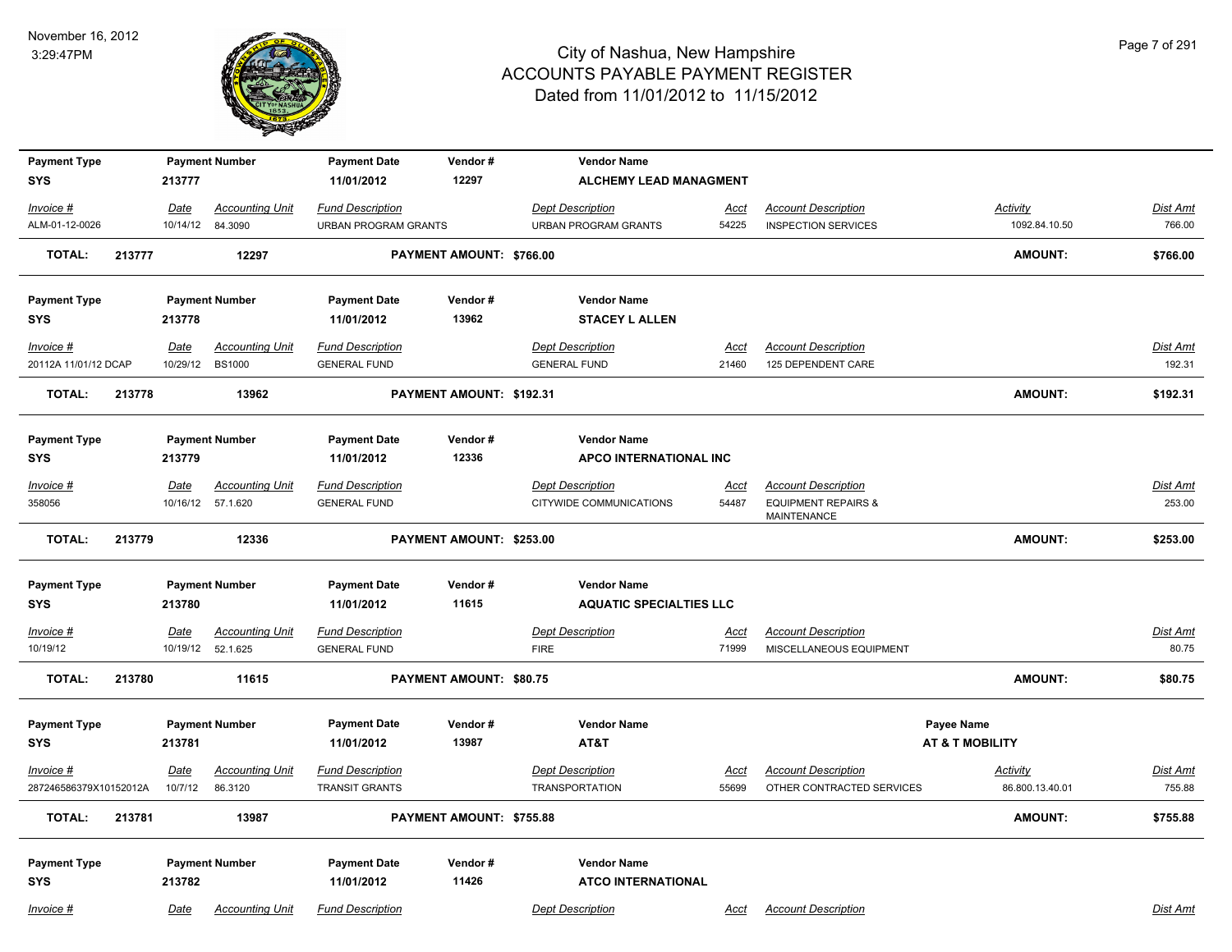# City of Nashua, New Hampshire
## ACCOUNTS PAYABLE PAYMENT REGISTER
### Dated from 11/01/2012 to 11/15/2012

November 16, 2012
3:29:47PM

| Payment Type | Payment Number | Payment Date | Vendor # | Vendor Name |
|---|---|---|---|---|
| SYS | 213777 | 11/01/2012 | 12297 | ALCHEMY LEAD MANAGMENT |

| Invoice # | Date | Accounting Unit | Fund Description | Dept Description | Acct | Account Description | Activity | Dist Amt |
|---|---|---|---|---|---|---|---|---|
| ALM-01-12-0026 | 10/14/12 | 84.3090 | URBAN PROGRAM GRANTS | URBAN PROGRAM GRANTS | 54225 | INSPECTION SERVICES | 1092.84.10.50 | 766.00 |

**TOTAL: 213777 12297 PAYMENT AMOUNT: $766.00 AMOUNT: $766.00**

| Payment Type | Payment Number | Payment Date | Vendor # | Vendor Name |
|---|---|---|---|---|
| SYS | 213778 | 11/01/2012 | 13962 | STACEY L ALLEN |

| Invoice # | Date | Accounting Unit | Fund Description | Dept Description | Acct | Account Description | Dist Amt |
|---|---|---|---|---|---|---|---|
| 20112A 11/01/12 DCAP | 10/29/12 | BS1000 | GENERAL FUND | GENERAL FUND | 21460 | 125 DEPENDENT CARE | 192.31 |

**TOTAL: 213778 13962 PAYMENT AMOUNT: $192.31 AMOUNT: $192.31**

| Payment Type | Payment Number | Payment Date | Vendor # | Vendor Name |
|---|---|---|---|---|
| SYS | 213779 | 11/01/2012 | 12336 | APCO INTERNATIONAL INC |

| Invoice # | Date | Accounting Unit | Fund Description | Dept Description | Acct | Account Description | Dist Amt |
|---|---|---|---|---|---|---|---|
| 358056 | 10/16/12 | 57.1.620 | GENERAL FUND | CITYWIDE COMMUNICATIONS | 54487 | EQUIPMENT REPAIRS & MAINTENANCE | 253.00 |

**TOTAL: 213779 12336 PAYMENT AMOUNT: $253.00 AMOUNT: $253.00**

| Payment Type | Payment Number | Payment Date | Vendor # | Vendor Name |
|---|---|---|---|---|
| SYS | 213780 | 11/01/2012 | 11615 | AQUATIC SPECIALTIES LLC |

| Invoice # | Date | Accounting Unit | Fund Description | Dept Description | Acct | Account Description | Dist Amt |
|---|---|---|---|---|---|---|---|
| 10/19/12 | 10/19/12 | 52.1.625 | GENERAL FUND | FIRE | 71999 | MISCELLANEOUS EQUIPMENT | 80.75 |

**TOTAL: 213780 11615 PAYMENT AMOUNT: $80.75 AMOUNT: $80.75**

| Payment Type | Payment Number | Payment Date | Vendor # | Vendor Name | Payee Name |
|---|---|---|---|---|---|
| SYS | 213781 | 11/01/2012 | 13987 | AT&T | AT & T MOBILITY |

| Invoice # | Date | Accounting Unit | Fund Description | Dept Description | Acct | Account Description | Activity | Dist Amt |
|---|---|---|---|---|---|---|---|---|
| 287246586379X10152012A | 10/7/12 | 86.3120 | TRANSIT GRANTS | TRANSPORTATION | 55699 | OTHER CONTRACTED SERVICES | 86.800.13.40.01 | 755.88 |

**TOTAL: 213781 13987 PAYMENT AMOUNT: $755.88 AMOUNT: $755.88**

| Payment Type | Payment Number | Payment Date | Vendor # | Vendor Name |
|---|---|---|---|---|
| SYS | 213782 | 11/01/2012 | 11426 | ATCO INTERNATIONAL |

| Invoice # | Date | Accounting Unit | Fund Description | Dept Description | Acct | Account Description | Dist Amt |
|---|---|---|---|---|---|---|---|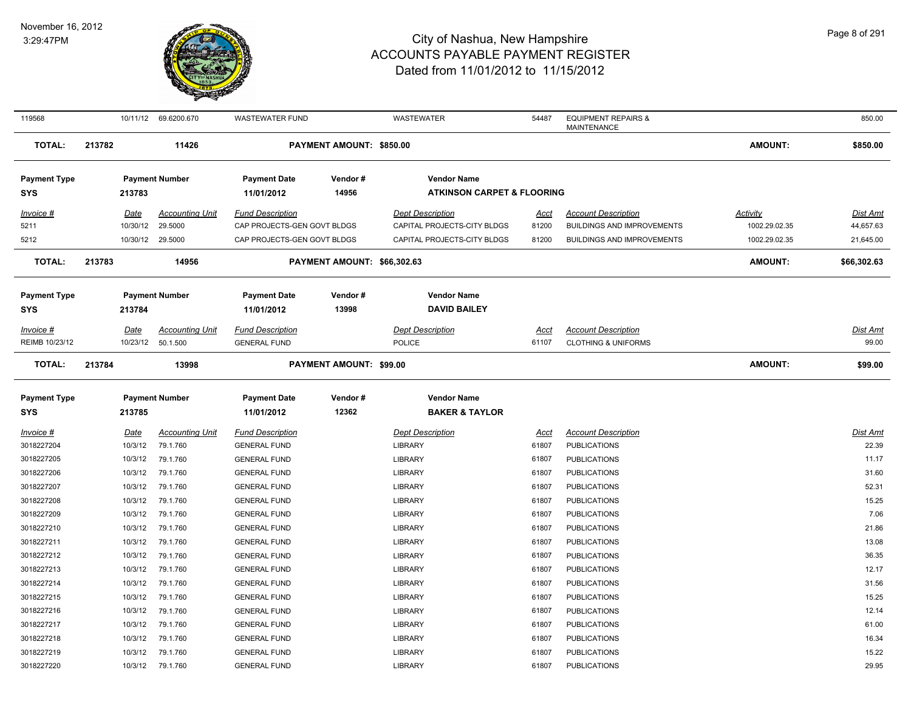# City of Nashua, New Hampshire
## ACCOUNTS PAYABLE PAYMENT REGISTER
### Dated from 11/01/2012 to 11/15/2012

November 16, 2012
3:29:47PM

| 119568 | 10/11/12 | 69.6200.670 | WASTEWATER FUND | WASTEWATER | 54487 | EQUIPMENT REPAIRS & MAINTENANCE | | 850.00 |
|---|---|---|---|---|---|---|---|---|

**TOTAL:** 213782 11426 **PAYMENT AMOUNT: $850.00** **AMOUNT: $850.00**

| Payment Type | Payment Number | Payment Date | Vendor # | Vendor Name |
|---|---|---|---|---|
| SYS | 213783 | 11/01/2012 | 14956 | ATKINSON CARPET & FLOORING |

| Invoice # | Date | Accounting Unit | Fund Description | Dept Description | Acct | Account Description | Activity | Dist Amt |
|---|---|---|---|---|---|---|---|---|
| 5211 | 10/30/12 | 29.5000 | CAP PROJECTS-GEN GOVT BLDGS | CAPITAL PROJECTS-CITY BLDGS | 81200 | BUILDINGS AND IMPROVEMENTS | 1002.29.02.35 | 44,657.63 |
| 5212 | 10/30/12 | 29.5000 | CAP PROJECTS-GEN GOVT BLDGS | CAPITAL PROJECTS-CITY BLDGS | 81200 | BUILDINGS AND IMPROVEMENTS | 1002.29.02.35 | 21,645.00 |

**TOTAL:** 213783 14956 **PAYMENT AMOUNT: $66,302.63** **AMOUNT: $66,302.63**

| Payment Type | Payment Number | Payment Date | Vendor # | Vendor Name |
|---|---|---|---|---|
| SYS | 213784 | 11/01/2012 | 13998 | DAVID BAILEY |

| Invoice # | Date | Accounting Unit | Fund Description | Dept Description | Acct | Account Description | Dist Amt |
|---|---|---|---|---|---|---|---|
| REIMB 10/23/12 | 10/23/12 | 50.1.500 | GENERAL FUND | POLICE | 61107 | CLOTHING & UNIFORMS | 99.00 |

**TOTAL:** 213784 13998 **PAYMENT AMOUNT: $99.00** **AMOUNT: $99.00**

| Payment Type | Payment Number | Payment Date | Vendor # | Vendor Name |
|---|---|---|---|---|
| SYS | 213785 | 11/01/2012 | 12362 | BAKER & TAYLOR |

| Invoice # | Date | Accounting Unit | Fund Description | Dept Description | Acct | Account Description | Dist Amt |
|---|---|---|---|---|---|---|---|
| 3018227204 | 10/3/12 | 79.1.760 | GENERAL FUND | LIBRARY | 61807 | PUBLICATIONS | 22.39 |
| 3018227205 | 10/3/12 | 79.1.760 | GENERAL FUND | LIBRARY | 61807 | PUBLICATIONS | 11.17 |
| 3018227206 | 10/3/12 | 79.1.760 | GENERAL FUND | LIBRARY | 61807 | PUBLICATIONS | 31.60 |
| 3018227207 | 10/3/12 | 79.1.760 | GENERAL FUND | LIBRARY | 61807 | PUBLICATIONS | 52.31 |
| 3018227208 | 10/3/12 | 79.1.760 | GENERAL FUND | LIBRARY | 61807 | PUBLICATIONS | 15.25 |
| 3018227209 | 10/3/12 | 79.1.760 | GENERAL FUND | LIBRARY | 61807 | PUBLICATIONS | 7.06 |
| 3018227210 | 10/3/12 | 79.1.760 | GENERAL FUND | LIBRARY | 61807 | PUBLICATIONS | 21.86 |
| 3018227211 | 10/3/12 | 79.1.760 | GENERAL FUND | LIBRARY | 61807 | PUBLICATIONS | 13.08 |
| 3018227212 | 10/3/12 | 79.1.760 | GENERAL FUND | LIBRARY | 61807 | PUBLICATIONS | 36.35 |
| 3018227213 | 10/3/12 | 79.1.760 | GENERAL FUND | LIBRARY | 61807 | PUBLICATIONS | 12.17 |
| 3018227214 | 10/3/12 | 79.1.760 | GENERAL FUND | LIBRARY | 61807 | PUBLICATIONS | 31.56 |
| 3018227215 | 10/3/12 | 79.1.760 | GENERAL FUND | LIBRARY | 61807 | PUBLICATIONS | 15.25 |
| 3018227216 | 10/3/12 | 79.1.760 | GENERAL FUND | LIBRARY | 61807 | PUBLICATIONS | 12.14 |
| 3018227217 | 10/3/12 | 79.1.760 | GENERAL FUND | LIBRARY | 61807 | PUBLICATIONS | 61.00 |
| 3018227218 | 10/3/12 | 79.1.760 | GENERAL FUND | LIBRARY | 61807 | PUBLICATIONS | 16.34 |
| 3018227219 | 10/3/12 | 79.1.760 | GENERAL FUND | LIBRARY | 61807 | PUBLICATIONS | 15.22 |
| 3018227220 | 10/3/12 | 79.1.760 | GENERAL FUND | LIBRARY | 61807 | PUBLICATIONS | 29.95 |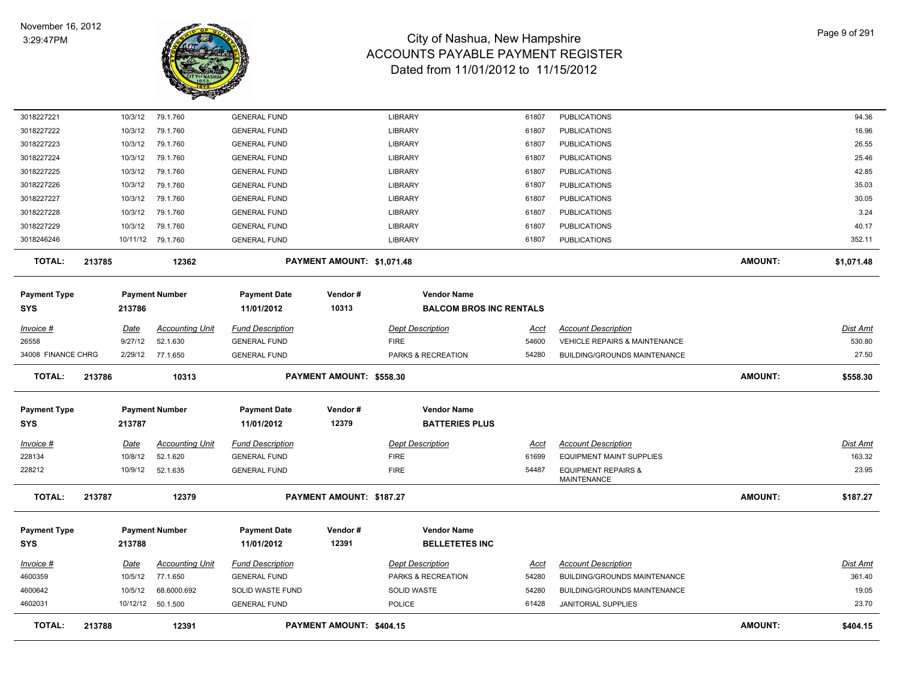| Invoice # | Date | Accounting Unit | Fund Description | Dept Description | Acct | Account Description | Dist Amt |
|---|---|---|---|---|---|---|---|
| 3018227221 | 10/3/12 | 79.1.760 | GENERAL FUND | LIBRARY | 61807 | PUBLICATIONS | 94.36 |
| 3018227222 | 10/3/12 | 79.1.760 | GENERAL FUND | LIBRARY | 61807 | PUBLICATIONS | 16.96 |
| 3018227223 | 10/3/12 | 79.1.760 | GENERAL FUND | LIBRARY | 61807 | PUBLICATIONS | 26.55 |
| 3018227224 | 10/3/12 | 79.1.760 | GENERAL FUND | LIBRARY | 61807 | PUBLICATIONS | 25.46 |
| 3018227225 | 10/3/12 | 79.1.760 | GENERAL FUND | LIBRARY | 61807 | PUBLICATIONS | 42.85 |
| 3018227226 | 10/3/12 | 79.1.760 | GENERAL FUND | LIBRARY | 61807 | PUBLICATIONS | 35.03 |
| 3018227227 | 10/3/12 | 79.1.760 | GENERAL FUND | LIBRARY | 61807 | PUBLICATIONS | 30.05 |
| 3018227228 | 10/3/12 | 79.1.760 | GENERAL FUND | LIBRARY | 61807 | PUBLICATIONS | 3.24 |
| 3018227229 | 10/3/12 | 79.1.760 | GENERAL FUND | LIBRARY | 61807 | PUBLICATIONS | 40.17 |
| 3018246246 | 10/11/12 | 79.1.760 | GENERAL FUND | LIBRARY | 61807 | PUBLICATIONS | 352.11 |

**TOTAL: 213785 — 12362 — PAYMENT AMOUNT: $1,071.48 — AMOUNT: $1,071.48**

| Payment Type | Payment Number | Payment Date | Vendor # | Vendor Name |
|---|---|---|---|---|
| SYS | 213786 | 11/01/2012 | 10313 | BALCOM BROS INC RENTALS |

| Invoice # | Date | Accounting Unit | Fund Description | Dept Description | Acct | Account Description | Dist Amt |
|---|---|---|---|---|---|---|---|
| 26558 | 9/27/12 | 52.1.630 | GENERAL FUND | FIRE | 54600 | VEHICLE REPAIRS & MAINTENANCE | 530.80 |
| 34008 FINANCE CHRG | 2/29/12 | 77.1.650 | GENERAL FUND | PARKS & RECREATION | 54280 | BUILDING/GROUNDS MAINTENANCE | 27.50 |

**TOTAL: 213786 — 10313 — PAYMENT AMOUNT: $558.30 — AMOUNT: $558.30**

| Payment Type | Payment Number | Payment Date | Vendor # | Vendor Name |
|---|---|---|---|---|
| SYS | 213787 | 11/01/2012 | 12379 | BATTERIES PLUS |

| Invoice # | Date | Accounting Unit | Fund Description | Dept Description | Acct | Account Description | Dist Amt |
|---|---|---|---|---|---|---|---|
| 228134 | 10/8/12 | 52.1.620 | GENERAL FUND | FIRE | 61699 | EQUIPMENT MAINT SUPPLIES | 163.32 |
| 228212 | 10/9/12 | 52.1.635 | GENERAL FUND | FIRE | 54487 | EQUIPMENT REPAIRS & MAINTENANCE | 23.95 |

**TOTAL: 213787 — 12379 — PAYMENT AMOUNT: $187.27 — AMOUNT: $187.27**

| Payment Type | Payment Number | Payment Date | Vendor # | Vendor Name |
|---|---|---|---|---|
| SYS | 213788 | 11/01/2012 | 12391 | BELLETETES INC |

| Invoice # | Date | Accounting Unit | Fund Description | Dept Description | Acct | Account Description | Dist Amt |
|---|---|---|---|---|---|---|---|
| 4600359 | 10/5/12 | 77.1.650 | GENERAL FUND | PARKS & RECREATION | 54280 | BUILDING/GROUNDS MAINTENANCE | 361.40 |
| 4600642 | 10/5/12 | 68.6000.692 | SOLID WASTE FUND | SOLID WASTE | 54280 | BUILDING/GROUNDS MAINTENANCE | 19.05 |
| 4602031 | 10/12/12 | 50.1.500 | GENERAL FUND | POLICE | 61428 | JANITORIAL SUPPLIES | 23.70 |

**TOTAL: 213788 — 12391 — PAYMENT AMOUNT: $404.15 — AMOUNT: $404.15**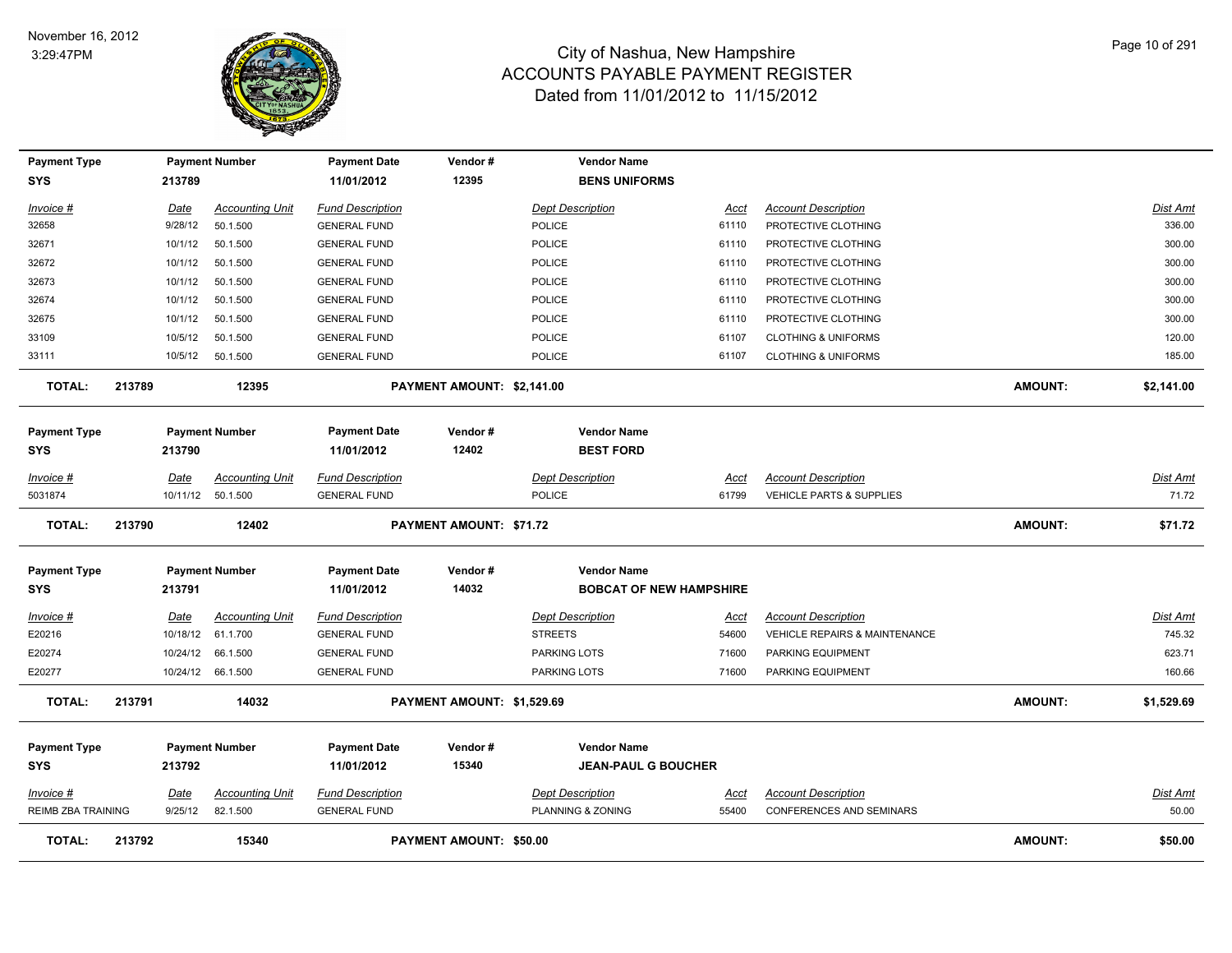# City of Nashua, New Hampshire
## ACCOUNTS PAYABLE PAYMENT REGISTER
### Dated from 11/01/2012 to 11/15/2012

November 16, 2012
3:29:47PM

| Payment Type | Payment Number | Payment Date | Vendor # | Vendor Name |
|---|---|---|---|---|
| SYS | 213789 | 11/01/2012 | 12395 | BENS UNIFORMS |

| Invoice # | Date | Accounting Unit | Fund Description | Dept Description | Acct | Account Description | Dist Amt |
|---|---|---|---|---|---|---|---|
| 32658 | 9/28/12 | 50.1.500 | GENERAL FUND | POLICE | 61110 | PROTECTIVE CLOTHING | 336.00 |
| 32671 | 10/1/12 | 50.1.500 | GENERAL FUND | POLICE | 61110 | PROTECTIVE CLOTHING | 300.00 |
| 32672 | 10/1/12 | 50.1.500 | GENERAL FUND | POLICE | 61110 | PROTECTIVE CLOTHING | 300.00 |
| 32673 | 10/1/12 | 50.1.500 | GENERAL FUND | POLICE | 61110 | PROTECTIVE CLOTHING | 300.00 |
| 32674 | 10/1/12 | 50.1.500 | GENERAL FUND | POLICE | 61110 | PROTECTIVE CLOTHING | 300.00 |
| 32675 | 10/1/12 | 50.1.500 | GENERAL FUND | POLICE | 61110 | PROTECTIVE CLOTHING | 300.00 |
| 33109 | 10/5/12 | 50.1.500 | GENERAL FUND | POLICE | 61107 | CLOTHING & UNIFORMS | 120.00 |
| 33111 | 10/5/12 | 50.1.500 | GENERAL FUND | POLICE | 61107 | CLOTHING & UNIFORMS | 185.00 |

**TOTAL: 213789 12395 PAYMENT AMOUNT: $2,141.00 AMOUNT: $2,141.00**

| Payment Type | Payment Number | Payment Date | Vendor # | Vendor Name |
|---|---|---|---|---|
| SYS | 213790 | 11/01/2012 | 12402 | BEST FORD |

| Invoice # | Date | Accounting Unit | Fund Description | Dept Description | Acct | Account Description | Dist Amt |
|---|---|---|---|---|---|---|---|
| 5031874 | 10/11/12 | 50.1.500 | GENERAL FUND | POLICE | 61799 | VEHICLE PARTS & SUPPLIES | 71.72 |

**TOTAL: 213790 12402 PAYMENT AMOUNT: $71.72 AMOUNT: $71.72**

| Payment Type | Payment Number | Payment Date | Vendor # | Vendor Name |
|---|---|---|---|---|
| SYS | 213791 | 11/01/2012 | 14032 | BOBCAT OF NEW HAMPSHIRE |

| Invoice # | Date | Accounting Unit | Fund Description | Dept Description | Acct | Account Description | Dist Amt |
|---|---|---|---|---|---|---|---|
| E20216 | 10/18/12 | 61.1.700 | GENERAL FUND | STREETS | 54600 | VEHICLE REPAIRS & MAINTENANCE | 745.32 |
| E20274 | 10/24/12 | 66.1.500 | GENERAL FUND | PARKING LOTS | 71600 | PARKING EQUIPMENT | 623.71 |
| E20277 | 10/24/12 | 66.1.500 | GENERAL FUND | PARKING LOTS | 71600 | PARKING EQUIPMENT | 160.66 |

**TOTAL: 213791 14032 PAYMENT AMOUNT: $1,529.69 AMOUNT: $1,529.69**

| Payment Type | Payment Number | Payment Date | Vendor # | Vendor Name |
|---|---|---|---|---|
| SYS | 213792 | 11/01/2012 | 15340 | JEAN-PAUL G BOUCHER |

| Invoice # | Date | Accounting Unit | Fund Description | Dept Description | Acct | Account Description | Dist Amt |
|---|---|---|---|---|---|---|---|
| REIMB ZBA TRAINING | 9/25/12 | 82.1.500 | GENERAL FUND | PLANNING & ZONING | 55400 | CONFERENCES AND SEMINARS | 50.00 |

**TOTAL: 213792 15340 PAYMENT AMOUNT: $50.00 AMOUNT: $50.00**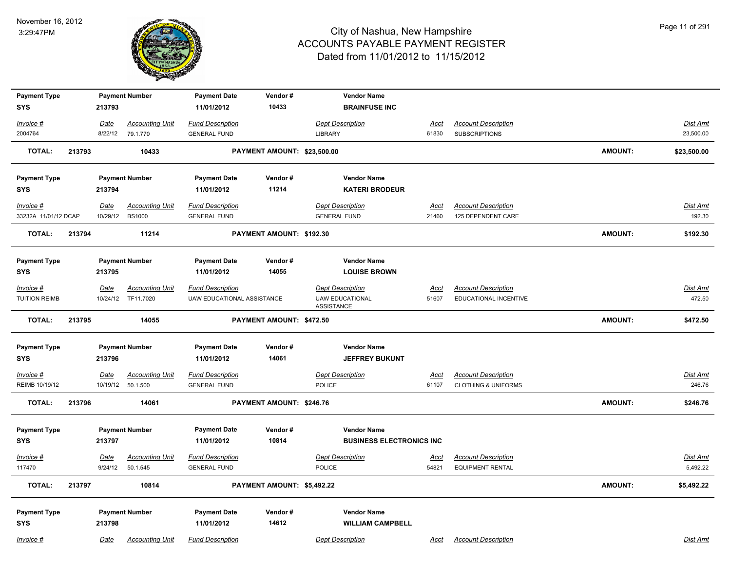November 16, 2012
3:29:47PM

# City of Nashua, New Hampshire
## ACCOUNTS PAYABLE PAYMENT REGISTER
### Dated from 11/01/2012 to 11/15/2012

| Payment Type | Payment Number | Payment Date | Vendor # | Vendor Name |
|---|---|---|---|---|
| SYS | 213793 | 11/01/2012 | 10433 | **BRAINFUSE INC** |

| Invoice # | Date | Accounting Unit | Fund Description | Dept Description | Acct | Account Description | Dist Amt |
|---|---|---|---|---|---|---|---|
| 2004764 | 8/22/12 | 79.1.770 | GENERAL FUND | LIBRARY | 61830 | SUBSCRIPTIONS | 23,500.00 |

**TOTAL: 213793 10433 PAYMENT AMOUNT: $23,500.00 AMOUNT: $23,500.00**

| Payment Type | Payment Number | Payment Date | Vendor # | Vendor Name |
|---|---|---|---|---|
| SYS | 213794 | 11/01/2012 | 11214 | **KATERI BRODEUR** |

| Invoice # | Date | Accounting Unit | Fund Description | Dept Description | Acct | Account Description | Dist Amt |
|---|---|---|---|---|---|---|---|
| 33232A 11/01/12 DCAP | 10/29/12 | BS1000 | GENERAL FUND | GENERAL FUND | 21460 | 125 DEPENDENT CARE | 192.30 |

**TOTAL: 213794 11214 PAYMENT AMOUNT: $192.30 AMOUNT: $192.30**

| Payment Type | Payment Number | Payment Date | Vendor # | Vendor Name |
|---|---|---|---|---|
| SYS | 213795 | 11/01/2012 | 14055 | **LOUISE BROWN** |

| Invoice # | Date | Accounting Unit | Fund Description | Dept Description | Acct | Account Description | Dist Amt |
|---|---|---|---|---|---|---|---|
| TUITION REIMB | 10/24/12 | TF11.7020 | UAW EDUCATIONAL ASSISTANCE | UAW EDUCATIONAL ASSISTANCE | 51607 | EDUCATIONAL INCENTIVE | 472.50 |

**TOTAL: 213795 14055 PAYMENT AMOUNT: $472.50 AMOUNT: $472.50**

| Payment Type | Payment Number | Payment Date | Vendor # | Vendor Name |
|---|---|---|---|---|
| SYS | 213796 | 11/01/2012 | 14061 | **JEFFREY BUKUNT** |

| Invoice # | Date | Accounting Unit | Fund Description | Dept Description | Acct | Account Description | Dist Amt |
|---|---|---|---|---|---|---|---|
| REIMB 10/19/12 | 10/19/12 | 50.1.500 | GENERAL FUND | POLICE | 61107 | CLOTHING & UNIFORMS | 246.76 |

**TOTAL: 213796 14061 PAYMENT AMOUNT: $246.76 AMOUNT: $246.76**

| Payment Type | Payment Number | Payment Date | Vendor # | Vendor Name |
|---|---|---|---|---|
| SYS | 213797 | 11/01/2012 | 10814 | **BUSINESS ELECTRONICS INC** |

| Invoice # | Date | Accounting Unit | Fund Description | Dept Description | Acct | Account Description | Dist Amt |
|---|---|---|---|---|---|---|---|
| 117470 | 9/24/12 | 50.1.545 | GENERAL FUND | POLICE | 54821 | EQUIPMENT RENTAL | 5,492.22 |

**TOTAL: 213797 10814 PAYMENT AMOUNT: $5,492.22 AMOUNT: $5,492.22**

| Payment Type | Payment Number | Payment Date | Vendor # | Vendor Name |
|---|---|---|---|---|
| SYS | 213798 | 11/01/2012 | 14612 | **WILLIAM CAMPBELL** |

| Invoice # | Date | Accounting Unit | Fund Description | Dept Description | Acct | Account Description | Dist Amt |
|---|---|---|---|---|---|---|---|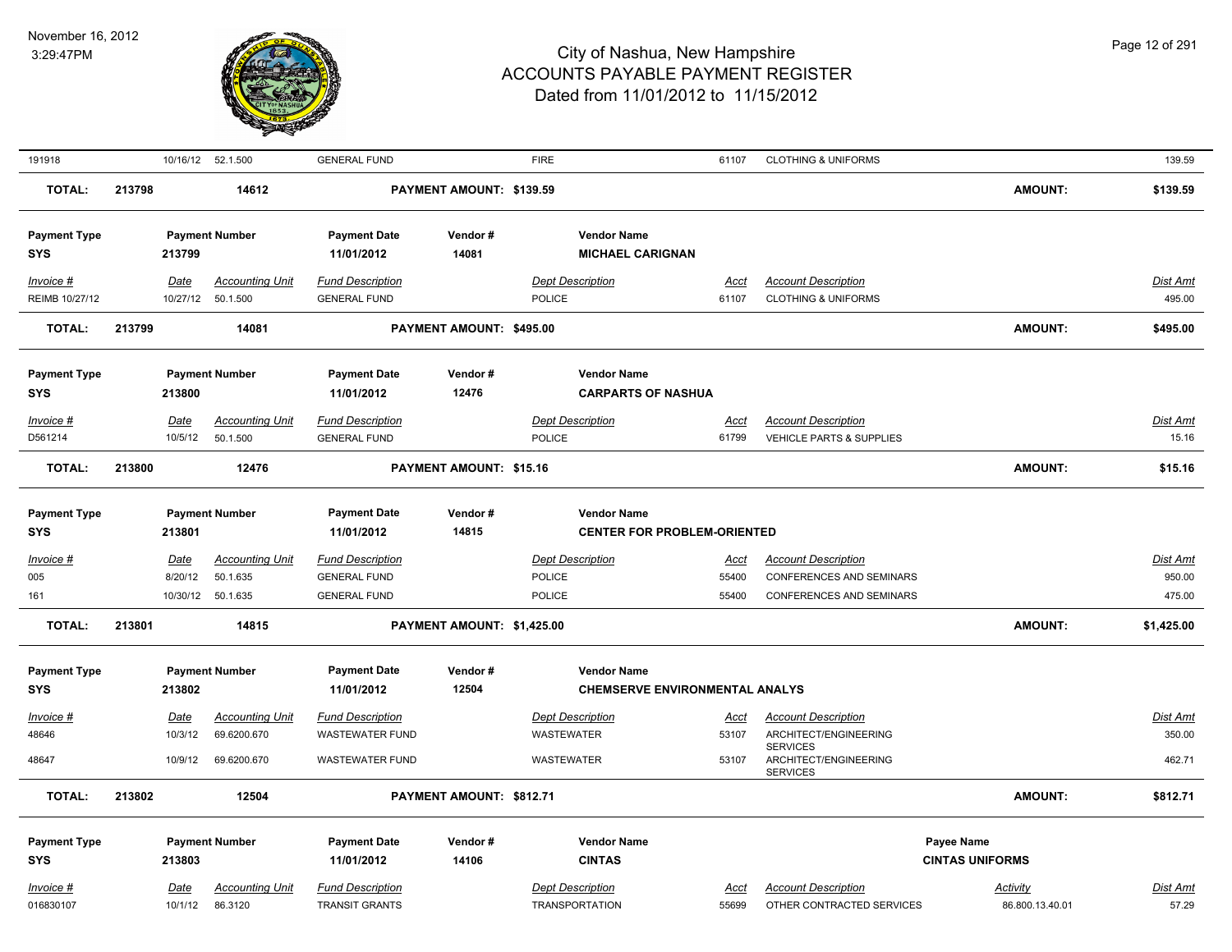# City of Nashua, New Hampshire
# ACCOUNTS PAYABLE PAYMENT REGISTER
## Dated from 11/01/2012 to 11/15/2012

November 16, 2012
3:29:47PM

| Invoice # | Date | Accounting Unit | Fund Description | Dept Description | Acct | Account Description | Dist Amt |
|---|---|---|---|---|---|---|---|
| 191918 | 10/16/12 | 52.1.500 | GENERAL FUND | FIRE | 61107 | CLOTHING & UNIFORMS | 139.59 |

**TOTAL: 213798 — 14612 — PAYMENT AMOUNT: $139.59 — AMOUNT: $139.59**

| Payment Type | Payment Number | Payment Date | Vendor # | Vendor Name |
|---|---|---|---|---|
| SYS | 213799 | 11/01/2012 | 14081 | MICHAEL CARIGNAN |

| Invoice # | Date | Accounting Unit | Fund Description | Dept Description | Acct | Account Description | Dist Amt |
|---|---|---|---|---|---|---|---|
| REIMB 10/27/12 | 10/27/12 | 50.1.500 | GENERAL FUND | POLICE | 61107 | CLOTHING & UNIFORMS | 495.00 |

**TOTAL: 213799 — 14081 — PAYMENT AMOUNT: $495.00 — AMOUNT: $495.00**

| Payment Type | Payment Number | Payment Date | Vendor # | Vendor Name |
|---|---|---|---|---|
| SYS | 213800 | 11/01/2012 | 12476 | CARPARTS OF NASHUA |

| Invoice # | Date | Accounting Unit | Fund Description | Dept Description | Acct | Account Description | Dist Amt |
|---|---|---|---|---|---|---|---|
| D561214 | 10/5/12 | 50.1.500 | GENERAL FUND | POLICE | 61799 | VEHICLE PARTS & SUPPLIES | 15.16 |

**TOTAL: 213800 — 12476 — PAYMENT AMOUNT: $15.16 — AMOUNT: $15.16**

| Payment Type | Payment Number | Payment Date | Vendor # | Vendor Name |
|---|---|---|---|---|
| SYS | 213801 | 11/01/2012 | 14815 | CENTER FOR PROBLEM-ORIENTED |

| Invoice # | Date | Accounting Unit | Fund Description | Dept Description | Acct | Account Description | Dist Amt |
|---|---|---|---|---|---|---|---|
| 005 | 8/20/12 | 50.1.635 | GENERAL FUND | POLICE | 55400 | CONFERENCES AND SEMINARS | 950.00 |
| 161 | 10/30/12 | 50.1.635 | GENERAL FUND | POLICE | 55400 | CONFERENCES AND SEMINARS | 475.00 |

**TOTAL: 213801 — 14815 — PAYMENT AMOUNT: $1,425.00 — AMOUNT: $1,425.00**

| Payment Type | Payment Number | Payment Date | Vendor # | Vendor Name |
|---|---|---|---|---|
| SYS | 213802 | 11/01/2012 | 12504 | CHEMSERVE ENVIRONMENTAL ANALYS |

| Invoice # | Date | Accounting Unit | Fund Description | Dept Description | Acct | Account Description | Dist Amt |
|---|---|---|---|---|---|---|---|
| 48646 | 10/3/12 | 69.6200.670 | WASTEWATER FUND | WASTEWATER | 53107 | ARCHITECT/ENGINEERING SERVICES | 350.00 |
| 48647 | 10/9/12 | 69.6200.670 | WASTEWATER FUND | WASTEWATER | 53107 | ARCHITECT/ENGINEERING SERVICES | 462.71 |

**TOTAL: 213802 — 12504 — PAYMENT AMOUNT: $812.71 — AMOUNT: $812.71**

| Payment Type | Payment Number | Payment Date | Vendor # | Vendor Name | Payee Name |
|---|---|---|---|---|---|
| SYS | 213803 | 11/01/2012 | 14106 | CINTAS | CINTAS UNIFORMS |

| Invoice # | Date | Accounting Unit | Fund Description | Dept Description | Acct | Account Description | Activity | Dist Amt |
|---|---|---|---|---|---|---|---|---|
| 016830107 | 10/1/12 | 86.3120 | TRANSIT GRANTS | TRANSPORTATION | 55699 | OTHER CONTRACTED SERVICES | 86.800.13.40.01 | 57.29 |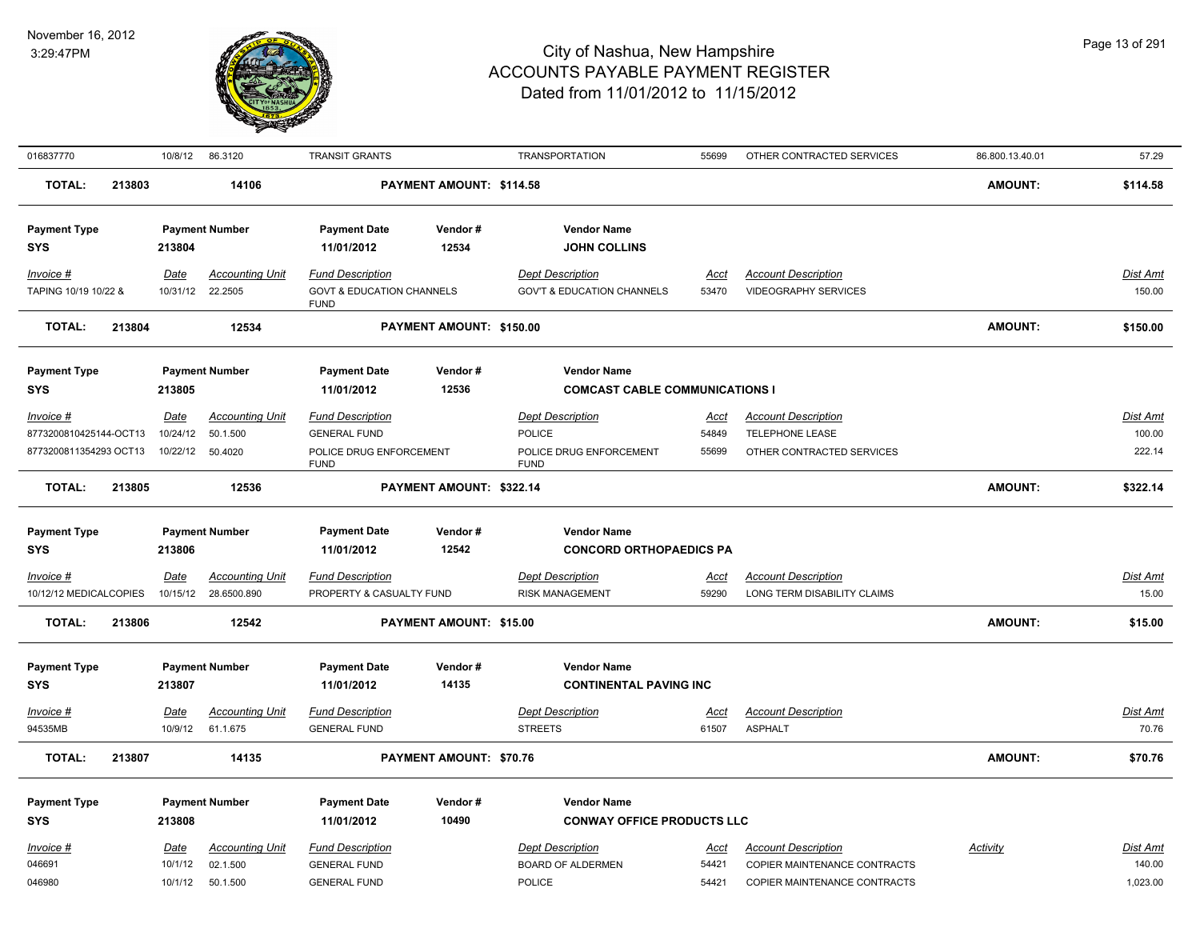# City of Nashua, New Hampshire
## ACCOUNTS PAYABLE PAYMENT REGISTER
### Dated from 11/01/2012 to 11/15/2012

November 16, 2012
3:29:47PM

| | | | | | | | | | |
|---|---|---|---|---|---|---|---|---|---|
| 016837770 | 10/8/12 | 86.3120 | TRANSIT GRANTS | | TRANSPORTATION | 55699 | OTHER CONTRACTED SERVICES | 86.800.13.40.01 | 57.29 |
| **TOTAL: 213803** | | **14106** | **PAYMENT AMOUNT: $114.58** | | | | | **AMOUNT:** | **$114.58** |

| Payment Type | Payment Number | Payment Date | Vendor # | Vendor Name |
|---|---|---|---|---|
| SYS | 213804 | 11/01/2012 | 12534 | **JOHN COLLINS** |

| Invoice # | Date | Accounting Unit | Fund Description | Dept Description | Acct | Account Description | Dist Amt |
|---|---|---|---|---|---|---|---|
| TAPING 10/19 10/22 & | 10/31/12 | 22.2505 | GOVT & EDUCATION CHANNELS FUND | GOV'T & EDUCATION CHANNELS | 53470 | VIDEOGRAPHY SERVICES | 150.00 |
| **TOTAL: 213804** | | **12534** | **PAYMENT AMOUNT: $150.00** | | | **AMOUNT:** | **$150.00** |

| Payment Type | Payment Number | Payment Date | Vendor # | Vendor Name |
|---|---|---|---|---|
| SYS | 213805 | 11/01/2012 | 12536 | **COMCAST CABLE COMMUNICATIONS I** |

| Invoice # | Date | Accounting Unit | Fund Description | Dept Description | Acct | Account Description | Dist Amt |
|---|---|---|---|---|---|---|---|
| 8773200810425144-OCT13 | 10/24/12 | 50.1.500 | GENERAL FUND | POLICE | 54849 | TELEPHONE LEASE | 100.00 |
| 8773200811354293 OCT13 | 10/22/12 | 50.4020 | POLICE DRUG ENFORCEMENT FUND | POLICE DRUG ENFORCEMENT FUND | 55699 | OTHER CONTRACTED SERVICES | 222.14 |
| **TOTAL: 213805** | | **12536** | **PAYMENT AMOUNT: $322.14** | | | **AMOUNT:** | **$322.14** |

| Payment Type | Payment Number | Payment Date | Vendor # | Vendor Name |
|---|---|---|---|---|
| SYS | 213806 | 11/01/2012 | 12542 | **CONCORD ORTHOPAEDICS PA** |

| Invoice # | Date | Accounting Unit | Fund Description | Dept Description | Acct | Account Description | Dist Amt |
|---|---|---|---|---|---|---|---|
| 10/12/12 MEDICALCOPIES | 10/15/12 | 28.6500.890 | PROPERTY & CASUALTY FUND | RISK MANAGEMENT | 59290 | LONG TERM DISABILITY CLAIMS | 15.00 |
| **TOTAL: 213806** | | **12542** | **PAYMENT AMOUNT: $15.00** | | | **AMOUNT:** | **$15.00** |

| Payment Type | Payment Number | Payment Date | Vendor # | Vendor Name |
|---|---|---|---|---|
| SYS | 213807 | 11/01/2012 | 14135 | **CONTINENTAL PAVING INC** |

| Invoice # | Date | Accounting Unit | Fund Description | Dept Description | Acct | Account Description | Dist Amt |
|---|---|---|---|---|---|---|---|
| 94535MB | 10/9/12 | 61.1.675 | GENERAL FUND | STREETS | 61507 | ASPHALT | 70.76 |
| **TOTAL: 213807** | | **14135** | **PAYMENT AMOUNT: $70.76** | | | **AMOUNT:** | **$70.76** |

| Payment Type | Payment Number | Payment Date | Vendor # | Vendor Name |
|---|---|---|---|---|
| SYS | 213808 | 11/01/2012 | 10490 | **CONWAY OFFICE PRODUCTS LLC** |

| Invoice # | Date | Accounting Unit | Fund Description | Dept Description | Acct | Account Description | Activity | Dist Amt |
|---|---|---|---|---|---|---|---|---|
| 046691 | 10/1/12 | 02.1.500 | GENERAL FUND | BOARD OF ALDERMEN | 54421 | COPIER MAINTENANCE CONTRACTS | | 140.00 |
| 046980 | 10/1/12 | 50.1.500 | GENERAL FUND | POLICE | 54421 | COPIER MAINTENANCE CONTRACTS | | 1,023.00 |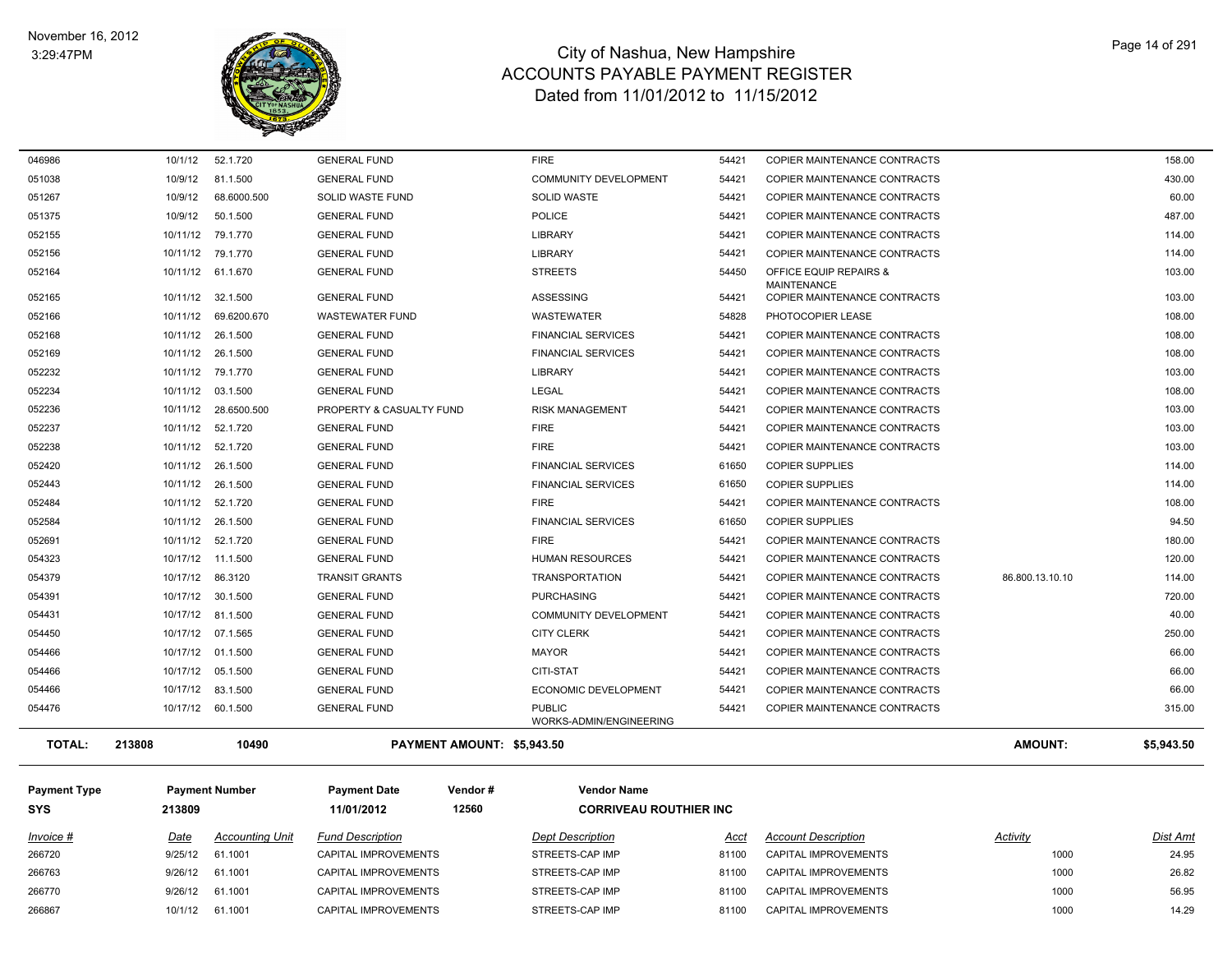# City of Nashua, New Hampshire
## ACCOUNTS PAYABLE PAYMENT REGISTER
### Dated from 11/01/2012 to 11/15/2012

November 16, 2012
3:29:47PM

| Invoice # | Date | Accounting Unit | Fund Description | Dept Description | Acct | Account Description | Activity | Dist Amt |
|---|---|---|---|---|---|---|---|---|
| 046986 | 10/1/12 | 52.1.720 | GENERAL FUND | FIRE | 54421 | COPIER MAINTENANCE CONTRACTS | | 158.00 |
| 051038 | 10/9/12 | 81.1.500 | GENERAL FUND | COMMUNITY DEVELOPMENT | 54421 | COPIER MAINTENANCE CONTRACTS | | 430.00 |
| 051267 | 10/9/12 | 68.6000.500 | SOLID WASTE FUND | SOLID WASTE | 54421 | COPIER MAINTENANCE CONTRACTS | | 60.00 |
| 051375 | 10/9/12 | 50.1.500 | GENERAL FUND | POLICE | 54421 | COPIER MAINTENANCE CONTRACTS | | 487.00 |
| 052155 | 10/11/12 | 79.1.770 | GENERAL FUND | LIBRARY | 54421 | COPIER MAINTENANCE CONTRACTS | | 114.00 |
| 052156 | 10/11/12 | 79.1.770 | GENERAL FUND | LIBRARY | 54421 | COPIER MAINTENANCE CONTRACTS | | 114.00 |
| 052164 | 10/11/12 | 61.1.670 | GENERAL FUND | STREETS | 54450 | OFFICE EQUIP REPAIRS & MAINTENANCE | | 103.00 |
| 052165 | 10/11/12 | 32.1.500 | GENERAL FUND | ASSESSING | 54421 | COPIER MAINTENANCE CONTRACTS | | 103.00 |
| 052166 | 10/11/12 | 69.6200.670 | WASTEWATER FUND | WASTEWATER | 54828 | PHOTOCOPIER LEASE | | 108.00 |
| 052168 | 10/11/12 | 26.1.500 | GENERAL FUND | FINANCIAL SERVICES | 54421 | COPIER MAINTENANCE CONTRACTS | | 108.00 |
| 052169 | 10/11/12 | 26.1.500 | GENERAL FUND | FINANCIAL SERVICES | 54421 | COPIER MAINTENANCE CONTRACTS | | 108.00 |
| 052232 | 10/11/12 | 79.1.770 | GENERAL FUND | LIBRARY | 54421 | COPIER MAINTENANCE CONTRACTS | | 103.00 |
| 052234 | 10/11/12 | 03.1.500 | GENERAL FUND | LEGAL | 54421 | COPIER MAINTENANCE CONTRACTS | | 108.00 |
| 052236 | 10/11/12 | 28.6500.500 | PROPERTY & CASUALTY FUND | RISK MANAGEMENT | 54421 | COPIER MAINTENANCE CONTRACTS | | 103.00 |
| 052237 | 10/11/12 | 52.1.720 | GENERAL FUND | FIRE | 54421 | COPIER MAINTENANCE CONTRACTS | | 103.00 |
| 052238 | 10/11/12 | 52.1.720 | GENERAL FUND | FIRE | 54421 | COPIER MAINTENANCE CONTRACTS | | 103.00 |
| 052420 | 10/11/12 | 26.1.500 | GENERAL FUND | FINANCIAL SERVICES | 61650 | COPIER SUPPLIES | | 114.00 |
| 052443 | 10/11/12 | 26.1.500 | GENERAL FUND | FINANCIAL SERVICES | 61650 | COPIER SUPPLIES | | 114.00 |
| 052484 | 10/11/12 | 52.1.720 | GENERAL FUND | FIRE | 54421 | COPIER MAINTENANCE CONTRACTS | | 108.00 |
| 052584 | 10/11/12 | 26.1.500 | GENERAL FUND | FINANCIAL SERVICES | 61650 | COPIER SUPPLIES | | 94.50 |
| 052691 | 10/11/12 | 52.1.720 | GENERAL FUND | FIRE | 54421 | COPIER MAINTENANCE CONTRACTS | | 180.00 |
| 054323 | 10/17/12 | 11.1.500 | GENERAL FUND | HUMAN RESOURCES | 54421 | COPIER MAINTENANCE CONTRACTS | | 120.00 |
| 054379 | 10/17/12 | 86.3120 | TRANSIT GRANTS | TRANSPORTATION | 54421 | COPIER MAINTENANCE CONTRACTS | 86.800.13.10.10 | 114.00 |
| 054391 | 10/17/12 | 30.1.500 | GENERAL FUND | PURCHASING | 54421 | COPIER MAINTENANCE CONTRACTS | | 720.00 |
| 054431 | 10/17/12 | 81.1.500 | GENERAL FUND | COMMUNITY DEVELOPMENT | 54421 | COPIER MAINTENANCE CONTRACTS | | 40.00 |
| 054450 | 10/17/12 | 07.1.565 | GENERAL FUND | CITY CLERK | 54421 | COPIER MAINTENANCE CONTRACTS | | 250.00 |
| 054466 | 10/17/12 | 01.1.500 | GENERAL FUND | MAYOR | 54421 | COPIER MAINTENANCE CONTRACTS | | 66.00 |
| 054466 | 10/17/12 | 05.1.500 | GENERAL FUND | CITI-STAT | 54421 | COPIER MAINTENANCE CONTRACTS | | 66.00 |
| 054466 | 10/17/12 | 83.1.500 | GENERAL FUND | ECONOMIC DEVELOPMENT | 54421 | COPIER MAINTENANCE CONTRACTS | | 66.00 |
| 054476 | 10/17/12 | 60.1.500 | GENERAL FUND | PUBLIC WORKS-ADMIN/ENGINEERING | 54421 | COPIER MAINTENANCE CONTRACTS | | 315.00 |

**TOTAL:** 213808 | 10490 | **PAYMENT AMOUNT: $5,943.50** | **AMOUNT: $5,943.50**

| Payment Type | Payment Number | Payment Date | Vendor # | Vendor Name |
|---|---|---|---|---|
| **SYS** | **213809** | **11/01/2012** | **12560** | **CORRIVEAU ROUTHIER INC** |

| Invoice # | Date | Accounting Unit | Fund Description | Dept Description | Acct | Account Description | Activity | Dist Amt |
|---|---|---|---|---|---|---|---|---|
| 266720 | 9/25/12 | 61.1001 | CAPITAL IMPROVEMENTS | STREETS-CAP IMP | 81100 | CAPITAL IMPROVEMENTS | 1000 | 24.95 |
| 266763 | 9/26/12 | 61.1001 | CAPITAL IMPROVEMENTS | STREETS-CAP IMP | 81100 | CAPITAL IMPROVEMENTS | 1000 | 26.82 |
| 266770 | 9/26/12 | 61.1001 | CAPITAL IMPROVEMENTS | STREETS-CAP IMP | 81100 | CAPITAL IMPROVEMENTS | 1000 | 56.95 |
| 266867 | 10/1/12 | 61.1001 | CAPITAL IMPROVEMENTS | STREETS-CAP IMP | 81100 | CAPITAL IMPROVEMENTS | 1000 | 14.29 |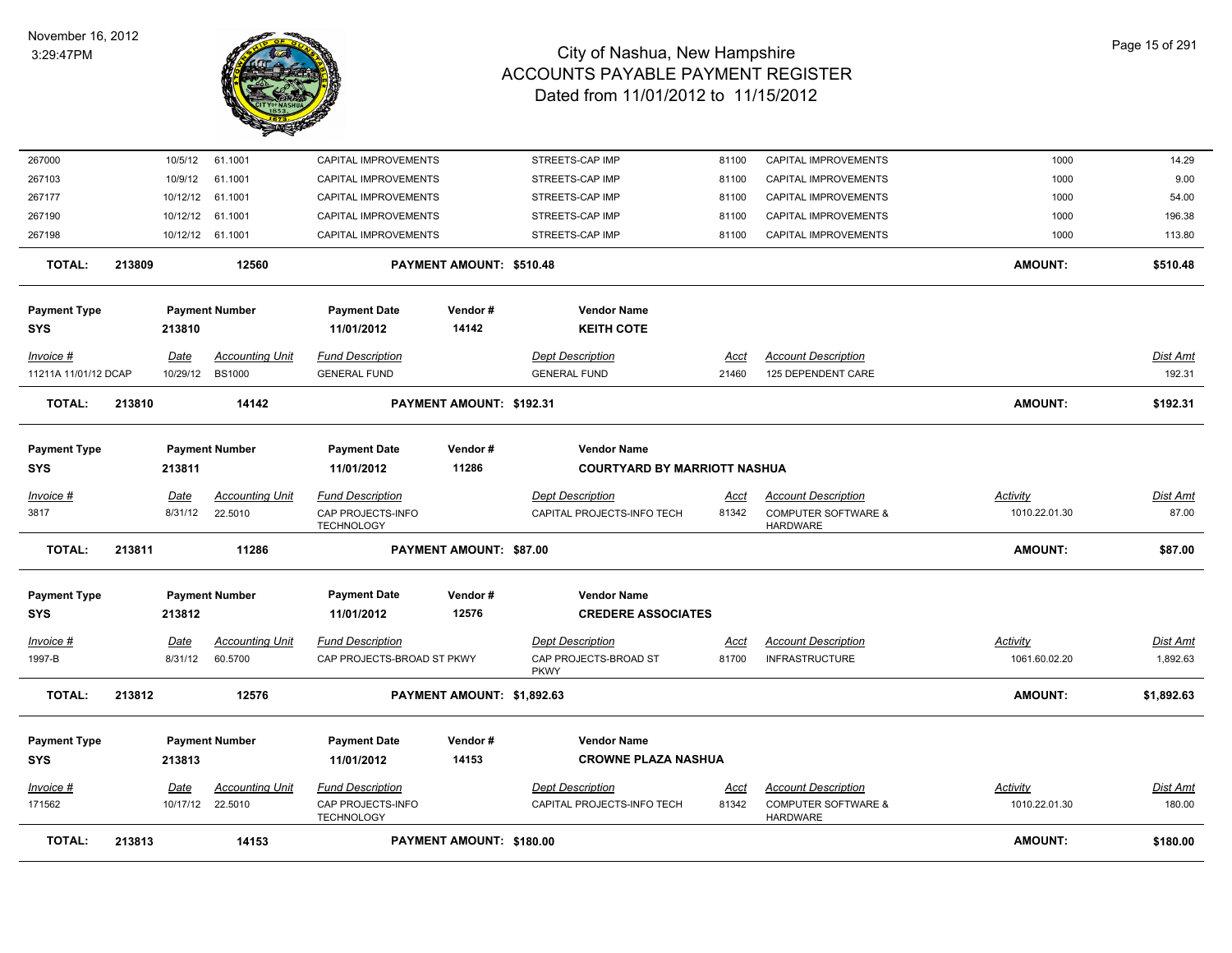# City of Nashua, New Hampshire
## ACCOUNTS PAYABLE PAYMENT REGISTER
### Dated from 11/01/2012 to 11/15/2012

November 16, 2012
3:29:47PM

| | | | | | | | | |
|---|---|---|---|---|---|---|---|---|
| 267000 | 10/5/12 | 61.1001 | CAPITAL IMPROVEMENTS | STREETS-CAP IMP | 81100 | CAPITAL IMPROVEMENTS | 1000 | 14.29 |
| 267103 | 10/9/12 | 61.1001 | CAPITAL IMPROVEMENTS | STREETS-CAP IMP | 81100 | CAPITAL IMPROVEMENTS | 1000 | 9.00 |
| 267177 | 10/12/12 | 61.1001 | CAPITAL IMPROVEMENTS | STREETS-CAP IMP | 81100 | CAPITAL IMPROVEMENTS | 1000 | 54.00 |
| 267190 | 10/12/12 | 61.1001 | CAPITAL IMPROVEMENTS | STREETS-CAP IMP | 81100 | CAPITAL IMPROVEMENTS | 1000 | 196.38 |
| 267198 | 10/12/12 | 61.1001 | CAPITAL IMPROVEMENTS | STREETS-CAP IMP | 81100 | CAPITAL IMPROVEMENTS | 1000 | 113.80 |

**TOTAL: 213809 — 12560 — PAYMENT AMOUNT: $510.48 — AMOUNT: $510.48**

| Payment Type | Payment Number | Payment Date | Vendor # | Vendor Name |
|---|---|---|---|---|
| SYS | 213810 | 11/01/2012 | 14142 | KEITH COTE |

| Invoice # | Date | Accounting Unit | Fund Description | Dept Description | Acct | Account Description | Activity | Dist Amt |
|---|---|---|---|---|---|---|---|---|
| 11211A 11/01/12 DCAP | 10/29/12 | BS1000 | GENERAL FUND | GENERAL FUND | 21460 | 125 DEPENDENT CARE | | 192.31 |

**TOTAL: 213810 — 14142 — PAYMENT AMOUNT: $192.31 — AMOUNT: $192.31**

| Payment Type | Payment Number | Payment Date | Vendor # | Vendor Name |
|---|---|---|---|---|
| SYS | 213811 | 11/01/2012 | 11286 | COURTYARD BY MARRIOTT NASHUA |

| Invoice # | Date | Accounting Unit | Fund Description | Dept Description | Acct | Account Description | Activity | Dist Amt |
|---|---|---|---|---|---|---|---|---|
| 3817 | 8/31/12 | 22.5010 | CAP PROJECTS-INFO TECHNOLOGY | CAPITAL PROJECTS-INFO TECH | 81342 | COMPUTER SOFTWARE & HARDWARE | 1010.22.01.30 | 87.00 |

**TOTAL: 213811 — 11286 — PAYMENT AMOUNT: $87.00 — AMOUNT: $87.00**

| Payment Type | Payment Number | Payment Date | Vendor # | Vendor Name |
|---|---|---|---|---|
| SYS | 213812 | 11/01/2012 | 12576 | CREDERE ASSOCIATES |

| Invoice # | Date | Accounting Unit | Fund Description | Dept Description | Acct | Account Description | Activity | Dist Amt |
|---|---|---|---|---|---|---|---|---|
| 1997-B | 8/31/12 | 60.5700 | CAP PROJECTS-BROAD ST PKWY | CAP PROJECTS-BROAD ST PKWY | 81700 | INFRASTRUCTURE | 1061.60.02.20 | 1,892.63 |

**TOTAL: 213812 — 12576 — PAYMENT AMOUNT: $1,892.63 — AMOUNT: $1,892.63**

| Payment Type | Payment Number | Payment Date | Vendor # | Vendor Name |
|---|---|---|---|---|
| SYS | 213813 | 11/01/2012 | 14153 | CROWNE PLAZA NASHUA |

| Invoice # | Date | Accounting Unit | Fund Description | Dept Description | Acct | Account Description | Activity | Dist Amt |
|---|---|---|---|---|---|---|---|---|
| 171562 | 10/17/12 | 22.5010 | CAP PROJECTS-INFO TECHNOLOGY | CAPITAL PROJECTS-INFO TECH | 81342 | COMPUTER SOFTWARE & HARDWARE | 1010.22.01.30 | 180.00 |

**TOTAL: 213813 — 14153 — PAYMENT AMOUNT: $180.00 — AMOUNT: $180.00**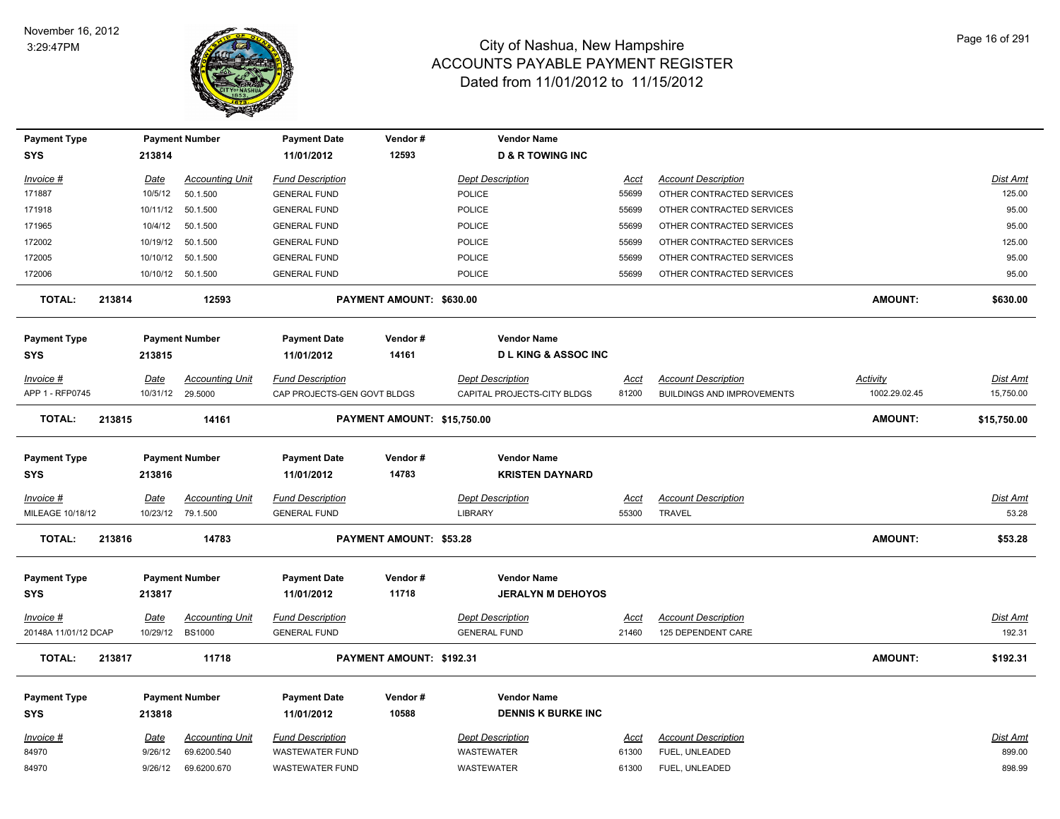November 16, 2012
3:29:47PM

# City of Nashua, New Hampshire
## ACCOUNTS PAYABLE PAYMENT REGISTER
### Dated from 11/01/2012 to 11/15/2012

| Payment Type | Payment Number | Payment Date | Vendor # | Vendor Name |
|---|---|---|---|---|
| SYS | 213814 | 11/01/2012 | 12593 | D & R TOWING INC |

| Invoice # | Date | Accounting Unit | Fund Description | Dept Description | Acct | Account Description | Dist Amt |
|---|---|---|---|---|---|---|---|
| 171887 | 10/5/12 | 50.1.500 | GENERAL FUND | POLICE | 55699 | OTHER CONTRACTED SERVICES | 125.00 |
| 171918 | 10/11/12 | 50.1.500 | GENERAL FUND | POLICE | 55699 | OTHER CONTRACTED SERVICES | 95.00 |
| 171965 | 10/4/12 | 50.1.500 | GENERAL FUND | POLICE | 55699 | OTHER CONTRACTED SERVICES | 95.00 |
| 172002 | 10/19/12 | 50.1.500 | GENERAL FUND | POLICE | 55699 | OTHER CONTRACTED SERVICES | 125.00 |
| 172005 | 10/10/12 | 50.1.500 | GENERAL FUND | POLICE | 55699 | OTHER CONTRACTED SERVICES | 95.00 |
| 172006 | 10/10/12 | 50.1.500 | GENERAL FUND | POLICE | 55699 | OTHER CONTRACTED SERVICES | 95.00 |

**TOTAL: 213814 12593 PAYMENT AMOUNT: $630.00 AMOUNT: $630.00**

| Payment Type | Payment Number | Payment Date | Vendor # | Vendor Name |
|---|---|---|---|---|
| SYS | 213815 | 11/01/2012 | 14161 | D L KING & ASSOC INC |

| Invoice # | Date | Accounting Unit | Fund Description | Dept Description | Acct | Account Description | Activity | Dist Amt |
|---|---|---|---|---|---|---|---|---|
| APP 1 - RFP0745 | 10/31/12 | 29.5000 | CAP PROJECTS-GEN GOVT BLDGS | CAPITAL PROJECTS-CITY BLDGS | 81200 | BUILDINGS AND IMPROVEMENTS | 1002.29.02.45 | 15,750.00 |

**TOTAL: 213815 14161 PAYMENT AMOUNT: $15,750.00 AMOUNT: $15,750.00**

| Payment Type | Payment Number | Payment Date | Vendor # | Vendor Name |
|---|---|---|---|---|
| SYS | 213816 | 11/01/2012 | 14783 | KRISTEN DAYNARD |

| Invoice # | Date | Accounting Unit | Fund Description | Dept Description | Acct | Account Description | Dist Amt |
|---|---|---|---|---|---|---|---|
| MILEAGE 10/18/12 | 10/23/12 | 79.1.500 | GENERAL FUND | LIBRARY | 55300 | TRAVEL | 53.28 |

**TOTAL: 213816 14783 PAYMENT AMOUNT: $53.28 AMOUNT: $53.28**

| Payment Type | Payment Number | Payment Date | Vendor # | Vendor Name |
|---|---|---|---|---|
| SYS | 213817 | 11/01/2012 | 11718 | JERALYN M DEHOYOS |

| Invoice # | Date | Accounting Unit | Fund Description | Dept Description | Acct | Account Description | Dist Amt |
|---|---|---|---|---|---|---|---|
| 20148A 11/01/12 DCAP | 10/29/12 | BS1000 | GENERAL FUND | GENERAL FUND | 21460 | 125 DEPENDENT CARE | 192.31 |

**TOTAL: 213817 11718 PAYMENT AMOUNT: $192.31 AMOUNT: $192.31**

| Payment Type | Payment Number | Payment Date | Vendor # | Vendor Name |
|---|---|---|---|---|
| SYS | 213818 | 11/01/2012 | 10588 | DENNIS K BURKE INC |

| Invoice # | Date | Accounting Unit | Fund Description | Dept Description | Acct | Account Description | Dist Amt |
|---|---|---|---|---|---|---|---|
| 84970 | 9/26/12 | 69.6200.540 | WASTEWATER FUND | WASTEWATER | 61300 | FUEL, UNLEADED | 899.00 |
| 84970 | 9/26/12 | 69.6200.670 | WASTEWATER FUND | WASTEWATER | 61300 | FUEL, UNLEADED | 898.99 |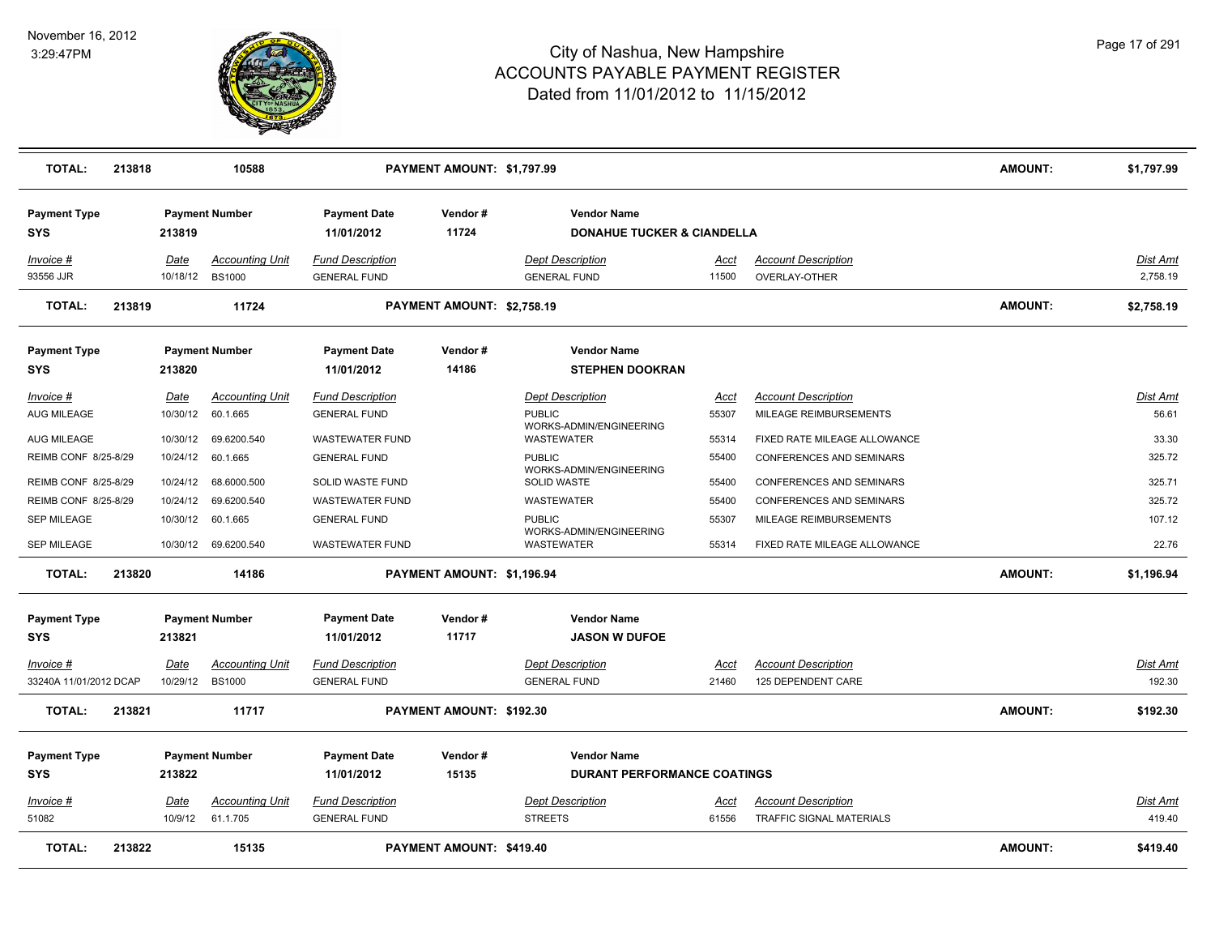# City of Nashua, New Hampshire
## ACCOUNTS PAYABLE PAYMENT REGISTER
### Dated from 11/01/2012 to 11/15/2012

November 16, 2012
3:29:47PM

| **TOTAL:** | **213818** | | **10588** | | **PAYMENT AMOUNT: $1,797.99** | | | | **AMOUNT:** | **$1,797.99** |
|---|---|---|---|---|---|---|---|---|---|---|

| Payment Type | Payment Number | | Payment Date | Vendor # | Vendor Name | | |
|---|---|---|---|---|---|---|---|
| SYS | 213819 | | 11/01/2012 | 11724 | DONAHUE TUCKER & CIANDELLA | | |

| Invoice # | Date | Accounting Unit | Fund Description | Dept Description | Acct | Account Description | Dist Amt |
|---|---|---|---|---|---|---|---|
| 93556 JJR | 10/18/12 | BS1000 | GENERAL FUND | GENERAL FUND | 11500 | OVERLAY-OTHER | 2,758.19 |

| **TOTAL:** | **213819** | **11724** | **PAYMENT AMOUNT: $2,758.19** | **AMOUNT:** | **$2,758.19** |
|---|---|---|---|---|---|

| Payment Type | Payment Number | | Payment Date | Vendor # | Vendor Name | | |
|---|---|---|---|---|---|---|---|
| SYS | 213820 | | 11/01/2012 | 14186 | STEPHEN DOOKRAN | | |

| Invoice # | Date | Accounting Unit | Fund Description | Dept Description | Acct | Account Description | Dist Amt |
|---|---|---|---|---|---|---|---|
| AUG MILEAGE | 10/30/12 | 60.1.665 | GENERAL FUND | PUBLIC WORKS-ADMIN/ENGINEERING | 55307 | MILEAGE REIMBURSEMENTS | 56.61 |
| AUG MILEAGE | 10/30/12 | 69.6200.540 | WASTEWATER FUND | WASTEWATER | 55314 | FIXED RATE MILEAGE ALLOWANCE | 33.30 |
| REIMB CONF 8/25-8/29 | 10/24/12 | 60.1.665 | GENERAL FUND | PUBLIC WORKS-ADMIN/ENGINEERING | 55400 | CONFERENCES AND SEMINARS | 325.72 |
| REIMB CONF 8/25-8/29 | 10/24/12 | 68.6000.500 | SOLID WASTE FUND | SOLID WASTE | 55400 | CONFERENCES AND SEMINARS | 325.71 |
| REIMB CONF 8/25-8/29 | 10/24/12 | 69.6200.540 | WASTEWATER FUND | WASTEWATER | 55400 | CONFERENCES AND SEMINARS | 325.72 |
| SEP MILEAGE | 10/30/12 | 60.1.665 | GENERAL FUND | PUBLIC WORKS-ADMIN/ENGINEERING | 55307 | MILEAGE REIMBURSEMENTS | 107.12 |
| SEP MILEAGE | 10/30/12 | 69.6200.540 | WASTEWATER FUND | WASTEWATER | 55314 | FIXED RATE MILEAGE ALLOWANCE | 22.76 |

| **TOTAL:** | **213820** | **14186** | **PAYMENT AMOUNT: $1,196.94** | **AMOUNT:** | **$1,196.94** |
|---|---|---|---|---|---|

| Payment Type | Payment Number | | Payment Date | Vendor # | Vendor Name | | |
|---|---|---|---|---|---|---|---|
| SYS | 213821 | | 11/01/2012 | 11717 | JASON W DUFOE | | |

| Invoice # | Date | Accounting Unit | Fund Description | Dept Description | Acct | Account Description | Dist Amt |
|---|---|---|---|---|---|---|---|
| 33240A 11/01/2012 DCAP | 10/29/12 | BS1000 | GENERAL FUND | GENERAL FUND | 21460 | 125 DEPENDENT CARE | 192.30 |

| **TOTAL:** | **213821** | **11717** | **PAYMENT AMOUNT: $192.30** | **AMOUNT:** | **$192.30** |
|---|---|---|---|---|---|

| Payment Type | Payment Number | | Payment Date | Vendor # | Vendor Name | | |
|---|---|---|---|---|---|---|---|
| SYS | 213822 | | 11/01/2012 | 15135 | DURANT PERFORMANCE COATINGS | | |

| Invoice # | Date | Accounting Unit | Fund Description | Dept Description | Acct | Account Description | Dist Amt |
|---|---|---|---|---|---|---|---|
| 51082 | 10/9/12 | 61.1.705 | GENERAL FUND | STREETS | 61556 | TRAFFIC SIGNAL MATERIALS | 419.40 |

| **TOTAL:** | **213822** | **15135** | **PAYMENT AMOUNT: $419.40** | **AMOUNT:** | **$419.40** |
|---|---|---|---|---|---|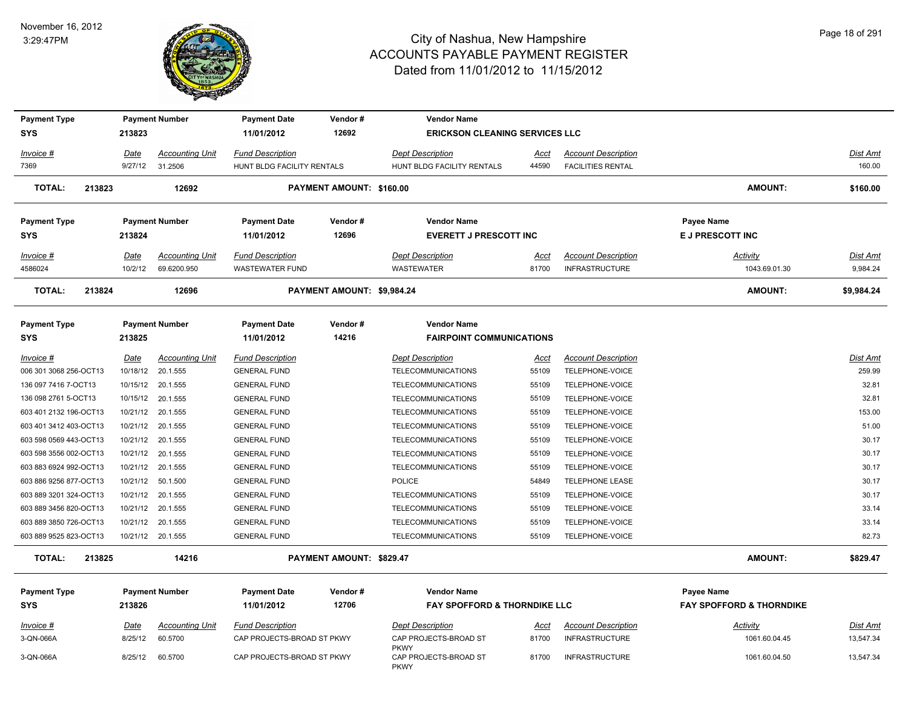# City of Nashua, New Hampshire
## ACCOUNTS PAYABLE PAYMENT REGISTER
### Dated from 11/01/2012 to 11/15/2012

November 16, 2012
3:29:47PM

| Payment Type | Payment Number | Payment Date | Vendor # | Vendor Name | | | |
|---|---|---|---|---|---|---|---|
| SYS | 213823 | 11/01/2012 | 12692 | ERICKSON CLEANING SERVICES LLC | | | |

| Invoice # | Date | Accounting Unit | Fund Description | Dept Description | Acct | Account Description | Dist Amt |
|---|---|---|---|---|---|---|---|
| 7369 | 9/27/12 | 31.2506 | HUNT BLDG FACILITY RENTALS | HUNT BLDG FACILITY RENTALS | 44590 | FACILITIES RENTAL | 160.00 |

**TOTAL: 213823 12692 PAYMENT AMOUNT: $160.00 AMOUNT: $160.00**

| Payment Type | Payment Number | Payment Date | Vendor # | Vendor Name | Payee Name |
|---|---|---|---|---|---|
| SYS | 213824 | 11/01/2012 | 12696 | EVERETT J PRESCOTT INC | E J PRESCOTT INC |

| Invoice # | Date | Accounting Unit | Fund Description | Dept Description | Acct | Account Description | Activity | Dist Amt |
|---|---|---|---|---|---|---|---|---|
| 4586024 | 10/2/12 | 69.6200.950 | WASTEWATER FUND | WASTEWATER | 81700 | INFRASTRUCTURE | 1043.69.01.30 | 9,984.24 |

**TOTAL: 213824 12696 PAYMENT AMOUNT: $9,984.24 AMOUNT: $9,984.24**

| Payment Type | Payment Number | Payment Date | Vendor # | Vendor Name |
|---|---|---|---|---|
| SYS | 213825 | 11/01/2012 | 14216 | FAIRPOINT COMMUNICATIONS |

| Invoice # | Date | Accounting Unit | Fund Description | Dept Description | Acct | Account Description | Dist Amt |
|---|---|---|---|---|---|---|---|
| 006 301 3068 256-OCT13 | 10/18/12 | 20.1.555 | GENERAL FUND | TELECOMMUNICATIONS | 55109 | TELEPHONE-VOICE | 259.99 |
| 136 097 7416 7-OCT13 | 10/15/12 | 20.1.555 | GENERAL FUND | TELECOMMUNICATIONS | 55109 | TELEPHONE-VOICE | 32.81 |
| 136 098 2761 5-OCT13 | 10/15/12 | 20.1.555 | GENERAL FUND | TELECOMMUNICATIONS | 55109 | TELEPHONE-VOICE | 32.81 |
| 603 401 2132 196-OCT13 | 10/21/12 | 20.1.555 | GENERAL FUND | TELECOMMUNICATIONS | 55109 | TELEPHONE-VOICE | 153.00 |
| 603 401 3412 403-OCT13 | 10/21/12 | 20.1.555 | GENERAL FUND | TELECOMMUNICATIONS | 55109 | TELEPHONE-VOICE | 51.00 |
| 603 598 0569 443-OCT13 | 10/21/12 | 20.1.555 | GENERAL FUND | TELECOMMUNICATIONS | 55109 | TELEPHONE-VOICE | 30.17 |
| 603 598 3556 002-OCT13 | 10/21/12 | 20.1.555 | GENERAL FUND | TELECOMMUNICATIONS | 55109 | TELEPHONE-VOICE | 30.17 |
| 603 883 6924 992-OCT13 | 10/21/12 | 20.1.555 | GENERAL FUND | TELECOMMUNICATIONS | 55109 | TELEPHONE-VOICE | 30.17 |
| 603 886 9256 877-OCT13 | 10/21/12 | 50.1.500 | GENERAL FUND | POLICE | 54849 | TELEPHONE LEASE | 30.17 |
| 603 889 3201 324-OCT13 | 10/21/12 | 20.1.555 | GENERAL FUND | TELECOMMUNICATIONS | 55109 | TELEPHONE-VOICE | 30.17 |
| 603 889 3456 820-OCT13 | 10/21/12 | 20.1.555 | GENERAL FUND | TELECOMMUNICATIONS | 55109 | TELEPHONE-VOICE | 33.14 |
| 603 889 3850 726-OCT13 | 10/21/12 | 20.1.555 | GENERAL FUND | TELECOMMUNICATIONS | 55109 | TELEPHONE-VOICE | 33.14 |
| 603 889 9525 823-OCT13 | 10/21/12 | 20.1.555 | GENERAL FUND | TELECOMMUNICATIONS | 55109 | TELEPHONE-VOICE | 82.73 |

**TOTAL: 213825 14216 PAYMENT AMOUNT: $829.47 AMOUNT: $829.47**

| Payment Type | Payment Number | Payment Date | Vendor # | Vendor Name | Payee Name |
|---|---|---|---|---|---|
| SYS | 213826 | 11/01/2012 | 12706 | FAY SPOFFORD & THORNDIKE LLC | FAY SPOFFORD & THORNDIKE |

| Invoice # | Date | Accounting Unit | Fund Description | Dept Description | Acct | Account Description | Activity | Dist Amt |
|---|---|---|---|---|---|---|---|---|
| 3-QN-066A | 8/25/12 | 60.5700 | CAP PROJECTS-BROAD ST PKWY | CAP PROJECTS-BROAD ST PKWY | 81700 | INFRASTRUCTURE | 1061.60.04.45 | 13,547.34 |
| 3-QN-066A | 8/25/12 | 60.5700 | CAP PROJECTS-BROAD ST PKWY | CAP PROJECTS-BROAD ST PKWY | 81700 | INFRASTRUCTURE | 1061.60.04.50 | 13,547.34 |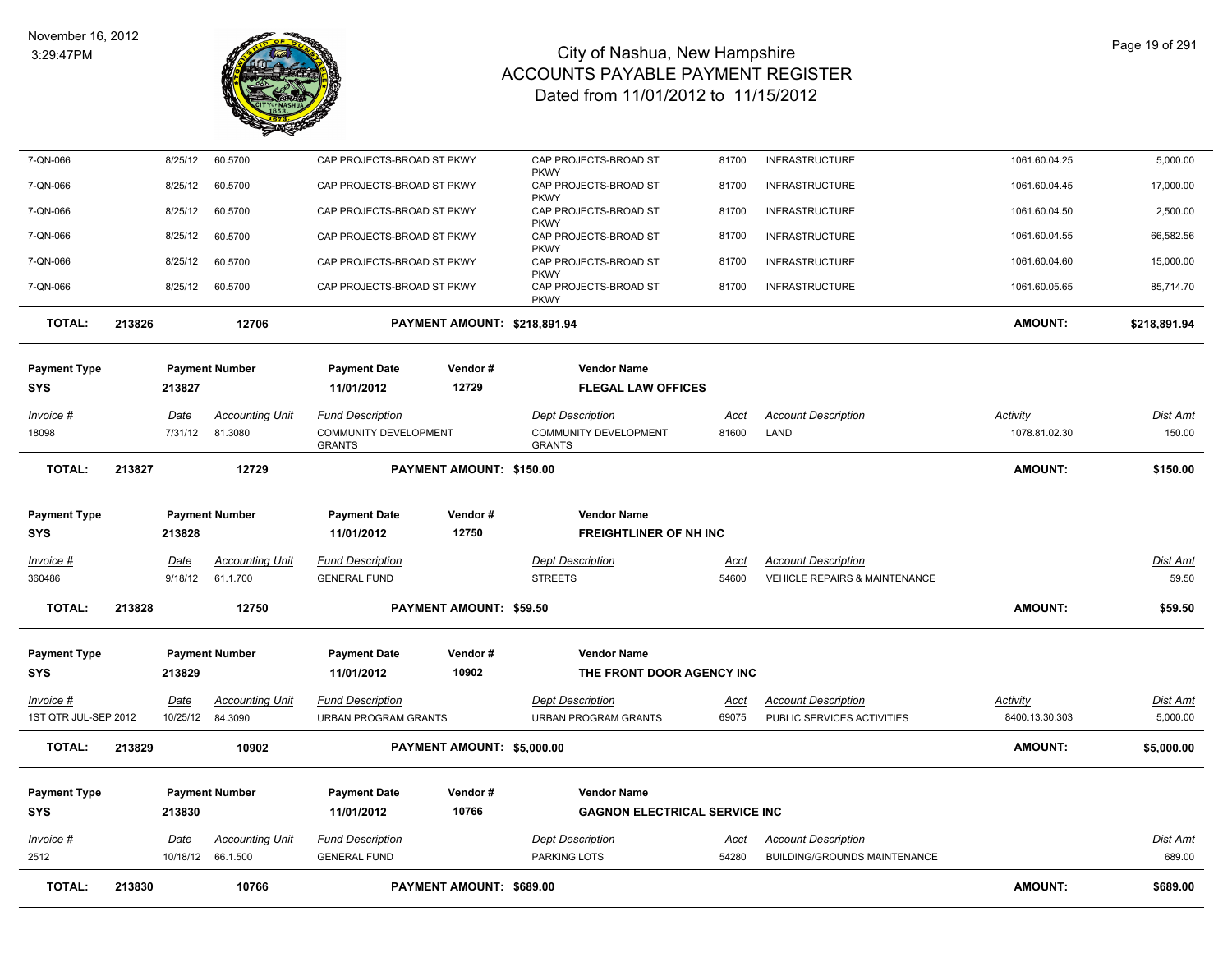# City of Nashua, New Hampshire
## ACCOUNTS PAYABLE PAYMENT REGISTER
### Dated from 11/01/2012 to 11/15/2012

November 16, 2012
3:29:47PM

| Invoice # | Date | Accounting Unit | Fund Description | Dept Description | Acct | Account Description | Activity | Dist Amt |
|---|---|---|---|---|---|---|---|---|
| 7-QN-066 | 8/25/12 | 60.5700 | CAP PROJECTS-BROAD ST PKWY | CAP PROJECTS-BROAD ST PKWY | 81700 | INFRASTRUCTURE | 1061.60.04.25 | 5,000.00 |
| 7-QN-066 | 8/25/12 | 60.5700 | CAP PROJECTS-BROAD ST PKWY | CAP PROJECTS-BROAD ST PKWY | 81700 | INFRASTRUCTURE | 1061.60.04.45 | 17,000.00 |
| 7-QN-066 | 8/25/12 | 60.5700 | CAP PROJECTS-BROAD ST PKWY | CAP PROJECTS-BROAD ST PKWY | 81700 | INFRASTRUCTURE | 1061.60.04.50 | 2,500.00 |
| 7-QN-066 | 8/25/12 | 60.5700 | CAP PROJECTS-BROAD ST PKWY | CAP PROJECTS-BROAD ST PKWY | 81700 | INFRASTRUCTURE | 1061.60.04.55 | 66,582.56 |
| 7-QN-066 | 8/25/12 | 60.5700 | CAP PROJECTS-BROAD ST PKWY | CAP PROJECTS-BROAD ST PKWY | 81700 | INFRASTRUCTURE | 1061.60.04.60 | 15,000.00 |
| 7-QN-066 | 8/25/12 | 60.5700 | CAP PROJECTS-BROAD ST PKWY | CAP PROJECTS-BROAD ST PKWY | 81700 | INFRASTRUCTURE | 1061.60.05.65 | 85,714.70 |

**TOTAL: 213826 — 12706 — PAYMENT AMOUNT: $218,891.94 — AMOUNT: $218,891.94**

| Payment Type | Payment Number | Payment Date | Vendor # | Vendor Name |
|---|---|---|---|---|
| SYS | 213827 | 11/01/2012 | 12729 | FLEGAL LAW OFFICES |

| Invoice # | Date | Accounting Unit | Fund Description | Dept Description | Acct | Account Description | Activity | Dist Amt |
|---|---|---|---|---|---|---|---|---|
| 18098 | 7/31/12 | 81.3080 | COMMUNITY DEVELOPMENT GRANTS | COMMUNITY DEVELOPMENT GRANTS | 81600 | LAND | 1078.81.02.30 | 150.00 |

**TOTAL: 213827 — 12729 — PAYMENT AMOUNT: $150.00 — AMOUNT: $150.00**

| Payment Type | Payment Number | Payment Date | Vendor # | Vendor Name |
|---|---|---|---|---|
| SYS | 213828 | 11/01/2012 | 12750 | FREIGHTLINER OF NH INC |

| Invoice # | Date | Accounting Unit | Fund Description | Dept Description | Acct | Account Description | Dist Amt |
|---|---|---|---|---|---|---|---|
| 360486 | 9/18/12 | 61.1.700 | GENERAL FUND | STREETS | 54600 | VEHICLE REPAIRS & MAINTENANCE | 59.50 |

**TOTAL: 213828 — 12750 — PAYMENT AMOUNT: $59.50 — AMOUNT: $59.50**

| Payment Type | Payment Number | Payment Date | Vendor # | Vendor Name |
|---|---|---|---|---|
| SYS | 213829 | 11/01/2012 | 10902 | THE FRONT DOOR AGENCY INC |

| Invoice # | Date | Accounting Unit | Fund Description | Dept Description | Acct | Account Description | Activity | Dist Amt |
|---|---|---|---|---|---|---|---|---|
| 1ST QTR JUL-SEP 2012 | 10/25/12 | 84.3090 | URBAN PROGRAM GRANTS | URBAN PROGRAM GRANTS | 69075 | PUBLIC SERVICES ACTIVITIES | 8400.13.30.303 | 5,000.00 |

**TOTAL: 213829 — 10902 — PAYMENT AMOUNT: $5,000.00 — AMOUNT: $5,000.00**

| Payment Type | Payment Number | Payment Date | Vendor # | Vendor Name |
|---|---|---|---|---|
| SYS | 213830 | 11/01/2012 | 10766 | GAGNON ELECTRICAL SERVICE INC |

| Invoice # | Date | Accounting Unit | Fund Description | Dept Description | Acct | Account Description | Dist Amt |
|---|---|---|---|---|---|---|---|
| 2512 | 10/18/12 | 66.1.500 | GENERAL FUND | PARKING LOTS | 54280 | BUILDING/GROUNDS MAINTENANCE | 689.00 |

**TOTAL: 213830 — 10766 — PAYMENT AMOUNT: $689.00 — AMOUNT: $689.00**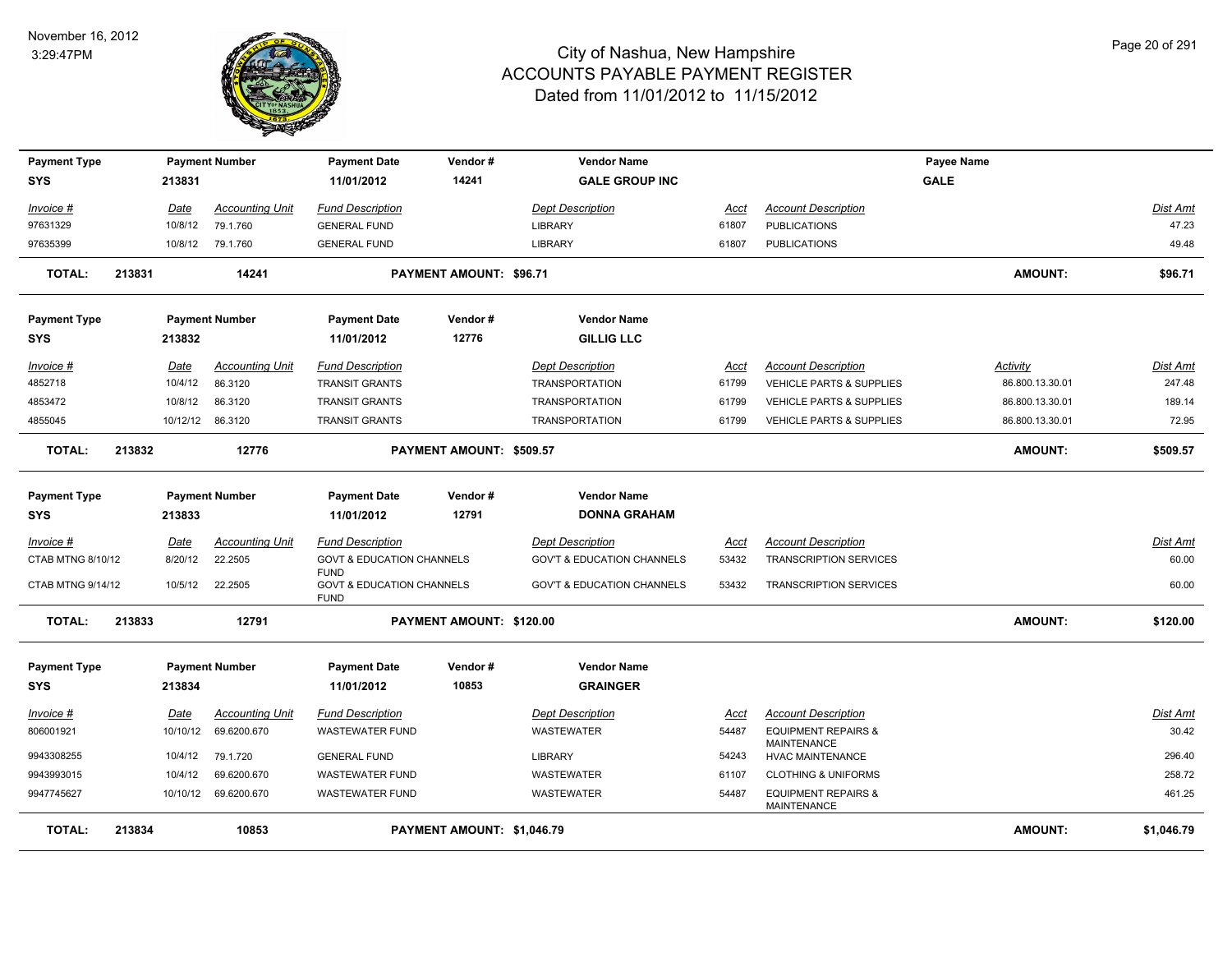# City of Nashua, New Hampshire
## ACCOUNTS PAYABLE PAYMENT REGISTER
### Dated from 11/01/2012 to 11/15/2012

November 16, 2012
3:29:47PM

| Payment Type | Payment Number | Payment Date | Vendor # | Vendor Name | Payee Name |
|---|---|---|---|---|---|
| SYS | 213831 | 11/01/2012 | 14241 | GALE GROUP INC | GALE |

| Invoice # | Date | Accounting Unit | Fund Description | Dept Description | Acct | Account Description | Dist Amt |
|---|---|---|---|---|---|---|---|
| 97631329 | 10/8/12 | 79.1.760 | GENERAL FUND | LIBRARY | 61807 | PUBLICATIONS | 47.23 |
| 97635399 | 10/8/12 | 79.1.760 | GENERAL FUND | LIBRARY | 61807 | PUBLICATIONS | 49.48 |

**TOTAL: 213831 14241 PAYMENT AMOUNT: $96.71 AMOUNT: $96.71**

| Payment Type | Payment Number | Payment Date | Vendor # | Vendor Name |
|---|---|---|---|---|
| SYS | 213832 | 11/01/2012 | 12776 | GILLIG LLC |

| Invoice # | Date | Accounting Unit | Fund Description | Dept Description | Acct | Account Description | Activity | Dist Amt |
|---|---|---|---|---|---|---|---|---|
| 4852718 | 10/4/12 | 86.3120 | TRANSIT GRANTS | TRANSPORTATION | 61799 | VEHICLE PARTS & SUPPLIES | 86.800.13.30.01 | 247.48 |
| 4853472 | 10/8/12 | 86.3120 | TRANSIT GRANTS | TRANSPORTATION | 61799 | VEHICLE PARTS & SUPPLIES | 86.800.13.30.01 | 189.14 |
| 4855045 | 10/12/12 | 86.3120 | TRANSIT GRANTS | TRANSPORTATION | 61799 | VEHICLE PARTS & SUPPLIES | 86.800.13.30.01 | 72.95 |

**TOTAL: 213832 12776 PAYMENT AMOUNT: $509.57 AMOUNT: $509.57**

| Payment Type | Payment Number | Payment Date | Vendor # | Vendor Name |
|---|---|---|---|---|
| SYS | 213833 | 11/01/2012 | 12791 | DONNA GRAHAM |

| Invoice # | Date | Accounting Unit | Fund Description | Dept Description | Acct | Account Description | Dist Amt |
|---|---|---|---|---|---|---|---|
| CTAB MTNG 8/10/12 | 8/20/12 | 22.2505 | GOVT & EDUCATION CHANNELS FUND | GOV'T & EDUCATION CHANNELS | 53432 | TRANSCRIPTION SERVICES | 60.00 |
| CTAB MTNG 9/14/12 | 10/5/12 | 22.2505 | GOVT & EDUCATION CHANNELS FUND | GOV'T & EDUCATION CHANNELS | 53432 | TRANSCRIPTION SERVICES | 60.00 |

**TOTAL: 213833 12791 PAYMENT AMOUNT: $120.00 AMOUNT: $120.00**

| Payment Type | Payment Number | Payment Date | Vendor # | Vendor Name |
|---|---|---|---|---|
| SYS | 213834 | 11/01/2012 | 10853 | GRAINGER |

| Invoice # | Date | Accounting Unit | Fund Description | Dept Description | Acct | Account Description | Dist Amt |
|---|---|---|---|---|---|---|---|
| 806001921 | 10/10/12 | 69.6200.670 | WASTEWATER FUND | WASTEWATER | 54487 | EQUIPMENT REPAIRS & MAINTENANCE | 30.42 |
| 9943308255 | 10/4/12 | 79.1.720 | GENERAL FUND | LIBRARY | 54243 | HVAC MAINTENANCE | 296.40 |
| 9943993015 | 10/4/12 | 69.6200.670 | WASTEWATER FUND | WASTEWATER | 61107 | CLOTHING & UNIFORMS | 258.72 |
| 9947745627 | 10/10/12 | 69.6200.670 | WASTEWATER FUND | WASTEWATER | 54487 | EQUIPMENT REPAIRS & MAINTENANCE | 461.25 |

**TOTAL: 213834 10853 PAYMENT AMOUNT: $1,046.79 AMOUNT: $1,046.79**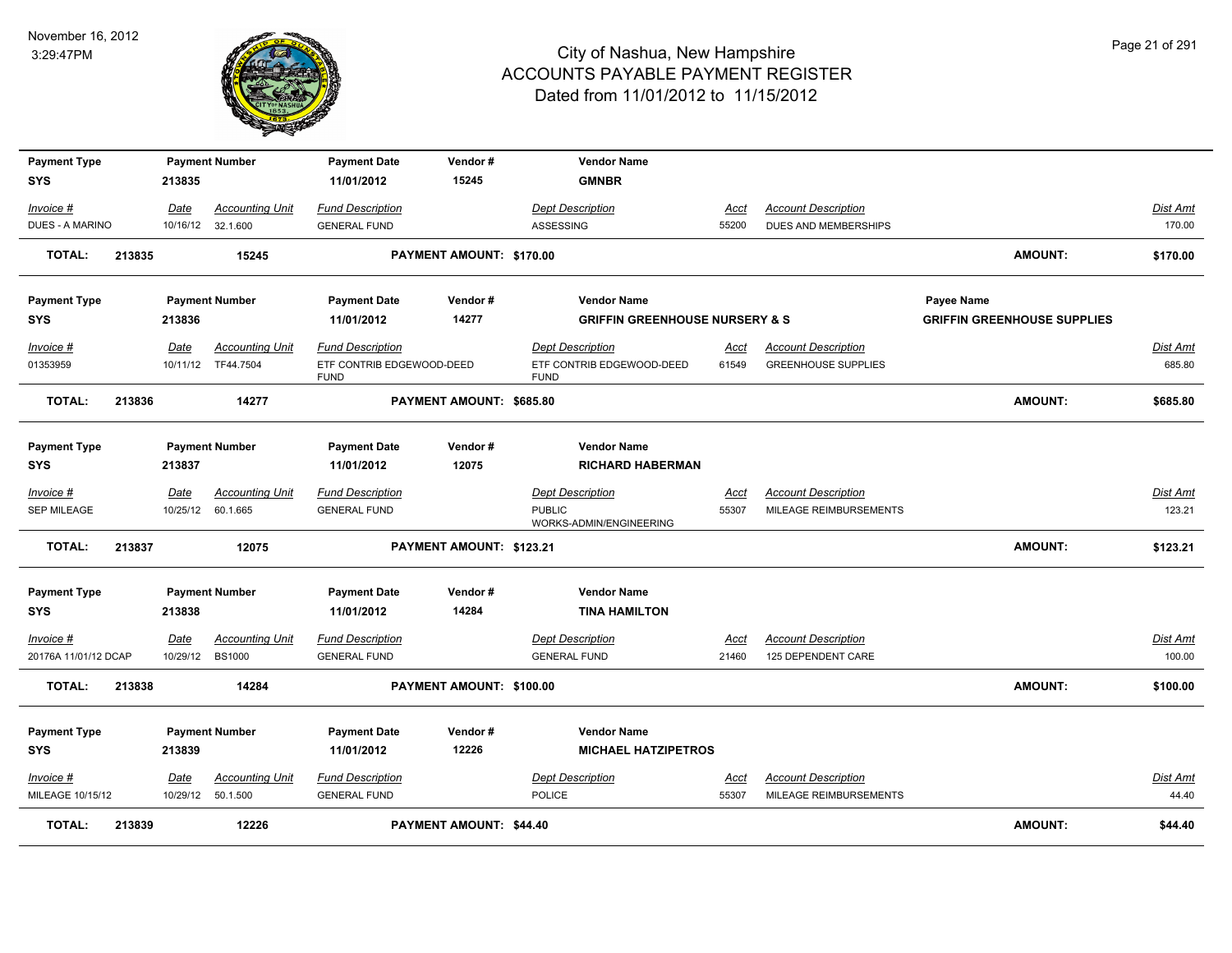# City of Nashua, New Hampshire
# ACCOUNTS PAYABLE PAYMENT REGISTER
## Dated from 11/01/2012 to 11/15/2012

November 16, 2012
3:29:47PM

| Payment Type | Payment Number | Payment Date | Vendor # | Vendor Name |
|---|---|---|---|---|
| SYS | 213835 | 11/01/2012 | 15245 | GMNBR |

| Invoice # | Date | Accounting Unit | Fund Description | Dept Description | Acct | Account Description | Dist Amt |
|---|---|---|---|---|---|---|---|
| DUES - A MARINO | 10/16/12 | 32.1.600 | GENERAL FUND | ASSESSING | 55200 | DUES AND MEMBERSHIPS | 170.00 |

**TOTAL: 213835 15245 PAYMENT AMOUNT: $170.00 AMOUNT: $170.00**

| Payment Type | Payment Number | Payment Date | Vendor # | Vendor Name | Payee Name |
|---|---|---|---|---|---|
| SYS | 213836 | 11/01/2012 | 14277 | GRIFFIN GREENHOUSE NURSERY & S | GRIFFIN GREENHOUSE SUPPLIES |

| Invoice # | Date | Accounting Unit | Fund Description | Dept Description | Acct | Account Description | Dist Amt |
|---|---|---|---|---|---|---|---|
| 01353959 | 10/11/12 | TF44.7504 | ETF CONTRIB EDGEWOOD-DEED FUND | ETF CONTRIB EDGEWOOD-DEED FUND | 61549 | GREENHOUSE SUPPLIES | 685.80 |

**TOTAL: 213836 14277 PAYMENT AMOUNT: $685.80 AMOUNT: $685.80**

| Payment Type | Payment Number | Payment Date | Vendor # | Vendor Name |
|---|---|---|---|---|
| SYS | 213837 | 11/01/2012 | 12075 | RICHARD HABERMAN |

| Invoice # | Date | Accounting Unit | Fund Description | Dept Description | Acct | Account Description | Dist Amt |
|---|---|---|---|---|---|---|---|
| SEP MILEAGE | 10/25/12 | 60.1.665 | GENERAL FUND | PUBLIC WORKS-ADMIN/ENGINEERING | 55307 | MILEAGE REIMBURSEMENTS | 123.21 |

**TOTAL: 213837 12075 PAYMENT AMOUNT: $123.21 AMOUNT: $123.21**

| Payment Type | Payment Number | Payment Date | Vendor # | Vendor Name |
|---|---|---|---|---|
| SYS | 213838 | 11/01/2012 | 14284 | TINA HAMILTON |

| Invoice # | Date | Accounting Unit | Fund Description | Dept Description | Acct | Account Description | Dist Amt |
|---|---|---|---|---|---|---|---|
| 20176A 11/01/12 DCAP | 10/29/12 | BS1000 | GENERAL FUND | GENERAL FUND | 21460 | 125 DEPENDENT CARE | 100.00 |

**TOTAL: 213838 14284 PAYMENT AMOUNT: $100.00 AMOUNT: $100.00**

| Payment Type | Payment Number | Payment Date | Vendor # | Vendor Name |
|---|---|---|---|---|
| SYS | 213839 | 11/01/2012 | 12226 | MICHAEL HATZIPETROS |

| Invoice # | Date | Accounting Unit | Fund Description | Dept Description | Acct | Account Description | Dist Amt |
|---|---|---|---|---|---|---|---|
| MILEAGE 10/15/12 | 10/29/12 | 50.1.500 | GENERAL FUND | POLICE | 55307 | MILEAGE REIMBURSEMENTS | 44.40 |

**TOTAL: 213839 12226 PAYMENT AMOUNT: $44.40 AMOUNT: $44.40**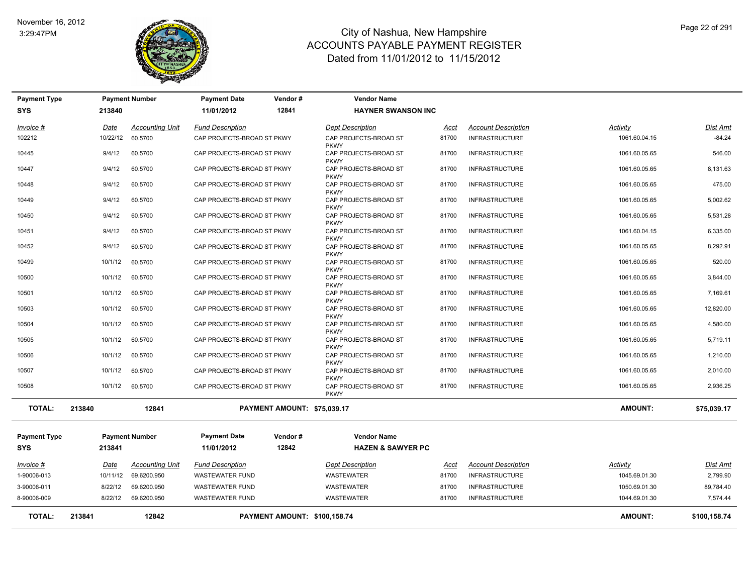# City of Nashua, New Hampshire
## ACCOUNTS PAYABLE PAYMENT REGISTER
### Dated from 11/01/2012 to 11/15/2012

November 16, 2012
3:29:47PM

| Payment Type | Payment Number | Payment Date | Vendor # | Vendor Name |
|---|---|---|---|---|
| SYS | 213840 | 11/01/2012 | 12841 | HAYNER SWANSON INC |

| Invoice # | Date | Accounting Unit | Fund Description | Dept Description | Acct | Account Description | Activity | Dist Amt |
|---|---|---|---|---|---|---|---|---|
| 102212 | 10/22/12 | 60.5700 | CAP PROJECTS-BROAD ST PKWY | CAP PROJECTS-BROAD ST PKWY | 81700 | INFRASTRUCTURE | 1061.60.04.15 | -84.24 |
| 10445 | 9/4/12 | 60.5700 | CAP PROJECTS-BROAD ST PKWY | CAP PROJECTS-BROAD ST PKWY | 81700 | INFRASTRUCTURE | 1061.60.05.65 | 546.00 |
| 10447 | 9/4/12 | 60.5700 | CAP PROJECTS-BROAD ST PKWY | CAP PROJECTS-BROAD ST PKWY | 81700 | INFRASTRUCTURE | 1061.60.05.65 | 8,131.63 |
| 10448 | 9/4/12 | 60.5700 | CAP PROJECTS-BROAD ST PKWY | CAP PROJECTS-BROAD ST PKWY | 81700 | INFRASTRUCTURE | 1061.60.05.65 | 475.00 |
| 10449 | 9/4/12 | 60.5700 | CAP PROJECTS-BROAD ST PKWY | CAP PROJECTS-BROAD ST PKWY | 81700 | INFRASTRUCTURE | 1061.60.05.65 | 5,002.62 |
| 10450 | 9/4/12 | 60.5700 | CAP PROJECTS-BROAD ST PKWY | CAP PROJECTS-BROAD ST PKWY | 81700 | INFRASTRUCTURE | 1061.60.05.65 | 5,531.28 |
| 10451 | 9/4/12 | 60.5700 | CAP PROJECTS-BROAD ST PKWY | CAP PROJECTS-BROAD ST PKWY | 81700 | INFRASTRUCTURE | 1061.60.04.15 | 6,335.00 |
| 10452 | 9/4/12 | 60.5700 | CAP PROJECTS-BROAD ST PKWY | CAP PROJECTS-BROAD ST PKWY | 81700 | INFRASTRUCTURE | 1061.60.05.65 | 8,292.91 |
| 10499 | 10/1/12 | 60.5700 | CAP PROJECTS-BROAD ST PKWY | CAP PROJECTS-BROAD ST PKWY | 81700 | INFRASTRUCTURE | 1061.60.05.65 | 520.00 |
| 10500 | 10/1/12 | 60.5700 | CAP PROJECTS-BROAD ST PKWY | CAP PROJECTS-BROAD ST PKWY | 81700 | INFRASTRUCTURE | 1061.60.05.65 | 3,844.00 |
| 10501 | 10/1/12 | 60.5700 | CAP PROJECTS-BROAD ST PKWY | CAP PROJECTS-BROAD ST PKWY | 81700 | INFRASTRUCTURE | 1061.60.05.65 | 7,169.61 |
| 10503 | 10/1/12 | 60.5700 | CAP PROJECTS-BROAD ST PKWY | CAP PROJECTS-BROAD ST PKWY | 81700 | INFRASTRUCTURE | 1061.60.05.65 | 12,820.00 |
| 10504 | 10/1/12 | 60.5700 | CAP PROJECTS-BROAD ST PKWY | CAP PROJECTS-BROAD ST PKWY | 81700 | INFRASTRUCTURE | 1061.60.05.65 | 4,580.00 |
| 10505 | 10/1/12 | 60.5700 | CAP PROJECTS-BROAD ST PKWY | CAP PROJECTS-BROAD ST PKWY | 81700 | INFRASTRUCTURE | 1061.60.05.65 | 5,719.11 |
| 10506 | 10/1/12 | 60.5700 | CAP PROJECTS-BROAD ST PKWY | CAP PROJECTS-BROAD ST PKWY | 81700 | INFRASTRUCTURE | 1061.60.05.65 | 1,210.00 |
| 10507 | 10/1/12 | 60.5700 | CAP PROJECTS-BROAD ST PKWY | CAP PROJECTS-BROAD ST PKWY | 81700 | INFRASTRUCTURE | 1061.60.05.65 | 2,010.00 |
| 10508 | 10/1/12 | 60.5700 | CAP PROJECTS-BROAD ST PKWY | CAP PROJECTS-BROAD ST PKWY | 81700 | INFRASTRUCTURE | 1061.60.05.65 | 2,936.25 |

**TOTAL: 213840 — 12841 — PAYMENT AMOUNT: $75,039.17 — AMOUNT: $75,039.17**

| Payment Type | Payment Number | Payment Date | Vendor # | Vendor Name |
|---|---|---|---|---|
| SYS | 213841 | 11/01/2012 | 12842 | HAZEN & SAWYER PC |

| Invoice # | Date | Accounting Unit | Fund Description | Dept Description | Acct | Account Description | Activity | Dist Amt |
|---|---|---|---|---|---|---|---|---|
| 1-90006-013 | 10/11/12 | 69.6200.950 | WASTEWATER FUND | WASTEWATER | 81700 | INFRASTRUCTURE | 1045.69.01.30 | 2,799.90 |
| 3-90006-011 | 8/22/12 | 69.6200.950 | WASTEWATER FUND | WASTEWATER | 81700 | INFRASTRUCTURE | 1050.69.01.30 | 89,784.40 |
| 8-90006-009 | 8/22/12 | 69.6200.950 | WASTEWATER FUND | WASTEWATER | 81700 | INFRASTRUCTURE | 1044.69.01.30 | 7,574.44 |

**TOTAL: 213841 — 12842 — PAYMENT AMOUNT: $100,158.74 — AMOUNT: $100,158.74**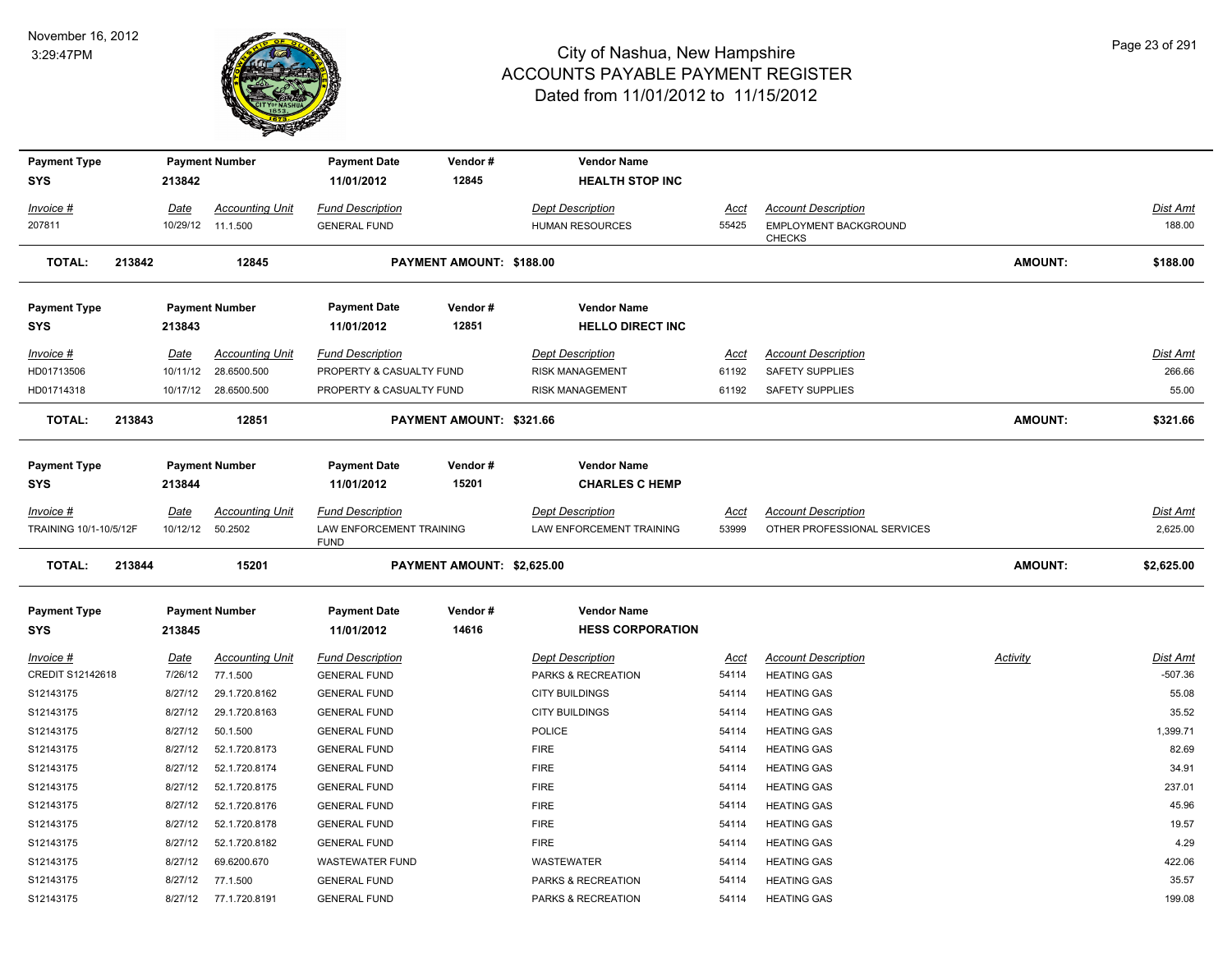# City of Nashua, New Hampshire
## ACCOUNTS PAYABLE PAYMENT REGISTER
### Dated from 11/01/2012 to 11/15/2012

November 16, 2012
3:29:47PM

| Payment Type | Payment Number | Payment Date | Vendor # | Vendor Name |
|---|---|---|---|---|
| SYS | 213842 | 11/01/2012 | 12845 | HEALTH STOP INC |

| Invoice # | Date | Accounting Unit | Fund Description | Dept Description | Acct | Account Description | Dist Amt |
|---|---|---|---|---|---|---|---|
| 207811 | 10/29/12 | 11.1.500 | GENERAL FUND | HUMAN RESOURCES | 55425 | EMPLOYMENT BACKGROUND CHECKS | 188.00 |

**TOTAL: 213842 12845 PAYMENT AMOUNT: $188.00 AMOUNT: $188.00**

| Payment Type | Payment Number | Payment Date | Vendor # | Vendor Name |
|---|---|---|---|---|
| SYS | 213843 | 11/01/2012 | 12851 | HELLO DIRECT INC |

| Invoice # | Date | Accounting Unit | Fund Description | Dept Description | Acct | Account Description | Dist Amt |
|---|---|---|---|---|---|---|---|
| HD01713506 | 10/11/12 | 28.6500.500 | PROPERTY & CASUALTY FUND | RISK MANAGEMENT | 61192 | SAFETY SUPPLIES | 266.66 |
| HD01714318 | 10/17/12 | 28.6500.500 | PROPERTY & CASUALTY FUND | RISK MANAGEMENT | 61192 | SAFETY SUPPLIES | 55.00 |

**TOTAL: 213843 12851 PAYMENT AMOUNT: $321.66 AMOUNT: $321.66**

| Payment Type | Payment Number | Payment Date | Vendor # | Vendor Name |
|---|---|---|---|---|
| SYS | 213844 | 11/01/2012 | 15201 | CHARLES C HEMP |

| Invoice # | Date | Accounting Unit | Fund Description | Dept Description | Acct | Account Description | Dist Amt |
|---|---|---|---|---|---|---|---|
| TRAINING 10/1-10/5/12F | 10/12/12 | 50.2502 | LAW ENFORCEMENT TRAINING FUND | LAW ENFORCEMENT TRAINING | 53999 | OTHER PROFESSIONAL SERVICES | 2,625.00 |

**TOTAL: 213844 15201 PAYMENT AMOUNT: $2,625.00 AMOUNT: $2,625.00**

| Payment Type | Payment Number | Payment Date | Vendor # | Vendor Name |
|---|---|---|---|---|
| SYS | 213845 | 11/01/2012 | 14616 | HESS CORPORATION |

| Invoice # | Date | Accounting Unit | Fund Description | Dept Description | Acct | Account Description | Activity | Dist Amt |
|---|---|---|---|---|---|---|---|---|
| CREDIT S12142618 | 7/26/12 | 77.1.500 | GENERAL FUND | PARKS & RECREATION | 54114 | HEATING GAS | | -507.36 |
| S12143175 | 8/27/12 | 29.1.720.8162 | GENERAL FUND | CITY BUILDINGS | 54114 | HEATING GAS | | 55.08 |
| S12143175 | 8/27/12 | 29.1.720.8163 | GENERAL FUND | CITY BUILDINGS | 54114 | HEATING GAS | | 35.52 |
| S12143175 | 8/27/12 | 50.1.500 | GENERAL FUND | POLICE | 54114 | HEATING GAS | | 1,399.71 |
| S12143175 | 8/27/12 | 52.1.720.8173 | GENERAL FUND | FIRE | 54114 | HEATING GAS | | 82.69 |
| S12143175 | 8/27/12 | 52.1.720.8174 | GENERAL FUND | FIRE | 54114 | HEATING GAS | | 34.91 |
| S12143175 | 8/27/12 | 52.1.720.8175 | GENERAL FUND | FIRE | 54114 | HEATING GAS | | 237.01 |
| S12143175 | 8/27/12 | 52.1.720.8176 | GENERAL FUND | FIRE | 54114 | HEATING GAS | | 45.96 |
| S12143175 | 8/27/12 | 52.1.720.8178 | GENERAL FUND | FIRE | 54114 | HEATING GAS | | 19.57 |
| S12143175 | 8/27/12 | 52.1.720.8182 | GENERAL FUND | FIRE | 54114 | HEATING GAS | | 4.29 |
| S12143175 | 8/27/12 | 69.6200.670 | WASTEWATER FUND | WASTEWATER | 54114 | HEATING GAS | | 422.06 |
| S12143175 | 8/27/12 | 77.1.500 | GENERAL FUND | PARKS & RECREATION | 54114 | HEATING GAS | | 35.57 |
| S12143175 | 8/27/12 | 77.1.720.8191 | GENERAL FUND | PARKS & RECREATION | 54114 | HEATING GAS | | 199.08 |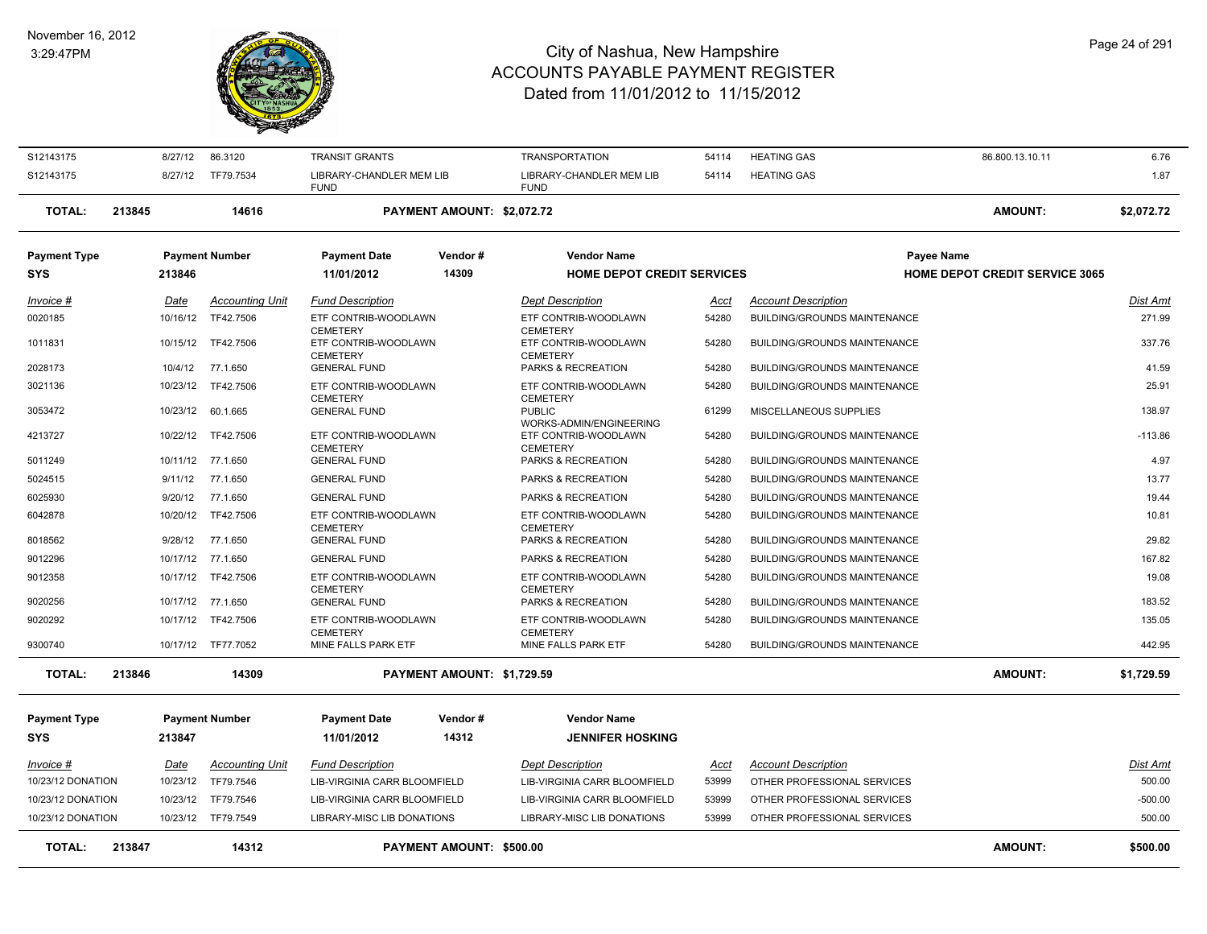# City of Nashua, New Hampshire
## ACCOUNTS PAYABLE PAYMENT REGISTER
### Dated from 11/01/2012 to 11/15/2012

November 16, 2012
3:29:47PM

| Invoice # | Date | Accounting Unit | Fund Description | Dept Description | Acct | Account Description | | Dist Amt |
|---|---|---|---|---|---|---|---|---|
| S12143175 | 8/27/12 | 86.3120 | TRANSIT GRANTS | TRANSPORTATION | 54114 | HEATING GAS | 86.800.13.10.11 | 6.76 |
| S12143175 | 8/27/12 | TF79.7534 | LIBRARY-CHANDLER MEM LIB FUND | LIBRARY-CHANDLER MEM LIB FUND | 54114 | HEATING GAS | | 1.87 |
| **TOTAL:** | **213845** | **14616** | **PAYMENT AMOUNT: $2,072.72** | | | | **AMOUNT:** | **$2,072.72** |

| Payment Type | Payment Number | Payment Date | Vendor # | Vendor Name | Payee Name |
|---|---|---|---|---|---|
| SYS | 213846 | 11/01/2012 | 14309 | HOME DEPOT CREDIT SERVICES | HOME DEPOT CREDIT SERVICE 3065 |

| Invoice # | Date | Accounting Unit | Fund Description | Dept Description | Acct | Account Description | Dist Amt |
|---|---|---|---|---|---|---|---|
| 0020185 | 10/16/12 | TF42.7506 | ETF CONTRIB-WOODLAWN CEMETERY | ETF CONTRIB-WOODLAWN CEMETERY | 54280 | BUILDING/GROUNDS MAINTENANCE | 271.99 |
| 1011831 | 10/15/12 | TF42.7506 | ETF CONTRIB-WOODLAWN CEMETERY | ETF CONTRIB-WOODLAWN CEMETERY | 54280 | BUILDING/GROUNDS MAINTENANCE | 337.76 |
| 2028173 | 10/4/12 | 77.1.650 | GENERAL FUND | PARKS & RECREATION | 54280 | BUILDING/GROUNDS MAINTENANCE | 41.59 |
| 3021136 | 10/23/12 | TF42.7506 | ETF CONTRIB-WOODLAWN CEMETERY | ETF CONTRIB-WOODLAWN CEMETERY | 54280 | BUILDING/GROUNDS MAINTENANCE | 25.91 |
| 3053472 | 10/23/12 | 60.1.665 | GENERAL FUND | PUBLIC WORKS-ADMIN/ENGINEERING | 61299 | MISCELLANEOUS SUPPLIES | 138.97 |
| 4213727 | 10/22/12 | TF42.7506 | ETF CONTRIB-WOODLAWN CEMETERY | ETF CONTRIB-WOODLAWN CEMETERY | 54280 | BUILDING/GROUNDS MAINTENANCE | -113.86 |
| 5011249 | 10/11/12 | 77.1.650 | GENERAL FUND | PARKS & RECREATION | 54280 | BUILDING/GROUNDS MAINTENANCE | 4.97 |
| 5024515 | 9/11/12 | 77.1.650 | GENERAL FUND | PARKS & RECREATION | 54280 | BUILDING/GROUNDS MAINTENANCE | 13.77 |
| 6025930 | 9/20/12 | 77.1.650 | GENERAL FUND | PARKS & RECREATION | 54280 | BUILDING/GROUNDS MAINTENANCE | 19.44 |
| 6042878 | 10/20/12 | TF42.7506 | ETF CONTRIB-WOODLAWN CEMETERY | ETF CONTRIB-WOODLAWN CEMETERY | 54280 | BUILDING/GROUNDS MAINTENANCE | 10.81 |
| 8018562 | 9/28/12 | 77.1.650 | GENERAL FUND | PARKS & RECREATION | 54280 | BUILDING/GROUNDS MAINTENANCE | 29.82 |
| 9012296 | 10/17/12 | 77.1.650 | GENERAL FUND | PARKS & RECREATION | 54280 | BUILDING/GROUNDS MAINTENANCE | 167.82 |
| 9012358 | 10/17/12 | TF42.7506 | ETF CONTRIB-WOODLAWN CEMETERY | ETF CONTRIB-WOODLAWN CEMETERY | 54280 | BUILDING/GROUNDS MAINTENANCE | 19.08 |
| 9020256 | 10/17/12 | 77.1.650 | GENERAL FUND | PARKS & RECREATION | 54280 | BUILDING/GROUNDS MAINTENANCE | 183.52 |
| 9020292 | 10/17/12 | TF42.7506 | ETF CONTRIB-WOODLAWN CEMETERY | ETF CONTRIB-WOODLAWN CEMETERY | 54280 | BUILDING/GROUNDS MAINTENANCE | 135.05 |
| 9300740 | 10/17/12 | TF77.7052 | MINE FALLS PARK ETF | MINE FALLS PARK ETF | 54280 | BUILDING/GROUNDS MAINTENANCE | 442.95 |
| **TOTAL:** | **213846** | **14309** | **PAYMENT AMOUNT: $1,729.59** | | | **AMOUNT:** | **$1,729.59** |

| Payment Type | Payment Number | Payment Date | Vendor # | Vendor Name |
|---|---|---|---|---|
| SYS | 213847 | 11/01/2012 | 14312 | JENNIFER HOSKING |

| Invoice # | Date | Accounting Unit | Fund Description | Dept Description | Acct | Account Description | Dist Amt |
|---|---|---|---|---|---|---|---|
| 10/23/12 DONATION | 10/23/12 | TF79.7546 | LIB-VIRGINIA CARR BLOOMFIELD | LIB-VIRGINIA CARR BLOOMFIELD | 53999 | OTHER PROFESSIONAL SERVICES | 500.00 |
| 10/23/12 DONATION | 10/23/12 | TF79.7546 | LIB-VIRGINIA CARR BLOOMFIELD | LIB-VIRGINIA CARR BLOOMFIELD | 53999 | OTHER PROFESSIONAL SERVICES | -500.00 |
| 10/23/12 DONATION | 10/23/12 | TF79.7549 | LIBRARY-MISC LIB DONATIONS | LIBRARY-MISC LIB DONATIONS | 53999 | OTHER PROFESSIONAL SERVICES | 500.00 |
| **TOTAL:** | **213847** | **14312** | **PAYMENT AMOUNT: $500.00** | | | **AMOUNT:** | **$500.00** |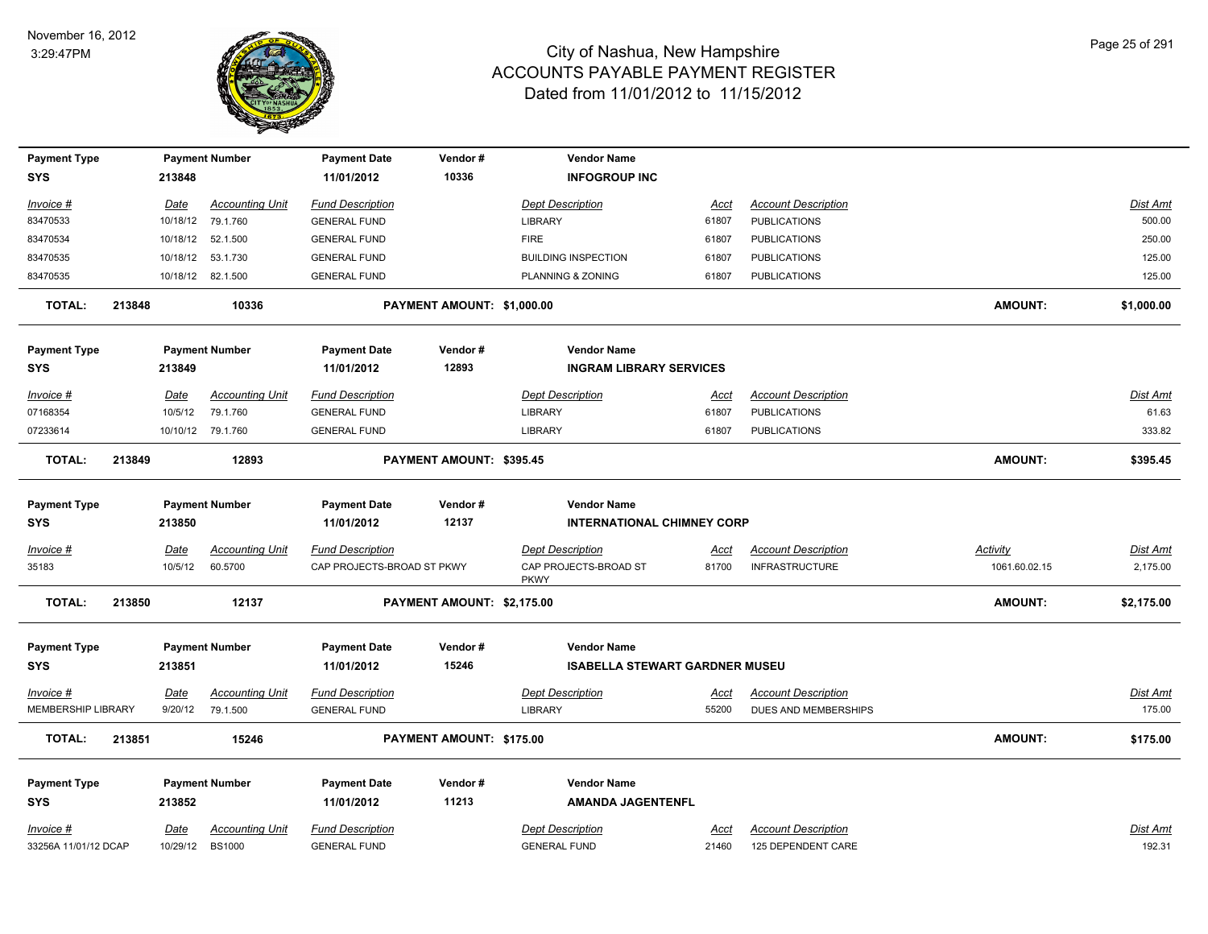# City of Nashua, New Hampshire
## ACCOUNTS PAYABLE PAYMENT REGISTER
### Dated from 11/01/2012 to 11/15/2012

November 16, 2012
3:29:47PM

| Payment Type | Payment Number | Payment Date | Vendor # | Vendor Name |
|---|---|---|---|---|
| SYS | 213848 | 11/01/2012 | 10336 | INFOGROUP INC |

| Invoice # | Date | Accounting Unit | Fund Description | Dept Description | Acct | Account Description | Dist Amt |
|---|---|---|---|---|---|---|---|
| 83470533 | 10/18/12 | 79.1.760 | GENERAL FUND | LIBRARY | 61807 | PUBLICATIONS | 500.00 |
| 83470534 | 10/18/12 | 52.1.500 | GENERAL FUND | FIRE | 61807 | PUBLICATIONS | 250.00 |
| 83470535 | 10/18/12 | 53.1.730 | GENERAL FUND | BUILDING INSPECTION | 61807 | PUBLICATIONS | 125.00 |
| 83470535 | 10/18/12 | 82.1.500 | GENERAL FUND | PLANNING & ZONING | 61807 | PUBLICATIONS | 125.00 |

**TOTAL: 213848 10336 PAYMENT AMOUNT: $1,000.00 AMOUNT: $1,000.00**

| Payment Type | Payment Number | Payment Date | Vendor # | Vendor Name |
|---|---|---|---|---|
| SYS | 213849 | 11/01/2012 | 12893 | INGRAM LIBRARY SERVICES |

| Invoice # | Date | Accounting Unit | Fund Description | Dept Description | Acct | Account Description | Dist Amt |
|---|---|---|---|---|---|---|---|
| 07168354 | 10/5/12 | 79.1.760 | GENERAL FUND | LIBRARY | 61807 | PUBLICATIONS | 61.63 |
| 07233614 | 10/10/12 | 79.1.760 | GENERAL FUND | LIBRARY | 61807 | PUBLICATIONS | 333.82 |

**TOTAL: 213849 12893 PAYMENT AMOUNT: $395.45 AMOUNT: $395.45**

| Payment Type | Payment Number | Payment Date | Vendor # | Vendor Name |
|---|---|---|---|---|
| SYS | 213850 | 11/01/2012 | 12137 | INTERNATIONAL CHIMNEY CORP |

| Invoice # | Date | Accounting Unit | Fund Description | Dept Description | Acct | Account Description | Activity | Dist Amt |
|---|---|---|---|---|---|---|---|---|
| 35183 | 10/5/12 | 60.5700 | CAP PROJECTS-BROAD ST PKWY | CAP PROJECTS-BROAD ST PKWY | 81700 | INFRASTRUCTURE | 1061.60.02.15 | 2,175.00 |

**TOTAL: 213850 12137 PAYMENT AMOUNT: $2,175.00 AMOUNT: $2,175.00**

| Payment Type | Payment Number | Payment Date | Vendor # | Vendor Name |
|---|---|---|---|---|
| SYS | 213851 | 11/01/2012 | 15246 | ISABELLA STEWART GARDNER MUSEU |

| Invoice # | Date | Accounting Unit | Fund Description | Dept Description | Acct | Account Description | Dist Amt |
|---|---|---|---|---|---|---|---|
| MEMBERSHIP LIBRARY | 9/20/12 | 79.1.500 | GENERAL FUND | LIBRARY | 55200 | DUES AND MEMBERSHIPS | 175.00 |

**TOTAL: 213851 15246 PAYMENT AMOUNT: $175.00 AMOUNT: $175.00**

| Payment Type | Payment Number | Payment Date | Vendor # | Vendor Name |
|---|---|---|---|---|
| SYS | 213852 | 11/01/2012 | 11213 | AMANDA JAGENTENFL |

| Invoice # | Date | Accounting Unit | Fund Description | Dept Description | Acct | Account Description | Dist Amt |
|---|---|---|---|---|---|---|---|
| 33256A 11/01/12 DCAP | 10/29/12 | BS1000 | GENERAL FUND | GENERAL FUND | 21460 | 125 DEPENDENT CARE | 192.31 |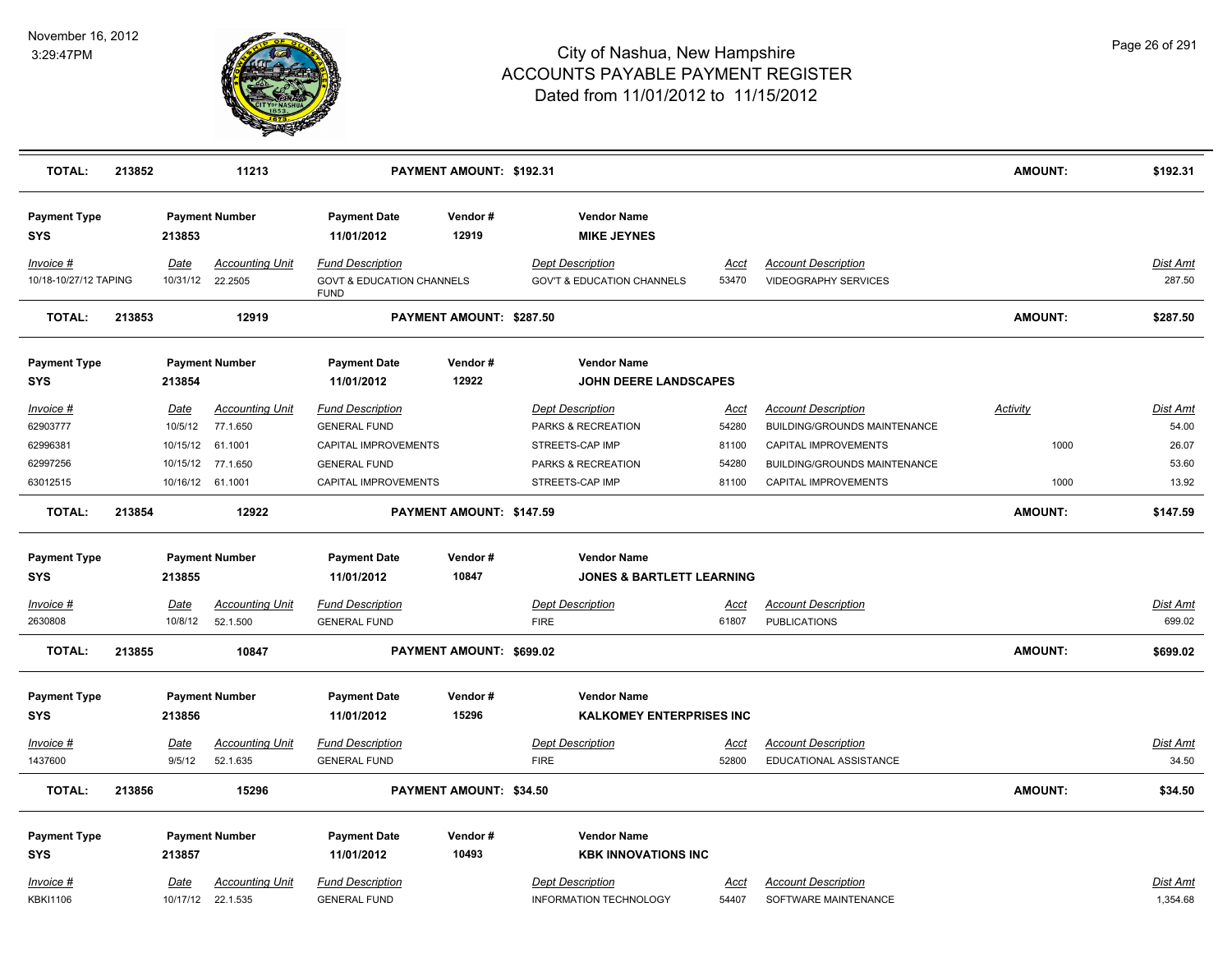# City of Nashua, New Hampshire
## ACCOUNTS PAYABLE PAYMENT REGISTER
### Dated from 11/01/2012 to 11/15/2012

November 16, 2012
3:29:47PM

| TOTAL: | 213852 | 11213 | PAYMENT AMOUNT: $192.31 | AMOUNT: | $192.31 |
|---|---|---|---|---|---|

| Payment Type | Payment Number | Payment Date | Vendor # | Vendor Name |
|---|---|---|---|---|
| SYS | 213853 | 11/01/2012 | 12919 | MIKE JEYNES |

| Invoice # | Date | Accounting Unit | Fund Description | Dept Description | Acct | Account Description | Dist Amt |
|---|---|---|---|---|---|---|---|
| 10/18-10/27/12 TAPING | 10/31/12 | 22.2505 | GOVT & EDUCATION CHANNELS FUND | GOV'T & EDUCATION CHANNELS | 53470 | VIDEOGRAPHY SERVICES | 287.50 |

| TOTAL: | 213853 | 12919 | PAYMENT AMOUNT: $287.50 | AMOUNT: | $287.50 |
|---|---|---|---|---|---|

| Payment Type | Payment Number | Payment Date | Vendor # | Vendor Name |
|---|---|---|---|---|
| SYS | 213854 | 11/01/2012 | 12922 | JOHN DEERE LANDSCAPES |

| Invoice # | Date | Accounting Unit | Fund Description | Dept Description | Acct | Account Description | Activity | Dist Amt |
|---|---|---|---|---|---|---|---|---|
| 62903777 | 10/5/12 | 77.1.650 | GENERAL FUND | PARKS & RECREATION | 54280 | BUILDING/GROUNDS MAINTENANCE | | 54.00 |
| 62996381 | 10/15/12 | 61.1001 | CAPITAL IMPROVEMENTS | STREETS-CAP IMP | 81100 | CAPITAL IMPROVEMENTS | 1000 | 26.07 |
| 62997256 | 10/15/12 | 77.1.650 | GENERAL FUND | PARKS & RECREATION | 54280 | BUILDING/GROUNDS MAINTENANCE | | 53.60 |
| 63012515 | 10/16/12 | 61.1001 | CAPITAL IMPROVEMENTS | STREETS-CAP IMP | 81100 | CAPITAL IMPROVEMENTS | 1000 | 13.92 |

| TOTAL: | 213854 | 12922 | PAYMENT AMOUNT: $147.59 | AMOUNT: | $147.59 |
|---|---|---|---|---|---|

| Payment Type | Payment Number | Payment Date | Vendor # | Vendor Name |
|---|---|---|---|---|
| SYS | 213855 | 11/01/2012 | 10847 | JONES & BARTLETT LEARNING |

| Invoice # | Date | Accounting Unit | Fund Description | Dept Description | Acct | Account Description | Dist Amt |
|---|---|---|---|---|---|---|---|
| 2630808 | 10/8/12 | 52.1.500 | GENERAL FUND | FIRE | 61807 | PUBLICATIONS | 699.02 |

| TOTAL: | 213855 | 10847 | PAYMENT AMOUNT: $699.02 | AMOUNT: | $699.02 |
|---|---|---|---|---|---|

| Payment Type | Payment Number | Payment Date | Vendor # | Vendor Name |
|---|---|---|---|---|
| SYS | 213856 | 11/01/2012 | 15296 | KALKOMEY ENTERPRISES INC |

| Invoice # | Date | Accounting Unit | Fund Description | Dept Description | Acct | Account Description | Dist Amt |
|---|---|---|---|---|---|---|---|
| 1437600 | 9/5/12 | 52.1.635 | GENERAL FUND | FIRE | 52800 | EDUCATIONAL ASSISTANCE | 34.50 |

| TOTAL: | 213856 | 15296 | PAYMENT AMOUNT: $34.50 | AMOUNT: | $34.50 |
|---|---|---|---|---|---|

| Payment Type | Payment Number | Payment Date | Vendor # | Vendor Name |
|---|---|---|---|---|
| SYS | 213857 | 11/01/2012 | 10493 | KBK INNOVATIONS INC |

| Invoice # | Date | Accounting Unit | Fund Description | Dept Description | Acct | Account Description | Dist Amt |
|---|---|---|---|---|---|---|---|
| KBKI1106 | 10/17/12 | 22.1.535 | GENERAL FUND | INFORMATION TECHNOLOGY | 54407 | SOFTWARE MAINTENANCE | 1,354.68 |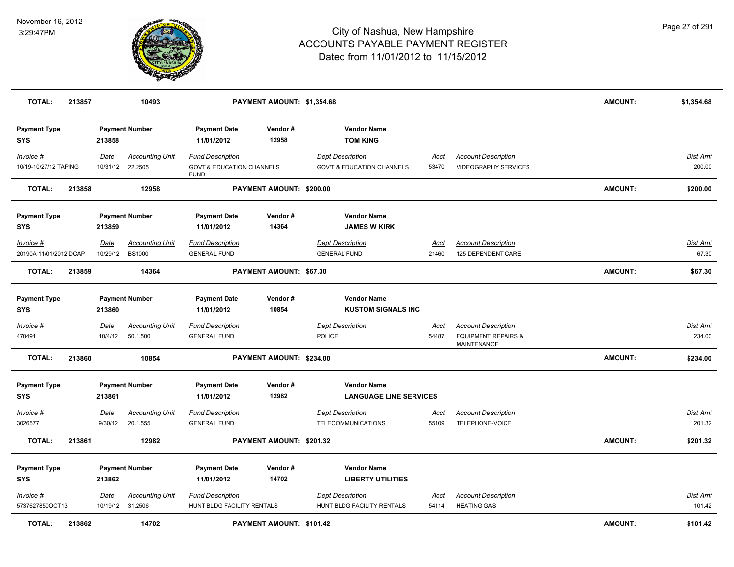# City of Nashua, New Hampshire
## ACCOUNTS PAYABLE PAYMENT REGISTER
### Dated from 11/01/2012 to 11/15/2012

November 16, 2012
3:29:47PM

| TOTAL: | 213857 | 10493 | PAYMENT AMOUNT: $1,354.68 | AMOUNT: | $1,354.68 |
|---|---|---|---|---|---|

| Payment Type | Payment Number | Payment Date | Vendor # | Vendor Name |
|---|---|---|---|---|
| SYS | 213858 | 11/01/2012 | 12958 | TOM KING |

| Invoice # | Date | Accounting Unit | Fund Description | Dept Description | Acct | Account Description | Dist Amt |
|---|---|---|---|---|---|---|---|
| 10/19-10/27/12 TAPING | 10/31/12 | 22.2505 | GOVT & EDUCATION CHANNELS FUND | GOV'T & EDUCATION CHANNELS | 53470 | VIDEOGRAPHY SERVICES | 200.00 |

| TOTAL: | 213858 | 12958 | PAYMENT AMOUNT: $200.00 | AMOUNT: | $200.00 |
|---|---|---|---|---|---|

| Payment Type | Payment Number | Payment Date | Vendor # | Vendor Name |
|---|---|---|---|---|
| SYS | 213859 | 11/01/2012 | 14364 | JAMES W KIRK |

| Invoice # | Date | Accounting Unit | Fund Description | Dept Description | Acct | Account Description | Dist Amt |
|---|---|---|---|---|---|---|---|
| 20190A 11/01/2012 DCAP | 10/29/12 | BS1000 | GENERAL FUND | GENERAL FUND | 21460 | 125 DEPENDENT CARE | 67.30 |

| TOTAL: | 213859 | 14364 | PAYMENT AMOUNT: $67.30 | AMOUNT: | $67.30 |
|---|---|---|---|---|---|

| Payment Type | Payment Number | Payment Date | Vendor # | Vendor Name |
|---|---|---|---|---|
| SYS | 213860 | 11/01/2012 | 10854 | KUSTOM SIGNALS INC |

| Invoice # | Date | Accounting Unit | Fund Description | Dept Description | Acct | Account Description | Dist Amt |
|---|---|---|---|---|---|---|---|
| 470491 | 10/4/12 | 50.1.500 | GENERAL FUND | POLICE | 54487 | EQUIPMENT REPAIRS & MAINTENANCE | 234.00 |

| TOTAL: | 213860 | 10854 | PAYMENT AMOUNT: $234.00 | AMOUNT: | $234.00 |
|---|---|---|---|---|---|

| Payment Type | Payment Number | Payment Date | Vendor # | Vendor Name |
|---|---|---|---|---|
| SYS | 213861 | 11/01/2012 | 12982 | LANGUAGE LINE SERVICES |

| Invoice # | Date | Accounting Unit | Fund Description | Dept Description | Acct | Account Description | Dist Amt |
|---|---|---|---|---|---|---|---|
| 3026577 | 9/30/12 | 20.1.555 | GENERAL FUND | TELECOMMUNICATIONS | 55109 | TELEPHONE-VOICE | 201.32 |

| TOTAL: | 213861 | 12982 | PAYMENT AMOUNT: $201.32 | AMOUNT: | $201.32 |
|---|---|---|---|---|---|

| Payment Type | Payment Number | Payment Date | Vendor # | Vendor Name |
|---|---|---|---|---|
| SYS | 213862 | 11/01/2012 | 14702 | LIBERTY UTILITIES |

| Invoice # | Date | Accounting Unit | Fund Description | Dept Description | Acct | Account Description | Dist Amt |
|---|---|---|---|---|---|---|---|
| 5737627850OCT13 | 10/19/12 | 31.2506 | HUNT BLDG FACILITY RENTALS | HUNT BLDG FACILITY RENTALS | 54114 | HEATING GAS | 101.42 |

| TOTAL: | 213862 | 14702 | PAYMENT AMOUNT: $101.42 | AMOUNT: | $101.42 |
|---|---|---|---|---|---|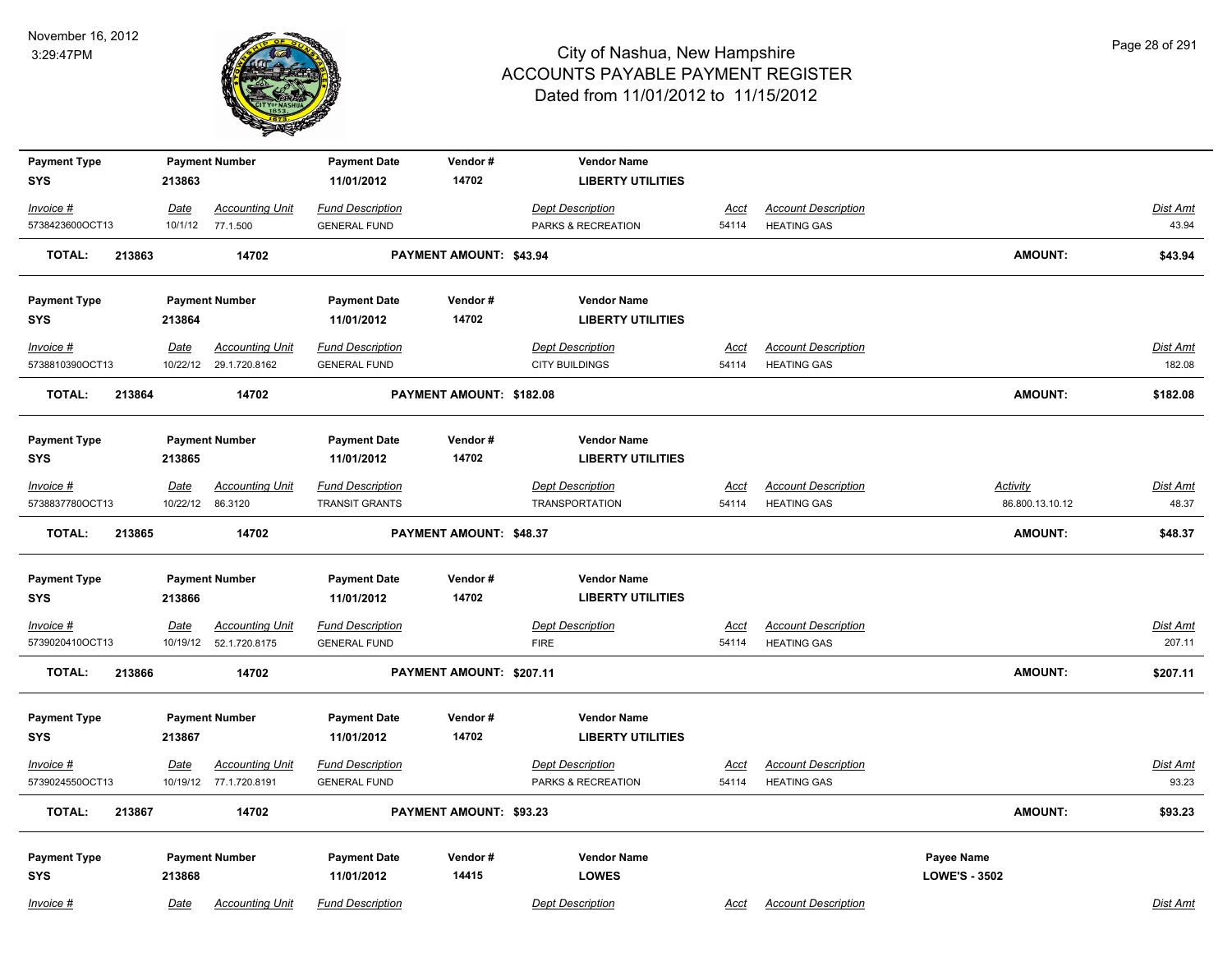## City of Nashua, New Hampshire
## ACCOUNTS PAYABLE PAYMENT REGISTER
## Dated from 11/01/2012 to 11/15/2012

November 16, 2012
3:29:47PM

| Payment Type | Payment Number | Payment Date | Vendor # | Vendor Name |
|---|---|---|---|---|
| SYS | 213863 | 11/01/2012 | 14702 | LIBERTY UTILITIES |

| Invoice # | Date | Accounting Unit | Fund Description | Dept Description | Acct | Account Description | Dist Amt |
|---|---|---|---|---|---|---|---|
| 5738423600OCT13 | 10/1/12 | 77.1.500 | GENERAL FUND | PARKS & RECREATION | 54114 | HEATING GAS | 43.94 |

**TOTAL: 213863 14702 PAYMENT AMOUNT: $43.94 AMOUNT: $43.94**

| Payment Type | Payment Number | Payment Date | Vendor # | Vendor Name |
|---|---|---|---|---|
| SYS | 213864 | 11/01/2012 | 14702 | LIBERTY UTILITIES |

| Invoice # | Date | Accounting Unit | Fund Description | Dept Description | Acct | Account Description | Dist Amt |
|---|---|---|---|---|---|---|---|
| 5738810390OCT13 | 10/22/12 | 29.1.720.8162 | GENERAL FUND | CITY BUILDINGS | 54114 | HEATING GAS | 182.08 |

**TOTAL: 213864 14702 PAYMENT AMOUNT: $182.08 AMOUNT: $182.08**

| Payment Type | Payment Number | Payment Date | Vendor # | Vendor Name |
|---|---|---|---|---|
| SYS | 213865 | 11/01/2012 | 14702 | LIBERTY UTILITIES |

| Invoice # | Date | Accounting Unit | Fund Description | Dept Description | Acct | Account Description | Activity | Dist Amt |
|---|---|---|---|---|---|---|---|---|
| 5738837780OCT13 | 10/22/12 | 86.3120 | TRANSIT GRANTS | TRANSPORTATION | 54114 | HEATING GAS | 86.800.13.10.12 | 48.37 |

**TOTAL: 213865 14702 PAYMENT AMOUNT: $48.37 AMOUNT: $48.37**

| Payment Type | Payment Number | Payment Date | Vendor # | Vendor Name |
|---|---|---|---|---|
| SYS | 213866 | 11/01/2012 | 14702 | LIBERTY UTILITIES |

| Invoice # | Date | Accounting Unit | Fund Description | Dept Description | Acct | Account Description | Dist Amt |
|---|---|---|---|---|---|---|---|
| 5739020410OCT13 | 10/19/12 | 52.1.720.8175 | GENERAL FUND | FIRE | 54114 | HEATING GAS | 207.11 |

**TOTAL: 213866 14702 PAYMENT AMOUNT: $207.11 AMOUNT: $207.11**

| Payment Type | Payment Number | Payment Date | Vendor # | Vendor Name |
|---|---|---|---|---|
| SYS | 213867 | 11/01/2012 | 14702 | LIBERTY UTILITIES |

| Invoice # | Date | Accounting Unit | Fund Description | Dept Description | Acct | Account Description | Dist Amt |
|---|---|---|---|---|---|---|---|
| 5739024550OCT13 | 10/19/12 | 77.1.720.8191 | GENERAL FUND | PARKS & RECREATION | 54114 | HEATING GAS | 93.23 |

**TOTAL: 213867 14702 PAYMENT AMOUNT: $93.23 AMOUNT: $93.23**

| Payment Type | Payment Number | Payment Date | Vendor # | Vendor Name | Payee Name |
|---|---|---|---|---|---|
| SYS | 213868 | 11/01/2012 | 14415 | LOWES | LOWE'S - 3502 |

| Invoice # | Date | Accounting Unit | Fund Description | Dept Description | Acct | Account Description | Dist Amt |
|---|---|---|---|---|---|---|---|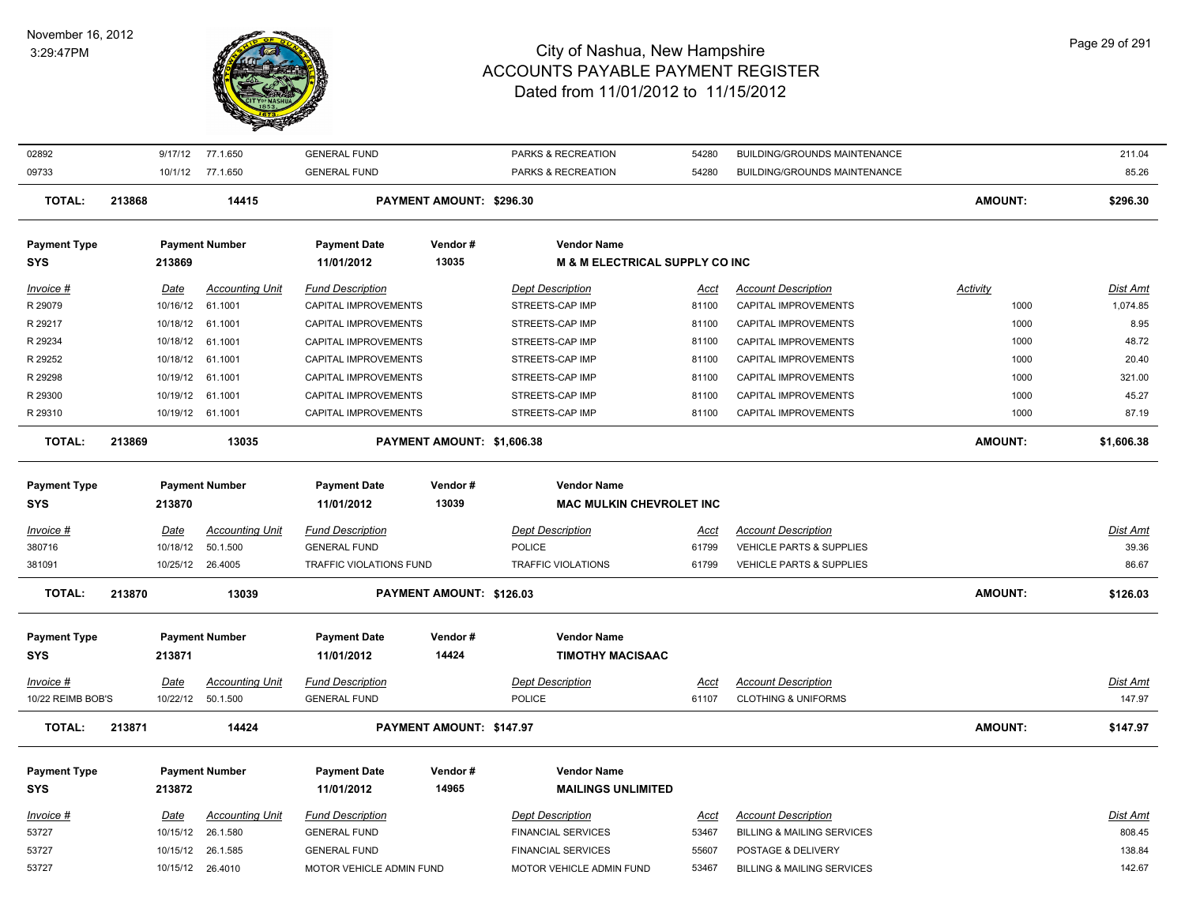# City of Nashua, New Hampshire
## ACCOUNTS PAYABLE PAYMENT REGISTER
### Dated from 11/01/2012 to 11/15/2012

November 16, 2012
3:29:47PM

| Invoice # | Date | Accounting Unit | Fund Description | Dept Description | Acct | Account Description | Activity | Dist Amt |
|---|---|---|---|---|---|---|---|---|
| 02892 | 9/17/12 | 77.1.650 | GENERAL FUND | PARKS & RECREATION | 54280 | BUILDING/GROUNDS MAINTENANCE | | 211.04 |
| 09733 | 10/1/12 | 77.1.650 | GENERAL FUND | PARKS & RECREATION | 54280 | BUILDING/GROUNDS MAINTENANCE | | 85.26 |

**TOTAL: 213868 14415 PAYMENT AMOUNT: $296.30 AMOUNT: $296.30**

| Payment Type | Payment Number | Payment Date | Vendor # | Vendor Name |
|---|---|---|---|---|
| SYS | 213869 | 11/01/2012 | 13035 | **M & M ELECTRICAL SUPPLY CO INC** |

| Invoice # | Date | Accounting Unit | Fund Description | Dept Description | Acct | Account Description | Activity | Dist Amt |
|---|---|---|---|---|---|---|---|---|
| R 29079 | 10/16/12 | 61.1001 | CAPITAL IMPROVEMENTS | STREETS-CAP IMP | 81100 | CAPITAL IMPROVEMENTS | 1000 | 1,074.85 |
| R 29217 | 10/18/12 | 61.1001 | CAPITAL IMPROVEMENTS | STREETS-CAP IMP | 81100 | CAPITAL IMPROVEMENTS | 1000 | 8.95 |
| R 29234 | 10/18/12 | 61.1001 | CAPITAL IMPROVEMENTS | STREETS-CAP IMP | 81100 | CAPITAL IMPROVEMENTS | 1000 | 48.72 |
| R 29252 | 10/18/12 | 61.1001 | CAPITAL IMPROVEMENTS | STREETS-CAP IMP | 81100 | CAPITAL IMPROVEMENTS | 1000 | 20.40 |
| R 29298 | 10/19/12 | 61.1001 | CAPITAL IMPROVEMENTS | STREETS-CAP IMP | 81100 | CAPITAL IMPROVEMENTS | 1000 | 321.00 |
| R 29300 | 10/19/12 | 61.1001 | CAPITAL IMPROVEMENTS | STREETS-CAP IMP | 81100 | CAPITAL IMPROVEMENTS | 1000 | 45.27 |
| R 29310 | 10/19/12 | 61.1001 | CAPITAL IMPROVEMENTS | STREETS-CAP IMP | 81100 | CAPITAL IMPROVEMENTS | 1000 | 87.19 |

**TOTAL: 213869 13035 PAYMENT AMOUNT: $1,606.38 AMOUNT: $1,606.38**

| Payment Type | Payment Number | Payment Date | Vendor # | Vendor Name |
|---|---|---|---|---|
| SYS | 213870 | 11/01/2012 | 13039 | **MAC MULKIN CHEVROLET INC** |

| Invoice # | Date | Accounting Unit | Fund Description | Dept Description | Acct | Account Description | Dist Amt |
|---|---|---|---|---|---|---|---|
| 380716 | 10/18/12 | 50.1.500 | GENERAL FUND | POLICE | 61799 | VEHICLE PARTS & SUPPLIES | 39.36 |
| 381091 | 10/25/12 | 26.4005 | TRAFFIC VIOLATIONS FUND | TRAFFIC VIOLATIONS | 61799 | VEHICLE PARTS & SUPPLIES | 86.67 |

**TOTAL: 213870 13039 PAYMENT AMOUNT: $126.03 AMOUNT: $126.03**

| Payment Type | Payment Number | Payment Date | Vendor # | Vendor Name |
|---|---|---|---|---|
| SYS | 213871 | 11/01/2012 | 14424 | **TIMOTHY MACISAAC** |

| Invoice # | Date | Accounting Unit | Fund Description | Dept Description | Acct | Account Description | Dist Amt |
|---|---|---|---|---|---|---|---|
| 10/22 REIMB BOB'S | 10/22/12 | 50.1.500 | GENERAL FUND | POLICE | 61107 | CLOTHING & UNIFORMS | 147.97 |

**TOTAL: 213871 14424 PAYMENT AMOUNT: $147.97 AMOUNT: $147.97**

| Payment Type | Payment Number | Payment Date | Vendor # | Vendor Name |
|---|---|---|---|---|
| SYS | 213872 | 11/01/2012 | 14965 | **MAILINGS UNLIMITED** |

| Invoice # | Date | Accounting Unit | Fund Description | Dept Description | Acct | Account Description | Dist Amt |
|---|---|---|---|---|---|---|---|
| 53727 | 10/15/12 | 26.1.580 | GENERAL FUND | FINANCIAL SERVICES | 53467 | BILLING & MAILING SERVICES | 808.45 |
| 53727 | 10/15/12 | 26.1.585 | GENERAL FUND | FINANCIAL SERVICES | 55607 | POSTAGE & DELIVERY | 138.84 |
| 53727 | 10/15/12 | 26.4010 | MOTOR VEHICLE ADMIN FUND | MOTOR VEHICLE ADMIN FUND | 53467 | BILLING & MAILING SERVICES | 142.67 |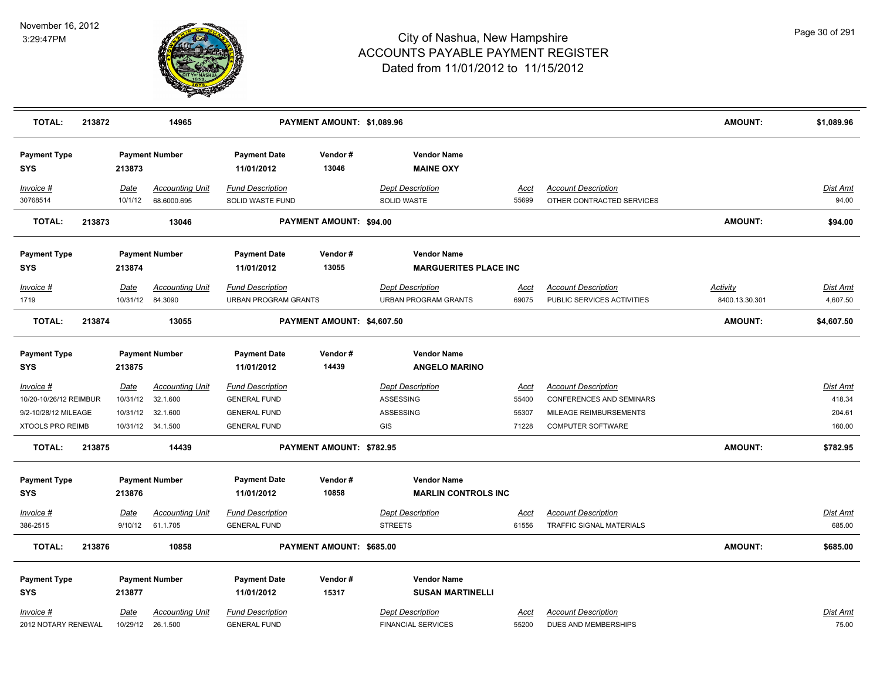# City of Nashua, New Hampshire
## ACCOUNTS PAYABLE PAYMENT REGISTER
### Dated from 11/01/2012 to 11/15/2012

November 16, 2012
3:29:47PM

| **TOTAL:** | **213872** | | **14965** | | **PAYMENT AMOUNT: $1,089.96** | | | | | **AMOUNT:** | **$1,089.96** |
|---|---|---|---|---|---|---|---|---|---|---|---|

| Payment Type | Payment Number | | Payment Date | Vendor # | Vendor Name | | | | |
|---|---|---|---|---|---|---|---|---|---|
| **SYS** | **213873** | | **11/01/2012** | **13046** | **MAINE OXY** | | | | |
| *Invoice #* | *Date* | *Accounting Unit* | *Fund Description* | | *Dept Description* | *Acct* | *Account Description* | | *Dist Amt* |
| 30768514 | 10/1/12 | 68.6000.695 | SOLID WASTE FUND | | SOLID WASTE | 55699 | OTHER CONTRACTED SERVICES | | 94.00 |
| **TOTAL:** | **213873** | **13046** | **PAYMENT AMOUNT: $94.00** | | | | | **AMOUNT:** | **$94.00** |

| Payment Type | Payment Number | | Payment Date | Vendor # | Vendor Name | | | | |
|---|---|---|---|---|---|---|---|---|---|
| **SYS** | **213874** | | **11/01/2012** | **13055** | **MARGUERITES PLACE INC** | | | | |
| *Invoice #* | *Date* | *Accounting Unit* | *Fund Description* | | *Dept Description* | *Acct* | *Account Description* | *Activity* | *Dist Amt* |
| 1719 | 10/31/12 | 84.3090 | URBAN PROGRAM GRANTS | | URBAN PROGRAM GRANTS | 69075 | PUBLIC SERVICES ACTIVITIES | 8400.13.30.301 | 4,607.50 |
| **TOTAL:** | **213874** | **13055** | **PAYMENT AMOUNT: $4,607.50** | | | | | **AMOUNT:** | **$4,607.50** |

| Payment Type | Payment Number | | Payment Date | Vendor # | Vendor Name | | | | |
|---|---|---|---|---|---|---|---|---|---|
| **SYS** | **213875** | | **11/01/2012** | **14439** | **ANGELO MARINO** | | | | |
| *Invoice #* | *Date* | *Accounting Unit* | *Fund Description* | | *Dept Description* | *Acct* | *Account Description* | | *Dist Amt* |
| 10/20-10/26/12 REIMBUR | 10/31/12 | 32.1.600 | GENERAL FUND | | ASSESSING | 55400 | CONFERENCES AND SEMINARS | | 418.34 |
| 9/2-10/28/12 MILEAGE | 10/31/12 | 32.1.600 | GENERAL FUND | | ASSESSING | 55307 | MILEAGE REIMBURSEMENTS | | 204.61 |
| XTOOLS PRO REIMB | 10/31/12 | 34.1.500 | GENERAL FUND | | GIS | 71228 | COMPUTER SOFTWARE | | 160.00 |
| **TOTAL:** | **213875** | **14439** | **PAYMENT AMOUNT: $782.95** | | | | | **AMOUNT:** | **$782.95** |

| Payment Type | Payment Number | | Payment Date | Vendor # | Vendor Name | | | | |
|---|---|---|---|---|---|---|---|---|---|
| **SYS** | **213876** | | **11/01/2012** | **10858** | **MARLIN CONTROLS INC** | | | | |
| *Invoice #* | *Date* | *Accounting Unit* | *Fund Description* | | *Dept Description* | *Acct* | *Account Description* | | *Dist Amt* |
| 386-2515 | 9/10/12 | 61.1.705 | GENERAL FUND | | STREETS | 61556 | TRAFFIC SIGNAL MATERIALS | | 685.00 |
| **TOTAL:** | **213876** | **10858** | **PAYMENT AMOUNT: $685.00** | | | | | **AMOUNT:** | **$685.00** |

| Payment Type | Payment Number | | Payment Date | Vendor # | Vendor Name | | | | |
|---|---|---|---|---|---|---|---|---|---|
| **SYS** | **213877** | | **11/01/2012** | **15317** | **SUSAN MARTINELLI** | | | | |
| *Invoice #* | *Date* | *Accounting Unit* | *Fund Description* | | *Dept Description* | *Acct* | *Account Description* | | *Dist Amt* |
| 2012 NOTARY RENEWAL | 10/29/12 | 26.1.500 | GENERAL FUND | | FINANCIAL SERVICES | 55200 | DUES AND MEMBERSHIPS | | 75.00 |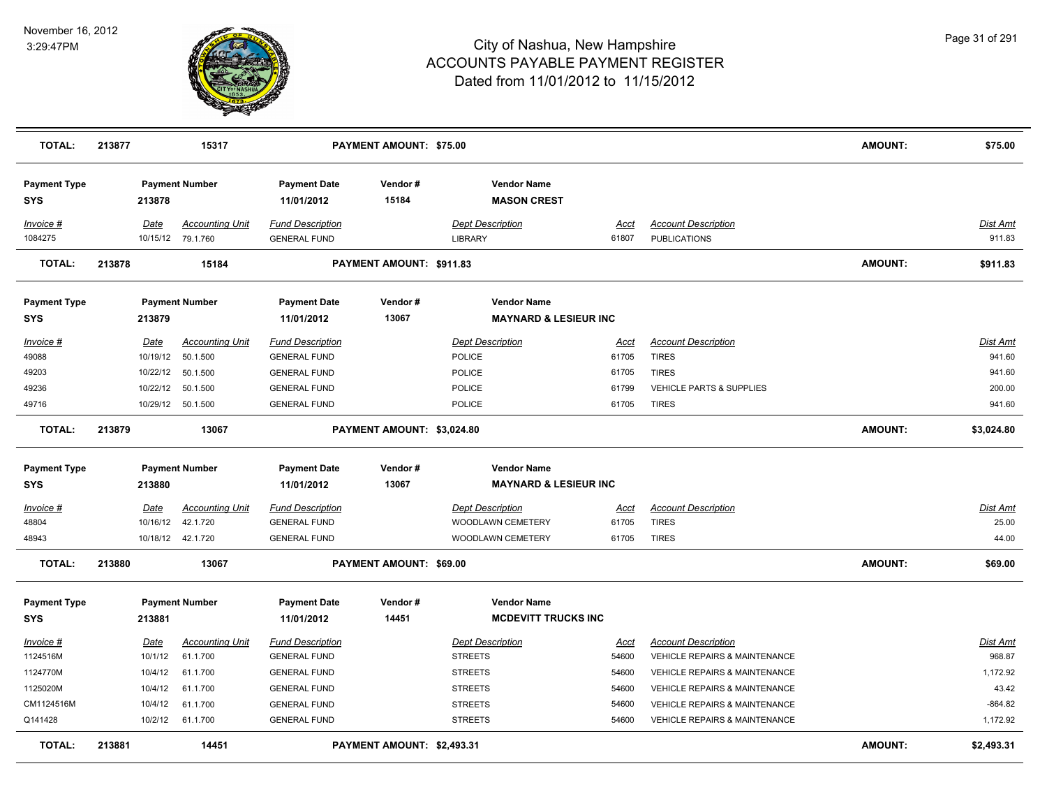# City of Nashua, New Hampshire
## ACCOUNTS PAYABLE PAYMENT REGISTER
### Dated from 11/01/2012 to 11/15/2012

November 16, 2012
3:29:47PM

| TOTAL: | 213877 | 15317 | PAYMENT AMOUNT: $75.00 | AMOUNT: | $75.00 |
|---|---|---|---|---|---|

| Payment Type | Payment Number | Payment Date | Vendor # | Vendor Name |
|---|---|---|---|---|
| SYS | 213878 | 11/01/2012 | 15184 | MASON CREST |

| Invoice # | Date | Accounting Unit | Fund Description | Dept Description | Acct | Account Description | Dist Amt |
|---|---|---|---|---|---|---|---|
| 1084275 | 10/15/12 | 79.1.760 | GENERAL FUND | LIBRARY | 61807 | PUBLICATIONS | 911.83 |

| TOTAL: | 213878 | 15184 | PAYMENT AMOUNT: $911.83 | AMOUNT: | $911.83 |
|---|---|---|---|---|---|

| Payment Type | Payment Number | Payment Date | Vendor # | Vendor Name |
|---|---|---|---|---|
| SYS | 213879 | 11/01/2012 | 13067 | MAYNARD & LESIEUR INC |

| Invoice # | Date | Accounting Unit | Fund Description | Dept Description | Acct | Account Description | Dist Amt |
|---|---|---|---|---|---|---|---|
| 49088 | 10/19/12 | 50.1.500 | GENERAL FUND | POLICE | 61705 | TIRES | 941.60 |
| 49203 | 10/22/12 | 50.1.500 | GENERAL FUND | POLICE | 61705 | TIRES | 941.60 |
| 49236 | 10/22/12 | 50.1.500 | GENERAL FUND | POLICE | 61799 | VEHICLE PARTS & SUPPLIES | 200.00 |
| 49716 | 10/29/12 | 50.1.500 | GENERAL FUND | POLICE | 61705 | TIRES | 941.60 |

| TOTAL: | 213879 | 13067 | PAYMENT AMOUNT: $3,024.80 | AMOUNT: | $3,024.80 |
|---|---|---|---|---|---|

| Payment Type | Payment Number | Payment Date | Vendor # | Vendor Name |
|---|---|---|---|---|
| SYS | 213880 | 11/01/2012 | 13067 | MAYNARD & LESIEUR INC |

| Invoice # | Date | Accounting Unit | Fund Description | Dept Description | Acct | Account Description | Dist Amt |
|---|---|---|---|---|---|---|---|
| 48804 | 10/16/12 | 42.1.720 | GENERAL FUND | WOODLAWN CEMETERY | 61705 | TIRES | 25.00 |
| 48943 | 10/18/12 | 42.1.720 | GENERAL FUND | WOODLAWN CEMETERY | 61705 | TIRES | 44.00 |

| TOTAL: | 213880 | 13067 | PAYMENT AMOUNT: $69.00 | AMOUNT: | $69.00 |
|---|---|---|---|---|---|

| Payment Type | Payment Number | Payment Date | Vendor # | Vendor Name |
|---|---|---|---|---|
| SYS | 213881 | 11/01/2012 | 14451 | MCDEVITT TRUCKS INC |

| Invoice # | Date | Accounting Unit | Fund Description | Dept Description | Acct | Account Description | Dist Amt |
|---|---|---|---|---|---|---|---|
| 1124516M | 10/1/12 | 61.1.700 | GENERAL FUND | STREETS | 54600 | VEHICLE REPAIRS & MAINTENANCE | 968.87 |
| 1124770M | 10/4/12 | 61.1.700 | GENERAL FUND | STREETS | 54600 | VEHICLE REPAIRS & MAINTENANCE | 1,172.92 |
| 1125020M | 10/4/12 | 61.1.700 | GENERAL FUND | STREETS | 54600 | VEHICLE REPAIRS & MAINTENANCE | 43.42 |
| CM1124516M | 10/4/12 | 61.1.700 | GENERAL FUND | STREETS | 54600 | VEHICLE REPAIRS & MAINTENANCE | -864.82 |
| Q141428 | 10/2/12 | 61.1.700 | GENERAL FUND | STREETS | 54600 | VEHICLE REPAIRS & MAINTENANCE | 1,172.92 |

| TOTAL: | 213881 | 14451 | PAYMENT AMOUNT: $2,493.31 | AMOUNT: | $2,493.31 |
|---|---|---|---|---|---|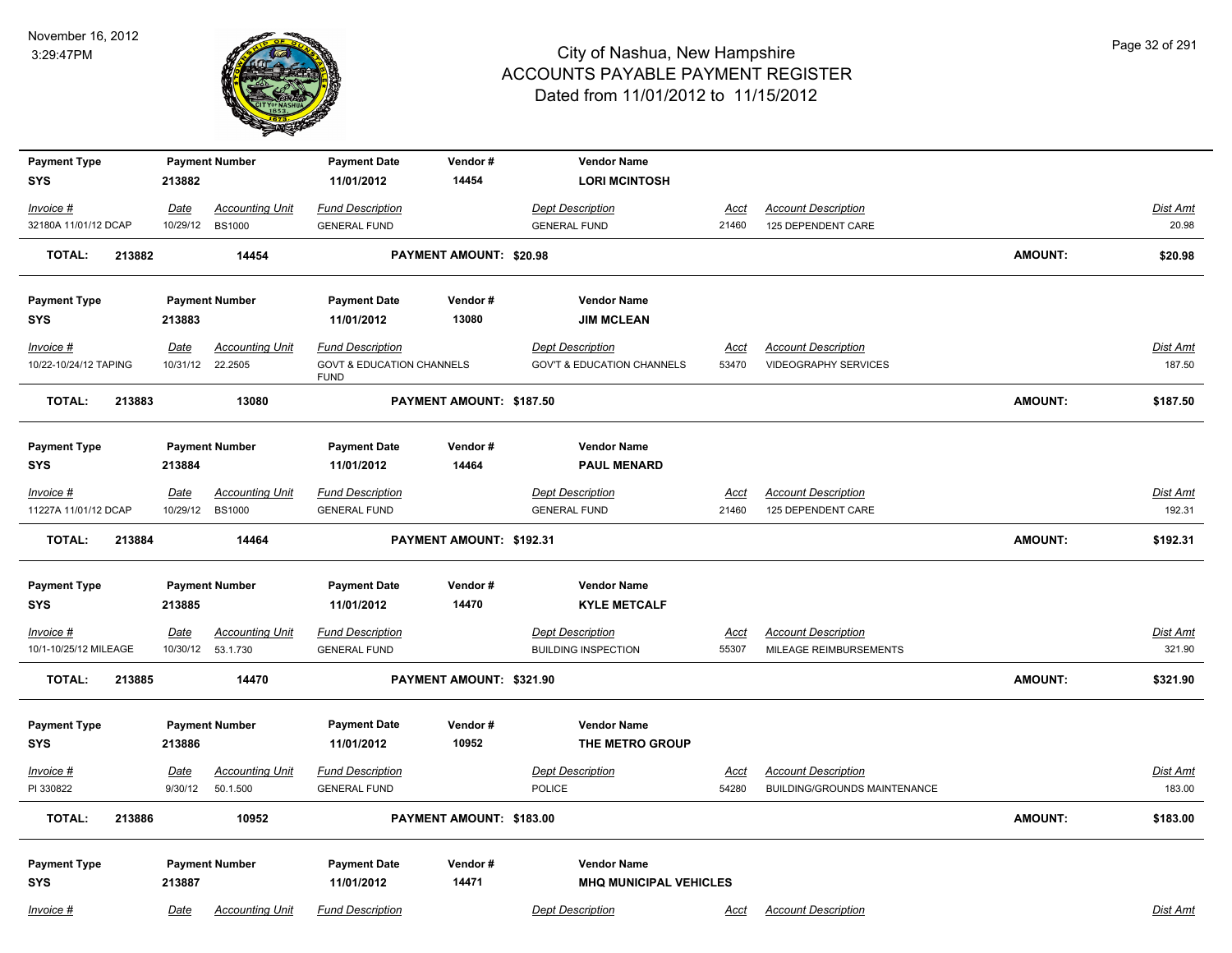# City of Nashua, New Hampshire
## ACCOUNTS PAYABLE PAYMENT REGISTER
### Dated from 11/01/2012 to 11/15/2012

November 16, 2012
3:29:47PM

| Payment Type | Payment Number | Payment Date | Vendor # | Vendor Name |
|---|---|---|---|---|
| SYS | 213882 | 11/01/2012 | 14454 | LORI MCINTOSH |

| Invoice # | Date | Accounting Unit | Fund Description | Dept Description | Acct | Account Description | Dist Amt |
|---|---|---|---|---|---|---|---|
| 32180A 11/01/12 DCAP | 10/29/12 | BS1000 | GENERAL FUND | GENERAL FUND | 21460 | 125 DEPENDENT CARE | 20.98 |

**TOTAL: 213882 14454 PAYMENT AMOUNT: $20.98 AMOUNT: $20.98**

| Payment Type | Payment Number | Payment Date | Vendor # | Vendor Name |
|---|---|---|---|---|
| SYS | 213883 | 11/01/2012 | 13080 | JIM MCLEAN |

| Invoice # | Date | Accounting Unit | Fund Description | Dept Description | Acct | Account Description | Dist Amt |
|---|---|---|---|---|---|---|---|
| 10/22-10/24/12 TAPING | 10/31/12 | 22.2505 | GOVT & EDUCATION CHANNELS FUND | GOV'T & EDUCATION CHANNELS | 53470 | VIDEOGRAPHY SERVICES | 187.50 |

**TOTAL: 213883 13080 PAYMENT AMOUNT: $187.50 AMOUNT: $187.50**

| Payment Type | Payment Number | Payment Date | Vendor # | Vendor Name |
|---|---|---|---|---|
| SYS | 213884 | 11/01/2012 | 14464 | PAUL MENARD |

| Invoice # | Date | Accounting Unit | Fund Description | Dept Description | Acct | Account Description | Dist Amt |
|---|---|---|---|---|---|---|---|
| 11227A 11/01/12 DCAP | 10/29/12 | BS1000 | GENERAL FUND | GENERAL FUND | 21460 | 125 DEPENDENT CARE | 192.31 |

**TOTAL: 213884 14464 PAYMENT AMOUNT: $192.31 AMOUNT: $192.31**

| Payment Type | Payment Number | Payment Date | Vendor # | Vendor Name |
|---|---|---|---|---|
| SYS | 213885 | 11/01/2012 | 14470 | KYLE METCALF |

| Invoice # | Date | Accounting Unit | Fund Description | Dept Description | Acct | Account Description | Dist Amt |
|---|---|---|---|---|---|---|---|
| 10/1-10/25/12 MILEAGE | 10/30/12 | 53.1.730 | GENERAL FUND | BUILDING INSPECTION | 55307 | MILEAGE REIMBURSEMENTS | 321.90 |

**TOTAL: 213885 14470 PAYMENT AMOUNT: $321.90 AMOUNT: $321.90**

| Payment Type | Payment Number | Payment Date | Vendor # | Vendor Name |
|---|---|---|---|---|
| SYS | 213886 | 11/01/2012 | 10952 | THE METRO GROUP |

| Invoice # | Date | Accounting Unit | Fund Description | Dept Description | Acct | Account Description | Dist Amt |
|---|---|---|---|---|---|---|---|
| PI 330822 | 9/30/12 | 50.1.500 | GENERAL FUND | POLICE | 54280 | BUILDING/GROUNDS MAINTENANCE | 183.00 |

**TOTAL: 213886 10952 PAYMENT AMOUNT: $183.00 AMOUNT: $183.00**

| Payment Type | Payment Number | Payment Date | Vendor # | Vendor Name |
|---|---|---|---|---|
| SYS | 213887 | 11/01/2012 | 14471 | MHQ MUNICIPAL VEHICLES |

| Invoice # | Date | Accounting Unit | Fund Description | Dept Description | Acct | Account Description | Dist Amt |
|---|---|---|---|---|---|---|---|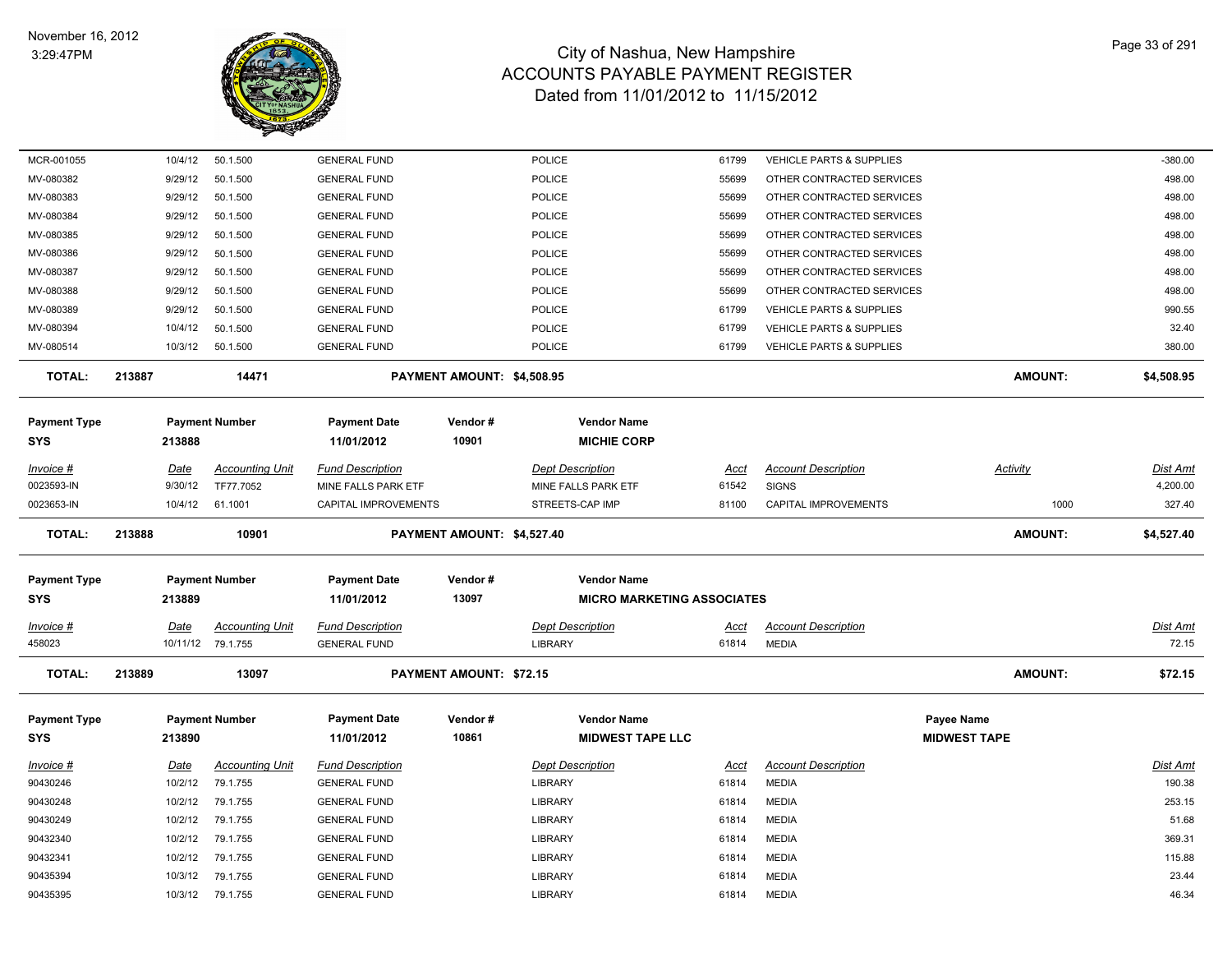| Invoice # | Date | Accounting Unit | Fund Description | Dept Description | Acct | Account Description | Activity | Dist Amt |
|---|---|---|---|---|---|---|---|---|
| MCR-001055 | 10/4/12 | 50.1.500 | GENERAL FUND | POLICE | 61799 | VEHICLE PARTS & SUPPLIES | | -380.00 |
| MV-080382 | 9/29/12 | 50.1.500 | GENERAL FUND | POLICE | 55699 | OTHER CONTRACTED SERVICES | | 498.00 |
| MV-080383 | 9/29/12 | 50.1.500 | GENERAL FUND | POLICE | 55699 | OTHER CONTRACTED SERVICES | | 498.00 |
| MV-080384 | 9/29/12 | 50.1.500 | GENERAL FUND | POLICE | 55699 | OTHER CONTRACTED SERVICES | | 498.00 |
| MV-080385 | 9/29/12 | 50.1.500 | GENERAL FUND | POLICE | 55699 | OTHER CONTRACTED SERVICES | | 498.00 |
| MV-080386 | 9/29/12 | 50.1.500 | GENERAL FUND | POLICE | 55699 | OTHER CONTRACTED SERVICES | | 498.00 |
| MV-080387 | 9/29/12 | 50.1.500 | GENERAL FUND | POLICE | 55699 | OTHER CONTRACTED SERVICES | | 498.00 |
| MV-080388 | 9/29/12 | 50.1.500 | GENERAL FUND | POLICE | 55699 | OTHER CONTRACTED SERVICES | | 498.00 |
| MV-080389 | 9/29/12 | 50.1.500 | GENERAL FUND | POLICE | 61799 | VEHICLE PARTS & SUPPLIES | | 990.55 |
| MV-080394 | 10/4/12 | 50.1.500 | GENERAL FUND | POLICE | 61799 | VEHICLE PARTS & SUPPLIES | | 32.40 |
| MV-080514 | 10/3/12 | 50.1.500 | GENERAL FUND | POLICE | 61799 | VEHICLE PARTS & SUPPLIES | | 380.00 |

**TOTAL:** 213887 | 14471 | **PAYMENT AMOUNT: $4,508.95** | **AMOUNT: $4,508.95**

| Payment Type | Payment Number | Payment Date | Vendor # | Vendor Name |
|---|---|---|---|---|
| SYS | 213888 | 11/01/2012 | 10901 | MICHIE CORP |

| Invoice # | Date | Accounting Unit | Fund Description | Dept Description | Acct | Account Description | Activity | Dist Amt |
|---|---|---|---|---|---|---|---|---|
| 0023593-IN | 9/30/12 | TF77.7052 | MINE FALLS PARK ETF | MINE FALLS PARK ETF | 61542 | SIGNS | | 4,200.00 |
| 0023653-IN | 10/4/12 | 61.1001 | CAPITAL IMPROVEMENTS | STREETS-CAP IMP | 81100 | CAPITAL IMPROVEMENTS | 1000 | 327.40 |

**TOTAL:** 213888 | 10901 | **PAYMENT AMOUNT: $4,527.40** | **AMOUNT: $4,527.40**

| Payment Type | Payment Number | Payment Date | Vendor # | Vendor Name |
|---|---|---|---|---|
| SYS | 213889 | 11/01/2012 | 13097 | MICRO MARKETING ASSOCIATES |

| Invoice # | Date | Accounting Unit | Fund Description | Dept Description | Acct | Account Description | Dist Amt |
|---|---|---|---|---|---|---|---|
| 458023 | 10/11/12 | 79.1.755 | GENERAL FUND | LIBRARY | 61814 | MEDIA | 72.15 |

**TOTAL:** 213889 | 13097 | **PAYMENT AMOUNT: $72.15** | **AMOUNT: $72.15**

| Payment Type | Payment Number | Payment Date | Vendor # | Vendor Name | Payee Name |
|---|---|---|---|---|---|
| SYS | 213890 | 11/01/2012 | 10861 | MIDWEST TAPE LLC | MIDWEST TAPE |

| Invoice # | Date | Accounting Unit | Fund Description | Dept Description | Acct | Account Description | Dist Amt |
|---|---|---|---|---|---|---|---|
| 90430246 | 10/2/12 | 79.1.755 | GENERAL FUND | LIBRARY | 61814 | MEDIA | 190.38 |
| 90430248 | 10/2/12 | 79.1.755 | GENERAL FUND | LIBRARY | 61814 | MEDIA | 253.15 |
| 90430249 | 10/2/12 | 79.1.755 | GENERAL FUND | LIBRARY | 61814 | MEDIA | 51.68 |
| 90432340 | 10/2/12 | 79.1.755 | GENERAL FUND | LIBRARY | 61814 | MEDIA | 369.31 |
| 90432341 | 10/2/12 | 79.1.755 | GENERAL FUND | LIBRARY | 61814 | MEDIA | 115.88 |
| 90435394 | 10/3/12 | 79.1.755 | GENERAL FUND | LIBRARY | 61814 | MEDIA | 23.44 |
| 90435395 | 10/3/12 | 79.1.755 | GENERAL FUND | LIBRARY | 61814 | MEDIA | 46.34 |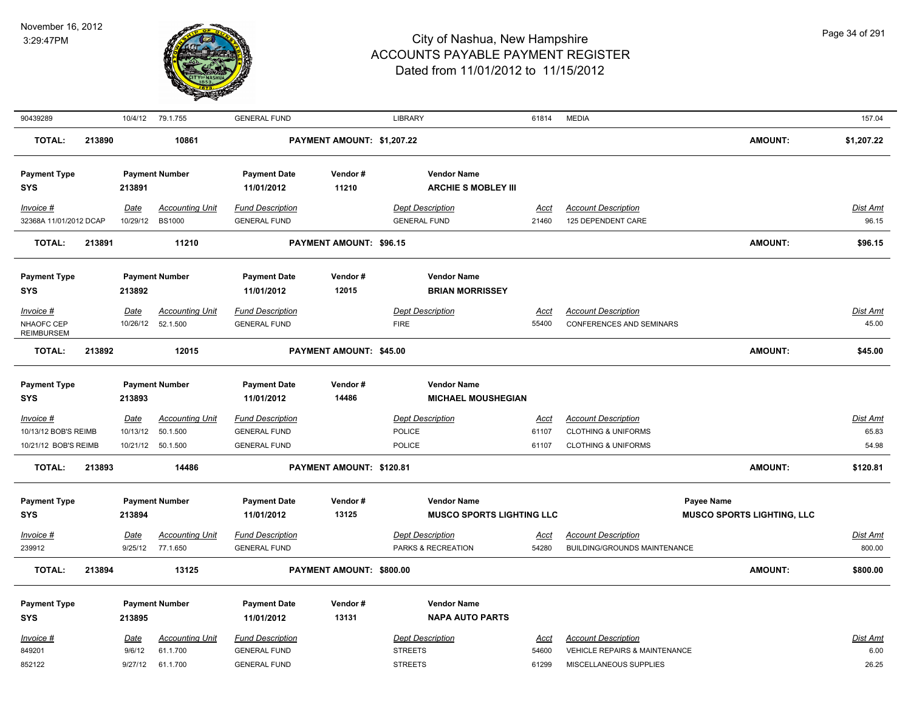| 90439289 | 10/4/12 | 79.1.755 | GENERAL FUND | LIBRARY | 61814 | MEDIA | 157.04 |
|---|---|---|---|---|---|---|---|

**TOTAL: 213890 10861 PAYMENT AMOUNT: $1,207.22 AMOUNT: $1,207.22**

| Payment Type | Payment Number | Payment Date | Vendor # | Vendor Name |
|---|---|---|---|---|
| SYS | 213891 | 11/01/2012 | 11210 | ARCHIE S MOBLEY III |

| Invoice # | Date | Accounting Unit | Fund Description | Dept Description | Acct | Account Description | Dist Amt |
|---|---|---|---|---|---|---|---|
| 32368A 11/01/2012 DCAP | 10/29/12 | BS1000 | GENERAL FUND | GENERAL FUND | 21460 | 125 DEPENDENT CARE | 96.15 |

**TOTAL: 213891 11210 PAYMENT AMOUNT: $96.15 AMOUNT: $96.15**

| Payment Type | Payment Number | Payment Date | Vendor # | Vendor Name |
|---|---|---|---|---|
| SYS | 213892 | 11/01/2012 | 12015 | BRIAN MORRISSEY |

| Invoice # | Date | Accounting Unit | Fund Description | Dept Description | Acct | Account Description | Dist Amt |
|---|---|---|---|---|---|---|---|
| NHAOFC CEP REIMBURSEM | 10/26/12 | 52.1.500 | GENERAL FUND | FIRE | 55400 | CONFERENCES AND SEMINARS | 45.00 |

**TOTAL: 213892 12015 PAYMENT AMOUNT: $45.00 AMOUNT: $45.00**

| Payment Type | Payment Number | Payment Date | Vendor # | Vendor Name |
|---|---|---|---|---|
| SYS | 213893 | 11/01/2012 | 14486 | MICHAEL MOUSHEGIAN |

| Invoice # | Date | Accounting Unit | Fund Description | Dept Description | Acct | Account Description | Dist Amt |
|---|---|---|---|---|---|---|---|
| 10/13/12 BOB'S REIMB | 10/13/12 | 50.1.500 | GENERAL FUND | POLICE | 61107 | CLOTHING & UNIFORMS | 65.83 |
| 10/21/12 BOB'S REIMB | 10/21/12 | 50.1.500 | GENERAL FUND | POLICE | 61107 | CLOTHING & UNIFORMS | 54.98 |

**TOTAL: 213893 14486 PAYMENT AMOUNT: $120.81 AMOUNT: $120.81**

| Payment Type | Payment Number | Payment Date | Vendor # | Vendor Name | Payee Name |
|---|---|---|---|---|---|
| SYS | 213894 | 11/01/2012 | 13125 | MUSCO SPORTS LIGHTING LLC | MUSCO SPORTS LIGHTING, LLC |

| Invoice # | Date | Accounting Unit | Fund Description | Dept Description | Acct | Account Description | Dist Amt |
|---|---|---|---|---|---|---|---|
| 239912 | 9/25/12 | 77.1.650 | GENERAL FUND | PARKS & RECREATION | 54280 | BUILDING/GROUNDS MAINTENANCE | 800.00 |

**TOTAL: 213894 13125 PAYMENT AMOUNT: $800.00 AMOUNT: $800.00**

| Payment Type | Payment Number | Payment Date | Vendor # | Vendor Name |
|---|---|---|---|---|
| SYS | 213895 | 11/01/2012 | 13131 | NAPA AUTO PARTS |

| Invoice # | Date | Accounting Unit | Fund Description | Dept Description | Acct | Account Description | Dist Amt |
|---|---|---|---|---|---|---|---|
| 849201 | 9/6/12 | 61.1.700 | GENERAL FUND | STREETS | 54600 | VEHICLE REPAIRS & MAINTENANCE | 6.00 |
| 852122 | 9/27/12 | 61.1.700 | GENERAL FUND | STREETS | 61299 | MISCELLANEOUS SUPPLIES | 26.25 |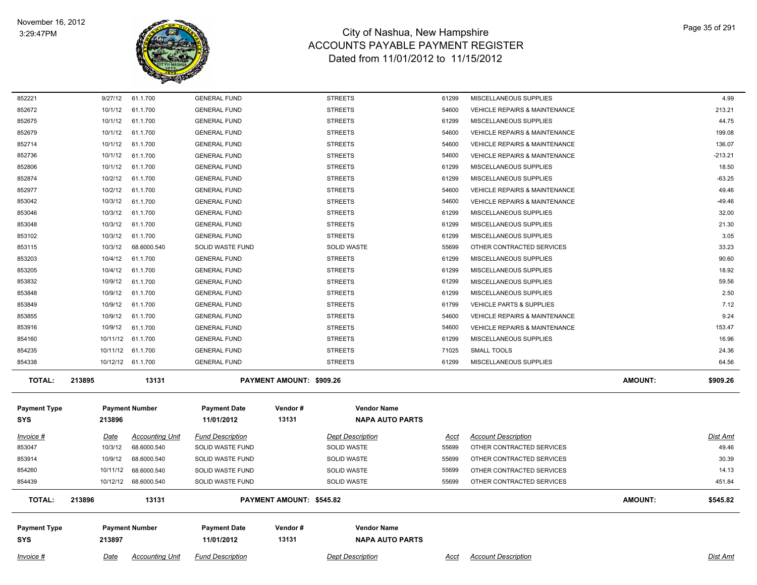| Invoice # | Date | Accounting Unit | Fund Description | Dept Description | Acct | Account Description | Dist Amt |
|---|---|---|---|---|---|---|---|
| 852221 | 9/27/12 | 61.1.700 | GENERAL FUND | STREETS | 61299 | MISCELLANEOUS SUPPLIES | 4.99 |
| 852672 | 10/1/12 | 61.1.700 | GENERAL FUND | STREETS | 54600 | VEHICLE REPAIRS & MAINTENANCE | 213.21 |
| 852675 | 10/1/12 | 61.1.700 | GENERAL FUND | STREETS | 61299 | MISCELLANEOUS SUPPLIES | 44.75 |
| 852679 | 10/1/12 | 61.1.700 | GENERAL FUND | STREETS | 54600 | VEHICLE REPAIRS & MAINTENANCE | 199.08 |
| 852714 | 10/1/12 | 61.1.700 | GENERAL FUND | STREETS | 54600 | VEHICLE REPAIRS & MAINTENANCE | 136.07 |
| 852736 | 10/1/12 | 61.1.700 | GENERAL FUND | STREETS | 54600 | VEHICLE REPAIRS & MAINTENANCE | -213.21 |
| 852806 | 10/1/12 | 61.1.700 | GENERAL FUND | STREETS | 61299 | MISCELLANEOUS SUPPLIES | 18.50 |
| 852874 | 10/2/12 | 61.1.700 | GENERAL FUND | STREETS | 61299 | MISCELLANEOUS SUPPLIES | -63.25 |
| 852977 | 10/2/12 | 61.1.700 | GENERAL FUND | STREETS | 54600 | VEHICLE REPAIRS & MAINTENANCE | 49.46 |
| 853042 | 10/3/12 | 61.1.700 | GENERAL FUND | STREETS | 54600 | VEHICLE REPAIRS & MAINTENANCE | -49.46 |
| 853046 | 10/3/12 | 61.1.700 | GENERAL FUND | STREETS | 61299 | MISCELLANEOUS SUPPLIES | 32.00 |
| 853048 | 10/3/12 | 61.1.700 | GENERAL FUND | STREETS | 61299 | MISCELLANEOUS SUPPLIES | 21.30 |
| 853102 | 10/3/12 | 61.1.700 | GENERAL FUND | STREETS | 61299 | MISCELLANEOUS SUPPLIES | 3.05 |
| 853115 | 10/3/12 | 68.6000.540 | SOLID WASTE FUND | SOLID WASTE | 55699 | OTHER CONTRACTED SERVICES | 33.23 |
| 853203 | 10/4/12 | 61.1.700 | GENERAL FUND | STREETS | 61299 | MISCELLANEOUS SUPPLIES | 90.60 |
| 853205 | 10/4/12 | 61.1.700 | GENERAL FUND | STREETS | 61299 | MISCELLANEOUS SUPPLIES | 18.92 |
| 853832 | 10/9/12 | 61.1.700 | GENERAL FUND | STREETS | 61299 | MISCELLANEOUS SUPPLIES | 59.56 |
| 853848 | 10/9/12 | 61.1.700 | GENERAL FUND | STREETS | 61299 | MISCELLANEOUS SUPPLIES | 2.50 |
| 853849 | 10/9/12 | 61.1.700 | GENERAL FUND | STREETS | 61799 | VEHICLE PARTS & SUPPLIES | 7.12 |
| 853855 | 10/9/12 | 61.1.700 | GENERAL FUND | STREETS | 54600 | VEHICLE REPAIRS & MAINTENANCE | 9.24 |
| 853916 | 10/9/12 | 61.1.700 | GENERAL FUND | STREETS | 54600 | VEHICLE REPAIRS & MAINTENANCE | 153.47 |
| 854160 | 10/11/12 | 61.1.700 | GENERAL FUND | STREETS | 61299 | MISCELLANEOUS SUPPLIES | 16.96 |
| 854235 | 10/11/12 | 61.1.700 | GENERAL FUND | STREETS | 71025 | SMALL TOOLS | 24.36 |
| 854338 | 10/12/12 | 61.1.700 | GENERAL FUND | STREETS | 61299 | MISCELLANEOUS SUPPLIES | 64.56 |

**TOTAL: 213895 13131 PAYMENT AMOUNT: $909.26 AMOUNT: $909.26**

| Payment Type | Payment Number | Payment Date | Vendor # | Vendor Name |
|---|---|---|---|---|
| SYS | 213896 | 11/01/2012 | 13131 | NAPA AUTO PARTS |

| Invoice # | Date | Accounting Unit | Fund Description | Dept Description | Acct | Account Description | Dist Amt |
|---|---|---|---|---|---|---|---|
| 853047 | 10/3/12 | 68.6000.540 | SOLID WASTE FUND | SOLID WASTE | 55699 | OTHER CONTRACTED SERVICES | 49.46 |
| 853914 | 10/9/12 | 68.6000.540 | SOLID WASTE FUND | SOLID WASTE | 55699 | OTHER CONTRACTED SERVICES | 30.39 |
| 854260 | 10/11/12 | 68.6000.540 | SOLID WASTE FUND | SOLID WASTE | 55699 | OTHER CONTRACTED SERVICES | 14.13 |
| 854439 | 10/12/12 | 68.6000.540 | SOLID WASTE FUND | SOLID WASTE | 55699 | OTHER CONTRACTED SERVICES | 451.84 |

**TOTAL: 213896 13131 PAYMENT AMOUNT: $545.82 AMOUNT: $545.82**

| Payment Type | Payment Number | Payment Date | Vendor # | Vendor Name |
|---|---|---|---|---|
| SYS | 213897 | 11/01/2012 | 13131 | NAPA AUTO PARTS |

| Invoice # | Date | Accounting Unit | Fund Description | Dept Description | Acct | Account Description | Dist Amt |
|---|---|---|---|---|---|---|---|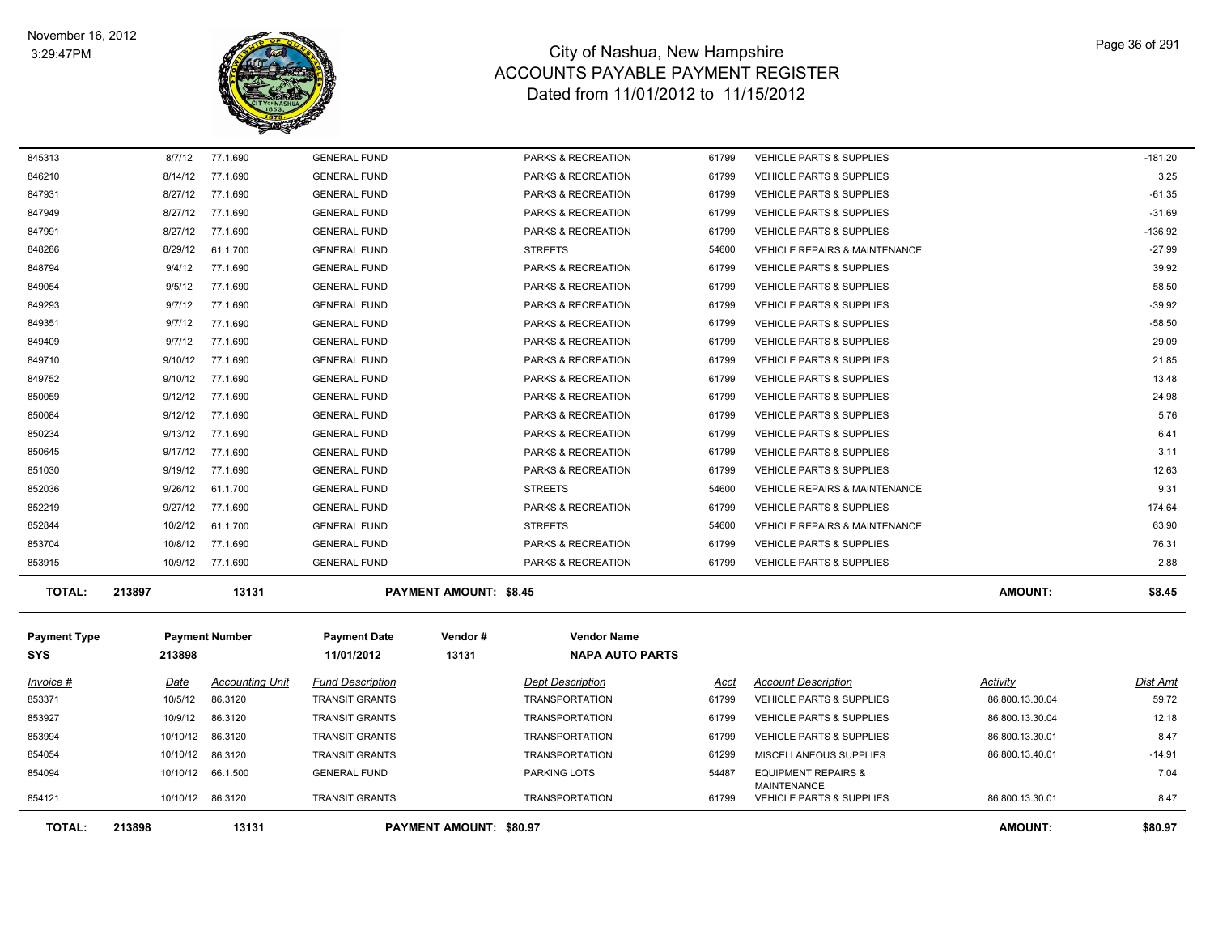# City of Nashua, New Hampshire
## ACCOUNTS PAYABLE PAYMENT REGISTER
### Dated from 11/01/2012 to 11/15/2012

November 16, 2012
3:29:47PM

| Invoice # | Date | Accounting Unit | Fund Description | Dept Description | Acct | Account Description | Activity | Dist Amt |
|---|---|---|---|---|---|---|---|---|
| 845313 | 8/7/12 | 77.1.690 | GENERAL FUND | PARKS & RECREATION | 61799 | VEHICLE PARTS & SUPPLIES | | -181.20 |
| 846210 | 8/14/12 | 77.1.690 | GENERAL FUND | PARKS & RECREATION | 61799 | VEHICLE PARTS & SUPPLIES | | 3.25 |
| 847931 | 8/27/12 | 77.1.690 | GENERAL FUND | PARKS & RECREATION | 61799 | VEHICLE PARTS & SUPPLIES | | -61.35 |
| 847949 | 8/27/12 | 77.1.690 | GENERAL FUND | PARKS & RECREATION | 61799 | VEHICLE PARTS & SUPPLIES | | -31.69 |
| 847991 | 8/27/12 | 77.1.690 | GENERAL FUND | PARKS & RECREATION | 61799 | VEHICLE PARTS & SUPPLIES | | -136.92 |
| 848286 | 8/29/12 | 61.1.700 | GENERAL FUND | STREETS | 54600 | VEHICLE REPAIRS & MAINTENANCE | | -27.99 |
| 848794 | 9/4/12 | 77.1.690 | GENERAL FUND | PARKS & RECREATION | 61799 | VEHICLE PARTS & SUPPLIES | | 39.92 |
| 849054 | 9/5/12 | 77.1.690 | GENERAL FUND | PARKS & RECREATION | 61799 | VEHICLE PARTS & SUPPLIES | | 58.50 |
| 849293 | 9/7/12 | 77.1.690 | GENERAL FUND | PARKS & RECREATION | 61799 | VEHICLE PARTS & SUPPLIES | | -39.92 |
| 849351 | 9/7/12 | 77.1.690 | GENERAL FUND | PARKS & RECREATION | 61799 | VEHICLE PARTS & SUPPLIES | | -58.50 |
| 849409 | 9/7/12 | 77.1.690 | GENERAL FUND | PARKS & RECREATION | 61799 | VEHICLE PARTS & SUPPLIES | | 29.09 |
| 849710 | 9/10/12 | 77.1.690 | GENERAL FUND | PARKS & RECREATION | 61799 | VEHICLE PARTS & SUPPLIES | | 21.85 |
| 849752 | 9/10/12 | 77.1.690 | GENERAL FUND | PARKS & RECREATION | 61799 | VEHICLE PARTS & SUPPLIES | | 13.48 |
| 850059 | 9/12/12 | 77.1.690 | GENERAL FUND | PARKS & RECREATION | 61799 | VEHICLE PARTS & SUPPLIES | | 24.98 |
| 850084 | 9/12/12 | 77.1.690 | GENERAL FUND | PARKS & RECREATION | 61799 | VEHICLE PARTS & SUPPLIES | | 5.76 |
| 850234 | 9/13/12 | 77.1.690 | GENERAL FUND | PARKS & RECREATION | 61799 | VEHICLE PARTS & SUPPLIES | | 6.41 |
| 850645 | 9/17/12 | 77.1.690 | GENERAL FUND | PARKS & RECREATION | 61799 | VEHICLE PARTS & SUPPLIES | | 3.11 |
| 851030 | 9/19/12 | 77.1.690 | GENERAL FUND | PARKS & RECREATION | 61799 | VEHICLE PARTS & SUPPLIES | | 12.63 |
| 852036 | 9/26/12 | 61.1.700 | GENERAL FUND | STREETS | 54600 | VEHICLE REPAIRS & MAINTENANCE | | 9.31 |
| 852219 | 9/27/12 | 77.1.690 | GENERAL FUND | PARKS & RECREATION | 61799 | VEHICLE PARTS & SUPPLIES | | 174.64 |
| 852844 | 10/2/12 | 61.1.700 | GENERAL FUND | STREETS | 54600 | VEHICLE REPAIRS & MAINTENANCE | | 63.90 |
| 853704 | 10/8/12 | 77.1.690 | GENERAL FUND | PARKS & RECREATION | 61799 | VEHICLE PARTS & SUPPLIES | | 76.31 |
| 853915 | 10/9/12 | 77.1.690 | GENERAL FUND | PARKS & RECREATION | 61799 | VEHICLE PARTS & SUPPLIES | | 2.88 |

**TOTAL: 213897 | 13131 | PAYMENT AMOUNT: $8.45 | AMOUNT: $8.45**

| Payment Type | Payment Number | Payment Date | Vendor # | Vendor Name |
|---|---|---|---|---|
| SYS | 213898 | 11/01/2012 | 13131 | NAPA AUTO PARTS |

| Invoice # | Date | Accounting Unit | Fund Description | Dept Description | Acct | Account Description | Activity | Dist Amt |
|---|---|---|---|---|---|---|---|---|
| 853371 | 10/5/12 | 86.3120 | TRANSIT GRANTS | TRANSPORTATION | 61799 | VEHICLE PARTS & SUPPLIES | 86.800.13.30.04 | 59.72 |
| 853927 | 10/9/12 | 86.3120 | TRANSIT GRANTS | TRANSPORTATION | 61799 | VEHICLE PARTS & SUPPLIES | 86.800.13.30.04 | 12.18 |
| 853994 | 10/10/12 | 86.3120 | TRANSIT GRANTS | TRANSPORTATION | 61799 | VEHICLE PARTS & SUPPLIES | 86.800.13.30.01 | 8.47 |
| 854054 | 10/10/12 | 86.3120 | TRANSIT GRANTS | TRANSPORTATION | 61299 | MISCELLANEOUS SUPPLIES | 86.800.13.40.01 | -14.91 |
| 854094 | 10/10/12 | 66.1.500 | GENERAL FUND | PARKING LOTS | 54487 | EQUIPMENT REPAIRS & MAINTENANCE | | 7.04 |
| 854121 | 10/10/12 | 86.3120 | TRANSIT GRANTS | TRANSPORTATION | 61799 | VEHICLE PARTS & SUPPLIES | 86.800.13.30.01 | 8.47 |

**TOTAL: 213898 | 13131 | PAYMENT AMOUNT: $80.97 | AMOUNT: $80.97**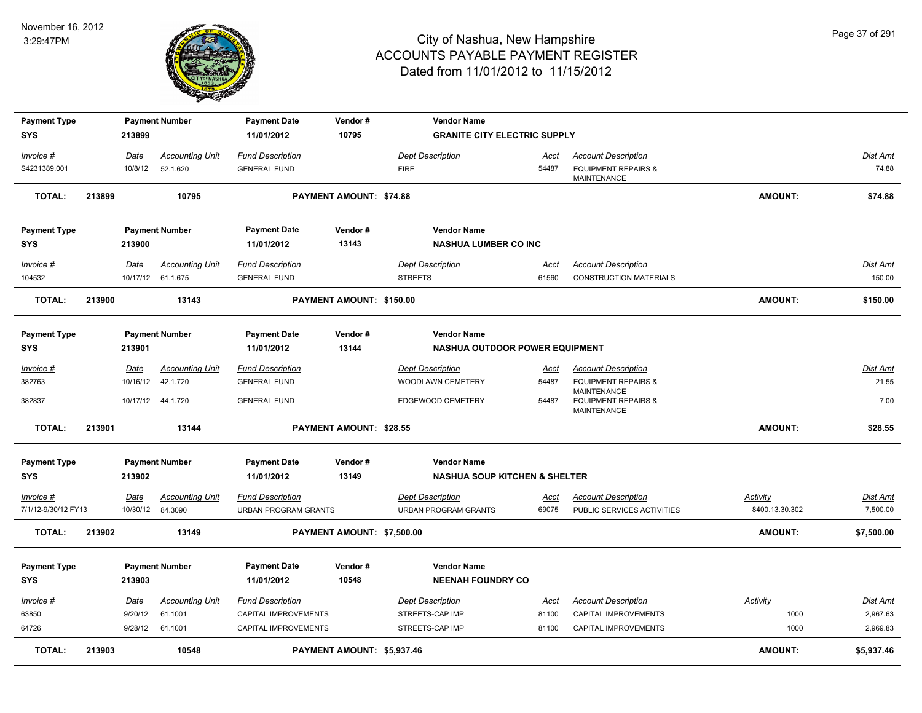November 16, 2012
3:29:47PM

# City of Nashua, New Hampshire
## ACCOUNTS PAYABLE PAYMENT REGISTER
### Dated from 11/01/2012 to 11/15/2012

| Payment Type | Payment Number | Payment Date | Vendor # | Vendor Name |
|---|---|---|---|---|
| SYS | 213899 | 11/01/2012 | 10795 | **GRANITE CITY ELECTRIC SUPPLY** |

| Invoice # | Date | Accounting Unit | Fund Description | Dept Description | Acct | Account Description | Activity | Dist Amt |
|---|---|---|---|---|---|---|---|---|
| S4231389.001 | 10/8/12 | 52.1.620 | GENERAL FUND | FIRE | 54487 | EQUIPMENT REPAIRS & MAINTENANCE | | 74.88 |
| **TOTAL:** | **213899** | **10795** | **PAYMENT AMOUNT: $74.88** | | | | **AMOUNT:** | **$74.88** |

| Payment Type | Payment Number | Payment Date | Vendor # | Vendor Name |
|---|---|---|---|---|
| SYS | 213900 | 11/01/2012 | 13143 | **NASHUA LUMBER CO INC** |

| Invoice # | Date | Accounting Unit | Fund Description | Dept Description | Acct | Account Description | Activity | Dist Amt |
|---|---|---|---|---|---|---|---|---|
| 104532 | 10/17/12 | 61.1.675 | GENERAL FUND | STREETS | 61560 | CONSTRUCTION MATERIALS | | 150.00 |
| **TOTAL:** | **213900** | **13143** | **PAYMENT AMOUNT: $150.00** | | | | **AMOUNT:** | **$150.00** |

| Payment Type | Payment Number | Payment Date | Vendor # | Vendor Name |
|---|---|---|---|---|
| SYS | 213901 | 11/01/2012 | 13144 | **NASHUA OUTDOOR POWER EQUIPMENT** |

| Invoice # | Date | Accounting Unit | Fund Description | Dept Description | Acct | Account Description | Activity | Dist Amt |
|---|---|---|---|---|---|---|---|---|
| 382763 | 10/16/12 | 42.1.720 | GENERAL FUND | WOODLAWN CEMETERY | 54487 | EQUIPMENT REPAIRS & MAINTENANCE | | 21.55 |
| 382837 | 10/17/12 | 44.1.720 | GENERAL FUND | EDGEWOOD CEMETERY | 54487 | EQUIPMENT REPAIRS & MAINTENANCE | | 7.00 |
| **TOTAL:** | **213901** | **13144** | **PAYMENT AMOUNT: $28.55** | | | | **AMOUNT:** | **$28.55** |

| Payment Type | Payment Number | Payment Date | Vendor # | Vendor Name |
|---|---|---|---|---|
| SYS | 213902 | 11/01/2012 | 13149 | **NASHUA SOUP KITCHEN & SHELTER** |

| Invoice # | Date | Accounting Unit | Fund Description | Dept Description | Acct | Account Description | Activity | Dist Amt |
|---|---|---|---|---|---|---|---|---|
| 7/1/12-9/30/12 FY13 | 10/30/12 | 84.3090 | URBAN PROGRAM GRANTS | URBAN PROGRAM GRANTS | 69075 | PUBLIC SERVICES ACTIVITIES | 8400.13.30.302 | 7,500.00 |
| **TOTAL:** | **213902** | **13149** | **PAYMENT AMOUNT: $7,500.00** | | | | **AMOUNT:** | **$7,500.00** |

| Payment Type | Payment Number | Payment Date | Vendor # | Vendor Name |
|---|---|---|---|---|
| SYS | 213903 | 11/01/2012 | 10548 | **NEENAH FOUNDRY CO** |

| Invoice # | Date | Accounting Unit | Fund Description | Dept Description | Acct | Account Description | Activity | Dist Amt |
|---|---|---|---|---|---|---|---|---|
| 63850 | 9/20/12 | 61.1001 | CAPITAL IMPROVEMENTS | STREETS-CAP IMP | 81100 | CAPITAL IMPROVEMENTS | 1000 | 2,967.63 |
| 64726 | 9/28/12 | 61.1001 | CAPITAL IMPROVEMENTS | STREETS-CAP IMP | 81100 | CAPITAL IMPROVEMENTS | 1000 | 2,969.83 |
| **TOTAL:** | **213903** | **10548** | **PAYMENT AMOUNT: $5,937.46** | | | | **AMOUNT:** | **$5,937.46** |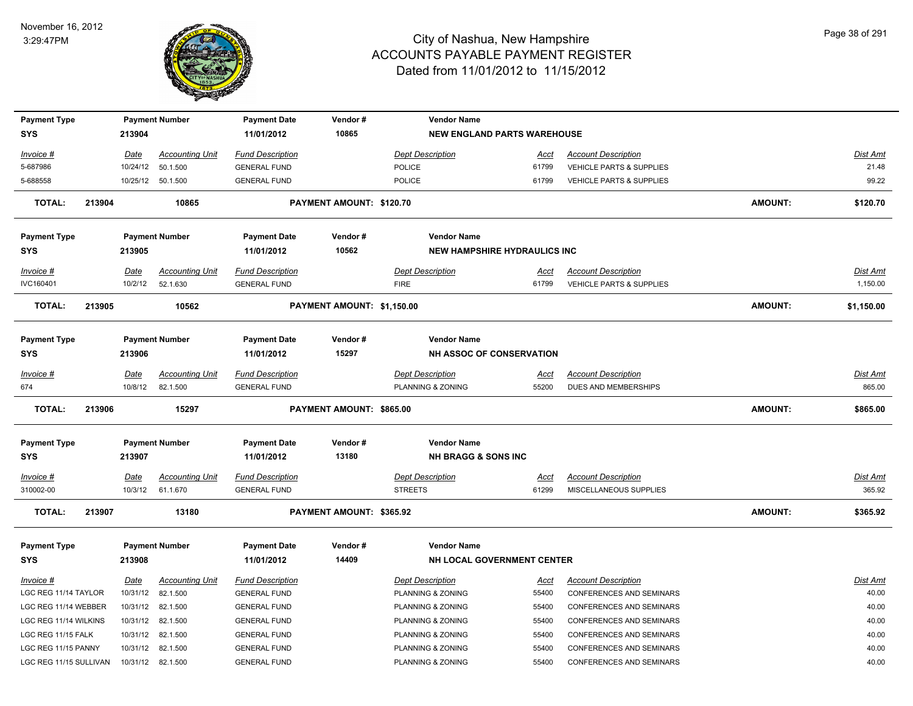# City of Nashua, New Hampshire
## ACCOUNTS PAYABLE PAYMENT REGISTER
### Dated from 11/01/2012 to 11/15/2012

November 16, 2012
3:29:47PM

| Payment Type | Payment Number | Payment Date | Vendor # | Vendor Name |
|---|---|---|---|---|
| SYS | 213904 | 11/01/2012 | 10865 | NEW ENGLAND PARTS WAREHOUSE |

| Invoice # | Date | Accounting Unit | Fund Description | Dept Description | Acct | Account Description | Dist Amt |
|---|---|---|---|---|---|---|---|
| 5-687986 | 10/24/12 | 50.1.500 | GENERAL FUND | POLICE | 61799 | VEHICLE PARTS & SUPPLIES | 21.48 |
| 5-688558 | 10/25/12 | 50.1.500 | GENERAL FUND | POLICE | 61799 | VEHICLE PARTS & SUPPLIES | 99.22 |

**TOTAL: 213904 10865 PAYMENT AMOUNT: $120.70 AMOUNT: $120.70**

| Payment Type | Payment Number | Payment Date | Vendor # | Vendor Name |
|---|---|---|---|---|
| SYS | 213905 | 11/01/2012 | 10562 | NEW HAMPSHIRE HYDRAULICS INC |

| Invoice # | Date | Accounting Unit | Fund Description | Dept Description | Acct | Account Description | Dist Amt |
|---|---|---|---|---|---|---|---|
| IVC160401 | 10/2/12 | 52.1.630 | GENERAL FUND | FIRE | 61799 | VEHICLE PARTS & SUPPLIES | 1,150.00 |

**TOTAL: 213905 10562 PAYMENT AMOUNT: $1,150.00 AMOUNT: $1,150.00**

| Payment Type | Payment Number | Payment Date | Vendor # | Vendor Name |
|---|---|---|---|---|
| SYS | 213906 | 11/01/2012 | 15297 | NH ASSOC OF CONSERVATION |

| Invoice # | Date | Accounting Unit | Fund Description | Dept Description | Acct | Account Description | Dist Amt |
|---|---|---|---|---|---|---|---|
| 674 | 10/8/12 | 82.1.500 | GENERAL FUND | PLANNING & ZONING | 55200 | DUES AND MEMBERSHIPS | 865.00 |

**TOTAL: 213906 15297 PAYMENT AMOUNT: $865.00 AMOUNT: $865.00**

| Payment Type | Payment Number | Payment Date | Vendor # | Vendor Name |
|---|---|---|---|---|
| SYS | 213907 | 11/01/2012 | 13180 | NH BRAGG & SONS INC |

| Invoice # | Date | Accounting Unit | Fund Description | Dept Description | Acct | Account Description | Dist Amt |
|---|---|---|---|---|---|---|---|
| 310002-00 | 10/3/12 | 61.1.670 | GENERAL FUND | STREETS | 61299 | MISCELLANEOUS SUPPLIES | 365.92 |

**TOTAL: 213907 13180 PAYMENT AMOUNT: $365.92 AMOUNT: $365.92**

| Payment Type | Payment Number | Payment Date | Vendor # | Vendor Name |
|---|---|---|---|---|
| SYS | 213908 | 11/01/2012 | 14409 | NH LOCAL GOVERNMENT CENTER |

| Invoice # | Date | Accounting Unit | Fund Description | Dept Description | Acct | Account Description | Dist Amt |
|---|---|---|---|---|---|---|---|
| LGC REG 11/14 TAYLOR | 10/31/12 | 82.1.500 | GENERAL FUND | PLANNING & ZONING | 55400 | CONFERENCES AND SEMINARS | 40.00 |
| LGC REG 11/14 WEBBER | 10/31/12 | 82.1.500 | GENERAL FUND | PLANNING & ZONING | 55400 | CONFERENCES AND SEMINARS | 40.00 |
| LGC REG 11/14 WILKINS | 10/31/12 | 82.1.500 | GENERAL FUND | PLANNING & ZONING | 55400 | CONFERENCES AND SEMINARS | 40.00 |
| LGC REG 11/15 FALK | 10/31/12 | 82.1.500 | GENERAL FUND | PLANNING & ZONING | 55400 | CONFERENCES AND SEMINARS | 40.00 |
| LGC REG 11/15 PANNY | 10/31/12 | 82.1.500 | GENERAL FUND | PLANNING & ZONING | 55400 | CONFERENCES AND SEMINARS | 40.00 |
| LGC REG 11/15 SULLIVAN | 10/31/12 | 82.1.500 | GENERAL FUND | PLANNING & ZONING | 55400 | CONFERENCES AND SEMINARS | 40.00 |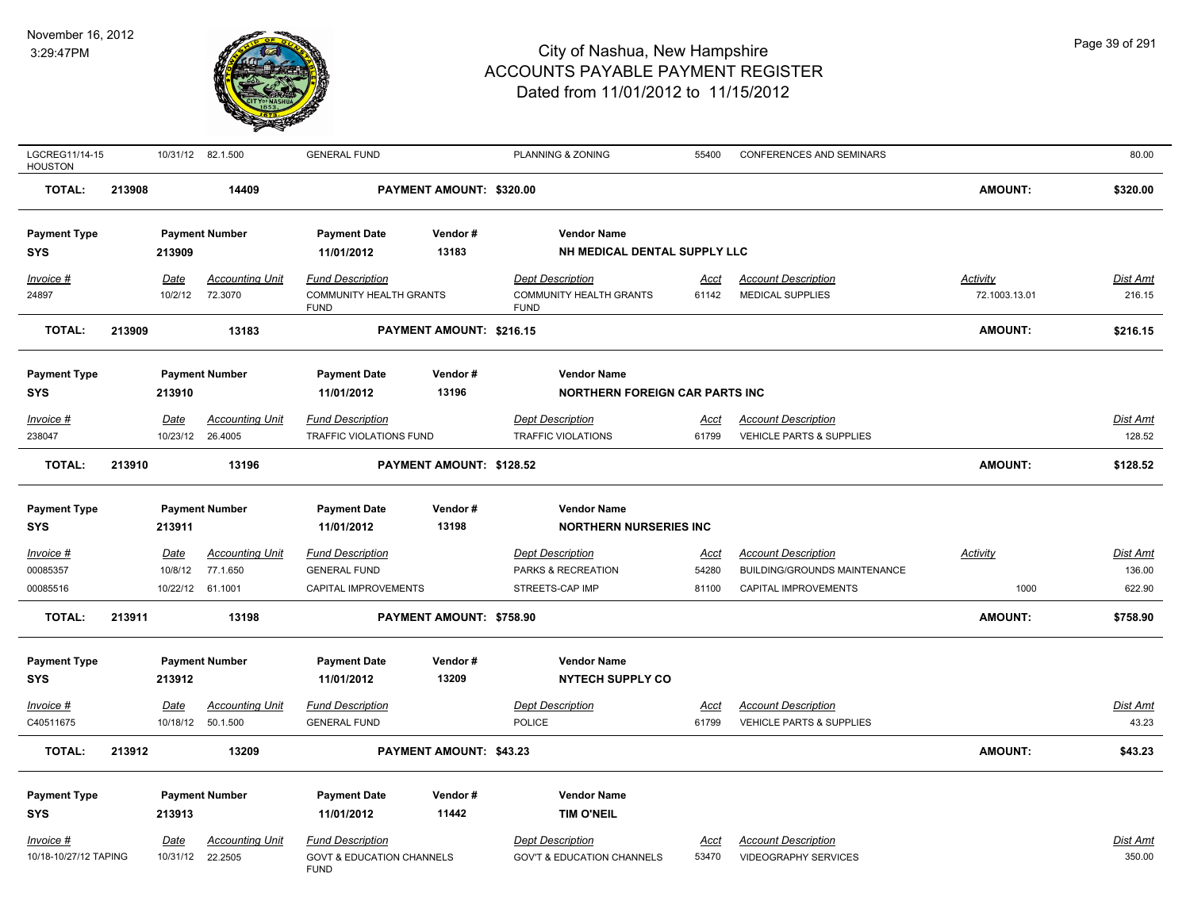| Invoice # | Date | Accounting Unit | Fund Description | Dept Description | Acct | Account Description | Activity | Dist Amt |
|---|---|---|---|---|---|---|---|---|
| LGCREG11/14-15 HOUSTON | 10/31/12 | 82.1.500 | GENERAL FUND | PLANNING & ZONING | 55400 | CONFERENCES AND SEMINARS | | 80.00 |

**TOTAL: 213908 14409 PAYMENT AMOUNT: $320.00 AMOUNT: $320.00**

| Payment Type | Payment Number | Payment Date | Vendor # | Vendor Name |
|---|---|---|---|---|
| SYS | 213909 | 11/01/2012 | 13183 | NH MEDICAL DENTAL SUPPLY LLC |

| Invoice # | Date | Accounting Unit | Fund Description | Dept Description | Acct | Account Description | Activity | Dist Amt |
|---|---|---|---|---|---|---|---|---|
| 24897 | 10/2/12 | 72.3070 | COMMUNITY HEALTH GRANTS FUND | COMMUNITY HEALTH GRANTS FUND | 61142 | MEDICAL SUPPLIES | 72.1003.13.01 | 216.15 |

**TOTAL: 213909 13183 PAYMENT AMOUNT: $216.15 AMOUNT: $216.15**

| Payment Type | Payment Number | Payment Date | Vendor # | Vendor Name |
|---|---|---|---|---|
| SYS | 213910 | 11/01/2012 | 13196 | NORTHERN FOREIGN CAR PARTS INC |

| Invoice # | Date | Accounting Unit | Fund Description | Dept Description | Acct | Account Description | Dist Amt |
|---|---|---|---|---|---|---|---|
| 238047 | 10/23/12 | 26.4005 | TRAFFIC VIOLATIONS FUND | TRAFFIC VIOLATIONS | 61799 | VEHICLE PARTS & SUPPLIES | 128.52 |

**TOTAL: 213910 13196 PAYMENT AMOUNT: $128.52 AMOUNT: $128.52**

| Payment Type | Payment Number | Payment Date | Vendor # | Vendor Name |
|---|---|---|---|---|
| SYS | 213911 | 11/01/2012 | 13198 | NORTHERN NURSERIES INC |

| Invoice # | Date | Accounting Unit | Fund Description | Dept Description | Acct | Account Description | Activity | Dist Amt |
|---|---|---|---|---|---|---|---|---|
| 00085357 | 10/8/12 | 77.1.650 | GENERAL FUND | PARKS & RECREATION | 54280 | BUILDING/GROUNDS MAINTENANCE | | 136.00 |
| 00085516 | 10/22/12 | 61.1001 | CAPITAL IMPROVEMENTS | STREETS-CAP IMP | 81100 | CAPITAL IMPROVEMENTS | 1000 | 622.90 |

**TOTAL: 213911 13198 PAYMENT AMOUNT: $758.90 AMOUNT: $758.90**

| Payment Type | Payment Number | Payment Date | Vendor # | Vendor Name |
|---|---|---|---|---|
| SYS | 213912 | 11/01/2012 | 13209 | NYTECH SUPPLY CO |

| Invoice # | Date | Accounting Unit | Fund Description | Dept Description | Acct | Account Description | Dist Amt |
|---|---|---|---|---|---|---|---|
| C40511675 | 10/18/12 | 50.1.500 | GENERAL FUND | POLICE | 61799 | VEHICLE PARTS & SUPPLIES | 43.23 |

**TOTAL: 213912 13209 PAYMENT AMOUNT: $43.23 AMOUNT: $43.23**

| Payment Type | Payment Number | Payment Date | Vendor # | Vendor Name |
|---|---|---|---|---|
| SYS | 213913 | 11/01/2012 | 11442 | TIM O'NEIL |

| Invoice # | Date | Accounting Unit | Fund Description | Dept Description | Acct | Account Description | Dist Amt |
|---|---|---|---|---|---|---|---|
| 10/18-10/27/12 TAPING | 10/31/12 | 22.2505 | GOVT & EDUCATION CHANNELS FUND | GOV'T & EDUCATION CHANNELS | 53470 | VIDEOGRAPHY SERVICES | 350.00 |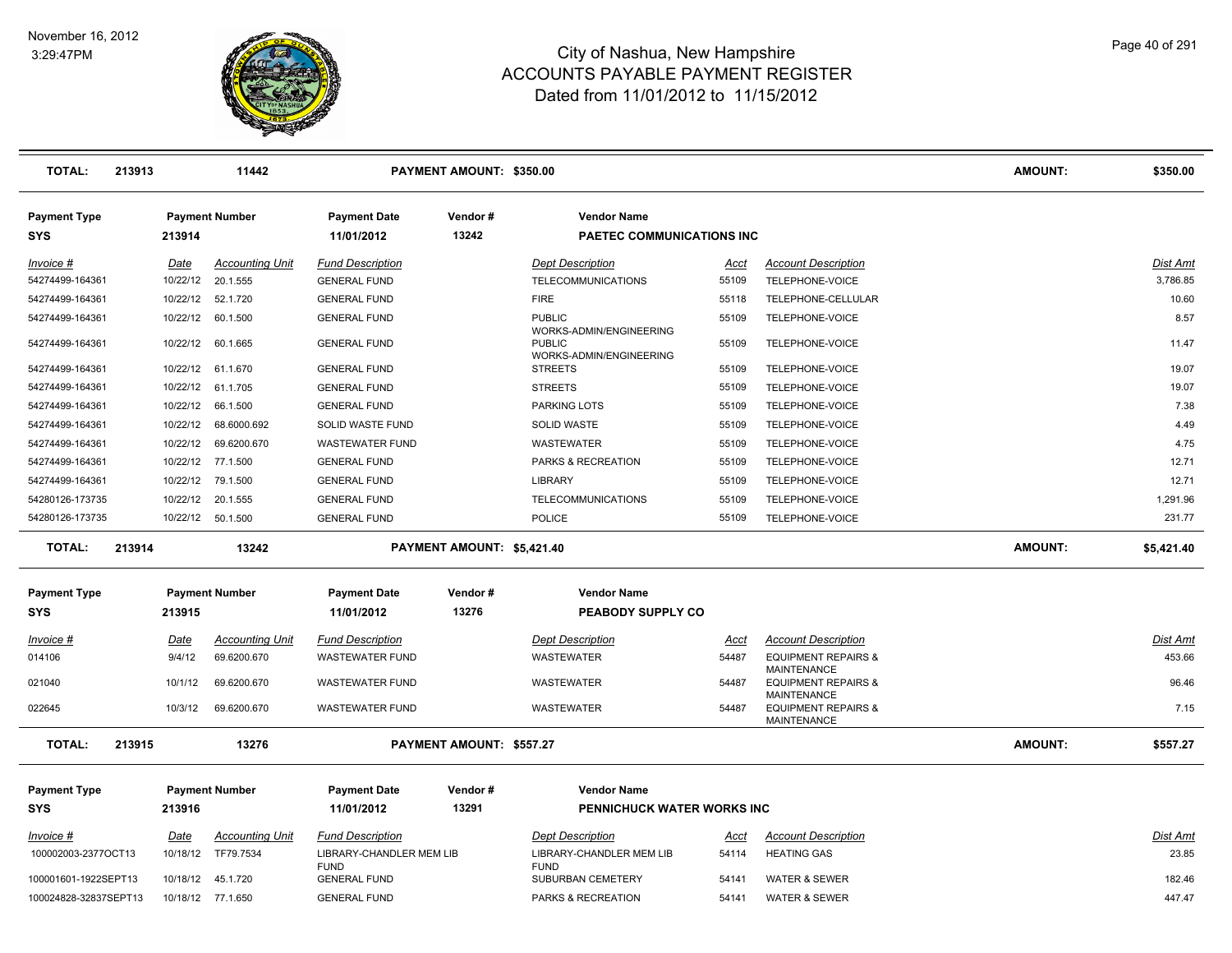# City of Nashua, New Hampshire
## ACCOUNTS PAYABLE PAYMENT REGISTER
### Dated from 11/01/2012 to 11/15/2012

November 16, 2012
3:29:47PM

| **TOTAL:** | **213913** | **11442** | | **PAYMENT AMOUNT: $350.00** | | | | **AMOUNT:** | **$350.00** |
|---|---|---|---|---|---|---|---|---|---|

**Payment Type:** SYS | **Payment Number:** 213914 | **Payment Date:** 11/01/2012 | **Vendor #:** 13242 | **Vendor Name:** PAETEC COMMUNICATIONS INC

| Invoice # | Date | Accounting Unit | Fund Description | Dept Description | Acct | Account Description | Dist Amt |
|---|---|---|---|---|---|---|---|
| 54274499-164361 | 10/22/12 | 20.1.555 | GENERAL FUND | TELECOMMUNICATIONS | 55109 | TELEPHONE-VOICE | 3,786.85 |
| 54274499-164361 | 10/22/12 | 52.1.720 | GENERAL FUND | FIRE | 55118 | TELEPHONE-CELLULAR | 10.60 |
| 54274499-164361 | 10/22/12 | 60.1.500 | GENERAL FUND | PUBLIC WORKS-ADMIN/ENGINEERING | 55109 | TELEPHONE-VOICE | 8.57 |
| 54274499-164361 | 10/22/12 | 60.1.665 | GENERAL FUND | PUBLIC WORKS-ADMIN/ENGINEERING | 55109 | TELEPHONE-VOICE | 11.47 |
| 54274499-164361 | 10/22/12 | 61.1.670 | GENERAL FUND | STREETS | 55109 | TELEPHONE-VOICE | 19.07 |
| 54274499-164361 | 10/22/12 | 61.1.705 | GENERAL FUND | STREETS | 55109 | TELEPHONE-VOICE | 19.07 |
| 54274499-164361 | 10/22/12 | 66.1.500 | GENERAL FUND | PARKING LOTS | 55109 | TELEPHONE-VOICE | 7.38 |
| 54274499-164361 | 10/22/12 | 68.6000.692 | SOLID WASTE FUND | SOLID WASTE | 55109 | TELEPHONE-VOICE | 4.49 |
| 54274499-164361 | 10/22/12 | 69.6200.670 | WASTEWATER FUND | WASTEWATER | 55109 | TELEPHONE-VOICE | 4.75 |
| 54274499-164361 | 10/22/12 | 77.1.500 | GENERAL FUND | PARKS & RECREATION | 55109 | TELEPHONE-VOICE | 12.71 |
| 54274499-164361 | 10/22/12 | 79.1.500 | GENERAL FUND | LIBRARY | 55109 | TELEPHONE-VOICE | 12.71 |
| 54280126-173735 | 10/22/12 | 20.1.555 | GENERAL FUND | TELECOMMUNICATIONS | 55109 | TELEPHONE-VOICE | 1,291.96 |
| 54280126-173735 | 10/22/12 | 50.1.500 | GENERAL FUND | POLICE | 55109 | TELEPHONE-VOICE | 231.77 |

| **TOTAL:** | **213914** | **13242** | | **PAYMENT AMOUNT: $5,421.40** | | | | **AMOUNT:** | **$5,421.40** |
|---|---|---|---|---|---|---|---|---|---|

**Payment Type:** SYS | **Payment Number:** 213915 | **Payment Date:** 11/01/2012 | **Vendor #:** 13276 | **Vendor Name:** PEABODY SUPPLY CO

| Invoice # | Date | Accounting Unit | Fund Description | Dept Description | Acct | Account Description | Dist Amt |
|---|---|---|---|---|---|---|---|
| 014106 | 9/4/12 | 69.6200.670 | WASTEWATER FUND | WASTEWATER | 54487 | EQUIPMENT REPAIRS & MAINTENANCE | 453.66 |
| 021040 | 10/1/12 | 69.6200.670 | WASTEWATER FUND | WASTEWATER | 54487 | EQUIPMENT REPAIRS & MAINTENANCE | 96.46 |
| 022645 | 10/3/12 | 69.6200.670 | WASTEWATER FUND | WASTEWATER | 54487 | EQUIPMENT REPAIRS & MAINTENANCE | 7.15 |

| **TOTAL:** | **213915** | **13276** | | **PAYMENT AMOUNT: $557.27** | | | | **AMOUNT:** | **$557.27** |
|---|---|---|---|---|---|---|---|---|---|

**Payment Type:** SYS | **Payment Number:** 213916 | **Payment Date:** 11/01/2012 | **Vendor #:** 13291 | **Vendor Name:** PENNICHUCK WATER WORKS INC

| Invoice # | Date | Accounting Unit | Fund Description | Dept Description | Acct | Account Description | Dist Amt |
|---|---|---|---|---|---|---|---|
| 100002003-2377OCT13 | 10/18/12 | TF79.7534 | LIBRARY-CHANDLER MEM LIB FUND | LIBRARY-CHANDLER MEM LIB FUND | 54114 | HEATING GAS | 23.85 |
| 100001601-1922SEPT13 | 10/18/12 | 45.1.720 | GENERAL FUND | SUBURBAN CEMETERY | 54141 | WATER & SEWER | 182.46 |
| 100024828-32837SEPT13 | 10/18/12 | 77.1.650 | GENERAL FUND | PARKS & RECREATION | 54141 | WATER & SEWER | 447.47 |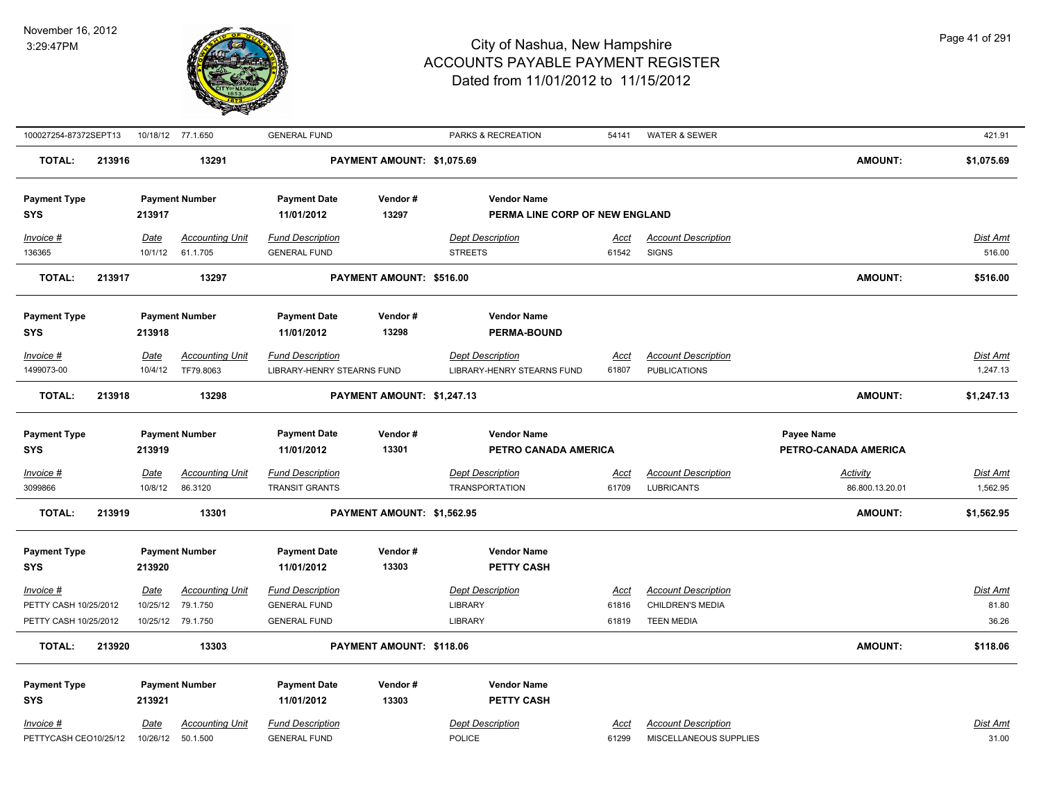# City of Nashua, New Hampshire
## ACCOUNTS PAYABLE PAYMENT REGISTER
### Dated from 11/01/2012 to 11/15/2012

November 16, 2012
3:29:47PM

| Invoice # | Date | Accounting Unit | Fund Description | Dept Description | Acct | Account Description | Dist Amt |
|---|---|---|---|---|---|---|---|
| 100027254-87372SEPT13 | 10/18/12 | 77.1.650 | GENERAL FUND | PARKS & RECREATION | 54141 | WATER & SEWER | 421.91 |

**TOTAL: 213916 | 13291 | PAYMENT AMOUNT: $1,075.69 | AMOUNT: $1,075.69**

---

| Payment Type | Payment Number | Payment Date | Vendor # | Vendor Name |
|---|---|---|---|---|
| SYS | 213917 | 11/01/2012 | 13297 | PERMA LINE CORP OF NEW ENGLAND |

| Invoice # | Date | Accounting Unit | Fund Description | Dept Description | Acct | Account Description | Dist Amt |
|---|---|---|---|---|---|---|---|
| 136365 | 10/1/12 | 61.1.705 | GENERAL FUND | STREETS | 61542 | SIGNS | 516.00 |

**TOTAL: 213917 | 13297 | PAYMENT AMOUNT: $516.00 | AMOUNT: $516.00**

---

| Payment Type | Payment Number | Payment Date | Vendor # | Vendor Name |
|---|---|---|---|---|
| SYS | 213918 | 11/01/2012 | 13298 | PERMA-BOUND |

| Invoice # | Date | Accounting Unit | Fund Description | Dept Description | Acct | Account Description | Dist Amt |
|---|---|---|---|---|---|---|---|
| 1499073-00 | 10/4/12 | TF79.8063 | LIBRARY-HENRY STEARNS FUND | LIBRARY-HENRY STEARNS FUND | 61807 | PUBLICATIONS | 1,247.13 |

**TOTAL: 213918 | 13298 | PAYMENT AMOUNT: $1,247.13 | AMOUNT: $1,247.13**

---

| Payment Type | Payment Number | Payment Date | Vendor # | Vendor Name | Payee Name |
|---|---|---|---|---|---|
| SYS | 213919 | 11/01/2012 | 13301 | PETRO CANADA AMERICA | PETRO-CANADA AMERICA |

| Invoice # | Date | Accounting Unit | Fund Description | Dept Description | Acct | Account Description | Activity | Dist Amt |
|---|---|---|---|---|---|---|---|---|
| 3099866 | 10/8/12 | 86.3120 | TRANSIT GRANTS | TRANSPORTATION | 61709 | LUBRICANTS | 86.800.13.20.01 | 1,562.95 |

**TOTAL: 213919 | 13301 | PAYMENT AMOUNT: $1,562.95 | AMOUNT: $1,562.95**

---

| Payment Type | Payment Number | Payment Date | Vendor # | Vendor Name |
|---|---|---|---|---|
| SYS | 213920 | 11/01/2012 | 13303 | PETTY CASH |

| Invoice # | Date | Accounting Unit | Fund Description | Dept Description | Acct | Account Description | Dist Amt |
|---|---|---|---|---|---|---|---|
| PETTY CASH 10/25/2012 | 10/25/12 | 79.1.750 | GENERAL FUND | LIBRARY | 61816 | CHILDREN'S MEDIA | 81.80 |
| PETTY CASH 10/25/2012 | 10/25/12 | 79.1.750 | GENERAL FUND | LIBRARY | 61819 | TEEN MEDIA | 36.26 |

**TOTAL: 213920 | 13303 | PAYMENT AMOUNT: $118.06 | AMOUNT: $118.06**

---

| Payment Type | Payment Number | Payment Date | Vendor # | Vendor Name |
|---|---|---|---|---|
| SYS | 213921 | 11/01/2012 | 13303 | PETTY CASH |

| Invoice # | Date | Accounting Unit | Fund Description | Dept Description | Acct | Account Description | Dist Amt |
|---|---|---|---|---|---|---|---|
| PETTYCASH CEO10/25/12 | 10/26/12 | 50.1.500 | GENERAL FUND | POLICE | 61299 | MISCELLANEOUS SUPPLIES | 31.00 |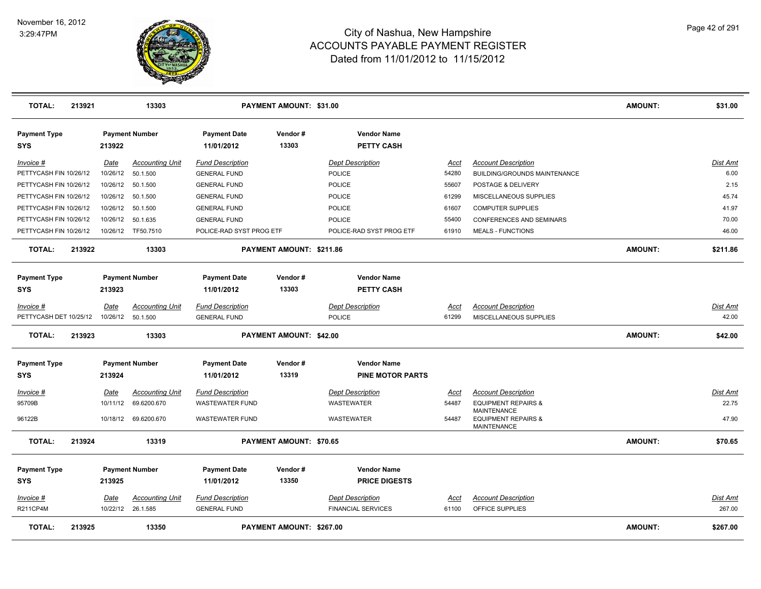# City of Nashua, New Hampshire
## ACCOUNTS PAYABLE PAYMENT REGISTER
### Dated from 11/01/2012 to 11/15/2012

November 16, 2012
3:29:47PM

| TOTAL: | 213921 | 13303 | PAYMENT AMOUNT: $31.00 | AMOUNT: | $31.00 |
|---|---|---|---|---|---|

| Payment Type | Payment Number | Payment Date | Vendor # | Vendor Name |
|---|---|---|---|---|
| SYS | 213922 | 11/01/2012 | 13303 | PETTY CASH |

| Invoice # | Date | Accounting Unit | Fund Description | Dept Description | Acct | Account Description | Dist Amt |
|---|---|---|---|---|---|---|---|
| PETTYCASH FIN 10/26/12 | 10/26/12 | 50.1.500 | GENERAL FUND | POLICE | 54280 | BUILDING/GROUNDS MAINTENANCE | 6.00 |
| PETTYCASH FIN 10/26/12 | 10/26/12 | 50.1.500 | GENERAL FUND | POLICE | 55607 | POSTAGE & DELIVERY | 2.15 |
| PETTYCASH FIN 10/26/12 | 10/26/12 | 50.1.500 | GENERAL FUND | POLICE | 61299 | MISCELLANEOUS SUPPLIES | 45.74 |
| PETTYCASH FIN 10/26/12 | 10/26/12 | 50.1.500 | GENERAL FUND | POLICE | 61607 | COMPUTER SUPPLIES | 41.97 |
| PETTYCASH FIN 10/26/12 | 10/26/12 | 50.1.635 | GENERAL FUND | POLICE | 55400 | CONFERENCES AND SEMINARS | 70.00 |
| PETTYCASH FIN 10/26/12 | 10/26/12 | TF50.7510 | POLICE-RAD SYST PROG ETF | POLICE-RAD SYST PROG ETF | 61910 | MEALS - FUNCTIONS | 46.00 |

| TOTAL: | 213922 | 13303 | PAYMENT AMOUNT: $211.86 | AMOUNT: | $211.86 |
|---|---|---|---|---|---|

| Payment Type | Payment Number | Payment Date | Vendor # | Vendor Name |
|---|---|---|---|---|
| SYS | 213923 | 11/01/2012 | 13303 | PETTY CASH |

| Invoice # | Date | Accounting Unit | Fund Description | Dept Description | Acct | Account Description | Dist Amt |
|---|---|---|---|---|---|---|---|
| PETTYCASH DET 10/25/12 | 10/26/12 | 50.1.500 | GENERAL FUND | POLICE | 61299 | MISCELLANEOUS SUPPLIES | 42.00 |

| TOTAL: | 213923 | 13303 | PAYMENT AMOUNT: $42.00 | AMOUNT: | $42.00 |
|---|---|---|---|---|---|

| Payment Type | Payment Number | Payment Date | Vendor # | Vendor Name |
|---|---|---|---|---|
| SYS | 213924 | 11/01/2012 | 13319 | PINE MOTOR PARTS |

| Invoice # | Date | Accounting Unit | Fund Description | Dept Description | Acct | Account Description | Dist Amt |
|---|---|---|---|---|---|---|---|
| 95709B | 10/11/12 | 69.6200.670 | WASTEWATER FUND | WASTEWATER | 54487 | EQUIPMENT REPAIRS & MAINTENANCE | 22.75 |
| 96122B | 10/18/12 | 69.6200.670 | WASTEWATER FUND | WASTEWATER | 54487 | EQUIPMENT REPAIRS & MAINTENANCE | 47.90 |

| TOTAL: | 213924 | 13319 | PAYMENT AMOUNT: $70.65 | AMOUNT: | $70.65 |
|---|---|---|---|---|---|

| Payment Type | Payment Number | Payment Date | Vendor # | Vendor Name |
|---|---|---|---|---|
| SYS | 213925 | 11/01/2012 | 13350 | PRICE DIGESTS |

| Invoice # | Date | Accounting Unit | Fund Description | Dept Description | Acct | Account Description | Dist Amt |
|---|---|---|---|---|---|---|---|
| R211CP4M | 10/22/12 | 26.1.585 | GENERAL FUND | FINANCIAL SERVICES | 61100 | OFFICE SUPPLIES | 267.00 |

| TOTAL: | 213925 | 13350 | PAYMENT AMOUNT: $267.00 | AMOUNT: | $267.00 |
|---|---|---|---|---|---|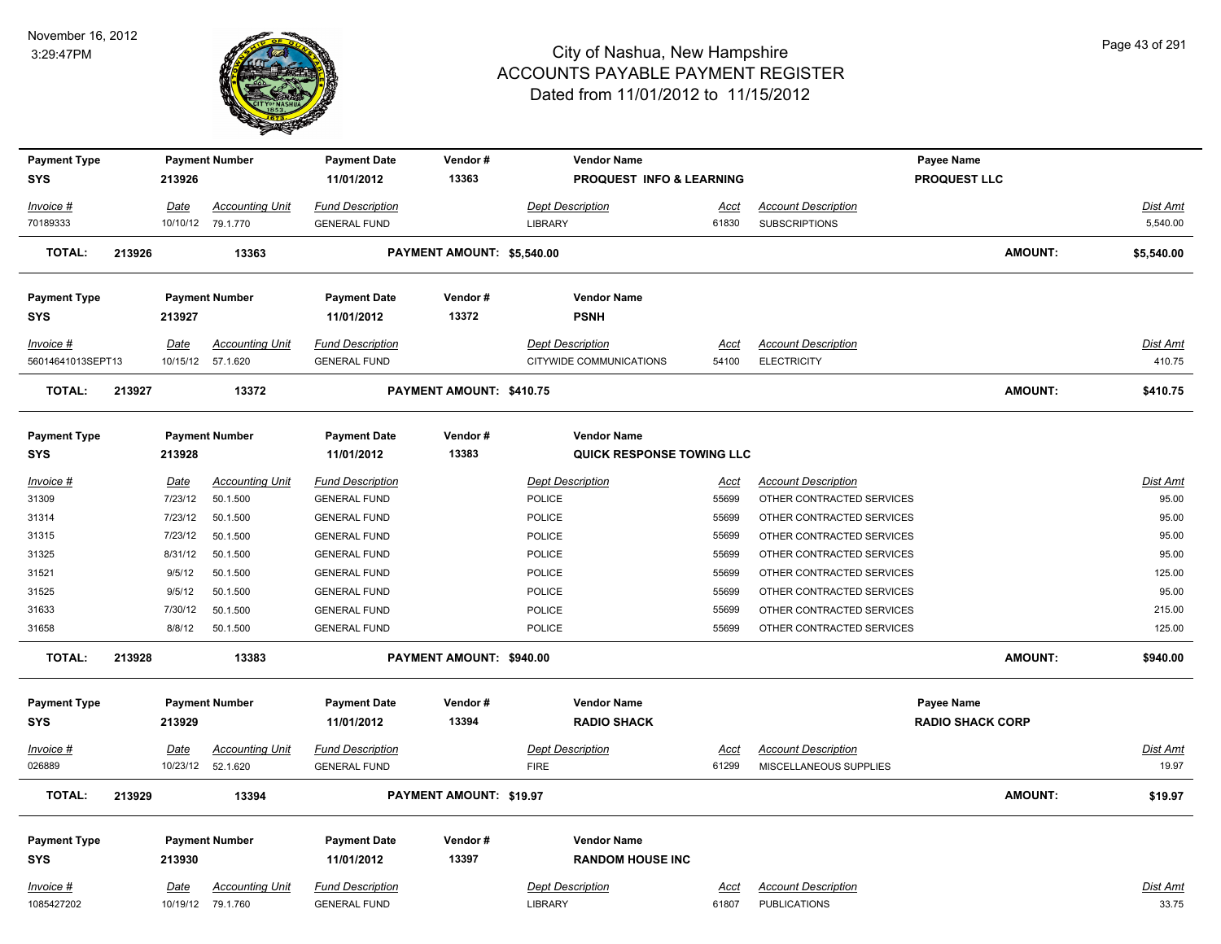# City of Nashua, New Hampshire
## ACCOUNTS PAYABLE PAYMENT REGISTER
### Dated from 11/01/2012 to 11/15/2012

November 16, 2012
3:29:47PM

| Payment Type | Payment Number | Payment Date | Vendor # | Vendor Name | Payee Name |
|---|---|---|---|---|---|
| SYS | 213926 | 11/01/2012 | 13363 | PROQUEST INFO & LEARNING | PROQUEST LLC |

| Invoice # | Date | Accounting Unit | Fund Description | Dept Description | Acct | Account Description | Dist Amt |
|---|---|---|---|---|---|---|---|
| 70189333 | 10/10/12 | 79.1.770 | GENERAL FUND | LIBRARY | 61830 | SUBSCRIPTIONS | 5,540.00 |

**TOTAL: 213926 13363 PAYMENT AMOUNT: $5,540.00 AMOUNT: $5,540.00**

| Payment Type | Payment Number | Payment Date | Vendor # | Vendor Name |
|---|---|---|---|---|
| SYS | 213927 | 11/01/2012 | 13372 | PSNH |

| Invoice # | Date | Accounting Unit | Fund Description | Dept Description | Acct | Account Description | Dist Amt |
|---|---|---|---|---|---|---|---|
| 56014641013SEPT13 | 10/15/12 | 57.1.620 | GENERAL FUND | CITYWIDE COMMUNICATIONS | 54100 | ELECTRICITY | 410.75 |

**TOTAL: 213927 13372 PAYMENT AMOUNT: $410.75 AMOUNT: $410.75**

| Payment Type | Payment Number | Payment Date | Vendor # | Vendor Name |
|---|---|---|---|---|
| SYS | 213928 | 11/01/2012 | 13383 | QUICK RESPONSE TOWING LLC |

| Invoice # | Date | Accounting Unit | Fund Description | Dept Description | Acct | Account Description | Dist Amt |
|---|---|---|---|---|---|---|---|
| 31309 | 7/23/12 | 50.1.500 | GENERAL FUND | POLICE | 55699 | OTHER CONTRACTED SERVICES | 95.00 |
| 31314 | 7/23/12 | 50.1.500 | GENERAL FUND | POLICE | 55699 | OTHER CONTRACTED SERVICES | 95.00 |
| 31315 | 7/23/12 | 50.1.500 | GENERAL FUND | POLICE | 55699 | OTHER CONTRACTED SERVICES | 95.00 |
| 31325 | 8/31/12 | 50.1.500 | GENERAL FUND | POLICE | 55699 | OTHER CONTRACTED SERVICES | 95.00 |
| 31521 | 9/5/12 | 50.1.500 | GENERAL FUND | POLICE | 55699 | OTHER CONTRACTED SERVICES | 125.00 |
| 31525 | 9/5/12 | 50.1.500 | GENERAL FUND | POLICE | 55699 | OTHER CONTRACTED SERVICES | 95.00 |
| 31633 | 7/30/12 | 50.1.500 | GENERAL FUND | POLICE | 55699 | OTHER CONTRACTED SERVICES | 215.00 |
| 31658 | 8/8/12 | 50.1.500 | GENERAL FUND | POLICE | 55699 | OTHER CONTRACTED SERVICES | 125.00 |

**TOTAL: 213928 13383 PAYMENT AMOUNT: $940.00 AMOUNT: $940.00**

| Payment Type | Payment Number | Payment Date | Vendor # | Vendor Name | Payee Name |
|---|---|---|---|---|---|
| SYS | 213929 | 11/01/2012 | 13394 | RADIO SHACK | RADIO SHACK CORP |

| Invoice # | Date | Accounting Unit | Fund Description | Dept Description | Acct | Account Description | Dist Amt |
|---|---|---|---|---|---|---|---|
| 026889 | 10/23/12 | 52.1.620 | GENERAL FUND | FIRE | 61299 | MISCELLANEOUS SUPPLIES | 19.97 |

**TOTAL: 213929 13394 PAYMENT AMOUNT: $19.97 AMOUNT: $19.97**

| Payment Type | Payment Number | Payment Date | Vendor # | Vendor Name |
|---|---|---|---|---|
| SYS | 213930 | 11/01/2012 | 13397 | RANDOM HOUSE INC |

| Invoice # | Date | Accounting Unit | Fund Description | Dept Description | Acct | Account Description | Dist Amt |
|---|---|---|---|---|---|---|---|
| 1085427202 | 10/19/12 | 79.1.760 | GENERAL FUND | LIBRARY | 61807 | PUBLICATIONS | 33.75 |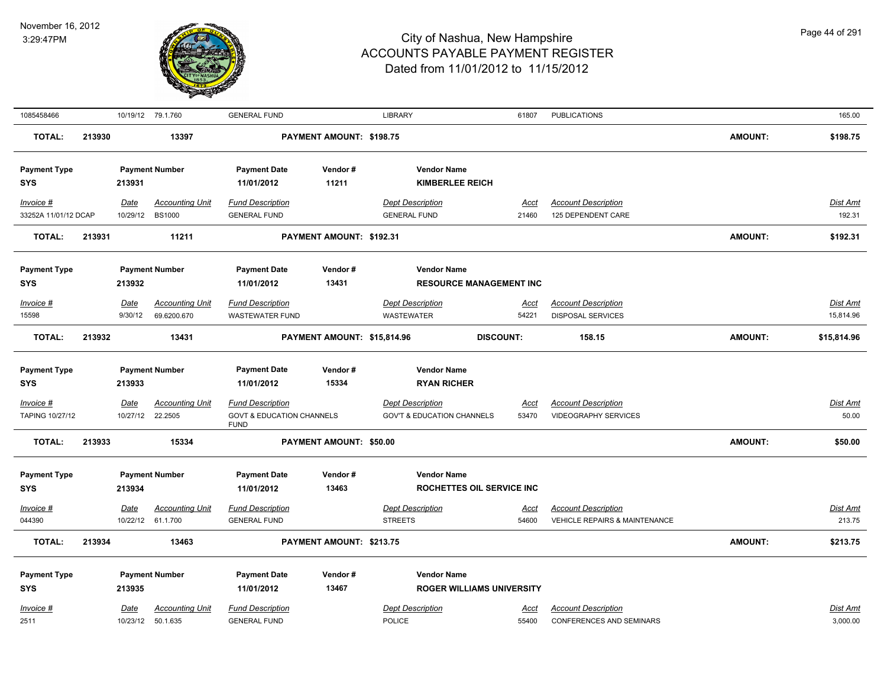| Invoice # | Date | Accounting Unit | Fund Description | Dept Description | Acct | Account Description | Dist Amt |
|---|---|---|---|---|---|---|---|
| 1085458466 | 10/19/12 | 79.1.760 | GENERAL FUND | LIBRARY | 61807 | PUBLICATIONS | 165.00 |

**TOTAL: 213930 — 13397 — PAYMENT AMOUNT: $198.75 — AMOUNT: $198.75**

| Payment Type | Payment Number | Payment Date | Vendor # | Vendor Name |
|---|---|---|---|---|
| SYS | 213931 | 11/01/2012 | 11211 | KIMBERLEE REICH |

| Invoice # | Date | Accounting Unit | Fund Description | Dept Description | Acct | Account Description | Dist Amt |
|---|---|---|---|---|---|---|---|
| 33252A 11/01/12 DCAP | 10/29/12 | BS1000 | GENERAL FUND | GENERAL FUND | 21460 | 125 DEPENDENT CARE | 192.31 |

**TOTAL: 213931 — 11211 — PAYMENT AMOUNT: $192.31 — AMOUNT: $192.31**

| Payment Type | Payment Number | Payment Date | Vendor # | Vendor Name |
|---|---|---|---|---|
| SYS | 213932 | 11/01/2012 | 13431 | RESOURCE MANAGEMENT INC |

| Invoice # | Date | Accounting Unit | Fund Description | Dept Description | Acct | Account Description | Dist Amt |
|---|---|---|---|---|---|---|---|
| 15598 | 9/30/12 | 69.6200.670 | WASTEWATER FUND | WASTEWATER | 54221 | DISPOSAL SERVICES | 15,814.96 |

**TOTAL: 213932 — 13431 — PAYMENT AMOUNT: $15,814.96 — DISCOUNT: 158.15 — AMOUNT: $15,814.96**

| Payment Type | Payment Number | Payment Date | Vendor # | Vendor Name |
|---|---|---|---|---|
| SYS | 213933 | 11/01/2012 | 15334 | RYAN RICHER |

| Invoice # | Date | Accounting Unit | Fund Description | Dept Description | Acct | Account Description | Dist Amt |
|---|---|---|---|---|---|---|---|
| TAPING 10/27/12 | 10/27/12 | 22.2505 | GOVT & EDUCATION CHANNELS FUND | GOV'T & EDUCATION CHANNELS | 53470 | VIDEOGRAPHY SERVICES | 50.00 |

**TOTAL: 213933 — 15334 — PAYMENT AMOUNT: $50.00 — AMOUNT: $50.00**

| Payment Type | Payment Number | Payment Date | Vendor # | Vendor Name |
|---|---|---|---|---|
| SYS | 213934 | 11/01/2012 | 13463 | ROCHETTES OIL SERVICE INC |

| Invoice # | Date | Accounting Unit | Fund Description | Dept Description | Acct | Account Description | Dist Amt |
|---|---|---|---|---|---|---|---|
| 044390 | 10/22/12 | 61.1.700 | GENERAL FUND | STREETS | 54600 | VEHICLE REPAIRS & MAINTENANCE | 213.75 |

**TOTAL: 213934 — 13463 — PAYMENT AMOUNT: $213.75 — AMOUNT: $213.75**

| Payment Type | Payment Number | Payment Date | Vendor # | Vendor Name |
|---|---|---|---|---|
| SYS | 213935 | 11/01/2012 | 13467 | ROGER WILLIAMS UNIVERSITY |

| Invoice # | Date | Accounting Unit | Fund Description | Dept Description | Acct | Account Description | Dist Amt |
|---|---|---|---|---|---|---|---|
| 2511 | 10/23/12 | 50.1.635 | GENERAL FUND | POLICE | 55400 | CONFERENCES AND SEMINARS | 3,000.00 |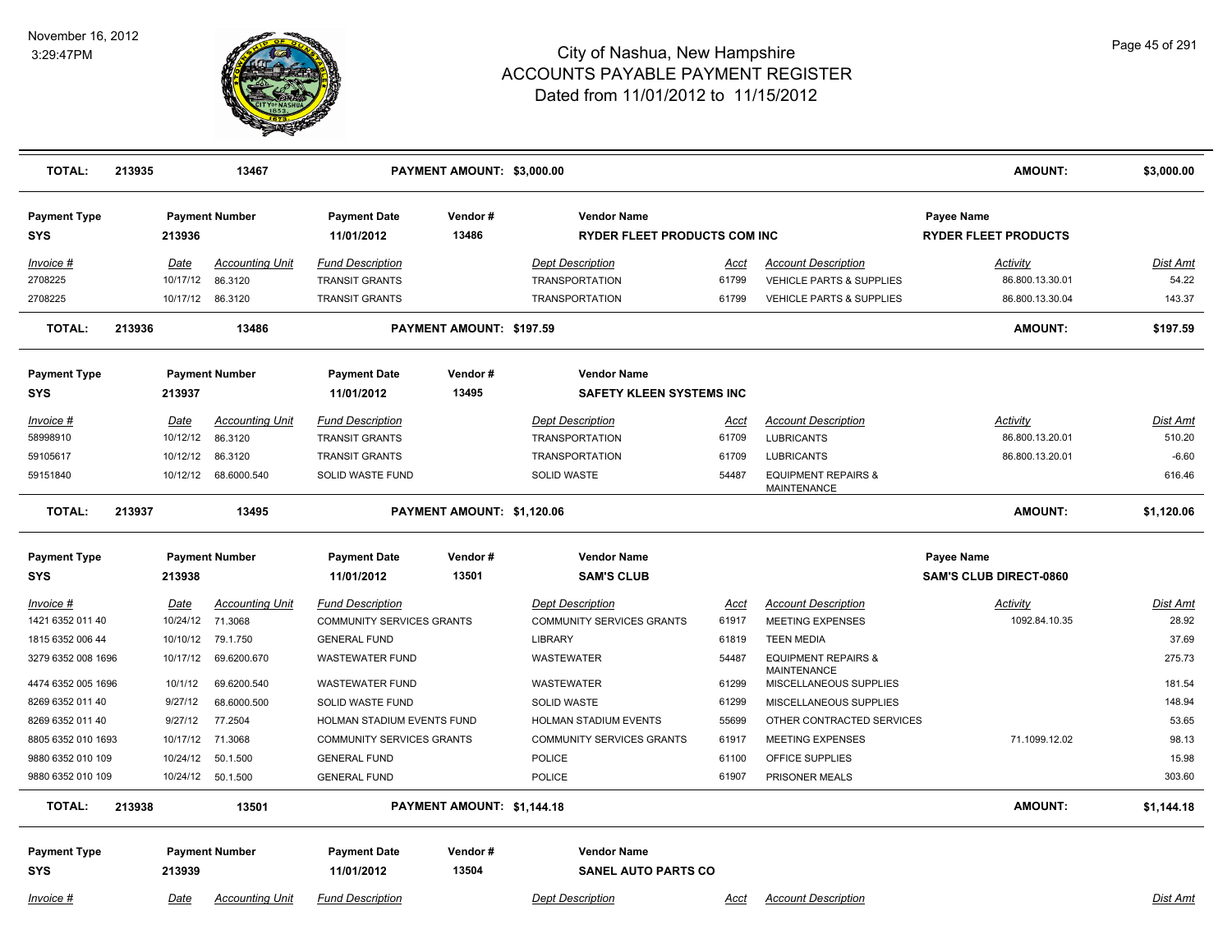| TOTAL: | 213935 | 13467 | PAYMENT AMOUNT: $3,000.00 | | | | AMOUNT: | $3,000.00 |
|---|---|---|---|---|---|---|---|---|

**Payment Type:** SYS | **Payment Number:** 213936 | **Payment Date:** 11/01/2012 | **Vendor #:** 13486 | **Vendor Name:** RYDER FLEET PRODUCTS COM INC | **Payee Name:** RYDER FLEET PRODUCTS

| Invoice # | Date | Accounting Unit | Fund Description | Dept Description | Acct | Account Description | Activity | Dist Amt |
|---|---|---|---|---|---|---|---|---|
| 2708225 | 10/17/12 | 86.3120 | TRANSIT GRANTS | TRANSPORTATION | 61799 | VEHICLE PARTS & SUPPLIES | 86.800.13.30.01 | 54.22 |
| 2708225 | 10/17/12 | 86.3120 | TRANSIT GRANTS | TRANSPORTATION | 61799 | VEHICLE PARTS & SUPPLIES | 86.800.13.30.04 | 143.37 |
| **TOTAL:** | **213936** | **13486** | **PAYMENT AMOUNT: $197.59** | | | | **AMOUNT:** | **$197.59** |

**Payment Type:** SYS | **Payment Number:** 213937 | **Payment Date:** 11/01/2012 | **Vendor #:** 13495 | **Vendor Name:** SAFETY KLEEN SYSTEMS INC

| Invoice # | Date | Accounting Unit | Fund Description | Dept Description | Acct | Account Description | Activity | Dist Amt |
|---|---|---|---|---|---|---|---|---|
| 58998910 | 10/12/12 | 86.3120 | TRANSIT GRANTS | TRANSPORTATION | 61709 | LUBRICANTS | 86.800.13.20.01 | 510.20 |
| 59105617 | 10/12/12 | 86.3120 | TRANSIT GRANTS | TRANSPORTATION | 61709 | LUBRICANTS | 86.800.13.20.01 | -6.60 |
| 59151840 | 10/12/12 | 68.6000.540 | SOLID WASTE FUND | SOLID WASTE | 54487 | EQUIPMENT REPAIRS & MAINTENANCE | | 616.46 |
| **TOTAL:** | **213937** | **13495** | **PAYMENT AMOUNT: $1,120.06** | | | | **AMOUNT:** | **$1,120.06** |

**Payment Type:** SYS | **Payment Number:** 213938 | **Payment Date:** 11/01/2012 | **Vendor #:** 13501 | **Vendor Name:** SAM'S CLUB | **Payee Name:** SAM'S CLUB DIRECT-0860

| Invoice # | Date | Accounting Unit | Fund Description | Dept Description | Acct | Account Description | Activity | Dist Amt |
|---|---|---|---|---|---|---|---|---|
| 1421 6352 011 40 | 10/24/12 | 71.3068 | COMMUNITY SERVICES GRANTS | COMMUNITY SERVICES GRANTS | 61917 | MEETING EXPENSES | 1092.84.10.35 | 28.92 |
| 1815 6352 006 44 | 10/10/12 | 79.1.750 | GENERAL FUND | LIBRARY | 61819 | TEEN MEDIA | | 37.69 |
| 3279 6352 008 1696 | 10/17/12 | 69.6200.670 | WASTEWATER FUND | WASTEWATER | 54487 | EQUIPMENT REPAIRS & MAINTENANCE | | 275.73 |
| 4474 6352 005 1696 | 10/1/12 | 69.6200.540 | WASTEWATER FUND | WASTEWATER | 61299 | MISCELLANEOUS SUPPLIES | | 181.54 |
| 8269 6352 011 40 | 9/27/12 | 68.6000.500 | SOLID WASTE FUND | SOLID WASTE | 61299 | MISCELLANEOUS SUPPLIES | | 148.94 |
| 8269 6352 011 40 | 9/27/12 | 77.2504 | HOLMAN STADIUM EVENTS FUND | HOLMAN STADIUM EVENTS | 55699 | OTHER CONTRACTED SERVICES | | 53.65 |
| 8805 6352 010 1693 | 10/17/12 | 71.3068 | COMMUNITY SERVICES GRANTS | COMMUNITY SERVICES GRANTS | 61917 | MEETING EXPENSES | 71.1099.12.02 | 98.13 |
| 9880 6352 010 109 | 10/24/12 | 50.1.500 | GENERAL FUND | POLICE | 61100 | OFFICE SUPPLIES | | 15.98 |
| 9880 6352 010 109 | 10/24/12 | 50.1.500 | GENERAL FUND | POLICE | 61907 | PRISONER MEALS | | 303.60 |
| **TOTAL:** | **213938** | **13501** | **PAYMENT AMOUNT: $1,144.18** | | | | **AMOUNT:** | **$1,144.18** |

**Payment Type:** SYS | **Payment Number:** 213939 | **Payment Date:** 11/01/2012 | **Vendor #:** 13504 | **Vendor Name:** SANEL AUTO PARTS CO

| Invoice # | Date | Accounting Unit | Fund Description | Dept Description | Acct | Account Description | Dist Amt |
|---|---|---|---|---|---|---|---|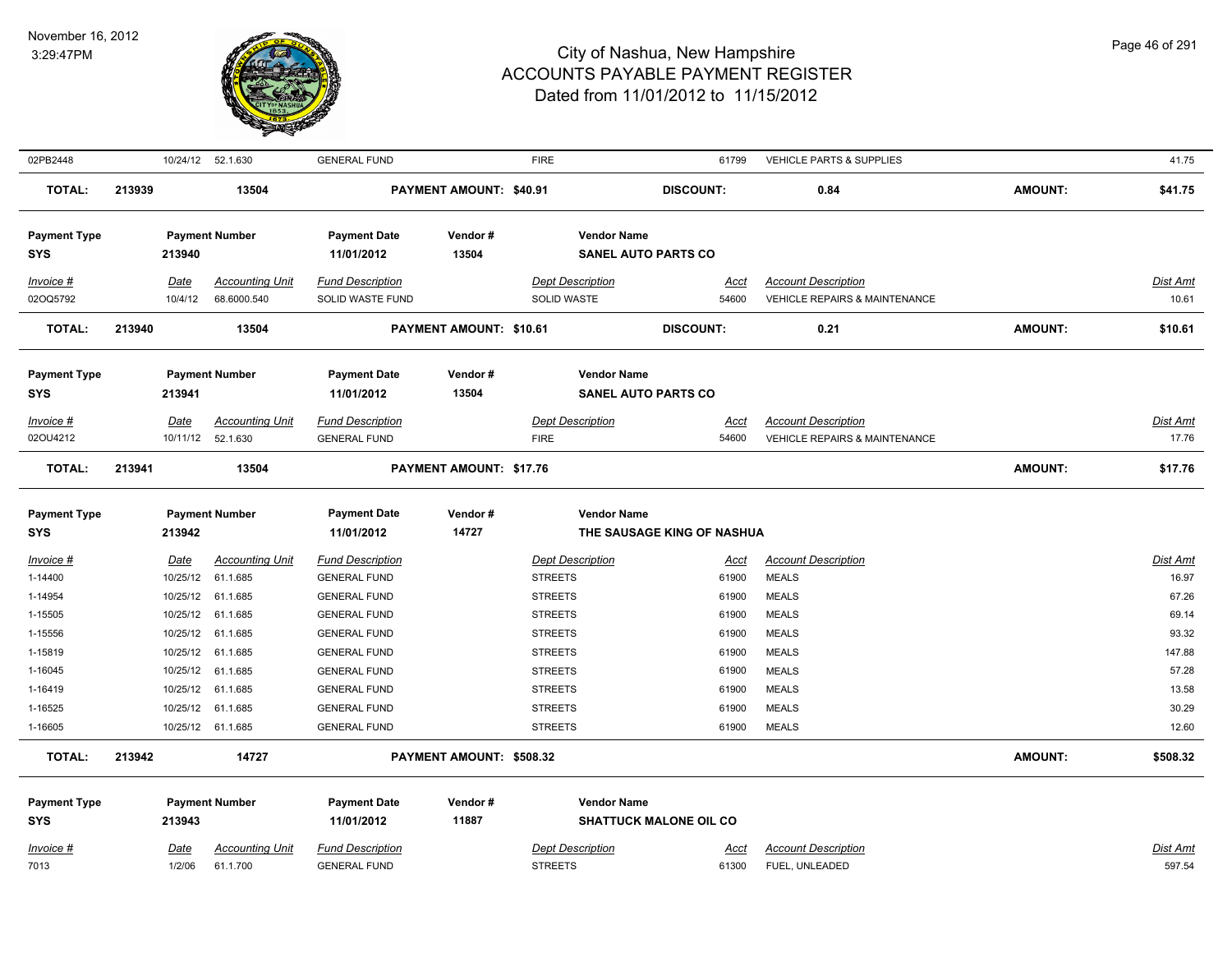| Invoice # | Date | Accounting Unit | Fund Description | Dept Description | Acct | Account Description | Dist Amt |
|---|---|---|---|---|---|---|---|
| 02PB2448 | 10/24/12 | 52.1.630 | GENERAL FUND | FIRE | 61799 | VEHICLE PARTS & SUPPLIES | 41.75 |

**TOTAL: 213939 13504 PAYMENT AMOUNT: $40.91 DISCOUNT: 0.84 AMOUNT: $41.75**

| Payment Type | Payment Number | Payment Date | Vendor # | Vendor Name |
|---|---|---|---|---|
| SYS | 213940 | 11/01/2012 | 13504 | SANEL AUTO PARTS CO |

| Invoice # | Date | Accounting Unit | Fund Description | Dept Description | Acct | Account Description | Dist Amt |
|---|---|---|---|---|---|---|---|
| 02OQ5792 | 10/4/12 | 68.6000.540 | SOLID WASTE FUND | SOLID WASTE | 54600 | VEHICLE REPAIRS & MAINTENANCE | 10.61 |

**TOTAL: 213940 13504 PAYMENT AMOUNT: $10.61 DISCOUNT: 0.21 AMOUNT: $10.61**

| Payment Type | Payment Number | Payment Date | Vendor # | Vendor Name |
|---|---|---|---|---|
| SYS | 213941 | 11/01/2012 | 13504 | SANEL AUTO PARTS CO |

| Invoice # | Date | Accounting Unit | Fund Description | Dept Description | Acct | Account Description | Dist Amt |
|---|---|---|---|---|---|---|---|
| 02OU4212 | 10/11/12 | 52.1.630 | GENERAL FUND | FIRE | 54600 | VEHICLE REPAIRS & MAINTENANCE | 17.76 |

**TOTAL: 213941 13504 PAYMENT AMOUNT: $17.76 AMOUNT: $17.76**

| Payment Type | Payment Number | Payment Date | Vendor # | Vendor Name |
|---|---|---|---|---|
| SYS | 213942 | 11/01/2012 | 14727 | THE SAUSAGE KING OF NASHUA |

| Invoice # | Date | Accounting Unit | Fund Description | Dept Description | Acct | Account Description | Dist Amt |
|---|---|---|---|---|---|---|---|
| 1-14400 | 10/25/12 | 61.1.685 | GENERAL FUND | STREETS | 61900 | MEALS | 16.97 |
| 1-14954 | 10/25/12 | 61.1.685 | GENERAL FUND | STREETS | 61900 | MEALS | 67.26 |
| 1-15505 | 10/25/12 | 61.1.685 | GENERAL FUND | STREETS | 61900 | MEALS | 69.14 |
| 1-15556 | 10/25/12 | 61.1.685 | GENERAL FUND | STREETS | 61900 | MEALS | 93.32 |
| 1-15819 | 10/25/12 | 61.1.685 | GENERAL FUND | STREETS | 61900 | MEALS | 147.88 |
| 1-16045 | 10/25/12 | 61.1.685 | GENERAL FUND | STREETS | 61900 | MEALS | 57.28 |
| 1-16419 | 10/25/12 | 61.1.685 | GENERAL FUND | STREETS | 61900 | MEALS | 13.58 |
| 1-16525 | 10/25/12 | 61.1.685 | GENERAL FUND | STREETS | 61900 | MEALS | 30.29 |
| 1-16605 | 10/25/12 | 61.1.685 | GENERAL FUND | STREETS | 61900 | MEALS | 12.60 |

**TOTAL: 213942 14727 PAYMENT AMOUNT: $508.32 AMOUNT: $508.32**

| Payment Type | Payment Number | Payment Date | Vendor # | Vendor Name |
|---|---|---|---|---|
| SYS | 213943 | 11/01/2012 | 11887 | SHATTUCK MALONE OIL CO |

| Invoice # | Date | Accounting Unit | Fund Description | Dept Description | Acct | Account Description | Dist Amt |
|---|---|---|---|---|---|---|---|
| 7013 | 1/2/06 | 61.1.700 | GENERAL FUND | STREETS | 61300 | FUEL, UNLEADED | 597.54 |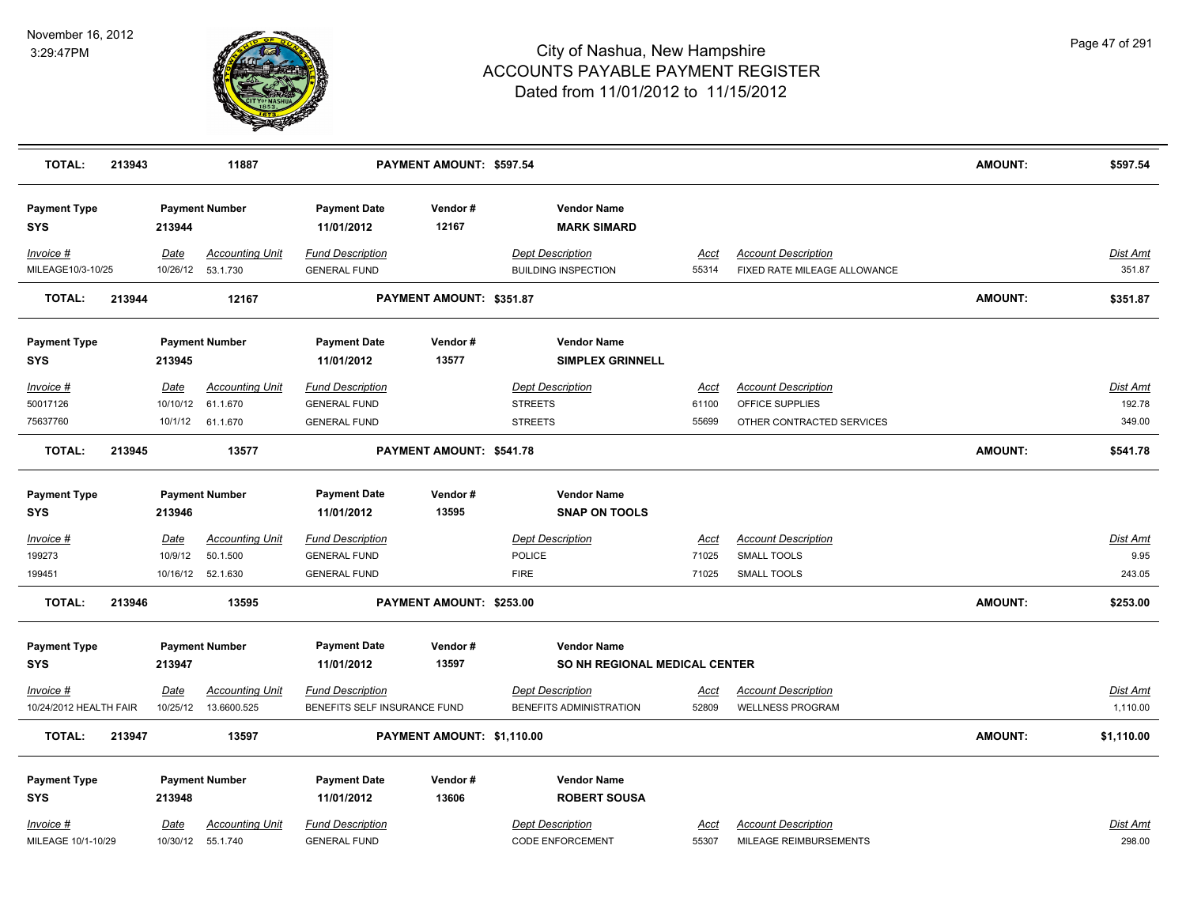# City of Nashua, New Hampshire
## ACCOUNTS PAYABLE PAYMENT REGISTER
### Dated from 11/01/2012 to 11/15/2012

November 16, 2012
3:29:47PM

| **TOTAL:** | **213943** | **11887** | **PAYMENT AMOUNT: $597.54** | **AMOUNT:** | **$597.54** |
|---|---|---|---|---|---|

| Payment Type | Payment Number | Payment Date | Vendor # | Vendor Name |
|---|---|---|---|---|
| **SYS** | **213944** | **11/01/2012** | **12167** | **MARK SIMARD** |

| Invoice # | Date | Accounting Unit | Fund Description | Dept Description | Acct | Account Description | Dist Amt |
|---|---|---|---|---|---|---|---|
| MILEAGE10/3-10/25 | 10/26/12 | 53.1.730 | GENERAL FUND | BUILDING INSPECTION | 55314 | FIXED RATE MILEAGE ALLOWANCE | 351.87 |

| **TOTAL:** | **213944** | **12167** | **PAYMENT AMOUNT: $351.87** | **AMOUNT:** | **$351.87** |
|---|---|---|---|---|---|

| Payment Type | Payment Number | Payment Date | Vendor # | Vendor Name |
|---|---|---|---|---|
| **SYS** | **213945** | **11/01/2012** | **13577** | **SIMPLEX GRINNELL** |

| Invoice # | Date | Accounting Unit | Fund Description | Dept Description | Acct | Account Description | Dist Amt |
|---|---|---|---|---|---|---|---|
| 50017126 | 10/10/12 | 61.1.670 | GENERAL FUND | STREETS | 61100 | OFFICE SUPPLIES | 192.78 |
| 75637760 | 10/1/12 | 61.1.670 | GENERAL FUND | STREETS | 55699 | OTHER CONTRACTED SERVICES | 349.00 |

| **TOTAL:** | **213945** | **13577** | **PAYMENT AMOUNT: $541.78** | **AMOUNT:** | **$541.78** |
|---|---|---|---|---|---|

| Payment Type | Payment Number | Payment Date | Vendor # | Vendor Name |
|---|---|---|---|---|
| **SYS** | **213946** | **11/01/2012** | **13595** | **SNAP ON TOOLS** |

| Invoice # | Date | Accounting Unit | Fund Description | Dept Description | Acct | Account Description | Dist Amt |
|---|---|---|---|---|---|---|---|
| 199273 | 10/9/12 | 50.1.500 | GENERAL FUND | POLICE | 71025 | SMALL TOOLS | 9.95 |
| 199451 | 10/16/12 | 52.1.630 | GENERAL FUND | FIRE | 71025 | SMALL TOOLS | 243.05 |

| **TOTAL:** | **213946** | **13595** | **PAYMENT AMOUNT: $253.00** | **AMOUNT:** | **$253.00** |
|---|---|---|---|---|---|

| Payment Type | Payment Number | Payment Date | Vendor # | Vendor Name |
|---|---|---|---|---|
| **SYS** | **213947** | **11/01/2012** | **13597** | **SO NH REGIONAL MEDICAL CENTER** |

| Invoice # | Date | Accounting Unit | Fund Description | Dept Description | Acct | Account Description | Dist Amt |
|---|---|---|---|---|---|---|---|
| 10/24/2012 HEALTH FAIR | 10/25/12 | 13.6600.525 | BENEFITS SELF INSURANCE FUND | BENEFITS ADMINISTRATION | 52809 | WELLNESS PROGRAM | 1,110.00 |

| **TOTAL:** | **213947** | **13597** | **PAYMENT AMOUNT: $1,110.00** | **AMOUNT:** | **$1,110.00** |
|---|---|---|---|---|---|

| Payment Type | Payment Number | Payment Date | Vendor # | Vendor Name |
|---|---|---|---|---|
| **SYS** | **213948** | **11/01/2012** | **13606** | **ROBERT SOUSA** |

| Invoice # | Date | Accounting Unit | Fund Description | Dept Description | Acct | Account Description | Dist Amt |
|---|---|---|---|---|---|---|---|
| MILEAGE 10/1-10/29 | 10/30/12 | 55.1.740 | GENERAL FUND | CODE ENFORCEMENT | 55307 | MILEAGE REIMBURSEMENTS | 298.00 |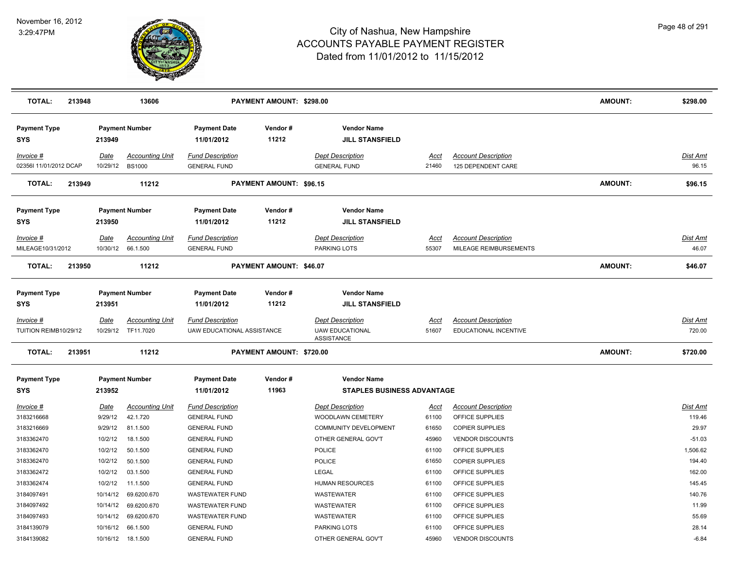# City of Nashua, New Hampshire
## ACCOUNTS PAYABLE PAYMENT REGISTER
### Dated from 11/01/2012 to 11/15/2012

November 16, 2012
3:29:47PM

| **TOTAL:** | **213948** | **13606** | | **PAYMENT AMOUNT: $298.00** | | | | **AMOUNT:** | **$298.00** |
|---|---|---|---|---|---|---|---|---|---|

| **Payment Type** | **Payment Number** | | **Payment Date** | **Vendor #** | **Vendor Name** | | | |
|---|---|---|---|---|---|---|---|---|
| **SYS** | **213949** | | **11/01/2012** | **11212** | **JILL STANSFIELD** | | | |
| *Invoice #* | *Date* | *Accounting Unit* | *Fund Description* | | *Dept Description* | *Acct* | *Account Description* | *Dist Amt* |
| 02356I 11/01/2012 DCAP | 10/29/12 | BS1000 | GENERAL FUND | | GENERAL FUND | 21460 | 125 DEPENDENT CARE | 96.15 |
| **TOTAL: 213949** | | **11212** | | **PAYMENT AMOUNT: $96.15** | | | **AMOUNT:** | **$96.15** |

| **Payment Type** | **Payment Number** | | **Payment Date** | **Vendor #** | **Vendor Name** | | | |
|---|---|---|---|---|---|---|---|---|
| **SYS** | **213950** | | **11/01/2012** | **11212** | **JILL STANSFIELD** | | | |
| *Invoice #* | *Date* | *Accounting Unit* | *Fund Description* | | *Dept Description* | *Acct* | *Account Description* | *Dist Amt* |
| MILEAGE10/31/2012 | 10/30/12 | 66.1.500 | GENERAL FUND | | PARKING LOTS | 55307 | MILEAGE REIMBURSEMENTS | 46.07 |
| **TOTAL: 213950** | | **11212** | | **PAYMENT AMOUNT: $46.07** | | | **AMOUNT:** | **$46.07** |

| **Payment Type** | **Payment Number** | | **Payment Date** | **Vendor #** | **Vendor Name** | | | |
|---|---|---|---|---|---|---|---|---|
| **SYS** | **213951** | | **11/01/2012** | **11212** | **JILL STANSFIELD** | | | |
| *Invoice #* | *Date* | *Accounting Unit* | *Fund Description* | | *Dept Description* | *Acct* | *Account Description* | *Dist Amt* |
| TUITION REIMB10/29/12 | 10/29/12 | TF11.7020 | UAW EDUCATIONAL ASSISTANCE | | UAW EDUCATIONAL ASSISTANCE | 51607 | EDUCATIONAL INCENTIVE | 720.00 |
| **TOTAL: 213951** | | **11212** | | **PAYMENT AMOUNT: $720.00** | | | **AMOUNT:** | **$720.00** |

| **Payment Type** | **Payment Number** | | **Payment Date** | **Vendor #** | **Vendor Name** | | | |
|---|---|---|---|---|---|---|---|---|
| **SYS** | **213952** | | **11/01/2012** | **11963** | **STAPLES BUSINESS ADVANTAGE** | | | |
| *Invoice #* | *Date* | *Accounting Unit* | *Fund Description* | | *Dept Description* | *Acct* | *Account Description* | *Dist Amt* |
| 3183216668 | 9/29/12 | 42.1.720 | GENERAL FUND | | WOODLAWN CEMETERY | 61100 | OFFICE SUPPLIES | 119.46 |
| 3183216669 | 9/29/12 | 81.1.500 | GENERAL FUND | | COMMUNITY DEVELOPMENT | 61650 | COPIER SUPPLIES | 29.97 |
| 3183362470 | 10/2/12 | 18.1.500 | GENERAL FUND | | OTHER GENERAL GOV'T | 45960 | VENDOR DISCOUNTS | -51.03 |
| 3183362470 | 10/2/12 | 50.1.500 | GENERAL FUND | | POLICE | 61100 | OFFICE SUPPLIES | 1,506.62 |
| 3183362470 | 10/2/12 | 50.1.500 | GENERAL FUND | | POLICE | 61650 | COPIER SUPPLIES | 194.40 |
| 3183362472 | 10/2/12 | 03.1.500 | GENERAL FUND | | LEGAL | 61100 | OFFICE SUPPLIES | 162.00 |
| 3183362474 | 10/2/12 | 11.1.500 | GENERAL FUND | | HUMAN RESOURCES | 61100 | OFFICE SUPPLIES | 145.45 |
| 3184097491 | 10/14/12 | 69.6200.670 | WASTEWATER FUND | | WASTEWATER | 61100 | OFFICE SUPPLIES | 140.76 |
| 3184097492 | 10/14/12 | 69.6200.670 | WASTEWATER FUND | | WASTEWATER | 61100 | OFFICE SUPPLIES | 11.99 |
| 3184097493 | 10/14/12 | 69.6200.670 | WASTEWATER FUND | | WASTEWATER | 61100 | OFFICE SUPPLIES | 55.69 |
| 3184139079 | 10/16/12 | 66.1.500 | GENERAL FUND | | PARKING LOTS | 61100 | OFFICE SUPPLIES | 28.14 |
| 3184139082 | 10/16/12 | 18.1.500 | GENERAL FUND | | OTHER GENERAL GOV'T | 45960 | VENDOR DISCOUNTS | -6.84 |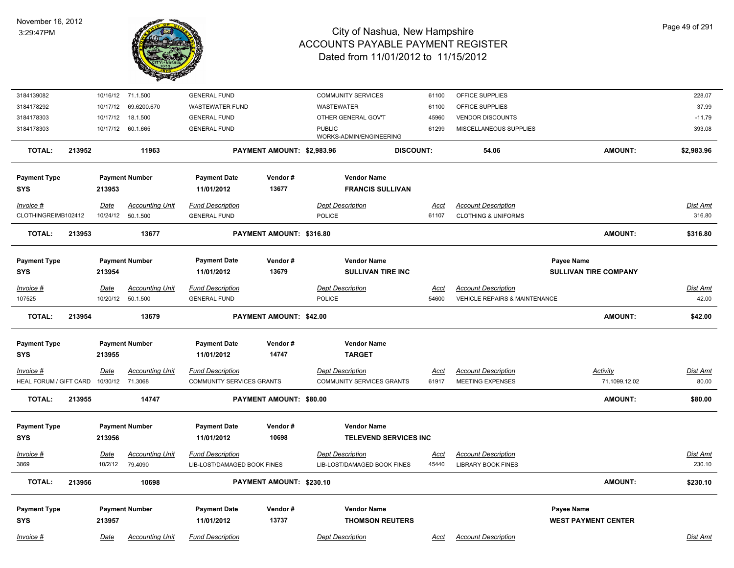| Invoice # | Date | Accounting Unit | Fund Description | Dept Description | Acct | Account Description | Dist Amt |
|---|---|---|---|---|---|---|---|
| 3184139082 | 10/16/12 | 71.1.500 | GENERAL FUND | COMMUNITY SERVICES | 61100 | OFFICE SUPPLIES | 228.07 |
| 3184178292 | 10/17/12 | 69.6200.670 | WASTEWATER FUND | WASTEWATER | 61100 | OFFICE SUPPLIES | 37.99 |
| 3184178303 | 10/17/12 | 18.1.500 | GENERAL FUND | OTHER GENERAL GOV'T | 45960 | VENDOR DISCOUNTS | -11.79 |
| 3184178303 | 10/17/12 | 60.1.665 | GENERAL FUND | PUBLIC WORKS-ADMIN/ENGINEERING | 61299 | MISCELLANEOUS SUPPLIES | 393.08 |

**TOTAL: 213952 — 11963 — PAYMENT AMOUNT: $2,983.96 — DISCOUNT: 54.06 — AMOUNT: $2,983.96**

| Payment Type | Payment Number | Payment Date | Vendor # | Vendor Name |
|---|---|---|---|---|
| SYS | 213953 | 11/01/2012 | 13677 | FRANCIS SULLIVAN |

| Invoice # | Date | Accounting Unit | Fund Description | Dept Description | Acct | Account Description | Dist Amt |
|---|---|---|---|---|---|---|---|
| CLOTHINGREIMB102412 | 10/24/12 | 50.1.500 | GENERAL FUND | POLICE | 61107 | CLOTHING & UNIFORMS | 316.80 |

**TOTAL: 213953 — 13677 — PAYMENT AMOUNT: $316.80 — AMOUNT: $316.80**

| Payment Type | Payment Number | Payment Date | Vendor # | Vendor Name | Payee Name |
|---|---|---|---|---|---|
| SYS | 213954 | 11/01/2012 | 13679 | SULLIVAN TIRE INC | SULLIVAN TIRE COMPANY |

| Invoice # | Date | Accounting Unit | Fund Description | Dept Description | Acct | Account Description | Dist Amt |
|---|---|---|---|---|---|---|---|
| 107525 | 10/20/12 | 50.1.500 | GENERAL FUND | POLICE | 54600 | VEHICLE REPAIRS & MAINTENANCE | 42.00 |

**TOTAL: 213954 — 13679 — PAYMENT AMOUNT: $42.00 — AMOUNT: $42.00**

| Payment Type | Payment Number | Payment Date | Vendor # | Vendor Name |
|---|---|---|---|---|
| SYS | 213955 | 11/01/2012 | 14747 | TARGET |

| Invoice # | Date | Accounting Unit | Fund Description | Dept Description | Acct | Account Description | Activity | Dist Amt |
|---|---|---|---|---|---|---|---|---|
| HEAL FORUM / GIFT CARD | 10/30/12 | 71.3068 | COMMUNITY SERVICES GRANTS | COMMUNITY SERVICES GRANTS | 61917 | MEETING EXPENSES | 71.1099.12.02 | 80.00 |

**TOTAL: 213955 — 14747 — PAYMENT AMOUNT: $80.00 — AMOUNT: $80.00**

| Payment Type | Payment Number | Payment Date | Vendor # | Vendor Name |
|---|---|---|---|---|
| SYS | 213956 | 11/01/2012 | 10698 | TELEVEND SERVICES INC |

| Invoice # | Date | Accounting Unit | Fund Description | Dept Description | Acct | Account Description | Dist Amt |
|---|---|---|---|---|---|---|---|
| 3869 | 10/2/12 | 79.4090 | LIB-LOST/DAMAGED BOOK FINES | LIB-LOST/DAMAGED BOOK FINES | 45440 | LIBRARY BOOK FINES | 230.10 |

**TOTAL: 213956 — 10698 — PAYMENT AMOUNT: $230.10 — AMOUNT: $230.10**

| Payment Type | Payment Number | Payment Date | Vendor # | Vendor Name | Payee Name |
|---|---|---|---|---|---|
| SYS | 213957 | 11/01/2012 | 13737 | THOMSON REUTERS | WEST PAYMENT CENTER |

| Invoice # | Date | Accounting Unit | Fund Description | Dept Description | Acct | Account Description | Dist Amt |
|---|---|---|---|---|---|---|---|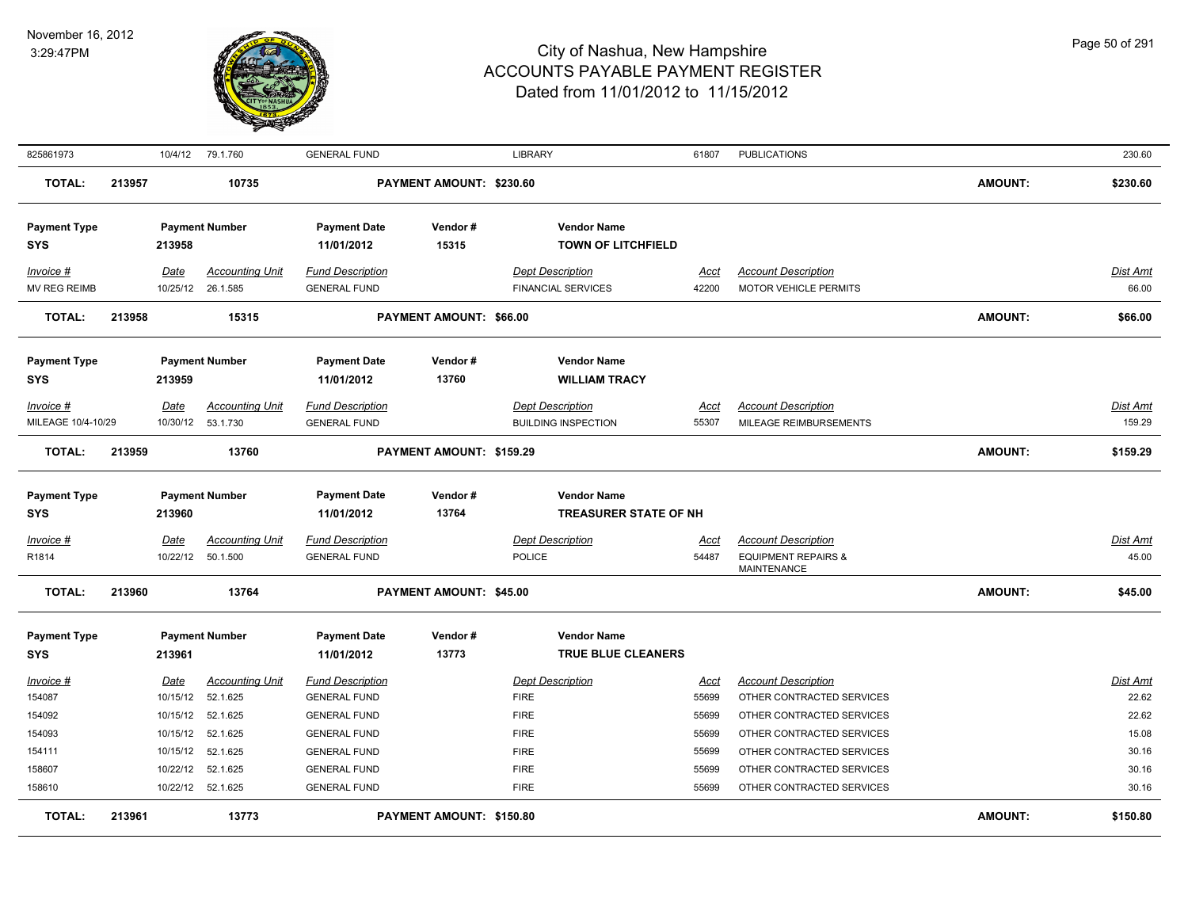# City of Nashua, New Hampshire
## ACCOUNTS PAYABLE PAYMENT REGISTER
### Dated from 11/01/2012 to 11/15/2012

November 16, 2012
3:29:47PM

| Invoice # | Date | Accounting Unit | Fund Description | Dept Description | Acct | Account Description | Dist Amt |
|---|---|---|---|---|---|---|---|
| 825861973 | 10/4/12 | 79.1.760 | GENERAL FUND | LIBRARY | 61807 | PUBLICATIONS | 230.60 |

**TOTAL: 213957 — 10735 — PAYMENT AMOUNT: $230.60 — AMOUNT: $230.60**

| Payment Type | Payment Number | Payment Date | Vendor # | Vendor Name |
|---|---|---|---|---|
| SYS | 213958 | 11/01/2012 | 15315 | TOWN OF LITCHFIELD |

| Invoice # | Date | Accounting Unit | Fund Description | Dept Description | Acct | Account Description | Dist Amt |
|---|---|---|---|---|---|---|---|
| MV REG REIMB | 10/25/12 | 26.1.585 | GENERAL FUND | FINANCIAL SERVICES | 42200 | MOTOR VEHICLE PERMITS | 66.00 |

**TOTAL: 213958 — 15315 — PAYMENT AMOUNT: $66.00 — AMOUNT: $66.00**

| Payment Type | Payment Number | Payment Date | Vendor # | Vendor Name |
|---|---|---|---|---|
| SYS | 213959 | 11/01/2012 | 13760 | WILLIAM TRACY |

| Invoice # | Date | Accounting Unit | Fund Description | Dept Description | Acct | Account Description | Dist Amt |
|---|---|---|---|---|---|---|---|
| MILEAGE 10/4-10/29 | 10/30/12 | 53.1.730 | GENERAL FUND | BUILDING INSPECTION | 55307 | MILEAGE REIMBURSEMENTS | 159.29 |

**TOTAL: 213959 — 13760 — PAYMENT AMOUNT: $159.29 — AMOUNT: $159.29**

| Payment Type | Payment Number | Payment Date | Vendor # | Vendor Name |
|---|---|---|---|---|
| SYS | 213960 | 11/01/2012 | 13764 | TREASURER STATE OF NH |

| Invoice # | Date | Accounting Unit | Fund Description | Dept Description | Acct | Account Description | Dist Amt |
|---|---|---|---|---|---|---|---|
| R1814 | 10/22/12 | 50.1.500 | GENERAL FUND | POLICE | 54487 | EQUIPMENT REPAIRS & MAINTENANCE | 45.00 |

**TOTAL: 213960 — 13764 — PAYMENT AMOUNT: $45.00 — AMOUNT: $45.00**

| Payment Type | Payment Number | Payment Date | Vendor # | Vendor Name |
|---|---|---|---|---|
| SYS | 213961 | 11/01/2012 | 13773 | TRUE BLUE CLEANERS |

| Invoice # | Date | Accounting Unit | Fund Description | Dept Description | Acct | Account Description | Dist Amt |
|---|---|---|---|---|---|---|---|
| 154087 | 10/15/12 | 52.1.625 | GENERAL FUND | FIRE | 55699 | OTHER CONTRACTED SERVICES | 22.62 |
| 154092 | 10/15/12 | 52.1.625 | GENERAL FUND | FIRE | 55699 | OTHER CONTRACTED SERVICES | 22.62 |
| 154093 | 10/15/12 | 52.1.625 | GENERAL FUND | FIRE | 55699 | OTHER CONTRACTED SERVICES | 15.08 |
| 154111 | 10/15/12 | 52.1.625 | GENERAL FUND | FIRE | 55699 | OTHER CONTRACTED SERVICES | 30.16 |
| 158607 | 10/22/12 | 52.1.625 | GENERAL FUND | FIRE | 55699 | OTHER CONTRACTED SERVICES | 30.16 |
| 158610 | 10/22/12 | 52.1.625 | GENERAL FUND | FIRE | 55699 | OTHER CONTRACTED SERVICES | 30.16 |

**TOTAL: 213961 — 13773 — PAYMENT AMOUNT: $150.80 — AMOUNT: $150.80**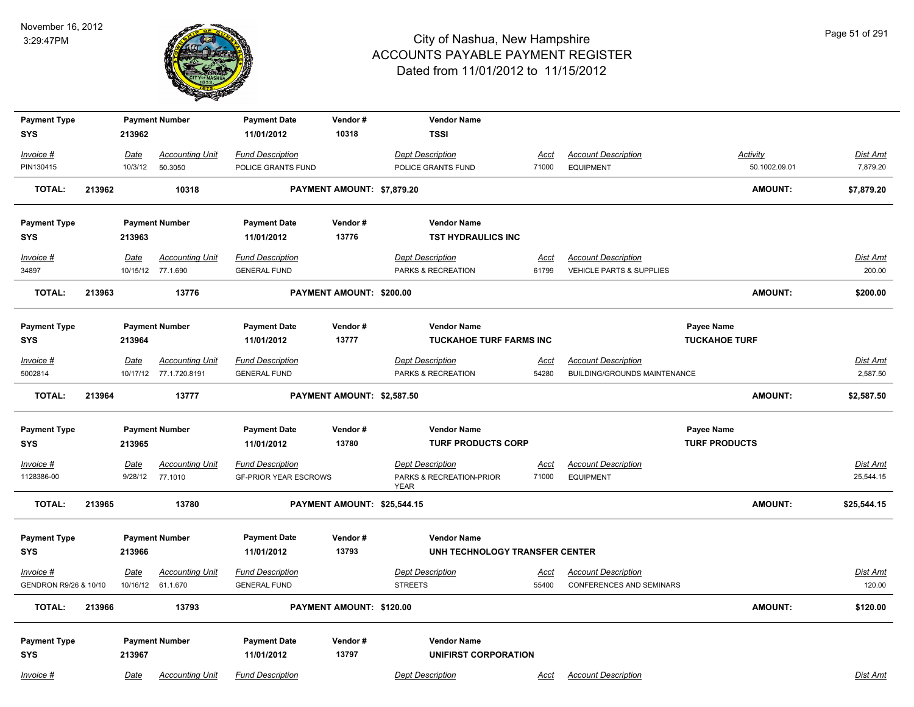## City of Nashua, New Hampshire
## ACCOUNTS PAYABLE PAYMENT REGISTER
## Dated from 11/01/2012 to 11/15/2012

November 16, 2012
3:29:47PM

| Payment Type | Payment Number | Payment Date | Vendor # | Vendor Name |
|---|---|---|---|---|
| SYS | 213962 | 11/01/2012 | 10318 | TSSI |

| Invoice # | Date | Accounting Unit | Fund Description | Dept Description | Acct | Account Description | Activity | Dist Amt |
|---|---|---|---|---|---|---|---|---|
| PIN130415 | 10/3/12 | 50.3050 | POLICE GRANTS FUND | POLICE GRANTS FUND | 71000 | EQUIPMENT | 50.1002.09.01 | 7,879.20 |

**TOTAL: 213962 10318 PAYMENT AMOUNT: $7,879.20 AMOUNT: $7,879.20**

| Payment Type | Payment Number | Payment Date | Vendor # | Vendor Name |
|---|---|---|---|---|
| SYS | 213963 | 11/01/2012 | 13776 | TST HYDRAULICS INC |

| Invoice # | Date | Accounting Unit | Fund Description | Dept Description | Acct | Account Description | Dist Amt |
|---|---|---|---|---|---|---|---|
| 34897 | 10/15/12 | 77.1.690 | GENERAL FUND | PARKS & RECREATION | 61799 | VEHICLE PARTS & SUPPLIES | 200.00 |

**TOTAL: 213963 13776 PAYMENT AMOUNT: $200.00 AMOUNT: $200.00**

| Payment Type | Payment Number | Payment Date | Vendor # | Vendor Name | Payee Name |
|---|---|---|---|---|---|
| SYS | 213964 | 11/01/2012 | 13777 | TUCKAHOE TURF FARMS INC | TUCKAHOE TURF |

| Invoice # | Date | Accounting Unit | Fund Description | Dept Description | Acct | Account Description | Dist Amt |
|---|---|---|---|---|---|---|---|
| 5002814 | 10/17/12 | 77.1.720.8191 | GENERAL FUND | PARKS & RECREATION | 54280 | BUILDING/GROUNDS MAINTENANCE | 2,587.50 |

**TOTAL: 213964 13777 PAYMENT AMOUNT: $2,587.50 AMOUNT: $2,587.50**

| Payment Type | Payment Number | Payment Date | Vendor # | Vendor Name | Payee Name |
|---|---|---|---|---|---|
| SYS | 213965 | 11/01/2012 | 13780 | TURF PRODUCTS CORP | TURF PRODUCTS |

| Invoice # | Date | Accounting Unit | Fund Description | Dept Description | Acct | Account Description | Dist Amt |
|---|---|---|---|---|---|---|---|
| 1128386-00 | 9/28/12 | 77.1010 | GF-PRIOR YEAR ESCROWS | PARKS & RECREATION-PRIOR YEAR | 71000 | EQUIPMENT | 25,544.15 |

**TOTAL: 213965 13780 PAYMENT AMOUNT: $25,544.15 AMOUNT: $25,544.15**

| Payment Type | Payment Number | Payment Date | Vendor # | Vendor Name |
|---|---|---|---|---|
| SYS | 213966 | 11/01/2012 | 13793 | UNH TECHNOLOGY TRANSFER CENTER |

| Invoice # | Date | Accounting Unit | Fund Description | Dept Description | Acct | Account Description | Dist Amt |
|---|---|---|---|---|---|---|---|
| GENDRON R9/26 & 10/10 | 10/16/12 | 61.1.670 | GENERAL FUND | STREETS | 55400 | CONFERENCES AND SEMINARS | 120.00 |

**TOTAL: 213966 13793 PAYMENT AMOUNT: $120.00 AMOUNT: $120.00**

| Payment Type | Payment Number | Payment Date | Vendor # | Vendor Name |
|---|---|---|---|---|
| SYS | 213967 | 11/01/2012 | 13797 | UNIFIRST CORPORATION |

| Invoice # | Date | Accounting Unit | Fund Description | Dept Description | Acct | Account Description | Dist Amt |
|---|---|---|---|---|---|---|---|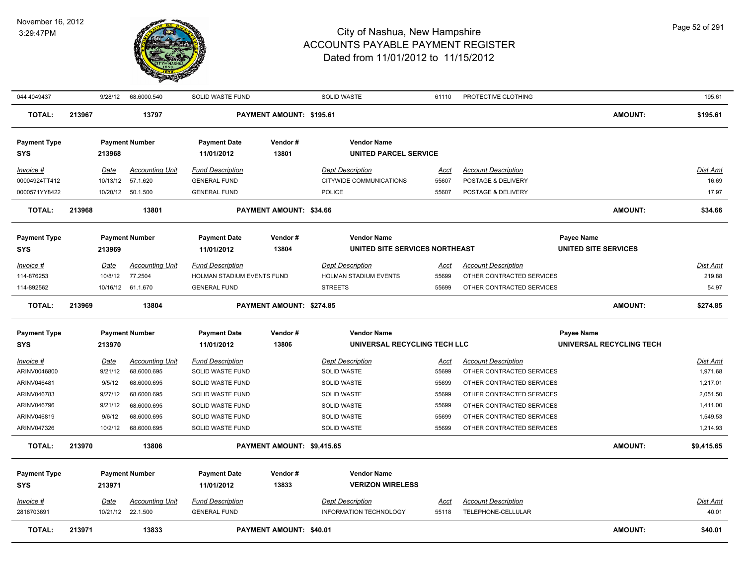| Invoice # | Date | Accounting Unit | Fund Description | Dept Description | Acct | Account Description | Dist Amt |
|---|---|---|---|---|---|---|---|
| 044 4049437 | 9/28/12 | 68.6000.540 | SOLID WASTE FUND | SOLID WASTE | 61110 | PROTECTIVE CLOTHING | 195.61 |

**TOTAL: 213967 13797 PAYMENT AMOUNT: $195.61 AMOUNT: $195.61**

| Payment Type | Payment Number | Payment Date | Vendor # | Vendor Name |
|---|---|---|---|---|
| SYS | 213968 | 11/01/2012 | 13801 | UNITED PARCEL SERVICE |

| Invoice # | Date | Accounting Unit | Fund Description | Dept Description | Acct | Account Description | Dist Amt |
|---|---|---|---|---|---|---|---|
| 00004924TT412 | 10/13/12 | 57.1.620 | GENERAL FUND | CITYWIDE COMMUNICATIONS | 55607 | POSTAGE & DELIVERY | 16.69 |
| 0000571YY8422 | 10/20/12 | 50.1.500 | GENERAL FUND | POLICE | 55607 | POSTAGE & DELIVERY | 17.97 |

**TOTAL: 213968 13801 PAYMENT AMOUNT: $34.66 AMOUNT: $34.66**

| Payment Type | Payment Number | Payment Date | Vendor # | Vendor Name | Payee Name |
|---|---|---|---|---|---|
| SYS | 213969 | 11/01/2012 | 13804 | UNITED SITE SERVICES NORTHEAST | UNITED SITE SERVICES |

| Invoice # | Date | Accounting Unit | Fund Description | Dept Description | Acct | Account Description | Dist Amt |
|---|---|---|---|---|---|---|---|
| 114-876253 | 10/8/12 | 77.2504 | HOLMAN STADIUM EVENTS FUND | HOLMAN STADIUM EVENTS | 55699 | OTHER CONTRACTED SERVICES | 219.88 |
| 114-892562 | 10/16/12 | 61.1.670 | GENERAL FUND | STREETS | 55699 | OTHER CONTRACTED SERVICES | 54.97 |

**TOTAL: 213969 13804 PAYMENT AMOUNT: $274.85 AMOUNT: $274.85**

| Payment Type | Payment Number | Payment Date | Vendor # | Vendor Name | Payee Name |
|---|---|---|---|---|---|
| SYS | 213970 | 11/01/2012 | 13806 | UNIVERSAL RECYCLING TECH LLC | UNIVERSAL RECYCLING TECH |

| Invoice # | Date | Accounting Unit | Fund Description | Dept Description | Acct | Account Description | Dist Amt |
|---|---|---|---|---|---|---|---|
| ARINV0046800 | 9/21/12 | 68.6000.695 | SOLID WASTE FUND | SOLID WASTE | 55699 | OTHER CONTRACTED SERVICES | 1,971.68 |
| ARINV046481 | 9/5/12 | 68.6000.695 | SOLID WASTE FUND | SOLID WASTE | 55699 | OTHER CONTRACTED SERVICES | 1,217.01 |
| ARINV046783 | 9/27/12 | 68.6000.695 | SOLID WASTE FUND | SOLID WASTE | 55699 | OTHER CONTRACTED SERVICES | 2,051.50 |
| ARINV046796 | 9/21/12 | 68.6000.695 | SOLID WASTE FUND | SOLID WASTE | 55699 | OTHER CONTRACTED SERVICES | 1,411.00 |
| ARINV046819 | 9/6/12 | 68.6000.695 | SOLID WASTE FUND | SOLID WASTE | 55699 | OTHER CONTRACTED SERVICES | 1,549.53 |
| ARINV047326 | 10/2/12 | 68.6000.695 | SOLID WASTE FUND | SOLID WASTE | 55699 | OTHER CONTRACTED SERVICES | 1,214.93 |

**TOTAL: 213970 13806 PAYMENT AMOUNT: $9,415.65 AMOUNT: $9,415.65**

| Payment Type | Payment Number | Payment Date | Vendor # | Vendor Name |
|---|---|---|---|---|
| SYS | 213971 | 11/01/2012 | 13833 | VERIZON WIRELESS |

| Invoice # | Date | Accounting Unit | Fund Description | Dept Description | Acct | Account Description | Dist Amt |
|---|---|---|---|---|---|---|---|
| 2818703691 | 10/21/12 | 22.1.500 | GENERAL FUND | INFORMATION TECHNOLOGY | 55118 | TELEPHONE-CELLULAR | 40.01 |

**TOTAL: 213971 13833 PAYMENT AMOUNT: $40.01 AMOUNT: $40.01**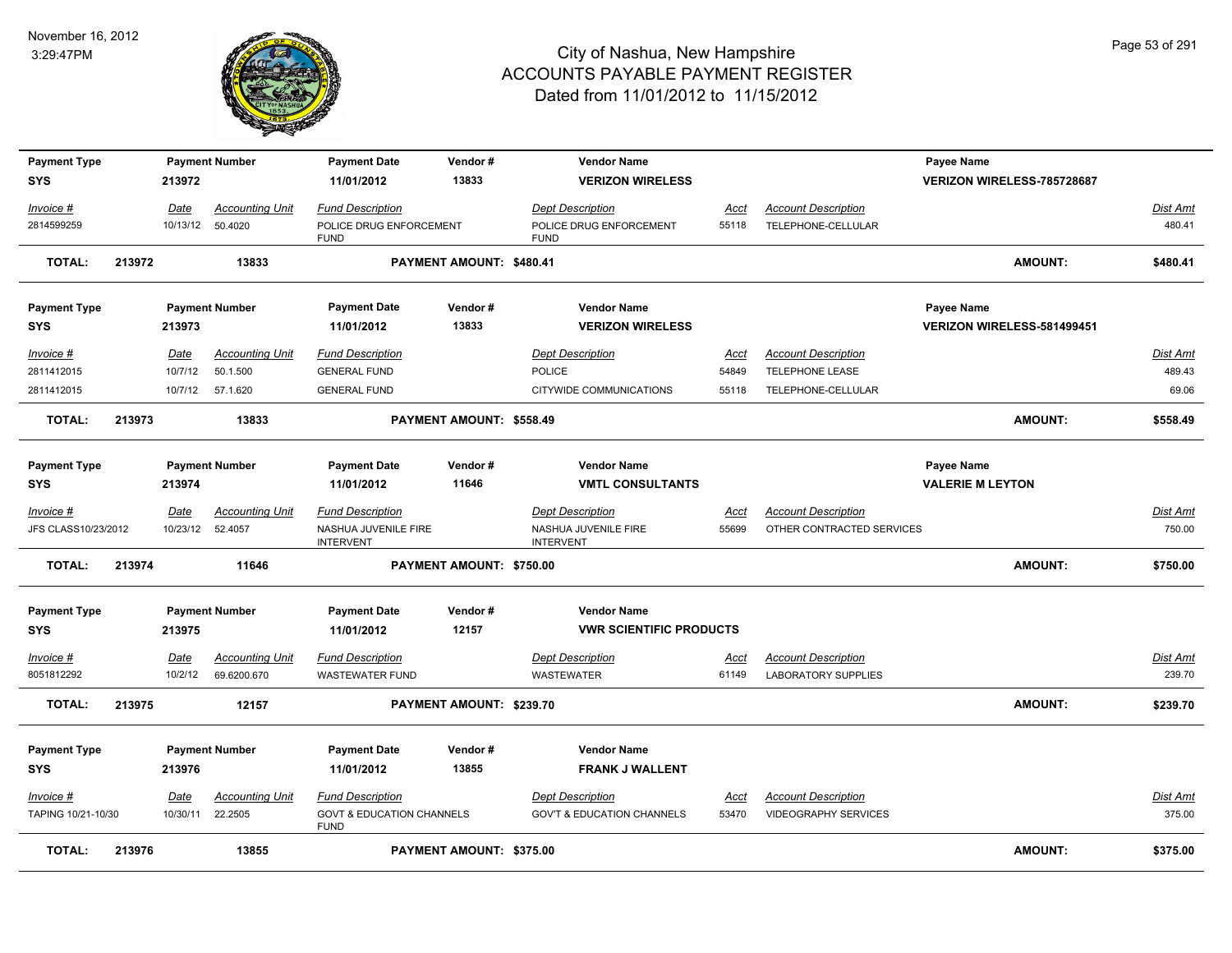# City of Nashua, New Hampshire
## ACCOUNTS PAYABLE PAYMENT REGISTER
### Dated from 11/01/2012 to 11/15/2012

November 16, 2012
3:29:47PM

| Payment Type | Payment Number | Payment Date | Vendor # | Vendor Name | | Payee Name | |
|---|---|---|---|---|---|---|---|
| SYS | 213972 | 11/01/2012 | 13833 | VERIZON WIRELESS | | VERIZON WIRELESS-785728687 | |

| Invoice # | Date | Accounting Unit | Fund Description | Dept Description | Acct | Account Description | Dist Amt |
|---|---|---|---|---|---|---|---|
| 2814599259 | 10/13/12 | 50.4020 | POLICE DRUG ENFORCEMENT FUND | POLICE DRUG ENFORCEMENT FUND | 55118 | TELEPHONE-CELLULAR | 480.41 |

**TOTAL: 213972 13833 PAYMENT AMOUNT: $480.41 AMOUNT: $480.41**

| Payment Type | Payment Number | Payment Date | Vendor # | Vendor Name | | Payee Name | |
|---|---|---|---|---|---|---|---|
| SYS | 213973 | 11/01/2012 | 13833 | VERIZON WIRELESS | | VERIZON WIRELESS-581499451 | |

| Invoice # | Date | Accounting Unit | Fund Description | Dept Description | Acct | Account Description | Dist Amt |
|---|---|---|---|---|---|---|---|
| 2811412015 | 10/7/12 | 50.1.500 | GENERAL FUND | POLICE | 54849 | TELEPHONE LEASE | 489.43 |
| 2811412015 | 10/7/12 | 57.1.620 | GENERAL FUND | CITYWIDE COMMUNICATIONS | 55118 | TELEPHONE-CELLULAR | 69.06 |

**TOTAL: 213973 13833 PAYMENT AMOUNT: $558.49 AMOUNT: $558.49**

| Payment Type | Payment Number | Payment Date | Vendor # | Vendor Name | | Payee Name | |
|---|---|---|---|---|---|---|---|
| SYS | 213974 | 11/01/2012 | 11646 | VMTL CONSULTANTS | | VALERIE M LEYTON | |

| Invoice # | Date | Accounting Unit | Fund Description | Dept Description | Acct | Account Description | Dist Amt |
|---|---|---|---|---|---|---|---|
| JFS CLASS10/23/2012 | 10/23/12 | 52.4057 | NASHUA JUVENILE FIRE INTERVENT | NASHUA JUVENILE FIRE INTERVENT | 55699 | OTHER CONTRACTED SERVICES | 750.00 |

**TOTAL: 213974 11646 PAYMENT AMOUNT: $750.00 AMOUNT: $750.00**

| Payment Type | Payment Number | Payment Date | Vendor # | Vendor Name |
|---|---|---|---|---|
| SYS | 213975 | 11/01/2012 | 12157 | VWR SCIENTIFIC PRODUCTS |

| Invoice # | Date | Accounting Unit | Fund Description | Dept Description | Acct | Account Description | Dist Amt |
|---|---|---|---|---|---|---|---|
| 8051812292 | 10/2/12 | 69.6200.670 | WASTEWATER FUND | WASTEWATER | 61149 | LABORATORY SUPPLIES | 239.70 |

**TOTAL: 213975 12157 PAYMENT AMOUNT: $239.70 AMOUNT: $239.70**

| Payment Type | Payment Number | Payment Date | Vendor # | Vendor Name |
|---|---|---|---|---|
| SYS | 213976 | 11/01/2012 | 13855 | FRANK J WALLENT |

| Invoice # | Date | Accounting Unit | Fund Description | Dept Description | Acct | Account Description | Dist Amt |
|---|---|---|---|---|---|---|---|
| TAPING 10/21-10/30 | 10/30/11 | 22.2505 | GOVT & EDUCATION CHANNELS FUND | GOV'T & EDUCATION CHANNELS | 53470 | VIDEOGRAPHY SERVICES | 375.00 |

**TOTAL: 213976 13855 PAYMENT AMOUNT: $375.00 AMOUNT: $375.00**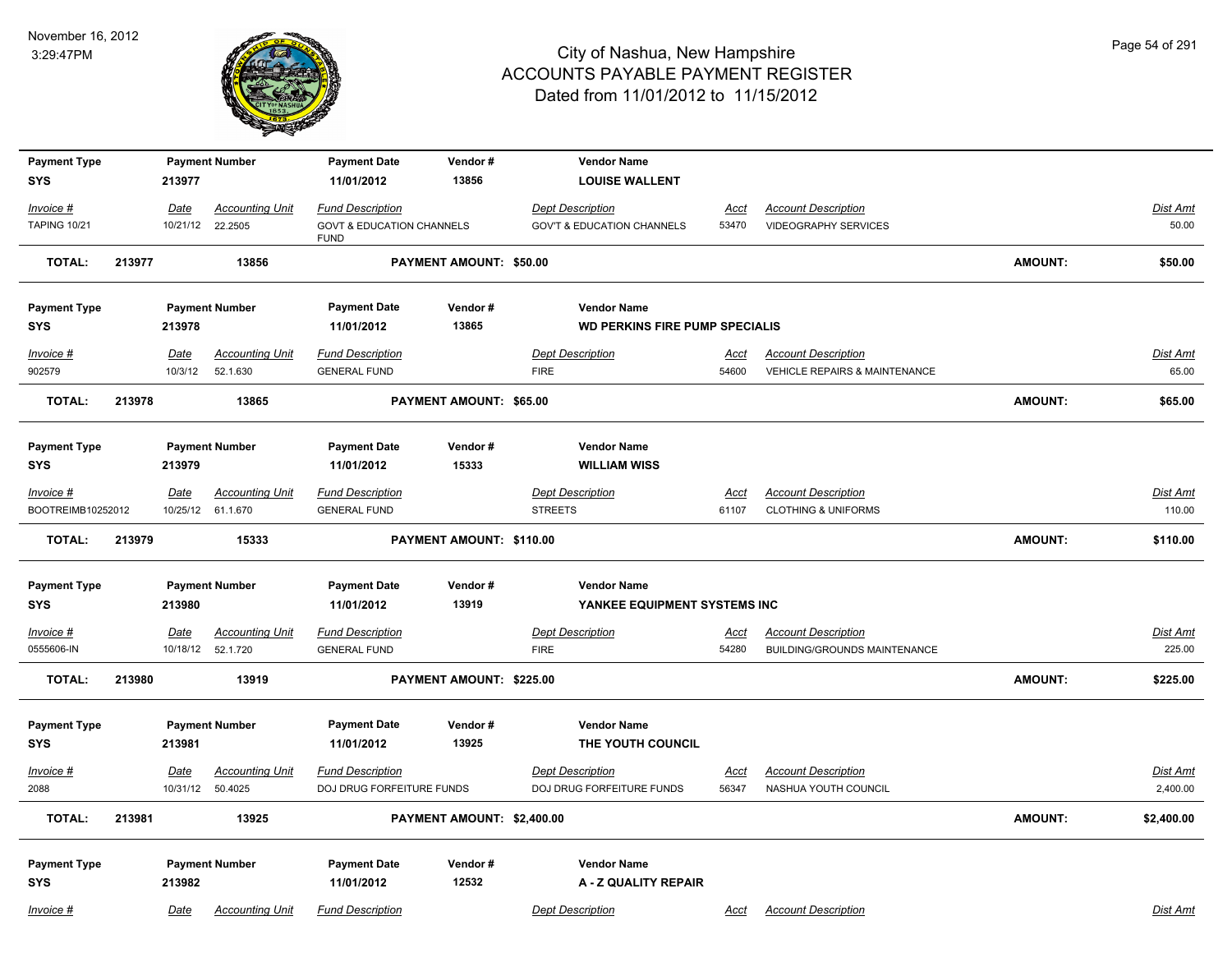# City of Nashua, New Hampshire
## ACCOUNTS PAYABLE PAYMENT REGISTER
### Dated from 11/01/2012 to 11/15/2012

November 16, 2012
3:29:47PM

| Payment Type | Payment Number | Payment Date | Vendor # | Vendor Name |
|---|---|---|---|---|
| SYS | 213977 | 11/01/2012 | 13856 | LOUISE WALLENT |

| Invoice # | Date | Accounting Unit | Fund Description | Dept Description | Acct | Account Description | Dist Amt |
|---|---|---|---|---|---|---|---|
| TAPING 10/21 | 10/21/12 | 22.2505 | GOVT & EDUCATION CHANNELS FUND | GOV'T & EDUCATION CHANNELS | 53470 | VIDEOGRAPHY SERVICES | 50.00 |

**TOTAL: 213977 13856 PAYMENT AMOUNT: $50.00 AMOUNT: $50.00**

| Payment Type | Payment Number | Payment Date | Vendor # | Vendor Name |
|---|---|---|---|---|
| SYS | 213978 | 11/01/2012 | 13865 | WD PERKINS FIRE PUMP SPECIALIS |

| Invoice # | Date | Accounting Unit | Fund Description | Dept Description | Acct | Account Description | Dist Amt |
|---|---|---|---|---|---|---|---|
| 902579 | 10/3/12 | 52.1.630 | GENERAL FUND | FIRE | 54600 | VEHICLE REPAIRS & MAINTENANCE | 65.00 |

**TOTAL: 213978 13865 PAYMENT AMOUNT: $65.00 AMOUNT: $65.00**

| Payment Type | Payment Number | Payment Date | Vendor # | Vendor Name |
|---|---|---|---|---|
| SYS | 213979 | 11/01/2012 | 15333 | WILLIAM WISS |

| Invoice # | Date | Accounting Unit | Fund Description | Dept Description | Acct | Account Description | Dist Amt |
|---|---|---|---|---|---|---|---|
| BOOTREIMB10252012 | 10/25/12 | 61.1.670 | GENERAL FUND | STREETS | 61107 | CLOTHING & UNIFORMS | 110.00 |

**TOTAL: 213979 15333 PAYMENT AMOUNT: $110.00 AMOUNT: $110.00**

| Payment Type | Payment Number | Payment Date | Vendor # | Vendor Name |
|---|---|---|---|---|
| SYS | 213980 | 11/01/2012 | 13919 | YANKEE EQUIPMENT SYSTEMS INC |

| Invoice # | Date | Accounting Unit | Fund Description | Dept Description | Acct | Account Description | Dist Amt |
|---|---|---|---|---|---|---|---|
| 0555606-IN | 10/18/12 | 52.1.720 | GENERAL FUND | FIRE | 54280 | BUILDING/GROUNDS MAINTENANCE | 225.00 |

**TOTAL: 213980 13919 PAYMENT AMOUNT: $225.00 AMOUNT: $225.00**

| Payment Type | Payment Number | Payment Date | Vendor # | Vendor Name |
|---|---|---|---|---|
| SYS | 213981 | 11/01/2012 | 13925 | THE YOUTH COUNCIL |

| Invoice # | Date | Accounting Unit | Fund Description | Dept Description | Acct | Account Description | Dist Amt |
|---|---|---|---|---|---|---|---|
| 2088 | 10/31/12 | 50.4025 | DOJ DRUG FORFEITURE FUNDS | DOJ DRUG FORFEITURE FUNDS | 56347 | NASHUA YOUTH COUNCIL | 2,400.00 |

**TOTAL: 213981 13925 PAYMENT AMOUNT: $2,400.00 AMOUNT: $2,400.00**

| Payment Type | Payment Number | Payment Date | Vendor # | Vendor Name |
|---|---|---|---|---|
| SYS | 213982 | 11/01/2012 | 12532 | A - Z QUALITY REPAIR |

| Invoice # | Date | Accounting Unit | Fund Description | Dept Description | Acct | Account Description | Dist Amt |
|---|---|---|---|---|---|---|---|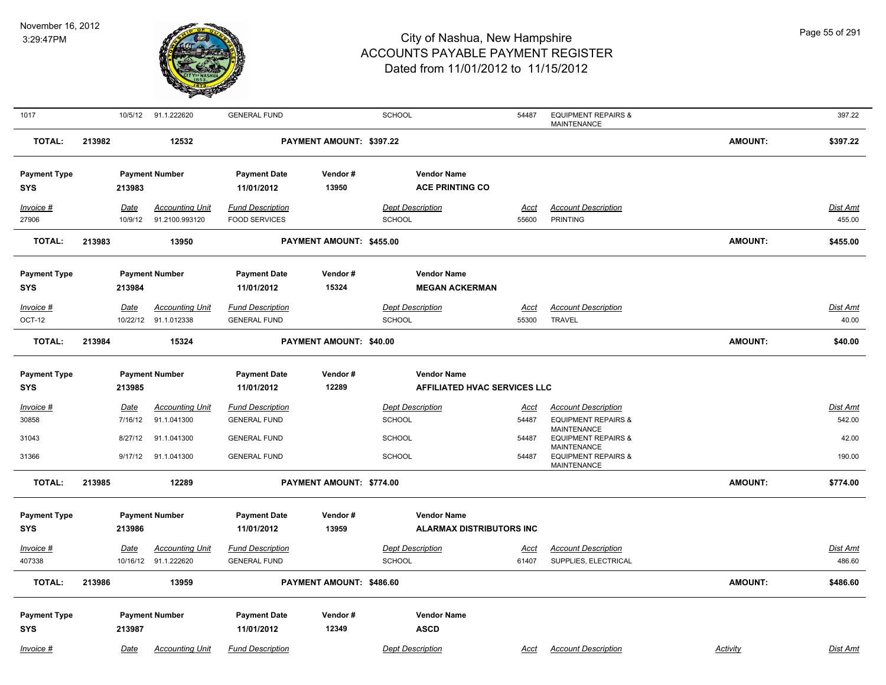| Invoice # | Date | Accounting Unit | Fund Description | Dept Description | Acct | Account Description | Dist Amt |
|---|---|---|---|---|---|---|---|
| 1017 | 10/5/12 | 91.1.222620 | GENERAL FUND | SCHOOL | 54487 | EQUIPMENT REPAIRS & MAINTENANCE | 397.22 |

**TOTAL:** 213982 | 12532 | **PAYMENT AMOUNT: $397.22** | **AMOUNT: $397.22**

| Payment Type | Payment Number | Payment Date | Vendor # | Vendor Name |
|---|---|---|---|---|
| SYS | 213983 | 11/01/2012 | 13950 | ACE PRINTING CO |

| Invoice # | Date | Accounting Unit | Fund Description | Dept Description | Acct | Account Description | Dist Amt |
|---|---|---|---|---|---|---|---|
| 27906 | 10/9/12 | 91.2100.993120 | FOOD SERVICES | SCHOOL | 55600 | PRINTING | 455.00 |

**TOTAL:** 213983 | 13950 | **PAYMENT AMOUNT: $455.00** | **AMOUNT: $455.00**

| Payment Type | Payment Number | Payment Date | Vendor # | Vendor Name |
|---|---|---|---|---|
| SYS | 213984 | 11/01/2012 | 15324 | MEGAN ACKERMAN |

| Invoice # | Date | Accounting Unit | Fund Description | Dept Description | Acct | Account Description | Dist Amt |
|---|---|---|---|---|---|---|---|
| OCT-12 | 10/22/12 | 91.1.012338 | GENERAL FUND | SCHOOL | 55300 | TRAVEL | 40.00 |

**TOTAL:** 213984 | 15324 | **PAYMENT AMOUNT: $40.00** | **AMOUNT: $40.00**

| Payment Type | Payment Number | Payment Date | Vendor # | Vendor Name |
|---|---|---|---|---|
| SYS | 213985 | 11/01/2012 | 12289 | AFFILIATED HVAC SERVICES LLC |

| Invoice # | Date | Accounting Unit | Fund Description | Dept Description | Acct | Account Description | Dist Amt |
|---|---|---|---|---|---|---|---|
| 30858 | 7/16/12 | 91.1.041300 | GENERAL FUND | SCHOOL | 54487 | EQUIPMENT REPAIRS & MAINTENANCE | 542.00 |
| 31043 | 8/27/12 | 91.1.041300 | GENERAL FUND | SCHOOL | 54487 | EQUIPMENT REPAIRS & MAINTENANCE | 42.00 |
| 31366 | 9/17/12 | 91.1.041300 | GENERAL FUND | SCHOOL | 54487 | EQUIPMENT REPAIRS & MAINTENANCE | 190.00 |

**TOTAL:** 213985 | 12289 | **PAYMENT AMOUNT: $774.00** | **AMOUNT: $774.00**

| Payment Type | Payment Number | Payment Date | Vendor # | Vendor Name |
|---|---|---|---|---|
| SYS | 213986 | 11/01/2012 | 13959 | ALARMAX DISTRIBUTORS INC |

| Invoice # | Date | Accounting Unit | Fund Description | Dept Description | Acct | Account Description | Dist Amt |
|---|---|---|---|---|---|---|---|
| 407338 | 10/16/12 | 91.1.222620 | GENERAL FUND | SCHOOL | 61407 | SUPPLIES, ELECTRICAL | 486.60 |

**TOTAL:** 213986 | 13959 | **PAYMENT AMOUNT: $486.60** | **AMOUNT: $486.60**

| Payment Type | Payment Number | Payment Date | Vendor # | Vendor Name |
|---|---|---|---|---|
| SYS | 213987 | 11/01/2012 | 12349 | ASCD |

| Invoice # | Date | Accounting Unit | Fund Description | Dept Description | Acct | Account Description | Activity | Dist Amt |
|---|---|---|---|---|---|---|---|---|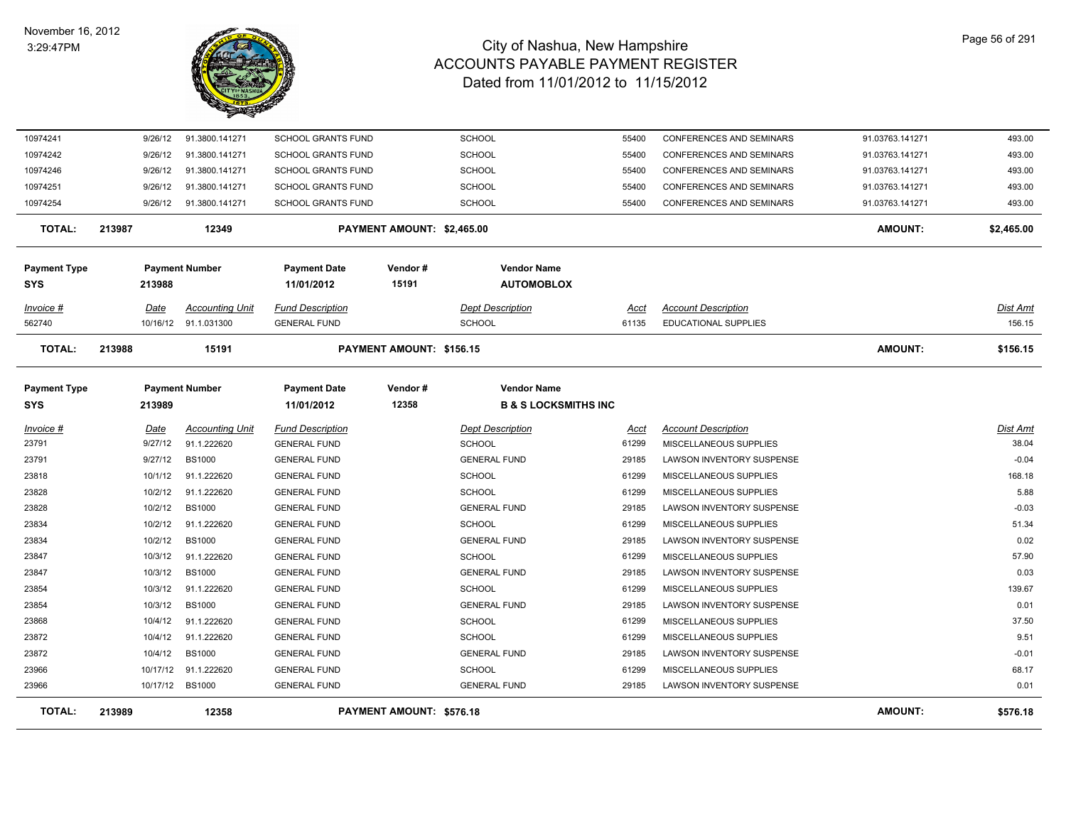# City of Nashua, New Hampshire
## ACCOUNTS PAYABLE PAYMENT REGISTER
### Dated from 11/01/2012 to 11/15/2012

November 16, 2012
3:29:47PM

| Invoice # | Date | Accounting Unit | Fund Description | Dept Description | Acct | Account Description | | Dist Amt |
|---|---|---|---|---|---|---|---|---|
| 10974241 | 9/26/12 | 91.3800.141271 | SCHOOL GRANTS FUND | SCHOOL | 55400 | CONFERENCES AND SEMINARS | 91.03763.141271 | 493.00 |
| 10974242 | 9/26/12 | 91.3800.141271 | SCHOOL GRANTS FUND | SCHOOL | 55400 | CONFERENCES AND SEMINARS | 91.03763.141271 | 493.00 |
| 10974246 | 9/26/12 | 91.3800.141271 | SCHOOL GRANTS FUND | SCHOOL | 55400 | CONFERENCES AND SEMINARS | 91.03763.141271 | 493.00 |
| 10974251 | 9/26/12 | 91.3800.141271 | SCHOOL GRANTS FUND | SCHOOL | 55400 | CONFERENCES AND SEMINARS | 91.03763.141271 | 493.00 |
| 10974254 | 9/26/12 | 91.3800.141271 | SCHOOL GRANTS FUND | SCHOOL | 55400 | CONFERENCES AND SEMINARS | 91.03763.141271 | 493.00 |

**TOTAL: 213987 — 12349 — PAYMENT AMOUNT: $2,465.00 — AMOUNT: $2,465.00**

| Payment Type | Payment Number | Payment Date | Vendor # | Vendor Name |
|---|---|---|---|---|
| SYS | 213988 | 11/01/2012 | 15191 | AUTOMOBLOX |

| Invoice # | Date | Accounting Unit | Fund Description | Dept Description | Acct | Account Description | Dist Amt |
|---|---|---|---|---|---|---|---|
| 562740 | 10/16/12 | 91.1.031300 | GENERAL FUND | SCHOOL | 61135 | EDUCATIONAL SUPPLIES | 156.15 |

**TOTAL: 213988 — 15191 — PAYMENT AMOUNT: $156.15 — AMOUNT: $156.15**

| Payment Type | Payment Number | Payment Date | Vendor # | Vendor Name |
|---|---|---|---|---|
| SYS | 213989 | 11/01/2012 | 12358 | B & S LOCKSMITHS INC |

| Invoice # | Date | Accounting Unit | Fund Description | Dept Description | Acct | Account Description | Dist Amt |
|---|---|---|---|---|---|---|---|
| 23791 | 9/27/12 | 91.1.222620 | GENERAL FUND | SCHOOL | 61299 | MISCELLANEOUS SUPPLIES | 38.04 |
| 23791 | 9/27/12 | BS1000 | GENERAL FUND | GENERAL FUND | 29185 | LAWSON INVENTORY SUSPENSE | -0.04 |
| 23818 | 10/1/12 | 91.1.222620 | GENERAL FUND | SCHOOL | 61299 | MISCELLANEOUS SUPPLIES | 168.18 |
| 23828 | 10/2/12 | 91.1.222620 | GENERAL FUND | SCHOOL | 61299 | MISCELLANEOUS SUPPLIES | 5.88 |
| 23828 | 10/2/12 | BS1000 | GENERAL FUND | GENERAL FUND | 29185 | LAWSON INVENTORY SUSPENSE | -0.03 |
| 23834 | 10/2/12 | 91.1.222620 | GENERAL FUND | SCHOOL | 61299 | MISCELLANEOUS SUPPLIES | 51.34 |
| 23834 | 10/2/12 | BS1000 | GENERAL FUND | GENERAL FUND | 29185 | LAWSON INVENTORY SUSPENSE | 0.02 |
| 23847 | 10/3/12 | 91.1.222620 | GENERAL FUND | SCHOOL | 61299 | MISCELLANEOUS SUPPLIES | 57.90 |
| 23847 | 10/3/12 | BS1000 | GENERAL FUND | GENERAL FUND | 29185 | LAWSON INVENTORY SUSPENSE | 0.03 |
| 23854 | 10/3/12 | 91.1.222620 | GENERAL FUND | SCHOOL | 61299 | MISCELLANEOUS SUPPLIES | 139.67 |
| 23854 | 10/3/12 | BS1000 | GENERAL FUND | GENERAL FUND | 29185 | LAWSON INVENTORY SUSPENSE | 0.01 |
| 23868 | 10/4/12 | 91.1.222620 | GENERAL FUND | SCHOOL | 61299 | MISCELLANEOUS SUPPLIES | 37.50 |
| 23872 | 10/4/12 | 91.1.222620 | GENERAL FUND | SCHOOL | 61299 | MISCELLANEOUS SUPPLIES | 9.51 |
| 23872 | 10/4/12 | BS1000 | GENERAL FUND | GENERAL FUND | 29185 | LAWSON INVENTORY SUSPENSE | -0.01 |
| 23966 | 10/17/12 | 91.1.222620 | GENERAL FUND | SCHOOL | 61299 | MISCELLANEOUS SUPPLIES | 68.17 |
| 23966 | 10/17/12 | BS1000 | GENERAL FUND | GENERAL FUND | 29185 | LAWSON INVENTORY SUSPENSE | 0.01 |

**TOTAL: 213989 — 12358 — PAYMENT AMOUNT: $576.18 — AMOUNT: $576.18**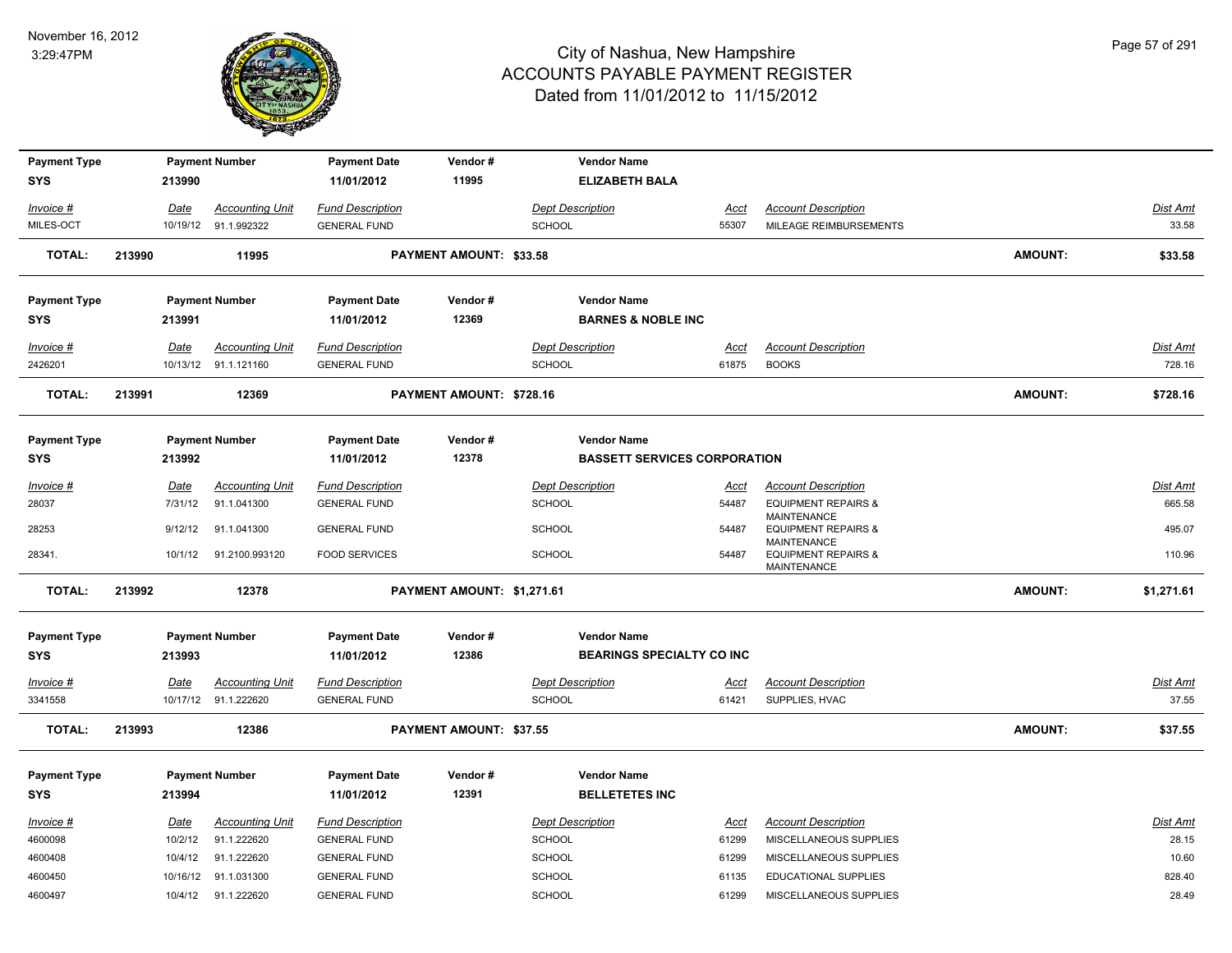# City of Nashua, New Hampshire
## ACCOUNTS PAYABLE PAYMENT REGISTER
### Dated from 11/01/2012 to 11/15/2012

November 16, 2012
3:29:47PM

| Payment Type | Payment Number | Payment Date | Vendor # | Vendor Name |
|---|---|---|---|---|
| SYS | 213990 | 11/01/2012 | 11995 | ELIZABETH BALA |

| Invoice # | Date | Accounting Unit | Fund Description | Dept Description | Acct | Account Description | Dist Amt |
|---|---|---|---|---|---|---|---|
| MILES-OCT | 10/19/12 | 91.1.992322 | GENERAL FUND | SCHOOL | 55307 | MILEAGE REIMBURSEMENTS | 33.58 |

**TOTAL: 213990 11995 PAYMENT AMOUNT: $33.58 AMOUNT: $33.58**

| Payment Type | Payment Number | Payment Date | Vendor # | Vendor Name |
|---|---|---|---|---|
| SYS | 213991 | 11/01/2012 | 12369 | BARNES & NOBLE INC |

| Invoice # | Date | Accounting Unit | Fund Description | Dept Description | Acct | Account Description | Dist Amt |
|---|---|---|---|---|---|---|---|
| 2426201 | 10/13/12 | 91.1.121160 | GENERAL FUND | SCHOOL | 61875 | BOOKS | 728.16 |

**TOTAL: 213991 12369 PAYMENT AMOUNT: $728.16 AMOUNT: $728.16**

| Payment Type | Payment Number | Payment Date | Vendor # | Vendor Name |
|---|---|---|---|---|
| SYS | 213992 | 11/01/2012 | 12378 | BASSETT SERVICES CORPORATION |

| Invoice # | Date | Accounting Unit | Fund Description | Dept Description | Acct | Account Description | Dist Amt |
|---|---|---|---|---|---|---|---|
| 28037 | 7/31/12 | 91.1.041300 | GENERAL FUND | SCHOOL | 54487 | EQUIPMENT REPAIRS & MAINTENANCE | 665.58 |
| 28253 | 9/12/12 | 91.1.041300 | GENERAL FUND | SCHOOL | 54487 | EQUIPMENT REPAIRS & MAINTENANCE | 495.07 |
| 28341. | 10/1/12 | 91.2100.993120 | FOOD SERVICES | SCHOOL | 54487 | EQUIPMENT REPAIRS & MAINTENANCE | 110.96 |

**TOTAL: 213992 12378 PAYMENT AMOUNT: $1,271.61 AMOUNT: $1,271.61**

| Payment Type | Payment Number | Payment Date | Vendor # | Vendor Name |
|---|---|---|---|---|
| SYS | 213993 | 11/01/2012 | 12386 | BEARINGS SPECIALTY CO INC |

| Invoice # | Date | Accounting Unit | Fund Description | Dept Description | Acct | Account Description | Dist Amt |
|---|---|---|---|---|---|---|---|
| 3341558 | 10/17/12 | 91.1.222620 | GENERAL FUND | SCHOOL | 61421 | SUPPLIES, HVAC | 37.55 |

**TOTAL: 213993 12386 PAYMENT AMOUNT: $37.55 AMOUNT: $37.55**

| Payment Type | Payment Number | Payment Date | Vendor # | Vendor Name |
|---|---|---|---|---|
| SYS | 213994 | 11/01/2012 | 12391 | BELLETETES INC |

| Invoice # | Date | Accounting Unit | Fund Description | Dept Description | Acct | Account Description | Dist Amt |
|---|---|---|---|---|---|---|---|
| 4600098 | 10/2/12 | 91.1.222620 | GENERAL FUND | SCHOOL | 61299 | MISCELLANEOUS SUPPLIES | 28.15 |
| 4600408 | 10/4/12 | 91.1.222620 | GENERAL FUND | SCHOOL | 61299 | MISCELLANEOUS SUPPLIES | 10.60 |
| 4600450 | 10/16/12 | 91.1.031300 | GENERAL FUND | SCHOOL | 61135 | EDUCATIONAL SUPPLIES | 828.40 |
| 4600497 | 10/4/12 | 91.1.222620 | GENERAL FUND | SCHOOL | 61299 | MISCELLANEOUS SUPPLIES | 28.49 |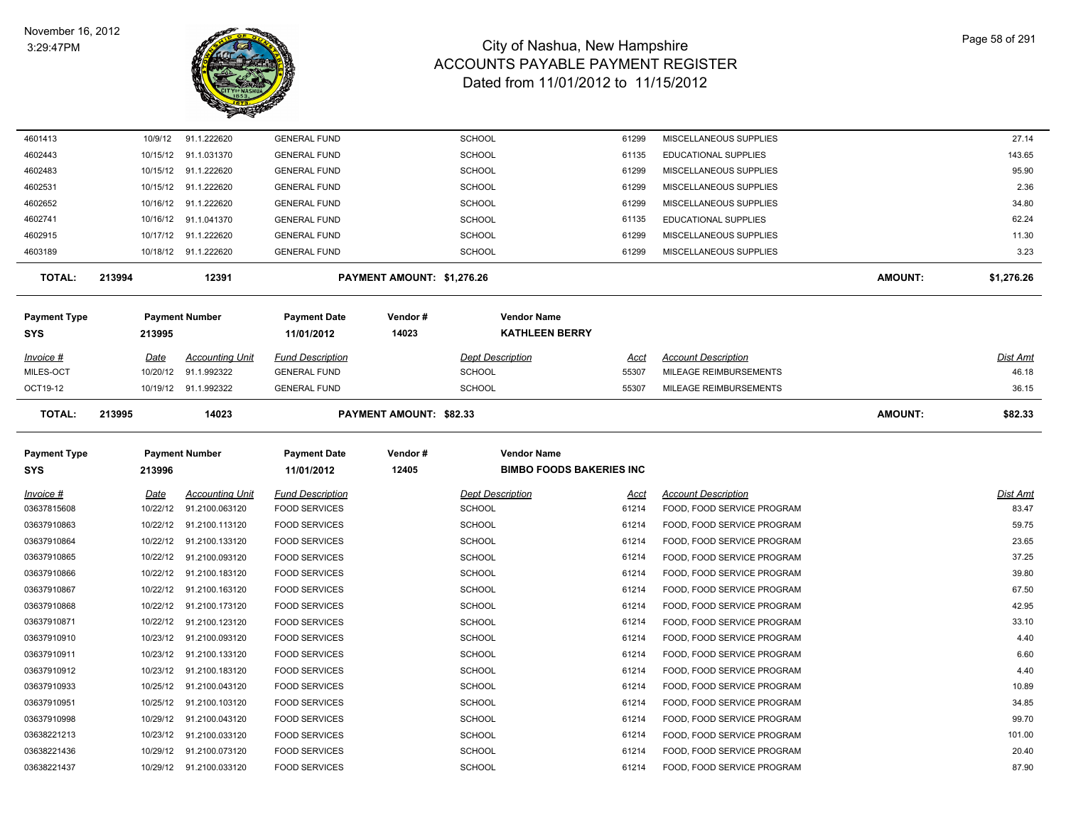# City of Nashua, New Hampshire
## ACCOUNTS PAYABLE PAYMENT REGISTER
### Dated from 11/01/2012 to 11/15/2012

November 16, 2012
3:29:47PM

| Invoice # | Date | Accounting Unit | Fund Description | Dept Description | Acct | Account Description | Dist Amt |
|---|---|---|---|---|---|---|---|
| 4601413 | 10/9/12 | 91.1.222620 | GENERAL FUND | SCHOOL | 61299 | MISCELLANEOUS SUPPLIES | 27.14 |
| 4602443 | 10/15/12 | 91.1.031370 | GENERAL FUND | SCHOOL | 61135 | EDUCATIONAL SUPPLIES | 143.65 |
| 4602483 | 10/15/12 | 91.1.222620 | GENERAL FUND | SCHOOL | 61299 | MISCELLANEOUS SUPPLIES | 95.90 |
| 4602531 | 10/15/12 | 91.1.222620 | GENERAL FUND | SCHOOL | 61299 | MISCELLANEOUS SUPPLIES | 2.36 |
| 4602652 | 10/16/12 | 91.1.222620 | GENERAL FUND | SCHOOL | 61299 | MISCELLANEOUS SUPPLIES | 34.80 |
| 4602741 | 10/16/12 | 91.1.041370 | GENERAL FUND | SCHOOL | 61135 | EDUCATIONAL SUPPLIES | 62.24 |
| 4602915 | 10/17/12 | 91.1.222620 | GENERAL FUND | SCHOOL | 61299 | MISCELLANEOUS SUPPLIES | 11.30 |
| 4603189 | 10/18/12 | 91.1.222620 | GENERAL FUND | SCHOOL | 61299 | MISCELLANEOUS SUPPLIES | 3.23 |

**TOTAL: 213994 12391 PAYMENT AMOUNT: $1,276.26 AMOUNT: $1,276.26**

| Payment Type | Payment Number | Payment Date | Vendor # | Vendor Name |
|---|---|---|---|---|
| SYS | 213995 | 11/01/2012 | 14023 | KATHLEEN BERRY |

| Invoice # | Date | Accounting Unit | Fund Description | Dept Description | Acct | Account Description | Dist Amt |
|---|---|---|---|---|---|---|---|
| MILES-OCT | 10/20/12 | 91.1.992322 | GENERAL FUND | SCHOOL | 55307 | MILEAGE REIMBURSEMENTS | 46.18 |
| OCT19-12 | 10/19/12 | 91.1.992322 | GENERAL FUND | SCHOOL | 55307 | MILEAGE REIMBURSEMENTS | 36.15 |

**TOTAL: 213995 14023 PAYMENT AMOUNT: $82.33 AMOUNT: $82.33**

| Payment Type | Payment Number | Payment Date | Vendor # | Vendor Name |
|---|---|---|---|---|
| SYS | 213996 | 11/01/2012 | 12405 | BIMBO FOODS BAKERIES INC |

| Invoice # | Date | Accounting Unit | Fund Description | Dept Description | Acct | Account Description | Dist Amt |
|---|---|---|---|---|---|---|---|
| 03637815608 | 10/22/12 | 91.2100.063120 | FOOD SERVICES | SCHOOL | 61214 | FOOD, FOOD SERVICE PROGRAM | 83.47 |
| 03637910863 | 10/22/12 | 91.2100.113120 | FOOD SERVICES | SCHOOL | 61214 | FOOD, FOOD SERVICE PROGRAM | 59.75 |
| 03637910864 | 10/22/12 | 91.2100.133120 | FOOD SERVICES | SCHOOL | 61214 | FOOD, FOOD SERVICE PROGRAM | 23.65 |
| 03637910865 | 10/22/12 | 91.2100.093120 | FOOD SERVICES | SCHOOL | 61214 | FOOD, FOOD SERVICE PROGRAM | 37.25 |
| 03637910866 | 10/22/12 | 91.2100.183120 | FOOD SERVICES | SCHOOL | 61214 | FOOD, FOOD SERVICE PROGRAM | 39.80 |
| 03637910867 | 10/22/12 | 91.2100.163120 | FOOD SERVICES | SCHOOL | 61214 | FOOD, FOOD SERVICE PROGRAM | 67.50 |
| 03637910868 | 10/22/12 | 91.2100.173120 | FOOD SERVICES | SCHOOL | 61214 | FOOD, FOOD SERVICE PROGRAM | 42.95 |
| 03637910871 | 10/22/12 | 91.2100.123120 | FOOD SERVICES | SCHOOL | 61214 | FOOD, FOOD SERVICE PROGRAM | 33.10 |
| 03637910910 | 10/23/12 | 91.2100.093120 | FOOD SERVICES | SCHOOL | 61214 | FOOD, FOOD SERVICE PROGRAM | 4.40 |
| 03637910911 | 10/23/12 | 91.2100.133120 | FOOD SERVICES | SCHOOL | 61214 | FOOD, FOOD SERVICE PROGRAM | 6.60 |
| 03637910912 | 10/23/12 | 91.2100.183120 | FOOD SERVICES | SCHOOL | 61214 | FOOD, FOOD SERVICE PROGRAM | 4.40 |
| 03637910933 | 10/25/12 | 91.2100.043120 | FOOD SERVICES | SCHOOL | 61214 | FOOD, FOOD SERVICE PROGRAM | 10.89 |
| 03637910951 | 10/25/12 | 91.2100.103120 | FOOD SERVICES | SCHOOL | 61214 | FOOD, FOOD SERVICE PROGRAM | 34.85 |
| 03637910998 | 10/29/12 | 91.2100.043120 | FOOD SERVICES | SCHOOL | 61214 | FOOD, FOOD SERVICE PROGRAM | 99.70 |
| 03638221213 | 10/23/12 | 91.2100.033120 | FOOD SERVICES | SCHOOL | 61214 | FOOD, FOOD SERVICE PROGRAM | 101.00 |
| 03638221436 | 10/29/12 | 91.2100.073120 | FOOD SERVICES | SCHOOL | 61214 | FOOD, FOOD SERVICE PROGRAM | 20.40 |
| 03638221437 | 10/29/12 | 91.2100.033120 | FOOD SERVICES | SCHOOL | 61214 | FOOD, FOOD SERVICE PROGRAM | 87.90 |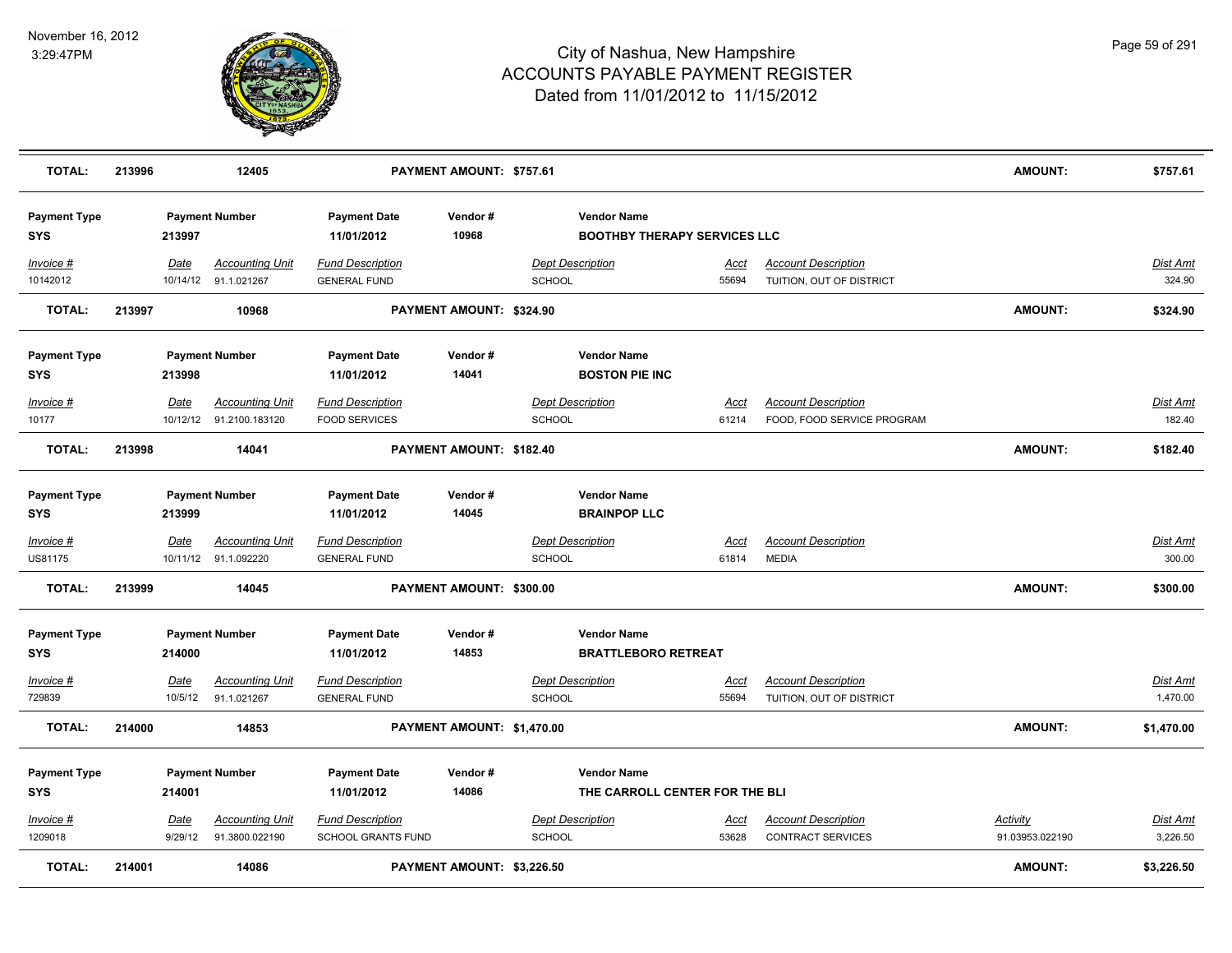# City of Nashua, New Hampshire
## ACCOUNTS PAYABLE PAYMENT REGISTER
### Dated from 11/01/2012 to 11/15/2012

November 16, 2012
3:29:47PM

| **TOTAL:** | **213996** | **12405** | **PAYMENT AMOUNT: $757.61** | **AMOUNT:** | **$757.61** |
|---|---|---|---|---|---|

| Payment Type | Payment Number | Payment Date | Vendor # | Vendor Name |
|---|---|---|---|---|
| **SYS** | **213997** | **11/01/2012** | **10968** | **BOOTHBY THERAPY SERVICES LLC** |

| Invoice # | Date | Accounting Unit | Fund Description | Dept Description | Acct | Account Description | Dist Amt |
|---|---|---|---|---|---|---|---|
| 10142012 | 10/14/12 | 91.1.021267 | GENERAL FUND | SCHOOL | 55694 | TUITION, OUT OF DISTRICT | 324.90 |

| **TOTAL:** | **213997** | **10968** | **PAYMENT AMOUNT: $324.90** | **AMOUNT:** | **$324.90** |
|---|---|---|---|---|---|

| Payment Type | Payment Number | Payment Date | Vendor # | Vendor Name |
|---|---|---|---|---|
| **SYS** | **213998** | **11/01/2012** | **14041** | **BOSTON PIE INC** |

| Invoice # | Date | Accounting Unit | Fund Description | Dept Description | Acct | Account Description | Dist Amt |
|---|---|---|---|---|---|---|---|
| 10177 | 10/12/12 | 91.2100.183120 | FOOD SERVICES | SCHOOL | 61214 | FOOD, FOOD SERVICE PROGRAM | 182.40 |

| **TOTAL:** | **213998** | **14041** | **PAYMENT AMOUNT: $182.40** | **AMOUNT:** | **$182.40** |
|---|---|---|---|---|---|

| Payment Type | Payment Number | Payment Date | Vendor # | Vendor Name |
|---|---|---|---|---|
| **SYS** | **213999** | **11/01/2012** | **14045** | **BRAINPOP LLC** |

| Invoice # | Date | Accounting Unit | Fund Description | Dept Description | Acct | Account Description | Dist Amt |
|---|---|---|---|---|---|---|---|
| US81175 | 10/11/12 | 91.1.092220 | GENERAL FUND | SCHOOL | 61814 | MEDIA | 300.00 |

| **TOTAL:** | **213999** | **14045** | **PAYMENT AMOUNT: $300.00** | **AMOUNT:** | **$300.00** |
|---|---|---|---|---|---|

| Payment Type | Payment Number | Payment Date | Vendor # | Vendor Name |
|---|---|---|---|---|
| **SYS** | **214000** | **11/01/2012** | **14853** | **BRATTLEBORO RETREAT** |

| Invoice # | Date | Accounting Unit | Fund Description | Dept Description | Acct | Account Description | Dist Amt |
|---|---|---|---|---|---|---|---|
| 729839 | 10/5/12 | 91.1.021267 | GENERAL FUND | SCHOOL | 55694 | TUITION, OUT OF DISTRICT | 1,470.00 |

| **TOTAL:** | **214000** | **14853** | **PAYMENT AMOUNT: $1,470.00** | **AMOUNT:** | **$1,470.00** |
|---|---|---|---|---|---|

| Payment Type | Payment Number | Payment Date | Vendor # | Vendor Name |
|---|---|---|---|---|
| **SYS** | **214001** | **11/01/2012** | **14086** | **THE CARROLL CENTER FOR THE BLI** |

| Invoice # | Date | Accounting Unit | Fund Description | Dept Description | Acct | Account Description | Activity | Dist Amt |
|---|---|---|---|---|---|---|---|---|
| 1209018 | 9/29/12 | 91.3800.022190 | SCHOOL GRANTS FUND | SCHOOL | 53628 | CONTRACT SERVICES | 91.03953.022190 | 3,226.50 |

| **TOTAL:** | **214001** | **14086** | **PAYMENT AMOUNT: $3,226.50** | **AMOUNT:** | **$3,226.50** |
|---|---|---|---|---|---|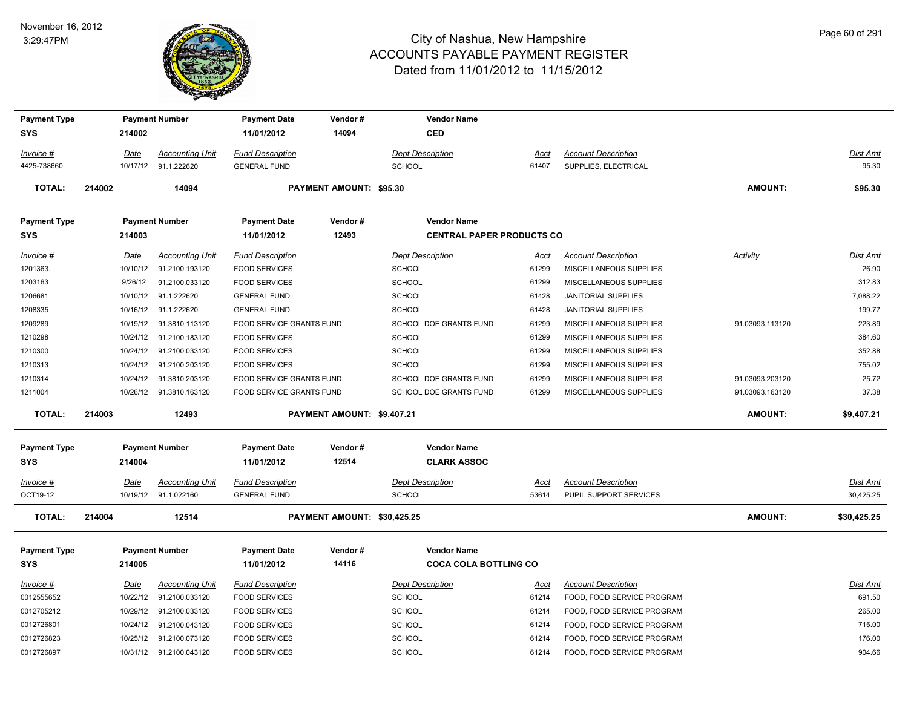# City of Nashua, New Hampshire
## ACCOUNTS PAYABLE PAYMENT REGISTER
### Dated from 11/01/2012 to 11/15/2012

November 16, 2012
3:29:47PM

| Payment Type | Payment Number | Payment Date | Vendor # | Vendor Name |
|---|---|---|---|---|
| SYS | 214002 | 11/01/2012 | 14094 | CED |

| Invoice # | Date | Accounting Unit | Fund Description | Dept Description | Acct | Account Description | Dist Amt |
|---|---|---|---|---|---|---|---|
| 4425-738660 | 10/17/12 | 91.1.222620 | GENERAL FUND | SCHOOL | 61407 | SUPPLIES, ELECTRICAL | 95.30 |

**TOTAL: 214002 14094 PAYMENT AMOUNT: $95.30 AMOUNT: $95.30**

| Payment Type | Payment Number | Payment Date | Vendor # | Vendor Name |
|---|---|---|---|---|
| SYS | 214003 | 11/01/2012 | 12493 | CENTRAL PAPER PRODUCTS CO |

| Invoice # | Date | Accounting Unit | Fund Description | Dept Description | Acct | Account Description | Activity | Dist Amt |
|---|---|---|---|---|---|---|---|---|
| 1201363. | 10/10/12 | 91.2100.193120 | FOOD SERVICES | SCHOOL | 61299 | MISCELLANEOUS SUPPLIES | | 26.90 |
| 1203163 | 9/26/12 | 91.2100.033120 | FOOD SERVICES | SCHOOL | 61299 | MISCELLANEOUS SUPPLIES | | 312.83 |
| 1206681 | 10/10/12 | 91.1.222620 | GENERAL FUND | SCHOOL | 61428 | JANITORIAL SUPPLIES | | 7,088.22 |
| 1208335 | 10/16/12 | 91.1.222620 | GENERAL FUND | SCHOOL | 61428 | JANITORIAL SUPPLIES | | 199.77 |
| 1209289 | 10/19/12 | 91.3810.113120 | FOOD SERVICE GRANTS FUND | SCHOOL DOE GRANTS FUND | 61299 | MISCELLANEOUS SUPPLIES | 91.03093.113120 | 223.89 |
| 1210298 | 10/24/12 | 91.2100.183120 | FOOD SERVICES | SCHOOL | 61299 | MISCELLANEOUS SUPPLIES | | 384.60 |
| 1210300 | 10/24/12 | 91.2100.033120 | FOOD SERVICES | SCHOOL | 61299 | MISCELLANEOUS SUPPLIES | | 352.88 |
| 1210313 | 10/24/12 | 91.2100.203120 | FOOD SERVICES | SCHOOL | 61299 | MISCELLANEOUS SUPPLIES | | 755.02 |
| 1210314 | 10/24/12 | 91.3810.203120 | FOOD SERVICE GRANTS FUND | SCHOOL DOE GRANTS FUND | 61299 | MISCELLANEOUS SUPPLIES | 91.03093.203120 | 25.72 |
| 1211004 | 10/26/12 | 91.3810.163120 | FOOD SERVICE GRANTS FUND | SCHOOL DOE GRANTS FUND | 61299 | MISCELLANEOUS SUPPLIES | 91.03093.163120 | 37.38 |

**TOTAL: 214003 12493 PAYMENT AMOUNT: $9,407.21 AMOUNT: $9,407.21**

| Payment Type | Payment Number | Payment Date | Vendor # | Vendor Name |
|---|---|---|---|---|
| SYS | 214004 | 11/01/2012 | 12514 | CLARK ASSOC |

| Invoice # | Date | Accounting Unit | Fund Description | Dept Description | Acct | Account Description | Dist Amt |
|---|---|---|---|---|---|---|---|
| OCT19-12 | 10/19/12 | 91.1.022160 | GENERAL FUND | SCHOOL | 53614 | PUPIL SUPPORT SERVICES | 30,425.25 |

**TOTAL: 214004 12514 PAYMENT AMOUNT: $30,425.25 AMOUNT: $30,425.25**

| Payment Type | Payment Number | Payment Date | Vendor # | Vendor Name |
|---|---|---|---|---|
| SYS | 214005 | 11/01/2012 | 14116 | COCA COLA BOTTLING CO |

| Invoice # | Date | Accounting Unit | Fund Description | Dept Description | Acct | Account Description | Dist Amt |
|---|---|---|---|---|---|---|---|
| 0012555652 | 10/22/12 | 91.2100.033120 | FOOD SERVICES | SCHOOL | 61214 | FOOD, FOOD SERVICE PROGRAM | 691.50 |
| 0012705212 | 10/29/12 | 91.2100.033120 | FOOD SERVICES | SCHOOL | 61214 | FOOD, FOOD SERVICE PROGRAM | 265.00 |
| 0012726801 | 10/24/12 | 91.2100.043120 | FOOD SERVICES | SCHOOL | 61214 | FOOD, FOOD SERVICE PROGRAM | 715.00 |
| 0012726823 | 10/25/12 | 91.2100.073120 | FOOD SERVICES | SCHOOL | 61214 | FOOD, FOOD SERVICE PROGRAM | 176.00 |
| 0012726897 | 10/31/12 | 91.2100.043120 | FOOD SERVICES | SCHOOL | 61214 | FOOD, FOOD SERVICE PROGRAM | 904.66 |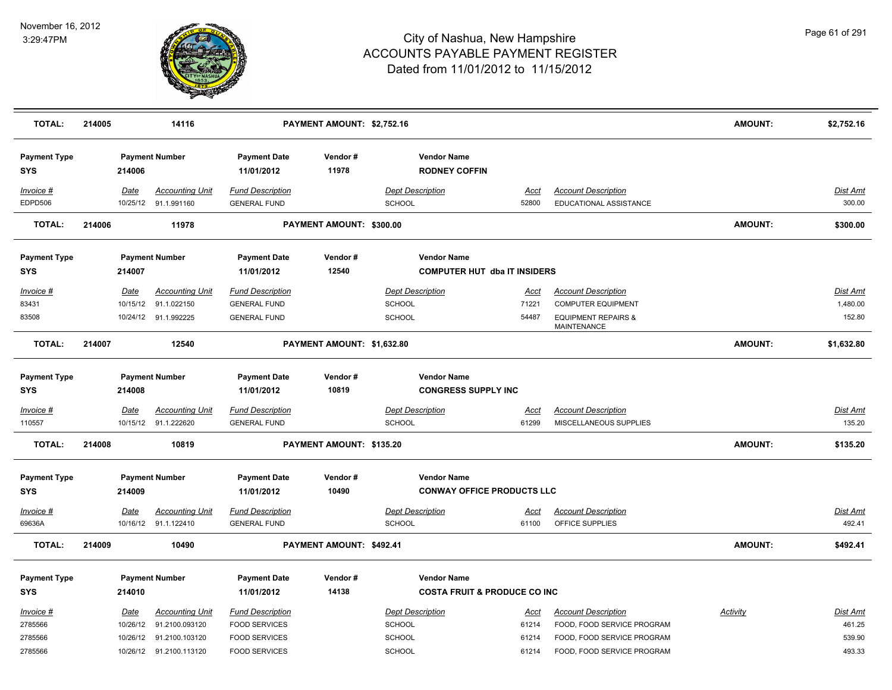# City of Nashua, New Hampshire
## ACCOUNTS PAYABLE PAYMENT REGISTER
### Dated from 11/01/2012 to 11/15/2012

November 16, 2012
3:29:47PM

| **TOTAL:** | **214005** | **14116** | **PAYMENT AMOUNT: $2,752.16** | **AMOUNT:** | **$2,752.16** |
|---|---|---|---|---|---|

| Payment Type | Payment Number | Payment Date | Vendor # | Vendor Name |
|---|---|---|---|---|
| SYS | 214006 | 11/01/2012 | 11978 | RODNEY COFFIN |

| Invoice # | Date | Accounting Unit | Fund Description | Dept Description | Acct | Account Description | Dist Amt |
|---|---|---|---|---|---|---|---|
| EDPD506 | 10/25/12 | 91.1.991160 | GENERAL FUND | SCHOOL | 52800 | EDUCATIONAL ASSISTANCE | 300.00 |

| **TOTAL:** | **214006** | **11978** | **PAYMENT AMOUNT: $300.00** | **AMOUNT:** | **$300.00** |
|---|---|---|---|---|---|

| Payment Type | Payment Number | Payment Date | Vendor # | Vendor Name |
|---|---|---|---|---|
| SYS | 214007 | 11/01/2012 | 12540 | COMPUTER HUT dba IT INSIDERS |

| Invoice # | Date | Accounting Unit | Fund Description | Dept Description | Acct | Account Description | Dist Amt |
|---|---|---|---|---|---|---|---|
| 83431 | 10/15/12 | 91.1.022150 | GENERAL FUND | SCHOOL | 71221 | COMPUTER EQUIPMENT | 1,480.00 |
| 83508 | 10/24/12 | 91.1.992225 | GENERAL FUND | SCHOOL | 54487 | EQUIPMENT REPAIRS & MAINTENANCE | 152.80 |

| **TOTAL:** | **214007** | **12540** | **PAYMENT AMOUNT: $1,632.80** | **AMOUNT:** | **$1,632.80** |
|---|---|---|---|---|---|

| Payment Type | Payment Number | Payment Date | Vendor # | Vendor Name |
|---|---|---|---|---|
| SYS | 214008 | 11/01/2012 | 10819 | CONGRESS SUPPLY INC |

| Invoice # | Date | Accounting Unit | Fund Description | Dept Description | Acct | Account Description | Dist Amt |
|---|---|---|---|---|---|---|---|
| 110557 | 10/15/12 | 91.1.222620 | GENERAL FUND | SCHOOL | 61299 | MISCELLANEOUS SUPPLIES | 135.20 |

| **TOTAL:** | **214008** | **10819** | **PAYMENT AMOUNT: $135.20** | **AMOUNT:** | **$135.20** |
|---|---|---|---|---|---|

| Payment Type | Payment Number | Payment Date | Vendor # | Vendor Name |
|---|---|---|---|---|
| SYS | 214009 | 11/01/2012 | 10490 | CONWAY OFFICE PRODUCTS LLC |

| Invoice # | Date | Accounting Unit | Fund Description | Dept Description | Acct | Account Description | Dist Amt |
|---|---|---|---|---|---|---|---|
| 69636A | 10/16/12 | 91.1.122410 | GENERAL FUND | SCHOOL | 61100 | OFFICE SUPPLIES | 492.41 |

| **TOTAL:** | **214009** | **10490** | **PAYMENT AMOUNT: $492.41** | **AMOUNT:** | **$492.41** |
|---|---|---|---|---|---|

| Payment Type | Payment Number | Payment Date | Vendor # | Vendor Name |
|---|---|---|---|---|
| SYS | 214010 | 11/01/2012 | 14138 | COSTA FRUIT & PRODUCE CO INC |

| Invoice # | Date | Accounting Unit | Fund Description | Dept Description | Acct | Account Description | Activity | Dist Amt |
|---|---|---|---|---|---|---|---|---|
| 2785566 | 10/26/12 | 91.2100.093120 | FOOD SERVICES | SCHOOL | 61214 | FOOD, FOOD SERVICE PROGRAM | | 461.25 |
| 2785566 | 10/26/12 | 91.2100.103120 | FOOD SERVICES | SCHOOL | 61214 | FOOD, FOOD SERVICE PROGRAM | | 539.90 |
| 2785566 | 10/26/12 | 91.2100.113120 | FOOD SERVICES | SCHOOL | 61214 | FOOD, FOOD SERVICE PROGRAM | | 493.33 |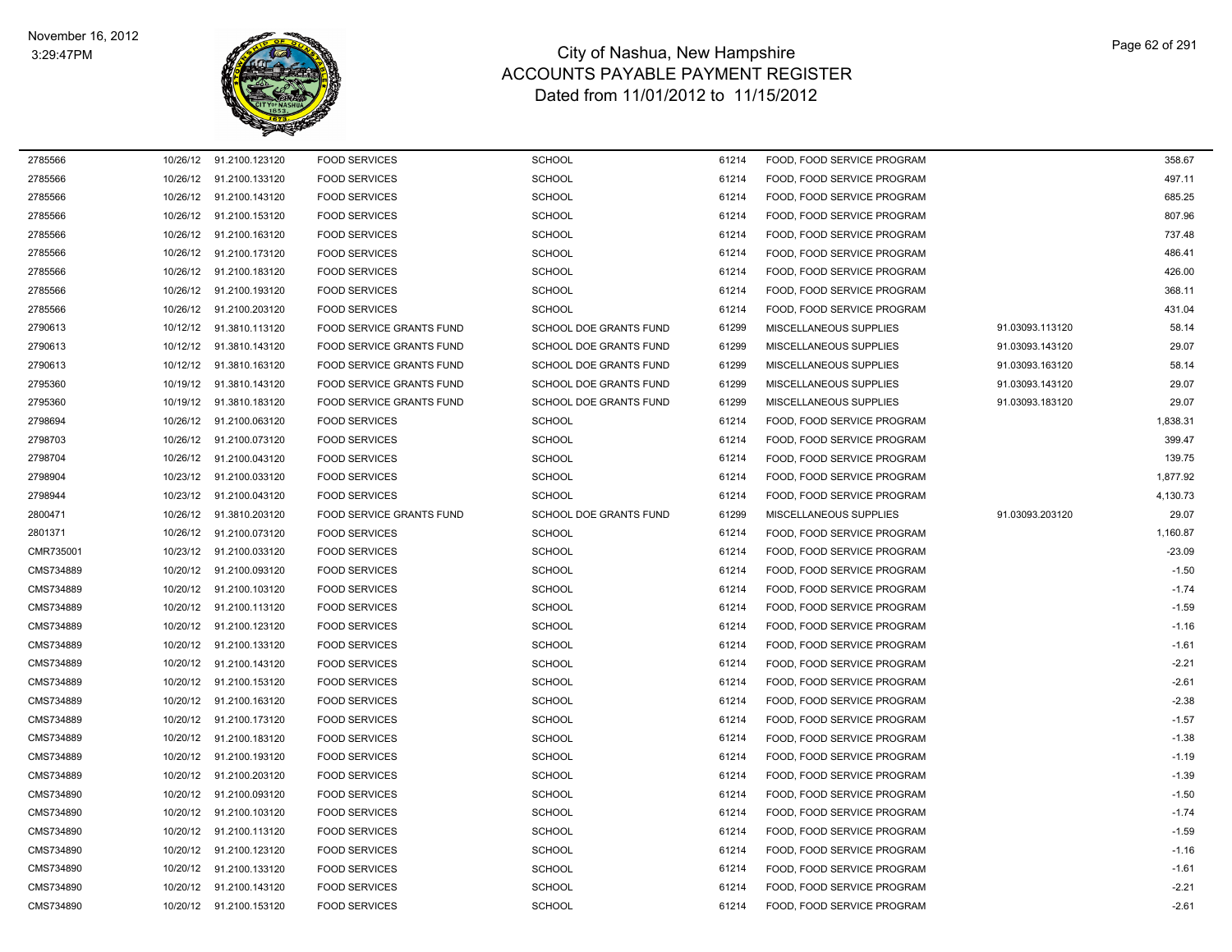# City of Nashua, New Hampshire
## ACCOUNTS PAYABLE PAYMENT REGISTER
### Dated from 11/01/2012 to 11/15/2012

November 16, 2012
3:29:47PM

| | | | | | | | | |
|---|---|---|---|---|---|---|---|---|
| 2785566 | 10/26/12 | 91.2100.123120 | FOOD SERVICES | SCHOOL | 61214 | FOOD, FOOD SERVICE PROGRAM | | 358.67 |
| 2785566 | 10/26/12 | 91.2100.133120 | FOOD SERVICES | SCHOOL | 61214 | FOOD, FOOD SERVICE PROGRAM | | 497.11 |
| 2785566 | 10/26/12 | 91.2100.143120 | FOOD SERVICES | SCHOOL | 61214 | FOOD, FOOD SERVICE PROGRAM | | 685.25 |
| 2785566 | 10/26/12 | 91.2100.153120 | FOOD SERVICES | SCHOOL | 61214 | FOOD, FOOD SERVICE PROGRAM | | 807.96 |
| 2785566 | 10/26/12 | 91.2100.163120 | FOOD SERVICES | SCHOOL | 61214 | FOOD, FOOD SERVICE PROGRAM | | 737.48 |
| 2785566 | 10/26/12 | 91.2100.173120 | FOOD SERVICES | SCHOOL | 61214 | FOOD, FOOD SERVICE PROGRAM | | 486.41 |
| 2785566 | 10/26/12 | 91.2100.183120 | FOOD SERVICES | SCHOOL | 61214 | FOOD, FOOD SERVICE PROGRAM | | 426.00 |
| 2785566 | 10/26/12 | 91.2100.193120 | FOOD SERVICES | SCHOOL | 61214 | FOOD, FOOD SERVICE PROGRAM | | 368.11 |
| 2785566 | 10/26/12 | 91.2100.203120 | FOOD SERVICES | SCHOOL | 61214 | FOOD, FOOD SERVICE PROGRAM | | 431.04 |
| 2790613 | 10/12/12 | 91.3810.113120 | FOOD SERVICE GRANTS FUND | SCHOOL DOE GRANTS FUND | 61299 | MISCELLANEOUS SUPPLIES | 91.03093.113120 | 58.14 |
| 2790613 | 10/12/12 | 91.3810.143120 | FOOD SERVICE GRANTS FUND | SCHOOL DOE GRANTS FUND | 61299 | MISCELLANEOUS SUPPLIES | 91.03093.143120 | 29.07 |
| 2790613 | 10/12/12 | 91.3810.163120 | FOOD SERVICE GRANTS FUND | SCHOOL DOE GRANTS FUND | 61299 | MISCELLANEOUS SUPPLIES | 91.03093.163120 | 58.14 |
| 2795360 | 10/19/12 | 91.3810.143120 | FOOD SERVICE GRANTS FUND | SCHOOL DOE GRANTS FUND | 61299 | MISCELLANEOUS SUPPLIES | 91.03093.143120 | 29.07 |
| 2795360 | 10/19/12 | 91.3810.183120 | FOOD SERVICE GRANTS FUND | SCHOOL DOE GRANTS FUND | 61299 | MISCELLANEOUS SUPPLIES | 91.03093.183120 | 29.07 |
| 2798694 | 10/26/12 | 91.2100.063120 | FOOD SERVICES | SCHOOL | 61214 | FOOD, FOOD SERVICE PROGRAM | | 1,838.31 |
| 2798703 | 10/26/12 | 91.2100.073120 | FOOD SERVICES | SCHOOL | 61214 | FOOD, FOOD SERVICE PROGRAM | | 399.47 |
| 2798704 | 10/26/12 | 91.2100.043120 | FOOD SERVICES | SCHOOL | 61214 | FOOD, FOOD SERVICE PROGRAM | | 139.75 |
| 2798904 | 10/23/12 | 91.2100.033120 | FOOD SERVICES | SCHOOL | 61214 | FOOD, FOOD SERVICE PROGRAM | | 1,877.92 |
| 2798944 | 10/23/12 | 91.2100.043120 | FOOD SERVICES | SCHOOL | 61214 | FOOD, FOOD SERVICE PROGRAM | | 4,130.73 |
| 2800471 | 10/26/12 | 91.3810.203120 | FOOD SERVICE GRANTS FUND | SCHOOL DOE GRANTS FUND | 61299 | MISCELLANEOUS SUPPLIES | 91.03093.203120 | 29.07 |
| 2801371 | 10/26/12 | 91.2100.073120 | FOOD SERVICES | SCHOOL | 61214 | FOOD, FOOD SERVICE PROGRAM | | 1,160.87 |
| CMR735001 | 10/23/12 | 91.2100.033120 | FOOD SERVICES | SCHOOL | 61214 | FOOD, FOOD SERVICE PROGRAM | | -23.09 |
| CMS734889 | 10/20/12 | 91.2100.093120 | FOOD SERVICES | SCHOOL | 61214 | FOOD, FOOD SERVICE PROGRAM | | -1.50 |
| CMS734889 | 10/20/12 | 91.2100.103120 | FOOD SERVICES | SCHOOL | 61214 | FOOD, FOOD SERVICE PROGRAM | | -1.74 |
| CMS734889 | 10/20/12 | 91.2100.113120 | FOOD SERVICES | SCHOOL | 61214 | FOOD, FOOD SERVICE PROGRAM | | -1.59 |
| CMS734889 | 10/20/12 | 91.2100.123120 | FOOD SERVICES | SCHOOL | 61214 | FOOD, FOOD SERVICE PROGRAM | | -1.16 |
| CMS734889 | 10/20/12 | 91.2100.133120 | FOOD SERVICES | SCHOOL | 61214 | FOOD, FOOD SERVICE PROGRAM | | -1.61 |
| CMS734889 | 10/20/12 | 91.2100.143120 | FOOD SERVICES | SCHOOL | 61214 | FOOD, FOOD SERVICE PROGRAM | | -2.21 |
| CMS734889 | 10/20/12 | 91.2100.153120 | FOOD SERVICES | SCHOOL | 61214 | FOOD, FOOD SERVICE PROGRAM | | -2.61 |
| CMS734889 | 10/20/12 | 91.2100.163120 | FOOD SERVICES | SCHOOL | 61214 | FOOD, FOOD SERVICE PROGRAM | | -2.38 |
| CMS734889 | 10/20/12 | 91.2100.173120 | FOOD SERVICES | SCHOOL | 61214 | FOOD, FOOD SERVICE PROGRAM | | -1.57 |
| CMS734889 | 10/20/12 | 91.2100.183120 | FOOD SERVICES | SCHOOL | 61214 | FOOD, FOOD SERVICE PROGRAM | | -1.38 |
| CMS734889 | 10/20/12 | 91.2100.193120 | FOOD SERVICES | SCHOOL | 61214 | FOOD, FOOD SERVICE PROGRAM | | -1.19 |
| CMS734889 | 10/20/12 | 91.2100.203120 | FOOD SERVICES | SCHOOL | 61214 | FOOD, FOOD SERVICE PROGRAM | | -1.39 |
| CMS734890 | 10/20/12 | 91.2100.093120 | FOOD SERVICES | SCHOOL | 61214 | FOOD, FOOD SERVICE PROGRAM | | -1.50 |
| CMS734890 | 10/20/12 | 91.2100.103120 | FOOD SERVICES | SCHOOL | 61214 | FOOD, FOOD SERVICE PROGRAM | | -1.74 |
| CMS734890 | 10/20/12 | 91.2100.113120 | FOOD SERVICES | SCHOOL | 61214 | FOOD, FOOD SERVICE PROGRAM | | -1.59 |
| CMS734890 | 10/20/12 | 91.2100.123120 | FOOD SERVICES | SCHOOL | 61214 | FOOD, FOOD SERVICE PROGRAM | | -1.16 |
| CMS734890 | 10/20/12 | 91.2100.133120 | FOOD SERVICES | SCHOOL | 61214 | FOOD, FOOD SERVICE PROGRAM | | -1.61 |
| CMS734890 | 10/20/12 | 91.2100.143120 | FOOD SERVICES | SCHOOL | 61214 | FOOD, FOOD SERVICE PROGRAM | | -2.21 |
| CMS734890 | 10/20/12 | 91.2100.153120 | FOOD SERVICES | SCHOOL | 61214 | FOOD, FOOD SERVICE PROGRAM | | -2.61 |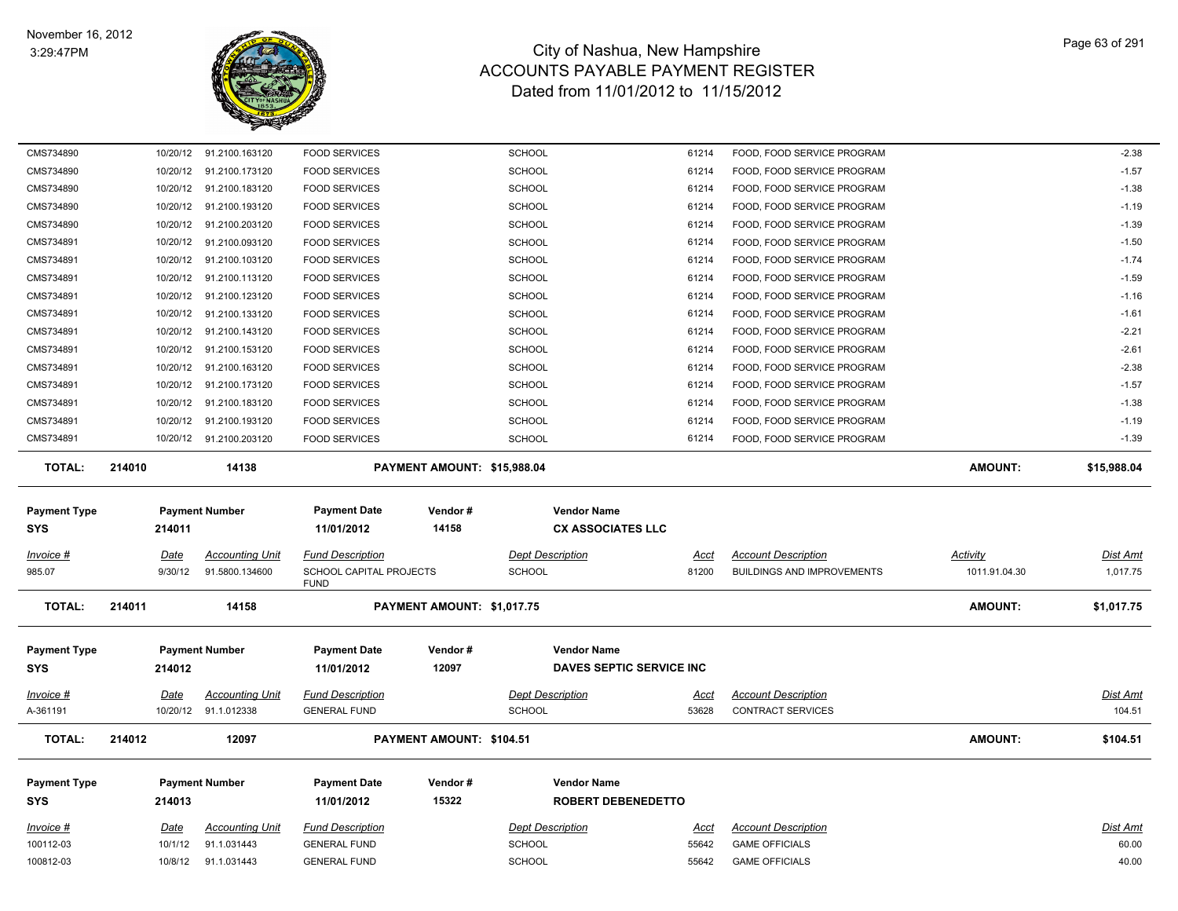| Invoice # | Date | Accounting Unit | Fund Description | Dept Description | Acct | Account Description | Activity | Dist Amt |
|---|---|---|---|---|---|---|---|---|
| CMS734890 | 10/20/12 | 91.2100.163120 | FOOD SERVICES | SCHOOL | 61214 | FOOD, FOOD SERVICE PROGRAM | | -2.38 |
| CMS734890 | 10/20/12 | 91.2100.173120 | FOOD SERVICES | SCHOOL | 61214 | FOOD, FOOD SERVICE PROGRAM | | -1.57 |
| CMS734890 | 10/20/12 | 91.2100.183120 | FOOD SERVICES | SCHOOL | 61214 | FOOD, FOOD SERVICE PROGRAM | | -1.38 |
| CMS734890 | 10/20/12 | 91.2100.193120 | FOOD SERVICES | SCHOOL | 61214 | FOOD, FOOD SERVICE PROGRAM | | -1.19 |
| CMS734890 | 10/20/12 | 91.2100.203120 | FOOD SERVICES | SCHOOL | 61214 | FOOD, FOOD SERVICE PROGRAM | | -1.39 |
| CMS734891 | 10/20/12 | 91.2100.093120 | FOOD SERVICES | SCHOOL | 61214 | FOOD, FOOD SERVICE PROGRAM | | -1.50 |
| CMS734891 | 10/20/12 | 91.2100.103120 | FOOD SERVICES | SCHOOL | 61214 | FOOD, FOOD SERVICE PROGRAM | | -1.74 |
| CMS734891 | 10/20/12 | 91.2100.113120 | FOOD SERVICES | SCHOOL | 61214 | FOOD, FOOD SERVICE PROGRAM | | -1.59 |
| CMS734891 | 10/20/12 | 91.2100.123120 | FOOD SERVICES | SCHOOL | 61214 | FOOD, FOOD SERVICE PROGRAM | | -1.16 |
| CMS734891 | 10/20/12 | 91.2100.133120 | FOOD SERVICES | SCHOOL | 61214 | FOOD, FOOD SERVICE PROGRAM | | -1.61 |
| CMS734891 | 10/20/12 | 91.2100.143120 | FOOD SERVICES | SCHOOL | 61214 | FOOD, FOOD SERVICE PROGRAM | | -2.21 |
| CMS734891 | 10/20/12 | 91.2100.153120 | FOOD SERVICES | SCHOOL | 61214 | FOOD, FOOD SERVICE PROGRAM | | -2.61 |
| CMS734891 | 10/20/12 | 91.2100.163120 | FOOD SERVICES | SCHOOL | 61214 | FOOD, FOOD SERVICE PROGRAM | | -2.38 |
| CMS734891 | 10/20/12 | 91.2100.173120 | FOOD SERVICES | SCHOOL | 61214 | FOOD, FOOD SERVICE PROGRAM | | -1.57 |
| CMS734891 | 10/20/12 | 91.2100.183120 | FOOD SERVICES | SCHOOL | 61214 | FOOD, FOOD SERVICE PROGRAM | | -1.38 |
| CMS734891 | 10/20/12 | 91.2100.193120 | FOOD SERVICES | SCHOOL | 61214 | FOOD, FOOD SERVICE PROGRAM | | -1.19 |
| CMS734891 | 10/20/12 | 91.2100.203120 | FOOD SERVICES | SCHOOL | 61214 | FOOD, FOOD SERVICE PROGRAM | | -1.39 |

**TOTAL: 214010 — 14138 — PAYMENT AMOUNT: $15,988.04 — AMOUNT: $15,988.04**

| Payment Type | Payment Number | Payment Date | Vendor # | Vendor Name |
|---|---|---|---|---|
| SYS | 214011 | 11/01/2012 | 14158 | CX ASSOCIATES LLC |

| Invoice # | Date | Accounting Unit | Fund Description | Dept Description | Acct | Account Description | Activity | Dist Amt |
|---|---|---|---|---|---|---|---|---|
| 985.07 | 9/30/12 | 91.5800.134600 | SCHOOL CAPITAL PROJECTS FUND | SCHOOL | 81200 | BUILDINGS AND IMPROVEMENTS | 1011.91.04.30 | 1,017.75 |

**TOTAL: 214011 — 14158 — PAYMENT AMOUNT: $1,017.75 — AMOUNT: $1,017.75**

| Payment Type | Payment Number | Payment Date | Vendor # | Vendor Name |
|---|---|---|---|---|
| SYS | 214012 | 11/01/2012 | 12097 | DAVES SEPTIC SERVICE INC |

| Invoice # | Date | Accounting Unit | Fund Description | Dept Description | Acct | Account Description | Dist Amt |
|---|---|---|---|---|---|---|---|
| A-361191 | 10/20/12 | 91.1.012338 | GENERAL FUND | SCHOOL | 53628 | CONTRACT SERVICES | 104.51 |

**TOTAL: 214012 — 12097 — PAYMENT AMOUNT: $104.51 — AMOUNT: $104.51**

| Payment Type | Payment Number | Payment Date | Vendor # | Vendor Name |
|---|---|---|---|---|
| SYS | 214013 | 11/01/2012 | 15322 | ROBERT DEBENEDETTO |

| Invoice # | Date | Accounting Unit | Fund Description | Dept Description | Acct | Account Description | Dist Amt |
|---|---|---|---|---|---|---|---|
| 100112-03 | 10/1/12 | 91.1.031443 | GENERAL FUND | SCHOOL | 55642 | GAME OFFICIALS | 60.00 |
| 100812-03 | 10/8/12 | 91.1.031443 | GENERAL FUND | SCHOOL | 55642 | GAME OFFICIALS | 40.00 |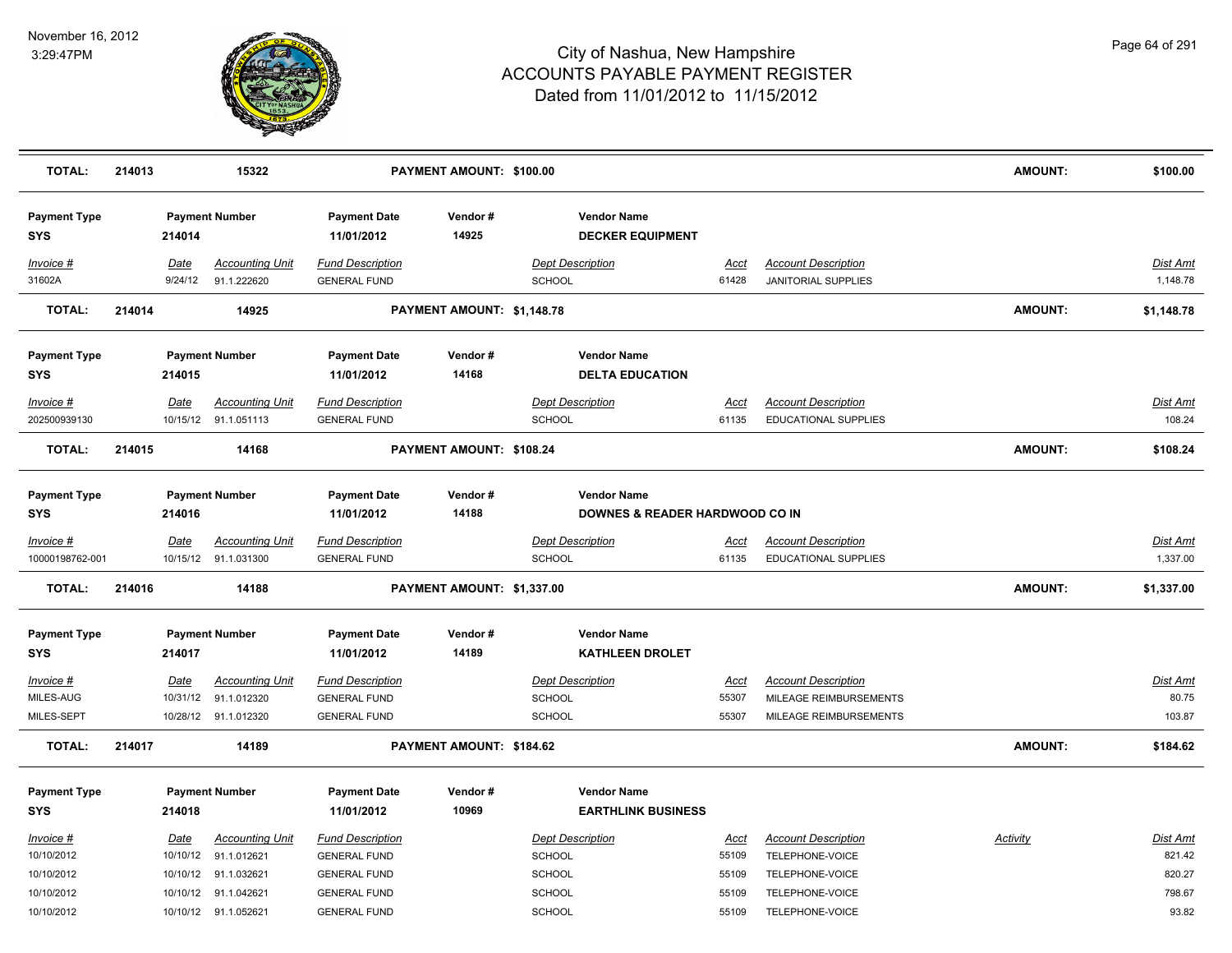| TOTAL: | 214013 | 15322 | | PAYMENT AMOUNT: $100.00 | | | | | AMOUNT: | $100.00 |
|---|---|---|---|---|---|---|---|---|---|---|

| Payment Type | Payment Number | | Payment Date | Vendor # | Vendor Name | | | | | |
|---|---|---|---|---|---|---|---|---|---|---|
| SYS | 214014 | | 11/01/2012 | 14925 | DECKER EQUIPMENT | | | | | |
| *Invoice #* | *Date* | *Accounting Unit* | *Fund Description* | | *Dept Description* | *Acct* | *Account Description* | | | *Dist Amt* |
| 31602A | 9/24/12 | 91.1.222620 | GENERAL FUND | | SCHOOL | 61428 | JANITORIAL SUPPLIES | | | 1,148.78 |
| **TOTAL:** | **214014** | **14925** | | **PAYMENT AMOUNT: $1,148.78** | | | | **AMOUNT:** | | **$1,148.78** |

| Payment Type | Payment Number | | Payment Date | Vendor # | Vendor Name | | | | | |
|---|---|---|---|---|---|---|---|---|---|---|
| SYS | 214015 | | 11/01/2012 | 14168 | DELTA EDUCATION | | | | | |
| *Invoice #* | *Date* | *Accounting Unit* | *Fund Description* | | *Dept Description* | *Acct* | *Account Description* | | | *Dist Amt* |
| 202500939130 | 10/15/12 | 91.1.051113 | GENERAL FUND | | SCHOOL | 61135 | EDUCATIONAL SUPPLIES | | | 108.24 |
| **TOTAL:** | **214015** | **14168** | | **PAYMENT AMOUNT: $108.24** | | | | **AMOUNT:** | | **$108.24** |

| Payment Type | Payment Number | | Payment Date | Vendor # | Vendor Name | | | | | |
|---|---|---|---|---|---|---|---|---|---|---|
| SYS | 214016 | | 11/01/2012 | 14188 | DOWNES & READER HARDWOOD CO IN | | | | | |
| *Invoice #* | *Date* | *Accounting Unit* | *Fund Description* | | *Dept Description* | *Acct* | *Account Description* | | | *Dist Amt* |
| 10000198762-001 | 10/15/12 | 91.1.031300 | GENERAL FUND | | SCHOOL | 61135 | EDUCATIONAL SUPPLIES | | | 1,337.00 |
| **TOTAL:** | **214016** | **14188** | | **PAYMENT AMOUNT: $1,337.00** | | | | **AMOUNT:** | | **$1,337.00** |

| Payment Type | Payment Number | | Payment Date | Vendor # | Vendor Name | | | | | |
|---|---|---|---|---|---|---|---|---|---|---|
| SYS | 214017 | | 11/01/2012 | 14189 | KATHLEEN DROLET | | | | | |
| *Invoice #* | *Date* | *Accounting Unit* | *Fund Description* | | *Dept Description* | *Acct* | *Account Description* | | | *Dist Amt* |
| MILES-AUG | 10/31/12 | 91.1.012320 | GENERAL FUND | | SCHOOL | 55307 | MILEAGE REIMBURSEMENTS | | | 80.75 |
| MILES-SEPT | 10/28/12 | 91.1.012320 | GENERAL FUND | | SCHOOL | 55307 | MILEAGE REIMBURSEMENTS | | | 103.87 |
| **TOTAL:** | **214017** | **14189** | | **PAYMENT AMOUNT: $184.62** | | | | **AMOUNT:** | | **$184.62** |

| Payment Type | Payment Number | | Payment Date | Vendor # | Vendor Name | | | | | |
|---|---|---|---|---|---|---|---|---|---|---|
| SYS | 214018 | | 11/01/2012 | 10969 | EARTHLINK BUSINESS | | | | | |
| *Invoice #* | *Date* | *Accounting Unit* | *Fund Description* | | *Dept Description* | *Acct* | *Account Description* | *Activity* | | *Dist Amt* |
| 10/10/2012 | 10/10/12 | 91.1.012621 | GENERAL FUND | | SCHOOL | 55109 | TELEPHONE-VOICE | | | 821.42 |
| 10/10/2012 | 10/10/12 | 91.1.032621 | GENERAL FUND | | SCHOOL | 55109 | TELEPHONE-VOICE | | | 820.27 |
| 10/10/2012 | 10/10/12 | 91.1.042621 | GENERAL FUND | | SCHOOL | 55109 | TELEPHONE-VOICE | | | 798.67 |
| 10/10/2012 | 10/10/12 | 91.1.052621 | GENERAL FUND | | SCHOOL | 55109 | TELEPHONE-VOICE | | | 93.82 |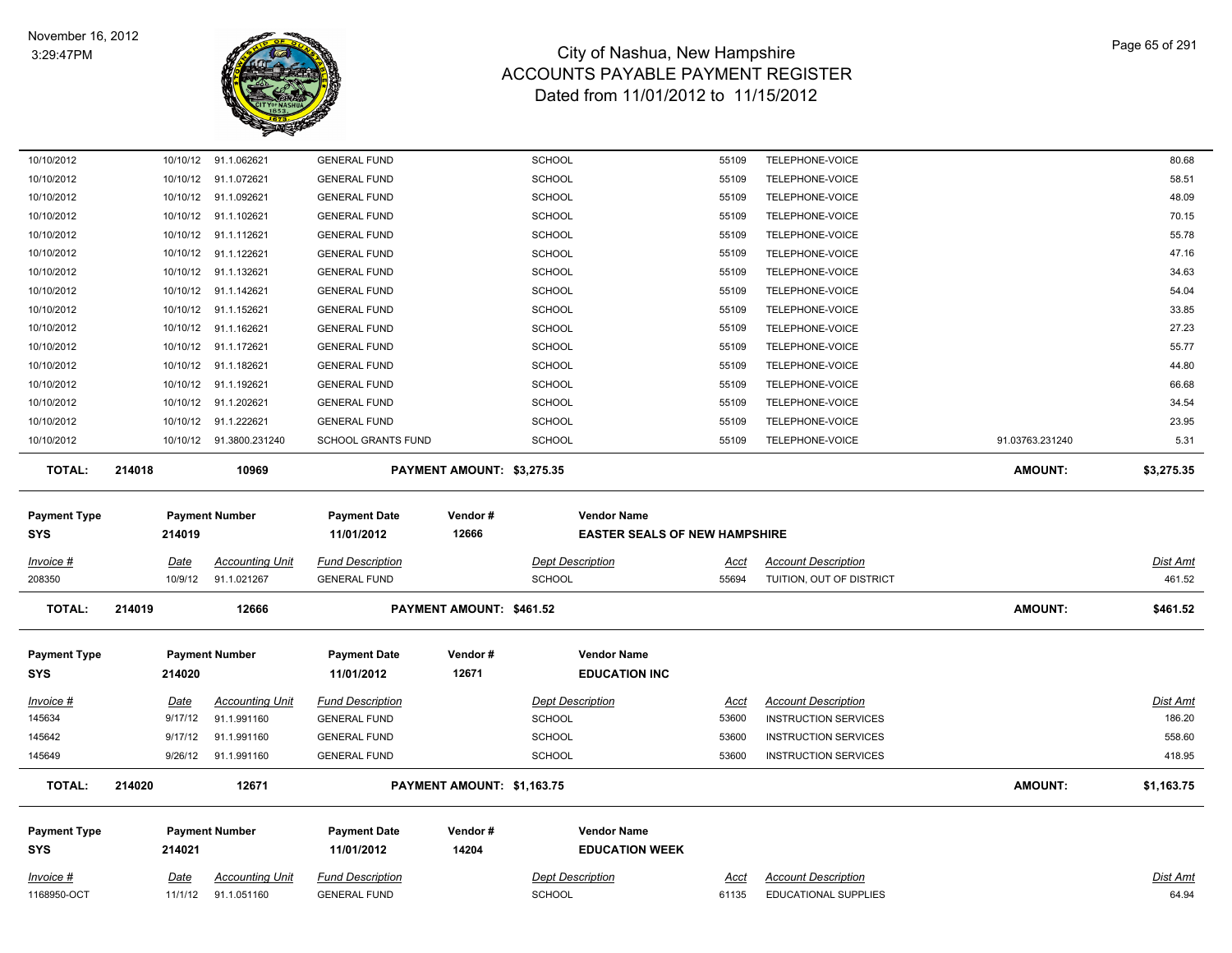| | | | | | | | | |
|---|---|---|---|---|---|---|---|---|
| 10/10/2012 | 10/10/12 | 91.1.062621 | GENERAL FUND | SCHOOL | 55109 | TELEPHONE-VOICE | | 80.68 |
| 10/10/2012 | 10/10/12 | 91.1.072621 | GENERAL FUND | SCHOOL | 55109 | TELEPHONE-VOICE | | 58.51 |
| 10/10/2012 | 10/10/12 | 91.1.092621 | GENERAL FUND | SCHOOL | 55109 | TELEPHONE-VOICE | | 48.09 |
| 10/10/2012 | 10/10/12 | 91.1.102621 | GENERAL FUND | SCHOOL | 55109 | TELEPHONE-VOICE | | 70.15 |
| 10/10/2012 | 10/10/12 | 91.1.112621 | GENERAL FUND | SCHOOL | 55109 | TELEPHONE-VOICE | | 55.78 |
| 10/10/2012 | 10/10/12 | 91.1.122621 | GENERAL FUND | SCHOOL | 55109 | TELEPHONE-VOICE | | 47.16 |
| 10/10/2012 | 10/10/12 | 91.1.132621 | GENERAL FUND | SCHOOL | 55109 | TELEPHONE-VOICE | | 34.63 |
| 10/10/2012 | 10/10/12 | 91.1.142621 | GENERAL FUND | SCHOOL | 55109 | TELEPHONE-VOICE | | 54.04 |
| 10/10/2012 | 10/10/12 | 91.1.152621 | GENERAL FUND | SCHOOL | 55109 | TELEPHONE-VOICE | | 33.85 |
| 10/10/2012 | 10/10/12 | 91.1.162621 | GENERAL FUND | SCHOOL | 55109 | TELEPHONE-VOICE | | 27.23 |
| 10/10/2012 | 10/10/12 | 91.1.172621 | GENERAL FUND | SCHOOL | 55109 | TELEPHONE-VOICE | | 55.77 |
| 10/10/2012 | 10/10/12 | 91.1.182621 | GENERAL FUND | SCHOOL | 55109 | TELEPHONE-VOICE | | 44.80 |
| 10/10/2012 | 10/10/12 | 91.1.192621 | GENERAL FUND | SCHOOL | 55109 | TELEPHONE-VOICE | | 66.68 |
| 10/10/2012 | 10/10/12 | 91.1.202621 | GENERAL FUND | SCHOOL | 55109 | TELEPHONE-VOICE | | 34.54 |
| 10/10/2012 | 10/10/12 | 91.1.222621 | GENERAL FUND | SCHOOL | 55109 | TELEPHONE-VOICE | | 23.95 |
| 10/10/2012 | 10/10/12 | 91.3800.231240 | SCHOOL GRANTS FUND | SCHOOL | 55109 | TELEPHONE-VOICE | 91.03763.231240 | 5.31 |
| **TOTAL:** | **214018** | **10969** | **PAYMENT AMOUNT: $3,275.35** | | | | **AMOUNT:** | **$3,275.35** |

| Payment Type | Payment Number | Payment Date | Vendor # | Vendor Name |
|---|---|---|---|---|
| **SYS** | **214019** | **11/01/2012** | **12666** | **EASTER SEALS OF NEW HAMPSHIRE** |

| *Invoice #* | *Date* | *Accounting Unit* | *Fund Description* | *Dept Description* | *Acct* | *Account Description* | | *Dist Amt* |
|---|---|---|---|---|---|---|---|---|
| 208350 | 10/9/12 | 91.1.021267 | GENERAL FUND | SCHOOL | 55694 | TUITION, OUT OF DISTRICT | | 461.52 |
| **TOTAL:** | **214019** | **12666** | **PAYMENT AMOUNT: $461.52** | | | | **AMOUNT:** | **$461.52** |

| Payment Type | Payment Number | Payment Date | Vendor # | Vendor Name |
|---|---|---|---|---|
| **SYS** | **214020** | **11/01/2012** | **12671** | **EDUCATION INC** |

| *Invoice #* | *Date* | *Accounting Unit* | *Fund Description* | *Dept Description* | *Acct* | *Account Description* | | *Dist Amt* |
|---|---|---|---|---|---|---|---|---|
| 145634 | 9/17/12 | 91.1.991160 | GENERAL FUND | SCHOOL | 53600 | INSTRUCTION SERVICES | | 186.20 |
| 145642 | 9/17/12 | 91.1.991160 | GENERAL FUND | SCHOOL | 53600 | INSTRUCTION SERVICES | | 558.60 |
| 145649 | 9/26/12 | 91.1.991160 | GENERAL FUND | SCHOOL | 53600 | INSTRUCTION SERVICES | | 418.95 |
| **TOTAL:** | **214020** | **12671** | **PAYMENT AMOUNT: $1,163.75** | | | | **AMOUNT:** | **$1,163.75** |

| Payment Type | Payment Number | Payment Date | Vendor # | Vendor Name |
|---|---|---|---|---|
| **SYS** | **214021** | **11/01/2012** | **14204** | **EDUCATION WEEK** |

| *Invoice #* | *Date* | *Accounting Unit* | *Fund Description* | *Dept Description* | *Acct* | *Account Description* | | *Dist Amt* |
|---|---|---|---|---|---|---|---|---|
| 1168950-OCT | 11/1/12 | 91.1.051160 | GENERAL FUND | SCHOOL | 61135 | EDUCATIONAL SUPPLIES | | 64.94 |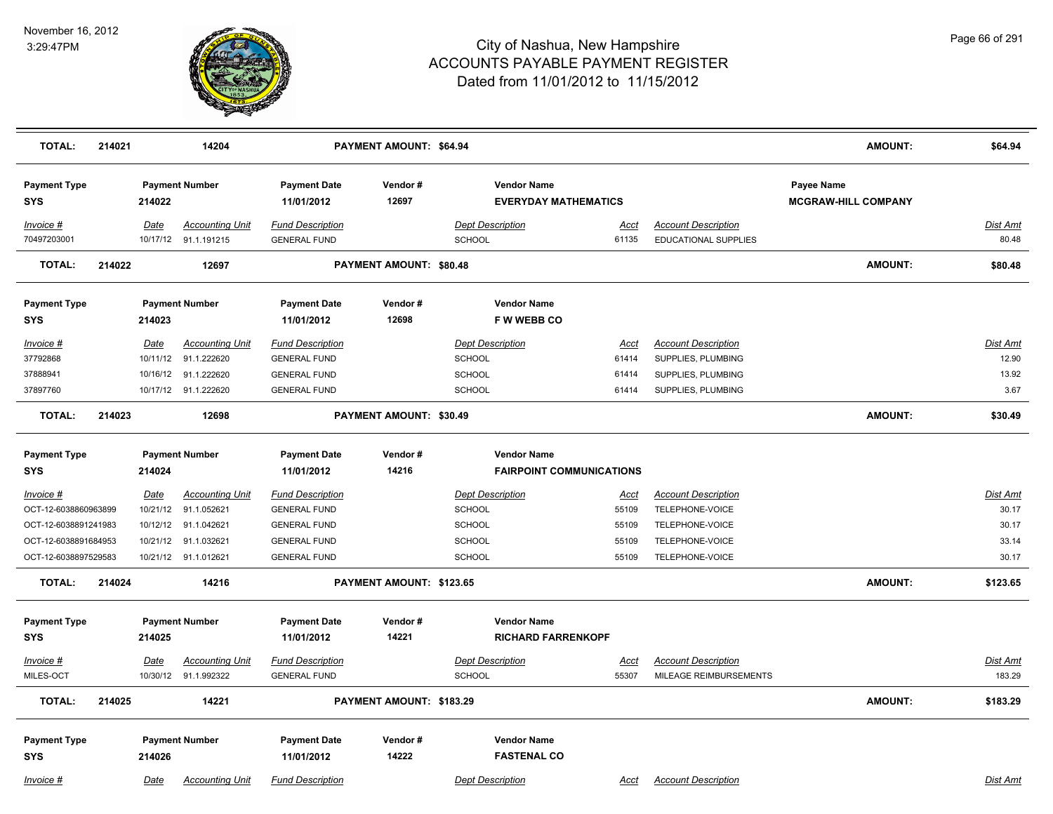# City of Nashua, New Hampshire
# ACCOUNTS PAYABLE PAYMENT REGISTER
## Dated from 11/01/2012 to 11/15/2012

November 16, 2012
3:29:47PM

| TOTAL: | 214021 | 14204 | PAYMENT AMOUNT: $64.94 | AMOUNT: | $64.94 |
|---|---|---|---|---|---|

**Payment Type:** SYS | **Payment Number:** 214022 | **Payment Date:** 11/01/2012 | **Vendor #:** 12697 | **Vendor Name:** EVERYDAY MATHEMATICS | **Payee Name:** MCGRAW-HILL COMPANY

| Invoice # | Date | Accounting Unit | Fund Description | Dept Description | Acct | Account Description | Dist Amt |
|---|---|---|---|---|---|---|---|
| 70497203001 | 10/17/12 | 91.1.191215 | GENERAL FUND | SCHOOL | 61135 | EDUCATIONAL SUPPLIES | 80.48 |

| TOTAL: | 214022 | 12697 | PAYMENT AMOUNT: $80.48 | AMOUNT: | $80.48 |
|---|---|---|---|---|---|

**Payment Type:** SYS | **Payment Number:** 214023 | **Payment Date:** 11/01/2012 | **Vendor #:** 12698 | **Vendor Name:** F W WEBB CO

| Invoice # | Date | Accounting Unit | Fund Description | Dept Description | Acct | Account Description | Dist Amt |
|---|---|---|---|---|---|---|---|
| 37792868 | 10/11/12 | 91.1.222620 | GENERAL FUND | SCHOOL | 61414 | SUPPLIES, PLUMBING | 12.90 |
| 37888941 | 10/16/12 | 91.1.222620 | GENERAL FUND | SCHOOL | 61414 | SUPPLIES, PLUMBING | 13.92 |
| 37897760 | 10/17/12 | 91.1.222620 | GENERAL FUND | SCHOOL | 61414 | SUPPLIES, PLUMBING | 3.67 |

| TOTAL: | 214023 | 12698 | PAYMENT AMOUNT: $30.49 | AMOUNT: | $30.49 |
|---|---|---|---|---|---|

**Payment Type:** SYS | **Payment Number:** 214024 | **Payment Date:** 11/01/2012 | **Vendor #:** 14216 | **Vendor Name:** FAIRPOINT COMMUNICATIONS

| Invoice # | Date | Accounting Unit | Fund Description | Dept Description | Acct | Account Description | Dist Amt |
|---|---|---|---|---|---|---|---|
| OCT-12-6038860963899 | 10/21/12 | 91.1.052621 | GENERAL FUND | SCHOOL | 55109 | TELEPHONE-VOICE | 30.17 |
| OCT-12-6038891241983 | 10/12/12 | 91.1.042621 | GENERAL FUND | SCHOOL | 55109 | TELEPHONE-VOICE | 30.17 |
| OCT-12-6038891684953 | 10/21/12 | 91.1.032621 | GENERAL FUND | SCHOOL | 55109 | TELEPHONE-VOICE | 33.14 |
| OCT-12-6038897529583 | 10/21/12 | 91.1.012621 | GENERAL FUND | SCHOOL | 55109 | TELEPHONE-VOICE | 30.17 |

| TOTAL: | 214024 | 14216 | PAYMENT AMOUNT: $123.65 | AMOUNT: | $123.65 |
|---|---|---|---|---|---|

**Payment Type:** SYS | **Payment Number:** 214025 | **Payment Date:** 11/01/2012 | **Vendor #:** 14221 | **Vendor Name:** RICHARD FARRENKOPF

| Invoice # | Date | Accounting Unit | Fund Description | Dept Description | Acct | Account Description | Dist Amt |
|---|---|---|---|---|---|---|---|
| MILES-OCT | 10/30/12 | 91.1.992322 | GENERAL FUND | SCHOOL | 55307 | MILEAGE REIMBURSEMENTS | 183.29 |

| TOTAL: | 214025 | 14221 | PAYMENT AMOUNT: $183.29 | AMOUNT: | $183.29 |
|---|---|---|---|---|---|

**Payment Type:** SYS | **Payment Number:** 214026 | **Payment Date:** 11/01/2012 | **Vendor #:** 14222 | **Vendor Name:** FASTENAL CO

| Invoice # | Date | Accounting Unit | Fund Description | Dept Description | Acct | Account Description | Dist Amt |
|---|---|---|---|---|---|---|---|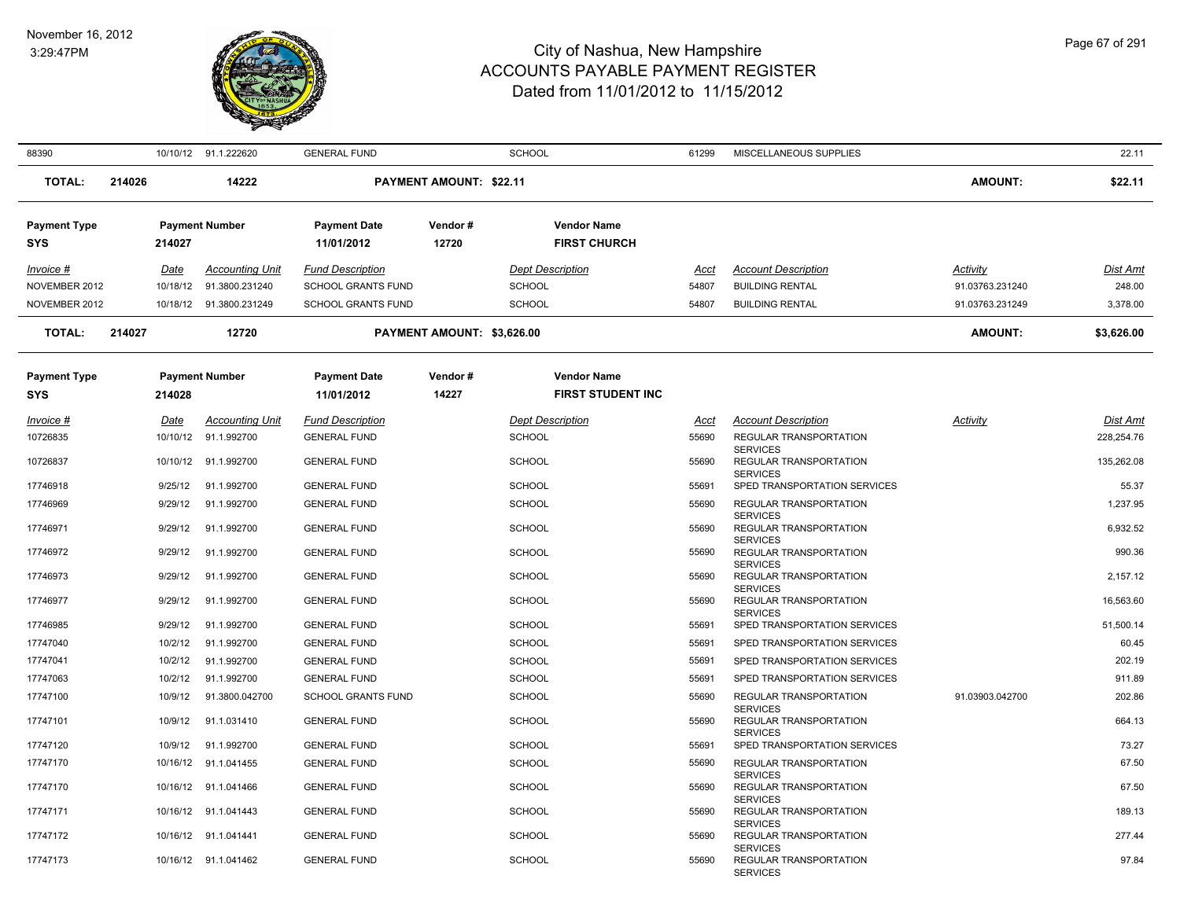# City of Nashua, New Hampshire
# ACCOUNTS PAYABLE PAYMENT REGISTER
Dated from 11/01/2012 to 11/15/2012

November 16, 2012
3:29:47PM

| Invoice # | Date | Accounting Unit | Fund Description | Dept Description | Acct | Account Description | Activity | Dist Amt |
|---|---|---|---|---|---|---|---|---|
| 88390 | 10/10/12 | 91.1.222620 | GENERAL FUND | SCHOOL | 61299 | MISCELLANEOUS SUPPLIES | | 22.11 |
| **TOTAL: 214026** | | **14222** | **PAYMENT AMOUNT: $22.11** | | | | **AMOUNT:** | **$22.11** |

| Payment Type | Payment Number | Payment Date | Vendor # | Vendor Name |
|---|---|---|---|---|
| SYS | 214027 | 11/01/2012 | 12720 | FIRST CHURCH |

| Invoice # | Date | Accounting Unit | Fund Description | Dept Description | Acct | Account Description | Activity | Dist Amt |
|---|---|---|---|---|---|---|---|---|
| NOVEMBER 2012 | 10/18/12 | 91.3800.231240 | SCHOOL GRANTS FUND | SCHOOL | 54807 | BUILDING RENTAL | 91.03763.231240 | 248.00 |
| NOVEMBER 2012 | 10/18/12 | 91.3800.231249 | SCHOOL GRANTS FUND | SCHOOL | 54807 | BUILDING RENTAL | 91.03763.231249 | 3,378.00 |
| **TOTAL: 214027** | | **12720** | **PAYMENT AMOUNT: $3,626.00** | | | | **AMOUNT:** | **$3,626.00** |

| Payment Type | Payment Number | Payment Date | Vendor # | Vendor Name |
|---|---|---|---|---|
| SYS | 214028 | 11/01/2012 | 14227 | FIRST STUDENT INC |

| Invoice # | Date | Accounting Unit | Fund Description | Dept Description | Acct | Account Description | Activity | Dist Amt |
|---|---|---|---|---|---|---|---|---|
| 10726835 | 10/10/12 | 91.1.992700 | GENERAL FUND | SCHOOL | 55690 | REGULAR TRANSPORTATION SERVICES | | 228,254.76 |
| 10726837 | 10/10/12 | 91.1.992700 | GENERAL FUND | SCHOOL | 55690 | REGULAR TRANSPORTATION SERVICES | | 135,262.08 |
| 17746918 | 9/25/12 | 91.1.992700 | GENERAL FUND | SCHOOL | 55691 | SPED TRANSPORTATION SERVICES | | 55.37 |
| 17746969 | 9/29/12 | 91.1.992700 | GENERAL FUND | SCHOOL | 55690 | REGULAR TRANSPORTATION SERVICES | | 1,237.95 |
| 17746971 | 9/29/12 | 91.1.992700 | GENERAL FUND | SCHOOL | 55690 | REGULAR TRANSPORTATION SERVICES | | 6,932.52 |
| 17746972 | 9/29/12 | 91.1.992700 | GENERAL FUND | SCHOOL | 55690 | REGULAR TRANSPORTATION SERVICES | | 990.36 |
| 17746973 | 9/29/12 | 91.1.992700 | GENERAL FUND | SCHOOL | 55690 | REGULAR TRANSPORTATION SERVICES | | 2,157.12 |
| 17746977 | 9/29/12 | 91.1.992700 | GENERAL FUND | SCHOOL | 55690 | REGULAR TRANSPORTATION SERVICES | | 16,563.60 |
| 17746985 | 9/29/12 | 91.1.992700 | GENERAL FUND | SCHOOL | 55691 | SPED TRANSPORTATION SERVICES | | 51,500.14 |
| 17747040 | 10/2/12 | 91.1.992700 | GENERAL FUND | SCHOOL | 55691 | SPED TRANSPORTATION SERVICES | | 60.45 |
| 17747041 | 10/2/12 | 91.1.992700 | GENERAL FUND | SCHOOL | 55691 | SPED TRANSPORTATION SERVICES | | 202.19 |
| 17747063 | 10/2/12 | 91.1.992700 | GENERAL FUND | SCHOOL | 55691 | SPED TRANSPORTATION SERVICES | | 911.89 |
| 17747100 | 10/9/12 | 91.3800.042700 | SCHOOL GRANTS FUND | SCHOOL | 55690 | REGULAR TRANSPORTATION SERVICES | 91.03903.042700 | 202.86 |
| 17747101 | 10/9/12 | 91.1.031410 | GENERAL FUND | SCHOOL | 55690 | REGULAR TRANSPORTATION SERVICES | | 664.13 |
| 17747120 | 10/9/12 | 91.1.992700 | GENERAL FUND | SCHOOL | 55691 | SPED TRANSPORTATION SERVICES | | 73.27 |
| 17747170 | 10/16/12 | 91.1.041455 | GENERAL FUND | SCHOOL | 55690 | REGULAR TRANSPORTATION SERVICES | | 67.50 |
| 17747170 | 10/16/12 | 91.1.041466 | GENERAL FUND | SCHOOL | 55690 | REGULAR TRANSPORTATION SERVICES | | 67.50 |
| 17747171 | 10/16/12 | 91.1.041443 | GENERAL FUND | SCHOOL | 55690 | REGULAR TRANSPORTATION SERVICES | | 189.13 |
| 17747172 | 10/16/12 | 91.1.041441 | GENERAL FUND | SCHOOL | 55690 | REGULAR TRANSPORTATION SERVICES | | 277.44 |
| 17747173 | 10/16/12 | 91.1.041462 | GENERAL FUND | SCHOOL | 55690 | REGULAR TRANSPORTATION SERVICES | | 97.84 |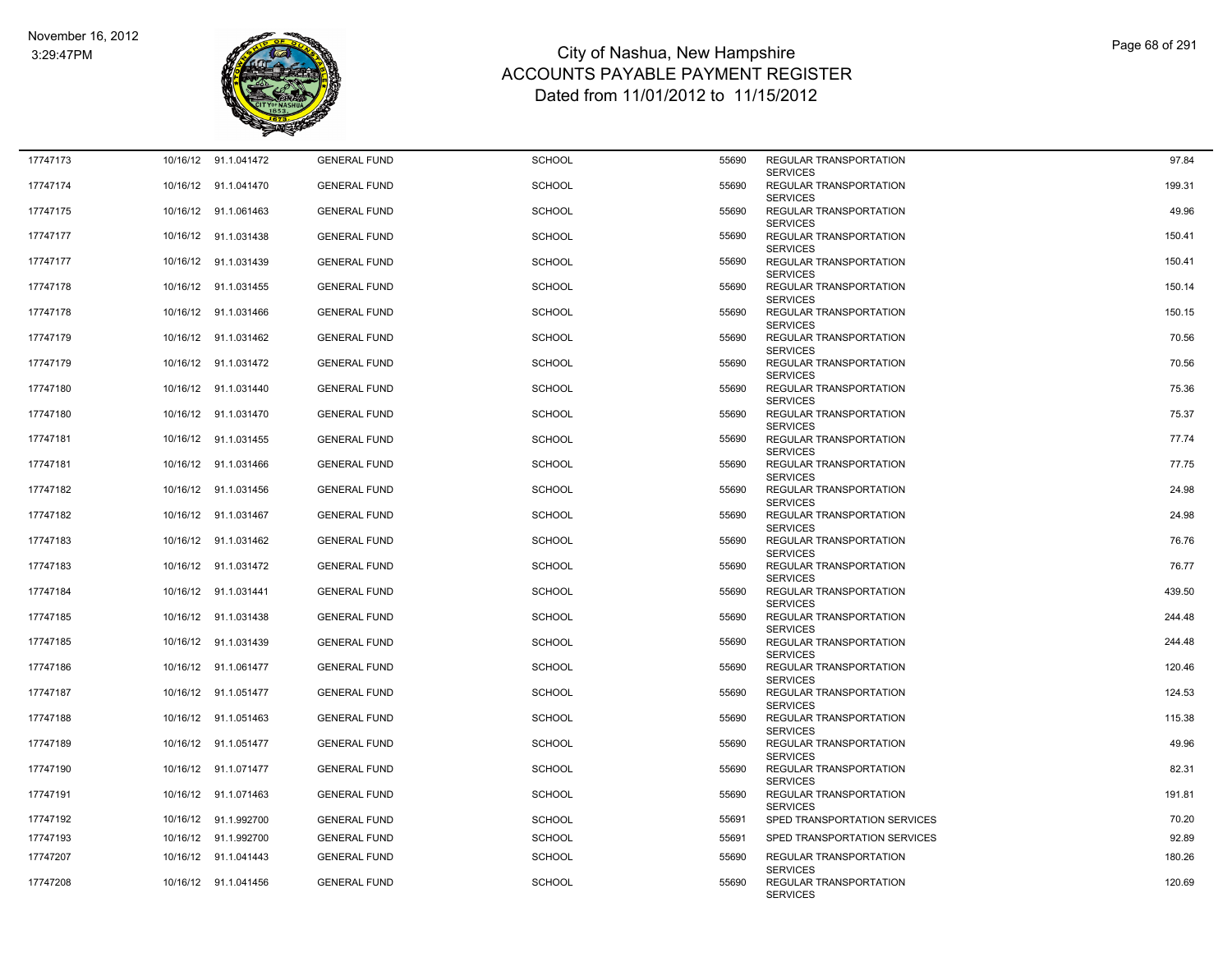# City of Nashua, New Hampshire
## ACCOUNTS PAYABLE PAYMENT REGISTER
### Dated from 11/01/2012 to 11/15/2012

November 16, 2012
3:29:47PM

| | | | | | | | |
|---|---|---|---|---|---|---|---|
| 17747173 | 10/16/12 | 91.1.041472 | GENERAL FUND | SCHOOL | 55690 | REGULAR TRANSPORTATION SERVICES | 97.84 |
| 17747174 | 10/16/12 | 91.1.041470 | GENERAL FUND | SCHOOL | 55690 | REGULAR TRANSPORTATION SERVICES | 199.31 |
| 17747175 | 10/16/12 | 91.1.061463 | GENERAL FUND | SCHOOL | 55690 | REGULAR TRANSPORTATION SERVICES | 49.96 |
| 17747177 | 10/16/12 | 91.1.031438 | GENERAL FUND | SCHOOL | 55690 | REGULAR TRANSPORTATION SERVICES | 150.41 |
| 17747177 | 10/16/12 | 91.1.031439 | GENERAL FUND | SCHOOL | 55690 | REGULAR TRANSPORTATION SERVICES | 150.41 |
| 17747178 | 10/16/12 | 91.1.031455 | GENERAL FUND | SCHOOL | 55690 | REGULAR TRANSPORTATION SERVICES | 150.14 |
| 17747178 | 10/16/12 | 91.1.031466 | GENERAL FUND | SCHOOL | 55690 | REGULAR TRANSPORTATION SERVICES | 150.15 |
| 17747179 | 10/16/12 | 91.1.031462 | GENERAL FUND | SCHOOL | 55690 | REGULAR TRANSPORTATION SERVICES | 70.56 |
| 17747179 | 10/16/12 | 91.1.031472 | GENERAL FUND | SCHOOL | 55690 | REGULAR TRANSPORTATION SERVICES | 70.56 |
| 17747180 | 10/16/12 | 91.1.031440 | GENERAL FUND | SCHOOL | 55690 | REGULAR TRANSPORTATION SERVICES | 75.36 |
| 17747180 | 10/16/12 | 91.1.031470 | GENERAL FUND | SCHOOL | 55690 | REGULAR TRANSPORTATION SERVICES | 75.37 |
| 17747181 | 10/16/12 | 91.1.031455 | GENERAL FUND | SCHOOL | 55690 | REGULAR TRANSPORTATION SERVICES | 77.74 |
| 17747181 | 10/16/12 | 91.1.031466 | GENERAL FUND | SCHOOL | 55690 | REGULAR TRANSPORTATION SERVICES | 77.75 |
| 17747182 | 10/16/12 | 91.1.031456 | GENERAL FUND | SCHOOL | 55690 | REGULAR TRANSPORTATION SERVICES | 24.98 |
| 17747182 | 10/16/12 | 91.1.031467 | GENERAL FUND | SCHOOL | 55690 | REGULAR TRANSPORTATION SERVICES | 24.98 |
| 17747183 | 10/16/12 | 91.1.031462 | GENERAL FUND | SCHOOL | 55690 | REGULAR TRANSPORTATION SERVICES | 76.76 |
| 17747183 | 10/16/12 | 91.1.031472 | GENERAL FUND | SCHOOL | 55690 | REGULAR TRANSPORTATION SERVICES | 76.77 |
| 17747184 | 10/16/12 | 91.1.031441 | GENERAL FUND | SCHOOL | 55690 | REGULAR TRANSPORTATION SERVICES | 439.50 |
| 17747185 | 10/16/12 | 91.1.031438 | GENERAL FUND | SCHOOL | 55690 | REGULAR TRANSPORTATION SERVICES | 244.48 |
| 17747185 | 10/16/12 | 91.1.031439 | GENERAL FUND | SCHOOL | 55690 | REGULAR TRANSPORTATION SERVICES | 244.48 |
| 17747186 | 10/16/12 | 91.1.061477 | GENERAL FUND | SCHOOL | 55690 | REGULAR TRANSPORTATION SERVICES | 120.46 |
| 17747187 | 10/16/12 | 91.1.051477 | GENERAL FUND | SCHOOL | 55690 | REGULAR TRANSPORTATION SERVICES | 124.53 |
| 17747188 | 10/16/12 | 91.1.051463 | GENERAL FUND | SCHOOL | 55690 | REGULAR TRANSPORTATION SERVICES | 115.38 |
| 17747189 | 10/16/12 | 91.1.051477 | GENERAL FUND | SCHOOL | 55690 | REGULAR TRANSPORTATION SERVICES | 49.96 |
| 17747190 | 10/16/12 | 91.1.071477 | GENERAL FUND | SCHOOL | 55690 | REGULAR TRANSPORTATION SERVICES | 82.31 |
| 17747191 | 10/16/12 | 91.1.071463 | GENERAL FUND | SCHOOL | 55690 | REGULAR TRANSPORTATION SERVICES | 191.81 |
| 17747192 | 10/16/12 | 91.1.992700 | GENERAL FUND | SCHOOL | 55691 | SPED TRANSPORTATION SERVICES | 70.20 |
| 17747193 | 10/16/12 | 91.1.992700 | GENERAL FUND | SCHOOL | 55691 | SPED TRANSPORTATION SERVICES | 92.89 |
| 17747207 | 10/16/12 | 91.1.041443 | GENERAL FUND | SCHOOL | 55690 | REGULAR TRANSPORTATION SERVICES | 180.26 |
| 17747208 | 10/16/12 | 91.1.041456 | GENERAL FUND | SCHOOL | 55690 | REGULAR TRANSPORTATION SERVICES | 120.69 |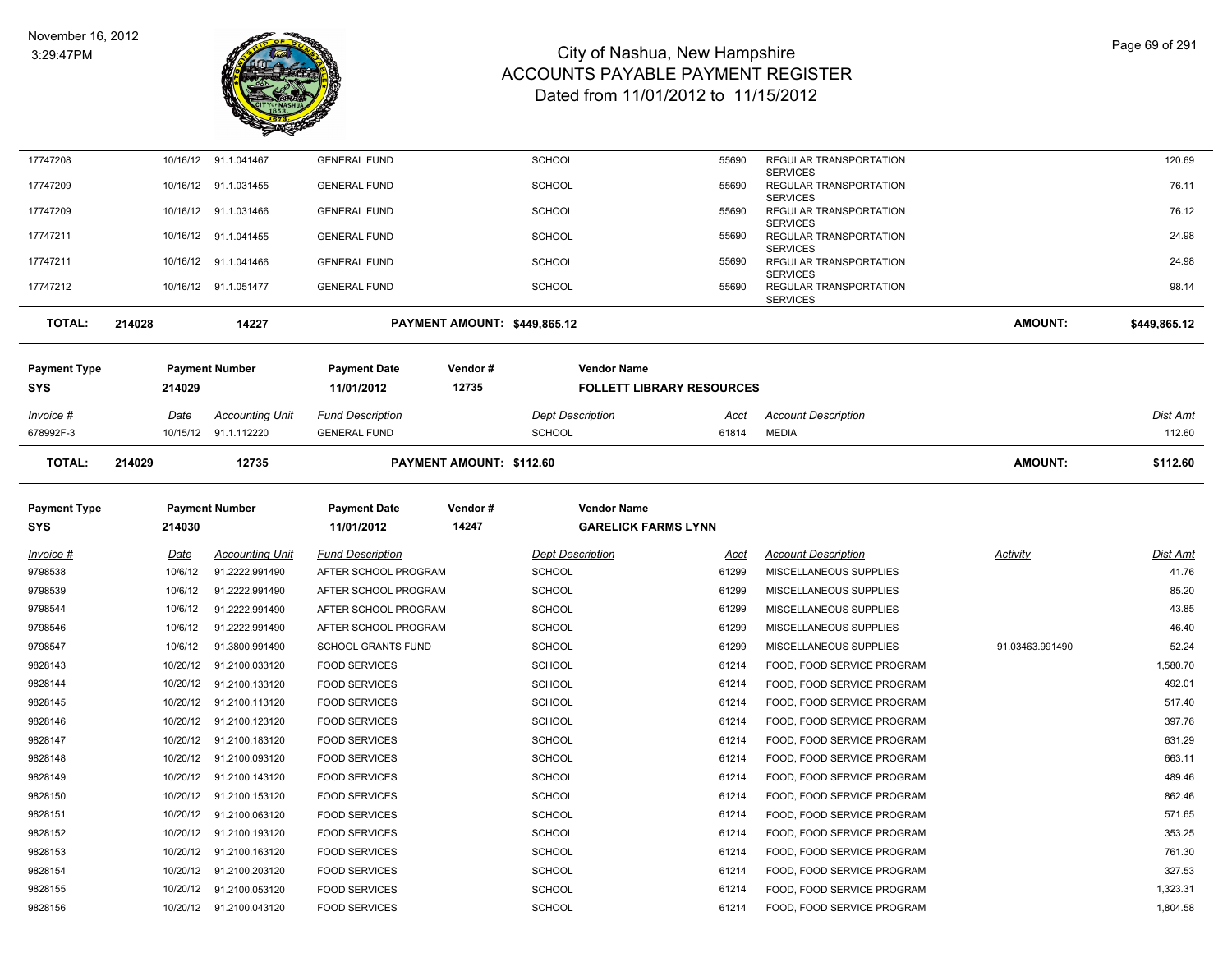# City of Nashua, New Hampshire
## ACCOUNTS PAYABLE PAYMENT REGISTER
### Dated from 11/01/2012 to 11/15/2012

| Invoice # | Date | Accounting Unit | Fund Description | Dept Description | Acct | Account Description | Dist Amt |
|---|---|---|---|---|---|---|---|
| 17747208 | 10/16/12 | 91.1.041467 | GENERAL FUND | SCHOOL | 55690 | REGULAR TRANSPORTATION SERVICES | 120.69 |
| 17747209 | 10/16/12 | 91.1.031455 | GENERAL FUND | SCHOOL | 55690 | REGULAR TRANSPORTATION SERVICES | 76.11 |
| 17747209 | 10/16/12 | 91.1.031466 | GENERAL FUND | SCHOOL | 55690 | REGULAR TRANSPORTATION SERVICES | 76.12 |
| 17747211 | 10/16/12 | 91.1.041455 | GENERAL FUND | SCHOOL | 55690 | REGULAR TRANSPORTATION SERVICES | 24.98 |
| 17747211 | 10/16/12 | 91.1.041466 | GENERAL FUND | SCHOOL | 55690 | REGULAR TRANSPORTATION SERVICES | 24.98 |
| 17747212 | 10/16/12 | 91.1.051477 | GENERAL FUND | SCHOOL | 55690 | REGULAR TRANSPORTATION SERVICES | 98.14 |

**TOTAL: 214028 — 14227 — PAYMENT AMOUNT: $449,865.12 — AMOUNT: $449,865.12**

| Payment Type | Payment Number | Payment Date | Vendor # | Vendor Name |
|---|---|---|---|---|
| SYS | 214029 | 11/01/2012 | 12735 | FOLLETT LIBRARY RESOURCES |

| Invoice # | Date | Accounting Unit | Fund Description | Dept Description | Acct | Account Description | Dist Amt |
|---|---|---|---|---|---|---|---|
| 678992F-3 | 10/15/12 | 91.1.112220 | GENERAL FUND | SCHOOL | 61814 | MEDIA | 112.60 |

**TOTAL: 214029 — 12735 — PAYMENT AMOUNT: $112.60 — AMOUNT: $112.60**

| Payment Type | Payment Number | Payment Date | Vendor # | Vendor Name |
|---|---|---|---|---|
| SYS | 214030 | 11/01/2012 | 14247 | GARELICK FARMS LYNN |

| Invoice # | Date | Accounting Unit | Fund Description | Dept Description | Acct | Account Description | Activity | Dist Amt |
|---|---|---|---|---|---|---|---|---|
| 9798538 | 10/6/12 | 91.2222.991490 | AFTER SCHOOL PROGRAM | SCHOOL | 61299 | MISCELLANEOUS SUPPLIES | | 41.76 |
| 9798539 | 10/6/12 | 91.2222.991490 | AFTER SCHOOL PROGRAM | SCHOOL | 61299 | MISCELLANEOUS SUPPLIES | | 85.20 |
| 9798544 | 10/6/12 | 91.2222.991490 | AFTER SCHOOL PROGRAM | SCHOOL | 61299 | MISCELLANEOUS SUPPLIES | | 43.85 |
| 9798546 | 10/6/12 | 91.2222.991490 | AFTER SCHOOL PROGRAM | SCHOOL | 61299 | MISCELLANEOUS SUPPLIES | | 46.40 |
| 9798547 | 10/6/12 | 91.3800.991490 | SCHOOL GRANTS FUND | SCHOOL | 61299 | MISCELLANEOUS SUPPLIES | 91.03463.991490 | 52.24 |
| 9828143 | 10/20/12 | 91.2100.033120 | FOOD SERVICES | SCHOOL | 61214 | FOOD, FOOD SERVICE PROGRAM | | 1,580.70 |
| 9828144 | 10/20/12 | 91.2100.133120 | FOOD SERVICES | SCHOOL | 61214 | FOOD, FOOD SERVICE PROGRAM | | 492.01 |
| 9828145 | 10/20/12 | 91.2100.113120 | FOOD SERVICES | SCHOOL | 61214 | FOOD, FOOD SERVICE PROGRAM | | 517.40 |
| 9828146 | 10/20/12 | 91.2100.123120 | FOOD SERVICES | SCHOOL | 61214 | FOOD, FOOD SERVICE PROGRAM | | 397.76 |
| 9828147 | 10/20/12 | 91.2100.183120 | FOOD SERVICES | SCHOOL | 61214 | FOOD, FOOD SERVICE PROGRAM | | 631.29 |
| 9828148 | 10/20/12 | 91.2100.093120 | FOOD SERVICES | SCHOOL | 61214 | FOOD, FOOD SERVICE PROGRAM | | 663.11 |
| 9828149 | 10/20/12 | 91.2100.143120 | FOOD SERVICES | SCHOOL | 61214 | FOOD, FOOD SERVICE PROGRAM | | 489.46 |
| 9828150 | 10/20/12 | 91.2100.153120 | FOOD SERVICES | SCHOOL | 61214 | FOOD, FOOD SERVICE PROGRAM | | 862.46 |
| 9828151 | 10/20/12 | 91.2100.063120 | FOOD SERVICES | SCHOOL | 61214 | FOOD, FOOD SERVICE PROGRAM | | 571.65 |
| 9828152 | 10/20/12 | 91.2100.193120 | FOOD SERVICES | SCHOOL | 61214 | FOOD, FOOD SERVICE PROGRAM | | 353.25 |
| 9828153 | 10/20/12 | 91.2100.163120 | FOOD SERVICES | SCHOOL | 61214 | FOOD, FOOD SERVICE PROGRAM | | 761.30 |
| 9828154 | 10/20/12 | 91.2100.203120 | FOOD SERVICES | SCHOOL | 61214 | FOOD, FOOD SERVICE PROGRAM | | 327.53 |
| 9828155 | 10/20/12 | 91.2100.053120 | FOOD SERVICES | SCHOOL | 61214 | FOOD, FOOD SERVICE PROGRAM | | 1,323.31 |
| 9828156 | 10/20/12 | 91.2100.043120 | FOOD SERVICES | SCHOOL | 61214 | FOOD, FOOD SERVICE PROGRAM | | 1,804.58 |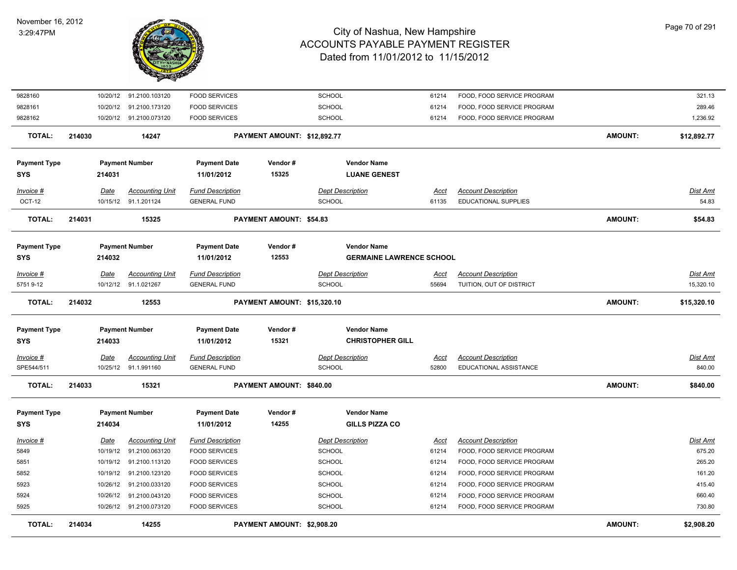| Invoice # | Date | Accounting Unit | Fund Description | | Dept Description | Acct | Account Description | | Dist Amt |
|---|---|---|---|---|---|---|---|---|---|
| 9828160 | 10/20/12 | 91.2100.103120 | FOOD SERVICES | | SCHOOL | 61214 | FOOD, FOOD SERVICE PROGRAM | | 321.13 |
| 9828161 | 10/20/12 | 91.2100.173120 | FOOD SERVICES | | SCHOOL | 61214 | FOOD, FOOD SERVICE PROGRAM | | 289.46 |
| 9828162 | 10/20/12 | 91.2100.073120 | FOOD SERVICES | | SCHOOL | 61214 | FOOD, FOOD SERVICE PROGRAM | | 1,236.92 |
| **TOTAL:** | **214030** | **14247** | | **PAYMENT AMOUNT: $12,892.77** | | | | **AMOUNT:** | **$12,892.77** |

| Payment Type | Payment Number | Payment Date | Vendor # | Vendor Name |
|---|---|---|---|---|
| SYS | 214031 | 11/01/2012 | 15325 | LUANE GENEST |

| Invoice # | Date | Accounting Unit | Fund Description | | Dept Description | Acct | Account Description | | Dist Amt |
|---|---|---|---|---|---|---|---|---|---|
| OCT-12 | 10/15/12 | 91.1.201124 | GENERAL FUND | | SCHOOL | 61135 | EDUCATIONAL SUPPLIES | | 54.83 |
| **TOTAL:** | **214031** | **15325** | | **PAYMENT AMOUNT: $54.83** | | | | **AMOUNT:** | **$54.83** |

| Payment Type | Payment Number | Payment Date | Vendor # | Vendor Name |
|---|---|---|---|---|
| SYS | 214032 | 11/01/2012 | 12553 | GERMAINE LAWRENCE SCHOOL |

| Invoice # | Date | Accounting Unit | Fund Description | | Dept Description | Acct | Account Description | | Dist Amt |
|---|---|---|---|---|---|---|---|---|---|
| 5751 9-12 | 10/12/12 | 91.1.021267 | GENERAL FUND | | SCHOOL | 55694 | TUITION, OUT OF DISTRICT | | 15,320.10 |
| **TOTAL:** | **214032** | **12553** | | **PAYMENT AMOUNT: $15,320.10** | | | | **AMOUNT:** | **$15,320.10** |

| Payment Type | Payment Number | Payment Date | Vendor # | Vendor Name |
|---|---|---|---|---|
| SYS | 214033 | 11/01/2012 | 15321 | CHRISTOPHER GILL |

| Invoice # | Date | Accounting Unit | Fund Description | | Dept Description | Acct | Account Description | | Dist Amt |
|---|---|---|---|---|---|---|---|---|---|
| SPE544/511 | 10/25/12 | 91.1.991160 | GENERAL FUND | | SCHOOL | 52800 | EDUCATIONAL ASSISTANCE | | 840.00 |
| **TOTAL:** | **214033** | **15321** | | **PAYMENT AMOUNT: $840.00** | | | | **AMOUNT:** | **$840.00** |

| Payment Type | Payment Number | Payment Date | Vendor # | Vendor Name |
|---|---|---|---|---|
| SYS | 214034 | 11/01/2012 | 14255 | GILLS PIZZA CO |

| Invoice # | Date | Accounting Unit | Fund Description | | Dept Description | Acct | Account Description | | Dist Amt |
|---|---|---|---|---|---|---|---|---|---|
| 5849 | 10/19/12 | 91.2100.063120 | FOOD SERVICES | | SCHOOL | 61214 | FOOD, FOOD SERVICE PROGRAM | | 675.20 |
| 5851 | 10/19/12 | 91.2100.113120 | FOOD SERVICES | | SCHOOL | 61214 | FOOD, FOOD SERVICE PROGRAM | | 265.20 |
| 5852 | 10/19/12 | 91.2100.123120 | FOOD SERVICES | | SCHOOL | 61214 | FOOD, FOOD SERVICE PROGRAM | | 161.20 |
| 5923 | 10/26/12 | 91.2100.033120 | FOOD SERVICES | | SCHOOL | 61214 | FOOD, FOOD SERVICE PROGRAM | | 415.40 |
| 5924 | 10/26/12 | 91.2100.043120 | FOOD SERVICES | | SCHOOL | 61214 | FOOD, FOOD SERVICE PROGRAM | | 660.40 |
| 5925 | 10/26/12 | 91.2100.073120 | FOOD SERVICES | | SCHOOL | 61214 | FOOD, FOOD SERVICE PROGRAM | | 730.80 |
| **TOTAL:** | **214034** | **14255** | | **PAYMENT AMOUNT: $2,908.20** | | | | **AMOUNT:** | **$2,908.20** |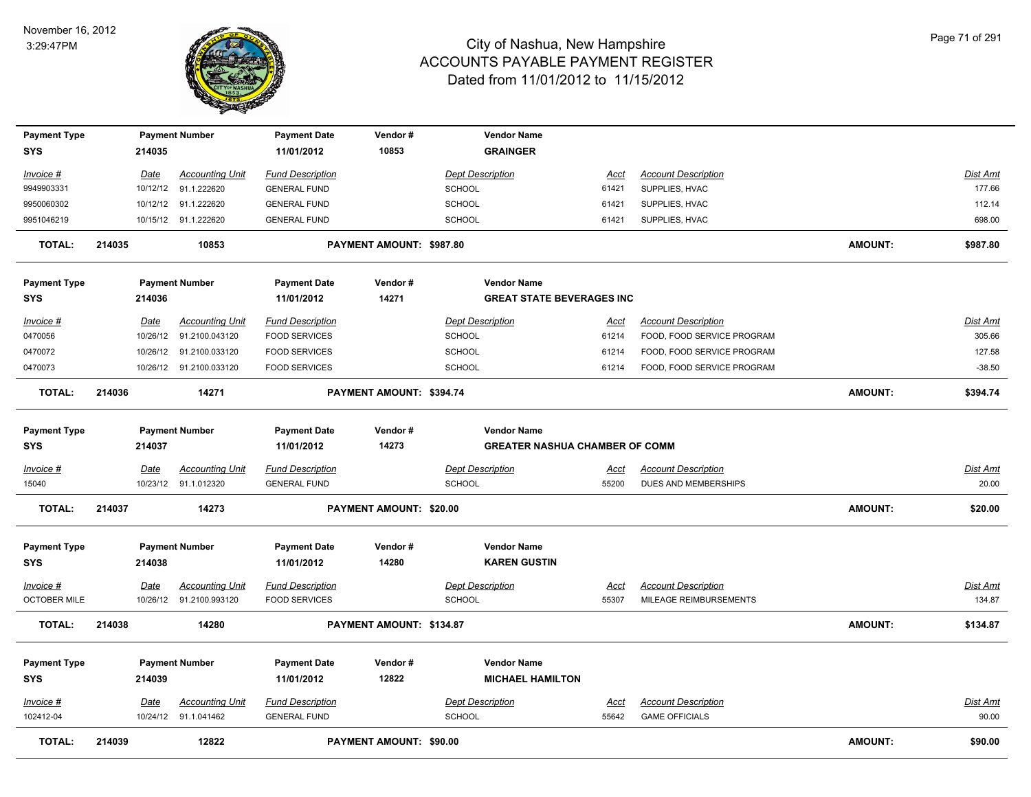# City of Nashua, New Hampshire
## ACCOUNTS PAYABLE PAYMENT REGISTER
### Dated from 11/01/2012 to 11/15/2012

November 16, 2012
3:29:47PM

| Payment Type | Payment Number | Payment Date | Vendor # | Vendor Name |
|---|---|---|---|---|
| SYS | 214035 | 11/01/2012 | 10853 | GRAINGER |

| Invoice # | Date | Accounting Unit | Fund Description | Dept Description | Acct | Account Description | Dist Amt |
|---|---|---|---|---|---|---|---|
| 9949903331 | 10/12/12 | 91.1.222620 | GENERAL FUND | SCHOOL | 61421 | SUPPLIES, HVAC | 177.66 |
| 9950060302 | 10/12/12 | 91.1.222620 | GENERAL FUND | SCHOOL | 61421 | SUPPLIES, HVAC | 112.14 |
| 9951046219 | 10/15/12 | 91.1.222620 | GENERAL FUND | SCHOOL | 61421 | SUPPLIES, HVAC | 698.00 |

**TOTAL: 214035 10853 PAYMENT AMOUNT: $987.80 AMOUNT: $987.80**

| Payment Type | Payment Number | Payment Date | Vendor # | Vendor Name |
|---|---|---|---|---|
| SYS | 214036 | 11/01/2012 | 14271 | GREAT STATE BEVERAGES INC |

| Invoice # | Date | Accounting Unit | Fund Description | Dept Description | Acct | Account Description | Dist Amt |
|---|---|---|---|---|---|---|---|
| 0470056 | 10/26/12 | 91.2100.043120 | FOOD SERVICES | SCHOOL | 61214 | FOOD, FOOD SERVICE PROGRAM | 305.66 |
| 0470072 | 10/26/12 | 91.2100.033120 | FOOD SERVICES | SCHOOL | 61214 | FOOD, FOOD SERVICE PROGRAM | 127.58 |
| 0470073 | 10/26/12 | 91.2100.033120 | FOOD SERVICES | SCHOOL | 61214 | FOOD, FOOD SERVICE PROGRAM | -38.50 |

**TOTAL: 214036 14271 PAYMENT AMOUNT: $394.74 AMOUNT: $394.74**

| Payment Type | Payment Number | Payment Date | Vendor # | Vendor Name |
|---|---|---|---|---|
| SYS | 214037 | 11/01/2012 | 14273 | GREATER NASHUA CHAMBER OF COMM |

| Invoice # | Date | Accounting Unit | Fund Description | Dept Description | Acct | Account Description | Dist Amt |
|---|---|---|---|---|---|---|---|
| 15040 | 10/23/12 | 91.1.012320 | GENERAL FUND | SCHOOL | 55200 | DUES AND MEMBERSHIPS | 20.00 |

**TOTAL: 214037 14273 PAYMENT AMOUNT: $20.00 AMOUNT: $20.00**

| Payment Type | Payment Number | Payment Date | Vendor # | Vendor Name |
|---|---|---|---|---|
| SYS | 214038 | 11/01/2012 | 14280 | KAREN GUSTIN |

| Invoice # | Date | Accounting Unit | Fund Description | Dept Description | Acct | Account Description | Dist Amt |
|---|---|---|---|---|---|---|---|
| OCTOBER MILE | 10/26/12 | 91.2100.993120 | FOOD SERVICES | SCHOOL | 55307 | MILEAGE REIMBURSEMENTS | 134.87 |

**TOTAL: 214038 14280 PAYMENT AMOUNT: $134.87 AMOUNT: $134.87**

| Payment Type | Payment Number | Payment Date | Vendor # | Vendor Name |
|---|---|---|---|---|
| SYS | 214039 | 11/01/2012 | 12822 | MICHAEL HAMILTON |

| Invoice # | Date | Accounting Unit | Fund Description | Dept Description | Acct | Account Description | Dist Amt |
|---|---|---|---|---|---|---|---|
| 102412-04 | 10/24/12 | 91.1.041462 | GENERAL FUND | SCHOOL | 55642 | GAME OFFICIALS | 90.00 |

**TOTAL: 214039 12822 PAYMENT AMOUNT: $90.00 AMOUNT: $90.00**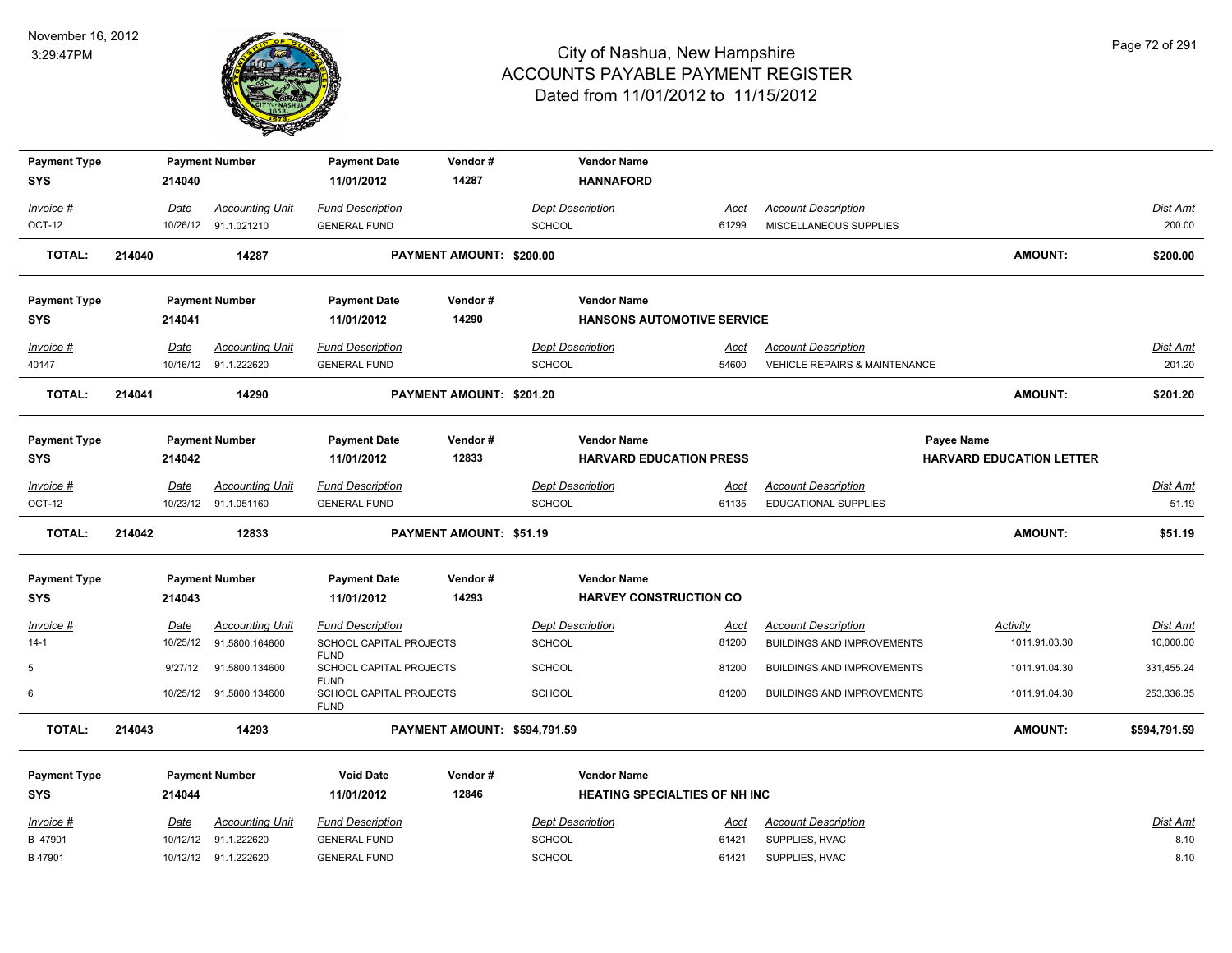# City of Nashua, New Hampshire
## ACCOUNTS PAYABLE PAYMENT REGISTER
### Dated from 11/01/2012 to 11/15/2012

November 16, 2012
3:29:47PM

| Payment Type | Payment Number | Payment Date | Vendor # | Vendor Name |
|---|---|---|---|---|
| SYS | 214040 | 11/01/2012 | 14287 | HANNAFORD |

| Invoice # | Date | Accounting Unit | Fund Description | Dept Description | Acct | Account Description | Dist Amt |
|---|---|---|---|---|---|---|---|
| OCT-12 | 10/26/12 | 91.1.021210 | GENERAL FUND | SCHOOL | 61299 | MISCELLANEOUS SUPPLIES | 200.00 |

**TOTAL: 214040 14287 PAYMENT AMOUNT: $200.00 AMOUNT: $200.00**

| Payment Type | Payment Number | Payment Date | Vendor # | Vendor Name |
|---|---|---|---|---|
| SYS | 214041 | 11/01/2012 | 14290 | HANSONS AUTOMOTIVE SERVICE |

| Invoice # | Date | Accounting Unit | Fund Description | Dept Description | Acct | Account Description | Dist Amt |
|---|---|---|---|---|---|---|---|
| 40147 | 10/16/12 | 91.1.222620 | GENERAL FUND | SCHOOL | 54600 | VEHICLE REPAIRS & MAINTENANCE | 201.20 |

**TOTAL: 214041 14290 PAYMENT AMOUNT: $201.20 AMOUNT: $201.20**

| Payment Type | Payment Number | Payment Date | Vendor # | Vendor Name | Payee Name |
|---|---|---|---|---|---|
| SYS | 214042 | 11/01/2012 | 12833 | HARVARD EDUCATION PRESS | HARVARD EDUCATION LETTER |

| Invoice # | Date | Accounting Unit | Fund Description | Dept Description | Acct | Account Description | Dist Amt |
|---|---|---|---|---|---|---|---|
| OCT-12 | 10/23/12 | 91.1.051160 | GENERAL FUND | SCHOOL | 61135 | EDUCATIONAL SUPPLIES | 51.19 |

**TOTAL: 214042 12833 PAYMENT AMOUNT: $51.19 AMOUNT: $51.19**

| Payment Type | Payment Number | Payment Date | Vendor # | Vendor Name |
|---|---|---|---|---|
| SYS | 214043 | 11/01/2012 | 14293 | HARVEY CONSTRUCTION CO |

| Invoice # | Date | Accounting Unit | Fund Description | Dept Description | Acct | Account Description | Activity | Dist Amt |
|---|---|---|---|---|---|---|---|---|
| 14-1 | 10/25/12 | 91.5800.164600 | SCHOOL CAPITAL PROJECTS FUND | SCHOOL | 81200 | BUILDINGS AND IMPROVEMENTS | 1011.91.03.30 | 10,000.00 |
| 5 | 9/27/12 | 91.5800.134600 | SCHOOL CAPITAL PROJECTS FUND | SCHOOL | 81200 | BUILDINGS AND IMPROVEMENTS | 1011.91.04.30 | 331,455.24 |
| 6 | 10/25/12 | 91.5800.134600 | SCHOOL CAPITAL PROJECTS FUND | SCHOOL | 81200 | BUILDINGS AND IMPROVEMENTS | 1011.91.04.30 | 253,336.35 |

**TOTAL: 214043 14293 PAYMENT AMOUNT: $594,791.59 AMOUNT: $594,791.59**

| Payment Type | Payment Number | Void Date | Vendor # | Vendor Name |
|---|---|---|---|---|
| SYS | 214044 | 11/01/2012 | 12846 | HEATING SPECIALTIES OF NH INC |

| Invoice # | Date | Accounting Unit | Fund Description | Dept Description | Acct | Account Description | Dist Amt |
|---|---|---|---|---|---|---|---|
| B 47901 | 10/12/12 | 91.1.222620 | GENERAL FUND | SCHOOL | 61421 | SUPPLIES, HVAC | 8.10 |
| B 47901 | 10/12/12 | 91.1.222620 | GENERAL FUND | SCHOOL | 61421 | SUPPLIES, HVAC | 8.10 |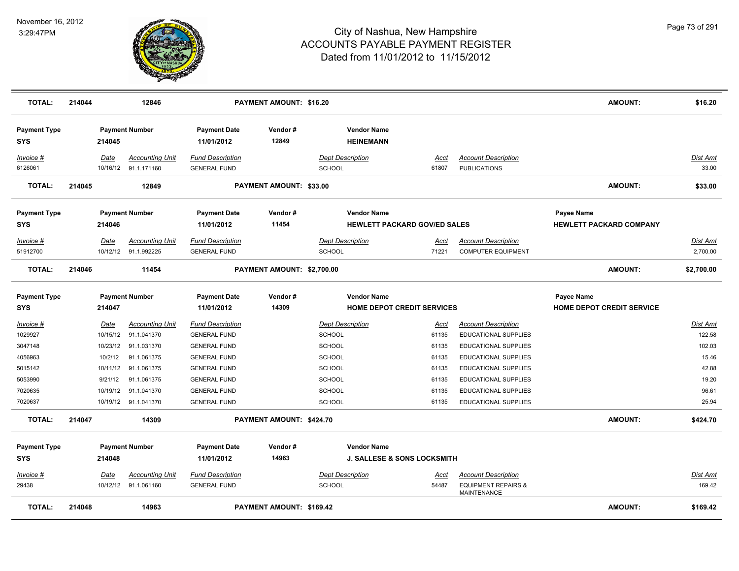# City of Nashua, New Hampshire
## ACCOUNTS PAYABLE PAYMENT REGISTER
### Dated from 11/01/2012 to 11/15/2012

November 16, 2012
3:29:47PM

| TOTAL: | 214044 | 12846 | PAYMENT AMOUNT: $16.20 | | | AMOUNT: | $16.20 |
|---|---|---|---|---|---|---|---|

| Payment Type | Payment Number | Payment Date | Vendor # | Vendor Name |
|---|---|---|---|---|
| SYS | 214045 | 11/01/2012 | 12849 | HEINEMANN |

| Invoice # | Date | Accounting Unit | Fund Description | Dept Description | Acct | Account Description | Dist Amt |
|---|---|---|---|---|---|---|---|
| 6126061 | 10/16/12 | 91.1.171160 | GENERAL FUND | SCHOOL | 61807 | PUBLICATIONS | 33.00 |
| **TOTAL:** | **214045** | **12849** | **PAYMENT AMOUNT: $33.00** | | | **AMOUNT:** | **$33.00** |

| Payment Type | Payment Number | Payment Date | Vendor # | Vendor Name | Payee Name |
|---|---|---|---|---|---|
| SYS | 214046 | 11/01/2012 | 11454 | HEWLETT PACKARD GOV/ED SALES | HEWLETT PACKARD COMPANY |

| Invoice # | Date | Accounting Unit | Fund Description | Dept Description | Acct | Account Description | Dist Amt |
|---|---|---|---|---|---|---|---|
| 51912700 | 10/12/12 | 91.1.992225 | GENERAL FUND | SCHOOL | 71221 | COMPUTER EQUIPMENT | 2,700.00 |
| **TOTAL:** | **214046** | **11454** | **PAYMENT AMOUNT: $2,700.00** | | | **AMOUNT:** | **$2,700.00** |

| Payment Type | Payment Number | Payment Date | Vendor # | Vendor Name | Payee Name |
|---|---|---|---|---|---|
| SYS | 214047 | 11/01/2012 | 14309 | HOME DEPOT CREDIT SERVICES | HOME DEPOT CREDIT SERVICE |

| Invoice # | Date | Accounting Unit | Fund Description | Dept Description | Acct | Account Description | Dist Amt |
|---|---|---|---|---|---|---|---|
| 1029927 | 10/15/12 | 91.1.041370 | GENERAL FUND | SCHOOL | 61135 | EDUCATIONAL SUPPLIES | 122.58 |
| 3047148 | 10/23/12 | 91.1.031370 | GENERAL FUND | SCHOOL | 61135 | EDUCATIONAL SUPPLIES | 102.03 |
| 4056963 | 10/2/12 | 91.1.061375 | GENERAL FUND | SCHOOL | 61135 | EDUCATIONAL SUPPLIES | 15.46 |
| 5015142 | 10/11/12 | 91.1.061375 | GENERAL FUND | SCHOOL | 61135 | EDUCATIONAL SUPPLIES | 42.88 |
| 5053990 | 9/21/12 | 91.1.061375 | GENERAL FUND | SCHOOL | 61135 | EDUCATIONAL SUPPLIES | 19.20 |
| 7020635 | 10/19/12 | 91.1.041370 | GENERAL FUND | SCHOOL | 61135 | EDUCATIONAL SUPPLIES | 96.61 |
| 7020637 | 10/19/12 | 91.1.041370 | GENERAL FUND | SCHOOL | 61135 | EDUCATIONAL SUPPLIES | 25.94 |
| **TOTAL:** | **214047** | **14309** | **PAYMENT AMOUNT: $424.70** | | | **AMOUNT:** | **$424.70** |

| Payment Type | Payment Number | Payment Date | Vendor # | Vendor Name |
|---|---|---|---|---|
| SYS | 214048 | 11/01/2012 | 14963 | J. SALLESE & SONS LOCKSMITH |

| Invoice # | Date | Accounting Unit | Fund Description | Dept Description | Acct | Account Description | Dist Amt |
|---|---|---|---|---|---|---|---|
| 29438 | 10/12/12 | 91.1.061160 | GENERAL FUND | SCHOOL | 54487 | EQUIPMENT REPAIRS & MAINTENANCE | 169.42 |
| **TOTAL:** | **214048** | **14963** | **PAYMENT AMOUNT: $169.42** | | | **AMOUNT:** | **$169.42** |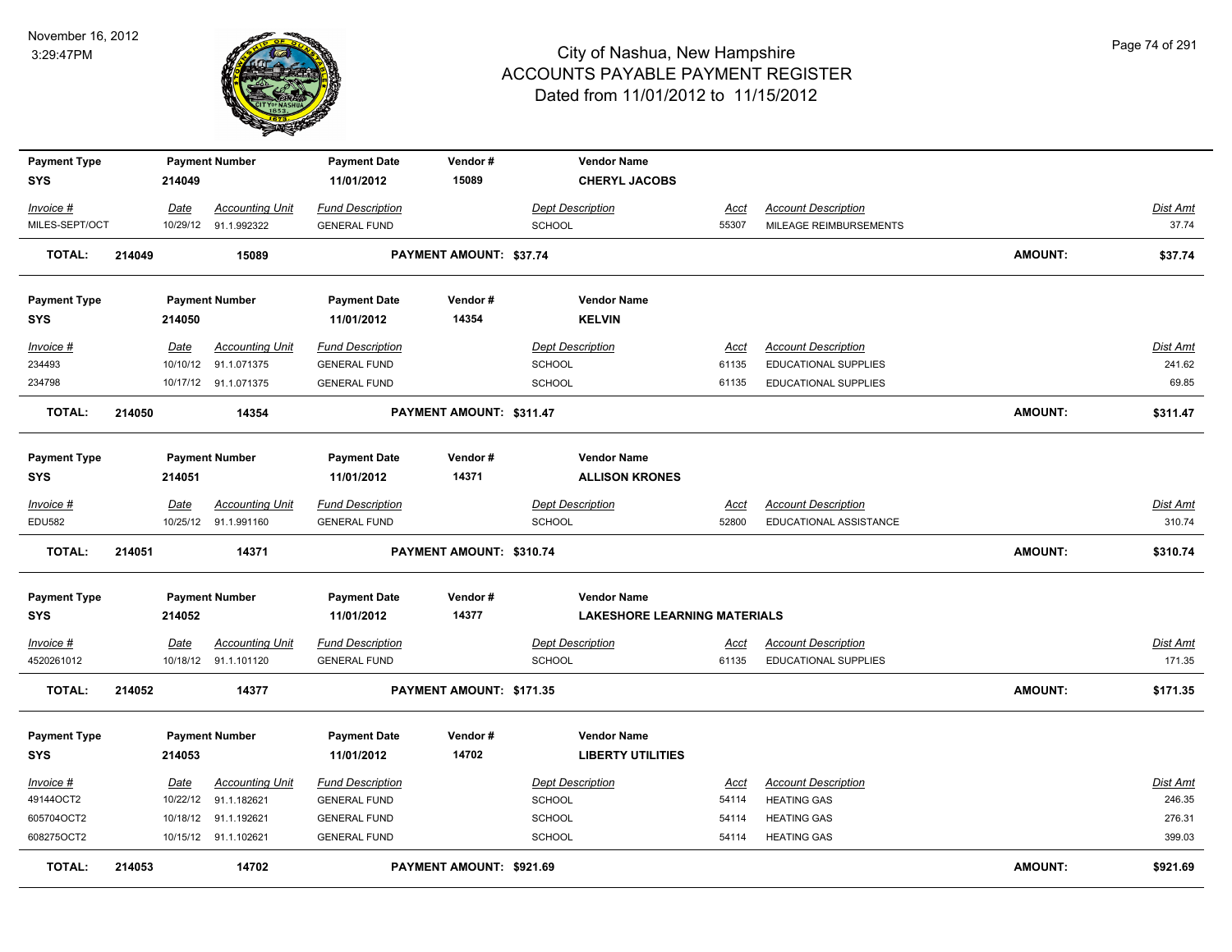# City of Nashua, New Hampshire
## ACCOUNTS PAYABLE PAYMENT REGISTER
### Dated from 11/01/2012 to 11/15/2012

November 16, 2012
3:29:47PM

| Payment Type | Payment Number | Payment Date | Vendor # | Vendor Name |
|---|---|---|---|---|
| SYS | 214049 | 11/01/2012 | 15089 | CHERYL JACOBS |

| Invoice # | Date | Accounting Unit | Fund Description | Dept Description | Acct | Account Description | Dist Amt |
|---|---|---|---|---|---|---|---|
| MILES-SEPT/OCT | 10/29/12 | 91.1.992322 | GENERAL FUND | SCHOOL | 55307 | MILEAGE REIMBURSEMENTS | 37.74 |

**TOTAL: 214049 15089 PAYMENT AMOUNT: $37.74 AMOUNT: $37.74**

| Payment Type | Payment Number | Payment Date | Vendor # | Vendor Name |
|---|---|---|---|---|
| SYS | 214050 | 11/01/2012 | 14354 | KELVIN |

| Invoice # | Date | Accounting Unit | Fund Description | Dept Description | Acct | Account Description | Dist Amt |
|---|---|---|---|---|---|---|---|
| 234493 | 10/10/12 | 91.1.071375 | GENERAL FUND | SCHOOL | 61135 | EDUCATIONAL SUPPLIES | 241.62 |
| 234798 | 10/17/12 | 91.1.071375 | GENERAL FUND | SCHOOL | 61135 | EDUCATIONAL SUPPLIES | 69.85 |

**TOTAL: 214050 14354 PAYMENT AMOUNT: $311.47 AMOUNT: $311.47**

| Payment Type | Payment Number | Payment Date | Vendor # | Vendor Name |
|---|---|---|---|---|
| SYS | 214051 | 11/01/2012 | 14371 | ALLISON KRONES |

| Invoice # | Date | Accounting Unit | Fund Description | Dept Description | Acct | Account Description | Dist Amt |
|---|---|---|---|---|---|---|---|
| EDU582 | 10/25/12 | 91.1.991160 | GENERAL FUND | SCHOOL | 52800 | EDUCATIONAL ASSISTANCE | 310.74 |

**TOTAL: 214051 14371 PAYMENT AMOUNT: $310.74 AMOUNT: $310.74**

| Payment Type | Payment Number | Payment Date | Vendor # | Vendor Name |
|---|---|---|---|---|
| SYS | 214052 | 11/01/2012 | 14377 | LAKESHORE LEARNING MATERIALS |

| Invoice # | Date | Accounting Unit | Fund Description | Dept Description | Acct | Account Description | Dist Amt |
|---|---|---|---|---|---|---|---|
| 4520261012 | 10/18/12 | 91.1.101120 | GENERAL FUND | SCHOOL | 61135 | EDUCATIONAL SUPPLIES | 171.35 |

**TOTAL: 214052 14377 PAYMENT AMOUNT: $171.35 AMOUNT: $171.35**

| Payment Type | Payment Number | Payment Date | Vendor # | Vendor Name |
|---|---|---|---|---|
| SYS | 214053 | 11/01/2012 | 14702 | LIBERTY UTILITIES |

| Invoice # | Date | Accounting Unit | Fund Description | Dept Description | Acct | Account Description | Dist Amt |
|---|---|---|---|---|---|---|---|
| 49144OCT2 | 10/22/12 | 91.1.182621 | GENERAL FUND | SCHOOL | 54114 | HEATING GAS | 246.35 |
| 605704OCT2 | 10/18/12 | 91.1.192621 | GENERAL FUND | SCHOOL | 54114 | HEATING GAS | 276.31 |
| 608275OCT2 | 10/15/12 | 91.1.102621 | GENERAL FUND | SCHOOL | 54114 | HEATING GAS | 399.03 |

**TOTAL: 214053 14702 PAYMENT AMOUNT: $921.69 AMOUNT: $921.69**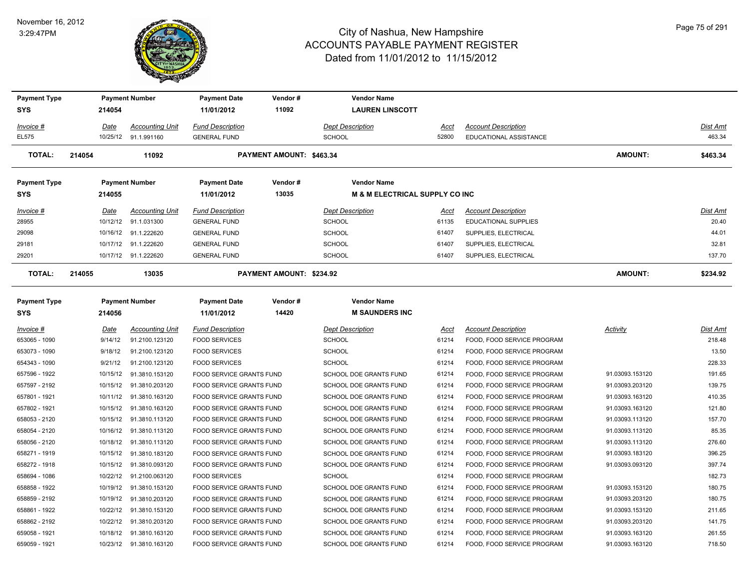# City of Nashua, New Hampshire
## ACCOUNTS PAYABLE PAYMENT REGISTER
### Dated from 11/01/2012 to 11/15/2012

November 16, 2012
3:29:47PM

| Payment Type | Payment Number | Payment Date | Vendor # | Vendor Name |
|---|---|---|---|---|
| SYS | 214054 | 11/01/2012 | 11092 | LAUREN LINSCOTT |

| Invoice # | Date | Accounting Unit | Fund Description | Dept Description | Acct | Account Description | Dist Amt |
|---|---|---|---|---|---|---|---|
| EL575 | 10/25/12 | 91.1.991160 | GENERAL FUND | SCHOOL | 52800 | EDUCATIONAL ASSISTANCE | 463.34 |

**TOTAL: 214054 11092 PAYMENT AMOUNT: $463.34 AMOUNT: $463.34**

| Payment Type | Payment Number | Payment Date | Vendor # | Vendor Name |
|---|---|---|---|---|
| SYS | 214055 | 11/01/2012 | 13035 | M & M ELECTRICAL SUPPLY CO INC |

| Invoice # | Date | Accounting Unit | Fund Description | Dept Description | Acct | Account Description | Dist Amt |
|---|---|---|---|---|---|---|---|
| 28955 | 10/12/12 | 91.1.031300 | GENERAL FUND | SCHOOL | 61135 | EDUCATIONAL SUPPLIES | 20.40 |
| 29098 | 10/16/12 | 91.1.222620 | GENERAL FUND | SCHOOL | 61407 | SUPPLIES, ELECTRICAL | 44.01 |
| 29181 | 10/17/12 | 91.1.222620 | GENERAL FUND | SCHOOL | 61407 | SUPPLIES, ELECTRICAL | 32.81 |
| 29201 | 10/17/12 | 91.1.222620 | GENERAL FUND | SCHOOL | 61407 | SUPPLIES, ELECTRICAL | 137.70 |

**TOTAL: 214055 13035 PAYMENT AMOUNT: $234.92 AMOUNT: $234.92**

| Payment Type | Payment Number | Payment Date | Vendor # | Vendor Name |
|---|---|---|---|---|
| SYS | 214056 | 11/01/2012 | 14420 | M SAUNDERS INC |

| Invoice # | Date | Accounting Unit | Fund Description | Dept Description | Acct | Account Description | Activity | Dist Amt |
|---|---|---|---|---|---|---|---|---|
| 653065 - 1090 | 9/14/12 | 91.2100.123120 | FOOD SERVICES | SCHOOL | 61214 | FOOD, FOOD SERVICE PROGRAM | | 218.48 |
| 653073 - 1090 | 9/18/12 | 91.2100.123120 | FOOD SERVICES | SCHOOL | 61214 | FOOD, FOOD SERVICE PROGRAM | | 13.50 |
| 654343 - 1090 | 9/21/12 | 91.2100.123120 | FOOD SERVICES | SCHOOL | 61214 | FOOD, FOOD SERVICE PROGRAM | | 228.33 |
| 657596 - 1922 | 10/15/12 | 91.3810.153120 | FOOD SERVICE GRANTS FUND | SCHOOL DOE GRANTS FUND | 61214 | FOOD, FOOD SERVICE PROGRAM | 91.03093.153120 | 191.65 |
| 657597 - 2192 | 10/15/12 | 91.3810.203120 | FOOD SERVICE GRANTS FUND | SCHOOL DOE GRANTS FUND | 61214 | FOOD, FOOD SERVICE PROGRAM | 91.03093.203120 | 139.75 |
| 657801 - 1921 | 10/11/12 | 91.3810.163120 | FOOD SERVICE GRANTS FUND | SCHOOL DOE GRANTS FUND | 61214 | FOOD, FOOD SERVICE PROGRAM | 91.03093.163120 | 410.35 |
| 657802 - 1921 | 10/15/12 | 91.3810.163120 | FOOD SERVICE GRANTS FUND | SCHOOL DOE GRANTS FUND | 61214 | FOOD, FOOD SERVICE PROGRAM | 91.03093.163120 | 121.80 |
| 658053 - 2120 | 10/15/12 | 91.3810.113120 | FOOD SERVICE GRANTS FUND | SCHOOL DOE GRANTS FUND | 61214 | FOOD, FOOD SERVICE PROGRAM | 91.03093.113120 | 157.70 |
| 658054 - 2120 | 10/16/12 | 91.3810.113120 | FOOD SERVICE GRANTS FUND | SCHOOL DOE GRANTS FUND | 61214 | FOOD, FOOD SERVICE PROGRAM | 91.03093.113120 | 85.35 |
| 658056 - 2120 | 10/18/12 | 91.3810.113120 | FOOD SERVICE GRANTS FUND | SCHOOL DOE GRANTS FUND | 61214 | FOOD, FOOD SERVICE PROGRAM | 91.03093.113120 | 276.60 |
| 658271 - 1919 | 10/15/12 | 91.3810.183120 | FOOD SERVICE GRANTS FUND | SCHOOL DOE GRANTS FUND | 61214 | FOOD, FOOD SERVICE PROGRAM | 91.03093.183120 | 396.25 |
| 658272 - 1918 | 10/15/12 | 91.3810.093120 | FOOD SERVICE GRANTS FUND | SCHOOL DOE GRANTS FUND | 61214 | FOOD, FOOD SERVICE PROGRAM | 91.03093.093120 | 397.74 |
| 658694 - 1086 | 10/22/12 | 91.2100.063120 | FOOD SERVICES | SCHOOL | 61214 | FOOD, FOOD SERVICE PROGRAM | | 182.73 |
| 658858 - 1922 | 10/19/12 | 91.3810.153120 | FOOD SERVICE GRANTS FUND | SCHOOL DOE GRANTS FUND | 61214 | FOOD, FOOD SERVICE PROGRAM | 91.03093.153120 | 180.75 |
| 658859 - 2192 | 10/19/12 | 91.3810.203120 | FOOD SERVICE GRANTS FUND | SCHOOL DOE GRANTS FUND | 61214 | FOOD, FOOD SERVICE PROGRAM | 91.03093.203120 | 180.75 |
| 658861 - 1922 | 10/22/12 | 91.3810.153120 | FOOD SERVICE GRANTS FUND | SCHOOL DOE GRANTS FUND | 61214 | FOOD, FOOD SERVICE PROGRAM | 91.03093.153120 | 211.65 |
| 658862 - 2192 | 10/22/12 | 91.3810.203120 | FOOD SERVICE GRANTS FUND | SCHOOL DOE GRANTS FUND | 61214 | FOOD, FOOD SERVICE PROGRAM | 91.03093.203120 | 141.75 |
| 659058 - 1921 | 10/18/12 | 91.3810.163120 | FOOD SERVICE GRANTS FUND | SCHOOL DOE GRANTS FUND | 61214 | FOOD, FOOD SERVICE PROGRAM | 91.03093.163120 | 261.55 |
| 659059 - 1921 | 10/23/12 | 91.3810.163120 | FOOD SERVICE GRANTS FUND | SCHOOL DOE GRANTS FUND | 61214 | FOOD, FOOD SERVICE PROGRAM | 91.03093.163120 | 718.50 |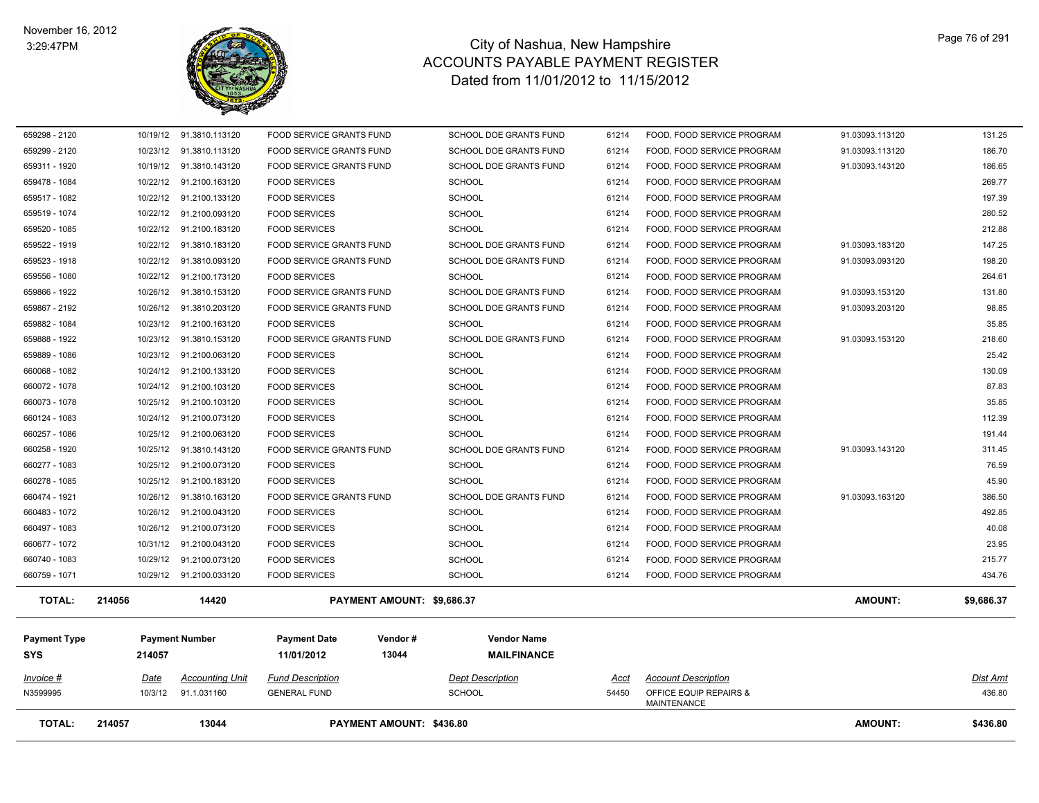# City of Nashua, New Hampshire
## ACCOUNTS PAYABLE PAYMENT REGISTER
### Dated from 11/01/2012 to 11/15/2012

November 16, 2012
3:29:47PM

| Invoice # | Date | Accounting Unit | Fund Description | Dept Description | Acct | Account Description | | Dist Amt |
|---|---|---|---|---|---|---|---|---|
| 659298 - 2120 | 10/19/12 | 91.3810.113120 | FOOD SERVICE GRANTS FUND | SCHOOL DOE GRANTS FUND | 61214 | FOOD, FOOD SERVICE PROGRAM | 91.03093.113120 | 131.25 |
| 659299 - 2120 | 10/23/12 | 91.3810.113120 | FOOD SERVICE GRANTS FUND | SCHOOL DOE GRANTS FUND | 61214 | FOOD, FOOD SERVICE PROGRAM | 91.03093.113120 | 186.70 |
| 659311 - 1920 | 10/19/12 | 91.3810.143120 | FOOD SERVICE GRANTS FUND | SCHOOL DOE GRANTS FUND | 61214 | FOOD, FOOD SERVICE PROGRAM | 91.03093.143120 | 186.65 |
| 659478 - 1084 | 10/22/12 | 91.2100.163120 | FOOD SERVICES | SCHOOL | 61214 | FOOD, FOOD SERVICE PROGRAM | | 269.77 |
| 659517 - 1082 | 10/22/12 | 91.2100.133120 | FOOD SERVICES | SCHOOL | 61214 | FOOD, FOOD SERVICE PROGRAM | | 197.39 |
| 659519 - 1074 | 10/22/12 | 91.2100.093120 | FOOD SERVICES | SCHOOL | 61214 | FOOD, FOOD SERVICE PROGRAM | | 280.52 |
| 659520 - 1085 | 10/22/12 | 91.2100.183120 | FOOD SERVICES | SCHOOL | 61214 | FOOD, FOOD SERVICE PROGRAM | | 212.88 |
| 659522 - 1919 | 10/22/12 | 91.3810.183120 | FOOD SERVICE GRANTS FUND | SCHOOL DOE GRANTS FUND | 61214 | FOOD, FOOD SERVICE PROGRAM | 91.03093.183120 | 147.25 |
| 659523 - 1918 | 10/22/12 | 91.3810.093120 | FOOD SERVICE GRANTS FUND | SCHOOL DOE GRANTS FUND | 61214 | FOOD, FOOD SERVICE PROGRAM | 91.03093.093120 | 198.20 |
| 659556 - 1080 | 10/22/12 | 91.2100.173120 | FOOD SERVICES | SCHOOL | 61214 | FOOD, FOOD SERVICE PROGRAM | | 264.61 |
| 659866 - 1922 | 10/26/12 | 91.3810.153120 | FOOD SERVICE GRANTS FUND | SCHOOL DOE GRANTS FUND | 61214 | FOOD, FOOD SERVICE PROGRAM | 91.03093.153120 | 131.80 |
| 659867 - 2192 | 10/26/12 | 91.3810.203120 | FOOD SERVICE GRANTS FUND | SCHOOL DOE GRANTS FUND | 61214 | FOOD, FOOD SERVICE PROGRAM | 91.03093.203120 | 98.85 |
| 659882 - 1084 | 10/23/12 | 91.2100.163120 | FOOD SERVICES | SCHOOL | 61214 | FOOD, FOOD SERVICE PROGRAM | | 35.85 |
| 659888 - 1922 | 10/23/12 | 91.3810.153120 | FOOD SERVICE GRANTS FUND | SCHOOL DOE GRANTS FUND | 61214 | FOOD, FOOD SERVICE PROGRAM | 91.03093.153120 | 218.60 |
| 659889 - 1086 | 10/23/12 | 91.2100.063120 | FOOD SERVICES | SCHOOL | 61214 | FOOD, FOOD SERVICE PROGRAM | | 25.42 |
| 660068 - 1082 | 10/24/12 | 91.2100.133120 | FOOD SERVICES | SCHOOL | 61214 | FOOD, FOOD SERVICE PROGRAM | | 130.09 |
| 660072 - 1078 | 10/24/12 | 91.2100.103120 | FOOD SERVICES | SCHOOL | 61214 | FOOD, FOOD SERVICE PROGRAM | | 87.83 |
| 660073 - 1078 | 10/25/12 | 91.2100.103120 | FOOD SERVICES | SCHOOL | 61214 | FOOD, FOOD SERVICE PROGRAM | | 35.85 |
| 660124 - 1083 | 10/24/12 | 91.2100.073120 | FOOD SERVICES | SCHOOL | 61214 | FOOD, FOOD SERVICE PROGRAM | | 112.39 |
| 660257 - 1086 | 10/25/12 | 91.2100.063120 | FOOD SERVICES | SCHOOL | 61214 | FOOD, FOOD SERVICE PROGRAM | | 191.44 |
| 660258 - 1920 | 10/25/12 | 91.3810.143120 | FOOD SERVICE GRANTS FUND | SCHOOL DOE GRANTS FUND | 61214 | FOOD, FOOD SERVICE PROGRAM | 91.03093.143120 | 311.45 |
| 660277 - 1083 | 10/25/12 | 91.2100.073120 | FOOD SERVICES | SCHOOL | 61214 | FOOD, FOOD SERVICE PROGRAM | | 76.59 |
| 660278 - 1085 | 10/25/12 | 91.2100.183120 | FOOD SERVICES | SCHOOL | 61214 | FOOD, FOOD SERVICE PROGRAM | | 45.90 |
| 660474 - 1921 | 10/26/12 | 91.3810.163120 | FOOD SERVICE GRANTS FUND | SCHOOL DOE GRANTS FUND | 61214 | FOOD, FOOD SERVICE PROGRAM | 91.03093.163120 | 386.50 |
| 660483 - 1072 | 10/26/12 | 91.2100.043120 | FOOD SERVICES | SCHOOL | 61214 | FOOD, FOOD SERVICE PROGRAM | | 492.85 |
| 660497 - 1083 | 10/26/12 | 91.2100.073120 | FOOD SERVICES | SCHOOL | 61214 | FOOD, FOOD SERVICE PROGRAM | | 40.08 |
| 660677 - 1072 | 10/31/12 | 91.2100.043120 | FOOD SERVICES | SCHOOL | 61214 | FOOD, FOOD SERVICE PROGRAM | | 23.95 |
| 660740 - 1083 | 10/29/12 | 91.2100.073120 | FOOD SERVICES | SCHOOL | 61214 | FOOD, FOOD SERVICE PROGRAM | | 215.77 |
| 660759 - 1071 | 10/29/12 | 91.2100.033120 | FOOD SERVICES | SCHOOL | 61214 | FOOD, FOOD SERVICE PROGRAM | | 434.76 |

**TOTAL: 214056 14420 PAYMENT AMOUNT: $9,686.37 AMOUNT: $9,686.37**

| Payment Type | Payment Number | Payment Date | Vendor # | Vendor Name |
|---|---|---|---|---|
| SYS | 214057 | 11/01/2012 | 13044 | MAILFINANCE |

| Invoice # | Date | Accounting Unit | Fund Description | Dept Description | Acct | Account Description | Dist Amt |
|---|---|---|---|---|---|---|---|
| N3599995 | 10/3/12 | 91.1.031160 | GENERAL FUND | SCHOOL | 54450 | OFFICE EQUIP REPAIRS & MAINTENANCE | 436.80 |

**TOTAL: 214057 13044 PAYMENT AMOUNT: $436.80 AMOUNT: $436.80**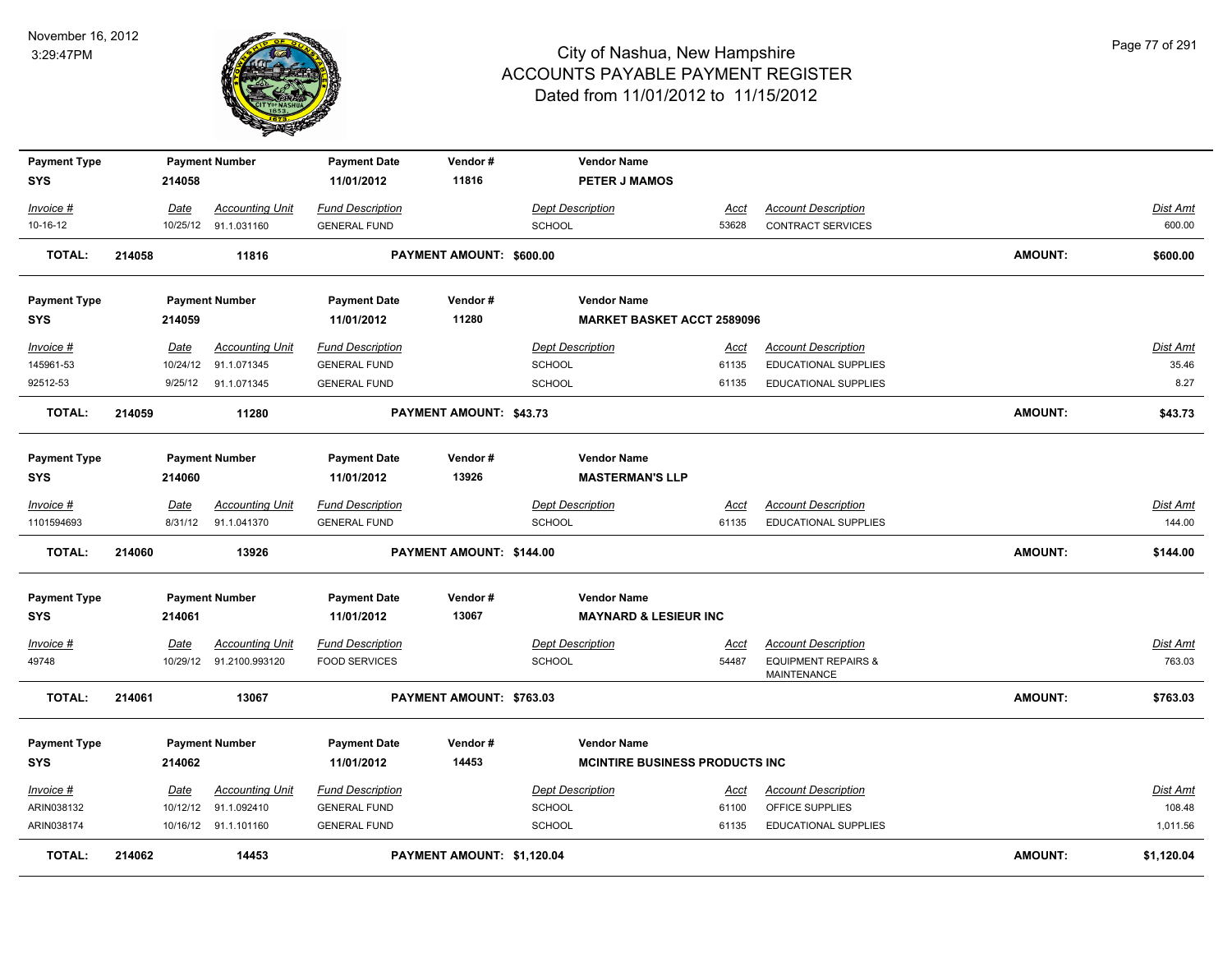# City of Nashua, New Hampshire
## ACCOUNTS PAYABLE PAYMENT REGISTER
### Dated from 11/01/2012 to 11/15/2012

November 16, 2012
3:29:47PM

| Payment Type | Payment Number | Payment Date | Vendor # | Vendor Name |
|---|---|---|---|---|
| SYS | 214058 | 11/01/2012 | 11816 | PETER J MAMOS |

| Invoice # | Date | Accounting Unit | Fund Description | Dept Description | Acct | Account Description | Dist Amt |
|---|---|---|---|---|---|---|---|
| 10-16-12 | 10/25/12 | 91.1.031160 | GENERAL FUND | SCHOOL | 53628 | CONTRACT SERVICES | 600.00 |

**TOTAL: 214058 11816 PAYMENT AMOUNT: $600.00 AMOUNT: $600.00**

| Payment Type | Payment Number | Payment Date | Vendor # | Vendor Name |
|---|---|---|---|---|
| SYS | 214059 | 11/01/2012 | 11280 | MARKET BASKET ACCT 2589096 |

| Invoice # | Date | Accounting Unit | Fund Description | Dept Description | Acct | Account Description | Dist Amt |
|---|---|---|---|---|---|---|---|
| 145961-53 | 10/24/12 | 91.1.071345 | GENERAL FUND | SCHOOL | 61135 | EDUCATIONAL SUPPLIES | 35.46 |
| 92512-53 | 9/25/12 | 91.1.071345 | GENERAL FUND | SCHOOL | 61135 | EDUCATIONAL SUPPLIES | 8.27 |

**TOTAL: 214059 11280 PAYMENT AMOUNT: $43.73 AMOUNT: $43.73**

| Payment Type | Payment Number | Payment Date | Vendor # | Vendor Name |
|---|---|---|---|---|
| SYS | 214060 | 11/01/2012 | 13926 | MASTERMAN'S LLP |

| Invoice # | Date | Accounting Unit | Fund Description | Dept Description | Acct | Account Description | Dist Amt |
|---|---|---|---|---|---|---|---|
| 1101594693 | 8/31/12 | 91.1.041370 | GENERAL FUND | SCHOOL | 61135 | EDUCATIONAL SUPPLIES | 144.00 |

**TOTAL: 214060 13926 PAYMENT AMOUNT: $144.00 AMOUNT: $144.00**

| Payment Type | Payment Number | Payment Date | Vendor # | Vendor Name |
|---|---|---|---|---|
| SYS | 214061 | 11/01/2012 | 13067 | MAYNARD & LESIEUR INC |

| Invoice # | Date | Accounting Unit | Fund Description | Dept Description | Acct | Account Description | Dist Amt |
|---|---|---|---|---|---|---|---|
| 49748 | 10/29/12 | 91.2100.993120 | FOOD SERVICES | SCHOOL | 54487 | EQUIPMENT REPAIRS & MAINTENANCE | 763.03 |

**TOTAL: 214061 13067 PAYMENT AMOUNT: $763.03 AMOUNT: $763.03**

| Payment Type | Payment Number | Payment Date | Vendor # | Vendor Name |
|---|---|---|---|---|
| SYS | 214062 | 11/01/2012 | 14453 | MCINTIRE BUSINESS PRODUCTS INC |

| Invoice # | Date | Accounting Unit | Fund Description | Dept Description | Acct | Account Description | Dist Amt |
|---|---|---|---|---|---|---|---|
| ARIN038132 | 10/12/12 | 91.1.092410 | GENERAL FUND | SCHOOL | 61100 | OFFICE SUPPLIES | 108.48 |
| ARIN038174 | 10/16/12 | 91.1.101160 | GENERAL FUND | SCHOOL | 61135 | EDUCATIONAL SUPPLIES | 1,011.56 |

**TOTAL: 214062 14453 PAYMENT AMOUNT: $1,120.04 AMOUNT: $1,120.04**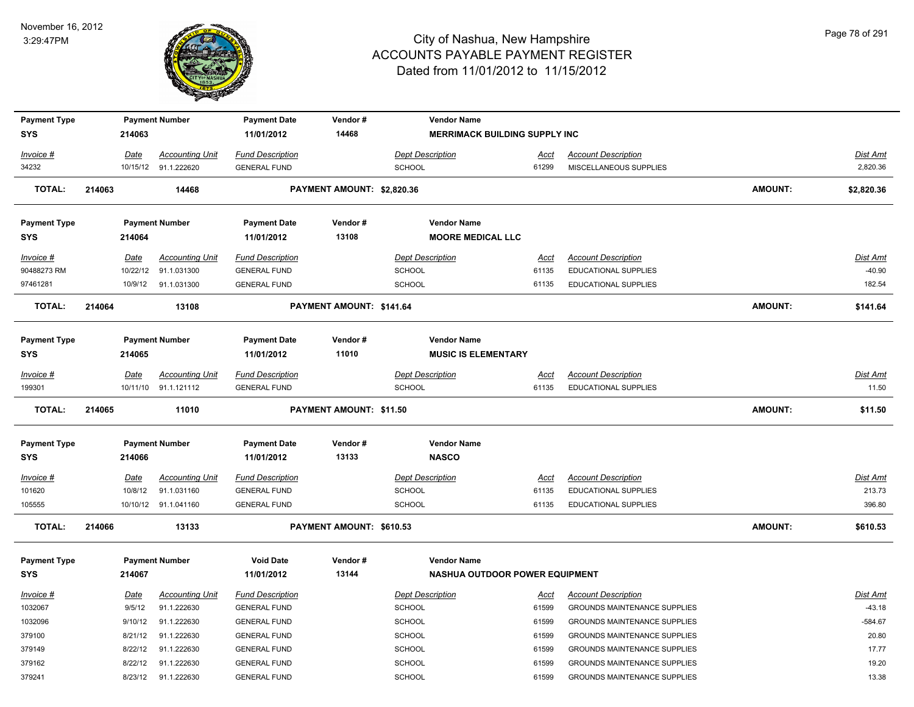# City of Nashua, New Hampshire
## ACCOUNTS PAYABLE PAYMENT REGISTER
### Dated from 11/01/2012 to 11/15/2012

November 16, 2012
3:29:47PM

| Payment Type | Payment Number | Payment Date | Vendor # | Vendor Name |
|---|---|---|---|---|
| SYS | 214063 | 11/01/2012 | 14468 | MERRIMACK BUILDING SUPPLY INC |

| Invoice # | Date | Accounting Unit | Fund Description | Dept Description | Acct | Account Description | Dist Amt |
|---|---|---|---|---|---|---|---|
| 34232 | 10/15/12 | 91.1.222620 | GENERAL FUND | SCHOOL | 61299 | MISCELLANEOUS SUPPLIES | 2,820.36 |

**TOTAL: 214063 14468 PAYMENT AMOUNT: $2,820.36 AMOUNT: $2,820.36**

| Payment Type | Payment Number | Payment Date | Vendor # | Vendor Name |
|---|---|---|---|---|
| SYS | 214064 | 11/01/2012 | 13108 | MOORE MEDICAL LLC |

| Invoice # | Date | Accounting Unit | Fund Description | Dept Description | Acct | Account Description | Dist Amt |
|---|---|---|---|---|---|---|---|
| 90488273 RM | 10/22/12 | 91.1.031300 | GENERAL FUND | SCHOOL | 61135 | EDUCATIONAL SUPPLIES | -40.90 |
| 97461281 | 10/9/12 | 91.1.031300 | GENERAL FUND | SCHOOL | 61135 | EDUCATIONAL SUPPLIES | 182.54 |

**TOTAL: 214064 13108 PAYMENT AMOUNT: $141.64 AMOUNT: $141.64**

| Payment Type | Payment Number | Payment Date | Vendor # | Vendor Name |
|---|---|---|---|---|
| SYS | 214065 | 11/01/2012 | 11010 | MUSIC IS ELEMENTARY |

| Invoice # | Date | Accounting Unit | Fund Description | Dept Description | Acct | Account Description | Dist Amt |
|---|---|---|---|---|---|---|---|
| 199301 | 10/11/10 | 91.1.121112 | GENERAL FUND | SCHOOL | 61135 | EDUCATIONAL SUPPLIES | 11.50 |

**TOTAL: 214065 11010 PAYMENT AMOUNT: $11.50 AMOUNT: $11.50**

| Payment Type | Payment Number | Payment Date | Vendor # | Vendor Name |
|---|---|---|---|---|
| SYS | 214066 | 11/01/2012 | 13133 | NASCO |

| Invoice # | Date | Accounting Unit | Fund Description | Dept Description | Acct | Account Description | Dist Amt |
|---|---|---|---|---|---|---|---|
| 101620 | 10/8/12 | 91.1.031160 | GENERAL FUND | SCHOOL | 61135 | EDUCATIONAL SUPPLIES | 213.73 |
| 105555 | 10/10/12 | 91.1.041160 | GENERAL FUND | SCHOOL | 61135 | EDUCATIONAL SUPPLIES | 396.80 |

**TOTAL: 214066 13133 PAYMENT AMOUNT: $610.53 AMOUNT: $610.53**

| Payment Type | Payment Number | Void Date | Vendor # | Vendor Name |
|---|---|---|---|---|
| SYS | 214067 | 11/01/2012 | 13144 | NASHUA OUTDOOR POWER EQUIPMENT |

| Invoice # | Date | Accounting Unit | Fund Description | Dept Description | Acct | Account Description | Dist Amt |
|---|---|---|---|---|---|---|---|
| 1032067 | 9/5/12 | 91.1.222630 | GENERAL FUND | SCHOOL | 61599 | GROUNDS MAINTENANCE SUPPLIES | -43.18 |
| 1032096 | 9/10/12 | 91.1.222630 | GENERAL FUND | SCHOOL | 61599 | GROUNDS MAINTENANCE SUPPLIES | -584.67 |
| 379100 | 8/21/12 | 91.1.222630 | GENERAL FUND | SCHOOL | 61599 | GROUNDS MAINTENANCE SUPPLIES | 20.80 |
| 379149 | 8/22/12 | 91.1.222630 | GENERAL FUND | SCHOOL | 61599 | GROUNDS MAINTENANCE SUPPLIES | 17.77 |
| 379162 | 8/22/12 | 91.1.222630 | GENERAL FUND | SCHOOL | 61599 | GROUNDS MAINTENANCE SUPPLIES | 19.20 |
| 379241 | 8/23/12 | 91.1.222630 | GENERAL FUND | SCHOOL | 61599 | GROUNDS MAINTENANCE SUPPLIES | 13.38 |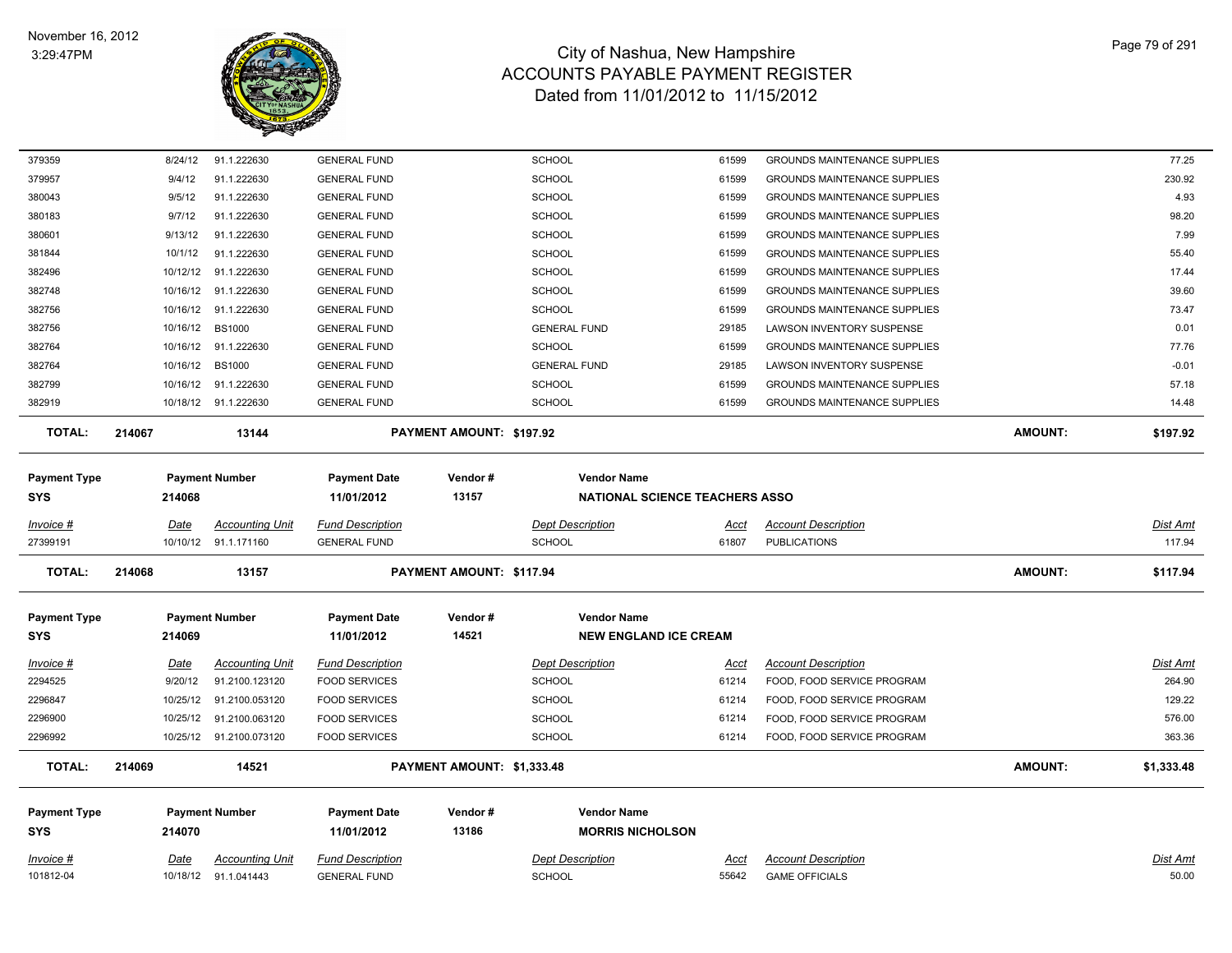# City of Nashua, New Hampshire
## ACCOUNTS PAYABLE PAYMENT REGISTER
### Dated from 11/01/2012 to 11/15/2012

November 16, 2012
3:29:47PM

| | | | | | | | | |
|---|---|---|---|---|---|---|---|---|
| 379359 | 8/24/12 | 91.1.222630 | GENERAL FUND | | SCHOOL | 61599 | GROUNDS MAINTENANCE SUPPLIES | 77.25 |
| 379957 | 9/4/12 | 91.1.222630 | GENERAL FUND | | SCHOOL | 61599 | GROUNDS MAINTENANCE SUPPLIES | 230.92 |
| 380043 | 9/5/12 | 91.1.222630 | GENERAL FUND | | SCHOOL | 61599 | GROUNDS MAINTENANCE SUPPLIES | 4.93 |
| 380183 | 9/7/12 | 91.1.222630 | GENERAL FUND | | SCHOOL | 61599 | GROUNDS MAINTENANCE SUPPLIES | 98.20 |
| 380601 | 9/13/12 | 91.1.222630 | GENERAL FUND | | SCHOOL | 61599 | GROUNDS MAINTENANCE SUPPLIES | 7.99 |
| 381844 | 10/1/12 | 91.1.222630 | GENERAL FUND | | SCHOOL | 61599 | GROUNDS MAINTENANCE SUPPLIES | 55.40 |
| 382496 | 10/12/12 | 91.1.222630 | GENERAL FUND | | SCHOOL | 61599 | GROUNDS MAINTENANCE SUPPLIES | 17.44 |
| 382748 | 10/16/12 | 91.1.222630 | GENERAL FUND | | SCHOOL | 61599 | GROUNDS MAINTENANCE SUPPLIES | 39.60 |
| 382756 | 10/16/12 | 91.1.222630 | GENERAL FUND | | SCHOOL | 61599 | GROUNDS MAINTENANCE SUPPLIES | 73.47 |
| 382756 | 10/16/12 | BS1000 | GENERAL FUND | | GENERAL FUND | 29185 | LAWSON INVENTORY SUSPENSE | 0.01 |
| 382764 | 10/16/12 | 91.1.222630 | GENERAL FUND | | SCHOOL | 61599 | GROUNDS MAINTENANCE SUPPLIES | 77.76 |
| 382764 | 10/16/12 | BS1000 | GENERAL FUND | | GENERAL FUND | 29185 | LAWSON INVENTORY SUSPENSE | -0.01 |
| 382799 | 10/16/12 | 91.1.222630 | GENERAL FUND | | SCHOOL | 61599 | GROUNDS MAINTENANCE SUPPLIES | 57.18 |
| 382919 | 10/18/12 | 91.1.222630 | GENERAL FUND | | SCHOOL | 61599 | GROUNDS MAINTENANCE SUPPLIES | 14.48 |
| **TOTAL:** | **214067** | **13144** | | **PAYMENT AMOUNT: $197.92** | | | **AMOUNT:** | **$197.92** |

| Payment Type | Payment Number | Payment Date | Vendor # | Vendor Name |
|---|---|---|---|---|
| SYS | 214068 | 11/01/2012 | 13157 | NATIONAL SCIENCE TEACHERS ASSO |

| Invoice # | Date | Accounting Unit | Fund Description | Dept Description | Acct | Account Description | Dist Amt |
|---|---|---|---|---|---|---|---|
| 27399191 | 10/10/12 | 91.1.171160 | GENERAL FUND | SCHOOL | 61807 | PUBLICATIONS | 117.94 |
| **TOTAL:** | **214068** | **13157** | **PAYMENT AMOUNT: $117.94** | | | **AMOUNT:** | **$117.94** |

| Payment Type | Payment Number | Payment Date | Vendor # | Vendor Name |
|---|---|---|---|---|
| SYS | 214069 | 11/01/2012 | 14521 | NEW ENGLAND ICE CREAM |

| Invoice # | Date | Accounting Unit | Fund Description | Dept Description | Acct | Account Description | Dist Amt |
|---|---|---|---|---|---|---|---|
| 2294525 | 9/20/12 | 91.2100.123120 | FOOD SERVICES | SCHOOL | 61214 | FOOD, FOOD SERVICE PROGRAM | 264.90 |
| 2296847 | 10/25/12 | 91.2100.053120 | FOOD SERVICES | SCHOOL | 61214 | FOOD, FOOD SERVICE PROGRAM | 129.22 |
| 2296900 | 10/25/12 | 91.2100.063120 | FOOD SERVICES | SCHOOL | 61214 | FOOD, FOOD SERVICE PROGRAM | 576.00 |
| 2296992 | 10/25/12 | 91.2100.073120 | FOOD SERVICES | SCHOOL | 61214 | FOOD, FOOD SERVICE PROGRAM | 363.36 |
| **TOTAL:** | **214069** | **14521** | **PAYMENT AMOUNT: $1,333.48** | | | **AMOUNT:** | **$1,333.48** |

| Payment Type | Payment Number | Payment Date | Vendor # | Vendor Name |
|---|---|---|---|---|
| SYS | 214070 | 11/01/2012 | 13186 | MORRIS NICHOLSON |

| Invoice # | Date | Accounting Unit | Fund Description | Dept Description | Acct | Account Description | Dist Amt |
|---|---|---|---|---|---|---|---|
| 101812-04 | 10/18/12 | 91.1.041443 | GENERAL FUND | SCHOOL | 55642 | GAME OFFICIALS | 50.00 |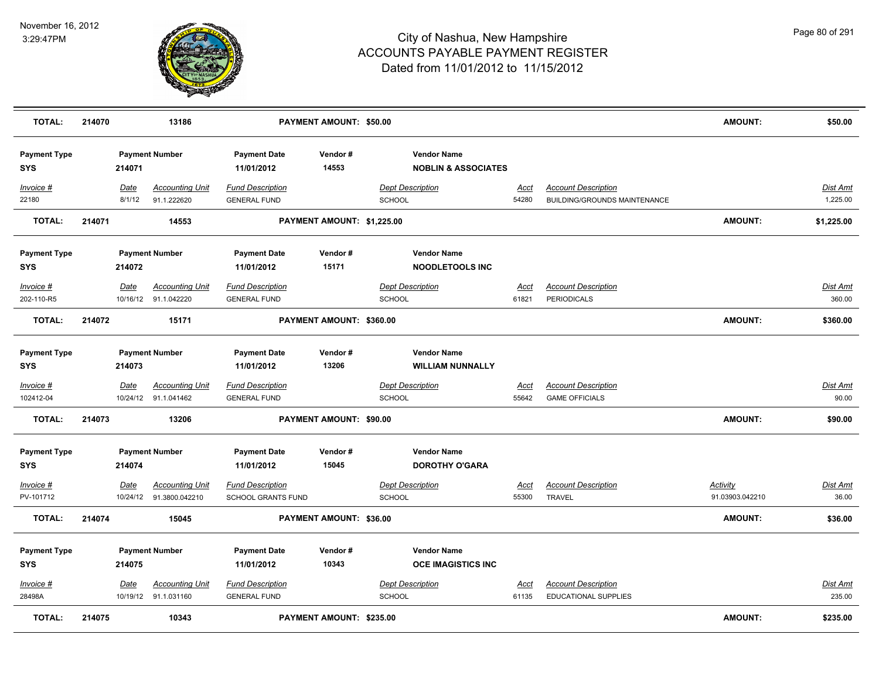# City of Nashua, New Hampshire
## ACCOUNTS PAYABLE PAYMENT REGISTER
### Dated from 11/01/2012 to 11/15/2012

November 16, 2012
3:29:47PM

| **TOTAL:** | **214070** | **13186** | | **PAYMENT AMOUNT: $50.00** | | | | | **AMOUNT:** | **$50.00** |
|---|---|---|---|---|---|---|---|---|---|---|

| Payment Type | Payment Number | | Payment Date | Vendor # | Vendor Name | | | | |
|---|---|---|---|---|---|---|---|---|---|
| **SYS** | **214071** | | **11/01/2012** | **14553** | **NOBLIN & ASSOCIATES** | | | | |
| *Invoice #* | *Date* | *Accounting Unit* | *Fund Description* | | *Dept Description* | *Acct* | *Account Description* | | *Dist Amt* |
| 22180 | 8/1/12 | 91.1.222620 | GENERAL FUND | | SCHOOL | 54280 | BUILDING/GROUNDS MAINTENANCE | | 1,225.00 |
| **TOTAL:** | **214071** | **14553** | **PAYMENT AMOUNT: $1,225.00** | | | | | **AMOUNT:** | **$1,225.00** |

| Payment Type | Payment Number | | Payment Date | Vendor # | Vendor Name | | | | |
|---|---|---|---|---|---|---|---|---|---|
| **SYS** | **214072** | | **11/01/2012** | **15171** | **NOODLETOOLS INC** | | | | |
| *Invoice #* | *Date* | *Accounting Unit* | *Fund Description* | | *Dept Description* | *Acct* | *Account Description* | | *Dist Amt* |
| 202-110-R5 | 10/16/12 | 91.1.042220 | GENERAL FUND | | SCHOOL | 61821 | PERIODICALS | | 360.00 |
| **TOTAL:** | **214072** | **15171** | **PAYMENT AMOUNT: $360.00** | | | | | **AMOUNT:** | **$360.00** |

| Payment Type | Payment Number | | Payment Date | Vendor # | Vendor Name | | | | |
|---|---|---|---|---|---|---|---|---|---|
| **SYS** | **214073** | | **11/01/2012** | **13206** | **WILLIAM NUNNALLY** | | | | |
| *Invoice #* | *Date* | *Accounting Unit* | *Fund Description* | | *Dept Description* | *Acct* | *Account Description* | | *Dist Amt* |
| 102412-04 | 10/24/12 | 91.1.041462 | GENERAL FUND | | SCHOOL | 55642 | GAME OFFICIALS | | 90.00 |
| **TOTAL:** | **214073** | **13206** | **PAYMENT AMOUNT: $90.00** | | | | | **AMOUNT:** | **$90.00** |

| Payment Type | Payment Number | | Payment Date | Vendor # | Vendor Name | | | | |
|---|---|---|---|---|---|---|---|---|---|
| **SYS** | **214074** | | **11/01/2012** | **15045** | **DOROTHY O'GARA** | | | | |
| *Invoice #* | *Date* | *Accounting Unit* | *Fund Description* | | *Dept Description* | *Acct* | *Account Description* | *Activity* | *Dist Amt* |
| PV-101712 | 10/24/12 | 91.3800.042210 | SCHOOL GRANTS FUND | | SCHOOL | 55300 | TRAVEL | 91.03903.042210 | 36.00 |
| **TOTAL:** | **214074** | **15045** | **PAYMENT AMOUNT: $36.00** | | | | | **AMOUNT:** | **$36.00** |

| Payment Type | Payment Number | | Payment Date | Vendor # | Vendor Name | | | | |
|---|---|---|---|---|---|---|---|---|---|
| **SYS** | **214075** | | **11/01/2012** | **10343** | **OCE IMAGISTICS INC** | | | | |
| *Invoice #* | *Date* | *Accounting Unit* | *Fund Description* | | *Dept Description* | *Acct* | *Account Description* | | *Dist Amt* |
| 28498A | 10/19/12 | 91.1.031160 | GENERAL FUND | | SCHOOL | 61135 | EDUCATIONAL SUPPLIES | | 235.00 |
| **TOTAL:** | **214075** | **10343** | **PAYMENT AMOUNT: $235.00** | | | | | **AMOUNT:** | **$235.00** |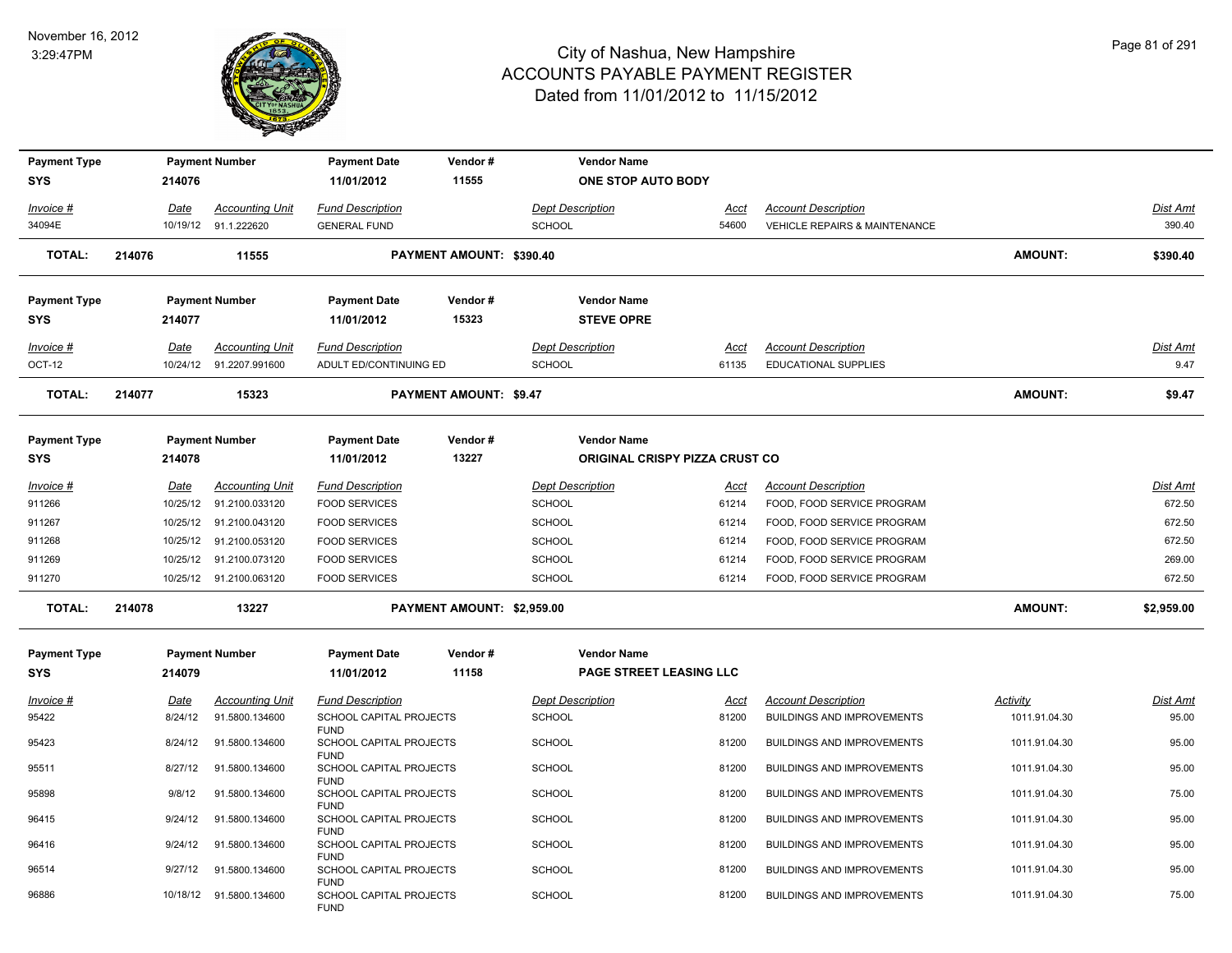# City of Nashua, New Hampshire
## ACCOUNTS PAYABLE PAYMENT REGISTER
### Dated from 11/01/2012 to 11/15/2012

November 16, 2012
3:29:47PM

| Payment Type | Payment Number | Payment Date | Vendor # | Vendor Name |
|---|---|---|---|---|
| SYS | 214076 | 11/01/2012 | 11555 | ONE STOP AUTO BODY |

| Invoice # | Date | Accounting Unit | Fund Description | Dept Description | Acct | Account Description | Dist Amt |
|---|---|---|---|---|---|---|---|
| 34094E | 10/19/12 | 91.1.222620 | GENERAL FUND | SCHOOL | 54600 | VEHICLE REPAIRS & MAINTENANCE | 390.40 |

**TOTAL: 214076 11555 PAYMENT AMOUNT: $390.40 AMOUNT: $390.40**

| Payment Type | Payment Number | Payment Date | Vendor # | Vendor Name |
|---|---|---|---|---|
| SYS | 214077 | 11/01/2012 | 15323 | STEVE OPRE |

| Invoice # | Date | Accounting Unit | Fund Description | Dept Description | Acct | Account Description | Dist Amt |
|---|---|---|---|---|---|---|---|
| OCT-12 | 10/24/12 | 91.2207.991600 | ADULT ED/CONTINUING ED | SCHOOL | 61135 | EDUCATIONAL SUPPLIES | 9.47 |

**TOTAL: 214077 15323 PAYMENT AMOUNT: $9.47 AMOUNT: $9.47**

| Payment Type | Payment Number | Payment Date | Vendor # | Vendor Name |
|---|---|---|---|---|
| SYS | 214078 | 11/01/2012 | 13227 | ORIGINAL CRISPY PIZZA CRUST CO |

| Invoice # | Date | Accounting Unit | Fund Description | Dept Description | Acct | Account Description | Dist Amt |
|---|---|---|---|---|---|---|---|
| 911266 | 10/25/12 | 91.2100.033120 | FOOD SERVICES | SCHOOL | 61214 | FOOD, FOOD SERVICE PROGRAM | 672.50 |
| 911267 | 10/25/12 | 91.2100.043120 | FOOD SERVICES | SCHOOL | 61214 | FOOD, FOOD SERVICE PROGRAM | 672.50 |
| 911268 | 10/25/12 | 91.2100.053120 | FOOD SERVICES | SCHOOL | 61214 | FOOD, FOOD SERVICE PROGRAM | 672.50 |
| 911269 | 10/25/12 | 91.2100.073120 | FOOD SERVICES | SCHOOL | 61214 | FOOD, FOOD SERVICE PROGRAM | 269.00 |
| 911270 | 10/25/12 | 91.2100.063120 | FOOD SERVICES | SCHOOL | 61214 | FOOD, FOOD SERVICE PROGRAM | 672.50 |

**TOTAL: 214078 13227 PAYMENT AMOUNT: $2,959.00 AMOUNT: $2,959.00**

| Payment Type | Payment Number | Payment Date | Vendor # | Vendor Name |
|---|---|---|---|---|
| SYS | 214079 | 11/01/2012 | 11158 | PAGE STREET LEASING LLC |

| Invoice # | Date | Accounting Unit | Fund Description | Dept Description | Acct | Account Description | Activity | Dist Amt |
|---|---|---|---|---|---|---|---|---|
| 95422 | 8/24/12 | 91.5800.134600 | SCHOOL CAPITAL PROJECTS FUND | SCHOOL | 81200 | BUILDINGS AND IMPROVEMENTS | 1011.91.04.30 | 95.00 |
| 95423 | 8/24/12 | 91.5800.134600 | SCHOOL CAPITAL PROJECTS FUND | SCHOOL | 81200 | BUILDINGS AND IMPROVEMENTS | 1011.91.04.30 | 95.00 |
| 95511 | 8/27/12 | 91.5800.134600 | SCHOOL CAPITAL PROJECTS FUND | SCHOOL | 81200 | BUILDINGS AND IMPROVEMENTS | 1011.91.04.30 | 95.00 |
| 95898 | 9/8/12 | 91.5800.134600 | SCHOOL CAPITAL PROJECTS FUND | SCHOOL | 81200 | BUILDINGS AND IMPROVEMENTS | 1011.91.04.30 | 75.00 |
| 96415 | 9/24/12 | 91.5800.134600 | SCHOOL CAPITAL PROJECTS FUND | SCHOOL | 81200 | BUILDINGS AND IMPROVEMENTS | 1011.91.04.30 | 95.00 |
| 96416 | 9/24/12 | 91.5800.134600 | SCHOOL CAPITAL PROJECTS FUND | SCHOOL | 81200 | BUILDINGS AND IMPROVEMENTS | 1011.91.04.30 | 95.00 |
| 96514 | 9/27/12 | 91.5800.134600 | SCHOOL CAPITAL PROJECTS FUND | SCHOOL | 81200 | BUILDINGS AND IMPROVEMENTS | 1011.91.04.30 | 95.00 |
| 96886 | 10/18/12 | 91.5800.134600 | SCHOOL CAPITAL PROJECTS FUND | SCHOOL | 81200 | BUILDINGS AND IMPROVEMENTS | 1011.91.04.30 | 75.00 |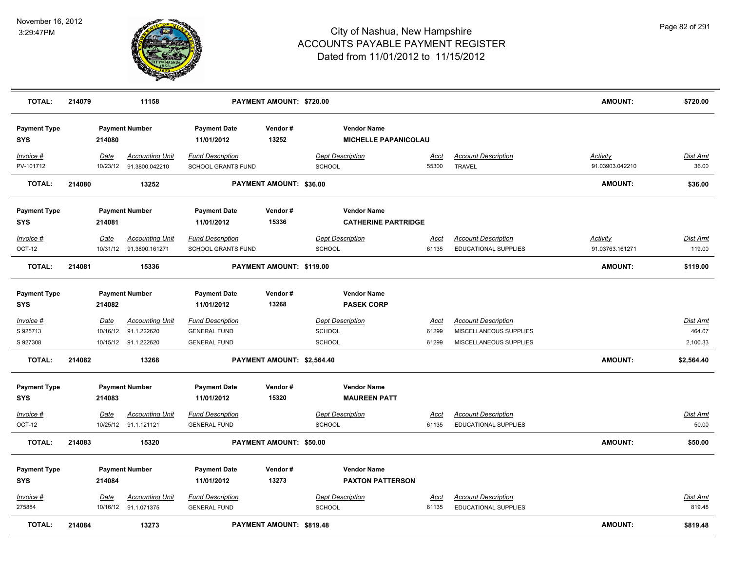# City of Nashua, New Hampshire
## ACCOUNTS PAYABLE PAYMENT REGISTER
### Dated from 11/01/2012 to 11/15/2012

November 16, 2012
3:29:47PM

| TOTAL: | 214079 | 11158 | PAYMENT AMOUNT: $720.00 | AMOUNT: | $720.00 |
|---|---|---|---|---|---|

| Payment Type | Payment Number | Payment Date | Vendor # | Vendor Name |
|---|---|---|---|---|
| SYS | 214080 | 11/01/2012 | 13252 | MICHELLE PAPANICOLAU |

| Invoice # | Date | Accounting Unit | Fund Description | Dept Description | Acct | Account Description | Activity | Dist Amt |
|---|---|---|---|---|---|---|---|---|
| PV-101712 | 10/23/12 | 91.3800.042210 | SCHOOL GRANTS FUND | SCHOOL | 55300 | TRAVEL | 91.03903.042210 | 36.00 |

| TOTAL: | 214080 | 13252 | PAYMENT AMOUNT: $36.00 | AMOUNT: | $36.00 |
|---|---|---|---|---|---|

| Payment Type | Payment Number | Payment Date | Vendor # | Vendor Name |
|---|---|---|---|---|
| SYS | 214081 | 11/01/2012 | 15336 | CATHERINE PARTRIDGE |

| Invoice # | Date | Accounting Unit | Fund Description | Dept Description | Acct | Account Description | Activity | Dist Amt |
|---|---|---|---|---|---|---|---|---|
| OCT-12 | 10/31/12 | 91.3800.161271 | SCHOOL GRANTS FUND | SCHOOL | 61135 | EDUCATIONAL SUPPLIES | 91.03763.161271 | 119.00 |

| TOTAL: | 214081 | 15336 | PAYMENT AMOUNT: $119.00 | AMOUNT: | $119.00 |
|---|---|---|---|---|---|

| Payment Type | Payment Number | Payment Date | Vendor # | Vendor Name |
|---|---|---|---|---|
| SYS | 214082 | 11/01/2012 | 13268 | PASEK CORP |

| Invoice # | Date | Accounting Unit | Fund Description | Dept Description | Acct | Account Description | Activity | Dist Amt |
|---|---|---|---|---|---|---|---|---|
| S 925713 | 10/16/12 | 91.1.222620 | GENERAL FUND | SCHOOL | 61299 | MISCELLANEOUS SUPPLIES | | 464.07 |
| S 927308 | 10/15/12 | 91.1.222620 | GENERAL FUND | SCHOOL | 61299 | MISCELLANEOUS SUPPLIES | | 2,100.33 |

| TOTAL: | 214082 | 13268 | PAYMENT AMOUNT: $2,564.40 | AMOUNT: | $2,564.40 |
|---|---|---|---|---|---|

| Payment Type | Payment Number | Payment Date | Vendor # | Vendor Name |
|---|---|---|---|---|
| SYS | 214083 | 11/01/2012 | 15320 | MAUREEN PATT |

| Invoice # | Date | Accounting Unit | Fund Description | Dept Description | Acct | Account Description | Activity | Dist Amt |
|---|---|---|---|---|---|---|---|---|
| OCT-12 | 10/25/12 | 91.1.121121 | GENERAL FUND | SCHOOL | 61135 | EDUCATIONAL SUPPLIES | | 50.00 |

| TOTAL: | 214083 | 15320 | PAYMENT AMOUNT: $50.00 | AMOUNT: | $50.00 |
|---|---|---|---|---|---|

| Payment Type | Payment Number | Payment Date | Vendor # | Vendor Name |
|---|---|---|---|---|
| SYS | 214084 | 11/01/2012 | 13273 | PAXTON PATTERSON |

| Invoice # | Date | Accounting Unit | Fund Description | Dept Description | Acct | Account Description | Activity | Dist Amt |
|---|---|---|---|---|---|---|---|---|
| 275884 | 10/16/12 | 91.1.071375 | GENERAL FUND | SCHOOL | 61135 | EDUCATIONAL SUPPLIES | | 819.48 |

| TOTAL: | 214084 | 13273 | PAYMENT AMOUNT: $819.48 | AMOUNT: | $819.48 |
|---|---|---|---|---|---|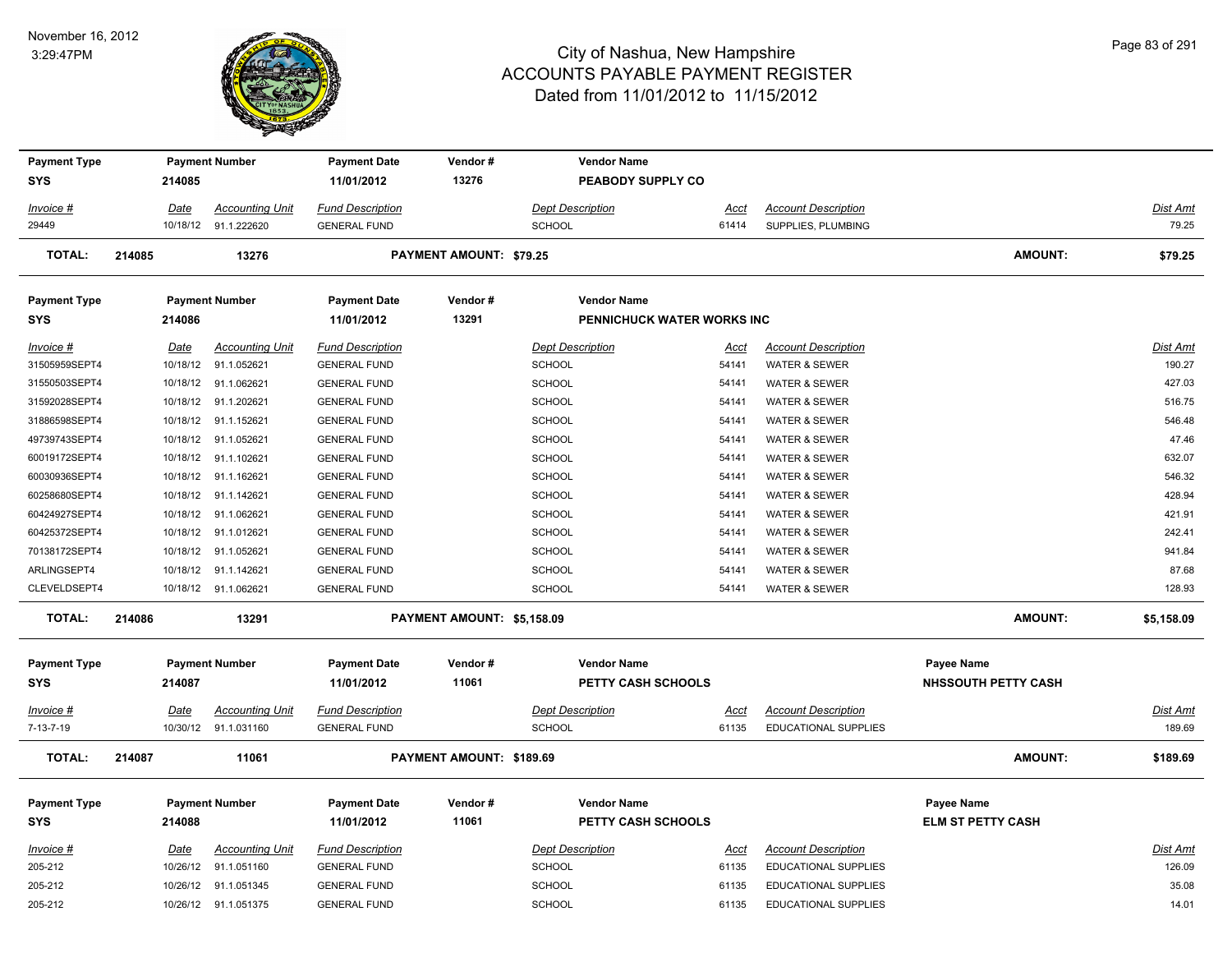# City of Nashua, New Hampshire
## ACCOUNTS PAYABLE PAYMENT REGISTER
### Dated from 11/01/2012 to 11/15/2012

November 16, 2012
3:29:47PM

| Payment Type | Payment Number | Payment Date | Vendor # | Vendor Name |
|---|---|---|---|---|
| SYS | 214085 | 11/01/2012 | 13276 | PEABODY SUPPLY CO |

| Invoice # | Date | Accounting Unit | Fund Description | Dept Description | Acct | Account Description | Dist Amt |
|---|---|---|---|---|---|---|---|
| 29449 | 10/18/12 | 91.1.222620 | GENERAL FUND | SCHOOL | 61414 | SUPPLIES, PLUMBING | 79.25 |

**TOTAL: 214085 13276 PAYMENT AMOUNT: $79.25 AMOUNT: $79.25**

| Payment Type | Payment Number | Payment Date | Vendor # | Vendor Name |
|---|---|---|---|---|
| SYS | 214086 | 11/01/2012 | 13291 | PENNICHUCK WATER WORKS INC |

| Invoice # | Date | Accounting Unit | Fund Description | Dept Description | Acct | Account Description | Dist Amt |
|---|---|---|---|---|---|---|---|
| 31505959SEPT4 | 10/18/12 | 91.1.052621 | GENERAL FUND | SCHOOL | 54141 | WATER & SEWER | 190.27 |
| 31550503SEPT4 | 10/18/12 | 91.1.062621 | GENERAL FUND | SCHOOL | 54141 | WATER & SEWER | 427.03 |
| 31592028SEPT4 | 10/18/12 | 91.1.202621 | GENERAL FUND | SCHOOL | 54141 | WATER & SEWER | 516.75 |
| 31886598SEPT4 | 10/18/12 | 91.1.152621 | GENERAL FUND | SCHOOL | 54141 | WATER & SEWER | 546.48 |
| 49739743SEPT4 | 10/18/12 | 91.1.052621 | GENERAL FUND | SCHOOL | 54141 | WATER & SEWER | 47.46 |
| 60019172SEPT4 | 10/18/12 | 91.1.102621 | GENERAL FUND | SCHOOL | 54141 | WATER & SEWER | 632.07 |
| 60030936SEPT4 | 10/18/12 | 91.1.162621 | GENERAL FUND | SCHOOL | 54141 | WATER & SEWER | 546.32 |
| 60258680SEPT4 | 10/18/12 | 91.1.142621 | GENERAL FUND | SCHOOL | 54141 | WATER & SEWER | 428.94 |
| 60424927SEPT4 | 10/18/12 | 91.1.062621 | GENERAL FUND | SCHOOL | 54141 | WATER & SEWER | 421.91 |
| 60425372SEPT4 | 10/18/12 | 91.1.012621 | GENERAL FUND | SCHOOL | 54141 | WATER & SEWER | 242.41 |
| 70138172SEPT4 | 10/18/12 | 91.1.052621 | GENERAL FUND | SCHOOL | 54141 | WATER & SEWER | 941.84 |
| ARLINGSEPT4 | 10/18/12 | 91.1.142621 | GENERAL FUND | SCHOOL | 54141 | WATER & SEWER | 87.68 |
| CLEVELDSEPT4 | 10/18/12 | 91.1.062621 | GENERAL FUND | SCHOOL | 54141 | WATER & SEWER | 128.93 |

**TOTAL: 214086 13291 PAYMENT AMOUNT: $5,158.09 AMOUNT: $5,158.09**

| Payment Type | Payment Number | Payment Date | Vendor # | Vendor Name | Payee Name |
|---|---|---|---|---|---|
| SYS | 214087 | 11/01/2012 | 11061 | PETTY CASH SCHOOLS | NHSSOUTH PETTY CASH |

| Invoice # | Date | Accounting Unit | Fund Description | Dept Description | Acct | Account Description | Dist Amt |
|---|---|---|---|---|---|---|---|
| 7-13-7-19 | 10/30/12 | 91.1.031160 | GENERAL FUND | SCHOOL | 61135 | EDUCATIONAL SUPPLIES | 189.69 |

**TOTAL: 214087 11061 PAYMENT AMOUNT: $189.69 AMOUNT: $189.69**

| Payment Type | Payment Number | Payment Date | Vendor # | Vendor Name | Payee Name |
|---|---|---|---|---|---|
| SYS | 214088 | 11/01/2012 | 11061 | PETTY CASH SCHOOLS | ELM ST PETTY CASH |

| Invoice # | Date | Accounting Unit | Fund Description | Dept Description | Acct | Account Description | Dist Amt |
|---|---|---|---|---|---|---|---|
| 205-212 | 10/26/12 | 91.1.051160 | GENERAL FUND | SCHOOL | 61135 | EDUCATIONAL SUPPLIES | 126.09 |
| 205-212 | 10/26/12 | 91.1.051345 | GENERAL FUND | SCHOOL | 61135 | EDUCATIONAL SUPPLIES | 35.08 |
| 205-212 | 10/26/12 | 91.1.051375 | GENERAL FUND | SCHOOL | 61135 | EDUCATIONAL SUPPLIES | 14.01 |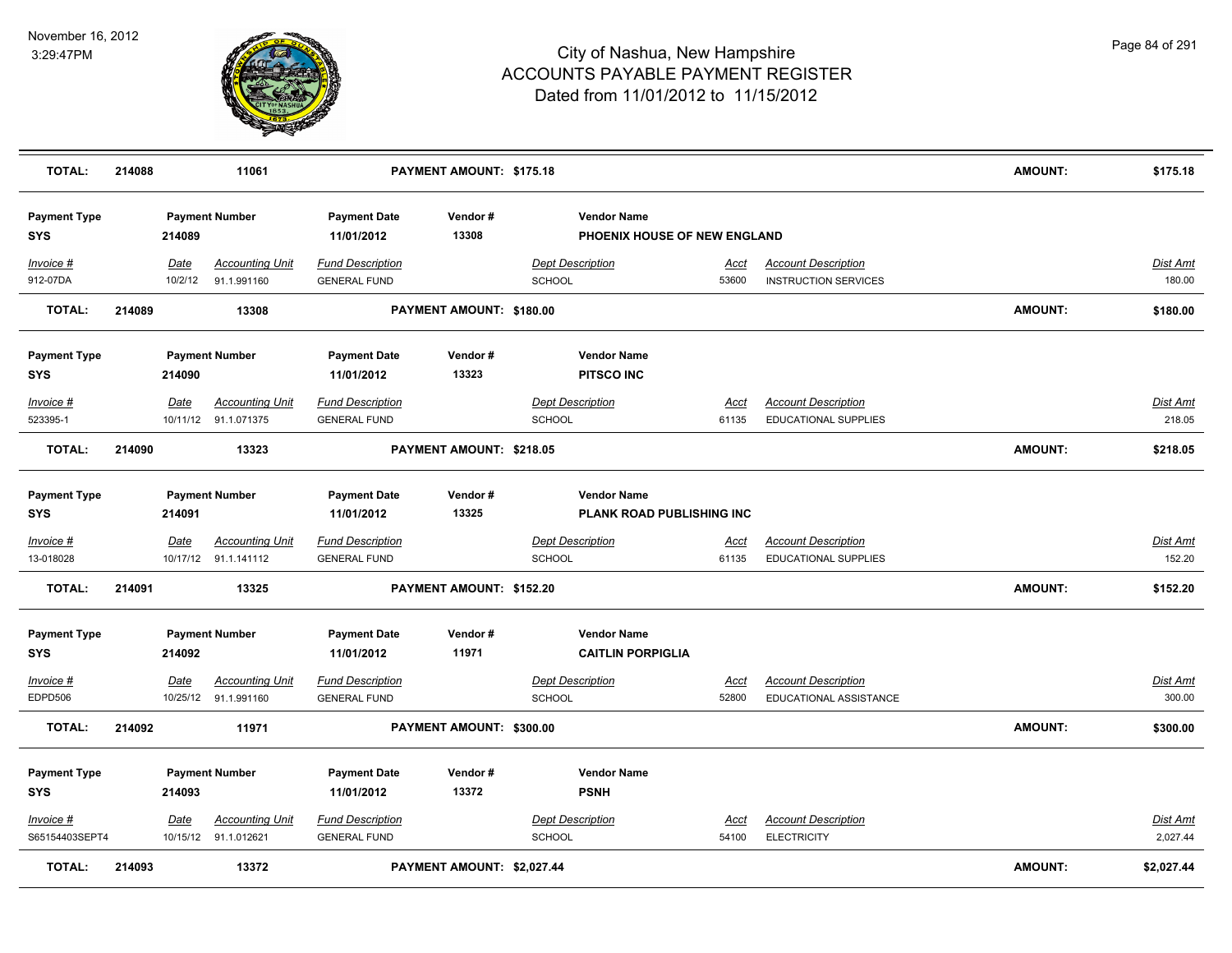# City of Nashua, New Hampshire
## ACCOUNTS PAYABLE PAYMENT REGISTER
### Dated from 11/01/2012 to 11/15/2012

November 16, 2012
3:29:47PM

| TOTAL: | 214088 | 11061 | PAYMENT AMOUNT: $175.18 | AMOUNT: | $175.18 |
|---|---|---|---|---|---|

| Payment Type | Payment Number | Payment Date | Vendor # | Vendor Name |
|---|---|---|---|---|
| SYS | 214089 | 11/01/2012 | 13308 | PHOENIX HOUSE OF NEW ENGLAND |

| Invoice # | Date | Accounting Unit | Fund Description | Dept Description | Acct | Account Description | Dist Amt |
|---|---|---|---|---|---|---|---|
| 912-07DA | 10/2/12 | 91.1.991160 | GENERAL FUND | SCHOOL | 53600 | INSTRUCTION SERVICES | 180.00 |

| TOTAL: | 214089 | 13308 | PAYMENT AMOUNT: $180.00 | AMOUNT: | $180.00 |
|---|---|---|---|---|---|

| Payment Type | Payment Number | Payment Date | Vendor # | Vendor Name |
|---|---|---|---|---|
| SYS | 214090 | 11/01/2012 | 13323 | PITSCO INC |

| Invoice # | Date | Accounting Unit | Fund Description | Dept Description | Acct | Account Description | Dist Amt |
|---|---|---|---|---|---|---|---|
| 523395-1 | 10/11/12 | 91.1.071375 | GENERAL FUND | SCHOOL | 61135 | EDUCATIONAL SUPPLIES | 218.05 |

| TOTAL: | 214090 | 13323 | PAYMENT AMOUNT: $218.05 | AMOUNT: | $218.05 |
|---|---|---|---|---|---|

| Payment Type | Payment Number | Payment Date | Vendor # | Vendor Name |
|---|---|---|---|---|
| SYS | 214091 | 11/01/2012 | 13325 | PLANK ROAD PUBLISHING INC |

| Invoice # | Date | Accounting Unit | Fund Description | Dept Description | Acct | Account Description | Dist Amt |
|---|---|---|---|---|---|---|---|
| 13-018028 | 10/17/12 | 91.1.141112 | GENERAL FUND | SCHOOL | 61135 | EDUCATIONAL SUPPLIES | 152.20 |

| TOTAL: | 214091 | 13325 | PAYMENT AMOUNT: $152.20 | AMOUNT: | $152.20 |
|---|---|---|---|---|---|

| Payment Type | Payment Number | Payment Date | Vendor # | Vendor Name |
|---|---|---|---|---|
| SYS | 214092 | 11/01/2012 | 11971 | CAITLIN PORPIGLIA |

| Invoice # | Date | Accounting Unit | Fund Description | Dept Description | Acct | Account Description | Dist Amt |
|---|---|---|---|---|---|---|---|
| EDPD506 | 10/25/12 | 91.1.991160 | GENERAL FUND | SCHOOL | 52800 | EDUCATIONAL ASSISTANCE | 300.00 |

| TOTAL: | 214092 | 11971 | PAYMENT AMOUNT: $300.00 | AMOUNT: | $300.00 |
|---|---|---|---|---|---|

| Payment Type | Payment Number | Payment Date | Vendor # | Vendor Name |
|---|---|---|---|---|
| SYS | 214093 | 11/01/2012 | 13372 | PSNH |

| Invoice # | Date | Accounting Unit | Fund Description | Dept Description | Acct | Account Description | Dist Amt |
|---|---|---|---|---|---|---|---|
| S65154403SEPT4 | 10/15/12 | 91.1.012621 | GENERAL FUND | SCHOOL | 54100 | ELECTRICITY | 2,027.44 |

| TOTAL: | 214093 | 13372 | PAYMENT AMOUNT: $2,027.44 | AMOUNT: | $2,027.44 |
|---|---|---|---|---|---|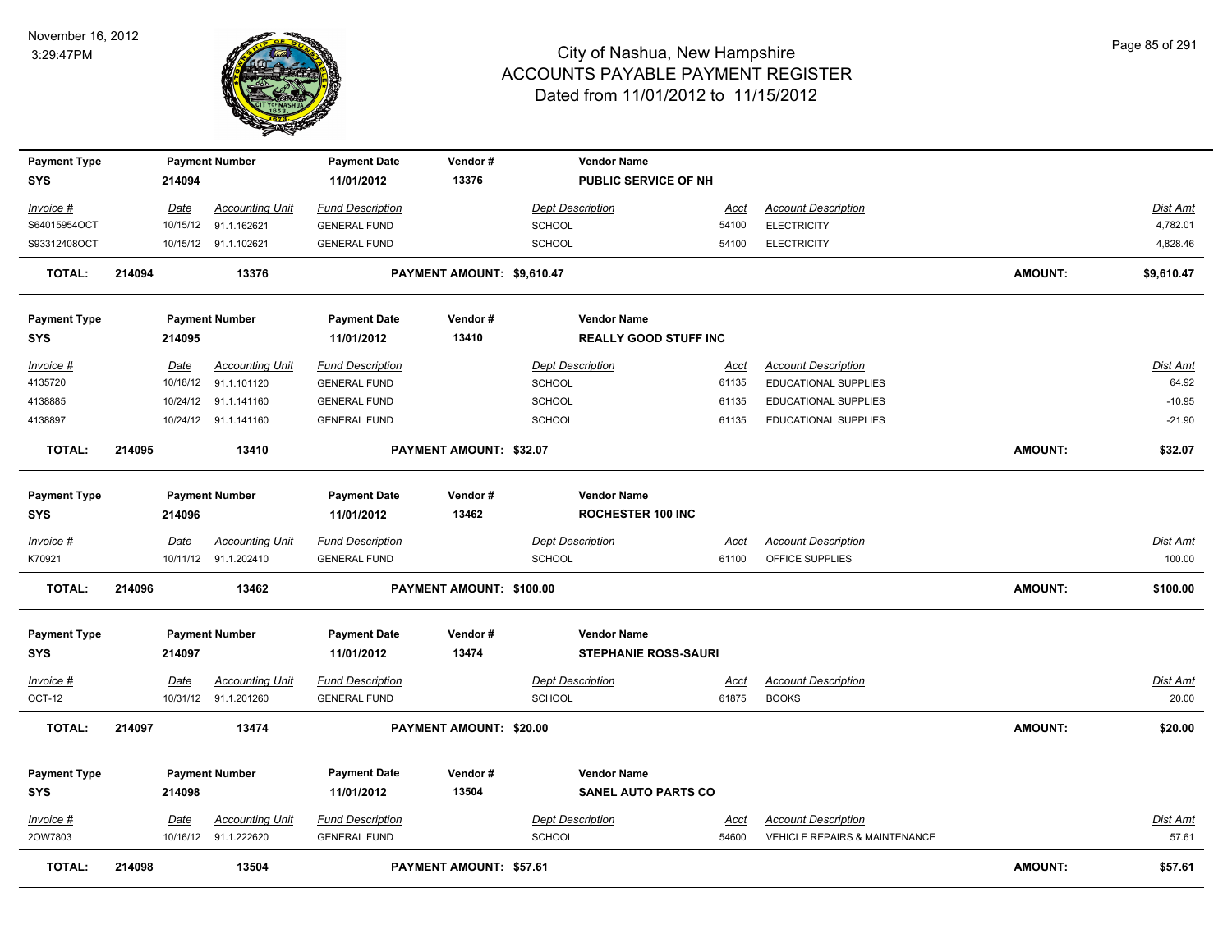# City of Nashua, New Hampshire
## ACCOUNTS PAYABLE PAYMENT REGISTER
### Dated from 11/01/2012 to 11/15/2012

November 16, 2012
3:29:47PM

| Payment Type | Payment Number | Payment Date | Vendor # | Vendor Name |
|---|---|---|---|---|
| SYS | 214094 | 11/01/2012 | 13376 | PUBLIC SERVICE OF NH |

| Invoice # | Date | Accounting Unit | Fund Description | Dept Description | Acct | Account Description | Dist Amt |
|---|---|---|---|---|---|---|---|
| S64015954OCT | 10/15/12 | 91.1.162621 | GENERAL FUND | SCHOOL | 54100 | ELECTRICITY | 4,782.01 |
| S93312408OCT | 10/15/12 | 91.1.102621 | GENERAL FUND | SCHOOL | 54100 | ELECTRICITY | 4,828.46 |

**TOTAL: 214094 13376 PAYMENT AMOUNT: $9,610.47 AMOUNT: $9,610.47**

| Payment Type | Payment Number | Payment Date | Vendor # | Vendor Name |
|---|---|---|---|---|
| SYS | 214095 | 11/01/2012 | 13410 | REALLY GOOD STUFF INC |

| Invoice # | Date | Accounting Unit | Fund Description | Dept Description | Acct | Account Description | Dist Amt |
|---|---|---|---|---|---|---|---|
| 4135720 | 10/18/12 | 91.1.101120 | GENERAL FUND | SCHOOL | 61135 | EDUCATIONAL SUPPLIES | 64.92 |
| 4138885 | 10/24/12 | 91.1.141160 | GENERAL FUND | SCHOOL | 61135 | EDUCATIONAL SUPPLIES | -10.95 |
| 4138897 | 10/24/12 | 91.1.141160 | GENERAL FUND | SCHOOL | 61135 | EDUCATIONAL SUPPLIES | -21.90 |

**TOTAL: 214095 13410 PAYMENT AMOUNT: $32.07 AMOUNT: $32.07**

| Payment Type | Payment Number | Payment Date | Vendor # | Vendor Name |
|---|---|---|---|---|
| SYS | 214096 | 11/01/2012 | 13462 | ROCHESTER 100 INC |

| Invoice # | Date | Accounting Unit | Fund Description | Dept Description | Acct | Account Description | Dist Amt |
|---|---|---|---|---|---|---|---|
| K70921 | 10/11/12 | 91.1.202410 | GENERAL FUND | SCHOOL | 61100 | OFFICE SUPPLIES | 100.00 |

**TOTAL: 214096 13462 PAYMENT AMOUNT: $100.00 AMOUNT: $100.00**

| Payment Type | Payment Number | Payment Date | Vendor # | Vendor Name |
|---|---|---|---|---|
| SYS | 214097 | 11/01/2012 | 13474 | STEPHANIE ROSS-SAURI |

| Invoice # | Date | Accounting Unit | Fund Description | Dept Description | Acct | Account Description | Dist Amt |
|---|---|---|---|---|---|---|---|
| OCT-12 | 10/31/12 | 91.1.201260 | GENERAL FUND | SCHOOL | 61875 | BOOKS | 20.00 |

**TOTAL: 214097 13474 PAYMENT AMOUNT: $20.00 AMOUNT: $20.00**

| Payment Type | Payment Number | Payment Date | Vendor # | Vendor Name |
|---|---|---|---|---|
| SYS | 214098 | 11/01/2012 | 13504 | SANEL AUTO PARTS CO |

| Invoice # | Date | Accounting Unit | Fund Description | Dept Description | Acct | Account Description | Dist Amt |
|---|---|---|---|---|---|---|---|
| 2OW7803 | 10/16/12 | 91.1.222620 | GENERAL FUND | SCHOOL | 54600 | VEHICLE REPAIRS & MAINTENANCE | 57.61 |

**TOTAL: 214098 13504 PAYMENT AMOUNT: $57.61 AMOUNT: $57.61**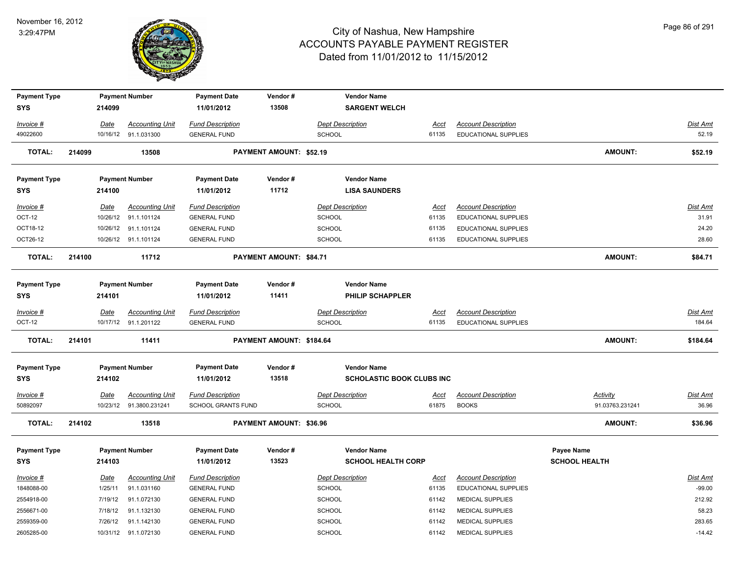# City of Nashua, New Hampshire
## ACCOUNTS PAYABLE PAYMENT REGISTER
### Dated from 11/01/2012 to 11/15/2012

November 16, 2012
3:29:47PM

| Payment Type | Payment Number | Payment Date | Vendor # | Vendor Name |
|---|---|---|---|---|
| SYS | 214099 | 11/01/2012 | 13508 | SARGENT WELCH |

| Invoice # | Date | Accounting Unit | Fund Description | Dept Description | Acct | Account Description | Dist Amt |
|---|---|---|---|---|---|---|---|
| 49022600 | 10/16/12 | 91.1.031300 | GENERAL FUND | SCHOOL | 61135 | EDUCATIONAL SUPPLIES | 52.19 |

**TOTAL: 214099 13508 PAYMENT AMOUNT: $52.19 AMOUNT: $52.19**

| Payment Type | Payment Number | Payment Date | Vendor # | Vendor Name |
|---|---|---|---|---|
| SYS | 214100 | 11/01/2012 | 11712 | LISA SAUNDERS |

| Invoice # | Date | Accounting Unit | Fund Description | Dept Description | Acct | Account Description | Dist Amt |
|---|---|---|---|---|---|---|---|
| OCT-12 | 10/26/12 | 91.1.101124 | GENERAL FUND | SCHOOL | 61135 | EDUCATIONAL SUPPLIES | 31.91 |
| OCT18-12 | 10/26/12 | 91.1.101124 | GENERAL FUND | SCHOOL | 61135 | EDUCATIONAL SUPPLIES | 24.20 |
| OCT26-12 | 10/26/12 | 91.1.101124 | GENERAL FUND | SCHOOL | 61135 | EDUCATIONAL SUPPLIES | 28.60 |

**TOTAL: 214100 11712 PAYMENT AMOUNT: $84.71 AMOUNT: $84.71**

| Payment Type | Payment Number | Payment Date | Vendor # | Vendor Name |
|---|---|---|---|---|
| SYS | 214101 | 11/01/2012 | 11411 | PHILIP SCHAPPLER |

| Invoice # | Date | Accounting Unit | Fund Description | Dept Description | Acct | Account Description | Dist Amt |
|---|---|---|---|---|---|---|---|
| OCT-12 | 10/17/12 | 91.1.201122 | GENERAL FUND | SCHOOL | 61135 | EDUCATIONAL SUPPLIES | 184.64 |

**TOTAL: 214101 11411 PAYMENT AMOUNT: $184.64 AMOUNT: $184.64**

| Payment Type | Payment Number | Payment Date | Vendor # | Vendor Name |
|---|---|---|---|---|
| SYS | 214102 | 11/01/2012 | 13518 | SCHOLASTIC BOOK CLUBS INC |

| Invoice # | Date | Accounting Unit | Fund Description | Dept Description | Acct | Account Description | Activity | Dist Amt |
|---|---|---|---|---|---|---|---|---|
| 50892097 | 10/23/12 | 91.3800.231241 | SCHOOL GRANTS FUND | SCHOOL | 61875 | BOOKS | 91.03763.231241 | 36.96 |

**TOTAL: 214102 13518 PAYMENT AMOUNT: $36.96 AMOUNT: $36.96**

| Payment Type | Payment Number | Payment Date | Vendor # | Vendor Name | Payee Name |
|---|---|---|---|---|---|
| SYS | 214103 | 11/01/2012 | 13523 | SCHOOL HEALTH CORP | SCHOOL HEALTH |

| Invoice # | Date | Accounting Unit | Fund Description | Dept Description | Acct | Account Description | Dist Amt |
|---|---|---|---|---|---|---|---|
| 1848088-00 | 1/25/11 | 91.1.031160 | GENERAL FUND | SCHOOL | 61135 | EDUCATIONAL SUPPLIES | -99.00 |
| 2554918-00 | 7/19/12 | 91.1.072130 | GENERAL FUND | SCHOOL | 61142 | MEDICAL SUPPLIES | 212.92 |
| 2556671-00 | 7/18/12 | 91.1.132130 | GENERAL FUND | SCHOOL | 61142 | MEDICAL SUPPLIES | 58.23 |
| 2559359-00 | 7/26/12 | 91.1.142130 | GENERAL FUND | SCHOOL | 61142 | MEDICAL SUPPLIES | 283.65 |
| 2605285-00 | 10/31/12 | 91.1.072130 | GENERAL FUND | SCHOOL | 61142 | MEDICAL SUPPLIES | -14.42 |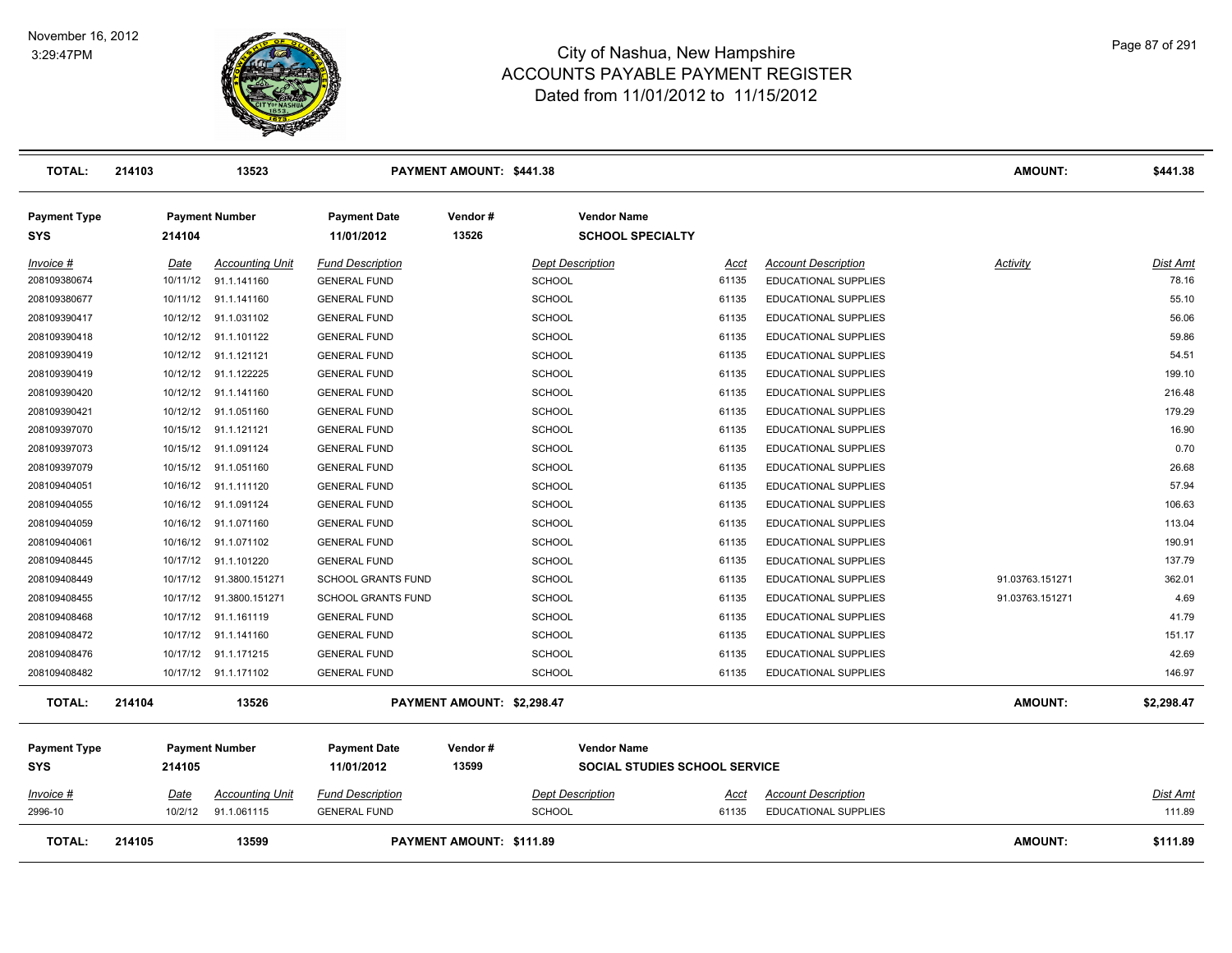# City of Nashua, New Hampshire
## ACCOUNTS PAYABLE PAYMENT REGISTER
### Dated from 11/01/2012 to 11/15/2012

November 16, 2012
3:29:47PM

| **TOTAL:** | **214103** | **13523** | | **PAYMENT AMOUNT: $441.38** | | | | **AMOUNT:** | **$441.38** |
|---|---|---|---|---|---|---|---|---|---|

**Payment Type:** SYS | **Payment Number:** 214104 | **Payment Date:** 11/01/2012 | **Vendor #:** 13526 | **Vendor Name:** SCHOOL SPECIALTY

| Invoice # | Date | Accounting Unit | Fund Description | Dept Description | Acct | Account Description | Activity | Dist Amt |
|---|---|---|---|---|---|---|---|---|
| 208109380674 | 10/11/12 | 91.1.141160 | GENERAL FUND | SCHOOL | 61135 | EDUCATIONAL SUPPLIES | | 78.16 |
| 208109380677 | 10/11/12 | 91.1.141160 | GENERAL FUND | SCHOOL | 61135 | EDUCATIONAL SUPPLIES | | 55.10 |
| 208109390417 | 10/12/12 | 91.1.031102 | GENERAL FUND | SCHOOL | 61135 | EDUCATIONAL SUPPLIES | | 56.06 |
| 208109390418 | 10/12/12 | 91.1.101122 | GENERAL FUND | SCHOOL | 61135 | EDUCATIONAL SUPPLIES | | 59.86 |
| 208109390419 | 10/12/12 | 91.1.121121 | GENERAL FUND | SCHOOL | 61135 | EDUCATIONAL SUPPLIES | | 54.51 |
| 208109390419 | 10/12/12 | 91.1.122225 | GENERAL FUND | SCHOOL | 61135 | EDUCATIONAL SUPPLIES | | 199.10 |
| 208109390420 | 10/12/12 | 91.1.141160 | GENERAL FUND | SCHOOL | 61135 | EDUCATIONAL SUPPLIES | | 216.48 |
| 208109390421 | 10/12/12 | 91.1.051160 | GENERAL FUND | SCHOOL | 61135 | EDUCATIONAL SUPPLIES | | 179.29 |
| 208109397070 | 10/15/12 | 91.1.121121 | GENERAL FUND | SCHOOL | 61135 | EDUCATIONAL SUPPLIES | | 16.90 |
| 208109397073 | 10/15/12 | 91.1.091124 | GENERAL FUND | SCHOOL | 61135 | EDUCATIONAL SUPPLIES | | 0.70 |
| 208109397079 | 10/15/12 | 91.1.051160 | GENERAL FUND | SCHOOL | 61135 | EDUCATIONAL SUPPLIES | | 26.68 |
| 208109404051 | 10/16/12 | 91.1.111120 | GENERAL FUND | SCHOOL | 61135 | EDUCATIONAL SUPPLIES | | 57.94 |
| 208109404055 | 10/16/12 | 91.1.091124 | GENERAL FUND | SCHOOL | 61135 | EDUCATIONAL SUPPLIES | | 106.63 |
| 208109404059 | 10/16/12 | 91.1.071160 | GENERAL FUND | SCHOOL | 61135 | EDUCATIONAL SUPPLIES | | 113.04 |
| 208109404061 | 10/16/12 | 91.1.071102 | GENERAL FUND | SCHOOL | 61135 | EDUCATIONAL SUPPLIES | | 190.91 |
| 208109408445 | 10/17/12 | 91.1.101220 | GENERAL FUND | SCHOOL | 61135 | EDUCATIONAL SUPPLIES | | 137.79 |
| 208109408449 | 10/17/12 | 91.3800.151271 | SCHOOL GRANTS FUND | SCHOOL | 61135 | EDUCATIONAL SUPPLIES | 91.03763.151271 | 362.01 |
| 208109408455 | 10/17/12 | 91.3800.151271 | SCHOOL GRANTS FUND | SCHOOL | 61135 | EDUCATIONAL SUPPLIES | 91.03763.151271 | 4.69 |
| 208109408468 | 10/17/12 | 91.1.161119 | GENERAL FUND | SCHOOL | 61135 | EDUCATIONAL SUPPLIES | | 41.79 |
| 208109408472 | 10/17/12 | 91.1.141160 | GENERAL FUND | SCHOOL | 61135 | EDUCATIONAL SUPPLIES | | 151.17 |
| 208109408476 | 10/17/12 | 91.1.171215 | GENERAL FUND | SCHOOL | 61135 | EDUCATIONAL SUPPLIES | | 42.69 |
| 208109408482 | 10/17/12 | 91.1.171102 | GENERAL FUND | SCHOOL | 61135 | EDUCATIONAL SUPPLIES | | 146.97 |
| **TOTAL:** | **214104** | **13526** | **PAYMENT AMOUNT: $2,298.47** | | | | **AMOUNT:** | **$2,298.47** |

**Payment Type:** SYS | **Payment Number:** 214105 | **Payment Date:** 11/01/2012 | **Vendor #:** 13599 | **Vendor Name:** SOCIAL STUDIES SCHOOL SERVICE

| Invoice # | Date | Accounting Unit | Fund Description | Dept Description | Acct | Account Description | Activity | Dist Amt |
|---|---|---|---|---|---|---|---|---|
| 2996-10 | 10/2/12 | 91.1.061115 | GENERAL FUND | SCHOOL | 61135 | EDUCATIONAL SUPPLIES | | 111.89 |
| **TOTAL:** | **214105** | **13599** | **PAYMENT AMOUNT: $111.89** | | | | **AMOUNT:** | **$111.89** |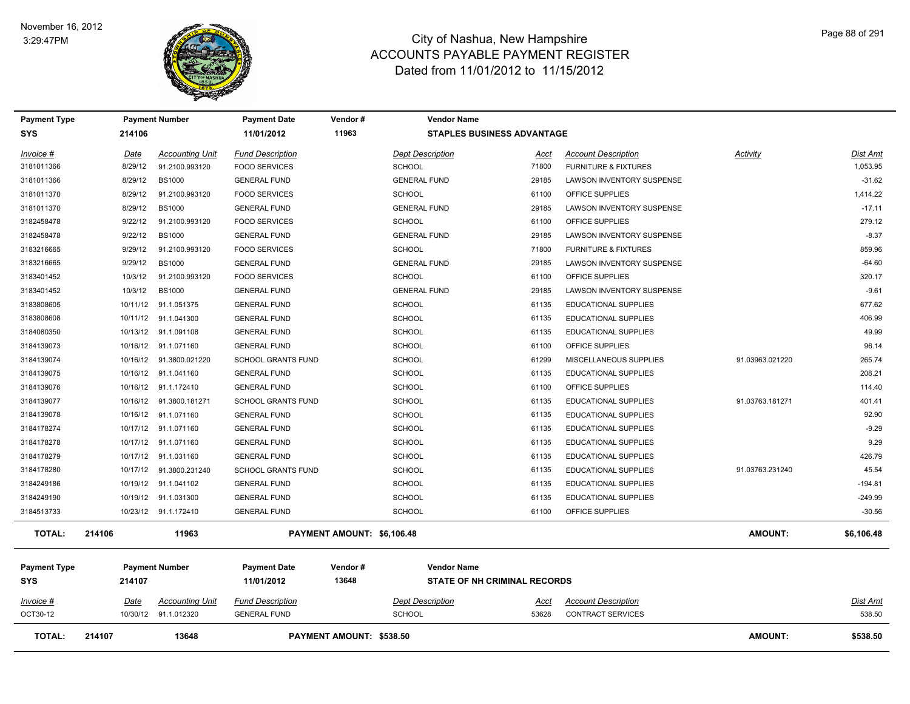# City of Nashua, New Hampshire
## ACCOUNTS PAYABLE PAYMENT REGISTER
### Dated from 11/01/2012 to 11/15/2012

November 16, 2012
3:29:47PM

| Payment Type | Payment Number | Payment Date | Vendor # | Vendor Name |
|---|---|---|---|---|
| SYS | 214106 | 11/01/2012 | 11963 | STAPLES BUSINESS ADVANTAGE |

| Invoice # | Date | Accounting Unit | Fund Description | Dept Description | Acct | Account Description | Activity | Dist Amt |
|---|---|---|---|---|---|---|---|---|
| 3181011366 | 8/29/12 | 91.2100.993120 | FOOD SERVICES | SCHOOL | 71800 | FURNITURE & FIXTURES | | 1,053.95 |
| 3181011366 | 8/29/12 | BS1000 | GENERAL FUND | GENERAL FUND | 29185 | LAWSON INVENTORY SUSPENSE | | -31.62 |
| 3181011370 | 8/29/12 | 91.2100.993120 | FOOD SERVICES | SCHOOL | 61100 | OFFICE SUPPLIES | | 1,414.22 |
| 3181011370 | 8/29/12 | BS1000 | GENERAL FUND | GENERAL FUND | 29185 | LAWSON INVENTORY SUSPENSE | | -17.11 |
| 3182458478 | 9/22/12 | 91.2100.993120 | FOOD SERVICES | SCHOOL | 61100 | OFFICE SUPPLIES | | 279.12 |
| 3182458478 | 9/22/12 | BS1000 | GENERAL FUND | GENERAL FUND | 29185 | LAWSON INVENTORY SUSPENSE | | -8.37 |
| 3183216665 | 9/29/12 | 91.2100.993120 | FOOD SERVICES | SCHOOL | 71800 | FURNITURE & FIXTURES | | 859.96 |
| 3183216665 | 9/29/12 | BS1000 | GENERAL FUND | GENERAL FUND | 29185 | LAWSON INVENTORY SUSPENSE | | -64.60 |
| 3183401452 | 10/3/12 | 91.2100.993120 | FOOD SERVICES | SCHOOL | 61100 | OFFICE SUPPLIES | | 320.17 |
| 3183401452 | 10/3/12 | BS1000 | GENERAL FUND | GENERAL FUND | 29185 | LAWSON INVENTORY SUSPENSE | | -9.61 |
| 3183808605 | 10/11/12 | 91.1.051375 | GENERAL FUND | SCHOOL | 61135 | EDUCATIONAL SUPPLIES | | 677.62 |
| 3183808608 | 10/11/12 | 91.1.041300 | GENERAL FUND | SCHOOL | 61135 | EDUCATIONAL SUPPLIES | | 406.99 |
| 3184080350 | 10/13/12 | 91.1.091108 | GENERAL FUND | SCHOOL | 61135 | EDUCATIONAL SUPPLIES | | 49.99 |
| 3184139073 | 10/16/12 | 91.1.071160 | GENERAL FUND | SCHOOL | 61100 | OFFICE SUPPLIES | | 96.14 |
| 3184139074 | 10/16/12 | 91.3800.021220 | SCHOOL GRANTS FUND | SCHOOL | 61299 | MISCELLANEOUS SUPPLIES | 91.03963.021220 | 265.74 |
| 3184139075 | 10/16/12 | 91.1.041160 | GENERAL FUND | SCHOOL | 61135 | EDUCATIONAL SUPPLIES | | 208.21 |
| 3184139076 | 10/16/12 | 91.1.172410 | GENERAL FUND | SCHOOL | 61100 | OFFICE SUPPLIES | | 114.40 |
| 3184139077 | 10/16/12 | 91.3800.181271 | SCHOOL GRANTS FUND | SCHOOL | 61135 | EDUCATIONAL SUPPLIES | 91.03763.181271 | 401.41 |
| 3184139078 | 10/16/12 | 91.1.071160 | GENERAL FUND | SCHOOL | 61135 | EDUCATIONAL SUPPLIES | | 92.90 |
| 3184178274 | 10/17/12 | 91.1.071160 | GENERAL FUND | SCHOOL | 61135 | EDUCATIONAL SUPPLIES | | -9.29 |
| 3184178278 | 10/17/12 | 91.1.071160 | GENERAL FUND | SCHOOL | 61135 | EDUCATIONAL SUPPLIES | | 9.29 |
| 3184178279 | 10/17/12 | 91.1.031160 | GENERAL FUND | SCHOOL | 61135 | EDUCATIONAL SUPPLIES | | 426.79 |
| 3184178280 | 10/17/12 | 91.3800.231240 | SCHOOL GRANTS FUND | SCHOOL | 61135 | EDUCATIONAL SUPPLIES | 91.03763.231240 | 45.54 |
| 3184249186 | 10/19/12 | 91.1.041102 | GENERAL FUND | SCHOOL | 61135 | EDUCATIONAL SUPPLIES | | -194.81 |
| 3184249190 | 10/19/12 | 91.1.031300 | GENERAL FUND | SCHOOL | 61135 | EDUCATIONAL SUPPLIES | | -249.99 |
| 3184513733 | 10/23/12 | 91.1.172410 | GENERAL FUND | SCHOOL | 61100 | OFFICE SUPPLIES | | -30.56 |
| **TOTAL:** | **214106** | **11963** | | **PAYMENT AMOUNT: $6,106.48** | | | **AMOUNT:** | **$6,106.48** |

| Payment Type | Payment Number | Payment Date | Vendor # | Vendor Name |
|---|---|---|---|---|
| SYS | 214107 | 11/01/2012 | 13648 | STATE OF NH CRIMINAL RECORDS |

| Invoice # | Date | Accounting Unit | Fund Description | Dept Description | Acct | Account Description | Dist Amt |
|---|---|---|---|---|---|---|---|
| OCT30-12 | 10/30/12 | 91.1.012320 | GENERAL FUND | SCHOOL | 53628 | CONTRACT SERVICES | 538.50 |
| **TOTAL:** | **214107** | **13648** | | **PAYMENT AMOUNT: $538.50** | | **AMOUNT:** | **$538.50** |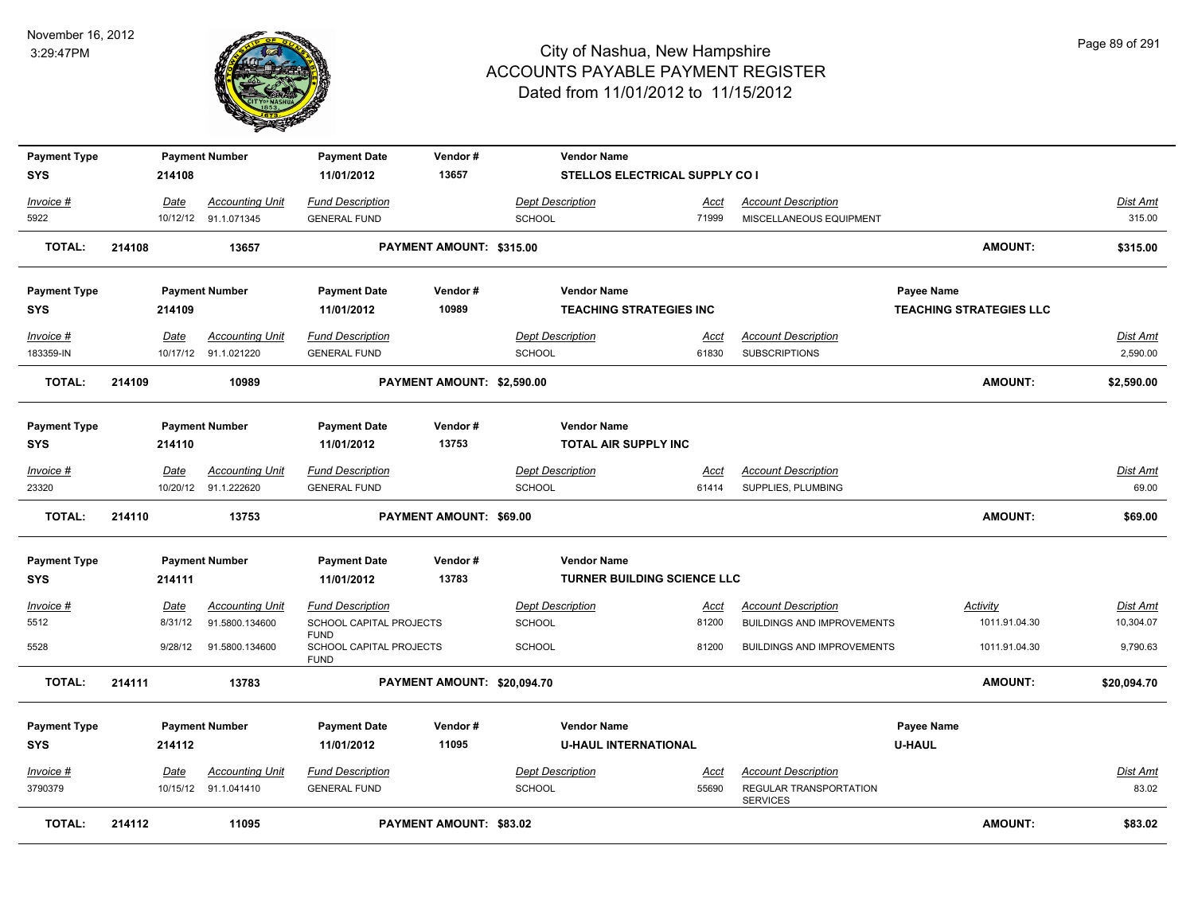# City of Nashua, New Hampshire
# ACCOUNTS PAYABLE PAYMENT REGISTER
## Dated from 11/01/2012 to 11/15/2012

November 16, 2012
3:29:47PM

| Payment Type | Payment Number | Payment Date | Vendor # | Vendor Name |
|---|---|---|---|---|
| SYS | 214108 | 11/01/2012 | 13657 | STELLOS ELECTRICAL SUPPLY CO I |

| Invoice # | Date | Accounting Unit | Fund Description | Dept Description | Acct | Account Description | Dist Amt |
|---|---|---|---|---|---|---|---|
| 5922 | 10/12/12 | 91.1.071345 | GENERAL FUND | SCHOOL | 71999 | MISCELLANEOUS EQUIPMENT | 315.00 |

**TOTAL: 214108 — 13657 — PAYMENT AMOUNT: $315.00 — AMOUNT: $315.00**

| Payment Type | Payment Number | Payment Date | Vendor # | Vendor Name | Payee Name |
|---|---|---|---|---|---|
| SYS | 214109 | 11/01/2012 | 10989 | TEACHING STRATEGIES INC | TEACHING STRATEGIES LLC |

| Invoice # | Date | Accounting Unit | Fund Description | Dept Description | Acct | Account Description | Dist Amt |
|---|---|---|---|---|---|---|---|
| 183359-IN | 10/17/12 | 91.1.021220 | GENERAL FUND | SCHOOL | 61830 | SUBSCRIPTIONS | 2,590.00 |

**TOTAL: 214109 — 10989 — PAYMENT AMOUNT: $2,590.00 — AMOUNT: $2,590.00**

| Payment Type | Payment Number | Payment Date | Vendor # | Vendor Name |
|---|---|---|---|---|
| SYS | 214110 | 11/01/2012 | 13753 | TOTAL AIR SUPPLY INC |

| Invoice # | Date | Accounting Unit | Fund Description | Dept Description | Acct | Account Description | Dist Amt |
|---|---|---|---|---|---|---|---|
| 23320 | 10/20/12 | 91.1.222620 | GENERAL FUND | SCHOOL | 61414 | SUPPLIES, PLUMBING | 69.00 |

**TOTAL: 214110 — 13753 — PAYMENT AMOUNT: $69.00 — AMOUNT: $69.00**

| Payment Type | Payment Number | Payment Date | Vendor # | Vendor Name |
|---|---|---|---|---|
| SYS | 214111 | 11/01/2012 | 13783 | TURNER BUILDING SCIENCE LLC |

| Invoice # | Date | Accounting Unit | Fund Description | Dept Description | Acct | Account Description | Activity | Dist Amt |
|---|---|---|---|---|---|---|---|---|
| 5512 | 8/31/12 | 91.5800.134600 | SCHOOL CAPITAL PROJECTS FUND | SCHOOL | 81200 | BUILDINGS AND IMPROVEMENTS | 1011.91.04.30 | 10,304.07 |
| 5528 | 9/28/12 | 91.5800.134600 | SCHOOL CAPITAL PROJECTS FUND | SCHOOL | 81200 | BUILDINGS AND IMPROVEMENTS | 1011.91.04.30 | 9,790.63 |

**TOTAL: 214111 — 13783 — PAYMENT AMOUNT: $20,094.70 — AMOUNT: $20,094.70**

| Payment Type | Payment Number | Payment Date | Vendor # | Vendor Name | Payee Name |
|---|---|---|---|---|---|
| SYS | 214112 | 11/01/2012 | 11095 | U-HAUL INTERNATIONAL | U-HAUL |

| Invoice # | Date | Accounting Unit | Fund Description | Dept Description | Acct | Account Description | Dist Amt |
|---|---|---|---|---|---|---|---|
| 3790379 | 10/15/12 | 91.1.041410 | GENERAL FUND | SCHOOL | 55690 | REGULAR TRANSPORTATION SERVICES | 83.02 |

**TOTAL: 214112 — 11095 — PAYMENT AMOUNT: $83.02 — AMOUNT: $83.02**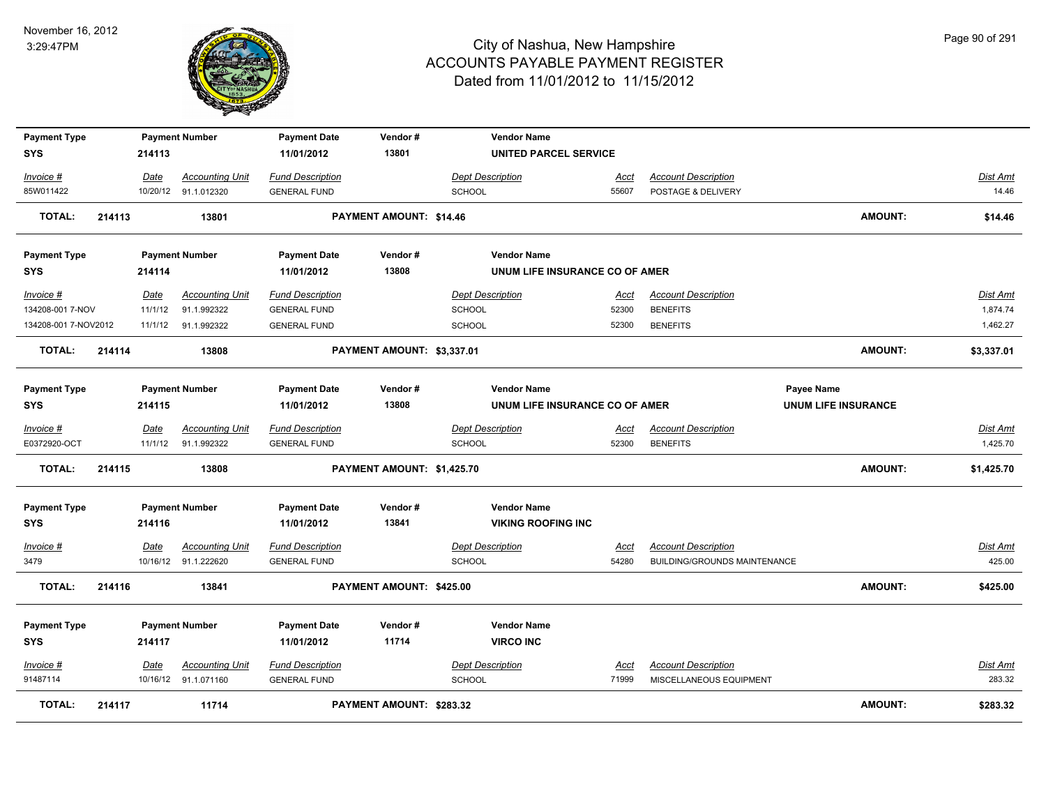# City of Nashua, New Hampshire
## ACCOUNTS PAYABLE PAYMENT REGISTER
### Dated from 11/01/2012 to 11/15/2012

November 16, 2012
3:29:47PM

| Payment Type | Payment Number | Payment Date | Vendor # | Vendor Name |
|---|---|---|---|---|
| SYS | 214113 | 11/01/2012 | 13801 | UNITED PARCEL SERVICE |

| Invoice # | Date | Accounting Unit | Fund Description | Dept Description | Acct | Account Description | Dist Amt |
|---|---|---|---|---|---|---|---|
| 85W011422 | 10/20/12 | 91.1.012320 | GENERAL FUND | SCHOOL | 55607 | POSTAGE & DELIVERY | 14.46 |

**TOTAL: 214113 13801 PAYMENT AMOUNT: $14.46 AMOUNT: $14.46**

| Payment Type | Payment Number | Payment Date | Vendor # | Vendor Name |
|---|---|---|---|---|
| SYS | 214114 | 11/01/2012 | 13808 | UNUM LIFE INSURANCE CO OF AMER |

| Invoice # | Date | Accounting Unit | Fund Description | Dept Description | Acct | Account Description | Dist Amt |
|---|---|---|---|---|---|---|---|
| 134208-001 7-NOV | 11/1/12 | 91.1.992322 | GENERAL FUND | SCHOOL | 52300 | BENEFITS | 1,874.74 |
| 134208-001 7-NOV2012 | 11/1/12 | 91.1.992322 | GENERAL FUND | SCHOOL | 52300 | BENEFITS | 1,462.27 |

**TOTAL: 214114 13808 PAYMENT AMOUNT: $3,337.01 AMOUNT: $3,337.01**

| Payment Type | Payment Number | Payment Date | Vendor # | Vendor Name | Payee Name |
|---|---|---|---|---|---|
| SYS | 214115 | 11/01/2012 | 13808 | UNUM LIFE INSURANCE CO OF AMER | UNUM LIFE INSURANCE |

| Invoice # | Date | Accounting Unit | Fund Description | Dept Description | Acct | Account Description | Dist Amt |
|---|---|---|---|---|---|---|---|
| E0372920-OCT | 11/1/12 | 91.1.992322 | GENERAL FUND | SCHOOL | 52300 | BENEFITS | 1,425.70 |

**TOTAL: 214115 13808 PAYMENT AMOUNT: $1,425.70 AMOUNT: $1,425.70**

| Payment Type | Payment Number | Payment Date | Vendor # | Vendor Name |
|---|---|---|---|---|
| SYS | 214116 | 11/01/2012 | 13841 | VIKING ROOFING INC |

| Invoice # | Date | Accounting Unit | Fund Description | Dept Description | Acct | Account Description | Dist Amt |
|---|---|---|---|---|---|---|---|
| 3479 | 10/16/12 | 91.1.222620 | GENERAL FUND | SCHOOL | 54280 | BUILDING/GROUNDS MAINTENANCE | 425.00 |

**TOTAL: 214116 13841 PAYMENT AMOUNT: $425.00 AMOUNT: $425.00**

| Payment Type | Payment Number | Payment Date | Vendor # | Vendor Name |
|---|---|---|---|---|
| SYS | 214117 | 11/01/2012 | 11714 | VIRCO INC |

| Invoice # | Date | Accounting Unit | Fund Description | Dept Description | Acct | Account Description | Dist Amt |
|---|---|---|---|---|---|---|---|
| 91487114 | 10/16/12 | 91.1.071160 | GENERAL FUND | SCHOOL | 71999 | MISCELLANEOUS EQUIPMENT | 283.32 |

**TOTAL: 214117 11714 PAYMENT AMOUNT: $283.32 AMOUNT: $283.32**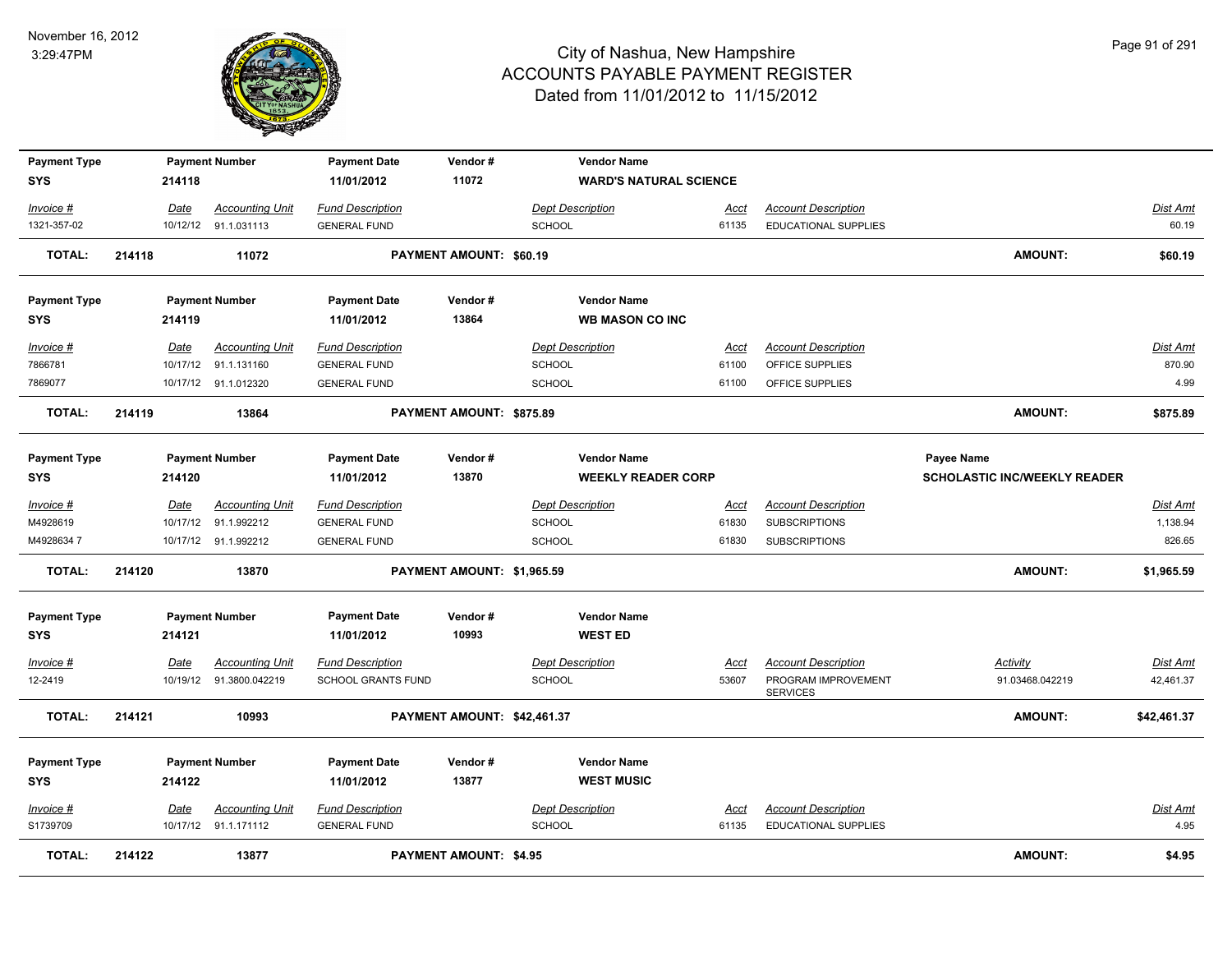# City of Nashua, New Hampshire
## ACCOUNTS PAYABLE PAYMENT REGISTER
### Dated from 11/01/2012 to 11/15/2012

November 16, 2012
3:29:47PM

| Payment Type | Payment Number | Payment Date | Vendor # | Vendor Name |
|---|---|---|---|---|
| SYS | 214118 | 11/01/2012 | 11072 | WARD'S NATURAL SCIENCE |

| Invoice # | Date | Accounting Unit | Fund Description | Dept Description | Acct | Account Description | Dist Amt |
|---|---|---|---|---|---|---|---|
| 1321-357-02 | 10/12/12 | 91.1.031113 | GENERAL FUND | SCHOOL | 61135 | EDUCATIONAL SUPPLIES | 60.19 |

**TOTAL:** 214118 11072 **PAYMENT AMOUNT: $60.19** **AMOUNT: $60.19**

| Payment Type | Payment Number | Payment Date | Vendor # | Vendor Name |
|---|---|---|---|---|
| SYS | 214119 | 11/01/2012 | 13864 | WB MASON CO INC |

| Invoice # | Date | Accounting Unit | Fund Description | Dept Description | Acct | Account Description | Dist Amt |
|---|---|---|---|---|---|---|---|
| 7866781 | 10/17/12 | 91.1.131160 | GENERAL FUND | SCHOOL | 61100 | OFFICE SUPPLIES | 870.90 |
| 7869077 | 10/17/12 | 91.1.012320 | GENERAL FUND | SCHOOL | 61100 | OFFICE SUPPLIES | 4.99 |

**TOTAL:** 214119 13864 **PAYMENT AMOUNT: $875.89** **AMOUNT: $875.89**

| Payment Type | Payment Number | Payment Date | Vendor # | Vendor Name | Payee Name |
|---|---|---|---|---|---|
| SYS | 214120 | 11/01/2012 | 13870 | WEEKLY READER CORP | SCHOLASTIC INC/WEEKLY READER |

| Invoice # | Date | Accounting Unit | Fund Description | Dept Description | Acct | Account Description | Dist Amt |
|---|---|---|---|---|---|---|---|
| M4928619 | 10/17/12 | 91.1.992212 | GENERAL FUND | SCHOOL | 61830 | SUBSCRIPTIONS | 1,138.94 |
| M4928634 7 | 10/17/12 | 91.1.992212 | GENERAL FUND | SCHOOL | 61830 | SUBSCRIPTIONS | 826.65 |

**TOTAL:** 214120 13870 **PAYMENT AMOUNT: $1,965.59** **AMOUNT: $1,965.59**

| Payment Type | Payment Number | Payment Date | Vendor # | Vendor Name |
|---|---|---|---|---|
| SYS | 214121 | 11/01/2012 | 10993 | WEST ED |

| Invoice # | Date | Accounting Unit | Fund Description | Dept Description | Acct | Account Description | Activity | Dist Amt |
|---|---|---|---|---|---|---|---|---|
| 12-2419 | 10/19/12 | 91.3800.042219 | SCHOOL GRANTS FUND | SCHOOL | 53607 | PROGRAM IMPROVEMENT SERVICES | 91.03468.042219 | 42,461.37 |

**TOTAL:** 214121 10993 **PAYMENT AMOUNT: $42,461.37** **AMOUNT: $42,461.37**

| Payment Type | Payment Number | Payment Date | Vendor # | Vendor Name |
|---|---|---|---|---|
| SYS | 214122 | 11/01/2012 | 13877 | WEST MUSIC |

| Invoice # | Date | Accounting Unit | Fund Description | Dept Description | Acct | Account Description | Dist Amt |
|---|---|---|---|---|---|---|---|
| S1739709 | 10/17/12 | 91.1.171112 | GENERAL FUND | SCHOOL | 61135 | EDUCATIONAL SUPPLIES | 4.95 |

**TOTAL:** 214122 13877 **PAYMENT AMOUNT: $4.95** **AMOUNT: $4.95**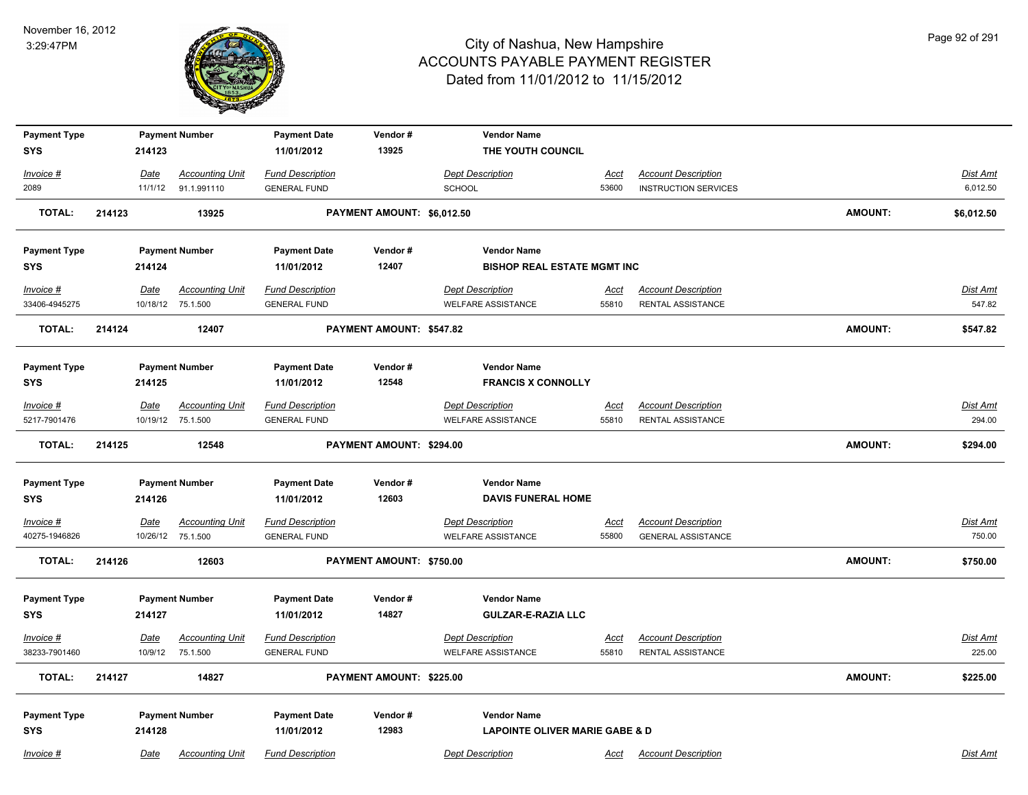# City of Nashua, New Hampshire
## ACCOUNTS PAYABLE PAYMENT REGISTER
### Dated from 11/01/2012 to 11/15/2012

November 16, 2012
3:29:47PM

| Payment Type | Payment Number | Payment Date | Vendor # | Vendor Name |
|---|---|---|---|---|
| SYS | 214123 | 11/01/2012 | 13925 | THE YOUTH COUNCIL |

| Invoice # | Date | Accounting Unit | Fund Description | Dept Description | Acct | Account Description | Dist Amt |
|---|---|---|---|---|---|---|---|
| 2089 | 11/1/12 | 91.1.991110 | GENERAL FUND | SCHOOL | 53600 | INSTRUCTION SERVICES | 6,012.50 |

**TOTAL: 214123 13925 PAYMENT AMOUNT: $6,012.50 AMOUNT: $6,012.50**

| Payment Type | Payment Number | Payment Date | Vendor # | Vendor Name |
|---|---|---|---|---|
| SYS | 214124 | 11/01/2012 | 12407 | BISHOP REAL ESTATE MGMT INC |

| Invoice # | Date | Accounting Unit | Fund Description | Dept Description | Acct | Account Description | Dist Amt |
|---|---|---|---|---|---|---|---|
| 33406-4945275 | 10/18/12 | 75.1.500 | GENERAL FUND | WELFARE ASSISTANCE | 55810 | RENTAL ASSISTANCE | 547.82 |

**TOTAL: 214124 12407 PAYMENT AMOUNT: $547.82 AMOUNT: $547.82**

| Payment Type | Payment Number | Payment Date | Vendor # | Vendor Name |
|---|---|---|---|---|
| SYS | 214125 | 11/01/2012 | 12548 | FRANCIS X CONNOLLY |

| Invoice # | Date | Accounting Unit | Fund Description | Dept Description | Acct | Account Description | Dist Amt |
|---|---|---|---|---|---|---|---|
| 5217-7901476 | 10/19/12 | 75.1.500 | GENERAL FUND | WELFARE ASSISTANCE | 55810 | RENTAL ASSISTANCE | 294.00 |

**TOTAL: 214125 12548 PAYMENT AMOUNT: $294.00 AMOUNT: $294.00**

| Payment Type | Payment Number | Payment Date | Vendor # | Vendor Name |
|---|---|---|---|---|
| SYS | 214126 | 11/01/2012 | 12603 | DAVIS FUNERAL HOME |

| Invoice # | Date | Accounting Unit | Fund Description | Dept Description | Acct | Account Description | Dist Amt |
|---|---|---|---|---|---|---|---|
| 40275-1946826 | 10/26/12 | 75.1.500 | GENERAL FUND | WELFARE ASSISTANCE | 55800 | GENERAL ASSISTANCE | 750.00 |

**TOTAL: 214126 12603 PAYMENT AMOUNT: $750.00 AMOUNT: $750.00**

| Payment Type | Payment Number | Payment Date | Vendor # | Vendor Name |
|---|---|---|---|---|
| SYS | 214127 | 11/01/2012 | 14827 | GULZAR-E-RAZIA LLC |

| Invoice # | Date | Accounting Unit | Fund Description | Dept Description | Acct | Account Description | Dist Amt |
|---|---|---|---|---|---|---|---|
| 38233-7901460 | 10/9/12 | 75.1.500 | GENERAL FUND | WELFARE ASSISTANCE | 55810 | RENTAL ASSISTANCE | 225.00 |

**TOTAL: 214127 14827 PAYMENT AMOUNT: $225.00 AMOUNT: $225.00**

| Payment Type | Payment Number | Payment Date | Vendor # | Vendor Name |
|---|---|---|---|---|
| SYS | 214128 | 11/01/2012 | 12983 | LAPOINTE OLIVER MARIE GABE & D |

| Invoice # | Date | Accounting Unit | Fund Description | Dept Description | Acct | Account Description | Dist Amt |
|---|---|---|---|---|---|---|---|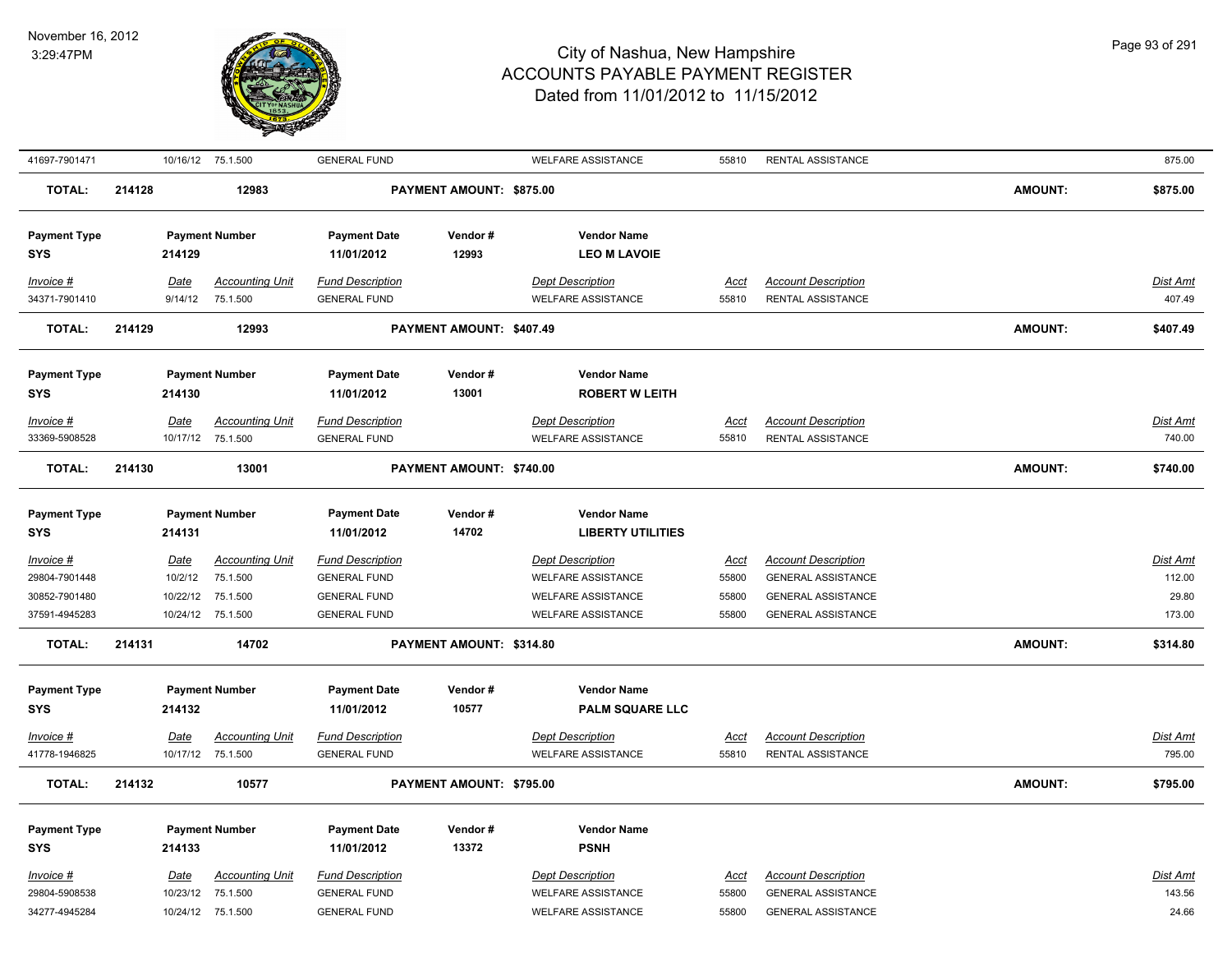| Invoice # | Date | Accounting Unit | Fund Description | Dept Description | Acct | Account Description | Dist Amt |
|---|---|---|---|---|---|---|---|
| 41697-7901471 | 10/16/12 | 75.1.500 | GENERAL FUND | WELFARE ASSISTANCE | 55810 | RENTAL ASSISTANCE | 875.00 |

**TOTAL:** 214128 | 12983 | **PAYMENT AMOUNT: $875.00** | **AMOUNT: $875.00**

| Payment Type | Payment Number | Payment Date | Vendor # | Vendor Name |
|---|---|---|---|---|
| SYS | 214129 | 11/01/2012 | 12993 | LEO M LAVOIE |

| Invoice # | Date | Accounting Unit | Fund Description | Dept Description | Acct | Account Description | Dist Amt |
|---|---|---|---|---|---|---|---|
| 34371-7901410 | 9/14/12 | 75.1.500 | GENERAL FUND | WELFARE ASSISTANCE | 55810 | RENTAL ASSISTANCE | 407.49 |

**TOTAL:** 214129 | 12993 | **PAYMENT AMOUNT: $407.49** | **AMOUNT: $407.49**

| Payment Type | Payment Number | Payment Date | Vendor # | Vendor Name |
|---|---|---|---|---|
| SYS | 214130 | 11/01/2012 | 13001 | ROBERT W LEITH |

| Invoice # | Date | Accounting Unit | Fund Description | Dept Description | Acct | Account Description | Dist Amt |
|---|---|---|---|---|---|---|---|
| 33369-5908528 | 10/17/12 | 75.1.500 | GENERAL FUND | WELFARE ASSISTANCE | 55810 | RENTAL ASSISTANCE | 740.00 |

**TOTAL:** 214130 | 13001 | **PAYMENT AMOUNT: $740.00** | **AMOUNT: $740.00**

| Payment Type | Payment Number | Payment Date | Vendor # | Vendor Name |
|---|---|---|---|---|
| SYS | 214131 | 11/01/2012 | 14702 | LIBERTY UTILITIES |

| Invoice # | Date | Accounting Unit | Fund Description | Dept Description | Acct | Account Description | Dist Amt |
|---|---|---|---|---|---|---|---|
| 29804-7901448 | 10/2/12 | 75.1.500 | GENERAL FUND | WELFARE ASSISTANCE | 55800 | GENERAL ASSISTANCE | 112.00 |
| 30852-7901480 | 10/22/12 | 75.1.500 | GENERAL FUND | WELFARE ASSISTANCE | 55800 | GENERAL ASSISTANCE | 29.80 |
| 37591-4945283 | 10/24/12 | 75.1.500 | GENERAL FUND | WELFARE ASSISTANCE | 55800 | GENERAL ASSISTANCE | 173.00 |

**TOTAL:** 214131 | 14702 | **PAYMENT AMOUNT: $314.80** | **AMOUNT: $314.80**

| Payment Type | Payment Number | Payment Date | Vendor # | Vendor Name |
|---|---|---|---|---|
| SYS | 214132 | 11/01/2012 | 10577 | PALM SQUARE LLC |

| Invoice # | Date | Accounting Unit | Fund Description | Dept Description | Acct | Account Description | Dist Amt |
|---|---|---|---|---|---|---|---|
| 41778-1946825 | 10/17/12 | 75.1.500 | GENERAL FUND | WELFARE ASSISTANCE | 55810 | RENTAL ASSISTANCE | 795.00 |

**TOTAL:** 214132 | 10577 | **PAYMENT AMOUNT: $795.00** | **AMOUNT: $795.00**

| Payment Type | Payment Number | Payment Date | Vendor # | Vendor Name |
|---|---|---|---|---|
| SYS | 214133 | 11/01/2012 | 13372 | PSNH |

| Invoice # | Date | Accounting Unit | Fund Description | Dept Description | Acct | Account Description | Dist Amt |
|---|---|---|---|---|---|---|---|
| 29804-5908538 | 10/23/12 | 75.1.500 | GENERAL FUND | WELFARE ASSISTANCE | 55800 | GENERAL ASSISTANCE | 143.56 |
| 34277-4945284 | 10/24/12 | 75.1.500 | GENERAL FUND | WELFARE ASSISTANCE | 55800 | GENERAL ASSISTANCE | 24.66 |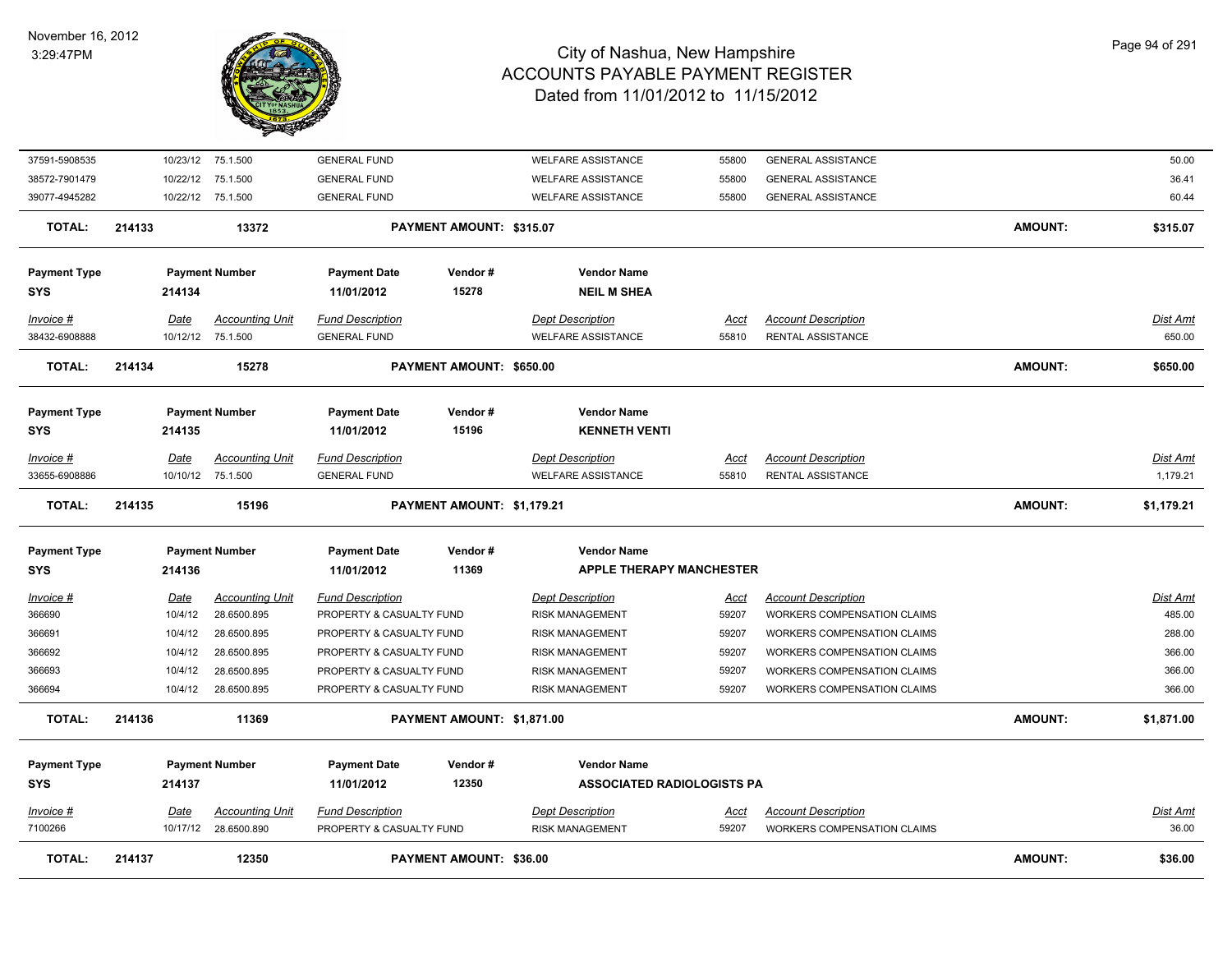# City of Nashua, New Hampshire
## ACCOUNTS PAYABLE PAYMENT REGISTER
### Dated from 11/01/2012 to 11/15/2012

| Invoice # | Date | Accounting Unit | Fund Description | Dept Description | Acct | Account Description | Dist Amt |
|---|---|---|---|---|---|---|---|
| 37591-5908535 | 10/23/12 | 75.1.500 | GENERAL FUND | WELFARE ASSISTANCE | 55800 | GENERAL ASSISTANCE | 50.00 |
| 38572-7901479 | 10/22/12 | 75.1.500 | GENERAL FUND | WELFARE ASSISTANCE | 55800 | GENERAL ASSISTANCE | 36.41 |
| 39077-4945282 | 10/22/12 | 75.1.500 | GENERAL FUND | WELFARE ASSISTANCE | 55800 | GENERAL ASSISTANCE | 60.44 |

**TOTAL:** 214133 13372 **PAYMENT AMOUNT: $315.07** **AMOUNT:** **$315.07**

| Payment Type | Payment Number | Payment Date | Vendor # | Vendor Name |
|---|---|---|---|---|
| SYS | 214134 | 11/01/2012 | 15278 | NEIL M SHEA |

| Invoice # | Date | Accounting Unit | Fund Description | Dept Description | Acct | Account Description | Dist Amt |
|---|---|---|---|---|---|---|---|
| 38432-6908888 | 10/12/12 | 75.1.500 | GENERAL FUND | WELFARE ASSISTANCE | 55810 | RENTAL ASSISTANCE | 650.00 |

**TOTAL:** 214134 15278 **PAYMENT AMOUNT: $650.00** **AMOUNT:** **$650.00**

| Payment Type | Payment Number | Payment Date | Vendor # | Vendor Name |
|---|---|---|---|---|
| SYS | 214135 | 11/01/2012 | 15196 | KENNETH VENTI |

| Invoice # | Date | Accounting Unit | Fund Description | Dept Description | Acct | Account Description | Dist Amt |
|---|---|---|---|---|---|---|---|
| 33655-6908886 | 10/10/12 | 75.1.500 | GENERAL FUND | WELFARE ASSISTANCE | 55810 | RENTAL ASSISTANCE | 1,179.21 |

**TOTAL:** 214135 15196 **PAYMENT AMOUNT: $1,179.21** **AMOUNT:** **$1,179.21**

| Payment Type | Payment Number | Payment Date | Vendor # | Vendor Name |
|---|---|---|---|---|
| SYS | 214136 | 11/01/2012 | 11369 | APPLE THERAPY MANCHESTER |

| Invoice # | Date | Accounting Unit | Fund Description | Dept Description | Acct | Account Description | Dist Amt |
|---|---|---|---|---|---|---|---|
| 366690 | 10/4/12 | 28.6500.895 | PROPERTY & CASUALTY FUND | RISK MANAGEMENT | 59207 | WORKERS COMPENSATION CLAIMS | 485.00 |
| 366691 | 10/4/12 | 28.6500.895 | PROPERTY & CASUALTY FUND | RISK MANAGEMENT | 59207 | WORKERS COMPENSATION CLAIMS | 288.00 |
| 366692 | 10/4/12 | 28.6500.895 | PROPERTY & CASUALTY FUND | RISK MANAGEMENT | 59207 | WORKERS COMPENSATION CLAIMS | 366.00 |
| 366693 | 10/4/12 | 28.6500.895 | PROPERTY & CASUALTY FUND | RISK MANAGEMENT | 59207 | WORKERS COMPENSATION CLAIMS | 366.00 |
| 366694 | 10/4/12 | 28.6500.895 | PROPERTY & CASUALTY FUND | RISK MANAGEMENT | 59207 | WORKERS COMPENSATION CLAIMS | 366.00 |

**TOTAL:** 214136 11369 **PAYMENT AMOUNT: $1,871.00** **AMOUNT:** **$1,871.00**

| Payment Type | Payment Number | Payment Date | Vendor # | Vendor Name |
|---|---|---|---|---|
| SYS | 214137 | 11/01/2012 | 12350 | ASSOCIATED RADIOLOGISTS PA |

| Invoice # | Date | Accounting Unit | Fund Description | Dept Description | Acct | Account Description | Dist Amt |
|---|---|---|---|---|---|---|---|
| 7100266 | 10/17/12 | 28.6500.890 | PROPERTY & CASUALTY FUND | RISK MANAGEMENT | 59207 | WORKERS COMPENSATION CLAIMS | 36.00 |

**TOTAL:** 214137 12350 **PAYMENT AMOUNT: $36.00** **AMOUNT:** **$36.00**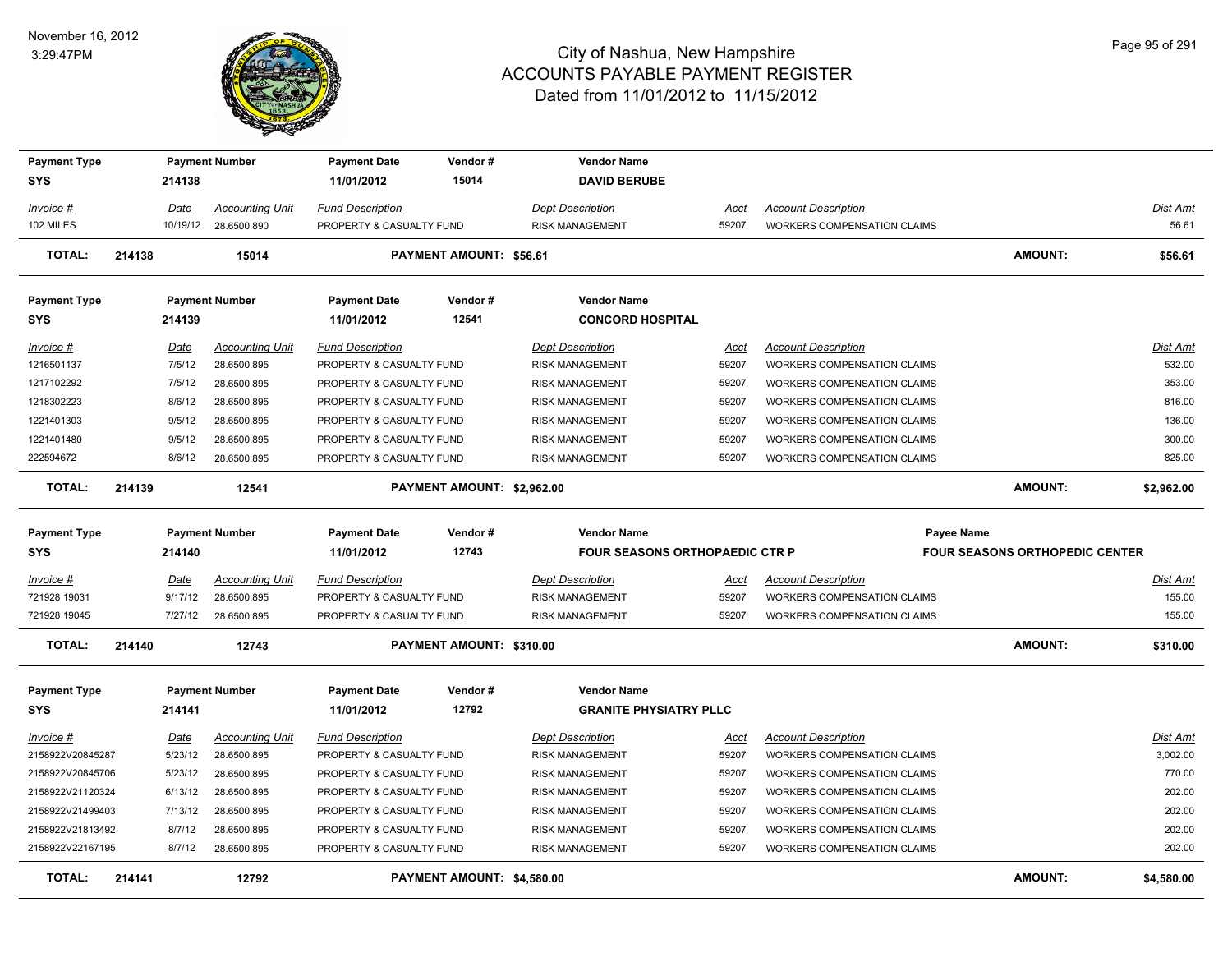# City of Nashua, New Hampshire
## ACCOUNTS PAYABLE PAYMENT REGISTER
### Dated from 11/01/2012 to 11/15/2012

November 16, 2012
3:29:47PM

| Payment Type | Payment Number | Payment Date | Vendor # | Vendor Name |
|---|---|---|---|---|
| SYS | 214138 | 11/01/2012 | 15014 | DAVID BERUBE |

| Invoice # | Date | Accounting Unit | Fund Description | Dept Description | Acct | Account Description | Dist Amt |
|---|---|---|---|---|---|---|---|
| 102 MILES | 10/19/12 | 28.6500.890 | PROPERTY & CASUALTY FUND | RISK MANAGEMENT | 59207 | WORKERS COMPENSATION CLAIMS | 56.61 |

**TOTAL: 214138 15014 PAYMENT AMOUNT: $56.61 AMOUNT: $56.61**

| Payment Type | Payment Number | Payment Date | Vendor # | Vendor Name |
|---|---|---|---|---|
| SYS | 214139 | 11/01/2012 | 12541 | CONCORD HOSPITAL |

| Invoice # | Date | Accounting Unit | Fund Description | Dept Description | Acct | Account Description | Dist Amt |
|---|---|---|---|---|---|---|---|
| 1216501137 | 7/5/12 | 28.6500.895 | PROPERTY & CASUALTY FUND | RISK MANAGEMENT | 59207 | WORKERS COMPENSATION CLAIMS | 532.00 |
| 1217102292 | 7/5/12 | 28.6500.895 | PROPERTY & CASUALTY FUND | RISK MANAGEMENT | 59207 | WORKERS COMPENSATION CLAIMS | 353.00 |
| 1218302223 | 8/6/12 | 28.6500.895 | PROPERTY & CASUALTY FUND | RISK MANAGEMENT | 59207 | WORKERS COMPENSATION CLAIMS | 816.00 |
| 1221401303 | 9/5/12 | 28.6500.895 | PROPERTY & CASUALTY FUND | RISK MANAGEMENT | 59207 | WORKERS COMPENSATION CLAIMS | 136.00 |
| 1221401480 | 9/5/12 | 28.6500.895 | PROPERTY & CASUALTY FUND | RISK MANAGEMENT | 59207 | WORKERS COMPENSATION CLAIMS | 300.00 |
| 222594672 | 8/6/12 | 28.6500.895 | PROPERTY & CASUALTY FUND | RISK MANAGEMENT | 59207 | WORKERS COMPENSATION CLAIMS | 825.00 |

**TOTAL: 214139 12541 PAYMENT AMOUNT: $2,962.00 AMOUNT: $2,962.00**

| Payment Type | Payment Number | Payment Date | Vendor # | Vendor Name | Payee Name |
|---|---|---|---|---|---|
| SYS | 214140 | 11/01/2012 | 12743 | FOUR SEASONS ORTHOPAEDIC CTR P | FOUR SEASONS ORTHOPEDIC CENTER |

| Invoice # | Date | Accounting Unit | Fund Description | Dept Description | Acct | Account Description | Dist Amt |
|---|---|---|---|---|---|---|---|
| 721928 19031 | 9/17/12 | 28.6500.895 | PROPERTY & CASUALTY FUND | RISK MANAGEMENT | 59207 | WORKERS COMPENSATION CLAIMS | 155.00 |
| 721928 19045 | 7/27/12 | 28.6500.895 | PROPERTY & CASUALTY FUND | RISK MANAGEMENT | 59207 | WORKERS COMPENSATION CLAIMS | 155.00 |

**TOTAL: 214140 12743 PAYMENT AMOUNT: $310.00 AMOUNT: $310.00**

| Payment Type | Payment Number | Payment Date | Vendor # | Vendor Name |
|---|---|---|---|---|
| SYS | 214141 | 11/01/2012 | 12792 | GRANITE PHYSIATRY PLLC |

| Invoice # | Date | Accounting Unit | Fund Description | Dept Description | Acct | Account Description | Dist Amt |
|---|---|---|---|---|---|---|---|
| 2158922V20845287 | 5/23/12 | 28.6500.895 | PROPERTY & CASUALTY FUND | RISK MANAGEMENT | 59207 | WORKERS COMPENSATION CLAIMS | 3,002.00 |
| 2158922V20845706 | 5/23/12 | 28.6500.895 | PROPERTY & CASUALTY FUND | RISK MANAGEMENT | 59207 | WORKERS COMPENSATION CLAIMS | 770.00 |
| 2158922V21120324 | 6/13/12 | 28.6500.895 | PROPERTY & CASUALTY FUND | RISK MANAGEMENT | 59207 | WORKERS COMPENSATION CLAIMS | 202.00 |
| 2158922V21499403 | 7/13/12 | 28.6500.895 | PROPERTY & CASUALTY FUND | RISK MANAGEMENT | 59207 | WORKERS COMPENSATION CLAIMS | 202.00 |
| 2158922V21813492 | 8/7/12 | 28.6500.895 | PROPERTY & CASUALTY FUND | RISK MANAGEMENT | 59207 | WORKERS COMPENSATION CLAIMS | 202.00 |
| 2158922V22167195 | 8/7/12 | 28.6500.895 | PROPERTY & CASUALTY FUND | RISK MANAGEMENT | 59207 | WORKERS COMPENSATION CLAIMS | 202.00 |

**TOTAL: 214141 12792 PAYMENT AMOUNT: $4,580.00 AMOUNT: $4,580.00**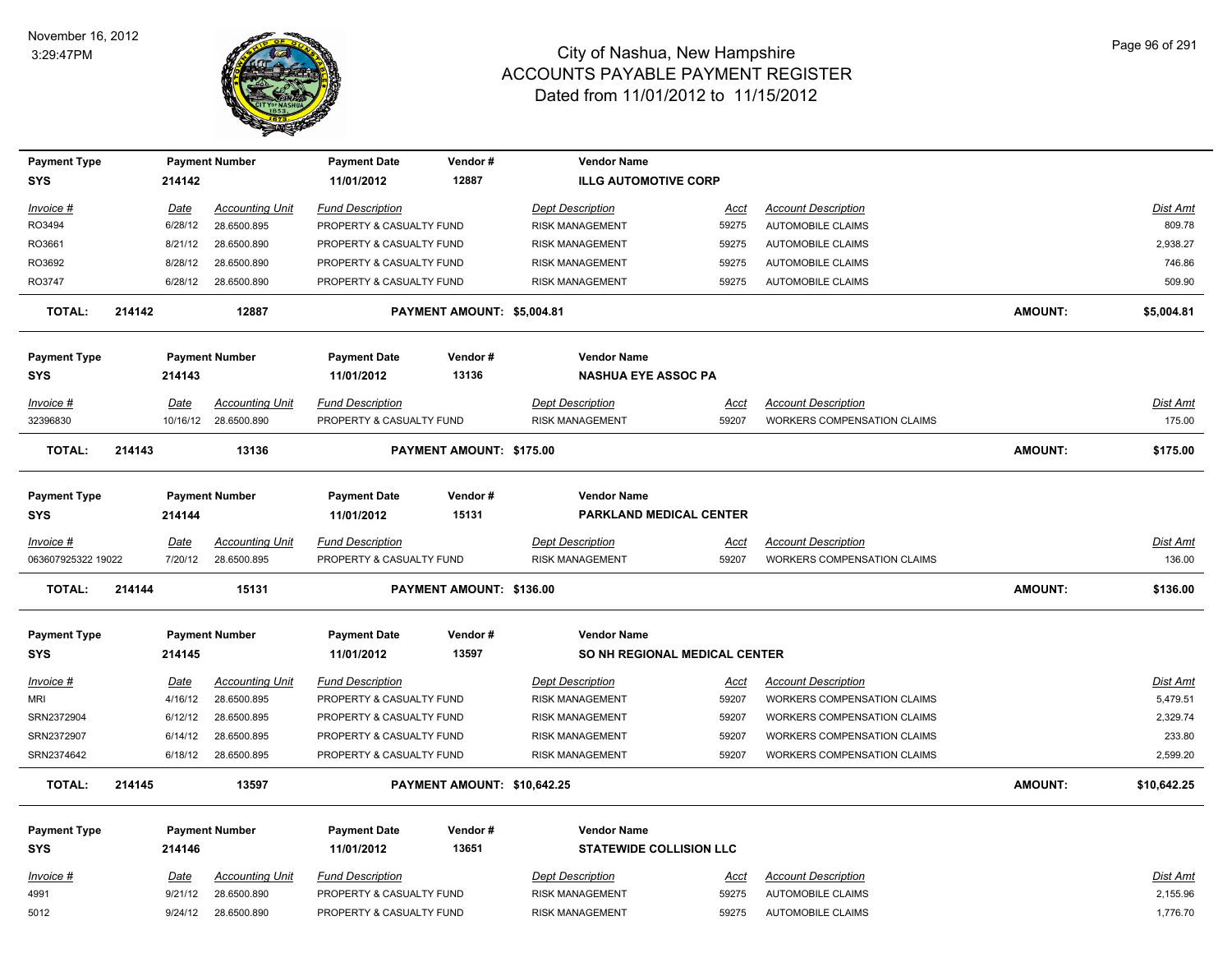# City of Nashua, New Hampshire
## ACCOUNTS PAYABLE PAYMENT REGISTER
### Dated from 11/01/2012 to 11/15/2012

November 16, 2012
3:29:47PM

| Payment Type | Payment Number | Payment Date | Vendor # | Vendor Name |
|---|---|---|---|---|
| SYS | 214142 | 11/01/2012 | 12887 | ILLG AUTOMOTIVE CORP |

| Invoice # | Date | Accounting Unit | Fund Description | Dept Description | Acct | Account Description | Dist Amt |
|---|---|---|---|---|---|---|---|
| RO3494 | 6/28/12 | 28.6500.895 | PROPERTY & CASUALTY FUND | RISK MANAGEMENT | 59275 | AUTOMOBILE CLAIMS | 809.78 |
| RO3661 | 8/21/12 | 28.6500.890 | PROPERTY & CASUALTY FUND | RISK MANAGEMENT | 59275 | AUTOMOBILE CLAIMS | 2,938.27 |
| RO3692 | 8/28/12 | 28.6500.890 | PROPERTY & CASUALTY FUND | RISK MANAGEMENT | 59275 | AUTOMOBILE CLAIMS | 746.86 |
| RO3747 | 6/28/12 | 28.6500.890 | PROPERTY & CASUALTY FUND | RISK MANAGEMENT | 59275 | AUTOMOBILE CLAIMS | 509.90 |

**TOTAL: 214142 12887 PAYMENT AMOUNT: $5,004.81 AMOUNT: $5,004.81**

| Payment Type | Payment Number | Payment Date | Vendor # | Vendor Name |
|---|---|---|---|---|
| SYS | 214143 | 11/01/2012 | 13136 | NASHUA EYE ASSOC PA |

| Invoice # | Date | Accounting Unit | Fund Description | Dept Description | Acct | Account Description | Dist Amt |
|---|---|---|---|---|---|---|---|
| 32396830 | 10/16/12 | 28.6500.890 | PROPERTY & CASUALTY FUND | RISK MANAGEMENT | 59207 | WORKERS COMPENSATION CLAIMS | 175.00 |

**TOTAL: 214143 13136 PAYMENT AMOUNT: $175.00 AMOUNT: $175.00**

| Payment Type | Payment Number | Payment Date | Vendor # | Vendor Name |
|---|---|---|---|---|
| SYS | 214144 | 11/01/2012 | 15131 | PARKLAND MEDICAL CENTER |

| Invoice # | Date | Accounting Unit | Fund Description | Dept Description | Acct | Account Description | Dist Amt |
|---|---|---|---|---|---|---|---|
| 063607925322 19022 | 7/20/12 | 28.6500.895 | PROPERTY & CASUALTY FUND | RISK MANAGEMENT | 59207 | WORKERS COMPENSATION CLAIMS | 136.00 |

**TOTAL: 214144 15131 PAYMENT AMOUNT: $136.00 AMOUNT: $136.00**

| Payment Type | Payment Number | Payment Date | Vendor # | Vendor Name |
|---|---|---|---|---|
| SYS | 214145 | 11/01/2012 | 13597 | SO NH REGIONAL MEDICAL CENTER |

| Invoice # | Date | Accounting Unit | Fund Description | Dept Description | Acct | Account Description | Dist Amt |
|---|---|---|---|---|---|---|---|
| MRI | 4/16/12 | 28.6500.895 | PROPERTY & CASUALTY FUND | RISK MANAGEMENT | 59207 | WORKERS COMPENSATION CLAIMS | 5,479.51 |
| SRN2372904 | 6/12/12 | 28.6500.895 | PROPERTY & CASUALTY FUND | RISK MANAGEMENT | 59207 | WORKERS COMPENSATION CLAIMS | 2,329.74 |
| SRN2372907 | 6/14/12 | 28.6500.895 | PROPERTY & CASUALTY FUND | RISK MANAGEMENT | 59207 | WORKERS COMPENSATION CLAIMS | 233.80 |
| SRN2374642 | 6/18/12 | 28.6500.895 | PROPERTY & CASUALTY FUND | RISK MANAGEMENT | 59207 | WORKERS COMPENSATION CLAIMS | 2,599.20 |

**TOTAL: 214145 13597 PAYMENT AMOUNT: $10,642.25 AMOUNT: $10,642.25**

| Payment Type | Payment Number | Payment Date | Vendor # | Vendor Name |
|---|---|---|---|---|
| SYS | 214146 | 11/01/2012 | 13651 | STATEWIDE COLLISION LLC |

| Invoice # | Date | Accounting Unit | Fund Description | Dept Description | Acct | Account Description | Dist Amt |
|---|---|---|---|---|---|---|---|
| 4991 | 9/21/12 | 28.6500.890 | PROPERTY & CASUALTY FUND | RISK MANAGEMENT | 59275 | AUTOMOBILE CLAIMS | 2,155.96 |
| 5012 | 9/24/12 | 28.6500.890 | PROPERTY & CASUALTY FUND | RISK MANAGEMENT | 59275 | AUTOMOBILE CLAIMS | 1,776.70 |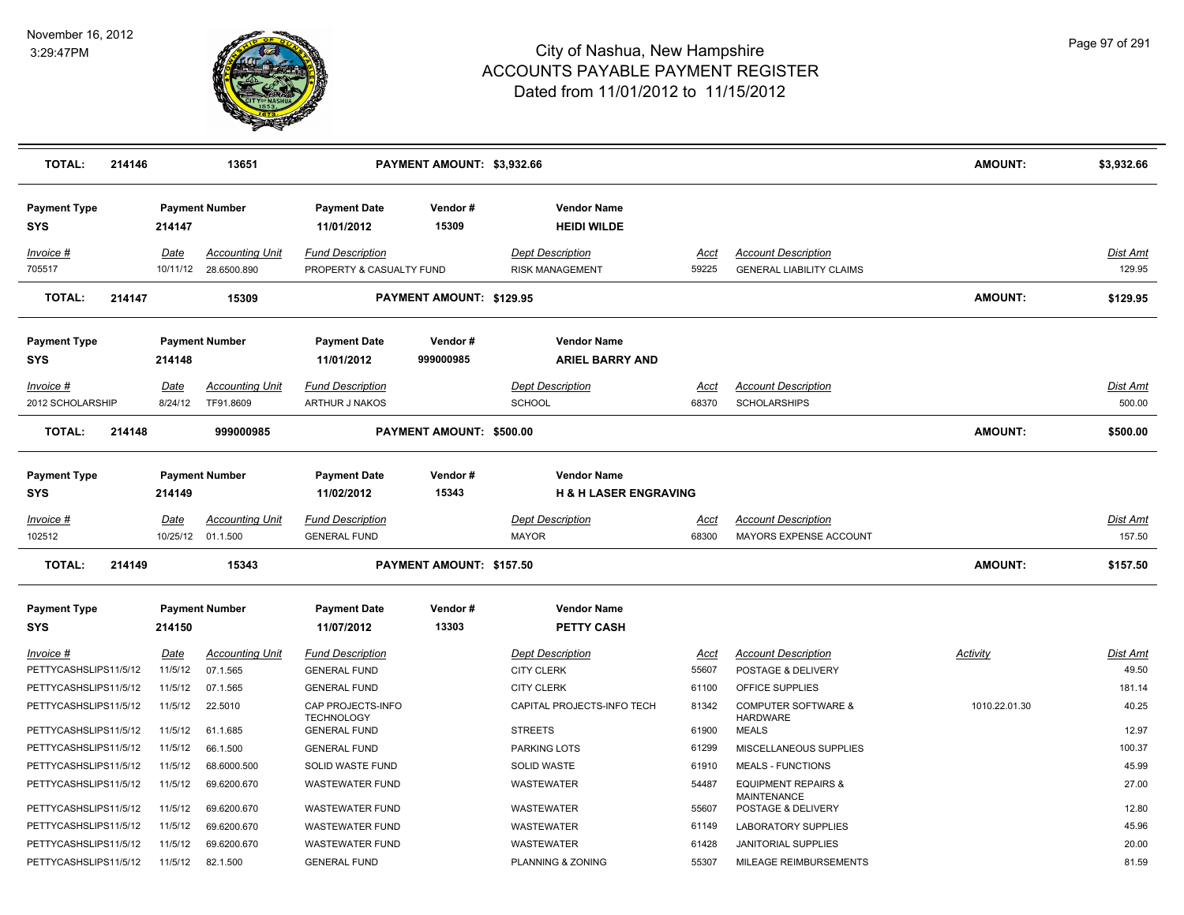# City of Nashua, New Hampshire
## ACCOUNTS PAYABLE PAYMENT REGISTER
### Dated from 11/01/2012 to 11/15/2012

November 16, 2012
3:29:47PM

| TOTAL: | 214146 | 13651 | PAYMENT AMOUNT: $3,932.66 | AMOUNT: | $3,932.66 |
|---|---|---|---|---|---|

| Payment Type | Payment Number | Payment Date | Vendor # | Vendor Name |
|---|---|---|---|---|
| SYS | 214147 | 11/01/2012 | 15309 | HEIDI WILDE |

| Invoice # | Date | Accounting Unit | Fund Description | Dept Description | Acct | Account Description | Dist Amt |
|---|---|---|---|---|---|---|---|
| 705517 | 10/11/12 | 28.6500.890 | PROPERTY & CASUALTY FUND | RISK MANAGEMENT | 59225 | GENERAL LIABILITY CLAIMS | 129.95 |

| TOTAL: | 214147 | 15309 | PAYMENT AMOUNT: $129.95 | AMOUNT: | $129.95 |
|---|---|---|---|---|---|

| Payment Type | Payment Number | Payment Date | Vendor # | Vendor Name |
|---|---|---|---|---|
| SYS | 214148 | 11/01/2012 | 999000985 | ARIEL BARRY AND |

| Invoice # | Date | Accounting Unit | Fund Description | Dept Description | Acct | Account Description | Dist Amt |
|---|---|---|---|---|---|---|---|
| 2012 SCHOLARSHIP | 8/24/12 | TF91.8609 | ARTHUR J NAKOS | SCHOOL | 68370 | SCHOLARSHIPS | 500.00 |

| TOTAL: | 214148 | 999000985 | PAYMENT AMOUNT: $500.00 | AMOUNT: | $500.00 |
|---|---|---|---|---|---|

| Payment Type | Payment Number | Payment Date | Vendor # | Vendor Name |
|---|---|---|---|---|
| SYS | 214149 | 11/02/2012 | 15343 | H & H LASER ENGRAVING |

| Invoice # | Date | Accounting Unit | Fund Description | Dept Description | Acct | Account Description | Dist Amt |
|---|---|---|---|---|---|---|---|
| 102512 | 10/25/12 | 01.1.500 | GENERAL FUND | MAYOR | 68300 | MAYORS EXPENSE ACCOUNT | 157.50 |

| TOTAL: | 214149 | 15343 | PAYMENT AMOUNT: $157.50 | AMOUNT: | $157.50 |
|---|---|---|---|---|---|

| Payment Type | Payment Number | Payment Date | Vendor # | Vendor Name |
|---|---|---|---|---|
| SYS | 214150 | 11/07/2012 | 13303 | PETTY CASH |

| Invoice # | Date | Accounting Unit | Fund Description | Dept Description | Acct | Account Description | Activity | Dist Amt |
|---|---|---|---|---|---|---|---|---|
| PETTYCASHSLIPS11/5/12 | 11/5/12 | 07.1.565 | GENERAL FUND | CITY CLERK | 55607 | POSTAGE & DELIVERY | | 49.50 |
| PETTYCASHSLIPS11/5/12 | 11/5/12 | 07.1.565 | GENERAL FUND | CITY CLERK | 61100 | OFFICE SUPPLIES | | 181.14 |
| PETTYCASHSLIPS11/5/12 | 11/5/12 | 22.5010 | CAP PROJECTS-INFO TECHNOLOGY | CAPITAL PROJECTS-INFO TECH | 81342 | COMPUTER SOFTWARE & HARDWARE | 1010.22.01.30 | 40.25 |
| PETTYCASHSLIPS11/5/12 | 11/5/12 | 61.1.685 | GENERAL FUND | STREETS | 61900 | MEALS | | 12.97 |
| PETTYCASHSLIPS11/5/12 | 11/5/12 | 66.1.500 | GENERAL FUND | PARKING LOTS | 61299 | MISCELLANEOUS SUPPLIES | | 100.37 |
| PETTYCASHSLIPS11/5/12 | 11/5/12 | 68.6000.500 | SOLID WASTE FUND | SOLID WASTE | 61910 | MEALS - FUNCTIONS | | 45.99 |
| PETTYCASHSLIPS11/5/12 | 11/5/12 | 69.6200.670 | WASTEWATER FUND | WASTEWATER | 54487 | EQUIPMENT REPAIRS & MAINTENANCE | | 27.00 |
| PETTYCASHSLIPS11/5/12 | 11/5/12 | 69.6200.670 | WASTEWATER FUND | WASTEWATER | 55607 | POSTAGE & DELIVERY | | 12.80 |
| PETTYCASHSLIPS11/5/12 | 11/5/12 | 69.6200.670 | WASTEWATER FUND | WASTEWATER | 61149 | LABORATORY SUPPLIES | | 45.96 |
| PETTYCASHSLIPS11/5/12 | 11/5/12 | 69.6200.670 | WASTEWATER FUND | WASTEWATER | 61428 | JANITORIAL SUPPLIES | | 20.00 |
| PETTYCASHSLIPS11/5/12 | 11/5/12 | 82.1.500 | GENERAL FUND | PLANNING & ZONING | 55307 | MILEAGE REIMBURSEMENTS | | 81.59 |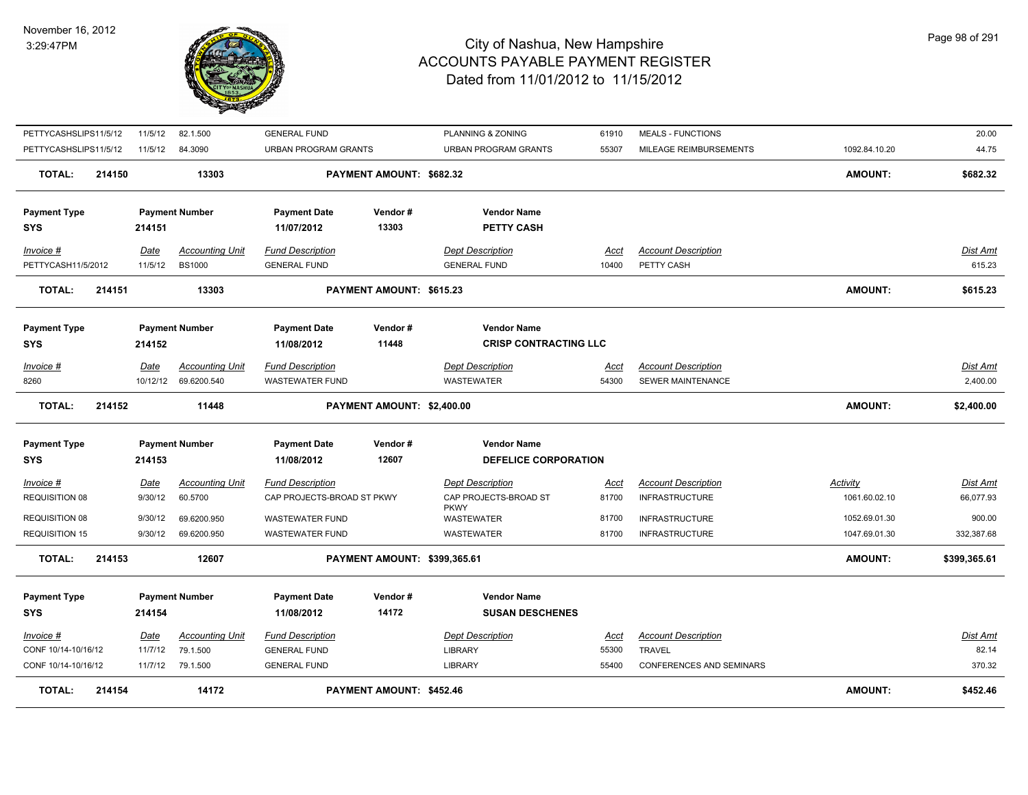# City of Nashua, New Hampshire
## ACCOUNTS PAYABLE PAYMENT REGISTER
### Dated from 11/01/2012 to 11/15/2012

| | | | | | | | | |
|---|---|---|---|---|---|---|---|---|
| PETTYCASHSLIPS11/5/12 | 11/5/12 | 82.1.500 | GENERAL FUND | PLANNING & ZONING | 61910 | MEALS - FUNCTIONS | | 20.00 |
| PETTYCASHSLIPS11/5/12 | 11/5/12 | 84.3090 | URBAN PROGRAM GRANTS | URBAN PROGRAM GRANTS | 55307 | MILEAGE REIMBURSEMENTS | 1092.84.10.20 | 44.75 |
| **TOTAL: 214150** | | **13303** | **PAYMENT AMOUNT: $682.32** | | | | **AMOUNT:** | **$682.32** |

| Payment Type | Payment Number | Payment Date | Vendor # | Vendor Name |
|---|---|---|---|---|
| **SYS** | **214151** | **11/07/2012** | **13303** | **PETTY CASH** |

| Invoice # | Date | Accounting Unit | Fund Description | Dept Description | Acct | Account Description | | Dist Amt |
|---|---|---|---|---|---|---|---|---|
| PETTYCASH11/5/2012 | 11/5/12 | BS1000 | GENERAL FUND | GENERAL FUND | 10400 | PETTY CASH | | 615.23 |
| **TOTAL: 214151** | | **13303** | **PAYMENT AMOUNT: $615.23** | | | | **AMOUNT:** | **$615.23** |

| Payment Type | Payment Number | Payment Date | Vendor # | Vendor Name |
|---|---|---|---|---|
| **SYS** | **214152** | **11/08/2012** | **11448** | **CRISP CONTRACTING LLC** |

| Invoice # | Date | Accounting Unit | Fund Description | Dept Description | Acct | Account Description | | Dist Amt |
|---|---|---|---|---|---|---|---|---|
| 8260 | 10/12/12 | 69.6200.540 | WASTEWATER FUND | WASTEWATER | 54300 | SEWER MAINTENANCE | | 2,400.00 |
| **TOTAL: 214152** | | **11448** | **PAYMENT AMOUNT: $2,400.00** | | | | **AMOUNT:** | **$2,400.00** |

| Payment Type | Payment Number | Payment Date | Vendor # | Vendor Name |
|---|---|---|---|---|
| **SYS** | **214153** | **11/08/2012** | **12607** | **DEFELICE CORPORATION** |

| Invoice # | Date | Accounting Unit | Fund Description | Dept Description | Acct | Account Description | Activity | Dist Amt |
|---|---|---|---|---|---|---|---|---|
| REQUISITION 08 | 9/30/12 | 60.5700 | CAP PROJECTS-BROAD ST PKWY | CAP PROJECTS-BROAD ST PKWY | 81700 | INFRASTRUCTURE | 1061.60.02.10 | 66,077.93 |
| REQUISITION 08 | 9/30/12 | 69.6200.950 | WASTEWATER FUND | WASTEWATER | 81700 | INFRASTRUCTURE | 1052.69.01.30 | 900.00 |
| REQUISITION 15 | 9/30/12 | 69.6200.950 | WASTEWATER FUND | WASTEWATER | 81700 | INFRASTRUCTURE | 1047.69.01.30 | 332,387.68 |
| **TOTAL: 214153** | | **12607** | **PAYMENT AMOUNT: $399,365.61** | | | | **AMOUNT:** | **$399,365.61** |

| Payment Type | Payment Number | Payment Date | Vendor # | Vendor Name |
|---|---|---|---|---|
| **SYS** | **214154** | **11/08/2012** | **14172** | **SUSAN DESCHENES** |

| Invoice # | Date | Accounting Unit | Fund Description | Dept Description | Acct | Account Description | | Dist Amt |
|---|---|---|---|---|---|---|---|---|
| CONF 10/14-10/16/12 | 11/7/12 | 79.1.500 | GENERAL FUND | LIBRARY | 55300 | TRAVEL | | 82.14 |
| CONF 10/14-10/16/12 | 11/7/12 | 79.1.500 | GENERAL FUND | LIBRARY | 55400 | CONFERENCES AND SEMINARS | | 370.32 |
| **TOTAL: 214154** | | **14172** | **PAYMENT AMOUNT: $452.46** | | | | **AMOUNT:** | **$452.46** |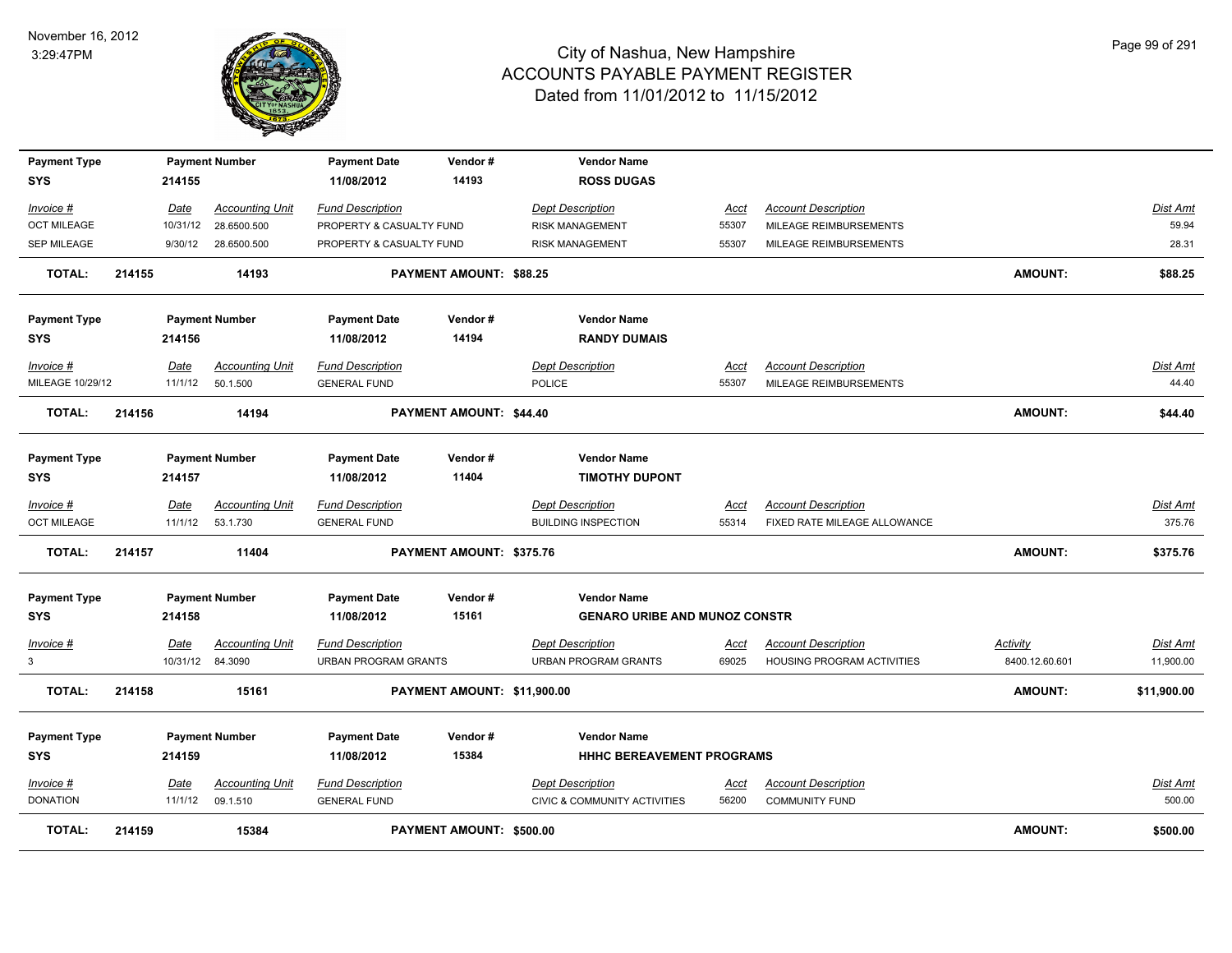# City of Nashua, New Hampshire
## ACCOUNTS PAYABLE PAYMENT REGISTER
### Dated from 11/01/2012 to 11/15/2012

November 16, 2012
3:29:47PM

| Payment Type | Payment Number | Payment Date | Vendor # | Vendor Name |
|---|---|---|---|---|
| SYS | 214155 | 11/08/2012 | 14193 | **ROSS DUGAS** |

| Invoice # | Date | Accounting Unit | Fund Description | Dept Description | Acct | Account Description | Dist Amt |
|---|---|---|---|---|---|---|---|
| OCT MILEAGE | 10/31/12 | 28.6500.500 | PROPERTY & CASUALTY FUND | RISK MANAGEMENT | 55307 | MILEAGE REIMBURSEMENTS | 59.94 |
| SEP MILEAGE | 9/30/12 | 28.6500.500 | PROPERTY & CASUALTY FUND | RISK MANAGEMENT | 55307 | MILEAGE REIMBURSEMENTS | 28.31 |

**TOTAL: 214155 14193 PAYMENT AMOUNT: $88.25 AMOUNT: $88.25**

| Payment Type | Payment Number | Payment Date | Vendor # | Vendor Name |
|---|---|---|---|---|
| SYS | 214156 | 11/08/2012 | 14194 | **RANDY DUMAIS** |

| Invoice # | Date | Accounting Unit | Fund Description | Dept Description | Acct | Account Description | Dist Amt |
|---|---|---|---|---|---|---|---|
| MILEAGE 10/29/12 | 11/1/12 | 50.1.500 | GENERAL FUND | POLICE | 55307 | MILEAGE REIMBURSEMENTS | 44.40 |

**TOTAL: 214156 14194 PAYMENT AMOUNT: $44.40 AMOUNT: $44.40**

| Payment Type | Payment Number | Payment Date | Vendor # | Vendor Name |
|---|---|---|---|---|
| SYS | 214157 | 11/08/2012 | 11404 | **TIMOTHY DUPONT** |

| Invoice # | Date | Accounting Unit | Fund Description | Dept Description | Acct | Account Description | Dist Amt |
|---|---|---|---|---|---|---|---|
| OCT MILEAGE | 11/1/12 | 53.1.730 | GENERAL FUND | BUILDING INSPECTION | 55314 | FIXED RATE MILEAGE ALLOWANCE | 375.76 |

**TOTAL: 214157 11404 PAYMENT AMOUNT: $375.76 AMOUNT: $375.76**

| Payment Type | Payment Number | Payment Date | Vendor # | Vendor Name |
|---|---|---|---|---|
| SYS | 214158 | 11/08/2012 | 15161 | **GENARO URIBE AND MUNOZ CONSTR** |

| Invoice # | Date | Accounting Unit | Fund Description | Dept Description | Acct | Account Description | Activity | Dist Amt |
|---|---|---|---|---|---|---|---|---|
| 3 | 10/31/12 | 84.3090 | URBAN PROGRAM GRANTS | URBAN PROGRAM GRANTS | 69025 | HOUSING PROGRAM ACTIVITIES | 8400.12.60.601 | 11,900.00 |

**TOTAL: 214158 15161 PAYMENT AMOUNT: $11,900.00 AMOUNT: $11,900.00**

| Payment Type | Payment Number | Payment Date | Vendor # | Vendor Name |
|---|---|---|---|---|
| SYS | 214159 | 11/08/2012 | 15384 | **HHHC BEREAVEMENT PROGRAMS** |

| Invoice # | Date | Accounting Unit | Fund Description | Dept Description | Acct | Account Description | Dist Amt |
|---|---|---|---|---|---|---|---|
| DONATION | 11/1/12 | 09.1.510 | GENERAL FUND | CIVIC & COMMUNITY ACTIVITIES | 56200 | COMMUNITY FUND | 500.00 |

**TOTAL: 214159 15384 PAYMENT AMOUNT: $500.00 AMOUNT: $500.00**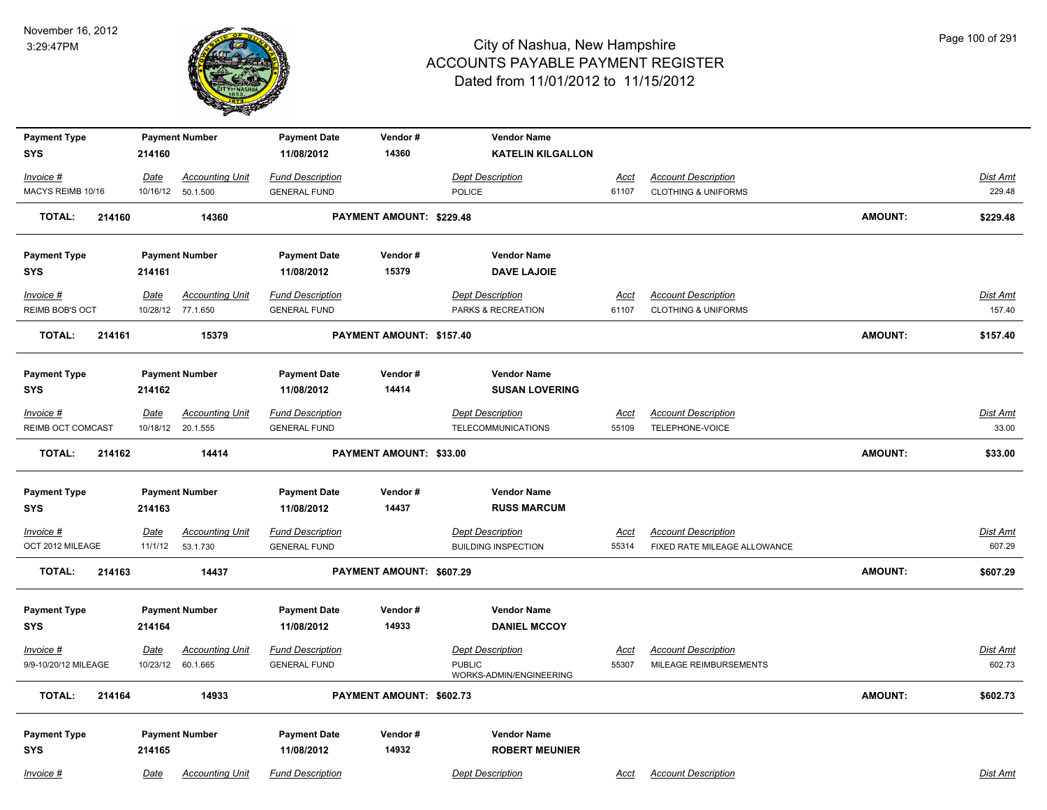# City of Nashua, New Hampshire
## ACCOUNTS PAYABLE PAYMENT REGISTER
### Dated from 11/01/2012 to 11/15/2012

November 16, 2012
3:29:47PM

| Payment Type | Payment Number | Payment Date | Vendor # | Vendor Name | | | |
|---|---|---|---|---|---|---|---|
| SYS | 214160 | 11/08/2012 | 14360 | KATELIN KILGALLON | | | |

| Invoice # | Date | Accounting Unit | Fund Description | Dept Description | Acct | Account Description | Dist Amt |
|---|---|---|---|---|---|---|---|
| MACYS REIMB 10/16 | 10/16/12 | 50.1.500 | GENERAL FUND | POLICE | 61107 | CLOTHING & UNIFORMS | 229.48 |

**TOTAL: 214160 14360 PAYMENT AMOUNT: $229.48 AMOUNT: $229.48**

| Payment Type | Payment Number | Payment Date | Vendor # | Vendor Name | | | |
|---|---|---|---|---|---|---|---|
| SYS | 214161 | 11/08/2012 | 15379 | DAVE LAJOIE | | | |

| Invoice # | Date | Accounting Unit | Fund Description | Dept Description | Acct | Account Description | Dist Amt |
|---|---|---|---|---|---|---|---|
| REIMB BOB'S OCT | 10/28/12 | 77.1.650 | GENERAL FUND | PARKS & RECREATION | 61107 | CLOTHING & UNIFORMS | 157.40 |

**TOTAL: 214161 15379 PAYMENT AMOUNT: $157.40 AMOUNT: $157.40**

| Payment Type | Payment Number | Payment Date | Vendor # | Vendor Name | | | |
|---|---|---|---|---|---|---|---|
| SYS | 214162 | 11/08/2012 | 14414 | SUSAN LOVERING | | | |

| Invoice # | Date | Accounting Unit | Fund Description | Dept Description | Acct | Account Description | Dist Amt |
|---|---|---|---|---|---|---|---|
| REIMB OCT COMCAST | 10/18/12 | 20.1.555 | GENERAL FUND | TELECOMMUNICATIONS | 55109 | TELEPHONE-VOICE | 33.00 |

**TOTAL: 214162 14414 PAYMENT AMOUNT: $33.00 AMOUNT: $33.00**

| Payment Type | Payment Number | Payment Date | Vendor # | Vendor Name | | | |
|---|---|---|---|---|---|---|---|
| SYS | 214163 | 11/08/2012 | 14437 | RUSS MARCUM | | | |

| Invoice # | Date | Accounting Unit | Fund Description | Dept Description | Acct | Account Description | Dist Amt |
|---|---|---|---|---|---|---|---|
| OCT 2012 MILEAGE | 11/1/12 | 53.1.730 | GENERAL FUND | BUILDING INSPECTION | 55314 | FIXED RATE MILEAGE ALLOWANCE | 607.29 |

**TOTAL: 214163 14437 PAYMENT AMOUNT: $607.29 AMOUNT: $607.29**

| Payment Type | Payment Number | Payment Date | Vendor # | Vendor Name | | | |
|---|---|---|---|---|---|---|---|
| SYS | 214164 | 11/08/2012 | 14933 | DANIEL MCCOY | | | |

| Invoice # | Date | Accounting Unit | Fund Description | Dept Description | Acct | Account Description | Dist Amt |
|---|---|---|---|---|---|---|---|
| 9/9-10/20/12 MILEAGE | 10/23/12 | 60.1.665 | GENERAL FUND | PUBLIC WORKS-ADMIN/ENGINEERING | 55307 | MILEAGE REIMBURSEMENTS | 602.73 |

**TOTAL: 214164 14933 PAYMENT AMOUNT: $602.73 AMOUNT: $602.73**

| Payment Type | Payment Number | Payment Date | Vendor # | Vendor Name | | | |
|---|---|---|---|---|---|---|---|
| SYS | 214165 | 11/08/2012 | 14932 | ROBERT MEUNIER | | | |

| Invoice # | Date | Accounting Unit | Fund Description | Dept Description | Acct | Account Description | Dist Amt |
|---|---|---|---|---|---|---|---|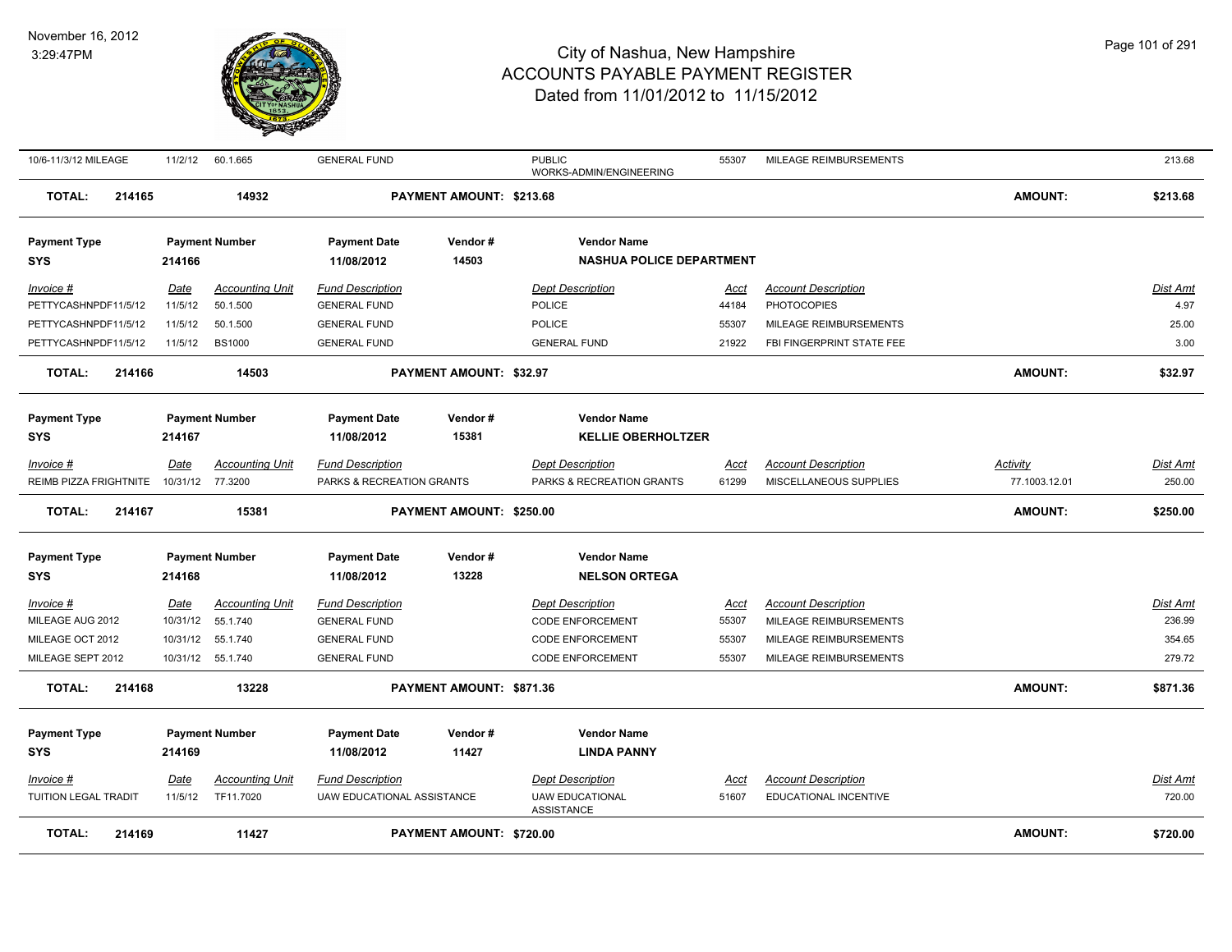# City of Nashua, New Hampshire
## ACCOUNTS PAYABLE PAYMENT REGISTER
### Dated from 11/01/2012 to 11/15/2012

November 16, 2012
3:29:47PM

| Invoice # | Date | Accounting Unit | Fund Description | Dept Description | Acct | Account Description | Activity | Dist Amt |
|---|---|---|---|---|---|---|---|---|
| 10/6-11/3/12 MILEAGE | 11/2/12 | 60.1.665 | GENERAL FUND | PUBLIC WORKS-ADMIN/ENGINEERING | 55307 | MILEAGE REIMBURSEMENTS | | 213.68 |

**TOTAL: 214165 — 14932 — PAYMENT AMOUNT: $213.68 — AMOUNT: $213.68**

| Payment Type | Payment Number | Payment Date | Vendor # | Vendor Name |
|---|---|---|---|---|
| SYS | 214166 | 11/08/2012 | 14503 | NASHUA POLICE DEPARTMENT |

| Invoice # | Date | Accounting Unit | Fund Description | Dept Description | Acct | Account Description | Dist Amt |
|---|---|---|---|---|---|---|---|
| PETTYCASHNPDF11/5/12 | 11/5/12 | 50.1.500 | GENERAL FUND | POLICE | 44184 | PHOTOCOPIES | 4.97 |
| PETTYCASHNPDF11/5/12 | 11/5/12 | 50.1.500 | GENERAL FUND | POLICE | 55307 | MILEAGE REIMBURSEMENTS | 25.00 |
| PETTYCASHNPDF11/5/12 | 11/5/12 | BS1000 | GENERAL FUND | GENERAL FUND | 21922 | FBI FINGERPRINT STATE FEE | 3.00 |

**TOTAL: 214166 — 14503 — PAYMENT AMOUNT: $32.97 — AMOUNT: $32.97**

| Payment Type | Payment Number | Payment Date | Vendor # | Vendor Name |
|---|---|---|---|---|
| SYS | 214167 | 11/08/2012 | 15381 | KELLIE OBERHOLTZER |

| Invoice # | Date | Accounting Unit | Fund Description | Dept Description | Acct | Account Description | Activity | Dist Amt |
|---|---|---|---|---|---|---|---|---|
| REIMB PIZZA FRIGHTNITE | 10/31/12 | 77.3200 | PARKS & RECREATION GRANTS | PARKS & RECREATION GRANTS | 61299 | MISCELLANEOUS SUPPLIES | 77.1003.12.01 | 250.00 |

**TOTAL: 214167 — 15381 — PAYMENT AMOUNT: $250.00 — AMOUNT: $250.00**

| Payment Type | Payment Number | Payment Date | Vendor # | Vendor Name |
|---|---|---|---|---|
| SYS | 214168 | 11/08/2012 | 13228 | NELSON ORTEGA |

| Invoice # | Date | Accounting Unit | Fund Description | Dept Description | Acct | Account Description | Dist Amt |
|---|---|---|---|---|---|---|---|
| MILEAGE AUG 2012 | 10/31/12 | 55.1.740 | GENERAL FUND | CODE ENFORCEMENT | 55307 | MILEAGE REIMBURSEMENTS | 236.99 |
| MILEAGE OCT 2012 | 10/31/12 | 55.1.740 | GENERAL FUND | CODE ENFORCEMENT | 55307 | MILEAGE REIMBURSEMENTS | 354.65 |
| MILEAGE SEPT 2012 | 10/31/12 | 55.1.740 | GENERAL FUND | CODE ENFORCEMENT | 55307 | MILEAGE REIMBURSEMENTS | 279.72 |

**TOTAL: 214168 — 13228 — PAYMENT AMOUNT: $871.36 — AMOUNT: $871.36**

| Payment Type | Payment Number | Payment Date | Vendor # | Vendor Name |
|---|---|---|---|---|
| SYS | 214169 | 11/08/2012 | 11427 | LINDA PANNY |

| Invoice # | Date | Accounting Unit | Fund Description | Dept Description | Acct | Account Description | Dist Amt |
|---|---|---|---|---|---|---|---|
| TUITION LEGAL TRADIT | 11/5/12 | TF11.7020 | UAW EDUCATIONAL ASSISTANCE | UAW EDUCATIONAL ASSISTANCE | 51607 | EDUCATIONAL INCENTIVE | 720.00 |

**TOTAL: 214169 — 11427 — PAYMENT AMOUNT: $720.00 — AMOUNT: $720.00**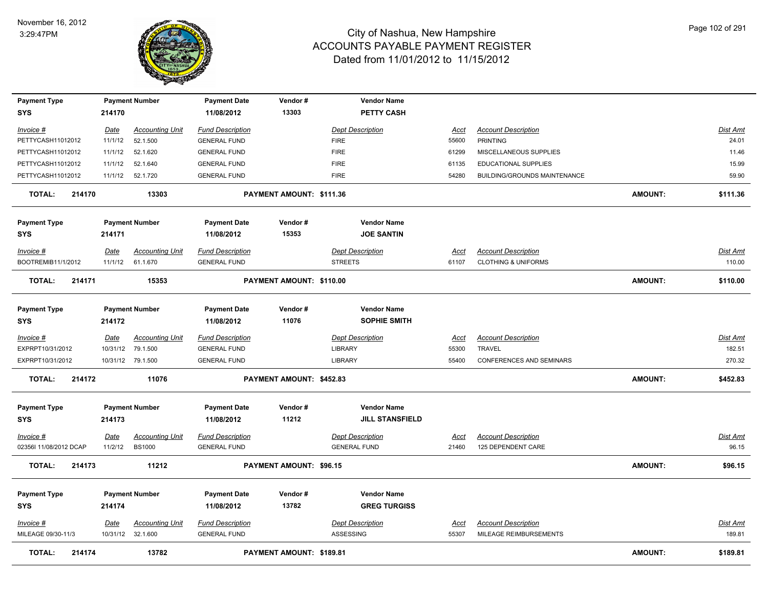# City of Nashua, New Hampshire
## ACCOUNTS PAYABLE PAYMENT REGISTER
### Dated from 11/01/2012 to 11/15/2012

November 16, 2012
3:29:47PM

| Payment Type | Payment Number | Payment Date | Vendor # | Vendor Name |
|---|---|---|---|---|
| SYS | 214170 | 11/08/2012 | 13303 | PETTY CASH |

| Invoice # | Date | Accounting Unit | Fund Description | Dept Description | Acct | Account Description | Dist Amt |
|---|---|---|---|---|---|---|---|
| PETTYCASH11012012 | 11/1/12 | 52.1.500 | GENERAL FUND | FIRE | 55600 | PRINTING | 24.01 |
| PETTYCASH11012012 | 11/1/12 | 52.1.620 | GENERAL FUND | FIRE | 61299 | MISCELLANEOUS SUPPLIES | 11.46 |
| PETTYCASH11012012 | 11/1/12 | 52.1.640 | GENERAL FUND | FIRE | 61135 | EDUCATIONAL SUPPLIES | 15.99 |
| PETTYCASH11012012 | 11/1/12 | 52.1.720 | GENERAL FUND | FIRE | 54280 | BUILDING/GROUNDS MAINTENANCE | 59.90 |

**TOTAL: 214170 13303 PAYMENT AMOUNT: $111.36 AMOUNT: $111.36**

| Payment Type | Payment Number | Payment Date | Vendor # | Vendor Name |
|---|---|---|---|---|
| SYS | 214171 | 11/08/2012 | 15353 | JOE SANTIN |

| Invoice # | Date | Accounting Unit | Fund Description | Dept Description | Acct | Account Description | Dist Amt |
|---|---|---|---|---|---|---|---|
| BOOTREMIB11/1/2012 | 11/1/12 | 61.1.670 | GENERAL FUND | STREETS | 61107 | CLOTHING & UNIFORMS | 110.00 |

**TOTAL: 214171 15353 PAYMENT AMOUNT: $110.00 AMOUNT: $110.00**

| Payment Type | Payment Number | Payment Date | Vendor # | Vendor Name |
|---|---|---|---|---|
| SYS | 214172 | 11/08/2012 | 11076 | SOPHIE SMITH |

| Invoice # | Date | Accounting Unit | Fund Description | Dept Description | Acct | Account Description | Dist Amt |
|---|---|---|---|---|---|---|---|
| EXPRPT10/31/2012 | 10/31/12 | 79.1.500 | GENERAL FUND | LIBRARY | 55300 | TRAVEL | 182.51 |
| EXPRPT10/31/2012 | 10/31/12 | 79.1.500 | GENERAL FUND | LIBRARY | 55400 | CONFERENCES AND SEMINARS | 270.32 |

**TOTAL: 214172 11076 PAYMENT AMOUNT: $452.83 AMOUNT: $452.83**

| Payment Type | Payment Number | Payment Date | Vendor # | Vendor Name |
|---|---|---|---|---|
| SYS | 214173 | 11/08/2012 | 11212 | JILL STANSFIELD |

| Invoice # | Date | Accounting Unit | Fund Description | Dept Description | Acct | Account Description | Dist Amt |
|---|---|---|---|---|---|---|---|
| 02356I 11/08/2012 DCAP | 11/2/12 | BS1000 | GENERAL FUND | GENERAL FUND | 21460 | 125 DEPENDENT CARE | 96.15 |

**TOTAL: 214173 11212 PAYMENT AMOUNT: $96.15 AMOUNT: $96.15**

| Payment Type | Payment Number | Payment Date | Vendor # | Vendor Name |
|---|---|---|---|---|
| SYS | 214174 | 11/08/2012 | 13782 | GREG TURGISS |

| Invoice # | Date | Accounting Unit | Fund Description | Dept Description | Acct | Account Description | Dist Amt |
|---|---|---|---|---|---|---|---|
| MILEAGE 09/30-11/3 | 10/31/12 | 32.1.600 | GENERAL FUND | ASSESSING | 55307 | MILEAGE REIMBURSEMENTS | 189.81 |

**TOTAL: 214174 13782 PAYMENT AMOUNT: $189.81 AMOUNT: $189.81**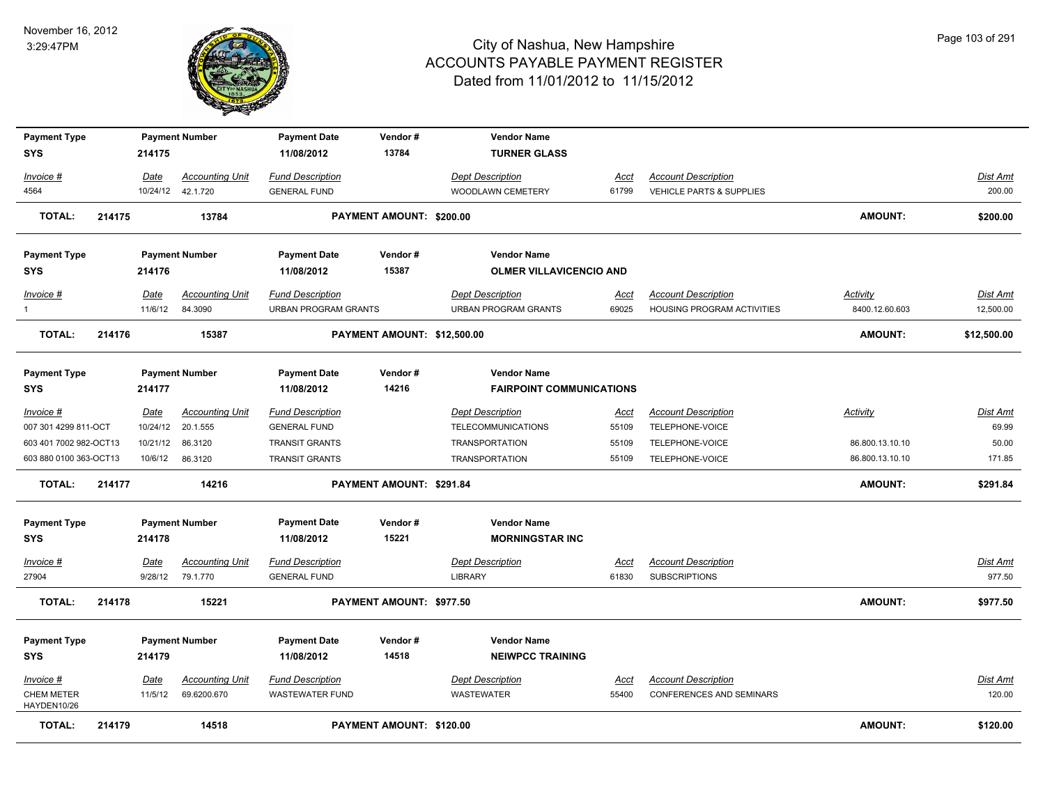# City of Nashua, New Hampshire
## ACCOUNTS PAYABLE PAYMENT REGISTER
### Dated from 11/01/2012 to 11/15/2012

November 16, 2012
3:29:47PM

| Payment Type | Payment Number | Payment Date | Vendor # | Vendor Name | | | | |
|---|---|---|---|---|---|---|---|---|
| SYS | 214175 | 11/08/2012 | 13784 | TURNER GLASS | | | | |
| Invoice # | Date | Accounting Unit | Fund Description | Dept Description | Acct | Account Description | | Dist Amt |
| 4564 | 10/24/12 | 42.1.720 | GENERAL FUND | WOODLAWN CEMETERY | 61799 | VEHICLE PARTS & SUPPLIES | | 200.00 |
| **TOTAL:** | **214175** | **13784** | | **PAYMENT AMOUNT: $200.00** | | | **AMOUNT:** | **$200.00** |

| Payment Type | Payment Number | Payment Date | Vendor # | Vendor Name | | | | |
|---|---|---|---|---|---|---|---|---|
| SYS | 214176 | 11/08/2012 | 15387 | OLMER VILLAVICENCIO AND | | | | |
| Invoice # | Date | Accounting Unit | Fund Description | Dept Description | Acct | Account Description | Activity | Dist Amt |
| 1 | 11/6/12 | 84.3090 | URBAN PROGRAM GRANTS | URBAN PROGRAM GRANTS | 69025 | HOUSING PROGRAM ACTIVITIES | 8400.12.60.603 | 12,500.00 |
| **TOTAL:** | **214176** | **15387** | | **PAYMENT AMOUNT: $12,500.00** | | | **AMOUNT:** | **$12,500.00** |

| Payment Type | Payment Number | Payment Date | Vendor # | Vendor Name | | | | |
|---|---|---|---|---|---|---|---|---|
| SYS | 214177 | 11/08/2012 | 14216 | FAIRPOINT COMMUNICATIONS | | | | |
| Invoice # | Date | Accounting Unit | Fund Description | Dept Description | Acct | Account Description | Activity | Dist Amt |
| 007 301 4299 811-OCT | 10/24/12 | 20.1.555 | GENERAL FUND | TELECOMMUNICATIONS | 55109 | TELEPHONE-VOICE | | 69.99 |
| 603 401 7002 982-OCT13 | 10/21/12 | 86.3120 | TRANSIT GRANTS | TRANSPORTATION | 55109 | TELEPHONE-VOICE | 86.800.13.10.10 | 50.00 |
| 603 880 0100 363-OCT13 | 10/6/12 | 86.3120 | TRANSIT GRANTS | TRANSPORTATION | 55109 | TELEPHONE-VOICE | 86.800.13.10.10 | 171.85 |
| **TOTAL:** | **214177** | **14216** | | **PAYMENT AMOUNT: $291.84** | | | **AMOUNT:** | **$291.84** |

| Payment Type | Payment Number | Payment Date | Vendor # | Vendor Name | | | | |
|---|---|---|---|---|---|---|---|---|
| SYS | 214178 | 11/08/2012 | 15221 | MORNINGSTAR INC | | | | |
| Invoice # | Date | Accounting Unit | Fund Description | Dept Description | Acct | Account Description | | Dist Amt |
| 27904 | 9/28/12 | 79.1.770 | GENERAL FUND | LIBRARY | 61830 | SUBSCRIPTIONS | | 977.50 |
| **TOTAL:** | **214178** | **15221** | | **PAYMENT AMOUNT: $977.50** | | | **AMOUNT:** | **$977.50** |

| Payment Type | Payment Number | Payment Date | Vendor # | Vendor Name | | | | |
|---|---|---|---|---|---|---|---|---|
| SYS | 214179 | 11/08/2012 | 14518 | NEIWPCC TRAINING | | | | |
| Invoice # | Date | Accounting Unit | Fund Description | Dept Description | Acct | Account Description | | Dist Amt |
| CHEM METER HAYDEN10/26 | 11/5/12 | 69.6200.670 | WASTEWATER FUND | WASTEWATER | 55400 | CONFERENCES AND SEMINARS | | 120.00 |
| **TOTAL:** | **214179** | **14518** | | **PAYMENT AMOUNT: $120.00** | | | **AMOUNT:** | **$120.00** |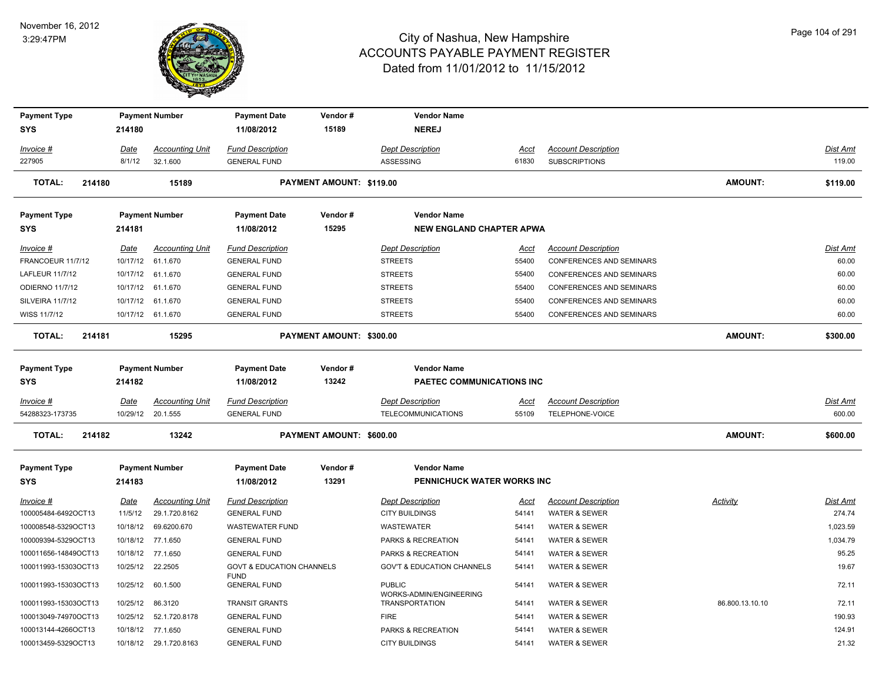# City of Nashua, New Hampshire
# ACCOUNTS PAYABLE PAYMENT REGISTER
## Dated from 11/01/2012 to 11/15/2012

November 16, 2012
3:29:47PM

| Payment Type | Payment Number | Payment Date | Vendor # | Vendor Name |
|---|---|---|---|---|
| SYS | 214180 | 11/08/2012 | 15189 | NEREJ |

| Invoice # | Date | Accounting Unit | Fund Description | Dept Description | Acct | Account Description | Dist Amt |
|---|---|---|---|---|---|---|---|
| 227905 | 8/1/12 | 32.1.600 | GENERAL FUND | ASSESSING | 61830 | SUBSCRIPTIONS | 119.00 |

**TOTAL: 214180 15189 PAYMENT AMOUNT: $119.00 AMOUNT: $119.00**

| Payment Type | Payment Number | Payment Date | Vendor # | Vendor Name |
|---|---|---|---|---|
| SYS | 214181 | 11/08/2012 | 15295 | NEW ENGLAND CHAPTER APWA |

| Invoice # | Date | Accounting Unit | Fund Description | Dept Description | Acct | Account Description | Dist Amt |
|---|---|---|---|---|---|---|---|
| FRANCOEUR 11/7/12 | 10/17/12 | 61.1.670 | GENERAL FUND | STREETS | 55400 | CONFERENCES AND SEMINARS | 60.00 |
| LAFLEUR 11/7/12 | 10/17/12 | 61.1.670 | GENERAL FUND | STREETS | 55400 | CONFERENCES AND SEMINARS | 60.00 |
| ODIERNO 11/7/12 | 10/17/12 | 61.1.670 | GENERAL FUND | STREETS | 55400 | CONFERENCES AND SEMINARS | 60.00 |
| SILVEIRA 11/7/12 | 10/17/12 | 61.1.670 | GENERAL FUND | STREETS | 55400 | CONFERENCES AND SEMINARS | 60.00 |
| WISS 11/7/12 | 10/17/12 | 61.1.670 | GENERAL FUND | STREETS | 55400 | CONFERENCES AND SEMINARS | 60.00 |

**TOTAL: 214181 15295 PAYMENT AMOUNT: $300.00 AMOUNT: $300.00**

| Payment Type | Payment Number | Payment Date | Vendor # | Vendor Name |
|---|---|---|---|---|
| SYS | 214182 | 11/08/2012 | 13242 | PAETEC COMMUNICATIONS INC |

| Invoice # | Date | Accounting Unit | Fund Description | Dept Description | Acct | Account Description | Dist Amt |
|---|---|---|---|---|---|---|---|
| 54288323-173735 | 10/29/12 | 20.1.555 | GENERAL FUND | TELECOMMUNICATIONS | 55109 | TELEPHONE-VOICE | 600.00 |

**TOTAL: 214182 13242 PAYMENT AMOUNT: $600.00 AMOUNT: $600.00**

| Payment Type | Payment Number | Payment Date | Vendor # | Vendor Name |
|---|---|---|---|---|
| SYS | 214183 | 11/08/2012 | 13291 | PENNICHUCK WATER WORKS INC |

| Invoice # | Date | Accounting Unit | Fund Description | Dept Description | Acct | Account Description | Activity | Dist Amt |
|---|---|---|---|---|---|---|---|---|
| 100005484-6492OCT13 | 11/5/12 | 29.1.720.8162 | GENERAL FUND | CITY BUILDINGS | 54141 | WATER & SEWER | | 274.74 |
| 100008548-5329OCT13 | 10/18/12 | 69.6200.670 | WASTEWATER FUND | WASTEWATER | 54141 | WATER & SEWER | | 1,023.59 |
| 100009394-5329OCT13 | 10/18/12 | 77.1.650 | GENERAL FUND | PARKS & RECREATION | 54141 | WATER & SEWER | | 1,034.79 |
| 100011656-14849OCT13 | 10/18/12 | 77.1.650 | GENERAL FUND | PARKS & RECREATION | 54141 | WATER & SEWER | | 95.25 |
| 100011993-15303OCT13 | 10/25/12 | 22.2505 | GOVT & EDUCATION CHANNELS FUND | GOV'T & EDUCATION CHANNELS | 54141 | WATER & SEWER | | 19.67 |
| 100011993-15303OCT13 | 10/25/12 | 60.1.500 | GENERAL FUND | PUBLIC WORKS-ADMIN/ENGINEERING | 54141 | WATER & SEWER | | 72.11 |
| 100011993-15303OCT13 | 10/25/12 | 86.3120 | TRANSIT GRANTS | TRANSPORTATION | 54141 | WATER & SEWER | 86.800.13.10.10 | 72.11 |
| 100013049-74970OCT13 | 10/25/12 | 52.1.720.8178 | GENERAL FUND | FIRE | 54141 | WATER & SEWER | | 190.93 |
| 100013144-4266OCT13 | 10/18/12 | 77.1.650 | GENERAL FUND | PARKS & RECREATION | 54141 | WATER & SEWER | | 124.91 |
| 100013459-5329OCT13 | 10/18/12 | 29.1.720.8163 | GENERAL FUND | CITY BUILDINGS | 54141 | WATER & SEWER | | 21.32 |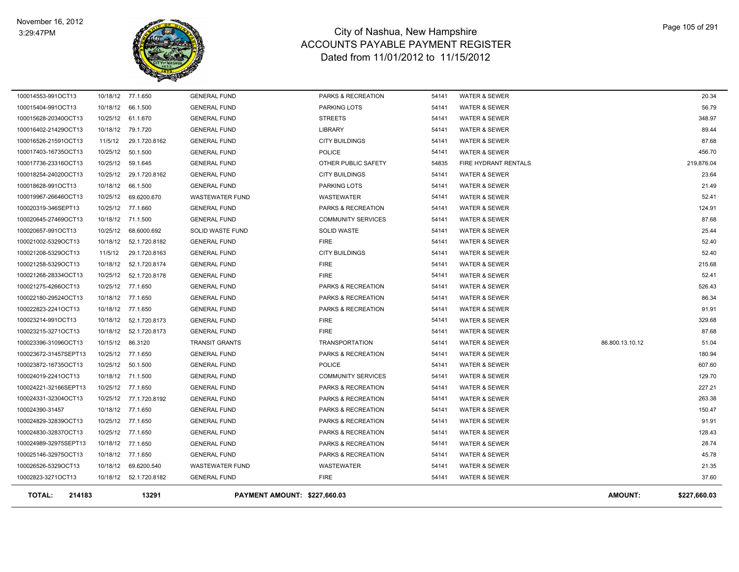# City of Nashua, New Hampshire
## ACCOUNTS PAYABLE PAYMENT REGISTER
### Dated from 11/01/2012 to 11/15/2012

November 16, 2012
3:29:47PM

| | | | | | | | | |
|---|---|---|---|---|---|---|---|---|
| 100014553-991OCT13 | 10/18/12 | 77.1.650 | GENERAL FUND | PARKS & RECREATION | 54141 | WATER & SEWER | | 20.34 |
| 100015404-991OCT13 | 10/18/12 | 66.1.500 | GENERAL FUND | PARKING LOTS | 54141 | WATER & SEWER | | 56.79 |
| 100015628-20340OCT13 | 10/25/12 | 61.1.670 | GENERAL FUND | STREETS | 54141 | WATER & SEWER | | 348.97 |
| 100016402-21429OCT13 | 10/18/12 | 79.1.720 | GENERAL FUND | LIBRARY | 54141 | WATER & SEWER | | 89.44 |
| 100016526-21591OCT13 | 11/5/12 | 29.1.720.8162 | GENERAL FUND | CITY BUILDINGS | 54141 | WATER & SEWER | | 87.68 |
| 100017403-16735OCT13 | 10/25/12 | 50.1.500 | GENERAL FUND | POLICE | 54141 | WATER & SEWER | | 456.70 |
| 100017736-23316OCT13 | 10/25/12 | 59.1.645 | GENERAL FUND | OTHER PUBLIC SAFETY | 54835 | FIRE HYDRANT RENTALS | | 219,876.04 |
| 100018254-24020OCT13 | 10/25/12 | 29.1.720.8162 | GENERAL FUND | CITY BUILDINGS | 54141 | WATER & SEWER | | 23.64 |
| 100018628-991OCT13 | 10/18/12 | 66.1.500 | GENERAL FUND | PARKING LOTS | 54141 | WATER & SEWER | | 21.49 |
| 100019967-26646OCT13 | 10/25/12 | 69.6200.670 | WASTEWATER FUND | WASTEWATER | 54141 | WATER & SEWER | | 52.41 |
| 100020319-346SEPT13 | 10/25/12 | 77.1.660 | GENERAL FUND | PARKS & RECREATION | 54141 | WATER & SEWER | | 124.91 |
| 100020645-27469OCT13 | 10/18/12 | 71.1.500 | GENERAL FUND | COMMUNITY SERVICES | 54141 | WATER & SEWER | | 87.68 |
| 100020657-991OCT13 | 10/25/12 | 68.6000.692 | SOLID WASTE FUND | SOLID WASTE | 54141 | WATER & SEWER | | 25.44 |
| 100021002-5329OCT13 | 10/18/12 | 52.1.720.8182 | GENERAL FUND | FIRE | 54141 | WATER & SEWER | | 52.40 |
| 100021208-5329OCT13 | 11/5/12 | 29.1.720.8163 | GENERAL FUND | CITY BUILDINGS | 54141 | WATER & SEWER | | 52.40 |
| 100021258-5329OCT13 | 10/18/12 | 52.1.720.8174 | GENERAL FUND | FIRE | 54141 | WATER & SEWER | | 215.68 |
| 100021268-28334OCT13 | 10/25/12 | 52.1.720.8178 | GENERAL FUND | FIRE | 54141 | WATER & SEWER | | 52.41 |
| 100021275-4266OCT13 | 10/25/12 | 77.1.650 | GENERAL FUND | PARKS & RECREATION | 54141 | WATER & SEWER | | 526.43 |
| 100022180-29524OCT13 | 10/18/12 | 77.1.650 | GENERAL FUND | PARKS & RECREATION | 54141 | WATER & SEWER | | 86.34 |
| 100022823-2241OCT13 | 10/18/12 | 77.1.650 | GENERAL FUND | PARKS & RECREATION | 54141 | WATER & SEWER | | 91.91 |
| 100023214-991OCT13 | 10/18/12 | 52.1.720.8173 | GENERAL FUND | FIRE | 54141 | WATER & SEWER | | 329.68 |
| 100023215-3271OCT13 | 10/18/12 | 52.1.720.8173 | GENERAL FUND | FIRE | 54141 | WATER & SEWER | | 87.68 |
| 100023396-31096OCT13 | 10/15/12 | 86.3120 | TRANSIT GRANTS | TRANSPORTATION | 54141 | WATER & SEWER | 86.800.13.10.12 | 51.04 |
| 100023672-31457SEPT13 | 10/25/12 | 77.1.650 | GENERAL FUND | PARKS & RECREATION | 54141 | WATER & SEWER | | 180.94 |
| 100023872-16735OCT13 | 10/25/12 | 50.1.500 | GENERAL FUND | POLICE | 54141 | WATER & SEWER | | 607.60 |
| 100024019-2241OCT13 | 10/18/12 | 71.1.500 | GENERAL FUND | COMMUNITY SERVICES | 54141 | WATER & SEWER | | 129.70 |
| 100024221-32166SEPT13 | 10/25/12 | 77.1.650 | GENERAL FUND | PARKS & RECREATION | 54141 | WATER & SEWER | | 227.21 |
| 100024331-32304OCT13 | 10/25/12 | 77.1.720.8192 | GENERAL FUND | PARKS & RECREATION | 54141 | WATER & SEWER | | 263.38 |
| 100024390-31457 | 10/18/12 | 77.1.650 | GENERAL FUND | PARKS & RECREATION | 54141 | WATER & SEWER | | 150.47 |
| 100024829-32839OCT13 | 10/25/12 | 77.1.650 | GENERAL FUND | PARKS & RECREATION | 54141 | WATER & SEWER | | 91.91 |
| 100024830-32837OCT13 | 10/25/12 | 77.1.650 | GENERAL FUND | PARKS & RECREATION | 54141 | WATER & SEWER | | 128.43 |
| 100024989-32975SEPT13 | 10/18/12 | 77.1.650 | GENERAL FUND | PARKS & RECREATION | 54141 | WATER & SEWER | | 28.74 |
| 100025146-32975OCT13 | 10/18/12 | 77.1.650 | GENERAL FUND | PARKS & RECREATION | 54141 | WATER & SEWER | | 45.78 |
| 100026526-5329OCT13 | 10/18/12 | 69.6200.540 | WASTEWATER FUND | WASTEWATER | 54141 | WATER & SEWER | | 21.35 |
| 10002823-3271OCT13 | 10/18/12 | 52.1.720.8182 | GENERAL FUND | FIRE | 54141 | WATER & SEWER | | 37.60 |
| **TOTAL: 214183** | | **13291** | **PAYMENT AMOUNT: $227,660.03** | | | | **AMOUNT:** | **$227,660.03** |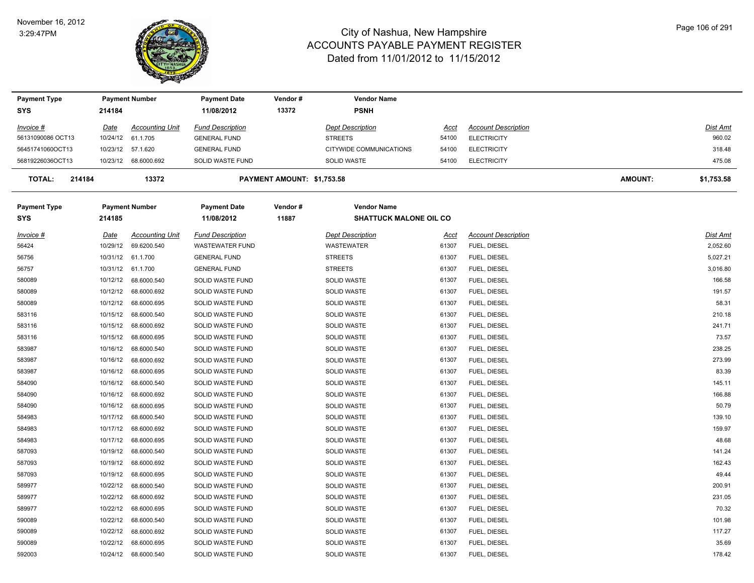# City of Nashua, New Hampshire
## ACCOUNTS PAYABLE PAYMENT REGISTER
### Dated from 11/01/2012 to 11/15/2012

November 16, 2012
3:29:47PM

| Payment Type | Payment Number | Payment Date | Vendor # | Vendor Name |
|---|---|---|---|---|
| SYS | 214184 | 11/08/2012 | 13372 | PSNH |

| Invoice # | Date | Accounting Unit | Fund Description | Dept Description | Acct | Account Description | Dist Amt |
|---|---|---|---|---|---|---|---|
| 56131090086 OCT13 | 10/24/12 | 61.1.705 | GENERAL FUND | STREETS | 54100 | ELECTRICITY | 960.02 |
| 56451741060OCT13 | 10/23/12 | 57.1.620 | GENERAL FUND | CITYWIDE COMMUNICATIONS | 54100 | ELECTRICITY | 318.48 |
| 56819226036OCT13 | 10/23/12 | 68.6000.692 | SOLID WASTE FUND | SOLID WASTE | 54100 | ELECTRICITY | 475.08 |

**TOTAL: 214184 13372 PAYMENT AMOUNT: $1,753.58 AMOUNT: $1,753.58**

| Payment Type | Payment Number | Payment Date | Vendor # | Vendor Name |
|---|---|---|---|---|
| SYS | 214185 | 11/08/2012 | 11887 | SHATTUCK MALONE OIL CO |

| Invoice # | Date | Accounting Unit | Fund Description | Dept Description | Acct | Account Description | Dist Amt |
|---|---|---|---|---|---|---|---|
| 56424 | 10/29/12 | 69.6200.540 | WASTEWATER FUND | WASTEWATER | 61307 | FUEL, DIESEL | 2,052.60 |
| 56756 | 10/31/12 | 61.1.700 | GENERAL FUND | STREETS | 61307 | FUEL, DIESEL | 5,027.21 |
| 56757 | 10/31/12 | 61.1.700 | GENERAL FUND | STREETS | 61307 | FUEL, DIESEL | 3,016.80 |
| 580089 | 10/12/12 | 68.6000.540 | SOLID WASTE FUND | SOLID WASTE | 61307 | FUEL, DIESEL | 166.58 |
| 580089 | 10/12/12 | 68.6000.692 | SOLID WASTE FUND | SOLID WASTE | 61307 | FUEL, DIESEL | 191.57 |
| 580089 | 10/12/12 | 68.6000.695 | SOLID WASTE FUND | SOLID WASTE | 61307 | FUEL, DIESEL | 58.31 |
| 583116 | 10/15/12 | 68.6000.540 | SOLID WASTE FUND | SOLID WASTE | 61307 | FUEL, DIESEL | 210.18 |
| 583116 | 10/15/12 | 68.6000.692 | SOLID WASTE FUND | SOLID WASTE | 61307 | FUEL, DIESEL | 241.71 |
| 583116 | 10/15/12 | 68.6000.695 | SOLID WASTE FUND | SOLID WASTE | 61307 | FUEL, DIESEL | 73.57 |
| 583987 | 10/16/12 | 68.6000.540 | SOLID WASTE FUND | SOLID WASTE | 61307 | FUEL, DIESEL | 238.25 |
| 583987 | 10/16/12 | 68.6000.692 | SOLID WASTE FUND | SOLID WASTE | 61307 | FUEL, DIESEL | 273.99 |
| 583987 | 10/16/12 | 68.6000.695 | SOLID WASTE FUND | SOLID WASTE | 61307 | FUEL, DIESEL | 83.39 |
| 584090 | 10/16/12 | 68.6000.540 | SOLID WASTE FUND | SOLID WASTE | 61307 | FUEL, DIESEL | 145.11 |
| 584090 | 10/16/12 | 68.6000.692 | SOLID WASTE FUND | SOLID WASTE | 61307 | FUEL, DIESEL | 166.88 |
| 584090 | 10/16/12 | 68.6000.695 | SOLID WASTE FUND | SOLID WASTE | 61307 | FUEL, DIESEL | 50.79 |
| 584983 | 10/17/12 | 68.6000.540 | SOLID WASTE FUND | SOLID WASTE | 61307 | FUEL, DIESEL | 139.10 |
| 584983 | 10/17/12 | 68.6000.692 | SOLID WASTE FUND | SOLID WASTE | 61307 | FUEL, DIESEL | 159.97 |
| 584983 | 10/17/12 | 68.6000.695 | SOLID WASTE FUND | SOLID WASTE | 61307 | FUEL, DIESEL | 48.68 |
| 587093 | 10/19/12 | 68.6000.540 | SOLID WASTE FUND | SOLID WASTE | 61307 | FUEL, DIESEL | 141.24 |
| 587093 | 10/19/12 | 68.6000.692 | SOLID WASTE FUND | SOLID WASTE | 61307 | FUEL, DIESEL | 162.43 |
| 587093 | 10/19/12 | 68.6000.695 | SOLID WASTE FUND | SOLID WASTE | 61307 | FUEL, DIESEL | 49.44 |
| 589977 | 10/22/12 | 68.6000.540 | SOLID WASTE FUND | SOLID WASTE | 61307 | FUEL, DIESEL | 200.91 |
| 589977 | 10/22/12 | 68.6000.692 | SOLID WASTE FUND | SOLID WASTE | 61307 | FUEL, DIESEL | 231.05 |
| 589977 | 10/22/12 | 68.6000.695 | SOLID WASTE FUND | SOLID WASTE | 61307 | FUEL, DIESEL | 70.32 |
| 590089 | 10/22/12 | 68.6000.540 | SOLID WASTE FUND | SOLID WASTE | 61307 | FUEL, DIESEL | 101.98 |
| 590089 | 10/22/12 | 68.6000.692 | SOLID WASTE FUND | SOLID WASTE | 61307 | FUEL, DIESEL | 117.27 |
| 590089 | 10/22/12 | 68.6000.695 | SOLID WASTE FUND | SOLID WASTE | 61307 | FUEL, DIESEL | 35.69 |
| 592003 | 10/24/12 | 68.6000.540 | SOLID WASTE FUND | SOLID WASTE | 61307 | FUEL, DIESEL | 178.42 |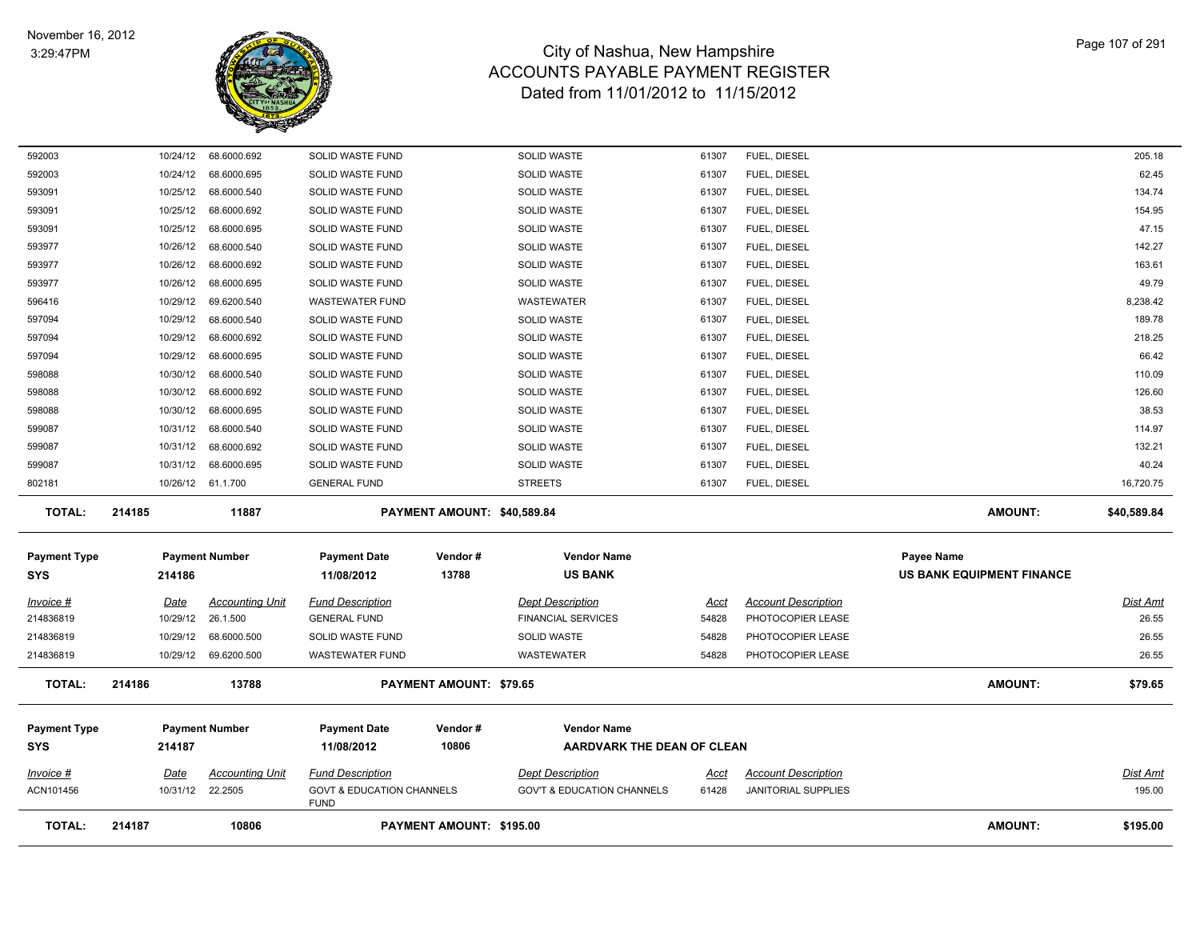| Invoice # | Date | Accounting Unit | Fund Description | Dept Description | Acct | Account Description | Dist Amt |
|---|---|---|---|---|---|---|---|
| 592003 | 10/24/12 | 68.6000.692 | SOLID WASTE FUND | SOLID WASTE | 61307 | FUEL, DIESEL | 205.18 |
| 592003 | 10/24/12 | 68.6000.695 | SOLID WASTE FUND | SOLID WASTE | 61307 | FUEL, DIESEL | 62.45 |
| 593091 | 10/25/12 | 68.6000.540 | SOLID WASTE FUND | SOLID WASTE | 61307 | FUEL, DIESEL | 134.74 |
| 593091 | 10/25/12 | 68.6000.692 | SOLID WASTE FUND | SOLID WASTE | 61307 | FUEL, DIESEL | 154.95 |
| 593091 | 10/25/12 | 68.6000.695 | SOLID WASTE FUND | SOLID WASTE | 61307 | FUEL, DIESEL | 47.15 |
| 593977 | 10/26/12 | 68.6000.540 | SOLID WASTE FUND | SOLID WASTE | 61307 | FUEL, DIESEL | 142.27 |
| 593977 | 10/26/12 | 68.6000.692 | SOLID WASTE FUND | SOLID WASTE | 61307 | FUEL, DIESEL | 163.61 |
| 593977 | 10/26/12 | 68.6000.695 | SOLID WASTE FUND | SOLID WASTE | 61307 | FUEL, DIESEL | 49.79 |
| 596416 | 10/29/12 | 69.6200.540 | WASTEWATER FUND | WASTEWATER | 61307 | FUEL, DIESEL | 8,238.42 |
| 597094 | 10/29/12 | 68.6000.540 | SOLID WASTE FUND | SOLID WASTE | 61307 | FUEL, DIESEL | 189.78 |
| 597094 | 10/29/12 | 68.6000.692 | SOLID WASTE FUND | SOLID WASTE | 61307 | FUEL, DIESEL | 218.25 |
| 597094 | 10/29/12 | 68.6000.695 | SOLID WASTE FUND | SOLID WASTE | 61307 | FUEL, DIESEL | 66.42 |
| 598088 | 10/30/12 | 68.6000.540 | SOLID WASTE FUND | SOLID WASTE | 61307 | FUEL, DIESEL | 110.09 |
| 598088 | 10/30/12 | 68.6000.692 | SOLID WASTE FUND | SOLID WASTE | 61307 | FUEL, DIESEL | 126.60 |
| 598088 | 10/30/12 | 68.6000.695 | SOLID WASTE FUND | SOLID WASTE | 61307 | FUEL, DIESEL | 38.53 |
| 599087 | 10/31/12 | 68.6000.540 | SOLID WASTE FUND | SOLID WASTE | 61307 | FUEL, DIESEL | 114.97 |
| 599087 | 10/31/12 | 68.6000.692 | SOLID WASTE FUND | SOLID WASTE | 61307 | FUEL, DIESEL | 132.21 |
| 599087 | 10/31/12 | 68.6000.695 | SOLID WASTE FUND | SOLID WASTE | 61307 | FUEL, DIESEL | 40.24 |
| 802181 | 10/26/12 | 61.1.700 | GENERAL FUND | STREETS | 61307 | FUEL, DIESEL | 16,720.75 |

**TOTAL:** 214185 &nbsp; 11887 &nbsp; **PAYMENT AMOUNT: $40,589.84** &nbsp; **AMOUNT: $40,589.84**

| Payment Type | Payment Number | Payment Date | Vendor # | Vendor Name | Payee Name |
|---|---|---|---|---|---|
| SYS | 214186 | 11/08/2012 | 13788 | US BANK | US BANK EQUIPMENT FINANCE |

| Invoice # | Date | Accounting Unit | Fund Description | Dept Description | Acct | Account Description | Dist Amt |
|---|---|---|---|---|---|---|---|
| 214836819 | 10/29/12 | 26.1.500 | GENERAL FUND | FINANCIAL SERVICES | 54828 | PHOTOCOPIER LEASE | 26.55 |
| 214836819 | 10/29/12 | 68.6000.500 | SOLID WASTE FUND | SOLID WASTE | 54828 | PHOTOCOPIER LEASE | 26.55 |
| 214836819 | 10/29/12 | 69.6200.500 | WASTEWATER FUND | WASTEWATER | 54828 | PHOTOCOPIER LEASE | 26.55 |

**TOTAL:** 214186 &nbsp; 13788 &nbsp; **PAYMENT AMOUNT: $79.65** &nbsp; **AMOUNT: $79.65**

| Payment Type | Payment Number | Payment Date | Vendor # | Vendor Name |
|---|---|---|---|---|
| SYS | 214187 | 11/08/2012 | 10806 | AARDVARK THE DEAN OF CLEAN |

| Invoice # | Date | Accounting Unit | Fund Description | Dept Description | Acct | Account Description | Dist Amt |
|---|---|---|---|---|---|---|---|
| ACN101456 | 10/31/12 | 22.2505 | GOVT & EDUCATION CHANNELS FUND | GOV'T & EDUCATION CHANNELS | 61428 | JANITORIAL SUPPLIES | 195.00 |

**TOTAL:** 214187 &nbsp; 10806 &nbsp; **PAYMENT AMOUNT: $195.00** &nbsp; **AMOUNT: $195.00**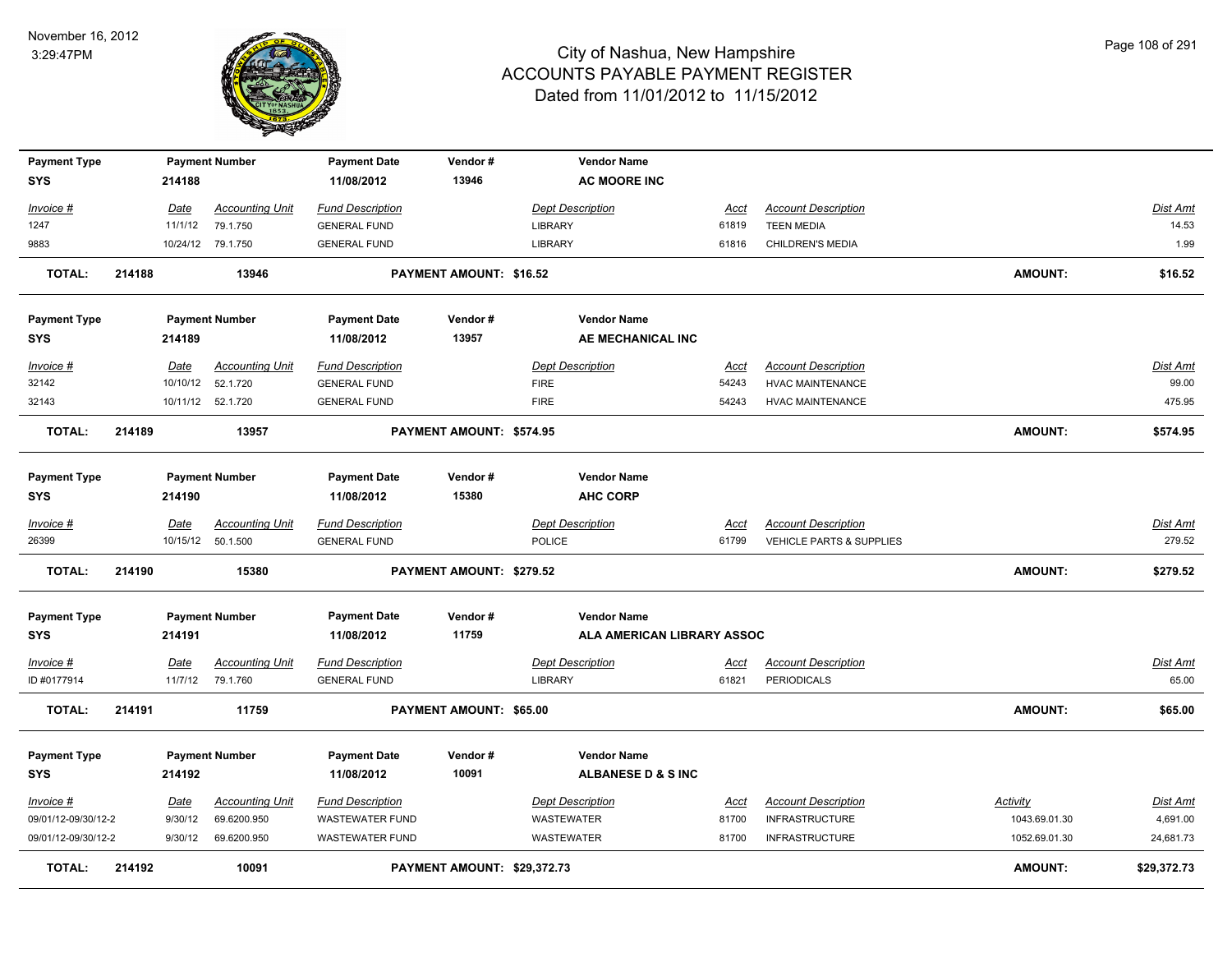# City of Nashua, New Hampshire
## ACCOUNTS PAYABLE PAYMENT REGISTER
### Dated from 11/01/2012 to 11/15/2012

November 16, 2012
3:29:47PM

| Payment Type | Payment Number | Payment Date | Vendor # | Vendor Name |
|---|---|---|---|---|
| SYS | 214188 | 11/08/2012 | 13946 | AC MOORE INC |

| Invoice # | Date | Accounting Unit | Fund Description | Dept Description | Acct | Account Description | Dist Amt |
|---|---|---|---|---|---|---|---|
| 1247 | 11/1/12 | 79.1.750 | GENERAL FUND | LIBRARY | 61819 | TEEN MEDIA | 14.53 |
| 9883 | 10/24/12 | 79.1.750 | GENERAL FUND | LIBRARY | 61816 | CHILDREN'S MEDIA | 1.99 |

**TOTAL: 214188 13946 PAYMENT AMOUNT: $16.52 AMOUNT: $16.52**

| Payment Type | Payment Number | Payment Date | Vendor # | Vendor Name |
|---|---|---|---|---|
| SYS | 214189 | 11/08/2012 | 13957 | AE MECHANICAL INC |

| Invoice # | Date | Accounting Unit | Fund Description | Dept Description | Acct | Account Description | Dist Amt |
|---|---|---|---|---|---|---|---|
| 32142 | 10/10/12 | 52.1.720 | GENERAL FUND | FIRE | 54243 | HVAC MAINTENANCE | 99.00 |
| 32143 | 10/11/12 | 52.1.720 | GENERAL FUND | FIRE | 54243 | HVAC MAINTENANCE | 475.95 |

**TOTAL: 214189 13957 PAYMENT AMOUNT: $574.95 AMOUNT: $574.95**

| Payment Type | Payment Number | Payment Date | Vendor # | Vendor Name |
|---|---|---|---|---|
| SYS | 214190 | 11/08/2012 | 15380 | AHC CORP |

| Invoice # | Date | Accounting Unit | Fund Description | Dept Description | Acct | Account Description | Dist Amt |
|---|---|---|---|---|---|---|---|
| 26399 | 10/15/12 | 50.1.500 | GENERAL FUND | POLICE | 61799 | VEHICLE PARTS & SUPPLIES | 279.52 |

**TOTAL: 214190 15380 PAYMENT AMOUNT: $279.52 AMOUNT: $279.52**

| Payment Type | Payment Number | Payment Date | Vendor # | Vendor Name |
|---|---|---|---|---|
| SYS | 214191 | 11/08/2012 | 11759 | ALA AMERICAN LIBRARY ASSOC |

| Invoice # | Date | Accounting Unit | Fund Description | Dept Description | Acct | Account Description | Dist Amt |
|---|---|---|---|---|---|---|---|
| ID #0177914 | 11/7/12 | 79.1.760 | GENERAL FUND | LIBRARY | 61821 | PERIODICALS | 65.00 |

**TOTAL: 214191 11759 PAYMENT AMOUNT: $65.00 AMOUNT: $65.00**

| Payment Type | Payment Number | Payment Date | Vendor # | Vendor Name |
|---|---|---|---|---|
| SYS | 214192 | 11/08/2012 | 10091 | ALBANESE D & S INC |

| Invoice # | Date | Accounting Unit | Fund Description | Dept Description | Acct | Account Description | Activity | Dist Amt |
|---|---|---|---|---|---|---|---|---|
| 09/01/12-09/30/12-2 | 9/30/12 | 69.6200.950 | WASTEWATER FUND | WASTEWATER | 81700 | INFRASTRUCTURE | 1043.69.01.30 | 4,691.00 |
| 09/01/12-09/30/12-2 | 9/30/12 | 69.6200.950 | WASTEWATER FUND | WASTEWATER | 81700 | INFRASTRUCTURE | 1052.69.01.30 | 24,681.73 |

**TOTAL: 214192 10091 PAYMENT AMOUNT: $29,372.73 AMOUNT: $29,372.73**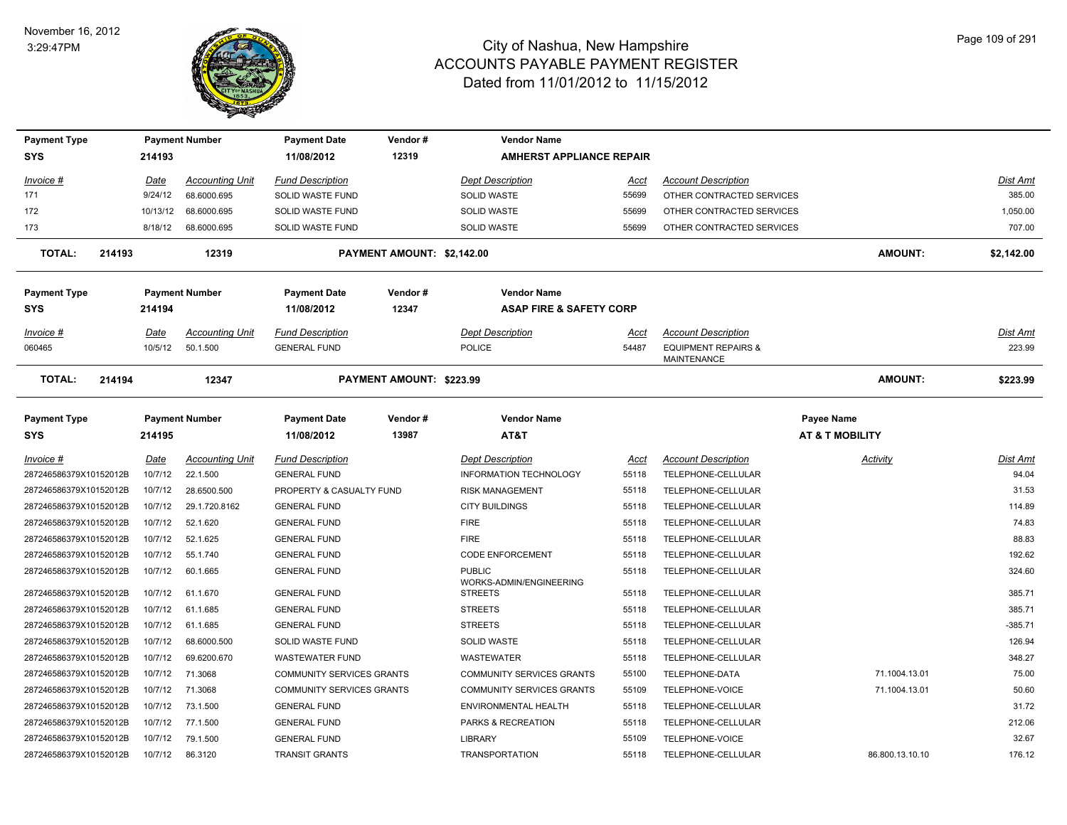# City of Nashua, New Hampshire
## ACCOUNTS PAYABLE PAYMENT REGISTER
### Dated from 11/01/2012 to 11/15/2012

November 16, 2012
3:29:47PM

| Payment Type | Payment Number | Payment Date | Vendor # | Vendor Name |
|---|---|---|---|---|
| SYS | 214193 | 11/08/2012 | 12319 | AMHERST APPLIANCE REPAIR |

| Invoice # | Date | Accounting Unit | Fund Description | Dept Description | Acct | Account Description | Dist Amt |
|---|---|---|---|---|---|---|---|
| 171 | 9/24/12 | 68.6000.695 | SOLID WASTE FUND | SOLID WASTE | 55699 | OTHER CONTRACTED SERVICES | 385.00 |
| 172 | 10/13/12 | 68.6000.695 | SOLID WASTE FUND | SOLID WASTE | 55699 | OTHER CONTRACTED SERVICES | 1,050.00 |
| 173 | 8/18/12 | 68.6000.695 | SOLID WASTE FUND | SOLID WASTE | 55699 | OTHER CONTRACTED SERVICES | 707.00 |

**TOTAL: 214193 12319 PAYMENT AMOUNT: $2,142.00 AMOUNT: $2,142.00**

| Payment Type | Payment Number | Payment Date | Vendor # | Vendor Name |
|---|---|---|---|---|
| SYS | 214194 | 11/08/2012 | 12347 | ASAP FIRE & SAFETY CORP |

| Invoice # | Date | Accounting Unit | Fund Description | Dept Description | Acct | Account Description | Dist Amt |
|---|---|---|---|---|---|---|---|
| 060465 | 10/5/12 | 50.1.500 | GENERAL FUND | POLICE | 54487 | EQUIPMENT REPAIRS & MAINTENANCE | 223.99 |

**TOTAL: 214194 12347 PAYMENT AMOUNT: $223.99 AMOUNT: $223.99**

| Payment Type | Payment Number | Payment Date | Vendor # | Vendor Name | Payee Name |
|---|---|---|---|---|---|
| SYS | 214195 | 11/08/2012 | 13987 | AT&T | AT & T MOBILITY |

| Invoice # | Date | Accounting Unit | Fund Description | Dept Description | Acct | Account Description | Activity | Dist Amt |
|---|---|---|---|---|---|---|---|---|
| 287246586379X10152012B | 10/7/12 | 22.1.500 | GENERAL FUND | INFORMATION TECHNOLOGY | 55118 | TELEPHONE-CELLULAR | | 94.04 |
| 287246586379X10152012B | 10/7/12 | 28.6500.500 | PROPERTY & CASUALTY FUND | RISK MANAGEMENT | 55118 | TELEPHONE-CELLULAR | | 31.53 |
| 287246586379X10152012B | 10/7/12 | 29.1.720.8162 | GENERAL FUND | CITY BUILDINGS | 55118 | TELEPHONE-CELLULAR | | 114.89 |
| 287246586379X10152012B | 10/7/12 | 52.1.620 | GENERAL FUND | FIRE | 55118 | TELEPHONE-CELLULAR | | 74.83 |
| 287246586379X10152012B | 10/7/12 | 52.1.625 | GENERAL FUND | FIRE | 55118 | TELEPHONE-CELLULAR | | 88.83 |
| 287246586379X10152012B | 10/7/12 | 55.1.740 | GENERAL FUND | CODE ENFORCEMENT | 55118 | TELEPHONE-CELLULAR | | 192.62 |
| 287246586379X10152012B | 10/7/12 | 60.1.665 | GENERAL FUND | PUBLIC WORKS-ADMIN/ENGINEERING | 55118 | TELEPHONE-CELLULAR | | 324.60 |
| 287246586379X10152012B | 10/7/12 | 61.1.670 | GENERAL FUND | STREETS | 55118 | TELEPHONE-CELLULAR | | 385.71 |
| 287246586379X10152012B | 10/7/12 | 61.1.685 | GENERAL FUND | STREETS | 55118 | TELEPHONE-CELLULAR | | 385.71 |
| 287246586379X10152012B | 10/7/12 | 61.1.685 | GENERAL FUND | STREETS | 55118 | TELEPHONE-CELLULAR | | -385.71 |
| 287246586379X10152012B | 10/7/12 | 68.6000.500 | SOLID WASTE FUND | SOLID WASTE | 55118 | TELEPHONE-CELLULAR | | 126.94 |
| 287246586379X10152012B | 10/7/12 | 69.6200.670 | WASTEWATER FUND | WASTEWATER | 55118 | TELEPHONE-CELLULAR | | 348.27 |
| 287246586379X10152012B | 10/7/12 | 71.3068 | COMMUNITY SERVICES GRANTS | COMMUNITY SERVICES GRANTS | 55100 | TELEPHONE-DATA | 71.1004.13.01 | 75.00 |
| 287246586379X10152012B | 10/7/12 | 71.3068 | COMMUNITY SERVICES GRANTS | COMMUNITY SERVICES GRANTS | 55109 | TELEPHONE-VOICE | 71.1004.13.01 | 50.60 |
| 287246586379X10152012B | 10/7/12 | 73.1.500 | GENERAL FUND | ENVIRONMENTAL HEALTH | 55118 | TELEPHONE-CELLULAR | | 31.72 |
| 287246586379X10152012B | 10/7/12 | 77.1.500 | GENERAL FUND | PARKS & RECREATION | 55118 | TELEPHONE-CELLULAR | | 212.06 |
| 287246586379X10152012B | 10/7/12 | 79.1.500 | GENERAL FUND | LIBRARY | 55109 | TELEPHONE-VOICE | | 32.67 |
| 287246586379X10152012B | 10/7/12 | 86.3120 | TRANSIT GRANTS | TRANSPORTATION | 55118 | TELEPHONE-CELLULAR | 86.800.13.10.10 | 176.12 |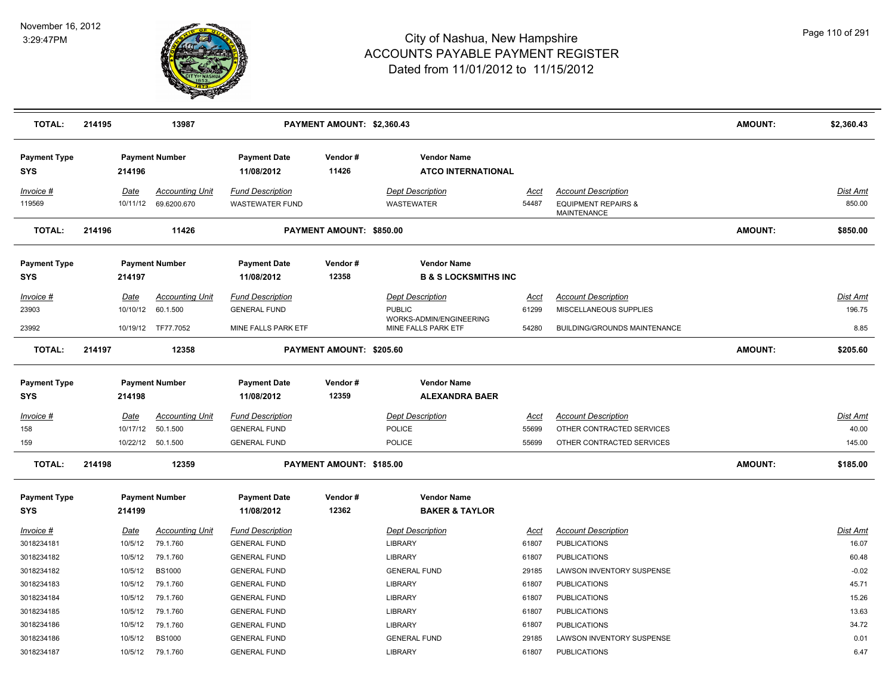# City of Nashua, New Hampshire
## ACCOUNTS PAYABLE PAYMENT REGISTER
### Dated from 11/01/2012 to 11/15/2012

November 16, 2012
3:29:47PM

| TOTAL: | 214195 | 13987 | PAYMENT AMOUNT: $2,360.43 | AMOUNT: | $2,360.43 |
|---|---|---|---|---|---|

**Payment Type:** SYS | **Payment Number:** 214196 | **Payment Date:** 11/08/2012 | **Vendor #:** 11426 | **Vendor Name:** ATCO INTERNATIONAL

| Invoice # | Date | Accounting Unit | Fund Description | Dept Description | Acct | Account Description | Dist Amt |
|---|---|---|---|---|---|---|---|
| 119569 | 10/11/12 | 69.6200.670 | WASTEWATER FUND | WASTEWATER | 54487 | EQUIPMENT REPAIRS & MAINTENANCE | 850.00 |

| TOTAL: | 214196 | 11426 | PAYMENT AMOUNT: $850.00 | AMOUNT: | $850.00 |
|---|---|---|---|---|---|

**Payment Type:** SYS | **Payment Number:** 214197 | **Payment Date:** 11/08/2012 | **Vendor #:** 12358 | **Vendor Name:** B & S LOCKSMITHS INC

| Invoice # | Date | Accounting Unit | Fund Description | Dept Description | Acct | Account Description | Dist Amt |
|---|---|---|---|---|---|---|---|
| 23903 | 10/10/12 | 60.1.500 | GENERAL FUND | PUBLIC WORKS-ADMIN/ENGINEERING | 61299 | MISCELLANEOUS SUPPLIES | 196.75 |
| 23992 | 10/19/12 | TF77.7052 | MINE FALLS PARK ETF | MINE FALLS PARK ETF | 54280 | BUILDING/GROUNDS MAINTENANCE | 8.85 |

| TOTAL: | 214197 | 12358 | PAYMENT AMOUNT: $205.60 | AMOUNT: | $205.60 |
|---|---|---|---|---|---|

**Payment Type:** SYS | **Payment Number:** 214198 | **Payment Date:** 11/08/2012 | **Vendor #:** 12359 | **Vendor Name:** ALEXANDRA BAER

| Invoice # | Date | Accounting Unit | Fund Description | Dept Description | Acct | Account Description | Dist Amt |
|---|---|---|---|---|---|---|---|
| 158 | 10/17/12 | 50.1.500 | GENERAL FUND | POLICE | 55699 | OTHER CONTRACTED SERVICES | 40.00 |
| 159 | 10/22/12 | 50.1.500 | GENERAL FUND | POLICE | 55699 | OTHER CONTRACTED SERVICES | 145.00 |

| TOTAL: | 214198 | 12359 | PAYMENT AMOUNT: $185.00 | AMOUNT: | $185.00 |
|---|---|---|---|---|---|

**Payment Type:** SYS | **Payment Number:** 214199 | **Payment Date:** 11/08/2012 | **Vendor #:** 12362 | **Vendor Name:** BAKER & TAYLOR

| Invoice # | Date | Accounting Unit | Fund Description | Dept Description | Acct | Account Description | Dist Amt |
|---|---|---|---|---|---|---|---|
| 3018234181 | 10/5/12 | 79.1.760 | GENERAL FUND | LIBRARY | 61807 | PUBLICATIONS | 16.07 |
| 3018234182 | 10/5/12 | 79.1.760 | GENERAL FUND | LIBRARY | 61807 | PUBLICATIONS | 60.48 |
| 3018234182 | 10/5/12 | BS1000 | GENERAL FUND | GENERAL FUND | 29185 | LAWSON INVENTORY SUSPENSE | -0.02 |
| 3018234183 | 10/5/12 | 79.1.760 | GENERAL FUND | LIBRARY | 61807 | PUBLICATIONS | 45.71 |
| 3018234184 | 10/5/12 | 79.1.760 | GENERAL FUND | LIBRARY | 61807 | PUBLICATIONS | 15.26 |
| 3018234185 | 10/5/12 | 79.1.760 | GENERAL FUND | LIBRARY | 61807 | PUBLICATIONS | 13.63 |
| 3018234186 | 10/5/12 | 79.1.760 | GENERAL FUND | LIBRARY | 61807 | PUBLICATIONS | 34.72 |
| 3018234186 | 10/5/12 | BS1000 | GENERAL FUND | GENERAL FUND | 29185 | LAWSON INVENTORY SUSPENSE | 0.01 |
| 3018234187 | 10/5/12 | 79.1.760 | GENERAL FUND | LIBRARY | 61807 | PUBLICATIONS | 6.47 |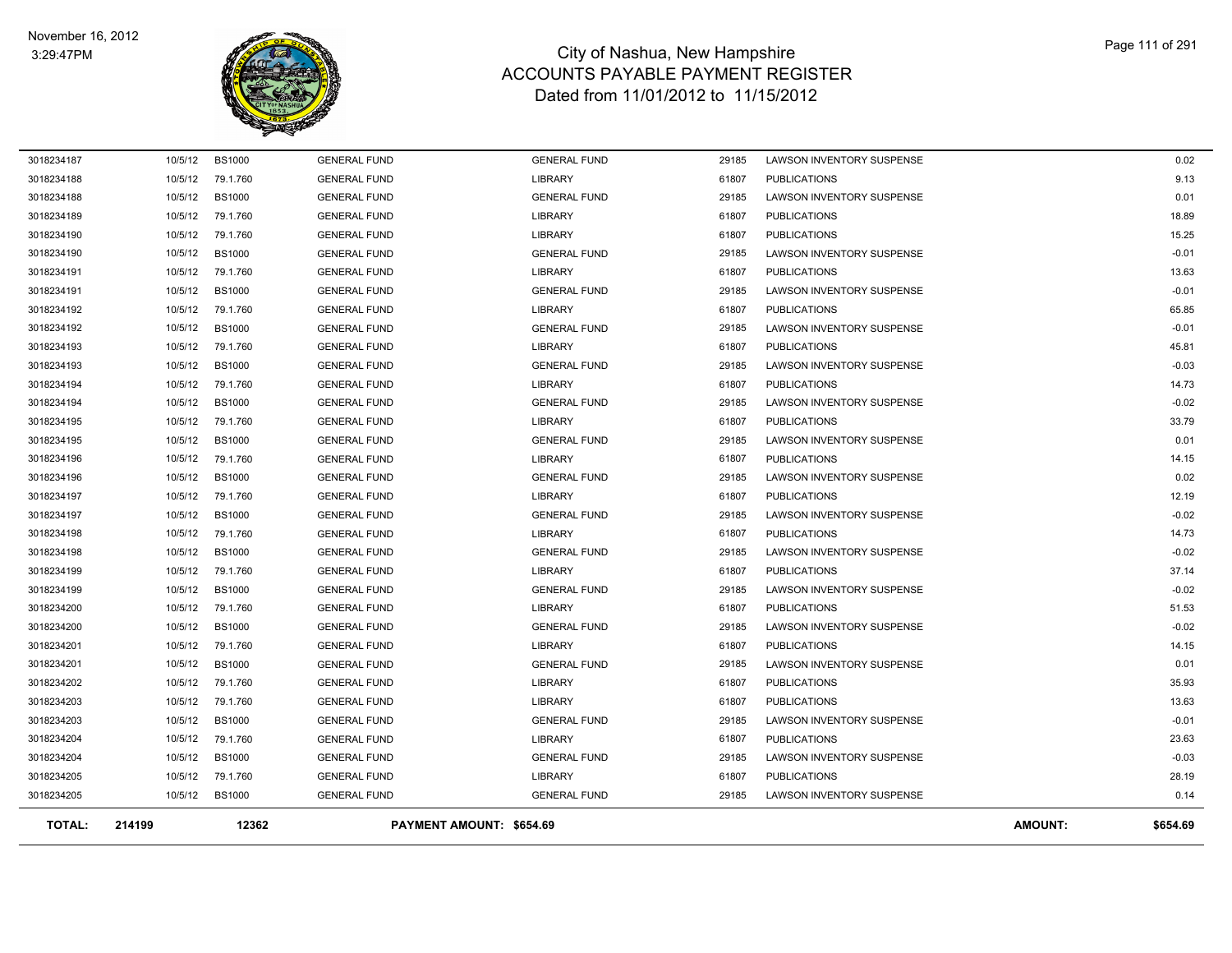# City of Nashua, New Hampshire
## ACCOUNTS PAYABLE PAYMENT REGISTER
### Dated from 11/01/2012 to 11/15/2012

November 16, 2012
3:29:47PM

| | | | | | | | | |
|---|---|---|---|---|---|---|---|---|
| 3018234187 | 10/5/12 | BS1000 | GENERAL FUND | GENERAL FUND | 29185 | LAWSON INVENTORY SUSPENSE | | 0.02 |
| 3018234188 | 10/5/12 | 79.1.760 | GENERAL FUND | LIBRARY | 61807 | PUBLICATIONS | | 9.13 |
| 3018234188 | 10/5/12 | BS1000 | GENERAL FUND | GENERAL FUND | 29185 | LAWSON INVENTORY SUSPENSE | | 0.01 |
| 3018234189 | 10/5/12 | 79.1.760 | GENERAL FUND | LIBRARY | 61807 | PUBLICATIONS | | 18.89 |
| 3018234190 | 10/5/12 | 79.1.760 | GENERAL FUND | LIBRARY | 61807 | PUBLICATIONS | | 15.25 |
| 3018234190 | 10/5/12 | BS1000 | GENERAL FUND | GENERAL FUND | 29185 | LAWSON INVENTORY SUSPENSE | | -0.01 |
| 3018234191 | 10/5/12 | 79.1.760 | GENERAL FUND | LIBRARY | 61807 | PUBLICATIONS | | 13.63 |
| 3018234191 | 10/5/12 | BS1000 | GENERAL FUND | GENERAL FUND | 29185 | LAWSON INVENTORY SUSPENSE | | -0.01 |
| 3018234192 | 10/5/12 | 79.1.760 | GENERAL FUND | LIBRARY | 61807 | PUBLICATIONS | | 65.85 |
| 3018234192 | 10/5/12 | BS1000 | GENERAL FUND | GENERAL FUND | 29185 | LAWSON INVENTORY SUSPENSE | | -0.01 |
| 3018234193 | 10/5/12 | 79.1.760 | GENERAL FUND | LIBRARY | 61807 | PUBLICATIONS | | 45.81 |
| 3018234193 | 10/5/12 | BS1000 | GENERAL FUND | GENERAL FUND | 29185 | LAWSON INVENTORY SUSPENSE | | -0.03 |
| 3018234194 | 10/5/12 | 79.1.760 | GENERAL FUND | LIBRARY | 61807 | PUBLICATIONS | | 14.73 |
| 3018234194 | 10/5/12 | BS1000 | GENERAL FUND | GENERAL FUND | 29185 | LAWSON INVENTORY SUSPENSE | | -0.02 |
| 3018234195 | 10/5/12 | 79.1.760 | GENERAL FUND | LIBRARY | 61807 | PUBLICATIONS | | 33.79 |
| 3018234195 | 10/5/12 | BS1000 | GENERAL FUND | GENERAL FUND | 29185 | LAWSON INVENTORY SUSPENSE | | 0.01 |
| 3018234196 | 10/5/12 | 79.1.760 | GENERAL FUND | LIBRARY | 61807 | PUBLICATIONS | | 14.15 |
| 3018234196 | 10/5/12 | BS1000 | GENERAL FUND | GENERAL FUND | 29185 | LAWSON INVENTORY SUSPENSE | | 0.02 |
| 3018234197 | 10/5/12 | 79.1.760 | GENERAL FUND | LIBRARY | 61807 | PUBLICATIONS | | 12.19 |
| 3018234197 | 10/5/12 | BS1000 | GENERAL FUND | GENERAL FUND | 29185 | LAWSON INVENTORY SUSPENSE | | -0.02 |
| 3018234198 | 10/5/12 | 79.1.760 | GENERAL FUND | LIBRARY | 61807 | PUBLICATIONS | | 14.73 |
| 3018234198 | 10/5/12 | BS1000 | GENERAL FUND | GENERAL FUND | 29185 | LAWSON INVENTORY SUSPENSE | | -0.02 |
| 3018234199 | 10/5/12 | 79.1.760 | GENERAL FUND | LIBRARY | 61807 | PUBLICATIONS | | 37.14 |
| 3018234199 | 10/5/12 | BS1000 | GENERAL FUND | GENERAL FUND | 29185 | LAWSON INVENTORY SUSPENSE | | -0.02 |
| 3018234200 | 10/5/12 | 79.1.760 | GENERAL FUND | LIBRARY | 61807 | PUBLICATIONS | | 51.53 |
| 3018234200 | 10/5/12 | BS1000 | GENERAL FUND | GENERAL FUND | 29185 | LAWSON INVENTORY SUSPENSE | | -0.02 |
| 3018234201 | 10/5/12 | 79.1.760 | GENERAL FUND | LIBRARY | 61807 | PUBLICATIONS | | 14.15 |
| 3018234201 | 10/5/12 | BS1000 | GENERAL FUND | GENERAL FUND | 29185 | LAWSON INVENTORY SUSPENSE | | 0.01 |
| 3018234202 | 10/5/12 | 79.1.760 | GENERAL FUND | LIBRARY | 61807 | PUBLICATIONS | | 35.93 |
| 3018234203 | 10/5/12 | 79.1.760 | GENERAL FUND | LIBRARY | 61807 | PUBLICATIONS | | 13.63 |
| 3018234203 | 10/5/12 | BS1000 | GENERAL FUND | GENERAL FUND | 29185 | LAWSON INVENTORY SUSPENSE | | -0.01 |
| 3018234204 | 10/5/12 | 79.1.760 | GENERAL FUND | LIBRARY | 61807 | PUBLICATIONS | | 23.63 |
| 3018234204 | 10/5/12 | BS1000 | GENERAL FUND | GENERAL FUND | 29185 | LAWSON INVENTORY SUSPENSE | | -0.03 |
| 3018234205 | 10/5/12 | 79.1.760 | GENERAL FUND | LIBRARY | 61807 | PUBLICATIONS | | 28.19 |
| 3018234205 | 10/5/12 | BS1000 | GENERAL FUND | GENERAL FUND | 29185 | LAWSON INVENTORY SUSPENSE | | 0.14 |
| **TOTAL:** | **214199** | **12362** | **PAYMENT AMOUNT: $654.69** | | | | **AMOUNT:** | **$654.69** |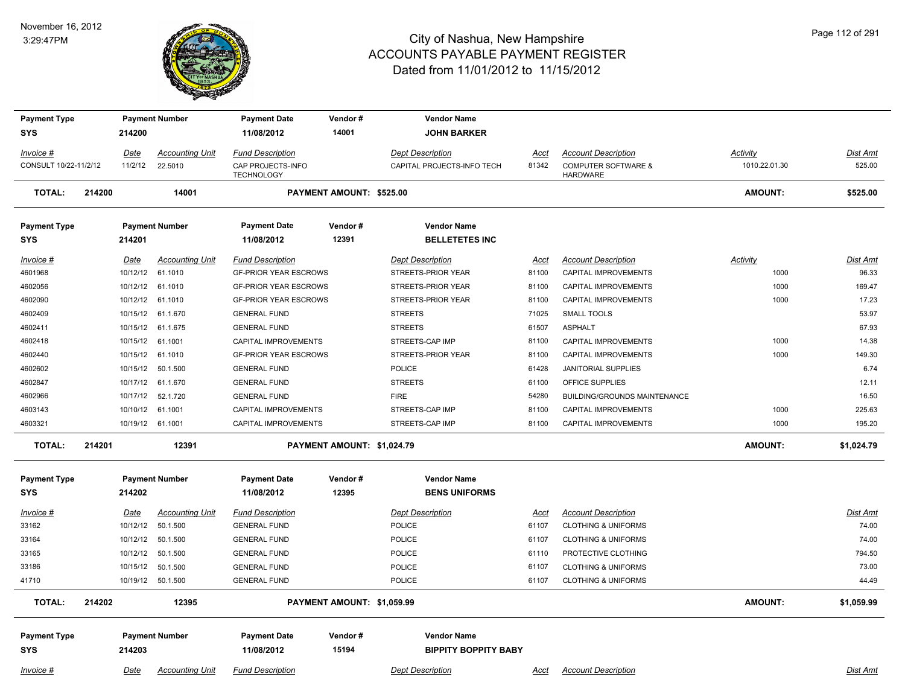# City of Nashua, New Hampshire
## ACCOUNTS PAYABLE PAYMENT REGISTER
### Dated from 11/01/2012 to 11/15/2012

November 16, 2012
3:29:47PM

| Payment Type | Payment Number | Payment Date | Vendor # | Vendor Name |
|---|---|---|---|---|
| SYS | 214200 | 11/08/2012 | 14001 | JOHN BARKER |

| Invoice # | Date | Accounting Unit | Fund Description | Dept Description | Acct | Account Description | Activity | Dist Amt |
|---|---|---|---|---|---|---|---|---|
| CONSULT 10/22-11/2/12 | 11/2/12 | 22.5010 | CAP PROJECTS-INFO TECHNOLOGY | CAPITAL PROJECTS-INFO TECH | 81342 | COMPUTER SOFTWARE & HARDWARE | 1010.22.01.30 | 525.00 |

**TOTAL: 214200 14001 PAYMENT AMOUNT: $525.00 AMOUNT: $525.00**

| Payment Type | Payment Number | Payment Date | Vendor # | Vendor Name |
|---|---|---|---|---|
| SYS | 214201 | 11/08/2012 | 12391 | BELLETETES INC |

| Invoice # | Date | Accounting Unit | Fund Description | Dept Description | Acct | Account Description | Activity | Dist Amt |
|---|---|---|---|---|---|---|---|---|
| 4601968 | 10/12/12 | 61.1010 | GF-PRIOR YEAR ESCROWS | STREETS-PRIOR YEAR | 81100 | CAPITAL IMPROVEMENTS | 1000 | 96.33 |
| 4602056 | 10/12/12 | 61.1010 | GF-PRIOR YEAR ESCROWS | STREETS-PRIOR YEAR | 81100 | CAPITAL IMPROVEMENTS | 1000 | 169.47 |
| 4602090 | 10/12/12 | 61.1010 | GF-PRIOR YEAR ESCROWS | STREETS-PRIOR YEAR | 81100 | CAPITAL IMPROVEMENTS | 1000 | 17.23 |
| 4602409 | 10/15/12 | 61.1.670 | GENERAL FUND | STREETS | 71025 | SMALL TOOLS | | 53.97 |
| 4602411 | 10/15/12 | 61.1.675 | GENERAL FUND | STREETS | 61507 | ASPHALT | | 67.93 |
| 4602418 | 10/15/12 | 61.1001 | CAPITAL IMPROVEMENTS | STREETS-CAP IMP | 81100 | CAPITAL IMPROVEMENTS | 1000 | 14.38 |
| 4602440 | 10/15/12 | 61.1010 | GF-PRIOR YEAR ESCROWS | STREETS-PRIOR YEAR | 81100 | CAPITAL IMPROVEMENTS | 1000 | 149.30 |
| 4602602 | 10/15/12 | 50.1.500 | GENERAL FUND | POLICE | 61428 | JANITORIAL SUPPLIES | | 6.74 |
| 4602847 | 10/17/12 | 61.1.670 | GENERAL FUND | STREETS | 61100 | OFFICE SUPPLIES | | 12.11 |
| 4602966 | 10/17/12 | 52.1.720 | GENERAL FUND | FIRE | 54280 | BUILDING/GROUNDS MAINTENANCE | | 16.50 |
| 4603143 | 10/10/12 | 61.1001 | CAPITAL IMPROVEMENTS | STREETS-CAP IMP | 81100 | CAPITAL IMPROVEMENTS | 1000 | 225.63 |
| 4603321 | 10/19/12 | 61.1001 | CAPITAL IMPROVEMENTS | STREETS-CAP IMP | 81100 | CAPITAL IMPROVEMENTS | 1000 | 195.20 |

**TOTAL: 214201 12391 PAYMENT AMOUNT: $1,024.79 AMOUNT: $1,024.79**

| Payment Type | Payment Number | Payment Date | Vendor # | Vendor Name |
|---|---|---|---|---|
| SYS | 214202 | 11/08/2012 | 12395 | BENS UNIFORMS |

| Invoice # | Date | Accounting Unit | Fund Description | Dept Description | Acct | Account Description | Dist Amt |
|---|---|---|---|---|---|---|---|
| 33162 | 10/12/12 | 50.1.500 | GENERAL FUND | POLICE | 61107 | CLOTHING & UNIFORMS | 74.00 |
| 33164 | 10/12/12 | 50.1.500 | GENERAL FUND | POLICE | 61107 | CLOTHING & UNIFORMS | 74.00 |
| 33165 | 10/12/12 | 50.1.500 | GENERAL FUND | POLICE | 61110 | PROTECTIVE CLOTHING | 794.50 |
| 33186 | 10/15/12 | 50.1.500 | GENERAL FUND | POLICE | 61107 | CLOTHING & UNIFORMS | 73.00 |
| 41710 | 10/19/12 | 50.1.500 | GENERAL FUND | POLICE | 61107 | CLOTHING & UNIFORMS | 44.49 |

**TOTAL: 214202 12395 PAYMENT AMOUNT: $1,059.99 AMOUNT: $1,059.99**

| Payment Type | Payment Number | Payment Date | Vendor # | Vendor Name |
|---|---|---|---|---|
| SYS | 214203 | 11/08/2012 | 15194 | BIPPITY BOPPITY BABY |

| Invoice # | Date | Accounting Unit | Fund Description | Dept Description | Acct | Account Description | Dist Amt |
|---|---|---|---|---|---|---|---|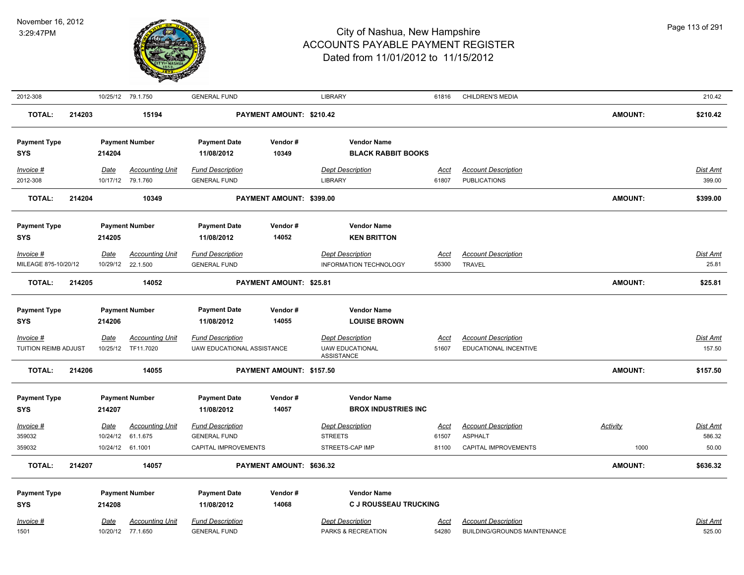# City of Nashua, New Hampshire
## ACCOUNTS PAYABLE PAYMENT REGISTER
### Dated from 11/01/2012 to 11/15/2012

November 16, 2012
3:29:47PM

| 2012-308 | 10/25/12 | 79.1.750 | GENERAL FUND | LIBRARY | 61816 | CHILDREN'S MEDIA | | 210.42 |
|---|---|---|---|---|---|---|---|---|

**TOTAL: 214203 | 15194 | PAYMENT AMOUNT: $210.42 | AMOUNT: $210.42**

| Payment Type | Payment Number | Payment Date | Vendor # | Vendor Name |
|---|---|---|---|---|
| SYS | 214204 | 11/08/2012 | 10349 | BLACK RABBIT BOOKS |

| Invoice # | Date | Accounting Unit | Fund Description | Dept Description | Acct | Account Description | Dist Amt |
|---|---|---|---|---|---|---|---|
| 2012-308 | 10/17/12 | 79.1.760 | GENERAL FUND | LIBRARY | 61807 | PUBLICATIONS | 399.00 |

**TOTAL: 214204 | 10349 | PAYMENT AMOUNT: $399.00 | AMOUNT: $399.00**

| Payment Type | Payment Number | Payment Date | Vendor # | Vendor Name |
|---|---|---|---|---|
| SYS | 214205 | 11/08/2012 | 14052 | KEN BRITTON |

| Invoice # | Date | Accounting Unit | Fund Description | Dept Description | Acct | Account Description | Dist Amt |
|---|---|---|---|---|---|---|---|
| MILEAGE 8?5-10/20/12 | 10/29/12 | 22.1.500 | GENERAL FUND | INFORMATION TECHNOLOGY | 55300 | TRAVEL | 25.81 |

**TOTAL: 214205 | 14052 | PAYMENT AMOUNT: $25.81 | AMOUNT: $25.81**

| Payment Type | Payment Number | Payment Date | Vendor # | Vendor Name |
|---|---|---|---|---|
| SYS | 214206 | 11/08/2012 | 14055 | LOUISE BROWN |

| Invoice # | Date | Accounting Unit | Fund Description | Dept Description | Acct | Account Description | Dist Amt |
|---|---|---|---|---|---|---|---|
| TUITION REIMB ADJUST | 10/25/12 | TF11.7020 | UAW EDUCATIONAL ASSISTANCE | UAW EDUCATIONAL ASSISTANCE | 51607 | EDUCATIONAL INCENTIVE | 157.50 |

**TOTAL: 214206 | 14055 | PAYMENT AMOUNT: $157.50 | AMOUNT: $157.50**

| Payment Type | Payment Number | Payment Date | Vendor # | Vendor Name |
|---|---|---|---|---|
| SYS | 214207 | 11/08/2012 | 14057 | BROX INDUSTRIES INC |

| Invoice # | Date | Accounting Unit | Fund Description | Dept Description | Acct | Account Description | Activity | Dist Amt |
|---|---|---|---|---|---|---|---|---|
| 359032 | 10/24/12 | 61.1.675 | GENERAL FUND | STREETS | 61507 | ASPHALT | | 586.32 |
| 359032 | 10/24/12 | 61.1001 | CAPITAL IMPROVEMENTS | STREETS-CAP IMP | 81100 | CAPITAL IMPROVEMENTS | 1000 | 50.00 |

**TOTAL: 214207 | 14057 | PAYMENT AMOUNT: $636.32 | AMOUNT: $636.32**

| Payment Type | Payment Number | Payment Date | Vendor # | Vendor Name |
|---|---|---|---|---|
| SYS | 214208 | 11/08/2012 | 14068 | C J ROUSSEAU TRUCKING |

| Invoice # | Date | Accounting Unit | Fund Description | Dept Description | Acct | Account Description | Dist Amt |
|---|---|---|---|---|---|---|---|
| 1501 | 10/20/12 | 77.1.650 | GENERAL FUND | PARKS & RECREATION | 54280 | BUILDING/GROUNDS MAINTENANCE | 525.00 |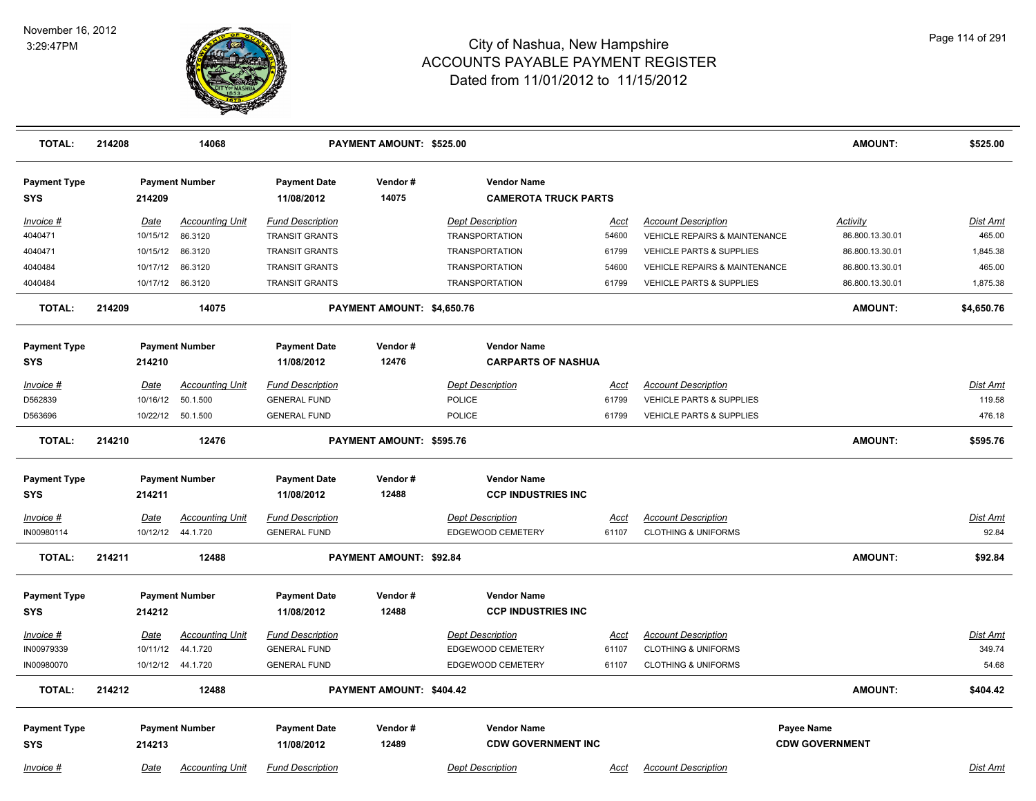| TOTAL: | 214208 | 14068 | PAYMENT AMOUNT: $525.00 | | AMOUNT: | $525.00 |
|---|---|---|---|---|---|---|

**Payment Type:** SYS | **Payment Number:** 214209 | **Payment Date:** 11/08/2012 | **Vendor #:** 14075 | **Vendor Name:** CAMEROTA TRUCK PARTS

| Invoice # | Date | Accounting Unit | Fund Description | Dept Description | Acct | Account Description | Activity | Dist Amt |
|---|---|---|---|---|---|---|---|---|
| 4040471 | 10/15/12 | 86.3120 | TRANSIT GRANTS | TRANSPORTATION | 54600 | VEHICLE REPAIRS & MAINTENANCE | 86.800.13.30.01 | 465.00 |
| 4040471 | 10/15/12 | 86.3120 | TRANSIT GRANTS | TRANSPORTATION | 61799 | VEHICLE PARTS & SUPPLIES | 86.800.13.30.01 | 1,845.38 |
| 4040484 | 10/17/12 | 86.3120 | TRANSIT GRANTS | TRANSPORTATION | 54600 | VEHICLE REPAIRS & MAINTENANCE | 86.800.13.30.01 | 465.00 |
| 4040484 | 10/17/12 | 86.3120 | TRANSIT GRANTS | TRANSPORTATION | 61799 | VEHICLE PARTS & SUPPLIES | 86.800.13.30.01 | 1,875.38 |

| TOTAL: | 214209 | 14075 | PAYMENT AMOUNT: $4,650.76 | | AMOUNT: | $4,650.76 |
|---|---|---|---|---|---|---|

**Payment Type:** SYS | **Payment Number:** 214210 | **Payment Date:** 11/08/2012 | **Vendor #:** 12476 | **Vendor Name:** CARPARTS OF NASHUA

| Invoice # | Date | Accounting Unit | Fund Description | Dept Description | Acct | Account Description | Dist Amt |
|---|---|---|---|---|---|---|---|
| D562839 | 10/16/12 | 50.1.500 | GENERAL FUND | POLICE | 61799 | VEHICLE PARTS & SUPPLIES | 119.58 |
| D563696 | 10/22/12 | 50.1.500 | GENERAL FUND | POLICE | 61799 | VEHICLE PARTS & SUPPLIES | 476.18 |

| TOTAL: | 214210 | 12476 | PAYMENT AMOUNT: $595.76 | | AMOUNT: | $595.76 |
|---|---|---|---|---|---|---|

**Payment Type:** SYS | **Payment Number:** 214211 | **Payment Date:** 11/08/2012 | **Vendor #:** 12488 | **Vendor Name:** CCP INDUSTRIES INC

| Invoice # | Date | Accounting Unit | Fund Description | Dept Description | Acct | Account Description | Dist Amt |
|---|---|---|---|---|---|---|---|
| IN00980114 | 10/12/12 | 44.1.720 | GENERAL FUND | EDGEWOOD CEMETERY | 61107 | CLOTHING & UNIFORMS | 92.84 |

| TOTAL: | 214211 | 12488 | PAYMENT AMOUNT: $92.84 | | AMOUNT: | $92.84 |
|---|---|---|---|---|---|---|

**Payment Type:** SYS | **Payment Number:** 214212 | **Payment Date:** 11/08/2012 | **Vendor #:** 12488 | **Vendor Name:** CCP INDUSTRIES INC

| Invoice # | Date | Accounting Unit | Fund Description | Dept Description | Acct | Account Description | Dist Amt |
|---|---|---|---|---|---|---|---|
| IN00979339 | 10/11/12 | 44.1.720 | GENERAL FUND | EDGEWOOD CEMETERY | 61107 | CLOTHING & UNIFORMS | 349.74 |
| IN00980070 | 10/12/12 | 44.1.720 | GENERAL FUND | EDGEWOOD CEMETERY | 61107 | CLOTHING & UNIFORMS | 54.68 |

| TOTAL: | 214212 | 12488 | PAYMENT AMOUNT: $404.42 | | AMOUNT: | $404.42 |
|---|---|---|---|---|---|---|

**Payment Type:** SYS | **Payment Number:** 214213 | **Payment Date:** 11/08/2012 | **Vendor #:** 12489 | **Vendor Name:** CDW GOVERNMENT INC | **Payee Name:** CDW GOVERNMENT

| Invoice # | Date | Accounting Unit | Fund Description | Dept Description | Acct | Account Description | Dist Amt |
|---|---|---|---|---|---|---|---|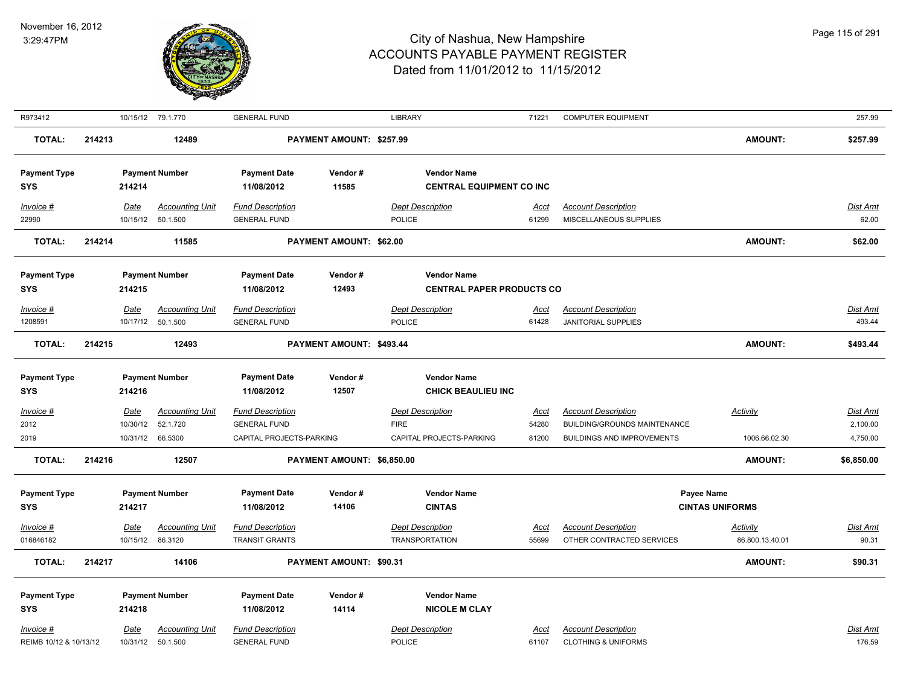# City of Nashua, New Hampshire
## ACCOUNTS PAYABLE PAYMENT REGISTER
### Dated from 11/01/2012 to 11/15/2012

November 16, 2012
3:29:47PM

| R973412 | 10/15/12 | 79.1.770 | GENERAL FUND | LIBRARY | 71221 | COMPUTER EQUIPMENT | | 257.99 |
|---|---|---|---|---|---|---|---|---|
| **TOTAL:** | **214213** | **12489** | **PAYMENT AMOUNT: $257.99** | | | | **AMOUNT:** | **$257.99** |

| Payment Type | Payment Number | Payment Date | Vendor # | Vendor Name |
|---|---|---|---|---|
| SYS | 214214 | 11/08/2012 | 11585 | CENTRAL EQUIPMENT CO INC |

| Invoice # | Date | Accounting Unit | Fund Description | Dept Description | Acct | Account Description | Dist Amt |
|---|---|---|---|---|---|---|---|
| 22990 | 10/15/12 | 50.1.500 | GENERAL FUND | POLICE | 61299 | MISCELLANEOUS SUPPLIES | 62.00 |
| **TOTAL:** | **214214** | **11585** | **PAYMENT AMOUNT: $62.00** | | | **AMOUNT:** | **$62.00** |

| Payment Type | Payment Number | Payment Date | Vendor # | Vendor Name |
|---|---|---|---|---|
| SYS | 214215 | 11/08/2012 | 12493 | CENTRAL PAPER PRODUCTS CO |

| Invoice # | Date | Accounting Unit | Fund Description | Dept Description | Acct | Account Description | Dist Amt |
|---|---|---|---|---|---|---|---|
| 1208591 | 10/17/12 | 50.1.500 | GENERAL FUND | POLICE | 61428 | JANITORIAL SUPPLIES | 493.44 |
| **TOTAL:** | **214215** | **12493** | **PAYMENT AMOUNT: $493.44** | | | **AMOUNT:** | **$493.44** |

| Payment Type | Payment Number | Payment Date | Vendor # | Vendor Name |
|---|---|---|---|---|
| SYS | 214216 | 11/08/2012 | 12507 | CHICK BEAULIEU INC |

| Invoice # | Date | Accounting Unit | Fund Description | Dept Description | Acct | Account Description | Activity | Dist Amt |
|---|---|---|---|---|---|---|---|---|
| 2012 | 10/30/12 | 52.1.720 | GENERAL FUND | FIRE | 54280 | BUILDING/GROUNDS MAINTENANCE | | 2,100.00 |
| 2019 | 10/31/12 | 66.5300 | CAPITAL PROJECTS-PARKING | CAPITAL PROJECTS-PARKING | 81200 | BUILDINGS AND IMPROVEMENTS | 1006.66.02.30 | 4,750.00 |
| **TOTAL:** | **214216** | **12507** | **PAYMENT AMOUNT: $6,850.00** | | | | **AMOUNT:** | **$6,850.00** |

| Payment Type | Payment Number | Payment Date | Vendor # | Vendor Name | Payee Name |
|---|---|---|---|---|---|
| SYS | 214217 | 11/08/2012 | 14106 | CINTAS | CINTAS UNIFORMS |

| Invoice # | Date | Accounting Unit | Fund Description | Dept Description | Acct | Account Description | Activity | Dist Amt |
|---|---|---|---|---|---|---|---|---|
| 016846182 | 10/15/12 | 86.3120 | TRANSIT GRANTS | TRANSPORTATION | 55699 | OTHER CONTRACTED SERVICES | 86.800.13.40.01 | 90.31 |
| **TOTAL:** | **214217** | **14106** | **PAYMENT AMOUNT: $90.31** | | | | **AMOUNT:** | **$90.31** |

| Payment Type | Payment Number | Payment Date | Vendor # | Vendor Name |
|---|---|---|---|---|
| SYS | 214218 | 11/08/2012 | 14114 | NICOLE M CLAY |

| Invoice # | Date | Accounting Unit | Fund Description | Dept Description | Acct | Account Description | Dist Amt |
|---|---|---|---|---|---|---|---|
| REIMB 10/12 & 10/13/12 | 10/31/12 | 50.1.500 | GENERAL FUND | POLICE | 61107 | CLOTHING & UNIFORMS | 176.59 |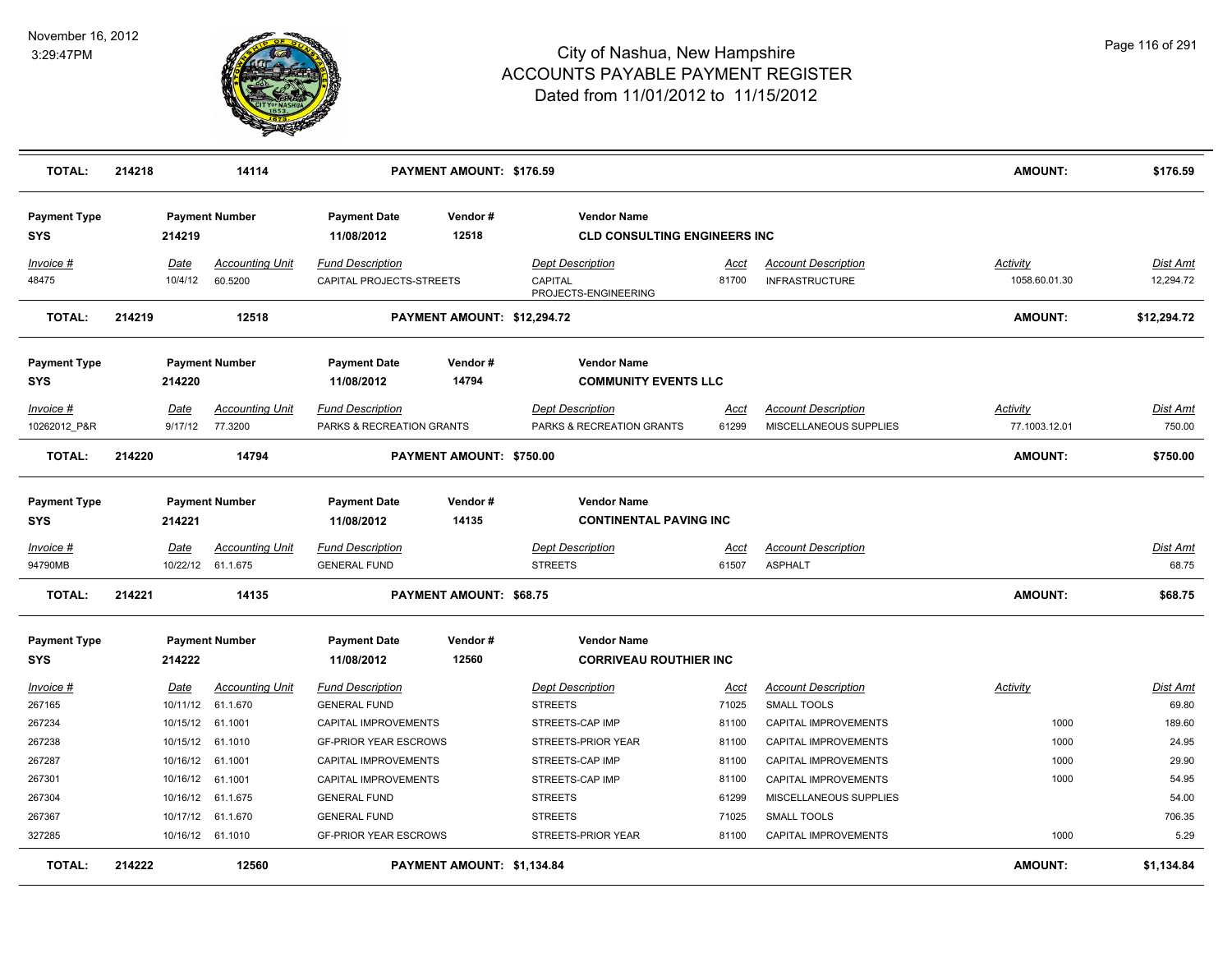# City of Nashua, New Hampshire
## ACCOUNTS PAYABLE PAYMENT REGISTER
### Dated from 11/01/2012 to 11/15/2012

November 16, 2012
3:29:47PM

| **TOTAL:** | **214218** | **14114** | **PAYMENT AMOUNT: $176.59** | **AMOUNT:** | **$176.59** |
|---|---|---|---|---|---|

| Payment Type | Payment Number | Payment Date | Vendor # | Vendor Name |
|---|---|---|---|---|
| SYS | 214219 | 11/08/2012 | 12518 | CLD CONSULTING ENGINEERS INC |

| Invoice # | Date | Accounting Unit | Fund Description | Dept Description | Acct | Account Description | Activity | Dist Amt |
|---|---|---|---|---|---|---|---|---|
| 48475 | 10/4/12 | 60.5200 | CAPITAL PROJECTS-STREETS | CAPITAL PROJECTS-ENGINEERING | 81700 | INFRASTRUCTURE | 1058.60.01.30 | 12,294.72 |

| **TOTAL:** | **214219** | **12518** | **PAYMENT AMOUNT: $12,294.72** | **AMOUNT:** | **$12,294.72** |
|---|---|---|---|---|---|

| Payment Type | Payment Number | Payment Date | Vendor # | Vendor Name |
|---|---|---|---|---|
| SYS | 214220 | 11/08/2012 | 14794 | COMMUNITY EVENTS LLC |

| Invoice # | Date | Accounting Unit | Fund Description | Dept Description | Acct | Account Description | Activity | Dist Amt |
|---|---|---|---|---|---|---|---|---|
| 10262012_P&R | 9/17/12 | 77.3200 | PARKS & RECREATION GRANTS | PARKS & RECREATION GRANTS | 61299 | MISCELLANEOUS SUPPLIES | 77.1003.12.01 | 750.00 |

| **TOTAL:** | **214220** | **14794** | **PAYMENT AMOUNT: $750.00** | **AMOUNT:** | **$750.00** |
|---|---|---|---|---|---|

| Payment Type | Payment Number | Payment Date | Vendor # | Vendor Name |
|---|---|---|---|---|
| SYS | 214221 | 11/08/2012 | 14135 | CONTINENTAL PAVING INC |

| Invoice # | Date | Accounting Unit | Fund Description | Dept Description | Acct | Account Description | Dist Amt |
|---|---|---|---|---|---|---|---|
| 94790MB | 10/22/12 | 61.1.675 | GENERAL FUND | STREETS | 61507 | ASPHALT | 68.75 |

| **TOTAL:** | **214221** | **14135** | **PAYMENT AMOUNT: $68.75** | **AMOUNT:** | **$68.75** |
|---|---|---|---|---|---|

| Payment Type | Payment Number | Payment Date | Vendor # | Vendor Name |
|---|---|---|---|---|
| SYS | 214222 | 11/08/2012 | 12560 | CORRIVEAU ROUTHIER INC |

| Invoice # | Date | Accounting Unit | Fund Description | Dept Description | Acct | Account Description | Activity | Dist Amt |
|---|---|---|---|---|---|---|---|---|
| 267165 | 10/11/12 | 61.1.670 | GENERAL FUND | STREETS | 71025 | SMALL TOOLS | | 69.80 |
| 267234 | 10/15/12 | 61.1001 | CAPITAL IMPROVEMENTS | STREETS-CAP IMP | 81100 | CAPITAL IMPROVEMENTS | 1000 | 189.60 |
| 267238 | 10/15/12 | 61.1010 | GF-PRIOR YEAR ESCROWS | STREETS-PRIOR YEAR | 81100 | CAPITAL IMPROVEMENTS | 1000 | 24.95 |
| 267287 | 10/16/12 | 61.1001 | CAPITAL IMPROVEMENTS | STREETS-CAP IMP | 81100 | CAPITAL IMPROVEMENTS | 1000 | 29.90 |
| 267301 | 10/16/12 | 61.1001 | CAPITAL IMPROVEMENTS | STREETS-CAP IMP | 81100 | CAPITAL IMPROVEMENTS | 1000 | 54.95 |
| 267304 | 10/16/12 | 61.1.675 | GENERAL FUND | STREETS | 61299 | MISCELLANEOUS SUPPLIES | | 54.00 |
| 267367 | 10/17/12 | 61.1.670 | GENERAL FUND | STREETS | 71025 | SMALL TOOLS | | 706.35 |
| 327285 | 10/16/12 | 61.1010 | GF-PRIOR YEAR ESCROWS | STREETS-PRIOR YEAR | 81100 | CAPITAL IMPROVEMENTS | 1000 | 5.29 |

| **TOTAL:** | **214222** | **12560** | **PAYMENT AMOUNT: $1,134.84** | **AMOUNT:** | **$1,134.84** |
|---|---|---|---|---|---|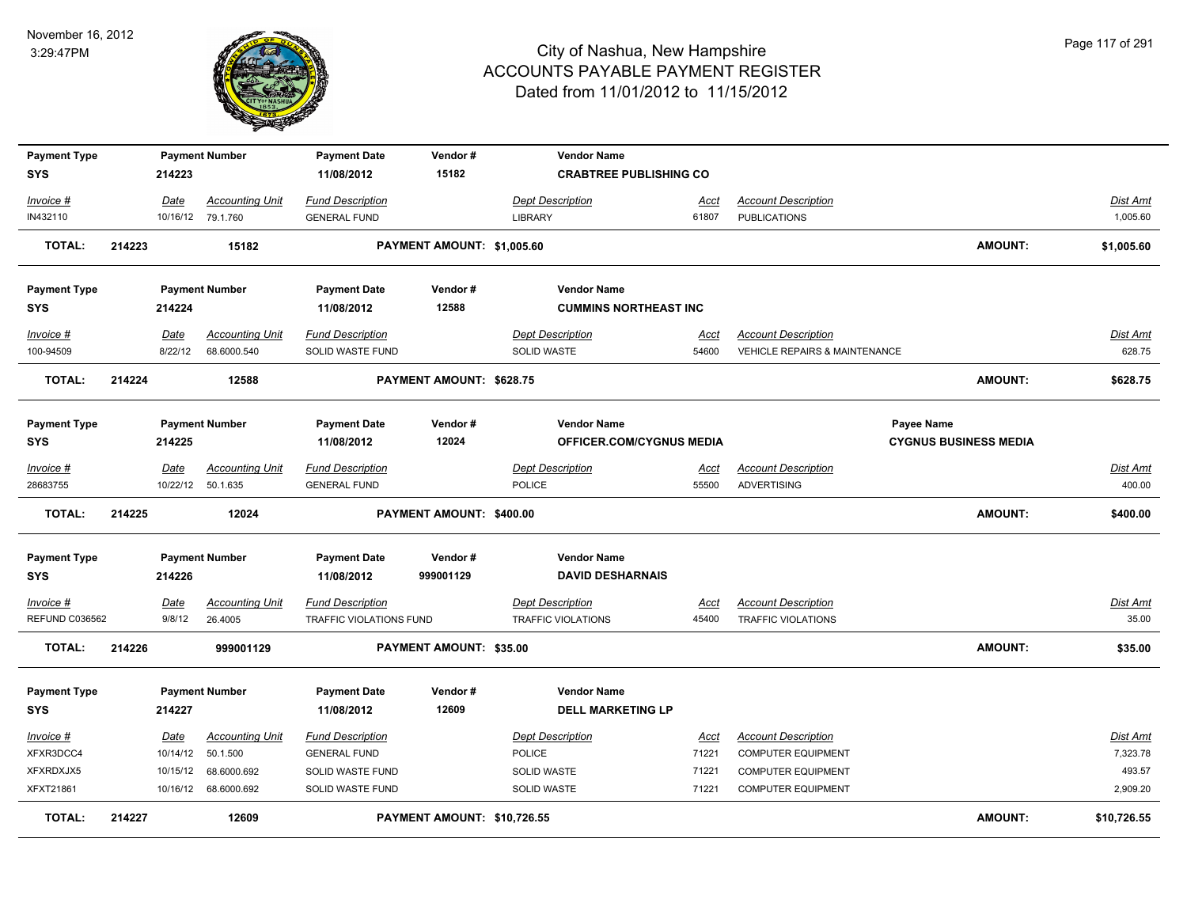# City of Nashua, New Hampshire
# ACCOUNTS PAYABLE PAYMENT REGISTER
## Dated from 11/01/2012 to 11/15/2012

November 16, 2012
3:29:47PM

| Payment Type | Payment Number | Payment Date | Vendor # | Vendor Name | | | |
|---|---|---|---|---|---|---|---|
| SYS | 214223 | 11/08/2012 | 15182 | CRABTREE PUBLISHING CO | | | |

| Invoice # | Date | Accounting Unit | Fund Description | Dept Description | Acct | Account Description | Dist Amt |
|---|---|---|---|---|---|---|---|
| IN432110 | 10/16/12 | 79.1.760 | GENERAL FUND | LIBRARY | 61807 | PUBLICATIONS | 1,005.60 |

**TOTAL: 214223 15182 PAYMENT AMOUNT: $1,005.60 AMOUNT: $1,005.60**

| Payment Type | Payment Number | Payment Date | Vendor # | Vendor Name | | | |
|---|---|---|---|---|---|---|---|
| SYS | 214224 | 11/08/2012 | 12588 | CUMMINS NORTHEAST INC | | | |

| Invoice # | Date | Accounting Unit | Fund Description | Dept Description | Acct | Account Description | Dist Amt |
|---|---|---|---|---|---|---|---|
| 100-94509 | 8/22/12 | 68.6000.540 | SOLID WASTE FUND | SOLID WASTE | 54600 | VEHICLE REPAIRS & MAINTENANCE | 628.75 |

**TOTAL: 214224 12588 PAYMENT AMOUNT: $628.75 AMOUNT: $628.75**

| Payment Type | Payment Number | Payment Date | Vendor # | Vendor Name | Payee Name | | |
|---|---|---|---|---|---|---|---|
| SYS | 214225 | 11/08/2012 | 12024 | OFFICER.COM/CYGNUS MEDIA | CYGNUS BUSINESS MEDIA | | |

| Invoice # | Date | Accounting Unit | Fund Description | Dept Description | Acct | Account Description | Dist Amt |
|---|---|---|---|---|---|---|---|
| 28683755 | 10/22/12 | 50.1.635 | GENERAL FUND | POLICE | 55500 | ADVERTISING | 400.00 |

**TOTAL: 214225 12024 PAYMENT AMOUNT: $400.00 AMOUNT: $400.00**

| Payment Type | Payment Number | Payment Date | Vendor # | Vendor Name | | | |
|---|---|---|---|---|---|---|---|
| SYS | 214226 | 11/08/2012 | 999001129 | DAVID DESHARNAIS | | | |

| Invoice # | Date | Accounting Unit | Fund Description | Dept Description | Acct | Account Description | Dist Amt |
|---|---|---|---|---|---|---|---|
| REFUND C036562 | 9/8/12 | 26.4005 | TRAFFIC VIOLATIONS FUND | TRAFFIC VIOLATIONS | 45400 | TRAFFIC VIOLATIONS | 35.00 |

**TOTAL: 214226 999001129 PAYMENT AMOUNT: $35.00 AMOUNT: $35.00**

| Payment Type | Payment Number | Payment Date | Vendor # | Vendor Name | | | |
|---|---|---|---|---|---|---|---|
| SYS | 214227 | 11/08/2012 | 12609 | DELL MARKETING LP | | | |

| Invoice # | Date | Accounting Unit | Fund Description | Dept Description | Acct | Account Description | Dist Amt |
|---|---|---|---|---|---|---|---|
| XFXR3DCC4 | 10/14/12 | 50.1.500 | GENERAL FUND | POLICE | 71221 | COMPUTER EQUIPMENT | 7,323.78 |
| XFXRDXJX5 | 10/15/12 | 68.6000.692 | SOLID WASTE FUND | SOLID WASTE | 71221 | COMPUTER EQUIPMENT | 493.57 |
| XFXT21861 | 10/16/12 | 68.6000.692 | SOLID WASTE FUND | SOLID WASTE | 71221 | COMPUTER EQUIPMENT | 2,909.20 |

**TOTAL: 214227 12609 PAYMENT AMOUNT: $10,726.55 AMOUNT: $10,726.55**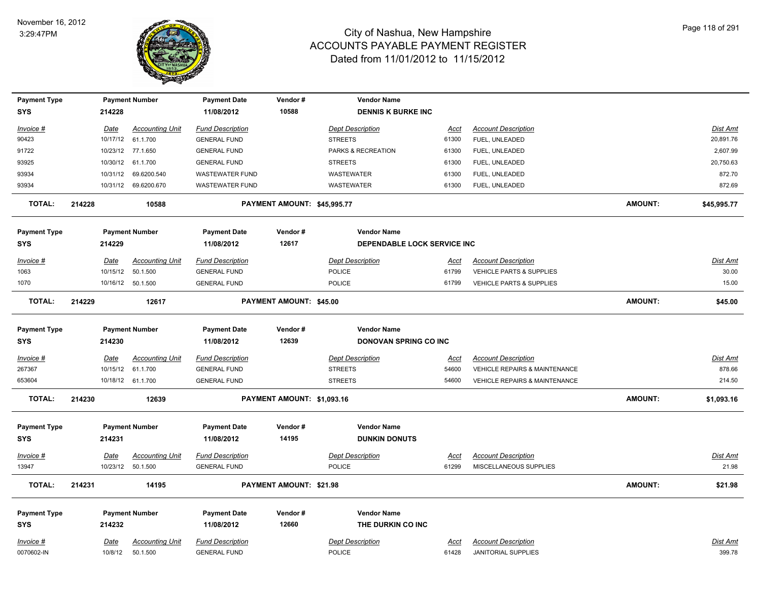# City of Nashua, New Hampshire
## ACCOUNTS PAYABLE PAYMENT REGISTER
### Dated from 11/01/2012 to 11/15/2012

November 16, 2012
3:29:47PM

| Payment Type | Payment Number | Payment Date | Vendor # | Vendor Name |
|---|---|---|---|---|
| SYS | 214228 | 11/08/2012 | 10588 | DENNIS K BURKE INC |

| Invoice # | Date | Accounting Unit | Fund Description | Dept Description | Acct | Account Description | Dist Amt |
|---|---|---|---|---|---|---|---|
| 90423 | 10/17/12 | 61.1.700 | GENERAL FUND | STREETS | 61300 | FUEL, UNLEADED | 20,891.76 |
| 91722 | 10/23/12 | 77.1.650 | GENERAL FUND | PARKS & RECREATION | 61300 | FUEL, UNLEADED | 2,607.99 |
| 93925 | 10/30/12 | 61.1.700 | GENERAL FUND | STREETS | 61300 | FUEL, UNLEADED | 20,750.63 |
| 93934 | 10/31/12 | 69.6200.540 | WASTEWATER FUND | WASTEWATER | 61300 | FUEL, UNLEADED | 872.70 |
| 93934 | 10/31/12 | 69.6200.670 | WASTEWATER FUND | WASTEWATER | 61300 | FUEL, UNLEADED | 872.69 |

**TOTAL: 214228 10588 PAYMENT AMOUNT: $45,995.77 AMOUNT: $45,995.77**

| Payment Type | Payment Number | Payment Date | Vendor # | Vendor Name |
|---|---|---|---|---|
| SYS | 214229 | 11/08/2012 | 12617 | DEPENDABLE LOCK SERVICE INC |

| Invoice # | Date | Accounting Unit | Fund Description | Dept Description | Acct | Account Description | Dist Amt |
|---|---|---|---|---|---|---|---|
| 1063 | 10/15/12 | 50.1.500 | GENERAL FUND | POLICE | 61799 | VEHICLE PARTS & SUPPLIES | 30.00 |
| 1070 | 10/16/12 | 50.1.500 | GENERAL FUND | POLICE | 61799 | VEHICLE PARTS & SUPPLIES | 15.00 |

**TOTAL: 214229 12617 PAYMENT AMOUNT: $45.00 AMOUNT: $45.00**

| Payment Type | Payment Number | Payment Date | Vendor # | Vendor Name |
|---|---|---|---|---|
| SYS | 214230 | 11/08/2012 | 12639 | DONOVAN SPRING CO INC |

| Invoice # | Date | Accounting Unit | Fund Description | Dept Description | Acct | Account Description | Dist Amt |
|---|---|---|---|---|---|---|---|
| 267367 | 10/15/12 | 61.1.700 | GENERAL FUND | STREETS | 54600 | VEHICLE REPAIRS & MAINTENANCE | 878.66 |
| 653604 | 10/18/12 | 61.1.700 | GENERAL FUND | STREETS | 54600 | VEHICLE REPAIRS & MAINTENANCE | 214.50 |

**TOTAL: 214230 12639 PAYMENT AMOUNT: $1,093.16 AMOUNT: $1,093.16**

| Payment Type | Payment Number | Payment Date | Vendor # | Vendor Name |
|---|---|---|---|---|
| SYS | 214231 | 11/08/2012 | 14195 | DUNKIN DONUTS |

| Invoice # | Date | Accounting Unit | Fund Description | Dept Description | Acct | Account Description | Dist Amt |
|---|---|---|---|---|---|---|---|
| 13947 | 10/23/12 | 50.1.500 | GENERAL FUND | POLICE | 61299 | MISCELLANEOUS SUPPLIES | 21.98 |

**TOTAL: 214231 14195 PAYMENT AMOUNT: $21.98 AMOUNT: $21.98**

| Payment Type | Payment Number | Payment Date | Vendor # | Vendor Name |
|---|---|---|---|---|
| SYS | 214232 | 11/08/2012 | 12660 | THE DURKIN CO INC |

| Invoice # | Date | Accounting Unit | Fund Description | Dept Description | Acct | Account Description | Dist Amt |
|---|---|---|---|---|---|---|---|
| 0070602-IN | 10/8/12 | 50.1.500 | GENERAL FUND | POLICE | 61428 | JANITORIAL SUPPLIES | 399.78 |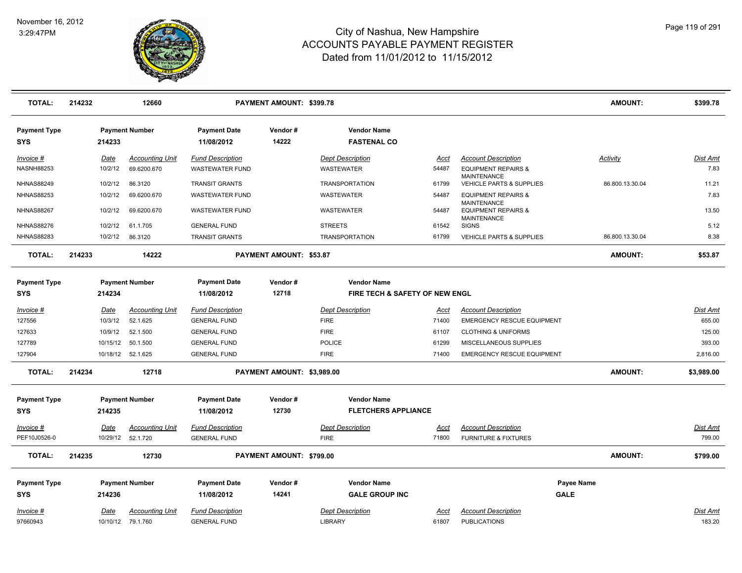# City of Nashua, New Hampshire
## ACCOUNTS PAYABLE PAYMENT REGISTER
### Dated from 11/01/2012 to 11/15/2012

November 16, 2012
3:29:47PM

| **TOTAL:** | **214232** | **12660** | | **PAYMENT AMOUNT: $399.78** | | | | | **AMOUNT:** | **$399.78** |
|---|---|---|---|---|---|---|---|---|---|---|

**Payment Type:** SYS | **Payment Number:** 214233 | **Payment Date:** 11/08/2012 | **Vendor #:** 14222 | **Vendor Name:** FASTENAL CO

| Invoice # | Date | Accounting Unit | Fund Description | Dept Description | Acct | Account Description | Activity | Dist Amt |
|---|---|---|---|---|---|---|---|---|
| NASNH88253 | 10/2/12 | 69.6200.670 | WASTEWATER FUND | WASTEWATER | 54487 | EQUIPMENT REPAIRS & MAINTENANCE | | 7.83 |
| NHNAS88249 | 10/2/12 | 86.3120 | TRANSIT GRANTS | TRANSPORTATION | 61799 | VEHICLE PARTS & SUPPLIES | 86.800.13.30.04 | 11.21 |
| NHNAS88253 | 10/2/12 | 69.6200.670 | WASTEWATER FUND | WASTEWATER | 54487 | EQUIPMENT REPAIRS & MAINTENANCE | | 7.83 |
| NHNAS88267 | 10/2/12 | 69.6200.670 | WASTEWATER FUND | WASTEWATER | 54487 | EQUIPMENT REPAIRS & MAINTENANCE | | 13.50 |
| NHNAS88276 | 10/2/12 | 61.1.705 | GENERAL FUND | STREETS | 61542 | SIGNS | | 5.12 |
| NHNAS88283 | 10/2/12 | 86.3120 | TRANSIT GRANTS | TRANSPORTATION | 61799 | VEHICLE PARTS & SUPPLIES | 86.800.13.30.04 | 8.38 |
| **TOTAL:** | **214233** | **14222** | | **PAYMENT AMOUNT: $53.87** | | | **AMOUNT:** | **$53.87** |

**Payment Type:** SYS | **Payment Number:** 214234 | **Payment Date:** 11/08/2012 | **Vendor #:** 12718 | **Vendor Name:** FIRE TECH & SAFETY OF NEW ENGL

| Invoice # | Date | Accounting Unit | Fund Description | Dept Description | Acct | Account Description | Dist Amt |
|---|---|---|---|---|---|---|---|
| 127556 | 10/3/12 | 52.1.625 | GENERAL FUND | FIRE | 71400 | EMERGENCY RESCUE EQUIPMENT | 655.00 |
| 127633 | 10/9/12 | 52.1.500 | GENERAL FUND | FIRE | 61107 | CLOTHING & UNIFORMS | 125.00 |
| 127789 | 10/15/12 | 50.1.500 | GENERAL FUND | POLICE | 61299 | MISCELLANEOUS SUPPLIES | 393.00 |
| 127904 | 10/18/12 | 52.1.625 | GENERAL FUND | FIRE | 71400 | EMERGENCY RESCUE EQUIPMENT | 2,816.00 |
| **TOTAL:** | **214234** | **12718** | | **PAYMENT AMOUNT: $3,989.00** | | **AMOUNT:** | **$3,989.00** |

**Payment Type:** SYS | **Payment Number:** 214235 | **Payment Date:** 11/08/2012 | **Vendor #:** 12730 | **Vendor Name:** FLETCHERS APPLIANCE

| Invoice # | Date | Accounting Unit | Fund Description | Dept Description | Acct | Account Description | Dist Amt |
|---|---|---|---|---|---|---|---|
| PEF10J0526-0 | 10/29/12 | 52.1.720 | GENERAL FUND | FIRE | 71800 | FURNITURE & FIXTURES | 799.00 |
| **TOTAL:** | **214235** | **12730** | | **PAYMENT AMOUNT: $799.00** | | **AMOUNT:** | **$799.00** |

**Payment Type:** SYS | **Payment Number:** 214236 | **Payment Date:** 11/08/2012 | **Vendor #:** 14241 | **Vendor Name:** GALE GROUP INC | **Payee Name:** GALE

| Invoice # | Date | Accounting Unit | Fund Description | Dept Description | Acct | Account Description | Dist Amt |
|---|---|---|---|---|---|---|---|
| 97660943 | 10/10/12 | 79.1.760 | GENERAL FUND | LIBRARY | 61807 | PUBLICATIONS | 183.20 |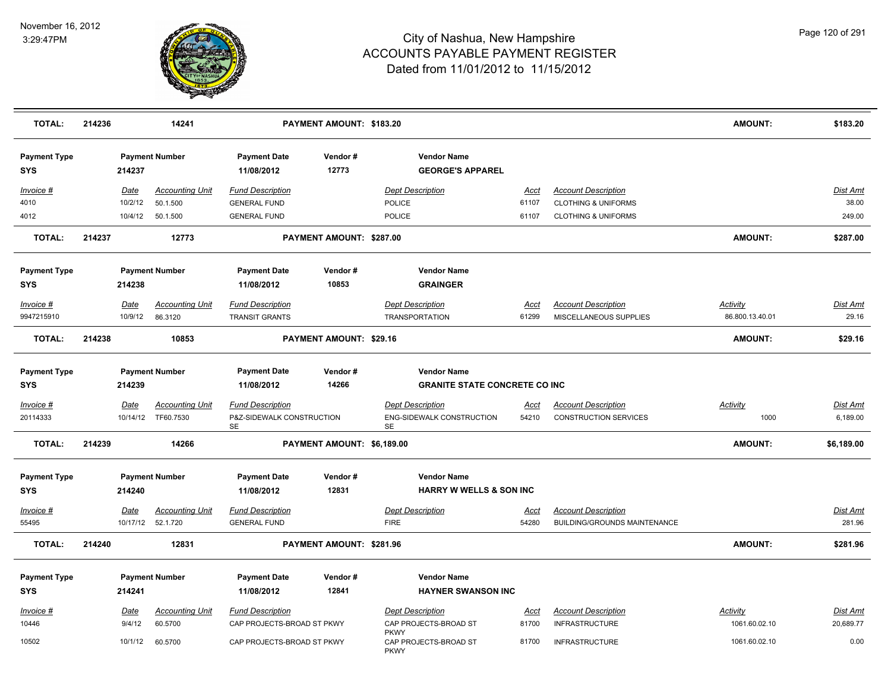# City of Nashua, New Hampshire
# ACCOUNTS PAYABLE PAYMENT REGISTER
## Dated from 11/01/2012 to 11/15/2012

November 16, 2012
3:29:47PM

| TOTAL: | 214236 | 14241 | PAYMENT AMOUNT: $183.20 | AMOUNT: | $183.20 |
|---|---|---|---|---|---|

| Payment Type | Payment Number | Payment Date | Vendor # | Vendor Name |
|---|---|---|---|---|
| SYS | 214237 | 11/08/2012 | 12773 | GEORGE'S APPAREL |

| Invoice # | Date | Accounting Unit | Fund Description | Dept Description | Acct | Account Description | Dist Amt |
|---|---|---|---|---|---|---|---|
| 4010 | 10/2/12 | 50.1.500 | GENERAL FUND | POLICE | 61107 | CLOTHING & UNIFORMS | 38.00 |
| 4012 | 10/4/12 | 50.1.500 | GENERAL FUND | POLICE | 61107 | CLOTHING & UNIFORMS | 249.00 |

| TOTAL: | 214237 | 12773 | PAYMENT AMOUNT: $287.00 | AMOUNT: | $287.00 |
|---|---|---|---|---|---|

| Payment Type | Payment Number | Payment Date | Vendor # | Vendor Name |
|---|---|---|---|---|
| SYS | 214238 | 11/08/2012 | 10853 | GRAINGER |

| Invoice # | Date | Accounting Unit | Fund Description | Dept Description | Acct | Account Description | Activity | Dist Amt |
|---|---|---|---|---|---|---|---|---|
| 9947215910 | 10/9/12 | 86.3120 | TRANSIT GRANTS | TRANSPORTATION | 61299 | MISCELLANEOUS SUPPLIES | 86.800.13.40.01 | 29.16 |

| TOTAL: | 214238 | 10853 | PAYMENT AMOUNT: $29.16 | AMOUNT: | $29.16 |
|---|---|---|---|---|---|

| Payment Type | Payment Number | Payment Date | Vendor # | Vendor Name |
|---|---|---|---|---|
| SYS | 214239 | 11/08/2012 | 14266 | GRANITE STATE CONCRETE CO INC |

| Invoice # | Date | Accounting Unit | Fund Description | Dept Description | Acct | Account Description | Activity | Dist Amt |
|---|---|---|---|---|---|---|---|---|
| 20114333 | 10/14/12 | TF60.7530 | P&Z-SIDEWALK CONSTRUCTION SE | ENG-SIDEWALK CONSTRUCTION SE | 54210 | CONSTRUCTION SERVICES | 1000 | 6,189.00 |

| TOTAL: | 214239 | 14266 | PAYMENT AMOUNT: $6,189.00 | AMOUNT: | $6,189.00 |
|---|---|---|---|---|---|

| Payment Type | Payment Number | Payment Date | Vendor # | Vendor Name |
|---|---|---|---|---|
| SYS | 214240 | 11/08/2012 | 12831 | HARRY W WELLS & SON INC |

| Invoice # | Date | Accounting Unit | Fund Description | Dept Description | Acct | Account Description | Dist Amt |
|---|---|---|---|---|---|---|---|
| 55495 | 10/17/12 | 52.1.720 | GENERAL FUND | FIRE | 54280 | BUILDING/GROUNDS MAINTENANCE | 281.96 |

| TOTAL: | 214240 | 12831 | PAYMENT AMOUNT: $281.96 | AMOUNT: | $281.96 |
|---|---|---|---|---|---|

| Payment Type | Payment Number | Payment Date | Vendor # | Vendor Name |
|---|---|---|---|---|
| SYS | 214241 | 11/08/2012 | 12841 | HAYNER SWANSON INC |

| Invoice # | Date | Accounting Unit | Fund Description | Dept Description | Acct | Account Description | Activity | Dist Amt |
|---|---|---|---|---|---|---|---|---|
| 10446 | 9/4/12 | 60.5700 | CAP PROJECTS-BROAD ST PKWY | CAP PROJECTS-BROAD ST PKWY | 81700 | INFRASTRUCTURE | 1061.60.02.10 | 20,689.77 |
| 10502 | 10/1/12 | 60.5700 | CAP PROJECTS-BROAD ST PKWY | CAP PROJECTS-BROAD ST PKWY | 81700 | INFRASTRUCTURE | 1061.60.02.10 | 0.00 |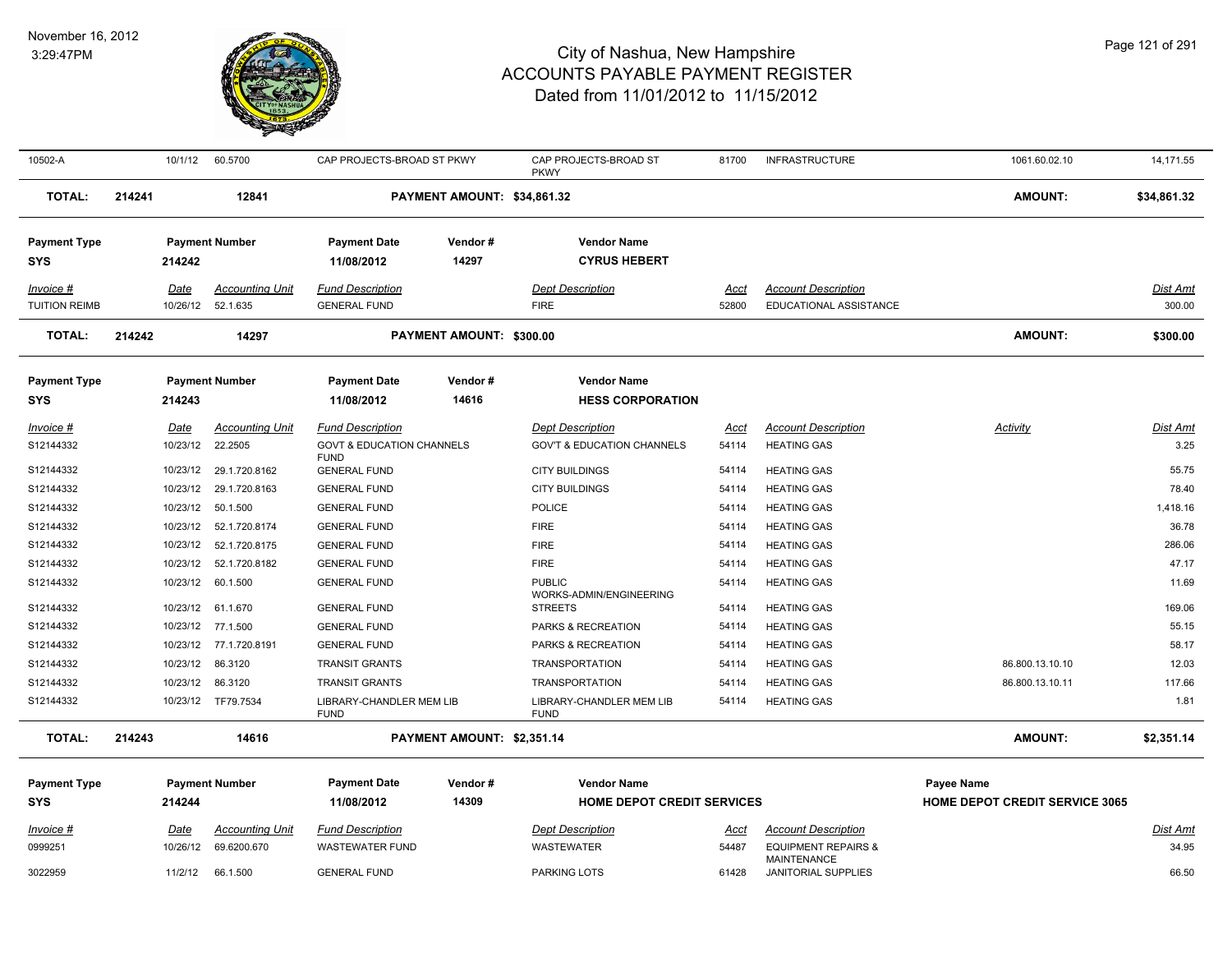# City of Nashua, New Hampshire
## ACCOUNTS PAYABLE PAYMENT REGISTER
### Dated from 11/01/2012 to 11/15/2012

November 16, 2012
3:29:47PM

| | | | | | | | | |
|---|---|---|---|---|---|---|---|---|
| 10502-A | 10/1/12 | 60.5700 | CAP PROJECTS-BROAD ST PKWY | CAP PROJECTS-BROAD ST PKWY | 81700 | INFRASTRUCTURE | 1061.60.02.10 | 14,171.55 |
| **TOTAL:** | **214241** | **12841** | **PAYMENT AMOUNT: $34,861.32** | | | | **AMOUNT:** | **$34,861.32** |

| Payment Type | Payment Number | | Payment Date | Vendor # | Vendor Name | | |
|---|---|---|---|---|---|---|---|
| **SYS** | **214242** | | **11/08/2012** | **14297** | **CYRUS HEBERT** | | |
| *Invoice #* | *Date* | *Accounting Unit* | *Fund Description* | *Dept Description* | *Acct* | *Account Description* | *Dist Amt* |
| TUITION REIMB | 10/26/12 | 52.1.635 | GENERAL FUND | FIRE | 52800 | EDUCATIONAL ASSISTANCE | 300.00 |
| **TOTAL:** | **214242** | **14297** | **PAYMENT AMOUNT: $300.00** | | | **AMOUNT:** | **$300.00** |

| Payment Type | Payment Number | | Payment Date | Vendor # | Vendor Name | | | |
|---|---|---|---|---|---|---|---|---|
| **SYS** | **214243** | | **11/08/2012** | **14616** | **HESS CORPORATION** | | | |
| *Invoice #* | *Date* | *Accounting Unit* | *Fund Description* | *Dept Description* | *Acct* | *Account Description* | *Activity* | *Dist Amt* |
| S12144332 | 10/23/12 | 22.2505 | GOVT & EDUCATION CHANNELS FUND | GOV'T & EDUCATION CHANNELS | 54114 | HEATING GAS | | 3.25 |
| S12144332 | 10/23/12 | 29.1.720.8162 | GENERAL FUND | CITY BUILDINGS | 54114 | HEATING GAS | | 55.75 |
| S12144332 | 10/23/12 | 29.1.720.8163 | GENERAL FUND | CITY BUILDINGS | 54114 | HEATING GAS | | 78.40 |
| S12144332 | 10/23/12 | 50.1.500 | GENERAL FUND | POLICE | 54114 | HEATING GAS | | 1,418.16 |
| S12144332 | 10/23/12 | 52.1.720.8174 | GENERAL FUND | FIRE | 54114 | HEATING GAS | | 36.78 |
| S12144332 | 10/23/12 | 52.1.720.8175 | GENERAL FUND | FIRE | 54114 | HEATING GAS | | 286.06 |
| S12144332 | 10/23/12 | 52.1.720.8182 | GENERAL FUND | FIRE | 54114 | HEATING GAS | | 47.17 |
| S12144332 | 10/23/12 | 60.1.500 | GENERAL FUND | PUBLIC WORKS-ADMIN/ENGINEERING | 54114 | HEATING GAS | | 11.69 |
| S12144332 | 10/23/12 | 61.1.670 | GENERAL FUND | STREETS | 54114 | HEATING GAS | | 169.06 |
| S12144332 | 10/23/12 | 77.1.500 | GENERAL FUND | PARKS & RECREATION | 54114 | HEATING GAS | | 55.15 |
| S12144332 | 10/23/12 | 77.1.720.8191 | GENERAL FUND | PARKS & RECREATION | 54114 | HEATING GAS | | 58.17 |
| S12144332 | 10/23/12 | 86.3120 | TRANSIT GRANTS | TRANSPORTATION | 54114 | HEATING GAS | 86.800.13.10.10 | 12.03 |
| S12144332 | 10/23/12 | 86.3120 | TRANSIT GRANTS | TRANSPORTATION | 54114 | HEATING GAS | 86.800.13.10.11 | 117.66 |
| S12144332 | 10/23/12 | TF79.7534 | LIBRARY-CHANDLER MEM LIB FUND | LIBRARY-CHANDLER MEM LIB FUND | 54114 | HEATING GAS | | 1.81 |
| **TOTAL:** | **214243** | **14616** | **PAYMENT AMOUNT: $2,351.14** | | | | **AMOUNT:** | **$2,351.14** |

| Payment Type | Payment Number | | Payment Date | Vendor # | Vendor Name | | Payee Name | |
|---|---|---|---|---|---|---|---|---|
| **SYS** | **214244** | | **11/08/2012** | **14309** | **HOME DEPOT CREDIT SERVICES** | | **HOME DEPOT CREDIT SERVICE 3065** | |
| *Invoice #* | *Date* | *Accounting Unit* | *Fund Description* | *Dept Description* | *Acct* | *Account Description* | | *Dist Amt* |
| 0999251 | 10/26/12 | 69.6200.670 | WASTEWATER FUND | WASTEWATER | 54487 | EQUIPMENT REPAIRS & MAINTENANCE | | 34.95 |
| 3022959 | 11/2/12 | 66.1.500 | GENERAL FUND | PARKING LOTS | 61428 | JANITORIAL SUPPLIES | | 66.50 |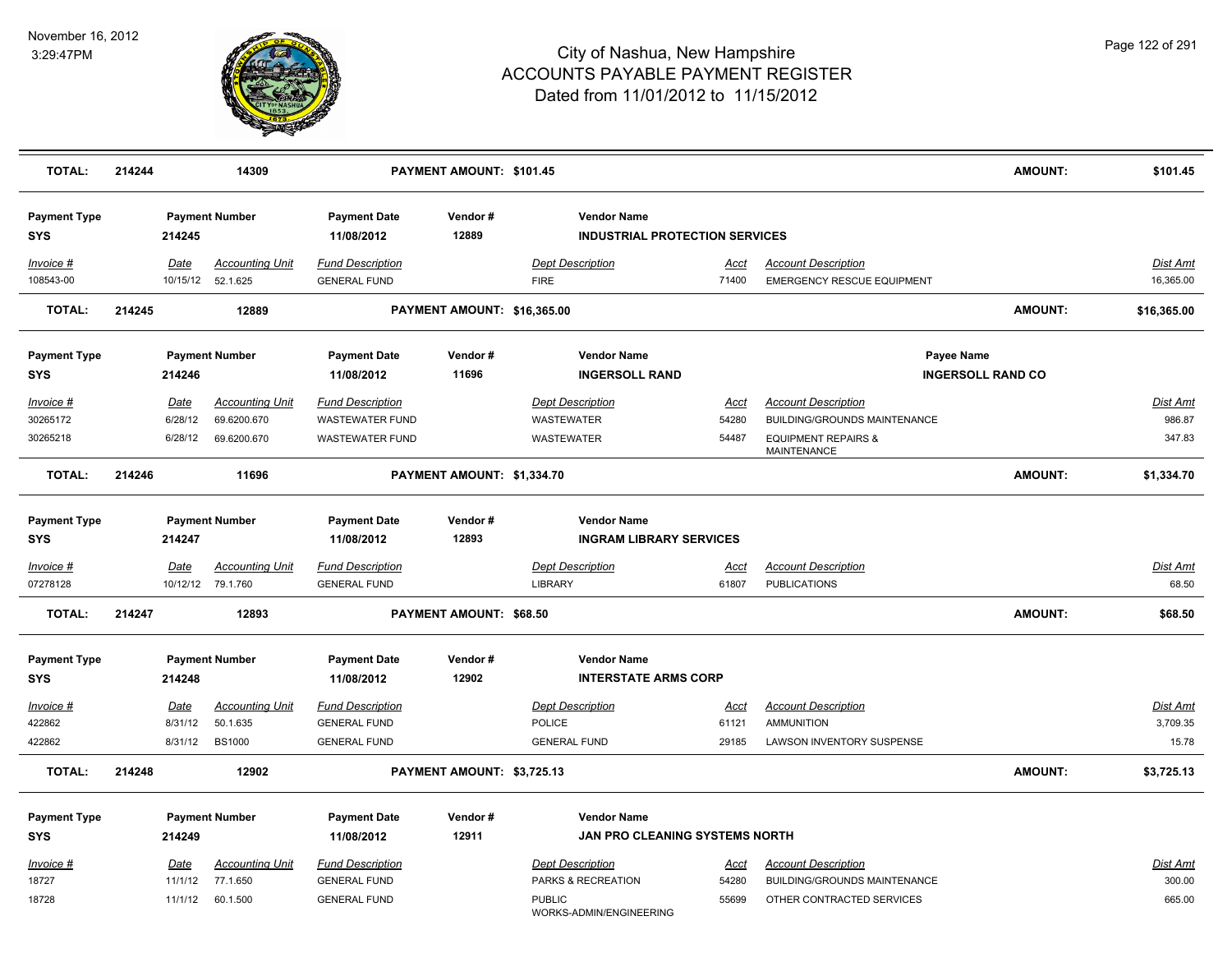# City of Nashua, New Hampshire
## ACCOUNTS PAYABLE PAYMENT REGISTER
### Dated from 11/01/2012 to 11/15/2012

November 16, 2012
3:29:47PM

| **TOTAL:** | **214244** | **14309** | | **PAYMENT AMOUNT: $101.45** | | | | **AMOUNT:** | **$101.45** |
|---|---|---|---|---|---|---|---|---|---|

| Payment Type | Payment Number | Payment Date | Vendor # | Vendor Name |
|---|---|---|---|---|
| SYS | 214245 | 11/08/2012 | 12889 | INDUSTRIAL PROTECTION SERVICES |

| Invoice # | Date | Accounting Unit | Fund Description | Dept Description | Acct | Account Description | Dist Amt |
|---|---|---|---|---|---|---|---|
| 108543-00 | 10/15/12 | 52.1.625 | GENERAL FUND | FIRE | 71400 | EMERGENCY RESCUE EQUIPMENT | 16,365.00 |
| **TOTAL:** | **214245** | **12889** | **PAYMENT AMOUNT: $16,365.00** | | | **AMOUNT:** | **$16,365.00** |

| Payment Type | Payment Number | Payment Date | Vendor # | Vendor Name | Payee Name |
|---|---|---|---|---|---|
| SYS | 214246 | 11/08/2012 | 11696 | INGERSOLL RAND | INGERSOLL RAND CO |

| Invoice # | Date | Accounting Unit | Fund Description | Dept Description | Acct | Account Description | Dist Amt |
|---|---|---|---|---|---|---|---|
| 30265172 | 6/28/12 | 69.6200.670 | WASTEWATER FUND | WASTEWATER | 54280 | BUILDING/GROUNDS MAINTENANCE | 986.87 |
| 30265218 | 6/28/12 | 69.6200.670 | WASTEWATER FUND | WASTEWATER | 54487 | EQUIPMENT REPAIRS & MAINTENANCE | 347.83 |
| **TOTAL:** | **214246** | **11696** | **PAYMENT AMOUNT: $1,334.70** | | | **AMOUNT:** | **$1,334.70** |

| Payment Type | Payment Number | Payment Date | Vendor # | Vendor Name |
|---|---|---|---|---|
| SYS | 214247 | 11/08/2012 | 12893 | INGRAM LIBRARY SERVICES |

| Invoice # | Date | Accounting Unit | Fund Description | Dept Description | Acct | Account Description | Dist Amt |
|---|---|---|---|---|---|---|---|
| 07278128 | 10/12/12 | 79.1.760 | GENERAL FUND | LIBRARY | 61807 | PUBLICATIONS | 68.50 |
| **TOTAL:** | **214247** | **12893** | **PAYMENT AMOUNT: $68.50** | | | **AMOUNT:** | **$68.50** |

| Payment Type | Payment Number | Payment Date | Vendor # | Vendor Name |
|---|---|---|---|---|
| SYS | 214248 | 11/08/2012 | 12902 | INTERSTATE ARMS CORP |

| Invoice # | Date | Accounting Unit | Fund Description | Dept Description | Acct | Account Description | Dist Amt |
|---|---|---|---|---|---|---|---|
| 422862 | 8/31/12 | 50.1.635 | GENERAL FUND | POLICE | 61121 | AMMUNITION | 3,709.35 |
| 422862 | 8/31/12 | BS1000 | GENERAL FUND | GENERAL FUND | 29185 | LAWSON INVENTORY SUSPENSE | 15.78 |
| **TOTAL:** | **214248** | **12902** | **PAYMENT AMOUNT: $3,725.13** | | | **AMOUNT:** | **$3,725.13** |

| Payment Type | Payment Number | Payment Date | Vendor # | Vendor Name |
|---|---|---|---|---|
| SYS | 214249 | 11/08/2012 | 12911 | JAN PRO CLEANING SYSTEMS NORTH |

| Invoice # | Date | Accounting Unit | Fund Description | Dept Description | Acct | Account Description | Dist Amt |
|---|---|---|---|---|---|---|---|
| 18727 | 11/1/12 | 77.1.650 | GENERAL FUND | PARKS & RECREATION | 54280 | BUILDING/GROUNDS MAINTENANCE | 300.00 |
| 18728 | 11/1/12 | 60.1.500 | GENERAL FUND | PUBLIC WORKS-ADMIN/ENGINEERING | 55699 | OTHER CONTRACTED SERVICES | 665.00 |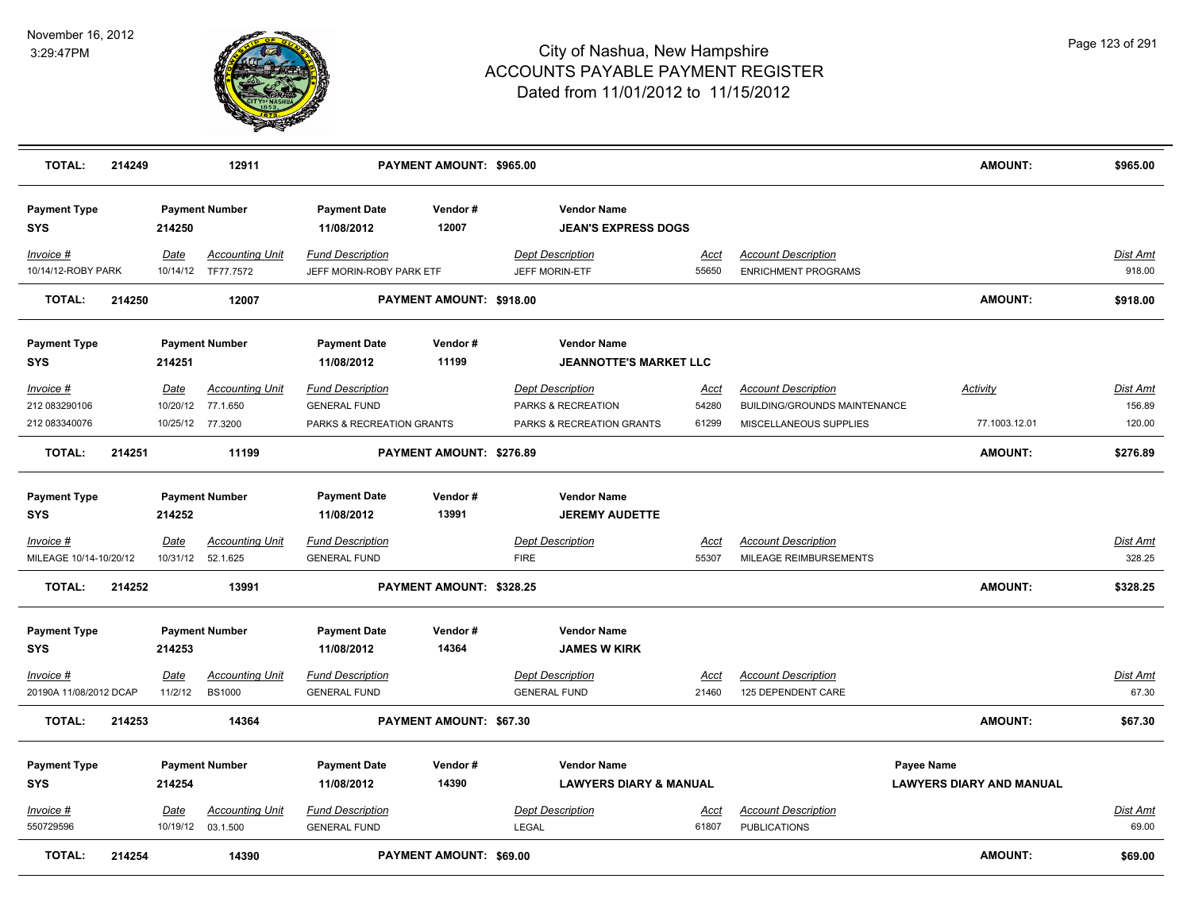# City of Nashua, New Hampshire
## ACCOUNTS PAYABLE PAYMENT REGISTER
### Dated from 11/01/2012 to 11/15/2012

November 16, 2012
3:29:47PM

| TOTAL: | 214249 | 12911 | PAYMENT AMOUNT: $965.00 | | | AMOUNT: | $965.00 |
|---|---|---|---|---|---|---|---|

**Payment Type:** SYS | **Payment Number:** 214250 | **Payment Date:** 11/08/2012 | **Vendor #:** 12007 | **Vendor Name:** JEAN'S EXPRESS DOGS

| Invoice # | Date | Accounting Unit | Fund Description | Dept Description | Acct | Account Description | Dist Amt |
|---|---|---|---|---|---|---|---|
| 10/14/12-ROBY PARK | 10/14/12 | TF77.7572 | JEFF MORIN-ROBY PARK ETF | JEFF MORIN-ETF | 55650 | ENRICHMENT PROGRAMS | 918.00 |

| TOTAL: | 214250 | 12007 | PAYMENT AMOUNT: $918.00 | AMOUNT: | $918.00 |
|---|---|---|---|---|---|

**Payment Type:** SYS | **Payment Number:** 214251 | **Payment Date:** 11/08/2012 | **Vendor #:** 11199 | **Vendor Name:** JEANNOTTE'S MARKET LLC

| Invoice # | Date | Accounting Unit | Fund Description | Dept Description | Acct | Account Description | Activity | Dist Amt |
|---|---|---|---|---|---|---|---|---|
| 212 083290106 | 10/20/12 | 77.1.650 | GENERAL FUND | PARKS & RECREATION | 54280 | BUILDING/GROUNDS MAINTENANCE | | 156.89 |
| 212 083340076 | 10/25/12 | 77.3200 | PARKS & RECREATION GRANTS | PARKS & RECREATION GRANTS | 61299 | MISCELLANEOUS SUPPLIES | 77.1003.12.01 | 120.00 |

| TOTAL: | 214251 | 11199 | PAYMENT AMOUNT: $276.89 | AMOUNT: | $276.89 |
|---|---|---|---|---|---|

**Payment Type:** SYS | **Payment Number:** 214252 | **Payment Date:** 11/08/2012 | **Vendor #:** 13991 | **Vendor Name:** JEREMY AUDETTE

| Invoice # | Date | Accounting Unit | Fund Description | Dept Description | Acct | Account Description | Dist Amt |
|---|---|---|---|---|---|---|---|
| MILEAGE 10/14-10/20/12 | 10/31/12 | 52.1.625 | GENERAL FUND | FIRE | 55307 | MILEAGE REIMBURSEMENTS | 328.25 |

| TOTAL: | 214252 | 13991 | PAYMENT AMOUNT: $328.25 | AMOUNT: | $328.25 |
|---|---|---|---|---|---|

**Payment Type:** SYS | **Payment Number:** 214253 | **Payment Date:** 11/08/2012 | **Vendor #:** 14364 | **Vendor Name:** JAMES W KIRK

| Invoice # | Date | Accounting Unit | Fund Description | Dept Description | Acct | Account Description | Dist Amt |
|---|---|---|---|---|---|---|---|
| 20190A 11/08/2012 DCAP | 11/2/12 | BS1000 | GENERAL FUND | GENERAL FUND | 21460 | 125 DEPENDENT CARE | 67.30 |

| TOTAL: | 214253 | 14364 | PAYMENT AMOUNT: $67.30 | AMOUNT: | $67.30 |
|---|---|---|---|---|---|

**Payment Type:** SYS | **Payment Number:** 214254 | **Payment Date:** 11/08/2012 | **Vendor #:** 14390 | **Vendor Name:** LAWYERS DIARY & MANUAL | **Payee Name:** LAWYERS DIARY AND MANUAL

| Invoice # | Date | Accounting Unit | Fund Description | Dept Description | Acct | Account Description | Dist Amt |
|---|---|---|---|---|---|---|---|
| 550729596 | 10/19/12 | 03.1.500 | GENERAL FUND | LEGAL | 61807 | PUBLICATIONS | 69.00 |

| TOTAL: | 214254 | 14390 | PAYMENT AMOUNT: $69.00 | AMOUNT: | $69.00 |
|---|---|---|---|---|---|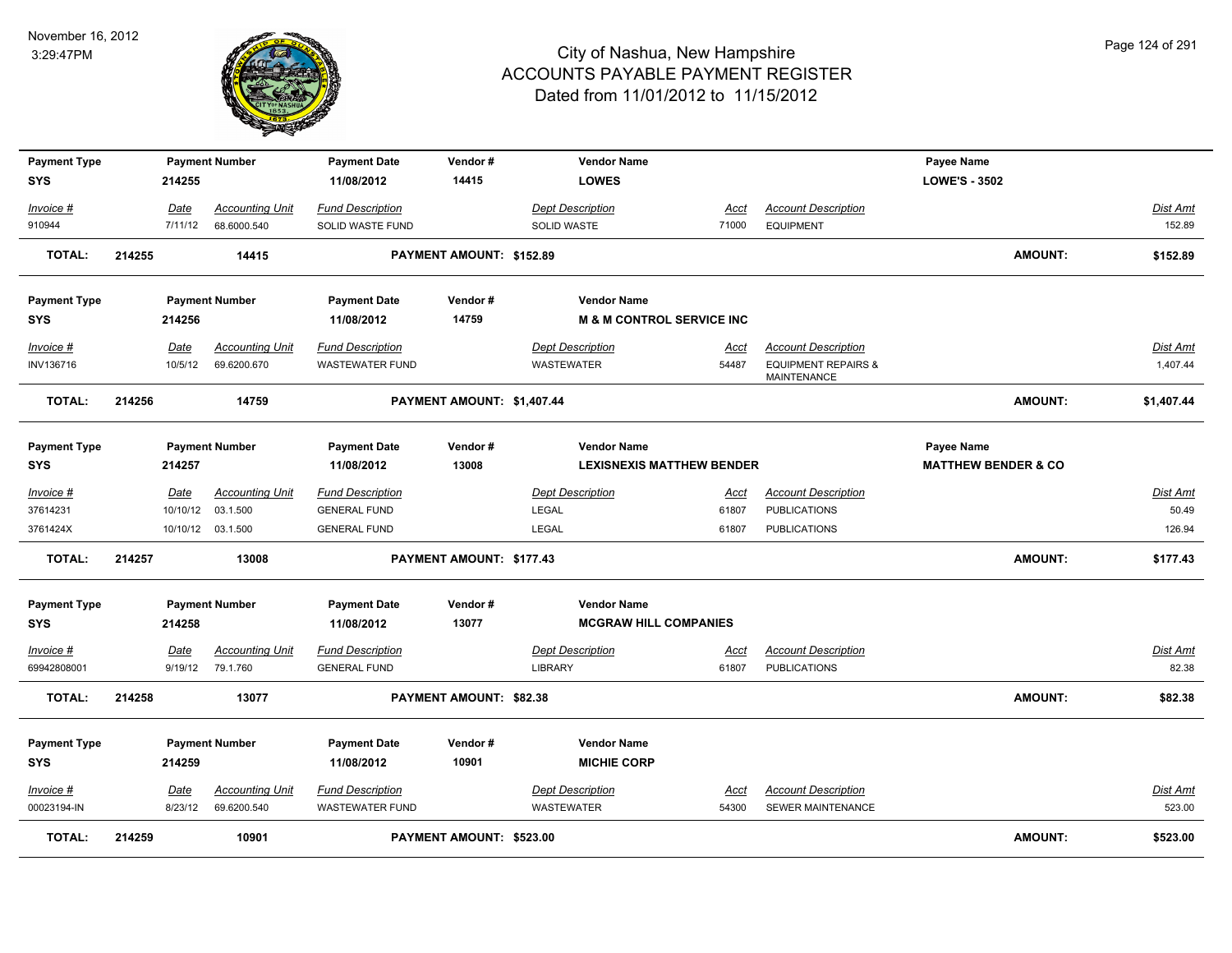# City of Nashua, New Hampshire
## ACCOUNTS PAYABLE PAYMENT REGISTER
### Dated from 11/01/2012 to 11/15/2012

November 16, 2012
3:29:47PM

| Payment Type | Payment Number | Payment Date | Vendor # | Vendor Name | Payee Name |
|---|---|---|---|---|---|
| SYS | 214255 | 11/08/2012 | 14415 | LOWES | LOWE'S - 3502 |

| Invoice # | Date | Accounting Unit | Fund Description | Dept Description | Acct | Account Description | Dist Amt |
|---|---|---|---|---|---|---|---|
| 910944 | 7/11/12 | 68.6000.540 | SOLID WASTE FUND | SOLID WASTE | 71000 | EQUIPMENT | 152.89 |

**TOTAL: 214255 14415 PAYMENT AMOUNT: $152.89 AMOUNT: $152.89**

| Payment Type | Payment Number | Payment Date | Vendor # | Vendor Name |
|---|---|---|---|---|
| SYS | 214256 | 11/08/2012 | 14759 | M & M CONTROL SERVICE INC |

| Invoice # | Date | Accounting Unit | Fund Description | Dept Description | Acct | Account Description | Dist Amt |
|---|---|---|---|---|---|---|---|
| INV136716 | 10/5/12 | 69.6200.670 | WASTEWATER FUND | WASTEWATER | 54487 | EQUIPMENT REPAIRS & MAINTENANCE | 1,407.44 |

**TOTAL: 214256 14759 PAYMENT AMOUNT: $1,407.44 AMOUNT: $1,407.44**

| Payment Type | Payment Number | Payment Date | Vendor # | Vendor Name | Payee Name |
|---|---|---|---|---|---|
| SYS | 214257 | 11/08/2012 | 13008 | LEXISNEXIS MATTHEW BENDER | MATTHEW BENDER & CO |

| Invoice # | Date | Accounting Unit | Fund Description | Dept Description | Acct | Account Description | Dist Amt |
|---|---|---|---|---|---|---|---|
| 37614231 | 10/10/12 | 03.1.500 | GENERAL FUND | LEGAL | 61807 | PUBLICATIONS | 50.49 |
| 3761424X | 10/10/12 | 03.1.500 | GENERAL FUND | LEGAL | 61807 | PUBLICATIONS | 126.94 |

**TOTAL: 214257 13008 PAYMENT AMOUNT: $177.43 AMOUNT: $177.43**

| Payment Type | Payment Number | Payment Date | Vendor # | Vendor Name |
|---|---|---|---|---|
| SYS | 214258 | 11/08/2012 | 13077 | MCGRAW HILL COMPANIES |

| Invoice # | Date | Accounting Unit | Fund Description | Dept Description | Acct | Account Description | Dist Amt |
|---|---|---|---|---|---|---|---|
| 69942808001 | 9/19/12 | 79.1.760 | GENERAL FUND | LIBRARY | 61807 | PUBLICATIONS | 82.38 |

**TOTAL: 214258 13077 PAYMENT AMOUNT: $82.38 AMOUNT: $82.38**

| Payment Type | Payment Number | Payment Date | Vendor # | Vendor Name |
|---|---|---|---|---|
| SYS | 214259 | 11/08/2012 | 10901 | MICHIE CORP |

| Invoice # | Date | Accounting Unit | Fund Description | Dept Description | Acct | Account Description | Dist Amt |
|---|---|---|---|---|---|---|---|
| 00023194-IN | 8/23/12 | 69.6200.540 | WASTEWATER FUND | WASTEWATER | 54300 | SEWER MAINTENANCE | 523.00 |

**TOTAL: 214259 10901 PAYMENT AMOUNT: $523.00 AMOUNT: $523.00**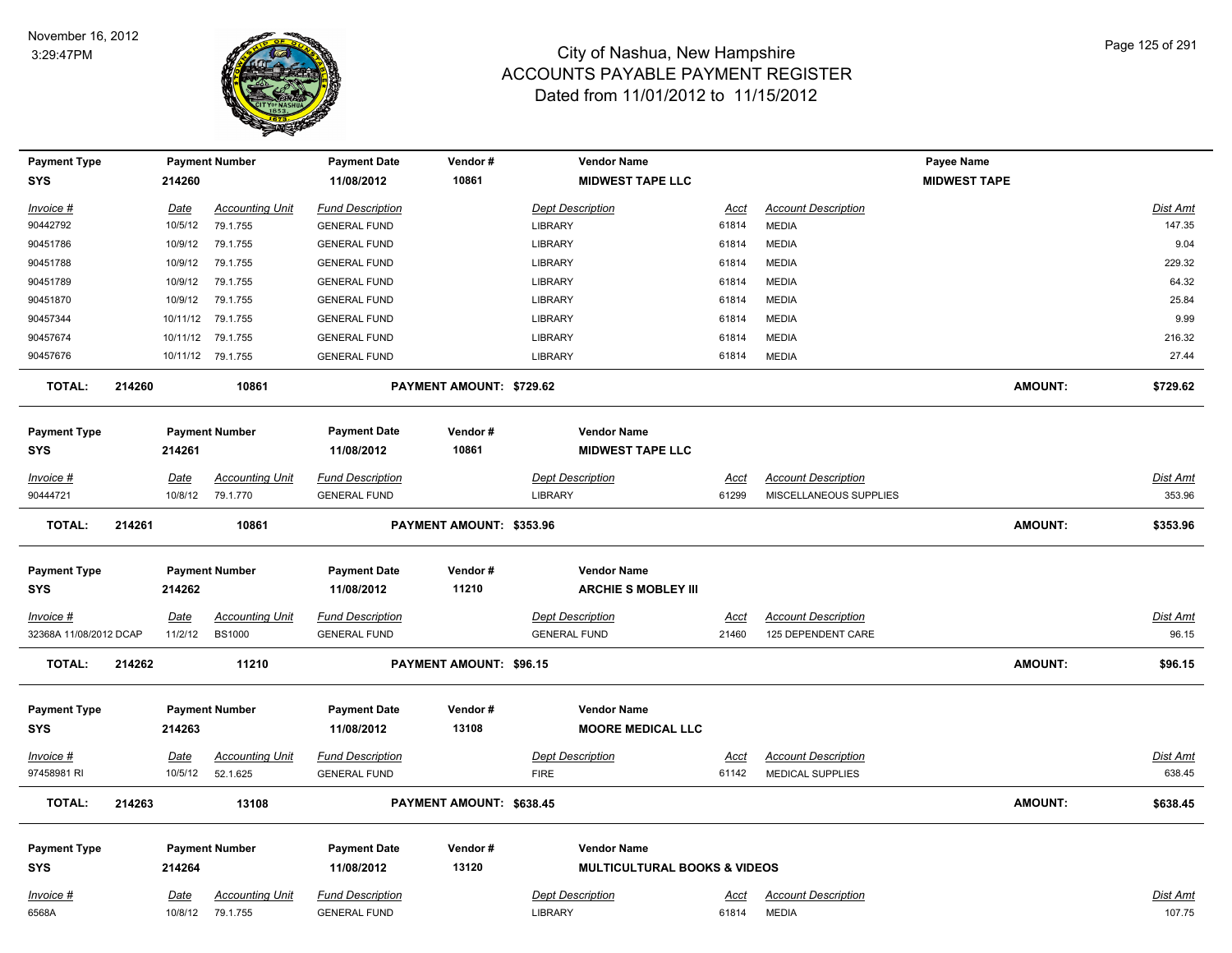## City of Nashua, New Hampshire
## ACCOUNTS PAYABLE PAYMENT REGISTER
## Dated from 11/01/2012 to 11/15/2012

November 16, 2012
3:29:47PM

| Payment Type | Payment Number | Payment Date | Vendor # | Vendor Name | Payee Name |
|---|---|---|---|---|---|
| SYS | 214260 | 11/08/2012 | 10861 | MIDWEST TAPE LLC | MIDWEST TAPE |

| Invoice # | Date | Accounting Unit | Fund Description | Dept Description | Acct | Account Description | Dist Amt |
|---|---|---|---|---|---|---|---|
| 90442792 | 10/5/12 | 79.1.755 | GENERAL FUND | LIBRARY | 61814 | MEDIA | 147.35 |
| 90451786 | 10/9/12 | 79.1.755 | GENERAL FUND | LIBRARY | 61814 | MEDIA | 9.04 |
| 90451788 | 10/9/12 | 79.1.755 | GENERAL FUND | LIBRARY | 61814 | MEDIA | 229.32 |
| 90451789 | 10/9/12 | 79.1.755 | GENERAL FUND | LIBRARY | 61814 | MEDIA | 64.32 |
| 90451870 | 10/9/12 | 79.1.755 | GENERAL FUND | LIBRARY | 61814 | MEDIA | 25.84 |
| 90457344 | 10/11/12 | 79.1.755 | GENERAL FUND | LIBRARY | 61814 | MEDIA | 9.99 |
| 90457674 | 10/11/12 | 79.1.755 | GENERAL FUND | LIBRARY | 61814 | MEDIA | 216.32 |
| 90457676 | 10/11/12 | 79.1.755 | GENERAL FUND | LIBRARY | 61814 | MEDIA | 27.44 |

**TOTAL: 214260 10861 PAYMENT AMOUNT: $729.62 AMOUNT: $729.62**

| Payment Type | Payment Number | Payment Date | Vendor # | Vendor Name |
|---|---|---|---|---|
| SYS | 214261 | 11/08/2012 | 10861 | MIDWEST TAPE LLC |

| Invoice # | Date | Accounting Unit | Fund Description | Dept Description | Acct | Account Description | Dist Amt |
|---|---|---|---|---|---|---|---|
| 90444721 | 10/8/12 | 79.1.770 | GENERAL FUND | LIBRARY | 61299 | MISCELLANEOUS SUPPLIES | 353.96 |

**TOTAL: 214261 10861 PAYMENT AMOUNT: $353.96 AMOUNT: $353.96**

| Payment Type | Payment Number | Payment Date | Vendor # | Vendor Name |
|---|---|---|---|---|
| SYS | 214262 | 11/08/2012 | 11210 | ARCHIE S MOBLEY III |

| Invoice # | Date | Accounting Unit | Fund Description | Dept Description | Acct | Account Description | Dist Amt |
|---|---|---|---|---|---|---|---|
| 32368A 11/08/2012 DCAP | 11/2/12 | BS1000 | GENERAL FUND | GENERAL FUND | 21460 | 125 DEPENDENT CARE | 96.15 |

**TOTAL: 214262 11210 PAYMENT AMOUNT: $96.15 AMOUNT: $96.15**

| Payment Type | Payment Number | Payment Date | Vendor # | Vendor Name |
|---|---|---|---|---|
| SYS | 214263 | 11/08/2012 | 13108 | MOORE MEDICAL LLC |

| Invoice # | Date | Accounting Unit | Fund Description | Dept Description | Acct | Account Description | Dist Amt |
|---|---|---|---|---|---|---|---|
| 97458981 RI | 10/5/12 | 52.1.625 | GENERAL FUND | FIRE | 61142 | MEDICAL SUPPLIES | 638.45 |

**TOTAL: 214263 13108 PAYMENT AMOUNT: $638.45 AMOUNT: $638.45**

| Payment Type | Payment Number | Payment Date | Vendor # | Vendor Name |
|---|---|---|---|---|
| SYS | 214264 | 11/08/2012 | 13120 | MULTICULTURAL BOOKS & VIDEOS |

| Invoice # | Date | Accounting Unit | Fund Description | Dept Description | Acct | Account Description | Dist Amt |
|---|---|---|---|---|---|---|---|
| 6568A | 10/8/12 | 79.1.755 | GENERAL FUND | LIBRARY | 61814 | MEDIA | 107.75 |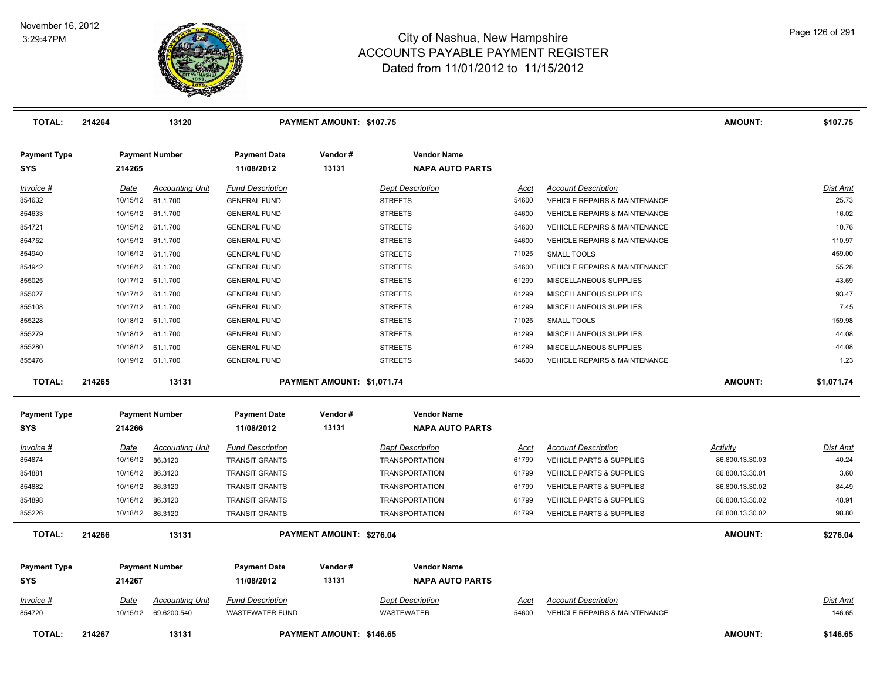# City of Nashua, New Hampshire
## ACCOUNTS PAYABLE PAYMENT REGISTER
### Dated from 11/01/2012 to 11/15/2012

November 16, 2012
3:29:47PM

| TOTAL: | 214264 | 13120 | PAYMENT AMOUNT: $107.75 | AMOUNT: | $107.75 |
|---|---|---|---|---|---|

| Payment Type | Payment Number | Payment Date | Vendor # | Vendor Name |
|---|---|---|---|---|
| SYS | 214265 | 11/08/2012 | 13131 | NAPA AUTO PARTS |

| Invoice # | Date | Accounting Unit | Fund Description | Dept Description | Acct | Account Description | Dist Amt |
|---|---|---|---|---|---|---|---|
| 854632 | 10/15/12 | 61.1.700 | GENERAL FUND | STREETS | 54600 | VEHICLE REPAIRS & MAINTENANCE | 25.73 |
| 854633 | 10/15/12 | 61.1.700 | GENERAL FUND | STREETS | 54600 | VEHICLE REPAIRS & MAINTENANCE | 16.02 |
| 854721 | 10/15/12 | 61.1.700 | GENERAL FUND | STREETS | 54600 | VEHICLE REPAIRS & MAINTENANCE | 10.76 |
| 854752 | 10/15/12 | 61.1.700 | GENERAL FUND | STREETS | 54600 | VEHICLE REPAIRS & MAINTENANCE | 110.97 |
| 854940 | 10/16/12 | 61.1.700 | GENERAL FUND | STREETS | 71025 | SMALL TOOLS | 459.00 |
| 854942 | 10/16/12 | 61.1.700 | GENERAL FUND | STREETS | 54600 | VEHICLE REPAIRS & MAINTENANCE | 55.28 |
| 855025 | 10/17/12 | 61.1.700 | GENERAL FUND | STREETS | 61299 | MISCELLANEOUS SUPPLIES | 43.69 |
| 855027 | 10/17/12 | 61.1.700 | GENERAL FUND | STREETS | 61299 | MISCELLANEOUS SUPPLIES | 93.47 |
| 855108 | 10/17/12 | 61.1.700 | GENERAL FUND | STREETS | 61299 | MISCELLANEOUS SUPPLIES | 7.45 |
| 855228 | 10/18/12 | 61.1.700 | GENERAL FUND | STREETS | 71025 | SMALL TOOLS | 159.98 |
| 855279 | 10/18/12 | 61.1.700 | GENERAL FUND | STREETS | 61299 | MISCELLANEOUS SUPPLIES | 44.08 |
| 855280 | 10/18/12 | 61.1.700 | GENERAL FUND | STREETS | 61299 | MISCELLANEOUS SUPPLIES | 44.08 |
| 855476 | 10/19/12 | 61.1.700 | GENERAL FUND | STREETS | 54600 | VEHICLE REPAIRS & MAINTENANCE | 1.23 |

| TOTAL: | 214265 | 13131 | PAYMENT AMOUNT: $1,071.74 | AMOUNT: | $1,071.74 |
|---|---|---|---|---|---|

| Payment Type | Payment Number | Payment Date | Vendor # | Vendor Name |
|---|---|---|---|---|
| SYS | 214266 | 11/08/2012 | 13131 | NAPA AUTO PARTS |

| Invoice # | Date | Accounting Unit | Fund Description | Dept Description | Acct | Account Description | Activity | Dist Amt |
|---|---|---|---|---|---|---|---|---|
| 854874 | 10/16/12 | 86.3120 | TRANSIT GRANTS | TRANSPORTATION | 61799 | VEHICLE PARTS & SUPPLIES | 86.800.13.30.03 | 40.24 |
| 854881 | 10/16/12 | 86.3120 | TRANSIT GRANTS | TRANSPORTATION | 61799 | VEHICLE PARTS & SUPPLIES | 86.800.13.30.01 | 3.60 |
| 854882 | 10/16/12 | 86.3120 | TRANSIT GRANTS | TRANSPORTATION | 61799 | VEHICLE PARTS & SUPPLIES | 86.800.13.30.02 | 84.49 |
| 854898 | 10/16/12 | 86.3120 | TRANSIT GRANTS | TRANSPORTATION | 61799 | VEHICLE PARTS & SUPPLIES | 86.800.13.30.02 | 48.91 |
| 855226 | 10/18/12 | 86.3120 | TRANSIT GRANTS | TRANSPORTATION | 61799 | VEHICLE PARTS & SUPPLIES | 86.800.13.30.02 | 98.80 |

| TOTAL: | 214266 | 13131 | PAYMENT AMOUNT: $276.04 | AMOUNT: | $276.04 |
|---|---|---|---|---|---|

| Payment Type | Payment Number | Payment Date | Vendor # | Vendor Name |
|---|---|---|---|---|
| SYS | 214267 | 11/08/2012 | 13131 | NAPA AUTO PARTS |

| Invoice # | Date | Accounting Unit | Fund Description | Dept Description | Acct | Account Description | Dist Amt |
|---|---|---|---|---|---|---|---|
| 854720 | 10/15/12 | 69.6200.540 | WASTEWATER FUND | WASTEWATER | 54600 | VEHICLE REPAIRS & MAINTENANCE | 146.65 |

| TOTAL: | 214267 | 13131 | PAYMENT AMOUNT: $146.65 | AMOUNT: | $146.65 |
|---|---|---|---|---|---|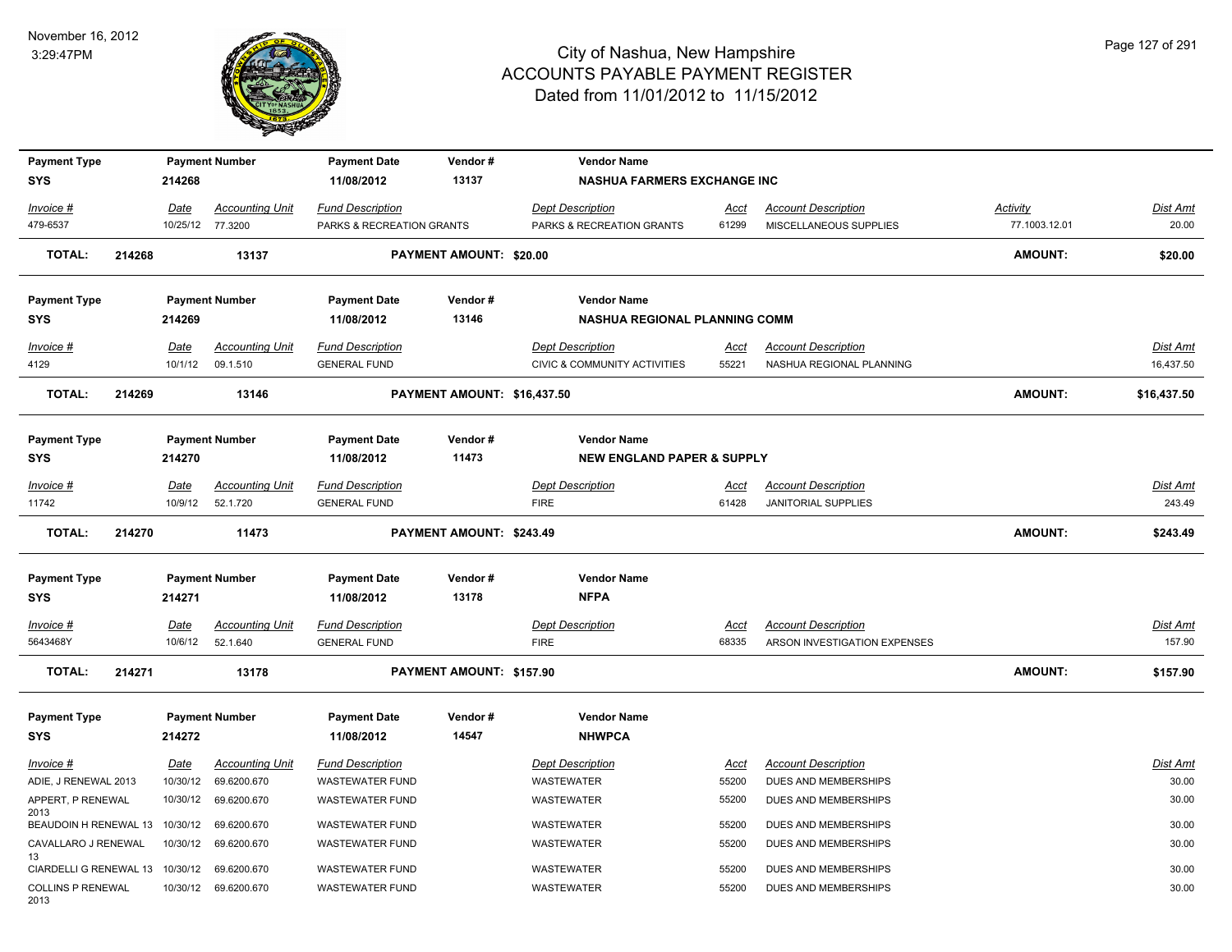# City of Nashua, New Hampshire
## ACCOUNTS PAYABLE PAYMENT REGISTER
### Dated from 11/01/2012 to 11/15/2012

November 16, 2012
3:29:47PM

| Payment Type | Payment Number | Payment Date | Vendor # | Vendor Name |
|---|---|---|---|---|
| SYS | 214268 | 11/08/2012 | 13137 | NASHUA FARMERS EXCHANGE INC |

| Invoice # | Date | Accounting Unit | Fund Description | Dept Description | Acct | Account Description | Activity | Dist Amt |
|---|---|---|---|---|---|---|---|---|
| 479-6537 | 10/25/12 | 77.3200 | PARKS & RECREATION GRANTS | PARKS & RECREATION GRANTS | 61299 | MISCELLANEOUS SUPPLIES | 77.1003.12.01 | 20.00 |

**TOTAL: 214268 13137 PAYMENT AMOUNT: $20.00 AMOUNT: $20.00**

| Payment Type | Payment Number | Payment Date | Vendor # | Vendor Name |
|---|---|---|---|---|
| SYS | 214269 | 11/08/2012 | 13146 | NASHUA REGIONAL PLANNING COMM |

| Invoice # | Date | Accounting Unit | Fund Description | Dept Description | Acct | Account Description | Dist Amt |
|---|---|---|---|---|---|---|---|
| 4129 | 10/1/12 | 09.1.510 | GENERAL FUND | CIVIC & COMMUNITY ACTIVITIES | 55221 | NASHUA REGIONAL PLANNING | 16,437.50 |

**TOTAL: 214269 13146 PAYMENT AMOUNT: $16,437.50 AMOUNT: $16,437.50**

| Payment Type | Payment Number | Payment Date | Vendor # | Vendor Name |
|---|---|---|---|---|
| SYS | 214270 | 11/08/2012 | 11473 | NEW ENGLAND PAPER & SUPPLY |

| Invoice # | Date | Accounting Unit | Fund Description | Dept Description | Acct | Account Description | Dist Amt |
|---|---|---|---|---|---|---|---|
| 11742 | 10/9/12 | 52.1.720 | GENERAL FUND | FIRE | 61428 | JANITORIAL SUPPLIES | 243.49 |

**TOTAL: 214270 11473 PAYMENT AMOUNT: $243.49 AMOUNT: $243.49**

| Payment Type | Payment Number | Payment Date | Vendor # | Vendor Name |
|---|---|---|---|---|
| SYS | 214271 | 11/08/2012 | 13178 | NFPA |

| Invoice # | Date | Accounting Unit | Fund Description | Dept Description | Acct | Account Description | Dist Amt |
|---|---|---|---|---|---|---|---|
| 5643468Y | 10/6/12 | 52.1.640 | GENERAL FUND | FIRE | 68335 | ARSON INVESTIGATION EXPENSES | 157.90 |

**TOTAL: 214271 13178 PAYMENT AMOUNT: $157.90 AMOUNT: $157.90**

| Payment Type | Payment Number | Payment Date | Vendor # | Vendor Name |
|---|---|---|---|---|
| SYS | 214272 | 11/08/2012 | 14547 | NHWPCA |

| Invoice # | Date | Accounting Unit | Fund Description | Dept Description | Acct | Account Description | Dist Amt |
|---|---|---|---|---|---|---|---|
| ADIE, J RENEWAL 2013 | 10/30/12 | 69.6200.670 | WASTEWATER FUND | WASTEWATER | 55200 | DUES AND MEMBERSHIPS | 30.00 |
| APPERT, P RENEWAL 2013 | 10/30/12 | 69.6200.670 | WASTEWATER FUND | WASTEWATER | 55200 | DUES AND MEMBERSHIPS | 30.00 |
| BEAUDOIN H RENEWAL 13 | 10/30/12 | 69.6200.670 | WASTEWATER FUND | WASTEWATER | 55200 | DUES AND MEMBERSHIPS | 30.00 |
| CAVALLARO J RENEWAL 13 | 10/30/12 | 69.6200.670 | WASTEWATER FUND | WASTEWATER | 55200 | DUES AND MEMBERSHIPS | 30.00 |
| CIARDELLI G RENEWAL 13 | 10/30/12 | 69.6200.670 | WASTEWATER FUND | WASTEWATER | 55200 | DUES AND MEMBERSHIPS | 30.00 |
| COLLINS P RENEWAL 2013 | 10/30/12 | 69.6200.670 | WASTEWATER FUND | WASTEWATER | 55200 | DUES AND MEMBERSHIPS | 30.00 |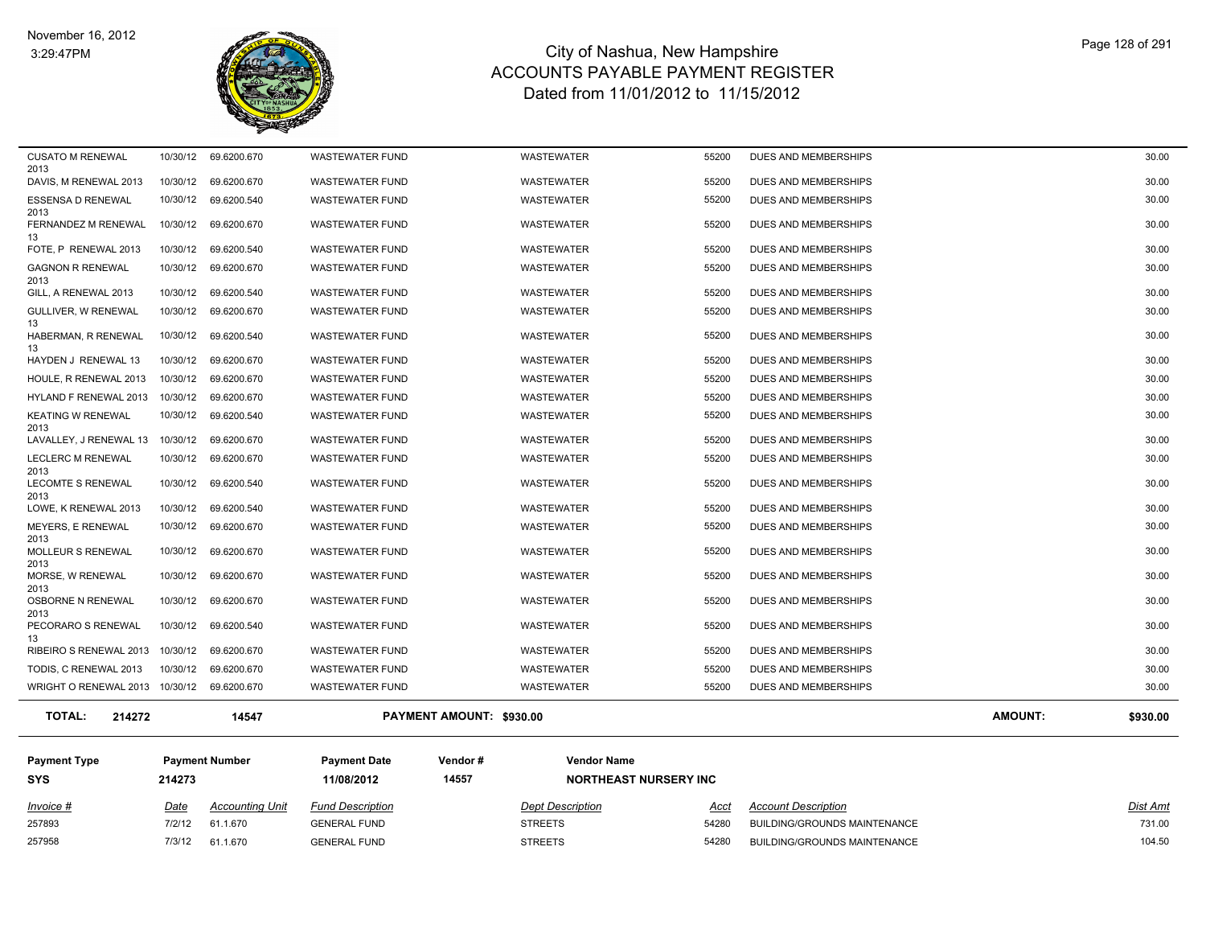# City of Nashua, New Hampshire
## ACCOUNTS PAYABLE PAYMENT REGISTER
### Dated from 11/01/2012 to 11/15/2012

November 16, 2012
3:29:47PM

| | | | | | | | | |
|---|---|---|---|---|---|---|---|---|
| CUSATO M RENEWAL 2013 | 10/30/12 | 69.6200.670 | WASTEWATER FUND | WASTEWATER | 55200 | DUES AND MEMBERSHIPS | | 30.00 |
| DAVIS, M RENEWAL 2013 | 10/30/12 | 69.6200.670 | WASTEWATER FUND | WASTEWATER | 55200 | DUES AND MEMBERSHIPS | | 30.00 |
| ESSENSA D RENEWAL 2013 | 10/30/12 | 69.6200.540 | WASTEWATER FUND | WASTEWATER | 55200 | DUES AND MEMBERSHIPS | | 30.00 |
| FERNANDEZ M RENEWAL 13 | 10/30/12 | 69.6200.670 | WASTEWATER FUND | WASTEWATER | 55200 | DUES AND MEMBERSHIPS | | 30.00 |
| FOTE, P RENEWAL 2013 | 10/30/12 | 69.6200.540 | WASTEWATER FUND | WASTEWATER | 55200 | DUES AND MEMBERSHIPS | | 30.00 |
| GAGNON R RENEWAL 2013 | 10/30/12 | 69.6200.670 | WASTEWATER FUND | WASTEWATER | 55200 | DUES AND MEMBERSHIPS | | 30.00 |
| GILL, A RENEWAL 2013 | 10/30/12 | 69.6200.540 | WASTEWATER FUND | WASTEWATER | 55200 | DUES AND MEMBERSHIPS | | 30.00 |
| GULLIVER, W RENEWAL 13 | 10/30/12 | 69.6200.670 | WASTEWATER FUND | WASTEWATER | 55200 | DUES AND MEMBERSHIPS | | 30.00 |
| HABERMAN, R RENEWAL 13 | 10/30/12 | 69.6200.540 | WASTEWATER FUND | WASTEWATER | 55200 | DUES AND MEMBERSHIPS | | 30.00 |
| HAYDEN J RENEWAL 13 | 10/30/12 | 69.6200.670 | WASTEWATER FUND | WASTEWATER | 55200 | DUES AND MEMBERSHIPS | | 30.00 |
| HOULE, R RENEWAL 2013 | 10/30/12 | 69.6200.670 | WASTEWATER FUND | WASTEWATER | 55200 | DUES AND MEMBERSHIPS | | 30.00 |
| HYLAND F RENEWAL 2013 | 10/30/12 | 69.6200.670 | WASTEWATER FUND | WASTEWATER | 55200 | DUES AND MEMBERSHIPS | | 30.00 |
| KEATING W RENEWAL 2013 | 10/30/12 | 69.6200.540 | WASTEWATER FUND | WASTEWATER | 55200 | DUES AND MEMBERSHIPS | | 30.00 |
| LAVALLEY, J RENEWAL 13 | 10/30/12 | 69.6200.670 | WASTEWATER FUND | WASTEWATER | 55200 | DUES AND MEMBERSHIPS | | 30.00 |
| LECLERC M RENEWAL 2013 | 10/30/12 | 69.6200.670 | WASTEWATER FUND | WASTEWATER | 55200 | DUES AND MEMBERSHIPS | | 30.00 |
| LECOMTE S RENEWAL 2013 | 10/30/12 | 69.6200.540 | WASTEWATER FUND | WASTEWATER | 55200 | DUES AND MEMBERSHIPS | | 30.00 |
| LOWE, K RENEWAL 2013 | 10/30/12 | 69.6200.540 | WASTEWATER FUND | WASTEWATER | 55200 | DUES AND MEMBERSHIPS | | 30.00 |
| MEYERS, E RENEWAL 2013 | 10/30/12 | 69.6200.670 | WASTEWATER FUND | WASTEWATER | 55200 | DUES AND MEMBERSHIPS | | 30.00 |
| MOLLEUR S RENEWAL 2013 | 10/30/12 | 69.6200.670 | WASTEWATER FUND | WASTEWATER | 55200 | DUES AND MEMBERSHIPS | | 30.00 |
| MORSE, W RENEWAL 2013 | 10/30/12 | 69.6200.670 | WASTEWATER FUND | WASTEWATER | 55200 | DUES AND MEMBERSHIPS | | 30.00 |
| OSBORNE N RENEWAL 2013 | 10/30/12 | 69.6200.670 | WASTEWATER FUND | WASTEWATER | 55200 | DUES AND MEMBERSHIPS | | 30.00 |
| PECORARO S RENEWAL 13 | 10/30/12 | 69.6200.540 | WASTEWATER FUND | WASTEWATER | 55200 | DUES AND MEMBERSHIPS | | 30.00 |
| RIBEIRO S RENEWAL 2013 | 10/30/12 | 69.6200.670 | WASTEWATER FUND | WASTEWATER | 55200 | DUES AND MEMBERSHIPS | | 30.00 |
| TODIS, C RENEWAL 2013 | 10/30/12 | 69.6200.670 | WASTEWATER FUND | WASTEWATER | 55200 | DUES AND MEMBERSHIPS | | 30.00 |
| WRIGHT O RENEWAL 2013 | 10/30/12 | 69.6200.670 | WASTEWATER FUND | WASTEWATER | 55200 | DUES AND MEMBERSHIPS | | 30.00 |
| **TOTAL:** | **214272** | **14547** | **PAYMENT AMOUNT: $930.00** | | | | **AMOUNT:** | **$930.00** |

| Payment Type | Payment Number | Payment Date | Vendor # | Vendor Name |
|---|---|---|---|---|
| **SYS** | **214273** | **11/08/2012** | **14557** | **NORTHEAST NURSERY INC** |

| *Invoice #* | *Date* | *Accounting Unit* | *Fund Description* | *Dept Description* | *Acct* | *Account Description* | *Dist Amt* |
|---|---|---|---|---|---|---|---|
| 257893 | 7/2/12 | 61.1.670 | GENERAL FUND | STREETS | 54280 | BUILDING/GROUNDS MAINTENANCE | 731.00 |
| 257958 | 7/3/12 | 61.1.670 | GENERAL FUND | STREETS | 54280 | BUILDING/GROUNDS MAINTENANCE | 104.50 |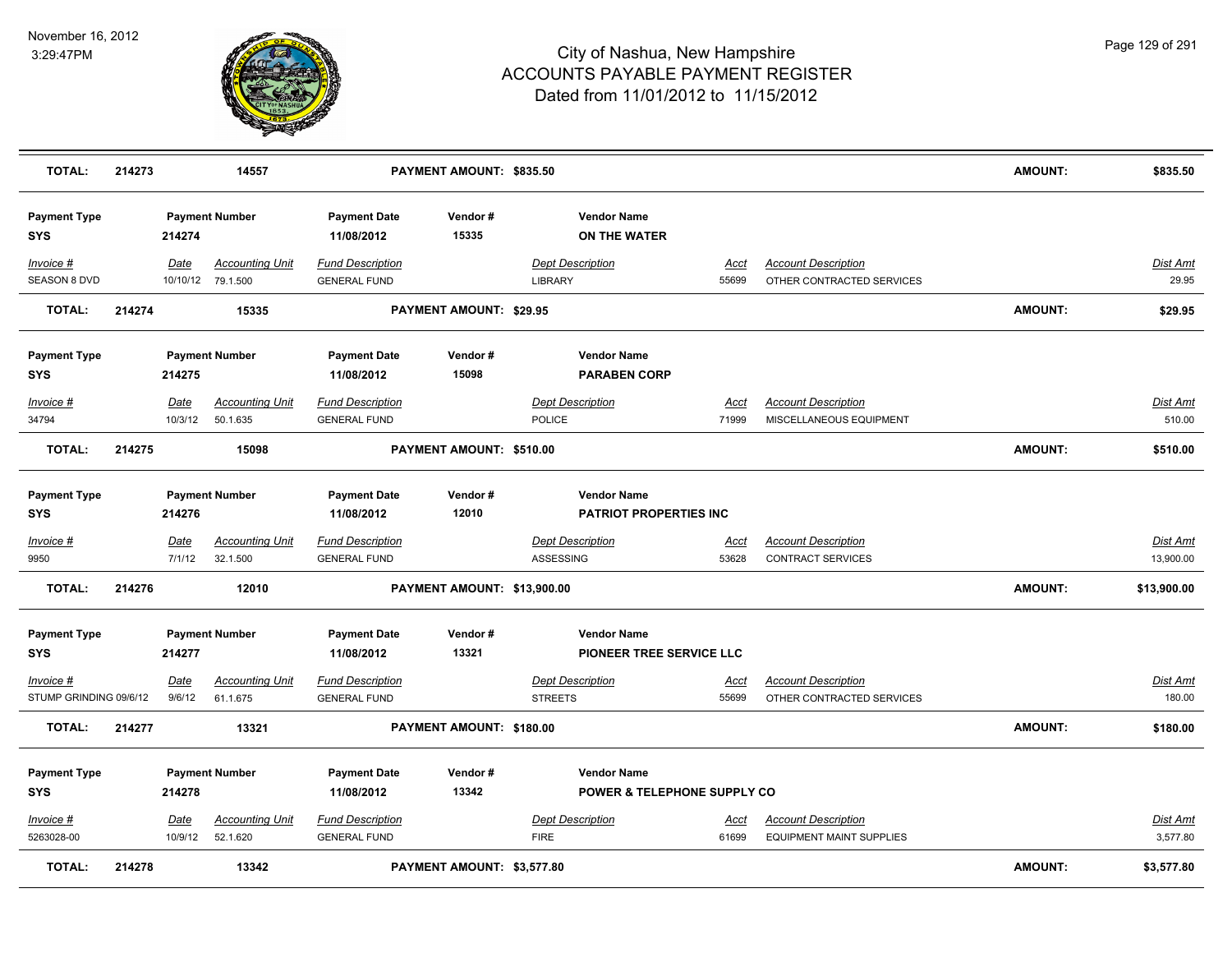# City of Nashua, New Hampshire
## ACCOUNTS PAYABLE PAYMENT REGISTER
### Dated from 11/01/2012 to 11/15/2012

November 16, 2012
3:29:47PM

| TOTAL: | 214273 | 14557 | PAYMENT AMOUNT: $835.50 | AMOUNT: | $835.50 |
|---|---|---|---|---|---|

| Payment Type | Payment Number | Payment Date | Vendor # | Vendor Name |
|---|---|---|---|---|
| SYS | 214274 | 11/08/2012 | 15335 | ON THE WATER |

| Invoice # | Date | Accounting Unit | Fund Description | Dept Description | Acct | Account Description | Dist Amt |
|---|---|---|---|---|---|---|---|
| SEASON 8 DVD | 10/10/12 | 79.1.500 | GENERAL FUND | LIBRARY | 55699 | OTHER CONTRACTED SERVICES | 29.95 |

| TOTAL: | 214274 | 15335 | PAYMENT AMOUNT: $29.95 | AMOUNT: | $29.95 |
|---|---|---|---|---|---|

| Payment Type | Payment Number | Payment Date | Vendor # | Vendor Name |
|---|---|---|---|---|
| SYS | 214275 | 11/08/2012 | 15098 | PARABEN CORP |

| Invoice # | Date | Accounting Unit | Fund Description | Dept Description | Acct | Account Description | Dist Amt |
|---|---|---|---|---|---|---|---|
| 34794 | 10/3/12 | 50.1.635 | GENERAL FUND | POLICE | 71999 | MISCELLANEOUS EQUIPMENT | 510.00 |

| TOTAL: | 214275 | 15098 | PAYMENT AMOUNT: $510.00 | AMOUNT: | $510.00 |
|---|---|---|---|---|---|

| Payment Type | Payment Number | Payment Date | Vendor # | Vendor Name |
|---|---|---|---|---|
| SYS | 214276 | 11/08/2012 | 12010 | PATRIOT PROPERTIES INC |

| Invoice # | Date | Accounting Unit | Fund Description | Dept Description | Acct | Account Description | Dist Amt |
|---|---|---|---|---|---|---|---|
| 9950 | 7/1/12 | 32.1.500 | GENERAL FUND | ASSESSING | 53628 | CONTRACT SERVICES | 13,900.00 |

| TOTAL: | 214276 | 12010 | PAYMENT AMOUNT: $13,900.00 | AMOUNT: | $13,900.00 |
|---|---|---|---|---|---|

| Payment Type | Payment Number | Payment Date | Vendor # | Vendor Name |
|---|---|---|---|---|
| SYS | 214277 | 11/08/2012 | 13321 | PIONEER TREE SERVICE LLC |

| Invoice # | Date | Accounting Unit | Fund Description | Dept Description | Acct | Account Description | Dist Amt |
|---|---|---|---|---|---|---|---|
| STUMP GRINDING 09/6/12 | 9/6/12 | 61.1.675 | GENERAL FUND | STREETS | 55699 | OTHER CONTRACTED SERVICES | 180.00 |

| TOTAL: | 214277 | 13321 | PAYMENT AMOUNT: $180.00 | AMOUNT: | $180.00 |
|---|---|---|---|---|---|

| Payment Type | Payment Number | Payment Date | Vendor # | Vendor Name |
|---|---|---|---|---|
| SYS | 214278 | 11/08/2012 | 13342 | POWER & TELEPHONE SUPPLY CO |

| Invoice # | Date | Accounting Unit | Fund Description | Dept Description | Acct | Account Description | Dist Amt |
|---|---|---|---|---|---|---|---|
| 5263028-00 | 10/9/12 | 52.1.620 | GENERAL FUND | FIRE | 61699 | EQUIPMENT MAINT SUPPLIES | 3,577.80 |

| TOTAL: | 214278 | 13342 | PAYMENT AMOUNT: $3,577.80 | AMOUNT: | $3,577.80 |
|---|---|---|---|---|---|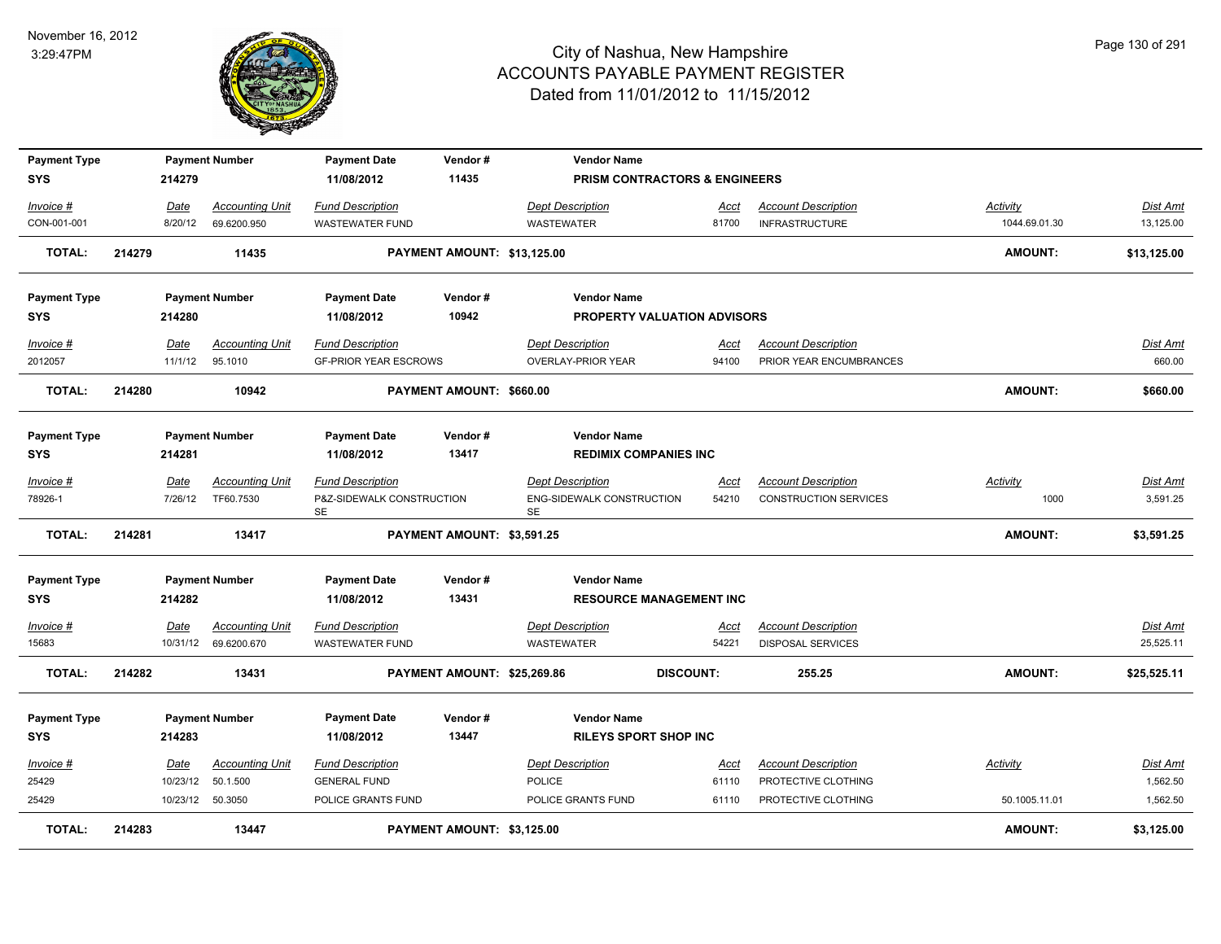# City of Nashua, New Hampshire
## ACCOUNTS PAYABLE PAYMENT REGISTER
### Dated from 11/01/2012 to 11/15/2012

November 16, 2012
3:29:47PM

| Payment Type | Payment Number | Payment Date | Vendor # | Vendor Name |
|---|---|---|---|---|
| SYS | 214279 | 11/08/2012 | 11435 | PRISM CONTRACTORS & ENGINEERS |

| Invoice # | Date | Accounting Unit | Fund Description | Dept Description | Acct | Account Description | Activity | Dist Amt |
|---|---|---|---|---|---|---|---|---|
| CON-001-001 | 8/20/12 | 69.6200.950 | WASTEWATER FUND | WASTEWATER | 81700 | INFRASTRUCTURE | 1044.69.01.30 | 13,125.00 |

**TOTAL: 214279 11435 PAYMENT AMOUNT: $13,125.00 AMOUNT: $13,125.00**

| Payment Type | Payment Number | Payment Date | Vendor # | Vendor Name |
|---|---|---|---|---|
| SYS | 214280 | 11/08/2012 | 10942 | PROPERTY VALUATION ADVISORS |

| Invoice # | Date | Accounting Unit | Fund Description | Dept Description | Acct | Account Description | Dist Amt |
|---|---|---|---|---|---|---|---|
| 2012057 | 11/1/12 | 95.1010 | GF-PRIOR YEAR ESCROWS | OVERLAY-PRIOR YEAR | 94100 | PRIOR YEAR ENCUMBRANCES | 660.00 |

**TOTAL: 214280 10942 PAYMENT AMOUNT: $660.00 AMOUNT: $660.00**

| Payment Type | Payment Number | Payment Date | Vendor # | Vendor Name |
|---|---|---|---|---|
| SYS | 214281 | 11/08/2012 | 13417 | REDIMIX COMPANIES INC |

| Invoice # | Date | Accounting Unit | Fund Description | Dept Description | Acct | Account Description | Activity | Dist Amt |
|---|---|---|---|---|---|---|---|---|
| 78926-1 | 7/26/12 | TF60.7530 | P&Z-SIDEWALK CONSTRUCTION SE | ENG-SIDEWALK CONSTRUCTION SE | 54210 | CONSTRUCTION SERVICES | 1000 | 3,591.25 |

**TOTAL: 214281 13417 PAYMENT AMOUNT: $3,591.25 AMOUNT: $3,591.25**

| Payment Type | Payment Number | Payment Date | Vendor # | Vendor Name |
|---|---|---|---|---|
| SYS | 214282 | 11/08/2012 | 13431 | RESOURCE MANAGEMENT INC |

| Invoice # | Date | Accounting Unit | Fund Description | Dept Description | Acct | Account Description | Dist Amt |
|---|---|---|---|---|---|---|---|
| 15683 | 10/31/12 | 69.6200.670 | WASTEWATER FUND | WASTEWATER | 54221 | DISPOSAL SERVICES | 25,525.11 |

**TOTAL: 214282 13431 PAYMENT AMOUNT: $25,269.86 DISCOUNT: 255.25 AMOUNT: $25,525.11**

| Payment Type | Payment Number | Payment Date | Vendor # | Vendor Name |
|---|---|---|---|---|
| SYS | 214283 | 11/08/2012 | 13447 | RILEYS SPORT SHOP INC |

| Invoice # | Date | Accounting Unit | Fund Description | Dept Description | Acct | Account Description | Activity | Dist Amt |
|---|---|---|---|---|---|---|---|---|
| 25429 | 10/23/12 | 50.1.500 | GENERAL FUND | POLICE | 61110 | PROTECTIVE CLOTHING | | 1,562.50 |
| 25429 | 10/23/12 | 50.3050 | POLICE GRANTS FUND | POLICE GRANTS FUND | 61110 | PROTECTIVE CLOTHING | 50.1005.11.01 | 1,562.50 |

**TOTAL: 214283 13447 PAYMENT AMOUNT: $3,125.00 AMOUNT: $3,125.00**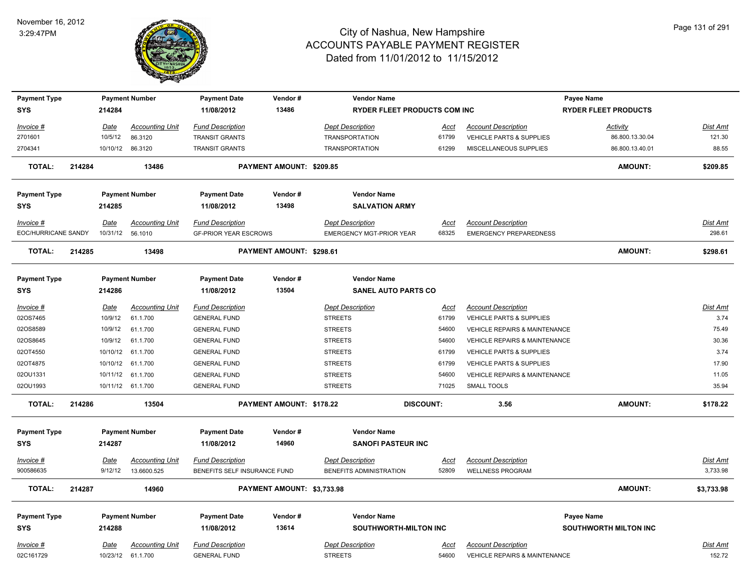# City of Nashua, New Hampshire
## ACCOUNTS PAYABLE PAYMENT REGISTER
### Dated from 11/01/2012 to 11/15/2012

November 16, 2012
3:29:47PM

| Payment Type | Payment Number | Payment Date | Vendor # | Vendor Name | Payee Name |
|---|---|---|---|---|---|
| SYS | 214284 | 11/08/2012 | 13486 | RYDER FLEET PRODUCTS COM INC | RYDER FLEET PRODUCTS |

| Invoice # | Date | Accounting Unit | Fund Description | Dept Description | Acct | Account Description | Activity | Dist Amt |
|---|---|---|---|---|---|---|---|---|
| 2701601 | 10/5/12 | 86.3120 | TRANSIT GRANTS | TRANSPORTATION | 61799 | VEHICLE PARTS & SUPPLIES | 86.800.13.30.04 | 121.30 |
| 2704341 | 10/10/12 | 86.3120 | TRANSIT GRANTS | TRANSPORTATION | 61299 | MISCELLANEOUS SUPPLIES | 86.800.13.40.01 | 88.55 |

**TOTAL: 214284 13486 PAYMENT AMOUNT: $209.85 AMOUNT: $209.85**

| Payment Type | Payment Number | Payment Date | Vendor # | Vendor Name |
|---|---|---|---|---|
| SYS | 214285 | 11/08/2012 | 13498 | SALVATION ARMY |

| Invoice # | Date | Accounting Unit | Fund Description | Dept Description | Acct | Account Description | Dist Amt |
|---|---|---|---|---|---|---|---|
| EOC/HURRICANE SANDY | 10/31/12 | 56.1010 | GF-PRIOR YEAR ESCROWS | EMERGENCY MGT-PRIOR YEAR | 68325 | EMERGENCY PREPAREDNESS | 298.61 |

**TOTAL: 214285 13498 PAYMENT AMOUNT: $298.61 AMOUNT: $298.61**

| Payment Type | Payment Number | Payment Date | Vendor # | Vendor Name |
|---|---|---|---|---|
| SYS | 214286 | 11/08/2012 | 13504 | SANEL AUTO PARTS CO |

| Invoice # | Date | Accounting Unit | Fund Description | Dept Description | Acct | Account Description | Dist Amt |
|---|---|---|---|---|---|---|---|
| 02OS7465 | 10/9/12 | 61.1.700 | GENERAL FUND | STREETS | 61799 | VEHICLE PARTS & SUPPLIES | 3.74 |
| 02OS8589 | 10/9/12 | 61.1.700 | GENERAL FUND | STREETS | 54600 | VEHICLE REPAIRS & MAINTENANCE | 75.49 |
| 02OS8645 | 10/9/12 | 61.1.700 | GENERAL FUND | STREETS | 54600 | VEHICLE REPAIRS & MAINTENANCE | 30.36 |
| 02OT4550 | 10/10/12 | 61.1.700 | GENERAL FUND | STREETS | 61799 | VEHICLE PARTS & SUPPLIES | 3.74 |
| 02OT4875 | 10/10/12 | 61.1.700 | GENERAL FUND | STREETS | 61799 | VEHICLE PARTS & SUPPLIES | 17.90 |
| 02OU1331 | 10/11/12 | 61.1.700 | GENERAL FUND | STREETS | 54600 | VEHICLE REPAIRS & MAINTENANCE | 11.05 |
| 02OU1993 | 10/11/12 | 61.1.700 | GENERAL FUND | STREETS | 71025 | SMALL TOOLS | 35.94 |

**TOTAL: 214286 13504 PAYMENT AMOUNT: $178.22 DISCOUNT: 3.56 AMOUNT: $178.22**

| Payment Type | Payment Number | Payment Date | Vendor # | Vendor Name |
|---|---|---|---|---|
| SYS | 214287 | 11/08/2012 | 14960 | SANOFI PASTEUR INC |

| Invoice # | Date | Accounting Unit | Fund Description | Dept Description | Acct | Account Description | Dist Amt |
|---|---|---|---|---|---|---|---|
| 900586635 | 9/12/12 | 13.6600.525 | BENEFITS SELF INSURANCE FUND | BENEFITS ADMINISTRATION | 52809 | WELLNESS PROGRAM | 3,733.98 |

**TOTAL: 214287 14960 PAYMENT AMOUNT: $3,733.98 AMOUNT: $3,733.98**

| Payment Type | Payment Number | Payment Date | Vendor # | Vendor Name | Payee Name |
|---|---|---|---|---|---|
| SYS | 214288 | 11/08/2012 | 13614 | SOUTHWORTH-MILTON INC | SOUTHWORTH MILTON INC |

| Invoice # | Date | Accounting Unit | Fund Description | Dept Description | Acct | Account Description | Dist Amt |
|---|---|---|---|---|---|---|---|
| 02C161729 | 10/23/12 | 61.1.700 | GENERAL FUND | STREETS | 54600 | VEHICLE REPAIRS & MAINTENANCE | 152.72 |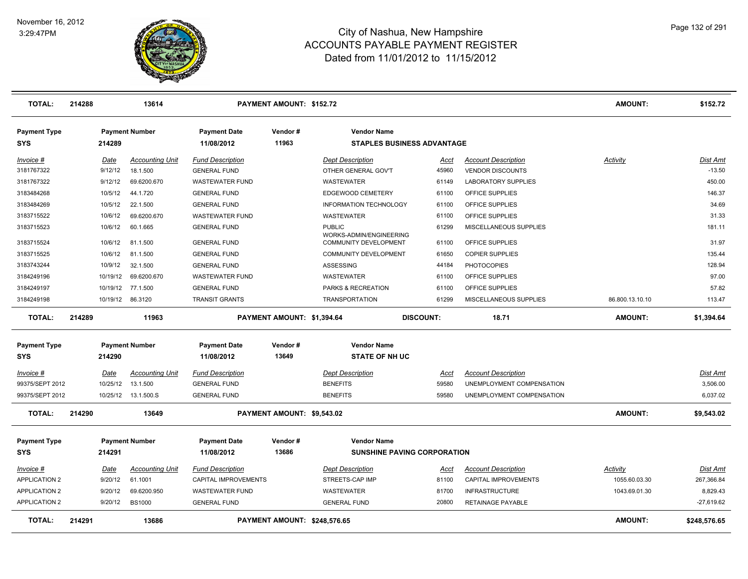# City of Nashua, New Hampshire
# ACCOUNTS PAYABLE PAYMENT REGISTER
## Dated from 11/01/2012 to 11/15/2012

November 16, 2012
3:29:47PM

| **TOTAL:** | **214288** | **13614** | | **PAYMENT AMOUNT: $152.72** | | | | | **AMOUNT:** | **$152.72** |
|---|---|---|---|---|---|---|---|---|---|---|

**Payment Type:** SYS | **Payment Number:** 214289 | **Payment Date:** 11/08/2012 | **Vendor #:** 11963 | **Vendor Name:** STAPLES BUSINESS ADVANTAGE

| Invoice # | Date | Accounting Unit | Fund Description | Dept Description | Acct | Account Description | Activity | Dist Amt |
|---|---|---|---|---|---|---|---|---|
| 3181767322 | 9/12/12 | 18.1.500 | GENERAL FUND | OTHER GENERAL GOV'T | 45960 | VENDOR DISCOUNTS | | -13.50 |
| 3181767322 | 9/12/12 | 69.6200.670 | WASTEWATER FUND | WASTEWATER | 61149 | LABORATORY SUPPLIES | | 450.00 |
| 3183484268 | 10/5/12 | 44.1.720 | GENERAL FUND | EDGEWOOD CEMETERY | 61100 | OFFICE SUPPLIES | | 146.37 |
| 3183484269 | 10/5/12 | 22.1.500 | GENERAL FUND | INFORMATION TECHNOLOGY | 61100 | OFFICE SUPPLIES | | 34.69 |
| 3183715522 | 10/6/12 | 69.6200.670 | WASTEWATER FUND | WASTEWATER | 61100 | OFFICE SUPPLIES | | 31.33 |
| 3183715523 | 10/6/12 | 60.1.665 | GENERAL FUND | PUBLIC WORKS-ADMIN/ENGINEERING | 61299 | MISCELLANEOUS SUPPLIES | | 181.11 |
| 3183715524 | 10/6/12 | 81.1.500 | GENERAL FUND | COMMUNITY DEVELOPMENT | 61100 | OFFICE SUPPLIES | | 31.97 |
| 3183715525 | 10/6/12 | 81.1.500 | GENERAL FUND | COMMUNITY DEVELOPMENT | 61650 | COPIER SUPPLIES | | 135.44 |
| 3183743244 | 10/9/12 | 32.1.500 | GENERAL FUND | ASSESSING | 44184 | PHOTOCOPIES | | 128.94 |
| 3184249196 | 10/19/12 | 69.6200.670 | WASTEWATER FUND | WASTEWATER | 61100 | OFFICE SUPPLIES | | 97.00 |
| 3184249197 | 10/19/12 | 77.1.500 | GENERAL FUND | PARKS & RECREATION | 61100 | OFFICE SUPPLIES | | 57.82 |
| 3184249198 | 10/19/12 | 86.3120 | TRANSIT GRANTS | TRANSPORTATION | 61299 | MISCELLANEOUS SUPPLIES | 86.800.13.10.10 | 113.47 |

| **TOTAL:** | **214289** | **11963** | **PAYMENT AMOUNT: $1,394.64** | **DISCOUNT:** | **18.71** | **AMOUNT:** | **$1,394.64** |
|---|---|---|---|---|---|---|---|

**Payment Type:** SYS | **Payment Number:** 214290 | **Payment Date:** 11/08/2012 | **Vendor #:** 13649 | **Vendor Name:** STATE OF NH UC

| Invoice # | Date | Accounting Unit | Fund Description | Dept Description | Acct | Account Description | Activity | Dist Amt |
|---|---|---|---|---|---|---|---|---|
| 99375/SEPT 2012 | 10/25/12 | 13.1.500 | GENERAL FUND | BENEFITS | 59580 | UNEMPLOYMENT COMPENSATION | | 3,506.00 |
| 99375/SEPT 2012 | 10/25/12 | 13.1.500.S | GENERAL FUND | BENEFITS | 59580 | UNEMPLOYMENT COMPENSATION | | 6,037.02 |

| **TOTAL:** | **214290** | **13649** | **PAYMENT AMOUNT: $9,543.02** | **AMOUNT:** | **$9,543.02** |
|---|---|---|---|---|---|

**Payment Type:** SYS | **Payment Number:** 214291 | **Payment Date:** 11/08/2012 | **Vendor #:** 13686 | **Vendor Name:** SUNSHINE PAVING CORPORATION

| Invoice # | Date | Accounting Unit | Fund Description | Dept Description | Acct | Account Description | Activity | Dist Amt |
|---|---|---|---|---|---|---|---|---|
| APPLICATION 2 | 9/20/12 | 61.1001 | CAPITAL IMPROVEMENTS | STREETS-CAP IMP | 81100 | CAPITAL IMPROVEMENTS | 1055.60.03.30 | 267,366.84 |
| APPLICATION 2 | 9/20/12 | 69.6200.950 | WASTEWATER FUND | WASTEWATER | 81700 | INFRASTRUCTURE | 1043.69.01.30 | 8,829.43 |
| APPLICATION 2 | 9/20/12 | BS1000 | GENERAL FUND | GENERAL FUND | 20800 | RETAINAGE PAYABLE | | -27,619.62 |

| **TOTAL:** | **214291** | **13686** | **PAYMENT AMOUNT: $248,576.65** | **AMOUNT:** | **$248,576.65** |
|---|---|---|---|---|---|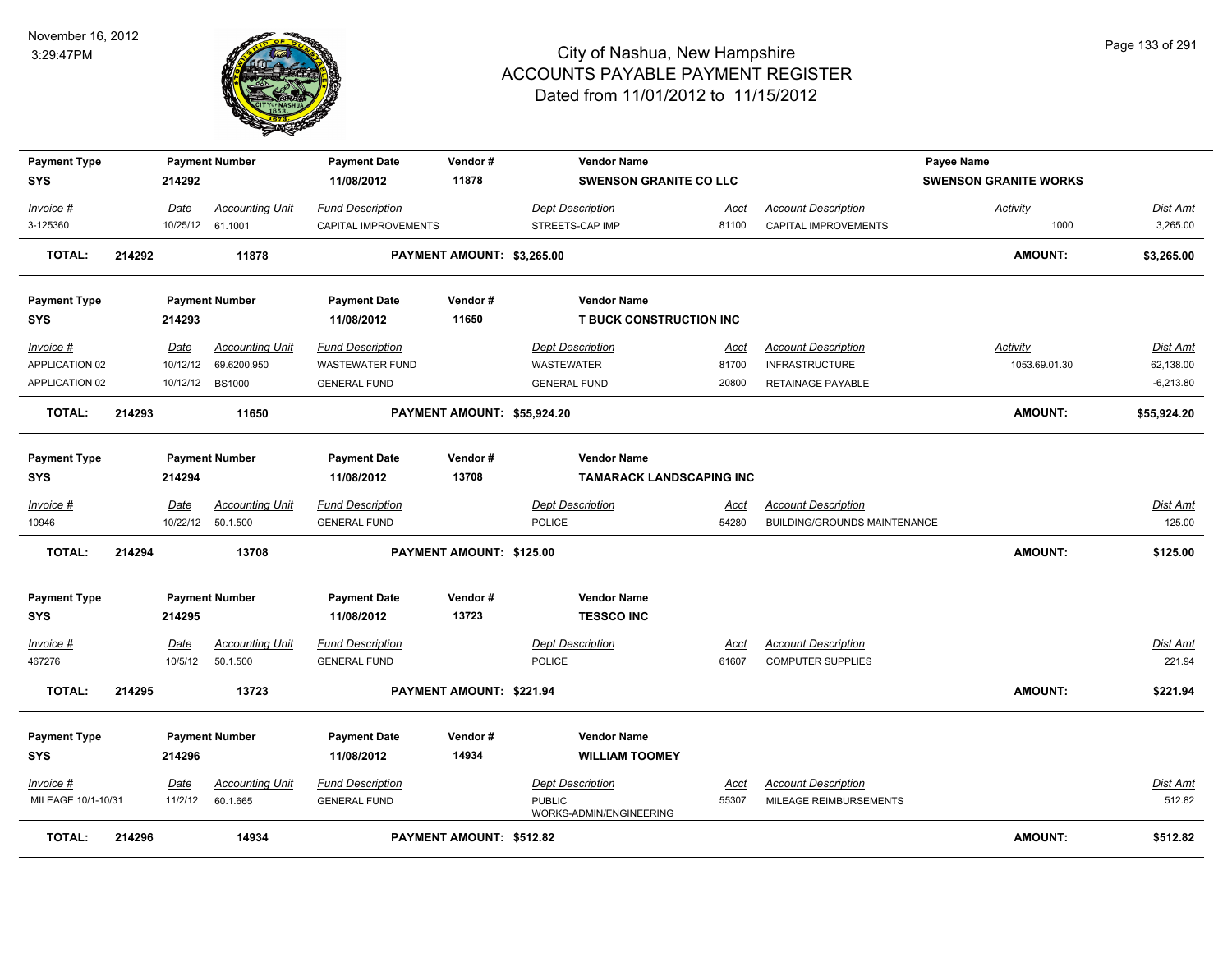# City of Nashua, New Hampshire
## ACCOUNTS PAYABLE PAYMENT REGISTER
### Dated from 11/01/2012 to 11/15/2012

November 16, 2012
3:29:47PM

| Payment Type | Payment Number | Payment Date | Vendor # | Vendor Name | Payee Name |
|---|---|---|---|---|---|
| SYS | 214292 | 11/08/2012 | 11878 | SWENSON GRANITE CO LLC | SWENSON GRANITE WORKS |

| Invoice # | Date | Accounting Unit | Fund Description | Dept Description | Acct | Account Description | Activity | Dist Amt |
|---|---|---|---|---|---|---|---|---|
| 3-125360 | 10/25/12 | 61.1001 | CAPITAL IMPROVEMENTS | STREETS-CAP IMP | 81100 | CAPITAL IMPROVEMENTS | 1000 | 3,265.00 |

**TOTAL: 214292 11878 PAYMENT AMOUNT: $3,265.00 AMOUNT: $3,265.00**

| Payment Type | Payment Number | Payment Date | Vendor # | Vendor Name |
|---|---|---|---|---|
| SYS | 214293 | 11/08/2012 | 11650 | T BUCK CONSTRUCTION INC |

| Invoice # | Date | Accounting Unit | Fund Description | Dept Description | Acct | Account Description | Activity | Dist Amt |
|---|---|---|---|---|---|---|---|---|
| APPLICATION 02 | 10/12/12 | 69.6200.950 | WASTEWATER FUND | WASTEWATER | 81700 | INFRASTRUCTURE | 1053.69.01.30 | 62,138.00 |
| APPLICATION 02 | 10/12/12 | BS1000 | GENERAL FUND | GENERAL FUND | 20800 | RETAINAGE PAYABLE | | -6,213.80 |

**TOTAL: 214293 11650 PAYMENT AMOUNT: $55,924.20 AMOUNT: $55,924.20**

| Payment Type | Payment Number | Payment Date | Vendor # | Vendor Name |
|---|---|---|---|---|
| SYS | 214294 | 11/08/2012 | 13708 | TAMARACK LANDSCAPING INC |

| Invoice # | Date | Accounting Unit | Fund Description | Dept Description | Acct | Account Description | Dist Amt |
|---|---|---|---|---|---|---|---|
| 10946 | 10/22/12 | 50.1.500 | GENERAL FUND | POLICE | 54280 | BUILDING/GROUNDS MAINTENANCE | 125.00 |

**TOTAL: 214294 13708 PAYMENT AMOUNT: $125.00 AMOUNT: $125.00**

| Payment Type | Payment Number | Payment Date | Vendor # | Vendor Name |
|---|---|---|---|---|
| SYS | 214295 | 11/08/2012 | 13723 | TESSCO INC |

| Invoice # | Date | Accounting Unit | Fund Description | Dept Description | Acct | Account Description | Dist Amt |
|---|---|---|---|---|---|---|---|
| 467276 | 10/5/12 | 50.1.500 | GENERAL FUND | POLICE | 61607 | COMPUTER SUPPLIES | 221.94 |

**TOTAL: 214295 13723 PAYMENT AMOUNT: $221.94 AMOUNT: $221.94**

| Payment Type | Payment Number | Payment Date | Vendor # | Vendor Name |
|---|---|---|---|---|
| SYS | 214296 | 11/08/2012 | 14934 | WILLIAM TOOMEY |

| Invoice # | Date | Accounting Unit | Fund Description | Dept Description | Acct | Account Description | Dist Amt |
|---|---|---|---|---|---|---|---|
| MILEAGE 10/1-10/31 | 11/2/12 | 60.1.665 | GENERAL FUND | PUBLIC WORKS-ADMIN/ENGINEERING | 55307 | MILEAGE REIMBURSEMENTS | 512.82 |

**TOTAL: 214296 14934 PAYMENT AMOUNT: $512.82 AMOUNT: $512.82**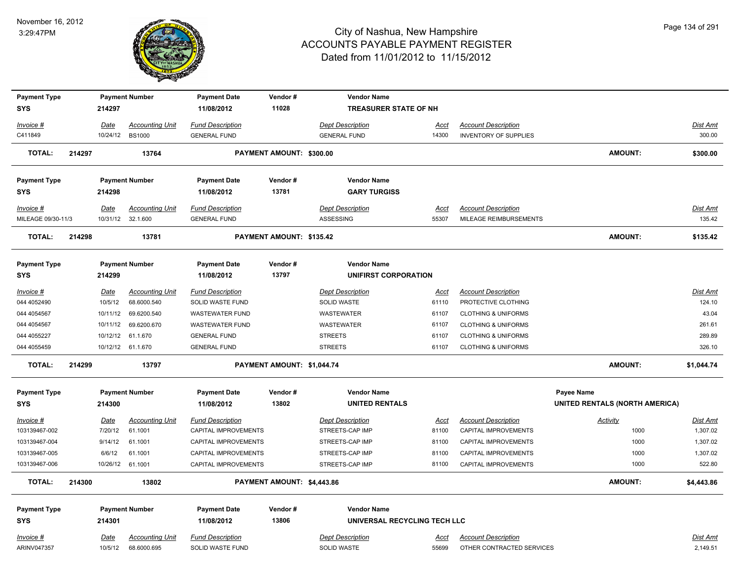# City of Nashua, New Hampshire
## ACCOUNTS PAYABLE PAYMENT REGISTER
### Dated from 11/01/2012 to 11/15/2012

November 16, 2012
3:29:47PM

| Payment Type | Payment Number | Payment Date | Vendor # | Vendor Name |
|---|---|---|---|---|
| SYS | 214297 | 11/08/2012 | 11028 | TREASURER STATE OF NH |

| Invoice # | Date | Accounting Unit | Fund Description | Dept Description | Acct | Account Description | Dist Amt |
|---|---|---|---|---|---|---|---|
| C411849 | 10/24/12 | BS1000 | GENERAL FUND | GENERAL FUND | 14300 | INVENTORY OF SUPPLIES | 300.00 |

**TOTAL: 214297 13764 PAYMENT AMOUNT: $300.00 AMOUNT: $300.00**

| Payment Type | Payment Number | Payment Date | Vendor # | Vendor Name |
|---|---|---|---|---|
| SYS | 214298 | 11/08/2012 | 13781 | GARY TURGISS |

| Invoice # | Date | Accounting Unit | Fund Description | Dept Description | Acct | Account Description | Dist Amt |
|---|---|---|---|---|---|---|---|
| MILEAGE 09/30-11/3 | 10/31/12 | 32.1.600 | GENERAL FUND | ASSESSING | 55307 | MILEAGE REIMBURSEMENTS | 135.42 |

**TOTAL: 214298 13781 PAYMENT AMOUNT: $135.42 AMOUNT: $135.42**

| Payment Type | Payment Number | Payment Date | Vendor # | Vendor Name |
|---|---|---|---|---|
| SYS | 214299 | 11/08/2012 | 13797 | UNIFIRST CORPORATION |

| Invoice # | Date | Accounting Unit | Fund Description | Dept Description | Acct | Account Description | Dist Amt |
|---|---|---|---|---|---|---|---|
| 044 4052490 | 10/5/12 | 68.6000.540 | SOLID WASTE FUND | SOLID WASTE | 61110 | PROTECTIVE CLOTHING | 124.10 |
| 044 4054567 | 10/11/12 | 69.6200.540 | WASTEWATER FUND | WASTEWATER | 61107 | CLOTHING & UNIFORMS | 43.04 |
| 044 4054567 | 10/11/12 | 69.6200.670 | WASTEWATER FUND | WASTEWATER | 61107 | CLOTHING & UNIFORMS | 261.61 |
| 044 4055227 | 10/12/12 | 61.1.670 | GENERAL FUND | STREETS | 61107 | CLOTHING & UNIFORMS | 289.89 |
| 044 4055459 | 10/12/12 | 61.1.670 | GENERAL FUND | STREETS | 61107 | CLOTHING & UNIFORMS | 326.10 |

**TOTAL: 214299 13797 PAYMENT AMOUNT: $1,044.74 AMOUNT: $1,044.74**

| Payment Type | Payment Number | Payment Date | Vendor # | Vendor Name | Payee Name |
|---|---|---|---|---|---|
| SYS | 214300 | 11/08/2012 | 13802 | UNITED RENTALS | UNITED RENTALS (NORTH AMERICA) |

| Invoice # | Date | Accounting Unit | Fund Description | Dept Description | Acct | Account Description | Activity | Dist Amt |
|---|---|---|---|---|---|---|---|---|
| 103139467-002 | 7/20/12 | 61.1001 | CAPITAL IMPROVEMENTS | STREETS-CAP IMP | 81100 | CAPITAL IMPROVEMENTS | 1000 | 1,307.02 |
| 103139467-004 | 9/14/12 | 61.1001 | CAPITAL IMPROVEMENTS | STREETS-CAP IMP | 81100 | CAPITAL IMPROVEMENTS | 1000 | 1,307.02 |
| 103139467-005 | 6/6/12 | 61.1001 | CAPITAL IMPROVEMENTS | STREETS-CAP IMP | 81100 | CAPITAL IMPROVEMENTS | 1000 | 1,307.02 |
| 103139467-006 | 10/26/12 | 61.1001 | CAPITAL IMPROVEMENTS | STREETS-CAP IMP | 81100 | CAPITAL IMPROVEMENTS | 1000 | 522.80 |

**TOTAL: 214300 13802 PAYMENT AMOUNT: $4,443.86 AMOUNT: $4,443.86**

| Payment Type | Payment Number | Payment Date | Vendor # | Vendor Name |
|---|---|---|---|---|
| SYS | 214301 | 11/08/2012 | 13806 | UNIVERSAL RECYCLING TECH LLC |

| Invoice # | Date | Accounting Unit | Fund Description | Dept Description | Acct | Account Description | Dist Amt |
|---|---|---|---|---|---|---|---|
| ARINV047357 | 10/5/12 | 68.6000.695 | SOLID WASTE FUND | SOLID WASTE | 55699 | OTHER CONTRACTED SERVICES | 2,149.51 |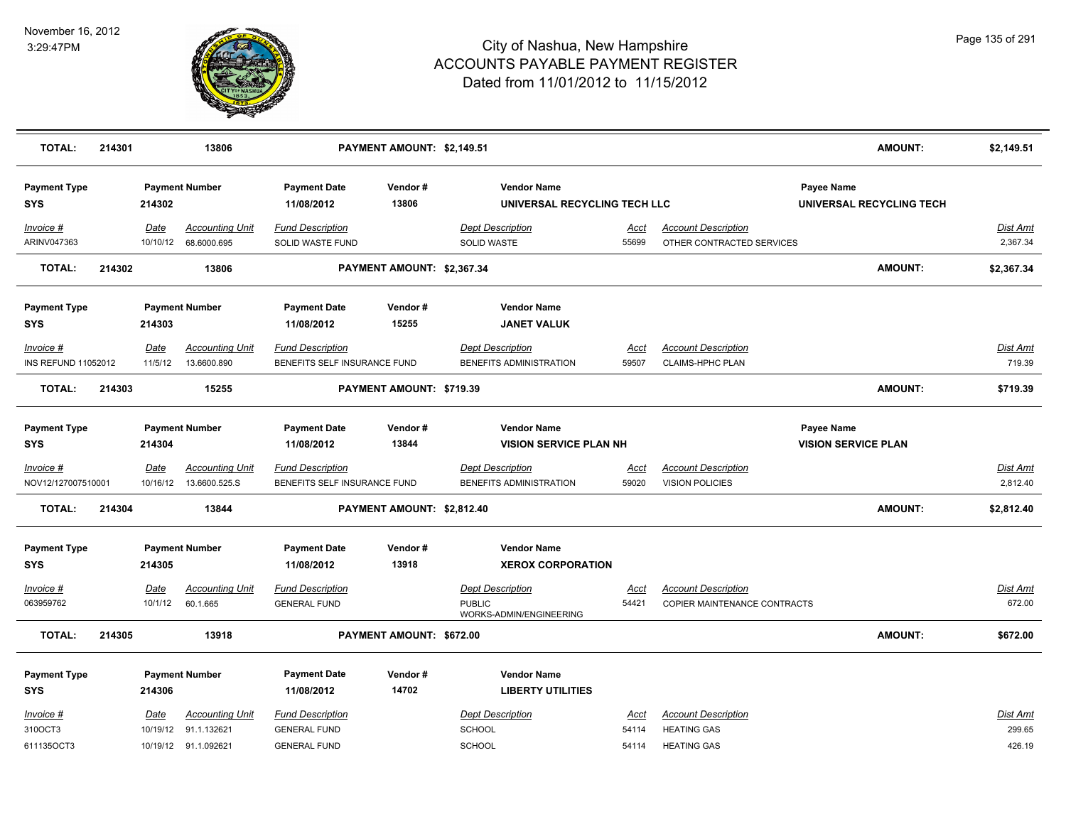# City of Nashua, New Hampshire
## ACCOUNTS PAYABLE PAYMENT REGISTER
### Dated from 11/01/2012 to 11/15/2012

November 16, 2012
3:29:47PM

**TOTAL: 214301 — 13806 — PAYMENT AMOUNT: $2,149.51 — AMOUNT: $2,149.51**

| Payment Type | Payment Number | Payment Date | Vendor # | Vendor Name | | | Payee Name | |
|---|---|---|---|---|---|---|---|---|
| **SYS** | **214302** | **11/08/2012** | **13806** | **UNIVERSAL RECYCLING TECH LLC** | | | **UNIVERSAL RECYCLING TECH** | |
| *Invoice #* | *Date* | *Accounting Unit* | *Fund Description* | *Dept Description* | *Acct* | *Account Description* | | *Dist Amt* |
| ARINV047363 | 10/10/12 | 68.6000.695 | SOLID WASTE FUND | SOLID WASTE | 55699 | OTHER CONTRACTED SERVICES | | 2,367.34 |

**TOTAL: 214302 — 13806 — PAYMENT AMOUNT: $2,367.34 — AMOUNT: $2,367.34**

| Payment Type | Payment Number | Payment Date | Vendor # | Vendor Name | | | Dist Amt |
|---|---|---|---|---|---|---|---|
| **SYS** | **214303** | **11/08/2012** | **15255** | **JANET VALUK** | | | |
| *Invoice #* | *Date* | *Accounting Unit* | *Fund Description* | *Dept Description* | *Acct* | *Account Description* | *Dist Amt* |
| INS REFUND 11052012 | 11/5/12 | 13.6600.890 | BENEFITS SELF INSURANCE FUND | BENEFITS ADMINISTRATION | 59507 | CLAIMS-HPHC PLAN | 719.39 |

**TOTAL: 214303 — 15255 — PAYMENT AMOUNT: $719.39 — AMOUNT: $719.39**

| Payment Type | Payment Number | Payment Date | Vendor # | Vendor Name | | | Payee Name | |
|---|---|---|---|---|---|---|---|---|
| **SYS** | **214304** | **11/08/2012** | **13844** | **VISION SERVICE PLAN NH** | | | **VISION SERVICE PLAN** | |
| *Invoice #* | *Date* | *Accounting Unit* | *Fund Description* | *Dept Description* | *Acct* | *Account Description* | | *Dist Amt* |
| NOV12/127007510001 | 10/16/12 | 13.6600.525.S | BENEFITS SELF INSURANCE FUND | BENEFITS ADMINISTRATION | 59020 | VISION POLICIES | | 2,812.40 |

**TOTAL: 214304 — 13844 — PAYMENT AMOUNT: $2,812.40 — AMOUNT: $2,812.40**

| Payment Type | Payment Number | Payment Date | Vendor # | Vendor Name | | | Dist Amt |
|---|---|---|---|---|---|---|---|
| **SYS** | **214305** | **11/08/2012** | **13918** | **XEROX CORPORATION** | | | |
| *Invoice #* | *Date* | *Accounting Unit* | *Fund Description* | *Dept Description* | *Acct* | *Account Description* | *Dist Amt* |
| 063959762 | 10/1/12 | 60.1.665 | GENERAL FUND | PUBLIC WORKS-ADMIN/ENGINEERING | 54421 | COPIER MAINTENANCE CONTRACTS | 672.00 |

**TOTAL: 214305 — 13918 — PAYMENT AMOUNT: $672.00 — AMOUNT: $672.00**

| Payment Type | Payment Number | Payment Date | Vendor # | Vendor Name | | | Dist Amt |
|---|---|---|---|---|---|---|---|
| **SYS** | **214306** | **11/08/2012** | **14702** | **LIBERTY UTILITIES** | | | |
| *Invoice #* | *Date* | *Accounting Unit* | *Fund Description* | *Dept Description* | *Acct* | *Account Description* | *Dist Amt* |
| 310OCT3 | 10/19/12 | 91.1.132621 | GENERAL FUND | SCHOOL | 54114 | HEATING GAS | 299.65 |
| 611135OCT3 | 10/19/12 | 91.1.092621 | GENERAL FUND | SCHOOL | 54114 | HEATING GAS | 426.19 |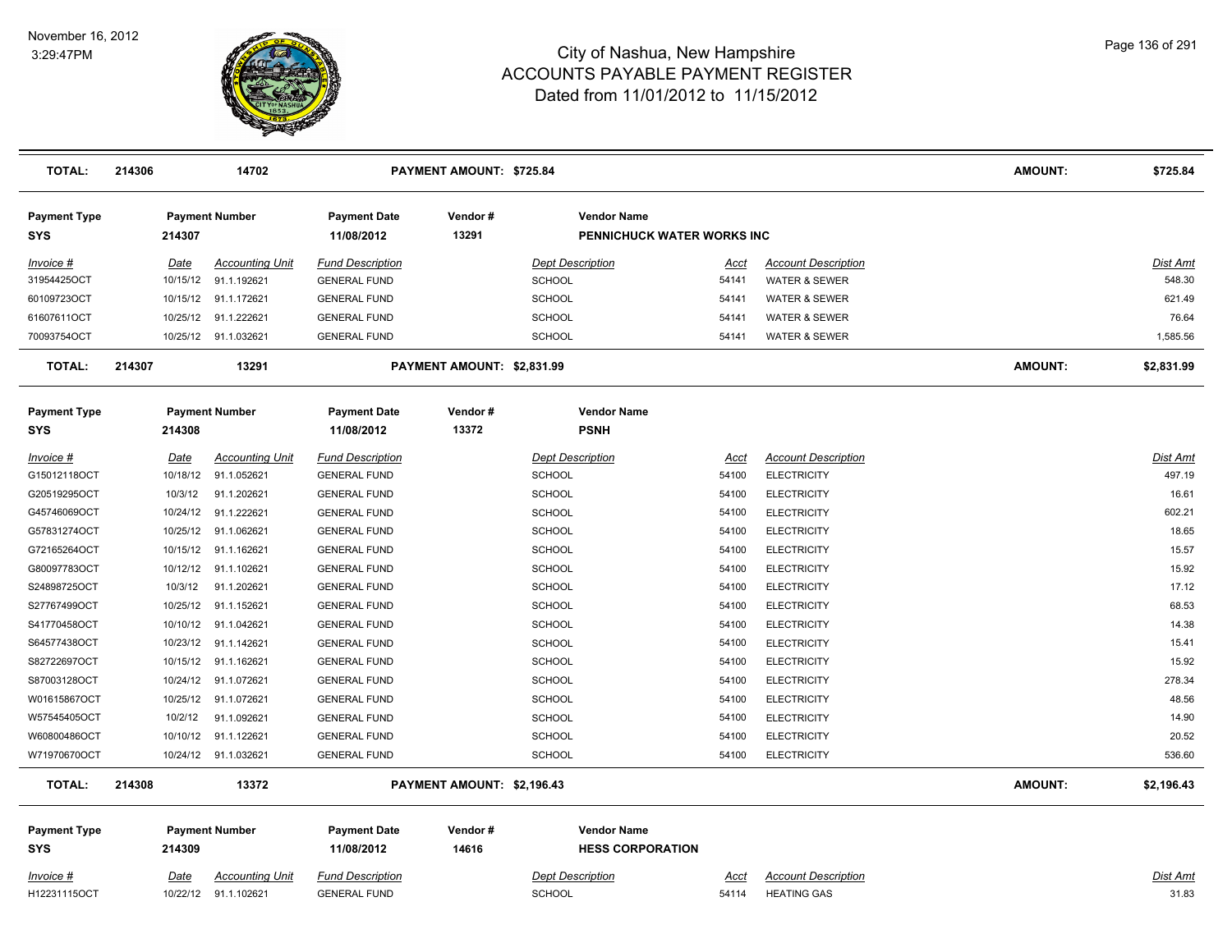# City of Nashua, New Hampshire
## ACCOUNTS PAYABLE PAYMENT REGISTER
### Dated from 11/01/2012 to 11/15/2012

November 16, 2012
3:29:47PM

| **TOTAL:** | **214306** | **14702** | **PAYMENT AMOUNT: $725.84** | | | | **AMOUNT:** | **$725.84** |
|---|---|---|---|---|---|---|---|---|

| **Payment Type** | **Payment Number** | **Payment Date** | **Vendor #** | **Vendor Name** |
|---|---|---|---|---|
| **SYS** | **214307** | **11/08/2012** | **13291** | **PENNICHUCK WATER WORKS INC** |

| Invoice # | Date | Accounting Unit | Fund Description | Dept Description | Acct | Account Description | Dist Amt |
|---|---|---|---|---|---|---|---|
| 31954425OCT | 10/15/12 | 91.1.192621 | GENERAL FUND | SCHOOL | 54141 | WATER & SEWER | 548.30 |
| 60109723OCT | 10/15/12 | 91.1.172621 | GENERAL FUND | SCHOOL | 54141 | WATER & SEWER | 621.49 |
| 61607611OCT | 10/25/12 | 91.1.222621 | GENERAL FUND | SCHOOL | 54141 | WATER & SEWER | 76.64 |
| 70093754OCT | 10/25/12 | 91.1.032621 | GENERAL FUND | SCHOOL | 54141 | WATER & SEWER | 1,585.56 |

| **TOTAL:** | **214307** | **13291** | **PAYMENT AMOUNT: $2,831.99** | | | | **AMOUNT:** | **$2,831.99** |
|---|---|---|---|---|---|---|---|---|

| **Payment Type** | **Payment Number** | **Payment Date** | **Vendor #** | **Vendor Name** |
|---|---|---|---|---|
| **SYS** | **214308** | **11/08/2012** | **13372** | **PSNH** |

| Invoice # | Date | Accounting Unit | Fund Description | Dept Description | Acct | Account Description | Dist Amt |
|---|---|---|---|---|---|---|---|
| G15012118OCT | 10/18/12 | 91.1.052621 | GENERAL FUND | SCHOOL | 54100 | ELECTRICITY | 497.19 |
| G20519295OCT | 10/3/12 | 91.1.202621 | GENERAL FUND | SCHOOL | 54100 | ELECTRICITY | 16.61 |
| G45746069OCT | 10/24/12 | 91.1.222621 | GENERAL FUND | SCHOOL | 54100 | ELECTRICITY | 602.21 |
| G57831274OCT | 10/25/12 | 91.1.062621 | GENERAL FUND | SCHOOL | 54100 | ELECTRICITY | 18.65 |
| G72165264OCT | 10/15/12 | 91.1.162621 | GENERAL FUND | SCHOOL | 54100 | ELECTRICITY | 15.57 |
| G80097783OCT | 10/12/12 | 91.1.102621 | GENERAL FUND | SCHOOL | 54100 | ELECTRICITY | 15.92 |
| S24898725OCT | 10/3/12 | 91.1.202621 | GENERAL FUND | SCHOOL | 54100 | ELECTRICITY | 17.12 |
| S27767499OCT | 10/25/12 | 91.1.152621 | GENERAL FUND | SCHOOL | 54100 | ELECTRICITY | 68.53 |
| S41770458OCT | 10/10/12 | 91.1.042621 | GENERAL FUND | SCHOOL | 54100 | ELECTRICITY | 14.38 |
| S64577438OCT | 10/23/12 | 91.1.142621 | GENERAL FUND | SCHOOL | 54100 | ELECTRICITY | 15.41 |
| S82722697OCT | 10/15/12 | 91.1.162621 | GENERAL FUND | SCHOOL | 54100 | ELECTRICITY | 15.92 |
| S87003128OCT | 10/24/12 | 91.1.072621 | GENERAL FUND | SCHOOL | 54100 | ELECTRICITY | 278.34 |
| W01615867OCT | 10/25/12 | 91.1.072621 | GENERAL FUND | SCHOOL | 54100 | ELECTRICITY | 48.56 |
| W57545405OCT | 10/2/12 | 91.1.092621 | GENERAL FUND | SCHOOL | 54100 | ELECTRICITY | 14.90 |
| W60800486OCT | 10/10/12 | 91.1.122621 | GENERAL FUND | SCHOOL | 54100 | ELECTRICITY | 20.52 |
| W71970670OCT | 10/24/12 | 91.1.032621 | GENERAL FUND | SCHOOL | 54100 | ELECTRICITY | 536.60 |

| **TOTAL:** | **214308** | **13372** | **PAYMENT AMOUNT: $2,196.43** | | | | **AMOUNT:** | **$2,196.43** |
|---|---|---|---|---|---|---|---|---|

| **Payment Type** | **Payment Number** | **Payment Date** | **Vendor #** | **Vendor Name** |
|---|---|---|---|---|
| **SYS** | **214309** | **11/08/2012** | **14616** | **HESS CORPORATION** |

| Invoice # | Date | Accounting Unit | Fund Description | Dept Description | Acct | Account Description | Dist Amt |
|---|---|---|---|---|---|---|---|
| H12231115OCT | 10/22/12 | 91.1.102621 | GENERAL FUND | SCHOOL | 54114 | HEATING GAS | 31.83 |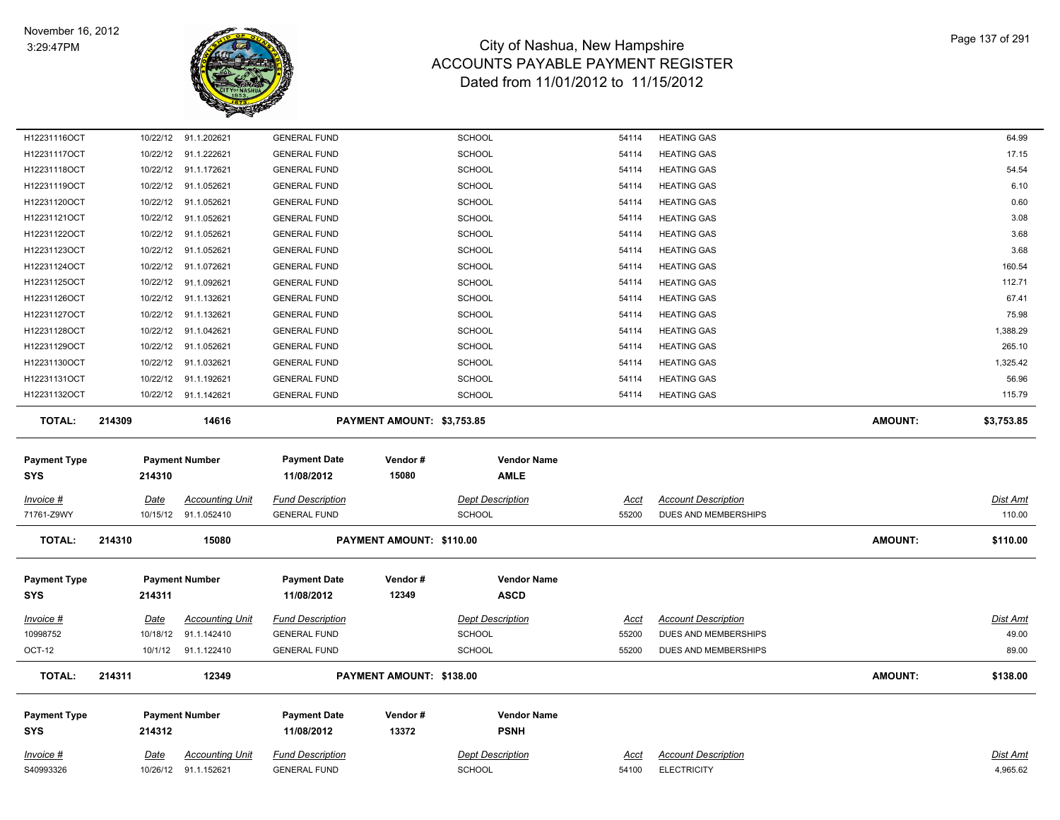# City of Nashua, New Hampshire
## ACCOUNTS PAYABLE PAYMENT REGISTER
### Dated from 11/01/2012 to 11/15/2012

November 16, 2012
3:29:47PM

| Invoice # | Date | Accounting Unit | Fund Description | Dept Description | Acct | Account Description | Dist Amt |
|---|---|---|---|---|---|---|---|
| H12231116OCT | 10/22/12 | 91.1.202621 | GENERAL FUND | SCHOOL | 54114 | HEATING GAS | 64.99 |
| H12231117OCT | 10/22/12 | 91.1.222621 | GENERAL FUND | SCHOOL | 54114 | HEATING GAS | 17.15 |
| H12231118OCT | 10/22/12 | 91.1.172621 | GENERAL FUND | SCHOOL | 54114 | HEATING GAS | 54.54 |
| H12231119OCT | 10/22/12 | 91.1.052621 | GENERAL FUND | SCHOOL | 54114 | HEATING GAS | 6.10 |
| H12231120OCT | 10/22/12 | 91.1.052621 | GENERAL FUND | SCHOOL | 54114 | HEATING GAS | 0.60 |
| H12231121OCT | 10/22/12 | 91.1.052621 | GENERAL FUND | SCHOOL | 54114 | HEATING GAS | 3.08 |
| H12231122OCT | 10/22/12 | 91.1.052621 | GENERAL FUND | SCHOOL | 54114 | HEATING GAS | 3.68 |
| H12231123OCT | 10/22/12 | 91.1.052621 | GENERAL FUND | SCHOOL | 54114 | HEATING GAS | 3.68 |
| H12231124OCT | 10/22/12 | 91.1.072621 | GENERAL FUND | SCHOOL | 54114 | HEATING GAS | 160.54 |
| H12231125OCT | 10/22/12 | 91.1.092621 | GENERAL FUND | SCHOOL | 54114 | HEATING GAS | 112.71 |
| H12231126OCT | 10/22/12 | 91.1.132621 | GENERAL FUND | SCHOOL | 54114 | HEATING GAS | 67.41 |
| H12231127OCT | 10/22/12 | 91.1.132621 | GENERAL FUND | SCHOOL | 54114 | HEATING GAS | 75.98 |
| H12231128OCT | 10/22/12 | 91.1.042621 | GENERAL FUND | SCHOOL | 54114 | HEATING GAS | 1,388.29 |
| H12231129OCT | 10/22/12 | 91.1.052621 | GENERAL FUND | SCHOOL | 54114 | HEATING GAS | 265.10 |
| H12231130OCT | 10/22/12 | 91.1.032621 | GENERAL FUND | SCHOOL | 54114 | HEATING GAS | 1,325.42 |
| H12231131OCT | 10/22/12 | 91.1.192621 | GENERAL FUND | SCHOOL | 54114 | HEATING GAS | 56.96 |
| H12231132OCT | 10/22/12 | 91.1.142621 | GENERAL FUND | SCHOOL | 54114 | HEATING GAS | 115.79 |

**TOTAL: 214309 — 14616 — PAYMENT AMOUNT: $3,753.85 — AMOUNT: $3,753.85**

| Payment Type | Payment Number | Payment Date | Vendor # | Vendor Name |
|---|---|---|---|---|
| SYS | 214310 | 11/08/2012 | 15080 | AMLE |

| Invoice # | Date | Accounting Unit | Fund Description | Dept Description | Acct | Account Description | Dist Amt |
|---|---|---|---|---|---|---|---|
| 71761-Z9WY | 10/15/12 | 91.1.052410 | GENERAL FUND | SCHOOL | 55200 | DUES AND MEMBERSHIPS | 110.00 |

**TOTAL: 214310 — 15080 — PAYMENT AMOUNT: $110.00 — AMOUNT: $110.00**

| Payment Type | Payment Number | Payment Date | Vendor # | Vendor Name |
|---|---|---|---|---|
| SYS | 214311 | 11/08/2012 | 12349 | ASCD |

| Invoice # | Date | Accounting Unit | Fund Description | Dept Description | Acct | Account Description | Dist Amt |
|---|---|---|---|---|---|---|---|
| 10998752 | 10/18/12 | 91.1.142410 | GENERAL FUND | SCHOOL | 55200 | DUES AND MEMBERSHIPS | 49.00 |
| OCT-12 | 10/1/12 | 91.1.122410 | GENERAL FUND | SCHOOL | 55200 | DUES AND MEMBERSHIPS | 89.00 |

**TOTAL: 214311 — 12349 — PAYMENT AMOUNT: $138.00 — AMOUNT: $138.00**

| Payment Type | Payment Number | Payment Date | Vendor # | Vendor Name |
|---|---|---|---|---|
| SYS | 214312 | 11/08/2012 | 13372 | PSNH |

| Invoice # | Date | Accounting Unit | Fund Description | Dept Description | Acct | Account Description | Dist Amt |
|---|---|---|---|---|---|---|---|
| S40993326 | 10/26/12 | 91.1.152621 | GENERAL FUND | SCHOOL | 54100 | ELECTRICITY | 4,965.62 |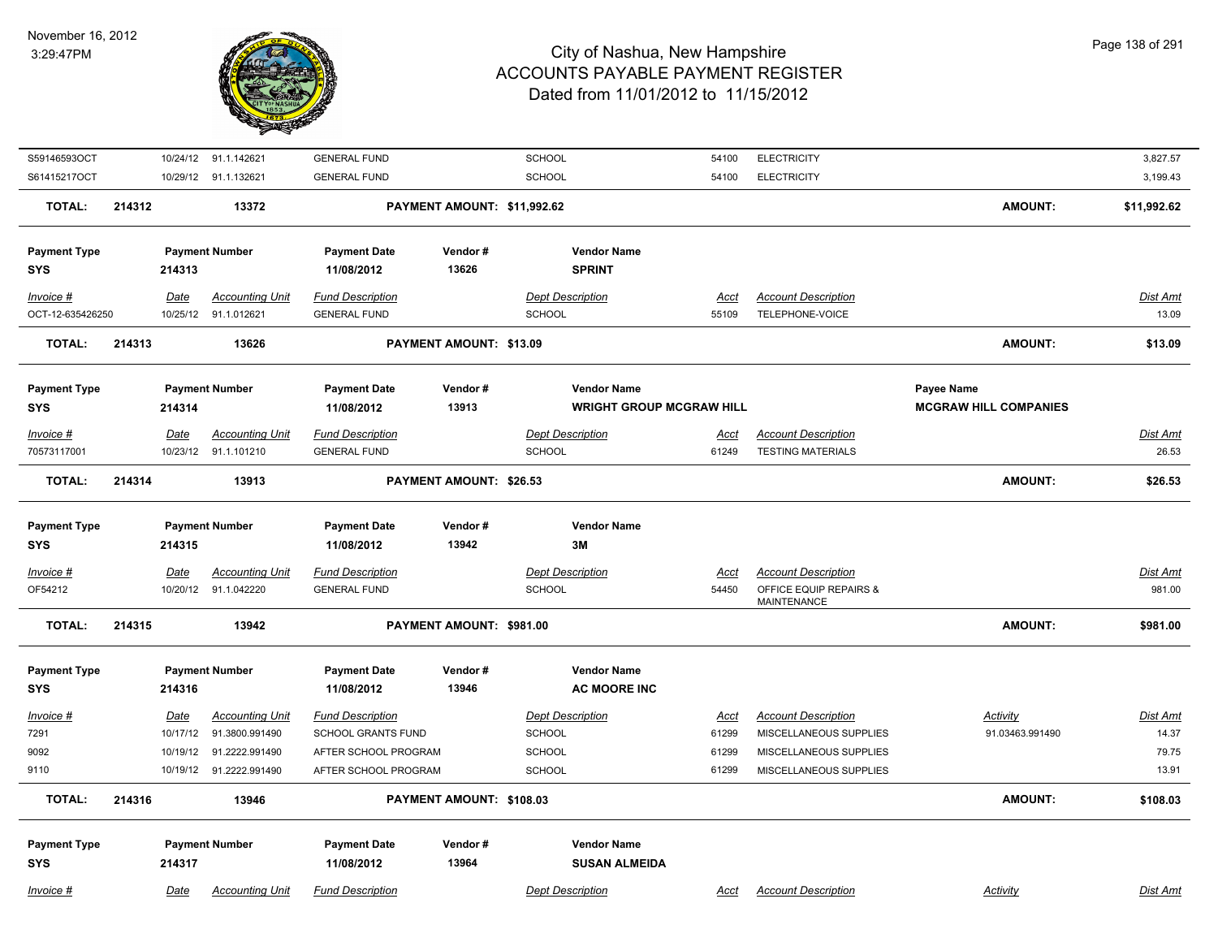## City of Nashua, New Hampshire
## ACCOUNTS PAYABLE PAYMENT REGISTER
## Dated from 11/01/2012 to 11/15/2012

| Invoice # | Date | Accounting Unit | Fund Description | Dept Description | Acct | Account Description | Activity | Dist Amt |
|---|---|---|---|---|---|---|---|---|
| S59146593OCT | 10/24/12 | 91.1.142621 | GENERAL FUND | SCHOOL | 54100 | ELECTRICITY | | 3,827.57 |
| S61415217OCT | 10/29/12 | 91.1.132621 | GENERAL FUND | SCHOOL | 54100 | ELECTRICITY | | 3,199.43 |

**TOTAL: 214312 — 13372 — PAYMENT AMOUNT: $11,992.62 — AMOUNT: $11,992.62**

| Payment Type | Payment Number | Payment Date | Vendor # | Vendor Name |
|---|---|---|---|---|
| SYS | 214313 | 11/08/2012 | 13626 | SPRINT |

| Invoice # | Date | Accounting Unit | Fund Description | Dept Description | Acct | Account Description | Dist Amt |
|---|---|---|---|---|---|---|---|
| OCT-12-635426250 | 10/25/12 | 91.1.012621 | GENERAL FUND | SCHOOL | 55109 | TELEPHONE-VOICE | 13.09 |

**TOTAL: 214313 — 13626 — PAYMENT AMOUNT: $13.09 — AMOUNT: $13.09**

| Payment Type | Payment Number | Payment Date | Vendor # | Vendor Name | Payee Name |
|---|---|---|---|---|---|
| SYS | 214314 | 11/08/2012 | 13913 | WRIGHT GROUP MCGRAW HILL | MCGRAW HILL COMPANIES |

| Invoice # | Date | Accounting Unit | Fund Description | Dept Description | Acct | Account Description | Dist Amt |
|---|---|---|---|---|---|---|---|
| 70573117001 | 10/23/12 | 91.1.101210 | GENERAL FUND | SCHOOL | 61249 | TESTING MATERIALS | 26.53 |

**TOTAL: 214314 — 13913 — PAYMENT AMOUNT: $26.53 — AMOUNT: $26.53**

| Payment Type | Payment Number | Payment Date | Vendor # | Vendor Name |
|---|---|---|---|---|
| SYS | 214315 | 11/08/2012 | 13942 | 3M |

| Invoice # | Date | Accounting Unit | Fund Description | Dept Description | Acct | Account Description | Dist Amt |
|---|---|---|---|---|---|---|---|
| OF54212 | 10/20/12 | 91.1.042220 | GENERAL FUND | SCHOOL | 54450 | OFFICE EQUIP REPAIRS & MAINTENANCE | 981.00 |

**TOTAL: 214315 — 13942 — PAYMENT AMOUNT: $981.00 — AMOUNT: $981.00**

| Payment Type | Payment Number | Payment Date | Vendor # | Vendor Name |
|---|---|---|---|---|
| SYS | 214316 | 11/08/2012 | 13946 | AC MOORE INC |

| Invoice # | Date | Accounting Unit | Fund Description | Dept Description | Acct | Account Description | Activity | Dist Amt |
|---|---|---|---|---|---|---|---|---|
| 7291 | 10/17/12 | 91.3800.991490 | SCHOOL GRANTS FUND | SCHOOL | 61299 | MISCELLANEOUS SUPPLIES | 91.03463.991490 | 14.37 |
| 9092 | 10/19/12 | 91.2222.991490 | AFTER SCHOOL PROGRAM | SCHOOL | 61299 | MISCELLANEOUS SUPPLIES | | 79.75 |
| 9110 | 10/19/12 | 91.2222.991490 | AFTER SCHOOL PROGRAM | SCHOOL | 61299 | MISCELLANEOUS SUPPLIES | | 13.91 |

**TOTAL: 214316 — 13946 — PAYMENT AMOUNT: $108.03 — AMOUNT: $108.03**

| Payment Type | Payment Number | Payment Date | Vendor # | Vendor Name |
|---|---|---|---|---|
| SYS | 214317 | 11/08/2012 | 13964 | SUSAN ALMEIDA |

| Invoice # | Date | Accounting Unit | Fund Description | Dept Description | Acct | Account Description | Activity | Dist Amt |
|---|---|---|---|---|---|---|---|---|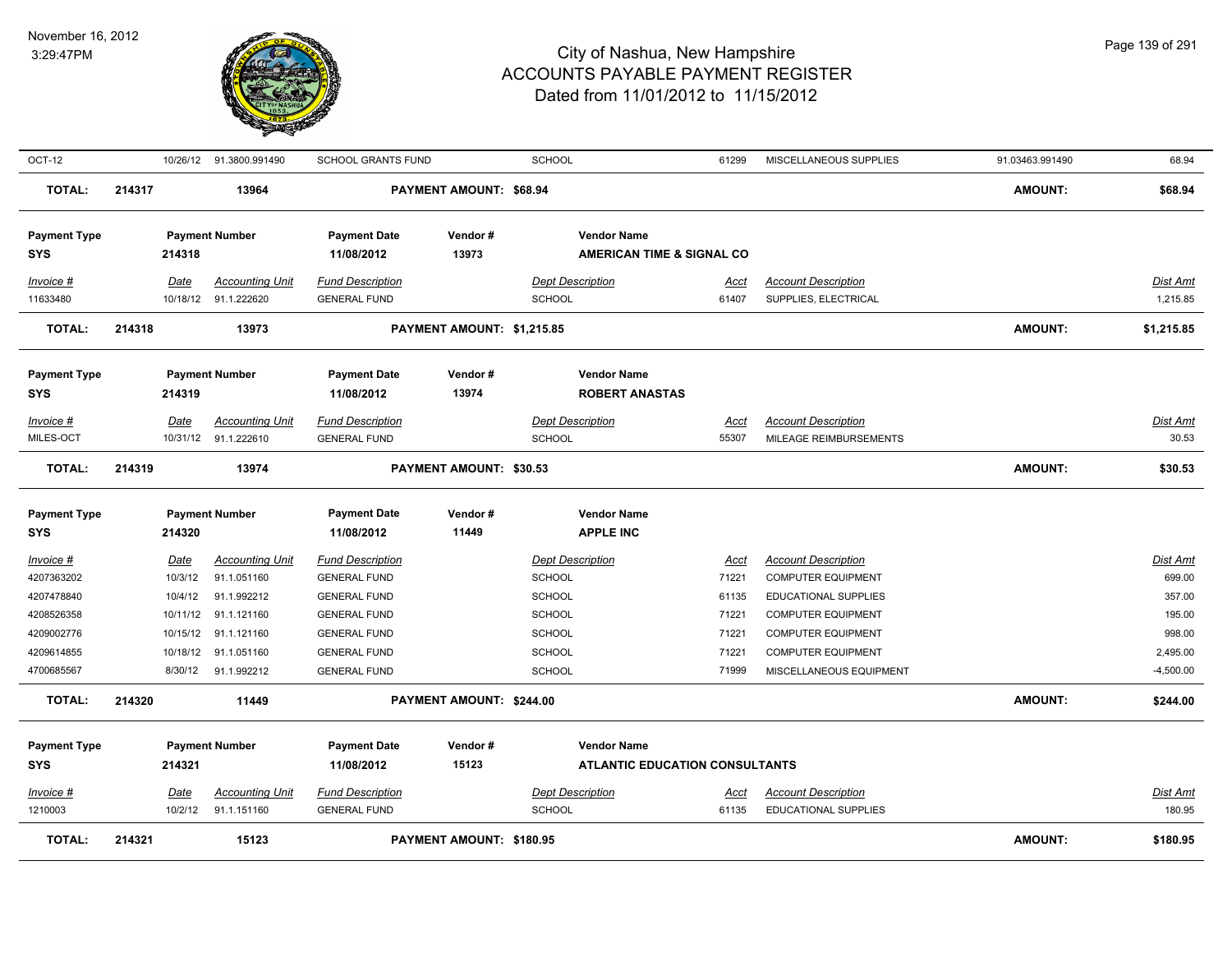| OCT-12 | 10/26/12 | 91.3800.991490 | SCHOOL GRANTS FUND | | SCHOOL | 61299 | MISCELLANEOUS SUPPLIES | 91.03463.991490 | 68.94 |
|---|---|---|---|---|---|---|---|---|---|
| **TOTAL:** | **214317** | **13964** | | **PAYMENT AMOUNT: $68.94** | | | | **AMOUNT:** | **$68.94** |

| Payment Type | Payment Number | Payment Date | Vendor # | Vendor Name |
|---|---|---|---|---|
| SYS | 214318 | 11/08/2012 | 13973 | AMERICAN TIME & SIGNAL CO |

| Invoice # | Date | Accounting Unit | Fund Description | Dept Description | Acct | Account Description | Dist Amt |
|---|---|---|---|---|---|---|---|
| 11633480 | 10/18/12 | 91.1.222620 | GENERAL FUND | SCHOOL | 61407 | SUPPLIES, ELECTRICAL | 1,215.85 |
| **TOTAL:** | **214318** | **13973** | **PAYMENT AMOUNT: $1,215.85** | | | **AMOUNT:** | **$1,215.85** |

| Payment Type | Payment Number | Payment Date | Vendor # | Vendor Name |
|---|---|---|---|---|
| SYS | 214319 | 11/08/2012 | 13974 | ROBERT ANASTAS |

| Invoice # | Date | Accounting Unit | Fund Description | Dept Description | Acct | Account Description | Dist Amt |
|---|---|---|---|---|---|---|---|
| MILES-OCT | 10/31/12 | 91.1.222610 | GENERAL FUND | SCHOOL | 55307 | MILEAGE REIMBURSEMENTS | 30.53 |
| **TOTAL:** | **214319** | **13974** | **PAYMENT AMOUNT: $30.53** | | | **AMOUNT:** | **$30.53** |

| Payment Type | Payment Number | Payment Date | Vendor # | Vendor Name |
|---|---|---|---|---|
| SYS | 214320 | 11/08/2012 | 11449 | APPLE INC |

| Invoice # | Date | Accounting Unit | Fund Description | Dept Description | Acct | Account Description | Dist Amt |
|---|---|---|---|---|---|---|---|
| 4207363202 | 10/3/12 | 91.1.051160 | GENERAL FUND | SCHOOL | 71221 | COMPUTER EQUIPMENT | 699.00 |
| 4207478840 | 10/4/12 | 91.1.992212 | GENERAL FUND | SCHOOL | 61135 | EDUCATIONAL SUPPLIES | 357.00 |
| 4208526358 | 10/11/12 | 91.1.121160 | GENERAL FUND | SCHOOL | 71221 | COMPUTER EQUIPMENT | 195.00 |
| 4209002776 | 10/15/12 | 91.1.121160 | GENERAL FUND | SCHOOL | 71221 | COMPUTER EQUIPMENT | 998.00 |
| 4209614855 | 10/18/12 | 91.1.051160 | GENERAL FUND | SCHOOL | 71221 | COMPUTER EQUIPMENT | 2,495.00 |
| 4700685567 | 8/30/12 | 91.1.992212 | GENERAL FUND | SCHOOL | 71999 | MISCELLANEOUS EQUIPMENT | -4,500.00 |
| **TOTAL:** | **214320** | **11449** | **PAYMENT AMOUNT: $244.00** | | | **AMOUNT:** | **$244.00** |

| Payment Type | Payment Number | Payment Date | Vendor # | Vendor Name |
|---|---|---|---|---|
| SYS | 214321 | 11/08/2012 | 15123 | ATLANTIC EDUCATION CONSULTANTS |

| Invoice # | Date | Accounting Unit | Fund Description | Dept Description | Acct | Account Description | Dist Amt |
|---|---|---|---|---|---|---|---|
| 1210003 | 10/2/12 | 91.1.151160 | GENERAL FUND | SCHOOL | 61135 | EDUCATIONAL SUPPLIES | 180.95 |
| **TOTAL:** | **214321** | **15123** | **PAYMENT AMOUNT: $180.95** | | | **AMOUNT:** | **$180.95** |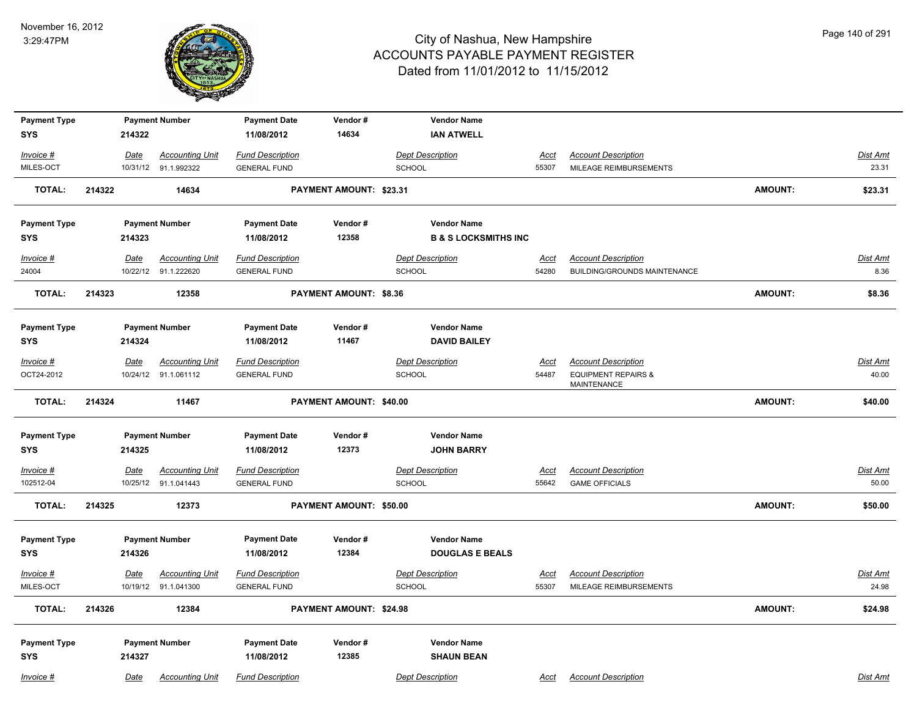# City of Nashua, New Hampshire
## ACCOUNTS PAYABLE PAYMENT REGISTER
### Dated from 11/01/2012 to 11/15/2012

November 16, 2012
3:29:47PM

| Payment Type | Payment Number | Payment Date | Vendor # | Vendor Name |
|---|---|---|---|---|
| SYS | 214322 | 11/08/2012 | 14634 | IAN ATWELL |

| Invoice # | Date | Accounting Unit | Fund Description | Dept Description | Acct | Account Description | Dist Amt |
|---|---|---|---|---|---|---|---|
| MILES-OCT | 10/31/12 | 91.1.992322 | GENERAL FUND | SCHOOL | 55307 | MILEAGE REIMBURSEMENTS | 23.31 |

**TOTAL: 214322 14634 PAYMENT AMOUNT: $23.31 AMOUNT: $23.31**

| Payment Type | Payment Number | Payment Date | Vendor # | Vendor Name |
|---|---|---|---|---|
| SYS | 214323 | 11/08/2012 | 12358 | B & S LOCKSMITHS INC |

| Invoice # | Date | Accounting Unit | Fund Description | Dept Description | Acct | Account Description | Dist Amt |
|---|---|---|---|---|---|---|---|
| 24004 | 10/22/12 | 91.1.222620 | GENERAL FUND | SCHOOL | 54280 | BUILDING/GROUNDS MAINTENANCE | 8.36 |

**TOTAL: 214323 12358 PAYMENT AMOUNT: $8.36 AMOUNT: $8.36**

| Payment Type | Payment Number | Payment Date | Vendor # | Vendor Name |
|---|---|---|---|---|
| SYS | 214324 | 11/08/2012 | 11467 | DAVID BAILEY |

| Invoice # | Date | Accounting Unit | Fund Description | Dept Description | Acct | Account Description | Dist Amt |
|---|---|---|---|---|---|---|---|
| OCT24-2012 | 10/24/12 | 91.1.061112 | GENERAL FUND | SCHOOL | 54487 | EQUIPMENT REPAIRS & MAINTENANCE | 40.00 |

**TOTAL: 214324 11467 PAYMENT AMOUNT: $40.00 AMOUNT: $40.00**

| Payment Type | Payment Number | Payment Date | Vendor # | Vendor Name |
|---|---|---|---|---|
| SYS | 214325 | 11/08/2012 | 12373 | JOHN BARRY |

| Invoice # | Date | Accounting Unit | Fund Description | Dept Description | Acct | Account Description | Dist Amt |
|---|---|---|---|---|---|---|---|
| 102512-04 | 10/25/12 | 91.1.041443 | GENERAL FUND | SCHOOL | 55642 | GAME OFFICIALS | 50.00 |

**TOTAL: 214325 12373 PAYMENT AMOUNT: $50.00 AMOUNT: $50.00**

| Payment Type | Payment Number | Payment Date | Vendor # | Vendor Name |
|---|---|---|---|---|
| SYS | 214326 | 11/08/2012 | 12384 | DOUGLAS E BEALS |

| Invoice # | Date | Accounting Unit | Fund Description | Dept Description | Acct | Account Description | Dist Amt |
|---|---|---|---|---|---|---|---|
| MILES-OCT | 10/19/12 | 91.1.041300 | GENERAL FUND | SCHOOL | 55307 | MILEAGE REIMBURSEMENTS | 24.98 |

**TOTAL: 214326 12384 PAYMENT AMOUNT: $24.98 AMOUNT: $24.98**

| Payment Type | Payment Number | Payment Date | Vendor # | Vendor Name |
|---|---|---|---|---|
| SYS | 214327 | 11/08/2012 | 12385 | SHAUN BEAN |

| Invoice # | Date | Accounting Unit | Fund Description | Dept Description | Acct | Account Description | Dist Amt |
|---|---|---|---|---|---|---|---|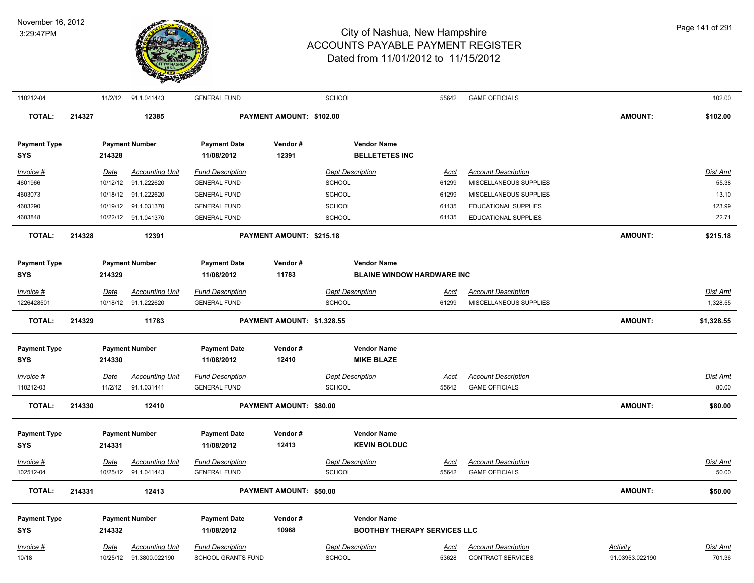| Invoice # | Date | Accounting Unit | Fund Description | Dept Description | Acct | Account Description | Activity | Dist Amt |
|---|---|---|---|---|---|---|---|---|
| 110212-04 | 11/2/12 | 91.1.041443 | GENERAL FUND | SCHOOL | 55642 | GAME OFFICIALS | | 102.00 |

**TOTAL:** 214327 | 12385 | **PAYMENT AMOUNT: $102.00** | **AMOUNT: $102.00**

| Payment Type | Payment Number | Payment Date | Vendor # | Vendor Name |
|---|---|---|---|---|
| SYS | 214328 | 11/08/2012 | 12391 | BELLETETES INC |

| Invoice # | Date | Accounting Unit | Fund Description | Dept Description | Acct | Account Description | Dist Amt |
|---|---|---|---|---|---|---|---|
| 4601966 | 10/12/12 | 91.1.222620 | GENERAL FUND | SCHOOL | 61299 | MISCELLANEOUS SUPPLIES | 55.38 |
| 4603073 | 10/18/12 | 91.1.222620 | GENERAL FUND | SCHOOL | 61299 | MISCELLANEOUS SUPPLIES | 13.10 |
| 4603290 | 10/19/12 | 91.1.031370 | GENERAL FUND | SCHOOL | 61135 | EDUCATIONAL SUPPLIES | 123.99 |
| 4603848 | 10/22/12 | 91.1.041370 | GENERAL FUND | SCHOOL | 61135 | EDUCATIONAL SUPPLIES | 22.71 |

**TOTAL:** 214328 | 12391 | **PAYMENT AMOUNT: $215.18** | **AMOUNT: $215.18**

| Payment Type | Payment Number | Payment Date | Vendor # | Vendor Name |
|---|---|---|---|---|
| SYS | 214329 | 11/08/2012 | 11783 | BLAINE WINDOW HARDWARE INC |

| Invoice # | Date | Accounting Unit | Fund Description | Dept Description | Acct | Account Description | Dist Amt |
|---|---|---|---|---|---|---|---|
| 1226428501 | 10/18/12 | 91.1.222620 | GENERAL FUND | SCHOOL | 61299 | MISCELLANEOUS SUPPLIES | 1,328.55 |

**TOTAL:** 214329 | 11783 | **PAYMENT AMOUNT: $1,328.55** | **AMOUNT: $1,328.55**

| Payment Type | Payment Number | Payment Date | Vendor # | Vendor Name |
|---|---|---|---|---|
| SYS | 214330 | 11/08/2012 | 12410 | MIKE BLAZE |

| Invoice # | Date | Accounting Unit | Fund Description | Dept Description | Acct | Account Description | Dist Amt |
|---|---|---|---|---|---|---|---|
| 110212-03 | 11/2/12 | 91.1.031441 | GENERAL FUND | SCHOOL | 55642 | GAME OFFICIALS | 80.00 |

**TOTAL:** 214330 | 12410 | **PAYMENT AMOUNT: $80.00** | **AMOUNT: $80.00**

| Payment Type | Payment Number | Payment Date | Vendor # | Vendor Name |
|---|---|---|---|---|
| SYS | 214331 | 11/08/2012 | 12413 | KEVIN BOLDUC |

| Invoice # | Date | Accounting Unit | Fund Description | Dept Description | Acct | Account Description | Dist Amt |
|---|---|---|---|---|---|---|---|
| 102512-04 | 10/25/12 | 91.1.041443 | GENERAL FUND | SCHOOL | 55642 | GAME OFFICIALS | 50.00 |

**TOTAL:** 214331 | 12413 | **PAYMENT AMOUNT: $50.00** | **AMOUNT: $50.00**

| Payment Type | Payment Number | Payment Date | Vendor # | Vendor Name |
|---|---|---|---|---|
| SYS | 214332 | 11/08/2012 | 10968 | BOOTHBY THERAPY SERVICES LLC |

| Invoice # | Date | Accounting Unit | Fund Description | Dept Description | Acct | Account Description | Activity | Dist Amt |
|---|---|---|---|---|---|---|---|---|
| 10/18 | 10/25/12 | 91.3800.022190 | SCHOOL GRANTS FUND | SCHOOL | 53628 | CONTRACT SERVICES | 91.03953.022190 | 701.36 |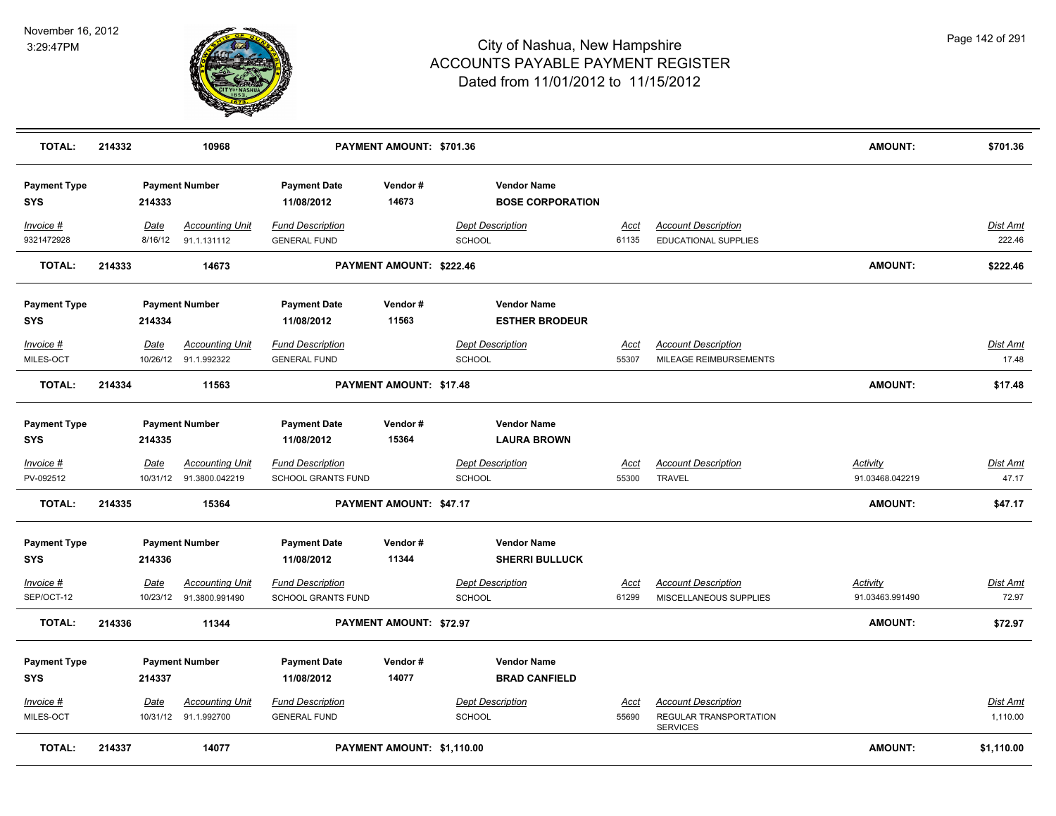| TOTAL: | 214332 | 10968 | PAYMENT AMOUNT: $701.36 | AMOUNT: | $701.36 |
|---|---|---|---|---|---|

| Payment Type | Payment Number | Payment Date | Vendor # | Vendor Name |
|---|---|---|---|---|
| SYS | 214333 | 11/08/2012 | 14673 | BOSE CORPORATION |

| Invoice # | Date | Accounting Unit | Fund Description | Dept Description | Acct | Account Description | Dist Amt |
|---|---|---|---|---|---|---|---|
| 9321472928 | 8/16/12 | 91.1.131112 | GENERAL FUND | SCHOOL | 61135 | EDUCATIONAL SUPPLIES | 222.46 |

| TOTAL: | 214333 | 14673 | PAYMENT AMOUNT: $222.46 | AMOUNT: | $222.46 |
|---|---|---|---|---|---|

| Payment Type | Payment Number | Payment Date | Vendor # | Vendor Name |
|---|---|---|---|---|
| SYS | 214334 | 11/08/2012 | 11563 | ESTHER BRODEUR |

| Invoice # | Date | Accounting Unit | Fund Description | Dept Description | Acct | Account Description | Dist Amt |
|---|---|---|---|---|---|---|---|
| MILES-OCT | 10/26/12 | 91.1.992322 | GENERAL FUND | SCHOOL | 55307 | MILEAGE REIMBURSEMENTS | 17.48 |

| TOTAL: | 214334 | 11563 | PAYMENT AMOUNT: $17.48 | AMOUNT: | $17.48 |
|---|---|---|---|---|---|

| Payment Type | Payment Number | Payment Date | Vendor # | Vendor Name |
|---|---|---|---|---|
| SYS | 214335 | 11/08/2012 | 15364 | LAURA BROWN |

| Invoice # | Date | Accounting Unit | Fund Description | Dept Description | Acct | Account Description | Activity | Dist Amt |
|---|---|---|---|---|---|---|---|---|
| PV-092512 | 10/31/12 | 91.3800.042219 | SCHOOL GRANTS FUND | SCHOOL | 55300 | TRAVEL | 91.03468.042219 | 47.17 |

| TOTAL: | 214335 | 15364 | PAYMENT AMOUNT: $47.17 | AMOUNT: | $47.17 |
|---|---|---|---|---|---|

| Payment Type | Payment Number | Payment Date | Vendor # | Vendor Name |
|---|---|---|---|---|
| SYS | 214336 | 11/08/2012 | 11344 | SHERRI BULLUCK |

| Invoice # | Date | Accounting Unit | Fund Description | Dept Description | Acct | Account Description | Activity | Dist Amt |
|---|---|---|---|---|---|---|---|---|
| SEP/OCT-12 | 10/23/12 | 91.3800.991490 | SCHOOL GRANTS FUND | SCHOOL | 61299 | MISCELLANEOUS SUPPLIES | 91.03463.991490 | 72.97 |

| TOTAL: | 214336 | 11344 | PAYMENT AMOUNT: $72.97 | AMOUNT: | $72.97 |
|---|---|---|---|---|---|

| Payment Type | Payment Number | Payment Date | Vendor # | Vendor Name |
|---|---|---|---|---|
| SYS | 214337 | 11/08/2012 | 14077 | BRAD CANFIELD |

| Invoice # | Date | Accounting Unit | Fund Description | Dept Description | Acct | Account Description | Dist Amt |
|---|---|---|---|---|---|---|---|
| MILES-OCT | 10/31/12 | 91.1.992700 | GENERAL FUND | SCHOOL | 55690 | REGULAR TRANSPORTATION SERVICES | 1,110.00 |

| TOTAL: | 214337 | 14077 | PAYMENT AMOUNT: $1,110.00 | AMOUNT: | $1,110.00 |
|---|---|---|---|---|---|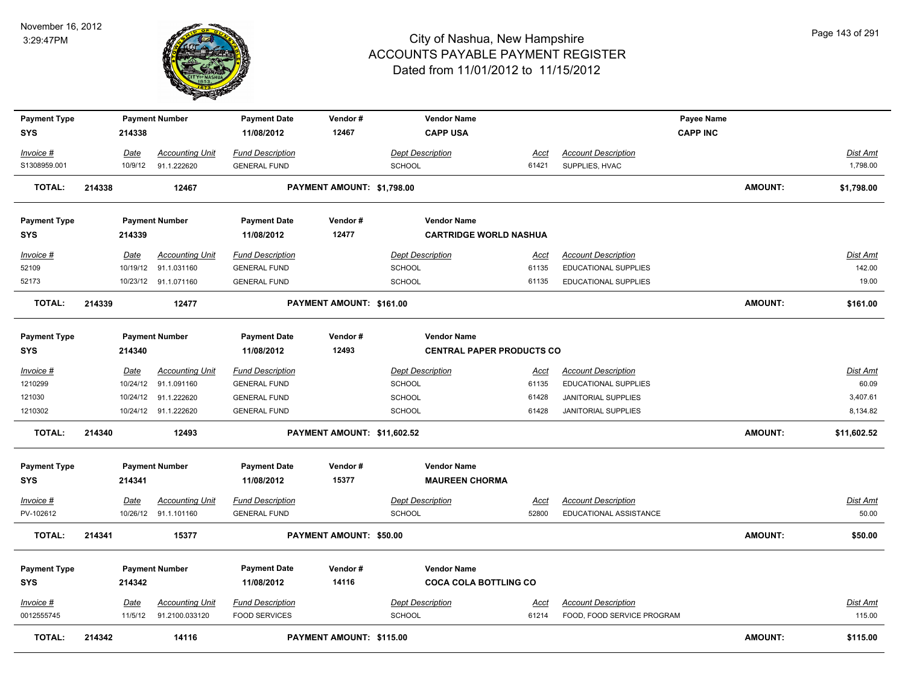# City of Nashua, New Hampshire
## ACCOUNTS PAYABLE PAYMENT REGISTER
### Dated from 11/01/2012 to 11/15/2012

November 16, 2012
3:29:47PM

| Payment Type | Payment Number | Payment Date | Vendor # | Vendor Name | Payee Name |
|---|---|---|---|---|---|
| SYS | 214338 | 11/08/2012 | 12467 | CAPP USA | CAPP INC |

| Invoice # | Date | Accounting Unit | Fund Description | Dept Description | Acct | Account Description | Dist Amt |
|---|---|---|---|---|---|---|---|
| S1308959.001 | 10/9/12 | 91.1.222620 | GENERAL FUND | SCHOOL | 61421 | SUPPLIES, HVAC | 1,798.00 |

**TOTAL: 214338 12467 PAYMENT AMOUNT: $1,798.00 AMOUNT: $1,798.00**

| Payment Type | Payment Number | Payment Date | Vendor # | Vendor Name |
|---|---|---|---|---|
| SYS | 214339 | 11/08/2012 | 12477 | CARTRIDGE WORLD NASHUA |

| Invoice # | Date | Accounting Unit | Fund Description | Dept Description | Acct | Account Description | Dist Amt |
|---|---|---|---|---|---|---|---|
| 52109 | 10/19/12 | 91.1.031160 | GENERAL FUND | SCHOOL | 61135 | EDUCATIONAL SUPPLIES | 142.00 |
| 52173 | 10/23/12 | 91.1.071160 | GENERAL FUND | SCHOOL | 61135 | EDUCATIONAL SUPPLIES | 19.00 |

**TOTAL: 214339 12477 PAYMENT AMOUNT: $161.00 AMOUNT: $161.00**

| Payment Type | Payment Number | Payment Date | Vendor # | Vendor Name |
|---|---|---|---|---|
| SYS | 214340 | 11/08/2012 | 12493 | CENTRAL PAPER PRODUCTS CO |

| Invoice # | Date | Accounting Unit | Fund Description | Dept Description | Acct | Account Description | Dist Amt |
|---|---|---|---|---|---|---|---|
| 1210299 | 10/24/12 | 91.1.091160 | GENERAL FUND | SCHOOL | 61135 | EDUCATIONAL SUPPLIES | 60.09 |
| 121030 | 10/24/12 | 91.1.222620 | GENERAL FUND | SCHOOL | 61428 | JANITORIAL SUPPLIES | 3,407.61 |
| 1210302 | 10/24/12 | 91.1.222620 | GENERAL FUND | SCHOOL | 61428 | JANITORIAL SUPPLIES | 8,134.82 |

**TOTAL: 214340 12493 PAYMENT AMOUNT: $11,602.52 AMOUNT: $11,602.52**

| Payment Type | Payment Number | Payment Date | Vendor # | Vendor Name |
|---|---|---|---|---|
| SYS | 214341 | 11/08/2012 | 15377 | MAUREEN CHORMA |

| Invoice # | Date | Accounting Unit | Fund Description | Dept Description | Acct | Account Description | Dist Amt |
|---|---|---|---|---|---|---|---|
| PV-102612 | 10/26/12 | 91.1.101160 | GENERAL FUND | SCHOOL | 52800 | EDUCATIONAL ASSISTANCE | 50.00 |

**TOTAL: 214341 15377 PAYMENT AMOUNT: $50.00 AMOUNT: $50.00**

| Payment Type | Payment Number | Payment Date | Vendor # | Vendor Name |
|---|---|---|---|---|
| SYS | 214342 | 11/08/2012 | 14116 | COCA COLA BOTTLING CO |

| Invoice # | Date | Accounting Unit | Fund Description | Dept Description | Acct | Account Description | Dist Amt |
|---|---|---|---|---|---|---|---|
| 0012555745 | 11/5/12 | 91.2100.033120 | FOOD SERVICES | SCHOOL | 61214 | FOOD, FOOD SERVICE PROGRAM | 115.00 |

**TOTAL: 214342 14116 PAYMENT AMOUNT: $115.00 AMOUNT: $115.00**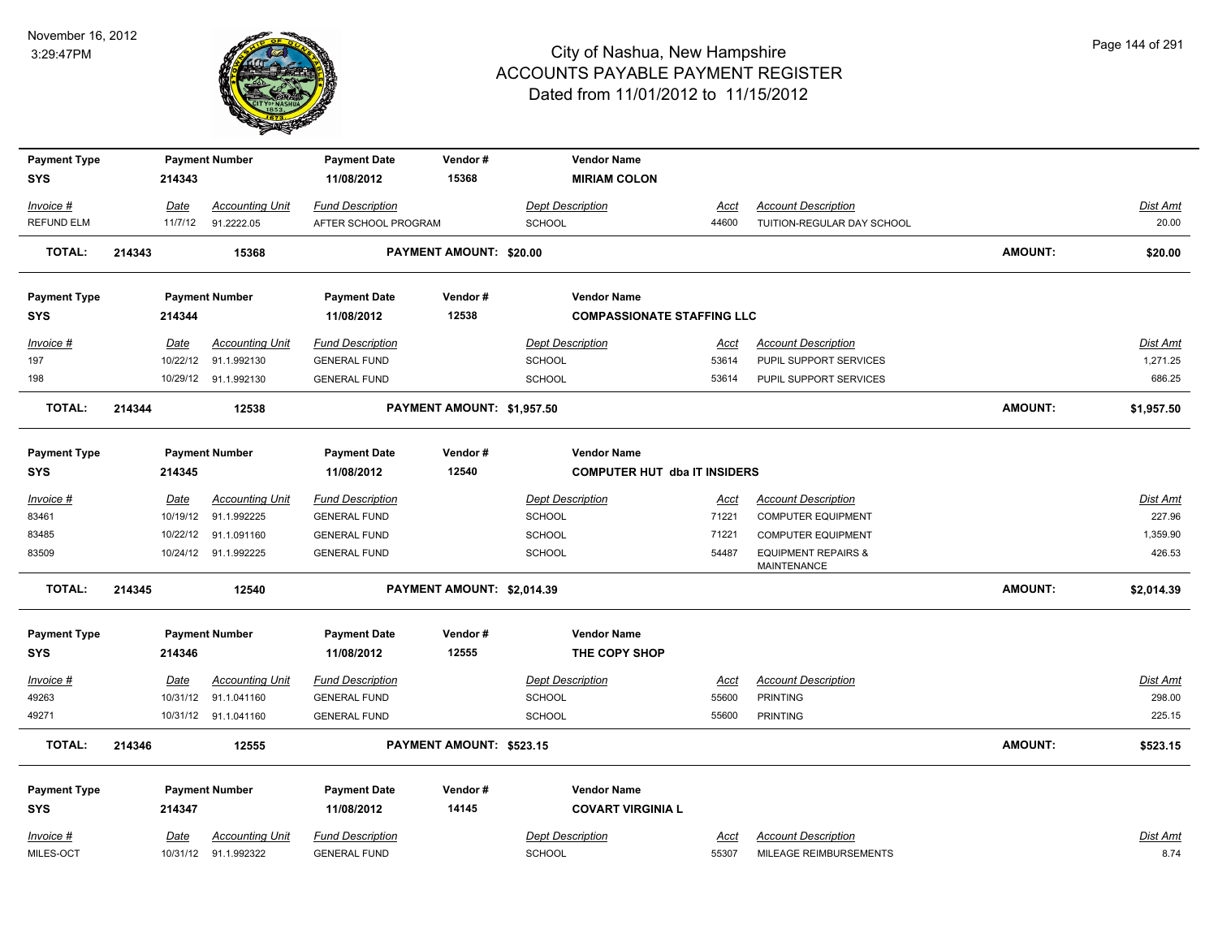# City of Nashua, New Hampshire
## ACCOUNTS PAYABLE PAYMENT REGISTER
### Dated from 11/01/2012 to 11/15/2012

November 16, 2012
3:29:47PM

| Payment Type | Payment Number | Payment Date | Vendor # | Vendor Name |
|---|---|---|---|---|
| SYS | 214343 | 11/08/2012 | 15368 | MIRIAM COLON |

| Invoice # | Date | Accounting Unit | Fund Description | Dept Description | Acct | Account Description | Dist Amt |
|---|---|---|---|---|---|---|---|
| REFUND ELM | 11/7/12 | 91.2222.05 | AFTER SCHOOL PROGRAM | SCHOOL | 44600 | TUITION-REGULAR DAY SCHOOL | 20.00 |

**TOTAL: 214343 15368 PAYMENT AMOUNT: $20.00 AMOUNT: $20.00**

| Payment Type | Payment Number | Payment Date | Vendor # | Vendor Name |
|---|---|---|---|---|
| SYS | 214344 | 11/08/2012 | 12538 | COMPASSIONATE STAFFING LLC |

| Invoice # | Date | Accounting Unit | Fund Description | Dept Description | Acct | Account Description | Dist Amt |
|---|---|---|---|---|---|---|---|
| 197 | 10/22/12 | 91.1.992130 | GENERAL FUND | SCHOOL | 53614 | PUPIL SUPPORT SERVICES | 1,271.25 |
| 198 | 10/29/12 | 91.1.992130 | GENERAL FUND | SCHOOL | 53614 | PUPIL SUPPORT SERVICES | 686.25 |

**TOTAL: 214344 12538 PAYMENT AMOUNT: $1,957.50 AMOUNT: $1,957.50**

| Payment Type | Payment Number | Payment Date | Vendor # | Vendor Name |
|---|---|---|---|---|
| SYS | 214345 | 11/08/2012 | 12540 | COMPUTER HUT dba IT INSIDERS |

| Invoice # | Date | Accounting Unit | Fund Description | Dept Description | Acct | Account Description | Dist Amt |
|---|---|---|---|---|---|---|---|
| 83461 | 10/19/12 | 91.1.992225 | GENERAL FUND | SCHOOL | 71221 | COMPUTER EQUIPMENT | 227.96 |
| 83485 | 10/22/12 | 91.1.091160 | GENERAL FUND | SCHOOL | 71221 | COMPUTER EQUIPMENT | 1,359.90 |
| 83509 | 10/24/12 | 91.1.992225 | GENERAL FUND | SCHOOL | 54487 | EQUIPMENT REPAIRS & MAINTENANCE | 426.53 |

**TOTAL: 214345 12540 PAYMENT AMOUNT: $2,014.39 AMOUNT: $2,014.39**

| Payment Type | Payment Number | Payment Date | Vendor # | Vendor Name |
|---|---|---|---|---|
| SYS | 214346 | 11/08/2012 | 12555 | THE COPY SHOP |

| Invoice # | Date | Accounting Unit | Fund Description | Dept Description | Acct | Account Description | Dist Amt |
|---|---|---|---|---|---|---|---|
| 49263 | 10/31/12 | 91.1.041160 | GENERAL FUND | SCHOOL | 55600 | PRINTING | 298.00 |
| 49271 | 10/31/12 | 91.1.041160 | GENERAL FUND | SCHOOL | 55600 | PRINTING | 225.15 |

**TOTAL: 214346 12555 PAYMENT AMOUNT: $523.15 AMOUNT: $523.15**

| Payment Type | Payment Number | Payment Date | Vendor # | Vendor Name |
|---|---|---|---|---|
| SYS | 214347 | 11/08/2012 | 14145 | COVART VIRGINIA L |

| Invoice # | Date | Accounting Unit | Fund Description | Dept Description | Acct | Account Description | Dist Amt |
|---|---|---|---|---|---|---|---|
| MILES-OCT | 10/31/12 | 91.1.992322 | GENERAL FUND | SCHOOL | 55307 | MILEAGE REIMBURSEMENTS | 8.74 |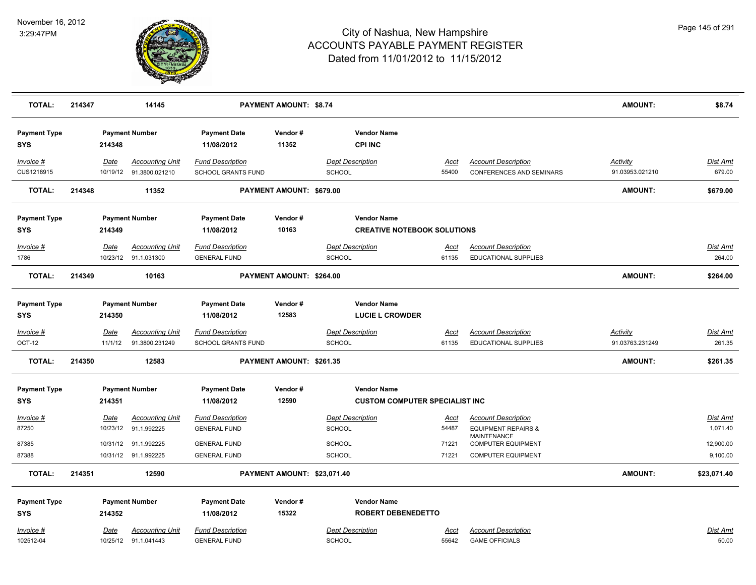# City of Nashua, New Hampshire
# ACCOUNTS PAYABLE PAYMENT REGISTER
## Dated from 11/01/2012 to 11/15/2012

November 16, 2012
3:29:47PM

| TOTAL: | 214347 | 14145 | | PAYMENT AMOUNT: $8.74 | | | | AMOUNT: | $8.74 |
|---|---|---|---|---|---|---|---|---|---|

| Payment Type | Payment Number | | Payment Date | Vendor # | Vendor Name | | | | |
|---|---|---|---|---|---|---|---|---|---|
| SYS | 214348 | | 11/08/2012 | 11352 | CPI INC | | | | |
| *Invoice #* | *Date* | *Accounting Unit* | *Fund Description* | | *Dept Description* | *Acct* | *Account Description* | *Activity* | *Dist Amt* |
| CUS1218915 | 10/19/12 | 91.3800.021210 | SCHOOL GRANTS FUND | | SCHOOL | 55400 | CONFERENCES AND SEMINARS | 91.03953.021210 | 679.00 |
| **TOTAL:** | **214348** | **11352** | | **PAYMENT AMOUNT: $679.00** | | | | **AMOUNT:** | **$679.00** |

| Payment Type | Payment Number | | Payment Date | Vendor # | Vendor Name | | | | |
|---|---|---|---|---|---|---|---|---|---|
| SYS | 214349 | | 11/08/2012 | 10163 | CREATIVE NOTEBOOK SOLUTIONS | | | | |
| *Invoice #* | *Date* | *Accounting Unit* | *Fund Description* | | *Dept Description* | *Acct* | *Account Description* | | *Dist Amt* |
| 1786 | 10/23/12 | 91.1.031300 | GENERAL FUND | | SCHOOL | 61135 | EDUCATIONAL SUPPLIES | | 264.00 |
| **TOTAL:** | **214349** | **10163** | | **PAYMENT AMOUNT: $264.00** | | | | **AMOUNT:** | **$264.00** |

| Payment Type | Payment Number | | Payment Date | Vendor # | Vendor Name | | | | |
|---|---|---|---|---|---|---|---|---|---|
| SYS | 214350 | | 11/08/2012 | 12583 | LUCIE L CROWDER | | | | |
| *Invoice #* | *Date* | *Accounting Unit* | *Fund Description* | | *Dept Description* | *Acct* | *Account Description* | *Activity* | *Dist Amt* |
| OCT-12 | 11/1/12 | 91.3800.231249 | SCHOOL GRANTS FUND | | SCHOOL | 61135 | EDUCATIONAL SUPPLIES | 91.03763.231249 | 261.35 |
| **TOTAL:** | **214350** | **12583** | | **PAYMENT AMOUNT: $261.35** | | | | **AMOUNT:** | **$261.35** |

| Payment Type | Payment Number | | Payment Date | Vendor # | Vendor Name | | | | |
|---|---|---|---|---|---|---|---|---|---|
| SYS | 214351 | | 11/08/2012 | 12590 | CUSTOM COMPUTER SPECIALIST INC | | | | |
| *Invoice #* | *Date* | *Accounting Unit* | *Fund Description* | | *Dept Description* | *Acct* | *Account Description* | | *Dist Amt* |
| 87250 | 10/23/12 | 91.1.992225 | GENERAL FUND | | SCHOOL | 54487 | EQUIPMENT REPAIRS & MAINTENANCE | | 1,071.40 |
| 87385 | 10/31/12 | 91.1.992225 | GENERAL FUND | | SCHOOL | 71221 | COMPUTER EQUIPMENT | | 12,900.00 |
| 87388 | 10/31/12 | 91.1.992225 | GENERAL FUND | | SCHOOL | 71221 | COMPUTER EQUIPMENT | | 9,100.00 |
| **TOTAL:** | **214351** | **12590** | | **PAYMENT AMOUNT: $23,071.40** | | | | **AMOUNT:** | **$23,071.40** |

| Payment Type | Payment Number | | Payment Date | Vendor # | Vendor Name | | | | |
|---|---|---|---|---|---|---|---|---|---|
| SYS | 214352 | | 11/08/2012 | 15322 | ROBERT DEBENEDETTO | | | | |
| *Invoice #* | *Date* | *Accounting Unit* | *Fund Description* | | *Dept Description* | *Acct* | *Account Description* | | *Dist Amt* |
| 102512-04 | 10/25/12 | 91.1.041443 | GENERAL FUND | | SCHOOL | 55642 | GAME OFFICIALS | | 50.00 |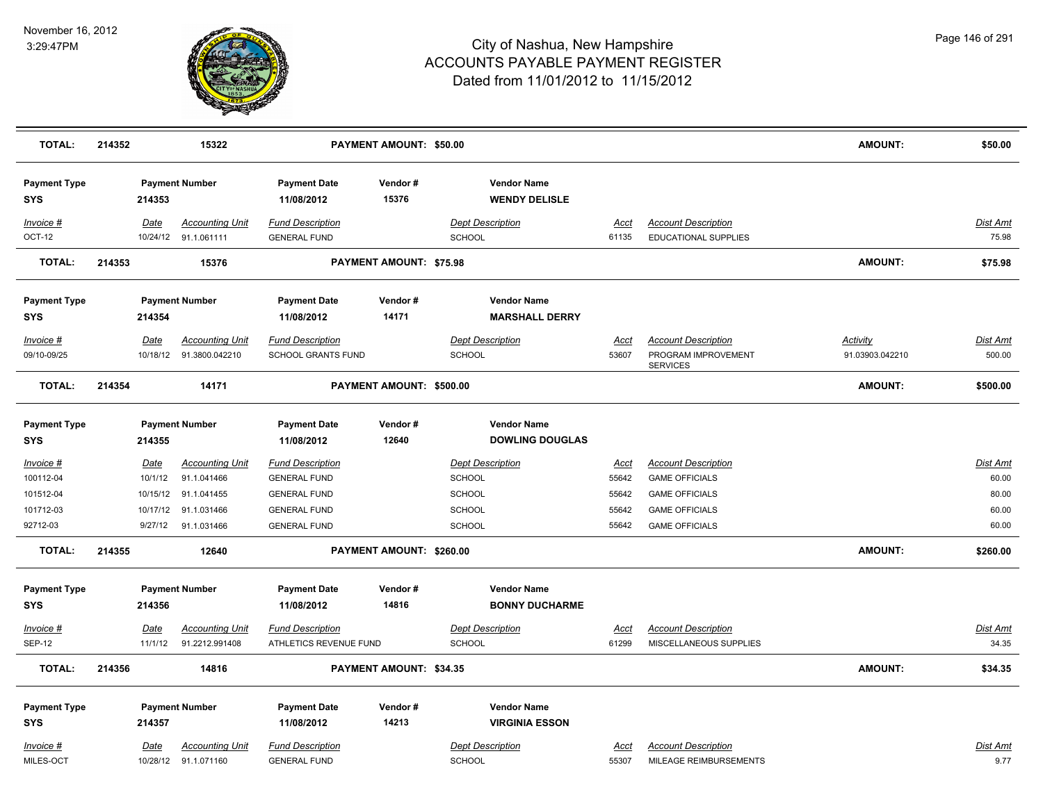| TOTAL: | 214352 | 15322 | PAYMENT AMOUNT: $50.00 | AMOUNT: | $50.00 |
|---|---|---|---|---|---|

| Payment Type | Payment Number | Payment Date | Vendor # | Vendor Name |
|---|---|---|---|---|
| SYS | 214353 | 11/08/2012 | 15376 | WENDY DELISLE |

| Invoice # | Date | Accounting Unit | Fund Description | Dept Description | Acct | Account Description | Dist Amt |
|---|---|---|---|---|---|---|---|
| OCT-12 | 10/24/12 | 91.1.061111 | GENERAL FUND | SCHOOL | 61135 | EDUCATIONAL SUPPLIES | 75.98 |

| TOTAL: | 214353 | 15376 | PAYMENT AMOUNT: $75.98 | AMOUNT: | $75.98 |
|---|---|---|---|---|---|

| Payment Type | Payment Number | Payment Date | Vendor # | Vendor Name |
|---|---|---|---|---|
| SYS | 214354 | 11/08/2012 | 14171 | MARSHALL DERRY |

| Invoice # | Date | Accounting Unit | Fund Description | Dept Description | Acct | Account Description | Activity | Dist Amt |
|---|---|---|---|---|---|---|---|---|
| 09/10-09/25 | 10/18/12 | 91.3800.042210 | SCHOOL GRANTS FUND | SCHOOL | 53607 | PROGRAM IMPROVEMENT SERVICES | 91.03903.042210 | 500.00 |

| TOTAL: | 214354 | 14171 | PAYMENT AMOUNT: $500.00 | AMOUNT: | $500.00 |
|---|---|---|---|---|---|

| Payment Type | Payment Number | Payment Date | Vendor # | Vendor Name |
|---|---|---|---|---|
| SYS | 214355 | 11/08/2012 | 12640 | DOWLING DOUGLAS |

| Invoice # | Date | Accounting Unit | Fund Description | Dept Description | Acct | Account Description | Dist Amt |
|---|---|---|---|---|---|---|---|
| 100112-04 | 10/1/12 | 91.1.041466 | GENERAL FUND | SCHOOL | 55642 | GAME OFFICIALS | 60.00 |
| 101512-04 | 10/15/12 | 91.1.041455 | GENERAL FUND | SCHOOL | 55642 | GAME OFFICIALS | 80.00 |
| 101712-03 | 10/17/12 | 91.1.031466 | GENERAL FUND | SCHOOL | 55642 | GAME OFFICIALS | 60.00 |
| 92712-03 | 9/27/12 | 91.1.031466 | GENERAL FUND | SCHOOL | 55642 | GAME OFFICIALS | 60.00 |

| TOTAL: | 214355 | 12640 | PAYMENT AMOUNT: $260.00 | AMOUNT: | $260.00 |
|---|---|---|---|---|---|

| Payment Type | Payment Number | Payment Date | Vendor # | Vendor Name |
|---|---|---|---|---|
| SYS | 214356 | 11/08/2012 | 14816 | BONNY DUCHARME |

| Invoice # | Date | Accounting Unit | Fund Description | Dept Description | Acct | Account Description | Dist Amt |
|---|---|---|---|---|---|---|---|
| SEP-12 | 11/1/12 | 91.2212.991408 | ATHLETICS REVENUE FUND | SCHOOL | 61299 | MISCELLANEOUS SUPPLIES | 34.35 |

| TOTAL: | 214356 | 14816 | PAYMENT AMOUNT: $34.35 | AMOUNT: | $34.35 |
|---|---|---|---|---|---|

| Payment Type | Payment Number | Payment Date | Vendor # | Vendor Name |
|---|---|---|---|---|
| SYS | 214357 | 11/08/2012 | 14213 | VIRGINIA ESSON |

| Invoice # | Date | Accounting Unit | Fund Description | Dept Description | Acct | Account Description | Dist Amt |
|---|---|---|---|---|---|---|---|
| MILES-OCT | 10/28/12 | 91.1.071160 | GENERAL FUND | SCHOOL | 55307 | MILEAGE REIMBURSEMENTS | 9.77 |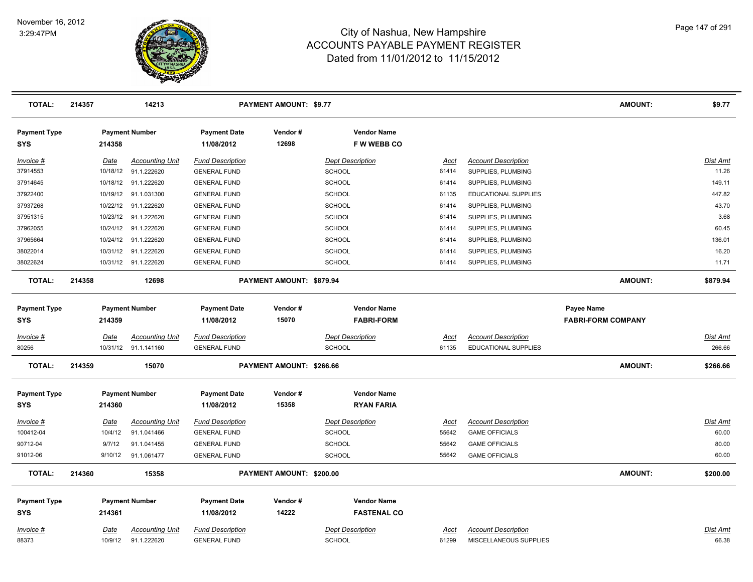# City of Nashua, New Hampshire
## ACCOUNTS PAYABLE PAYMENT REGISTER
### Dated from 11/01/2012 to 11/15/2012

November 16, 2012
3:29:47PM

| TOTAL: | 214357 | 14213 | PAYMENT AMOUNT: $9.77 | | | AMOUNT: | $9.77 |
|---|---|---|---|---|---|---|---|

**Payment Type:** SYS | **Payment Number:** 214358 | **Payment Date:** 11/08/2012 | **Vendor #:** 12698 | **Vendor Name:** F W WEBB CO

| Invoice # | Date | Accounting Unit | Fund Description | Dept Description | Acct | Account Description | Dist Amt |
|---|---|---|---|---|---|---|---|
| 37914553 | 10/18/12 | 91.1.222620 | GENERAL FUND | SCHOOL | 61414 | SUPPLIES, PLUMBING | 11.26 |
| 37914645 | 10/18/12 | 91.1.222620 | GENERAL FUND | SCHOOL | 61414 | SUPPLIES, PLUMBING | 149.11 |
| 37922400 | 10/19/12 | 91.1.031300 | GENERAL FUND | SCHOOL | 61135 | EDUCATIONAL SUPPLIES | 447.82 |
| 37937268 | 10/22/12 | 91.1.222620 | GENERAL FUND | SCHOOL | 61414 | SUPPLIES, PLUMBING | 43.70 |
| 37951315 | 10/23/12 | 91.1.222620 | GENERAL FUND | SCHOOL | 61414 | SUPPLIES, PLUMBING | 3.68 |
| 37962055 | 10/24/12 | 91.1.222620 | GENERAL FUND | SCHOOL | 61414 | SUPPLIES, PLUMBING | 60.45 |
| 37965664 | 10/24/12 | 91.1.222620 | GENERAL FUND | SCHOOL | 61414 | SUPPLIES, PLUMBING | 136.01 |
| 38022014 | 10/31/12 | 91.1.222620 | GENERAL FUND | SCHOOL | 61414 | SUPPLIES, PLUMBING | 16.20 |
| 38022624 | 10/31/12 | 91.1.222620 | GENERAL FUND | SCHOOL | 61414 | SUPPLIES, PLUMBING | 11.71 |

| TOTAL: | 214358 | 12698 | PAYMENT AMOUNT: $879.94 | | | AMOUNT: | $879.94 |
|---|---|---|---|---|---|---|---|

**Payment Type:** SYS | **Payment Number:** 214359 | **Payment Date:** 11/08/2012 | **Vendor #:** 15070 | **Vendor Name:** FABRI-FORM | **Payee Name:** FABRI-FORM COMPANY

| Invoice # | Date | Accounting Unit | Fund Description | Dept Description | Acct | Account Description | Dist Amt |
|---|---|---|---|---|---|---|---|
| 80256 | 10/31/12 | 91.1.141160 | GENERAL FUND | SCHOOL | 61135 | EDUCATIONAL SUPPLIES | 266.66 |

| TOTAL: | 214359 | 15070 | PAYMENT AMOUNT: $266.66 | | | AMOUNT: | $266.66 |
|---|---|---|---|---|---|---|---|

**Payment Type:** SYS | **Payment Number:** 214360 | **Payment Date:** 11/08/2012 | **Vendor #:** 15358 | **Vendor Name:** RYAN FARIA

| Invoice # | Date | Accounting Unit | Fund Description | Dept Description | Acct | Account Description | Dist Amt |
|---|---|---|---|---|---|---|---|
| 100412-04 | 10/4/12 | 91.1.041466 | GENERAL FUND | SCHOOL | 55642 | GAME OFFICIALS | 60.00 |
| 90712-04 | 9/7/12 | 91.1.041455 | GENERAL FUND | SCHOOL | 55642 | GAME OFFICIALS | 80.00 |
| 91012-06 | 9/10/12 | 91.1.061477 | GENERAL FUND | SCHOOL | 55642 | GAME OFFICIALS | 60.00 |

| TOTAL: | 214360 | 15358 | PAYMENT AMOUNT: $200.00 | | | AMOUNT: | $200.00 |
|---|---|---|---|---|---|---|---|

**Payment Type:** SYS | **Payment Number:** 214361 | **Payment Date:** 11/08/2012 | **Vendor #:** 14222 | **Vendor Name:** FASTENAL CO

| Invoice # | Date | Accounting Unit | Fund Description | Dept Description | Acct | Account Description | Dist Amt |
|---|---|---|---|---|---|---|---|
| 88373 | 10/9/12 | 91.1.222620 | GENERAL FUND | SCHOOL | 61299 | MISCELLANEOUS SUPPLIES | 66.38 |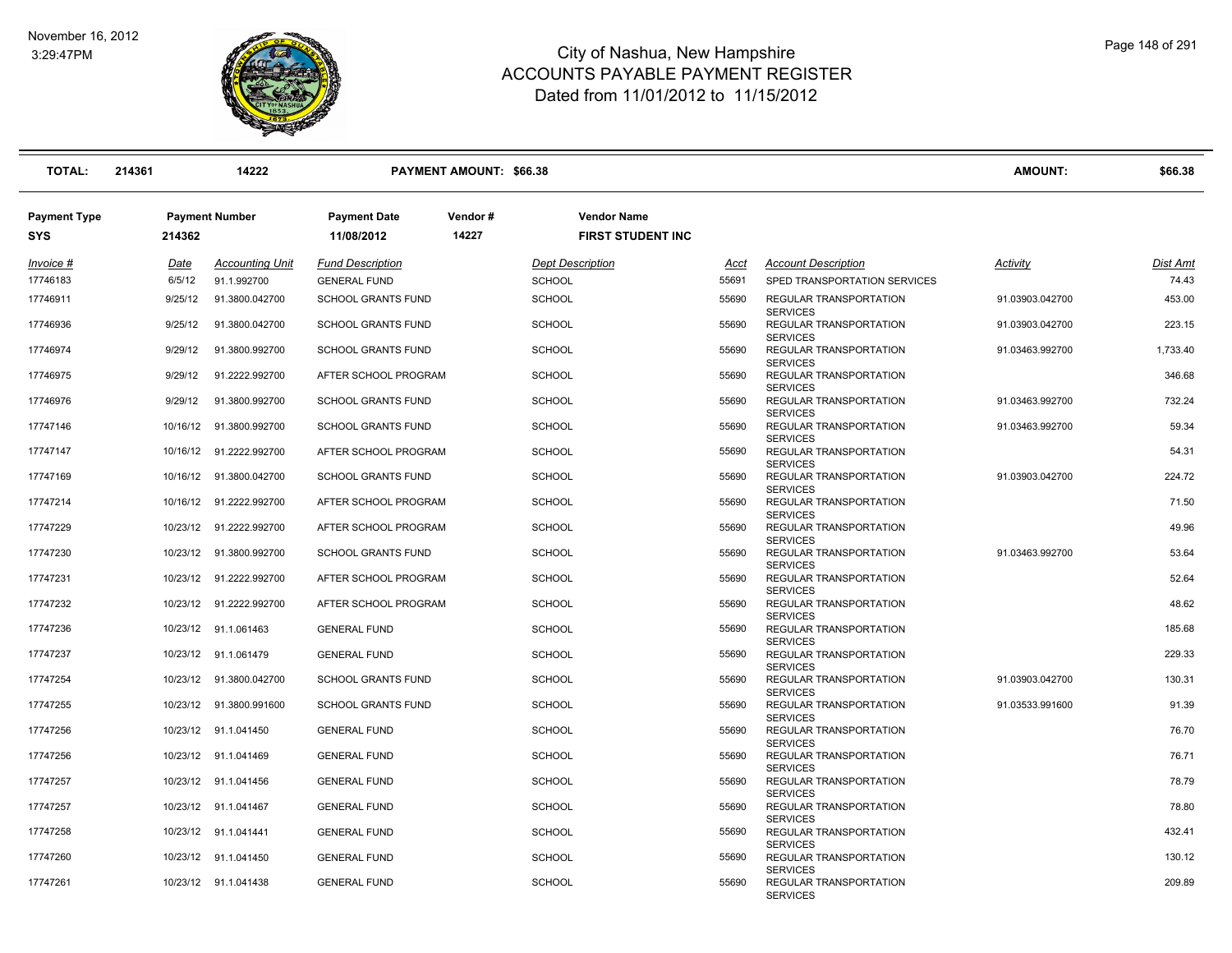# City of Nashua, New Hampshire
## ACCOUNTS PAYABLE PAYMENT REGISTER
### Dated from 11/01/2012 to 11/15/2012

November 16, 2012
3:29:47PM

| TOTAL: | 214361 | 14222 | PAYMENT AMOUNT: $66.38 | AMOUNT: | $66.38 |
|---|---|---|---|---|---|

| Payment Type | Payment Number | Payment Date | Vendor # | Vendor Name |
|---|---|---|---|---|
| SYS | 214362 | 11/08/2012 | 14227 | FIRST STUDENT INC |

| Invoice # | Date | Accounting Unit | Fund Description | Dept Description | Acct | Account Description | Activity | Dist Amt |
|---|---|---|---|---|---|---|---|---|
| 17746183 | 6/5/12 | 91.1.992700 | GENERAL FUND | SCHOOL | 55691 | SPED TRANSPORTATION SERVICES | | 74.43 |
| 17746911 | 9/25/12 | 91.3800.042700 | SCHOOL GRANTS FUND | SCHOOL | 55690 | REGULAR TRANSPORTATION SERVICES | 91.03903.042700 | 453.00 |
| 17746936 | 9/25/12 | 91.3800.042700 | SCHOOL GRANTS FUND | SCHOOL | 55690 | REGULAR TRANSPORTATION SERVICES | 91.03903.042700 | 223.15 |
| 17746974 | 9/29/12 | 91.3800.992700 | SCHOOL GRANTS FUND | SCHOOL | 55690 | REGULAR TRANSPORTATION SERVICES | 91.03463.992700 | 1,733.40 |
| 17746975 | 9/29/12 | 91.2222.992700 | AFTER SCHOOL PROGRAM | SCHOOL | 55690 | REGULAR TRANSPORTATION SERVICES | | 346.68 |
| 17746976 | 9/29/12 | 91.3800.992700 | SCHOOL GRANTS FUND | SCHOOL | 55690 | REGULAR TRANSPORTATION SERVICES | 91.03463.992700 | 732.24 |
| 17747146 | 10/16/12 | 91.3800.992700 | SCHOOL GRANTS FUND | SCHOOL | 55690 | REGULAR TRANSPORTATION SERVICES | 91.03463.992700 | 59.34 |
| 17747147 | 10/16/12 | 91.2222.992700 | AFTER SCHOOL PROGRAM | SCHOOL | 55690 | REGULAR TRANSPORTATION SERVICES | | 54.31 |
| 17747169 | 10/16/12 | 91.3800.042700 | SCHOOL GRANTS FUND | SCHOOL | 55690 | REGULAR TRANSPORTATION SERVICES | 91.03903.042700 | 224.72 |
| 17747214 | 10/16/12 | 91.2222.992700 | AFTER SCHOOL PROGRAM | SCHOOL | 55690 | REGULAR TRANSPORTATION SERVICES | | 71.50 |
| 17747229 | 10/23/12 | 91.2222.992700 | AFTER SCHOOL PROGRAM | SCHOOL | 55690 | REGULAR TRANSPORTATION SERVICES | | 49.96 |
| 17747230 | 10/23/12 | 91.3800.992700 | SCHOOL GRANTS FUND | SCHOOL | 55690 | REGULAR TRANSPORTATION SERVICES | 91.03463.992700 | 53.64 |
| 17747231 | 10/23/12 | 91.2222.992700 | AFTER SCHOOL PROGRAM | SCHOOL | 55690 | REGULAR TRANSPORTATION SERVICES | | 52.64 |
| 17747232 | 10/23/12 | 91.2222.992700 | AFTER SCHOOL PROGRAM | SCHOOL | 55690 | REGULAR TRANSPORTATION SERVICES | | 48.62 |
| 17747236 | 10/23/12 | 91.1.061463 | GENERAL FUND | SCHOOL | 55690 | REGULAR TRANSPORTATION SERVICES | | 185.68 |
| 17747237 | 10/23/12 | 91.1.061479 | GENERAL FUND | SCHOOL | 55690 | REGULAR TRANSPORTATION SERVICES | | 229.33 |
| 17747254 | 10/23/12 | 91.3800.042700 | SCHOOL GRANTS FUND | SCHOOL | 55690 | REGULAR TRANSPORTATION SERVICES | 91.03903.042700 | 130.31 |
| 17747255 | 10/23/12 | 91.3800.991600 | SCHOOL GRANTS FUND | SCHOOL | 55690 | REGULAR TRANSPORTATION SERVICES | 91.03533.991600 | 91.39 |
| 17747256 | 10/23/12 | 91.1.041450 | GENERAL FUND | SCHOOL | 55690 | REGULAR TRANSPORTATION SERVICES | | 76.70 |
| 17747256 | 10/23/12 | 91.1.041469 | GENERAL FUND | SCHOOL | 55690 | REGULAR TRANSPORTATION SERVICES | | 76.71 |
| 17747257 | 10/23/12 | 91.1.041456 | GENERAL FUND | SCHOOL | 55690 | REGULAR TRANSPORTATION SERVICES | | 78.79 |
| 17747257 | 10/23/12 | 91.1.041467 | GENERAL FUND | SCHOOL | 55690 | REGULAR TRANSPORTATION SERVICES | | 78.80 |
| 17747258 | 10/23/12 | 91.1.041441 | GENERAL FUND | SCHOOL | 55690 | REGULAR TRANSPORTATION SERVICES | | 432.41 |
| 17747260 | 10/23/12 | 91.1.041450 | GENERAL FUND | SCHOOL | 55690 | REGULAR TRANSPORTATION SERVICES | | 130.12 |
| 17747261 | 10/23/12 | 91.1.041438 | GENERAL FUND | SCHOOL | 55690 | REGULAR TRANSPORTATION SERVICES | | 209.89 |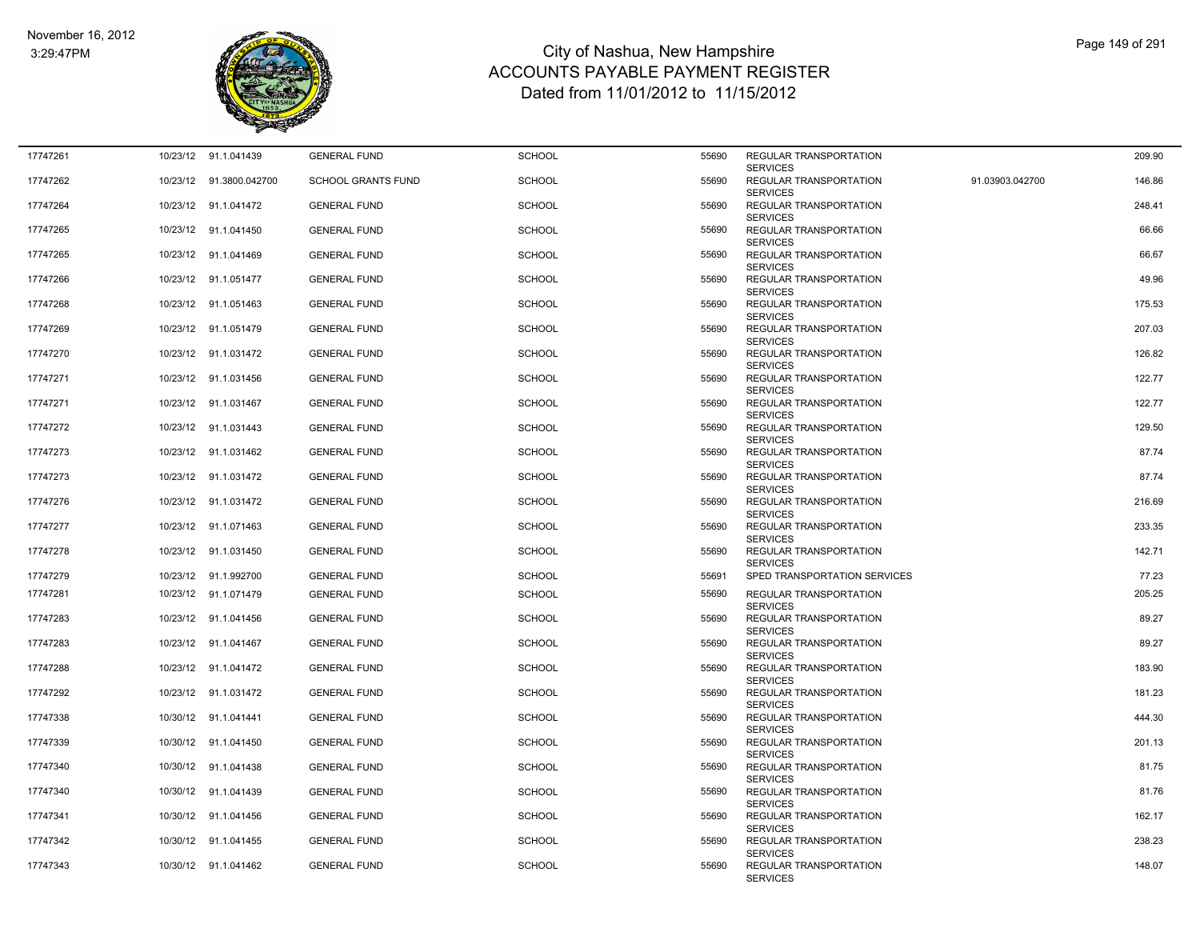# City of Nashua, New Hampshire
## ACCOUNTS PAYABLE PAYMENT REGISTER
### Dated from 11/01/2012 to 11/15/2012

November 16, 2012
3:29:47PM

| | | | | | | | | |
|---|---|---|---|---|---|---|---|---|
| 17747261 | 10/23/12 | 91.1.041439 | GENERAL FUND | SCHOOL | 55690 | REGULAR TRANSPORTATION SERVICES | | 209.90 |
| 17747262 | 10/23/12 | 91.3800.042700 | SCHOOL GRANTS FUND | SCHOOL | 55690 | REGULAR TRANSPORTATION SERVICES | 91.03903.042700 | 146.86 |
| 17747264 | 10/23/12 | 91.1.041472 | GENERAL FUND | SCHOOL | 55690 | REGULAR TRANSPORTATION SERVICES | | 248.41 |
| 17747265 | 10/23/12 | 91.1.041450 | GENERAL FUND | SCHOOL | 55690 | REGULAR TRANSPORTATION SERVICES | | 66.66 |
| 17747265 | 10/23/12 | 91.1.041469 | GENERAL FUND | SCHOOL | 55690 | REGULAR TRANSPORTATION SERVICES | | 66.67 |
| 17747266 | 10/23/12 | 91.1.051477 | GENERAL FUND | SCHOOL | 55690 | REGULAR TRANSPORTATION SERVICES | | 49.96 |
| 17747268 | 10/23/12 | 91.1.051463 | GENERAL FUND | SCHOOL | 55690 | REGULAR TRANSPORTATION SERVICES | | 175.53 |
| 17747269 | 10/23/12 | 91.1.051479 | GENERAL FUND | SCHOOL | 55690 | REGULAR TRANSPORTATION SERVICES | | 207.03 |
| 17747270 | 10/23/12 | 91.1.031472 | GENERAL FUND | SCHOOL | 55690 | REGULAR TRANSPORTATION SERVICES | | 126.82 |
| 17747271 | 10/23/12 | 91.1.031456 | GENERAL FUND | SCHOOL | 55690 | REGULAR TRANSPORTATION SERVICES | | 122.77 |
| 17747271 | 10/23/12 | 91.1.031467 | GENERAL FUND | SCHOOL | 55690 | REGULAR TRANSPORTATION SERVICES | | 122.77 |
| 17747272 | 10/23/12 | 91.1.031443 | GENERAL FUND | SCHOOL | 55690 | REGULAR TRANSPORTATION SERVICES | | 129.50 |
| 17747273 | 10/23/12 | 91.1.031462 | GENERAL FUND | SCHOOL | 55690 | REGULAR TRANSPORTATION SERVICES | | 87.74 |
| 17747273 | 10/23/12 | 91.1.031472 | GENERAL FUND | SCHOOL | 55690 | REGULAR TRANSPORTATION SERVICES | | 87.74 |
| 17747276 | 10/23/12 | 91.1.031472 | GENERAL FUND | SCHOOL | 55690 | REGULAR TRANSPORTATION SERVICES | | 216.69 |
| 17747277 | 10/23/12 | 91.1.071463 | GENERAL FUND | SCHOOL | 55690 | REGULAR TRANSPORTATION SERVICES | | 233.35 |
| 17747278 | 10/23/12 | 91.1.031450 | GENERAL FUND | SCHOOL | 55690 | REGULAR TRANSPORTATION SERVICES | | 142.71 |
| 17747279 | 10/23/12 | 91.1.992700 | GENERAL FUND | SCHOOL | 55691 | SPED TRANSPORTATION SERVICES | | 77.23 |
| 17747281 | 10/23/12 | 91.1.071479 | GENERAL FUND | SCHOOL | 55690 | REGULAR TRANSPORTATION SERVICES | | 205.25 |
| 17747283 | 10/23/12 | 91.1.041456 | GENERAL FUND | SCHOOL | 55690 | REGULAR TRANSPORTATION SERVICES | | 89.27 |
| 17747283 | 10/23/12 | 91.1.041467 | GENERAL FUND | SCHOOL | 55690 | REGULAR TRANSPORTATION SERVICES | | 89.27 |
| 17747288 | 10/23/12 | 91.1.041472 | GENERAL FUND | SCHOOL | 55690 | REGULAR TRANSPORTATION SERVICES | | 183.90 |
| 17747292 | 10/23/12 | 91.1.031472 | GENERAL FUND | SCHOOL | 55690 | REGULAR TRANSPORTATION SERVICES | | 181.23 |
| 17747338 | 10/30/12 | 91.1.041441 | GENERAL FUND | SCHOOL | 55690 | REGULAR TRANSPORTATION SERVICES | | 444.30 |
| 17747339 | 10/30/12 | 91.1.041450 | GENERAL FUND | SCHOOL | 55690 | REGULAR TRANSPORTATION SERVICES | | 201.13 |
| 17747340 | 10/30/12 | 91.1.041438 | GENERAL FUND | SCHOOL | 55690 | REGULAR TRANSPORTATION SERVICES | | 81.75 |
| 17747340 | 10/30/12 | 91.1.041439 | GENERAL FUND | SCHOOL | 55690 | REGULAR TRANSPORTATION SERVICES | | 81.76 |
| 17747341 | 10/30/12 | 91.1.041456 | GENERAL FUND | SCHOOL | 55690 | REGULAR TRANSPORTATION SERVICES | | 162.17 |
| 17747342 | 10/30/12 | 91.1.041455 | GENERAL FUND | SCHOOL | 55690 | REGULAR TRANSPORTATION SERVICES | | 238.23 |
| 17747343 | 10/30/12 | 91.1.041462 | GENERAL FUND | SCHOOL | 55690 | REGULAR TRANSPORTATION SERVICES | | 148.07 |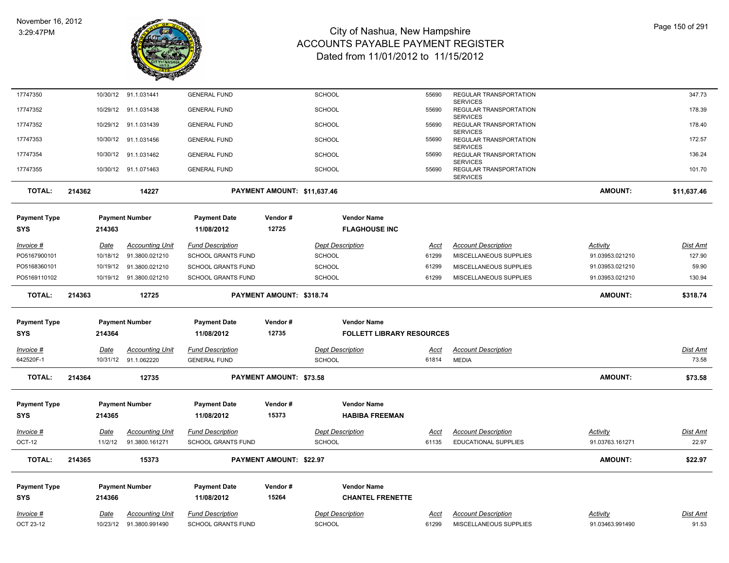| Invoice # | Date | Accounting Unit | Fund Description | Dept Description | Acct | Account Description | Activity | Dist Amt |
|---|---|---|---|---|---|---|---|---|
| 17747350 | 10/30/12 | 91.1.031441 | GENERAL FUND | SCHOOL | 55690 | REGULAR TRANSPORTATION SERVICES | | 347.73 |
| 17747352 | 10/29/12 | 91.1.031438 | GENERAL FUND | SCHOOL | 55690 | REGULAR TRANSPORTATION SERVICES | | 178.39 |
| 17747352 | 10/29/12 | 91.1.031439 | GENERAL FUND | SCHOOL | 55690 | REGULAR TRANSPORTATION SERVICES | | 178.40 |
| 17747353 | 10/30/12 | 91.1.031456 | GENERAL FUND | SCHOOL | 55690 | REGULAR TRANSPORTATION SERVICES | | 172.57 |
| 17747354 | 10/30/12 | 91.1.031462 | GENERAL FUND | SCHOOL | 55690 | REGULAR TRANSPORTATION SERVICES | | 136.24 |
| 17747355 | 10/30/12 | 91.1.071463 | GENERAL FUND | SCHOOL | 55690 | REGULAR TRANSPORTATION SERVICES | | 101.70 |

**TOTAL: 214362 | 14227 | PAYMENT AMOUNT: $11,637.46 | AMOUNT: $11,637.46**

| Payment Type | Payment Number | Payment Date | Vendor # | Vendor Name |
|---|---|---|---|---|
| SYS | 214363 | 11/08/2012 | 12725 | FLAGHOUSE INC |

| Invoice # | Date | Accounting Unit | Fund Description | Dept Description | Acct | Account Description | Activity | Dist Amt |
|---|---|---|---|---|---|---|---|---|
| PO5167900101 | 10/18/12 | 91.3800.021210 | SCHOOL GRANTS FUND | SCHOOL | 61299 | MISCELLANEOUS SUPPLIES | 91.03953.021210 | 127.90 |
| PO5168360101 | 10/19/12 | 91.3800.021210 | SCHOOL GRANTS FUND | SCHOOL | 61299 | MISCELLANEOUS SUPPLIES | 91.03953.021210 | 59.90 |
| PO5169110102 | 10/19/12 | 91.3800.021210 | SCHOOL GRANTS FUND | SCHOOL | 61299 | MISCELLANEOUS SUPPLIES | 91.03953.021210 | 130.94 |

**TOTAL: 214363 | 12725 | PAYMENT AMOUNT: $318.74 | AMOUNT: $318.74**

| Payment Type | Payment Number | Payment Date | Vendor # | Vendor Name |
|---|---|---|---|---|
| SYS | 214364 | 11/08/2012 | 12735 | FOLLETT LIBRARY RESOURCES |

| Invoice # | Date | Accounting Unit | Fund Description | Dept Description | Acct | Account Description | Dist Amt |
|---|---|---|---|---|---|---|---|
| 642520F-1 | 10/31/12 | 91.1.062220 | GENERAL FUND | SCHOOL | 61814 | MEDIA | 73.58 |

**TOTAL: 214364 | 12735 | PAYMENT AMOUNT: $73.58 | AMOUNT: $73.58**

| Payment Type | Payment Number | Payment Date | Vendor # | Vendor Name |
|---|---|---|---|---|
| SYS | 214365 | 11/08/2012 | 15373 | HABIBA FREEMAN |

| Invoice # | Date | Accounting Unit | Fund Description | Dept Description | Acct | Account Description | Activity | Dist Amt |
|---|---|---|---|---|---|---|---|---|
| OCT-12 | 11/2/12 | 91.3800.161271 | SCHOOL GRANTS FUND | SCHOOL | 61135 | EDUCATIONAL SUPPLIES | 91.03763.161271 | 22.97 |

**TOTAL: 214365 | 15373 | PAYMENT AMOUNT: $22.97 | AMOUNT: $22.97**

| Payment Type | Payment Number | Payment Date | Vendor # | Vendor Name |
|---|---|---|---|---|
| SYS | 214366 | 11/08/2012 | 15264 | CHANTEL FRENETTE |

| Invoice # | Date | Accounting Unit | Fund Description | Dept Description | Acct | Account Description | Activity | Dist Amt |
|---|---|---|---|---|---|---|---|---|
| OCT 23-12 | 10/23/12 | 91.3800.991490 | SCHOOL GRANTS FUND | SCHOOL | 61299 | MISCELLANEOUS SUPPLIES | 91.03463.991490 | 91.53 |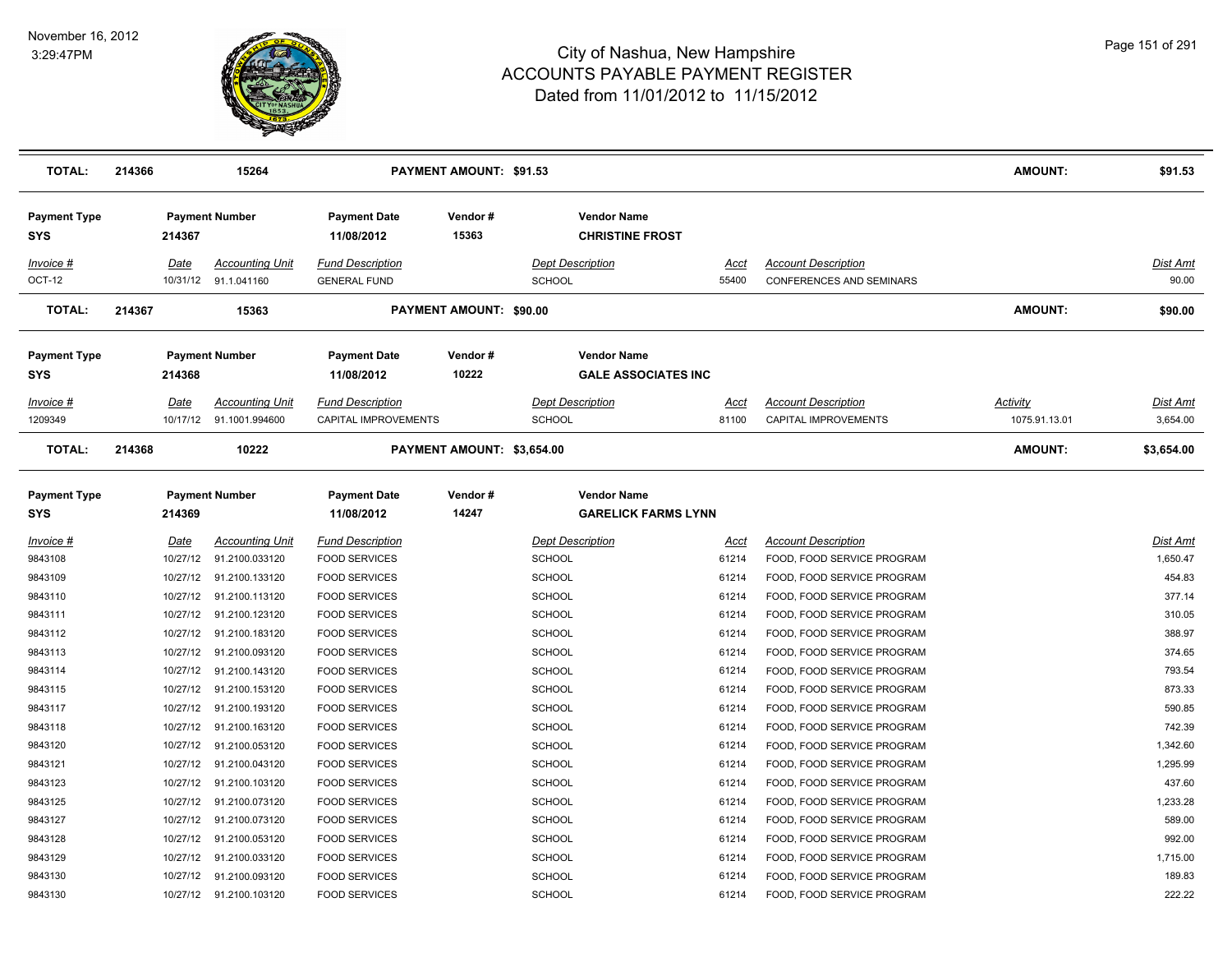# City of Nashua, New Hampshire
# ACCOUNTS PAYABLE PAYMENT REGISTER
## Dated from 11/01/2012 to 11/15/2012

November 16, 2012
3:29:47PM

| **TOTAL:** | **214366** | **15264** | | **PAYMENT AMOUNT: $91.53** | | | | **AMOUNT:** | **$91.53** |
|---|---|---|---|---|---|---|---|---|---|

| **Payment Type** | **Payment Number** | | **Payment Date** | **Vendor #** | **Vendor Name** | | | | |
|---|---|---|---|---|---|---|---|---|---|
| **SYS** | **214367** | | **11/08/2012** | **15363** | **CHRISTINE FROST** | | | | |
| *Invoice #* | *Date* | *Accounting Unit* | *Fund Description* | | *Dept Description* | *Acct* | *Account Description* | | *Dist Amt* |
| OCT-12 | 10/31/12 | 91.1.041160 | GENERAL FUND | | SCHOOL | 55400 | CONFERENCES AND SEMINARS | | 90.00 |
| **TOTAL:** | **214367** | **15363** | | **PAYMENT AMOUNT: $90.00** | | | | **AMOUNT:** | **$90.00** |

| **Payment Type** | **Payment Number** | | **Payment Date** | **Vendor #** | **Vendor Name** | | | | |
|---|---|---|---|---|---|---|---|---|---|
| **SYS** | **214368** | | **11/08/2012** | **10222** | **GALE ASSOCIATES INC** | | | | |
| *Invoice #* | *Date* | *Accounting Unit* | *Fund Description* | | *Dept Description* | *Acct* | *Account Description* | *Activity* | *Dist Amt* |
| 1209349 | 10/17/12 | 91.1001.994600 | CAPITAL IMPROVEMENTS | | SCHOOL | 81100 | CAPITAL IMPROVEMENTS | 1075.91.13.01 | 3,654.00 |
| **TOTAL:** | **214368** | **10222** | | **PAYMENT AMOUNT: $3,654.00** | | | | **AMOUNT:** | **$3,654.00** |

| **Payment Type** | **Payment Number** | | **Payment Date** | **Vendor #** | **Vendor Name** | | | |
|---|---|---|---|---|---|---|---|---|
| **SYS** | **214369** | | **11/08/2012** | **14247** | **GARELICK FARMS LYNN** | | | |
| *Invoice #* | *Date* | *Accounting Unit* | *Fund Description* | | *Dept Description* | *Acct* | *Account Description* | *Dist Amt* |
| 9843108 | 10/27/12 | 91.2100.033120 | FOOD SERVICES | | SCHOOL | 61214 | FOOD, FOOD SERVICE PROGRAM | 1,650.47 |
| 9843109 | 10/27/12 | 91.2100.133120 | FOOD SERVICES | | SCHOOL | 61214 | FOOD, FOOD SERVICE PROGRAM | 454.83 |
| 9843110 | 10/27/12 | 91.2100.113120 | FOOD SERVICES | | SCHOOL | 61214 | FOOD, FOOD SERVICE PROGRAM | 377.14 |
| 9843111 | 10/27/12 | 91.2100.123120 | FOOD SERVICES | | SCHOOL | 61214 | FOOD, FOOD SERVICE PROGRAM | 310.05 |
| 9843112 | 10/27/12 | 91.2100.183120 | FOOD SERVICES | | SCHOOL | 61214 | FOOD, FOOD SERVICE PROGRAM | 388.97 |
| 9843113 | 10/27/12 | 91.2100.093120 | FOOD SERVICES | | SCHOOL | 61214 | FOOD, FOOD SERVICE PROGRAM | 374.65 |
| 9843114 | 10/27/12 | 91.2100.143120 | FOOD SERVICES | | SCHOOL | 61214 | FOOD, FOOD SERVICE PROGRAM | 793.54 |
| 9843115 | 10/27/12 | 91.2100.153120 | FOOD SERVICES | | SCHOOL | 61214 | FOOD, FOOD SERVICE PROGRAM | 873.33 |
| 9843117 | 10/27/12 | 91.2100.193120 | FOOD SERVICES | | SCHOOL | 61214 | FOOD, FOOD SERVICE PROGRAM | 590.85 |
| 9843118 | 10/27/12 | 91.2100.163120 | FOOD SERVICES | | SCHOOL | 61214 | FOOD, FOOD SERVICE PROGRAM | 742.39 |
| 9843120 | 10/27/12 | 91.2100.053120 | FOOD SERVICES | | SCHOOL | 61214 | FOOD, FOOD SERVICE PROGRAM | 1,342.60 |
| 9843121 | 10/27/12 | 91.2100.043120 | FOOD SERVICES | | SCHOOL | 61214 | FOOD, FOOD SERVICE PROGRAM | 1,295.99 |
| 9843123 | 10/27/12 | 91.2100.103120 | FOOD SERVICES | | SCHOOL | 61214 | FOOD, FOOD SERVICE PROGRAM | 437.60 |
| 9843125 | 10/27/12 | 91.2100.073120 | FOOD SERVICES | | SCHOOL | 61214 | FOOD, FOOD SERVICE PROGRAM | 1,233.28 |
| 9843127 | 10/27/12 | 91.2100.073120 | FOOD SERVICES | | SCHOOL | 61214 | FOOD, FOOD SERVICE PROGRAM | 589.00 |
| 9843128 | 10/27/12 | 91.2100.053120 | FOOD SERVICES | | SCHOOL | 61214 | FOOD, FOOD SERVICE PROGRAM | 992.00 |
| 9843129 | 10/27/12 | 91.2100.033120 | FOOD SERVICES | | SCHOOL | 61214 | FOOD, FOOD SERVICE PROGRAM | 1,715.00 |
| 9843130 | 10/27/12 | 91.2100.093120 | FOOD SERVICES | | SCHOOL | 61214 | FOOD, FOOD SERVICE PROGRAM | 189.83 |
| 9843130 | 10/27/12 | 91.2100.103120 | FOOD SERVICES | | SCHOOL | 61214 | FOOD, FOOD SERVICE PROGRAM | 222.22 |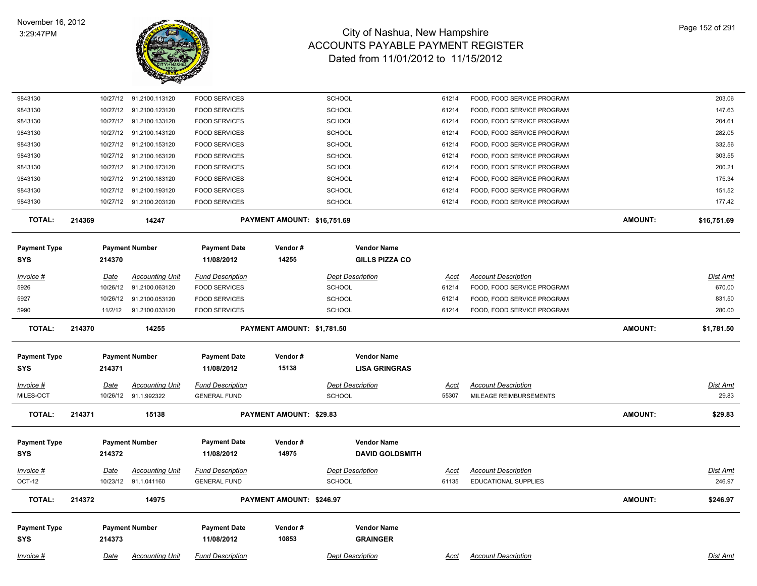| Invoice # | Date | Accounting Unit | Fund Description | Dept Description | Acct | Account Description | Dist Amt |
|---|---|---|---|---|---|---|---|
| 9843130 | 10/27/12 | 91.2100.113120 | FOOD SERVICES | SCHOOL | 61214 | FOOD, FOOD SERVICE PROGRAM | 203.06 |
| 9843130 | 10/27/12 | 91.2100.123120 | FOOD SERVICES | SCHOOL | 61214 | FOOD, FOOD SERVICE PROGRAM | 147.63 |
| 9843130 | 10/27/12 | 91.2100.133120 | FOOD SERVICES | SCHOOL | 61214 | FOOD, FOOD SERVICE PROGRAM | 204.61 |
| 9843130 | 10/27/12 | 91.2100.143120 | FOOD SERVICES | SCHOOL | 61214 | FOOD, FOOD SERVICE PROGRAM | 282.05 |
| 9843130 | 10/27/12 | 91.2100.153120 | FOOD SERVICES | SCHOOL | 61214 | FOOD, FOOD SERVICE PROGRAM | 332.56 |
| 9843130 | 10/27/12 | 91.2100.163120 | FOOD SERVICES | SCHOOL | 61214 | FOOD, FOOD SERVICE PROGRAM | 303.55 |
| 9843130 | 10/27/12 | 91.2100.173120 | FOOD SERVICES | SCHOOL | 61214 | FOOD, FOOD SERVICE PROGRAM | 200.21 |
| 9843130 | 10/27/12 | 91.2100.183120 | FOOD SERVICES | SCHOOL | 61214 | FOOD, FOOD SERVICE PROGRAM | 175.34 |
| 9843130 | 10/27/12 | 91.2100.193120 | FOOD SERVICES | SCHOOL | 61214 | FOOD, FOOD SERVICE PROGRAM | 151.52 |
| 9843130 | 10/27/12 | 91.2100.203120 | FOOD SERVICES | SCHOOL | 61214 | FOOD, FOOD SERVICE PROGRAM | 177.42 |

**TOTAL: 214369 — 14247 — PAYMENT AMOUNT: $16,751.69 — AMOUNT: $16,751.69**

| Payment Type | Payment Number | Payment Date | Vendor # | Vendor Name |
|---|---|---|---|---|
| SYS | 214370 | 11/08/2012 | 14255 | GILLS PIZZA CO |

| Invoice # | Date | Accounting Unit | Fund Description | Dept Description | Acct | Account Description | Dist Amt |
|---|---|---|---|---|---|---|---|
| 5926 | 10/26/12 | 91.2100.063120 | FOOD SERVICES | SCHOOL | 61214 | FOOD, FOOD SERVICE PROGRAM | 670.00 |
| 5927 | 10/26/12 | 91.2100.053120 | FOOD SERVICES | SCHOOL | 61214 | FOOD, FOOD SERVICE PROGRAM | 831.50 |
| 5990 | 11/2/12 | 91.2100.033120 | FOOD SERVICES | SCHOOL | 61214 | FOOD, FOOD SERVICE PROGRAM | 280.00 |

**TOTAL: 214370 — 14255 — PAYMENT AMOUNT: $1,781.50 — AMOUNT: $1,781.50**

| Payment Type | Payment Number | Payment Date | Vendor # | Vendor Name |
|---|---|---|---|---|
| SYS | 214371 | 11/08/2012 | 15138 | LISA GRINGRAS |

| Invoice # | Date | Accounting Unit | Fund Description | Dept Description | Acct | Account Description | Dist Amt |
|---|---|---|---|---|---|---|---|
| MILES-OCT | 10/26/12 | 91.1.992322 | GENERAL FUND | SCHOOL | 55307 | MILEAGE REIMBURSEMENTS | 29.83 |

**TOTAL: 214371 — 15138 — PAYMENT AMOUNT: $29.83 — AMOUNT: $29.83**

| Payment Type | Payment Number | Payment Date | Vendor # | Vendor Name |
|---|---|---|---|---|
| SYS | 214372 | 11/08/2012 | 14975 | DAVID GOLDSMITH |

| Invoice # | Date | Accounting Unit | Fund Description | Dept Description | Acct | Account Description | Dist Amt |
|---|---|---|---|---|---|---|---|
| OCT-12 | 10/23/12 | 91.1.041160 | GENERAL FUND | SCHOOL | 61135 | EDUCATIONAL SUPPLIES | 246.97 |

**TOTAL: 214372 — 14975 — PAYMENT AMOUNT: $246.97 — AMOUNT: $246.97**

| Payment Type | Payment Number | Payment Date | Vendor # | Vendor Name |
|---|---|---|---|---|
| SYS | 214373 | 11/08/2012 | 10853 | GRAINGER |

| Invoice # | Date | Accounting Unit | Fund Description | Dept Description | Acct | Account Description | Dist Amt |
|---|---|---|---|---|---|---|---|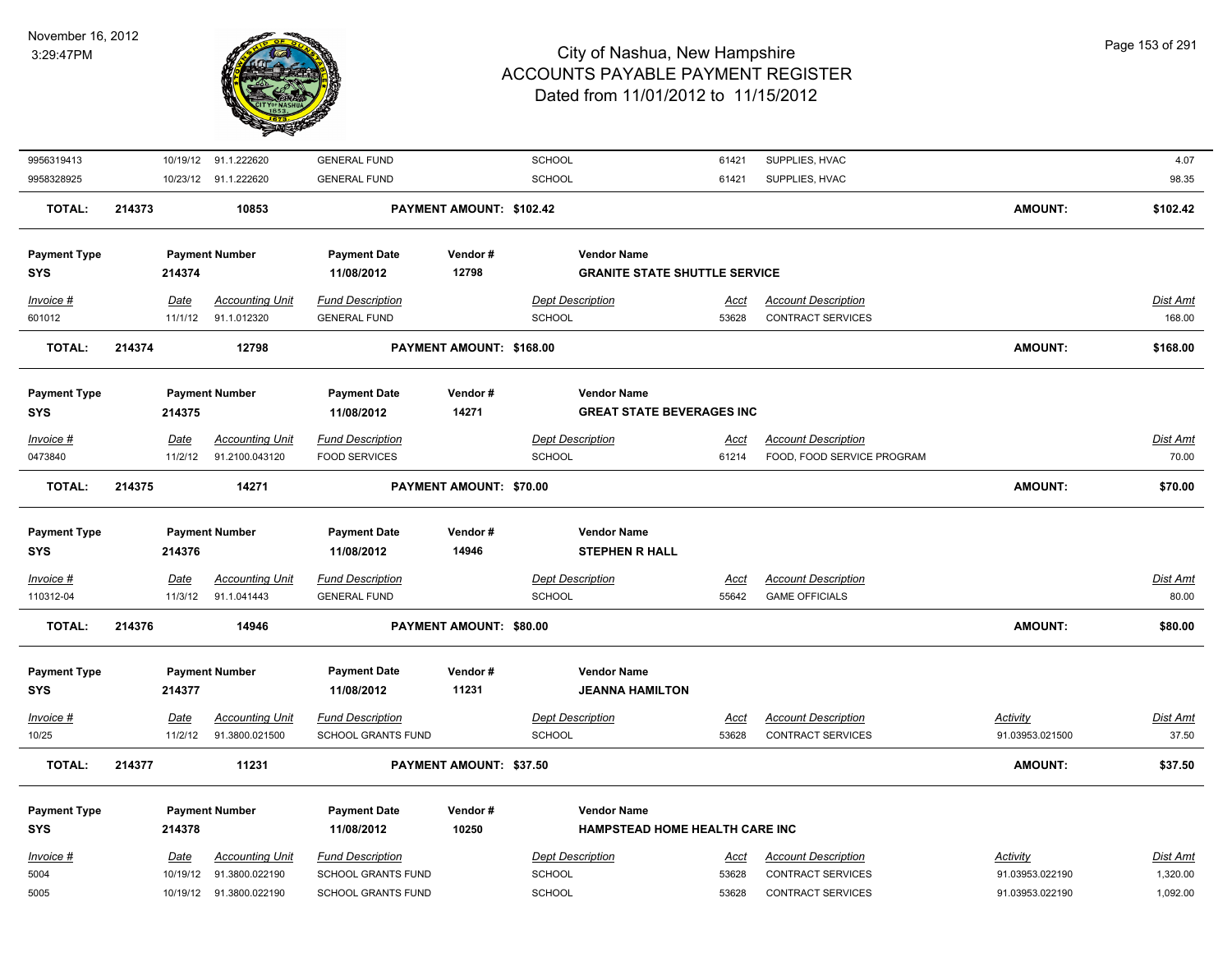# City of Nashua, New Hampshire
## ACCOUNTS PAYABLE PAYMENT REGISTER
### Dated from 11/01/2012 to 11/15/2012

November 16, 2012
3:29:47PM

| Invoice # | Date | Accounting Unit | Fund Description | Dept Description | Acct | Account Description | Activity | Dist Amt |
|---|---|---|---|---|---|---|---|---|
| 9956319413 | 10/19/12 | 91.1.222620 | GENERAL FUND | SCHOOL | 61421 | SUPPLIES, HVAC | | 4.07 |
| 9958328925 | 10/23/12 | 91.1.222620 | GENERAL FUND | SCHOOL | 61421 | SUPPLIES, HVAC | | 98.35 |

**TOTAL: 214373 — 10853 — PAYMENT AMOUNT: $102.42 — AMOUNT: $102.42**

| Payment Type | Payment Number | Payment Date | Vendor # | Vendor Name |
|---|---|---|---|---|
| SYS | 214374 | 11/08/2012 | 12798 | GRANITE STATE SHUTTLE SERVICE |

| Invoice # | Date | Accounting Unit | Fund Description | Dept Description | Acct | Account Description | Dist Amt |
|---|---|---|---|---|---|---|---|
| 601012 | 11/1/12 | 91.1.012320 | GENERAL FUND | SCHOOL | 53628 | CONTRACT SERVICES | 168.00 |

**TOTAL: 214374 — 12798 — PAYMENT AMOUNT: $168.00 — AMOUNT: $168.00**

| Payment Type | Payment Number | Payment Date | Vendor # | Vendor Name |
|---|---|---|---|---|
| SYS | 214375 | 11/08/2012 | 14271 | GREAT STATE BEVERAGES INC |

| Invoice # | Date | Accounting Unit | Fund Description | Dept Description | Acct | Account Description | Dist Amt |
|---|---|---|---|---|---|---|---|
| 0473840 | 11/2/12 | 91.2100.043120 | FOOD SERVICES | SCHOOL | 61214 | FOOD, FOOD SERVICE PROGRAM | 70.00 |

**TOTAL: 214375 — 14271 — PAYMENT AMOUNT: $70.00 — AMOUNT: $70.00**

| Payment Type | Payment Number | Payment Date | Vendor # | Vendor Name |
|---|---|---|---|---|
| SYS | 214376 | 11/08/2012 | 14946 | STEPHEN R HALL |

| Invoice # | Date | Accounting Unit | Fund Description | Dept Description | Acct | Account Description | Dist Amt |
|---|---|---|---|---|---|---|---|
| 110312-04 | 11/3/12 | 91.1.041443 | GENERAL FUND | SCHOOL | 55642 | GAME OFFICIALS | 80.00 |

**TOTAL: 214376 — 14946 — PAYMENT AMOUNT: $80.00 — AMOUNT: $80.00**

| Payment Type | Payment Number | Payment Date | Vendor # | Vendor Name |
|---|---|---|---|---|
| SYS | 214377 | 11/08/2012 | 11231 | JEANNA HAMILTON |

| Invoice # | Date | Accounting Unit | Fund Description | Dept Description | Acct | Account Description | Activity | Dist Amt |
|---|---|---|---|---|---|---|---|---|
| 10/25 | 11/2/12 | 91.3800.021500 | SCHOOL GRANTS FUND | SCHOOL | 53628 | CONTRACT SERVICES | 91.03953.021500 | 37.50 |

**TOTAL: 214377 — 11231 — PAYMENT AMOUNT: $37.50 — AMOUNT: $37.50**

| Payment Type | Payment Number | Payment Date | Vendor # | Vendor Name |
|---|---|---|---|---|
| SYS | 214378 | 11/08/2012 | 10250 | HAMPSTEAD HOME HEALTH CARE INC |

| Invoice # | Date | Accounting Unit | Fund Description | Dept Description | Acct | Account Description | Activity | Dist Amt |
|---|---|---|---|---|---|---|---|---|
| 5004 | 10/19/12 | 91.3800.022190 | SCHOOL GRANTS FUND | SCHOOL | 53628 | CONTRACT SERVICES | 91.03953.022190 | 1,320.00 |
| 5005 | 10/19/12 | 91.3800.022190 | SCHOOL GRANTS FUND | SCHOOL | 53628 | CONTRACT SERVICES | 91.03953.022190 | 1,092.00 |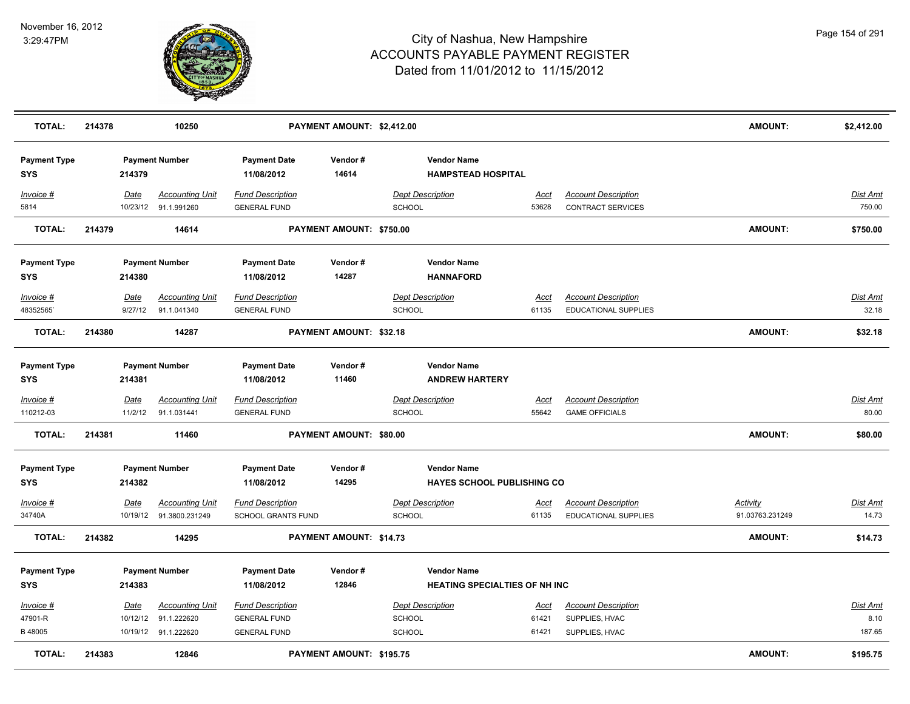# City of Nashua, New Hampshire
## ACCOUNTS PAYABLE PAYMENT REGISTER
### Dated from 11/01/2012 to 11/15/2012

November 16, 2012
3:29:47PM

| **TOTAL:** | **214378** | **10250** | | **PAYMENT AMOUNT: $2,412.00** | | | | | **AMOUNT:** | **$2,412.00** |
|---|---|---|---|---|---|---|---|---|---|---|

| **Payment Type** | **Payment Number** | | **Payment Date** | **Vendor #** | **Vendor Name** | | | | | |
|---|---|---|---|---|---|---|---|---|---|---|
| **SYS** | **214379** | | **11/08/2012** | **14614** | **HAMPSTEAD HOSPITAL** | | | | | |
| *Invoice #* | *Date* | *Accounting Unit* | *Fund Description* | | *Dept Description* | *Acct* | *Account Description* | | | *Dist Amt* |
| 5814 | 10/23/12 | 91.1.991260 | GENERAL FUND | | SCHOOL | 53628 | CONTRACT SERVICES | | | 750.00 |
| **TOTAL:** | **214379** | **14614** | | **PAYMENT AMOUNT: $750.00** | | | | | **AMOUNT:** | **$750.00** |

| **Payment Type** | **Payment Number** | | **Payment Date** | **Vendor #** | **Vendor Name** | | | | | |
|---|---|---|---|---|---|---|---|---|---|---|
| **SYS** | **214380** | | **11/08/2012** | **14287** | **HANNAFORD** | | | | | |
| *Invoice #* | *Date* | *Accounting Unit* | *Fund Description* | | *Dept Description* | *Acct* | *Account Description* | | | *Dist Amt* |
| 48352565` | 9/27/12 | 91.1.041340 | GENERAL FUND | | SCHOOL | 61135 | EDUCATIONAL SUPPLIES | | | 32.18 |
| **TOTAL:** | **214380** | **14287** | | **PAYMENT AMOUNT: $32.18** | | | | | **AMOUNT:** | **$32.18** |

| **Payment Type** | **Payment Number** | | **Payment Date** | **Vendor #** | **Vendor Name** | | | | | |
|---|---|---|---|---|---|---|---|---|---|---|
| **SYS** | **214381** | | **11/08/2012** | **11460** | **ANDREW HARTERY** | | | | | |
| *Invoice #* | *Date* | *Accounting Unit* | *Fund Description* | | *Dept Description* | *Acct* | *Account Description* | | | *Dist Amt* |
| 110212-03 | 11/2/12 | 91.1.031441 | GENERAL FUND | | SCHOOL | 55642 | GAME OFFICIALS | | | 80.00 |
| **TOTAL:** | **214381** | **11460** | | **PAYMENT AMOUNT: $80.00** | | | | | **AMOUNT:** | **$80.00** |

| **Payment Type** | **Payment Number** | | **Payment Date** | **Vendor #** | **Vendor Name** | | | | | |
|---|---|---|---|---|---|---|---|---|---|---|
| **SYS** | **214382** | | **11/08/2012** | **14295** | **HAYES SCHOOL PUBLISHING CO** | | | | | |
| *Invoice #* | *Date* | *Accounting Unit* | *Fund Description* | | *Dept Description* | *Acct* | *Account Description* | | *Activity* | *Dist Amt* |
| 34740A | 10/19/12 | 91.3800.231249 | SCHOOL GRANTS FUND | | SCHOOL | 61135 | EDUCATIONAL SUPPLIES | | 91.03763.231249 | 14.73 |
| **TOTAL:** | **214382** | **14295** | | **PAYMENT AMOUNT: $14.73** | | | | | **AMOUNT:** | **$14.73** |

| **Payment Type** | **Payment Number** | | **Payment Date** | **Vendor #** | **Vendor Name** | | | | | |
|---|---|---|---|---|---|---|---|---|---|---|
| **SYS** | **214383** | | **11/08/2012** | **12846** | **HEATING SPECIALTIES OF NH INC** | | | | | |
| *Invoice #* | *Date* | *Accounting Unit* | *Fund Description* | | *Dept Description* | *Acct* | *Account Description* | | | *Dist Amt* |
| 47901-R | 10/12/12 | 91.1.222620 | GENERAL FUND | | SCHOOL | 61421 | SUPPLIES, HVAC | | | 8.10 |
| B 48005 | 10/19/12 | 91.1.222620 | GENERAL FUND | | SCHOOL | 61421 | SUPPLIES, HVAC | | | 187.65 |
| **TOTAL:** | **214383** | **12846** | | **PAYMENT AMOUNT: $195.75** | | | | | **AMOUNT:** | **$195.75** |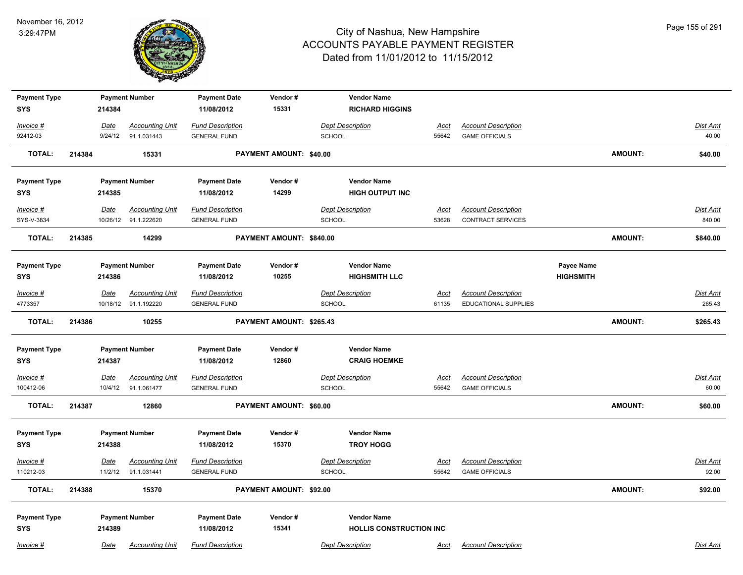# City of Nashua, New Hampshire
## ACCOUNTS PAYABLE PAYMENT REGISTER
### Dated from 11/01/2012 to 11/15/2012

November 16, 2012
3:29:47PM

| Payment Type | Payment Number | Payment Date | Vendor # | Vendor Name |
|---|---|---|---|---|
| SYS | 214384 | 11/08/2012 | 15331 | RICHARD HIGGINS |

| Invoice # | Date | Accounting Unit | Fund Description | Dept Description | Acct | Account Description | Dist Amt |
|---|---|---|---|---|---|---|---|
| 92412-03 | 9/24/12 | 91.1.031443 | GENERAL FUND | SCHOOL | 55642 | GAME OFFICIALS | 40.00 |

**TOTAL: 214384 15331 PAYMENT AMOUNT: $40.00 AMOUNT: $40.00**

| Payment Type | Payment Number | Payment Date | Vendor # | Vendor Name |
|---|---|---|---|---|
| SYS | 214385 | 11/08/2012 | 14299 | HIGH OUTPUT INC |

| Invoice # | Date | Accounting Unit | Fund Description | Dept Description | Acct | Account Description | Dist Amt |
|---|---|---|---|---|---|---|---|
| SYS-V-3834 | 10/26/12 | 91.1.222620 | GENERAL FUND | SCHOOL | 53628 | CONTRACT SERVICES | 840.00 |

**TOTAL: 214385 14299 PAYMENT AMOUNT: $840.00 AMOUNT: $840.00**

| Payment Type | Payment Number | Payment Date | Vendor # | Vendor Name | Payee Name |
|---|---|---|---|---|---|
| SYS | 214386 | 11/08/2012 | 10255 | HIGHSMITH LLC | HIGHSMITH |

| Invoice # | Date | Accounting Unit | Fund Description | Dept Description | Acct | Account Description | Dist Amt |
|---|---|---|---|---|---|---|---|
| 4773357 | 10/18/12 | 91.1.192220 | GENERAL FUND | SCHOOL | 61135 | EDUCATIONAL SUPPLIES | 265.43 |

**TOTAL: 214386 10255 PAYMENT AMOUNT: $265.43 AMOUNT: $265.43**

| Payment Type | Payment Number | Payment Date | Vendor # | Vendor Name |
|---|---|---|---|---|
| SYS | 214387 | 11/08/2012 | 12860 | CRAIG HOEMKE |

| Invoice # | Date | Accounting Unit | Fund Description | Dept Description | Acct | Account Description | Dist Amt |
|---|---|---|---|---|---|---|---|
| 100412-06 | 10/4/12 | 91.1.061477 | GENERAL FUND | SCHOOL | 55642 | GAME OFFICIALS | 60.00 |

**TOTAL: 214387 12860 PAYMENT AMOUNT: $60.00 AMOUNT: $60.00**

| Payment Type | Payment Number | Payment Date | Vendor # | Vendor Name |
|---|---|---|---|---|
| SYS | 214388 | 11/08/2012 | 15370 | TROY HOGG |

| Invoice # | Date | Accounting Unit | Fund Description | Dept Description | Acct | Account Description | Dist Amt |
|---|---|---|---|---|---|---|---|
| 110212-03 | 11/2/12 | 91.1.031441 | GENERAL FUND | SCHOOL | 55642 | GAME OFFICIALS | 92.00 |

**TOTAL: 214388 15370 PAYMENT AMOUNT: $92.00 AMOUNT: $92.00**

| Payment Type | Payment Number | Payment Date | Vendor # | Vendor Name |
|---|---|---|---|---|
| SYS | 214389 | 11/08/2012 | 15341 | HOLLIS CONSTRUCTION INC |

| Invoice # | Date | Accounting Unit | Fund Description | Dept Description | Acct | Account Description | Dist Amt |
|---|---|---|---|---|---|---|---|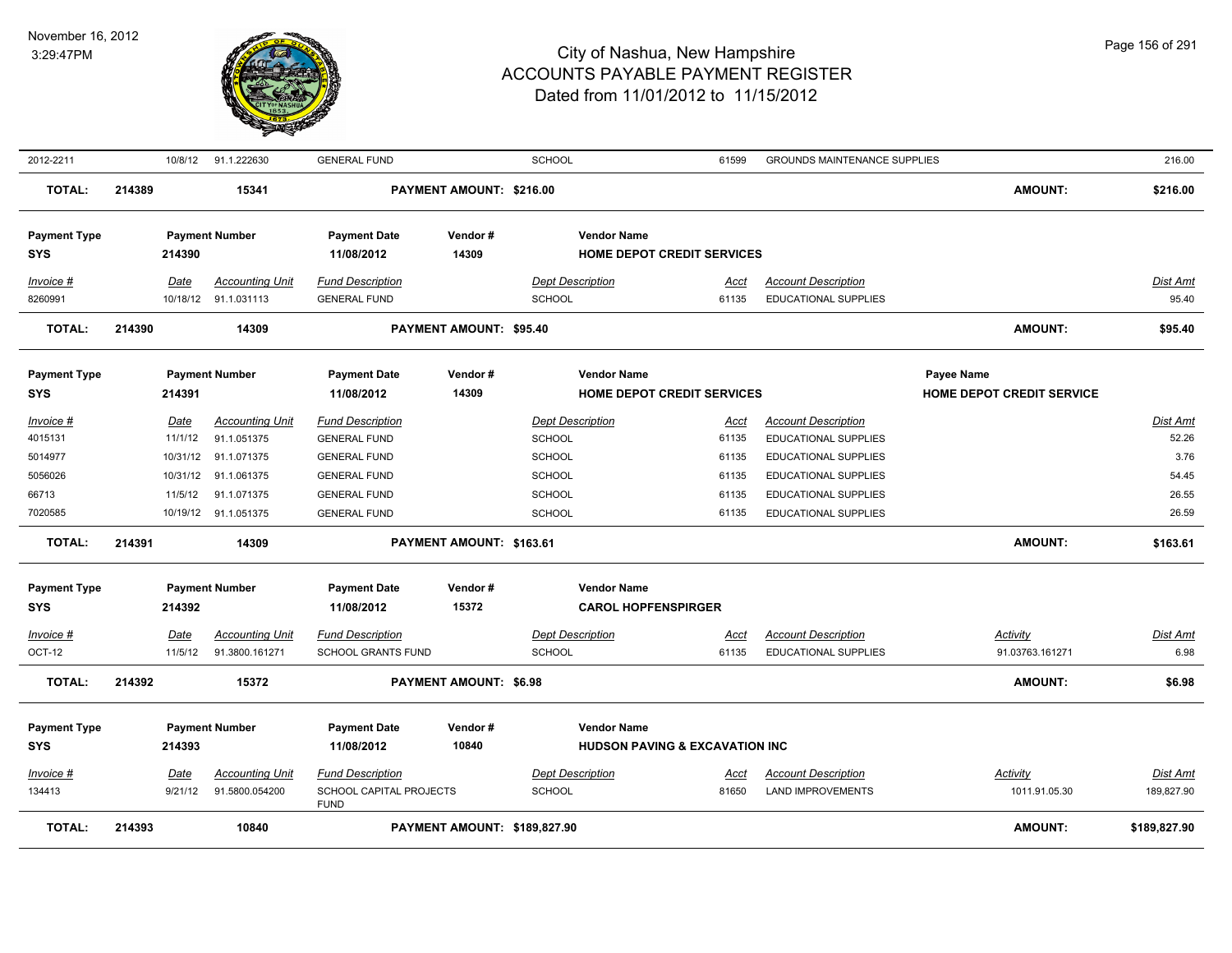| Invoice # | Date | Accounting Unit | Fund Description | Dept Description | Acct | Account Description | Activity | Dist Amt |
|---|---|---|---|---|---|---|---|---|
| 2012-2211 | 10/8/12 | 91.1.222630 | GENERAL FUND | SCHOOL | 61599 | GROUNDS MAINTENANCE SUPPLIES | | 216.00 |

**TOTAL:** 214389 | 15341 | **PAYMENT AMOUNT: $216.00** | **AMOUNT: $216.00**

---

| Payment Type | Payment Number | Payment Date | Vendor # | Vendor Name |
|---|---|---|---|---|
| SYS | 214390 | 11/08/2012 | 14309 | HOME DEPOT CREDIT SERVICES |

| Invoice # | Date | Accounting Unit | Fund Description | Dept Description | Acct | Account Description | Dist Amt |
|---|---|---|---|---|---|---|---|
| 8260991 | 10/18/12 | 91.1.031113 | GENERAL FUND | SCHOOL | 61135 | EDUCATIONAL SUPPLIES | 95.40 |

**TOTAL:** 214390 | 14309 | **PAYMENT AMOUNT: $95.40** | **AMOUNT: $95.40**

---

| Payment Type | Payment Number | Payment Date | Vendor # | Vendor Name | Payee Name |
|---|---|---|---|---|---|
| SYS | 214391 | 11/08/2012 | 14309 | HOME DEPOT CREDIT SERVICES | HOME DEPOT CREDIT SERVICE |

| Invoice # | Date | Accounting Unit | Fund Description | Dept Description | Acct | Account Description | Dist Amt |
|---|---|---|---|---|---|---|---|
| 4015131 | 11/1/12 | 91.1.051375 | GENERAL FUND | SCHOOL | 61135 | EDUCATIONAL SUPPLIES | 52.26 |
| 5014977 | 10/31/12 | 91.1.071375 | GENERAL FUND | SCHOOL | 61135 | EDUCATIONAL SUPPLIES | 3.76 |
| 5056026 | 10/31/12 | 91.1.061375 | GENERAL FUND | SCHOOL | 61135 | EDUCATIONAL SUPPLIES | 54.45 |
| 66713 | 11/5/12 | 91.1.071375 | GENERAL FUND | SCHOOL | 61135 | EDUCATIONAL SUPPLIES | 26.55 |
| 7020585 | 10/19/12 | 91.1.051375 | GENERAL FUND | SCHOOL | 61135 | EDUCATIONAL SUPPLIES | 26.59 |

**TOTAL:** 214391 | 14309 | **PAYMENT AMOUNT: $163.61** | **AMOUNT: $163.61**

---

| Payment Type | Payment Number | Payment Date | Vendor # | Vendor Name |
|---|---|---|---|---|
| SYS | 214392 | 11/08/2012 | 15372 | CAROL HOPFENSPIRGER |

| Invoice # | Date | Accounting Unit | Fund Description | Dept Description | Acct | Account Description | Activity | Dist Amt |
|---|---|---|---|---|---|---|---|---|
| OCT-12 | 11/5/12 | 91.3800.161271 | SCHOOL GRANTS FUND | SCHOOL | 61135 | EDUCATIONAL SUPPLIES | 91.03763.161271 | 6.98 |

**TOTAL:** 214392 | 15372 | **PAYMENT AMOUNT: $6.98** | **AMOUNT: $6.98**

---

| Payment Type | Payment Number | Payment Date | Vendor # | Vendor Name |
|---|---|---|---|---|
| SYS | 214393 | 11/08/2012 | 10840 | HUDSON PAVING & EXCAVATION INC |

| Invoice # | Date | Accounting Unit | Fund Description | Dept Description | Acct | Account Description | Activity | Dist Amt |
|---|---|---|---|---|---|---|---|---|
| 134413 | 9/21/12 | 91.5800.054200 | SCHOOL CAPITAL PROJECTS FUND | SCHOOL | 81650 | LAND IMPROVEMENTS | 1011.91.05.30 | 189,827.90 |

**TOTAL:** 214393 | 10840 | **PAYMENT AMOUNT: $189,827.90** | **AMOUNT: $189,827.90**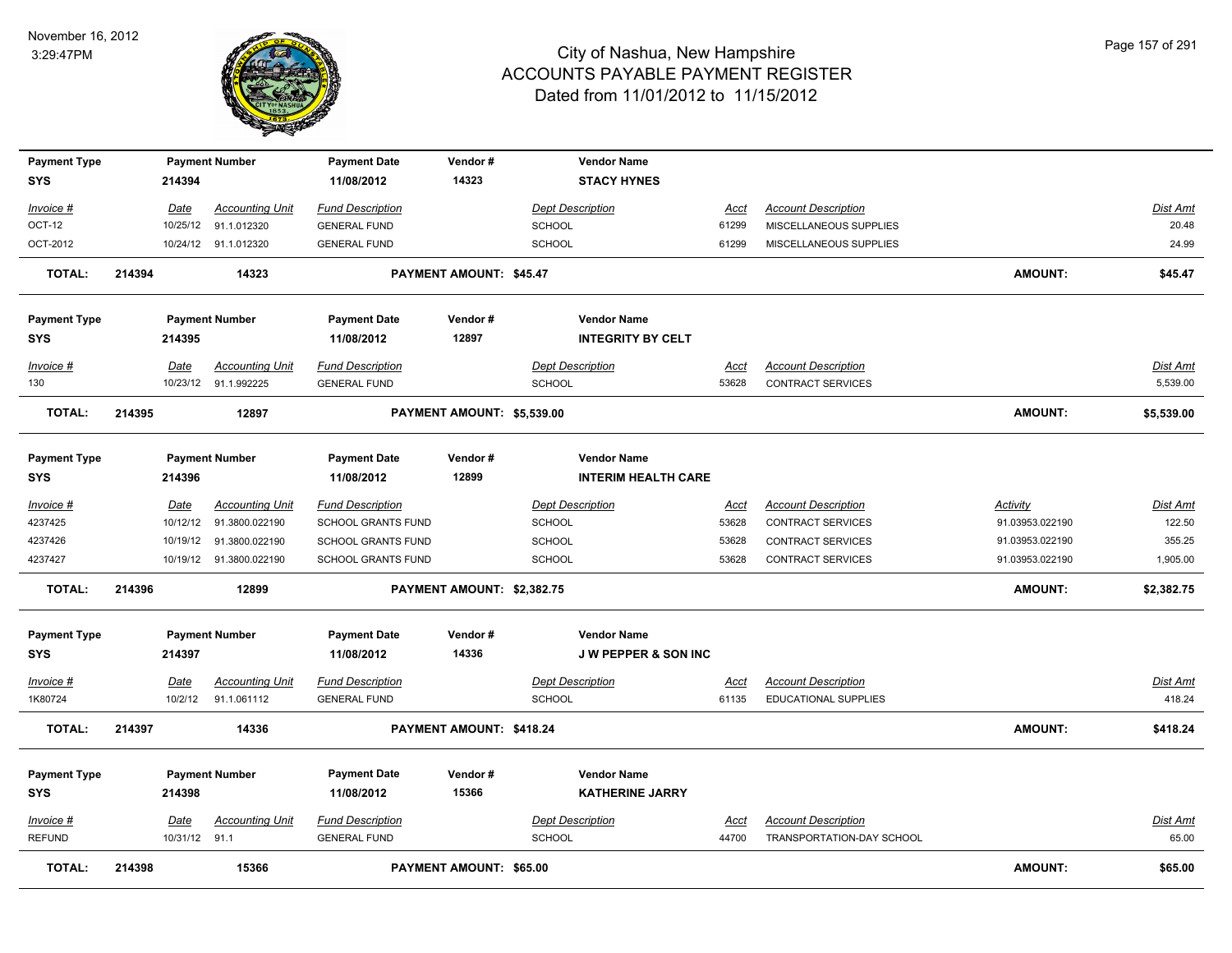# City of Nashua, New Hampshire
## ACCOUNTS PAYABLE PAYMENT REGISTER
### Dated from 11/01/2012 to 11/15/2012

November 16, 2012
3:29:47PM

| Payment Type | Payment Number | Payment Date | Vendor # | Vendor Name |
|---|---|---|---|---|
| SYS | 214394 | 11/08/2012 | 14323 | STACY HYNES |

| Invoice # | Date | Accounting Unit | Fund Description | Dept Description | Acct | Account Description | Dist Amt |
|---|---|---|---|---|---|---|---|
| OCT-12 | 10/25/12 | 91.1.012320 | GENERAL FUND | SCHOOL | 61299 | MISCELLANEOUS SUPPLIES | 20.48 |
| OCT-2012 | 10/24/12 | 91.1.012320 | GENERAL FUND | SCHOOL | 61299 | MISCELLANEOUS SUPPLIES | 24.99 |

**TOTAL: 214394 14323 PAYMENT AMOUNT: $45.47 AMOUNT: $45.47**

| Payment Type | Payment Number | Payment Date | Vendor # | Vendor Name |
|---|---|---|---|---|
| SYS | 214395 | 11/08/2012 | 12897 | INTEGRITY BY CELT |

| Invoice # | Date | Accounting Unit | Fund Description | Dept Description | Acct | Account Description | Dist Amt |
|---|---|---|---|---|---|---|---|
| 130 | 10/23/12 | 91.1.992225 | GENERAL FUND | SCHOOL | 53628 | CONTRACT SERVICES | 5,539.00 |

**TOTAL: 214395 12897 PAYMENT AMOUNT: $5,539.00 AMOUNT: $5,539.00**

| Payment Type | Payment Number | Payment Date | Vendor # | Vendor Name |
|---|---|---|---|---|
| SYS | 214396 | 11/08/2012 | 12899 | INTERIM HEALTH CARE |

| Invoice # | Date | Accounting Unit | Fund Description | Dept Description | Acct | Account Description | Activity | Dist Amt |
|---|---|---|---|---|---|---|---|---|
| 4237425 | 10/12/12 | 91.3800.022190 | SCHOOL GRANTS FUND | SCHOOL | 53628 | CONTRACT SERVICES | 91.03953.022190 | 122.50 |
| 4237426 | 10/19/12 | 91.3800.022190 | SCHOOL GRANTS FUND | SCHOOL | 53628 | CONTRACT SERVICES | 91.03953.022190 | 355.25 |
| 4237427 | 10/19/12 | 91.3800.022190 | SCHOOL GRANTS FUND | SCHOOL | 53628 | CONTRACT SERVICES | 91.03953.022190 | 1,905.00 |

**TOTAL: 214396 12899 PAYMENT AMOUNT: $2,382.75 AMOUNT: $2,382.75**

| Payment Type | Payment Number | Payment Date | Vendor # | Vendor Name |
|---|---|---|---|---|
| SYS | 214397 | 11/08/2012 | 14336 | J W PEPPER & SON INC |

| Invoice # | Date | Accounting Unit | Fund Description | Dept Description | Acct | Account Description | Dist Amt |
|---|---|---|---|---|---|---|---|
| 1K80724 | 10/2/12 | 91.1.061112 | GENERAL FUND | SCHOOL | 61135 | EDUCATIONAL SUPPLIES | 418.24 |

**TOTAL: 214397 14336 PAYMENT AMOUNT: $418.24 AMOUNT: $418.24**

| Payment Type | Payment Number | Payment Date | Vendor # | Vendor Name |
|---|---|---|---|---|
| SYS | 214398 | 11/08/2012 | 15366 | KATHERINE JARRY |

| Invoice # | Date | Accounting Unit | Fund Description | Dept Description | Acct | Account Description | Dist Amt |
|---|---|---|---|---|---|---|---|
| REFUND | 10/31/12 | 91.1 | GENERAL FUND | SCHOOL | 44700 | TRANSPORTATION-DAY SCHOOL | 65.00 |

**TOTAL: 214398 15366 PAYMENT AMOUNT: $65.00 AMOUNT: $65.00**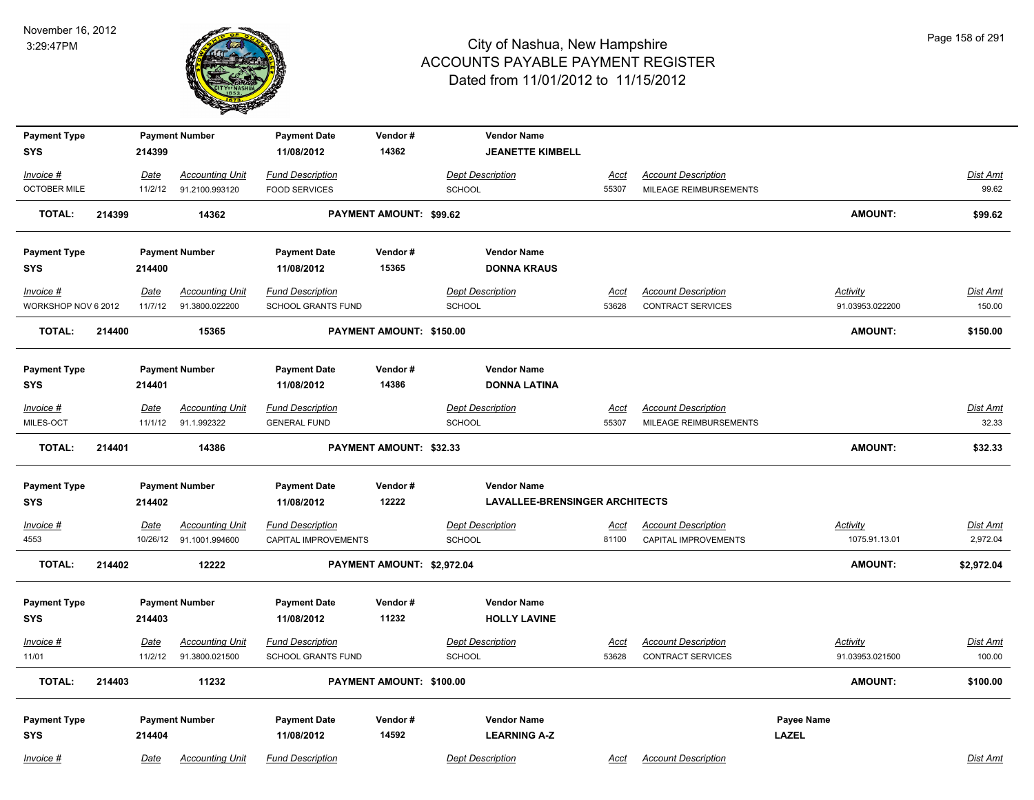# City of Nashua, New Hampshire
## ACCOUNTS PAYABLE PAYMENT REGISTER
### Dated from 11/01/2012 to 11/15/2012

November 16, 2012
3:29:47PM

| Payment Type | Payment Number | Payment Date | Vendor # | Vendor Name |
|---|---|---|---|---|
| SYS | 214399 | 11/08/2012 | 14362 | JEANETTE KIMBELL |

| Invoice # | Date | Accounting Unit | Fund Description | Dept Description | Acct | Account Description | Dist Amt |
|---|---|---|---|---|---|---|---|
| OCTOBER MILE | 11/2/12 | 91.2100.993120 | FOOD SERVICES | SCHOOL | 55307 | MILEAGE REIMBURSEMENTS | 99.62 |

**TOTAL: 214399 14362 PAYMENT AMOUNT: $99.62 AMOUNT: $99.62**

| Payment Type | Payment Number | Payment Date | Vendor # | Vendor Name |
|---|---|---|---|---|
| SYS | 214400 | 11/08/2012 | 15365 | DONNA KRAUS |

| Invoice # | Date | Accounting Unit | Fund Description | Dept Description | Acct | Account Description | Activity | Dist Amt |
|---|---|---|---|---|---|---|---|---|
| WORKSHOP NOV 6 2012 | 11/7/12 | 91.3800.022200 | SCHOOL GRANTS FUND | SCHOOL | 53628 | CONTRACT SERVICES | 91.03953.022200 | 150.00 |

**TOTAL: 214400 15365 PAYMENT AMOUNT: $150.00 AMOUNT: $150.00**

| Payment Type | Payment Number | Payment Date | Vendor # | Vendor Name |
|---|---|---|---|---|
| SYS | 214401 | 11/08/2012 | 14386 | DONNA LATINA |

| Invoice # | Date | Accounting Unit | Fund Description | Dept Description | Acct | Account Description | Dist Amt |
|---|---|---|---|---|---|---|---|
| MILES-OCT | 11/1/12 | 91.1.992322 | GENERAL FUND | SCHOOL | 55307 | MILEAGE REIMBURSEMENTS | 32.33 |

**TOTAL: 214401 14386 PAYMENT AMOUNT: $32.33 AMOUNT: $32.33**

| Payment Type | Payment Number | Payment Date | Vendor # | Vendor Name |
|---|---|---|---|---|
| SYS | 214402 | 11/08/2012 | 12222 | LAVALLEE-BRENSINGER ARCHITECTS |

| Invoice # | Date | Accounting Unit | Fund Description | Dept Description | Acct | Account Description | Activity | Dist Amt |
|---|---|---|---|---|---|---|---|---|
| 4553 | 10/26/12 | 91.1001.994600 | CAPITAL IMPROVEMENTS | SCHOOL | 81100 | CAPITAL IMPROVEMENTS | 1075.91.13.01 | 2,972.04 |

**TOTAL: 214402 12222 PAYMENT AMOUNT: $2,972.04 AMOUNT: $2,972.04**

| Payment Type | Payment Number | Payment Date | Vendor # | Vendor Name |
|---|---|---|---|---|
| SYS | 214403 | 11/08/2012 | 11232 | HOLLY LAVINE |

| Invoice # | Date | Accounting Unit | Fund Description | Dept Description | Acct | Account Description | Activity | Dist Amt |
|---|---|---|---|---|---|---|---|---|
| 11/01 | 11/2/12 | 91.3800.021500 | SCHOOL GRANTS FUND | SCHOOL | 53628 | CONTRACT SERVICES | 91.03953.021500 | 100.00 |

**TOTAL: 214403 11232 PAYMENT AMOUNT: $100.00 AMOUNT: $100.00**

| Payment Type | Payment Number | Payment Date | Vendor # | Vendor Name | Payee Name |
|---|---|---|---|---|---|
| SYS | 214404 | 11/08/2012 | 14592 | LEARNING A-Z | LAZEL |

| Invoice # | Date | Accounting Unit | Fund Description | Dept Description | Acct | Account Description | Dist Amt |
|---|---|---|---|---|---|---|---|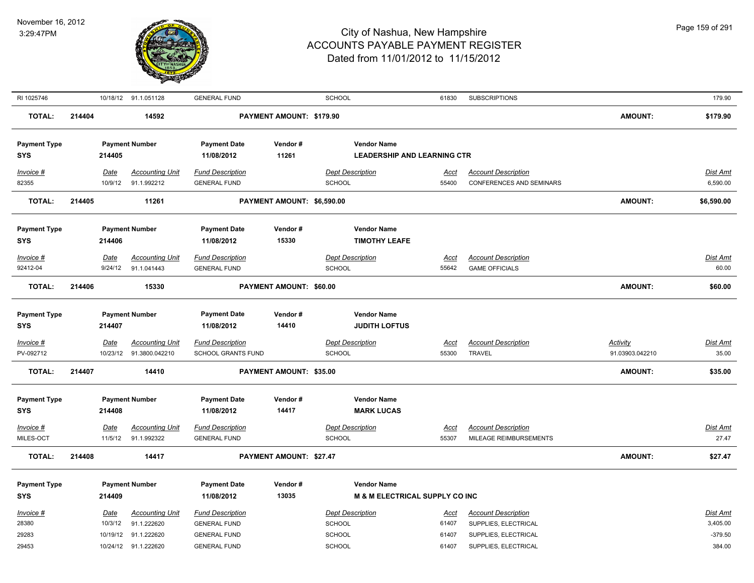# City of Nashua, New Hampshire
## ACCOUNTS PAYABLE PAYMENT REGISTER
### Dated from 11/01/2012 to 11/15/2012

November 16, 2012
3:29:47PM

| RI 1025746 | 10/18/12 | 91.1.051128 | GENERAL FUND | SCHOOL | 61830 | SUBSCRIPTIONS | | 179.90 |
|---|---|---|---|---|---|---|---|---|

**TOTAL: 214404 — 14592 — PAYMENT AMOUNT: $179.90 — AMOUNT: $179.90**

| Payment Type | Payment Number | Payment Date | Vendor # | Vendor Name |
|---|---|---|---|---|
| SYS | 214405 | 11/08/2012 | 11261 | LEADERSHIP AND LEARNING CTR |

| Invoice # | Date | Accounting Unit | Fund Description | Dept Description | Acct | Account Description | Dist Amt |
|---|---|---|---|---|---|---|---|
| 82355 | 10/9/12 | 91.1.992212 | GENERAL FUND | SCHOOL | 55400 | CONFERENCES AND SEMINARS | 6,590.00 |

**TOTAL: 214405 — 11261 — PAYMENT AMOUNT: $6,590.00 — AMOUNT: $6,590.00**

| Payment Type | Payment Number | Payment Date | Vendor # | Vendor Name |
|---|---|---|---|---|
| SYS | 214406 | 11/08/2012 | 15330 | TIMOTHY LEAFE |

| Invoice # | Date | Accounting Unit | Fund Description | Dept Description | Acct | Account Description | Dist Amt |
|---|---|---|---|---|---|---|---|
| 92412-04 | 9/24/12 | 91.1.041443 | GENERAL FUND | SCHOOL | 55642 | GAME OFFICIALS | 60.00 |

**TOTAL: 214406 — 15330 — PAYMENT AMOUNT: $60.00 — AMOUNT: $60.00**

| Payment Type | Payment Number | Payment Date | Vendor # | Vendor Name |
|---|---|---|---|---|
| SYS | 214407 | 11/08/2012 | 14410 | JUDITH LOFTUS |

| Invoice # | Date | Accounting Unit | Fund Description | Dept Description | Acct | Account Description | Activity | Dist Amt |
|---|---|---|---|---|---|---|---|---|
| PV-092712 | 10/23/12 | 91.3800.042210 | SCHOOL GRANTS FUND | SCHOOL | 55300 | TRAVEL | 91.03903.042210 | 35.00 |

**TOTAL: 214407 — 14410 — PAYMENT AMOUNT: $35.00 — AMOUNT: $35.00**

| Payment Type | Payment Number | Payment Date | Vendor # | Vendor Name |
|---|---|---|---|---|
| SYS | 214408 | 11/08/2012 | 14417 | MARK LUCAS |

| Invoice # | Date | Accounting Unit | Fund Description | Dept Description | Acct | Account Description | Dist Amt |
|---|---|---|---|---|---|---|---|
| MILES-OCT | 11/5/12 | 91.1.992322 | GENERAL FUND | SCHOOL | 55307 | MILEAGE REIMBURSEMENTS | 27.47 |

**TOTAL: 214408 — 14417 — PAYMENT AMOUNT: $27.47 — AMOUNT: $27.47**

| Payment Type | Payment Number | Payment Date | Vendor # | Vendor Name |
|---|---|---|---|---|
| SYS | 214409 | 11/08/2012 | 13035 | M & M ELECTRICAL SUPPLY CO INC |

| Invoice # | Date | Accounting Unit | Fund Description | Dept Description | Acct | Account Description | Dist Amt |
|---|---|---|---|---|---|---|---|
| 28380 | 10/3/12 | 91.1.222620 | GENERAL FUND | SCHOOL | 61407 | SUPPLIES, ELECTRICAL | 3,405.00 |
| 29283 | 10/19/12 | 91.1.222620 | GENERAL FUND | SCHOOL | 61407 | SUPPLIES, ELECTRICAL | -379.50 |
| 29453 | 10/24/12 | 91.1.222620 | GENERAL FUND | SCHOOL | 61407 | SUPPLIES, ELECTRICAL | 384.00 |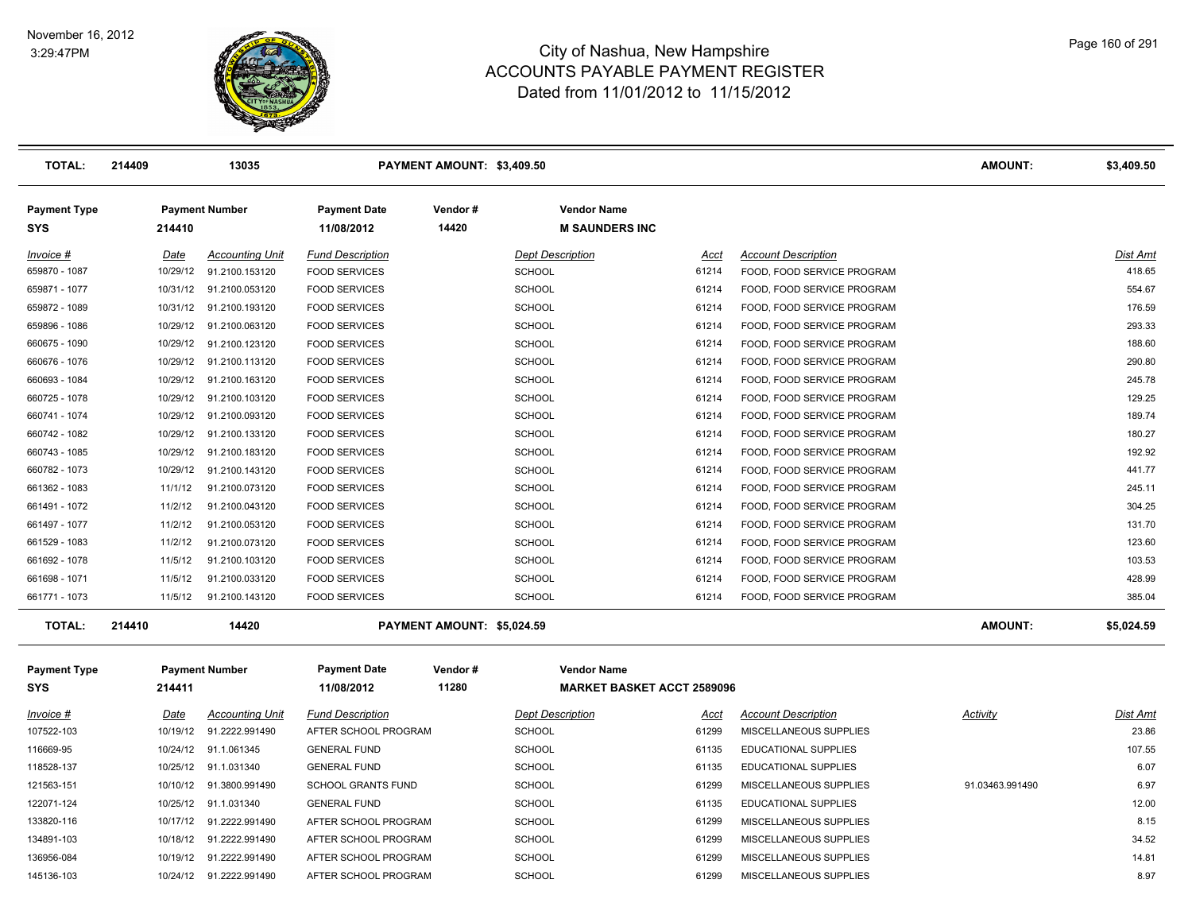# City of Nashua, New Hampshire
## ACCOUNTS PAYABLE PAYMENT REGISTER
### Dated from 11/01/2012 to 11/15/2012

| TOTAL: | 214409 | 13035 | PAYMENT AMOUNT: $3,409.50 | | AMOUNT: | $3,409.50 |
|---|---|---|---|---|---|---|

| Payment Type | Payment Number | Payment Date | Vendor # | Vendor Name |
|---|---|---|---|---|
| SYS | 214410 | 11/08/2012 | 14420 | M SAUNDERS INC |

| Invoice # | Date | Accounting Unit | Fund Description | Dept Description | Acct | Account Description | Dist Amt |
|---|---|---|---|---|---|---|---|
| 659870 - 1087 | 10/29/12 | 91.2100.153120 | FOOD SERVICES | SCHOOL | 61214 | FOOD, FOOD SERVICE PROGRAM | 418.65 |
| 659871 - 1077 | 10/31/12 | 91.2100.053120 | FOOD SERVICES | SCHOOL | 61214 | FOOD, FOOD SERVICE PROGRAM | 554.67 |
| 659872 - 1089 | 10/31/12 | 91.2100.193120 | FOOD SERVICES | SCHOOL | 61214 | FOOD, FOOD SERVICE PROGRAM | 176.59 |
| 659896 - 1086 | 10/29/12 | 91.2100.063120 | FOOD SERVICES | SCHOOL | 61214 | FOOD, FOOD SERVICE PROGRAM | 293.33 |
| 660675 - 1090 | 10/29/12 | 91.2100.123120 | FOOD SERVICES | SCHOOL | 61214 | FOOD, FOOD SERVICE PROGRAM | 188.60 |
| 660676 - 1076 | 10/29/12 | 91.2100.113120 | FOOD SERVICES | SCHOOL | 61214 | FOOD, FOOD SERVICE PROGRAM | 290.80 |
| 660693 - 1084 | 10/29/12 | 91.2100.163120 | FOOD SERVICES | SCHOOL | 61214 | FOOD, FOOD SERVICE PROGRAM | 245.78 |
| 660725 - 1078 | 10/29/12 | 91.2100.103120 | FOOD SERVICES | SCHOOL | 61214 | FOOD, FOOD SERVICE PROGRAM | 129.25 |
| 660741 - 1074 | 10/29/12 | 91.2100.093120 | FOOD SERVICES | SCHOOL | 61214 | FOOD, FOOD SERVICE PROGRAM | 189.74 |
| 660742 - 1082 | 10/29/12 | 91.2100.133120 | FOOD SERVICES | SCHOOL | 61214 | FOOD, FOOD SERVICE PROGRAM | 180.27 |
| 660743 - 1085 | 10/29/12 | 91.2100.183120 | FOOD SERVICES | SCHOOL | 61214 | FOOD, FOOD SERVICE PROGRAM | 192.92 |
| 660782 - 1073 | 10/29/12 | 91.2100.143120 | FOOD SERVICES | SCHOOL | 61214 | FOOD, FOOD SERVICE PROGRAM | 441.77 |
| 661362 - 1083 | 11/1/12 | 91.2100.073120 | FOOD SERVICES | SCHOOL | 61214 | FOOD, FOOD SERVICE PROGRAM | 245.11 |
| 661491 - 1072 | 11/2/12 | 91.2100.043120 | FOOD SERVICES | SCHOOL | 61214 | FOOD, FOOD SERVICE PROGRAM | 304.25 |
| 661497 - 1077 | 11/2/12 | 91.2100.053120 | FOOD SERVICES | SCHOOL | 61214 | FOOD, FOOD SERVICE PROGRAM | 131.70 |
| 661529 - 1083 | 11/2/12 | 91.2100.073120 | FOOD SERVICES | SCHOOL | 61214 | FOOD, FOOD SERVICE PROGRAM | 123.60 |
| 661692 - 1078 | 11/5/12 | 91.2100.103120 | FOOD SERVICES | SCHOOL | 61214 | FOOD, FOOD SERVICE PROGRAM | 103.53 |
| 661698 - 1071 | 11/5/12 | 91.2100.033120 | FOOD SERVICES | SCHOOL | 61214 | FOOD, FOOD SERVICE PROGRAM | 428.99 |
| 661771 - 1073 | 11/5/12 | 91.2100.143120 | FOOD SERVICES | SCHOOL | 61214 | FOOD, FOOD SERVICE PROGRAM | 385.04 |

| TOTAL: | 214410 | 14420 | PAYMENT AMOUNT: $5,024.59 | | AMOUNT: | $5,024.59 |
|---|---|---|---|---|---|---|

| Payment Type | Payment Number | Payment Date | Vendor # | Vendor Name |
|---|---|---|---|---|
| SYS | 214411 | 11/08/2012 | 11280 | MARKET BASKET ACCT 2589096 |

| Invoice # | Date | Accounting Unit | Fund Description | Dept Description | Acct | Account Description | Activity | Dist Amt |
|---|---|---|---|---|---|---|---|---|
| 107522-103 | 10/19/12 | 91.2222.991490 | AFTER SCHOOL PROGRAM | SCHOOL | 61299 | MISCELLANEOUS SUPPLIES | | 23.86 |
| 116669-95 | 10/24/12 | 91.1.061345 | GENERAL FUND | SCHOOL | 61135 | EDUCATIONAL SUPPLIES | | 107.55 |
| 118528-137 | 10/25/12 | 91.1.031340 | GENERAL FUND | SCHOOL | 61135 | EDUCATIONAL SUPPLIES | | 6.07 |
| 121563-151 | 10/10/12 | 91.3800.991490 | SCHOOL GRANTS FUND | SCHOOL | 61299 | MISCELLANEOUS SUPPLIES | 91.03463.991490 | 6.97 |
| 122071-124 | 10/25/12 | 91.1.031340 | GENERAL FUND | SCHOOL | 61135 | EDUCATIONAL SUPPLIES | | 12.00 |
| 133820-116 | 10/17/12 | 91.2222.991490 | AFTER SCHOOL PROGRAM | SCHOOL | 61299 | MISCELLANEOUS SUPPLIES | | 8.15 |
| 134891-103 | 10/18/12 | 91.2222.991490 | AFTER SCHOOL PROGRAM | SCHOOL | 61299 | MISCELLANEOUS SUPPLIES | | 34.52 |
| 136956-084 | 10/19/12 | 91.2222.991490 | AFTER SCHOOL PROGRAM | SCHOOL | 61299 | MISCELLANEOUS SUPPLIES | | 14.81 |
| 145136-103 | 10/24/12 | 91.2222.991490 | AFTER SCHOOL PROGRAM | SCHOOL | 61299 | MISCELLANEOUS SUPPLIES | | 8.97 |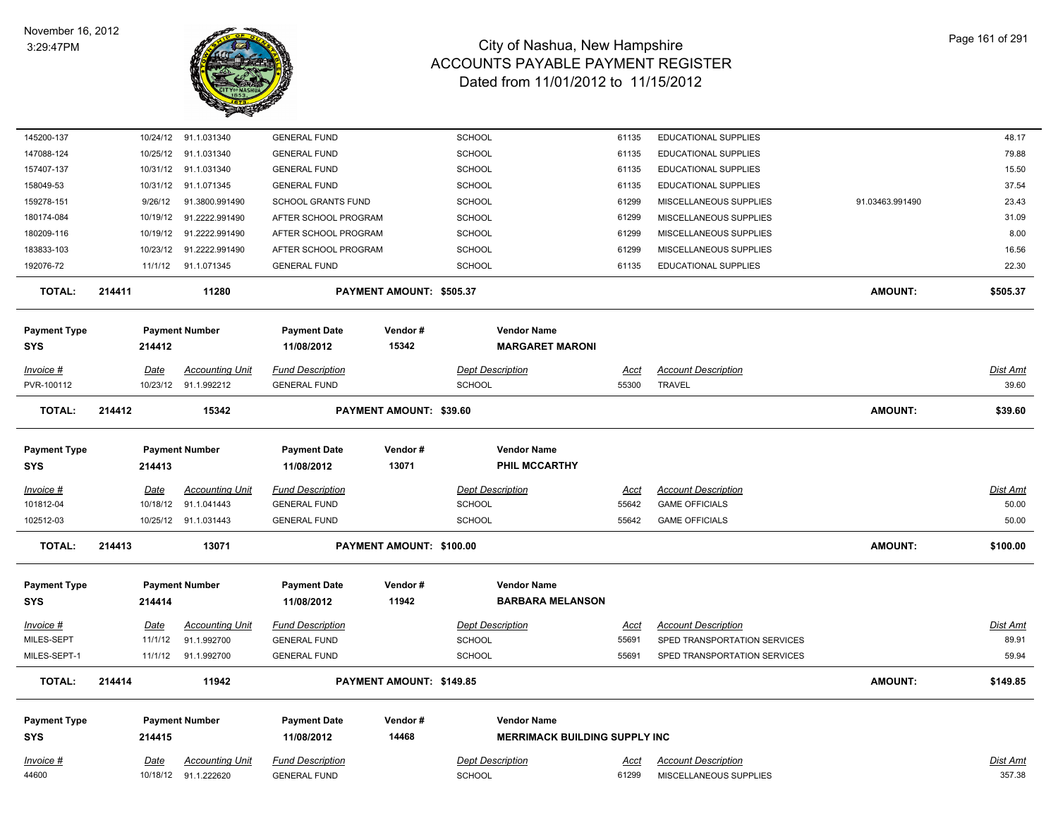# City of Nashua, New Hampshire
## ACCOUNTS PAYABLE PAYMENT REGISTER
### Dated from 11/01/2012 to 11/15/2012

November 16, 2012
3:29:47PM

| Invoice # | Date | Accounting Unit | Fund Description | Dept Description | Acct | Account Description | | Dist Amt |
|---|---|---|---|---|---|---|---|---|
| 145200-137 | 10/24/12 | 91.1.031340 | GENERAL FUND | SCHOOL | 61135 | EDUCATIONAL SUPPLIES | | 48.17 |
| 147088-124 | 10/25/12 | 91.1.031340 | GENERAL FUND | SCHOOL | 61135 | EDUCATIONAL SUPPLIES | | 79.88 |
| 157407-137 | 10/31/12 | 91.1.031340 | GENERAL FUND | SCHOOL | 61135 | EDUCATIONAL SUPPLIES | | 15.50 |
| 158049-53 | 10/31/12 | 91.1.071345 | GENERAL FUND | SCHOOL | 61135 | EDUCATIONAL SUPPLIES | | 37.54 |
| 159278-151 | 9/26/12 | 91.3800.991490 | SCHOOL GRANTS FUND | SCHOOL | 61299 | MISCELLANEOUS SUPPLIES | 91.03463.991490 | 23.43 |
| 180174-084 | 10/19/12 | 91.2222.991490 | AFTER SCHOOL PROGRAM | SCHOOL | 61299 | MISCELLANEOUS SUPPLIES | | 31.09 |
| 180209-116 | 10/19/12 | 91.2222.991490 | AFTER SCHOOL PROGRAM | SCHOOL | 61299 | MISCELLANEOUS SUPPLIES | | 8.00 |
| 183833-103 | 10/23/12 | 91.2222.991490 | AFTER SCHOOL PROGRAM | SCHOOL | 61299 | MISCELLANEOUS SUPPLIES | | 16.56 |
| 192076-72 | 11/1/12 | 91.1.071345 | GENERAL FUND | SCHOOL | 61135 | EDUCATIONAL SUPPLIES | | 22.30 |

**TOTAL: 214411 — 11280 — PAYMENT AMOUNT: $505.37 — AMOUNT: $505.37**

| Payment Type | Payment Number | Payment Date | Vendor # | Vendor Name |
|---|---|---|---|---|
| SYS | 214412 | 11/08/2012 | 15342 | MARGARET MARONI |

| Invoice # | Date | Accounting Unit | Fund Description | Dept Description | Acct | Account Description | Dist Amt |
|---|---|---|---|---|---|---|---|
| PVR-100112 | 10/23/12 | 91.1.992212 | GENERAL FUND | SCHOOL | 55300 | TRAVEL | 39.60 |

**TOTAL: 214412 — 15342 — PAYMENT AMOUNT: $39.60 — AMOUNT: $39.60**

| Payment Type | Payment Number | Payment Date | Vendor # | Vendor Name |
|---|---|---|---|---|
| SYS | 214413 | 11/08/2012 | 13071 | PHIL MCCARTHY |

| Invoice # | Date | Accounting Unit | Fund Description | Dept Description | Acct | Account Description | Dist Amt |
|---|---|---|---|---|---|---|---|
| 101812-04 | 10/18/12 | 91.1.041443 | GENERAL FUND | SCHOOL | 55642 | GAME OFFICIALS | 50.00 |
| 102512-03 | 10/25/12 | 91.1.031443 | GENERAL FUND | SCHOOL | 55642 | GAME OFFICIALS | 50.00 |

**TOTAL: 214413 — 13071 — PAYMENT AMOUNT: $100.00 — AMOUNT: $100.00**

| Payment Type | Payment Number | Payment Date | Vendor # | Vendor Name |
|---|---|---|---|---|
| SYS | 214414 | 11/08/2012 | 11942 | BARBARA MELANSON |

| Invoice # | Date | Accounting Unit | Fund Description | Dept Description | Acct | Account Description | Dist Amt |
|---|---|---|---|---|---|---|---|
| MILES-SEPT | 11/1/12 | 91.1.992700 | GENERAL FUND | SCHOOL | 55691 | SPED TRANSPORTATION SERVICES | 89.91 |
| MILES-SEPT-1 | 11/1/12 | 91.1.992700 | GENERAL FUND | SCHOOL | 55691 | SPED TRANSPORTATION SERVICES | 59.94 |

**TOTAL: 214414 — 11942 — PAYMENT AMOUNT: $149.85 — AMOUNT: $149.85**

| Payment Type | Payment Number | Payment Date | Vendor # | Vendor Name |
|---|---|---|---|---|
| SYS | 214415 | 11/08/2012 | 14468 | MERRIMACK BUILDING SUPPLY INC |

| Invoice # | Date | Accounting Unit | Fund Description | Dept Description | Acct | Account Description | Dist Amt |
|---|---|---|---|---|---|---|---|
| 44600 | 10/18/12 | 91.1.222620 | GENERAL FUND | SCHOOL | 61299 | MISCELLANEOUS SUPPLIES | 357.38 |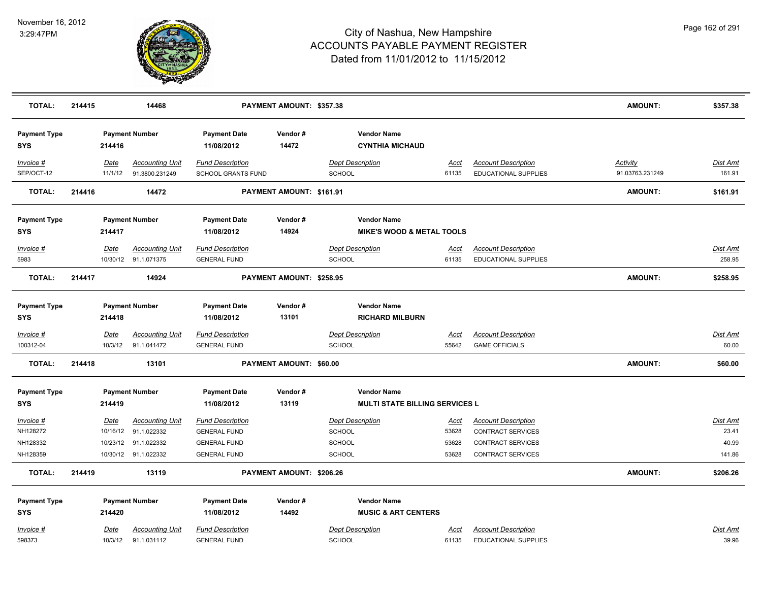| TOTAL: | 214415 | 14468 | PAYMENT AMOUNT: $357.38 | AMOUNT: | $357.38 |
|---|---|---|---|---|---|

**Payment Type:** SYS | **Payment Number:** 214416 | **Payment Date:** 11/08/2012 | **Vendor #:** 14472 | **Vendor Name:** CYNTHIA MICHAUD

| Invoice # | Date | Accounting Unit | Fund Description | Dept Description | Acct | Account Description | Activity | Dist Amt |
|---|---|---|---|---|---|---|---|---|
| SEP/OCT-12 | 11/1/12 | 91.3800.231249 | SCHOOL GRANTS FUND | SCHOOL | 61135 | EDUCATIONAL SUPPLIES | 91.03763.231249 | 161.91 |

| TOTAL: | 214416 | 14472 | PAYMENT AMOUNT: $161.91 | AMOUNT: | $161.91 |
|---|---|---|---|---|---|

**Payment Type:** SYS | **Payment Number:** 214417 | **Payment Date:** 11/08/2012 | **Vendor #:** 14924 | **Vendor Name:** MIKE'S WOOD & METAL TOOLS

| Invoice # | Date | Accounting Unit | Fund Description | Dept Description | Acct | Account Description | Dist Amt |
|---|---|---|---|---|---|---|---|
| 5983 | 10/30/12 | 91.1.071375 | GENERAL FUND | SCHOOL | 61135 | EDUCATIONAL SUPPLIES | 258.95 |

| TOTAL: | 214417 | 14924 | PAYMENT AMOUNT: $258.95 | AMOUNT: | $258.95 |
|---|---|---|---|---|---|

**Payment Type:** SYS | **Payment Number:** 214418 | **Payment Date:** 11/08/2012 | **Vendor #:** 13101 | **Vendor Name:** RICHARD MILBURN

| Invoice # | Date | Accounting Unit | Fund Description | Dept Description | Acct | Account Description | Dist Amt |
|---|---|---|---|---|---|---|---|
| 100312-04 | 10/3/12 | 91.1.041472 | GENERAL FUND | SCHOOL | 55642 | GAME OFFICIALS | 60.00 |

| TOTAL: | 214418 | 13101 | PAYMENT AMOUNT: $60.00 | AMOUNT: | $60.00 |
|---|---|---|---|---|---|

**Payment Type:** SYS | **Payment Number:** 214419 | **Payment Date:** 11/08/2012 | **Vendor #:** 13119 | **Vendor Name:** MULTI STATE BILLING SERVICES L

| Invoice # | Date | Accounting Unit | Fund Description | Dept Description | Acct | Account Description | Dist Amt |
|---|---|---|---|---|---|---|---|
| NH128272 | 10/16/12 | 91.1.022332 | GENERAL FUND | SCHOOL | 53628 | CONTRACT SERVICES | 23.41 |
| NH128332 | 10/23/12 | 91.1.022332 | GENERAL FUND | SCHOOL | 53628 | CONTRACT SERVICES | 40.99 |
| NH128359 | 10/30/12 | 91.1.022332 | GENERAL FUND | SCHOOL | 53628 | CONTRACT SERVICES | 141.86 |

| TOTAL: | 214419 | 13119 | PAYMENT AMOUNT: $206.26 | AMOUNT: | $206.26 |
|---|---|---|---|---|---|

**Payment Type:** SYS | **Payment Number:** 214420 | **Payment Date:** 11/08/2012 | **Vendor #:** 14492 | **Vendor Name:** MUSIC & ART CENTERS

| Invoice # | Date | Accounting Unit | Fund Description | Dept Description | Acct | Account Description | Dist Amt |
|---|---|---|---|---|---|---|---|
| 598373 | 10/3/12 | 91.1.031112 | GENERAL FUND | SCHOOL | 61135 | EDUCATIONAL SUPPLIES | 39.96 |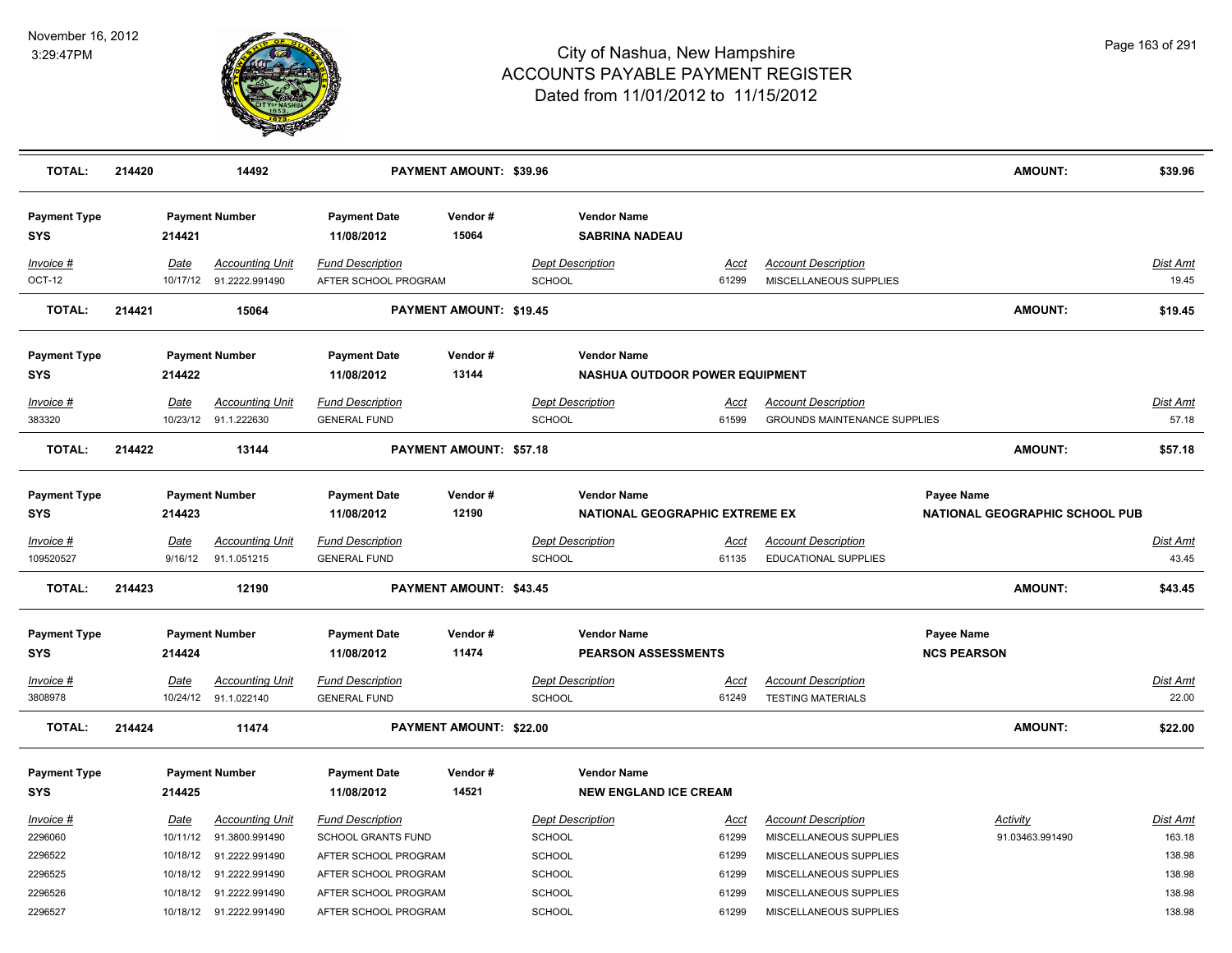# City of Nashua, New Hampshire
## ACCOUNTS PAYABLE PAYMENT REGISTER
### Dated from 11/01/2012 to 11/15/2012

November 16, 2012
3:29:47PM

| TOTAL: | 214420 | 14492 | PAYMENT AMOUNT: $39.96 | AMOUNT: | $39.96 |
|---|---|---|---|---|---|

| Payment Type | Payment Number | Payment Date | Vendor # | Vendor Name |
|---|---|---|---|---|
| SYS | 214421 | 11/08/2012 | 15064 | SABRINA NADEAU |

| Invoice # | Date | Accounting Unit | Fund Description | Dept Description | Acct | Account Description | Dist Amt |
|---|---|---|---|---|---|---|---|
| OCT-12 | 10/17/12 | 91.2222.991490 | AFTER SCHOOL PROGRAM | SCHOOL | 61299 | MISCELLANEOUS SUPPLIES | 19.45 |

| TOTAL: | 214421 | 15064 | PAYMENT AMOUNT: $19.45 | AMOUNT: | $19.45 |
|---|---|---|---|---|---|

| Payment Type | Payment Number | Payment Date | Vendor # | Vendor Name |
|---|---|---|---|---|
| SYS | 214422 | 11/08/2012 | 13144 | NASHUA OUTDOOR POWER EQUIPMENT |

| Invoice # | Date | Accounting Unit | Fund Description | Dept Description | Acct | Account Description | Dist Amt |
|---|---|---|---|---|---|---|---|
| 383320 | 10/23/12 | 91.1.222630 | GENERAL FUND | SCHOOL | 61599 | GROUNDS MAINTENANCE SUPPLIES | 57.18 |

| TOTAL: | 214422 | 13144 | PAYMENT AMOUNT: $57.18 | AMOUNT: | $57.18 |
|---|---|---|---|---|---|

| Payment Type | Payment Number | Payment Date | Vendor # | Vendor Name | Payee Name |
|---|---|---|---|---|---|
| SYS | 214423 | 11/08/2012 | 12190 | NATIONAL GEOGRAPHIC EXTREME EX | NATIONAL GEOGRAPHIC SCHOOL PUB |

| Invoice # | Date | Accounting Unit | Fund Description | Dept Description | Acct | Account Description | Dist Amt |
|---|---|---|---|---|---|---|---|
| 109520527 | 9/16/12 | 91.1.051215 | GENERAL FUND | SCHOOL | 61135 | EDUCATIONAL SUPPLIES | 43.45 |

| TOTAL: | 214423 | 12190 | PAYMENT AMOUNT: $43.45 | AMOUNT: | $43.45 |
|---|---|---|---|---|---|

| Payment Type | Payment Number | Payment Date | Vendor # | Vendor Name | Payee Name |
|---|---|---|---|---|---|
| SYS | 214424 | 11/08/2012 | 11474 | PEARSON ASSESSMENTS | NCS PEARSON |

| Invoice # | Date | Accounting Unit | Fund Description | Dept Description | Acct | Account Description | Dist Amt |
|---|---|---|---|---|---|---|---|
| 3808978 | 10/24/12 | 91.1.022140 | GENERAL FUND | SCHOOL | 61249 | TESTING MATERIALS | 22.00 |

| TOTAL: | 214424 | 11474 | PAYMENT AMOUNT: $22.00 | AMOUNT: | $22.00 |
|---|---|---|---|---|---|

| Payment Type | Payment Number | Payment Date | Vendor # | Vendor Name |
|---|---|---|---|---|
| SYS | 214425 | 11/08/2012 | 14521 | NEW ENGLAND ICE CREAM |

| Invoice # | Date | Accounting Unit | Fund Description | Dept Description | Acct | Account Description | Activity | Dist Amt |
|---|---|---|---|---|---|---|---|---|
| 2296060 | 10/11/12 | 91.3800.991490 | SCHOOL GRANTS FUND | SCHOOL | 61299 | MISCELLANEOUS SUPPLIES | 91.03463.991490 | 163.18 |
| 2296522 | 10/18/12 | 91.2222.991490 | AFTER SCHOOL PROGRAM | SCHOOL | 61299 | MISCELLANEOUS SUPPLIES | | 138.98 |
| 2296525 | 10/18/12 | 91.2222.991490 | AFTER SCHOOL PROGRAM | SCHOOL | 61299 | MISCELLANEOUS SUPPLIES | | 138.98 |
| 2296526 | 10/18/12 | 91.2222.991490 | AFTER SCHOOL PROGRAM | SCHOOL | 61299 | MISCELLANEOUS SUPPLIES | | 138.98 |
| 2296527 | 10/18/12 | 91.2222.991490 | AFTER SCHOOL PROGRAM | SCHOOL | 61299 | MISCELLANEOUS SUPPLIES | | 138.98 |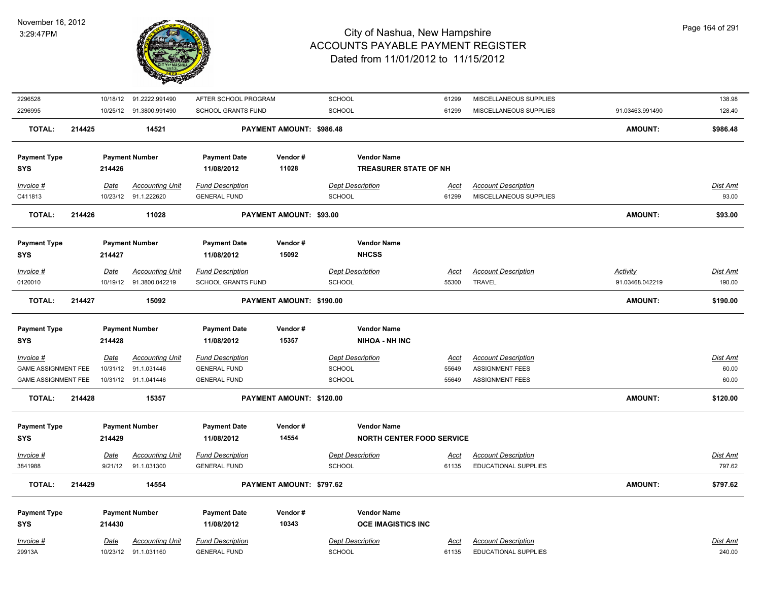# City of Nashua, New Hampshire
## ACCOUNTS PAYABLE PAYMENT REGISTER
### Dated from 11/01/2012 to 11/15/2012

November 16, 2012
3:29:47PM

| Invoice # | Date | Accounting Unit | Fund Description | Dept Description | Acct | Account Description | Activity | Dist Amt |
|---|---|---|---|---|---|---|---|---|
| 2296528 | 10/18/12 | 91.2222.991490 | AFTER SCHOOL PROGRAM | SCHOOL | 61299 | MISCELLANEOUS SUPPLIES | | 138.98 |
| 2296995 | 10/25/12 | 91.3800.991490 | SCHOOL GRANTS FUND | SCHOOL | 61299 | MISCELLANEOUS SUPPLIES | 91.03463.991490 | 128.40 |

**TOTAL: 214425 — 14521 — PAYMENT AMOUNT: $986.48 — AMOUNT: $986.48**

| Payment Type | Payment Number | Payment Date | Vendor # | Vendor Name |
|---|---|---|---|---|
| SYS | 214426 | 11/08/2012 | 11028 | TREASURER STATE OF NH |

| Invoice # | Date | Accounting Unit | Fund Description | Dept Description | Acct | Account Description | Dist Amt |
|---|---|---|---|---|---|---|---|
| C411813 | 10/23/12 | 91.1.222620 | GENERAL FUND | SCHOOL | 61299 | MISCELLANEOUS SUPPLIES | 93.00 |

**TOTAL: 214426 — 11028 — PAYMENT AMOUNT: $93.00 — AMOUNT: $93.00**

| Payment Type | Payment Number | Payment Date | Vendor # | Vendor Name |
|---|---|---|---|---|
| SYS | 214427 | 11/08/2012 | 15092 | NHCSS |

| Invoice # | Date | Accounting Unit | Fund Description | Dept Description | Acct | Account Description | Activity | Dist Amt |
|---|---|---|---|---|---|---|---|---|
| 0120010 | 10/19/12 | 91.3800.042219 | SCHOOL GRANTS FUND | SCHOOL | 55300 | TRAVEL | 91.03468.042219 | 190.00 |

**TOTAL: 214427 — 15092 — PAYMENT AMOUNT: $190.00 — AMOUNT: $190.00**

| Payment Type | Payment Number | Payment Date | Vendor # | Vendor Name |
|---|---|---|---|---|
| SYS | 214428 | 11/08/2012 | 15357 | NIHOA - NH INC |

| Invoice # | Date | Accounting Unit | Fund Description | Dept Description | Acct | Account Description | Dist Amt |
|---|---|---|---|---|---|---|---|
| GAME ASSIGNMENT FEE | 10/31/12 | 91.1.031446 | GENERAL FUND | SCHOOL | 55649 | ASSIGNMENT FEES | 60.00 |
| GAME ASSIGNMENT FEE | 10/31/12 | 91.1.041446 | GENERAL FUND | SCHOOL | 55649 | ASSIGNMENT FEES | 60.00 |

**TOTAL: 214428 — 15357 — PAYMENT AMOUNT: $120.00 — AMOUNT: $120.00**

| Payment Type | Payment Number | Payment Date | Vendor # | Vendor Name |
|---|---|---|---|---|
| SYS | 214429 | 11/08/2012 | 14554 | NORTH CENTER FOOD SERVICE |

| Invoice # | Date | Accounting Unit | Fund Description | Dept Description | Acct | Account Description | Dist Amt |
|---|---|---|---|---|---|---|---|
| 3841988 | 9/21/12 | 91.1.031300 | GENERAL FUND | SCHOOL | 61135 | EDUCATIONAL SUPPLIES | 797.62 |

**TOTAL: 214429 — 14554 — PAYMENT AMOUNT: $797.62 — AMOUNT: $797.62**

| Payment Type | Payment Number | Payment Date | Vendor # | Vendor Name |
|---|---|---|---|---|
| SYS | 214430 | 11/08/2012 | 10343 | OCE IMAGISTICS INC |

| Invoice # | Date | Accounting Unit | Fund Description | Dept Description | Acct | Account Description | Dist Amt |
|---|---|---|---|---|---|---|---|
| 29913A | 10/23/12 | 91.1.031160 | GENERAL FUND | SCHOOL | 61135 | EDUCATIONAL SUPPLIES | 240.00 |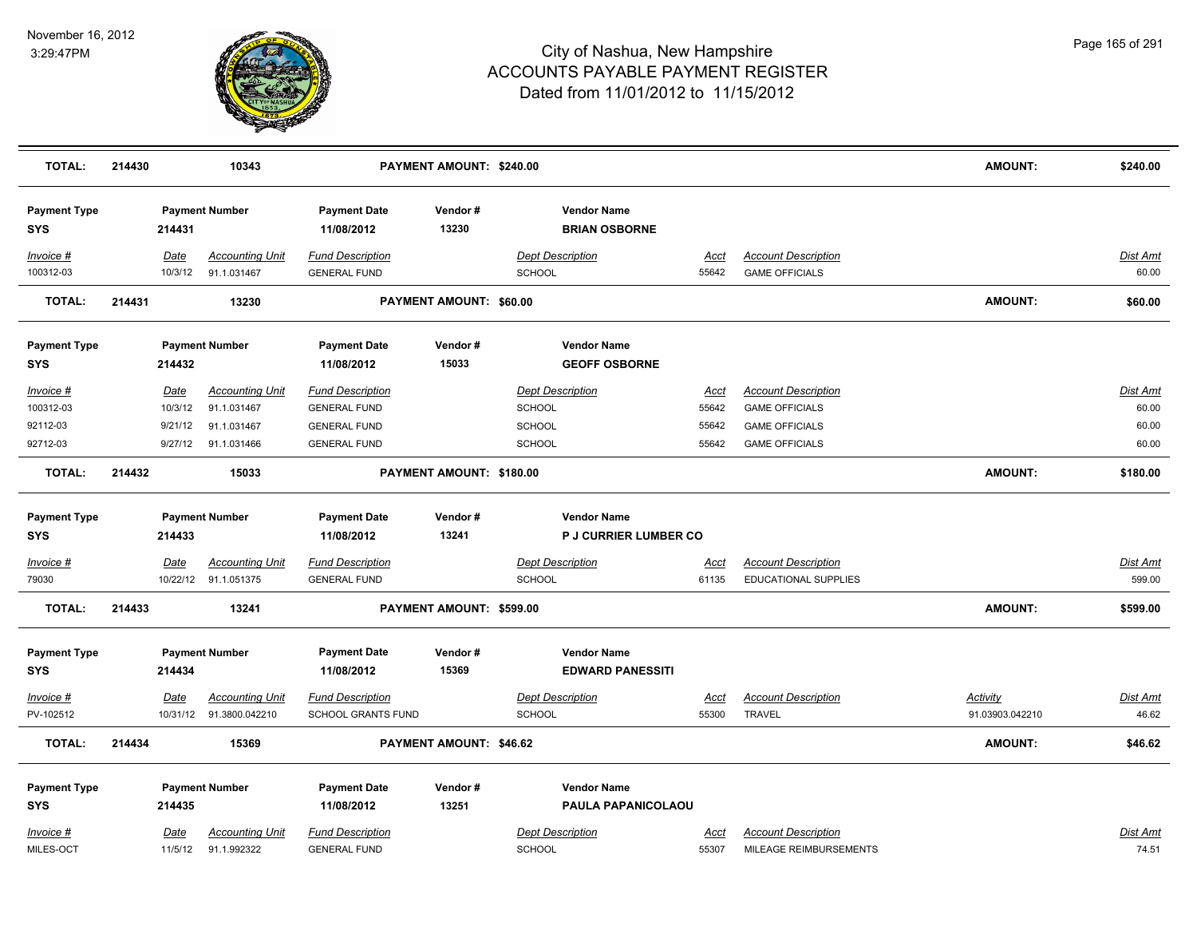# City of Nashua, New Hampshire
# ACCOUNTS PAYABLE PAYMENT REGISTER
## Dated from 11/01/2012 to 11/15/2012

November 16, 2012
3:29:47PM

| | | | | | | | | | |
|---|---|---|---|---|---|---|---|---|---|
| **TOTAL:** | **214430** | **10343** | | **PAYMENT AMOUNT: $240.00** | | | | **AMOUNT:** | **$240.00** |

| Payment Type | Payment Number | Payment Date | Vendor # | Vendor Name |
|---|---|---|---|---|
| **SYS** | **214431** | **11/08/2012** | **13230** | **BRIAN OSBORNE** |

| Invoice # | Date | Accounting Unit | Fund Description | Dept Description | Acct | Account Description | Dist Amt |
|---|---|---|---|---|---|---|---|
| 100312-03 | 10/3/12 | 91.1.031467 | GENERAL FUND | SCHOOL | 55642 | GAME OFFICIALS | 60.00 |
| **TOTAL:** | **214431** | **13230** | **PAYMENT AMOUNT: $60.00** | | | **AMOUNT:** | **$60.00** |

| Payment Type | Payment Number | Payment Date | Vendor # | Vendor Name |
|---|---|---|---|---|
| **SYS** | **214432** | **11/08/2012** | **15033** | **GEOFF OSBORNE** |

| Invoice # | Date | Accounting Unit | Fund Description | Dept Description | Acct | Account Description | Dist Amt |
|---|---|---|---|---|---|---|---|
| 100312-03 | 10/3/12 | 91.1.031467 | GENERAL FUND | SCHOOL | 55642 | GAME OFFICIALS | 60.00 |
| 92112-03 | 9/21/12 | 91.1.031467 | GENERAL FUND | SCHOOL | 55642 | GAME OFFICIALS | 60.00 |
| 92712-03 | 9/27/12 | 91.1.031466 | GENERAL FUND | SCHOOL | 55642 | GAME OFFICIALS | 60.00 |
| **TOTAL:** | **214432** | **15033** | **PAYMENT AMOUNT: $180.00** | | | **AMOUNT:** | **$180.00** |

| Payment Type | Payment Number | Payment Date | Vendor # | Vendor Name |
|---|---|---|---|---|
| **SYS** | **214433** | **11/08/2012** | **13241** | **P J CURRIER LUMBER CO** |

| Invoice # | Date | Accounting Unit | Fund Description | Dept Description | Acct | Account Description | Dist Amt |
|---|---|---|---|---|---|---|---|
| 79030 | 10/22/12 | 91.1.051375 | GENERAL FUND | SCHOOL | 61135 | EDUCATIONAL SUPPLIES | 599.00 |
| **TOTAL:** | **214433** | **13241** | **PAYMENT AMOUNT: $599.00** | | | **AMOUNT:** | **$599.00** |

| Payment Type | Payment Number | Payment Date | Vendor # | Vendor Name |
|---|---|---|---|---|
| **SYS** | **214434** | **11/08/2012** | **15369** | **EDWARD PANESSITI** |

| Invoice # | Date | Accounting Unit | Fund Description | Dept Description | Acct | Account Description | Activity | Dist Amt |
|---|---|---|---|---|---|---|---|---|
| PV-102512 | 10/31/12 | 91.3800.042210 | SCHOOL GRANTS FUND | SCHOOL | 55300 | TRAVEL | 91.03903.042210 | 46.62 |
| **TOTAL:** | **214434** | **15369** | **PAYMENT AMOUNT: $46.62** | | | | **AMOUNT:** | **$46.62** |

| Payment Type | Payment Number | Payment Date | Vendor # | Vendor Name |
|---|---|---|---|---|
| **SYS** | **214435** | **11/08/2012** | **13251** | **PAULA PAPANICOLAOU** |

| Invoice # | Date | Accounting Unit | Fund Description | Dept Description | Acct | Account Description | Dist Amt |
|---|---|---|---|---|---|---|---|
| MILES-OCT | 11/5/12 | 91.1.992322 | GENERAL FUND | SCHOOL | 55307 | MILEAGE REIMBURSEMENTS | 74.51 |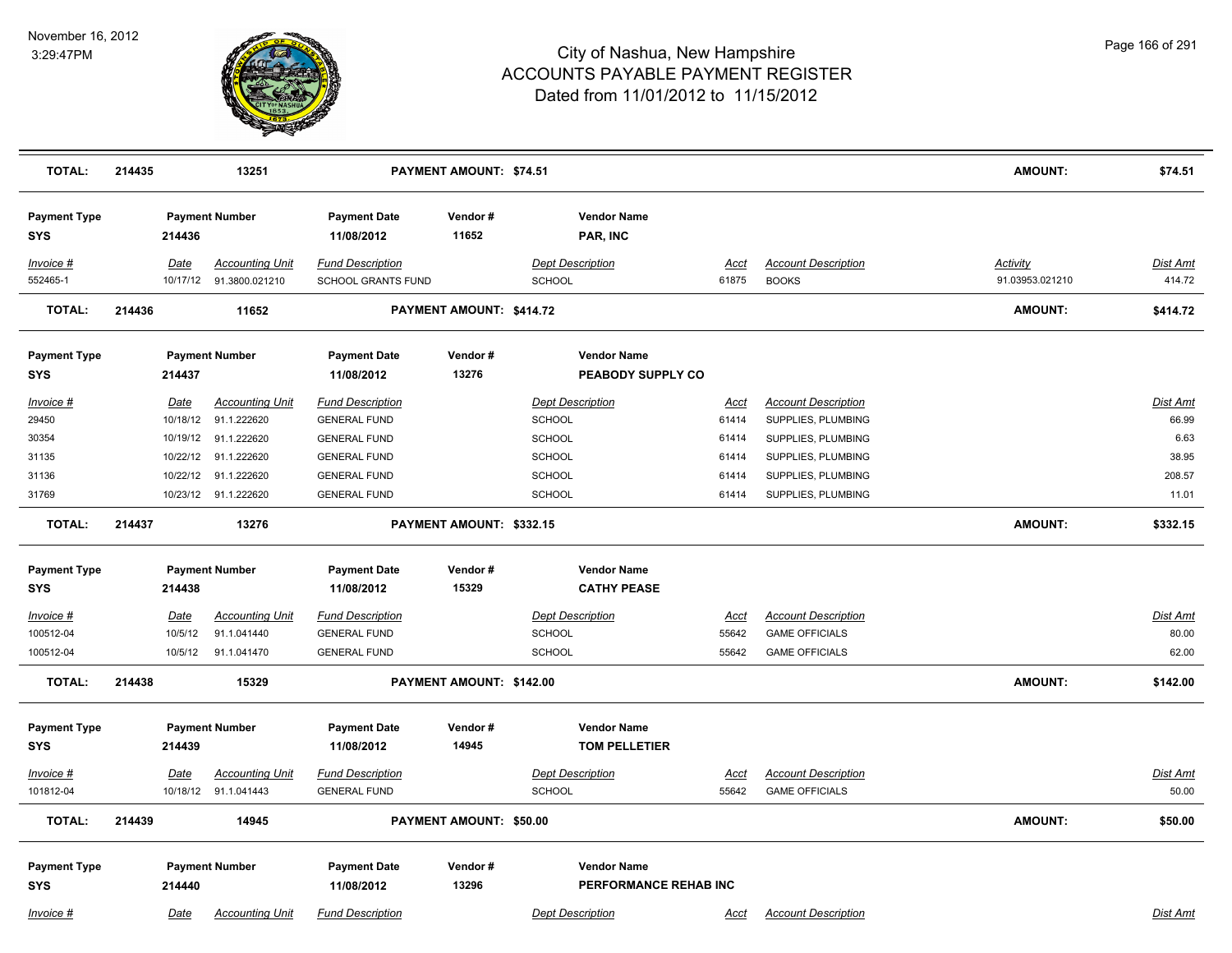# City of Nashua, New Hampshire
## ACCOUNTS PAYABLE PAYMENT REGISTER
### Dated from 11/01/2012 to 11/15/2012

November 16, 2012
3:29:47PM

| TOTAL: | 214435 | 13251 | PAYMENT AMOUNT: $74.51 | AMOUNT: | $74.51 |
|---|---|---|---|---|---|

| Payment Type | Payment Number | Payment Date | Vendor # | Vendor Name |
|---|---|---|---|---|
| SYS | 214436 | 11/08/2012 | 11652 | PAR, INC |

| Invoice # | Date | Accounting Unit | Fund Description | Dept Description | Acct | Account Description | Activity | Dist Amt |
|---|---|---|---|---|---|---|---|---|
| 552465-1 | 10/17/12 | 91.3800.021210 | SCHOOL GRANTS FUND | SCHOOL | 61875 | BOOKS | 91.03953.021210 | 414.72 |

| TOTAL: | 214436 | 11652 | PAYMENT AMOUNT: $414.72 | AMOUNT: | $414.72 |
|---|---|---|---|---|---|

| Payment Type | Payment Number | Payment Date | Vendor # | Vendor Name |
|---|---|---|---|---|
| SYS | 214437 | 11/08/2012 | 13276 | PEABODY SUPPLY CO |

| Invoice # | Date | Accounting Unit | Fund Description | Dept Description | Acct | Account Description | Dist Amt |
|---|---|---|---|---|---|---|---|
| 29450 | 10/18/12 | 91.1.222620 | GENERAL FUND | SCHOOL | 61414 | SUPPLIES, PLUMBING | 66.99 |
| 30354 | 10/19/12 | 91.1.222620 | GENERAL FUND | SCHOOL | 61414 | SUPPLIES, PLUMBING | 6.63 |
| 31135 | 10/22/12 | 91.1.222620 | GENERAL FUND | SCHOOL | 61414 | SUPPLIES, PLUMBING | 38.95 |
| 31136 | 10/22/12 | 91.1.222620 | GENERAL FUND | SCHOOL | 61414 | SUPPLIES, PLUMBING | 208.57 |
| 31769 | 10/23/12 | 91.1.222620 | GENERAL FUND | SCHOOL | 61414 | SUPPLIES, PLUMBING | 11.01 |

| TOTAL: | 214437 | 13276 | PAYMENT AMOUNT: $332.15 | AMOUNT: | $332.15 |
|---|---|---|---|---|---|

| Payment Type | Payment Number | Payment Date | Vendor # | Vendor Name |
|---|---|---|---|---|
| SYS | 214438 | 11/08/2012 | 15329 | CATHY PEASE |

| Invoice # | Date | Accounting Unit | Fund Description | Dept Description | Acct | Account Description | Dist Amt |
|---|---|---|---|---|---|---|---|
| 100512-04 | 10/5/12 | 91.1.041440 | GENERAL FUND | SCHOOL | 55642 | GAME OFFICIALS | 80.00 |
| 100512-04 | 10/5/12 | 91.1.041470 | GENERAL FUND | SCHOOL | 55642 | GAME OFFICIALS | 62.00 |

| TOTAL: | 214438 | 15329 | PAYMENT AMOUNT: $142.00 | AMOUNT: | $142.00 |
|---|---|---|---|---|---|

| Payment Type | Payment Number | Payment Date | Vendor # | Vendor Name |
|---|---|---|---|---|
| SYS | 214439 | 11/08/2012 | 14945 | TOM PELLETIER |

| Invoice # | Date | Accounting Unit | Fund Description | Dept Description | Acct | Account Description | Dist Amt |
|---|---|---|---|---|---|---|---|
| 101812-04 | 10/18/12 | 91.1.041443 | GENERAL FUND | SCHOOL | 55642 | GAME OFFICIALS | 50.00 |

| TOTAL: | 214439 | 14945 | PAYMENT AMOUNT: $50.00 | AMOUNT: | $50.00 |
|---|---|---|---|---|---|

| Payment Type | Payment Number | Payment Date | Vendor # | Vendor Name |
|---|---|---|---|---|
| SYS | 214440 | 11/08/2012 | 13296 | PERFORMANCE REHAB INC |

| Invoice # | Date | Accounting Unit | Fund Description | Dept Description | Acct | Account Description | Dist Amt |
|---|---|---|---|---|---|---|---|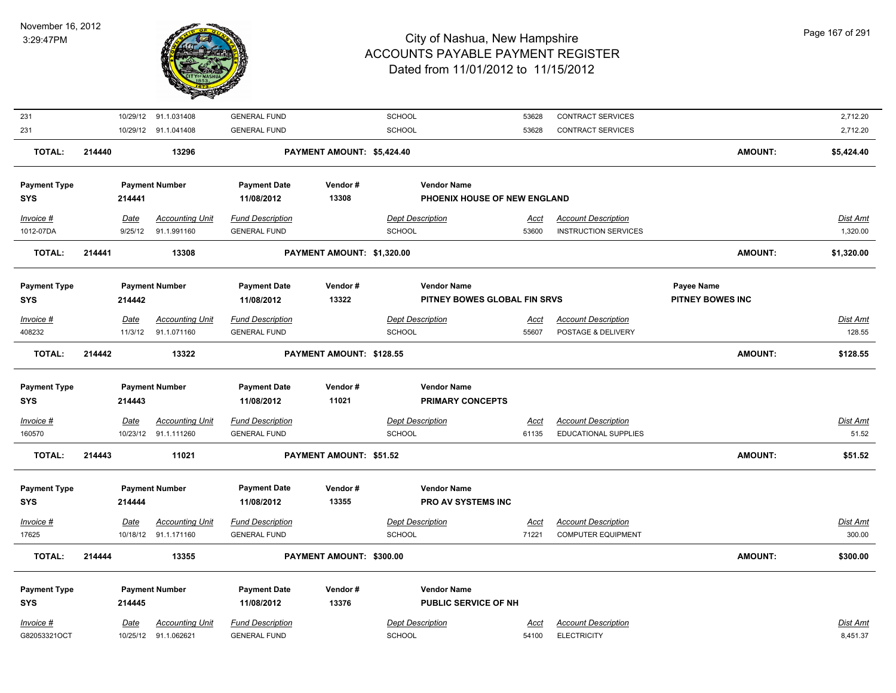| | | | | | | | | | |
|---|---|---|---|---|---|---|---|---|---|
| 231 | 10/29/12 | 91.1.031408 | GENERAL FUND | | SCHOOL | 53628 | CONTRACT SERVICES | | 2,712.20 |
| 231 | 10/29/12 | 91.1.041408 | GENERAL FUND | | SCHOOL | 53628 | CONTRACT SERVICES | | 2,712.20 |
| **TOTAL:** | **214440** | **13296** | | **PAYMENT AMOUNT: $5,424.40** | | | | **AMOUNT:** | **$5,424.40** |

| **Payment Type** | **Payment Number** | **Payment Date** | **Vendor #** | **Vendor Name** |
|---|---|---|---|---|
| **SYS** | **214441** | **11/08/2012** | **13308** | **PHOENIX HOUSE OF NEW ENGLAND** |

| *Invoice #* | *Date* | *Accounting Unit* | *Fund Description* | *Dept Description* | *Acct* | *Account Description* | *Dist Amt* |
|---|---|---|---|---|---|---|---|
| 1012-07DA | 9/25/12 | 91.1.991160 | GENERAL FUND | SCHOOL | 53600 | INSTRUCTION SERVICES | 1,320.00 |
| **TOTAL:** | **214441** | **13308** | **PAYMENT AMOUNT: $1,320.00** | | | **AMOUNT:** | **$1,320.00** |

| **Payment Type** | **Payment Number** | **Payment Date** | **Vendor #** | **Vendor Name** | **Payee Name** |
|---|---|---|---|---|---|
| **SYS** | **214442** | **11/08/2012** | **13322** | **PITNEY BOWES GLOBAL FIN SRVS** | **PITNEY BOWES INC** |

| *Invoice #* | *Date* | *Accounting Unit* | *Fund Description* | *Dept Description* | *Acct* | *Account Description* | *Dist Amt* |
|---|---|---|---|---|---|---|---|
| 408232 | 11/3/12 | 91.1.071160 | GENERAL FUND | SCHOOL | 55607 | POSTAGE & DELIVERY | 128.55 |
| **TOTAL:** | **214442** | **13322** | **PAYMENT AMOUNT: $128.55** | | | **AMOUNT:** | **$128.55** |

| **Payment Type** | **Payment Number** | **Payment Date** | **Vendor #** | **Vendor Name** |
|---|---|---|---|---|
| **SYS** | **214443** | **11/08/2012** | **11021** | **PRIMARY CONCEPTS** |

| *Invoice #* | *Date* | *Accounting Unit* | *Fund Description* | *Dept Description* | *Acct* | *Account Description* | *Dist Amt* |
|---|---|---|---|---|---|---|---|
| 160570 | 10/23/12 | 91.1.111260 | GENERAL FUND | SCHOOL | 61135 | EDUCATIONAL SUPPLIES | 51.52 |
| **TOTAL:** | **214443** | **11021** | **PAYMENT AMOUNT: $51.52** | | | **AMOUNT:** | **$51.52** |

| **Payment Type** | **Payment Number** | **Payment Date** | **Vendor #** | **Vendor Name** |
|---|---|---|---|---|
| **SYS** | **214444** | **11/08/2012** | **13355** | **PRO AV SYSTEMS INC** |

| *Invoice #* | *Date* | *Accounting Unit* | *Fund Description* | *Dept Description* | *Acct* | *Account Description* | *Dist Amt* |
|---|---|---|---|---|---|---|---|
| 17625 | 10/18/12 | 91.1.171160 | GENERAL FUND | SCHOOL | 71221 | COMPUTER EQUIPMENT | 300.00 |
| **TOTAL:** | **214444** | **13355** | **PAYMENT AMOUNT: $300.00** | | | **AMOUNT:** | **$300.00** |

| **Payment Type** | **Payment Number** | **Payment Date** | **Vendor #** | **Vendor Name** |
|---|---|---|---|---|
| **SYS** | **214445** | **11/08/2012** | **13376** | **PUBLIC SERVICE OF NH** |

| *Invoice #* | *Date* | *Accounting Unit* | *Fund Description* | *Dept Description* | *Acct* | *Account Description* | *Dist Amt* |
|---|---|---|---|---|---|---|---|
| G82053321OCT | 10/25/12 | 91.1.062621 | GENERAL FUND | SCHOOL | 54100 | ELECTRICITY | 8,451.37 |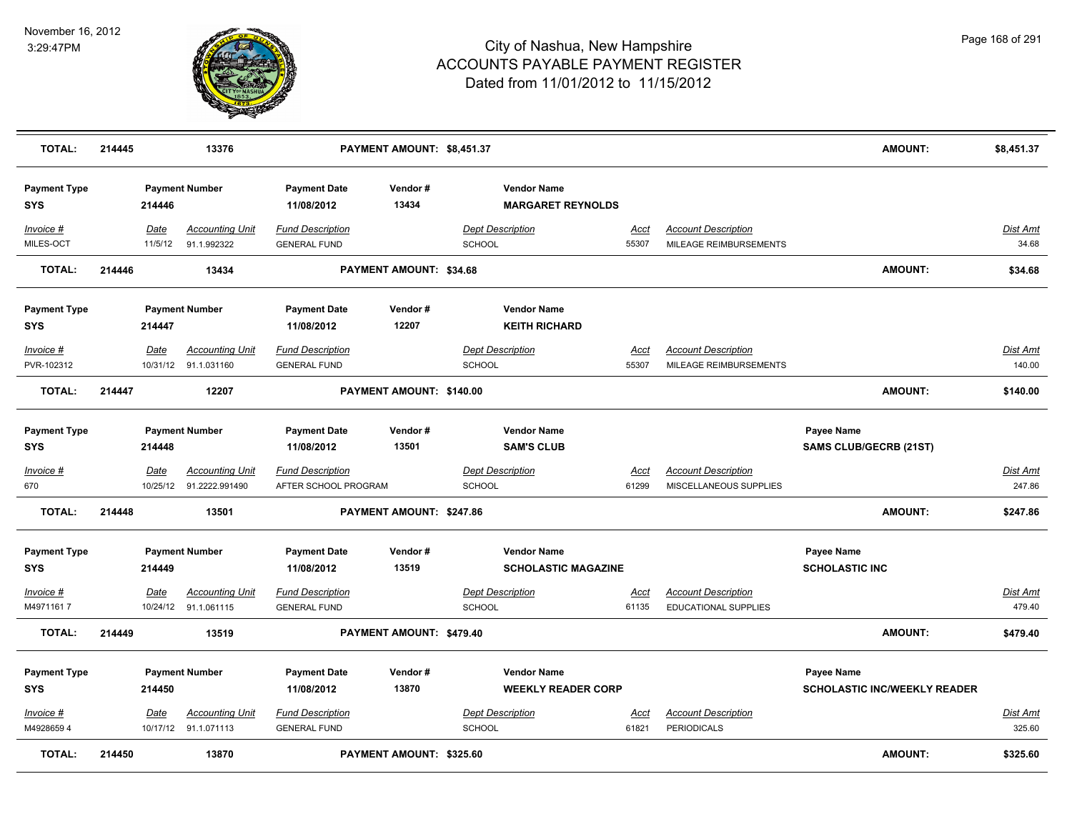| TOTAL: | 214445 | 13376 | PAYMENT AMOUNT: $8,451.37 | AMOUNT: | $8,451.37 |
|---|---|---|---|---|---|

| Payment Type | Payment Number | Payment Date | Vendor # | Vendor Name | | |
|---|---|---|---|---|---|---|
| SYS | 214446 | 11/08/2012 | 13434 | MARGARET REYNOLDS | | |

| Invoice # | Date | Accounting Unit | Fund Description | Dept Description | Acct | Account Description | Dist Amt |
|---|---|---|---|---|---|---|---|
| MILES-OCT | 11/5/12 | 91.1.992322 | GENERAL FUND | SCHOOL | 55307 | MILEAGE REIMBURSEMENTS | 34.68 |

| TOTAL: | 214446 | 13434 | PAYMENT AMOUNT: $34.68 | AMOUNT: | $34.68 |
|---|---|---|---|---|---|

| Payment Type | Payment Number | Payment Date | Vendor # | Vendor Name | | |
|---|---|---|---|---|---|---|
| SYS | 214447 | 11/08/2012 | 12207 | KEITH RICHARD | | |

| Invoice # | Date | Accounting Unit | Fund Description | Dept Description | Acct | Account Description | Dist Amt |
|---|---|---|---|---|---|---|---|
| PVR-102312 | 10/31/12 | 91.1.031160 | GENERAL FUND | SCHOOL | 55307 | MILEAGE REIMBURSEMENTS | 140.00 |

| TOTAL: | 214447 | 12207 | PAYMENT AMOUNT: $140.00 | AMOUNT: | $140.00 |
|---|---|---|---|---|---|

| Payment Type | Payment Number | Payment Date | Vendor # | Vendor Name | Payee Name |
|---|---|---|---|---|---|
| SYS | 214448 | 11/08/2012 | 13501 | SAM'S CLUB | SAMS CLUB/GECRB (21ST) |

| Invoice # | Date | Accounting Unit | Fund Description | Dept Description | Acct | Account Description | Dist Amt |
|---|---|---|---|---|---|---|---|
| 670 | 10/25/12 | 91.2222.991490 | AFTER SCHOOL PROGRAM | SCHOOL | 61299 | MISCELLANEOUS SUPPLIES | 247.86 |

| TOTAL: | 214448 | 13501 | PAYMENT AMOUNT: $247.86 | AMOUNT: | $247.86 |
|---|---|---|---|---|---|

| Payment Type | Payment Number | Payment Date | Vendor # | Vendor Name | Payee Name |
|---|---|---|---|---|---|
| SYS | 214449 | 11/08/2012 | 13519 | SCHOLASTIC MAGAZINE | SCHOLASTIC INC |

| Invoice # | Date | Accounting Unit | Fund Description | Dept Description | Acct | Account Description | Dist Amt |
|---|---|---|---|---|---|---|---|
| M4971161 7 | 10/24/12 | 91.1.061115 | GENERAL FUND | SCHOOL | 61135 | EDUCATIONAL SUPPLIES | 479.40 |

| TOTAL: | 214449 | 13519 | PAYMENT AMOUNT: $479.40 | AMOUNT: | $479.40 |
|---|---|---|---|---|---|

| Payment Type | Payment Number | Payment Date | Vendor # | Vendor Name | Payee Name |
|---|---|---|---|---|---|
| SYS | 214450 | 11/08/2012 | 13870 | WEEKLY READER CORP | SCHOLASTIC INC/WEEKLY READER |

| Invoice # | Date | Accounting Unit | Fund Description | Dept Description | Acct | Account Description | Dist Amt |
|---|---|---|---|---|---|---|---|
| M4928659 4 | 10/17/12 | 91.1.071113 | GENERAL FUND | SCHOOL | 61821 | PERIODICALS | 325.60 |

| TOTAL: | 214450 | 13870 | PAYMENT AMOUNT: $325.60 | AMOUNT: | $325.60 |
|---|---|---|---|---|---|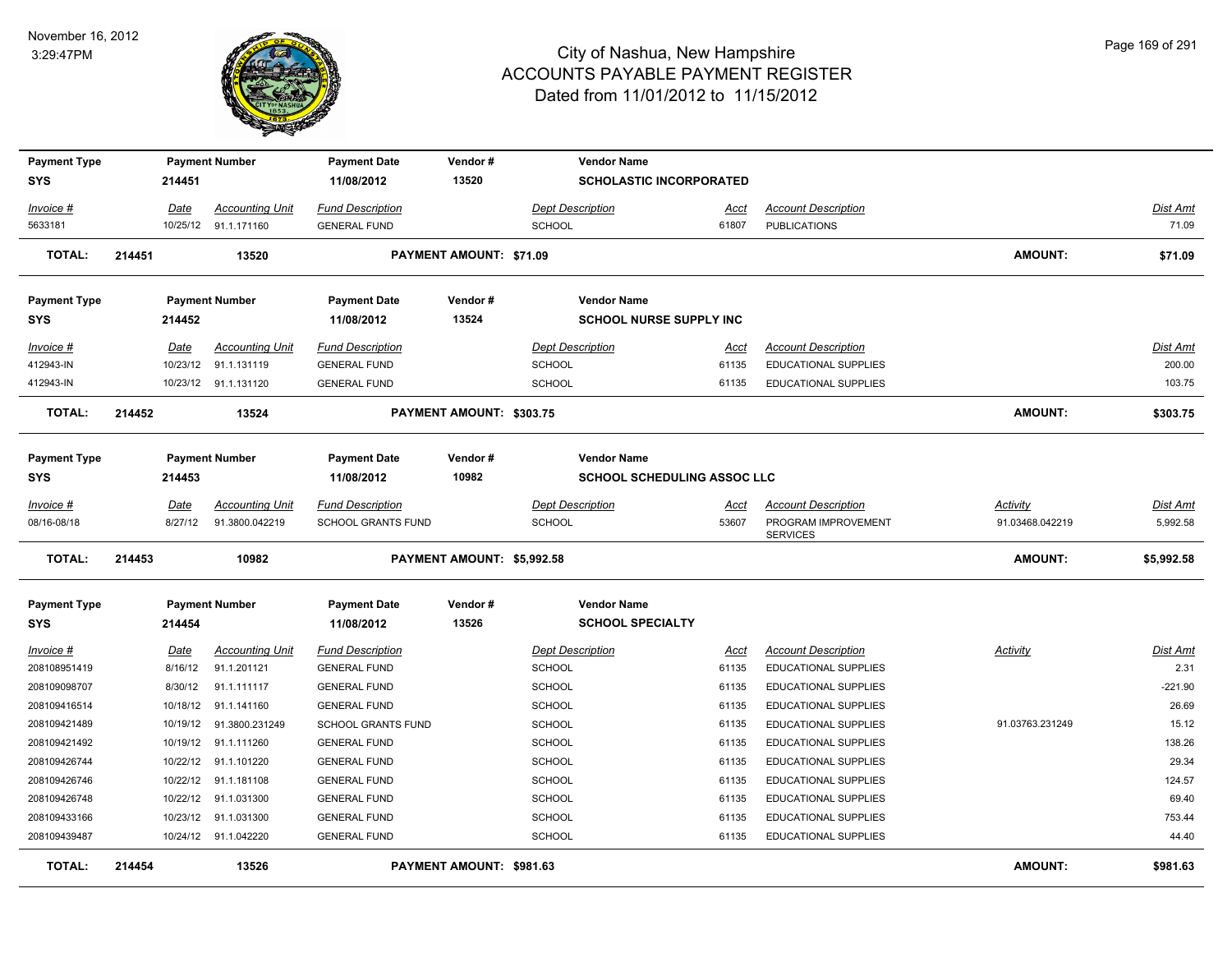# City of Nashua, New Hampshire
## ACCOUNTS PAYABLE PAYMENT REGISTER
### Dated from 11/01/2012 to 11/15/2012

November 16, 2012
3:29:47PM

| Payment Type | Payment Number | Payment Date | Vendor # | Vendor Name |
|---|---|---|---|---|
| SYS | 214451 | 11/08/2012 | 13520 | SCHOLASTIC INCORPORATED |

| Invoice # | Date | Accounting Unit | Fund Description | Dept Description | Acct | Account Description | Dist Amt |
|---|---|---|---|---|---|---|---|
| 5633181 | 10/25/12 | 91.1.171160 | GENERAL FUND | SCHOOL | 61807 | PUBLICATIONS | 71.09 |

**TOTAL: 214451 13520 PAYMENT AMOUNT: $71.09 AMOUNT: $71.09**

| Payment Type | Payment Number | Payment Date | Vendor # | Vendor Name |
|---|---|---|---|---|
| SYS | 214452 | 11/08/2012 | 13524 | SCHOOL NURSE SUPPLY INC |

| Invoice # | Date | Accounting Unit | Fund Description | Dept Description | Acct | Account Description | Dist Amt |
|---|---|---|---|---|---|---|---|
| 412943-IN | 10/23/12 | 91.1.131119 | GENERAL FUND | SCHOOL | 61135 | EDUCATIONAL SUPPLIES | 200.00 |
| 412943-IN | 10/23/12 | 91.1.131120 | GENERAL FUND | SCHOOL | 61135 | EDUCATIONAL SUPPLIES | 103.75 |

**TOTAL: 214452 13524 PAYMENT AMOUNT: $303.75 AMOUNT: $303.75**

| Payment Type | Payment Number | Payment Date | Vendor # | Vendor Name |
|---|---|---|---|---|
| SYS | 214453 | 11/08/2012 | 10982 | SCHOOL SCHEDULING ASSOC LLC |

| Invoice # | Date | Accounting Unit | Fund Description | Dept Description | Acct | Account Description | Activity | Dist Amt |
|---|---|---|---|---|---|---|---|---|
| 08/16-08/18 | 8/27/12 | 91.3800.042219 | SCHOOL GRANTS FUND | SCHOOL | 53607 | PROGRAM IMPROVEMENT SERVICES | 91.03468.042219 | 5,992.58 |

**TOTAL: 214453 10982 PAYMENT AMOUNT: $5,992.58 AMOUNT: $5,992.58**

| Payment Type | Payment Number | Payment Date | Vendor # | Vendor Name |
|---|---|---|---|---|
| SYS | 214454 | 11/08/2012 | 13526 | SCHOOL SPECIALTY |

| Invoice # | Date | Accounting Unit | Fund Description | Dept Description | Acct | Account Description | Activity | Dist Amt |
|---|---|---|---|---|---|---|---|---|
| 208108951419 | 8/16/12 | 91.1.201121 | GENERAL FUND | SCHOOL | 61135 | EDUCATIONAL SUPPLIES | | 2.31 |
| 208109098707 | 8/30/12 | 91.1.111117 | GENERAL FUND | SCHOOL | 61135 | EDUCATIONAL SUPPLIES | | -221.90 |
| 208109416514 | 10/18/12 | 91.1.141160 | GENERAL FUND | SCHOOL | 61135 | EDUCATIONAL SUPPLIES | | 26.69 |
| 208109421489 | 10/19/12 | 91.3800.231249 | SCHOOL GRANTS FUND | SCHOOL | 61135 | EDUCATIONAL SUPPLIES | 91.03763.231249 | 15.12 |
| 208109421492 | 10/19/12 | 91.1.111260 | GENERAL FUND | SCHOOL | 61135 | EDUCATIONAL SUPPLIES | | 138.26 |
| 208109426744 | 10/22/12 | 91.1.101220 | GENERAL FUND | SCHOOL | 61135 | EDUCATIONAL SUPPLIES | | 29.34 |
| 208109426746 | 10/22/12 | 91.1.181108 | GENERAL FUND | SCHOOL | 61135 | EDUCATIONAL SUPPLIES | | 124.57 |
| 208109426748 | 10/22/12 | 91.1.031300 | GENERAL FUND | SCHOOL | 61135 | EDUCATIONAL SUPPLIES | | 69.40 |
| 208109433166 | 10/23/12 | 91.1.031300 | GENERAL FUND | SCHOOL | 61135 | EDUCATIONAL SUPPLIES | | 753.44 |
| 208109439487 | 10/24/12 | 91.1.042220 | GENERAL FUND | SCHOOL | 61135 | EDUCATIONAL SUPPLIES | | 44.40 |

**TOTAL: 214454 13526 PAYMENT AMOUNT: $981.63 AMOUNT: $981.63**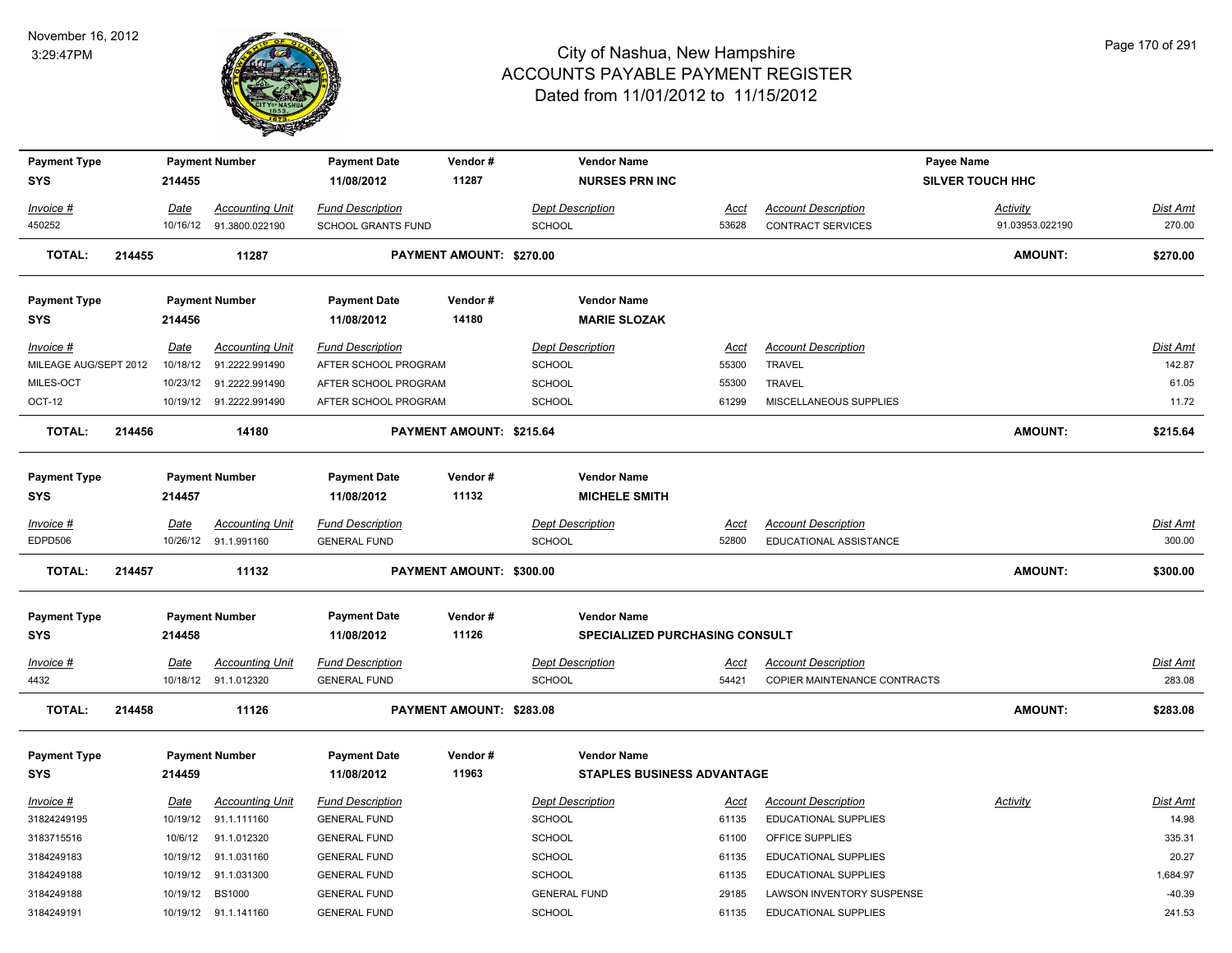# City of Nashua, New Hampshire
## ACCOUNTS PAYABLE PAYMENT REGISTER
### Dated from 11/01/2012 to 11/15/2012

November 16, 2012
3:29:47PM

| Payment Type | Payment Number | Payment Date | Vendor # | Vendor Name | Payee Name |
|---|---|---|---|---|---|
| SYS | 214455 | 11/08/2012 | 11287 | NURSES PRN INC | SILVER TOUCH HHC |

| Invoice # | Date | Accounting Unit | Fund Description | Dept Description | Acct | Account Description | Activity | Dist Amt |
|---|---|---|---|---|---|---|---|---|
| 450252 | 10/16/12 | 91.3800.022190 | SCHOOL GRANTS FUND | SCHOOL | 53628 | CONTRACT SERVICES | 91.03953.022190 | 270.00 |

**TOTAL: 214455 11287 PAYMENT AMOUNT: $270.00 AMOUNT: $270.00**

| Payment Type | Payment Number | Payment Date | Vendor # | Vendor Name |
|---|---|---|---|---|
| SYS | 214456 | 11/08/2012 | 14180 | MARIE SLOZAK |

| Invoice # | Date | Accounting Unit | Fund Description | Dept Description | Acct | Account Description | Dist Amt |
|---|---|---|---|---|---|---|---|
| MILEAGE AUG/SEPT 2012 | 10/18/12 | 91.2222.991490 | AFTER SCHOOL PROGRAM | SCHOOL | 55300 | TRAVEL | 142.87 |
| MILES-OCT | 10/23/12 | 91.2222.991490 | AFTER SCHOOL PROGRAM | SCHOOL | 55300 | TRAVEL | 61.05 |
| OCT-12 | 10/19/12 | 91.2222.991490 | AFTER SCHOOL PROGRAM | SCHOOL | 61299 | MISCELLANEOUS SUPPLIES | 11.72 |

**TOTAL: 214456 14180 PAYMENT AMOUNT: $215.64 AMOUNT: $215.64**

| Payment Type | Payment Number | Payment Date | Vendor # | Vendor Name |
|---|---|---|---|---|
| SYS | 214457 | 11/08/2012 | 11132 | MICHELE SMITH |

| Invoice # | Date | Accounting Unit | Fund Description | Dept Description | Acct | Account Description | Dist Amt |
|---|---|---|---|---|---|---|---|
| EDPD506 | 10/26/12 | 91.1.991160 | GENERAL FUND | SCHOOL | 52800 | EDUCATIONAL ASSISTANCE | 300.00 |

**TOTAL: 214457 11132 PAYMENT AMOUNT: $300.00 AMOUNT: $300.00**

| Payment Type | Payment Number | Payment Date | Vendor # | Vendor Name |
|---|---|---|---|---|
| SYS | 214458 | 11/08/2012 | 11126 | SPECIALIZED PURCHASING CONSULT |

| Invoice # | Date | Accounting Unit | Fund Description | Dept Description | Acct | Account Description | Dist Amt |
|---|---|---|---|---|---|---|---|
| 4432 | 10/18/12 | 91.1.012320 | GENERAL FUND | SCHOOL | 54421 | COPIER MAINTENANCE CONTRACTS | 283.08 |

**TOTAL: 214458 11126 PAYMENT AMOUNT: $283.08 AMOUNT: $283.08**

| Payment Type | Payment Number | Payment Date | Vendor # | Vendor Name |
|---|---|---|---|---|
| SYS | 214459 | 11/08/2012 | 11963 | STAPLES BUSINESS ADVANTAGE |

| Invoice # | Date | Accounting Unit | Fund Description | Dept Description | Acct | Account Description | Activity | Dist Amt |
|---|---|---|---|---|---|---|---|---|
| 31824249195 | 10/19/12 | 91.1.111160 | GENERAL FUND | SCHOOL | 61135 | EDUCATIONAL SUPPLIES | | 14.98 |
| 3183715516 | 10/6/12 | 91.1.012320 | GENERAL FUND | SCHOOL | 61100 | OFFICE SUPPLIES | | 335.31 |
| 3184249183 | 10/19/12 | 91.1.031160 | GENERAL FUND | SCHOOL | 61135 | EDUCATIONAL SUPPLIES | | 20.27 |
| 3184249188 | 10/19/12 | 91.1.031300 | GENERAL FUND | SCHOOL | 61135 | EDUCATIONAL SUPPLIES | | 1,684.97 |
| 3184249188 | 10/19/12 | BS1000 | GENERAL FUND | GENERAL FUND | 29185 | LAWSON INVENTORY SUSPENSE | | -40.39 |
| 3184249191 | 10/19/12 | 91.1.141160 | GENERAL FUND | SCHOOL | 61135 | EDUCATIONAL SUPPLIES | | 241.53 |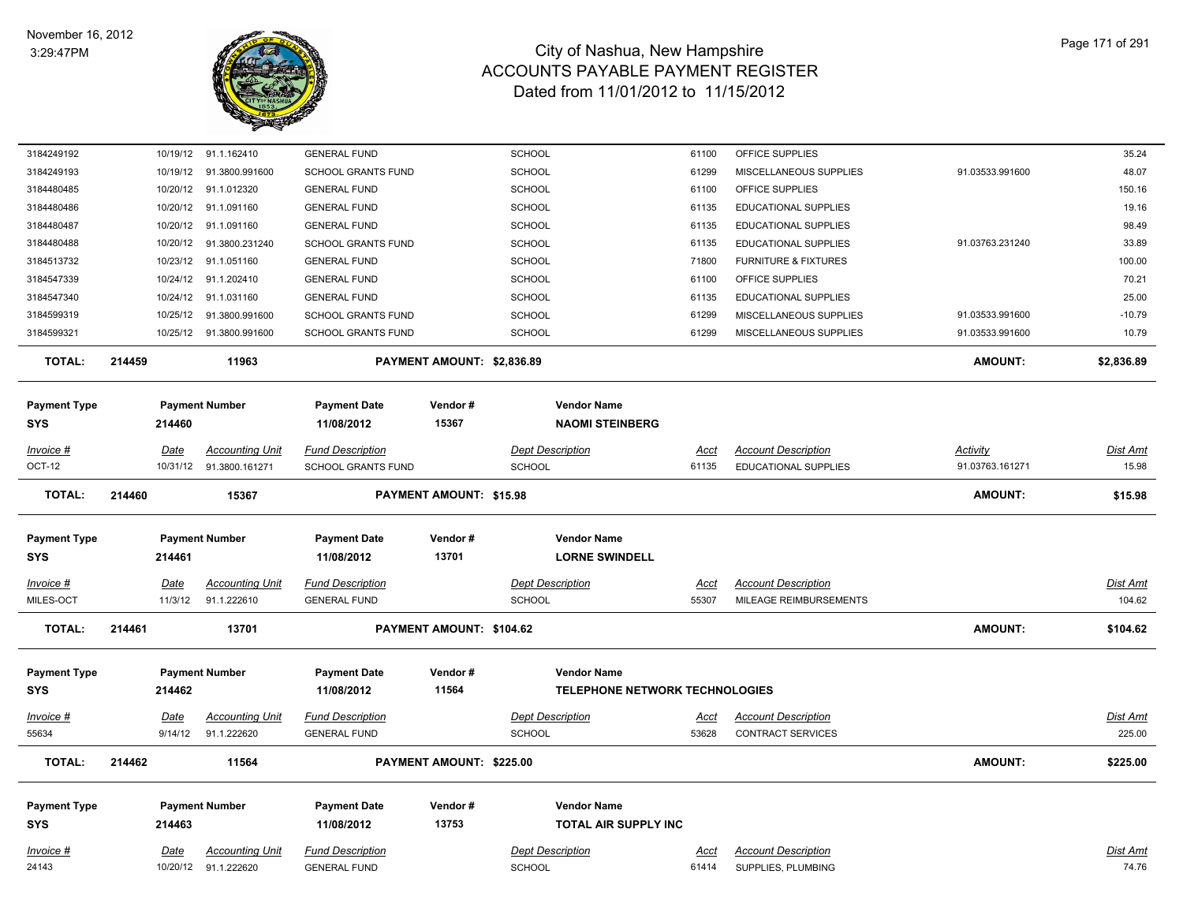# City of Nashua, New Hampshire
## ACCOUNTS PAYABLE PAYMENT REGISTER
### Dated from 11/01/2012 to 11/15/2012

| Invoice # | Date | Accounting Unit | Fund Description | Dept Description | Acct | Account Description | Activity | Dist Amt |
|---|---|---|---|---|---|---|---|---|
| 3184249192 | 10/19/12 | 91.1.162410 | GENERAL FUND | SCHOOL | 61100 | OFFICE SUPPLIES | | 35.24 |
| 3184249193 | 10/19/12 | 91.3800.991600 | SCHOOL GRANTS FUND | SCHOOL | 61299 | MISCELLANEOUS SUPPLIES | 91.03533.991600 | 48.07 |
| 3184480485 | 10/20/12 | 91.1.012320 | GENERAL FUND | SCHOOL | 61100 | OFFICE SUPPLIES | | 150.16 |
| 3184480486 | 10/20/12 | 91.1.091160 | GENERAL FUND | SCHOOL | 61135 | EDUCATIONAL SUPPLIES | | 19.16 |
| 3184480487 | 10/20/12 | 91.1.091160 | GENERAL FUND | SCHOOL | 61135 | EDUCATIONAL SUPPLIES | | 98.49 |
| 3184480488 | 10/20/12 | 91.3800.231240 | SCHOOL GRANTS FUND | SCHOOL | 61135 | EDUCATIONAL SUPPLIES | 91.03763.231240 | 33.89 |
| 3184513732 | 10/23/12 | 91.1.051160 | GENERAL FUND | SCHOOL | 71800 | FURNITURE & FIXTURES | | 100.00 |
| 3184547339 | 10/24/12 | 91.1.202410 | GENERAL FUND | SCHOOL | 61100 | OFFICE SUPPLIES | | 70.21 |
| 3184547340 | 10/24/12 | 91.1.031160 | GENERAL FUND | SCHOOL | 61135 | EDUCATIONAL SUPPLIES | | 25.00 |
| 3184599319 | 10/25/12 | 91.3800.991600 | SCHOOL GRANTS FUND | SCHOOL | 61299 | MISCELLANEOUS SUPPLIES | 91.03533.991600 | -10.79 |
| 3184599321 | 10/25/12 | 91.3800.991600 | SCHOOL GRANTS FUND | SCHOOL | 61299 | MISCELLANEOUS SUPPLIES | 91.03533.991600 | 10.79 |

**TOTAL: 214459 | 11963 | PAYMENT AMOUNT: $2,836.89 | AMOUNT: $2,836.89**

| Payment Type | Payment Number | Payment Date | Vendor # | Vendor Name |
|---|---|---|---|---|
| SYS | 214460 | 11/08/2012 | 15367 | NAOMI STEINBERG |

| Invoice # | Date | Accounting Unit | Fund Description | Dept Description | Acct | Account Description | Activity | Dist Amt |
|---|---|---|---|---|---|---|---|---|
| OCT-12 | 10/31/12 | 91.3800.161271 | SCHOOL GRANTS FUND | SCHOOL | 61135 | EDUCATIONAL SUPPLIES | 91.03763.161271 | 15.98 |

**TOTAL: 214460 | 15367 | PAYMENT AMOUNT: $15.98 | AMOUNT: $15.98**

| Payment Type | Payment Number | Payment Date | Vendor # | Vendor Name |
|---|---|---|---|---|
| SYS | 214461 | 11/08/2012 | 13701 | LORNE SWINDELL |

| Invoice # | Date | Accounting Unit | Fund Description | Dept Description | Acct | Account Description | Dist Amt |
|---|---|---|---|---|---|---|---|
| MILES-OCT | 11/3/12 | 91.1.222610 | GENERAL FUND | SCHOOL | 55307 | MILEAGE REIMBURSEMENTS | 104.62 |

**TOTAL: 214461 | 13701 | PAYMENT AMOUNT: $104.62 | AMOUNT: $104.62**

| Payment Type | Payment Number | Payment Date | Vendor # | Vendor Name |
|---|---|---|---|---|
| SYS | 214462 | 11/08/2012 | 11564 | TELEPHONE NETWORK TECHNOLOGIES |

| Invoice # | Date | Accounting Unit | Fund Description | Dept Description | Acct | Account Description | Dist Amt |
|---|---|---|---|---|---|---|---|
| 55634 | 9/14/12 | 91.1.222620 | GENERAL FUND | SCHOOL | 53628 | CONTRACT SERVICES | 225.00 |

**TOTAL: 214462 | 11564 | PAYMENT AMOUNT: $225.00 | AMOUNT: $225.00**

| Payment Type | Payment Number | Payment Date | Vendor # | Vendor Name |
|---|---|---|---|---|
| SYS | 214463 | 11/08/2012 | 13753 | TOTAL AIR SUPPLY INC |

| Invoice # | Date | Accounting Unit | Fund Description | Dept Description | Acct | Account Description | Dist Amt |
|---|---|---|---|---|---|---|---|
| 24143 | 10/20/12 | 91.1.222620 | GENERAL FUND | SCHOOL | 61414 | SUPPLIES, PLUMBING | 74.76 |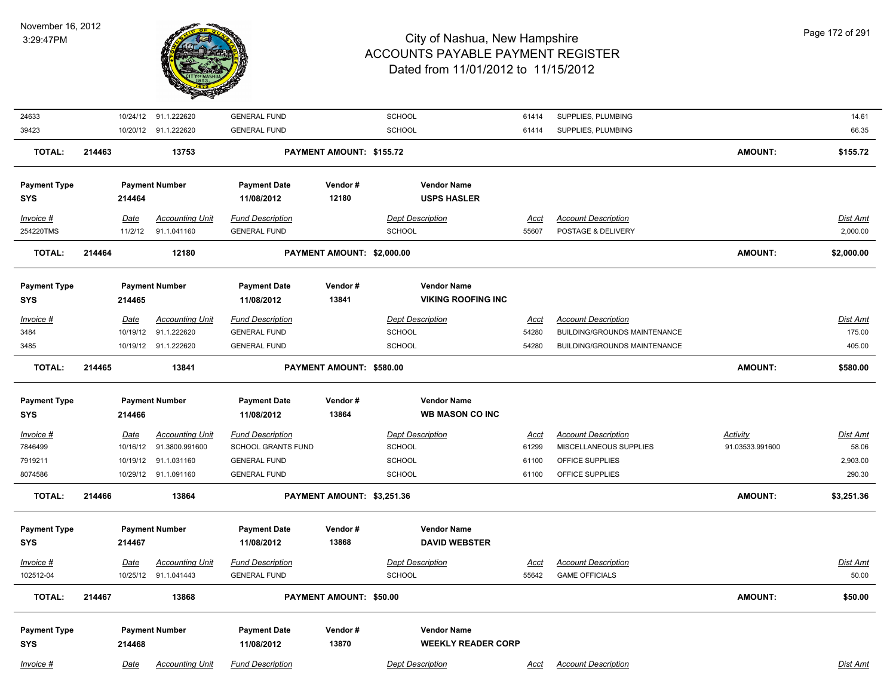# City of Nashua, New Hampshire
## ACCOUNTS PAYABLE PAYMENT REGISTER
### Dated from 11/01/2012 to 11/15/2012

November 16, 2012
3:29:47PM

| Invoice # | Date | Accounting Unit | Fund Description | Dept Description | Acct | Account Description | Activity | Dist Amt |
|---|---|---|---|---|---|---|---|---|
| 24633 | 10/24/12 | 91.1.222620 | GENERAL FUND | SCHOOL | 61414 | SUPPLIES, PLUMBING | | 14.61 |
| 39423 | 10/20/12 | 91.1.222620 | GENERAL FUND | SCHOOL | 61414 | SUPPLIES, PLUMBING | | 66.35 |

**TOTAL: 214463 — 13753 — PAYMENT AMOUNT: $155.72 — AMOUNT: $155.72**

| Payment Type | Payment Number | Payment Date | Vendor # | Vendor Name |
|---|---|---|---|---|
| SYS | 214464 | 11/08/2012 | 12180 | USPS HASLER |

| Invoice # | Date | Accounting Unit | Fund Description | Dept Description | Acct | Account Description | Dist Amt |
|---|---|---|---|---|---|---|---|
| 254220TMS | 11/2/12 | 91.1.041160 | GENERAL FUND | SCHOOL | 55607 | POSTAGE & DELIVERY | 2,000.00 |

**TOTAL: 214464 — 12180 — PAYMENT AMOUNT: $2,000.00 — AMOUNT: $2,000.00**

| Payment Type | Payment Number | Payment Date | Vendor # | Vendor Name |
|---|---|---|---|---|
| SYS | 214465 | 11/08/2012 | 13841 | VIKING ROOFING INC |

| Invoice # | Date | Accounting Unit | Fund Description | Dept Description | Acct | Account Description | Dist Amt |
|---|---|---|---|---|---|---|---|
| 3484 | 10/19/12 | 91.1.222620 | GENERAL FUND | SCHOOL | 54280 | BUILDING/GROUNDS MAINTENANCE | 175.00 |
| 3485 | 10/19/12 | 91.1.222620 | GENERAL FUND | SCHOOL | 54280 | BUILDING/GROUNDS MAINTENANCE | 405.00 |

**TOTAL: 214465 — 13841 — PAYMENT AMOUNT: $580.00 — AMOUNT: $580.00**

| Payment Type | Payment Number | Payment Date | Vendor # | Vendor Name |
|---|---|---|---|---|
| SYS | 214466 | 11/08/2012 | 13864 | WB MASON CO INC |

| Invoice # | Date | Accounting Unit | Fund Description | Dept Description | Acct | Account Description | Activity | Dist Amt |
|---|---|---|---|---|---|---|---|---|
| 7846499 | 10/16/12 | 91.3800.991600 | SCHOOL GRANTS FUND | SCHOOL | 61299 | MISCELLANEOUS SUPPLIES | 91.03533.991600 | 58.06 |
| 7919211 | 10/19/12 | 91.1.031160 | GENERAL FUND | SCHOOL | 61100 | OFFICE SUPPLIES | | 2,903.00 |
| 8074586 | 10/29/12 | 91.1.091160 | GENERAL FUND | SCHOOL | 61100 | OFFICE SUPPLIES | | 290.30 |

**TOTAL: 214466 — 13864 — PAYMENT AMOUNT: $3,251.36 — AMOUNT: $3,251.36**

| Payment Type | Payment Number | Payment Date | Vendor # | Vendor Name |
|---|---|---|---|---|
| SYS | 214467 | 11/08/2012 | 13868 | DAVID WEBSTER |

| Invoice # | Date | Accounting Unit | Fund Description | Dept Description | Acct | Account Description | Dist Amt |
|---|---|---|---|---|---|---|---|
| 102512-04 | 10/25/12 | 91.1.041443 | GENERAL FUND | SCHOOL | 55642 | GAME OFFICIALS | 50.00 |

**TOTAL: 214467 — 13868 — PAYMENT AMOUNT: $50.00 — AMOUNT: $50.00**

| Payment Type | Payment Number | Payment Date | Vendor # | Vendor Name |
|---|---|---|---|---|
| SYS | 214468 | 11/08/2012 | 13870 | WEEKLY READER CORP |

| Invoice # | Date | Accounting Unit | Fund Description | Dept Description | Acct | Account Description | Dist Amt |
|---|---|---|---|---|---|---|---|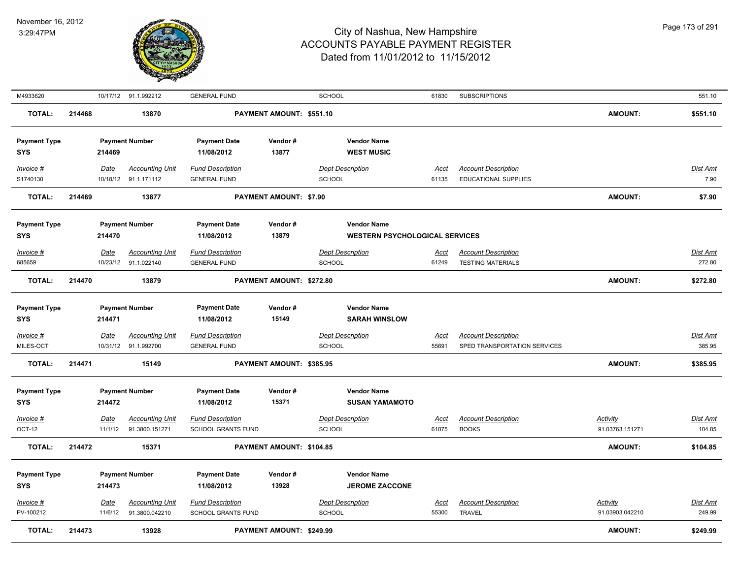| Invoice # | Date | Accounting Unit | Fund Description | Dept Description | Acct | Account Description | Dist Amt |
|---|---|---|---|---|---|---|---|
| M4933620 | 10/17/12 | 91.1.992212 | GENERAL FUND | SCHOOL | 61830 | SUBSCRIPTIONS | 551.10 |

**TOTAL:** 214468 | 13870 | **PAYMENT AMOUNT: $551.10** | **AMOUNT: $551.10**

| Payment Type | Payment Number | Payment Date | Vendor # | Vendor Name |
|---|---|---|---|---|
| SYS | 214469 | 11/08/2012 | 13877 | WEST MUSIC |

| Invoice # | Date | Accounting Unit | Fund Description | Dept Description | Acct | Account Description | Dist Amt |
|---|---|---|---|---|---|---|---|
| S1740130 | 10/18/12 | 91.1.171112 | GENERAL FUND | SCHOOL | 61135 | EDUCATIONAL SUPPLIES | 7.90 |

**TOTAL:** 214469 | 13877 | **PAYMENT AMOUNT: $7.90** | **AMOUNT: $7.90**

| Payment Type | Payment Number | Payment Date | Vendor # | Vendor Name |
|---|---|---|---|---|
| SYS | 214470 | 11/08/2012 | 13879 | WESTERN PSYCHOLOGICAL SERVICES |

| Invoice # | Date | Accounting Unit | Fund Description | Dept Description | Acct | Account Description | Dist Amt |
|---|---|---|---|---|---|---|---|
| 685659 | 10/23/12 | 91.1.022140 | GENERAL FUND | SCHOOL | 61249 | TESTING MATERIALS | 272.80 |

**TOTAL:** 214470 | 13879 | **PAYMENT AMOUNT: $272.80** | **AMOUNT: $272.80**

| Payment Type | Payment Number | Payment Date | Vendor # | Vendor Name |
|---|---|---|---|---|
| SYS | 214471 | 11/08/2012 | 15149 | SARAH WINSLOW |

| Invoice # | Date | Accounting Unit | Fund Description | Dept Description | Acct | Account Description | Dist Amt |
|---|---|---|---|---|---|---|---|
| MILES-OCT | 10/31/12 | 91.1.992700 | GENERAL FUND | SCHOOL | 55691 | SPED TRANSPORTATION SERVICES | 385.95 |

**TOTAL:** 214471 | 15149 | **PAYMENT AMOUNT: $385.95** | **AMOUNT: $385.95**

| Payment Type | Payment Number | Payment Date | Vendor # | Vendor Name |
|---|---|---|---|---|
| SYS | 214472 | 11/08/2012 | 15371 | SUSAN YAMAMOTO |

| Invoice # | Date | Accounting Unit | Fund Description | Dept Description | Acct | Account Description | Activity | Dist Amt |
|---|---|---|---|---|---|---|---|---|
| OCT-12 | 11/1/12 | 91.3800.151271 | SCHOOL GRANTS FUND | SCHOOL | 61875 | BOOKS | 91.03763.151271 | 104.85 |

**TOTAL:** 214472 | 15371 | **PAYMENT AMOUNT: $104.85** | **AMOUNT: $104.85**

| Payment Type | Payment Number | Payment Date | Vendor # | Vendor Name |
|---|---|---|---|---|
| SYS | 214473 | 11/08/2012 | 13928 | JEROME ZACCONE |

| Invoice # | Date | Accounting Unit | Fund Description | Dept Description | Acct | Account Description | Activity | Dist Amt |
|---|---|---|---|---|---|---|---|---|
| PV-100212 | 11/6/12 | 91.3800.042210 | SCHOOL GRANTS FUND | SCHOOL | 55300 | TRAVEL | 91.03903.042210 | 249.99 |

**TOTAL:** 214473 | 13928 | **PAYMENT AMOUNT: $249.99** | **AMOUNT: $249.99**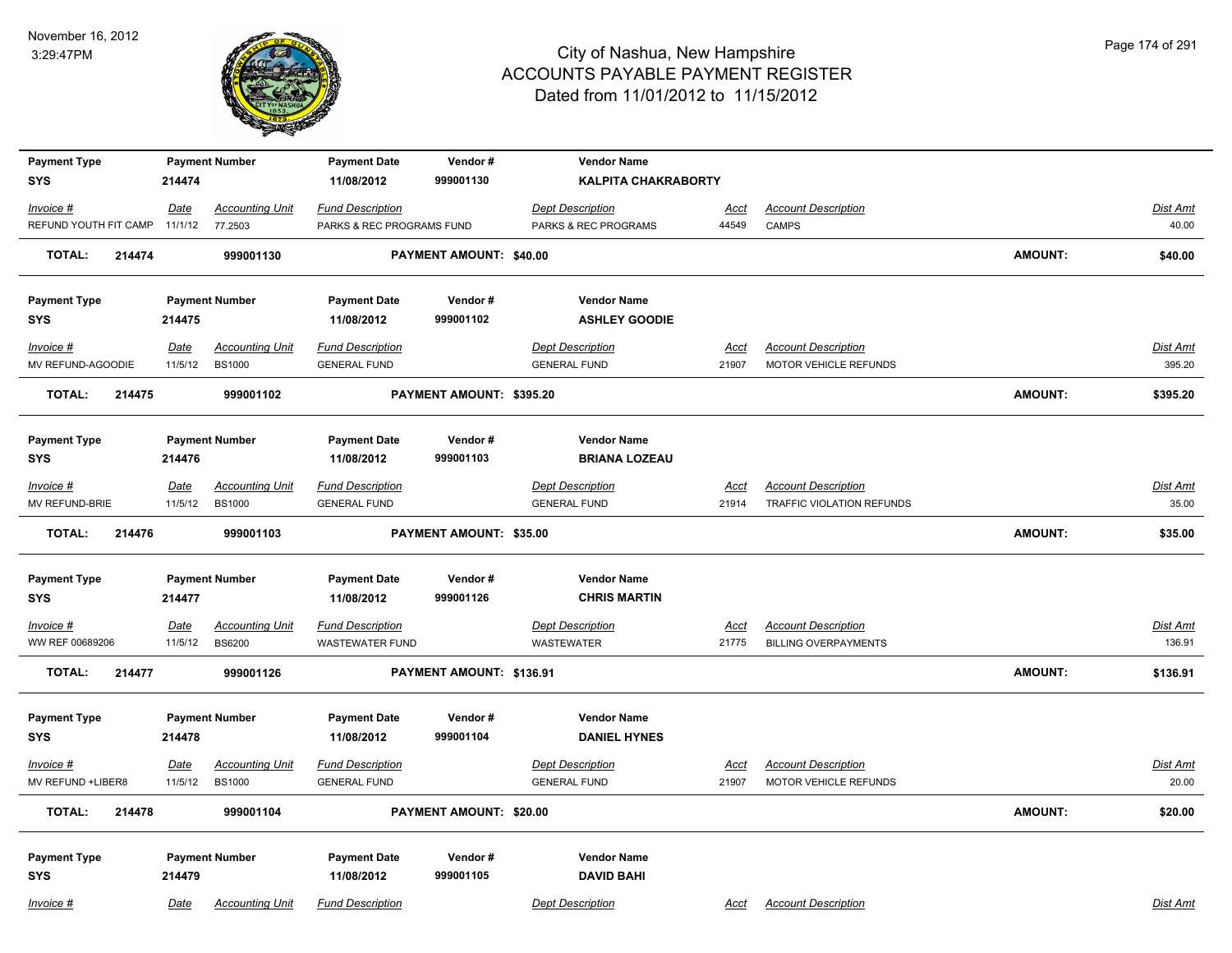# City of Nashua, New Hampshire
## ACCOUNTS PAYABLE PAYMENT REGISTER
### Dated from 11/01/2012 to 11/15/2012

November 16, 2012
3:29:47PM

| Payment Type | Payment Number | Payment Date | Vendor # | Vendor Name |
|---|---|---|---|---|
| SYS | 214474 | 11/08/2012 | 999001130 | KALPITA CHAKRABORTY |

| Invoice # | Date | Accounting Unit | Fund Description | Dept Description | Acct | Account Description | Dist Amt |
|---|---|---|---|---|---|---|---|
| REFUND YOUTH FIT CAMP | 11/1/12 | 77.2503 | PARKS & REC PROGRAMS FUND | PARKS & REC PROGRAMS | 44549 | CAMPS | 40.00 |

**TOTAL: 214474 999001130 PAYMENT AMOUNT: $40.00 AMOUNT: $40.00**

| Payment Type | Payment Number | Payment Date | Vendor # | Vendor Name |
|---|---|---|---|---|
| SYS | 214475 | 11/08/2012 | 999001102 | ASHLEY GOODIE |

| Invoice # | Date | Accounting Unit | Fund Description | Dept Description | Acct | Account Description | Dist Amt |
|---|---|---|---|---|---|---|---|
| MV REFUND-AGOODIE | 11/5/12 | BS1000 | GENERAL FUND | GENERAL FUND | 21907 | MOTOR VEHICLE REFUNDS | 395.20 |

**TOTAL: 214475 999001102 PAYMENT AMOUNT: $395.20 AMOUNT: $395.20**

| Payment Type | Payment Number | Payment Date | Vendor # | Vendor Name |
|---|---|---|---|---|
| SYS | 214476 | 11/08/2012 | 999001103 | BRIANA LOZEAU |

| Invoice # | Date | Accounting Unit | Fund Description | Dept Description | Acct | Account Description | Dist Amt |
|---|---|---|---|---|---|---|---|
| MV REFUND-BRIE | 11/5/12 | BS1000 | GENERAL FUND | GENERAL FUND | 21914 | TRAFFIC VIOLATION REFUNDS | 35.00 |

**TOTAL: 214476 999001103 PAYMENT AMOUNT: $35.00 AMOUNT: $35.00**

| Payment Type | Payment Number | Payment Date | Vendor # | Vendor Name |
|---|---|---|---|---|
| SYS | 214477 | 11/08/2012 | 999001126 | CHRIS MARTIN |

| Invoice # | Date | Accounting Unit | Fund Description | Dept Description | Acct | Account Description | Dist Amt |
|---|---|---|---|---|---|---|---|
| WW REF 00689206 | 11/5/12 | BS6200 | WASTEWATER FUND | WASTEWATER | 21775 | BILLING OVERPAYMENTS | 136.91 |

**TOTAL: 214477 999001126 PAYMENT AMOUNT: $136.91 AMOUNT: $136.91**

| Payment Type | Payment Number | Payment Date | Vendor # | Vendor Name |
|---|---|---|---|---|
| SYS | 214478 | 11/08/2012 | 999001104 | DANIEL HYNES |

| Invoice # | Date | Accounting Unit | Fund Description | Dept Description | Acct | Account Description | Dist Amt |
|---|---|---|---|---|---|---|---|
| MV REFUND +LIBER8 | 11/5/12 | BS1000 | GENERAL FUND | GENERAL FUND | 21907 | MOTOR VEHICLE REFUNDS | 20.00 |

**TOTAL: 214478 999001104 PAYMENT AMOUNT: $20.00 AMOUNT: $20.00**

| Payment Type | Payment Number | Payment Date | Vendor # | Vendor Name |
|---|---|---|---|---|
| SYS | 214479 | 11/08/2012 | 999001105 | DAVID BAHI |

| Invoice # | Date | Accounting Unit | Fund Description | Dept Description | Acct | Account Description | Dist Amt |
|---|---|---|---|---|---|---|---|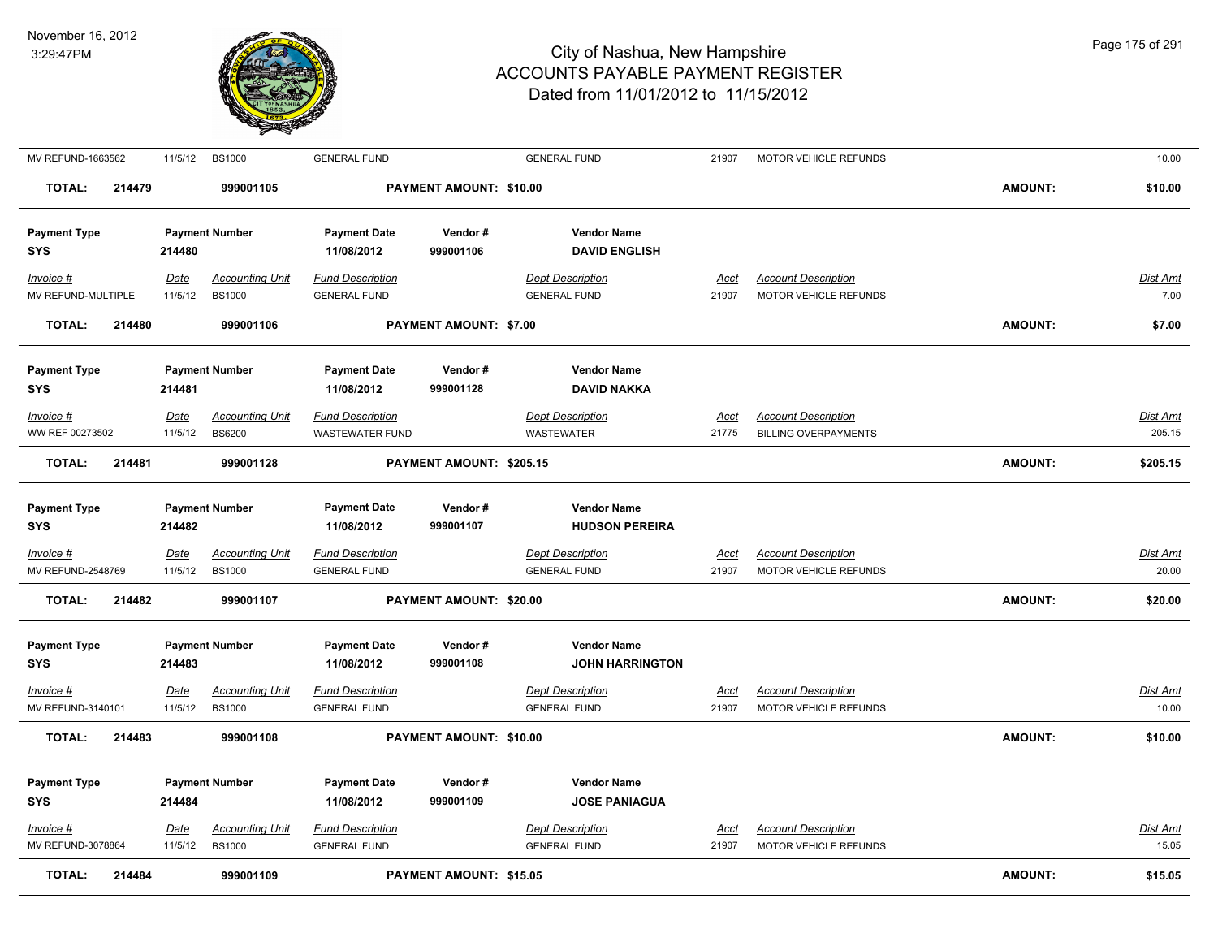# City of Nashua, New Hampshire
## ACCOUNTS PAYABLE PAYMENT REGISTER
### Dated from 11/01/2012 to 11/15/2012

November 16, 2012
3:29:47PM

| Invoice # | Date | Accounting Unit | Fund Description | Dept Description | Acct | Account Description | Dist Amt |
|---|---|---|---|---|---|---|---|
| MV REFUND-1663562 | 11/5/12 | BS1000 | GENERAL FUND | GENERAL FUND | 21907 | MOTOR VEHICLE REFUNDS | 10.00 |

**TOTAL: 214479 | 999001105 | PAYMENT AMOUNT: $10.00 | AMOUNT: $10.00**

| Payment Type | Payment Number | Payment Date | Vendor # | Vendor Name |
|---|---|---|---|---|
| SYS | 214480 | 11/08/2012 | 999001106 | DAVID ENGLISH |

| Invoice # | Date | Accounting Unit | Fund Description | Dept Description | Acct | Account Description | Dist Amt |
|---|---|---|---|---|---|---|---|
| MV REFUND-MULTIPLE | 11/5/12 | BS1000 | GENERAL FUND | GENERAL FUND | 21907 | MOTOR VEHICLE REFUNDS | 7.00 |

**TOTAL: 214480 | 999001106 | PAYMENT AMOUNT: $7.00 | AMOUNT: $7.00**

| Payment Type | Payment Number | Payment Date | Vendor # | Vendor Name |
|---|---|---|---|---|
| SYS | 214481 | 11/08/2012 | 999001128 | DAVID NAKKA |

| Invoice # | Date | Accounting Unit | Fund Description | Dept Description | Acct | Account Description | Dist Amt |
|---|---|---|---|---|---|---|---|
| WW REF 00273502 | 11/5/12 | BS6200 | WASTEWATER FUND | WASTEWATER | 21775 | BILLING OVERPAYMENTS | 205.15 |

**TOTAL: 214481 | 999001128 | PAYMENT AMOUNT: $205.15 | AMOUNT: $205.15**

| Payment Type | Payment Number | Payment Date | Vendor # | Vendor Name |
|---|---|---|---|---|
| SYS | 214482 | 11/08/2012 | 999001107 | HUDSON PEREIRA |

| Invoice # | Date | Accounting Unit | Fund Description | Dept Description | Acct | Account Description | Dist Amt |
|---|---|---|---|---|---|---|---|
| MV REFUND-2548769 | 11/5/12 | BS1000 | GENERAL FUND | GENERAL FUND | 21907 | MOTOR VEHICLE REFUNDS | 20.00 |

**TOTAL: 214482 | 999001107 | PAYMENT AMOUNT: $20.00 | AMOUNT: $20.00**

| Payment Type | Payment Number | Payment Date | Vendor # | Vendor Name |
|---|---|---|---|---|
| SYS | 214483 | 11/08/2012 | 999001108 | JOHN HARRINGTON |

| Invoice # | Date | Accounting Unit | Fund Description | Dept Description | Acct | Account Description | Dist Amt |
|---|---|---|---|---|---|---|---|
| MV REFUND-3140101 | 11/5/12 | BS1000 | GENERAL FUND | GENERAL FUND | 21907 | MOTOR VEHICLE REFUNDS | 10.00 |

**TOTAL: 214483 | 999001108 | PAYMENT AMOUNT: $10.00 | AMOUNT: $10.00**

| Payment Type | Payment Number | Payment Date | Vendor # | Vendor Name |
|---|---|---|---|---|
| SYS | 214484 | 11/08/2012 | 999001109 | JOSE PANIAGUA |

| Invoice # | Date | Accounting Unit | Fund Description | Dept Description | Acct | Account Description | Dist Amt |
|---|---|---|---|---|---|---|---|
| MV REFUND-3078864 | 11/5/12 | BS1000 | GENERAL FUND | GENERAL FUND | 21907 | MOTOR VEHICLE REFUNDS | 15.05 |

**TOTAL: 214484 | 999001109 | PAYMENT AMOUNT: $15.05 | AMOUNT: $15.05**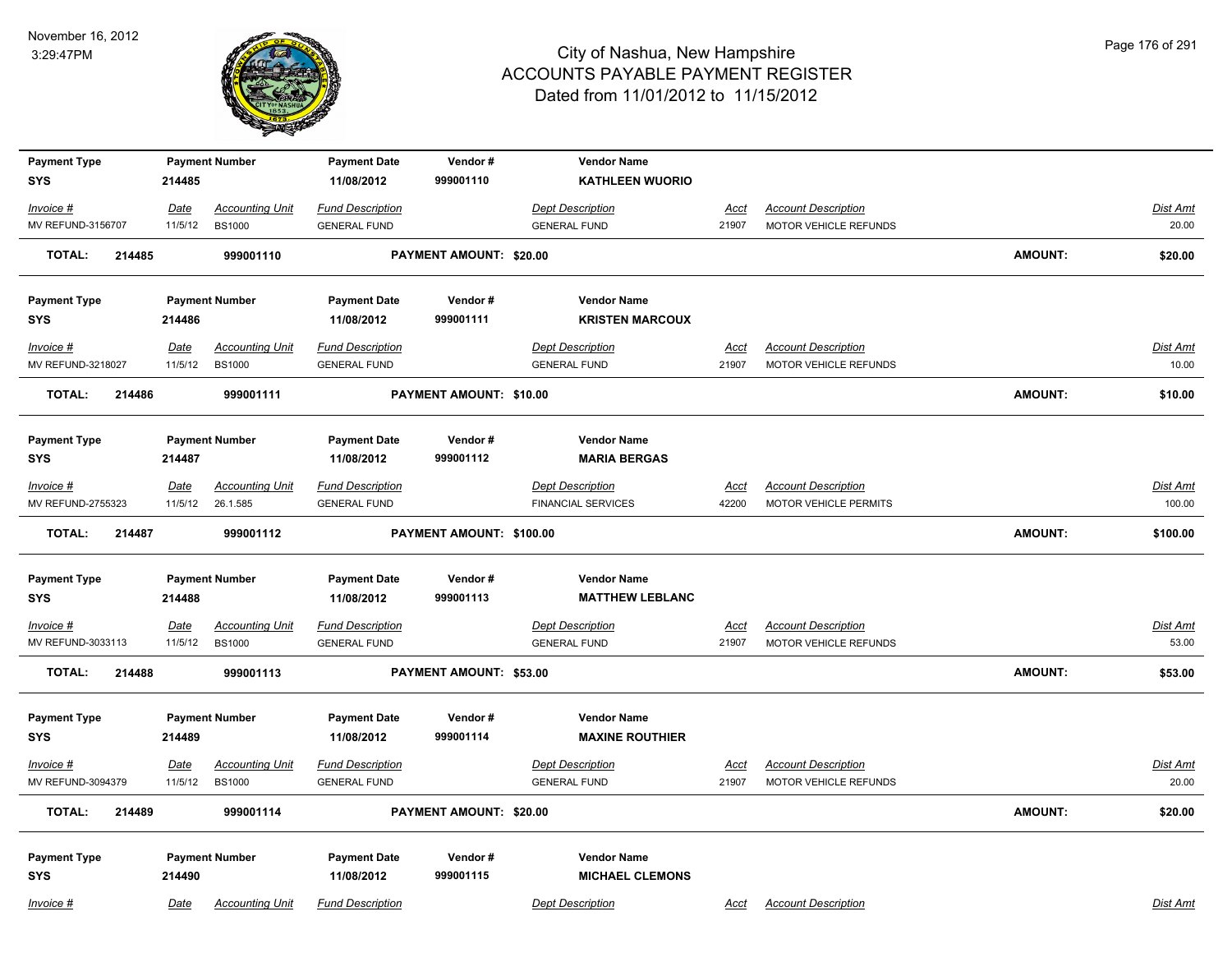# City of Nashua, New Hampshire
## ACCOUNTS PAYABLE PAYMENT REGISTER
### Dated from 11/01/2012 to 11/15/2012

November 16, 2012
3:29:47PM

| Payment Type | Payment Number | Payment Date | Vendor # | Vendor Name | | | |
|---|---|---|---|---|---|---|---|
| SYS | 214485 | 11/08/2012 | 999001110 | KATHLEEN WUORIO | | | |

| Invoice # | Date | Accounting Unit | Fund Description | Dept Description | Acct | Account Description | Dist Amt |
|---|---|---|---|---|---|---|---|
| MV REFUND-3156707 | 11/5/12 | BS1000 | GENERAL FUND | GENERAL FUND | 21907 | MOTOR VEHICLE REFUNDS | 20.00 |

**TOTAL: 214485 — 999001110 — PAYMENT AMOUNT: $20.00 — AMOUNT: $20.00**

| Payment Type | Payment Number | Payment Date | Vendor # | Vendor Name | | | |
|---|---|---|---|---|---|---|---|
| SYS | 214486 | 11/08/2012 | 999001111 | KRISTEN MARCOUX | | | |

| Invoice # | Date | Accounting Unit | Fund Description | Dept Description | Acct | Account Description | Dist Amt |
|---|---|---|---|---|---|---|---|
| MV REFUND-3218027 | 11/5/12 | BS1000 | GENERAL FUND | GENERAL FUND | 21907 | MOTOR VEHICLE REFUNDS | 10.00 |

**TOTAL: 214486 — 999001111 — PAYMENT AMOUNT: $10.00 — AMOUNT: $10.00**

| Payment Type | Payment Number | Payment Date | Vendor # | Vendor Name | | | |
|---|---|---|---|---|---|---|---|
| SYS | 214487 | 11/08/2012 | 999001112 | MARIA BERGAS | | | |

| Invoice # | Date | Accounting Unit | Fund Description | Dept Description | Acct | Account Description | Dist Amt |
|---|---|---|---|---|---|---|---|
| MV REFUND-2755323 | 11/5/12 | 26.1.585 | GENERAL FUND | FINANCIAL SERVICES | 42200 | MOTOR VEHICLE PERMITS | 100.00 |

**TOTAL: 214487 — 999001112 — PAYMENT AMOUNT: $100.00 — AMOUNT: $100.00**

| Payment Type | Payment Number | Payment Date | Vendor # | Vendor Name | | | |
|---|---|---|---|---|---|---|---|
| SYS | 214488 | 11/08/2012 | 999001113 | MATTHEW LEBLANC | | | |

| Invoice # | Date | Accounting Unit | Fund Description | Dept Description | Acct | Account Description | Dist Amt |
|---|---|---|---|---|---|---|---|
| MV REFUND-3033113 | 11/5/12 | BS1000 | GENERAL FUND | GENERAL FUND | 21907 | MOTOR VEHICLE REFUNDS | 53.00 |

**TOTAL: 214488 — 999001113 — PAYMENT AMOUNT: $53.00 — AMOUNT: $53.00**

| Payment Type | Payment Number | Payment Date | Vendor # | Vendor Name | | | |
|---|---|---|---|---|---|---|---|
| SYS | 214489 | 11/08/2012 | 999001114 | MAXINE ROUTHIER | | | |

| Invoice # | Date | Accounting Unit | Fund Description | Dept Description | Acct | Account Description | Dist Amt |
|---|---|---|---|---|---|---|---|
| MV REFUND-3094379 | 11/5/12 | BS1000 | GENERAL FUND | GENERAL FUND | 21907 | MOTOR VEHICLE REFUNDS | 20.00 |

**TOTAL: 214489 — 999001114 — PAYMENT AMOUNT: $20.00 — AMOUNT: $20.00**

| Payment Type | Payment Number | Payment Date | Vendor # | Vendor Name | | | |
|---|---|---|---|---|---|---|---|
| SYS | 214490 | 11/08/2012 | 999001115 | MICHAEL CLEMONS | | | |

| Invoice # | Date | Accounting Unit | Fund Description | Dept Description | Acct | Account Description | Dist Amt |
|---|---|---|---|---|---|---|---|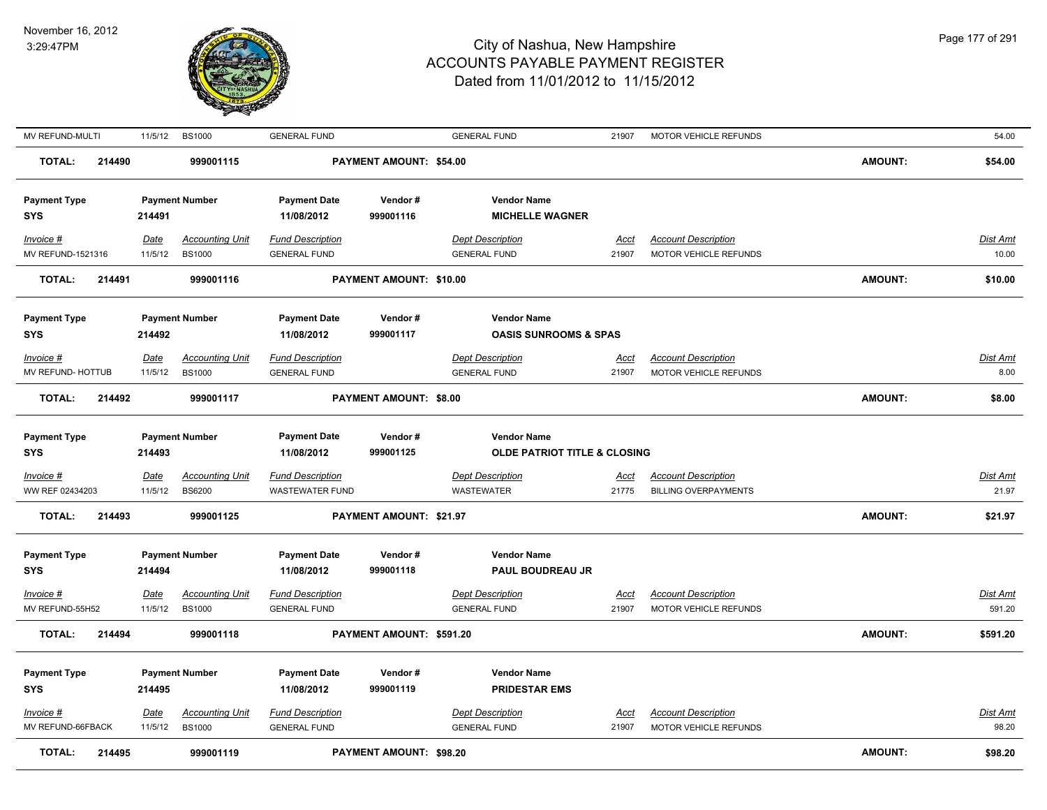# City of Nashua, New Hampshire
## ACCOUNTS PAYABLE PAYMENT REGISTER
### Dated from 11/01/2012 to 11/15/2012

November 16, 2012
3:29:47PM

| Invoice # | Date | Accounting Unit | Fund Description | Dept Description | Acct | Account Description | Dist Amt |
|---|---|---|---|---|---|---|---|
| MV REFUND-MULTI | 11/5/12 | BS1000 | GENERAL FUND | GENERAL FUND | 21907 | MOTOR VEHICLE REFUNDS | 54.00 |

**TOTAL: 214490 — 999001115 — PAYMENT AMOUNT: $54.00 — AMOUNT: $54.00**

| Payment Type | Payment Number | Payment Date | Vendor # | Vendor Name |
|---|---|---|---|---|
| SYS | 214491 | 11/08/2012 | 999001116 | MICHELLE WAGNER |

| Invoice # | Date | Accounting Unit | Fund Description | Dept Description | Acct | Account Description | Dist Amt |
|---|---|---|---|---|---|---|---|
| MV REFUND-1521316 | 11/5/12 | BS1000 | GENERAL FUND | GENERAL FUND | 21907 | MOTOR VEHICLE REFUNDS | 10.00 |

**TOTAL: 214491 — 999001116 — PAYMENT AMOUNT: $10.00 — AMOUNT: $10.00**

| Payment Type | Payment Number | Payment Date | Vendor # | Vendor Name |
|---|---|---|---|---|
| SYS | 214492 | 11/08/2012 | 999001117 | OASIS SUNROOMS & SPAS |

| Invoice # | Date | Accounting Unit | Fund Description | Dept Description | Acct | Account Description | Dist Amt |
|---|---|---|---|---|---|---|---|
| MV REFUND- HOTTUB | 11/5/12 | BS1000 | GENERAL FUND | GENERAL FUND | 21907 | MOTOR VEHICLE REFUNDS | 8.00 |

**TOTAL: 214492 — 999001117 — PAYMENT AMOUNT: $8.00 — AMOUNT: $8.00**

| Payment Type | Payment Number | Payment Date | Vendor # | Vendor Name |
|---|---|---|---|---|
| SYS | 214493 | 11/08/2012 | 999001125 | OLDE PATRIOT TITLE & CLOSING |

| Invoice # | Date | Accounting Unit | Fund Description | Dept Description | Acct | Account Description | Dist Amt |
|---|---|---|---|---|---|---|---|
| WW REF 02434203 | 11/5/12 | BS6200 | WASTEWATER FUND | WASTEWATER | 21775 | BILLING OVERPAYMENTS | 21.97 |

**TOTAL: 214493 — 999001125 — PAYMENT AMOUNT: $21.97 — AMOUNT: $21.97**

| Payment Type | Payment Number | Payment Date | Vendor # | Vendor Name |
|---|---|---|---|---|
| SYS | 214494 | 11/08/2012 | 999001118 | PAUL BOUDREAU JR |

| Invoice # | Date | Accounting Unit | Fund Description | Dept Description | Acct | Account Description | Dist Amt |
|---|---|---|---|---|---|---|---|
| MV REFUND-55H52 | 11/5/12 | BS1000 | GENERAL FUND | GENERAL FUND | 21907 | MOTOR VEHICLE REFUNDS | 591.20 |

**TOTAL: 214494 — 999001118 — PAYMENT AMOUNT: $591.20 — AMOUNT: $591.20**

| Payment Type | Payment Number | Payment Date | Vendor # | Vendor Name |
|---|---|---|---|---|
| SYS | 214495 | 11/08/2012 | 999001119 | PRIDESTAR EMS |

| Invoice # | Date | Accounting Unit | Fund Description | Dept Description | Acct | Account Description | Dist Amt |
|---|---|---|---|---|---|---|---|
| MV REFUND-66FBACK | 11/5/12 | BS1000 | GENERAL FUND | GENERAL FUND | 21907 | MOTOR VEHICLE REFUNDS | 98.20 |

**TOTAL: 214495 — 999001119 — PAYMENT AMOUNT: $98.20 — AMOUNT: $98.20**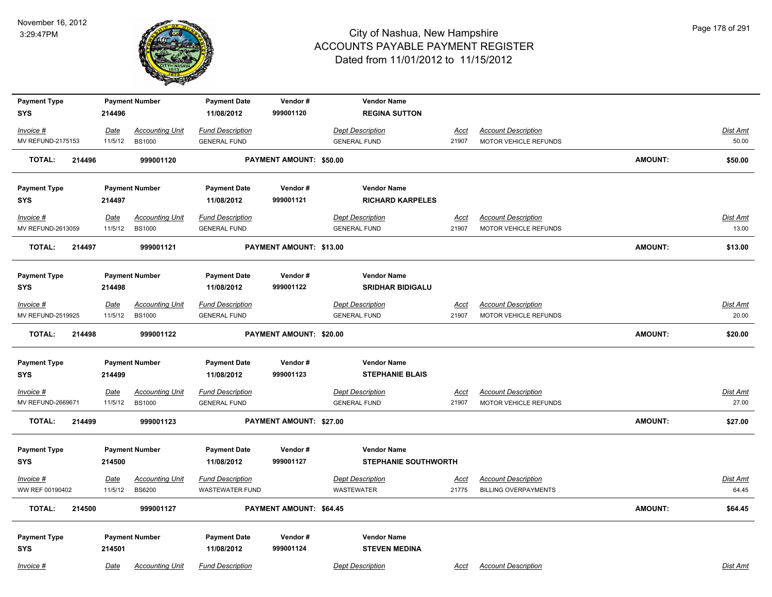# City of Nashua, New Hampshire
## ACCOUNTS PAYABLE PAYMENT REGISTER
### Dated from 11/01/2012 to 11/15/2012

November 16, 2012
3:29:47PM

| Payment Type | Payment Number | Payment Date | Vendor # | Vendor Name |
|---|---|---|---|---|
| SYS | 214496 | 11/08/2012 | 999001120 | REGINA SUTTON |

| Invoice # | Date | Accounting Unit | Fund Description | Dept Description | Acct | Account Description | Dist Amt |
|---|---|---|---|---|---|---|---|
| MV REFUND-2175153 | 11/5/12 | BS1000 | GENERAL FUND | GENERAL FUND | 21907 | MOTOR VEHICLE REFUNDS | 50.00 |

**TOTAL: 214496 999001120 PAYMENT AMOUNT: $50.00 AMOUNT: $50.00**

| Payment Type | Payment Number | Payment Date | Vendor # | Vendor Name |
|---|---|---|---|---|
| SYS | 214497 | 11/08/2012 | 999001121 | RICHARD KARPELES |

| Invoice # | Date | Accounting Unit | Fund Description | Dept Description | Acct | Account Description | Dist Amt |
|---|---|---|---|---|---|---|---|
| MV REFUND-2613059 | 11/5/12 | BS1000 | GENERAL FUND | GENERAL FUND | 21907 | MOTOR VEHICLE REFUNDS | 13.00 |

**TOTAL: 214497 999001121 PAYMENT AMOUNT: $13.00 AMOUNT: $13.00**

| Payment Type | Payment Number | Payment Date | Vendor # | Vendor Name |
|---|---|---|---|---|
| SYS | 214498 | 11/08/2012 | 999001122 | SRIDHAR BIDIGALU |

| Invoice # | Date | Accounting Unit | Fund Description | Dept Description | Acct | Account Description | Dist Amt |
|---|---|---|---|---|---|---|---|
| MV REFUND-2519925 | 11/5/12 | BS1000 | GENERAL FUND | GENERAL FUND | 21907 | MOTOR VEHICLE REFUNDS | 20.00 |

**TOTAL: 214498 999001122 PAYMENT AMOUNT: $20.00 AMOUNT: $20.00**

| Payment Type | Payment Number | Payment Date | Vendor # | Vendor Name |
|---|---|---|---|---|
| SYS | 214499 | 11/08/2012 | 999001123 | STEPHANIE BLAIS |

| Invoice # | Date | Accounting Unit | Fund Description | Dept Description | Acct | Account Description | Dist Amt |
|---|---|---|---|---|---|---|---|
| MV REFUND-2669671 | 11/5/12 | BS1000 | GENERAL FUND | GENERAL FUND | 21907 | MOTOR VEHICLE REFUNDS | 27.00 |

**TOTAL: 214499 999001123 PAYMENT AMOUNT: $27.00 AMOUNT: $27.00**

| Payment Type | Payment Number | Payment Date | Vendor # | Vendor Name |
|---|---|---|---|---|
| SYS | 214500 | 11/08/2012 | 999001127 | STEPHANIE SOUTHWORTH |

| Invoice # | Date | Accounting Unit | Fund Description | Dept Description | Acct | Account Description | Dist Amt |
|---|---|---|---|---|---|---|---|
| WW REF 00190402 | 11/5/12 | BS6200 | WASTEWATER FUND | WASTEWATER | 21775 | BILLING OVERPAYMENTS | 64.45 |

**TOTAL: 214500 999001127 PAYMENT AMOUNT: $64.45 AMOUNT: $64.45**

| Payment Type | Payment Number | Payment Date | Vendor # | Vendor Name |
|---|---|---|---|---|
| SYS | 214501 | 11/08/2012 | 999001124 | STEVEN MEDINA |

| Invoice # | Date | Accounting Unit | Fund Description | Dept Description | Acct | Account Description | Dist Amt |
|---|---|---|---|---|---|---|---|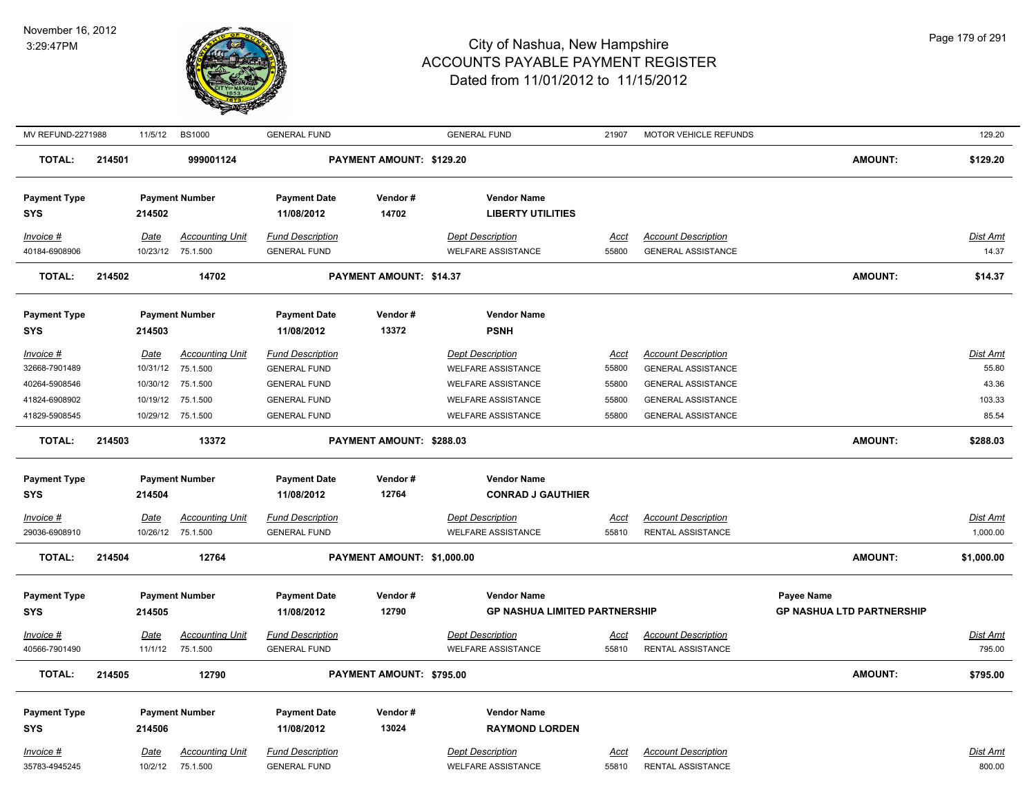| MV REFUND-2271988 | 11/5/12 | BS1000 | GENERAL FUND | GENERAL FUND | 21907 | MOTOR VEHICLE REFUNDS | 129.20 |
|---|---|---|---|---|---|---|---|

**TOTAL: 214501 — 999001124 — PAYMENT AMOUNT: $129.20 — AMOUNT: $129.20**

| Payment Type | Payment Number | Payment Date | Vendor # | Vendor Name |
|---|---|---|---|---|
| SYS | 214502 | 11/08/2012 | 14702 | LIBERTY UTILITIES |

| Invoice # | Date | Accounting Unit | Fund Description | Dept Description | Acct | Account Description | Dist Amt |
|---|---|---|---|---|---|---|---|
| 40184-6908906 | 10/23/12 | 75.1.500 | GENERAL FUND | WELFARE ASSISTANCE | 55800 | GENERAL ASSISTANCE | 14.37 |

**TOTAL: 214502 — 14702 — PAYMENT AMOUNT: $14.37 — AMOUNT: $14.37**

| Payment Type | Payment Number | Payment Date | Vendor # | Vendor Name |
|---|---|---|---|---|
| SYS | 214503 | 11/08/2012 | 13372 | PSNH |

| Invoice # | Date | Accounting Unit | Fund Description | Dept Description | Acct | Account Description | Dist Amt |
|---|---|---|---|---|---|---|---|
| 32668-7901489 | 10/31/12 | 75.1.500 | GENERAL FUND | WELFARE ASSISTANCE | 55800 | GENERAL ASSISTANCE | 55.80 |
| 40264-5908546 | 10/30/12 | 75.1.500 | GENERAL FUND | WELFARE ASSISTANCE | 55800 | GENERAL ASSISTANCE | 43.36 |
| 41824-6908902 | 10/19/12 | 75.1.500 | GENERAL FUND | WELFARE ASSISTANCE | 55800 | GENERAL ASSISTANCE | 103.33 |
| 41829-5908545 | 10/29/12 | 75.1.500 | GENERAL FUND | WELFARE ASSISTANCE | 55800 | GENERAL ASSISTANCE | 85.54 |

**TOTAL: 214503 — 13372 — PAYMENT AMOUNT: $288.03 — AMOUNT: $288.03**

| Payment Type | Payment Number | Payment Date | Vendor # | Vendor Name |
|---|---|---|---|---|
| SYS | 214504 | 11/08/2012 | 12764 | CONRAD J GAUTHIER |

| Invoice # | Date | Accounting Unit | Fund Description | Dept Description | Acct | Account Description | Dist Amt |
|---|---|---|---|---|---|---|---|
| 29036-6908910 | 10/26/12 | 75.1.500 | GENERAL FUND | WELFARE ASSISTANCE | 55810 | RENTAL ASSISTANCE | 1,000.00 |

**TOTAL: 214504 — 12764 — PAYMENT AMOUNT: $1,000.00 — AMOUNT: $1,000.00**

| Payment Type | Payment Number | Payment Date | Vendor # | Vendor Name | Payee Name |
|---|---|---|---|---|---|
| SYS | 214505 | 11/08/2012 | 12790 | GP NASHUA LIMITED PARTNERSHIP | GP NASHUA LTD PARTNERSHIP |

| Invoice # | Date | Accounting Unit | Fund Description | Dept Description | Acct | Account Description | Dist Amt |
|---|---|---|---|---|---|---|---|
| 40566-7901490 | 11/1/12 | 75.1.500 | GENERAL FUND | WELFARE ASSISTANCE | 55810 | RENTAL ASSISTANCE | 795.00 |

**TOTAL: 214505 — 12790 — PAYMENT AMOUNT: $795.00 — AMOUNT: $795.00**

| Payment Type | Payment Number | Payment Date | Vendor # | Vendor Name |
|---|---|---|---|---|
| SYS | 214506 | 11/08/2012 | 13024 | RAYMOND LORDEN |

| Invoice # | Date | Accounting Unit | Fund Description | Dept Description | Acct | Account Description | Dist Amt |
|---|---|---|---|---|---|---|---|
| 35783-4945245 | 10/2/12 | 75.1.500 | GENERAL FUND | WELFARE ASSISTANCE | 55810 | RENTAL ASSISTANCE | 800.00 |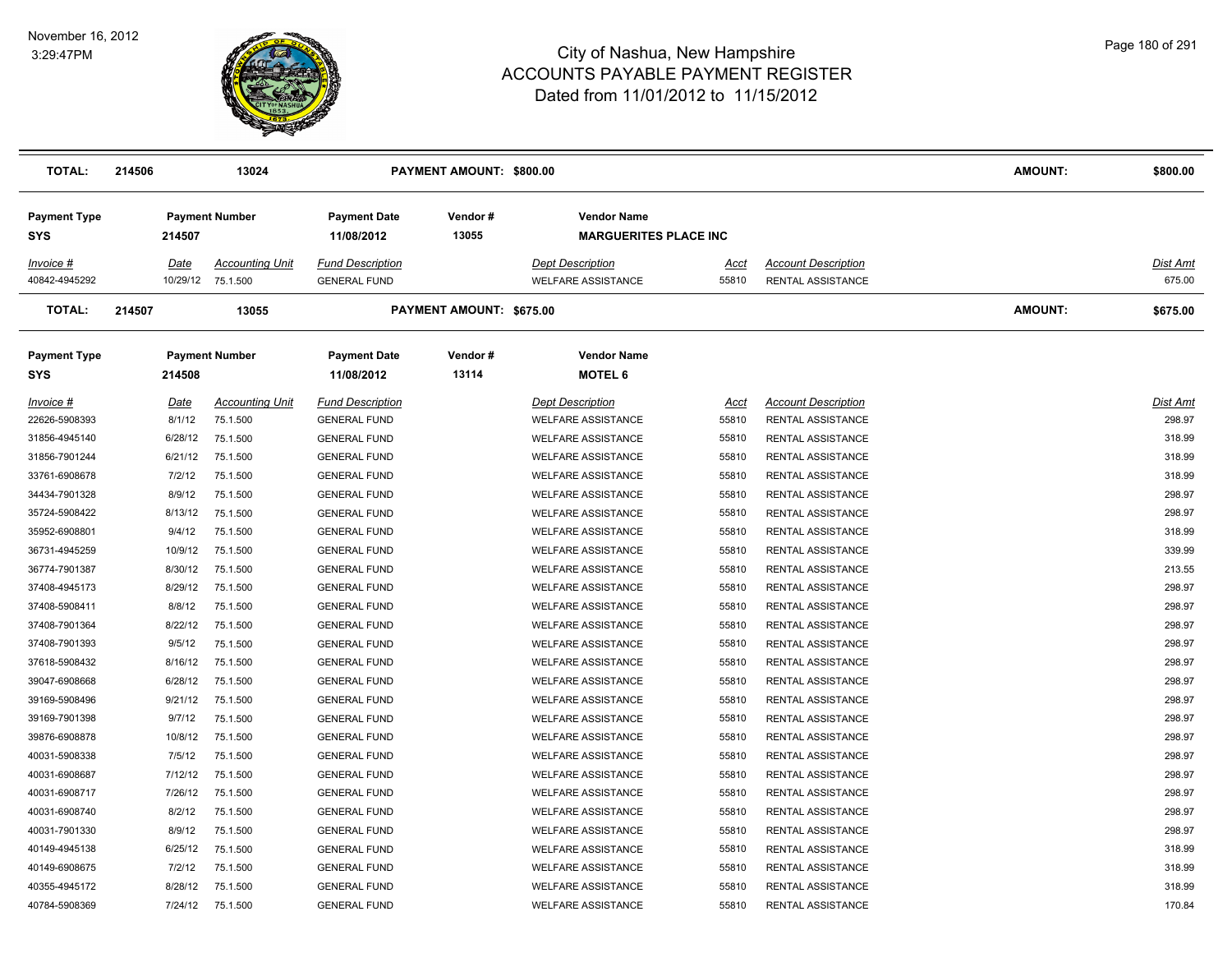| TOTAL: | 214506 | 13024 | PAYMENT AMOUNT: $800.00 | | | | | AMOUNT: | $800.00 |
|---|---|---|---|---|---|---|---|---|---|

| Payment Type | Payment Number | | Payment Date | Vendor # | Vendor Name | | | |
|---|---|---|---|---|---|---|---|---|
| SYS | 214507 | | 11/08/2012 | 13055 | MARGUERITES PLACE INC | | | |
| *Invoice #* | *Date* | *Accounting Unit* | *Fund Description* | | *Dept Description* | *Acct* | *Account Description* | *Dist Amt* |
| 40842-4945292 | 10/29/12 | 75.1.500 | GENERAL FUND | | WELFARE ASSISTANCE | 55810 | RENTAL ASSISTANCE | 675.00 |

| TOTAL: | 214507 | 13055 | PAYMENT AMOUNT: $675.00 | | | | | AMOUNT: | $675.00 |
|---|---|---|---|---|---|---|---|---|---|

| Payment Type | Payment Number | | Payment Date | Vendor # | Vendor Name | | | |
|---|---|---|---|---|---|---|---|---|
| SYS | 214508 | | 11/08/2012 | 13114 | MOTEL 6 | | | |
| *Invoice #* | *Date* | *Accounting Unit* | *Fund Description* | | *Dept Description* | *Acct* | *Account Description* | *Dist Amt* |
| 22626-5908393 | 8/1/12 | 75.1.500 | GENERAL FUND | | WELFARE ASSISTANCE | 55810 | RENTAL ASSISTANCE | 298.97 |
| 31856-4945140 | 6/28/12 | 75.1.500 | GENERAL FUND | | WELFARE ASSISTANCE | 55810 | RENTAL ASSISTANCE | 318.99 |
| 31856-7901244 | 6/21/12 | 75.1.500 | GENERAL FUND | | WELFARE ASSISTANCE | 55810 | RENTAL ASSISTANCE | 318.99 |
| 33761-6908678 | 7/2/12 | 75.1.500 | GENERAL FUND | | WELFARE ASSISTANCE | 55810 | RENTAL ASSISTANCE | 318.99 |
| 34434-7901328 | 8/9/12 | 75.1.500 | GENERAL FUND | | WELFARE ASSISTANCE | 55810 | RENTAL ASSISTANCE | 298.97 |
| 35724-5908422 | 8/13/12 | 75.1.500 | GENERAL FUND | | WELFARE ASSISTANCE | 55810 | RENTAL ASSISTANCE | 298.97 |
| 35952-6908801 | 9/4/12 | 75.1.500 | GENERAL FUND | | WELFARE ASSISTANCE | 55810 | RENTAL ASSISTANCE | 318.99 |
| 36731-4945259 | 10/9/12 | 75.1.500 | GENERAL FUND | | WELFARE ASSISTANCE | 55810 | RENTAL ASSISTANCE | 339.99 |
| 36774-7901387 | 8/30/12 | 75.1.500 | GENERAL FUND | | WELFARE ASSISTANCE | 55810 | RENTAL ASSISTANCE | 213.55 |
| 37408-4945173 | 8/29/12 | 75.1.500 | GENERAL FUND | | WELFARE ASSISTANCE | 55810 | RENTAL ASSISTANCE | 298.97 |
| 37408-5908411 | 8/8/12 | 75.1.500 | GENERAL FUND | | WELFARE ASSISTANCE | 55810 | RENTAL ASSISTANCE | 298.97 |
| 37408-7901364 | 8/22/12 | 75.1.500 | GENERAL FUND | | WELFARE ASSISTANCE | 55810 | RENTAL ASSISTANCE | 298.97 |
| 37408-7901393 | 9/5/12 | 75.1.500 | GENERAL FUND | | WELFARE ASSISTANCE | 55810 | RENTAL ASSISTANCE | 298.97 |
| 37618-5908432 | 8/16/12 | 75.1.500 | GENERAL FUND | | WELFARE ASSISTANCE | 55810 | RENTAL ASSISTANCE | 298.97 |
| 39047-6908668 | 6/28/12 | 75.1.500 | GENERAL FUND | | WELFARE ASSISTANCE | 55810 | RENTAL ASSISTANCE | 298.97 |
| 39169-5908496 | 9/21/12 | 75.1.500 | GENERAL FUND | | WELFARE ASSISTANCE | 55810 | RENTAL ASSISTANCE | 298.97 |
| 39169-7901398 | 9/7/12 | 75.1.500 | GENERAL FUND | | WELFARE ASSISTANCE | 55810 | RENTAL ASSISTANCE | 298.97 |
| 39876-6908878 | 10/8/12 | 75.1.500 | GENERAL FUND | | WELFARE ASSISTANCE | 55810 | RENTAL ASSISTANCE | 298.97 |
| 40031-5908338 | 7/5/12 | 75.1.500 | GENERAL FUND | | WELFARE ASSISTANCE | 55810 | RENTAL ASSISTANCE | 298.97 |
| 40031-6908687 | 7/12/12 | 75.1.500 | GENERAL FUND | | WELFARE ASSISTANCE | 55810 | RENTAL ASSISTANCE | 298.97 |
| 40031-6908717 | 7/26/12 | 75.1.500 | GENERAL FUND | | WELFARE ASSISTANCE | 55810 | RENTAL ASSISTANCE | 298.97 |
| 40031-6908740 | 8/2/12 | 75.1.500 | GENERAL FUND | | WELFARE ASSISTANCE | 55810 | RENTAL ASSISTANCE | 298.97 |
| 40031-7901330 | 8/9/12 | 75.1.500 | GENERAL FUND | | WELFARE ASSISTANCE | 55810 | RENTAL ASSISTANCE | 298.97 |
| 40149-4945138 | 6/25/12 | 75.1.500 | GENERAL FUND | | WELFARE ASSISTANCE | 55810 | RENTAL ASSISTANCE | 318.99 |
| 40149-6908675 | 7/2/12 | 75.1.500 | GENERAL FUND | | WELFARE ASSISTANCE | 55810 | RENTAL ASSISTANCE | 318.99 |
| 40355-4945172 | 8/28/12 | 75.1.500 | GENERAL FUND | | WELFARE ASSISTANCE | 55810 | RENTAL ASSISTANCE | 318.99 |
| 40784-5908369 | 7/24/12 | 75.1.500 | GENERAL FUND | | WELFARE ASSISTANCE | 55810 | RENTAL ASSISTANCE | 170.84 |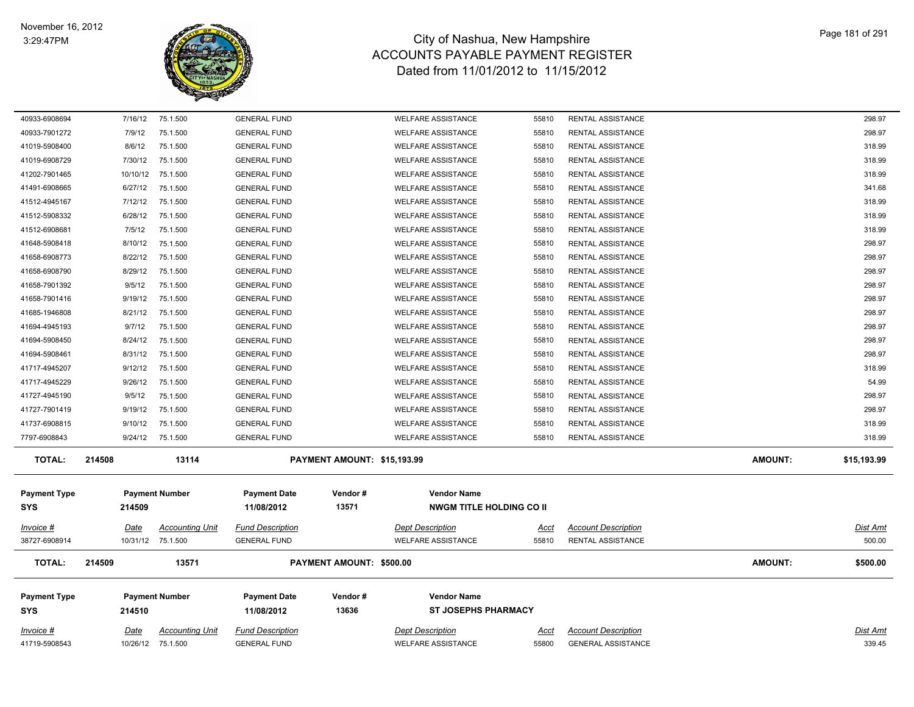# City of Nashua, New Hampshire
## ACCOUNTS PAYABLE PAYMENT REGISTER
### Dated from 11/01/2012 to 11/15/2012

November 16, 2012
3:29:47PM

| Invoice # | Date | Accounting Unit | Fund Description | Dept Description | Acct | Account Description | Dist Amt |
|---|---|---|---|---|---|---|---|
| 40933-6908694 | 7/16/12 | 75.1.500 | GENERAL FUND | WELFARE ASSISTANCE | 55810 | RENTAL ASSISTANCE | 298.97 |
| 40933-7901272 | 7/9/12 | 75.1.500 | GENERAL FUND | WELFARE ASSISTANCE | 55810 | RENTAL ASSISTANCE | 298.97 |
| 41019-5908400 | 8/6/12 | 75.1.500 | GENERAL FUND | WELFARE ASSISTANCE | 55810 | RENTAL ASSISTANCE | 318.99 |
| 41019-6908729 | 7/30/12 | 75.1.500 | GENERAL FUND | WELFARE ASSISTANCE | 55810 | RENTAL ASSISTANCE | 318.99 |
| 41202-7901465 | 10/10/12 | 75.1.500 | GENERAL FUND | WELFARE ASSISTANCE | 55810 | RENTAL ASSISTANCE | 318.99 |
| 41491-6908665 | 6/27/12 | 75.1.500 | GENERAL FUND | WELFARE ASSISTANCE | 55810 | RENTAL ASSISTANCE | 341.68 |
| 41512-4945167 | 7/12/12 | 75.1.500 | GENERAL FUND | WELFARE ASSISTANCE | 55810 | RENTAL ASSISTANCE | 318.99 |
| 41512-5908332 | 6/28/12 | 75.1.500 | GENERAL FUND | WELFARE ASSISTANCE | 55810 | RENTAL ASSISTANCE | 318.99 |
| 41512-6908681 | 7/5/12 | 75.1.500 | GENERAL FUND | WELFARE ASSISTANCE | 55810 | RENTAL ASSISTANCE | 318.99 |
| 41648-5908418 | 8/10/12 | 75.1.500 | GENERAL FUND | WELFARE ASSISTANCE | 55810 | RENTAL ASSISTANCE | 298.97 |
| 41658-6908773 | 8/22/12 | 75.1.500 | GENERAL FUND | WELFARE ASSISTANCE | 55810 | RENTAL ASSISTANCE | 298.97 |
| 41658-6908790 | 8/29/12 | 75.1.500 | GENERAL FUND | WELFARE ASSISTANCE | 55810 | RENTAL ASSISTANCE | 298.97 |
| 41658-7901392 | 9/5/12 | 75.1.500 | GENERAL FUND | WELFARE ASSISTANCE | 55810 | RENTAL ASSISTANCE | 298.97 |
| 41658-7901416 | 9/19/12 | 75.1.500 | GENERAL FUND | WELFARE ASSISTANCE | 55810 | RENTAL ASSISTANCE | 298.97 |
| 41685-1946808 | 8/21/12 | 75.1.500 | GENERAL FUND | WELFARE ASSISTANCE | 55810 | RENTAL ASSISTANCE | 298.97 |
| 41694-4945193 | 9/7/12 | 75.1.500 | GENERAL FUND | WELFARE ASSISTANCE | 55810 | RENTAL ASSISTANCE | 298.97 |
| 41694-5908450 | 8/24/12 | 75.1.500 | GENERAL FUND | WELFARE ASSISTANCE | 55810 | RENTAL ASSISTANCE | 298.97 |
| 41694-5908461 | 8/31/12 | 75.1.500 | GENERAL FUND | WELFARE ASSISTANCE | 55810 | RENTAL ASSISTANCE | 298.97 |
| 41717-4945207 | 9/12/12 | 75.1.500 | GENERAL FUND | WELFARE ASSISTANCE | 55810 | RENTAL ASSISTANCE | 318.99 |
| 41717-4945229 | 9/26/12 | 75.1.500 | GENERAL FUND | WELFARE ASSISTANCE | 55810 | RENTAL ASSISTANCE | 54.99 |
| 41727-4945190 | 9/5/12 | 75.1.500 | GENERAL FUND | WELFARE ASSISTANCE | 55810 | RENTAL ASSISTANCE | 298.97 |
| 41727-7901419 | 9/19/12 | 75.1.500 | GENERAL FUND | WELFARE ASSISTANCE | 55810 | RENTAL ASSISTANCE | 298.97 |
| 41737-6908815 | 9/10/12 | 75.1.500 | GENERAL FUND | WELFARE ASSISTANCE | 55810 | RENTAL ASSISTANCE | 318.99 |
| 7797-6908843 | 9/24/12 | 75.1.500 | GENERAL FUND | WELFARE ASSISTANCE | 55810 | RENTAL ASSISTANCE | 318.99 |

**TOTAL: 214508 — 13114 — PAYMENT AMOUNT: $15,193.99 — AMOUNT: $15,193.99**

| Payment Type | Payment Number | Payment Date | Vendor # | Vendor Name |
|---|---|---|---|---|
| SYS | 214509 | 11/08/2012 | 13571 | NWGM TITLE HOLDING CO II |

| Invoice # | Date | Accounting Unit | Fund Description | Dept Description | Acct | Account Description | Dist Amt |
|---|---|---|---|---|---|---|---|
| 38727-6908914 | 10/31/12 | 75.1.500 | GENERAL FUND | WELFARE ASSISTANCE | 55810 | RENTAL ASSISTANCE | 500.00 |

**TOTAL: 214509 — 13571 — PAYMENT AMOUNT: $500.00 — AMOUNT: $500.00**

| Payment Type | Payment Number | Payment Date | Vendor # | Vendor Name |
|---|---|---|---|---|
| SYS | 214510 | 11/08/2012 | 13636 | ST JOSEPHS PHARMACY |

| Invoice # | Date | Accounting Unit | Fund Description | Dept Description | Acct | Account Description | Dist Amt |
|---|---|---|---|---|---|---|---|
| 41719-5908543 | 10/26/12 | 75.1.500 | GENERAL FUND | WELFARE ASSISTANCE | 55800 | GENERAL ASSISTANCE | 339.45 |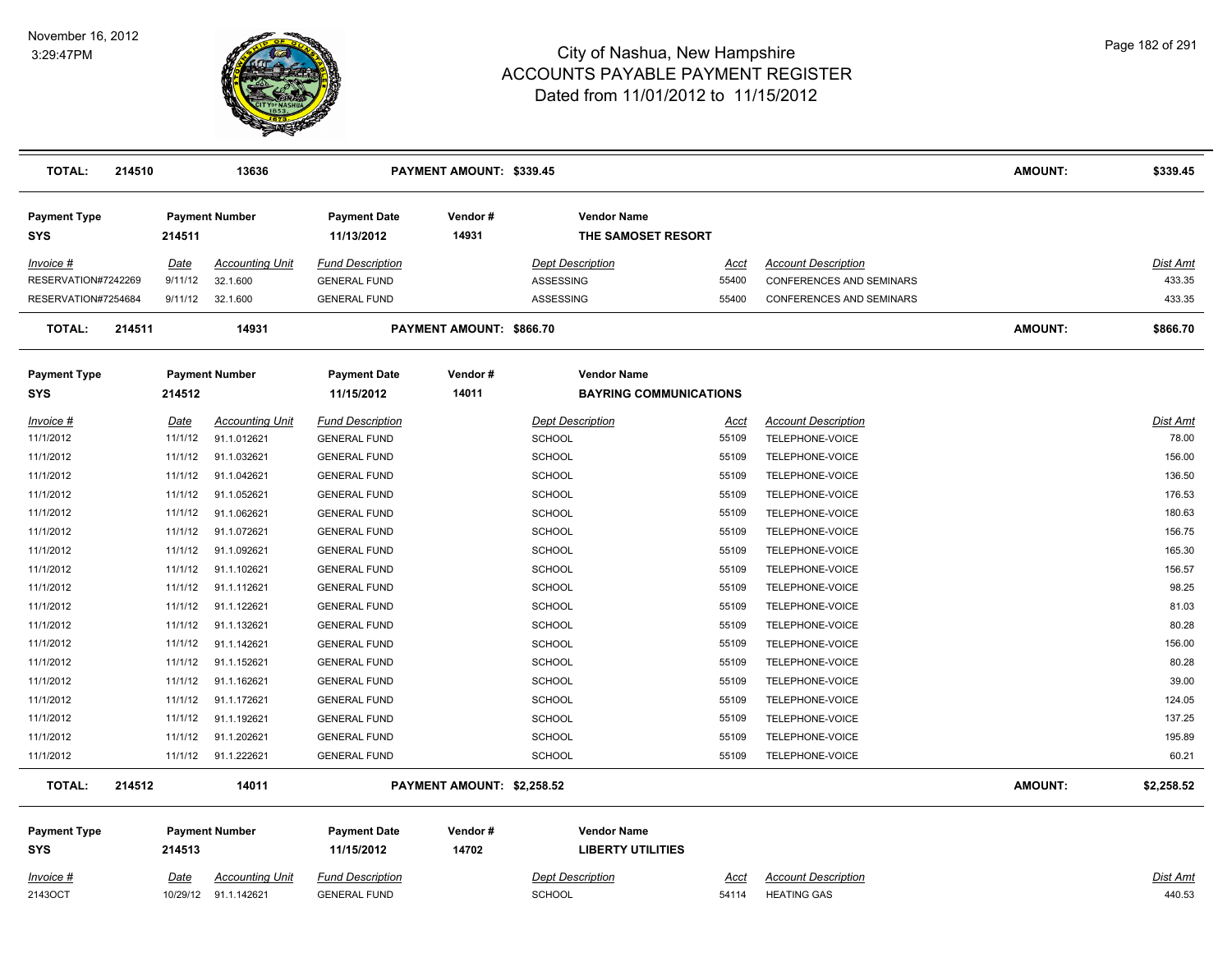| TOTAL: | 214510 | | 13636 | | PAYMENT AMOUNT: $339.45 | | | | AMOUNT: | $339.45 |
|---|---|---|---|---|---|---|---|---|---|---|

**Payment Type:** SYS | **Payment Number:** 214511 | **Payment Date:** 11/13/2012 | **Vendor #:** 14931 | **Vendor Name:** THE SAMOSET RESORT

| Invoice # | Date | Accounting Unit | Fund Description | Dept Description | Acct | Account Description | Dist Amt |
|---|---|---|---|---|---|---|---|
| RESERVATION#7242269 | 9/11/12 | 32.1.600 | GENERAL FUND | ASSESSING | 55400 | CONFERENCES AND SEMINARS | 433.35 |
| RESERVATION#7254684 | 9/11/12 | 32.1.600 | GENERAL FUND | ASSESSING | 55400 | CONFERENCES AND SEMINARS | 433.35 |

**TOTAL:** 214511 | 14931 | **PAYMENT AMOUNT: $866.70** | **AMOUNT:** $866.70

**Payment Type:** SYS | **Payment Number:** 214512 | **Payment Date:** 11/15/2012 | **Vendor #:** 14011 | **Vendor Name:** BAYRING COMMUNICATIONS

| Invoice # | Date | Accounting Unit | Fund Description | Dept Description | Acct | Account Description | Dist Amt |
|---|---|---|---|---|---|---|---|
| 11/1/2012 | 11/1/12 | 91.1.012621 | GENERAL FUND | SCHOOL | 55109 | TELEPHONE-VOICE | 78.00 |
| 11/1/2012 | 11/1/12 | 91.1.032621 | GENERAL FUND | SCHOOL | 55109 | TELEPHONE-VOICE | 156.00 |
| 11/1/2012 | 11/1/12 | 91.1.042621 | GENERAL FUND | SCHOOL | 55109 | TELEPHONE-VOICE | 136.50 |
| 11/1/2012 | 11/1/12 | 91.1.052621 | GENERAL FUND | SCHOOL | 55109 | TELEPHONE-VOICE | 176.53 |
| 11/1/2012 | 11/1/12 | 91.1.062621 | GENERAL FUND | SCHOOL | 55109 | TELEPHONE-VOICE | 180.63 |
| 11/1/2012 | 11/1/12 | 91.1.072621 | GENERAL FUND | SCHOOL | 55109 | TELEPHONE-VOICE | 156.75 |
| 11/1/2012 | 11/1/12 | 91.1.092621 | GENERAL FUND | SCHOOL | 55109 | TELEPHONE-VOICE | 165.30 |
| 11/1/2012 | 11/1/12 | 91.1.102621 | GENERAL FUND | SCHOOL | 55109 | TELEPHONE-VOICE | 156.57 |
| 11/1/2012 | 11/1/12 | 91.1.112621 | GENERAL FUND | SCHOOL | 55109 | TELEPHONE-VOICE | 98.25 |
| 11/1/2012 | 11/1/12 | 91.1.122621 | GENERAL FUND | SCHOOL | 55109 | TELEPHONE-VOICE | 81.03 |
| 11/1/2012 | 11/1/12 | 91.1.132621 | GENERAL FUND | SCHOOL | 55109 | TELEPHONE-VOICE | 80.28 |
| 11/1/2012 | 11/1/12 | 91.1.142621 | GENERAL FUND | SCHOOL | 55109 | TELEPHONE-VOICE | 156.00 |
| 11/1/2012 | 11/1/12 | 91.1.152621 | GENERAL FUND | SCHOOL | 55109 | TELEPHONE-VOICE | 80.28 |
| 11/1/2012 | 11/1/12 | 91.1.162621 | GENERAL FUND | SCHOOL | 55109 | TELEPHONE-VOICE | 39.00 |
| 11/1/2012 | 11/1/12 | 91.1.172621 | GENERAL FUND | SCHOOL | 55109 | TELEPHONE-VOICE | 124.05 |
| 11/1/2012 | 11/1/12 | 91.1.192621 | GENERAL FUND | SCHOOL | 55109 | TELEPHONE-VOICE | 137.25 |
| 11/1/2012 | 11/1/12 | 91.1.202621 | GENERAL FUND | SCHOOL | 55109 | TELEPHONE-VOICE | 195.89 |
| 11/1/2012 | 11/1/12 | 91.1.222621 | GENERAL FUND | SCHOOL | 55109 | TELEPHONE-VOICE | 60.21 |

**TOTAL:** 214512 | 14011 | **PAYMENT AMOUNT: $2,258.52** | **AMOUNT:** $2,258.52

**Payment Type:** SYS | **Payment Number:** 214513 | **Payment Date:** 11/15/2012 | **Vendor #:** 14702 | **Vendor Name:** LIBERTY UTILITIES

| Invoice # | Date | Accounting Unit | Fund Description | Dept Description | Acct | Account Description | Dist Amt |
|---|---|---|---|---|---|---|---|
| 2143OCT | 10/29/12 | 91.1.142621 | GENERAL FUND | SCHOOL | 54114 | HEATING GAS | 440.53 |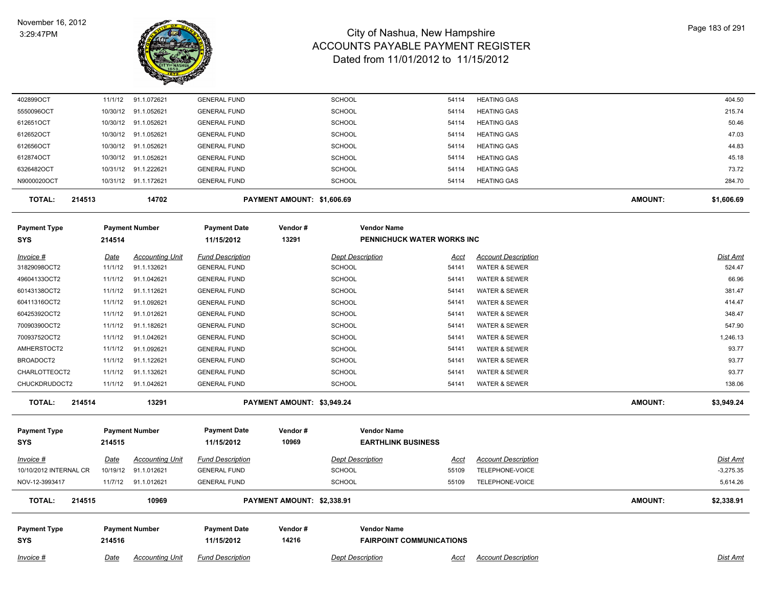| Invoice # | Date | Accounting Unit | Fund Description | Dept Description | Acct | Account Description | Dist Amt |
|---|---|---|---|---|---|---|---|
| 402899OCT | 11/1/12 | 91.1.072621 | GENERAL FUND | SCHOOL | 54114 | HEATING GAS | 404.50 |
| 5550096OCT | 10/30/12 | 91.1.052621 | GENERAL FUND | SCHOOL | 54114 | HEATING GAS | 215.74 |
| 612651OCT | 10/30/12 | 91.1.052621 | GENERAL FUND | SCHOOL | 54114 | HEATING GAS | 50.46 |
| 612652OCT | 10/30/12 | 91.1.052621 | GENERAL FUND | SCHOOL | 54114 | HEATING GAS | 47.03 |
| 612656OCT | 10/30/12 | 91.1.052621 | GENERAL FUND | SCHOOL | 54114 | HEATING GAS | 44.83 |
| 612874OCT | 10/30/12 | 91.1.052621 | GENERAL FUND | SCHOOL | 54114 | HEATING GAS | 45.18 |
| 6326482OCT | 10/31/12 | 91.1.222621 | GENERAL FUND | SCHOOL | 54114 | HEATING GAS | 73.72 |
| N9000020OCT | 10/31/12 | 91.1.172621 | GENERAL FUND | SCHOOL | 54114 | HEATING GAS | 284.70 |

**TOTAL: 214513 14702 PAYMENT AMOUNT: $1,606.69 AMOUNT: $1,606.69**

| Payment Type | Payment Number | Payment Date | Vendor # | Vendor Name |
|---|---|---|---|---|
| SYS | 214514 | 11/15/2012 | 13291 | PENNICHUCK WATER WORKS INC |

| Invoice # | Date | Accounting Unit | Fund Description | Dept Description | Acct | Account Description | Dist Amt |
|---|---|---|---|---|---|---|---|
| 31829098OCT2 | 11/1/12 | 91.1.132621 | GENERAL FUND | SCHOOL | 54141 | WATER & SEWER | 524.47 |
| 49604133OCT2 | 11/1/12 | 91.1.042621 | GENERAL FUND | SCHOOL | 54141 | WATER & SEWER | 66.96 |
| 60143138OCT2 | 11/1/12 | 91.1.112621 | GENERAL FUND | SCHOOL | 54141 | WATER & SEWER | 381.47 |
| 60411316OCT2 | 11/1/12 | 91.1.092621 | GENERAL FUND | SCHOOL | 54141 | WATER & SEWER | 414.47 |
| 60425392OCT2 | 11/1/12 | 91.1.012621 | GENERAL FUND | SCHOOL | 54141 | WATER & SEWER | 348.47 |
| 70090390OCT2 | 11/1/12 | 91.1.182621 | GENERAL FUND | SCHOOL | 54141 | WATER & SEWER | 547.90 |
| 70093752OCT2 | 11/1/12 | 91.1.042621 | GENERAL FUND | SCHOOL | 54141 | WATER & SEWER | 1,246.13 |
| AMHERSTOCT2 | 11/1/12 | 91.1.092621 | GENERAL FUND | SCHOOL | 54141 | WATER & SEWER | 93.77 |
| BROADOCT2 | 11/1/12 | 91.1.122621 | GENERAL FUND | SCHOOL | 54141 | WATER & SEWER | 93.77 |
| CHARLOTTEOCT2 | 11/1/12 | 91.1.132621 | GENERAL FUND | SCHOOL | 54141 | WATER & SEWER | 93.77 |
| CHUCKDRUDOCT2 | 11/1/12 | 91.1.042621 | GENERAL FUND | SCHOOL | 54141 | WATER & SEWER | 138.06 |

**TOTAL: 214514 13291 PAYMENT AMOUNT: $3,949.24 AMOUNT: $3,949.24**

| Payment Type | Payment Number | Payment Date | Vendor # | Vendor Name |
|---|---|---|---|---|
| SYS | 214515 | 11/15/2012 | 10969 | EARTHLINK BUSINESS |

| Invoice # | Date | Accounting Unit | Fund Description | Dept Description | Acct | Account Description | Dist Amt |
|---|---|---|---|---|---|---|---|
| 10/10/2012 INTERNAL CR | 10/19/12 | 91.1.012621 | GENERAL FUND | SCHOOL | 55109 | TELEPHONE-VOICE | -3,275.35 |
| NOV-12-3993417 | 11/7/12 | 91.1.012621 | GENERAL FUND | SCHOOL | 55109 | TELEPHONE-VOICE | 5,614.26 |

**TOTAL: 214515 10969 PAYMENT AMOUNT: $2,338.91 AMOUNT: $2,338.91**

| Payment Type | Payment Number | Payment Date | Vendor # | Vendor Name |
|---|---|---|---|---|
| SYS | 214516 | 11/15/2012 | 14216 | FAIRPOINT COMMUNICATIONS |

| Invoice # | Date | Accounting Unit | Fund Description | Dept Description | Acct | Account Description | Dist Amt |
|---|---|---|---|---|---|---|---|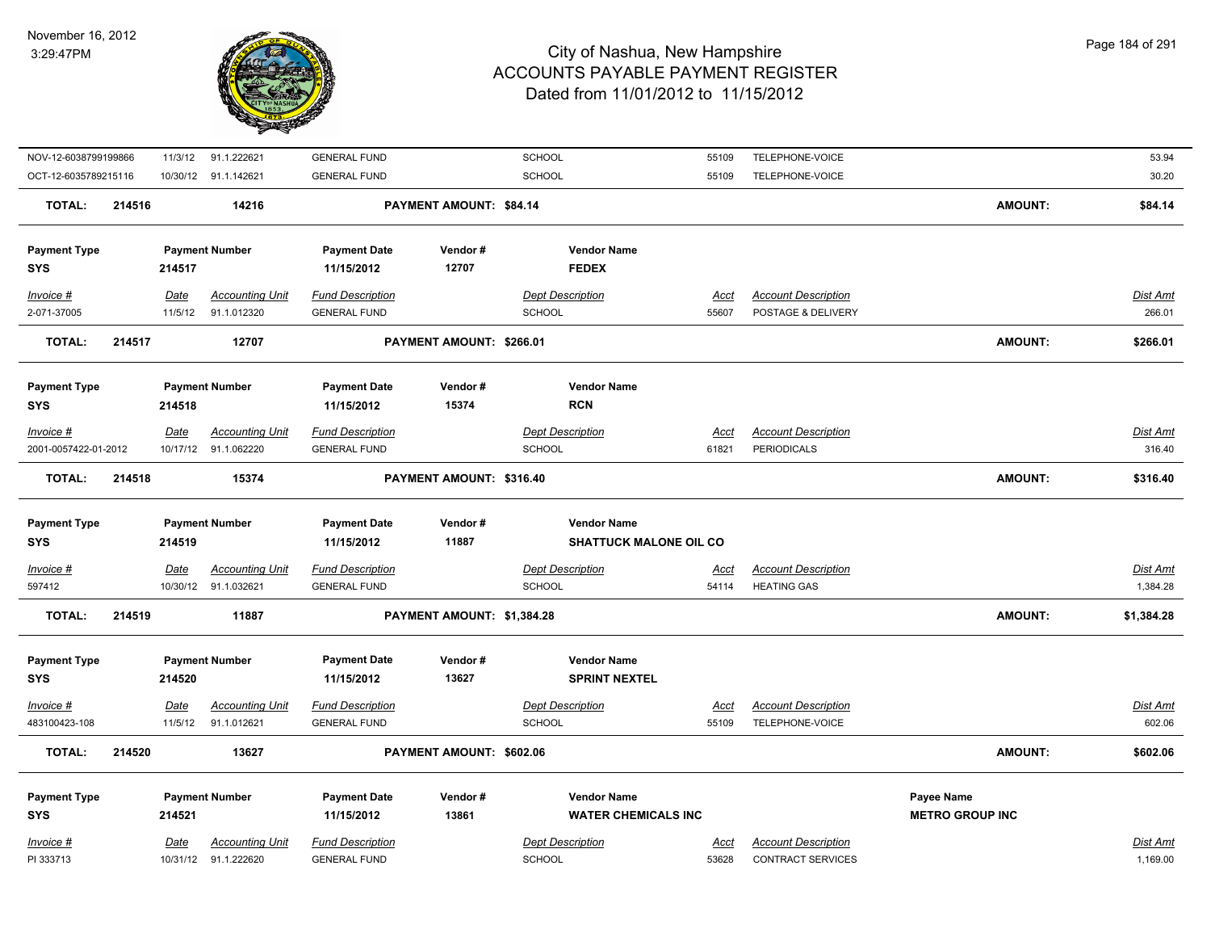# City of Nashua, New Hampshire
## ACCOUNTS PAYABLE PAYMENT REGISTER
### Dated from 11/01/2012 to 11/15/2012

November 16, 2012
3:29:47PM

| Invoice # | Date | Accounting Unit | Fund Description | Dept Description | Acct | Account Description | Dist Amt |
|---|---|---|---|---|---|---|---|
| NOV-12-6038799199866 | 11/3/12 | 91.1.222621 | GENERAL FUND | SCHOOL | 55109 | TELEPHONE-VOICE | 53.94 |
| OCT-12-6035789215116 | 10/30/12 | 91.1.142621 | GENERAL FUND | SCHOOL | 55109 | TELEPHONE-VOICE | 30.20 |

**TOTAL: 214516 — 14216 — PAYMENT AMOUNT: $84.14 — AMOUNT: $84.14**

| Payment Type | Payment Number | Payment Date | Vendor # | Vendor Name |
|---|---|---|---|---|
| SYS | 214517 | 11/15/2012 | 12707 | FEDEX |

| Invoice # | Date | Accounting Unit | Fund Description | Dept Description | Acct | Account Description | Dist Amt |
|---|---|---|---|---|---|---|---|
| 2-071-37005 | 11/5/12 | 91.1.012320 | GENERAL FUND | SCHOOL | 55607 | POSTAGE & DELIVERY | 266.01 |

**TOTAL: 214517 — 12707 — PAYMENT AMOUNT: $266.01 — AMOUNT: $266.01**

| Payment Type | Payment Number | Payment Date | Vendor # | Vendor Name |
|---|---|---|---|---|
| SYS | 214518 | 11/15/2012 | 15374 | RCN |

| Invoice # | Date | Accounting Unit | Fund Description | Dept Description | Acct | Account Description | Dist Amt |
|---|---|---|---|---|---|---|---|
| 2001-0057422-01-2012 | 10/17/12 | 91.1.062220 | GENERAL FUND | SCHOOL | 61821 | PERIODICALS | 316.40 |

**TOTAL: 214518 — 15374 — PAYMENT AMOUNT: $316.40 — AMOUNT: $316.40**

| Payment Type | Payment Number | Payment Date | Vendor # | Vendor Name |
|---|---|---|---|---|
| SYS | 214519 | 11/15/2012 | 11887 | SHATTUCK MALONE OIL CO |

| Invoice # | Date | Accounting Unit | Fund Description | Dept Description | Acct | Account Description | Dist Amt |
|---|---|---|---|---|---|---|---|
| 597412 | 10/30/12 | 91.1.032621 | GENERAL FUND | SCHOOL | 54114 | HEATING GAS | 1,384.28 |

**TOTAL: 214519 — 11887 — PAYMENT AMOUNT: $1,384.28 — AMOUNT: $1,384.28**

| Payment Type | Payment Number | Payment Date | Vendor # | Vendor Name |
|---|---|---|---|---|
| SYS | 214520 | 11/15/2012 | 13627 | SPRINT NEXTEL |

| Invoice # | Date | Accounting Unit | Fund Description | Dept Description | Acct | Account Description | Dist Amt |
|---|---|---|---|---|---|---|---|
| 483100423-108 | 11/5/12 | 91.1.012621 | GENERAL FUND | SCHOOL | 55109 | TELEPHONE-VOICE | 602.06 |

**TOTAL: 214520 — 13627 — PAYMENT AMOUNT: $602.06 — AMOUNT: $602.06**

| Payment Type | Payment Number | Payment Date | Vendor # | Vendor Name | Payee Name |
|---|---|---|---|---|---|
| SYS | 214521 | 11/15/2012 | 13861 | WATER CHEMICALS INC | METRO GROUP INC |

| Invoice # | Date | Accounting Unit | Fund Description | Dept Description | Acct | Account Description | Dist Amt |
|---|---|---|---|---|---|---|---|
| PI 333713 | 10/31/12 | 91.1.222620 | GENERAL FUND | SCHOOL | 53628 | CONTRACT SERVICES | 1,169.00 |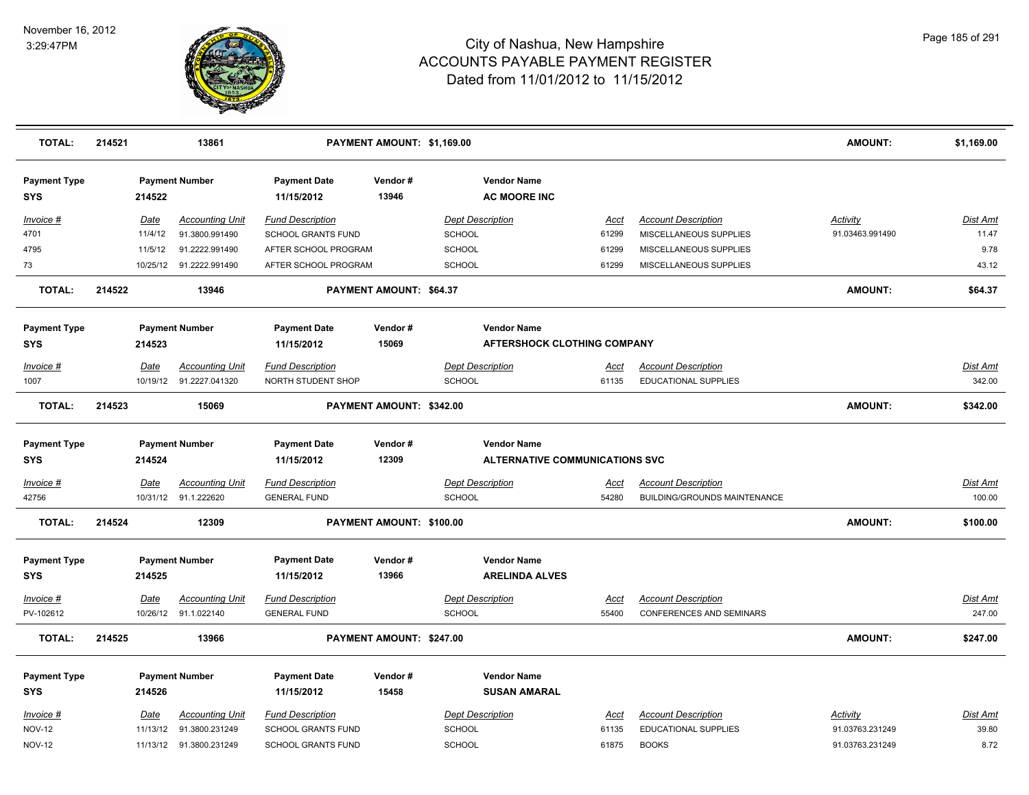# City of Nashua, New Hampshire
## ACCOUNTS PAYABLE PAYMENT REGISTER
### Dated from 11/01/2012 to 11/15/2012

November 16, 2012
3:29:47PM

| TOTAL: | 214521 | 13861 | PAYMENT AMOUNT: $1,169.00 | AMOUNT: | $1,169.00 |
|---|---|---|---|---|---|

| Payment Type | Payment Number | Payment Date | Vendor # | Vendor Name |
|---|---|---|---|---|
| SYS | 214522 | 11/15/2012 | 13946 | AC MOORE INC |

| Invoice # | Date | Accounting Unit | Fund Description | Dept Description | Acct | Account Description | Activity | Dist Amt |
|---|---|---|---|---|---|---|---|---|
| 4701 | 11/4/12 | 91.3800.991490 | SCHOOL GRANTS FUND | SCHOOL | 61299 | MISCELLANEOUS SUPPLIES | 91.03463.991490 | 11.47 |
| 4795 | 11/5/12 | 91.2222.991490 | AFTER SCHOOL PROGRAM | SCHOOL | 61299 | MISCELLANEOUS SUPPLIES | | 9.78 |
| 73 | 10/25/12 | 91.2222.991490 | AFTER SCHOOL PROGRAM | SCHOOL | 61299 | MISCELLANEOUS SUPPLIES | | 43.12 |

| TOTAL: | 214522 | 13946 | PAYMENT AMOUNT: $64.37 | AMOUNT: | $64.37 |
|---|---|---|---|---|---|

| Payment Type | Payment Number | Payment Date | Vendor # | Vendor Name |
|---|---|---|---|---|
| SYS | 214523 | 11/15/2012 | 15069 | AFTERSHOCK CLOTHING COMPANY |

| Invoice # | Date | Accounting Unit | Fund Description | Dept Description | Acct | Account Description | Dist Amt |
|---|---|---|---|---|---|---|---|
| 1007 | 10/19/12 | 91.2227.041320 | NORTH STUDENT SHOP | SCHOOL | 61135 | EDUCATIONAL SUPPLIES | 342.00 |

| TOTAL: | 214523 | 15069 | PAYMENT AMOUNT: $342.00 | AMOUNT: | $342.00 |
|---|---|---|---|---|---|

| Payment Type | Payment Number | Payment Date | Vendor # | Vendor Name |
|---|---|---|---|---|
| SYS | 214524 | 11/15/2012 | 12309 | ALTERNATIVE COMMUNICATIONS SVC |

| Invoice # | Date | Accounting Unit | Fund Description | Dept Description | Acct | Account Description | Dist Amt |
|---|---|---|---|---|---|---|---|
| 42756 | 10/31/12 | 91.1.222620 | GENERAL FUND | SCHOOL | 54280 | BUILDING/GROUNDS MAINTENANCE | 100.00 |

| TOTAL: | 214524 | 12309 | PAYMENT AMOUNT: $100.00 | AMOUNT: | $100.00 |
|---|---|---|---|---|---|

| Payment Type | Payment Number | Payment Date | Vendor # | Vendor Name |
|---|---|---|---|---|
| SYS | 214525 | 11/15/2012 | 13966 | ARELINDA ALVES |

| Invoice # | Date | Accounting Unit | Fund Description | Dept Description | Acct | Account Description | Dist Amt |
|---|---|---|---|---|---|---|---|
| PV-102612 | 10/26/12 | 91.1.022140 | GENERAL FUND | SCHOOL | 55400 | CONFERENCES AND SEMINARS | 247.00 |

| TOTAL: | 214525 | 13966 | PAYMENT AMOUNT: $247.00 | AMOUNT: | $247.00 |
|---|---|---|---|---|---|

| Payment Type | Payment Number | Payment Date | Vendor # | Vendor Name |
|---|---|---|---|---|
| SYS | 214526 | 11/15/2012 | 15458 | SUSAN AMARAL |

| Invoice # | Date | Accounting Unit | Fund Description | Dept Description | Acct | Account Description | Activity | Dist Amt |
|---|---|---|---|---|---|---|---|---|
| NOV-12 | 11/13/12 | 91.3800.231249 | SCHOOL GRANTS FUND | SCHOOL | 61135 | EDUCATIONAL SUPPLIES | 91.03763.231249 | 39.80 |
| NOV-12 | 11/13/12 | 91.3800.231249 | SCHOOL GRANTS FUND | SCHOOL | 61875 | BOOKS | 91.03763.231249 | 8.72 |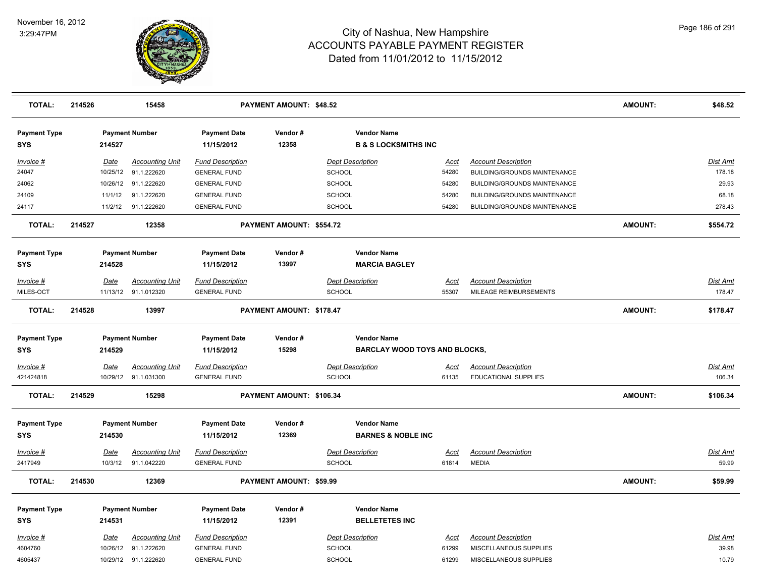# City of Nashua, New Hampshire
## ACCOUNTS PAYABLE PAYMENT REGISTER
### Dated from 11/01/2012 to 11/15/2012

November 16, 2012
3:29:47PM

| **TOTAL:** | **214526** | **15458** | **PAYMENT AMOUNT: $48.52** | **AMOUNT:** | **$48.52** |
|---|---|---|---|---|---|

**Payment Type:** SYS | **Payment Number:** 214527 | **Payment Date:** 11/15/2012 | **Vendor #:** 12358 | **Vendor Name:** B & S LOCKSMITHS INC

| Invoice # | Date | Accounting Unit | Fund Description | Dept Description | Acct | Account Description | Dist Amt |
|---|---|---|---|---|---|---|---|
| 24047 | 10/25/12 | 91.1.222620 | GENERAL FUND | SCHOOL | 54280 | BUILDING/GROUNDS MAINTENANCE | 178.18 |
| 24062 | 10/26/12 | 91.1.222620 | GENERAL FUND | SCHOOL | 54280 | BUILDING/GROUNDS MAINTENANCE | 29.93 |
| 24109 | 11/1/12 | 91.1.222620 | GENERAL FUND | SCHOOL | 54280 | BUILDING/GROUNDS MAINTENANCE | 68.18 |
| 24117 | 11/2/12 | 91.1.222620 | GENERAL FUND | SCHOOL | 54280 | BUILDING/GROUNDS MAINTENANCE | 278.43 |

| **TOTAL:** | **214527** | **12358** | **PAYMENT AMOUNT: $554.72** | **AMOUNT:** | **$554.72** |
|---|---|---|---|---|---|

**Payment Type:** SYS | **Payment Number:** 214528 | **Payment Date:** 11/15/2012 | **Vendor #:** 13997 | **Vendor Name:** MARCIA BAGLEY

| Invoice # | Date | Accounting Unit | Fund Description | Dept Description | Acct | Account Description | Dist Amt |
|---|---|---|---|---|---|---|---|
| MILES-OCT | 11/13/12 | 91.1.012320 | GENERAL FUND | SCHOOL | 55307 | MILEAGE REIMBURSEMENTS | 178.47 |

| **TOTAL:** | **214528** | **13997** | **PAYMENT AMOUNT: $178.47** | **AMOUNT:** | **$178.47** |
|---|---|---|---|---|---|

**Payment Type:** SYS | **Payment Number:** 214529 | **Payment Date:** 11/15/2012 | **Vendor #:** 15298 | **Vendor Name:** BARCLAY WOOD TOYS AND BLOCKS,

| Invoice # | Date | Accounting Unit | Fund Description | Dept Description | Acct | Account Description | Dist Amt |
|---|---|---|---|---|---|---|---|
| 421424818 | 10/29/12 | 91.1.031300 | GENERAL FUND | SCHOOL | 61135 | EDUCATIONAL SUPPLIES | 106.34 |

| **TOTAL:** | **214529** | **15298** | **PAYMENT AMOUNT: $106.34** | **AMOUNT:** | **$106.34** |
|---|---|---|---|---|---|

**Payment Type:** SYS | **Payment Number:** 214530 | **Payment Date:** 11/15/2012 | **Vendor #:** 12369 | **Vendor Name:** BARNES & NOBLE INC

| Invoice # | Date | Accounting Unit | Fund Description | Dept Description | Acct | Account Description | Dist Amt |
|---|---|---|---|---|---|---|---|
| 2417949 | 10/3/12 | 91.1.042220 | GENERAL FUND | SCHOOL | 61814 | MEDIA | 59.99 |

| **TOTAL:** | **214530** | **12369** | **PAYMENT AMOUNT: $59.99** | **AMOUNT:** | **$59.99** |
|---|---|---|---|---|---|

**Payment Type:** SYS | **Payment Number:** 214531 | **Payment Date:** 11/15/2012 | **Vendor #:** 12391 | **Vendor Name:** BELLETETES INC

| Invoice # | Date | Accounting Unit | Fund Description | Dept Description | Acct | Account Description | Dist Amt |
|---|---|---|---|---|---|---|---|
| 4604760 | 10/26/12 | 91.1.222620 | GENERAL FUND | SCHOOL | 61299 | MISCELLANEOUS SUPPLIES | 39.98 |
| 4605437 | 10/29/12 | 91.1.222620 | GENERAL FUND | SCHOOL | 61299 | MISCELLANEOUS SUPPLIES | 10.79 |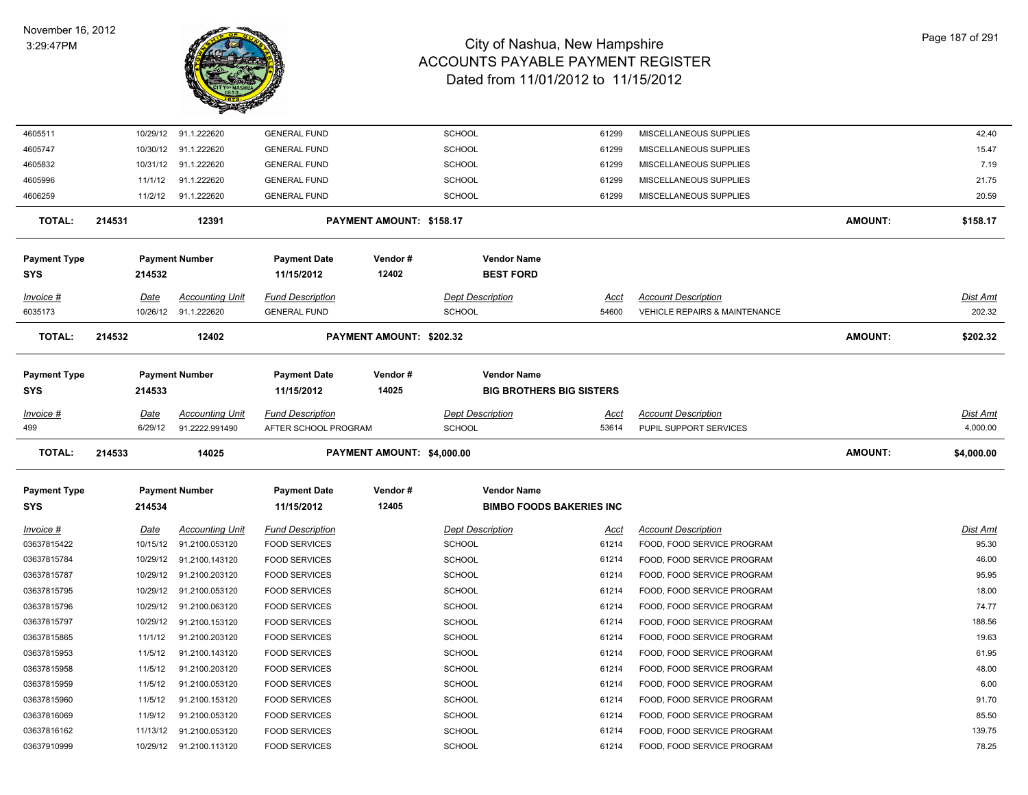| Invoice # | Date | Accounting Unit | Fund Description | | Dept Description | Acct | Account Description | | Dist Amt |
|---|---|---|---|---|---|---|---|---|---|
| 4605511 | 10/29/12 | 91.1.222620 | GENERAL FUND | | SCHOOL | 61299 | MISCELLANEOUS SUPPLIES | | 42.40 |
| 4605747 | 10/30/12 | 91.1.222620 | GENERAL FUND | | SCHOOL | 61299 | MISCELLANEOUS SUPPLIES | | 15.47 |
| 4605832 | 10/31/12 | 91.1.222620 | GENERAL FUND | | SCHOOL | 61299 | MISCELLANEOUS SUPPLIES | | 7.19 |
| 4605996 | 11/1/12 | 91.1.222620 | GENERAL FUND | | SCHOOL | 61299 | MISCELLANEOUS SUPPLIES | | 21.75 |
| 4606259 | 11/2/12 | 91.1.222620 | GENERAL FUND | | SCHOOL | 61299 | MISCELLANEOUS SUPPLIES | | 20.59 |
| **TOTAL:** | **214531** | **12391** | **PAYMENT AMOUNT: $158.17** | | | | | **AMOUNT:** | **$158.17** |

| Payment Type | Payment Number | Payment Date | Vendor # | Vendor Name |
|---|---|---|---|---|
| SYS | 214532 | 11/15/2012 | 12402 | BEST FORD |

| Invoice # | Date | Accounting Unit | Fund Description | | Dept Description | Acct | Account Description | | Dist Amt |
|---|---|---|---|---|---|---|---|---|---|
| 6035173 | 10/26/12 | 91.1.222620 | GENERAL FUND | | SCHOOL | 54600 | VEHICLE REPAIRS & MAINTENANCE | | 202.32 |
| **TOTAL:** | **214532** | **12402** | **PAYMENT AMOUNT: $202.32** | | | | | **AMOUNT:** | **$202.32** |

| Payment Type | Payment Number | Payment Date | Vendor # | Vendor Name |
|---|---|---|---|---|
| SYS | 214533 | 11/15/2012 | 14025 | BIG BROTHERS BIG SISTERS |

| Invoice # | Date | Accounting Unit | Fund Description | | Dept Description | Acct | Account Description | | Dist Amt |
|---|---|---|---|---|---|---|---|---|---|
| 499 | 6/29/12 | 91.2222.991490 | AFTER SCHOOL PROGRAM | | SCHOOL | 53614 | PUPIL SUPPORT SERVICES | | 4,000.00 |
| **TOTAL:** | **214533** | **14025** | **PAYMENT AMOUNT: $4,000.00** | | | | | **AMOUNT:** | **$4,000.00** |

| Payment Type | Payment Number | Payment Date | Vendor # | Vendor Name |
|---|---|---|---|---|
| SYS | 214534 | 11/15/2012 | 12405 | BIMBO FOODS BAKERIES INC |

| Invoice # | Date | Accounting Unit | Fund Description | Dept Description | Acct | Account Description | Dist Amt |
|---|---|---|---|---|---|---|---|
| 03637815422 | 10/15/12 | 91.2100.053120 | FOOD SERVICES | SCHOOL | 61214 | FOOD, FOOD SERVICE PROGRAM | 95.30 |
| 03637815784 | 10/29/12 | 91.2100.143120 | FOOD SERVICES | SCHOOL | 61214 | FOOD, FOOD SERVICE PROGRAM | 46.00 |
| 03637815787 | 10/29/12 | 91.2100.203120 | FOOD SERVICES | SCHOOL | 61214 | FOOD, FOOD SERVICE PROGRAM | 95.95 |
| 03637815795 | 10/29/12 | 91.2100.053120 | FOOD SERVICES | SCHOOL | 61214 | FOOD, FOOD SERVICE PROGRAM | 18.00 |
| 03637815796 | 10/29/12 | 91.2100.063120 | FOOD SERVICES | SCHOOL | 61214 | FOOD, FOOD SERVICE PROGRAM | 74.77 |
| 03637815797 | 10/29/12 | 91.2100.153120 | FOOD SERVICES | SCHOOL | 61214 | FOOD, FOOD SERVICE PROGRAM | 188.56 |
| 03637815865 | 11/1/12 | 91.2100.203120 | FOOD SERVICES | SCHOOL | 61214 | FOOD, FOOD SERVICE PROGRAM | 19.63 |
| 03637815953 | 11/5/12 | 91.2100.143120 | FOOD SERVICES | SCHOOL | 61214 | FOOD, FOOD SERVICE PROGRAM | 61.95 |
| 03637815958 | 11/5/12 | 91.2100.203120 | FOOD SERVICES | SCHOOL | 61214 | FOOD, FOOD SERVICE PROGRAM | 48.00 |
| 03637815959 | 11/5/12 | 91.2100.053120 | FOOD SERVICES | SCHOOL | 61214 | FOOD, FOOD SERVICE PROGRAM | 6.00 |
| 03637815960 | 11/5/12 | 91.2100.153120 | FOOD SERVICES | SCHOOL | 61214 | FOOD, FOOD SERVICE PROGRAM | 91.70 |
| 03637816069 | 11/9/12 | 91.2100.053120 | FOOD SERVICES | SCHOOL | 61214 | FOOD, FOOD SERVICE PROGRAM | 85.50 |
| 03637816162 | 11/13/12 | 91.2100.053120 | FOOD SERVICES | SCHOOL | 61214 | FOOD, FOOD SERVICE PROGRAM | 139.75 |
| 03637910999 | 10/29/12 | 91.2100.113120 | FOOD SERVICES | SCHOOL | 61214 | FOOD, FOOD SERVICE PROGRAM | 78.25 |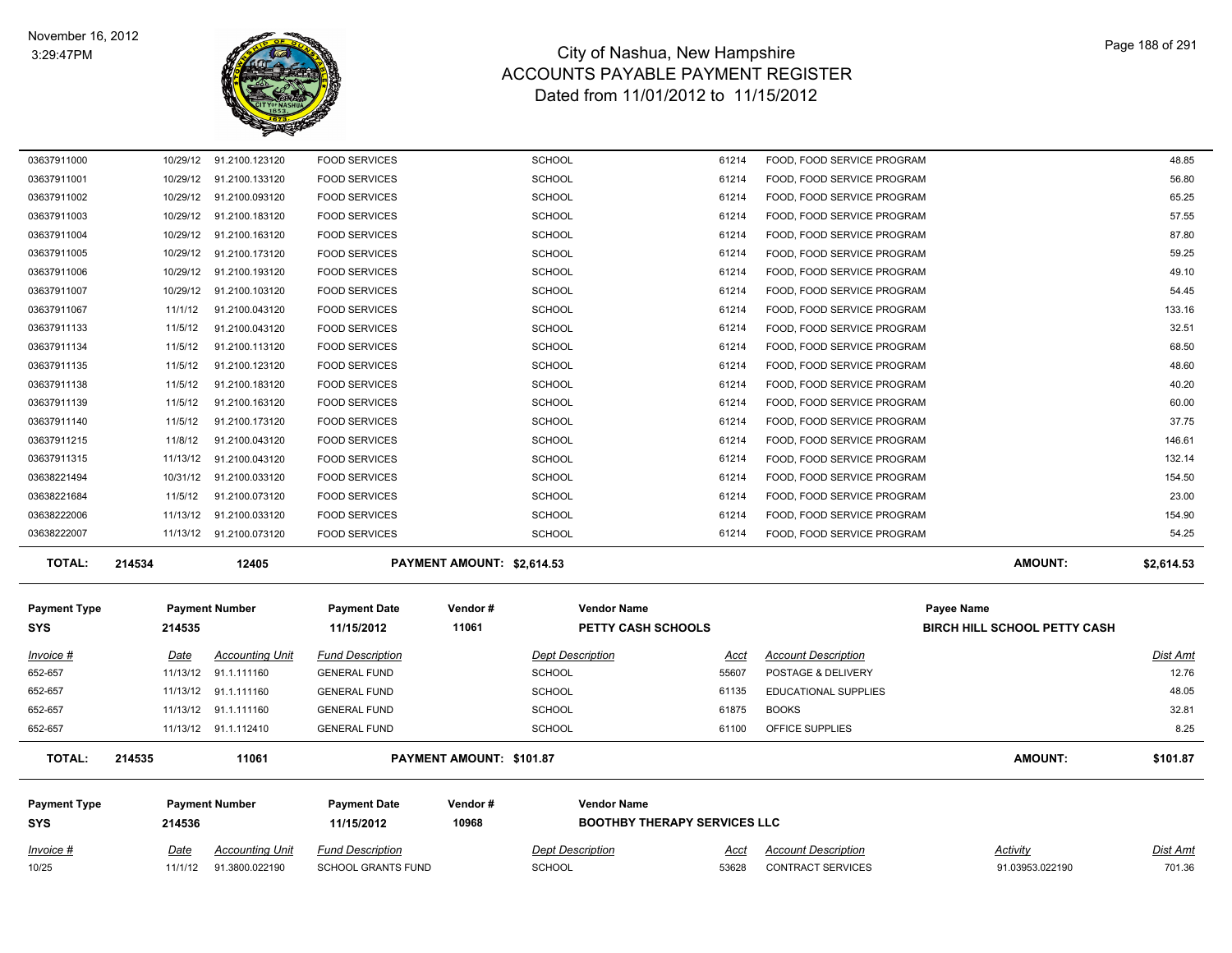# City of Nashua, New Hampshire
## ACCOUNTS PAYABLE PAYMENT REGISTER
### Dated from 11/01/2012 to 11/15/2012

November 16, 2012
3:29:47PM

| | | | | | | | | |
|---|---|---|---|---|---|---|---|---|
| 03637911000 | 10/29/12 | 91.2100.123120 | FOOD SERVICES | SCHOOL | 61214 | FOOD, FOOD SERVICE PROGRAM | | 48.85 |
| 03637911001 | 10/29/12 | 91.2100.133120 | FOOD SERVICES | SCHOOL | 61214 | FOOD, FOOD SERVICE PROGRAM | | 56.80 |
| 03637911002 | 10/29/12 | 91.2100.093120 | FOOD SERVICES | SCHOOL | 61214 | FOOD, FOOD SERVICE PROGRAM | | 65.25 |
| 03637911003 | 10/29/12 | 91.2100.183120 | FOOD SERVICES | SCHOOL | 61214 | FOOD, FOOD SERVICE PROGRAM | | 57.55 |
| 03637911004 | 10/29/12 | 91.2100.163120 | FOOD SERVICES | SCHOOL | 61214 | FOOD, FOOD SERVICE PROGRAM | | 87.80 |
| 03637911005 | 10/29/12 | 91.2100.173120 | FOOD SERVICES | SCHOOL | 61214 | FOOD, FOOD SERVICE PROGRAM | | 59.25 |
| 03637911006 | 10/29/12 | 91.2100.193120 | FOOD SERVICES | SCHOOL | 61214 | FOOD, FOOD SERVICE PROGRAM | | 49.10 |
| 03637911007 | 10/29/12 | 91.2100.103120 | FOOD SERVICES | SCHOOL | 61214 | FOOD, FOOD SERVICE PROGRAM | | 54.45 |
| 03637911067 | 11/1/12 | 91.2100.043120 | FOOD SERVICES | SCHOOL | 61214 | FOOD, FOOD SERVICE PROGRAM | | 133.16 |
| 03637911133 | 11/5/12 | 91.2100.043120 | FOOD SERVICES | SCHOOL | 61214 | FOOD, FOOD SERVICE PROGRAM | | 32.51 |
| 03637911134 | 11/5/12 | 91.2100.113120 | FOOD SERVICES | SCHOOL | 61214 | FOOD, FOOD SERVICE PROGRAM | | 68.50 |
| 03637911135 | 11/5/12 | 91.2100.123120 | FOOD SERVICES | SCHOOL | 61214 | FOOD, FOOD SERVICE PROGRAM | | 48.60 |
| 03637911138 | 11/5/12 | 91.2100.183120 | FOOD SERVICES | SCHOOL | 61214 | FOOD, FOOD SERVICE PROGRAM | | 40.20 |
| 03637911139 | 11/5/12 | 91.2100.163120 | FOOD SERVICES | SCHOOL | 61214 | FOOD, FOOD SERVICE PROGRAM | | 60.00 |
| 03637911140 | 11/5/12 | 91.2100.173120 | FOOD SERVICES | SCHOOL | 61214 | FOOD, FOOD SERVICE PROGRAM | | 37.75 |
| 03637911215 | 11/8/12 | 91.2100.043120 | FOOD SERVICES | SCHOOL | 61214 | FOOD, FOOD SERVICE PROGRAM | | 146.61 |
| 03637911315 | 11/13/12 | 91.2100.043120 | FOOD SERVICES | SCHOOL | 61214 | FOOD, FOOD SERVICE PROGRAM | | 132.14 |
| 03638221494 | 10/31/12 | 91.2100.033120 | FOOD SERVICES | SCHOOL | 61214 | FOOD, FOOD SERVICE PROGRAM | | 154.50 |
| 03638221684 | 11/5/12 | 91.2100.073120 | FOOD SERVICES | SCHOOL | 61214 | FOOD, FOOD SERVICE PROGRAM | | 23.00 |
| 03638222006 | 11/13/12 | 91.2100.033120 | FOOD SERVICES | SCHOOL | 61214 | FOOD, FOOD SERVICE PROGRAM | | 154.90 |
| 03638222007 | 11/13/12 | 91.2100.073120 | FOOD SERVICES | SCHOOL | 61214 | FOOD, FOOD SERVICE PROGRAM | | 54.25 |

**TOTAL: 214534 12405 PAYMENT AMOUNT: $2,614.53 AMOUNT: $2,614.53**

| Payment Type | Payment Number | Payment Date | Vendor # | Vendor Name | Payee Name |
|---|---|---|---|---|---|
| SYS | 214535 | 11/15/2012 | 11061 | PETTY CASH SCHOOLS | BIRCH HILL SCHOOL PETTY CASH |

| Invoice # | Date | Accounting Unit | Fund Description | Dept Description | Acct | Account Description | Dist Amt |
|---|---|---|---|---|---|---|---|
| 652-657 | 11/13/12 | 91.1.111160 | GENERAL FUND | SCHOOL | 55607 | POSTAGE & DELIVERY | 12.76 |
| 652-657 | 11/13/12 | 91.1.111160 | GENERAL FUND | SCHOOL | 61135 | EDUCATIONAL SUPPLIES | 48.05 |
| 652-657 | 11/13/12 | 91.1.111160 | GENERAL FUND | SCHOOL | 61875 | BOOKS | 32.81 |
| 652-657 | 11/13/12 | 91.1.112410 | GENERAL FUND | SCHOOL | 61100 | OFFICE SUPPLIES | 8.25 |

**TOTAL: 214535 11061 PAYMENT AMOUNT: $101.87 AMOUNT: $101.87**

| Payment Type | Payment Number | Payment Date | Vendor # | Vendor Name |
|---|---|---|---|---|
| SYS | 214536 | 11/15/2012 | 10968 | BOOTHBY THERAPY SERVICES LLC |

| Invoice # | Date | Accounting Unit | Fund Description | Dept Description | Acct | Account Description | Activity | Dist Amt |
|---|---|---|---|---|---|---|---|---|
| 10/25 | 11/1/12 | 91.3800.022190 | SCHOOL GRANTS FUND | SCHOOL | 53628 | CONTRACT SERVICES | 91.03953.022190 | 701.36 |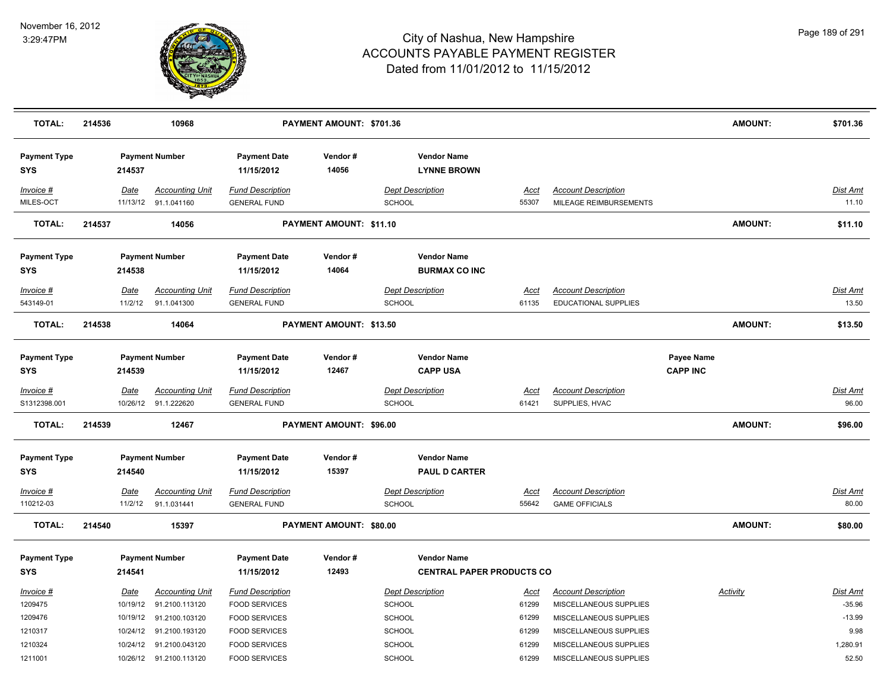# City of Nashua, New Hampshire
## ACCOUNTS PAYABLE PAYMENT REGISTER
### Dated from 11/01/2012 to 11/15/2012

November 16, 2012
3:29:47PM

| TOTAL: | 214536 | 10968 | PAYMENT AMOUNT: $701.36 | AMOUNT: | $701.36 |
|---|---|---|---|---|---|

| Payment Type | Payment Number | Payment Date | Vendor # | Vendor Name |
|---|---|---|---|---|
| SYS | 214537 | 11/15/2012 | 14056 | LYNNE BROWN |

| Invoice # | Date | Accounting Unit | Fund Description | Dept Description | Acct | Account Description | Dist Amt |
|---|---|---|---|---|---|---|---|
| MILES-OCT | 11/13/12 | 91.1.041160 | GENERAL FUND | SCHOOL | 55307 | MILEAGE REIMBURSEMENTS | 11.10 |

| TOTAL: | 214537 | 14056 | PAYMENT AMOUNT: $11.10 | AMOUNT: | $11.10 |
|---|---|---|---|---|---|

| Payment Type | Payment Number | Payment Date | Vendor # | Vendor Name |
|---|---|---|---|---|
| SYS | 214538 | 11/15/2012 | 14064 | BURMAX CO INC |

| Invoice # | Date | Accounting Unit | Fund Description | Dept Description | Acct | Account Description | Dist Amt |
|---|---|---|---|---|---|---|---|
| 543149-01 | 11/2/12 | 91.1.041300 | GENERAL FUND | SCHOOL | 61135 | EDUCATIONAL SUPPLIES | 13.50 |

| TOTAL: | 214538 | 14064 | PAYMENT AMOUNT: $13.50 | AMOUNT: | $13.50 |
|---|---|---|---|---|---|

| Payment Type | Payment Number | Payment Date | Vendor # | Vendor Name | Payee Name |
|---|---|---|---|---|---|
| SYS | 214539 | 11/15/2012 | 12467 | CAPP USA | CAPP INC |

| Invoice # | Date | Accounting Unit | Fund Description | Dept Description | Acct | Account Description | Dist Amt |
|---|---|---|---|---|---|---|---|
| S1312398.001 | 10/26/12 | 91.1.222620 | GENERAL FUND | SCHOOL | 61421 | SUPPLIES, HVAC | 96.00 |

| TOTAL: | 214539 | 12467 | PAYMENT AMOUNT: $96.00 | AMOUNT: | $96.00 |
|---|---|---|---|---|---|

| Payment Type | Payment Number | Payment Date | Vendor # | Vendor Name |
|---|---|---|---|---|
| SYS | 214540 | 11/15/2012 | 15397 | PAUL D CARTER |

| Invoice # | Date | Accounting Unit | Fund Description | Dept Description | Acct | Account Description | Dist Amt |
|---|---|---|---|---|---|---|---|
| 110212-03 | 11/2/12 | 91.1.031441 | GENERAL FUND | SCHOOL | 55642 | GAME OFFICIALS | 80.00 |

| TOTAL: | 214540 | 15397 | PAYMENT AMOUNT: $80.00 | AMOUNT: | $80.00 |
|---|---|---|---|---|---|

| Payment Type | Payment Number | Payment Date | Vendor # | Vendor Name |
|---|---|---|---|---|
| SYS | 214541 | 11/15/2012 | 12493 | CENTRAL PAPER PRODUCTS CO |

| Invoice # | Date | Accounting Unit | Fund Description | Dept Description | Acct | Account Description | Activity | Dist Amt |
|---|---|---|---|---|---|---|---|---|
| 1209475 | 10/19/12 | 91.2100.113120 | FOOD SERVICES | SCHOOL | 61299 | MISCELLANEOUS SUPPLIES | | -35.96 |
| 1209476 | 10/19/12 | 91.2100.103120 | FOOD SERVICES | SCHOOL | 61299 | MISCELLANEOUS SUPPLIES | | -13.99 |
| 1210317 | 10/24/12 | 91.2100.193120 | FOOD SERVICES | SCHOOL | 61299 | MISCELLANEOUS SUPPLIES | | 9.98 |
| 1210324 | 10/24/12 | 91.2100.043120 | FOOD SERVICES | SCHOOL | 61299 | MISCELLANEOUS SUPPLIES | | 1,280.91 |
| 1211001 | 10/26/12 | 91.2100.113120 | FOOD SERVICES | SCHOOL | 61299 | MISCELLANEOUS SUPPLIES | | 52.50 |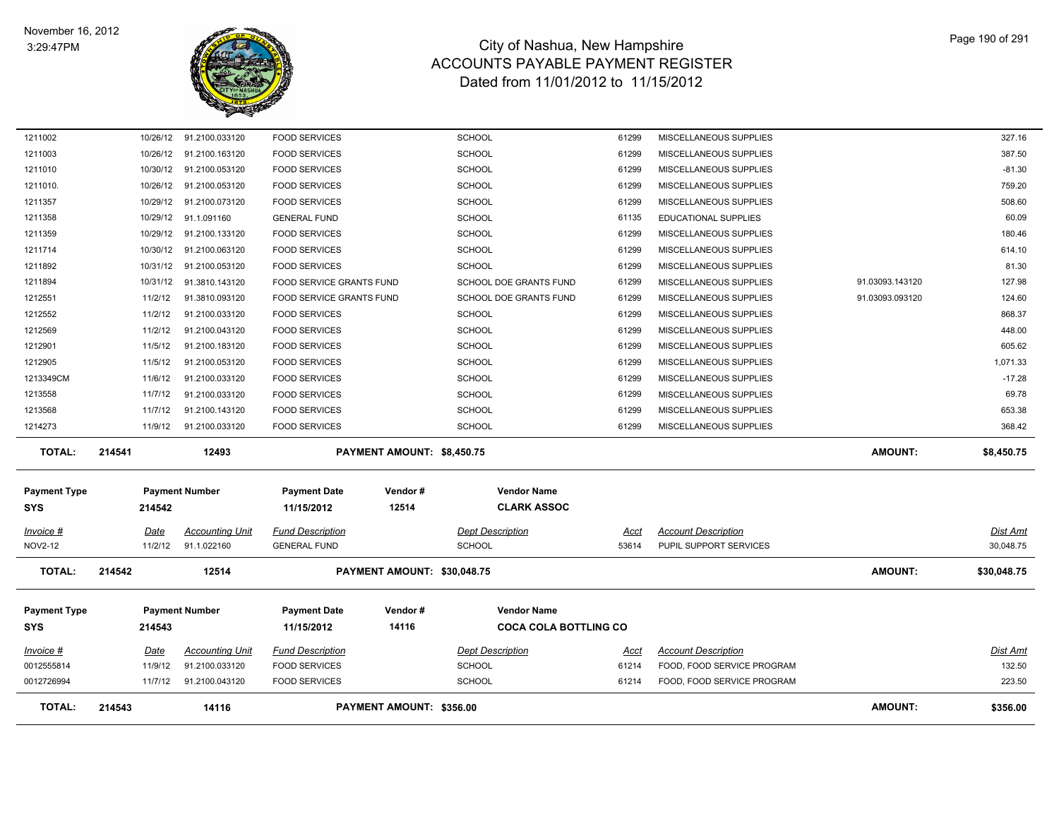# City of Nashua, New Hampshire
## ACCOUNTS PAYABLE PAYMENT REGISTER
Dated from 11/01/2012 to 11/15/2012

November 16, 2012
3:29:47PM

| Invoice # | Date | Accounting Unit | Fund Description | Dept Description | Acct | Account Description | | Dist Amt |
|---|---|---|---|---|---|---|---|---|
| 1211002 | 10/26/12 | 91.2100.033120 | FOOD SERVICES | SCHOOL | 61299 | MISCELLANEOUS SUPPLIES | | 327.16 |
| 1211003 | 10/26/12 | 91.2100.163120 | FOOD SERVICES | SCHOOL | 61299 | MISCELLANEOUS SUPPLIES | | 387.50 |
| 1211010 | 10/30/12 | 91.2100.053120 | FOOD SERVICES | SCHOOL | 61299 | MISCELLANEOUS SUPPLIES | | -81.30 |
| 1211010. | 10/26/12 | 91.2100.053120 | FOOD SERVICES | SCHOOL | 61299 | MISCELLANEOUS SUPPLIES | | 759.20 |
| 1211357 | 10/29/12 | 91.2100.073120 | FOOD SERVICES | SCHOOL | 61299 | MISCELLANEOUS SUPPLIES | | 508.60 |
| 1211358 | 10/29/12 | 91.1.091160 | GENERAL FUND | SCHOOL | 61135 | EDUCATIONAL SUPPLIES | | 60.09 |
| 1211359 | 10/29/12 | 91.2100.133120 | FOOD SERVICES | SCHOOL | 61299 | MISCELLANEOUS SUPPLIES | | 180.46 |
| 1211714 | 10/30/12 | 91.2100.063120 | FOOD SERVICES | SCHOOL | 61299 | MISCELLANEOUS SUPPLIES | | 614.10 |
| 1211892 | 10/31/12 | 91.2100.053120 | FOOD SERVICES | SCHOOL | 61299 | MISCELLANEOUS SUPPLIES | | 81.30 |
| 1211894 | 10/31/12 | 91.3810.143120 | FOOD SERVICE GRANTS FUND | SCHOOL DOE GRANTS FUND | 61299 | MISCELLANEOUS SUPPLIES | 91.03093.143120 | 127.98 |
| 1212551 | 11/2/12 | 91.3810.093120 | FOOD SERVICE GRANTS FUND | SCHOOL DOE GRANTS FUND | 61299 | MISCELLANEOUS SUPPLIES | 91.03093.093120 | 124.60 |
| 1212552 | 11/2/12 | 91.2100.033120 | FOOD SERVICES | SCHOOL | 61299 | MISCELLANEOUS SUPPLIES | | 868.37 |
| 1212569 | 11/2/12 | 91.2100.043120 | FOOD SERVICES | SCHOOL | 61299 | MISCELLANEOUS SUPPLIES | | 448.00 |
| 1212901 | 11/5/12 | 91.2100.183120 | FOOD SERVICES | SCHOOL | 61299 | MISCELLANEOUS SUPPLIES | | 605.62 |
| 1212905 | 11/5/12 | 91.2100.053120 | FOOD SERVICES | SCHOOL | 61299 | MISCELLANEOUS SUPPLIES | | 1,071.33 |
| 1213349CM | 11/6/12 | 91.2100.033120 | FOOD SERVICES | SCHOOL | 61299 | MISCELLANEOUS SUPPLIES | | -17.28 |
| 1213558 | 11/7/12 | 91.2100.033120 | FOOD SERVICES | SCHOOL | 61299 | MISCELLANEOUS SUPPLIES | | 69.78 |
| 1213568 | 11/7/12 | 91.2100.143120 | FOOD SERVICES | SCHOOL | 61299 | MISCELLANEOUS SUPPLIES | | 653.38 |
| 1214273 | 11/9/12 | 91.2100.033120 | FOOD SERVICES | SCHOOL | 61299 | MISCELLANEOUS SUPPLIES | | 368.42 |
| **TOTAL:** | **214541** | **12493** | **PAYMENT AMOUNT: $8,450.75** | | | | **AMOUNT:** | **$8,450.75** |

| Payment Type | Payment Number | Payment Date | Vendor # | Vendor Name |
|---|---|---|---|---|
| SYS | 214542 | 11/15/2012 | 12514 | CLARK ASSOC |

| Invoice # | Date | Accounting Unit | Fund Description | Dept Description | Acct | Account Description | | Dist Amt |
|---|---|---|---|---|---|---|---|---|
| NOV2-12 | 11/2/12 | 91.1.022160 | GENERAL FUND | SCHOOL | 53614 | PUPIL SUPPORT SERVICES | | 30,048.75 |
| **TOTAL:** | **214542** | **12514** | **PAYMENT AMOUNT: $30,048.75** | | | | **AMOUNT:** | **$30,048.75** |

| Payment Type | Payment Number | Payment Date | Vendor # | Vendor Name |
|---|---|---|---|---|
| SYS | 214543 | 11/15/2012 | 14116 | COCA COLA BOTTLING CO |

| Invoice # | Date | Accounting Unit | Fund Description | Dept Description | Acct | Account Description | | Dist Amt |
|---|---|---|---|---|---|---|---|---|
| 0012555814 | 11/9/12 | 91.2100.033120 | FOOD SERVICES | SCHOOL | 61214 | FOOD, FOOD SERVICE PROGRAM | | 132.50 |
| 0012726994 | 11/7/12 | 91.2100.043120 | FOOD SERVICES | SCHOOL | 61214 | FOOD, FOOD SERVICE PROGRAM | | 223.50 |
| **TOTAL:** | **214543** | **14116** | **PAYMENT AMOUNT: $356.00** | | | | **AMOUNT:** | **$356.00** |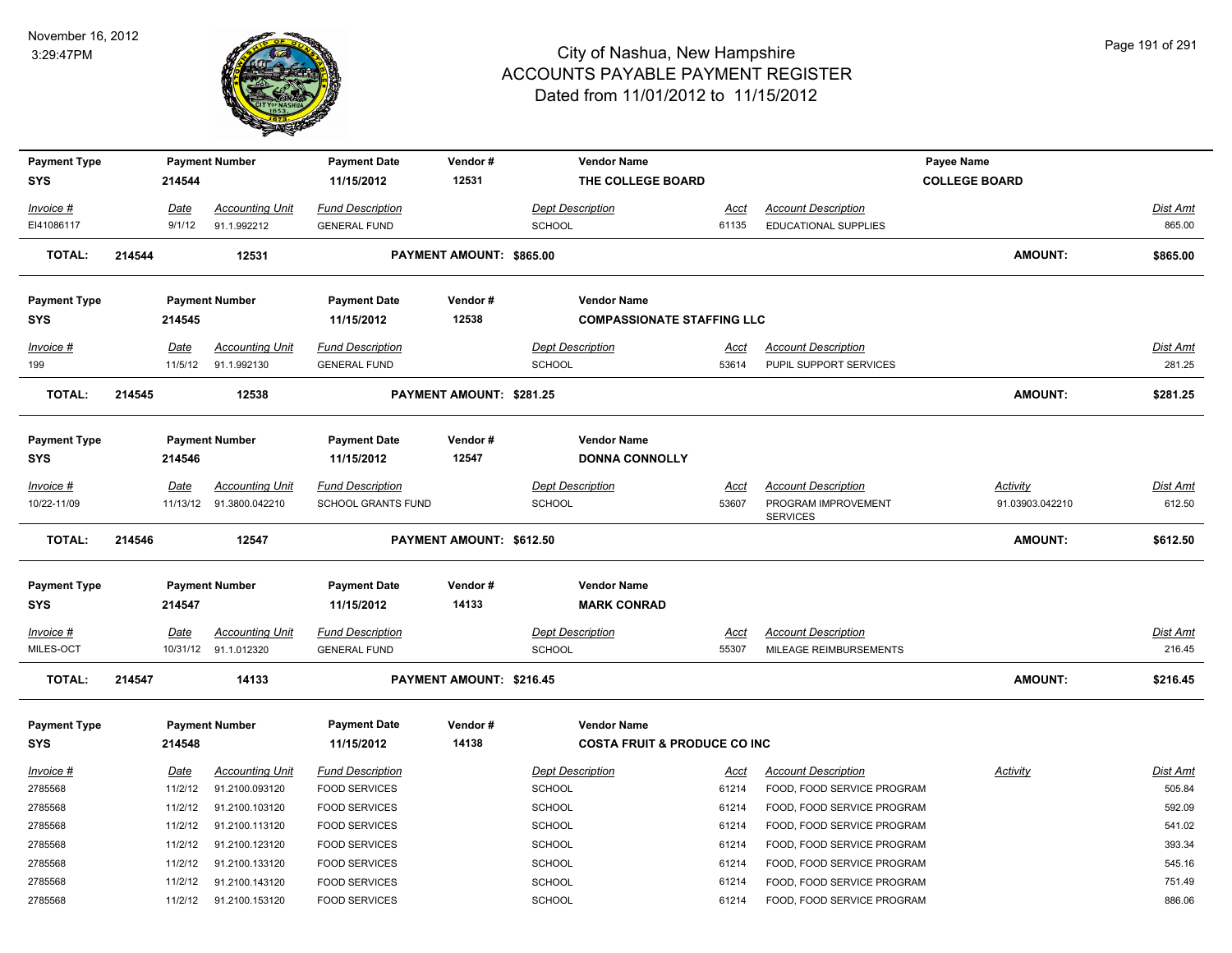# City of Nashua, New Hampshire
## ACCOUNTS PAYABLE PAYMENT REGISTER
### Dated from 11/01/2012 to 11/15/2012

November 16, 2012
3:29:47PM

| Payment Type | Payment Number | Payment Date | Vendor # | Vendor Name | | | Payee Name | |
|---|---|---|---|---|---|---|---|---|
| SYS | 214544 | 11/15/2012 | 12531 | THE COLLEGE BOARD | | | COLLEGE BOARD | |

| Invoice # | Date | Accounting Unit | Fund Description | Dept Description | Acct | Account Description | Activity | Dist Amt |
|---|---|---|---|---|---|---|---|---|
| EI41086117 | 9/1/12 | 91.1.992212 | GENERAL FUND | SCHOOL | 61135 | EDUCATIONAL SUPPLIES | | 865.00 |

**TOTAL: 214544 12531 PAYMENT AMOUNT: $865.00 AMOUNT: $865.00**

| Payment Type | Payment Number | Payment Date | Vendor # | Vendor Name |
|---|---|---|---|---|
| SYS | 214545 | 11/15/2012 | 12538 | COMPASSIONATE STAFFING LLC |

| Invoice # | Date | Accounting Unit | Fund Description | Dept Description | Acct | Account Description | Activity | Dist Amt |
|---|---|---|---|---|---|---|---|---|
| 199 | 11/5/12 | 91.1.992130 | GENERAL FUND | SCHOOL | 53614 | PUPIL SUPPORT SERVICES | | 281.25 |

**TOTAL: 214545 12538 PAYMENT AMOUNT: $281.25 AMOUNT: $281.25**

| Payment Type | Payment Number | Payment Date | Vendor # | Vendor Name |
|---|---|---|---|---|
| SYS | 214546 | 11/15/2012 | 12547 | DONNA CONNOLLY |

| Invoice # | Date | Accounting Unit | Fund Description | Dept Description | Acct | Account Description | Activity | Dist Amt |
|---|---|---|---|---|---|---|---|---|
| 10/22-11/09 | 11/13/12 | 91.3800.042210 | SCHOOL GRANTS FUND | SCHOOL | 53607 | PROGRAM IMPROVEMENT SERVICES | 91.03903.042210 | 612.50 |

**TOTAL: 214546 12547 PAYMENT AMOUNT: $612.50 AMOUNT: $612.50**

| Payment Type | Payment Number | Payment Date | Vendor # | Vendor Name |
|---|---|---|---|---|
| SYS | 214547 | 11/15/2012 | 14133 | MARK CONRAD |

| Invoice # | Date | Accounting Unit | Fund Description | Dept Description | Acct | Account Description | Activity | Dist Amt |
|---|---|---|---|---|---|---|---|---|
| MILES-OCT | 10/31/12 | 91.1.012320 | GENERAL FUND | SCHOOL | 55307 | MILEAGE REIMBURSEMENTS | | 216.45 |

**TOTAL: 214547 14133 PAYMENT AMOUNT: $216.45 AMOUNT: $216.45**

| Payment Type | Payment Number | Payment Date | Vendor # | Vendor Name |
|---|---|---|---|---|
| SYS | 214548 | 11/15/2012 | 14138 | COSTA FRUIT & PRODUCE CO INC |

| Invoice # | Date | Accounting Unit | Fund Description | Dept Description | Acct | Account Description | Activity | Dist Amt |
|---|---|---|---|---|---|---|---|---|
| 2785568 | 11/2/12 | 91.2100.093120 | FOOD SERVICES | SCHOOL | 61214 | FOOD, FOOD SERVICE PROGRAM | | 505.84 |
| 2785568 | 11/2/12 | 91.2100.103120 | FOOD SERVICES | SCHOOL | 61214 | FOOD, FOOD SERVICE PROGRAM | | 592.09 |
| 2785568 | 11/2/12 | 91.2100.113120 | FOOD SERVICES | SCHOOL | 61214 | FOOD, FOOD SERVICE PROGRAM | | 541.02 |
| 2785568 | 11/2/12 | 91.2100.123120 | FOOD SERVICES | SCHOOL | 61214 | FOOD, FOOD SERVICE PROGRAM | | 393.34 |
| 2785568 | 11/2/12 | 91.2100.133120 | FOOD SERVICES | SCHOOL | 61214 | FOOD, FOOD SERVICE PROGRAM | | 545.16 |
| 2785568 | 11/2/12 | 91.2100.143120 | FOOD SERVICES | SCHOOL | 61214 | FOOD, FOOD SERVICE PROGRAM | | 751.49 |
| 2785568 | 11/2/12 | 91.2100.153120 | FOOD SERVICES | SCHOOL | 61214 | FOOD, FOOD SERVICE PROGRAM | | 886.06 |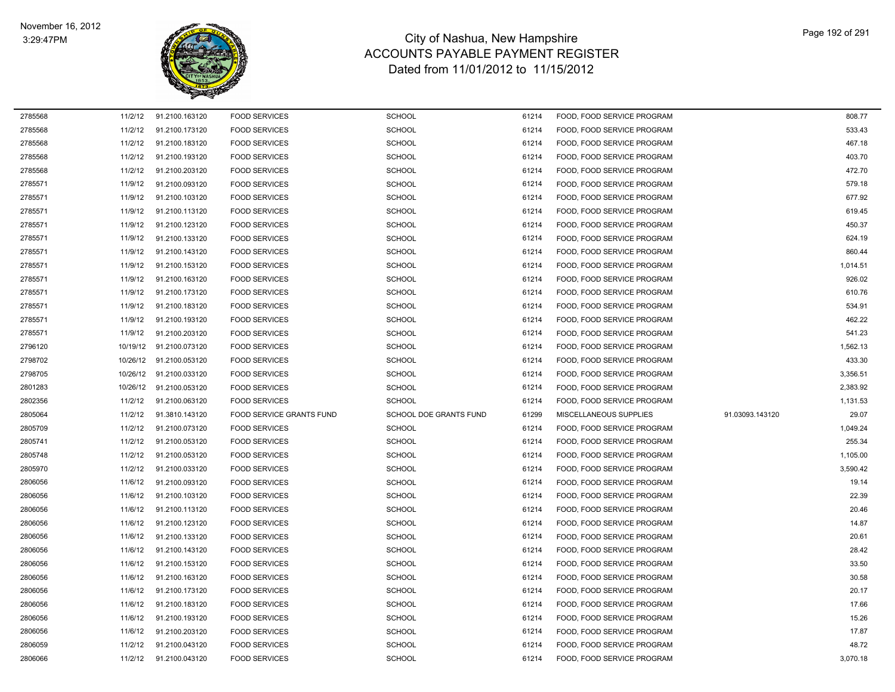# City of Nashua, New Hampshire
## ACCOUNTS PAYABLE PAYMENT REGISTER
### Dated from 11/01/2012 to 11/15/2012

November 16, 2012
3:29:47PM

| | | | | | | | | |
|---|---|---|---|---|---|---|---|---|
| 2785568 | 11/2/12 | 91.2100.163120 | FOOD SERVICES | SCHOOL | 61214 | FOOD, FOOD SERVICE PROGRAM | | 808.77 |
| 2785568 | 11/2/12 | 91.2100.173120 | FOOD SERVICES | SCHOOL | 61214 | FOOD, FOOD SERVICE PROGRAM | | 533.43 |
| 2785568 | 11/2/12 | 91.2100.183120 | FOOD SERVICES | SCHOOL | 61214 | FOOD, FOOD SERVICE PROGRAM | | 467.18 |
| 2785568 | 11/2/12 | 91.2100.193120 | FOOD SERVICES | SCHOOL | 61214 | FOOD, FOOD SERVICE PROGRAM | | 403.70 |
| 2785568 | 11/2/12 | 91.2100.203120 | FOOD SERVICES | SCHOOL | 61214 | FOOD, FOOD SERVICE PROGRAM | | 472.70 |
| 2785571 | 11/9/12 | 91.2100.093120 | FOOD SERVICES | SCHOOL | 61214 | FOOD, FOOD SERVICE PROGRAM | | 579.18 |
| 2785571 | 11/9/12 | 91.2100.103120 | FOOD SERVICES | SCHOOL | 61214 | FOOD, FOOD SERVICE PROGRAM | | 677.92 |
| 2785571 | 11/9/12 | 91.2100.113120 | FOOD SERVICES | SCHOOL | 61214 | FOOD, FOOD SERVICE PROGRAM | | 619.45 |
| 2785571 | 11/9/12 | 91.2100.123120 | FOOD SERVICES | SCHOOL | 61214 | FOOD, FOOD SERVICE PROGRAM | | 450.37 |
| 2785571 | 11/9/12 | 91.2100.133120 | FOOD SERVICES | SCHOOL | 61214 | FOOD, FOOD SERVICE PROGRAM | | 624.19 |
| 2785571 | 11/9/12 | 91.2100.143120 | FOOD SERVICES | SCHOOL | 61214 | FOOD, FOOD SERVICE PROGRAM | | 860.44 |
| 2785571 | 11/9/12 | 91.2100.153120 | FOOD SERVICES | SCHOOL | 61214 | FOOD, FOOD SERVICE PROGRAM | | 1,014.51 |
| 2785571 | 11/9/12 | 91.2100.163120 | FOOD SERVICES | SCHOOL | 61214 | FOOD, FOOD SERVICE PROGRAM | | 926.02 |
| 2785571 | 11/9/12 | 91.2100.173120 | FOOD SERVICES | SCHOOL | 61214 | FOOD, FOOD SERVICE PROGRAM | | 610.76 |
| 2785571 | 11/9/12 | 91.2100.183120 | FOOD SERVICES | SCHOOL | 61214 | FOOD, FOOD SERVICE PROGRAM | | 534.91 |
| 2785571 | 11/9/12 | 91.2100.193120 | FOOD SERVICES | SCHOOL | 61214 | FOOD, FOOD SERVICE PROGRAM | | 462.22 |
| 2785571 | 11/9/12 | 91.2100.203120 | FOOD SERVICES | SCHOOL | 61214 | FOOD, FOOD SERVICE PROGRAM | | 541.23 |
| 2796120 | 10/19/12 | 91.2100.073120 | FOOD SERVICES | SCHOOL | 61214 | FOOD, FOOD SERVICE PROGRAM | | 1,562.13 |
| 2798702 | 10/26/12 | 91.2100.053120 | FOOD SERVICES | SCHOOL | 61214 | FOOD, FOOD SERVICE PROGRAM | | 433.30 |
| 2798705 | 10/26/12 | 91.2100.033120 | FOOD SERVICES | SCHOOL | 61214 | FOOD, FOOD SERVICE PROGRAM | | 3,356.51 |
| 2801283 | 10/26/12 | 91.2100.053120 | FOOD SERVICES | SCHOOL | 61214 | FOOD, FOOD SERVICE PROGRAM | | 2,383.92 |
| 2802356 | 11/2/12 | 91.2100.063120 | FOOD SERVICES | SCHOOL | 61214 | FOOD, FOOD SERVICE PROGRAM | | 1,131.53 |
| 2805064 | 11/2/12 | 91.3810.143120 | FOOD SERVICE GRANTS FUND | SCHOOL DOE GRANTS FUND | 61299 | MISCELLANEOUS SUPPLIES | 91.03093.143120 | 29.07 |
| 2805709 | 11/2/12 | 91.2100.073120 | FOOD SERVICES | SCHOOL | 61214 | FOOD, FOOD SERVICE PROGRAM | | 1,049.24 |
| 2805741 | 11/2/12 | 91.2100.053120 | FOOD SERVICES | SCHOOL | 61214 | FOOD, FOOD SERVICE PROGRAM | | 255.34 |
| 2805748 | 11/2/12 | 91.2100.053120 | FOOD SERVICES | SCHOOL | 61214 | FOOD, FOOD SERVICE PROGRAM | | 1,105.00 |
| 2805970 | 11/2/12 | 91.2100.033120 | FOOD SERVICES | SCHOOL | 61214 | FOOD, FOOD SERVICE PROGRAM | | 3,590.42 |
| 2806056 | 11/6/12 | 91.2100.093120 | FOOD SERVICES | SCHOOL | 61214 | FOOD, FOOD SERVICE PROGRAM | | 19.14 |
| 2806056 | 11/6/12 | 91.2100.103120 | FOOD SERVICES | SCHOOL | 61214 | FOOD, FOOD SERVICE PROGRAM | | 22.39 |
| 2806056 | 11/6/12 | 91.2100.113120 | FOOD SERVICES | SCHOOL | 61214 | FOOD, FOOD SERVICE PROGRAM | | 20.46 |
| 2806056 | 11/6/12 | 91.2100.123120 | FOOD SERVICES | SCHOOL | 61214 | FOOD, FOOD SERVICE PROGRAM | | 14.87 |
| 2806056 | 11/6/12 | 91.2100.133120 | FOOD SERVICES | SCHOOL | 61214 | FOOD, FOOD SERVICE PROGRAM | | 20.61 |
| 2806056 | 11/6/12 | 91.2100.143120 | FOOD SERVICES | SCHOOL | 61214 | FOOD, FOOD SERVICE PROGRAM | | 28.42 |
| 2806056 | 11/6/12 | 91.2100.153120 | FOOD SERVICES | SCHOOL | 61214 | FOOD, FOOD SERVICE PROGRAM | | 33.50 |
| 2806056 | 11/6/12 | 91.2100.163120 | FOOD SERVICES | SCHOOL | 61214 | FOOD, FOOD SERVICE PROGRAM | | 30.58 |
| 2806056 | 11/6/12 | 91.2100.173120 | FOOD SERVICES | SCHOOL | 61214 | FOOD, FOOD SERVICE PROGRAM | | 20.17 |
| 2806056 | 11/6/12 | 91.2100.183120 | FOOD SERVICES | SCHOOL | 61214 | FOOD, FOOD SERVICE PROGRAM | | 17.66 |
| 2806056 | 11/6/12 | 91.2100.193120 | FOOD SERVICES | SCHOOL | 61214 | FOOD, FOOD SERVICE PROGRAM | | 15.26 |
| 2806056 | 11/6/12 | 91.2100.203120 | FOOD SERVICES | SCHOOL | 61214 | FOOD, FOOD SERVICE PROGRAM | | 17.87 |
| 2806059 | 11/2/12 | 91.2100.043120 | FOOD SERVICES | SCHOOL | 61214 | FOOD, FOOD SERVICE PROGRAM | | 48.72 |
| 2806066 | 11/2/12 | 91.2100.043120 | FOOD SERVICES | SCHOOL | 61214 | FOOD, FOOD SERVICE PROGRAM | | 3,070.18 |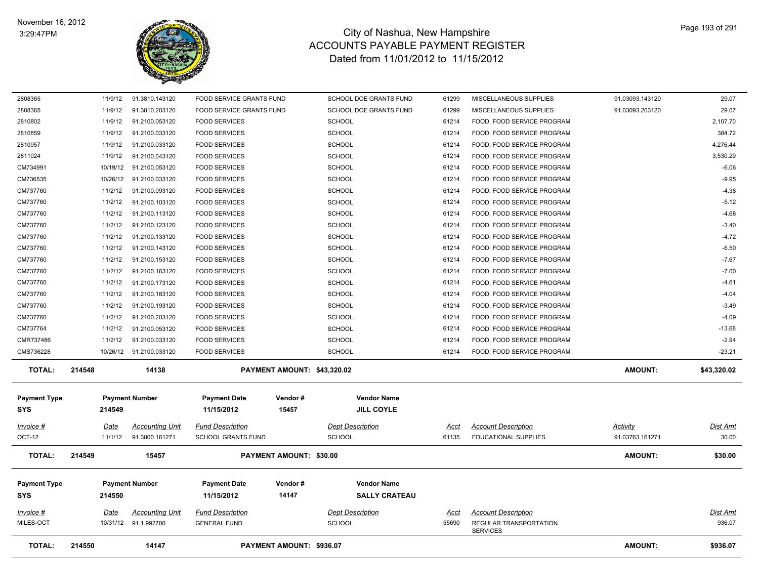# City of Nashua, New Hampshire
## ACCOUNTS PAYABLE PAYMENT REGISTER
### Dated from 11/01/2012 to 11/15/2012

November 16, 2012
3:29:47PM

| Invoice # | Date | Accounting Unit | Fund Description | Dept Description | Acct | Account Description | Activity | Dist Amt |
|---|---|---|---|---|---|---|---|---|
| 2808365 | 11/9/12 | 91.3810.143120 | FOOD SERVICE GRANTS FUND | SCHOOL DOE GRANTS FUND | 61299 | MISCELLANEOUS SUPPLIES | 91.03093.143120 | 29.07 |
| 2808365 | 11/9/12 | 91.3810.203120 | FOOD SERVICE GRANTS FUND | SCHOOL DOE GRANTS FUND | 61299 | MISCELLANEOUS SUPPLIES | 91.03093.203120 | 29.07 |
| 2810802 | 11/9/12 | 91.2100.053120 | FOOD SERVICES | SCHOOL | 61214 | FOOD, FOOD SERVICE PROGRAM | | 2,107.70 |
| 2810859 | 11/9/12 | 91.2100.033120 | FOOD SERVICES | SCHOOL | 61214 | FOOD, FOOD SERVICE PROGRAM | | 384.72 |
| 2810957 | 11/9/12 | 91.2100.033120 | FOOD SERVICES | SCHOOL | 61214 | FOOD, FOOD SERVICE PROGRAM | | 4,276.44 |
| 2811024 | 11/9/12 | 91.2100.043120 | FOOD SERVICES | SCHOOL | 61214 | FOOD, FOOD SERVICE PROGRAM | | 3,530.29 |
| CM734991 | 10/19/12 | 91.2100.053120 | FOOD SERVICES | SCHOOL | 61214 | FOOD, FOOD SERVICE PROGRAM | | -6.06 |
| CM736535 | 10/26/12 | 91.2100.033120 | FOOD SERVICES | SCHOOL | 61214 | FOOD, FOOD SERVICE PROGRAM | | -9.95 |
| CM737760 | 11/2/12 | 91.2100.093120 | FOOD SERVICES | SCHOOL | 61214 | FOOD, FOOD SERVICE PROGRAM | | -4.38 |
| CM737760 | 11/2/12 | 91.2100.103120 | FOOD SERVICES | SCHOOL | 61214 | FOOD, FOOD SERVICE PROGRAM | | -5.12 |
| CM737760 | 11/2/12 | 91.2100.113120 | FOOD SERVICES | SCHOOL | 61214 | FOOD, FOOD SERVICE PROGRAM | | -4.68 |
| CM737760 | 11/2/12 | 91.2100.123120 | FOOD SERVICES | SCHOOL | 61214 | FOOD, FOOD SERVICE PROGRAM | | -3.40 |
| CM737760 | 11/2/12 | 91.2100.133120 | FOOD SERVICES | SCHOOL | 61214 | FOOD, FOOD SERVICE PROGRAM | | -4.72 |
| CM737760 | 11/2/12 | 91.2100.143120 | FOOD SERVICES | SCHOOL | 61214 | FOOD, FOOD SERVICE PROGRAM | | -6.50 |
| CM737760 | 11/2/12 | 91.2100.153120 | FOOD SERVICES | SCHOOL | 61214 | FOOD, FOOD SERVICE PROGRAM | | -7.67 |
| CM737760 | 11/2/12 | 91.2100.163120 | FOOD SERVICES | SCHOOL | 61214 | FOOD, FOOD SERVICE PROGRAM | | -7.00 |
| CM737760 | 11/2/12 | 91.2100.173120 | FOOD SERVICES | SCHOOL | 61214 | FOOD, FOOD SERVICE PROGRAM | | -4.61 |
| CM737760 | 11/2/12 | 91.2100.183120 | FOOD SERVICES | SCHOOL | 61214 | FOOD, FOOD SERVICE PROGRAM | | -4.04 |
| CM737760 | 11/2/12 | 91.2100.193120 | FOOD SERVICES | SCHOOL | 61214 | FOOD, FOOD SERVICE PROGRAM | | -3.49 |
| CM737760 | 11/2/12 | 91.2100.203120 | FOOD SERVICES | SCHOOL | 61214 | FOOD, FOOD SERVICE PROGRAM | | -4.09 |
| CM737764 | 11/2/12 | 91.2100.053120 | FOOD SERVICES | SCHOOL | 61214 | FOOD, FOOD SERVICE PROGRAM | | -13.68 |
| CMR737486 | 11/2/12 | 91.2100.033120 | FOOD SERVICES | SCHOOL | 61214 | FOOD, FOOD SERVICE PROGRAM | | -2.94 |
| CMS736228 | 10/26/12 | 91.2100.033120 | FOOD SERVICES | SCHOOL | 61214 | FOOD, FOOD SERVICE PROGRAM | | -23.21 |

**TOTAL: 214548 — 14138 — PAYMENT AMOUNT: $43,320.02 — AMOUNT: $43,320.02**

| Payment Type | Payment Number | Payment Date | Vendor # | Vendor Name |
|---|---|---|---|---|
| SYS | 214549 | 11/15/2012 | 15457 | JILL COYLE |

| Invoice # | Date | Accounting Unit | Fund Description | Dept Description | Acct | Account Description | Activity | Dist Amt |
|---|---|---|---|---|---|---|---|---|
| OCT-12 | 11/1/12 | 91.3800.161271 | SCHOOL GRANTS FUND | SCHOOL | 61135 | EDUCATIONAL SUPPLIES | 91.03763.161271 | 30.00 |

**TOTAL: 214549 — 15457 — PAYMENT AMOUNT: $30.00 — AMOUNT: $30.00**

| Payment Type | Payment Number | Payment Date | Vendor # | Vendor Name |
|---|---|---|---|---|
| SYS | 214550 | 11/15/2012 | 14147 | SALLY CRATEAU |

| Invoice # | Date | Accounting Unit | Fund Description | Dept Description | Acct | Account Description | Activity | Dist Amt |
|---|---|---|---|---|---|---|---|---|
| MILES-OCT | 10/31/12 | 91.1.992700 | GENERAL FUND | SCHOOL | 55690 | REGULAR TRANSPORTATION SERVICES | | 936.07 |

**TOTAL: 214550 — 14147 — PAYMENT AMOUNT: $936.07 — AMOUNT: $936.07**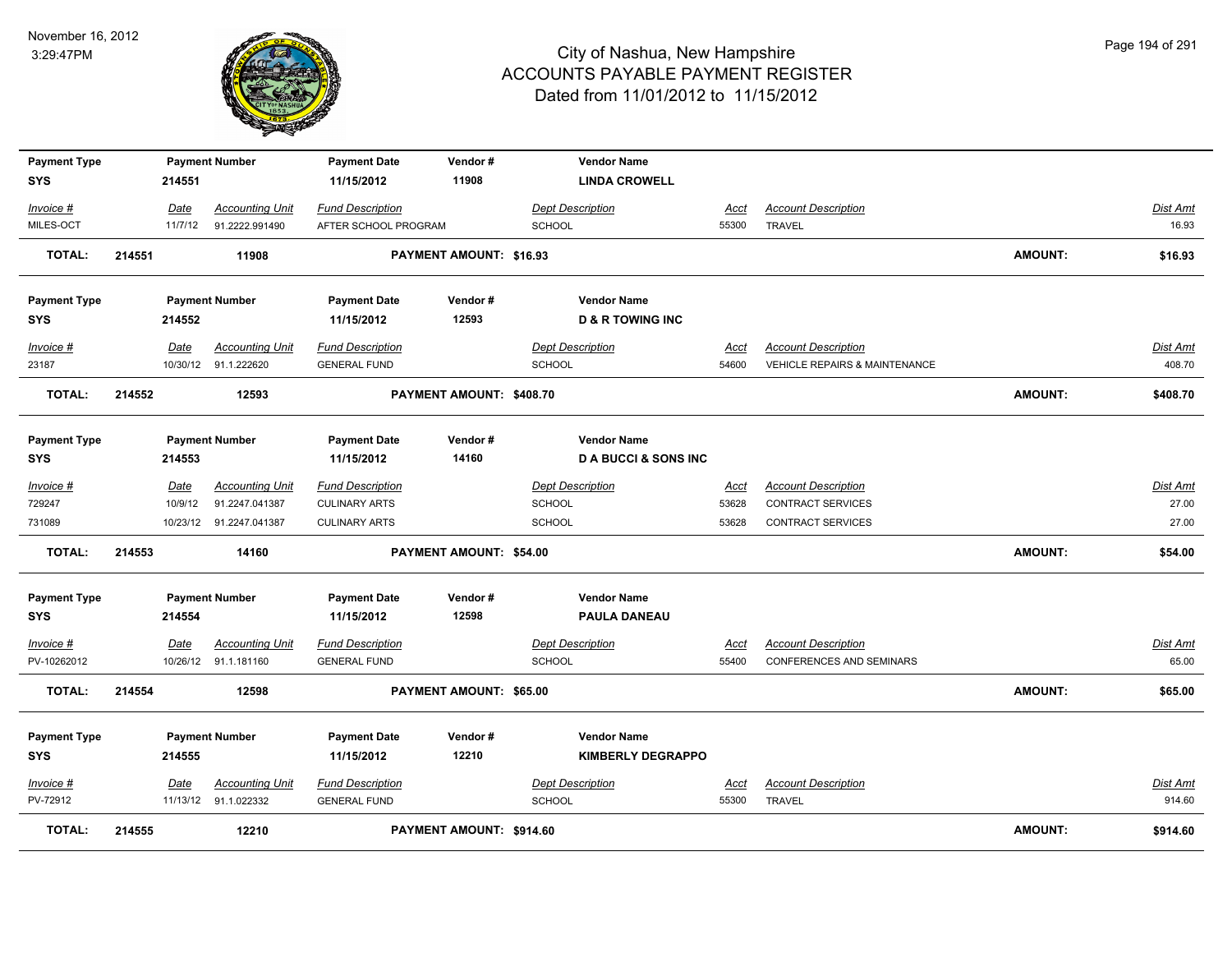# City of Nashua, New Hampshire
## ACCOUNTS PAYABLE PAYMENT REGISTER
### Dated from 11/01/2012 to 11/15/2012

November 16, 2012
3:29:47PM

| Payment Type | Payment Number | Payment Date | Vendor # | Vendor Name |
|---|---|---|---|---|
| SYS | 214551 | 11/15/2012 | 11908 | **LINDA CROWELL** |

| Invoice # | Date | Accounting Unit | Fund Description | Dept Description | Acct | Account Description | Dist Amt |
|---|---|---|---|---|---|---|---|
| MILES-OCT | 11/7/12 | 91.2222.991490 | AFTER SCHOOL PROGRAM | SCHOOL | 55300 | TRAVEL | 16.93 |

**TOTAL: 214551 11908 PAYMENT AMOUNT: $16.93 AMOUNT: $16.93**

| Payment Type | Payment Number | Payment Date | Vendor # | Vendor Name |
|---|---|---|---|---|
| SYS | 214552 | 11/15/2012 | 12593 | **D & R TOWING INC** |

| Invoice # | Date | Accounting Unit | Fund Description | Dept Description | Acct | Account Description | Dist Amt |
|---|---|---|---|---|---|---|---|
| 23187 | 10/30/12 | 91.1.222620 | GENERAL FUND | SCHOOL | 54600 | VEHICLE REPAIRS & MAINTENANCE | 408.70 |

**TOTAL: 214552 12593 PAYMENT AMOUNT: $408.70 AMOUNT: $408.70**

| Payment Type | Payment Number | Payment Date | Vendor # | Vendor Name |
|---|---|---|---|---|
| SYS | 214553 | 11/15/2012 | 14160 | **D A BUCCI & SONS INC** |

| Invoice # | Date | Accounting Unit | Fund Description | Dept Description | Acct | Account Description | Dist Amt |
|---|---|---|---|---|---|---|---|
| 729247 | 10/9/12 | 91.2247.041387 | CULINARY ARTS | SCHOOL | 53628 | CONTRACT SERVICES | 27.00 |
| 731089 | 10/23/12 | 91.2247.041387 | CULINARY ARTS | SCHOOL | 53628 | CONTRACT SERVICES | 27.00 |

**TOTAL: 214553 14160 PAYMENT AMOUNT: $54.00 AMOUNT: $54.00**

| Payment Type | Payment Number | Payment Date | Vendor # | Vendor Name |
|---|---|---|---|---|
| SYS | 214554 | 11/15/2012 | 12598 | **PAULA DANEAU** |

| Invoice # | Date | Accounting Unit | Fund Description | Dept Description | Acct | Account Description | Dist Amt |
|---|---|---|---|---|---|---|---|
| PV-10262012 | 10/26/12 | 91.1.181160 | GENERAL FUND | SCHOOL | 55400 | CONFERENCES AND SEMINARS | 65.00 |

**TOTAL: 214554 12598 PAYMENT AMOUNT: $65.00 AMOUNT: $65.00**

| Payment Type | Payment Number | Payment Date | Vendor # | Vendor Name |
|---|---|---|---|---|
| SYS | 214555 | 11/15/2012 | 12210 | **KIMBERLY DEGRAPPO** |

| Invoice # | Date | Accounting Unit | Fund Description | Dept Description | Acct | Account Description | Dist Amt |
|---|---|---|---|---|---|---|---|
| PV-72912 | 11/13/12 | 91.1.022332 | GENERAL FUND | SCHOOL | 55300 | TRAVEL | 914.60 |

**TOTAL: 214555 12210 PAYMENT AMOUNT: $914.60 AMOUNT: $914.60**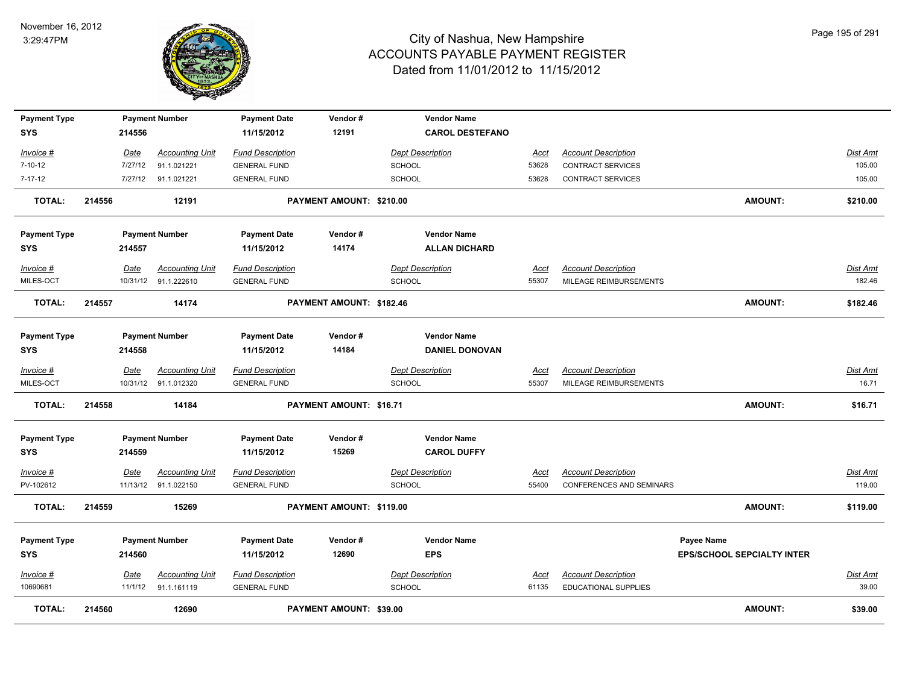# City of Nashua, New Hampshire
## ACCOUNTS PAYABLE PAYMENT REGISTER
### Dated from 11/01/2012 to 11/15/2012

November 16, 2012
3:29:47PM

| Payment Type | Payment Number | Payment Date | Vendor # | Vendor Name |
|---|---|---|---|---|
| SYS | 214556 | 11/15/2012 | 12191 | CAROL DESTEFANO |

| Invoice # | Date | Accounting Unit | Fund Description | Dept Description | Acct | Account Description | Dist Amt |
|---|---|---|---|---|---|---|---|
| 7-10-12 | 7/27/12 | 91.1.021221 | GENERAL FUND | SCHOOL | 53628 | CONTRACT SERVICES | 105.00 |
| 7-17-12 | 7/27/12 | 91.1.021221 | GENERAL FUND | SCHOOL | 53628 | CONTRACT SERVICES | 105.00 |

**TOTAL: 214556 12191 PAYMENT AMOUNT: $210.00 AMOUNT: $210.00**

| Payment Type | Payment Number | Payment Date | Vendor # | Vendor Name |
|---|---|---|---|---|
| SYS | 214557 | 11/15/2012 | 14174 | ALLAN DICHARD |

| Invoice # | Date | Accounting Unit | Fund Description | Dept Description | Acct | Account Description | Dist Amt |
|---|---|---|---|---|---|---|---|
| MILES-OCT | 10/31/12 | 91.1.222610 | GENERAL FUND | SCHOOL | 55307 | MILEAGE REIMBURSEMENTS | 182.46 |

**TOTAL: 214557 14174 PAYMENT AMOUNT: $182.46 AMOUNT: $182.46**

| Payment Type | Payment Number | Payment Date | Vendor # | Vendor Name |
|---|---|---|---|---|
| SYS | 214558 | 11/15/2012 | 14184 | DANIEL DONOVAN |

| Invoice # | Date | Accounting Unit | Fund Description | Dept Description | Acct | Account Description | Dist Amt |
|---|---|---|---|---|---|---|---|
| MILES-OCT | 10/31/12 | 91.1.012320 | GENERAL FUND | SCHOOL | 55307 | MILEAGE REIMBURSEMENTS | 16.71 |

**TOTAL: 214558 14184 PAYMENT AMOUNT: $16.71 AMOUNT: $16.71**

| Payment Type | Payment Number | Payment Date | Vendor # | Vendor Name |
|---|---|---|---|---|
| SYS | 214559 | 11/15/2012 | 15269 | CAROL DUFFY |

| Invoice # | Date | Accounting Unit | Fund Description | Dept Description | Acct | Account Description | Dist Amt |
|---|---|---|---|---|---|---|---|
| PV-102612 | 11/13/12 | 91.1.022150 | GENERAL FUND | SCHOOL | 55400 | CONFERENCES AND SEMINARS | 119.00 |

**TOTAL: 214559 15269 PAYMENT AMOUNT: $119.00 AMOUNT: $119.00**

| Payment Type | Payment Number | Payment Date | Vendor # | Vendor Name | Payee Name |
|---|---|---|---|---|---|
| SYS | 214560 | 11/15/2012 | 12690 | EPS | EPS/SCHOOL SEPCIALTY INTER |

| Invoice # | Date | Accounting Unit | Fund Description | Dept Description | Acct | Account Description | Dist Amt |
|---|---|---|---|---|---|---|---|
| 10690681 | 11/1/12 | 91.1.161119 | GENERAL FUND | SCHOOL | 61135 | EDUCATIONAL SUPPLIES | 39.00 |

**TOTAL: 214560 12690 PAYMENT AMOUNT: $39.00 AMOUNT: $39.00**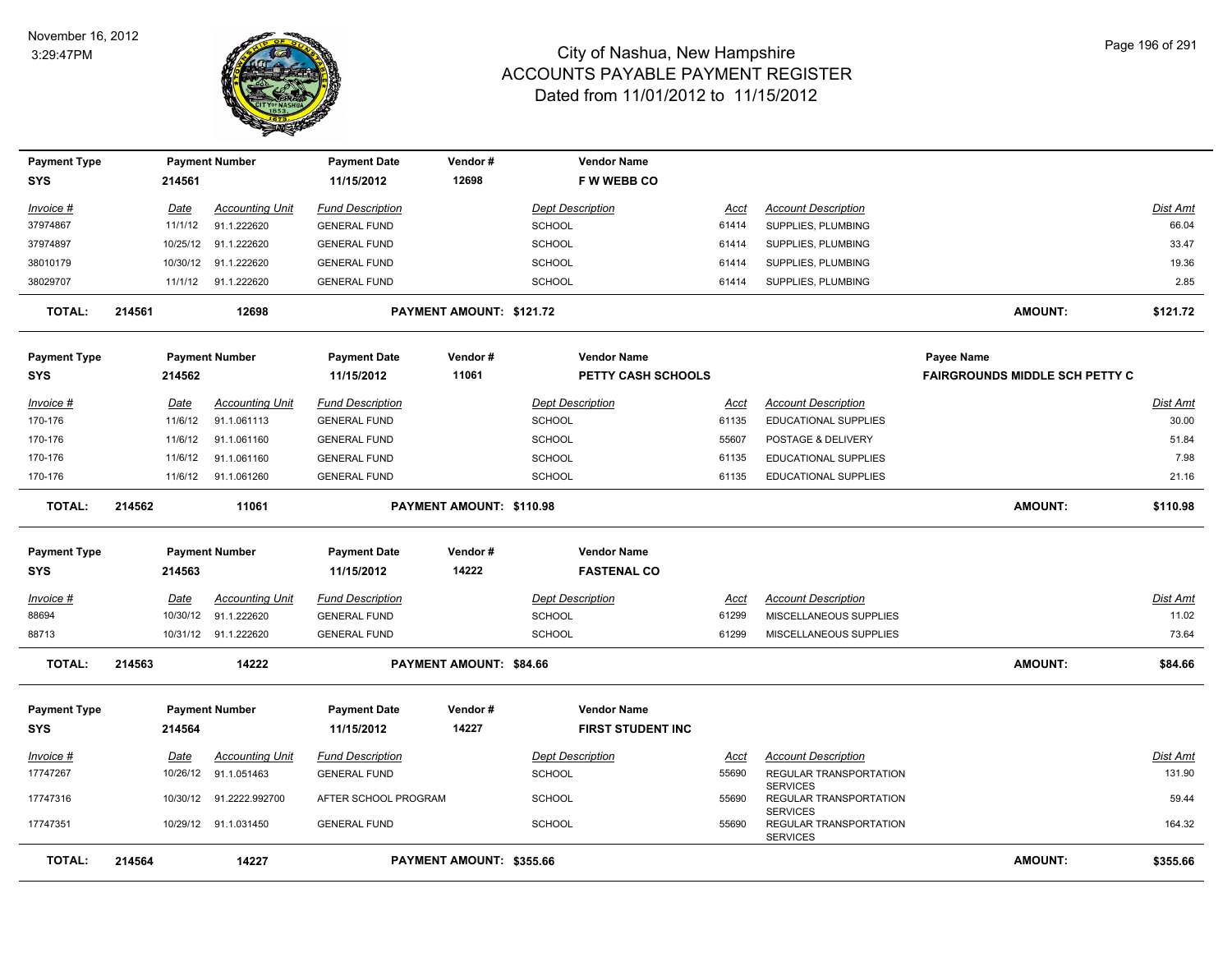# City of Nashua, New Hampshire
## ACCOUNTS PAYABLE PAYMENT REGISTER
### Dated from 11/01/2012 to 11/15/2012

| Payment Type | Payment Number | Payment Date | Vendor # | Vendor Name |
|---|---|---|---|---|
| SYS | 214561 | 11/15/2012 | 12698 | F W WEBB CO |

| Invoice # | Date | Accounting Unit | Fund Description | Dept Description | Acct | Account Description | Dist Amt |
|---|---|---|---|---|---|---|---|
| 37974867 | 11/1/12 | 91.1.222620 | GENERAL FUND | SCHOOL | 61414 | SUPPLIES, PLUMBING | 66.04 |
| 37974897 | 10/25/12 | 91.1.222620 | GENERAL FUND | SCHOOL | 61414 | SUPPLIES, PLUMBING | 33.47 |
| 38010179 | 10/30/12 | 91.1.222620 | GENERAL FUND | SCHOOL | 61414 | SUPPLIES, PLUMBING | 19.36 |
| 38029707 | 11/1/12 | 91.1.222620 | GENERAL FUND | SCHOOL | 61414 | SUPPLIES, PLUMBING | 2.85 |

**TOTAL: 214561 12698 PAYMENT AMOUNT: $121.72 AMOUNT: $121.72**

| Payment Type | Payment Number | Payment Date | Vendor # | Vendor Name | Payee Name |
|---|---|---|---|---|---|
| SYS | 214562 | 11/15/2012 | 11061 | PETTY CASH SCHOOLS | FAIRGROUNDS MIDDLE SCH PETTY C |

| Invoice # | Date | Accounting Unit | Fund Description | Dept Description | Acct | Account Description | Dist Amt |
|---|---|---|---|---|---|---|---|
| 170-176 | 11/6/12 | 91.1.061113 | GENERAL FUND | SCHOOL | 61135 | EDUCATIONAL SUPPLIES | 30.00 |
| 170-176 | 11/6/12 | 91.1.061160 | GENERAL FUND | SCHOOL | 55607 | POSTAGE & DELIVERY | 51.84 |
| 170-176 | 11/6/12 | 91.1.061160 | GENERAL FUND | SCHOOL | 61135 | EDUCATIONAL SUPPLIES | 7.98 |
| 170-176 | 11/6/12 | 91.1.061260 | GENERAL FUND | SCHOOL | 61135 | EDUCATIONAL SUPPLIES | 21.16 |

**TOTAL: 214562 11061 PAYMENT AMOUNT: $110.98 AMOUNT: $110.98**

| Payment Type | Payment Number | Payment Date | Vendor # | Vendor Name |
|---|---|---|---|---|
| SYS | 214563 | 11/15/2012 | 14222 | FASTENAL CO |

| Invoice # | Date | Accounting Unit | Fund Description | Dept Description | Acct | Account Description | Dist Amt |
|---|---|---|---|---|---|---|---|
| 88694 | 10/30/12 | 91.1.222620 | GENERAL FUND | SCHOOL | 61299 | MISCELLANEOUS SUPPLIES | 11.02 |
| 88713 | 10/31/12 | 91.1.222620 | GENERAL FUND | SCHOOL | 61299 | MISCELLANEOUS SUPPLIES | 73.64 |

**TOTAL: 214563 14222 PAYMENT AMOUNT: $84.66 AMOUNT: $84.66**

| Payment Type | Payment Number | Payment Date | Vendor # | Vendor Name |
|---|---|---|---|---|
| SYS | 214564 | 11/15/2012 | 14227 | FIRST STUDENT INC |

| Invoice # | Date | Accounting Unit | Fund Description | Dept Description | Acct | Account Description | Dist Amt |
|---|---|---|---|---|---|---|---|
| 17747267 | 10/26/12 | 91.1.051463 | GENERAL FUND | SCHOOL | 55690 | REGULAR TRANSPORTATION SERVICES | 131.90 |
| 17747316 | 10/30/12 | 91.2222.992700 | AFTER SCHOOL PROGRAM | SCHOOL | 55690 | REGULAR TRANSPORTATION SERVICES | 59.44 |
| 17747351 | 10/29/12 | 91.1.031450 | GENERAL FUND | SCHOOL | 55690 | REGULAR TRANSPORTATION SERVICES | 164.32 |

**TOTAL: 214564 14227 PAYMENT AMOUNT: $355.66 AMOUNT: $355.66**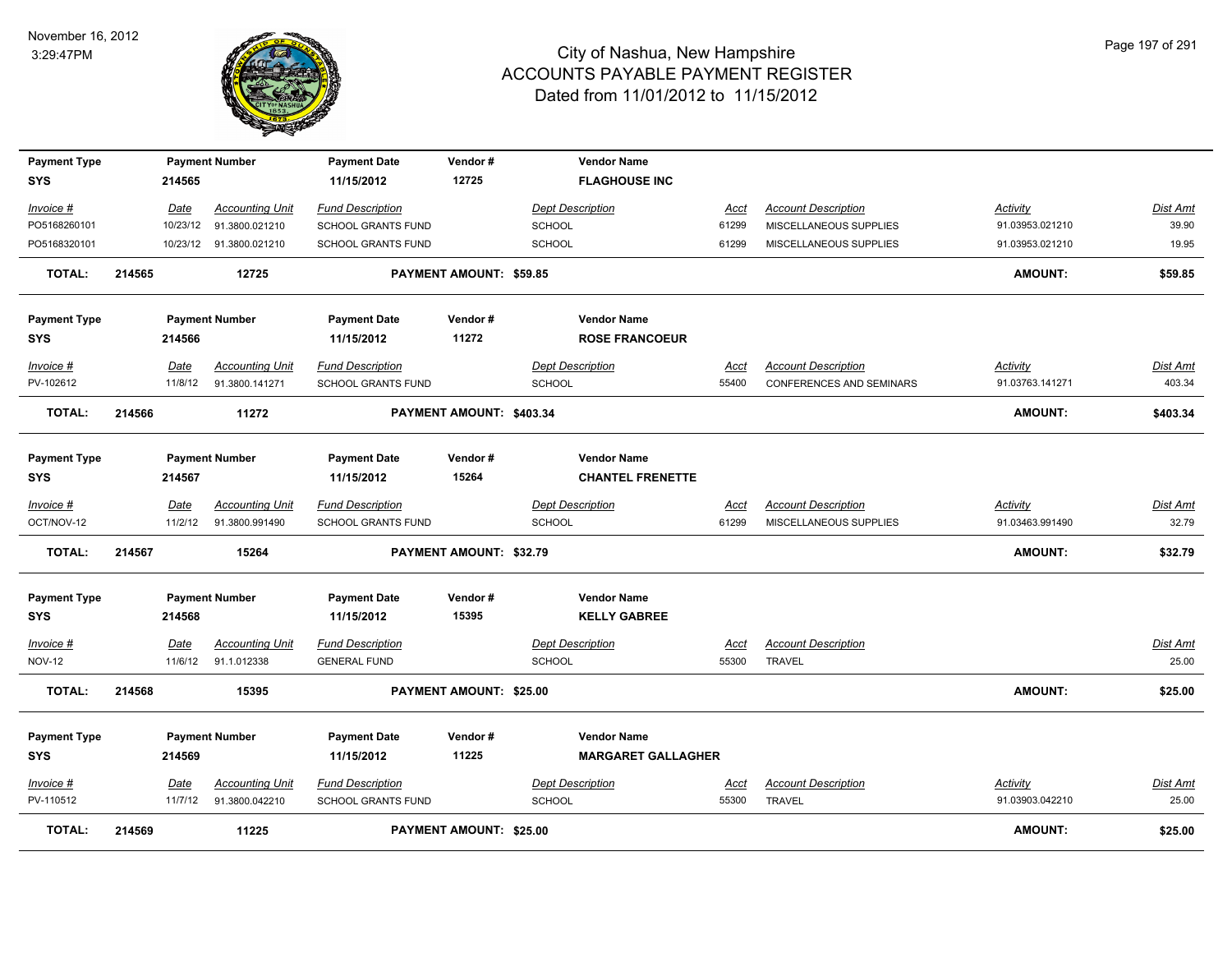# City of Nashua, New Hampshire
## ACCOUNTS PAYABLE PAYMENT REGISTER
### Dated from 11/01/2012 to 11/15/2012

November 16, 2012
3:29:47PM

| Payment Type | Payment Number | Payment Date | Vendor # | Vendor Name | | | |
|---|---|---|---|---|---|---|---|
| SYS | 214565 | 11/15/2012 | 12725 | FLAGHOUSE INC | | | |

| Invoice # | Date | Accounting Unit | Fund Description | Dept Description | Acct | Account Description | Activity | Dist Amt |
|---|---|---|---|---|---|---|---|---|
| PO5168260101 | 10/23/12 | 91.3800.021210 | SCHOOL GRANTS FUND | SCHOOL | 61299 | MISCELLANEOUS SUPPLIES | 91.03953.021210 | 39.90 |
| PO5168320101 | 10/23/12 | 91.3800.021210 | SCHOOL GRANTS FUND | SCHOOL | 61299 | MISCELLANEOUS SUPPLIES | 91.03953.021210 | 19.95 |

**TOTAL: 214565 12725 PAYMENT AMOUNT: $59.85 AMOUNT: $59.85**

| Payment Type | Payment Number | Payment Date | Vendor # | Vendor Name | | | |
|---|---|---|---|---|---|---|---|
| SYS | 214566 | 11/15/2012 | 11272 | ROSE FRANCOEUR | | | |

| Invoice # | Date | Accounting Unit | Fund Description | Dept Description | Acct | Account Description | Activity | Dist Amt |
|---|---|---|---|---|---|---|---|---|
| PV-102612 | 11/8/12 | 91.3800.141271 | SCHOOL GRANTS FUND | SCHOOL | 55400 | CONFERENCES AND SEMINARS | 91.03763.141271 | 403.34 |

**TOTAL: 214566 11272 PAYMENT AMOUNT: $403.34 AMOUNT: $403.34**

| Payment Type | Payment Number | Payment Date | Vendor # | Vendor Name | | | |
|---|---|---|---|---|---|---|---|
| SYS | 214567 | 11/15/2012 | 15264 | CHANTEL FRENETTE | | | |

| Invoice # | Date | Accounting Unit | Fund Description | Dept Description | Acct | Account Description | Activity | Dist Amt |
|---|---|---|---|---|---|---|---|---|
| OCT/NOV-12 | 11/2/12 | 91.3800.991490 | SCHOOL GRANTS FUND | SCHOOL | 61299 | MISCELLANEOUS SUPPLIES | 91.03463.991490 | 32.79 |

**TOTAL: 214567 15264 PAYMENT AMOUNT: $32.79 AMOUNT: $32.79**

| Payment Type | Payment Number | Payment Date | Vendor # | Vendor Name | | | |
|---|---|---|---|---|---|---|---|
| SYS | 214568 | 11/15/2012 | 15395 | KELLY GABREE | | | |

| Invoice # | Date | Accounting Unit | Fund Description | Dept Description | Acct | Account Description | Dist Amt |
|---|---|---|---|---|---|---|---|
| NOV-12 | 11/6/12 | 91.1.012338 | GENERAL FUND | SCHOOL | 55300 | TRAVEL | 25.00 |

**TOTAL: 214568 15395 PAYMENT AMOUNT: $25.00 AMOUNT: $25.00**

| Payment Type | Payment Number | Payment Date | Vendor # | Vendor Name | | | |
|---|---|---|---|---|---|---|---|
| SYS | 214569 | 11/15/2012 | 11225 | MARGARET GALLAGHER | | | |

| Invoice # | Date | Accounting Unit | Fund Description | Dept Description | Acct | Account Description | Activity | Dist Amt |
|---|---|---|---|---|---|---|---|---|
| PV-110512 | 11/7/12 | 91.3800.042210 | SCHOOL GRANTS FUND | SCHOOL | 55300 | TRAVEL | 91.03903.042210 | 25.00 |

**TOTAL: 214569 11225 PAYMENT AMOUNT: $25.00 AMOUNT: $25.00**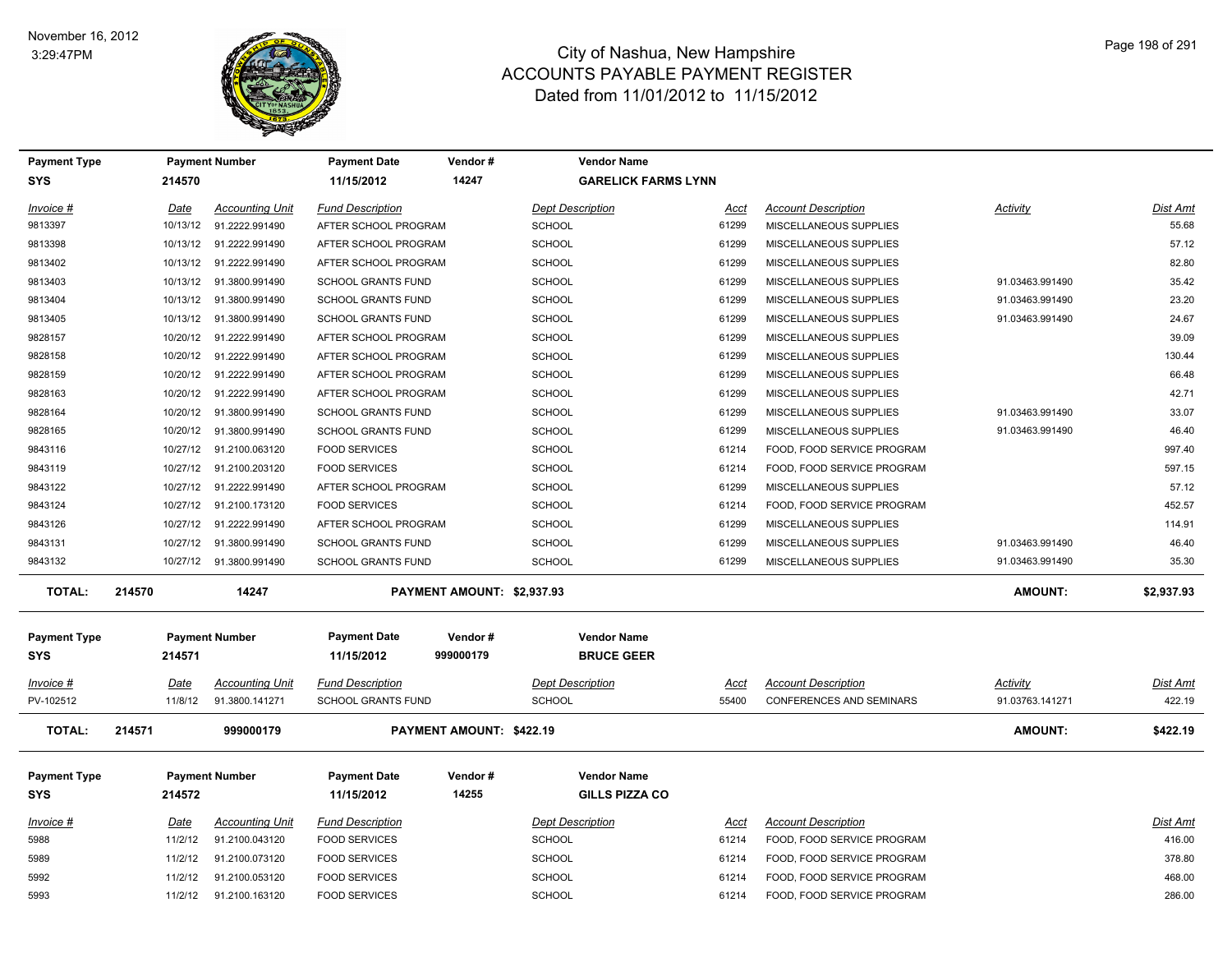# City of Nashua, New Hampshire
## ACCOUNTS PAYABLE PAYMENT REGISTER
### Dated from 11/01/2012 to 11/15/2012

November 16, 2012
3:29:47PM

| Payment Type | Payment Number | Payment Date | Vendor # | Vendor Name |
|---|---|---|---|---|
| SYS | 214570 | 11/15/2012 | 14247 | GARELICK FARMS LYNN |

| Invoice # | Date | Accounting Unit | Fund Description | Dept Description | Acct | Account Description | Activity | Dist Amt |
|---|---|---|---|---|---|---|---|---|
| 9813397 | 10/13/12 | 91.2222.991490 | AFTER SCHOOL PROGRAM | SCHOOL | 61299 | MISCELLANEOUS SUPPLIES | | 55.68 |
| 9813398 | 10/13/12 | 91.2222.991490 | AFTER SCHOOL PROGRAM | SCHOOL | 61299 | MISCELLANEOUS SUPPLIES | | 57.12 |
| 9813402 | 10/13/12 | 91.2222.991490 | AFTER SCHOOL PROGRAM | SCHOOL | 61299 | MISCELLANEOUS SUPPLIES | | 82.80 |
| 9813403 | 10/13/12 | 91.3800.991490 | SCHOOL GRANTS FUND | SCHOOL | 61299 | MISCELLANEOUS SUPPLIES | 91.03463.991490 | 35.42 |
| 9813404 | 10/13/12 | 91.3800.991490 | SCHOOL GRANTS FUND | SCHOOL | 61299 | MISCELLANEOUS SUPPLIES | 91.03463.991490 | 23.20 |
| 9813405 | 10/13/12 | 91.3800.991490 | SCHOOL GRANTS FUND | SCHOOL | 61299 | MISCELLANEOUS SUPPLIES | 91.03463.991490 | 24.67 |
| 9828157 | 10/20/12 | 91.2222.991490 | AFTER SCHOOL PROGRAM | SCHOOL | 61299 | MISCELLANEOUS SUPPLIES | | 39.09 |
| 9828158 | 10/20/12 | 91.2222.991490 | AFTER SCHOOL PROGRAM | SCHOOL | 61299 | MISCELLANEOUS SUPPLIES | | 130.44 |
| 9828159 | 10/20/12 | 91.2222.991490 | AFTER SCHOOL PROGRAM | SCHOOL | 61299 | MISCELLANEOUS SUPPLIES | | 66.48 |
| 9828163 | 10/20/12 | 91.2222.991490 | AFTER SCHOOL PROGRAM | SCHOOL | 61299 | MISCELLANEOUS SUPPLIES | | 42.71 |
| 9828164 | 10/20/12 | 91.3800.991490 | SCHOOL GRANTS FUND | SCHOOL | 61299 | MISCELLANEOUS SUPPLIES | 91.03463.991490 | 33.07 |
| 9828165 | 10/20/12 | 91.3800.991490 | SCHOOL GRANTS FUND | SCHOOL | 61299 | MISCELLANEOUS SUPPLIES | 91.03463.991490 | 46.40 |
| 9843116 | 10/27/12 | 91.2100.063120 | FOOD SERVICES | SCHOOL | 61214 | FOOD, FOOD SERVICE PROGRAM | | 997.40 |
| 9843119 | 10/27/12 | 91.2100.203120 | FOOD SERVICES | SCHOOL | 61214 | FOOD, FOOD SERVICE PROGRAM | | 597.15 |
| 9843122 | 10/27/12 | 91.2222.991490 | AFTER SCHOOL PROGRAM | SCHOOL | 61299 | MISCELLANEOUS SUPPLIES | | 57.12 |
| 9843124 | 10/27/12 | 91.2100.173120 | FOOD SERVICES | SCHOOL | 61214 | FOOD, FOOD SERVICE PROGRAM | | 452.57 |
| 9843126 | 10/27/12 | 91.2222.991490 | AFTER SCHOOL PROGRAM | SCHOOL | 61299 | MISCELLANEOUS SUPPLIES | | 114.91 |
| 9843131 | 10/27/12 | 91.3800.991490 | SCHOOL GRANTS FUND | SCHOOL | 61299 | MISCELLANEOUS SUPPLIES | 91.03463.991490 | 46.40 |
| 9843132 | 10/27/12 | 91.3800.991490 | SCHOOL GRANTS FUND | SCHOOL | 61299 | MISCELLANEOUS SUPPLIES | 91.03463.991490 | 35.30 |

**TOTAL: 214570 — 14247 — PAYMENT AMOUNT: $2,937.93 — AMOUNT: $2,937.93**

| Payment Type | Payment Number | Payment Date | Vendor # | Vendor Name |
|---|---|---|---|---|
| SYS | 214571 | 11/15/2012 | 999000179 | BRUCE GEER |

| Invoice # | Date | Accounting Unit | Fund Description | Dept Description | Acct | Account Description | Activity | Dist Amt |
|---|---|---|---|---|---|---|---|---|
| PV-102512 | 11/8/12 | 91.3800.141271 | SCHOOL GRANTS FUND | SCHOOL | 55400 | CONFERENCES AND SEMINARS | 91.03763.141271 | 422.19 |

**TOTAL: 214571 — 999000179 — PAYMENT AMOUNT: $422.19 — AMOUNT: $422.19**

| Payment Type | Payment Number | Payment Date | Vendor # | Vendor Name |
|---|---|---|---|---|
| SYS | 214572 | 11/15/2012 | 14255 | GILLS PIZZA CO |

| Invoice # | Date | Accounting Unit | Fund Description | Dept Description | Acct | Account Description | Activity | Dist Amt |
|---|---|---|---|---|---|---|---|---|
| 5988 | 11/2/12 | 91.2100.043120 | FOOD SERVICES | SCHOOL | 61214 | FOOD, FOOD SERVICE PROGRAM | | 416.00 |
| 5989 | 11/2/12 | 91.2100.073120 | FOOD SERVICES | SCHOOL | 61214 | FOOD, FOOD SERVICE PROGRAM | | 378.80 |
| 5992 | 11/2/12 | 91.2100.053120 | FOOD SERVICES | SCHOOL | 61214 | FOOD, FOOD SERVICE PROGRAM | | 468.00 |
| 5993 | 11/2/12 | 91.2100.163120 | FOOD SERVICES | SCHOOL | 61214 | FOOD, FOOD SERVICE PROGRAM | | 286.00 |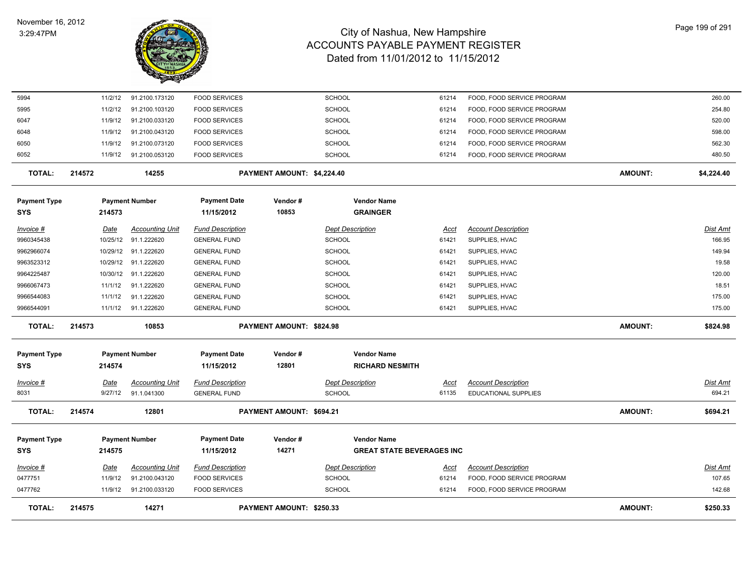# City of Nashua, New Hampshire
# ACCOUNTS PAYABLE PAYMENT REGISTER
## Dated from 11/01/2012 to 11/15/2012

| Invoice # | Date | Accounting Unit | Fund Description | Dept Description | Acct | Account Description | Dist Amt |
|---|---|---|---|---|---|---|---|
| 5994 | 11/2/12 | 91.2100.173120 | FOOD SERVICES | SCHOOL | 61214 | FOOD, FOOD SERVICE PROGRAM | 260.00 |
| 5995 | 11/2/12 | 91.2100.103120 | FOOD SERVICES | SCHOOL | 61214 | FOOD, FOOD SERVICE PROGRAM | 254.80 |
| 6047 | 11/9/12 | 91.2100.033120 | FOOD SERVICES | SCHOOL | 61214 | FOOD, FOOD SERVICE PROGRAM | 520.00 |
| 6048 | 11/9/12 | 91.2100.043120 | FOOD SERVICES | SCHOOL | 61214 | FOOD, FOOD SERVICE PROGRAM | 598.00 |
| 6050 | 11/9/12 | 91.2100.073120 | FOOD SERVICES | SCHOOL | 61214 | FOOD, FOOD SERVICE PROGRAM | 562.30 |
| 6052 | 11/9/12 | 91.2100.053120 | FOOD SERVICES | SCHOOL | 61214 | FOOD, FOOD SERVICE PROGRAM | 480.50 |

**TOTAL: 214572 — 14255 — PAYMENT AMOUNT: $4,224.40 — AMOUNT: $4,224.40**

| Payment Type | Payment Number | Payment Date | Vendor # | Vendor Name |
|---|---|---|---|---|
| SYS | 214573 | 11/15/2012 | 10853 | GRAINGER |

| Invoice # | Date | Accounting Unit | Fund Description | Dept Description | Acct | Account Description | Dist Amt |
|---|---|---|---|---|---|---|---|
| 9960345438 | 10/25/12 | 91.1.222620 | GENERAL FUND | SCHOOL | 61421 | SUPPLIES, HVAC | 166.95 |
| 9962966074 | 10/29/12 | 91.1.222620 | GENERAL FUND | SCHOOL | 61421 | SUPPLIES, HVAC | 149.94 |
| 9963523312 | 10/29/12 | 91.1.222620 | GENERAL FUND | SCHOOL | 61421 | SUPPLIES, HVAC | 19.58 |
| 9964225487 | 10/30/12 | 91.1.222620 | GENERAL FUND | SCHOOL | 61421 | SUPPLIES, HVAC | 120.00 |
| 9966067473 | 11/1/12 | 91.1.222620 | GENERAL FUND | SCHOOL | 61421 | SUPPLIES, HVAC | 18.51 |
| 9966544083 | 11/1/12 | 91.1.222620 | GENERAL FUND | SCHOOL | 61421 | SUPPLIES, HVAC | 175.00 |
| 9966544091 | 11/1/12 | 91.1.222620 | GENERAL FUND | SCHOOL | 61421 | SUPPLIES, HVAC | 175.00 |

**TOTAL: 214573 — 10853 — PAYMENT AMOUNT: $824.98 — AMOUNT: $824.98**

| Payment Type | Payment Number | Payment Date | Vendor # | Vendor Name |
|---|---|---|---|---|
| SYS | 214574 | 11/15/2012 | 12801 | RICHARD NESMITH |

| Invoice # | Date | Accounting Unit | Fund Description | Dept Description | Acct | Account Description | Dist Amt |
|---|---|---|---|---|---|---|---|
| 8031 | 9/27/12 | 91.1.041300 | GENERAL FUND | SCHOOL | 61135 | EDUCATIONAL SUPPLIES | 694.21 |

**TOTAL: 214574 — 12801 — PAYMENT AMOUNT: $694.21 — AMOUNT: $694.21**

| Payment Type | Payment Number | Payment Date | Vendor # | Vendor Name |
|---|---|---|---|---|
| SYS | 214575 | 11/15/2012 | 14271 | GREAT STATE BEVERAGES INC |

| Invoice # | Date | Accounting Unit | Fund Description | Dept Description | Acct | Account Description | Dist Amt |
|---|---|---|---|---|---|---|---|
| 0477751 | 11/9/12 | 91.2100.043120 | FOOD SERVICES | SCHOOL | 61214 | FOOD, FOOD SERVICE PROGRAM | 107.65 |
| 0477762 | 11/9/12 | 91.2100.033120 | FOOD SERVICES | SCHOOL | 61214 | FOOD, FOOD SERVICE PROGRAM | 142.68 |

**TOTAL: 214575 — 14271 — PAYMENT AMOUNT: $250.33 — AMOUNT: $250.33**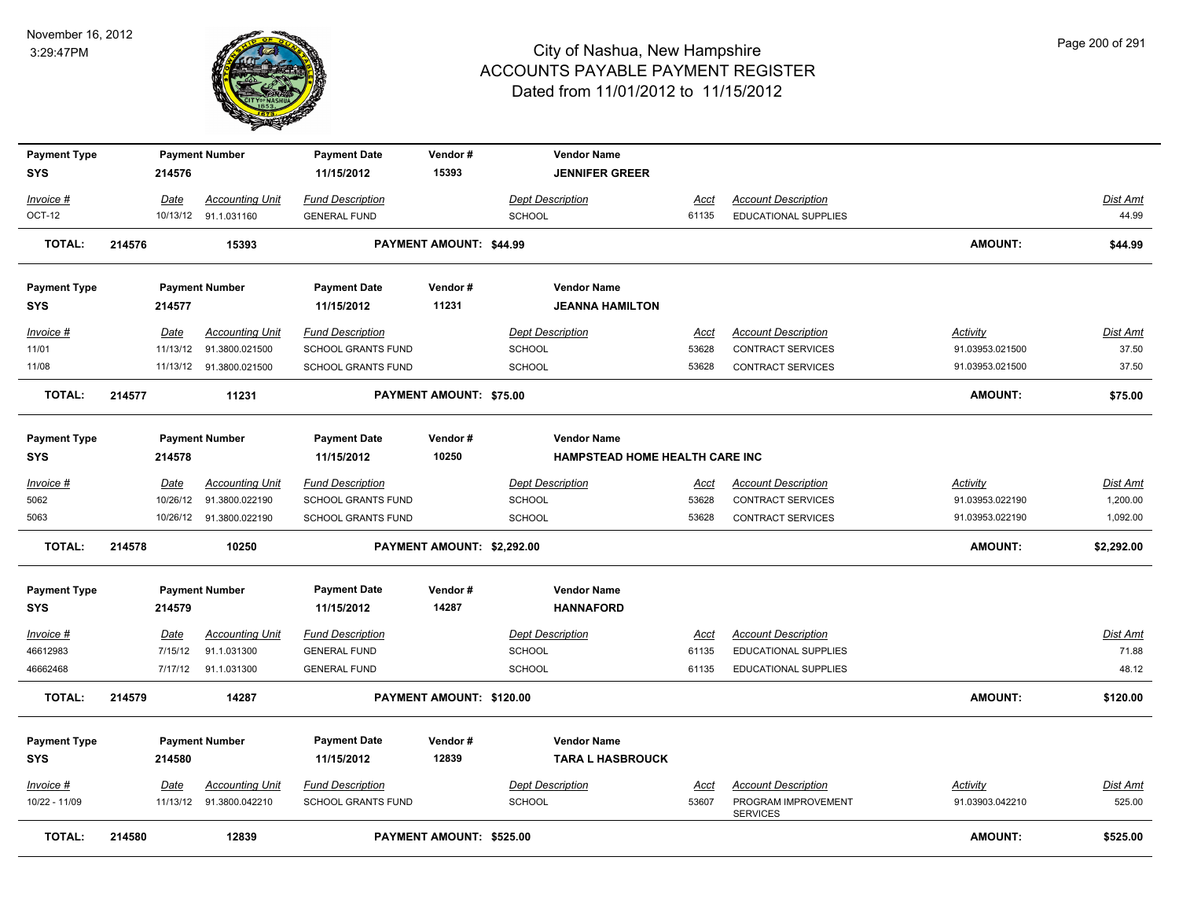# City of Nashua, New Hampshire
## ACCOUNTS PAYABLE PAYMENT REGISTER
### Dated from 11/01/2012 to 11/15/2012

November 16, 2012
3:29:47PM

| Payment Type | Payment Number | Payment Date | Vendor # | Vendor Name |
|---|---|---|---|---|
| SYS | 214576 | 11/15/2012 | 15393 | JENNIFER GREER |

| Invoice # | Date | Accounting Unit | Fund Description | Dept Description | Acct | Account Description | Activity | Dist Amt |
|---|---|---|---|---|---|---|---|---|
| OCT-12 | 10/13/12 | 91.1.031160 | GENERAL FUND | SCHOOL | 61135 | EDUCATIONAL SUPPLIES | | 44.99 |
| **TOTAL:** 214576 | | 15393 | PAYMENT AMOUNT: $44.99 | | | | AMOUNT: | $44.99 |

| Payment Type | Payment Number | Payment Date | Vendor # | Vendor Name |
|---|---|---|---|---|
| SYS | 214577 | 11/15/2012 | 11231 | JEANNA HAMILTON |

| Invoice # | Date | Accounting Unit | Fund Description | Dept Description | Acct | Account Description | Activity | Dist Amt |
|---|---|---|---|---|---|---|---|---|
| 11/01 | 11/13/12 | 91.3800.021500 | SCHOOL GRANTS FUND | SCHOOL | 53628 | CONTRACT SERVICES | 91.03953.021500 | 37.50 |
| 11/08 | 11/13/12 | 91.3800.021500 | SCHOOL GRANTS FUND | SCHOOL | 53628 | CONTRACT SERVICES | 91.03953.021500 | 37.50 |
| **TOTAL:** 214577 | | 11231 | PAYMENT AMOUNT: $75.00 | | | | AMOUNT: | $75.00 |

| Payment Type | Payment Number | Payment Date | Vendor # | Vendor Name |
|---|---|---|---|---|
| SYS | 214578 | 11/15/2012 | 10250 | HAMPSTEAD HOME HEALTH CARE INC |

| Invoice # | Date | Accounting Unit | Fund Description | Dept Description | Acct | Account Description | Activity | Dist Amt |
|---|---|---|---|---|---|---|---|---|
| 5062 | 10/26/12 | 91.3800.022190 | SCHOOL GRANTS FUND | SCHOOL | 53628 | CONTRACT SERVICES | 91.03953.022190 | 1,200.00 |
| 5063 | 10/26/12 | 91.3800.022190 | SCHOOL GRANTS FUND | SCHOOL | 53628 | CONTRACT SERVICES | 91.03953.022190 | 1,092.00 |
| **TOTAL:** 214578 | | 10250 | PAYMENT AMOUNT: $2,292.00 | | | | AMOUNT: | $2,292.00 |

| Payment Type | Payment Number | Payment Date | Vendor # | Vendor Name |
|---|---|---|---|---|
| SYS | 214579 | 11/15/2012 | 14287 | HANNAFORD |

| Invoice # | Date | Accounting Unit | Fund Description | Dept Description | Acct | Account Description | Activity | Dist Amt |
|---|---|---|---|---|---|---|---|---|
| 46612983 | 7/15/12 | 91.1.031300 | GENERAL FUND | SCHOOL | 61135 | EDUCATIONAL SUPPLIES | | 71.88 |
| 46662468 | 7/17/12 | 91.1.031300 | GENERAL FUND | SCHOOL | 61135 | EDUCATIONAL SUPPLIES | | 48.12 |
| **TOTAL:** 214579 | | 14287 | PAYMENT AMOUNT: $120.00 | | | | AMOUNT: | $120.00 |

| Payment Type | Payment Number | Payment Date | Vendor # | Vendor Name |
|---|---|---|---|---|
| SYS | 214580 | 11/15/2012 | 12839 | TARA L HASBROUCK |

| Invoice # | Date | Accounting Unit | Fund Description | Dept Description | Acct | Account Description | Activity | Dist Amt |
|---|---|---|---|---|---|---|---|---|
| 10/22 - 11/09 | 11/13/12 | 91.3800.042210 | SCHOOL GRANTS FUND | SCHOOL | 53607 | PROGRAM IMPROVEMENT SERVICES | 91.03903.042210 | 525.00 |
| **TOTAL:** 214580 | | 12839 | PAYMENT AMOUNT: $525.00 | | | | AMOUNT: | $525.00 |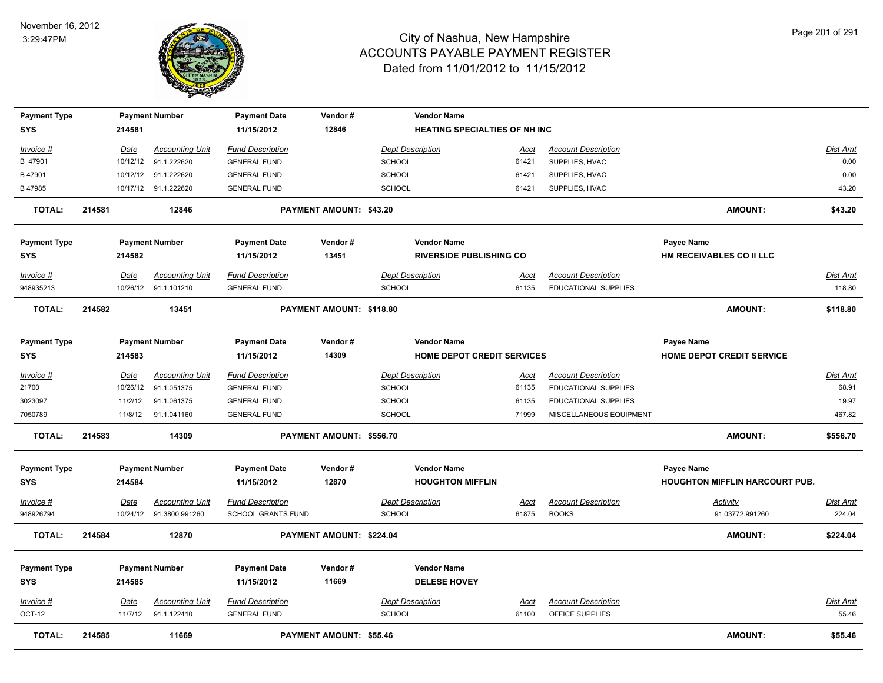# City of Nashua, New Hampshire
## ACCOUNTS PAYABLE PAYMENT REGISTER
### Dated from 11/01/2012 to 11/15/2012

November 16, 2012
3:29:47PM

| Payment Type | Payment Number | Payment Date | Vendor # | Vendor Name |
|---|---|---|---|---|
| SYS | 214581 | 11/15/2012 | 12846 | HEATING SPECIALTIES OF NH INC |

| Invoice # | Date | Accounting Unit | Fund Description | Dept Description | Acct | Account Description | Dist Amt |
|---|---|---|---|---|---|---|---|
| B 47901 | 10/12/12 | 91.1.222620 | GENERAL FUND | SCHOOL | 61421 | SUPPLIES, HVAC | 0.00 |
| B 47901 | 10/12/12 | 91.1.222620 | GENERAL FUND | SCHOOL | 61421 | SUPPLIES, HVAC | 0.00 |
| B 47985 | 10/17/12 | 91.1.222620 | GENERAL FUND | SCHOOL | 61421 | SUPPLIES, HVAC | 43.20 |

**TOTAL: 214581 12846 PAYMENT AMOUNT: $43.20 AMOUNT: $43.20**

| Payment Type | Payment Number | Payment Date | Vendor # | Vendor Name | Payee Name |
|---|---|---|---|---|---|
| SYS | 214582 | 11/15/2012 | 13451 | RIVERSIDE PUBLISHING CO | HM RECEIVABLES CO II LLC |

| Invoice # | Date | Accounting Unit | Fund Description | Dept Description | Acct | Account Description | Dist Amt |
|---|---|---|---|---|---|---|---|
| 948935213 | 10/26/12 | 91.1.101210 | GENERAL FUND | SCHOOL | 61135 | EDUCATIONAL SUPPLIES | 118.80 |

**TOTAL: 214582 13451 PAYMENT AMOUNT: $118.80 AMOUNT: $118.80**

| Payment Type | Payment Number | Payment Date | Vendor # | Vendor Name | Payee Name |
|---|---|---|---|---|---|
| SYS | 214583 | 11/15/2012 | 14309 | HOME DEPOT CREDIT SERVICES | HOME DEPOT CREDIT SERVICE |

| Invoice # | Date | Accounting Unit | Fund Description | Dept Description | Acct | Account Description | Dist Amt |
|---|---|---|---|---|---|---|---|
| 21700 | 10/26/12 | 91.1.051375 | GENERAL FUND | SCHOOL | 61135 | EDUCATIONAL SUPPLIES | 68.91 |
| 3023097 | 11/2/12 | 91.1.061375 | GENERAL FUND | SCHOOL | 61135 | EDUCATIONAL SUPPLIES | 19.97 |
| 7050789 | 11/8/12 | 91.1.041160 | GENERAL FUND | SCHOOL | 71999 | MISCELLANEOUS EQUIPMENT | 467.82 |

**TOTAL: 214583 14309 PAYMENT AMOUNT: $556.70 AMOUNT: $556.70**

| Payment Type | Payment Number | Payment Date | Vendor # | Vendor Name | Payee Name |
|---|---|---|---|---|---|
| SYS | 214584 | 11/15/2012 | 12870 | HOUGHTON MIFFLIN | HOUGHTON MIFFLIN HARCOURT PUB. |

| Invoice # | Date | Accounting Unit | Fund Description | Dept Description | Acct | Account Description | Activity | Dist Amt |
|---|---|---|---|---|---|---|---|---|
| 948926794 | 10/24/12 | 91.3800.991260 | SCHOOL GRANTS FUND | SCHOOL | 61875 | BOOKS | 91.03772.991260 | 224.04 |

**TOTAL: 214584 12870 PAYMENT AMOUNT: $224.04 AMOUNT: $224.04**

| Payment Type | Payment Number | Payment Date | Vendor # | Vendor Name |
|---|---|---|---|---|
| SYS | 214585 | 11/15/2012 | 11669 | DELESE HOVEY |

| Invoice # | Date | Accounting Unit | Fund Description | Dept Description | Acct | Account Description | Dist Amt |
|---|---|---|---|---|---|---|---|
| OCT-12 | 11/7/12 | 91.1.122410 | GENERAL FUND | SCHOOL | 61100 | OFFICE SUPPLIES | 55.46 |

**TOTAL: 214585 11669 PAYMENT AMOUNT: $55.46 AMOUNT: $55.46**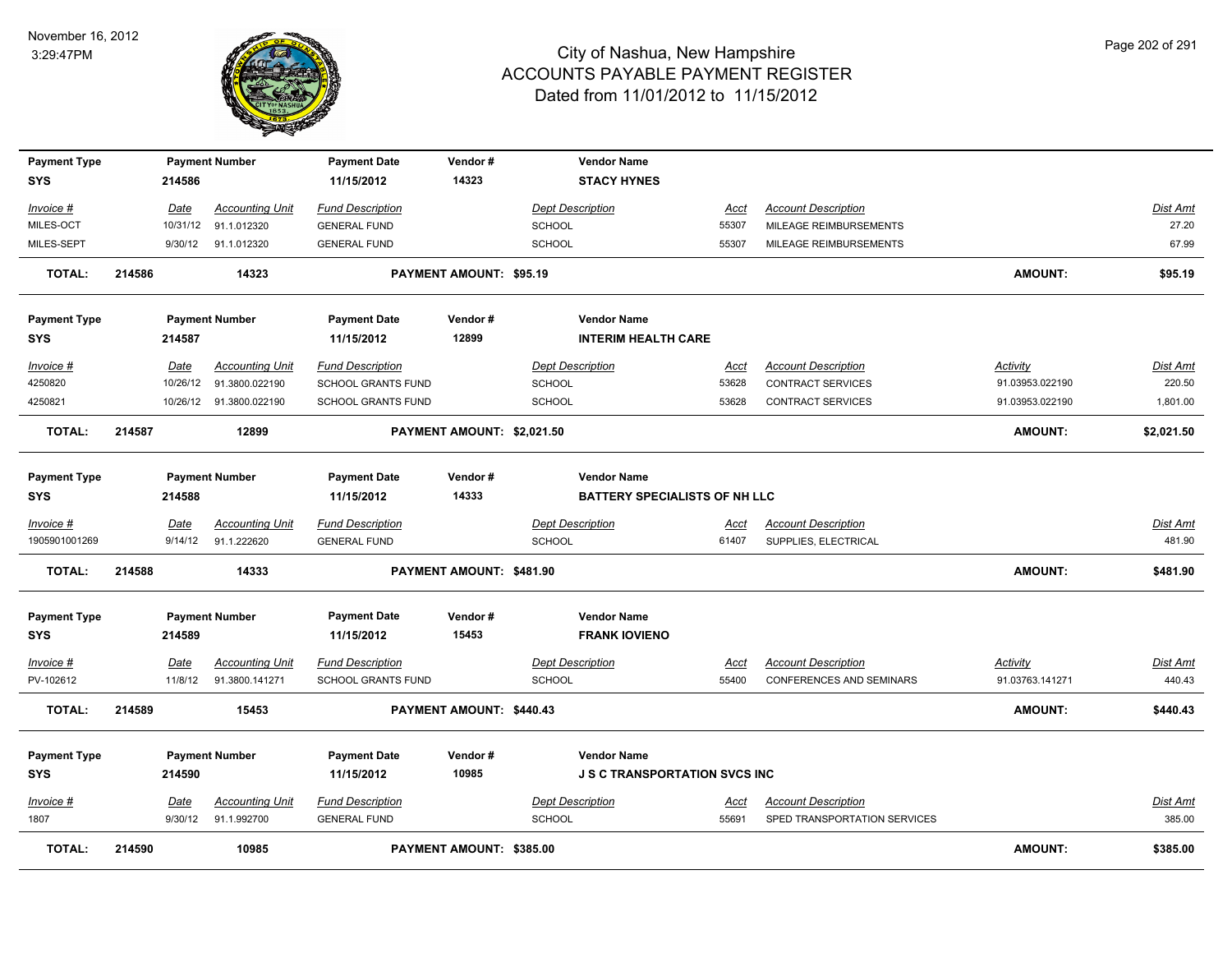# City of Nashua, New Hampshire
## ACCOUNTS PAYABLE PAYMENT REGISTER
### Dated from 11/01/2012 to 11/15/2012

November 16, 2012
3:29:47PM

| Payment Type | Payment Number | Payment Date | Vendor # | Vendor Name |
|---|---|---|---|---|
| SYS | 214586 | 11/15/2012 | 14323 | STACY HYNES |

| Invoice # | Date | Accounting Unit | Fund Description | Dept Description | Acct | Account Description | Activity | Dist Amt |
|---|---|---|---|---|---|---|---|---|
| MILES-OCT | 10/31/12 | 91.1.012320 | GENERAL FUND | SCHOOL | 55307 | MILEAGE REIMBURSEMENTS | | 27.20 |
| MILES-SEPT | 9/30/12 | 91.1.012320 | GENERAL FUND | SCHOOL | 55307 | MILEAGE REIMBURSEMENTS | | 67.99 |

**TOTAL: 214586 14323 PAYMENT AMOUNT: $95.19 AMOUNT: $95.19**

| Payment Type | Payment Number | Payment Date | Vendor # | Vendor Name |
|---|---|---|---|---|
| SYS | 214587 | 11/15/2012 | 12899 | INTERIM HEALTH CARE |

| Invoice # | Date | Accounting Unit | Fund Description | Dept Description | Acct | Account Description | Activity | Dist Amt |
|---|---|---|---|---|---|---|---|---|
| 4250820 | 10/26/12 | 91.3800.022190 | SCHOOL GRANTS FUND | SCHOOL | 53628 | CONTRACT SERVICES | 91.03953.022190 | 220.50 |
| 4250821 | 10/26/12 | 91.3800.022190 | SCHOOL GRANTS FUND | SCHOOL | 53628 | CONTRACT SERVICES | 91.03953.022190 | 1,801.00 |

**TOTAL: 214587 12899 PAYMENT AMOUNT: $2,021.50 AMOUNT: $2,021.50**

| Payment Type | Payment Number | Payment Date | Vendor # | Vendor Name |
|---|---|---|---|---|
| SYS | 214588 | 11/15/2012 | 14333 | BATTERY SPECIALISTS OF NH LLC |

| Invoice # | Date | Accounting Unit | Fund Description | Dept Description | Acct | Account Description | Activity | Dist Amt |
|---|---|---|---|---|---|---|---|---|
| 1905901001269 | 9/14/12 | 91.1.222620 | GENERAL FUND | SCHOOL | 61407 | SUPPLIES, ELECTRICAL | | 481.90 |

**TOTAL: 214588 14333 PAYMENT AMOUNT: $481.90 AMOUNT: $481.90**

| Payment Type | Payment Number | Payment Date | Vendor # | Vendor Name |
|---|---|---|---|---|
| SYS | 214589 | 11/15/2012 | 15453 | FRANK IOVIENO |

| Invoice # | Date | Accounting Unit | Fund Description | Dept Description | Acct | Account Description | Activity | Dist Amt |
|---|---|---|---|---|---|---|---|---|
| PV-102612 | 11/8/12 | 91.3800.141271 | SCHOOL GRANTS FUND | SCHOOL | 55400 | CONFERENCES AND SEMINARS | 91.03763.141271 | 440.43 |

**TOTAL: 214589 15453 PAYMENT AMOUNT: $440.43 AMOUNT: $440.43**

| Payment Type | Payment Number | Payment Date | Vendor # | Vendor Name |
|---|---|---|---|---|
| SYS | 214590 | 11/15/2012 | 10985 | J S C TRANSPORTATION SVCS INC |

| Invoice # | Date | Accounting Unit | Fund Description | Dept Description | Acct | Account Description | Activity | Dist Amt |
|---|---|---|---|---|---|---|---|---|
| 1807 | 9/30/12 | 91.1.992700 | GENERAL FUND | SCHOOL | 55691 | SPED TRANSPORTATION SERVICES | | 385.00 |

**TOTAL: 214590 10985 PAYMENT AMOUNT: $385.00 AMOUNT: $385.00**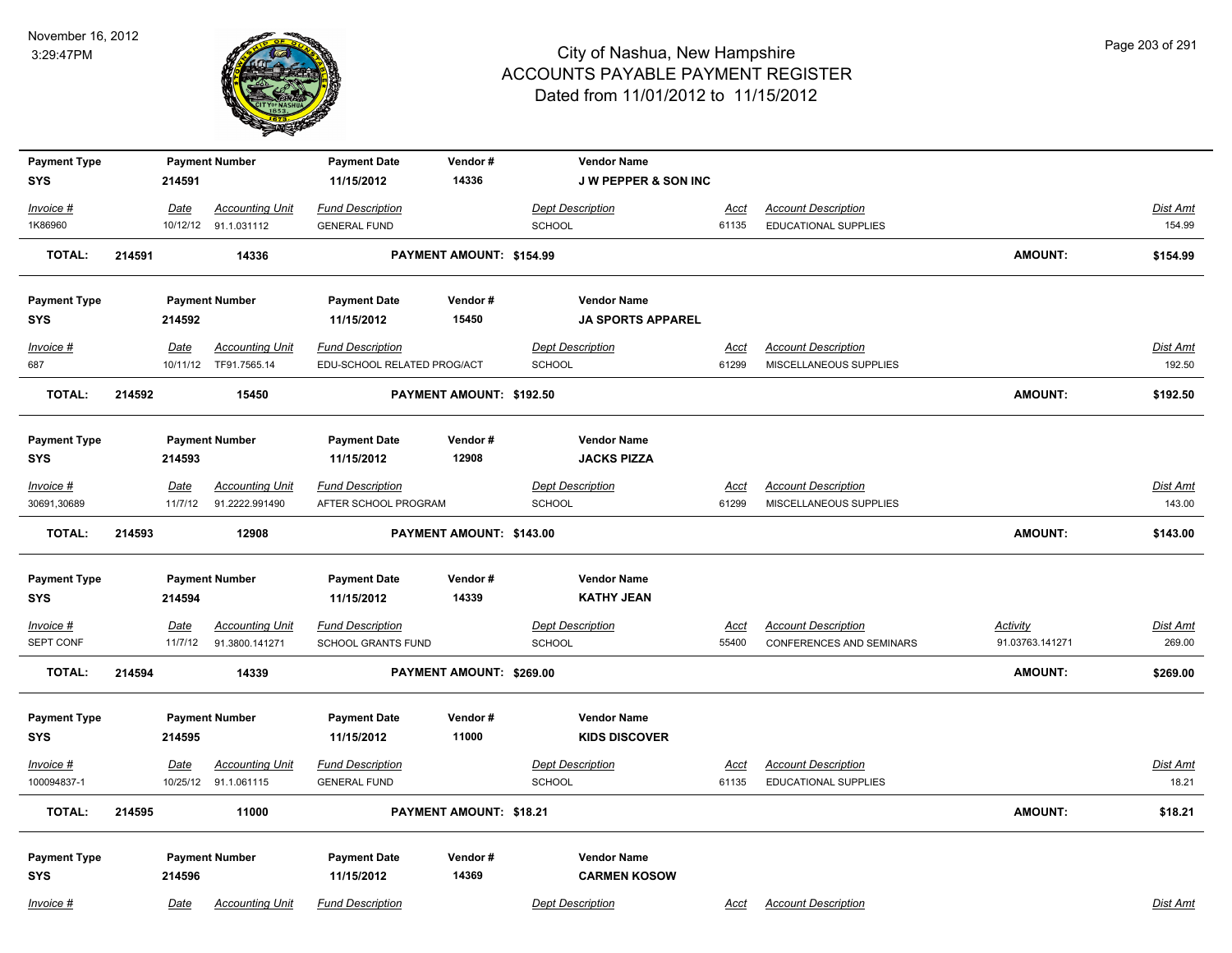# City of Nashua, New Hampshire
## ACCOUNTS PAYABLE PAYMENT REGISTER
### Dated from 11/01/2012 to 11/15/2012

November 16, 2012
3:29:47PM

| Payment Type | Payment Number | Payment Date | Vendor # | Vendor Name |
|---|---|---|---|---|
| SYS | 214591 | 11/15/2012 | 14336 | J W PEPPER & SON INC |

| Invoice # | Date | Accounting Unit | Fund Description | Dept Description | Acct | Account Description | Dist Amt |
|---|---|---|---|---|---|---|---|
| 1K86960 | 10/12/12 | 91.1.031112 | GENERAL FUND | SCHOOL | 61135 | EDUCATIONAL SUPPLIES | 154.99 |

**TOTAL: 214591 — 14336 — PAYMENT AMOUNT: $154.99 — AMOUNT: $154.99**

| Payment Type | Payment Number | Payment Date | Vendor # | Vendor Name |
|---|---|---|---|---|
| SYS | 214592 | 11/15/2012 | 15450 | JA SPORTS APPAREL |

| Invoice # | Date | Accounting Unit | Fund Description | Dept Description | Acct | Account Description | Dist Amt |
|---|---|---|---|---|---|---|---|
| 687 | 10/11/12 | TF91.7565.14 | EDU-SCHOOL RELATED PROG/ACT | SCHOOL | 61299 | MISCELLANEOUS SUPPLIES | 192.50 |

**TOTAL: 214592 — 15450 — PAYMENT AMOUNT: $192.50 — AMOUNT: $192.50**

| Payment Type | Payment Number | Payment Date | Vendor # | Vendor Name |
|---|---|---|---|---|
| SYS | 214593 | 11/15/2012 | 12908 | JACKS PIZZA |

| Invoice # | Date | Accounting Unit | Fund Description | Dept Description | Acct | Account Description | Dist Amt |
|---|---|---|---|---|---|---|---|
| 30691,30689 | 11/7/12 | 91.2222.991490 | AFTER SCHOOL PROGRAM | SCHOOL | 61299 | MISCELLANEOUS SUPPLIES | 143.00 |

**TOTAL: 214593 — 12908 — PAYMENT AMOUNT: $143.00 — AMOUNT: $143.00**

| Payment Type | Payment Number | Payment Date | Vendor # | Vendor Name |
|---|---|---|---|---|
| SYS | 214594 | 11/15/2012 | 14339 | KATHY JEAN |

| Invoice # | Date | Accounting Unit | Fund Description | Dept Description | Acct | Account Description | Activity | Dist Amt |
|---|---|---|---|---|---|---|---|---|
| SEPT CONF | 11/7/12 | 91.3800.141271 | SCHOOL GRANTS FUND | SCHOOL | 55400 | CONFERENCES AND SEMINARS | 91.03763.141271 | 269.00 |

**TOTAL: 214594 — 14339 — PAYMENT AMOUNT: $269.00 — AMOUNT: $269.00**

| Payment Type | Payment Number | Payment Date | Vendor # | Vendor Name |
|---|---|---|---|---|
| SYS | 214595 | 11/15/2012 | 11000 | KIDS DISCOVER |

| Invoice # | Date | Accounting Unit | Fund Description | Dept Description | Acct | Account Description | Dist Amt |
|---|---|---|---|---|---|---|---|
| 100094837-1 | 10/25/12 | 91.1.061115 | GENERAL FUND | SCHOOL | 61135 | EDUCATIONAL SUPPLIES | 18.21 |

**TOTAL: 214595 — 11000 — PAYMENT AMOUNT: $18.21 — AMOUNT: $18.21**

| Payment Type | Payment Number | Payment Date | Vendor # | Vendor Name |
|---|---|---|---|---|
| SYS | 214596 | 11/15/2012 | 14369 | CARMEN KOSOW |

| Invoice # | Date | Accounting Unit | Fund Description | Dept Description | Acct | Account Description | Dist Amt |
|---|---|---|---|---|---|---|---|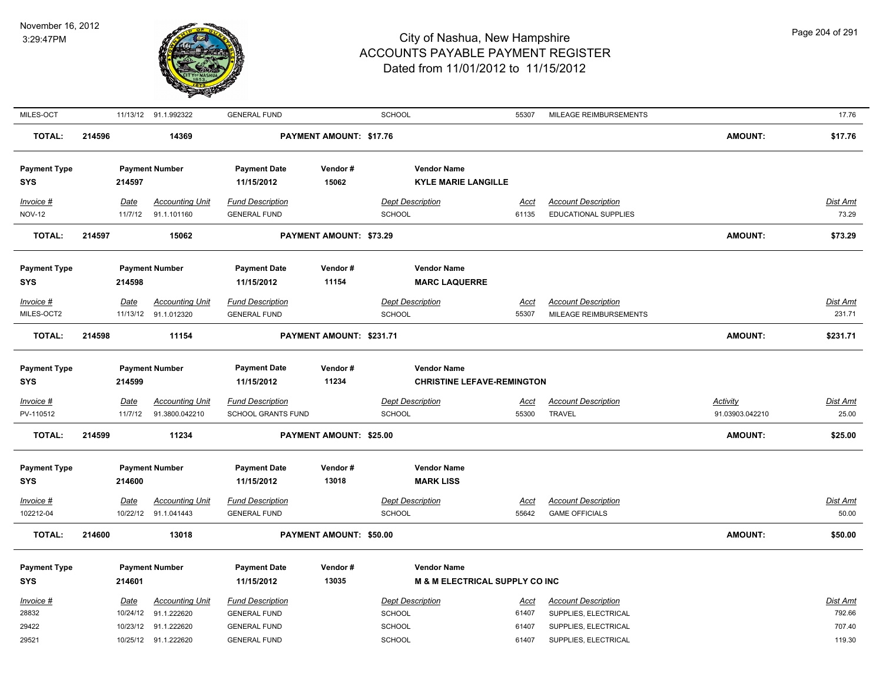| MILES-OCT | 11/13/12 | 91.1.992322 | GENERAL FUND | | SCHOOL | 55307 | MILEAGE REIMBURSEMENTS | | 17.76 |
|---|---|---|---|---|---|---|---|---|---|
| **TOTAL:** | **214596** | **14369** | **PAYMENT AMOUNT: $17.76** | | | | | **AMOUNT:** | **$17.76** |

| **Payment Type** | **Payment Number** | | **Payment Date** | **Vendor #** | **Vendor Name** | | | | |
|---|---|---|---|---|---|---|---|---|---|
| **SYS** | **214597** | | **11/15/2012** | **15062** | **KYLE MARIE LANGILLE** | | | | |
| *Invoice #* | *Date* | *Accounting Unit* | *Fund Description* | | *Dept Description* | *Acct* | *Account Description* | | *Dist Amt* |
| NOV-12 | 11/7/12 | 91.1.101160 | GENERAL FUND | | SCHOOL | 61135 | EDUCATIONAL SUPPLIES | | 73.29 |
| **TOTAL:** | **214597** | **15062** | **PAYMENT AMOUNT: $73.29** | | | | | **AMOUNT:** | **$73.29** |

| **Payment Type** | **Payment Number** | | **Payment Date** | **Vendor #** | **Vendor Name** | | | | |
|---|---|---|---|---|---|---|---|---|---|
| **SYS** | **214598** | | **11/15/2012** | **11154** | **MARC LAQUERRE** | | | | |
| *Invoice #* | *Date* | *Accounting Unit* | *Fund Description* | | *Dept Description* | *Acct* | *Account Description* | | *Dist Amt* |
| MILES-OCT2 | 11/13/12 | 91.1.012320 | GENERAL FUND | | SCHOOL | 55307 | MILEAGE REIMBURSEMENTS | | 231.71 |
| **TOTAL:** | **214598** | **11154** | **PAYMENT AMOUNT: $231.71** | | | | | **AMOUNT:** | **$231.71** |

| **Payment Type** | **Payment Number** | | **Payment Date** | **Vendor #** | **Vendor Name** | | | | |
|---|---|---|---|---|---|---|---|---|---|
| **SYS** | **214599** | | **11/15/2012** | **11234** | **CHRISTINE LEFAVE-REMINGTON** | | | | |
| *Invoice #* | *Date* | *Accounting Unit* | *Fund Description* | | *Dept Description* | *Acct* | *Account Description* | *Activity* | *Dist Amt* |
| PV-110512 | 11/7/12 | 91.3800.042210 | SCHOOL GRANTS FUND | | SCHOOL | 55300 | TRAVEL | 91.03903.042210 | 25.00 |
| **TOTAL:** | **214599** | **11234** | **PAYMENT AMOUNT: $25.00** | | | | | **AMOUNT:** | **$25.00** |

| **Payment Type** | **Payment Number** | | **Payment Date** | **Vendor #** | **Vendor Name** | | | | |
|---|---|---|---|---|---|---|---|---|---|
| **SYS** | **214600** | | **11/15/2012** | **13018** | **MARK LISS** | | | | |
| *Invoice #* | *Date* | *Accounting Unit* | *Fund Description* | | *Dept Description* | *Acct* | *Account Description* | | *Dist Amt* |
| 102212-04 | 10/22/12 | 91.1.041443 | GENERAL FUND | | SCHOOL | 55642 | GAME OFFICIALS | | 50.00 |
| **TOTAL:** | **214600** | **13018** | **PAYMENT AMOUNT: $50.00** | | | | | **AMOUNT:** | **$50.00** |

| **Payment Type** | **Payment Number** | | **Payment Date** | **Vendor #** | **Vendor Name** | | | | |
|---|---|---|---|---|---|---|---|---|---|
| **SYS** | **214601** | | **11/15/2012** | **13035** | **M & M ELECTRICAL SUPPLY CO INC** | | | | |
| *Invoice #* | *Date* | *Accounting Unit* | *Fund Description* | | *Dept Description* | *Acct* | *Account Description* | | *Dist Amt* |
| 28832 | 10/24/12 | 91.1.222620 | GENERAL FUND | | SCHOOL | 61407 | SUPPLIES, ELECTRICAL | | 792.66 |
| 29422 | 10/23/12 | 91.1.222620 | GENERAL FUND | | SCHOOL | 61407 | SUPPLIES, ELECTRICAL | | 707.40 |
| 29521 | 10/25/12 | 91.1.222620 | GENERAL FUND | | SCHOOL | 61407 | SUPPLIES, ELECTRICAL | | 119.30 |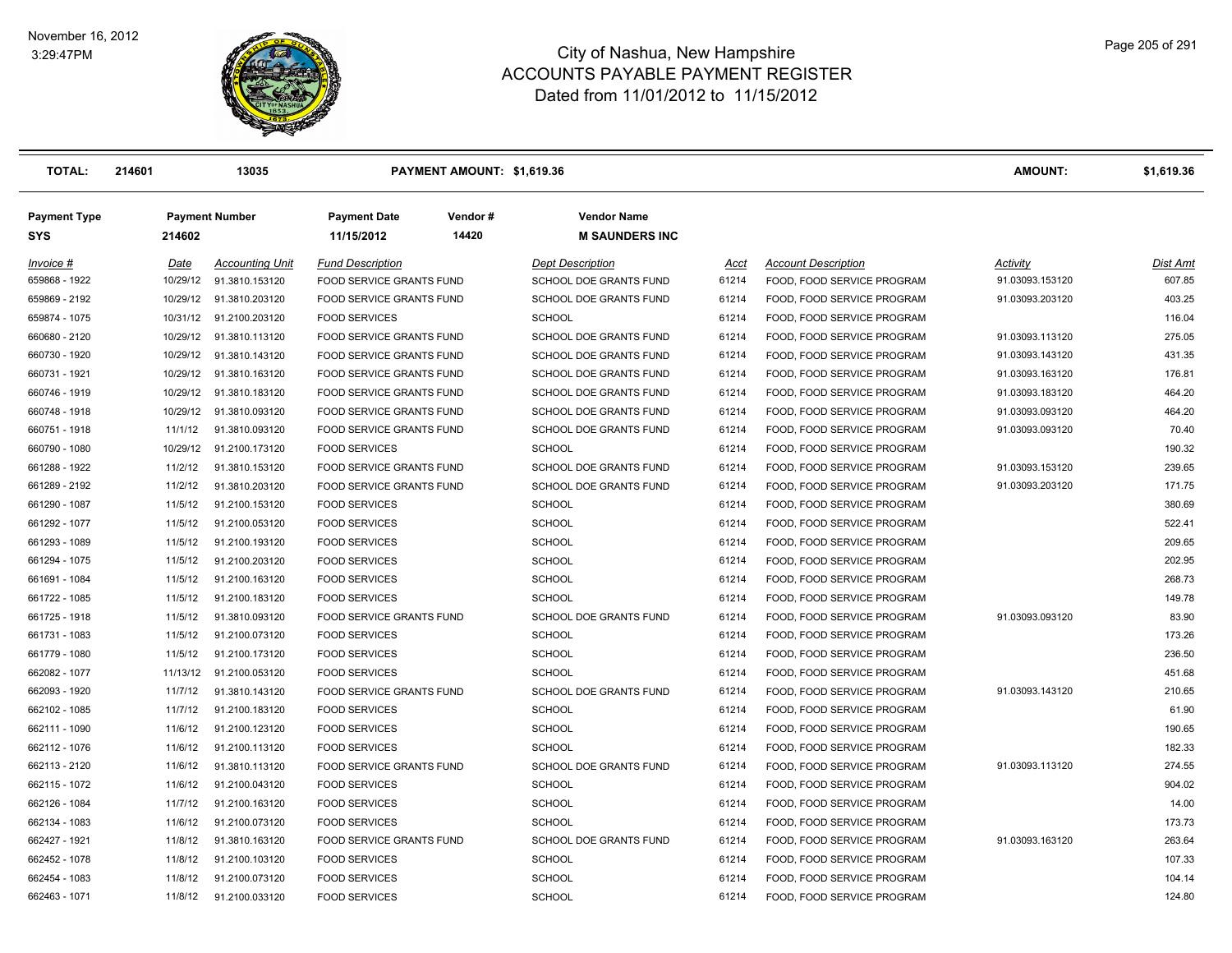# City of Nashua, New Hampshire
## ACCOUNTS PAYABLE PAYMENT REGISTER
### Dated from 11/01/2012 to 11/15/2012

November 16, 2012
3:29:47PM

| **TOTAL:** | **214601** | **13035** | **PAYMENT AMOUNT: $1,619.36** | | | | | **AMOUNT:** | **$1,619.36** |
|---|---|---|---|---|---|---|---|---|---|

| **Payment Type** | **Payment Number** | | **Payment Date** | **Vendor #** | **Vendor Name** | | | | |
|---|---|---|---|---|---|---|---|---|---|
| **SYS** | **214602** | | **11/15/2012** | **14420** | **M SAUNDERS INC** | | | | |

| Invoice # | Date | Accounting Unit | Fund Description | Dept Description | Acct | Account Description | Activity | Dist Amt |
|---|---|---|---|---|---|---|---|---|
| 659868 - 1922 | 10/29/12 | 91.3810.153120 | FOOD SERVICE GRANTS FUND | SCHOOL DOE GRANTS FUND | 61214 | FOOD, FOOD SERVICE PROGRAM | 91.03093.153120 | 607.85 |
| 659869 - 2192 | 10/29/12 | 91.3810.203120 | FOOD SERVICE GRANTS FUND | SCHOOL DOE GRANTS FUND | 61214 | FOOD, FOOD SERVICE PROGRAM | 91.03093.203120 | 403.25 |
| 659874 - 1075 | 10/31/12 | 91.2100.203120 | FOOD SERVICES | SCHOOL | 61214 | FOOD, FOOD SERVICE PROGRAM | | 116.04 |
| 660680 - 2120 | 10/29/12 | 91.3810.113120 | FOOD SERVICE GRANTS FUND | SCHOOL DOE GRANTS FUND | 61214 | FOOD, FOOD SERVICE PROGRAM | 91.03093.113120 | 275.05 |
| 660730 - 1920 | 10/29/12 | 91.3810.143120 | FOOD SERVICE GRANTS FUND | SCHOOL DOE GRANTS FUND | 61214 | FOOD, FOOD SERVICE PROGRAM | 91.03093.143120 | 431.35 |
| 660731 - 1921 | 10/29/12 | 91.3810.163120 | FOOD SERVICE GRANTS FUND | SCHOOL DOE GRANTS FUND | 61214 | FOOD, FOOD SERVICE PROGRAM | 91.03093.163120 | 176.81 |
| 660746 - 1919 | 10/29/12 | 91.3810.183120 | FOOD SERVICE GRANTS FUND | SCHOOL DOE GRANTS FUND | 61214 | FOOD, FOOD SERVICE PROGRAM | 91.03093.183120 | 464.20 |
| 660748 - 1918 | 10/29/12 | 91.3810.093120 | FOOD SERVICE GRANTS FUND | SCHOOL DOE GRANTS FUND | 61214 | FOOD, FOOD SERVICE PROGRAM | 91.03093.093120 | 464.20 |
| 660751 - 1918 | 11/1/12 | 91.3810.093120 | FOOD SERVICE GRANTS FUND | SCHOOL DOE GRANTS FUND | 61214 | FOOD, FOOD SERVICE PROGRAM | 91.03093.093120 | 70.40 |
| 660790 - 1080 | 10/29/12 | 91.2100.173120 | FOOD SERVICES | SCHOOL | 61214 | FOOD, FOOD SERVICE PROGRAM | | 190.32 |
| 661288 - 1922 | 11/2/12 | 91.3810.153120 | FOOD SERVICE GRANTS FUND | SCHOOL DOE GRANTS FUND | 61214 | FOOD, FOOD SERVICE PROGRAM | 91.03093.153120 | 239.65 |
| 661289 - 2192 | 11/2/12 | 91.3810.203120 | FOOD SERVICE GRANTS FUND | SCHOOL DOE GRANTS FUND | 61214 | FOOD, FOOD SERVICE PROGRAM | 91.03093.203120 | 171.75 |
| 661290 - 1087 | 11/5/12 | 91.2100.153120 | FOOD SERVICES | SCHOOL | 61214 | FOOD, FOOD SERVICE PROGRAM | | 380.69 |
| 661292 - 1077 | 11/5/12 | 91.2100.053120 | FOOD SERVICES | SCHOOL | 61214 | FOOD, FOOD SERVICE PROGRAM | | 522.41 |
| 661293 - 1089 | 11/5/12 | 91.2100.193120 | FOOD SERVICES | SCHOOL | 61214 | FOOD, FOOD SERVICE PROGRAM | | 209.65 |
| 661294 - 1075 | 11/5/12 | 91.2100.203120 | FOOD SERVICES | SCHOOL | 61214 | FOOD, FOOD SERVICE PROGRAM | | 202.95 |
| 661691 - 1084 | 11/5/12 | 91.2100.163120 | FOOD SERVICES | SCHOOL | 61214 | FOOD, FOOD SERVICE PROGRAM | | 268.73 |
| 661722 - 1085 | 11/5/12 | 91.2100.183120 | FOOD SERVICES | SCHOOL | 61214 | FOOD, FOOD SERVICE PROGRAM | | 149.78 |
| 661725 - 1918 | 11/5/12 | 91.3810.093120 | FOOD SERVICE GRANTS FUND | SCHOOL DOE GRANTS FUND | 61214 | FOOD, FOOD SERVICE PROGRAM | 91.03093.093120 | 83.90 |
| 661731 - 1083 | 11/5/12 | 91.2100.073120 | FOOD SERVICES | SCHOOL | 61214 | FOOD, FOOD SERVICE PROGRAM | | 173.26 |
| 661779 - 1080 | 11/5/12 | 91.2100.173120 | FOOD SERVICES | SCHOOL | 61214 | FOOD, FOOD SERVICE PROGRAM | | 236.50 |
| 662082 - 1077 | 11/13/12 | 91.2100.053120 | FOOD SERVICES | SCHOOL | 61214 | FOOD, FOOD SERVICE PROGRAM | | 451.68 |
| 662093 - 1920 | 11/7/12 | 91.3810.143120 | FOOD SERVICE GRANTS FUND | SCHOOL DOE GRANTS FUND | 61214 | FOOD, FOOD SERVICE PROGRAM | 91.03093.143120 | 210.65 |
| 662102 - 1085 | 11/7/12 | 91.2100.183120 | FOOD SERVICES | SCHOOL | 61214 | FOOD, FOOD SERVICE PROGRAM | | 61.90 |
| 662111 - 1090 | 11/6/12 | 91.2100.123120 | FOOD SERVICES | SCHOOL | 61214 | FOOD, FOOD SERVICE PROGRAM | | 190.65 |
| 662112 - 1076 | 11/6/12 | 91.2100.113120 | FOOD SERVICES | SCHOOL | 61214 | FOOD, FOOD SERVICE PROGRAM | | 182.33 |
| 662113 - 2120 | 11/6/12 | 91.3810.113120 | FOOD SERVICE GRANTS FUND | SCHOOL DOE GRANTS FUND | 61214 | FOOD, FOOD SERVICE PROGRAM | 91.03093.113120 | 274.55 |
| 662115 - 1072 | 11/6/12 | 91.2100.043120 | FOOD SERVICES | SCHOOL | 61214 | FOOD, FOOD SERVICE PROGRAM | | 904.02 |
| 662126 - 1084 | 11/7/12 | 91.2100.163120 | FOOD SERVICES | SCHOOL | 61214 | FOOD, FOOD SERVICE PROGRAM | | 14.00 |
| 662134 - 1083 | 11/6/12 | 91.2100.073120 | FOOD SERVICES | SCHOOL | 61214 | FOOD, FOOD SERVICE PROGRAM | | 173.73 |
| 662427 - 1921 | 11/8/12 | 91.3810.163120 | FOOD SERVICE GRANTS FUND | SCHOOL DOE GRANTS FUND | 61214 | FOOD, FOOD SERVICE PROGRAM | 91.03093.163120 | 263.64 |
| 662452 - 1078 | 11/8/12 | 91.2100.103120 | FOOD SERVICES | SCHOOL | 61214 | FOOD, FOOD SERVICE PROGRAM | | 107.33 |
| 662454 - 1083 | 11/8/12 | 91.2100.073120 | FOOD SERVICES | SCHOOL | 61214 | FOOD, FOOD SERVICE PROGRAM | | 104.14 |
| 662463 - 1071 | 11/8/12 | 91.2100.033120 | FOOD SERVICES | SCHOOL | 61214 | FOOD, FOOD SERVICE PROGRAM | | 124.80 |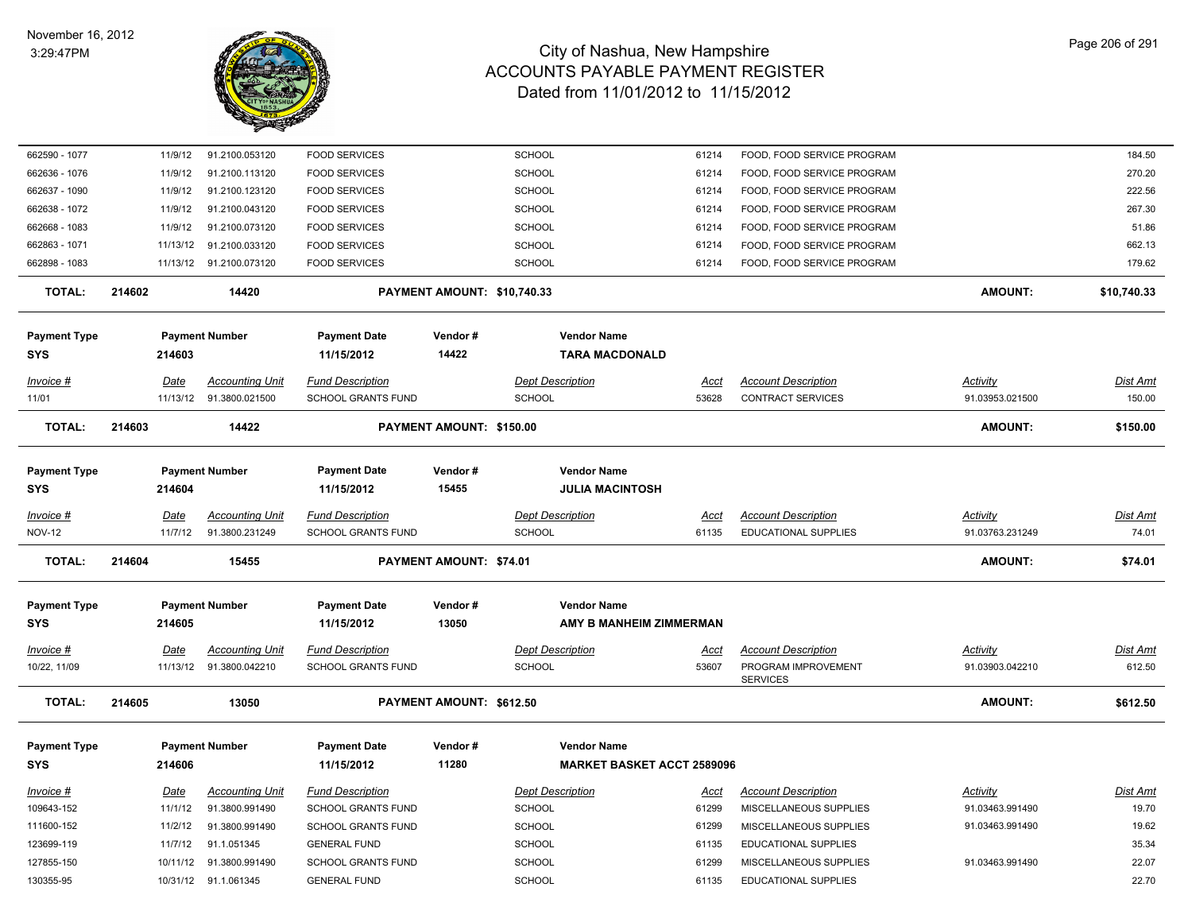| Invoice # | Date | Accounting Unit | Fund Description | Dept Description | Acct | Account Description | Activity | Dist Amt |
|---|---|---|---|---|---|---|---|---|
| 662590 - 1077 | 11/9/12 | 91.2100.053120 | FOOD SERVICES | SCHOOL | 61214 | FOOD, FOOD SERVICE PROGRAM | | 184.50 |
| 662636 - 1076 | 11/9/12 | 91.2100.113120 | FOOD SERVICES | SCHOOL | 61214 | FOOD, FOOD SERVICE PROGRAM | | 270.20 |
| 662637 - 1090 | 11/9/12 | 91.2100.123120 | FOOD SERVICES | SCHOOL | 61214 | FOOD, FOOD SERVICE PROGRAM | | 222.56 |
| 662638 - 1072 | 11/9/12 | 91.2100.043120 | FOOD SERVICES | SCHOOL | 61214 | FOOD, FOOD SERVICE PROGRAM | | 267.30 |
| 662668 - 1083 | 11/9/12 | 91.2100.073120 | FOOD SERVICES | SCHOOL | 61214 | FOOD, FOOD SERVICE PROGRAM | | 51.86 |
| 662863 - 1071 | 11/13/12 | 91.2100.033120 | FOOD SERVICES | SCHOOL | 61214 | FOOD, FOOD SERVICE PROGRAM | | 662.13 |
| 662898 - 1083 | 11/13/12 | 91.2100.073120 | FOOD SERVICES | SCHOOL | 61214 | FOOD, FOOD SERVICE PROGRAM | | 179.62 |

**TOTAL: 214602 — 14420 — PAYMENT AMOUNT: $10,740.33 — AMOUNT: $10,740.33**

| Payment Type | Payment Number | Payment Date | Vendor # | Vendor Name |
|---|---|---|---|---|
| SYS | 214603 | 11/15/2012 | 14422 | TARA MACDONALD |

| Invoice # | Date | Accounting Unit | Fund Description | Dept Description | Acct | Account Description | Activity | Dist Amt |
|---|---|---|---|---|---|---|---|---|
| 11/01 | 11/13/12 | 91.3800.021500 | SCHOOL GRANTS FUND | SCHOOL | 53628 | CONTRACT SERVICES | 91.03953.021500 | 150.00 |

**TOTAL: 214603 — 14422 — PAYMENT AMOUNT: $150.00 — AMOUNT: $150.00**

| Payment Type | Payment Number | Payment Date | Vendor # | Vendor Name |
|---|---|---|---|---|
| SYS | 214604 | 11/15/2012 | 15455 | JULIA MACINTOSH |

| Invoice # | Date | Accounting Unit | Fund Description | Dept Description | Acct | Account Description | Activity | Dist Amt |
|---|---|---|---|---|---|---|---|---|
| NOV-12 | 11/7/12 | 91.3800.231249 | SCHOOL GRANTS FUND | SCHOOL | 61135 | EDUCATIONAL SUPPLIES | 91.03763.231249 | 74.01 |

**TOTAL: 214604 — 15455 — PAYMENT AMOUNT: $74.01 — AMOUNT: $74.01**

| Payment Type | Payment Number | Payment Date | Vendor # | Vendor Name |
|---|---|---|---|---|
| SYS | 214605 | 11/15/2012 | 13050 | AMY B MANHEIM ZIMMERMAN |

| Invoice # | Date | Accounting Unit | Fund Description | Dept Description | Acct | Account Description | Activity | Dist Amt |
|---|---|---|---|---|---|---|---|---|
| 10/22, 11/09 | 11/13/12 | 91.3800.042210 | SCHOOL GRANTS FUND | SCHOOL | 53607 | PROGRAM IMPROVEMENT SERVICES | 91.03903.042210 | 612.50 |

**TOTAL: 214605 — 13050 — PAYMENT AMOUNT: $612.50 — AMOUNT: $612.50**

| Payment Type | Payment Number | Payment Date | Vendor # | Vendor Name |
|---|---|---|---|---|
| SYS | 214606 | 11/15/2012 | 11280 | MARKET BASKET ACCT 2589096 |

| Invoice # | Date | Accounting Unit | Fund Description | Dept Description | Acct | Account Description | Activity | Dist Amt |
|---|---|---|---|---|---|---|---|---|
| 109643-152 | 11/1/12 | 91.3800.991490 | SCHOOL GRANTS FUND | SCHOOL | 61299 | MISCELLANEOUS SUPPLIES | 91.03463.991490 | 19.70 |
| 111600-152 | 11/2/12 | 91.3800.991490 | SCHOOL GRANTS FUND | SCHOOL | 61299 | MISCELLANEOUS SUPPLIES | 91.03463.991490 | 19.62 |
| 123699-119 | 11/7/12 | 91.1.051345 | GENERAL FUND | SCHOOL | 61135 | EDUCATIONAL SUPPLIES | | 35.34 |
| 127855-150 | 10/11/12 | 91.3800.991490 | SCHOOL GRANTS FUND | SCHOOL | 61299 | MISCELLANEOUS SUPPLIES | 91.03463.991490 | 22.07 |
| 130355-95 | 10/31/12 | 91.1.061345 | GENERAL FUND | SCHOOL | 61135 | EDUCATIONAL SUPPLIES | | 22.70 |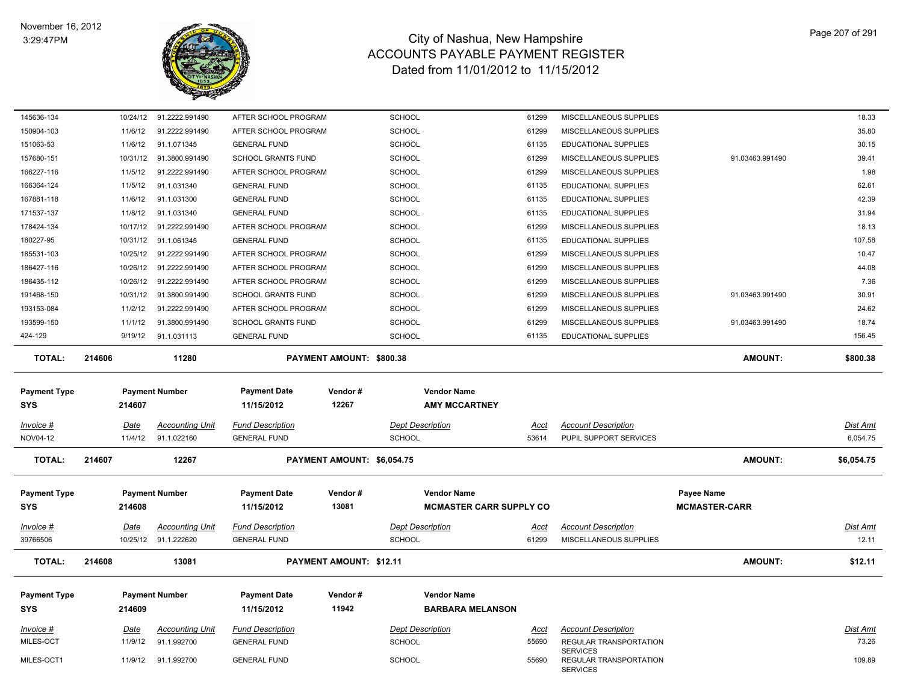# City of Nashua, New Hampshire
## ACCOUNTS PAYABLE PAYMENT REGISTER
### Dated from 11/01/2012 to 11/15/2012

November 16, 2012
3:29:47PM

| Invoice # | Date | Accounting Unit | Fund Description | Dept Description | Acct | Account Description | | Dist Amt |
|---|---|---|---|---|---|---|---|---|
| 145636-134 | 10/24/12 | 91.2222.991490 | AFTER SCHOOL PROGRAM | SCHOOL | 61299 | MISCELLANEOUS SUPPLIES | | 18.33 |
| 150904-103 | 11/6/12 | 91.2222.991490 | AFTER SCHOOL PROGRAM | SCHOOL | 61299 | MISCELLANEOUS SUPPLIES | | 35.80 |
| 151063-53 | 11/6/12 | 91.1.071345 | GENERAL FUND | SCHOOL | 61135 | EDUCATIONAL SUPPLIES | | 30.15 |
| 157680-151 | 10/31/12 | 91.3800.991490 | SCHOOL GRANTS FUND | SCHOOL | 61299 | MISCELLANEOUS SUPPLIES | 91.03463.991490 | 39.41 |
| 166227-116 | 11/5/12 | 91.2222.991490 | AFTER SCHOOL PROGRAM | SCHOOL | 61299 | MISCELLANEOUS SUPPLIES | | 1.98 |
| 166364-124 | 11/5/12 | 91.1.031340 | GENERAL FUND | SCHOOL | 61135 | EDUCATIONAL SUPPLIES | | 62.61 |
| 167881-118 | 11/6/12 | 91.1.031300 | GENERAL FUND | SCHOOL | 61135 | EDUCATIONAL SUPPLIES | | 42.39 |
| 171537-137 | 11/8/12 | 91.1.031340 | GENERAL FUND | SCHOOL | 61135 | EDUCATIONAL SUPPLIES | | 31.94 |
| 178424-134 | 10/17/12 | 91.2222.991490 | AFTER SCHOOL PROGRAM | SCHOOL | 61299 | MISCELLANEOUS SUPPLIES | | 18.13 |
| 180227-95 | 10/31/12 | 91.1.061345 | GENERAL FUND | SCHOOL | 61135 | EDUCATIONAL SUPPLIES | | 107.58 |
| 185531-103 | 10/25/12 | 91.2222.991490 | AFTER SCHOOL PROGRAM | SCHOOL | 61299 | MISCELLANEOUS SUPPLIES | | 10.47 |
| 186427-116 | 10/26/12 | 91.2222.991490 | AFTER SCHOOL PROGRAM | SCHOOL | 61299 | MISCELLANEOUS SUPPLIES | | 44.08 |
| 186435-112 | 10/26/12 | 91.2222.991490 | AFTER SCHOOL PROGRAM | SCHOOL | 61299 | MISCELLANEOUS SUPPLIES | | 7.36 |
| 191468-150 | 10/31/12 | 91.3800.991490 | SCHOOL GRANTS FUND | SCHOOL | 61299 | MISCELLANEOUS SUPPLIES | 91.03463.991490 | 30.91 |
| 193153-084 | 11/2/12 | 91.2222.991490 | AFTER SCHOOL PROGRAM | SCHOOL | 61299 | MISCELLANEOUS SUPPLIES | | 24.62 |
| 193599-150 | 11/1/12 | 91.3800.991490 | SCHOOL GRANTS FUND | SCHOOL | 61299 | MISCELLANEOUS SUPPLIES | 91.03463.991490 | 18.74 |
| 424-129 | 9/19/12 | 91.1.031113 | GENERAL FUND | SCHOOL | 61135 | EDUCATIONAL SUPPLIES | | 156.45 |

**TOTAL: 214606 | 11280 | PAYMENT AMOUNT: $800.38 | AMOUNT: $800.38**

| Payment Type | Payment Number | Payment Date | Vendor # | Vendor Name |
|---|---|---|---|---|
| SYS | 214607 | 11/15/2012 | 12267 | AMY MCCARTNEY |

| Invoice # | Date | Accounting Unit | Fund Description | Dept Description | Acct | Account Description | Dist Amt |
|---|---|---|---|---|---|---|---|
| NOV04-12 | 11/4/12 | 91.1.022160 | GENERAL FUND | SCHOOL | 53614 | PUPIL SUPPORT SERVICES | 6,054.75 |

**TOTAL: 214607 | 12267 | PAYMENT AMOUNT: $6,054.75 | AMOUNT: $6,054.75**

| Payment Type | Payment Number | Payment Date | Vendor # | Vendor Name | Payee Name |
|---|---|---|---|---|---|
| SYS | 214608 | 11/15/2012 | 13081 | MCMASTER CARR SUPPLY CO | MCMASTER-CARR |

| Invoice # | Date | Accounting Unit | Fund Description | Dept Description | Acct | Account Description | Dist Amt |
|---|---|---|---|---|---|---|---|
| 39766506 | 10/25/12 | 91.1.222620 | GENERAL FUND | SCHOOL | 61299 | MISCELLANEOUS SUPPLIES | 12.11 |

**TOTAL: 214608 | 13081 | PAYMENT AMOUNT: $12.11 | AMOUNT: $12.11**

| Payment Type | Payment Number | Payment Date | Vendor # | Vendor Name |
|---|---|---|---|---|
| SYS | 214609 | 11/15/2012 | 11942 | BARBARA MELANSON |

| Invoice # | Date | Accounting Unit | Fund Description | Dept Description | Acct | Account Description | Dist Amt |
|---|---|---|---|---|---|---|---|
| MILES-OCT | 11/9/12 | 91.1.992700 | GENERAL FUND | SCHOOL | 55690 | REGULAR TRANSPORTATION SERVICES | 73.26 |
| MILES-OCT1 | 11/9/12 | 91.1.992700 | GENERAL FUND | SCHOOL | 55690 | REGULAR TRANSPORTATION SERVICES | 109.89 |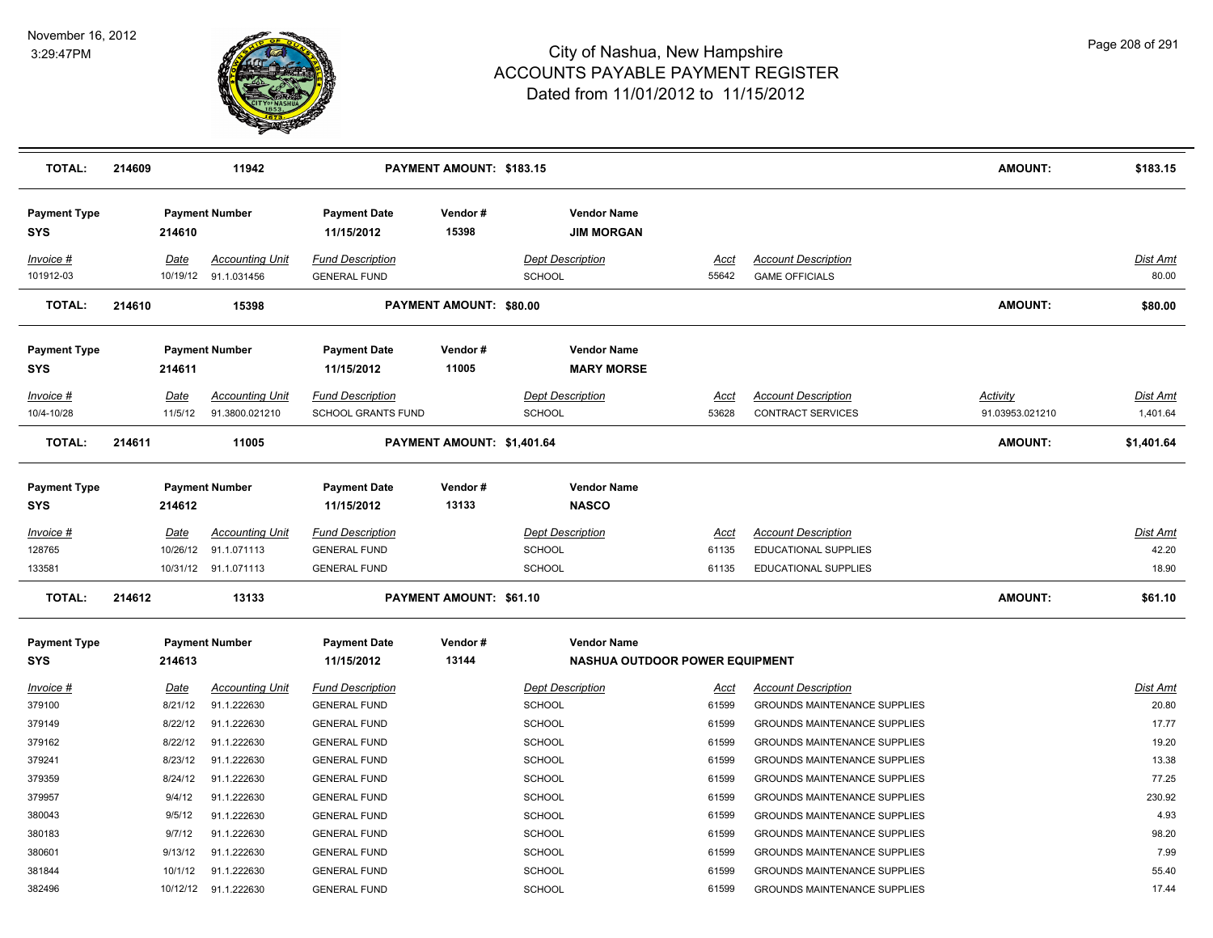# City of Nashua, New Hampshire
# ACCOUNTS PAYABLE PAYMENT REGISTER
## Dated from 11/01/2012 to 11/15/2012

November 16, 2012
3:29:47PM

| TOTAL: | 214609 | 11942 | | PAYMENT AMOUNT: $183.15 | | | | AMOUNT: | $183.15 |
|---|---|---|---|---|---|---|---|---|---|

| Payment Type | Payment Number | Payment Date | Vendor # | Vendor Name |
|---|---|---|---|---|
| SYS | 214610 | 11/15/2012 | 15398 | JIM MORGAN |

| Invoice # | Date | Accounting Unit | Fund Description | Dept Description | Acct | Account Description | Dist Amt |
|---|---|---|---|---|---|---|---|
| 101912-03 | 10/19/12 | 91.1.031456 | GENERAL FUND | SCHOOL | 55642 | GAME OFFICIALS | 80.00 |

| TOTAL: | 214610 | 15398 | PAYMENT AMOUNT: $80.00 | AMOUNT: | $80.00 |
|---|---|---|---|---|---|

| Payment Type | Payment Number | Payment Date | Vendor # | Vendor Name |
|---|---|---|---|---|
| SYS | 214611 | 11/15/2012 | 11005 | MARY MORSE |

| Invoice # | Date | Accounting Unit | Fund Description | Dept Description | Acct | Account Description | Activity | Dist Amt |
|---|---|---|---|---|---|---|---|---|
| 10/4-10/28 | 11/5/12 | 91.3800.021210 | SCHOOL GRANTS FUND | SCHOOL | 53628 | CONTRACT SERVICES | 91.03953.021210 | 1,401.64 |

| TOTAL: | 214611 | 11005 | PAYMENT AMOUNT: $1,401.64 | AMOUNT: | $1,401.64 |
|---|---|---|---|---|---|

| Payment Type | Payment Number | Payment Date | Vendor # | Vendor Name |
|---|---|---|---|---|
| SYS | 214612 | 11/15/2012 | 13133 | NASCO |

| Invoice # | Date | Accounting Unit | Fund Description | Dept Description | Acct | Account Description | Dist Amt |
|---|---|---|---|---|---|---|---|
| 128765 | 10/26/12 | 91.1.071113 | GENERAL FUND | SCHOOL | 61135 | EDUCATIONAL SUPPLIES | 42.20 |
| 133581 | 10/31/12 | 91.1.071113 | GENERAL FUND | SCHOOL | 61135 | EDUCATIONAL SUPPLIES | 18.90 |

| TOTAL: | 214612 | 13133 | PAYMENT AMOUNT: $61.10 | AMOUNT: | $61.10 |
|---|---|---|---|---|---|

| Payment Type | Payment Number | Payment Date | Vendor # | Vendor Name |
|---|---|---|---|---|
| SYS | 214613 | 11/15/2012 | 13144 | NASHUA OUTDOOR POWER EQUIPMENT |

| Invoice # | Date | Accounting Unit | Fund Description | Dept Description | Acct | Account Description | Dist Amt |
|---|---|---|---|---|---|---|---|
| 379100 | 8/21/12 | 91.1.222630 | GENERAL FUND | SCHOOL | 61599 | GROUNDS MAINTENANCE SUPPLIES | 20.80 |
| 379149 | 8/22/12 | 91.1.222630 | GENERAL FUND | SCHOOL | 61599 | GROUNDS MAINTENANCE SUPPLIES | 17.77 |
| 379162 | 8/22/12 | 91.1.222630 | GENERAL FUND | SCHOOL | 61599 | GROUNDS MAINTENANCE SUPPLIES | 19.20 |
| 379241 | 8/23/12 | 91.1.222630 | GENERAL FUND | SCHOOL | 61599 | GROUNDS MAINTENANCE SUPPLIES | 13.38 |
| 379359 | 8/24/12 | 91.1.222630 | GENERAL FUND | SCHOOL | 61599 | GROUNDS MAINTENANCE SUPPLIES | 77.25 |
| 379957 | 9/4/12 | 91.1.222630 | GENERAL FUND | SCHOOL | 61599 | GROUNDS MAINTENANCE SUPPLIES | 230.92 |
| 380043 | 9/5/12 | 91.1.222630 | GENERAL FUND | SCHOOL | 61599 | GROUNDS MAINTENANCE SUPPLIES | 4.93 |
| 380183 | 9/7/12 | 91.1.222630 | GENERAL FUND | SCHOOL | 61599 | GROUNDS MAINTENANCE SUPPLIES | 98.20 |
| 380601 | 9/13/12 | 91.1.222630 | GENERAL FUND | SCHOOL | 61599 | GROUNDS MAINTENANCE SUPPLIES | 7.99 |
| 381844 | 10/1/12 | 91.1.222630 | GENERAL FUND | SCHOOL | 61599 | GROUNDS MAINTENANCE SUPPLIES | 55.40 |
| 382496 | 10/12/12 | 91.1.222630 | GENERAL FUND | SCHOOL | 61599 | GROUNDS MAINTENANCE SUPPLIES | 17.44 |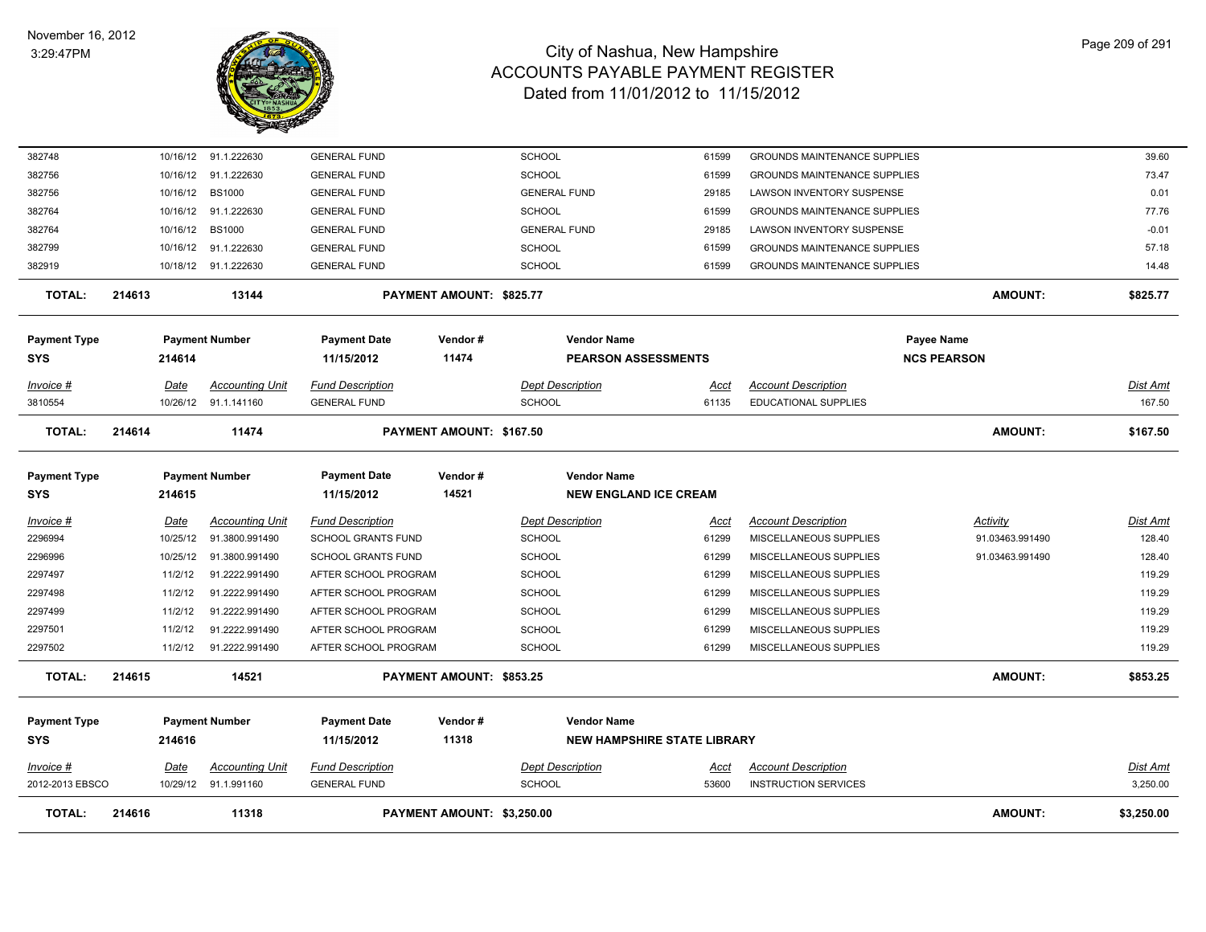# City of Nashua, New Hampshire
## ACCOUNTS PAYABLE PAYMENT REGISTER
### Dated from 11/01/2012 to 11/15/2012

November 16, 2012
3:29:47PM

| Invoice # | Date | Accounting Unit | Fund Description | Dept Description | Acct | Account Description | Activity | Dist Amt |
|---|---|---|---|---|---|---|---|---|
| 382748 | 10/16/12 | 91.1.222630 | GENERAL FUND | SCHOOL | 61599 | GROUNDS MAINTENANCE SUPPLIES | | 39.60 |
| 382756 | 10/16/12 | 91.1.222630 | GENERAL FUND | SCHOOL | 61599 | GROUNDS MAINTENANCE SUPPLIES | | 73.47 |
| 382756 | 10/16/12 | BS1000 | GENERAL FUND | GENERAL FUND | 29185 | LAWSON INVENTORY SUSPENSE | | 0.01 |
| 382764 | 10/16/12 | 91.1.222630 | GENERAL FUND | SCHOOL | 61599 | GROUNDS MAINTENANCE SUPPLIES | | 77.76 |
| 382764 | 10/16/12 | BS1000 | GENERAL FUND | GENERAL FUND | 29185 | LAWSON INVENTORY SUSPENSE | | -0.01 |
| 382799 | 10/16/12 | 91.1.222630 | GENERAL FUND | SCHOOL | 61599 | GROUNDS MAINTENANCE SUPPLIES | | 57.18 |
| 382919 | 10/18/12 | 91.1.222630 | GENERAL FUND | SCHOOL | 61599 | GROUNDS MAINTENANCE SUPPLIES | | 14.48 |

**TOTAL: 214613 — 13144 — PAYMENT AMOUNT: $825.77 — AMOUNT: $825.77**

| Payment Type | Payment Number | Payment Date | Vendor # | Vendor Name | Payee Name |
|---|---|---|---|---|---|
| SYS | 214614 | 11/15/2012 | 11474 | PEARSON ASSESSMENTS | NCS PEARSON |

| Invoice # | Date | Accounting Unit | Fund Description | Dept Description | Acct | Account Description | Dist Amt |
|---|---|---|---|---|---|---|---|
| 3810554 | 10/26/12 | 91.1.141160 | GENERAL FUND | SCHOOL | 61135 | EDUCATIONAL SUPPLIES | 167.50 |

**TOTAL: 214614 — 11474 — PAYMENT AMOUNT: $167.50 — AMOUNT: $167.50**

| Payment Type | Payment Number | Payment Date | Vendor # | Vendor Name |
|---|---|---|---|---|
| SYS | 214615 | 11/15/2012 | 14521 | NEW ENGLAND ICE CREAM |

| Invoice # | Date | Accounting Unit | Fund Description | Dept Description | Acct | Account Description | Activity | Dist Amt |
|---|---|---|---|---|---|---|---|---|
| 2296994 | 10/25/12 | 91.3800.991490 | SCHOOL GRANTS FUND | SCHOOL | 61299 | MISCELLANEOUS SUPPLIES | 91.03463.991490 | 128.40 |
| 2296996 | 10/25/12 | 91.3800.991490 | SCHOOL GRANTS FUND | SCHOOL | 61299 | MISCELLANEOUS SUPPLIES | 91.03463.991490 | 128.40 |
| 2297497 | 11/2/12 | 91.2222.991490 | AFTER SCHOOL PROGRAM | SCHOOL | 61299 | MISCELLANEOUS SUPPLIES | | 119.29 |
| 2297498 | 11/2/12 | 91.2222.991490 | AFTER SCHOOL PROGRAM | SCHOOL | 61299 | MISCELLANEOUS SUPPLIES | | 119.29 |
| 2297499 | 11/2/12 | 91.2222.991490 | AFTER SCHOOL PROGRAM | SCHOOL | 61299 | MISCELLANEOUS SUPPLIES | | 119.29 |
| 2297501 | 11/2/12 | 91.2222.991490 | AFTER SCHOOL PROGRAM | SCHOOL | 61299 | MISCELLANEOUS SUPPLIES | | 119.29 |
| 2297502 | 11/2/12 | 91.2222.991490 | AFTER SCHOOL PROGRAM | SCHOOL | 61299 | MISCELLANEOUS SUPPLIES | | 119.29 |

**TOTAL: 214615 — 14521 — PAYMENT AMOUNT: $853.25 — AMOUNT: $853.25**

| Payment Type | Payment Number | Payment Date | Vendor # | Vendor Name |
|---|---|---|---|---|
| SYS | 214616 | 11/15/2012 | 11318 | NEW HAMPSHIRE STATE LIBRARY |

| Invoice # | Date | Accounting Unit | Fund Description | Dept Description | Acct | Account Description | Dist Amt |
|---|---|---|---|---|---|---|---|
| 2012-2013 EBSCO | 10/29/12 | 91.1.991160 | GENERAL FUND | SCHOOL | 53600 | INSTRUCTION SERVICES | 3,250.00 |

**TOTAL: 214616 — 11318 — PAYMENT AMOUNT: $3,250.00 — AMOUNT: $3,250.00**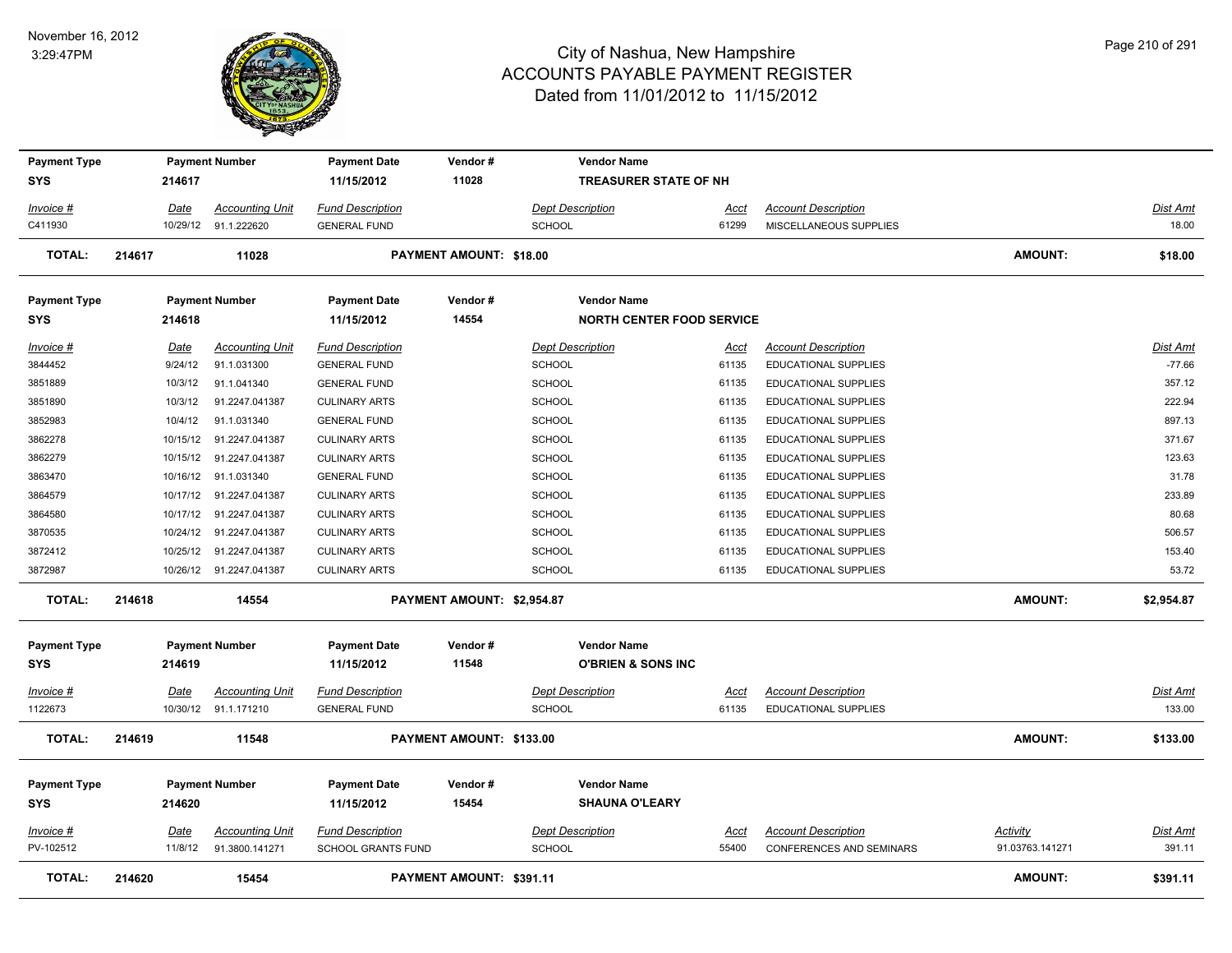# City of Nashua, New Hampshire
## ACCOUNTS PAYABLE PAYMENT REGISTER
### Dated from 11/01/2012 to 11/15/2012

November 16, 2012
3:29:47PM

| Payment Type | Payment Number | Payment Date | Vendor # | Vendor Name |
|---|---|---|---|---|
| SYS | 214617 | 11/15/2012 | 11028 | TREASURER STATE OF NH |

| Invoice # | Date | Accounting Unit | Fund Description | Dept Description | Acct | Account Description | Dist Amt |
|---|---|---|---|---|---|---|---|
| C411930 | 10/29/12 | 91.1.222620 | GENERAL FUND | SCHOOL | 61299 | MISCELLANEOUS SUPPLIES | 18.00 |

**TOTAL: 214617 11028 PAYMENT AMOUNT: $18.00 AMOUNT: $18.00**

| Payment Type | Payment Number | Payment Date | Vendor # | Vendor Name |
|---|---|---|---|---|
| SYS | 214618 | 11/15/2012 | 14554 | NORTH CENTER FOOD SERVICE |

| Invoice # | Date | Accounting Unit | Fund Description | Dept Description | Acct | Account Description | Dist Amt |
|---|---|---|---|---|---|---|---|
| 3844452 | 9/24/12 | 91.1.031300 | GENERAL FUND | SCHOOL | 61135 | EDUCATIONAL SUPPLIES | -77.66 |
| 3851889 | 10/3/12 | 91.1.041340 | GENERAL FUND | SCHOOL | 61135 | EDUCATIONAL SUPPLIES | 357.12 |
| 3851890 | 10/3/12 | 91.2247.041387 | CULINARY ARTS | SCHOOL | 61135 | EDUCATIONAL SUPPLIES | 222.94 |
| 3852983 | 10/4/12 | 91.1.031340 | GENERAL FUND | SCHOOL | 61135 | EDUCATIONAL SUPPLIES | 897.13 |
| 3862278 | 10/15/12 | 91.2247.041387 | CULINARY ARTS | SCHOOL | 61135 | EDUCATIONAL SUPPLIES | 371.67 |
| 3862279 | 10/15/12 | 91.2247.041387 | CULINARY ARTS | SCHOOL | 61135 | EDUCATIONAL SUPPLIES | 123.63 |
| 3863470 | 10/16/12 | 91.1.031340 | GENERAL FUND | SCHOOL | 61135 | EDUCATIONAL SUPPLIES | 31.78 |
| 3864579 | 10/17/12 | 91.2247.041387 | CULINARY ARTS | SCHOOL | 61135 | EDUCATIONAL SUPPLIES | 233.89 |
| 3864580 | 10/17/12 | 91.2247.041387 | CULINARY ARTS | SCHOOL | 61135 | EDUCATIONAL SUPPLIES | 80.68 |
| 3870535 | 10/24/12 | 91.2247.041387 | CULINARY ARTS | SCHOOL | 61135 | EDUCATIONAL SUPPLIES | 506.57 |
| 3872412 | 10/25/12 | 91.2247.041387 | CULINARY ARTS | SCHOOL | 61135 | EDUCATIONAL SUPPLIES | 153.40 |
| 3872987 | 10/26/12 | 91.2247.041387 | CULINARY ARTS | SCHOOL | 61135 | EDUCATIONAL SUPPLIES | 53.72 |

**TOTAL: 214618 14554 PAYMENT AMOUNT: $2,954.87 AMOUNT: $2,954.87**

| Payment Type | Payment Number | Payment Date | Vendor # | Vendor Name |
|---|---|---|---|---|
| SYS | 214619 | 11/15/2012 | 11548 | O'BRIEN & SONS INC |

| Invoice # | Date | Accounting Unit | Fund Description | Dept Description | Acct | Account Description | Dist Amt |
|---|---|---|---|---|---|---|---|
| 1122673 | 10/30/12 | 91.1.171210 | GENERAL FUND | SCHOOL | 61135 | EDUCATIONAL SUPPLIES | 133.00 |

**TOTAL: 214619 11548 PAYMENT AMOUNT: $133.00 AMOUNT: $133.00**

| Payment Type | Payment Number | Payment Date | Vendor # | Vendor Name |
|---|---|---|---|---|
| SYS | 214620 | 11/15/2012 | 15454 | SHAUNA O'LEARY |

| Invoice # | Date | Accounting Unit | Fund Description | Dept Description | Acct | Account Description | Activity | Dist Amt |
|---|---|---|---|---|---|---|---|---|
| PV-102512 | 11/8/12 | 91.3800.141271 | SCHOOL GRANTS FUND | SCHOOL | 55400 | CONFERENCES AND SEMINARS | 91.03763.141271 | 391.11 |

**TOTAL: 214620 15454 PAYMENT AMOUNT: $391.11 AMOUNT: $391.11**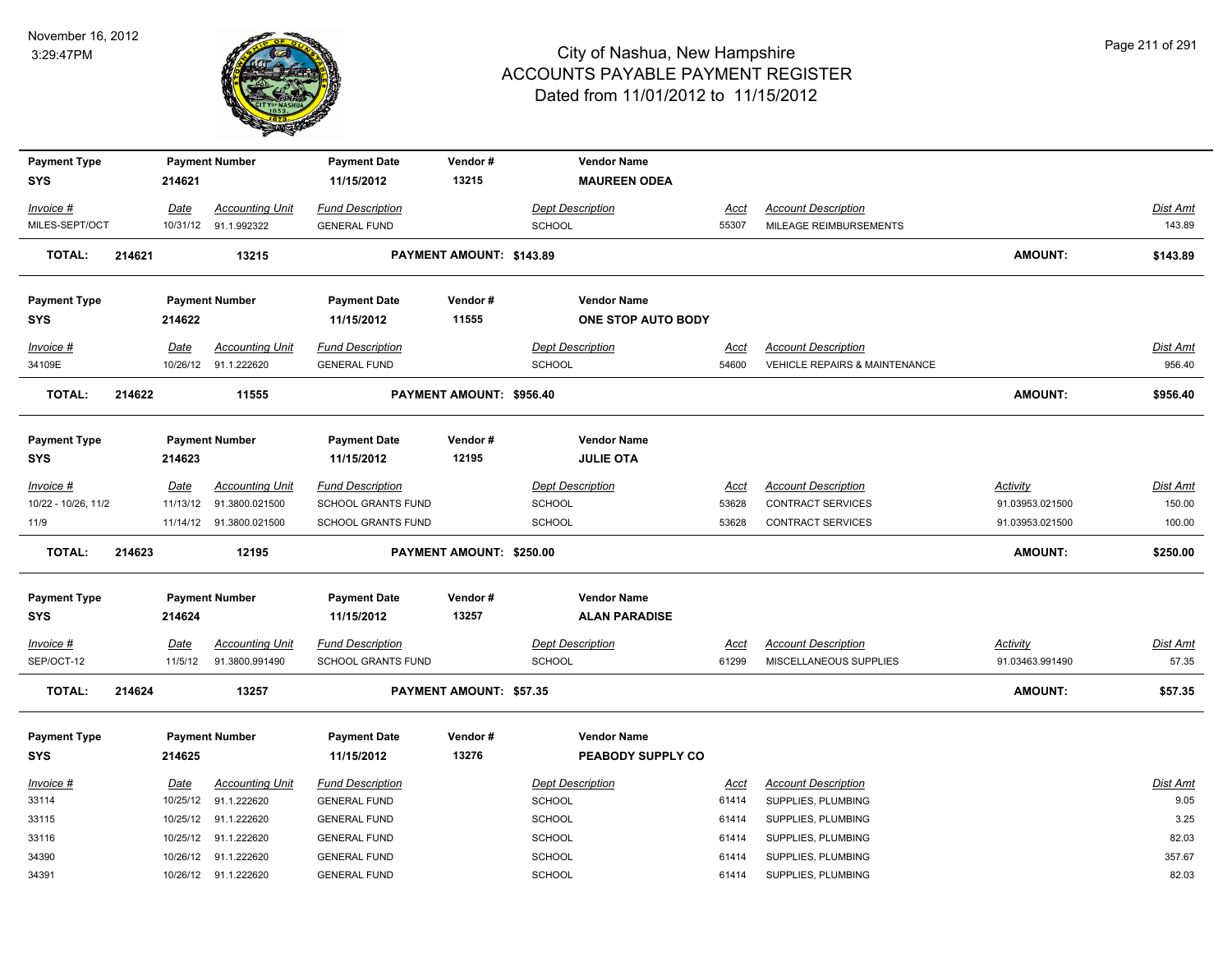# City of Nashua, New Hampshire
## ACCOUNTS PAYABLE PAYMENT REGISTER
### Dated from 11/01/2012 to 11/15/2012

November 16, 2012
3:29:47PM

| Payment Type | Payment Number | Payment Date | Vendor # | Vendor Name |
|---|---|---|---|---|
| SYS | 214621 | 11/15/2012 | 13215 | MAUREEN ODEA |

| Invoice # | Date | Accounting Unit | Fund Description | Dept Description | Acct | Account Description | Dist Amt |
|---|---|---|---|---|---|---|---|
| MILES-SEPT/OCT | 10/31/12 | 91.1.992322 | GENERAL FUND | SCHOOL | 55307 | MILEAGE REIMBURSEMENTS | 143.89 |

**TOTAL: 214621 13215 PAYMENT AMOUNT: $143.89 AMOUNT: $143.89**

| Payment Type | Payment Number | Payment Date | Vendor # | Vendor Name |
|---|---|---|---|---|
| SYS | 214622 | 11/15/2012 | 11555 | ONE STOP AUTO BODY |

| Invoice # | Date | Accounting Unit | Fund Description | Dept Description | Acct | Account Description | Dist Amt |
|---|---|---|---|---|---|---|---|
| 34109E | 10/26/12 | 91.1.222620 | GENERAL FUND | SCHOOL | 54600 | VEHICLE REPAIRS & MAINTENANCE | 956.40 |

**TOTAL: 214622 11555 PAYMENT AMOUNT: $956.40 AMOUNT: $956.40**

| Payment Type | Payment Number | Payment Date | Vendor # | Vendor Name |
|---|---|---|---|---|
| SYS | 214623 | 11/15/2012 | 12195 | JULIE OTA |

| Invoice # | Date | Accounting Unit | Fund Description | Dept Description | Acct | Account Description | Activity | Dist Amt |
|---|---|---|---|---|---|---|---|---|
| 10/22 - 10/26, 11/2 | 11/13/12 | 91.3800.021500 | SCHOOL GRANTS FUND | SCHOOL | 53628 | CONTRACT SERVICES | 91.03953.021500 | 150.00 |
| 11/9 | 11/14/12 | 91.3800.021500 | SCHOOL GRANTS FUND | SCHOOL | 53628 | CONTRACT SERVICES | 91.03953.021500 | 100.00 |

**TOTAL: 214623 12195 PAYMENT AMOUNT: $250.00 AMOUNT: $250.00**

| Payment Type | Payment Number | Payment Date | Vendor # | Vendor Name |
|---|---|---|---|---|
| SYS | 214624 | 11/15/2012 | 13257 | ALAN PARADISE |

| Invoice # | Date | Accounting Unit | Fund Description | Dept Description | Acct | Account Description | Activity | Dist Amt |
|---|---|---|---|---|---|---|---|---|
| SEP/OCT-12 | 11/5/12 | 91.3800.991490 | SCHOOL GRANTS FUND | SCHOOL | 61299 | MISCELLANEOUS SUPPLIES | 91.03463.991490 | 57.35 |

**TOTAL: 214624 13257 PAYMENT AMOUNT: $57.35 AMOUNT: $57.35**

| Payment Type | Payment Number | Payment Date | Vendor # | Vendor Name |
|---|---|---|---|---|
| SYS | 214625 | 11/15/2012 | 13276 | PEABODY SUPPLY CO |

| Invoice # | Date | Accounting Unit | Fund Description | Dept Description | Acct | Account Description | Dist Amt |
|---|---|---|---|---|---|---|---|
| 33114 | 10/25/12 | 91.1.222620 | GENERAL FUND | SCHOOL | 61414 | SUPPLIES, PLUMBING | 9.05 |
| 33115 | 10/25/12 | 91.1.222620 | GENERAL FUND | SCHOOL | 61414 | SUPPLIES, PLUMBING | 3.25 |
| 33116 | 10/25/12 | 91.1.222620 | GENERAL FUND | SCHOOL | 61414 | SUPPLIES, PLUMBING | 82.03 |
| 34390 | 10/26/12 | 91.1.222620 | GENERAL FUND | SCHOOL | 61414 | SUPPLIES, PLUMBING | 357.67 |
| 34391 | 10/26/12 | 91.1.222620 | GENERAL FUND | SCHOOL | 61414 | SUPPLIES, PLUMBING | 82.03 |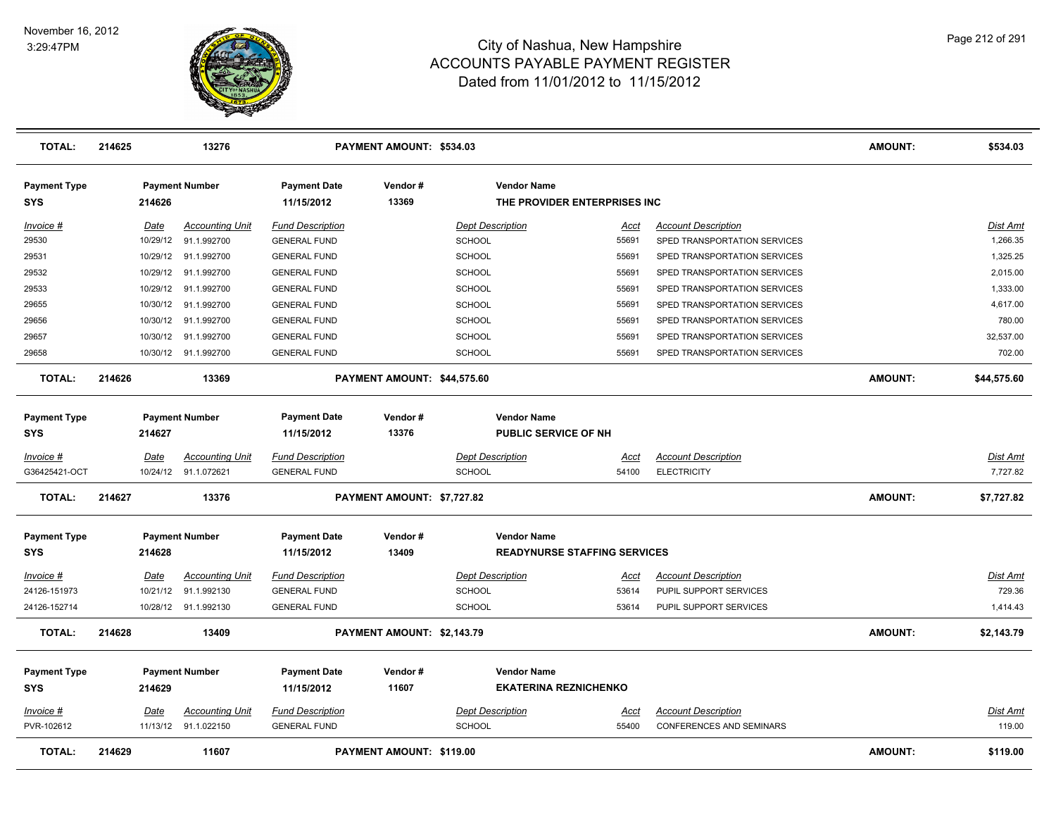# City of Nashua, New Hampshire
## ACCOUNTS PAYABLE PAYMENT REGISTER
### Dated from 11/01/2012 to 11/15/2012

November 16, 2012
3:29:47PM

| TOTAL: | 214625 | 13276 | PAYMENT AMOUNT: $534.03 | AMOUNT: | $534.03 |
|---|---|---|---|---|---|

| Payment Type | Payment Number | Payment Date | Vendor # | Vendor Name |
|---|---|---|---|---|
| SYS | 214626 | 11/15/2012 | 13369 | THE PROVIDER ENTERPRISES INC |

| Invoice # | Date | Accounting Unit | Fund Description | Dept Description | Acct | Account Description | Dist Amt |
|---|---|---|---|---|---|---|---|
| 29530 | 10/29/12 | 91.1.992700 | GENERAL FUND | SCHOOL | 55691 | SPED TRANSPORTATION SERVICES | 1,266.35 |
| 29531 | 10/29/12 | 91.1.992700 | GENERAL FUND | SCHOOL | 55691 | SPED TRANSPORTATION SERVICES | 1,325.25 |
| 29532 | 10/29/12 | 91.1.992700 | GENERAL FUND | SCHOOL | 55691 | SPED TRANSPORTATION SERVICES | 2,015.00 |
| 29533 | 10/29/12 | 91.1.992700 | GENERAL FUND | SCHOOL | 55691 | SPED TRANSPORTATION SERVICES | 1,333.00 |
| 29655 | 10/30/12 | 91.1.992700 | GENERAL FUND | SCHOOL | 55691 | SPED TRANSPORTATION SERVICES | 4,617.00 |
| 29656 | 10/30/12 | 91.1.992700 | GENERAL FUND | SCHOOL | 55691 | SPED TRANSPORTATION SERVICES | 780.00 |
| 29657 | 10/30/12 | 91.1.992700 | GENERAL FUND | SCHOOL | 55691 | SPED TRANSPORTATION SERVICES | 32,537.00 |
| 29658 | 10/30/12 | 91.1.992700 | GENERAL FUND | SCHOOL | 55691 | SPED TRANSPORTATION SERVICES | 702.00 |

| TOTAL: | 214626 | 13369 | PAYMENT AMOUNT: $44,575.60 | AMOUNT: | $44,575.60 |
|---|---|---|---|---|---|

| Payment Type | Payment Number | Payment Date | Vendor # | Vendor Name |
|---|---|---|---|---|
| SYS | 214627 | 11/15/2012 | 13376 | PUBLIC SERVICE OF NH |

| Invoice # | Date | Accounting Unit | Fund Description | Dept Description | Acct | Account Description | Dist Amt |
|---|---|---|---|---|---|---|---|
| G36425421-OCT | 10/24/12 | 91.1.072621 | GENERAL FUND | SCHOOL | 54100 | ELECTRICITY | 7,727.82 |

| TOTAL: | 214627 | 13376 | PAYMENT AMOUNT: $7,727.82 | AMOUNT: | $7,727.82 |
|---|---|---|---|---|---|

| Payment Type | Payment Number | Payment Date | Vendor # | Vendor Name |
|---|---|---|---|---|
| SYS | 214628 | 11/15/2012 | 13409 | READYNURSE STAFFING SERVICES |

| Invoice # | Date | Accounting Unit | Fund Description | Dept Description | Acct | Account Description | Dist Amt |
|---|---|---|---|---|---|---|---|
| 24126-151973 | 10/21/12 | 91.1.992130 | GENERAL FUND | SCHOOL | 53614 | PUPIL SUPPORT SERVICES | 729.36 |
| 24126-152714 | 10/28/12 | 91.1.992130 | GENERAL FUND | SCHOOL | 53614 | PUPIL SUPPORT SERVICES | 1,414.43 |

| TOTAL: | 214628 | 13409 | PAYMENT AMOUNT: $2,143.79 | AMOUNT: | $2,143.79 |
|---|---|---|---|---|---|

| Payment Type | Payment Number | Payment Date | Vendor # | Vendor Name |
|---|---|---|---|---|
| SYS | 214629 | 11/15/2012 | 11607 | EKATERINA REZNICHENKO |

| Invoice # | Date | Accounting Unit | Fund Description | Dept Description | Acct | Account Description | Dist Amt |
|---|---|---|---|---|---|---|---|
| PVR-102612 | 11/13/12 | 91.1.022150 | GENERAL FUND | SCHOOL | 55400 | CONFERENCES AND SEMINARS | 119.00 |

| TOTAL: | 214629 | 11607 | PAYMENT AMOUNT: $119.00 | AMOUNT: | $119.00 |
|---|---|---|---|---|---|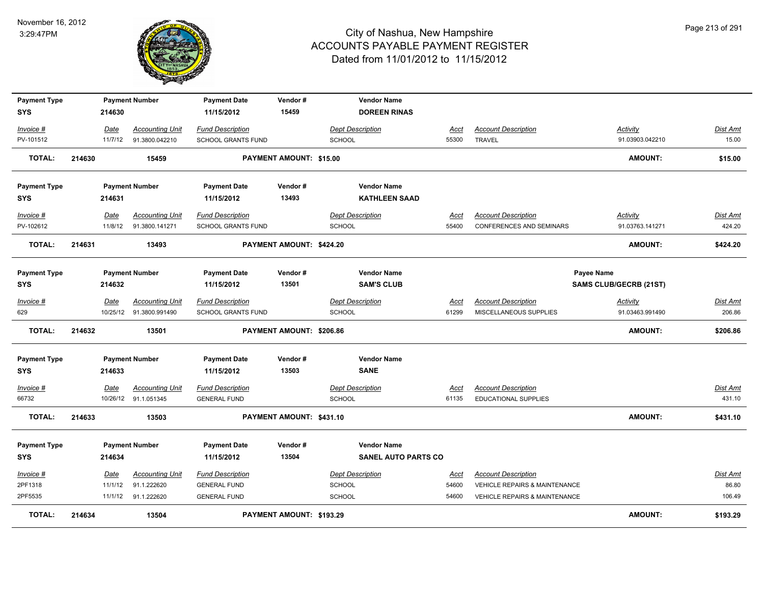# City of Nashua, New Hampshire
## ACCOUNTS PAYABLE PAYMENT REGISTER
### Dated from 11/01/2012 to 11/15/2012

November 16, 2012
3:29:47PM

| Payment Type | Payment Number | Payment Date | Vendor # | Vendor Name |
|---|---|---|---|---|
| SYS | 214630 | 11/15/2012 | 15459 | DOREEN RINAS |

| Invoice # | Date | Accounting Unit | Fund Description | Dept Description | Acct | Account Description | Activity | Dist Amt |
|---|---|---|---|---|---|---|---|---|
| PV-101512 | 11/7/12 | 91.3800.042210 | SCHOOL GRANTS FUND | SCHOOL | 55300 | TRAVEL | 91.03903.042210 | 15.00 |

**TOTAL:** 214630 15459 **PAYMENT AMOUNT: $15.00** **AMOUNT: $15.00**

| Payment Type | Payment Number | Payment Date | Vendor # | Vendor Name |
|---|---|---|---|---|
| SYS | 214631 | 11/15/2012 | 13493 | KATHLEEN SAAD |

| Invoice # | Date | Accounting Unit | Fund Description | Dept Description | Acct | Account Description | Activity | Dist Amt |
|---|---|---|---|---|---|---|---|---|
| PV-102612 | 11/8/12 | 91.3800.141271 | SCHOOL GRANTS FUND | SCHOOL | 55400 | CONFERENCES AND SEMINARS | 91.03763.141271 | 424.20 |

**TOTAL:** 214631 13493 **PAYMENT AMOUNT: $424.20** **AMOUNT: $424.20**

| Payment Type | Payment Number | Payment Date | Vendor # | Vendor Name | Payee Name |
|---|---|---|---|---|---|
| SYS | 214632 | 11/15/2012 | 13501 | SAM'S CLUB | SAMS CLUB/GECRB (21ST) |

| Invoice # | Date | Accounting Unit | Fund Description | Dept Description | Acct | Account Description | Activity | Dist Amt |
|---|---|---|---|---|---|---|---|---|
| 629 | 10/25/12 | 91.3800.991490 | SCHOOL GRANTS FUND | SCHOOL | 61299 | MISCELLANEOUS SUPPLIES | 91.03463.991490 | 206.86 |

**TOTAL:** 214632 13501 **PAYMENT AMOUNT: $206.86** **AMOUNT: $206.86**

| Payment Type | Payment Number | Payment Date | Vendor # | Vendor Name |
|---|---|---|---|---|
| SYS | 214633 | 11/15/2012 | 13503 | SANE |

| Invoice # | Date | Accounting Unit | Fund Description | Dept Description | Acct | Account Description | Activity | Dist Amt |
|---|---|---|---|---|---|---|---|---|
| 66732 | 10/26/12 | 91.1.051345 | GENERAL FUND | SCHOOL | 61135 | EDUCATIONAL SUPPLIES | | 431.10 |

**TOTAL:** 214633 13503 **PAYMENT AMOUNT: $431.10** **AMOUNT: $431.10**

| Payment Type | Payment Number | Payment Date | Vendor # | Vendor Name |
|---|---|---|---|---|
| SYS | 214634 | 11/15/2012 | 13504 | SANEL AUTO PARTS CO |

| Invoice # | Date | Accounting Unit | Fund Description | Dept Description | Acct | Account Description | Activity | Dist Amt |
|---|---|---|---|---|---|---|---|---|
| 2PF1318 | 11/1/12 | 91.1.222620 | GENERAL FUND | SCHOOL | 54600 | VEHICLE REPAIRS & MAINTENANCE | | 86.80 |
| 2PF5535 | 11/1/12 | 91.1.222620 | GENERAL FUND | SCHOOL | 54600 | VEHICLE REPAIRS & MAINTENANCE | | 106.49 |

**TOTAL:** 214634 13504 **PAYMENT AMOUNT: $193.29** **AMOUNT: $193.29**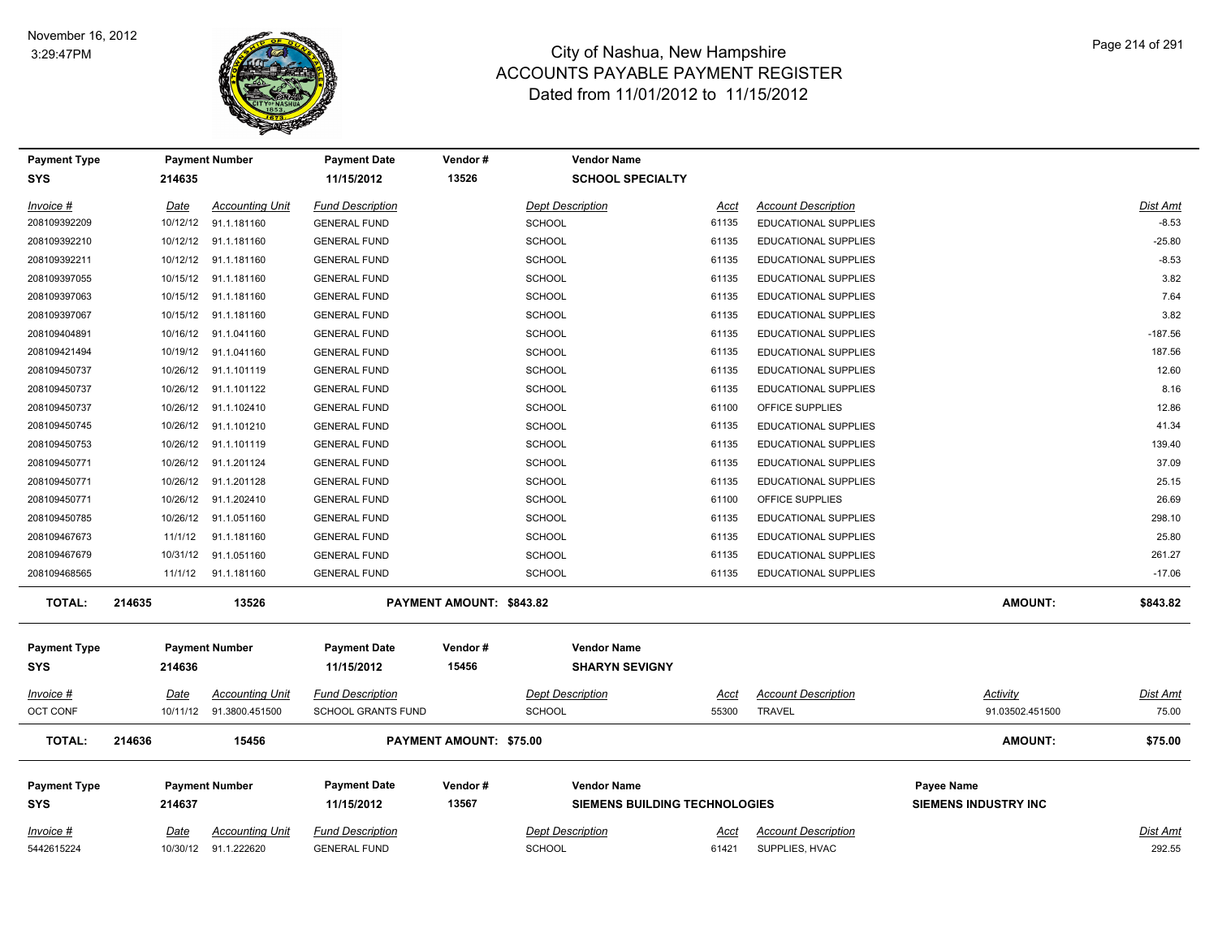# City of Nashua, New Hampshire
## ACCOUNTS PAYABLE PAYMENT REGISTER
### Dated from 11/01/2012 to 11/15/2012

November 16, 2012
3:29:47PM

| Payment Type | Payment Number | Payment Date | Vendor # | Vendor Name |
|---|---|---|---|---|
| SYS | 214635 | 11/15/2012 | 13526 | SCHOOL SPECIALTY |

| Invoice # | Date | Accounting Unit | Fund Description | Dept Description | Acct | Account Description | Dist Amt |
|---|---|---|---|---|---|---|---|
| 208109392209 | 10/12/12 | 91.1.181160 | GENERAL FUND | SCHOOL | 61135 | EDUCATIONAL SUPPLIES | -8.53 |
| 208109392210 | 10/12/12 | 91.1.181160 | GENERAL FUND | SCHOOL | 61135 | EDUCATIONAL SUPPLIES | -25.80 |
| 208109392211 | 10/12/12 | 91.1.181160 | GENERAL FUND | SCHOOL | 61135 | EDUCATIONAL SUPPLIES | -8.53 |
| 208109397055 | 10/15/12 | 91.1.181160 | GENERAL FUND | SCHOOL | 61135 | EDUCATIONAL SUPPLIES | 3.82 |
| 208109397063 | 10/15/12 | 91.1.181160 | GENERAL FUND | SCHOOL | 61135 | EDUCATIONAL SUPPLIES | 7.64 |
| 208109397067 | 10/15/12 | 91.1.181160 | GENERAL FUND | SCHOOL | 61135 | EDUCATIONAL SUPPLIES | 3.82 |
| 208109404891 | 10/16/12 | 91.1.041160 | GENERAL FUND | SCHOOL | 61135 | EDUCATIONAL SUPPLIES | -187.56 |
| 208109421494 | 10/19/12 | 91.1.041160 | GENERAL FUND | SCHOOL | 61135 | EDUCATIONAL SUPPLIES | 187.56 |
| 208109450737 | 10/26/12 | 91.1.101119 | GENERAL FUND | SCHOOL | 61135 | EDUCATIONAL SUPPLIES | 12.60 |
| 208109450737 | 10/26/12 | 91.1.101122 | GENERAL FUND | SCHOOL | 61135 | EDUCATIONAL SUPPLIES | 8.16 |
| 208109450737 | 10/26/12 | 91.1.102410 | GENERAL FUND | SCHOOL | 61100 | OFFICE SUPPLIES | 12.86 |
| 208109450745 | 10/26/12 | 91.1.101210 | GENERAL FUND | SCHOOL | 61135 | EDUCATIONAL SUPPLIES | 41.34 |
| 208109450753 | 10/26/12 | 91.1.101119 | GENERAL FUND | SCHOOL | 61135 | EDUCATIONAL SUPPLIES | 139.40 |
| 208109450771 | 10/26/12 | 91.1.201124 | GENERAL FUND | SCHOOL | 61135 | EDUCATIONAL SUPPLIES | 37.09 |
| 208109450771 | 10/26/12 | 91.1.201128 | GENERAL FUND | SCHOOL | 61135 | EDUCATIONAL SUPPLIES | 25.15 |
| 208109450771 | 10/26/12 | 91.1.202410 | GENERAL FUND | SCHOOL | 61100 | OFFICE SUPPLIES | 26.69 |
| 208109450785 | 10/26/12 | 91.1.051160 | GENERAL FUND | SCHOOL | 61135 | EDUCATIONAL SUPPLIES | 298.10 |
| 208109467673 | 11/1/12 | 91.1.181160 | GENERAL FUND | SCHOOL | 61135 | EDUCATIONAL SUPPLIES | 25.80 |
| 208109467679 | 10/31/12 | 91.1.051160 | GENERAL FUND | SCHOOL | 61135 | EDUCATIONAL SUPPLIES | 261.27 |
| 208109468565 | 11/1/12 | 91.1.181160 | GENERAL FUND | SCHOOL | 61135 | EDUCATIONAL SUPPLIES | -17.06 |

**TOTAL: 214635 13526 PAYMENT AMOUNT: $843.82 AMOUNT: $843.82**

| Payment Type | Payment Number | Payment Date | Vendor # | Vendor Name |
|---|---|---|---|---|
| SYS | 214636 | 11/15/2012 | 15456 | SHARYN SEVIGNY |

| Invoice # | Date | Accounting Unit | Fund Description | Dept Description | Acct | Account Description | Activity | Dist Amt |
|---|---|---|---|---|---|---|---|---|
| OCT CONF | 10/11/12 | 91.3800.451500 | SCHOOL GRANTS FUND | SCHOOL | 55300 | TRAVEL | 91.03502.451500 | 75.00 |

**TOTAL: 214636 15456 PAYMENT AMOUNT: $75.00 AMOUNT: $75.00**

| Payment Type | Payment Number | Payment Date | Vendor # | Vendor Name | Payee Name |
|---|---|---|---|---|---|
| SYS | 214637 | 11/15/2012 | 13567 | SIEMENS BUILDING TECHNOLOGIES | SIEMENS INDUSTRY INC |

| Invoice # | Date | Accounting Unit | Fund Description | Dept Description | Acct | Account Description | Dist Amt |
|---|---|---|---|---|---|---|---|
| 5442615224 | 10/30/12 | 91.1.222620 | GENERAL FUND | SCHOOL | 61421 | SUPPLIES, HVAC | 292.55 |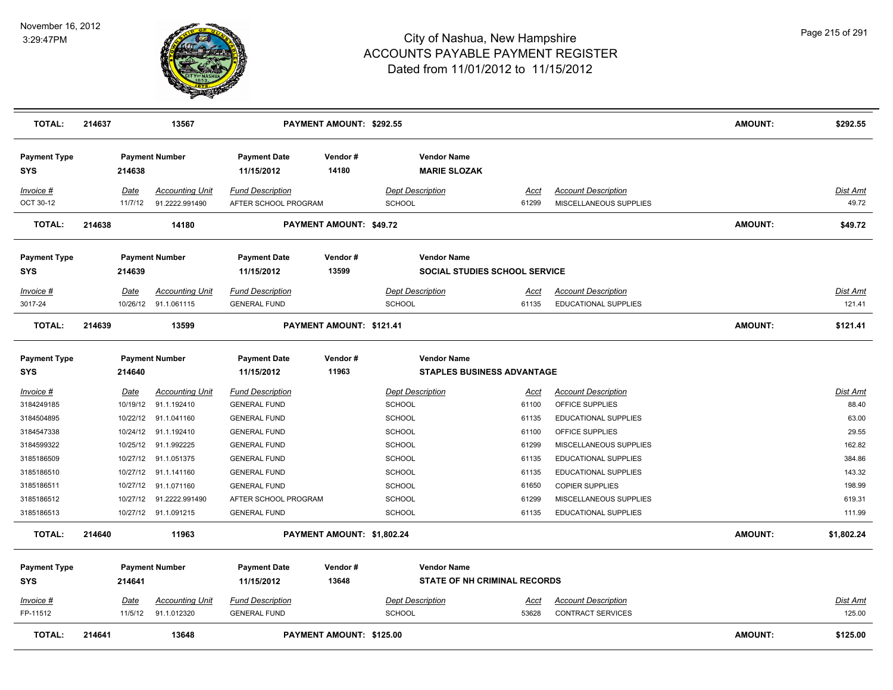# City of Nashua, New Hampshire
## ACCOUNTS PAYABLE PAYMENT REGISTER
### Dated from 11/01/2012 to 11/15/2012

November 16, 2012
3:29:47PM

| **TOTAL:** | **214637** | **13567** | **PAYMENT AMOUNT: $292.55** | **AMOUNT:** | **$292.55** |
|---|---|---|---|---|---|

| **Payment Type** | **Payment Number** | **Payment Date** | **Vendor #** | **Vendor Name** |
|---|---|---|---|---|
| **SYS** | **214638** | **11/15/2012** | **14180** | **MARIE SLOZAK** |

| *Invoice #* | *Date* | *Accounting Unit* | *Fund Description* | *Dept Description* | *Acct* | *Account Description* | *Dist Amt* |
|---|---|---|---|---|---|---|---|
| OCT 30-12 | 11/7/12 | 91.2222.991490 | AFTER SCHOOL PROGRAM | SCHOOL | 61299 | MISCELLANEOUS SUPPLIES | 49.72 |

| **TOTAL:** | **214638** | **14180** | **PAYMENT AMOUNT: $49.72** | **AMOUNT:** | **$49.72** |
|---|---|---|---|---|---|

| **Payment Type** | **Payment Number** | **Payment Date** | **Vendor #** | **Vendor Name** |
|---|---|---|---|---|
| **SYS** | **214639** | **11/15/2012** | **13599** | **SOCIAL STUDIES SCHOOL SERVICE** |

| *Invoice #* | *Date* | *Accounting Unit* | *Fund Description* | *Dept Description* | *Acct* | *Account Description* | *Dist Amt* |
|---|---|---|---|---|---|---|---|
| 3017-24 | 10/26/12 | 91.1.061115 | GENERAL FUND | SCHOOL | 61135 | EDUCATIONAL SUPPLIES | 121.41 |

| **TOTAL:** | **214639** | **13599** | **PAYMENT AMOUNT: $121.41** | **AMOUNT:** | **$121.41** |
|---|---|---|---|---|---|

| **Payment Type** | **Payment Number** | **Payment Date** | **Vendor #** | **Vendor Name** |
|---|---|---|---|---|
| **SYS** | **214640** | **11/15/2012** | **11963** | **STAPLES BUSINESS ADVANTAGE** |

| *Invoice #* | *Date* | *Accounting Unit* | *Fund Description* | *Dept Description* | *Acct* | *Account Description* | *Dist Amt* |
|---|---|---|---|---|---|---|---|
| 3184249185 | 10/19/12 | 91.1.192410 | GENERAL FUND | SCHOOL | 61100 | OFFICE SUPPLIES | 88.40 |
| 3184504895 | 10/22/12 | 91.1.041160 | GENERAL FUND | SCHOOL | 61135 | EDUCATIONAL SUPPLIES | 63.00 |
| 3184547338 | 10/24/12 | 91.1.192410 | GENERAL FUND | SCHOOL | 61100 | OFFICE SUPPLIES | 29.55 |
| 3184599322 | 10/25/12 | 91.1.992225 | GENERAL FUND | SCHOOL | 61299 | MISCELLANEOUS SUPPLIES | 162.82 |
| 3185186509 | 10/27/12 | 91.1.051375 | GENERAL FUND | SCHOOL | 61135 | EDUCATIONAL SUPPLIES | 384.86 |
| 3185186510 | 10/27/12 | 91.1.141160 | GENERAL FUND | SCHOOL | 61135 | EDUCATIONAL SUPPLIES | 143.32 |
| 3185186511 | 10/27/12 | 91.1.071160 | GENERAL FUND | SCHOOL | 61650 | COPIER SUPPLIES | 198.99 |
| 3185186512 | 10/27/12 | 91.2222.991490 | AFTER SCHOOL PROGRAM | SCHOOL | 61299 | MISCELLANEOUS SUPPLIES | 619.31 |
| 3185186513 | 10/27/12 | 91.1.091215 | GENERAL FUND | SCHOOL | 61135 | EDUCATIONAL SUPPLIES | 111.99 |

| **TOTAL:** | **214640** | **11963** | **PAYMENT AMOUNT: $1,802.24** | **AMOUNT:** | **$1,802.24** |
|---|---|---|---|---|---|

| **Payment Type** | **Payment Number** | **Payment Date** | **Vendor #** | **Vendor Name** |
|---|---|---|---|---|
| **SYS** | **214641** | **11/15/2012** | **13648** | **STATE OF NH CRIMINAL RECORDS** |

| *Invoice #* | *Date* | *Accounting Unit* | *Fund Description* | *Dept Description* | *Acct* | *Account Description* | *Dist Amt* |
|---|---|---|---|---|---|---|---|
| FP-11512 | 11/5/12 | 91.1.012320 | GENERAL FUND | SCHOOL | 53628 | CONTRACT SERVICES | 125.00 |

| **TOTAL:** | **214641** | **13648** | **PAYMENT AMOUNT: $125.00** | **AMOUNT:** | **$125.00** |
|---|---|---|---|---|---|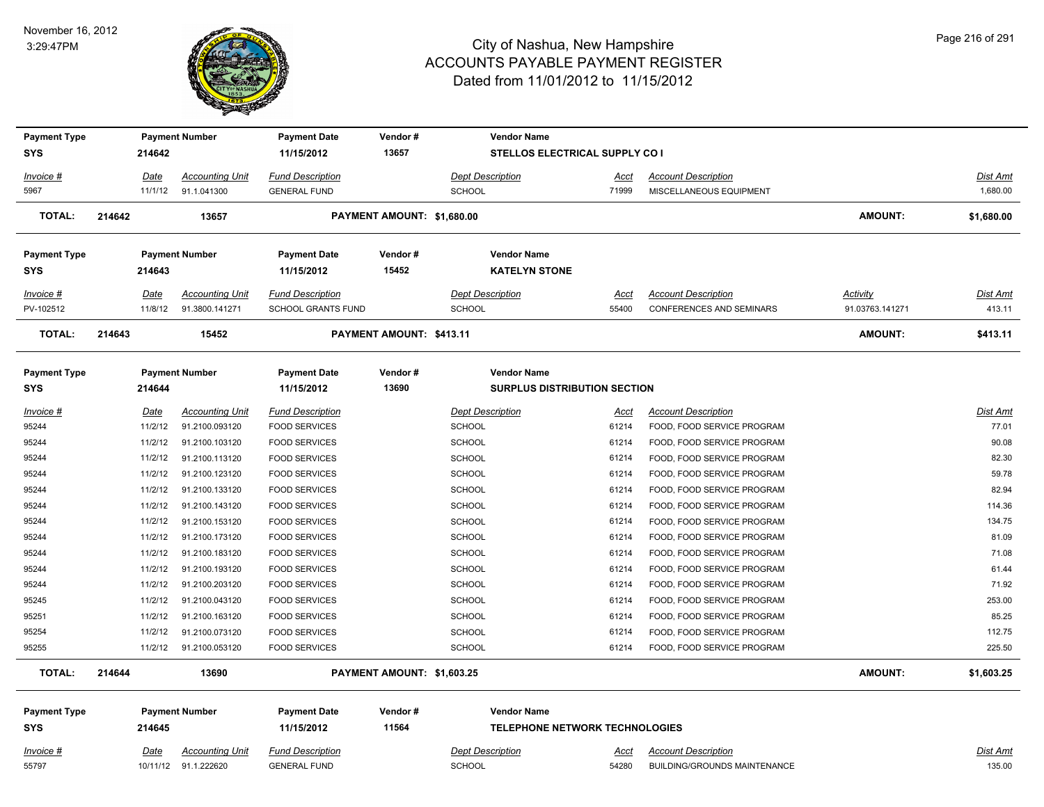# City of Nashua, New Hampshire
## ACCOUNTS PAYABLE PAYMENT REGISTER
### Dated from 11/01/2012 to 11/15/2012

November 16, 2012
3:29:47PM

| Payment Type | Payment Number | Payment Date | Vendor # | Vendor Name |
|---|---|---|---|---|
| SYS | 214642 | 11/15/2012 | 13657 | STELLOS ELECTRICAL SUPPLY CO I |

| Invoice # | Date | Accounting Unit | Fund Description | Dept Description | Acct | Account Description | Dist Amt |
|---|---|---|---|---|---|---|---|
| 5967 | 11/1/12 | 91.1.041300 | GENERAL FUND | SCHOOL | 71999 | MISCELLANEOUS EQUIPMENT | 1,680.00 |

**TOTAL: 214642 13657 PAYMENT AMOUNT: $1,680.00 AMOUNT: $1,680.00**

| Payment Type | Payment Number | Payment Date | Vendor # | Vendor Name |
|---|---|---|---|---|
| SYS | 214643 | 11/15/2012 | 15452 | KATELYN STONE |

| Invoice # | Date | Accounting Unit | Fund Description | Dept Description | Acct | Account Description | Activity | Dist Amt |
|---|---|---|---|---|---|---|---|---|
| PV-102512 | 11/8/12 | 91.3800.141271 | SCHOOL GRANTS FUND | SCHOOL | 55400 | CONFERENCES AND SEMINARS | 91.03763.141271 | 413.11 |

**TOTAL: 214643 15452 PAYMENT AMOUNT: $413.11 AMOUNT: $413.11**

| Payment Type | Payment Number | Payment Date | Vendor # | Vendor Name |
|---|---|---|---|---|
| SYS | 214644 | 11/15/2012 | 13690 | SURPLUS DISTRIBUTION SECTION |

| Invoice # | Date | Accounting Unit | Fund Description | Dept Description | Acct | Account Description | Dist Amt |
|---|---|---|---|---|---|---|---|
| 95244 | 11/2/12 | 91.2100.093120 | FOOD SERVICES | SCHOOL | 61214 | FOOD, FOOD SERVICE PROGRAM | 77.01 |
| 95244 | 11/2/12 | 91.2100.103120 | FOOD SERVICES | SCHOOL | 61214 | FOOD, FOOD SERVICE PROGRAM | 90.08 |
| 95244 | 11/2/12 | 91.2100.113120 | FOOD SERVICES | SCHOOL | 61214 | FOOD, FOOD SERVICE PROGRAM | 82.30 |
| 95244 | 11/2/12 | 91.2100.123120 | FOOD SERVICES | SCHOOL | 61214 | FOOD, FOOD SERVICE PROGRAM | 59.78 |
| 95244 | 11/2/12 | 91.2100.133120 | FOOD SERVICES | SCHOOL | 61214 | FOOD, FOOD SERVICE PROGRAM | 82.94 |
| 95244 | 11/2/12 | 91.2100.143120 | FOOD SERVICES | SCHOOL | 61214 | FOOD, FOOD SERVICE PROGRAM | 114.36 |
| 95244 | 11/2/12 | 91.2100.153120 | FOOD SERVICES | SCHOOL | 61214 | FOOD, FOOD SERVICE PROGRAM | 134.75 |
| 95244 | 11/2/12 | 91.2100.173120 | FOOD SERVICES | SCHOOL | 61214 | FOOD, FOOD SERVICE PROGRAM | 81.09 |
| 95244 | 11/2/12 | 91.2100.183120 | FOOD SERVICES | SCHOOL | 61214 | FOOD, FOOD SERVICE PROGRAM | 71.08 |
| 95244 | 11/2/12 | 91.2100.193120 | FOOD SERVICES | SCHOOL | 61214 | FOOD, FOOD SERVICE PROGRAM | 61.44 |
| 95244 | 11/2/12 | 91.2100.203120 | FOOD SERVICES | SCHOOL | 61214 | FOOD, FOOD SERVICE PROGRAM | 71.92 |
| 95245 | 11/2/12 | 91.2100.043120 | FOOD SERVICES | SCHOOL | 61214 | FOOD, FOOD SERVICE PROGRAM | 253.00 |
| 95251 | 11/2/12 | 91.2100.163120 | FOOD SERVICES | SCHOOL | 61214 | FOOD, FOOD SERVICE PROGRAM | 85.25 |
| 95254 | 11/2/12 | 91.2100.073120 | FOOD SERVICES | SCHOOL | 61214 | FOOD, FOOD SERVICE PROGRAM | 112.75 |
| 95255 | 11/2/12 | 91.2100.053120 | FOOD SERVICES | SCHOOL | 61214 | FOOD, FOOD SERVICE PROGRAM | 225.50 |

**TOTAL: 214644 13690 PAYMENT AMOUNT: $1,603.25 AMOUNT: $1,603.25**

| Payment Type | Payment Number | Payment Date | Vendor # | Vendor Name |
|---|---|---|---|---|
| SYS | 214645 | 11/15/2012 | 11564 | TELEPHONE NETWORK TECHNOLOGIES |

| Invoice # | Date | Accounting Unit | Fund Description | Dept Description | Acct | Account Description | Dist Amt |
|---|---|---|---|---|---|---|---|
| 55797 | 10/11/12 | 91.1.222620 | GENERAL FUND | SCHOOL | 54280 | BUILDING/GROUNDS MAINTENANCE | 135.00 |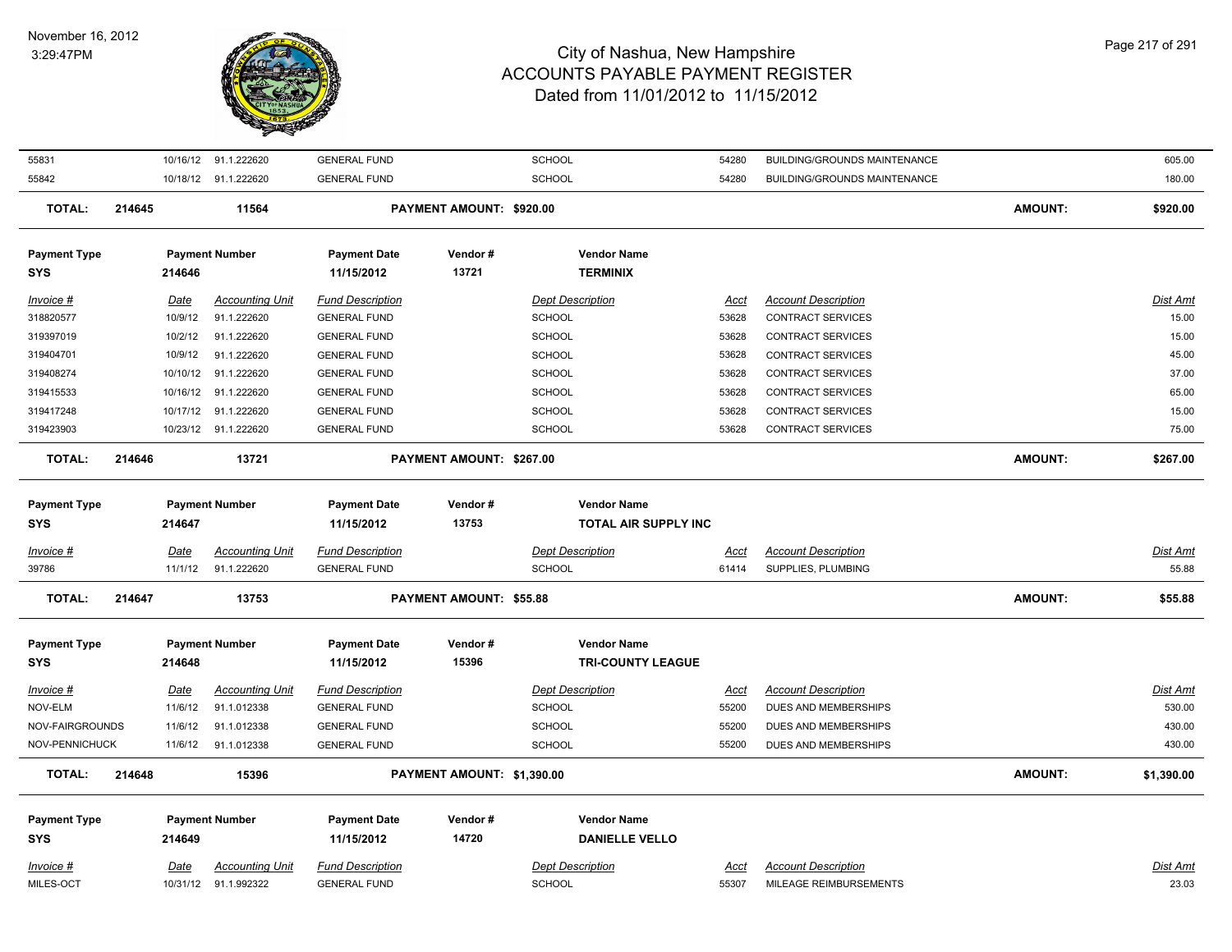# City of Nashua, New Hampshire
## ACCOUNTS PAYABLE PAYMENT REGISTER
### Dated from 11/01/2012 to 11/15/2012

November 16, 2012
3:29:47PM

| Invoice # | Date | Accounting Unit | Fund Description | Dept Description | Acct | Account Description | Dist Amt |
|---|---|---|---|---|---|---|---|
| 55831 | 10/16/12 | 91.1.222620 | GENERAL FUND | SCHOOL | 54280 | BUILDING/GROUNDS MAINTENANCE | 605.00 |
| 55842 | 10/18/12 | 91.1.222620 | GENERAL FUND | SCHOOL | 54280 | BUILDING/GROUNDS MAINTENANCE | 180.00 |

**TOTAL: 214645 11564 PAYMENT AMOUNT: $920.00 AMOUNT: $920.00**

| Payment Type | Payment Number | Payment Date | Vendor # | Vendor Name |
|---|---|---|---|---|
| SYS | 214646 | 11/15/2012 | 13721 | TERMINIX |

| Invoice # | Date | Accounting Unit | Fund Description | Dept Description | Acct | Account Description | Dist Amt |
|---|---|---|---|---|---|---|---|
| 318820577 | 10/9/12 | 91.1.222620 | GENERAL FUND | SCHOOL | 53628 | CONTRACT SERVICES | 15.00 |
| 319397019 | 10/2/12 | 91.1.222620 | GENERAL FUND | SCHOOL | 53628 | CONTRACT SERVICES | 15.00 |
| 319404701 | 10/9/12 | 91.1.222620 | GENERAL FUND | SCHOOL | 53628 | CONTRACT SERVICES | 45.00 |
| 319408274 | 10/10/12 | 91.1.222620 | GENERAL FUND | SCHOOL | 53628 | CONTRACT SERVICES | 37.00 |
| 319415533 | 10/16/12 | 91.1.222620 | GENERAL FUND | SCHOOL | 53628 | CONTRACT SERVICES | 65.00 |
| 319417248 | 10/17/12 | 91.1.222620 | GENERAL FUND | SCHOOL | 53628 | CONTRACT SERVICES | 15.00 |
| 319423903 | 10/23/12 | 91.1.222620 | GENERAL FUND | SCHOOL | 53628 | CONTRACT SERVICES | 75.00 |

**TOTAL: 214646 13721 PAYMENT AMOUNT: $267.00 AMOUNT: $267.00**

| Payment Type | Payment Number | Payment Date | Vendor # | Vendor Name |
|---|---|---|---|---|
| SYS | 214647 | 11/15/2012 | 13753 | TOTAL AIR SUPPLY INC |

| Invoice # | Date | Accounting Unit | Fund Description | Dept Description | Acct | Account Description | Dist Amt |
|---|---|---|---|---|---|---|---|
| 39786 | 11/1/12 | 91.1.222620 | GENERAL FUND | SCHOOL | 61414 | SUPPLIES, PLUMBING | 55.88 |

**TOTAL: 214647 13753 PAYMENT AMOUNT: $55.88 AMOUNT: $55.88**

| Payment Type | Payment Number | Payment Date | Vendor # | Vendor Name |
|---|---|---|---|---|
| SYS | 214648 | 11/15/2012 | 15396 | TRI-COUNTY LEAGUE |

| Invoice # | Date | Accounting Unit | Fund Description | Dept Description | Acct | Account Description | Dist Amt |
|---|---|---|---|---|---|---|---|
| NOV-ELM | 11/6/12 | 91.1.012338 | GENERAL FUND | SCHOOL | 55200 | DUES AND MEMBERSHIPS | 530.00 |
| NOV-FAIRGROUNDS | 11/6/12 | 91.1.012338 | GENERAL FUND | SCHOOL | 55200 | DUES AND MEMBERSHIPS | 430.00 |
| NOV-PENNICHUCK | 11/6/12 | 91.1.012338 | GENERAL FUND | SCHOOL | 55200 | DUES AND MEMBERSHIPS | 430.00 |

**TOTAL: 214648 15396 PAYMENT AMOUNT: $1,390.00 AMOUNT: $1,390.00**

| Payment Type | Payment Number | Payment Date | Vendor # | Vendor Name |
|---|---|---|---|---|
| SYS | 214649 | 11/15/2012 | 14720 | DANIELLE VELLO |

| Invoice # | Date | Accounting Unit | Fund Description | Dept Description | Acct | Account Description | Dist Amt |
|---|---|---|---|---|---|---|---|
| MILES-OCT | 10/31/12 | 91.1.992322 | GENERAL FUND | SCHOOL | 55307 | MILEAGE REIMBURSEMENTS | 23.03 |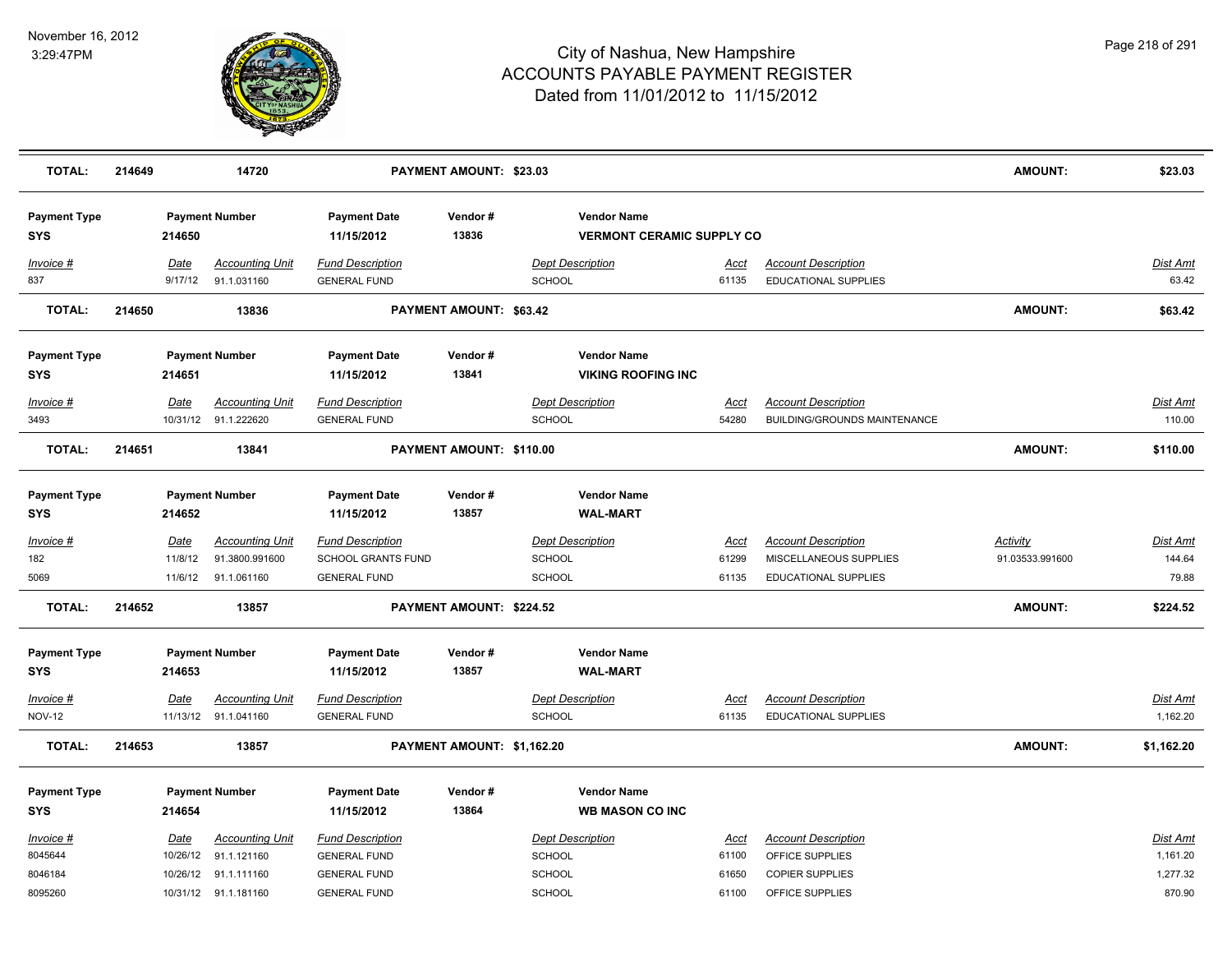# City of Nashua, New Hampshire
## ACCOUNTS PAYABLE PAYMENT REGISTER
### Dated from 11/01/2012 to 11/15/2012

November 16, 2012
3:29:47PM

| TOTAL: | 214649 | 14720 | PAYMENT AMOUNT: $23.03 | AMOUNT: | $23.03 |
|---|---|---|---|---|---|

| Payment Type | Payment Number | Payment Date | Vendor # | Vendor Name |
|---|---|---|---|---|
| SYS | 214650 | 11/15/2012 | 13836 | VERMONT CERAMIC SUPPLY CO |

| Invoice # | Date | Accounting Unit | Fund Description | Dept Description | Acct | Account Description | Dist Amt |
|---|---|---|---|---|---|---|---|
| 837 | 9/17/12 | 91.1.031160 | GENERAL FUND | SCHOOL | 61135 | EDUCATIONAL SUPPLIES | 63.42 |

| TOTAL: | 214650 | 13836 | PAYMENT AMOUNT: $63.42 | AMOUNT: | $63.42 |
|---|---|---|---|---|---|

| Payment Type | Payment Number | Payment Date | Vendor # | Vendor Name |
|---|---|---|---|---|
| SYS | 214651 | 11/15/2012 | 13841 | VIKING ROOFING INC |

| Invoice # | Date | Accounting Unit | Fund Description | Dept Description | Acct | Account Description | Dist Amt |
|---|---|---|---|---|---|---|---|
| 3493 | 10/31/12 | 91.1.222620 | GENERAL FUND | SCHOOL | 54280 | BUILDING/GROUNDS MAINTENANCE | 110.00 |

| TOTAL: | 214651 | 13841 | PAYMENT AMOUNT: $110.00 | AMOUNT: | $110.00 |
|---|---|---|---|---|---|

| Payment Type | Payment Number | Payment Date | Vendor # | Vendor Name |
|---|---|---|---|---|
| SYS | 214652 | 11/15/2012 | 13857 | WAL-MART |

| Invoice # | Date | Accounting Unit | Fund Description | Dept Description | Acct | Account Description | Activity | Dist Amt |
|---|---|---|---|---|---|---|---|---|
| 182 | 11/8/12 | 91.3800.991600 | SCHOOL GRANTS FUND | SCHOOL | 61299 | MISCELLANEOUS SUPPLIES | 91.03533.991600 | 144.64 |
| 5069 | 11/6/12 | 91.1.061160 | GENERAL FUND | SCHOOL | 61135 | EDUCATIONAL SUPPLIES | | 79.88 |

| TOTAL: | 214652 | 13857 | PAYMENT AMOUNT: $224.52 | AMOUNT: | $224.52 |
|---|---|---|---|---|---|

| Payment Type | Payment Number | Payment Date | Vendor # | Vendor Name |
|---|---|---|---|---|
| SYS | 214653 | 11/15/2012 | 13857 | WAL-MART |

| Invoice # | Date | Accounting Unit | Fund Description | Dept Description | Acct | Account Description | Dist Amt |
|---|---|---|---|---|---|---|---|
| NOV-12 | 11/13/12 | 91.1.041160 | GENERAL FUND | SCHOOL | 61135 | EDUCATIONAL SUPPLIES | 1,162.20 |

| TOTAL: | 214653 | 13857 | PAYMENT AMOUNT: $1,162.20 | AMOUNT: | $1,162.20 |
|---|---|---|---|---|---|

| Payment Type | Payment Number | Payment Date | Vendor # | Vendor Name |
|---|---|---|---|---|
| SYS | 214654 | 11/15/2012 | 13864 | WB MASON CO INC |

| Invoice # | Date | Accounting Unit | Fund Description | Dept Description | Acct | Account Description | Dist Amt |
|---|---|---|---|---|---|---|---|
| 8045644 | 10/26/12 | 91.1.121160 | GENERAL FUND | SCHOOL | 61100 | OFFICE SUPPLIES | 1,161.20 |
| 8046184 | 10/26/12 | 91.1.111160 | GENERAL FUND | SCHOOL | 61650 | COPIER SUPPLIES | 1,277.32 |
| 8095260 | 10/31/12 | 91.1.181160 | GENERAL FUND | SCHOOL | 61100 | OFFICE SUPPLIES | 870.90 |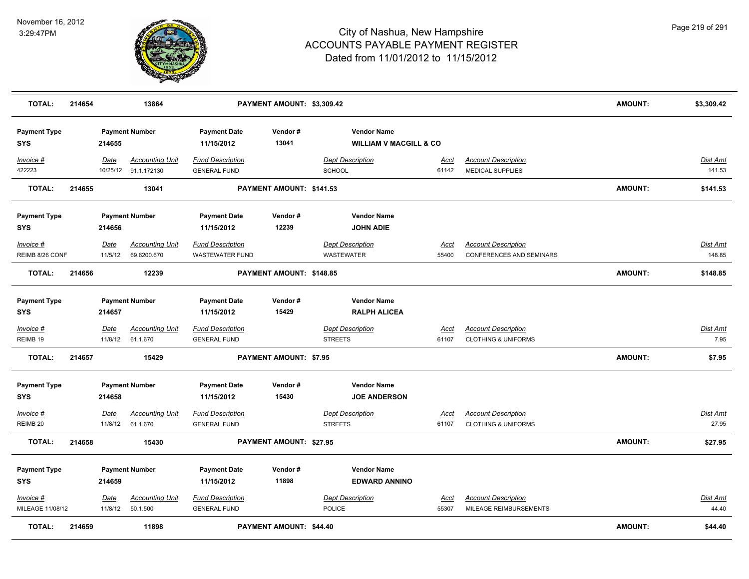# City of Nashua, New Hampshire
## ACCOUNTS PAYABLE PAYMENT REGISTER
### Dated from 11/01/2012 to 11/15/2012

November 16, 2012
3:29:47PM

| TOTAL: | 214654 | 13864 | PAYMENT AMOUNT: $3,309.42 | | | AMOUNT: | $3,309.42 |
|---|---|---|---|---|---|---|---|

| Payment Type | Payment Number | Payment Date | Vendor # | Vendor Name |
|---|---|---|---|---|
| SYS | 214655 | 11/15/2012 | 13041 | WILLIAM V MACGILL & CO |

| Invoice # | Date | Accounting Unit | Fund Description | Dept Description | Acct | Account Description | Dist Amt |
|---|---|---|---|---|---|---|---|
| 422223 | 10/25/12 | 91.1.172130 | GENERAL FUND | SCHOOL | 61142 | MEDICAL SUPPLIES | 141.53 |

| TOTAL: | 214655 | 13041 | PAYMENT AMOUNT: $141.53 | AMOUNT: | $141.53 |
|---|---|---|---|---|---|

| Payment Type | Payment Number | Payment Date | Vendor # | Vendor Name |
|---|---|---|---|---|
| SYS | 214656 | 11/15/2012 | 12239 | JOHN ADIE |

| Invoice # | Date | Accounting Unit | Fund Description | Dept Description | Acct | Account Description | Dist Amt |
|---|---|---|---|---|---|---|---|
| REIMB 8/26 CONF | 11/5/12 | 69.6200.670 | WASTEWATER FUND | WASTEWATER | 55400 | CONFERENCES AND SEMINARS | 148.85 |

| TOTAL: | 214656 | 12239 | PAYMENT AMOUNT: $148.85 | AMOUNT: | $148.85 |
|---|---|---|---|---|---|

| Payment Type | Payment Number | Payment Date | Vendor # | Vendor Name |
|---|---|---|---|---|
| SYS | 214657 | 11/15/2012 | 15429 | RALPH ALICEA |

| Invoice # | Date | Accounting Unit | Fund Description | Dept Description | Acct | Account Description | Dist Amt |
|---|---|---|---|---|---|---|---|
| REIMB 19 | 11/8/12 | 61.1.670 | GENERAL FUND | STREETS | 61107 | CLOTHING & UNIFORMS | 7.95 |

| TOTAL: | 214657 | 15429 | PAYMENT AMOUNT: $7.95 | AMOUNT: | $7.95 |
|---|---|---|---|---|---|

| Payment Type | Payment Number | Payment Date | Vendor # | Vendor Name |
|---|---|---|---|---|
| SYS | 214658 | 11/15/2012 | 15430 | JOE ANDERSON |

| Invoice # | Date | Accounting Unit | Fund Description | Dept Description | Acct | Account Description | Dist Amt |
|---|---|---|---|---|---|---|---|
| REIMB 20 | 11/8/12 | 61.1.670 | GENERAL FUND | STREETS | 61107 | CLOTHING & UNIFORMS | 27.95 |

| TOTAL: | 214658 | 15430 | PAYMENT AMOUNT: $27.95 | AMOUNT: | $27.95 |
|---|---|---|---|---|---|

| Payment Type | Payment Number | Payment Date | Vendor # | Vendor Name |
|---|---|---|---|---|
| SYS | 214659 | 11/15/2012 | 11898 | EDWARD ANNINO |

| Invoice # | Date | Accounting Unit | Fund Description | Dept Description | Acct | Account Description | Dist Amt |
|---|---|---|---|---|---|---|---|
| MILEAGE 11/08/12 | 11/8/12 | 50.1.500 | GENERAL FUND | POLICE | 55307 | MILEAGE REIMBURSEMENTS | 44.40 |

| TOTAL: | 214659 | 11898 | PAYMENT AMOUNT: $44.40 | AMOUNT: | $44.40 |
|---|---|---|---|---|---|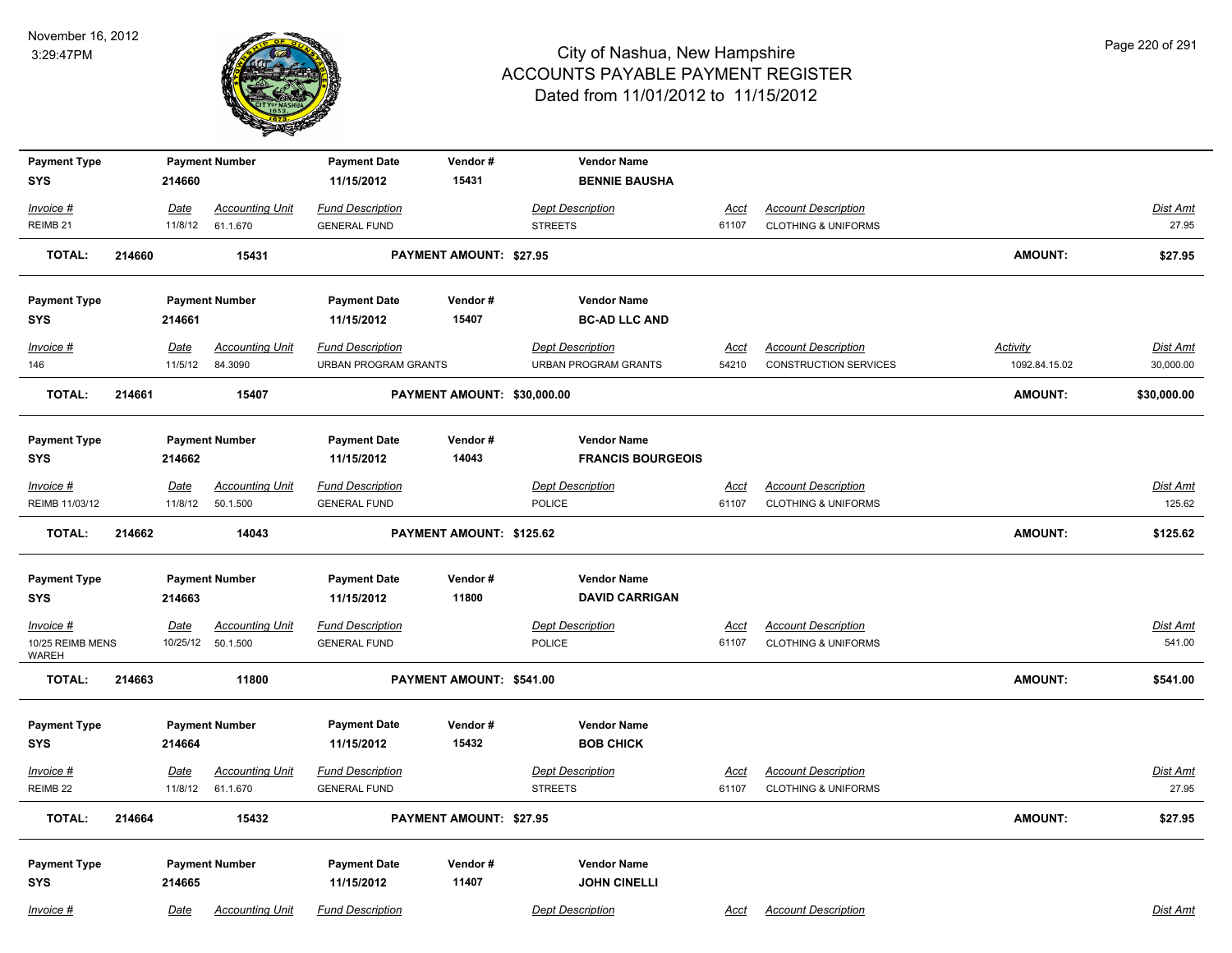# City of Nashua, New Hampshire
# ACCOUNTS PAYABLE PAYMENT REGISTER
## Dated from 11/01/2012 to 11/15/2012

November 16, 2012
3:29:47PM

| Payment Type | Payment Number | Payment Date | Vendor # | Vendor Name |
|---|---|---|---|---|
| SYS | 214660 | 11/15/2012 | 15431 | BENNIE BAUSHA |

| Invoice # | Date | Accounting Unit | Fund Description | Dept Description | Acct | Account Description | Dist Amt |
|---|---|---|---|---|---|---|---|
| REIMB 21 | 11/8/12 | 61.1.670 | GENERAL FUND | STREETS | 61107 | CLOTHING & UNIFORMS | 27.95 |

**TOTAL: 214660 15431 PAYMENT AMOUNT: $27.95 AMOUNT: $27.95**

| Payment Type | Payment Number | Payment Date | Vendor # | Vendor Name |
|---|---|---|---|---|
| SYS | 214661 | 11/15/2012 | 15407 | BC-AD LLC AND |

| Invoice # | Date | Accounting Unit | Fund Description | Dept Description | Acct | Account Description | Activity | Dist Amt |
|---|---|---|---|---|---|---|---|---|
| 146 | 11/5/12 | 84.3090 | URBAN PROGRAM GRANTS | URBAN PROGRAM GRANTS | 54210 | CONSTRUCTION SERVICES | 1092.84.15.02 | 30,000.00 |

**TOTAL: 214661 15407 PAYMENT AMOUNT: $30,000.00 AMOUNT: $30,000.00**

| Payment Type | Payment Number | Payment Date | Vendor # | Vendor Name |
|---|---|---|---|---|
| SYS | 214662 | 11/15/2012 | 14043 | FRANCIS BOURGEOIS |

| Invoice # | Date | Accounting Unit | Fund Description | Dept Description | Acct | Account Description | Dist Amt |
|---|---|---|---|---|---|---|---|
| REIMB 11/03/12 | 11/8/12 | 50.1.500 | GENERAL FUND | POLICE | 61107 | CLOTHING & UNIFORMS | 125.62 |

**TOTAL: 214662 14043 PAYMENT AMOUNT: $125.62 AMOUNT: $125.62**

| Payment Type | Payment Number | Payment Date | Vendor # | Vendor Name |
|---|---|---|---|---|
| SYS | 214663 | 11/15/2012 | 11800 | DAVID CARRIGAN |

| Invoice # | Date | Accounting Unit | Fund Description | Dept Description | Acct | Account Description | Dist Amt |
|---|---|---|---|---|---|---|---|
| 10/25 REIMB MENS WAREH | 10/25/12 | 50.1.500 | GENERAL FUND | POLICE | 61107 | CLOTHING & UNIFORMS | 541.00 |

**TOTAL: 214663 11800 PAYMENT AMOUNT: $541.00 AMOUNT: $541.00**

| Payment Type | Payment Number | Payment Date | Vendor # | Vendor Name |
|---|---|---|---|---|
| SYS | 214664 | 11/15/2012 | 15432 | BOB CHICK |

| Invoice # | Date | Accounting Unit | Fund Description | Dept Description | Acct | Account Description | Dist Amt |
|---|---|---|---|---|---|---|---|
| REIMB 22 | 11/8/12 | 61.1.670 | GENERAL FUND | STREETS | 61107 | CLOTHING & UNIFORMS | 27.95 |

**TOTAL: 214664 15432 PAYMENT AMOUNT: $27.95 AMOUNT: $27.95**

| Payment Type | Payment Number | Payment Date | Vendor # | Vendor Name |
|---|---|---|---|---|
| SYS | 214665 | 11/15/2012 | 11407 | JOHN CINELLI |

| Invoice # | Date | Accounting Unit | Fund Description | Dept Description | Acct | Account Description | Dist Amt |
|---|---|---|---|---|---|---|---|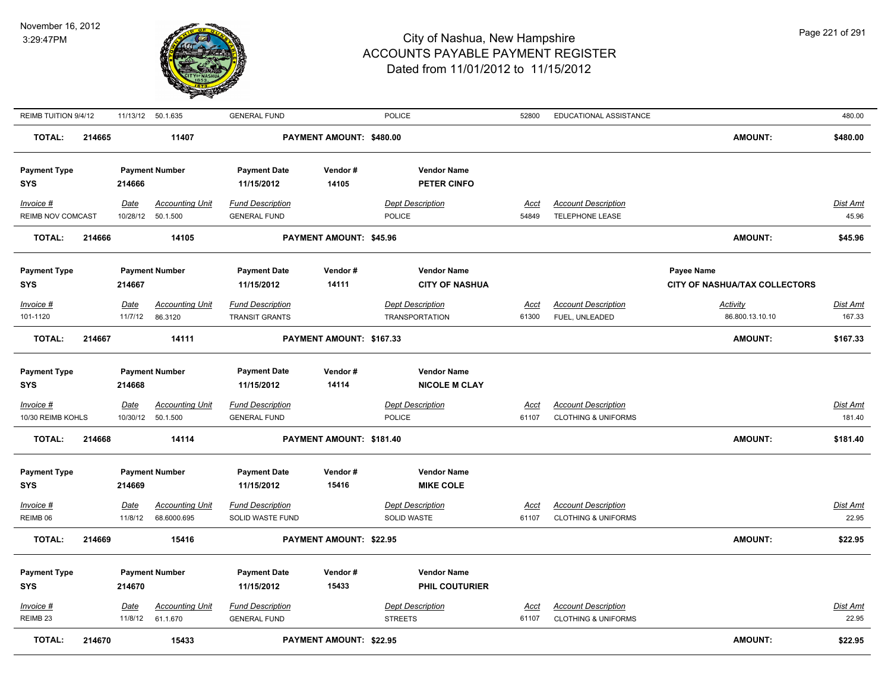# City of Nashua, New Hampshire
# ACCOUNTS PAYABLE PAYMENT REGISTER
## Dated from 11/01/2012 to 11/15/2012

November 16, 2012
3:29:47PM

| Invoice # | Date | Accounting Unit | Fund Description | Dept Description | Acct | Account Description | Dist Amt |
|---|---|---|---|---|---|---|---|
| REIMB TUITION 9/4/12 | 11/13/12 | 50.1.635 | GENERAL FUND | POLICE | 52800 | EDUCATIONAL ASSISTANCE | 480.00 |

**TOTAL: 214665 — 11407 — PAYMENT AMOUNT: $480.00 — AMOUNT: $480.00**

---

| Payment Type | Payment Number | Payment Date | Vendor # | Vendor Name |
|---|---|---|---|---|
| SYS | 214666 | 11/15/2012 | 14105 | PETER CINFO |

| Invoice # | Date | Accounting Unit | Fund Description | Dept Description | Acct | Account Description | Dist Amt |
|---|---|---|---|---|---|---|---|
| REIMB NOV COMCAST | 10/28/12 | 50.1.500 | GENERAL FUND | POLICE | 54849 | TELEPHONE LEASE | 45.96 |

**TOTAL: 214666 — 14105 — PAYMENT AMOUNT: $45.96 — AMOUNT: $45.96**

---

| Payment Type | Payment Number | Payment Date | Vendor # | Vendor Name | Payee Name |
|---|---|---|---|---|---|
| SYS | 214667 | 11/15/2012 | 14111 | CITY OF NASHUA | CITY OF NASHUA/TAX COLLECTORS |

| Invoice # | Date | Accounting Unit | Fund Description | Dept Description | Acct | Account Description | Activity | Dist Amt |
|---|---|---|---|---|---|---|---|---|
| 101-1120 | 11/7/12 | 86.3120 | TRANSIT GRANTS | TRANSPORTATION | 61300 | FUEL, UNLEADED | 86.800.13.10.10 | 167.33 |

**TOTAL: 214667 — 14111 — PAYMENT AMOUNT: $167.33 — AMOUNT: $167.33**

---

| Payment Type | Payment Number | Payment Date | Vendor # | Vendor Name |
|---|---|---|---|---|
| SYS | 214668 | 11/15/2012 | 14114 | NICOLE M CLAY |

| Invoice # | Date | Accounting Unit | Fund Description | Dept Description | Acct | Account Description | Dist Amt |
|---|---|---|---|---|---|---|---|
| 10/30 REIMB KOHLS | 10/30/12 | 50.1.500 | GENERAL FUND | POLICE | 61107 | CLOTHING & UNIFORMS | 181.40 |

**TOTAL: 214668 — 14114 — PAYMENT AMOUNT: $181.40 — AMOUNT: $181.40**

---

| Payment Type | Payment Number | Payment Date | Vendor # | Vendor Name |
|---|---|---|---|---|
| SYS | 214669 | 11/15/2012 | 15416 | MIKE COLE |

| Invoice # | Date | Accounting Unit | Fund Description | Dept Description | Acct | Account Description | Dist Amt |
|---|---|---|---|---|---|---|---|
| REIMB 06 | 11/8/12 | 68.6000.695 | SOLID WASTE FUND | SOLID WASTE | 61107 | CLOTHING & UNIFORMS | 22.95 |

**TOTAL: 214669 — 15416 — PAYMENT AMOUNT: $22.95 — AMOUNT: $22.95**

---

| Payment Type | Payment Number | Payment Date | Vendor # | Vendor Name |
|---|---|---|---|---|
| SYS | 214670 | 11/15/2012 | 15433 | PHIL COUTURIER |

| Invoice # | Date | Accounting Unit | Fund Description | Dept Description | Acct | Account Description | Dist Amt |
|---|---|---|---|---|---|---|---|
| REIMB 23 | 11/8/12 | 61.1.670 | GENERAL FUND | STREETS | 61107 | CLOTHING & UNIFORMS | 22.95 |

**TOTAL: 214670 — 15433 — PAYMENT AMOUNT: $22.95 — AMOUNT: $22.95**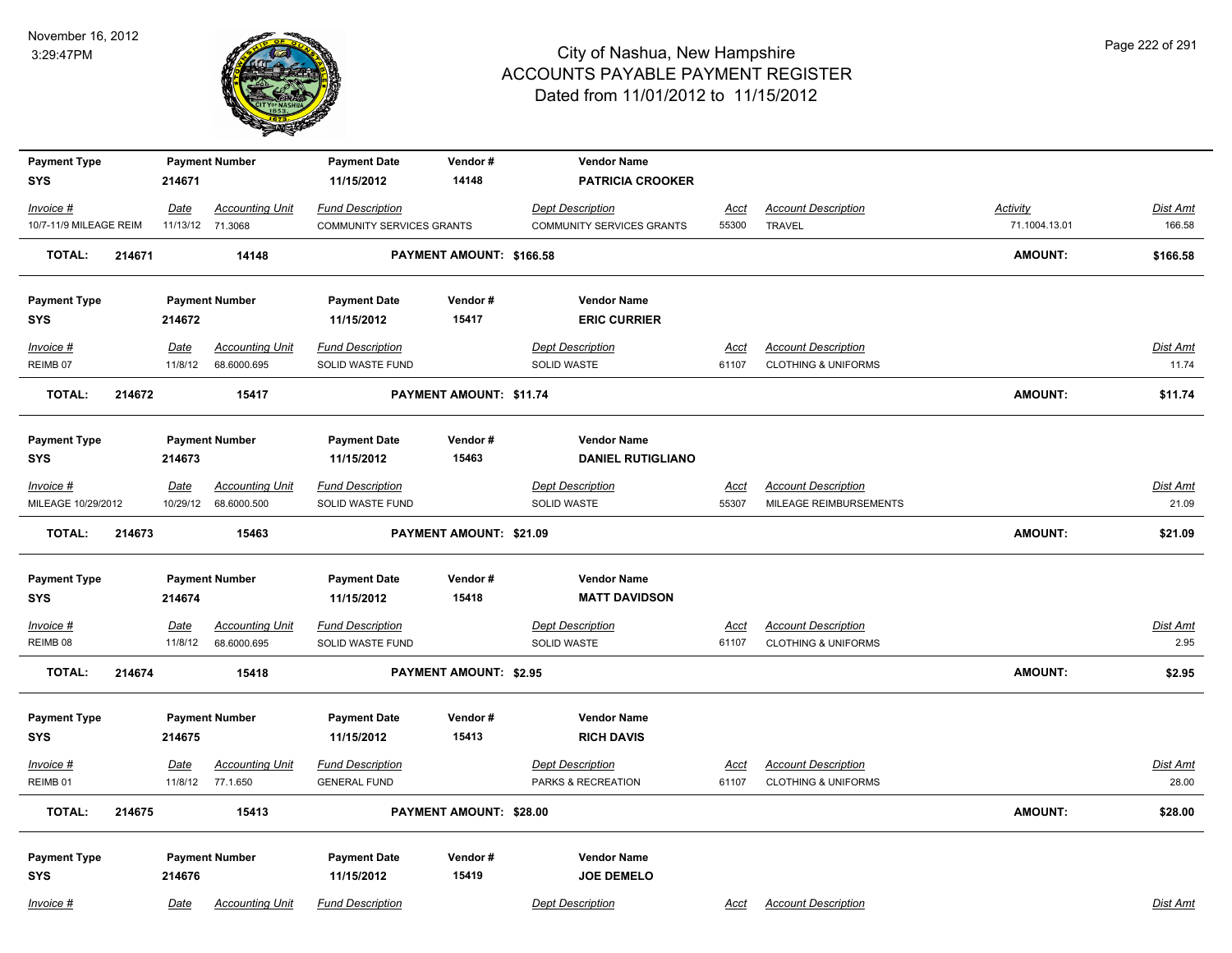# City of Nashua, New Hampshire
## ACCOUNTS PAYABLE PAYMENT REGISTER
### Dated from 11/01/2012 to 11/15/2012

November 16, 2012
3:29:47PM

| Payment Type | Payment Number | Payment Date | Vendor # | Vendor Name |
|---|---|---|---|---|
| SYS | 214671 | 11/15/2012 | 14148 | PATRICIA CROOKER |

| Invoice # | Date | Accounting Unit | Fund Description | Dept Description | Acct | Account Description | Activity | Dist Amt |
|---|---|---|---|---|---|---|---|---|
| 10/7-11/9 MILEAGE REIM | 11/13/12 | 71.3068 | COMMUNITY SERVICES GRANTS | COMMUNITY SERVICES GRANTS | 55300 | TRAVEL | 71.1004.13.01 | 166.58 |

**TOTAL: 214671 14148 PAYMENT AMOUNT: $166.58 AMOUNT: $166.58**

| Payment Type | Payment Number | Payment Date | Vendor # | Vendor Name |
|---|---|---|---|---|
| SYS | 214672 | 11/15/2012 | 15417 | ERIC CURRIER |

| Invoice # | Date | Accounting Unit | Fund Description | Dept Description | Acct | Account Description | Dist Amt |
|---|---|---|---|---|---|---|---|
| REIMB 07 | 11/8/12 | 68.6000.695 | SOLID WASTE FUND | SOLID WASTE | 61107 | CLOTHING & UNIFORMS | 11.74 |

**TOTAL: 214672 15417 PAYMENT AMOUNT: $11.74 AMOUNT: $11.74**

| Payment Type | Payment Number | Payment Date | Vendor # | Vendor Name |
|---|---|---|---|---|
| SYS | 214673 | 11/15/2012 | 15463 | DANIEL RUTIGLIANO |

| Invoice # | Date | Accounting Unit | Fund Description | Dept Description | Acct | Account Description | Dist Amt |
|---|---|---|---|---|---|---|---|
| MILEAGE 10/29/2012 | 10/29/12 | 68.6000.500 | SOLID WASTE FUND | SOLID WASTE | 55307 | MILEAGE REIMBURSEMENTS | 21.09 |

**TOTAL: 214673 15463 PAYMENT AMOUNT: $21.09 AMOUNT: $21.09**

| Payment Type | Payment Number | Payment Date | Vendor # | Vendor Name |
|---|---|---|---|---|
| SYS | 214674 | 11/15/2012 | 15418 | MATT DAVIDSON |

| Invoice # | Date | Accounting Unit | Fund Description | Dept Description | Acct | Account Description | Dist Amt |
|---|---|---|---|---|---|---|---|
| REIMB 08 | 11/8/12 | 68.6000.695 | SOLID WASTE FUND | SOLID WASTE | 61107 | CLOTHING & UNIFORMS | 2.95 |

**TOTAL: 214674 15418 PAYMENT AMOUNT: $2.95 AMOUNT: $2.95**

| Payment Type | Payment Number | Payment Date | Vendor # | Vendor Name |
|---|---|---|---|---|
| SYS | 214675 | 11/15/2012 | 15413 | RICH DAVIS |

| Invoice # | Date | Accounting Unit | Fund Description | Dept Description | Acct | Account Description | Dist Amt |
|---|---|---|---|---|---|---|---|
| REIMB 01 | 11/8/12 | 77.1.650 | GENERAL FUND | PARKS & RECREATION | 61107 | CLOTHING & UNIFORMS | 28.00 |

**TOTAL: 214675 15413 PAYMENT AMOUNT: $28.00 AMOUNT: $28.00**

| Payment Type | Payment Number | Payment Date | Vendor # | Vendor Name |
|---|---|---|---|---|
| SYS | 214676 | 11/15/2012 | 15419 | JOE DEMELO |

| Invoice # | Date | Accounting Unit | Fund Description | Dept Description | Acct | Account Description | Dist Amt |
|---|---|---|---|---|---|---|---|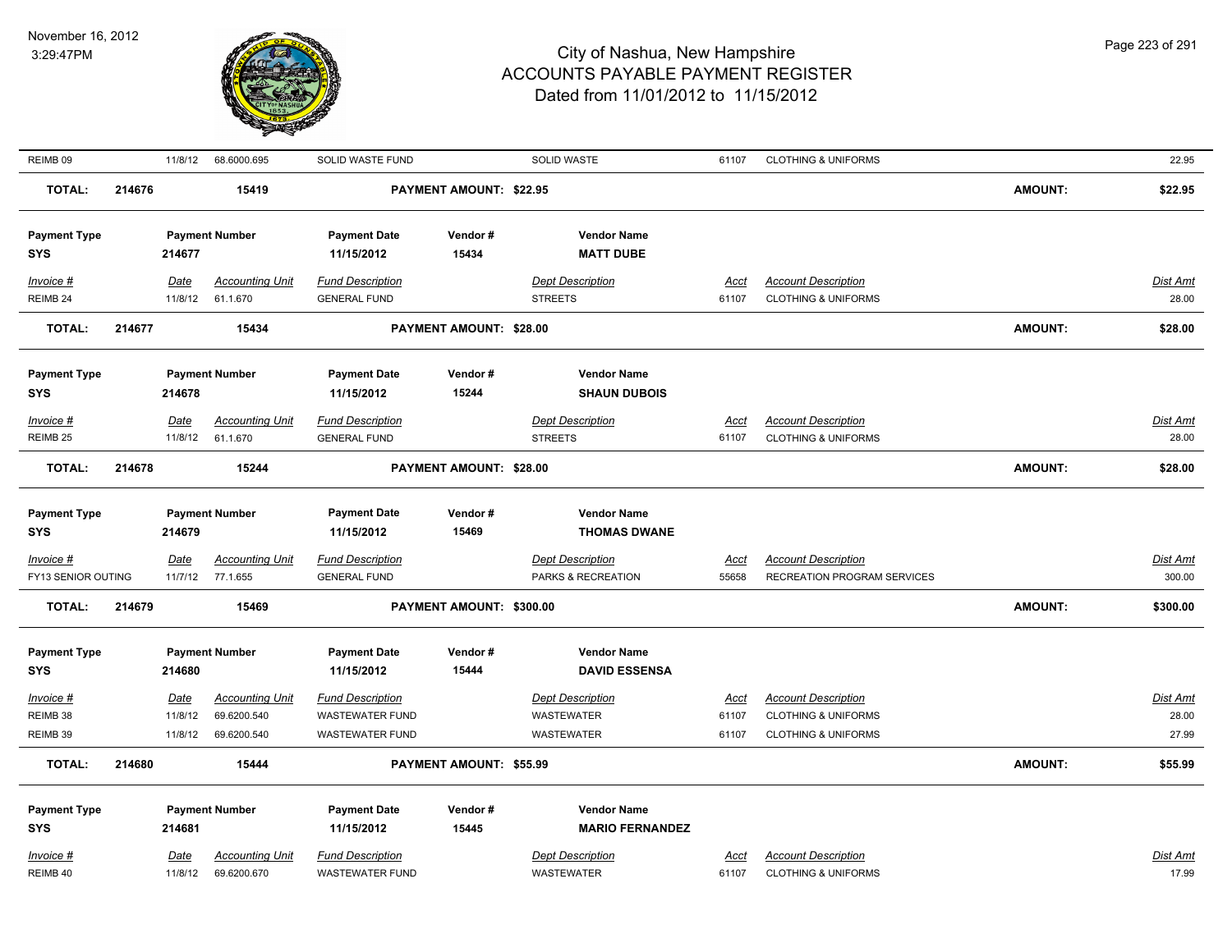| | | | | | | | | | |
|---|---|---|---|---|---|---|---|---|---|
| REIMB 09 | 11/8/12 | 68.6000.695 | SOLID WASTE FUND | | SOLID WASTE | 61107 | CLOTHING & UNIFORMS | | 22.95 |
| **TOTAL:** | **214676** | **15419** | | **PAYMENT AMOUNT: $22.95** | | | | **AMOUNT:** | **$22.95** |

| Payment Type | Payment Number | Payment Date | Vendor # | Vendor Name |
|---|---|---|---|---|
| **SYS** | **214677** | **11/15/2012** | **15434** | **MATT DUBE** |

| *Invoice #* | *Date* | *Accounting Unit* | *Fund Description* | *Dept Description* | *Acct* | *Account Description* | *Dist Amt* |
|---|---|---|---|---|---|---|---|
| REIMB 24 | 11/8/12 | 61.1.670 | GENERAL FUND | STREETS | 61107 | CLOTHING & UNIFORMS | 28.00 |
| **TOTAL:** | **214677** | **15434** | **PAYMENT AMOUNT: $28.00** | | | **AMOUNT:** | **$28.00** |

| Payment Type | Payment Number | Payment Date | Vendor # | Vendor Name |
|---|---|---|---|---|
| **SYS** | **214678** | **11/15/2012** | **15244** | **SHAUN DUBOIS** |

| *Invoice #* | *Date* | *Accounting Unit* | *Fund Description* | *Dept Description* | *Acct* | *Account Description* | *Dist Amt* |
|---|---|---|---|---|---|---|---|
| REIMB 25 | 11/8/12 | 61.1.670 | GENERAL FUND | STREETS | 61107 | CLOTHING & UNIFORMS | 28.00 |
| **TOTAL:** | **214678** | **15244** | **PAYMENT AMOUNT: $28.00** | | | **AMOUNT:** | **$28.00** |

| Payment Type | Payment Number | Payment Date | Vendor # | Vendor Name |
|---|---|---|---|---|
| **SYS** | **214679** | **11/15/2012** | **15469** | **THOMAS DWANE** |

| *Invoice #* | *Date* | *Accounting Unit* | *Fund Description* | *Dept Description* | *Acct* | *Account Description* | *Dist Amt* |
|---|---|---|---|---|---|---|---|
| FY13 SENIOR OUTING | 11/7/12 | 77.1.655 | GENERAL FUND | PARKS & RECREATION | 55658 | RECREATION PROGRAM SERVICES | 300.00 |
| **TOTAL:** | **214679** | **15469** | **PAYMENT AMOUNT: $300.00** | | | **AMOUNT:** | **$300.00** |

| Payment Type | Payment Number | Payment Date | Vendor # | Vendor Name |
|---|---|---|---|---|
| **SYS** | **214680** | **11/15/2012** | **15444** | **DAVID ESSENSA** |

| *Invoice #* | *Date* | *Accounting Unit* | *Fund Description* | *Dept Description* | *Acct* | *Account Description* | *Dist Amt* |
|---|---|---|---|---|---|---|---|
| REIMB 38 | 11/8/12 | 69.6200.540 | WASTEWATER FUND | WASTEWATER | 61107 | CLOTHING & UNIFORMS | 28.00 |
| REIMB 39 | 11/8/12 | 69.6200.540 | WASTEWATER FUND | WASTEWATER | 61107 | CLOTHING & UNIFORMS | 27.99 |
| **TOTAL:** | **214680** | **15444** | **PAYMENT AMOUNT: $55.99** | | | **AMOUNT:** | **$55.99** |

| Payment Type | Payment Number | Payment Date | Vendor # | Vendor Name |
|---|---|---|---|---|
| **SYS** | **214681** | **11/15/2012** | **15445** | **MARIO FERNANDEZ** |

| *Invoice #* | *Date* | *Accounting Unit* | *Fund Description* | *Dept Description* | *Acct* | *Account Description* | *Dist Amt* |
|---|---|---|---|---|---|---|---|
| REIMB 40 | 11/8/12 | 69.6200.670 | WASTEWATER FUND | WASTEWATER | 61107 | CLOTHING & UNIFORMS | 17.99 |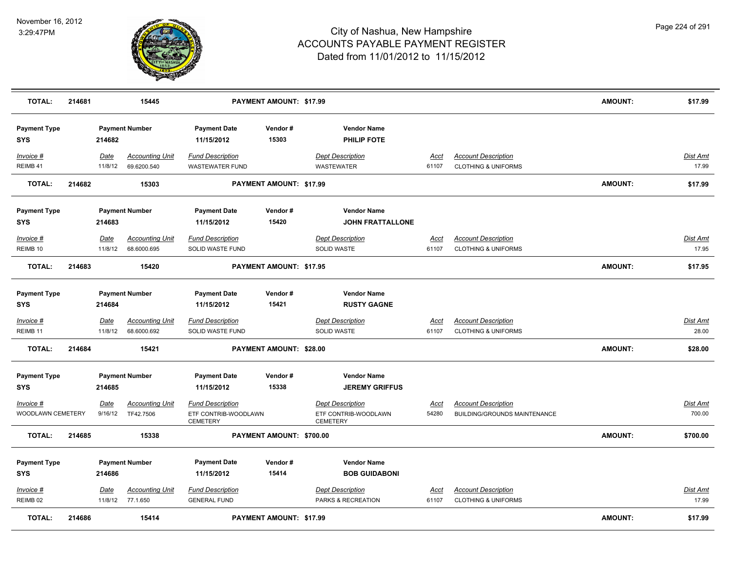# City of Nashua, New Hampshire
## ACCOUNTS PAYABLE PAYMENT REGISTER
### Dated from 11/01/2012 to 11/15/2012

November 16, 2012
3:29:47PM

| **TOTAL:** | **214681** | **15445** | **PAYMENT AMOUNT: $17.99** | | | | **AMOUNT:** | **$17.99** |
|---|---|---|---|---|---|---|---|---|

| Payment Type | Payment Number | Payment Date | Vendor # | Vendor Name |
|---|---|---|---|---|
| **SYS** | **214682** | **11/15/2012** | **15303** | **PHILIP FOTE** |

| Invoice # | Date | Accounting Unit | Fund Description | Dept Description | Acct | Account Description | Dist Amt |
|---|---|---|---|---|---|---|---|
| REIMB 41 | 11/8/12 | 69.6200.540 | WASTEWATER FUND | WASTEWATER | 61107 | CLOTHING & UNIFORMS | 17.99 |

| **TOTAL:** | **214682** | **15303** | **PAYMENT AMOUNT: $17.99** | **AMOUNT:** | **$17.99** |
|---|---|---|---|---|---|

| Payment Type | Payment Number | Payment Date | Vendor # | Vendor Name |
|---|---|---|---|---|
| **SYS** | **214683** | **11/15/2012** | **15420** | **JOHN FRATTALLONE** |

| Invoice # | Date | Accounting Unit | Fund Description | Dept Description | Acct | Account Description | Dist Amt |
|---|---|---|---|---|---|---|---|
| REIMB 10 | 11/8/12 | 68.6000.695 | SOLID WASTE FUND | SOLID WASTE | 61107 | CLOTHING & UNIFORMS | 17.95 |

| **TOTAL:** | **214683** | **15420** | **PAYMENT AMOUNT: $17.95** | **AMOUNT:** | **$17.95** |
|---|---|---|---|---|---|

| Payment Type | Payment Number | Payment Date | Vendor # | Vendor Name |
|---|---|---|---|---|
| **SYS** | **214684** | **11/15/2012** | **15421** | **RUSTY GAGNE** |

| Invoice # | Date | Accounting Unit | Fund Description | Dept Description | Acct | Account Description | Dist Amt |
|---|---|---|---|---|---|---|---|
| REIMB 11 | 11/8/12 | 68.6000.692 | SOLID WASTE FUND | SOLID WASTE | 61107 | CLOTHING & UNIFORMS | 28.00 |

| **TOTAL:** | **214684** | **15421** | **PAYMENT AMOUNT: $28.00** | **AMOUNT:** | **$28.00** |
|---|---|---|---|---|---|

| Payment Type | Payment Number | Payment Date | Vendor # | Vendor Name |
|---|---|---|---|---|
| **SYS** | **214685** | **11/15/2012** | **15338** | **JEREMY GRIFFUS** |

| Invoice # | Date | Accounting Unit | Fund Description | Dept Description | Acct | Account Description | Dist Amt |
|---|---|---|---|---|---|---|---|
| WOODLAWN CEMETERY | 9/16/12 | TF42.7506 | ETF CONTRIB-WOODLAWN CEMETERY | ETF CONTRIB-WOODLAWN CEMETERY | 54280 | BUILDING/GROUNDS MAINTENANCE | 700.00 |

| **TOTAL:** | **214685** | **15338** | **PAYMENT AMOUNT: $700.00** | **AMOUNT:** | **$700.00** |
|---|---|---|---|---|---|

| Payment Type | Payment Number | Payment Date | Vendor # | Vendor Name |
|---|---|---|---|---|
| **SYS** | **214686** | **11/15/2012** | **15414** | **BOB GUIDABONI** |

| Invoice # | Date | Accounting Unit | Fund Description | Dept Description | Acct | Account Description | Dist Amt |
|---|---|---|---|---|---|---|---|
| REIMB 02 | 11/8/12 | 77.1.650 | GENERAL FUND | PARKS & RECREATION | 61107 | CLOTHING & UNIFORMS | 17.99 |

| **TOTAL:** | **214686** | **15414** | **PAYMENT AMOUNT: $17.99** | **AMOUNT:** | **$17.99** |
|---|---|---|---|---|---|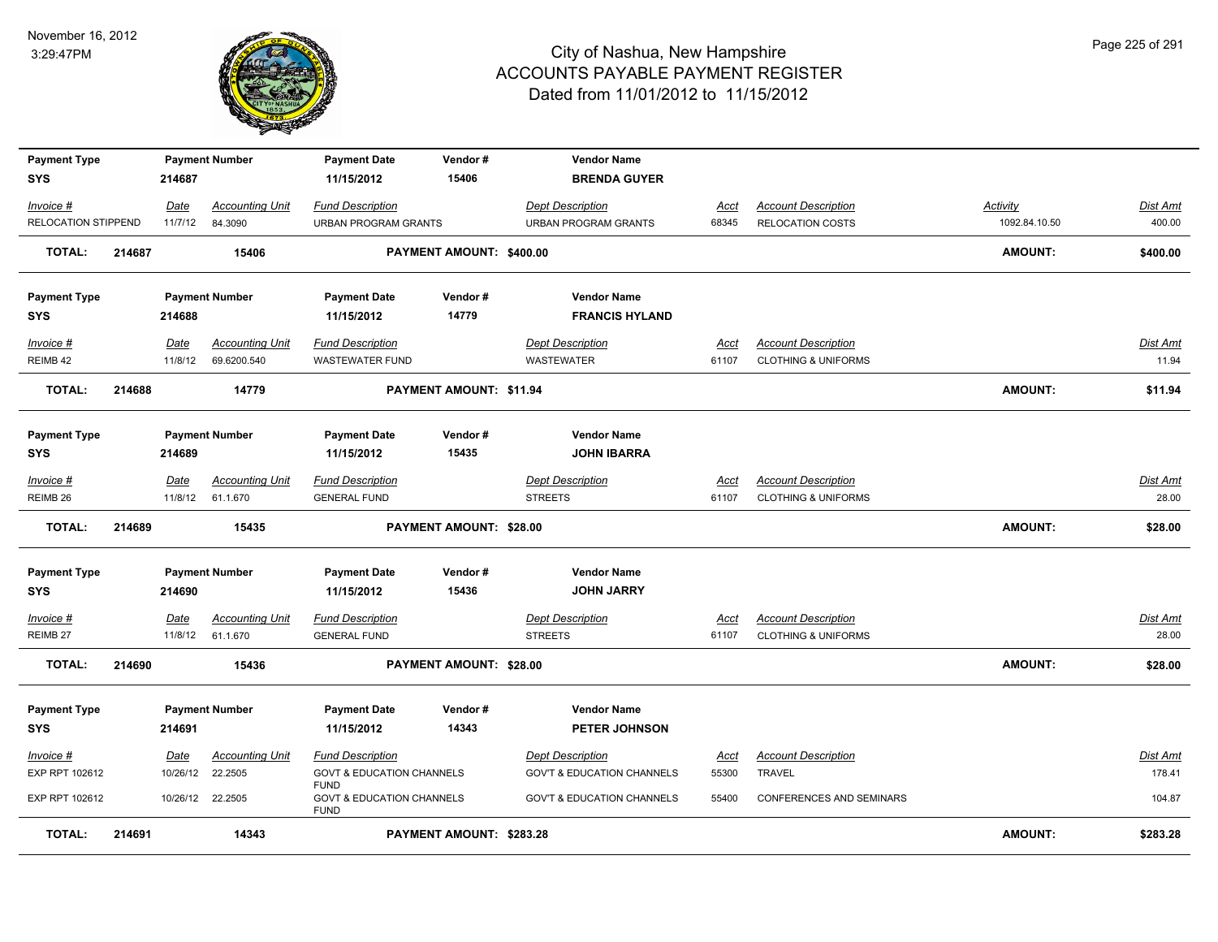# City of Nashua, New Hampshire
## ACCOUNTS PAYABLE PAYMENT REGISTER
### Dated from 11/01/2012 to 11/15/2012

November 16, 2012
3:29:47PM

| Payment Type | Payment Number | Payment Date | Vendor # | Vendor Name | | | | |
|---|---|---|---|---|---|---|---|---|
| SYS | 214687 | 11/15/2012 | 15406 | BRENDA GUYER | | | | |

| Invoice # | Date | Accounting Unit | Fund Description | Dept Description | Acct | Account Description | Activity | Dist Amt |
|---|---|---|---|---|---|---|---|---|
| RELOCATION STIPPEND | 11/7/12 | 84.3090 | URBAN PROGRAM GRANTS | URBAN PROGRAM GRANTS | 68345 | RELOCATION COSTS | 1092.84.10.50 | 400.00 |

**TOTAL: 214687 15406 PAYMENT AMOUNT: $400.00 AMOUNT: $400.00**

| Payment Type | Payment Number | Payment Date | Vendor # | Vendor Name |
|---|---|---|---|---|
| SYS | 214688 | 11/15/2012 | 14779 | FRANCIS HYLAND |

| Invoice # | Date | Accounting Unit | Fund Description | Dept Description | Acct | Account Description | Dist Amt |
|---|---|---|---|---|---|---|---|
| REIMB 42 | 11/8/12 | 69.6200.540 | WASTEWATER FUND | WASTEWATER | 61107 | CLOTHING & UNIFORMS | 11.94 |

**TOTAL: 214688 14779 PAYMENT AMOUNT: $11.94 AMOUNT: $11.94**

| Payment Type | Payment Number | Payment Date | Vendor # | Vendor Name |
|---|---|---|---|---|
| SYS | 214689 | 11/15/2012 | 15435 | JOHN IBARRA |

| Invoice # | Date | Accounting Unit | Fund Description | Dept Description | Acct | Account Description | Dist Amt |
|---|---|---|---|---|---|---|---|
| REIMB 26 | 11/8/12 | 61.1.670 | GENERAL FUND | STREETS | 61107 | CLOTHING & UNIFORMS | 28.00 |

**TOTAL: 214689 15435 PAYMENT AMOUNT: $28.00 AMOUNT: $28.00**

| Payment Type | Payment Number | Payment Date | Vendor # | Vendor Name |
|---|---|---|---|---|
| SYS | 214690 | 11/15/2012 | 15436 | JOHN JARRY |

| Invoice # | Date | Accounting Unit | Fund Description | Dept Description | Acct | Account Description | Dist Amt |
|---|---|---|---|---|---|---|---|
| REIMB 27 | 11/8/12 | 61.1.670 | GENERAL FUND | STREETS | 61107 | CLOTHING & UNIFORMS | 28.00 |

**TOTAL: 214690 15436 PAYMENT AMOUNT: $28.00 AMOUNT: $28.00**

| Payment Type | Payment Number | Payment Date | Vendor # | Vendor Name |
|---|---|---|---|---|
| SYS | 214691 | 11/15/2012 | 14343 | PETER JOHNSON |

| Invoice # | Date | Accounting Unit | Fund Description | Dept Description | Acct | Account Description | Dist Amt |
|---|---|---|---|---|---|---|---|
| EXP RPT 102612 | 10/26/12 | 22.2505 | GOVT & EDUCATION CHANNELS FUND | GOV'T & EDUCATION CHANNELS | 55300 | TRAVEL | 178.41 |
| EXP RPT 102612 | 10/26/12 | 22.2505 | GOVT & EDUCATION CHANNELS FUND | GOV'T & EDUCATION CHANNELS | 55400 | CONFERENCES AND SEMINARS | 104.87 |

**TOTAL: 214691 14343 PAYMENT AMOUNT: $283.28 AMOUNT: $283.28**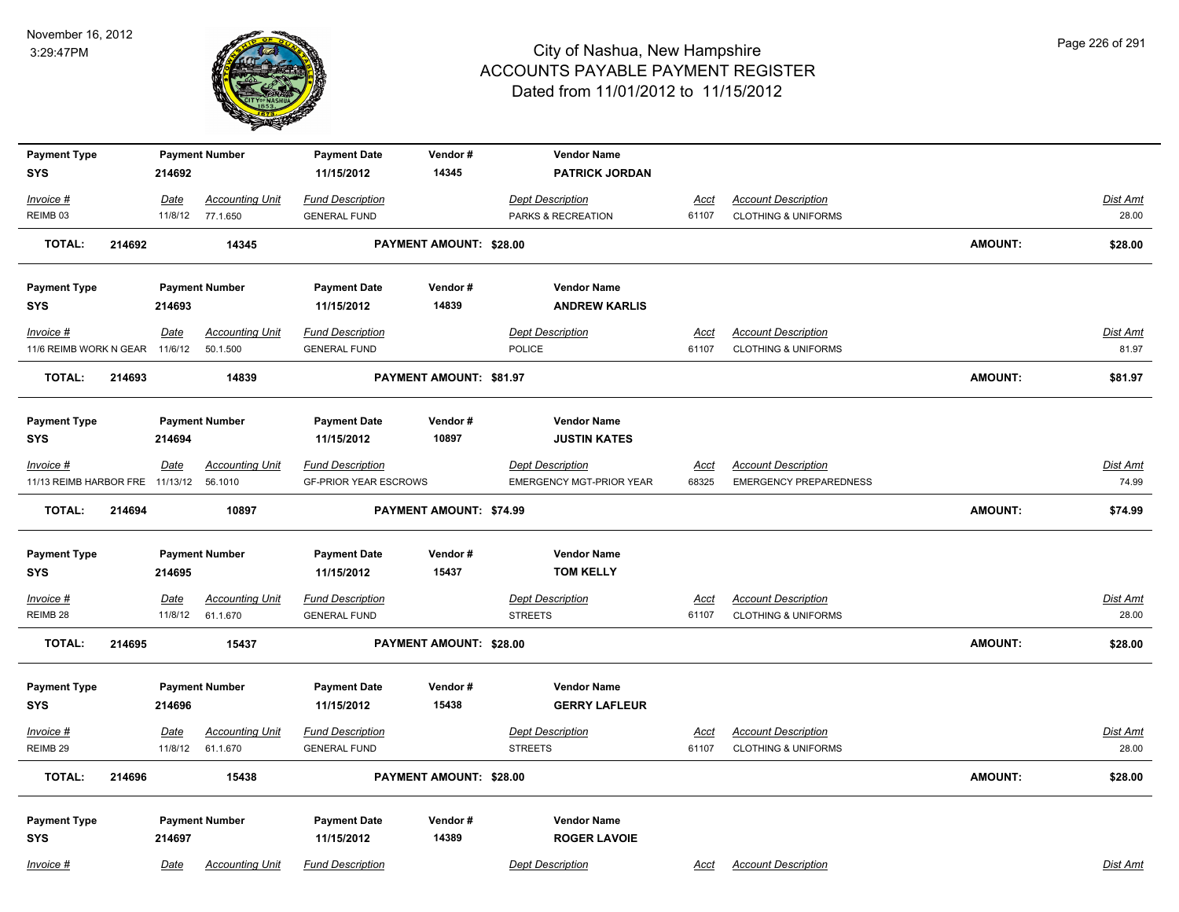# City of Nashua, New Hampshire
# ACCOUNTS PAYABLE PAYMENT REGISTER
## Dated from 11/01/2012 to 11/15/2012

November 16, 2012
3:29:47PM

| Payment Type | Payment Number | Payment Date | Vendor # | Vendor Name |
|---|---|---|---|---|
| SYS | 214692 | 11/15/2012 | 14345 | PATRICK JORDAN |

| Invoice # | Date | Accounting Unit | Fund Description | Dept Description | Acct | Account Description | Dist Amt |
|---|---|---|---|---|---|---|---|
| REIMB 03 | 11/8/12 | 77.1.650 | GENERAL FUND | PARKS & RECREATION | 61107 | CLOTHING & UNIFORMS | 28.00 |

**TOTAL: 214692 14345 PAYMENT AMOUNT: $28.00 AMOUNT: $28.00**

| Payment Type | Payment Number | Payment Date | Vendor # | Vendor Name |
|---|---|---|---|---|
| SYS | 214693 | 11/15/2012 | 14839 | ANDREW KARLIS |

| Invoice # | Date | Accounting Unit | Fund Description | Dept Description | Acct | Account Description | Dist Amt |
|---|---|---|---|---|---|---|---|
| 11/6 REIMB WORK N GEAR | 11/6/12 | 50.1.500 | GENERAL FUND | POLICE | 61107 | CLOTHING & UNIFORMS | 81.97 |

**TOTAL: 214693 14839 PAYMENT AMOUNT: $81.97 AMOUNT: $81.97**

| Payment Type | Payment Number | Payment Date | Vendor # | Vendor Name |
|---|---|---|---|---|
| SYS | 214694 | 11/15/2012 | 10897 | JUSTIN KATES |

| Invoice # | Date | Accounting Unit | Fund Description | Dept Description | Acct | Account Description | Dist Amt |
|---|---|---|---|---|---|---|---|
| 11/13 REIMB HARBOR FRE | 11/13/12 | 56.1010 | GF-PRIOR YEAR ESCROWS | EMERGENCY MGT-PRIOR YEAR | 68325 | EMERGENCY PREPAREDNESS | 74.99 |

**TOTAL: 214694 10897 PAYMENT AMOUNT: $74.99 AMOUNT: $74.99**

| Payment Type | Payment Number | Payment Date | Vendor # | Vendor Name |
|---|---|---|---|---|
| SYS | 214695 | 11/15/2012 | 15437 | TOM KELLY |

| Invoice # | Date | Accounting Unit | Fund Description | Dept Description | Acct | Account Description | Dist Amt |
|---|---|---|---|---|---|---|---|
| REIMB 28 | 11/8/12 | 61.1.670 | GENERAL FUND | STREETS | 61107 | CLOTHING & UNIFORMS | 28.00 |

**TOTAL: 214695 15437 PAYMENT AMOUNT: $28.00 AMOUNT: $28.00**

| Payment Type | Payment Number | Payment Date | Vendor # | Vendor Name |
|---|---|---|---|---|
| SYS | 214696 | 11/15/2012 | 15438 | GERRY LAFLEUR |

| Invoice # | Date | Accounting Unit | Fund Description | Dept Description | Acct | Account Description | Dist Amt |
|---|---|---|---|---|---|---|---|
| REIMB 29 | 11/8/12 | 61.1.670 | GENERAL FUND | STREETS | 61107 | CLOTHING & UNIFORMS | 28.00 |

**TOTAL: 214696 15438 PAYMENT AMOUNT: $28.00 AMOUNT: $28.00**

| Payment Type | Payment Number | Payment Date | Vendor # | Vendor Name |
|---|---|---|---|---|
| SYS | 214697 | 11/15/2012 | 14389 | ROGER LAVOIE |

| Invoice # | Date | Accounting Unit | Fund Description | Dept Description | Acct | Account Description | Dist Amt |
|---|---|---|---|---|---|---|---|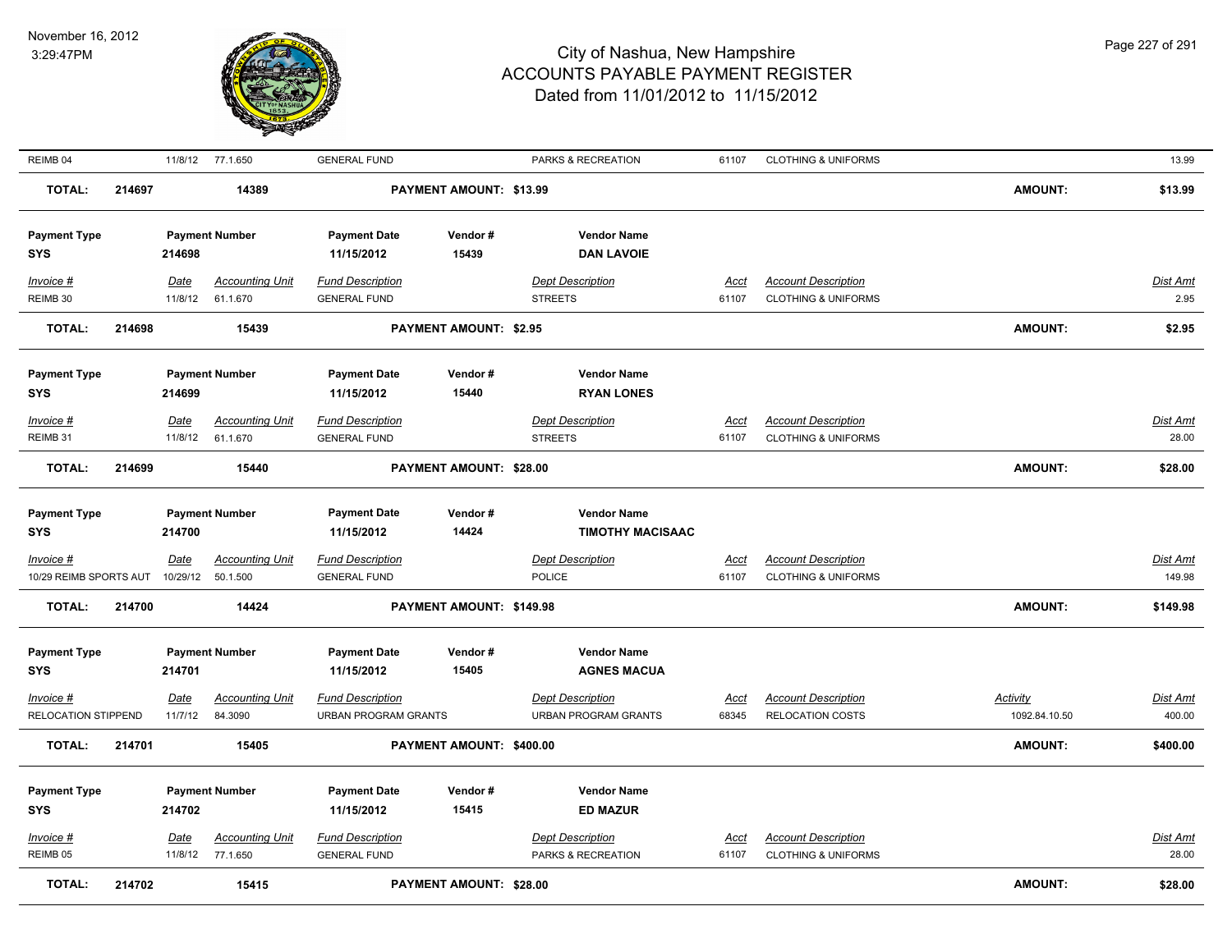| Invoice # | Date | Accounting Unit | Fund Description | Dept Description | Acct | Account Description | Activity | Dist Amt |
|---|---|---|---|---|---|---|---|---|
| REIMB 04 | 11/8/12 | 77.1.650 | GENERAL FUND | PARKS & RECREATION | 61107 | CLOTHING & UNIFORMS | | 13.99 |

**TOTAL:** 214697 14389 **PAYMENT AMOUNT: $13.99** **AMOUNT: $13.99**

| Payment Type | Payment Number | Payment Date | Vendor # | Vendor Name |
|---|---|---|---|---|
| SYS | 214698 | 11/15/2012 | 15439 | DAN LAVOIE |

| Invoice # | Date | Accounting Unit | Fund Description | Dept Description | Acct | Account Description | Dist Amt |
|---|---|---|---|---|---|---|---|
| REIMB 30 | 11/8/12 | 61.1.670 | GENERAL FUND | STREETS | 61107 | CLOTHING & UNIFORMS | 2.95 |

**TOTAL:** 214698 15439 **PAYMENT AMOUNT: $2.95** **AMOUNT: $2.95**

| Payment Type | Payment Number | Payment Date | Vendor # | Vendor Name |
|---|---|---|---|---|
| SYS | 214699 | 11/15/2012 | 15440 | RYAN LONES |

| Invoice # | Date | Accounting Unit | Fund Description | Dept Description | Acct | Account Description | Dist Amt |
|---|---|---|---|---|---|---|---|
| REIMB 31 | 11/8/12 | 61.1.670 | GENERAL FUND | STREETS | 61107 | CLOTHING & UNIFORMS | 28.00 |

**TOTAL:** 214699 15440 **PAYMENT AMOUNT: $28.00** **AMOUNT: $28.00**

| Payment Type | Payment Number | Payment Date | Vendor # | Vendor Name |
|---|---|---|---|---|
| SYS | 214700 | 11/15/2012 | 14424 | TIMOTHY MACISAAC |

| Invoice # | Date | Accounting Unit | Fund Description | Dept Description | Acct | Account Description | Dist Amt |
|---|---|---|---|---|---|---|---|
| 10/29 REIMB SPORTS AUT | 10/29/12 | 50.1.500 | GENERAL FUND | POLICE | 61107 | CLOTHING & UNIFORMS | 149.98 |

**TOTAL:** 214700 14424 **PAYMENT AMOUNT: $149.98** **AMOUNT: $149.98**

| Payment Type | Payment Number | Payment Date | Vendor # | Vendor Name |
|---|---|---|---|---|
| SYS | 214701 | 11/15/2012 | 15405 | AGNES MACUA |

| Invoice # | Date | Accounting Unit | Fund Description | Dept Description | Acct | Account Description | Activity | Dist Amt |
|---|---|---|---|---|---|---|---|---|
| RELOCATION STIPPEND | 11/7/12 | 84.3090 | URBAN PROGRAM GRANTS | URBAN PROGRAM GRANTS | 68345 | RELOCATION COSTS | 1092.84.10.50 | 400.00 |

**TOTAL:** 214701 15405 **PAYMENT AMOUNT: $400.00** **AMOUNT: $400.00**

| Payment Type | Payment Number | Payment Date | Vendor # | Vendor Name |
|---|---|---|---|---|
| SYS | 214702 | 11/15/2012 | 15415 | ED MAZUR |

| Invoice # | Date | Accounting Unit | Fund Description | Dept Description | Acct | Account Description | Dist Amt |
|---|---|---|---|---|---|---|---|
| REIMB 05 | 11/8/12 | 77.1.650 | GENERAL FUND | PARKS & RECREATION | 61107 | CLOTHING & UNIFORMS | 28.00 |

**TOTAL:** 214702 15415 **PAYMENT AMOUNT: $28.00** **AMOUNT: $28.00**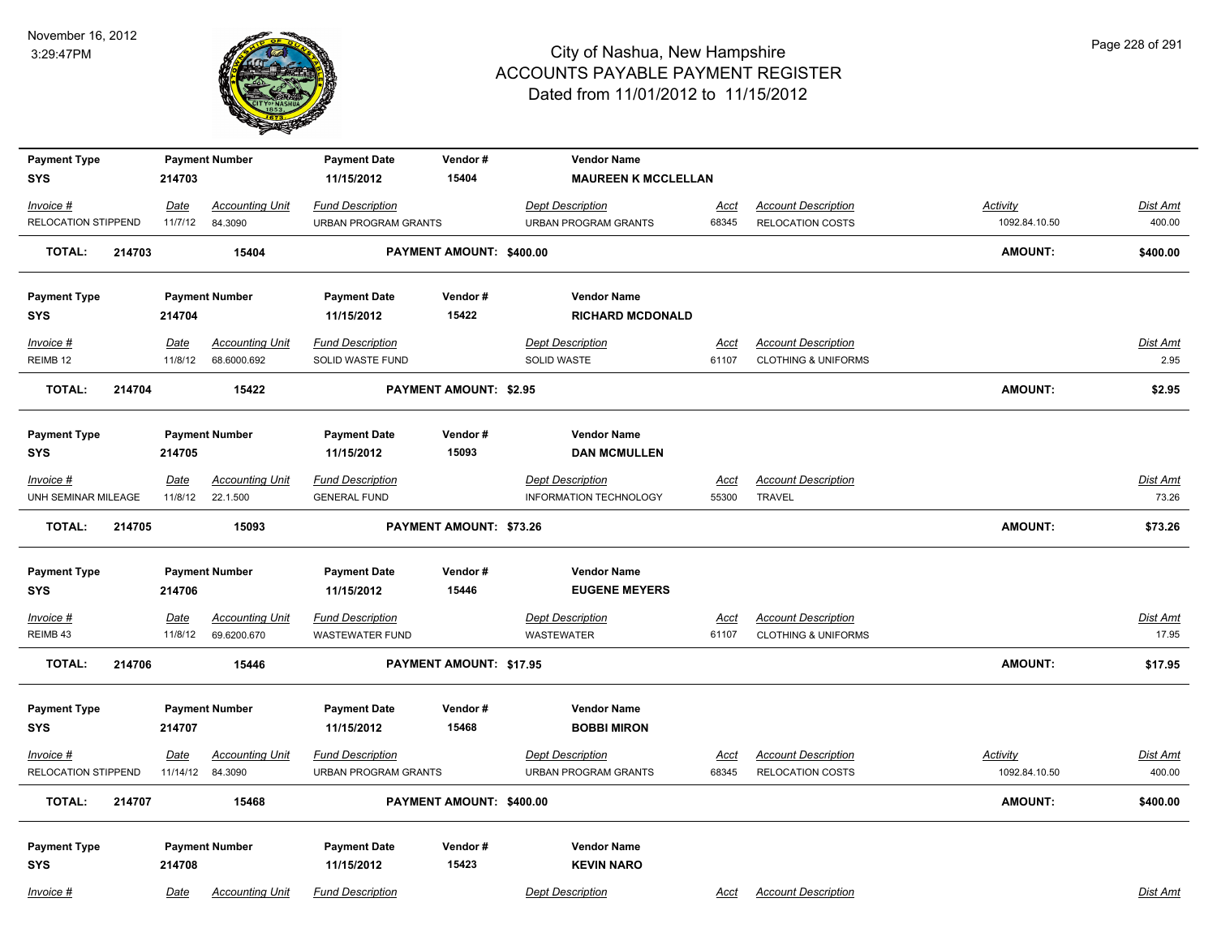# City of Nashua, New Hampshire
## ACCOUNTS PAYABLE PAYMENT REGISTER
### Dated from 11/01/2012 to 11/15/2012

November 16, 2012
3:29:47PM

| Payment Type | Payment Number | Payment Date | Vendor # | Vendor Name |
|---|---|---|---|---|
| SYS | 214703 | 11/15/2012 | 15404 | MAUREEN K MCCLELLAN |

| Invoice # | Date | Accounting Unit | Fund Description | Dept Description | Acct | Account Description | Activity | Dist Amt |
|---|---|---|---|---|---|---|---|---|
| RELOCATION STIPPEND | 11/7/12 | 84.3090 | URBAN PROGRAM GRANTS | URBAN PROGRAM GRANTS | 68345 | RELOCATION COSTS | 1092.84.10.50 | 400.00 |

**TOTAL: 214703 15404 PAYMENT AMOUNT: $400.00 AMOUNT: $400.00**

| Payment Type | Payment Number | Payment Date | Vendor # | Vendor Name |
|---|---|---|---|---|
| SYS | 214704 | 11/15/2012 | 15422 | RICHARD MCDONALD |

| Invoice # | Date | Accounting Unit | Fund Description | Dept Description | Acct | Account Description | Dist Amt |
|---|---|---|---|---|---|---|---|
| REIMB 12 | 11/8/12 | 68.6000.692 | SOLID WASTE FUND | SOLID WASTE | 61107 | CLOTHING & UNIFORMS | 2.95 |

**TOTAL: 214704 15422 PAYMENT AMOUNT: $2.95 AMOUNT: $2.95**

| Payment Type | Payment Number | Payment Date | Vendor # | Vendor Name |
|---|---|---|---|---|
| SYS | 214705 | 11/15/2012 | 15093 | DAN MCMULLEN |

| Invoice # | Date | Accounting Unit | Fund Description | Dept Description | Acct | Account Description | Dist Amt |
|---|---|---|---|---|---|---|---|
| UNH SEMINAR MILEAGE | 11/8/12 | 22.1.500 | GENERAL FUND | INFORMATION TECHNOLOGY | 55300 | TRAVEL | 73.26 |

**TOTAL: 214705 15093 PAYMENT AMOUNT: $73.26 AMOUNT: $73.26**

| Payment Type | Payment Number | Payment Date | Vendor # | Vendor Name |
|---|---|---|---|---|
| SYS | 214706 | 11/15/2012 | 15446 | EUGENE MEYERS |

| Invoice # | Date | Accounting Unit | Fund Description | Dept Description | Acct | Account Description | Dist Amt |
|---|---|---|---|---|---|---|---|
| REIMB 43 | 11/8/12 | 69.6200.670 | WASTEWATER FUND | WASTEWATER | 61107 | CLOTHING & UNIFORMS | 17.95 |

**TOTAL: 214706 15446 PAYMENT AMOUNT: $17.95 AMOUNT: $17.95**

| Payment Type | Payment Number | Payment Date | Vendor # | Vendor Name |
|---|---|---|---|---|
| SYS | 214707 | 11/15/2012 | 15468 | BOBBI MIRON |

| Invoice # | Date | Accounting Unit | Fund Description | Dept Description | Acct | Account Description | Activity | Dist Amt |
|---|---|---|---|---|---|---|---|---|
| RELOCATION STIPPEND | 11/14/12 | 84.3090 | URBAN PROGRAM GRANTS | URBAN PROGRAM GRANTS | 68345 | RELOCATION COSTS | 1092.84.10.50 | 400.00 |

**TOTAL: 214707 15468 PAYMENT AMOUNT: $400.00 AMOUNT: $400.00**

| Payment Type | Payment Number | Payment Date | Vendor # | Vendor Name |
|---|---|---|---|---|
| SYS | 214708 | 11/15/2012 | 15423 | KEVIN NARO |

| Invoice # | Date | Accounting Unit | Fund Description | Dept Description | Acct | Account Description | Dist Amt |
|---|---|---|---|---|---|---|---|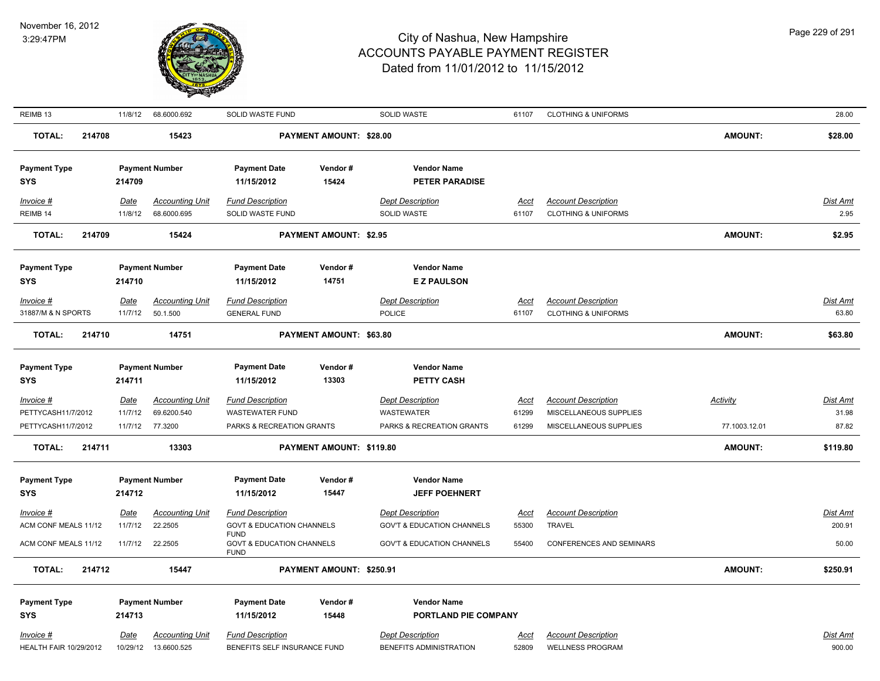# City of Nashua, New Hampshire
## ACCOUNTS PAYABLE PAYMENT REGISTER
### Dated from 11/01/2012 to 11/15/2012

November 16, 2012
3:29:47PM

| Invoice # | Date | Accounting Unit | Fund Description | Dept Description | Acct | Account Description | Activity | Dist Amt |
|---|---|---|---|---|---|---|---|---|
| REIMB 13 | 11/8/12 | 68.6000.692 | SOLID WASTE FUND | SOLID WASTE | 61107 | CLOTHING & UNIFORMS | | 28.00 |

**TOTAL: 214708 — 15423 — PAYMENT AMOUNT: $28.00 — AMOUNT: $28.00**

| Payment Type | Payment Number | Payment Date | Vendor # | Vendor Name |
|---|---|---|---|---|
| SYS | 214709 | 11/15/2012 | 15424 | PETER PARADISE |

| Invoice # | Date | Accounting Unit | Fund Description | Dept Description | Acct | Account Description | Dist Amt |
|---|---|---|---|---|---|---|---|
| REIMB 14 | 11/8/12 | 68.6000.695 | SOLID WASTE FUND | SOLID WASTE | 61107 | CLOTHING & UNIFORMS | 2.95 |

**TOTAL: 214709 — 15424 — PAYMENT AMOUNT: $2.95 — AMOUNT: $2.95**

| Payment Type | Payment Number | Payment Date | Vendor # | Vendor Name |
|---|---|---|---|---|
| SYS | 214710 | 11/15/2012 | 14751 | E Z PAULSON |

| Invoice # | Date | Accounting Unit | Fund Description | Dept Description | Acct | Account Description | Dist Amt |
|---|---|---|---|---|---|---|---|
| 31887/M & N SPORTS | 11/7/12 | 50.1.500 | GENERAL FUND | POLICE | 61107 | CLOTHING & UNIFORMS | 63.80 |

**TOTAL: 214710 — 14751 — PAYMENT AMOUNT: $63.80 — AMOUNT: $63.80**

| Payment Type | Payment Number | Payment Date | Vendor # | Vendor Name |
|---|---|---|---|---|
| SYS | 214711 | 11/15/2012 | 13303 | PETTY CASH |

| Invoice # | Date | Accounting Unit | Fund Description | Dept Description | Acct | Account Description | Activity | Dist Amt |
|---|---|---|---|---|---|---|---|---|
| PETTYCASH11/7/2012 | 11/7/12 | 69.6200.540 | WASTEWATER FUND | WASTEWATER | 61299 | MISCELLANEOUS SUPPLIES | | 31.98 |
| PETTYCASH11/7/2012 | 11/7/12 | 77.3200 | PARKS & RECREATION GRANTS | PARKS & RECREATION GRANTS | 61299 | MISCELLANEOUS SUPPLIES | 77.1003.12.01 | 87.82 |

**TOTAL: 214711 — 13303 — PAYMENT AMOUNT: $119.80 — AMOUNT: $119.80**

| Payment Type | Payment Number | Payment Date | Vendor # | Vendor Name |
|---|---|---|---|---|
| SYS | 214712 | 11/15/2012 | 15447 | JEFF POEHNERT |

| Invoice # | Date | Accounting Unit | Fund Description | Dept Description | Acct | Account Description | Dist Amt |
|---|---|---|---|---|---|---|---|
| ACM CONF MEALS 11/12 | 11/7/12 | 22.2505 | GOVT & EDUCATION CHANNELS FUND | GOV'T & EDUCATION CHANNELS | 55300 | TRAVEL | 200.91 |
| ACM CONF MEALS 11/12 | 11/7/12 | 22.2505 | GOVT & EDUCATION CHANNELS FUND | GOV'T & EDUCATION CHANNELS | 55400 | CONFERENCES AND SEMINARS | 50.00 |

**TOTAL: 214712 — 15447 — PAYMENT AMOUNT: $250.91 — AMOUNT: $250.91**

| Payment Type | Payment Number | Payment Date | Vendor # | Vendor Name |
|---|---|---|---|---|
| SYS | 214713 | 11/15/2012 | 15448 | PORTLAND PIE COMPANY |

| Invoice # | Date | Accounting Unit | Fund Description | Dept Description | Acct | Account Description | Dist Amt |
|---|---|---|---|---|---|---|---|
| HEALTH FAIR 10/29/2012 | 10/29/12 | 13.6600.525 | BENEFITS SELF INSURANCE FUND | BENEFITS ADMINISTRATION | 52809 | WELLNESS PROGRAM | 900.00 |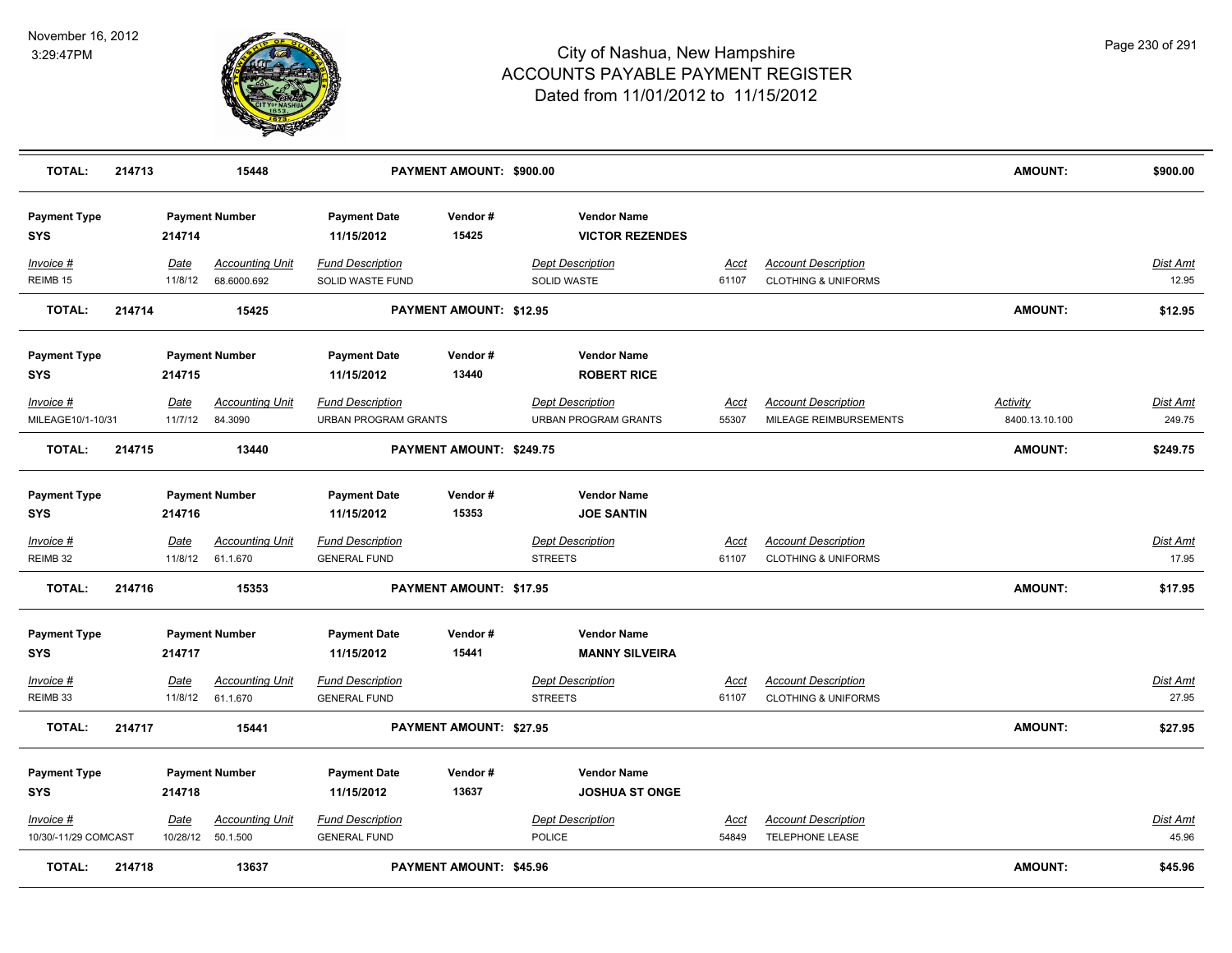# City of Nashua, New Hampshire
## ACCOUNTS PAYABLE PAYMENT REGISTER
### Dated from 11/01/2012 to 11/15/2012

November 16, 2012
3:29:47PM

| TOTAL: | 214713 | 15448 | PAYMENT AMOUNT: $900.00 | AMOUNT: | $900.00 |
|---|---|---|---|---|---|

| Payment Type | Payment Number | Payment Date | Vendor # | Vendor Name |
|---|---|---|---|---|
| SYS | 214714 | 11/15/2012 | 15425 | VICTOR REZENDES |

| Invoice # | Date | Accounting Unit | Fund Description | Dept Description | Acct | Account Description | Dist Amt |
|---|---|---|---|---|---|---|---|
| REIMB 15 | 11/8/12 | 68.6000.692 | SOLID WASTE FUND | SOLID WASTE | 61107 | CLOTHING & UNIFORMS | 12.95 |

| TOTAL: | 214714 | 15425 | PAYMENT AMOUNT: $12.95 | AMOUNT: | $12.95 |
|---|---|---|---|---|---|

| Payment Type | Payment Number | Payment Date | Vendor # | Vendor Name |
|---|---|---|---|---|
| SYS | 214715 | 11/15/2012 | 13440 | ROBERT RICE |

| Invoice # | Date | Accounting Unit | Fund Description | Dept Description | Acct | Account Description | Activity | Dist Amt |
|---|---|---|---|---|---|---|---|---|
| MILEAGE10/1-10/31 | 11/7/12 | 84.3090 | URBAN PROGRAM GRANTS | URBAN PROGRAM GRANTS | 55307 | MILEAGE REIMBURSEMENTS | 8400.13.10.100 | 249.75 |

| TOTAL: | 214715 | 13440 | PAYMENT AMOUNT: $249.75 | AMOUNT: | $249.75 |
|---|---|---|---|---|---|

| Payment Type | Payment Number | Payment Date | Vendor # | Vendor Name |
|---|---|---|---|---|
| SYS | 214716 | 11/15/2012 | 15353 | JOE SANTIN |

| Invoice # | Date | Accounting Unit | Fund Description | Dept Description | Acct | Account Description | Dist Amt |
|---|---|---|---|---|---|---|---|
| REIMB 32 | 11/8/12 | 61.1.670 | GENERAL FUND | STREETS | 61107 | CLOTHING & UNIFORMS | 17.95 |

| TOTAL: | 214716 | 15353 | PAYMENT AMOUNT: $17.95 | AMOUNT: | $17.95 |
|---|---|---|---|---|---|

| Payment Type | Payment Number | Payment Date | Vendor # | Vendor Name |
|---|---|---|---|---|
| SYS | 214717 | 11/15/2012 | 15441 | MANNY SILVEIRA |

| Invoice # | Date | Accounting Unit | Fund Description | Dept Description | Acct | Account Description | Dist Amt |
|---|---|---|---|---|---|---|---|
| REIMB 33 | 11/8/12 | 61.1.670 | GENERAL FUND | STREETS | 61107 | CLOTHING & UNIFORMS | 27.95 |

| TOTAL: | 214717 | 15441 | PAYMENT AMOUNT: $27.95 | AMOUNT: | $27.95 |
|---|---|---|---|---|---|

| Payment Type | Payment Number | Payment Date | Vendor # | Vendor Name |
|---|---|---|---|---|
| SYS | 214718 | 11/15/2012 | 13637 | JOSHUA ST ONGE |

| Invoice # | Date | Accounting Unit | Fund Description | Dept Description | Acct | Account Description | Dist Amt |
|---|---|---|---|---|---|---|---|
| 10/30/-11/29 COMCAST | 10/28/12 | 50.1.500 | GENERAL FUND | POLICE | 54849 | TELEPHONE LEASE | 45.96 |

| TOTAL: | 214718 | 13637 | PAYMENT AMOUNT: $45.96 | AMOUNT: | $45.96 |
|---|---|---|---|---|---|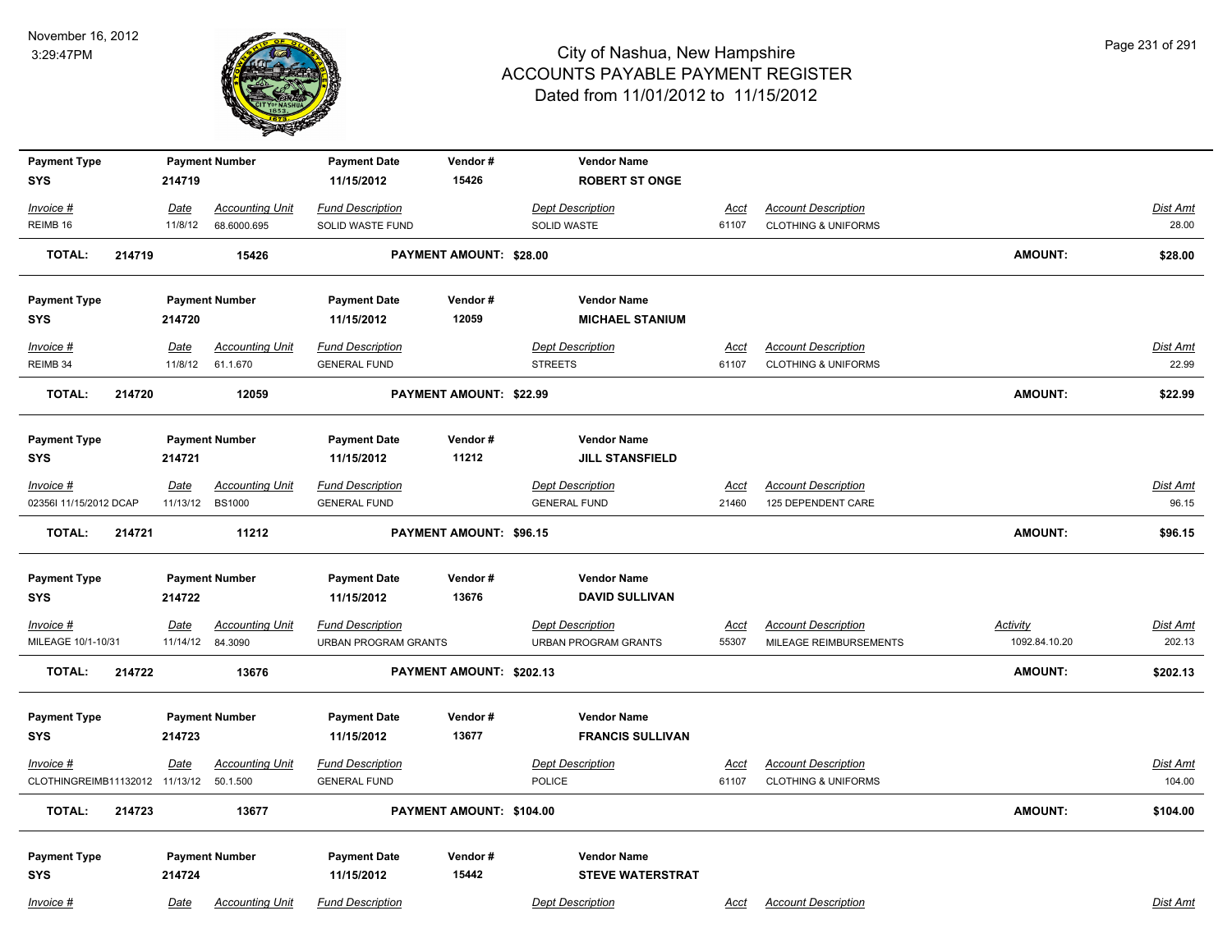# City of Nashua, New Hampshire
## ACCOUNTS PAYABLE PAYMENT REGISTER
### Dated from 11/01/2012 to 11/15/2012

November 16, 2012
3:29:47PM

| Payment Type | Payment Number | Payment Date | Vendor # | Vendor Name |
|---|---|---|---|---|
| SYS | 214719 | 11/15/2012 | 15426 | **ROBERT ST ONGE** |

| Invoice # | Date | Accounting Unit | Fund Description | Dept Description | Acct | Account Description | Dist Amt |
|---|---|---|---|---|---|---|---|
| REIMB 16 | 11/8/12 | 68.6000.695 | SOLID WASTE FUND | SOLID WASTE | 61107 | CLOTHING & UNIFORMS | 28.00 |

**TOTAL: 214719 15426 PAYMENT AMOUNT: $28.00 AMOUNT: $28.00**

| Payment Type | Payment Number | Payment Date | Vendor # | Vendor Name |
|---|---|---|---|---|
| SYS | 214720 | 11/15/2012 | 12059 | **MICHAEL STANIUM** |

| Invoice # | Date | Accounting Unit | Fund Description | Dept Description | Acct | Account Description | Dist Amt |
|---|---|---|---|---|---|---|---|
| REIMB 34 | 11/8/12 | 61.1.670 | GENERAL FUND | STREETS | 61107 | CLOTHING & UNIFORMS | 22.99 |

**TOTAL: 214720 12059 PAYMENT AMOUNT: $22.99 AMOUNT: $22.99**

| Payment Type | Payment Number | Payment Date | Vendor # | Vendor Name |
|---|---|---|---|---|
| SYS | 214721 | 11/15/2012 | 11212 | **JILL STANSFIELD** |

| Invoice # | Date | Accounting Unit | Fund Description | Dept Description | Acct | Account Description | Dist Amt |
|---|---|---|---|---|---|---|---|
| 02356I 11/15/2012 DCAP | 11/13/12 | BS1000 | GENERAL FUND | GENERAL FUND | 21460 | 125 DEPENDENT CARE | 96.15 |

**TOTAL: 214721 11212 PAYMENT AMOUNT: $96.15 AMOUNT: $96.15**

| Payment Type | Payment Number | Payment Date | Vendor # | Vendor Name |
|---|---|---|---|---|
| SYS | 214722 | 11/15/2012 | 13676 | **DAVID SULLIVAN** |

| Invoice # | Date | Accounting Unit | Fund Description | Dept Description | Acct | Account Description | Activity | Dist Amt |
|---|---|---|---|---|---|---|---|---|
| MILEAGE 10/1-10/31 | 11/14/12 | 84.3090 | URBAN PROGRAM GRANTS | URBAN PROGRAM GRANTS | 55307 | MILEAGE REIMBURSEMENTS | 1092.84.10.20 | 202.13 |

**TOTAL: 214722 13676 PAYMENT AMOUNT: $202.13 AMOUNT: $202.13**

| Payment Type | Payment Number | Payment Date | Vendor # | Vendor Name |
|---|---|---|---|---|
| SYS | 214723 | 11/15/2012 | 13677 | **FRANCIS SULLIVAN** |

| Invoice # | Date | Accounting Unit | Fund Description | Dept Description | Acct | Account Description | Dist Amt |
|---|---|---|---|---|---|---|---|
| CLOTHINGREIMB11132012 | 11/13/12 | 50.1.500 | GENERAL FUND | POLICE | 61107 | CLOTHING & UNIFORMS | 104.00 |

**TOTAL: 214723 13677 PAYMENT AMOUNT: $104.00 AMOUNT: $104.00**

| Payment Type | Payment Number | Payment Date | Vendor # | Vendor Name |
|---|---|---|---|---|
| SYS | 214724 | 11/15/2012 | 15442 | **STEVE WATERSTRAT** |

| Invoice # | Date | Accounting Unit | Fund Description | Dept Description | Acct | Account Description | Dist Amt |
|---|---|---|---|---|---|---|---|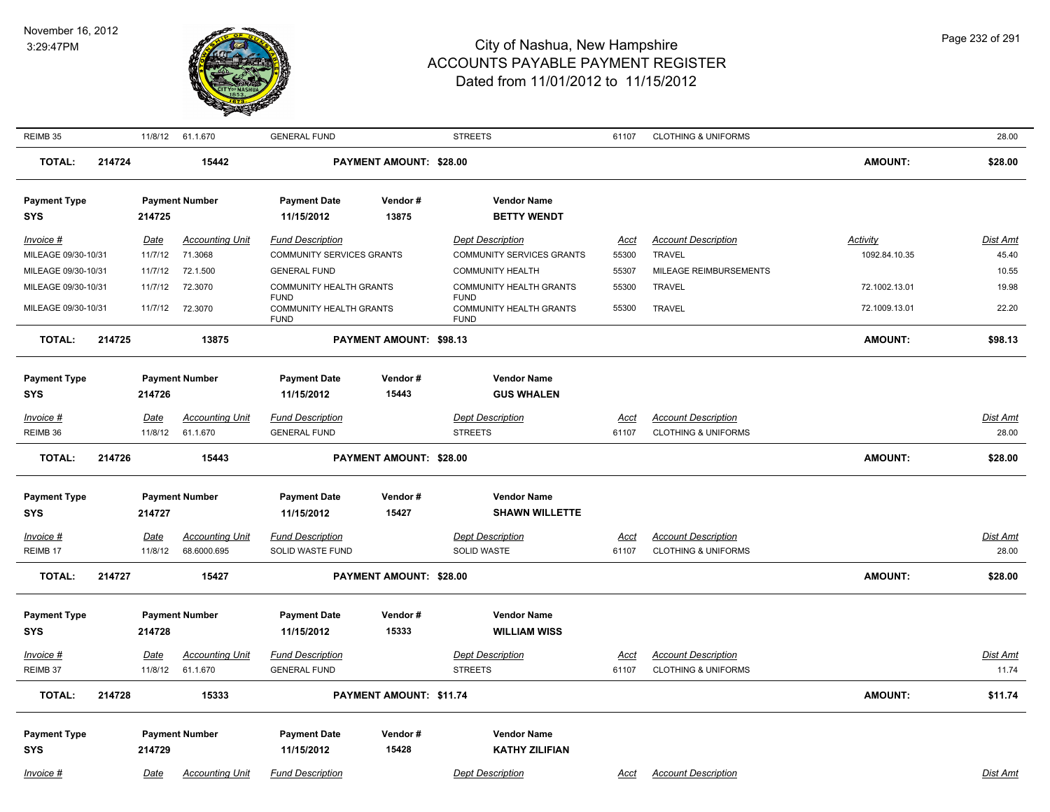| Invoice # | Date | Accounting Unit | Fund Description | Dept Description | Acct | Account Description | Activity | Dist Amt |
|---|---|---|---|---|---|---|---|---|
| REIMB 35 | 11/8/12 | 61.1.670 | GENERAL FUND | STREETS | 61107 | CLOTHING & UNIFORMS | | 28.00 |

**TOTAL: 214724 — 15442 — PAYMENT AMOUNT: $28.00 — AMOUNT: $28.00**

| Payment Type | Payment Number | Payment Date | Vendor # | Vendor Name |
|---|---|---|---|---|
| SYS | 214725 | 11/15/2012 | 13875 | **BETTY WENDT** |

| Invoice # | Date | Accounting Unit | Fund Description | Dept Description | Acct | Account Description | Activity | Dist Amt |
|---|---|---|---|---|---|---|---|---|
| MILEAGE 09/30-10/31 | 11/7/12 | 71.3068 | COMMUNITY SERVICES GRANTS | COMMUNITY SERVICES GRANTS | 55300 | TRAVEL | 1092.84.10.35 | 45.40 |
| MILEAGE 09/30-10/31 | 11/7/12 | 72.1.500 | GENERAL FUND | COMMUNITY HEALTH | 55307 | MILEAGE REIMBURSEMENTS | | 10.55 |
| MILEAGE 09/30-10/31 | 11/7/12 | 72.3070 | COMMUNITY HEALTH GRANTS FUND | COMMUNITY HEALTH GRANTS FUND | 55300 | TRAVEL | 72.1002.13.01 | 19.98 |
| MILEAGE 09/30-10/31 | 11/7/12 | 72.3070 | COMMUNITY HEALTH GRANTS FUND | COMMUNITY HEALTH GRANTS FUND | 55300 | TRAVEL | 72.1009.13.01 | 22.20 |

**TOTAL: 214725 — 13875 — PAYMENT AMOUNT: $98.13 — AMOUNT: $98.13**

| Payment Type | Payment Number | Payment Date | Vendor # | Vendor Name |
|---|---|---|---|---|
| SYS | 214726 | 11/15/2012 | 15443 | **GUS WHALEN** |

| Invoice # | Date | Accounting Unit | Fund Description | Dept Description | Acct | Account Description | Dist Amt |
|---|---|---|---|---|---|---|---|
| REIMB 36 | 11/8/12 | 61.1.670 | GENERAL FUND | STREETS | 61107 | CLOTHING & UNIFORMS | 28.00 |

**TOTAL: 214726 — 15443 — PAYMENT AMOUNT: $28.00 — AMOUNT: $28.00**

| Payment Type | Payment Number | Payment Date | Vendor # | Vendor Name |
|---|---|---|---|---|
| SYS | 214727 | 11/15/2012 | 15427 | **SHAWN WILLETTE** |

| Invoice # | Date | Accounting Unit | Fund Description | Dept Description | Acct | Account Description | Dist Amt |
|---|---|---|---|---|---|---|---|
| REIMB 17 | 11/8/12 | 68.6000.695 | SOLID WASTE FUND | SOLID WASTE | 61107 | CLOTHING & UNIFORMS | 28.00 |

**TOTAL: 214727 — 15427 — PAYMENT AMOUNT: $28.00 — AMOUNT: $28.00**

| Payment Type | Payment Number | Payment Date | Vendor # | Vendor Name |
|---|---|---|---|---|
| SYS | 214728 | 11/15/2012 | 15333 | **WILLIAM WISS** |

| Invoice # | Date | Accounting Unit | Fund Description | Dept Description | Acct | Account Description | Dist Amt |
|---|---|---|---|---|---|---|---|
| REIMB 37 | 11/8/12 | 61.1.670 | GENERAL FUND | STREETS | 61107 | CLOTHING & UNIFORMS | 11.74 |

**TOTAL: 214728 — 15333 — PAYMENT AMOUNT: $11.74 — AMOUNT: $11.74**

| Payment Type | Payment Number | Payment Date | Vendor # | Vendor Name |
|---|---|---|---|---|
| SYS | 214729 | 11/15/2012 | 15428 | **KATHY ZILIFIAN** |

| Invoice # | Date | Accounting Unit | Fund Description | Dept Description | Acct | Account Description | Dist Amt |
|---|---|---|---|---|---|---|---|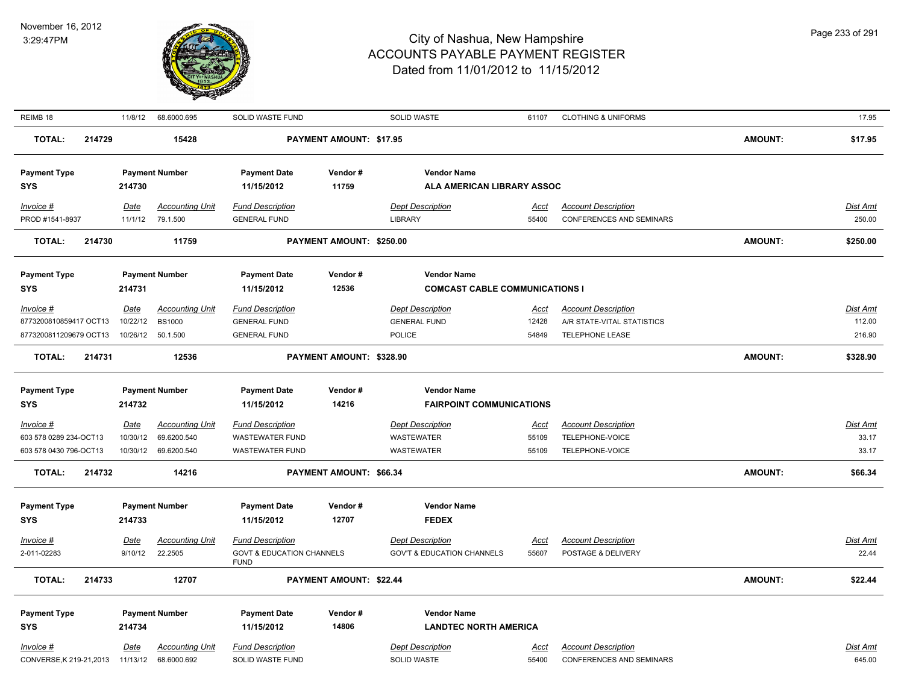# City of Nashua, New Hampshire
# ACCOUNTS PAYABLE PAYMENT REGISTER
## Dated from 11/01/2012 to 11/15/2012

November 16, 2012
3:29:47PM

| Invoice # | Date | Accounting Unit | Fund Description | Dept Description | Acct | Account Description | Dist Amt |
|---|---|---|---|---|---|---|---|
| REIMB 18 | 11/8/12 | 68.6000.695 | SOLID WASTE FUND | SOLID WASTE | 61107 | CLOTHING & UNIFORMS | 17.95 |

**TOTAL: 214729 | 15428 | PAYMENT AMOUNT: $17.95 | AMOUNT: $17.95**

| Payment Type | Payment Number | Payment Date | Vendor # | Vendor Name |
|---|---|---|---|---|
| SYS | 214730 | 11/15/2012 | 11759 | ALA AMERICAN LIBRARY ASSOC |

| Invoice # | Date | Accounting Unit | Fund Description | Dept Description | Acct | Account Description | Dist Amt |
|---|---|---|---|---|---|---|---|
| PROD #1541-8937 | 11/1/12 | 79.1.500 | GENERAL FUND | LIBRARY | 55400 | CONFERENCES AND SEMINARS | 250.00 |

**TOTAL: 214730 | 11759 | PAYMENT AMOUNT: $250.00 | AMOUNT: $250.00**

| Payment Type | Payment Number | Payment Date | Vendor # | Vendor Name |
|---|---|---|---|---|
| SYS | 214731 | 11/15/2012 | 12536 | COMCAST CABLE COMMUNICATIONS I |

| Invoice # | Date | Accounting Unit | Fund Description | Dept Description | Acct | Account Description | Dist Amt |
|---|---|---|---|---|---|---|---|
| 8773200810859417 OCT13 | 10/22/12 | BS1000 | GENERAL FUND | GENERAL FUND | 12428 | A/R STATE-VITAL STATISTICS | 112.00 |
| 8773200811209679 OCT13 | 10/26/12 | 50.1.500 | GENERAL FUND | POLICE | 54849 | TELEPHONE LEASE | 216.90 |

**TOTAL: 214731 | 12536 | PAYMENT AMOUNT: $328.90 | AMOUNT: $328.90**

| Payment Type | Payment Number | Payment Date | Vendor # | Vendor Name |
|---|---|---|---|---|
| SYS | 214732 | 11/15/2012 | 14216 | FAIRPOINT COMMUNICATIONS |

| Invoice # | Date | Accounting Unit | Fund Description | Dept Description | Acct | Account Description | Dist Amt |
|---|---|---|---|---|---|---|---|
| 603 578 0289 234-OCT13 | 10/30/12 | 69.6200.540 | WASTEWATER FUND | WASTEWATER | 55109 | TELEPHONE-VOICE | 33.17 |
| 603 578 0430 796-OCT13 | 10/30/12 | 69.6200.540 | WASTEWATER FUND | WASTEWATER | 55109 | TELEPHONE-VOICE | 33.17 |

**TOTAL: 214732 | 14216 | PAYMENT AMOUNT: $66.34 | AMOUNT: $66.34**

| Payment Type | Payment Number | Payment Date | Vendor # | Vendor Name |
|---|---|---|---|---|
| SYS | 214733 | 11/15/2012 | 12707 | FEDEX |

| Invoice # | Date | Accounting Unit | Fund Description | Dept Description | Acct | Account Description | Dist Amt |
|---|---|---|---|---|---|---|---|
| 2-011-02283 | 9/10/12 | 22.2505 | GOVT & EDUCATION CHANNELS FUND | GOV'T & EDUCATION CHANNELS | 55607 | POSTAGE & DELIVERY | 22.44 |

**TOTAL: 214733 | 12707 | PAYMENT AMOUNT: $22.44 | AMOUNT: $22.44**

| Payment Type | Payment Number | Payment Date | Vendor # | Vendor Name |
|---|---|---|---|---|
| SYS | 214734 | 11/15/2012 | 14806 | LANDTEC NORTH AMERICA |

| Invoice # | Date | Accounting Unit | Fund Description | Dept Description | Acct | Account Description | Dist Amt |
|---|---|---|---|---|---|---|---|
| CONVERSE,K 219-21,2013 | 11/13/12 | 68.6000.692 | SOLID WASTE FUND | SOLID WASTE | 55400 | CONFERENCES AND SEMINARS | 645.00 |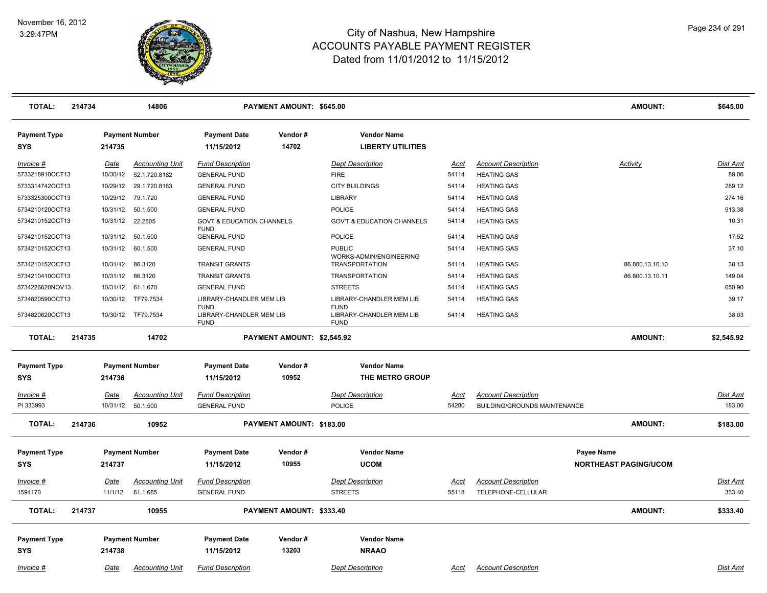# City of Nashua, New Hampshire
## ACCOUNTS PAYABLE PAYMENT REGISTER
### Dated from 11/01/2012 to 11/15/2012

November 16, 2012
3:29:47PM

| **TOTAL:** | **214734** | **14806** | **PAYMENT AMOUNT: $645.00** | **AMOUNT:** | **$645.00** |
|---|---|---|---|---|---|

| Payment Type | Payment Number | Payment Date | Vendor # | Vendor Name |
|---|---|---|---|---|
| **SYS** | **214735** | **11/15/2012** | **14702** | **LIBERTY UTILITIES** |

| Invoice # | Date | Accounting Unit | Fund Description | Dept Description | Acct | Account Description | Activity | Dist Amt |
|---|---|---|---|---|---|---|---|---|
| 5733218910OCT13 | 10/30/12 | 52.1.720.8182 | GENERAL FUND | FIRE | 54114 | HEATING GAS | | 89.06 |
| 5733314742OCT13 | 10/29/12 | 29.1.720.8163 | GENERAL FUND | CITY BUILDINGS | 54114 | HEATING GAS | | 289.12 |
| 5733325300OCT13 | 10/29/12 | 79.1.720 | GENERAL FUND | LIBRARY | 54114 | HEATING GAS | | 274.16 |
| 5734210120OCT13 | 10/31/12 | 50.1.500 | GENERAL FUND | POLICE | 54114 | HEATING GAS | | 913.38 |
| 5734210152OCT13 | 10/31/12 | 22.2505 | GOVT & EDUCATION CHANNELS FUND | GOV'T & EDUCATION CHANNELS | 54114 | HEATING GAS | | 10.31 |
| 5734210152OCT13 | 10/31/12 | 50.1.500 | GENERAL FUND | POLICE | 54114 | HEATING GAS | | 17.52 |
| 5734210152OCT13 | 10/31/12 | 60.1.500 | GENERAL FUND | PUBLIC WORKS-ADMIN/ENGINEERING | 54114 | HEATING GAS | | 37.10 |
| 5734210152OCT13 | 10/31/12 | 86.3120 | TRANSIT GRANTS | TRANSPORTATION | 54114 | HEATING GAS | 86.800.13.10.10 | 38.13 |
| 5734210410OCT13 | 10/31/12 | 86.3120 | TRANSIT GRANTS | TRANSPORTATION | 54114 | HEATING GAS | 86.800.13.10.11 | 149.04 |
| 5734226620NOV13 | 10/31/12 | 61.1.670 | GENERAL FUND | STREETS | 54114 | HEATING GAS | | 650.90 |
| 5734820590OCT13 | 10/30/12 | TF79.7534 | LIBRARY-CHANDLER MEM LIB FUND | LIBRARY-CHANDLER MEM LIB FUND | 54114 | HEATING GAS | | 39.17 |
| 5734820620OCT13 | 10/30/12 | TF79.7534 | LIBRARY-CHANDLER MEM LIB FUND | LIBRARY-CHANDLER MEM LIB FUND | 54114 | HEATING GAS | | 38.03 |

| **TOTAL:** | **214735** | **14702** | **PAYMENT AMOUNT: $2,545.92** | **AMOUNT:** | **$2,545.92** |
|---|---|---|---|---|---|

| Payment Type | Payment Number | Payment Date | Vendor # | Vendor Name |
|---|---|---|---|---|
| **SYS** | **214736** | **11/15/2012** | **10952** | **THE METRO GROUP** |

| Invoice # | Date | Accounting Unit | Fund Description | Dept Description | Acct | Account Description | Dist Amt |
|---|---|---|---|---|---|---|---|
| PI 333993 | 10/31/12 | 50.1.500 | GENERAL FUND | POLICE | 54280 | BUILDING/GROUNDS MAINTENANCE | 183.00 |

| **TOTAL:** | **214736** | **10952** | **PAYMENT AMOUNT: $183.00** | **AMOUNT:** | **$183.00** |
|---|---|---|---|---|---|

| Payment Type | Payment Number | Payment Date | Vendor # | Vendor Name | Payee Name |
|---|---|---|---|---|---|
| **SYS** | **214737** | **11/15/2012** | **10955** | **UCOM** | **NORTHEAST PAGING/UCOM** |

| Invoice # | Date | Accounting Unit | Fund Description | Dept Description | Acct | Account Description | Dist Amt |
|---|---|---|---|---|---|---|---|
| 1594170 | 11/1/12 | 61.1.685 | GENERAL FUND | STREETS | 55118 | TELEPHONE-CELLULAR | 333.40 |

| **TOTAL:** | **214737** | **10955** | **PAYMENT AMOUNT: $333.40** | **AMOUNT:** | **$333.40** |
|---|---|---|---|---|---|

| Payment Type | Payment Number | Payment Date | Vendor # | Vendor Name |
|---|---|---|---|---|
| **SYS** | **214738** | **11/15/2012** | **13203** | **NRAAO** |

| Invoice # | Date | Accounting Unit | Fund Description | Dept Description | Acct | Account Description | Dist Amt |
|---|---|---|---|---|---|---|---|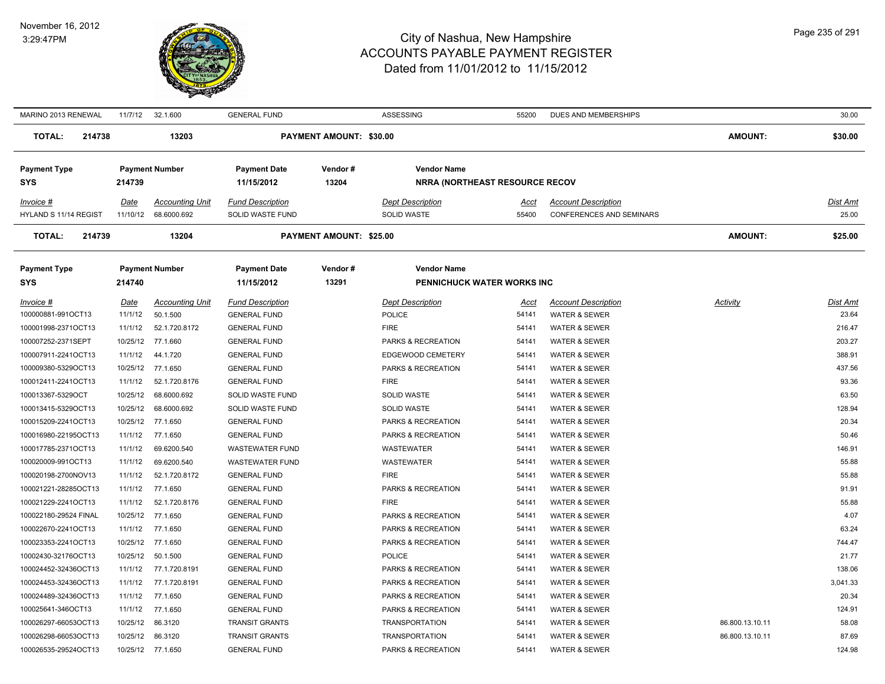# City of Nashua, New Hampshire
## ACCOUNTS PAYABLE PAYMENT REGISTER
### Dated from 11/01/2012 to 11/15/2012

November 16, 2012
3:29:47PM

| Invoice # | Date | Accounting Unit | Fund Description | Dept Description | Acct | Account Description | Dist Amt |
|---|---|---|---|---|---|---|---|
| MARINO 2013 RENEWAL | 11/7/12 | 32.1.600 | GENERAL FUND | ASSESSING | 55200 | DUES AND MEMBERSHIPS | 30.00 |

**TOTAL: 214738 | 13203 | PAYMENT AMOUNT: $30.00 | AMOUNT: $30.00**

| Payment Type | Payment Number | Payment Date | Vendor # | Vendor Name |
|---|---|---|---|---|
| SYS | 214739 | 11/15/2012 | 13204 | NRRA (NORTHEAST RESOURCE RECOV |

| Invoice # | Date | Accounting Unit | Fund Description | Dept Description | Acct | Account Description | Dist Amt |
|---|---|---|---|---|---|---|---|
| HYLAND S 11/14 REGIST | 11/10/12 | 68.6000.692 | SOLID WASTE FUND | SOLID WASTE | 55400 | CONFERENCES AND SEMINARS | 25.00 |

**TOTAL: 214739 | 13204 | PAYMENT AMOUNT: $25.00 | AMOUNT: $25.00**

| Payment Type | Payment Number | Payment Date | Vendor # | Vendor Name |
|---|---|---|---|---|
| SYS | 214740 | 11/15/2012 | 13291 | PENNICHUCK WATER WORKS INC |

| Invoice # | Date | Accounting Unit | Fund Description | Dept Description | Acct | Account Description | Activity | Dist Amt |
|---|---|---|---|---|---|---|---|---|
| 100000881-991OCT13 | 11/1/12 | 50.1.500 | GENERAL FUND | POLICE | 54141 | WATER & SEWER | | 23.64 |
| 100001998-2371OCT13 | 11/1/12 | 52.1.720.8172 | GENERAL FUND | FIRE | 54141 | WATER & SEWER | | 216.47 |
| 100007252-2371SEPT | 10/25/12 | 77.1.660 | GENERAL FUND | PARKS & RECREATION | 54141 | WATER & SEWER | | 203.27 |
| 100007911-2241OCT13 | 11/1/12 | 44.1.720 | GENERAL FUND | EDGEWOOD CEMETERY | 54141 | WATER & SEWER | | 388.91 |
| 100009380-5329OCT13 | 10/25/12 | 77.1.650 | GENERAL FUND | PARKS & RECREATION | 54141 | WATER & SEWER | | 437.56 |
| 100012411-2241OCT13 | 11/1/12 | 52.1.720.8176 | GENERAL FUND | FIRE | 54141 | WATER & SEWER | | 93.36 |
| 100013367-5329OCT | 10/25/12 | 68.6000.692 | SOLID WASTE FUND | SOLID WASTE | 54141 | WATER & SEWER | | 63.50 |
| 100013415-5329OCT13 | 10/25/12 | 68.6000.692 | SOLID WASTE FUND | SOLID WASTE | 54141 | WATER & SEWER | | 128.94 |
| 100015209-2241OCT13 | 10/25/12 | 77.1.650 | GENERAL FUND | PARKS & RECREATION | 54141 | WATER & SEWER | | 20.34 |
| 100016980-22195OCT13 | 11/1/12 | 77.1.650 | GENERAL FUND | PARKS & RECREATION | 54141 | WATER & SEWER | | 50.46 |
| 100017785-2371OCT13 | 11/1/12 | 69.6200.540 | WASTEWATER FUND | WASTEWATER | 54141 | WATER & SEWER | | 146.91 |
| 100020009-991OCT13 | 11/1/12 | 69.6200.540 | WASTEWATER FUND | WASTEWATER | 54141 | WATER & SEWER | | 55.88 |
| 100020198-2700NOV13 | 11/1/12 | 52.1.720.8172 | GENERAL FUND | FIRE | 54141 | WATER & SEWER | | 55.88 |
| 100021221-28285OCT13 | 11/1/12 | 77.1.650 | GENERAL FUND | PARKS & RECREATION | 54141 | WATER & SEWER | | 91.91 |
| 100021229-2241OCT13 | 11/1/12 | 52.1.720.8176 | GENERAL FUND | FIRE | 54141 | WATER & SEWER | | 55.88 |
| 100022180-29524 FINAL | 10/25/12 | 77.1.650 | GENERAL FUND | PARKS & RECREATION | 54141 | WATER & SEWER | | 4.07 |
| 100022670-2241OCT13 | 11/1/12 | 77.1.650 | GENERAL FUND | PARKS & RECREATION | 54141 | WATER & SEWER | | 63.24 |
| 100023353-2241OCT13 | 10/25/12 | 77.1.650 | GENERAL FUND | PARKS & RECREATION | 54141 | WATER & SEWER | | 744.47 |
| 10002430-32176OCT13 | 10/25/12 | 50.1.500 | GENERAL FUND | POLICE | 54141 | WATER & SEWER | | 21.77 |
| 100024452-32436OCT13 | 11/1/12 | 77.1.720.8191 | GENERAL FUND | PARKS & RECREATION | 54141 | WATER & SEWER | | 138.06 |
| 100024453-32436OCT13 | 11/1/12 | 77.1.720.8191 | GENERAL FUND | PARKS & RECREATION | 54141 | WATER & SEWER | | 3,041.33 |
| 100024489-32436OCT13 | 11/1/12 | 77.1.650 | GENERAL FUND | PARKS & RECREATION | 54141 | WATER & SEWER | | 20.34 |
| 100025641-346OCT13 | 11/1/12 | 77.1.650 | GENERAL FUND | PARKS & RECREATION | 54141 | WATER & SEWER | | 124.91 |
| 100026297-66053OCT13 | 10/25/12 | 86.3120 | TRANSIT GRANTS | TRANSPORTATION | 54141 | WATER & SEWER | 86.800.13.10.11 | 58.08 |
| 100026298-66053OCT13 | 10/25/12 | 86.3120 | TRANSIT GRANTS | TRANSPORTATION | 54141 | WATER & SEWER | 86.800.13.10.11 | 87.69 |
| 100026535-29524OCT13 | 10/25/12 | 77.1.650 | GENERAL FUND | PARKS & RECREATION | 54141 | WATER & SEWER | | 124.98 |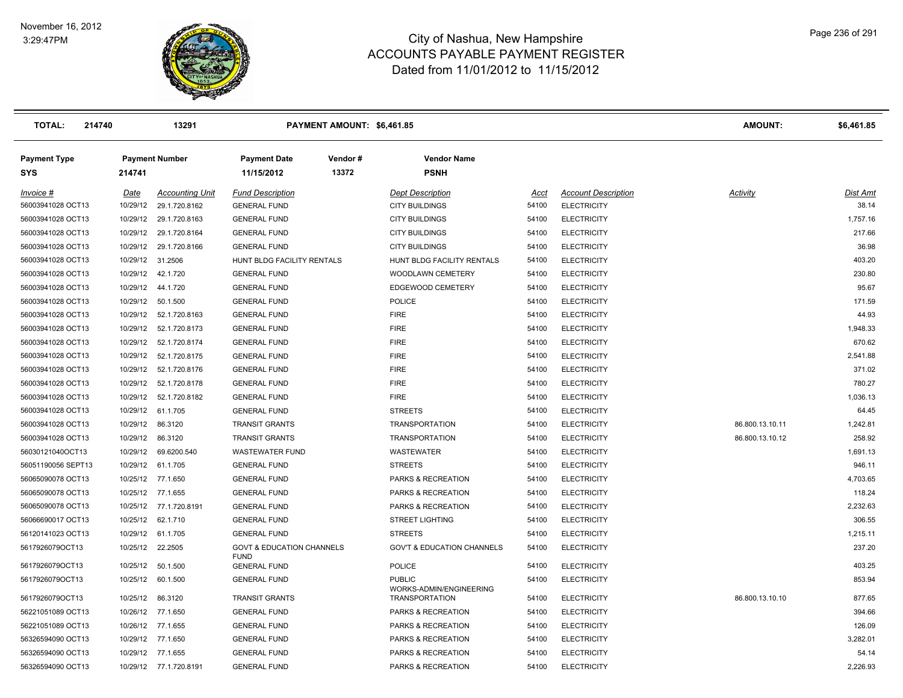# City of Nashua, New Hampshire
## ACCOUNTS PAYABLE PAYMENT REGISTER
### Dated from 11/01/2012 to 11/15/2012

November 16, 2012
3:29:47PM

| TOTAL: | 214740 | 13291 | PAYMENT AMOUNT: $6,461.85 | AMOUNT: | $6,461.85 |
|---|---|---|---|---|---|

| Payment Type | Payment Number | Payment Date | Vendor # | Vendor Name |
|---|---|---|---|---|
| SYS | 214741 | 11/15/2012 | 13372 | PSNH |

| Invoice # | Date | Accounting Unit | Fund Description | Dept Description | Acct | Account Description | Activity | Dist Amt |
|---|---|---|---|---|---|---|---|---|
| 56003941028 OCT13 | 10/29/12 | 29.1.720.8162 | GENERAL FUND | CITY BUILDINGS | 54100 | ELECTRICITY | | 38.14 |
| 56003941028 OCT13 | 10/29/12 | 29.1.720.8163 | GENERAL FUND | CITY BUILDINGS | 54100 | ELECTRICITY | | 1,757.16 |
| 56003941028 OCT13 | 10/29/12 | 29.1.720.8164 | GENERAL FUND | CITY BUILDINGS | 54100 | ELECTRICITY | | 217.66 |
| 56003941028 OCT13 | 10/29/12 | 29.1.720.8166 | GENERAL FUND | CITY BUILDINGS | 54100 | ELECTRICITY | | 36.98 |
| 56003941028 OCT13 | 10/29/12 | 31.2506 | HUNT BLDG FACILITY RENTALS | HUNT BLDG FACILITY RENTALS | 54100 | ELECTRICITY | | 403.20 |
| 56003941028 OCT13 | 10/29/12 | 42.1.720 | GENERAL FUND | WOODLAWN CEMETERY | 54100 | ELECTRICITY | | 230.80 |
| 56003941028 OCT13 | 10/29/12 | 44.1.720 | GENERAL FUND | EDGEWOOD CEMETERY | 54100 | ELECTRICITY | | 95.67 |
| 56003941028 OCT13 | 10/29/12 | 50.1.500 | GENERAL FUND | POLICE | 54100 | ELECTRICITY | | 171.59 |
| 56003941028 OCT13 | 10/29/12 | 52.1.720.8163 | GENERAL FUND | FIRE | 54100 | ELECTRICITY | | 44.93 |
| 56003941028 OCT13 | 10/29/12 | 52.1.720.8173 | GENERAL FUND | FIRE | 54100 | ELECTRICITY | | 1,948.33 |
| 56003941028 OCT13 | 10/29/12 | 52.1.720.8174 | GENERAL FUND | FIRE | 54100 | ELECTRICITY | | 670.62 |
| 56003941028 OCT13 | 10/29/12 | 52.1.720.8175 | GENERAL FUND | FIRE | 54100 | ELECTRICITY | | 2,541.88 |
| 56003941028 OCT13 | 10/29/12 | 52.1.720.8176 | GENERAL FUND | FIRE | 54100 | ELECTRICITY | | 371.02 |
| 56003941028 OCT13 | 10/29/12 | 52.1.720.8178 | GENERAL FUND | FIRE | 54100 | ELECTRICITY | | 780.27 |
| 56003941028 OCT13 | 10/29/12 | 52.1.720.8182 | GENERAL FUND | FIRE | 54100 | ELECTRICITY | | 1,036.13 |
| 56003941028 OCT13 | 10/29/12 | 61.1.705 | GENERAL FUND | STREETS | 54100 | ELECTRICITY | | 64.45 |
| 56003941028 OCT13 | 10/29/12 | 86.3120 | TRANSIT GRANTS | TRANSPORTATION | 54100 | ELECTRICITY | 86.800.13.10.11 | 1,242.81 |
| 56003941028 OCT13 | 10/29/12 | 86.3120 | TRANSIT GRANTS | TRANSPORTATION | 54100 | ELECTRICITY | 86.800.13.10.12 | 258.92 |
| 56030121040OCT13 | 10/29/12 | 69.6200.540 | WASTEWATER FUND | WASTEWATER | 54100 | ELECTRICITY | | 1,691.13 |
| 56051190056 SEPT13 | 10/29/12 | 61.1.705 | GENERAL FUND | STREETS | 54100 | ELECTRICITY | | 946.11 |
| 56065090078 OCT13 | 10/25/12 | 77.1.650 | GENERAL FUND | PARKS & RECREATION | 54100 | ELECTRICITY | | 4,703.65 |
| 56065090078 OCT13 | 10/25/12 | 77.1.655 | GENERAL FUND | PARKS & RECREATION | 54100 | ELECTRICITY | | 118.24 |
| 56065090078 OCT13 | 10/25/12 | 77.1.720.8191 | GENERAL FUND | PARKS & RECREATION | 54100 | ELECTRICITY | | 2,232.63 |
| 56066690017 OCT13 | 10/25/12 | 62.1.710 | GENERAL FUND | STREET LIGHTING | 54100 | ELECTRICITY | | 306.55 |
| 56120141023 OCT13 | 10/29/12 | 61.1.705 | GENERAL FUND | STREETS | 54100 | ELECTRICITY | | 1,215.11 |
| 5617926079OCT13 | 10/25/12 | 22.2505 | GOVT & EDUCATION CHANNELS FUND | GOV'T & EDUCATION CHANNELS | 54100 | ELECTRICITY | | 237.20 |
| 5617926079OCT13 | 10/25/12 | 50.1.500 | GENERAL FUND | POLICE | 54100 | ELECTRICITY | | 403.25 |
| 5617926079OCT13 | 10/25/12 | 60.1.500 | GENERAL FUND | PUBLIC WORKS-ADMIN/ENGINEERING | 54100 | ELECTRICITY | | 853.94 |
| 5617926079OCT13 | 10/25/12 | 86.3120 | TRANSIT GRANTS | TRANSPORTATION | 54100 | ELECTRICITY | 86.800.13.10.10 | 877.65 |
| 56221051089 OCT13 | 10/26/12 | 77.1.650 | GENERAL FUND | PARKS & RECREATION | 54100 | ELECTRICITY | | 394.66 |
| 56221051089 OCT13 | 10/26/12 | 77.1.655 | GENERAL FUND | PARKS & RECREATION | 54100 | ELECTRICITY | | 126.09 |
| 56326594090 OCT13 | 10/29/12 | 77.1.650 | GENERAL FUND | PARKS & RECREATION | 54100 | ELECTRICITY | | 3,282.01 |
| 56326594090 OCT13 | 10/29/12 | 77.1.655 | GENERAL FUND | PARKS & RECREATION | 54100 | ELECTRICITY | | 54.14 |
| 56326594090 OCT13 | 10/29/12 | 77.1.720.8191 | GENERAL FUND | PARKS & RECREATION | 54100 | ELECTRICITY | | 2,226.93 |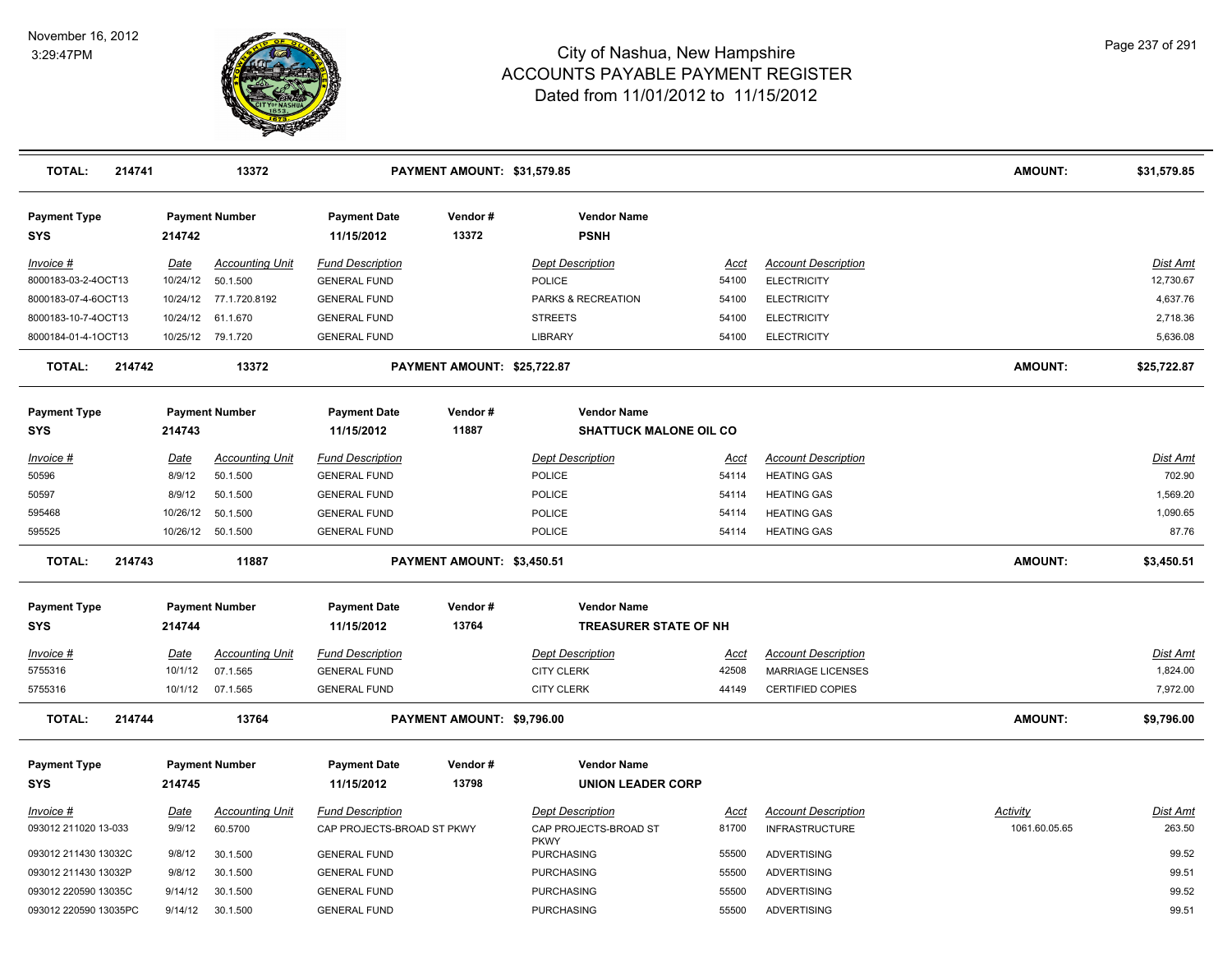# City of Nashua, New Hampshire
## ACCOUNTS PAYABLE PAYMENT REGISTER
### Dated from 11/01/2012 to 11/15/2012

November 16, 2012
3:29:47PM

| TOTAL: | 214741 | 13372 | PAYMENT AMOUNT: $31,579.85 | AMOUNT: | $31,579.85 |
|---|---|---|---|---|---|

| Payment Type | Payment Number | Payment Date | Vendor # | Vendor Name |
|---|---|---|---|---|
| SYS | 214742 | 11/15/2012 | 13372 | PSNH |

| Invoice # | Date | Accounting Unit | Fund Description | Dept Description | Acct | Account Description | Dist Amt |
|---|---|---|---|---|---|---|---|
| 8000183-03-2-4OCT13 | 10/24/12 | 50.1.500 | GENERAL FUND | POLICE | 54100 | ELECTRICITY | 12,730.67 |
| 8000183-07-4-6OCT13 | 10/24/12 | 77.1.720.8192 | GENERAL FUND | PARKS & RECREATION | 54100 | ELECTRICITY | 4,637.76 |
| 8000183-10-7-4OCT13 | 10/24/12 | 61.1.670 | GENERAL FUND | STREETS | 54100 | ELECTRICITY | 2,718.36 |
| 8000184-01-4-1OCT13 | 10/25/12 | 79.1.720 | GENERAL FUND | LIBRARY | 54100 | ELECTRICITY | 5,636.08 |

| TOTAL: | 214742 | 13372 | PAYMENT AMOUNT: $25,722.87 | AMOUNT: | $25,722.87 |
|---|---|---|---|---|---|

| Payment Type | Payment Number | Payment Date | Vendor # | Vendor Name |
|---|---|---|---|---|
| SYS | 214743 | 11/15/2012 | 11887 | SHATTUCK MALONE OIL CO |

| Invoice # | Date | Accounting Unit | Fund Description | Dept Description | Acct | Account Description | Dist Amt |
|---|---|---|---|---|---|---|---|
| 50596 | 8/9/12 | 50.1.500 | GENERAL FUND | POLICE | 54114 | HEATING GAS | 702.90 |
| 50597 | 8/9/12 | 50.1.500 | GENERAL FUND | POLICE | 54114 | HEATING GAS | 1,569.20 |
| 595468 | 10/26/12 | 50.1.500 | GENERAL FUND | POLICE | 54114 | HEATING GAS | 1,090.65 |
| 595525 | 10/26/12 | 50.1.500 | GENERAL FUND | POLICE | 54114 | HEATING GAS | 87.76 |

| TOTAL: | 214743 | 11887 | PAYMENT AMOUNT: $3,450.51 | AMOUNT: | $3,450.51 |
|---|---|---|---|---|---|

| Payment Type | Payment Number | Payment Date | Vendor # | Vendor Name |
|---|---|---|---|---|
| SYS | 214744 | 11/15/2012 | 13764 | TREASURER STATE OF NH |

| Invoice # | Date | Accounting Unit | Fund Description | Dept Description | Acct | Account Description | Dist Amt |
|---|---|---|---|---|---|---|---|
| 5755316 | 10/1/12 | 07.1.565 | GENERAL FUND | CITY CLERK | 42508 | MARRIAGE LICENSES | 1,824.00 |
| 5755316 | 10/1/12 | 07.1.565 | GENERAL FUND | CITY CLERK | 44149 | CERTIFIED COPIES | 7,972.00 |

| TOTAL: | 214744 | 13764 | PAYMENT AMOUNT: $9,796.00 | AMOUNT: | $9,796.00 |
|---|---|---|---|---|---|

| Payment Type | Payment Number | Payment Date | Vendor # | Vendor Name |
|---|---|---|---|---|
| SYS | 214745 | 11/15/2012 | 13798 | UNION LEADER CORP |

| Invoice # | Date | Accounting Unit | Fund Description | Dept Description | Acct | Account Description | Activity | Dist Amt |
|---|---|---|---|---|---|---|---|---|
| 093012 211020 13-033 | 9/9/12 | 60.5700 | CAP PROJECTS-BROAD ST PKWY | CAP PROJECTS-BROAD ST PKWY | 81700 | INFRASTRUCTURE | 1061.60.05.65 | 263.50 |
| 093012 211430 13032C | 9/8/12 | 30.1.500 | GENERAL FUND | PURCHASING | 55500 | ADVERTISING | | 99.52 |
| 093012 211430 13032P | 9/8/12 | 30.1.500 | GENERAL FUND | PURCHASING | 55500 | ADVERTISING | | 99.51 |
| 093012 220590 13035C | 9/14/12 | 30.1.500 | GENERAL FUND | PURCHASING | 55500 | ADVERTISING | | 99.52 |
| 093012 220590 13035PC | 9/14/12 | 30.1.500 | GENERAL FUND | PURCHASING | 55500 | ADVERTISING | | 99.51 |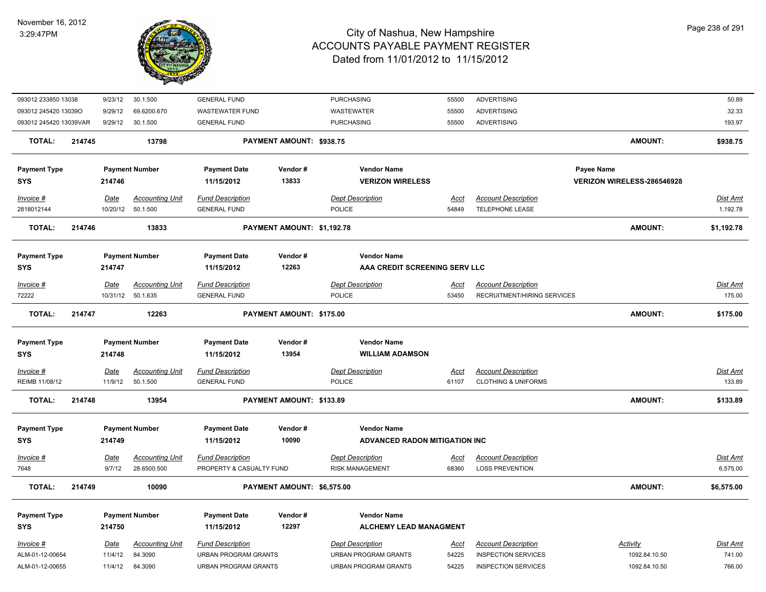# City of Nashua, New Hampshire
## ACCOUNTS PAYABLE PAYMENT REGISTER
### Dated from 11/01/2012 to 11/15/2012

November 16, 2012
3:29:47PM

| Invoice # | Date | Accounting Unit | Fund Description | Dept Description | Acct | Account Description | Activity | Dist Amt |
|---|---|---|---|---|---|---|---|---|
| 093012 233850 13038 | 9/23/12 | 30.1.500 | GENERAL FUND | PURCHASING | 55500 | ADVERTISING | | 50.89 |
| 093012 245420 13039O | 9/29/12 | 69.6200.670 | WASTEWATER FUND | WASTEWATER | 55500 | ADVERTISING | | 32.33 |
| 093012 245420 13039VAR | 9/29/12 | 30.1.500 | GENERAL FUND | PURCHASING | 55500 | ADVERTISING | | 193.97 |

**TOTAL: 214745 13798 PAYMENT AMOUNT: $938.75 AMOUNT: $938.75**

| Payment Type | Payment Number | Payment Date | Vendor # | Vendor Name | Payee Name |
|---|---|---|---|---|---|
| SYS | 214746 | 11/15/2012 | 13833 | VERIZON WIRELESS | VERIZON WIRELESS-286546928 |

| Invoice # | Date | Accounting Unit | Fund Description | Dept Description | Acct | Account Description | Dist Amt |
|---|---|---|---|---|---|---|---|
| 2818012144 | 10/20/12 | 50.1.500 | GENERAL FUND | POLICE | 54849 | TELEPHONE LEASE | 1,192.78 |

**TOTAL: 214746 13833 PAYMENT AMOUNT: $1,192.78 AMOUNT: $1,192.78**

| Payment Type | Payment Number | Payment Date | Vendor # | Vendor Name |
|---|---|---|---|---|
| SYS | 214747 | 11/15/2012 | 12263 | AAA CREDIT SCREENING SERV LLC |

| Invoice # | Date | Accounting Unit | Fund Description | Dept Description | Acct | Account Description | Dist Amt |
|---|---|---|---|---|---|---|---|
| 72222 | 10/31/12 | 50.1.635 | GENERAL FUND | POLICE | 53450 | RECRUITMENT/HIRING SERVICES | 175.00 |

**TOTAL: 214747 12263 PAYMENT AMOUNT: $175.00 AMOUNT: $175.00**

| Payment Type | Payment Number | Payment Date | Vendor # | Vendor Name |
|---|---|---|---|---|
| SYS | 214748 | 11/15/2012 | 13954 | WILLIAM ADAMSON |

| Invoice # | Date | Accounting Unit | Fund Description | Dept Description | Acct | Account Description | Dist Amt |
|---|---|---|---|---|---|---|---|
| REIMB 11/08/12 | 11/9/12 | 50.1.500 | GENERAL FUND | POLICE | 61107 | CLOTHING & UNIFORMS | 133.89 |

**TOTAL: 214748 13954 PAYMENT AMOUNT: $133.89 AMOUNT: $133.89**

| Payment Type | Payment Number | Payment Date | Vendor # | Vendor Name |
|---|---|---|---|---|
| SYS | 214749 | 11/15/2012 | 10090 | ADVANCED RADON MITIGATION INC |

| Invoice # | Date | Accounting Unit | Fund Description | Dept Description | Acct | Account Description | Dist Amt |
|---|---|---|---|---|---|---|---|
| 7648 | 9/7/12 | 28.6500.500 | PROPERTY & CASUALTY FUND | RISK MANAGEMENT | 68360 | LOSS PREVENTION | 6,575.00 |

**TOTAL: 214749 10090 PAYMENT AMOUNT: $6,575.00 AMOUNT: $6,575.00**

| Payment Type | Payment Number | Payment Date | Vendor # | Vendor Name |
|---|---|---|---|---|
| SYS | 214750 | 11/15/2012 | 12297 | ALCHEMY LEAD MANAGMENT |

| Invoice # | Date | Accounting Unit | Fund Description | Dept Description | Acct | Account Description | Activity | Dist Amt |
|---|---|---|---|---|---|---|---|---|
| ALM-01-12-00654 | 11/4/12 | 84.3090 | URBAN PROGRAM GRANTS | URBAN PROGRAM GRANTS | 54225 | INSPECTION SERVICES | 1092.84.10.50 | 741.00 |
| ALM-01-12-00655 | 11/4/12 | 84.3090 | URBAN PROGRAM GRANTS | URBAN PROGRAM GRANTS | 54225 | INSPECTION SERVICES | 1092.84.10.50 | 766.00 |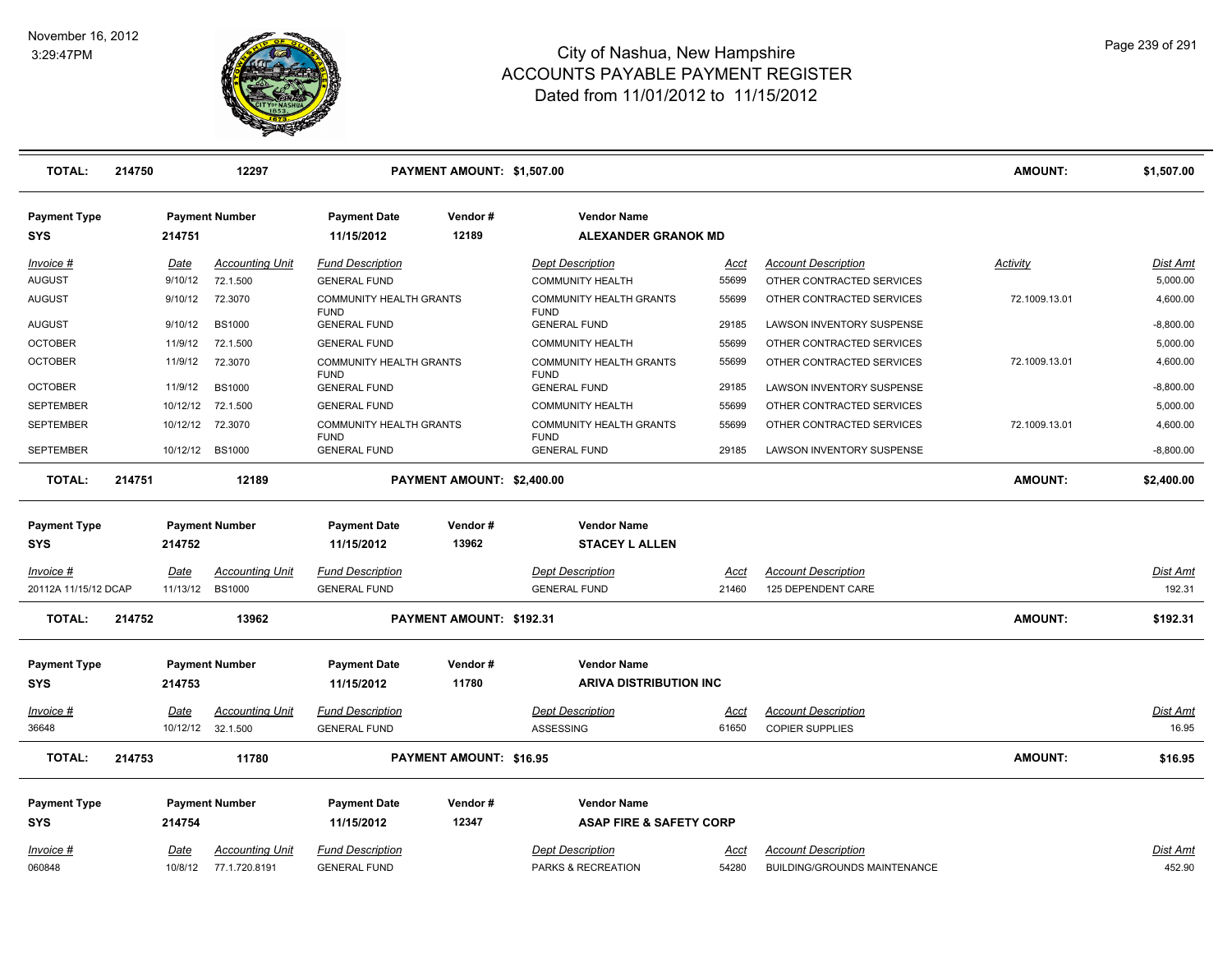# City of Nashua, New Hampshire
## ACCOUNTS PAYABLE PAYMENT REGISTER
### Dated from 11/01/2012 to 11/15/2012

November 16, 2012
3:29:47PM

| **TOTAL:** | **214750** | **12297** | | **PAYMENT AMOUNT: $1,507.00** | | | | **AMOUNT:** | **$1,507.00** |
|---|---|---|---|---|---|---|---|---|---|

**Payment Type:** SYS | **Payment Number:** 214751 | **Payment Date:** 11/15/2012 | **Vendor #:** 12189 | **Vendor Name:** ALEXANDER GRANOK MD

| Invoice # | Date | Accounting Unit | Fund Description | Dept Description | Acct | Account Description | Activity | Dist Amt |
|---|---|---|---|---|---|---|---|---|
| AUGUST | 9/10/12 | 72.1.500 | GENERAL FUND | COMMUNITY HEALTH | 55699 | OTHER CONTRACTED SERVICES | | 5,000.00 |
| AUGUST | 9/10/12 | 72.3070 | COMMUNITY HEALTH GRANTS FUND | COMMUNITY HEALTH GRANTS FUND | 55699 | OTHER CONTRACTED SERVICES | 72.1009.13.01 | 4,600.00 |
| AUGUST | 9/10/12 | BS1000 | GENERAL FUND | GENERAL FUND | 29185 | LAWSON INVENTORY SUSPENSE | | -8,800.00 |
| OCTOBER | 11/9/12 | 72.1.500 | GENERAL FUND | COMMUNITY HEALTH | 55699 | OTHER CONTRACTED SERVICES | | 5,000.00 |
| OCTOBER | 11/9/12 | 72.3070 | COMMUNITY HEALTH GRANTS FUND | COMMUNITY HEALTH GRANTS FUND | 55699 | OTHER CONTRACTED SERVICES | 72.1009.13.01 | 4,600.00 |
| OCTOBER | 11/9/12 | BS1000 | GENERAL FUND | GENERAL FUND | 29185 | LAWSON INVENTORY SUSPENSE | | -8,800.00 |
| SEPTEMBER | 10/12/12 | 72.1.500 | GENERAL FUND | COMMUNITY HEALTH | 55699 | OTHER CONTRACTED SERVICES | | 5,000.00 |
| SEPTEMBER | 10/12/12 | 72.3070 | COMMUNITY HEALTH GRANTS FUND | COMMUNITY HEALTH GRANTS FUND | 55699 | OTHER CONTRACTED SERVICES | 72.1009.13.01 | 4,600.00 |
| SEPTEMBER | 10/12/12 | BS1000 | GENERAL FUND | GENERAL FUND | 29185 | LAWSON INVENTORY SUSPENSE | | -8,800.00 |

**TOTAL:** 214751 | 12189 | **PAYMENT AMOUNT: $2,400.00** | **AMOUNT: $2,400.00**

**Payment Type:** SYS | **Payment Number:** 214752 | **Payment Date:** 11/15/2012 | **Vendor #:** 13962 | **Vendor Name:** STACEY L ALLEN

| Invoice # | Date | Accounting Unit | Fund Description | Dept Description | Acct | Account Description | Dist Amt |
|---|---|---|---|---|---|---|---|
| 20112A 11/15/12 DCAP | 11/13/12 | BS1000 | GENERAL FUND | GENERAL FUND | 21460 | 125 DEPENDENT CARE | 192.31 |

**TOTAL:** 214752 | 13962 | **PAYMENT AMOUNT: $192.31** | **AMOUNT: $192.31**

**Payment Type:** SYS | **Payment Number:** 214753 | **Payment Date:** 11/15/2012 | **Vendor #:** 11780 | **Vendor Name:** ARIVA DISTRIBUTION INC

| Invoice # | Date | Accounting Unit | Fund Description | Dept Description | Acct | Account Description | Dist Amt |
|---|---|---|---|---|---|---|---|
| 36648 | 10/12/12 | 32.1.500 | GENERAL FUND | ASSESSING | 61650 | COPIER SUPPLIES | 16.95 |

**TOTAL:** 214753 | 11780 | **PAYMENT AMOUNT: $16.95** | **AMOUNT: $16.95**

**Payment Type:** SYS | **Payment Number:** 214754 | **Payment Date:** 11/15/2012 | **Vendor #:** 12347 | **Vendor Name:** ASAP FIRE & SAFETY CORP

| Invoice # | Date | Accounting Unit | Fund Description | Dept Description | Acct | Account Description | Dist Amt |
|---|---|---|---|---|---|---|---|
| 060848 | 10/8/12 | 77.1.720.8191 | GENERAL FUND | PARKS & RECREATION | 54280 | BUILDING/GROUNDS MAINTENANCE | 452.90 |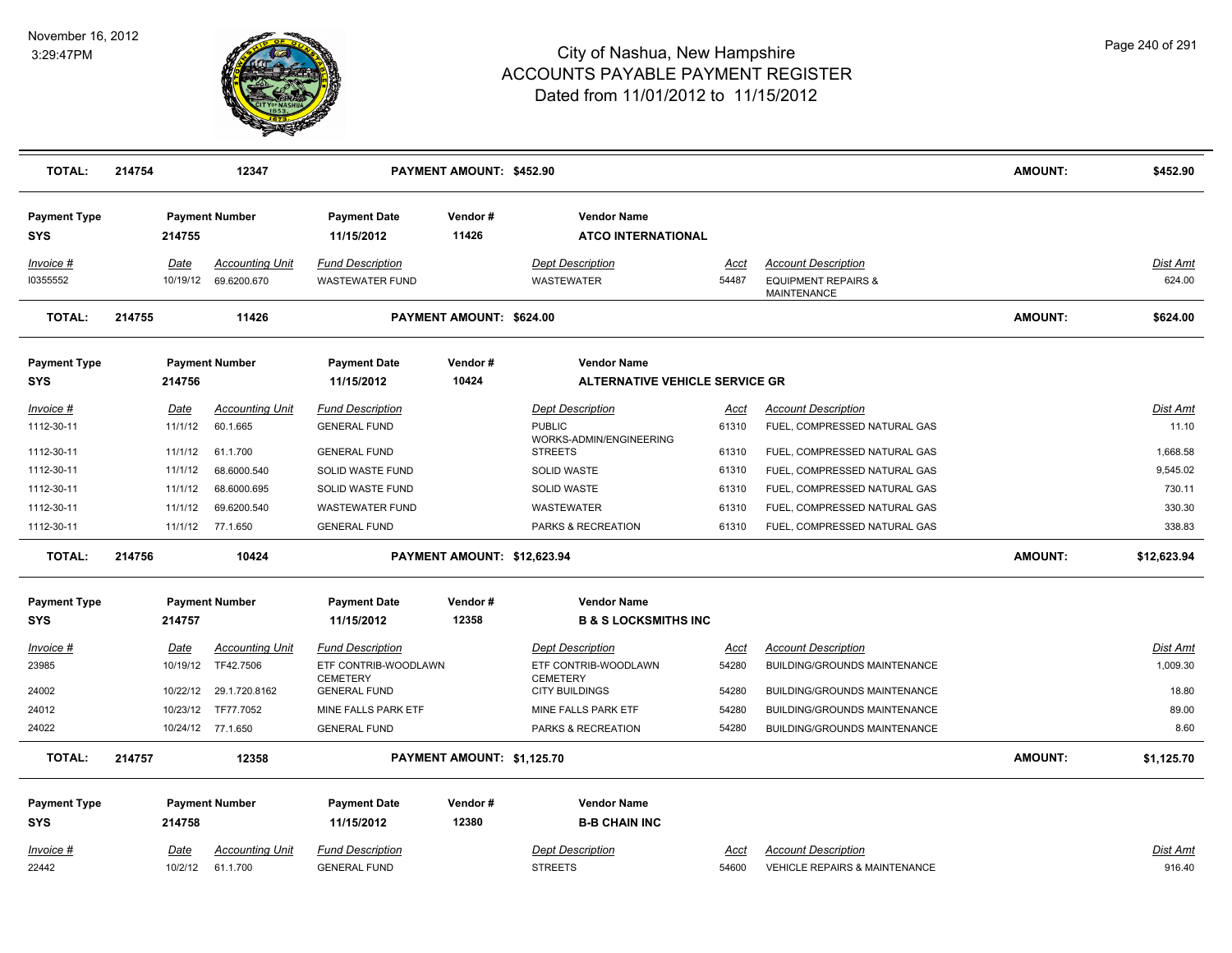# City of Nashua, New Hampshire
## ACCOUNTS PAYABLE PAYMENT REGISTER
### Dated from 11/01/2012 to 11/15/2012

November 16, 2012
3:29:47PM

**TOTAL: 214754 — 12347 — PAYMENT AMOUNT: $452.90 — AMOUNT: $452.90**

| Payment Type | Payment Number | Payment Date | Vendor # | Vendor Name |
|---|---|---|---|---|
| SYS | 214755 | 11/15/2012 | 11426 | ATCO INTERNATIONAL |

| Invoice # | Date | Accounting Unit | Fund Description | Dept Description | Acct | Account Description | Dist Amt |
|---|---|---|---|---|---|---|---|
| I0355552 | 10/19/12 | 69.6200.670 | WASTEWATER FUND | WASTEWATER | 54487 | EQUIPMENT REPAIRS & MAINTENANCE | 624.00 |

**TOTAL: 214755 — 11426 — PAYMENT AMOUNT: $624.00 — AMOUNT: $624.00**

| Payment Type | Payment Number | Payment Date | Vendor # | Vendor Name |
|---|---|---|---|---|
| SYS | 214756 | 11/15/2012 | 10424 | ALTERNATIVE VEHICLE SERVICE GR |

| Invoice # | Date | Accounting Unit | Fund Description | Dept Description | Acct | Account Description | Dist Amt |
|---|---|---|---|---|---|---|---|
| 1112-30-11 | 11/1/12 | 60.1.665 | GENERAL FUND | PUBLIC WORKS-ADMIN/ENGINEERING | 61310 | FUEL, COMPRESSED NATURAL GAS | 11.10 |
| 1112-30-11 | 11/1/12 | 61.1.700 | GENERAL FUND | STREETS | 61310 | FUEL, COMPRESSED NATURAL GAS | 1,668.58 |
| 1112-30-11 | 11/1/12 | 68.6000.540 | SOLID WASTE FUND | SOLID WASTE | 61310 | FUEL, COMPRESSED NATURAL GAS | 9,545.02 |
| 1112-30-11 | 11/1/12 | 68.6000.695 | SOLID WASTE FUND | SOLID WASTE | 61310 | FUEL, COMPRESSED NATURAL GAS | 730.11 |
| 1112-30-11 | 11/1/12 | 69.6200.540 | WASTEWATER FUND | WASTEWATER | 61310 | FUEL, COMPRESSED NATURAL GAS | 330.30 |
| 1112-30-11 | 11/1/12 | 77.1.650 | GENERAL FUND | PARKS & RECREATION | 61310 | FUEL, COMPRESSED NATURAL GAS | 338.83 |

**TOTAL: 214756 — 10424 — PAYMENT AMOUNT: $12,623.94 — AMOUNT: $12,623.94**

| Payment Type | Payment Number | Payment Date | Vendor # | Vendor Name |
|---|---|---|---|---|
| SYS | 214757 | 11/15/2012 | 12358 | B & S LOCKSMITHS INC |

| Invoice # | Date | Accounting Unit | Fund Description | Dept Description | Acct | Account Description | Dist Amt |
|---|---|---|---|---|---|---|---|
| 23985 | 10/19/12 | TF42.7506 | ETF CONTRIB-WOODLAWN CEMETERY | ETF CONTRIB-WOODLAWN CEMETERY | 54280 | BUILDING/GROUNDS MAINTENANCE | 1,009.30 |
| 24002 | 10/22/12 | 29.1.720.8162 | GENERAL FUND | CITY BUILDINGS | 54280 | BUILDING/GROUNDS MAINTENANCE | 18.80 |
| 24012 | 10/23/12 | TF77.7052 | MINE FALLS PARK ETF | MINE FALLS PARK ETF | 54280 | BUILDING/GROUNDS MAINTENANCE | 89.00 |
| 24022 | 10/24/12 | 77.1.650 | GENERAL FUND | PARKS & RECREATION | 54280 | BUILDING/GROUNDS MAINTENANCE | 8.60 |

**TOTAL: 214757 — 12358 — PAYMENT AMOUNT: $1,125.70 — AMOUNT: $1,125.70**

| Payment Type | Payment Number | Payment Date | Vendor # | Vendor Name |
|---|---|---|---|---|
| SYS | 214758 | 11/15/2012 | 12380 | B-B CHAIN INC |

| Invoice # | Date | Accounting Unit | Fund Description | Dept Description | Acct | Account Description | Dist Amt |
|---|---|---|---|---|---|---|---|
| 22442 | 10/2/12 | 61.1.700 | GENERAL FUND | STREETS | 54600 | VEHICLE REPAIRS & MAINTENANCE | 916.40 |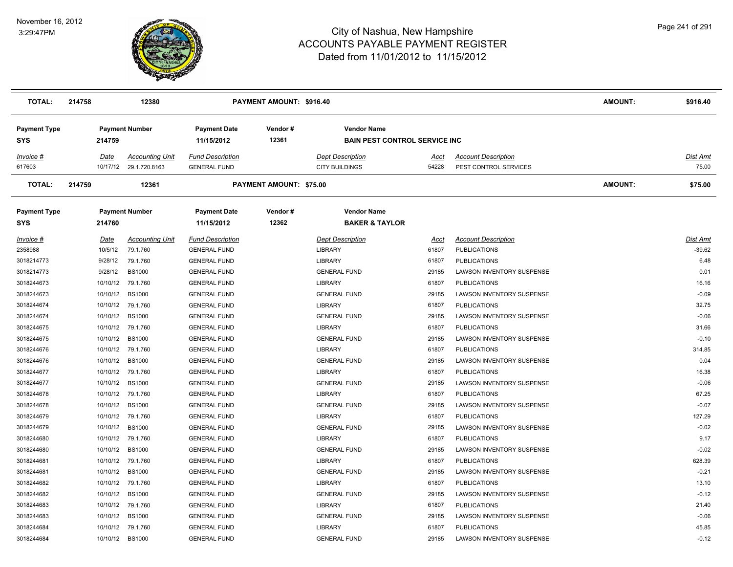# City of Nashua, New Hampshire
## ACCOUNTS PAYABLE PAYMENT REGISTER
### Dated from 11/01/2012 to 11/15/2012

November 16, 2012
3:29:47PM

| TOTAL: | 214758 | 12380 | PAYMENT AMOUNT: $916.40 | AMOUNT: | $916.40 |
|---|---|---|---|---|---|

| Payment Type | Payment Number | Payment Date | Vendor # | Vendor Name |
|---|---|---|---|---|
| SYS | 214759 | 11/15/2012 | 12361 | BAIN PEST CONTROL SERVICE INC |

| Invoice # | Date | Accounting Unit | Fund Description | Dept Description | Acct | Account Description | Dist Amt |
|---|---|---|---|---|---|---|---|
| 617603 | 10/17/12 | 29.1.720.8163 | GENERAL FUND | CITY BUILDINGS | 54228 | PEST CONTROL SERVICES | 75.00 |

| TOTAL: | 214759 | 12361 | PAYMENT AMOUNT: $75.00 | AMOUNT: | $75.00 |
|---|---|---|---|---|---|

| Payment Type | Payment Number | Payment Date | Vendor # | Vendor Name |
|---|---|---|---|---|
| SYS | 214760 | 11/15/2012 | 12362 | BAKER & TAYLOR |

| Invoice # | Date | Accounting Unit | Fund Description | Dept Description | Acct | Account Description | Dist Amt |
|---|---|---|---|---|---|---|---|
| 2358988 | 10/5/12 | 79.1.760 | GENERAL FUND | LIBRARY | 61807 | PUBLICATIONS | -39.62 |
| 3018214773 | 9/28/12 | 79.1.760 | GENERAL FUND | LIBRARY | 61807 | PUBLICATIONS | 6.48 |
| 3018214773 | 9/28/12 | BS1000 | GENERAL FUND | GENERAL FUND | 29185 | LAWSON INVENTORY SUSPENSE | 0.01 |
| 3018244673 | 10/10/12 | 79.1.760 | GENERAL FUND | LIBRARY | 61807 | PUBLICATIONS | 16.16 |
| 3018244673 | 10/10/12 | BS1000 | GENERAL FUND | GENERAL FUND | 29185 | LAWSON INVENTORY SUSPENSE | -0.09 |
| 3018244674 | 10/10/12 | 79.1.760 | GENERAL FUND | LIBRARY | 61807 | PUBLICATIONS | 32.75 |
| 3018244674 | 10/10/12 | BS1000 | GENERAL FUND | GENERAL FUND | 29185 | LAWSON INVENTORY SUSPENSE | -0.06 |
| 3018244675 | 10/10/12 | 79.1.760 | GENERAL FUND | LIBRARY | 61807 | PUBLICATIONS | 31.66 |
| 3018244675 | 10/10/12 | BS1000 | GENERAL FUND | GENERAL FUND | 29185 | LAWSON INVENTORY SUSPENSE | -0.10 |
| 3018244676 | 10/10/12 | 79.1.760 | GENERAL FUND | LIBRARY | 61807 | PUBLICATIONS | 314.85 |
| 3018244676 | 10/10/12 | BS1000 | GENERAL FUND | GENERAL FUND | 29185 | LAWSON INVENTORY SUSPENSE | 0.04 |
| 3018244677 | 10/10/12 | 79.1.760 | GENERAL FUND | LIBRARY | 61807 | PUBLICATIONS | 16.38 |
| 3018244677 | 10/10/12 | BS1000 | GENERAL FUND | GENERAL FUND | 29185 | LAWSON INVENTORY SUSPENSE | -0.06 |
| 3018244678 | 10/10/12 | 79.1.760 | GENERAL FUND | LIBRARY | 61807 | PUBLICATIONS | 67.25 |
| 3018244678 | 10/10/12 | BS1000 | GENERAL FUND | GENERAL FUND | 29185 | LAWSON INVENTORY SUSPENSE | -0.07 |
| 3018244679 | 10/10/12 | 79.1.760 | GENERAL FUND | LIBRARY | 61807 | PUBLICATIONS | 127.29 |
| 3018244679 | 10/10/12 | BS1000 | GENERAL FUND | GENERAL FUND | 29185 | LAWSON INVENTORY SUSPENSE | -0.02 |
| 3018244680 | 10/10/12 | 79.1.760 | GENERAL FUND | LIBRARY | 61807 | PUBLICATIONS | 9.17 |
| 3018244680 | 10/10/12 | BS1000 | GENERAL FUND | GENERAL FUND | 29185 | LAWSON INVENTORY SUSPENSE | -0.02 |
| 3018244681 | 10/10/12 | 79.1.760 | GENERAL FUND | LIBRARY | 61807 | PUBLICATIONS | 628.39 |
| 3018244681 | 10/10/12 | BS1000 | GENERAL FUND | GENERAL FUND | 29185 | LAWSON INVENTORY SUSPENSE | -0.21 |
| 3018244682 | 10/10/12 | 79.1.760 | GENERAL FUND | LIBRARY | 61807 | PUBLICATIONS | 13.10 |
| 3018244682 | 10/10/12 | BS1000 | GENERAL FUND | GENERAL FUND | 29185 | LAWSON INVENTORY SUSPENSE | -0.12 |
| 3018244683 | 10/10/12 | 79.1.760 | GENERAL FUND | LIBRARY | 61807 | PUBLICATIONS | 21.40 |
| 3018244683 | 10/10/12 | BS1000 | GENERAL FUND | GENERAL FUND | 29185 | LAWSON INVENTORY SUSPENSE | -0.06 |
| 3018244684 | 10/10/12 | 79.1.760 | GENERAL FUND | LIBRARY | 61807 | PUBLICATIONS | 45.85 |
| 3018244684 | 10/10/12 | BS1000 | GENERAL FUND | GENERAL FUND | 29185 | LAWSON INVENTORY SUSPENSE | -0.12 |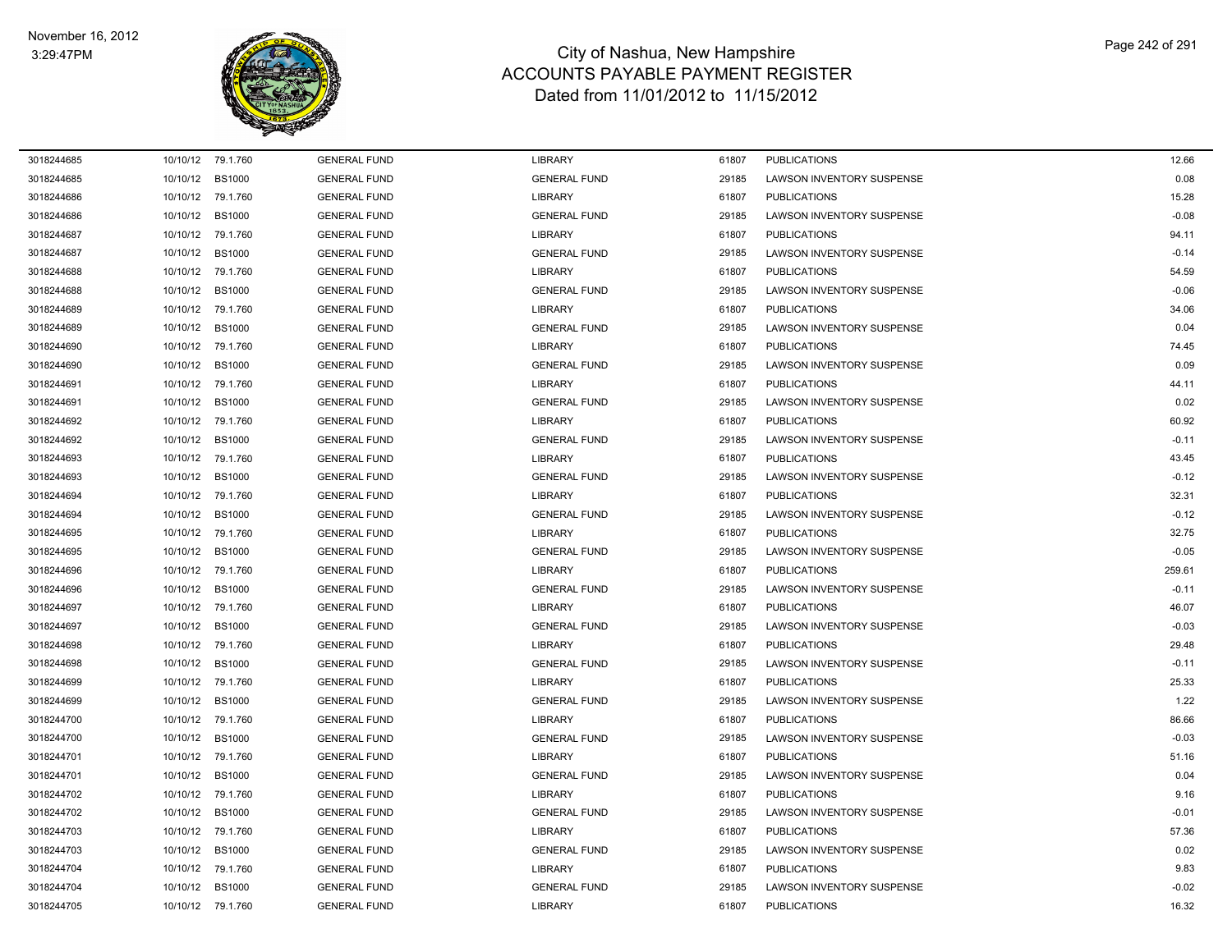# City of Nashua, New Hampshire
## ACCOUNTS PAYABLE PAYMENT REGISTER
### Dated from 11/01/2012 to 11/15/2012

| | | | | | | | |
|---|---|---|---|---|---|---|---|
| 3018244685 | 10/10/12 | 79.1.760 | GENERAL FUND | LIBRARY | 61807 | PUBLICATIONS | 12.66 |
| 3018244685 | 10/10/12 | BS1000 | GENERAL FUND | GENERAL FUND | 29185 | LAWSON INVENTORY SUSPENSE | 0.08 |
| 3018244686 | 10/10/12 | 79.1.760 | GENERAL FUND | LIBRARY | 61807 | PUBLICATIONS | 15.28 |
| 3018244686 | 10/10/12 | BS1000 | GENERAL FUND | GENERAL FUND | 29185 | LAWSON INVENTORY SUSPENSE | -0.08 |
| 3018244687 | 10/10/12 | 79.1.760 | GENERAL FUND | LIBRARY | 61807 | PUBLICATIONS | 94.11 |
| 3018244687 | 10/10/12 | BS1000 | GENERAL FUND | GENERAL FUND | 29185 | LAWSON INVENTORY SUSPENSE | -0.14 |
| 3018244688 | 10/10/12 | 79.1.760 | GENERAL FUND | LIBRARY | 61807 | PUBLICATIONS | 54.59 |
| 3018244688 | 10/10/12 | BS1000 | GENERAL FUND | GENERAL FUND | 29185 | LAWSON INVENTORY SUSPENSE | -0.06 |
| 3018244689 | 10/10/12 | 79.1.760 | GENERAL FUND | LIBRARY | 61807 | PUBLICATIONS | 34.06 |
| 3018244689 | 10/10/12 | BS1000 | GENERAL FUND | GENERAL FUND | 29185 | LAWSON INVENTORY SUSPENSE | 0.04 |
| 3018244690 | 10/10/12 | 79.1.760 | GENERAL FUND | LIBRARY | 61807 | PUBLICATIONS | 74.45 |
| 3018244690 | 10/10/12 | BS1000 | GENERAL FUND | GENERAL FUND | 29185 | LAWSON INVENTORY SUSPENSE | 0.09 |
| 3018244691 | 10/10/12 | 79.1.760 | GENERAL FUND | LIBRARY | 61807 | PUBLICATIONS | 44.11 |
| 3018244691 | 10/10/12 | BS1000 | GENERAL FUND | GENERAL FUND | 29185 | LAWSON INVENTORY SUSPENSE | 0.02 |
| 3018244692 | 10/10/12 | 79.1.760 | GENERAL FUND | LIBRARY | 61807 | PUBLICATIONS | 60.92 |
| 3018244692 | 10/10/12 | BS1000 | GENERAL FUND | GENERAL FUND | 29185 | LAWSON INVENTORY SUSPENSE | -0.11 |
| 3018244693 | 10/10/12 | 79.1.760 | GENERAL FUND | LIBRARY | 61807 | PUBLICATIONS | 43.45 |
| 3018244693 | 10/10/12 | BS1000 | GENERAL FUND | GENERAL FUND | 29185 | LAWSON INVENTORY SUSPENSE | -0.12 |
| 3018244694 | 10/10/12 | 79.1.760 | GENERAL FUND | LIBRARY | 61807 | PUBLICATIONS | 32.31 |
| 3018244694 | 10/10/12 | BS1000 | GENERAL FUND | GENERAL FUND | 29185 | LAWSON INVENTORY SUSPENSE | -0.12 |
| 3018244695 | 10/10/12 | 79.1.760 | GENERAL FUND | LIBRARY | 61807 | PUBLICATIONS | 32.75 |
| 3018244695 | 10/10/12 | BS1000 | GENERAL FUND | GENERAL FUND | 29185 | LAWSON INVENTORY SUSPENSE | -0.05 |
| 3018244696 | 10/10/12 | 79.1.760 | GENERAL FUND | LIBRARY | 61807 | PUBLICATIONS | 259.61 |
| 3018244696 | 10/10/12 | BS1000 | GENERAL FUND | GENERAL FUND | 29185 | LAWSON INVENTORY SUSPENSE | -0.11 |
| 3018244697 | 10/10/12 | 79.1.760 | GENERAL FUND | LIBRARY | 61807 | PUBLICATIONS | 46.07 |
| 3018244697 | 10/10/12 | BS1000 | GENERAL FUND | GENERAL FUND | 29185 | LAWSON INVENTORY SUSPENSE | -0.03 |
| 3018244698 | 10/10/12 | 79.1.760 | GENERAL FUND | LIBRARY | 61807 | PUBLICATIONS | 29.48 |
| 3018244698 | 10/10/12 | BS1000 | GENERAL FUND | GENERAL FUND | 29185 | LAWSON INVENTORY SUSPENSE | -0.11 |
| 3018244699 | 10/10/12 | 79.1.760 | GENERAL FUND | LIBRARY | 61807 | PUBLICATIONS | 25.33 |
| 3018244699 | 10/10/12 | BS1000 | GENERAL FUND | GENERAL FUND | 29185 | LAWSON INVENTORY SUSPENSE | 1.22 |
| 3018244700 | 10/10/12 | 79.1.760 | GENERAL FUND | LIBRARY | 61807 | PUBLICATIONS | 86.66 |
| 3018244700 | 10/10/12 | BS1000 | GENERAL FUND | GENERAL FUND | 29185 | LAWSON INVENTORY SUSPENSE | -0.03 |
| 3018244701 | 10/10/12 | 79.1.760 | GENERAL FUND | LIBRARY | 61807 | PUBLICATIONS | 51.16 |
| 3018244701 | 10/10/12 | BS1000 | GENERAL FUND | GENERAL FUND | 29185 | LAWSON INVENTORY SUSPENSE | 0.04 |
| 3018244702 | 10/10/12 | 79.1.760 | GENERAL FUND | LIBRARY | 61807 | PUBLICATIONS | 9.16 |
| 3018244702 | 10/10/12 | BS1000 | GENERAL FUND | GENERAL FUND | 29185 | LAWSON INVENTORY SUSPENSE | -0.01 |
| 3018244703 | 10/10/12 | 79.1.760 | GENERAL FUND | LIBRARY | 61807 | PUBLICATIONS | 57.36 |
| 3018244703 | 10/10/12 | BS1000 | GENERAL FUND | GENERAL FUND | 29185 | LAWSON INVENTORY SUSPENSE | 0.02 |
| 3018244704 | 10/10/12 | 79.1.760 | GENERAL FUND | LIBRARY | 61807 | PUBLICATIONS | 9.83 |
| 3018244704 | 10/10/12 | BS1000 | GENERAL FUND | GENERAL FUND | 29185 | LAWSON INVENTORY SUSPENSE | -0.02 |
| 3018244705 | 10/10/12 | 79.1.760 | GENERAL FUND | LIBRARY | 61807 | PUBLICATIONS | 16.32 |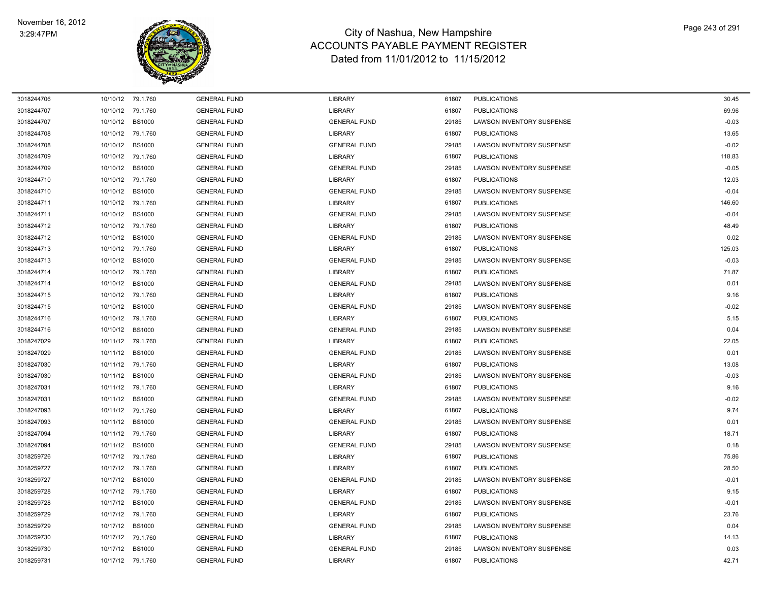# City of Nashua, New Hampshire
## ACCOUNTS PAYABLE PAYMENT REGISTER
### Dated from 11/01/2012 to 11/15/2012

November 16, 2012
3:29:47PM

| | | | | | | | |
|---|---|---|---|---|---|---|---|
| 3018244706 | 10/10/12 | 79.1.760 | GENERAL FUND | LIBRARY | 61807 | PUBLICATIONS | 30.45 |
| 3018244707 | 10/10/12 | 79.1.760 | GENERAL FUND | LIBRARY | 61807 | PUBLICATIONS | 69.96 |
| 3018244707 | 10/10/12 | BS1000 | GENERAL FUND | GENERAL FUND | 29185 | LAWSON INVENTORY SUSPENSE | -0.03 |
| 3018244708 | 10/10/12 | 79.1.760 | GENERAL FUND | LIBRARY | 61807 | PUBLICATIONS | 13.65 |
| 3018244708 | 10/10/12 | BS1000 | GENERAL FUND | GENERAL FUND | 29185 | LAWSON INVENTORY SUSPENSE | -0.02 |
| 3018244709 | 10/10/12 | 79.1.760 | GENERAL FUND | LIBRARY | 61807 | PUBLICATIONS | 118.83 |
| 3018244709 | 10/10/12 | BS1000 | GENERAL FUND | GENERAL FUND | 29185 | LAWSON INVENTORY SUSPENSE | -0.05 |
| 3018244710 | 10/10/12 | 79.1.760 | GENERAL FUND | LIBRARY | 61807 | PUBLICATIONS | 12.03 |
| 3018244710 | 10/10/12 | BS1000 | GENERAL FUND | GENERAL FUND | 29185 | LAWSON INVENTORY SUSPENSE | -0.04 |
| 3018244711 | 10/10/12 | 79.1.760 | GENERAL FUND | LIBRARY | 61807 | PUBLICATIONS | 146.60 |
| 3018244711 | 10/10/12 | BS1000 | GENERAL FUND | GENERAL FUND | 29185 | LAWSON INVENTORY SUSPENSE | -0.04 |
| 3018244712 | 10/10/12 | 79.1.760 | GENERAL FUND | LIBRARY | 61807 | PUBLICATIONS | 48.49 |
| 3018244712 | 10/10/12 | BS1000 | GENERAL FUND | GENERAL FUND | 29185 | LAWSON INVENTORY SUSPENSE | 0.02 |
| 3018244713 | 10/10/12 | 79.1.760 | GENERAL FUND | LIBRARY | 61807 | PUBLICATIONS | 125.03 |
| 3018244713 | 10/10/12 | BS1000 | GENERAL FUND | GENERAL FUND | 29185 | LAWSON INVENTORY SUSPENSE | -0.03 |
| 3018244714 | 10/10/12 | 79.1.760 | GENERAL FUND | LIBRARY | 61807 | PUBLICATIONS | 71.87 |
| 3018244714 | 10/10/12 | BS1000 | GENERAL FUND | GENERAL FUND | 29185 | LAWSON INVENTORY SUSPENSE | 0.01 |
| 3018244715 | 10/10/12 | 79.1.760 | GENERAL FUND | LIBRARY | 61807 | PUBLICATIONS | 9.16 |
| 3018244715 | 10/10/12 | BS1000 | GENERAL FUND | GENERAL FUND | 29185 | LAWSON INVENTORY SUSPENSE | -0.02 |
| 3018244716 | 10/10/12 | 79.1.760 | GENERAL FUND | LIBRARY | 61807 | PUBLICATIONS | 5.15 |
| 3018244716 | 10/10/12 | BS1000 | GENERAL FUND | GENERAL FUND | 29185 | LAWSON INVENTORY SUSPENSE | 0.04 |
| 3018247029 | 10/11/12 | 79.1.760 | GENERAL FUND | LIBRARY | 61807 | PUBLICATIONS | 22.05 |
| 3018247029 | 10/11/12 | BS1000 | GENERAL FUND | GENERAL FUND | 29185 | LAWSON INVENTORY SUSPENSE | 0.01 |
| 3018247030 | 10/11/12 | 79.1.760 | GENERAL FUND | LIBRARY | 61807 | PUBLICATIONS | 13.08 |
| 3018247030 | 10/11/12 | BS1000 | GENERAL FUND | GENERAL FUND | 29185 | LAWSON INVENTORY SUSPENSE | -0.03 |
| 3018247031 | 10/11/12 | 79.1.760 | GENERAL FUND | LIBRARY | 61807 | PUBLICATIONS | 9.16 |
| 3018247031 | 10/11/12 | BS1000 | GENERAL FUND | GENERAL FUND | 29185 | LAWSON INVENTORY SUSPENSE | -0.02 |
| 3018247093 | 10/11/12 | 79.1.760 | GENERAL FUND | LIBRARY | 61807 | PUBLICATIONS | 9.74 |
| 3018247093 | 10/11/12 | BS1000 | GENERAL FUND | GENERAL FUND | 29185 | LAWSON INVENTORY SUSPENSE | 0.01 |
| 3018247094 | 10/11/12 | 79.1.760 | GENERAL FUND | LIBRARY | 61807 | PUBLICATIONS | 18.71 |
| 3018247094 | 10/11/12 | BS1000 | GENERAL FUND | GENERAL FUND | 29185 | LAWSON INVENTORY SUSPENSE | 0.18 |
| 3018259726 | 10/17/12 | 79.1.760 | GENERAL FUND | LIBRARY | 61807 | PUBLICATIONS | 75.86 |
| 3018259727 | 10/17/12 | 79.1.760 | GENERAL FUND | LIBRARY | 61807 | PUBLICATIONS | 28.50 |
| 3018259727 | 10/17/12 | BS1000 | GENERAL FUND | GENERAL FUND | 29185 | LAWSON INVENTORY SUSPENSE | -0.01 |
| 3018259728 | 10/17/12 | 79.1.760 | GENERAL FUND | LIBRARY | 61807 | PUBLICATIONS | 9.15 |
| 3018259728 | 10/17/12 | BS1000 | GENERAL FUND | GENERAL FUND | 29185 | LAWSON INVENTORY SUSPENSE | -0.01 |
| 3018259729 | 10/17/12 | 79.1.760 | GENERAL FUND | LIBRARY | 61807 | PUBLICATIONS | 23.76 |
| 3018259729 | 10/17/12 | BS1000 | GENERAL FUND | GENERAL FUND | 29185 | LAWSON INVENTORY SUSPENSE | 0.04 |
| 3018259730 | 10/17/12 | 79.1.760 | GENERAL FUND | LIBRARY | 61807 | PUBLICATIONS | 14.13 |
| 3018259730 | 10/17/12 | BS1000 | GENERAL FUND | GENERAL FUND | 29185 | LAWSON INVENTORY SUSPENSE | 0.03 |
| 3018259731 | 10/17/12 | 79.1.760 | GENERAL FUND | LIBRARY | 61807 | PUBLICATIONS | 42.71 |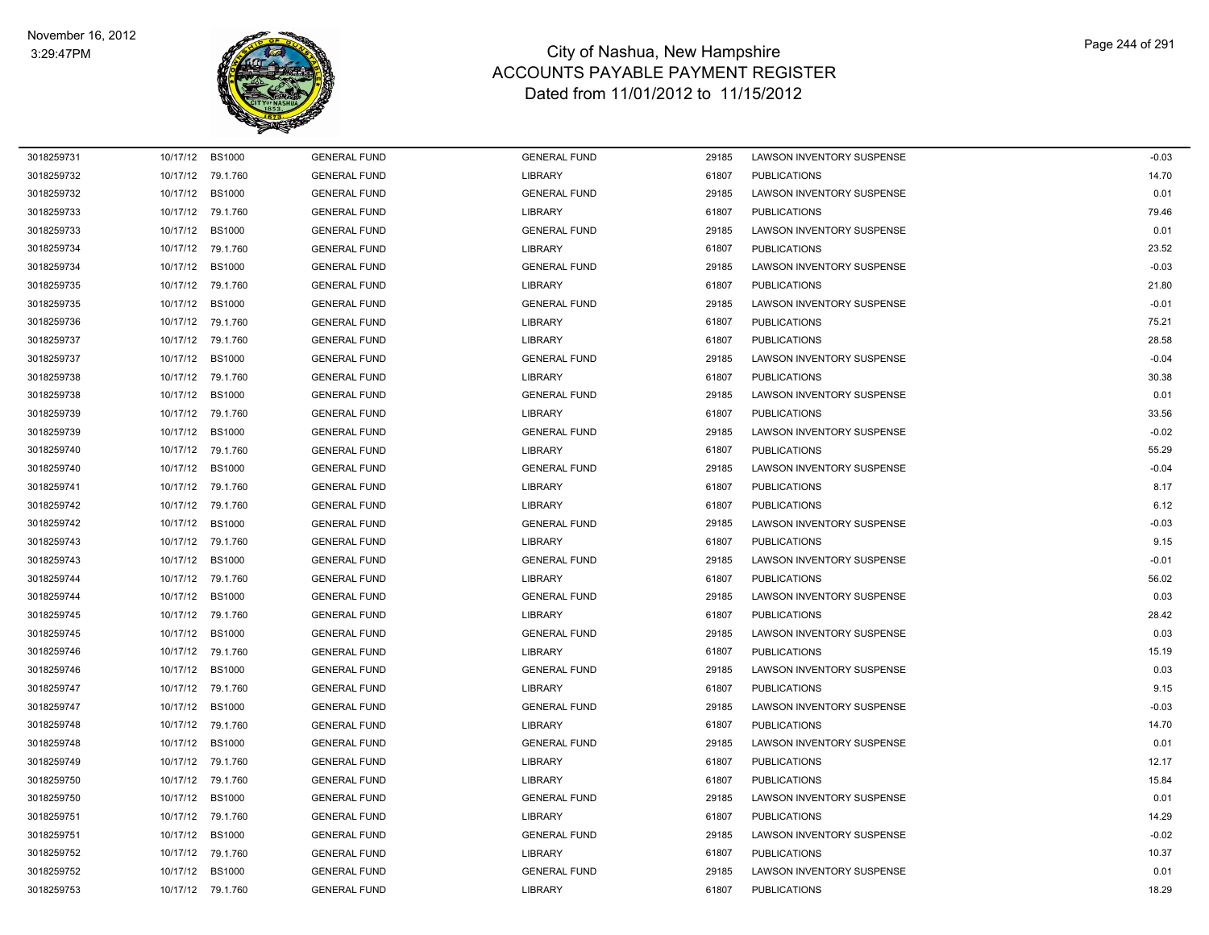# City of Nashua, New Hampshire
## ACCOUNTS PAYABLE PAYMENT REGISTER
### Dated from 11/01/2012 to 11/15/2012

November 16, 2012
3:29:47PM

| | | | | | | | |
|---|---|---|---|---|---|---|---|
| 3018259731 | 10/17/12 | BS1000 | GENERAL FUND | GENERAL FUND | 29185 | LAWSON INVENTORY SUSPENSE | -0.03 |
| 3018259732 | 10/17/12 | 79.1.760 | GENERAL FUND | LIBRARY | 61807 | PUBLICATIONS | 14.70 |
| 3018259732 | 10/17/12 | BS1000 | GENERAL FUND | GENERAL FUND | 29185 | LAWSON INVENTORY SUSPENSE | 0.01 |
| 3018259733 | 10/17/12 | 79.1.760 | GENERAL FUND | LIBRARY | 61807 | PUBLICATIONS | 79.46 |
| 3018259733 | 10/17/12 | BS1000 | GENERAL FUND | GENERAL FUND | 29185 | LAWSON INVENTORY SUSPENSE | 0.01 |
| 3018259734 | 10/17/12 | 79.1.760 | GENERAL FUND | LIBRARY | 61807 | PUBLICATIONS | 23.52 |
| 3018259734 | 10/17/12 | BS1000 | GENERAL FUND | GENERAL FUND | 29185 | LAWSON INVENTORY SUSPENSE | -0.03 |
| 3018259735 | 10/17/12 | 79.1.760 | GENERAL FUND | LIBRARY | 61807 | PUBLICATIONS | 21.80 |
| 3018259735 | 10/17/12 | BS1000 | GENERAL FUND | GENERAL FUND | 29185 | LAWSON INVENTORY SUSPENSE | -0.01 |
| 3018259736 | 10/17/12 | 79.1.760 | GENERAL FUND | LIBRARY | 61807 | PUBLICATIONS | 75.21 |
| 3018259737 | 10/17/12 | 79.1.760 | GENERAL FUND | LIBRARY | 61807 | PUBLICATIONS | 28.58 |
| 3018259737 | 10/17/12 | BS1000 | GENERAL FUND | GENERAL FUND | 29185 | LAWSON INVENTORY SUSPENSE | -0.04 |
| 3018259738 | 10/17/12 | 79.1.760 | GENERAL FUND | LIBRARY | 61807 | PUBLICATIONS | 30.38 |
| 3018259738 | 10/17/12 | BS1000 | GENERAL FUND | GENERAL FUND | 29185 | LAWSON INVENTORY SUSPENSE | 0.01 |
| 3018259739 | 10/17/12 | 79.1.760 | GENERAL FUND | LIBRARY | 61807 | PUBLICATIONS | 33.56 |
| 3018259739 | 10/17/12 | BS1000 | GENERAL FUND | GENERAL FUND | 29185 | LAWSON INVENTORY SUSPENSE | -0.02 |
| 3018259740 | 10/17/12 | 79.1.760 | GENERAL FUND | LIBRARY | 61807 | PUBLICATIONS | 55.29 |
| 3018259740 | 10/17/12 | BS1000 | GENERAL FUND | GENERAL FUND | 29185 | LAWSON INVENTORY SUSPENSE | -0.04 |
| 3018259741 | 10/17/12 | 79.1.760 | GENERAL FUND | LIBRARY | 61807 | PUBLICATIONS | 8.17 |
| 3018259742 | 10/17/12 | 79.1.760 | GENERAL FUND | LIBRARY | 61807 | PUBLICATIONS | 6.12 |
| 3018259742 | 10/17/12 | BS1000 | GENERAL FUND | GENERAL FUND | 29185 | LAWSON INVENTORY SUSPENSE | -0.03 |
| 3018259743 | 10/17/12 | 79.1.760 | GENERAL FUND | LIBRARY | 61807 | PUBLICATIONS | 9.15 |
| 3018259743 | 10/17/12 | BS1000 | GENERAL FUND | GENERAL FUND | 29185 | LAWSON INVENTORY SUSPENSE | -0.01 |
| 3018259744 | 10/17/12 | 79.1.760 | GENERAL FUND | LIBRARY | 61807 | PUBLICATIONS | 56.02 |
| 3018259744 | 10/17/12 | BS1000 | GENERAL FUND | GENERAL FUND | 29185 | LAWSON INVENTORY SUSPENSE | 0.03 |
| 3018259745 | 10/17/12 | 79.1.760 | GENERAL FUND | LIBRARY | 61807 | PUBLICATIONS | 28.42 |
| 3018259745 | 10/17/12 | BS1000 | GENERAL FUND | GENERAL FUND | 29185 | LAWSON INVENTORY SUSPENSE | 0.03 |
| 3018259746 | 10/17/12 | 79.1.760 | GENERAL FUND | LIBRARY | 61807 | PUBLICATIONS | 15.19 |
| 3018259746 | 10/17/12 | BS1000 | GENERAL FUND | GENERAL FUND | 29185 | LAWSON INVENTORY SUSPENSE | 0.03 |
| 3018259747 | 10/17/12 | 79.1.760 | GENERAL FUND | LIBRARY | 61807 | PUBLICATIONS | 9.15 |
| 3018259747 | 10/17/12 | BS1000 | GENERAL FUND | GENERAL FUND | 29185 | LAWSON INVENTORY SUSPENSE | -0.03 |
| 3018259748 | 10/17/12 | 79.1.760 | GENERAL FUND | LIBRARY | 61807 | PUBLICATIONS | 14.70 |
| 3018259748 | 10/17/12 | BS1000 | GENERAL FUND | GENERAL FUND | 29185 | LAWSON INVENTORY SUSPENSE | 0.01 |
| 3018259749 | 10/17/12 | 79.1.760 | GENERAL FUND | LIBRARY | 61807 | PUBLICATIONS | 12.17 |
| 3018259750 | 10/17/12 | 79.1.760 | GENERAL FUND | LIBRARY | 61807 | PUBLICATIONS | 15.84 |
| 3018259750 | 10/17/12 | BS1000 | GENERAL FUND | GENERAL FUND | 29185 | LAWSON INVENTORY SUSPENSE | 0.01 |
| 3018259751 | 10/17/12 | 79.1.760 | GENERAL FUND | LIBRARY | 61807 | PUBLICATIONS | 14.29 |
| 3018259751 | 10/17/12 | BS1000 | GENERAL FUND | GENERAL FUND | 29185 | LAWSON INVENTORY SUSPENSE | -0.02 |
| 3018259752 | 10/17/12 | 79.1.760 | GENERAL FUND | LIBRARY | 61807 | PUBLICATIONS | 10.37 |
| 3018259752 | 10/17/12 | BS1000 | GENERAL FUND | GENERAL FUND | 29185 | LAWSON INVENTORY SUSPENSE | 0.01 |
| 3018259753 | 10/17/12 | 79.1.760 | GENERAL FUND | LIBRARY | 61807 | PUBLICATIONS | 18.29 |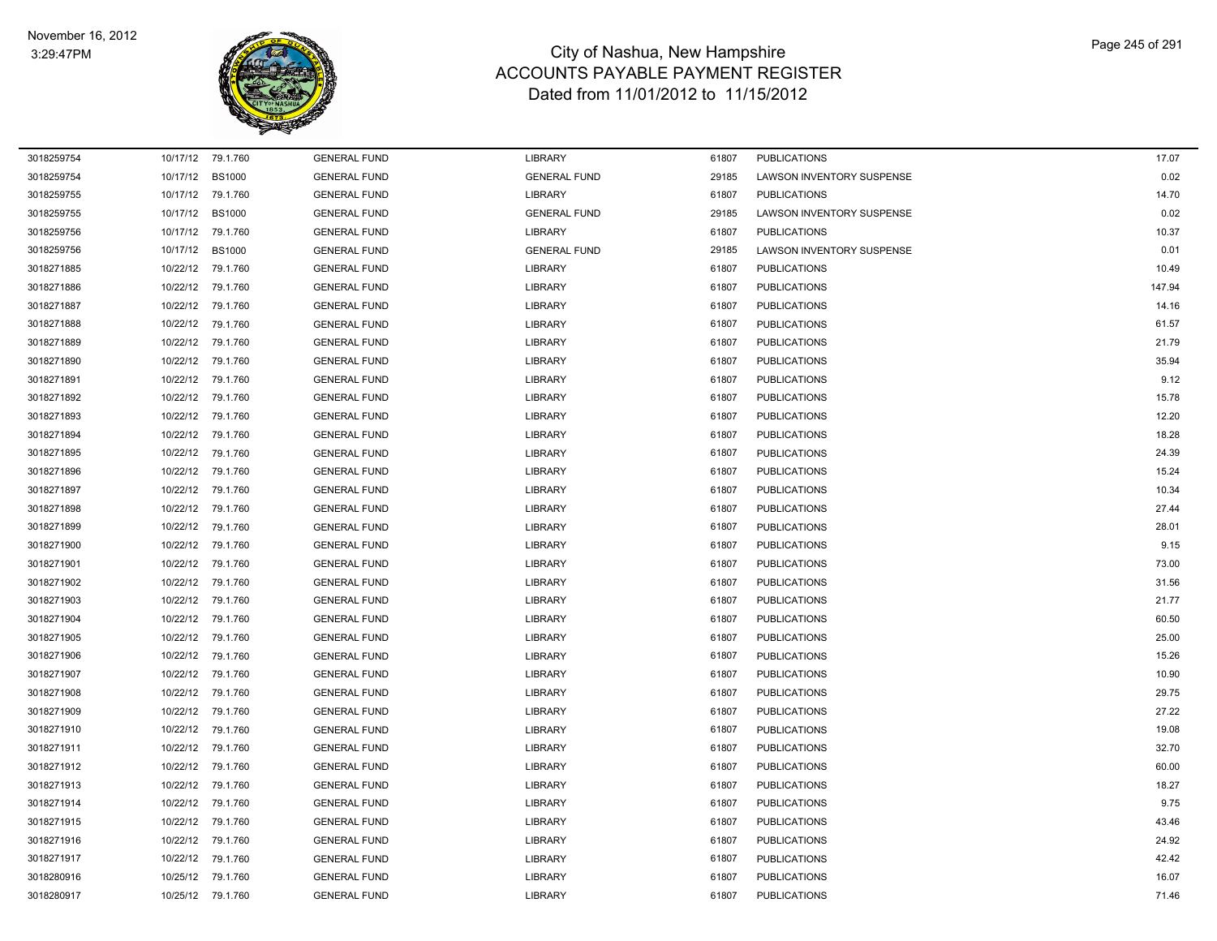# City of Nashua, New Hampshire
## ACCOUNTS PAYABLE PAYMENT REGISTER
### Dated from 11/01/2012 to 11/15/2012

| | | | | | | | |
|---|---|---|---|---|---|---|---|
| 3018259754 | 10/17/12 | 79.1.760 | GENERAL FUND | LIBRARY | 61807 | PUBLICATIONS | 17.07 |
| 3018259754 | 10/17/12 | BS1000 | GENERAL FUND | GENERAL FUND | 29185 | LAWSON INVENTORY SUSPENSE | 0.02 |
| 3018259755 | 10/17/12 | 79.1.760 | GENERAL FUND | LIBRARY | 61807 | PUBLICATIONS | 14.70 |
| 3018259755 | 10/17/12 | BS1000 | GENERAL FUND | GENERAL FUND | 29185 | LAWSON INVENTORY SUSPENSE | 0.02 |
| 3018259756 | 10/17/12 | 79.1.760 | GENERAL FUND | LIBRARY | 61807 | PUBLICATIONS | 10.37 |
| 3018259756 | 10/17/12 | BS1000 | GENERAL FUND | GENERAL FUND | 29185 | LAWSON INVENTORY SUSPENSE | 0.01 |
| 3018271885 | 10/22/12 | 79.1.760 | GENERAL FUND | LIBRARY | 61807 | PUBLICATIONS | 10.49 |
| 3018271886 | 10/22/12 | 79.1.760 | GENERAL FUND | LIBRARY | 61807 | PUBLICATIONS | 147.94 |
| 3018271887 | 10/22/12 | 79.1.760 | GENERAL FUND | LIBRARY | 61807 | PUBLICATIONS | 14.16 |
| 3018271888 | 10/22/12 | 79.1.760 | GENERAL FUND | LIBRARY | 61807 | PUBLICATIONS | 61.57 |
| 3018271889 | 10/22/12 | 79.1.760 | GENERAL FUND | LIBRARY | 61807 | PUBLICATIONS | 21.79 |
| 3018271890 | 10/22/12 | 79.1.760 | GENERAL FUND | LIBRARY | 61807 | PUBLICATIONS | 35.94 |
| 3018271891 | 10/22/12 | 79.1.760 | GENERAL FUND | LIBRARY | 61807 | PUBLICATIONS | 9.12 |
| 3018271892 | 10/22/12 | 79.1.760 | GENERAL FUND | LIBRARY | 61807 | PUBLICATIONS | 15.78 |
| 3018271893 | 10/22/12 | 79.1.760 | GENERAL FUND | LIBRARY | 61807 | PUBLICATIONS | 12.20 |
| 3018271894 | 10/22/12 | 79.1.760 | GENERAL FUND | LIBRARY | 61807 | PUBLICATIONS | 18.28 |
| 3018271895 | 10/22/12 | 79.1.760 | GENERAL FUND | LIBRARY | 61807 | PUBLICATIONS | 24.39 |
| 3018271896 | 10/22/12 | 79.1.760 | GENERAL FUND | LIBRARY | 61807 | PUBLICATIONS | 15.24 |
| 3018271897 | 10/22/12 | 79.1.760 | GENERAL FUND | LIBRARY | 61807 | PUBLICATIONS | 10.34 |
| 3018271898 | 10/22/12 | 79.1.760 | GENERAL FUND | LIBRARY | 61807 | PUBLICATIONS | 27.44 |
| 3018271899 | 10/22/12 | 79.1.760 | GENERAL FUND | LIBRARY | 61807 | PUBLICATIONS | 28.01 |
| 3018271900 | 10/22/12 | 79.1.760 | GENERAL FUND | LIBRARY | 61807 | PUBLICATIONS | 9.15 |
| 3018271901 | 10/22/12 | 79.1.760 | GENERAL FUND | LIBRARY | 61807 | PUBLICATIONS | 73.00 |
| 3018271902 | 10/22/12 | 79.1.760 | GENERAL FUND | LIBRARY | 61807 | PUBLICATIONS | 31.56 |
| 3018271903 | 10/22/12 | 79.1.760 | GENERAL FUND | LIBRARY | 61807 | PUBLICATIONS | 21.77 |
| 3018271904 | 10/22/12 | 79.1.760 | GENERAL FUND | LIBRARY | 61807 | PUBLICATIONS | 60.50 |
| 3018271905 | 10/22/12 | 79.1.760 | GENERAL FUND | LIBRARY | 61807 | PUBLICATIONS | 25.00 |
| 3018271906 | 10/22/12 | 79.1.760 | GENERAL FUND | LIBRARY | 61807 | PUBLICATIONS | 15.26 |
| 3018271907 | 10/22/12 | 79.1.760 | GENERAL FUND | LIBRARY | 61807 | PUBLICATIONS | 10.90 |
| 3018271908 | 10/22/12 | 79.1.760 | GENERAL FUND | LIBRARY | 61807 | PUBLICATIONS | 29.75 |
| 3018271909 | 10/22/12 | 79.1.760 | GENERAL FUND | LIBRARY | 61807 | PUBLICATIONS | 27.22 |
| 3018271910 | 10/22/12 | 79.1.760 | GENERAL FUND | LIBRARY | 61807 | PUBLICATIONS | 19.08 |
| 3018271911 | 10/22/12 | 79.1.760 | GENERAL FUND | LIBRARY | 61807 | PUBLICATIONS | 32.70 |
| 3018271912 | 10/22/12 | 79.1.760 | GENERAL FUND | LIBRARY | 61807 | PUBLICATIONS | 60.00 |
| 3018271913 | 10/22/12 | 79.1.760 | GENERAL FUND | LIBRARY | 61807 | PUBLICATIONS | 18.27 |
| 3018271914 | 10/22/12 | 79.1.760 | GENERAL FUND | LIBRARY | 61807 | PUBLICATIONS | 9.75 |
| 3018271915 | 10/22/12 | 79.1.760 | GENERAL FUND | LIBRARY | 61807 | PUBLICATIONS | 43.46 |
| 3018271916 | 10/22/12 | 79.1.760 | GENERAL FUND | LIBRARY | 61807 | PUBLICATIONS | 24.92 |
| 3018271917 | 10/22/12 | 79.1.760 | GENERAL FUND | LIBRARY | 61807 | PUBLICATIONS | 42.42 |
| 3018280916 | 10/25/12 | 79.1.760 | GENERAL FUND | LIBRARY | 61807 | PUBLICATIONS | 16.07 |
| 3018280917 | 10/25/12 | 79.1.760 | GENERAL FUND | LIBRARY | 61807 | PUBLICATIONS | 71.46 |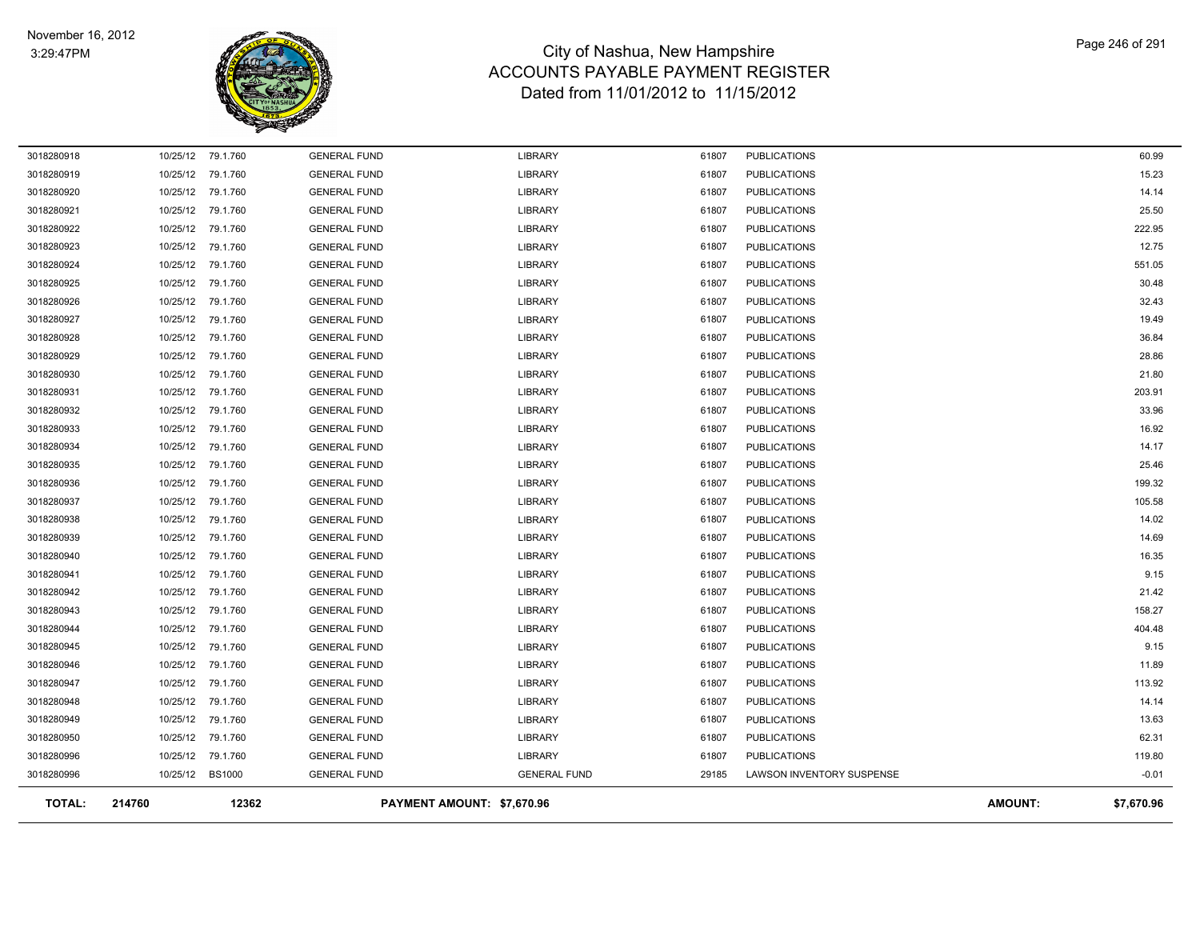# City of Nashua, New Hampshire
## ACCOUNTS PAYABLE PAYMENT REGISTER
### Dated from 11/01/2012 to 11/15/2012

November 16, 2012
3:29:47PM

| | | | | | | | | |
|---|---|---|---|---|---|---|---|---|
| 3018280918 | 10/25/12 | 79.1.760 | GENERAL FUND | LIBRARY | 61807 | PUBLICATIONS | | 60.99 |
| 3018280919 | 10/25/12 | 79.1.760 | GENERAL FUND | LIBRARY | 61807 | PUBLICATIONS | | 15.23 |
| 3018280920 | 10/25/12 | 79.1.760 | GENERAL FUND | LIBRARY | 61807 | PUBLICATIONS | | 14.14 |
| 3018280921 | 10/25/12 | 79.1.760 | GENERAL FUND | LIBRARY | 61807 | PUBLICATIONS | | 25.50 |
| 3018280922 | 10/25/12 | 79.1.760 | GENERAL FUND | LIBRARY | 61807 | PUBLICATIONS | | 222.95 |
| 3018280923 | 10/25/12 | 79.1.760 | GENERAL FUND | LIBRARY | 61807 | PUBLICATIONS | | 12.75 |
| 3018280924 | 10/25/12 | 79.1.760 | GENERAL FUND | LIBRARY | 61807 | PUBLICATIONS | | 551.05 |
| 3018280925 | 10/25/12 | 79.1.760 | GENERAL FUND | LIBRARY | 61807 | PUBLICATIONS | | 30.48 |
| 3018280926 | 10/25/12 | 79.1.760 | GENERAL FUND | LIBRARY | 61807 | PUBLICATIONS | | 32.43 |
| 3018280927 | 10/25/12 | 79.1.760 | GENERAL FUND | LIBRARY | 61807 | PUBLICATIONS | | 19.49 |
| 3018280928 | 10/25/12 | 79.1.760 | GENERAL FUND | LIBRARY | 61807 | PUBLICATIONS | | 36.84 |
| 3018280929 | 10/25/12 | 79.1.760 | GENERAL FUND | LIBRARY | 61807 | PUBLICATIONS | | 28.86 |
| 3018280930 | 10/25/12 | 79.1.760 | GENERAL FUND | LIBRARY | 61807 | PUBLICATIONS | | 21.80 |
| 3018280931 | 10/25/12 | 79.1.760 | GENERAL FUND | LIBRARY | 61807 | PUBLICATIONS | | 203.91 |
| 3018280932 | 10/25/12 | 79.1.760 | GENERAL FUND | LIBRARY | 61807 | PUBLICATIONS | | 33.96 |
| 3018280933 | 10/25/12 | 79.1.760 | GENERAL FUND | LIBRARY | 61807 | PUBLICATIONS | | 16.92 |
| 3018280934 | 10/25/12 | 79.1.760 | GENERAL FUND | LIBRARY | 61807 | PUBLICATIONS | | 14.17 |
| 3018280935 | 10/25/12 | 79.1.760 | GENERAL FUND | LIBRARY | 61807 | PUBLICATIONS | | 25.46 |
| 3018280936 | 10/25/12 | 79.1.760 | GENERAL FUND | LIBRARY | 61807 | PUBLICATIONS | | 199.32 |
| 3018280937 | 10/25/12 | 79.1.760 | GENERAL FUND | LIBRARY | 61807 | PUBLICATIONS | | 105.58 |
| 3018280938 | 10/25/12 | 79.1.760 | GENERAL FUND | LIBRARY | 61807 | PUBLICATIONS | | 14.02 |
| 3018280939 | 10/25/12 | 79.1.760 | GENERAL FUND | LIBRARY | 61807 | PUBLICATIONS | | 14.69 |
| 3018280940 | 10/25/12 | 79.1.760 | GENERAL FUND | LIBRARY | 61807 | PUBLICATIONS | | 16.35 |
| 3018280941 | 10/25/12 | 79.1.760 | GENERAL FUND | LIBRARY | 61807 | PUBLICATIONS | | 9.15 |
| 3018280942 | 10/25/12 | 79.1.760 | GENERAL FUND | LIBRARY | 61807 | PUBLICATIONS | | 21.42 |
| 3018280943 | 10/25/12 | 79.1.760 | GENERAL FUND | LIBRARY | 61807 | PUBLICATIONS | | 158.27 |
| 3018280944 | 10/25/12 | 79.1.760 | GENERAL FUND | LIBRARY | 61807 | PUBLICATIONS | | 404.48 |
| 3018280945 | 10/25/12 | 79.1.760 | GENERAL FUND | LIBRARY | 61807 | PUBLICATIONS | | 9.15 |
| 3018280946 | 10/25/12 | 79.1.760 | GENERAL FUND | LIBRARY | 61807 | PUBLICATIONS | | 11.89 |
| 3018280947 | 10/25/12 | 79.1.760 | GENERAL FUND | LIBRARY | 61807 | PUBLICATIONS | | 113.92 |
| 3018280948 | 10/25/12 | 79.1.760 | GENERAL FUND | LIBRARY | 61807 | PUBLICATIONS | | 14.14 |
| 3018280949 | 10/25/12 | 79.1.760 | GENERAL FUND | LIBRARY | 61807 | PUBLICATIONS | | 13.63 |
| 3018280950 | 10/25/12 | 79.1.760 | GENERAL FUND | LIBRARY | 61807 | PUBLICATIONS | | 62.31 |
| 3018280996 | 10/25/12 | 79.1.760 | GENERAL FUND | LIBRARY | 61807 | PUBLICATIONS | | 119.80 |
| 3018280996 | 10/25/12 | BS1000 | GENERAL FUND | GENERAL FUND | 29185 | LAWSON INVENTORY SUSPENSE | | -0.01 |
| **TOTAL:** | **214760** | **12362** | **PAYMENT AMOUNT: $7,670.96** | | | | **AMOUNT:** | **$7,670.96** |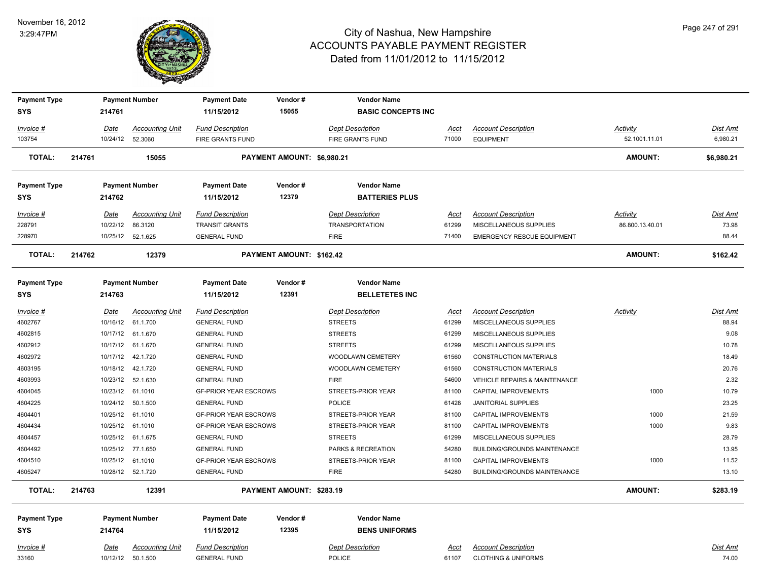# City of Nashua, New Hampshire
## ACCOUNTS PAYABLE PAYMENT REGISTER
### Dated from 11/01/2012 to 11/15/2012

November 16, 2012
3:29:47PM

| Payment Type | Payment Number | Payment Date | Vendor # | Vendor Name |
|---|---|---|---|---|
| SYS | 214761 | 11/15/2012 | 15055 | BASIC CONCEPTS INC |

| Invoice # | Date | Accounting Unit | Fund Description | Dept Description | Acct | Account Description | Activity | Dist Amt |
|---|---|---|---|---|---|---|---|---|
| 103754 | 10/24/12 | 52.3060 | FIRE GRANTS FUND | FIRE GRANTS FUND | 71000 | EQUIPMENT | 52.1001.11.01 | 6,980.21 |

**TOTAL: 214761 15055 PAYMENT AMOUNT: $6,980.21 AMOUNT: $6,980.21**

| Payment Type | Payment Number | Payment Date | Vendor # | Vendor Name |
|---|---|---|---|---|
| SYS | 214762 | 11/15/2012 | 12379 | BATTERIES PLUS |

| Invoice # | Date | Accounting Unit | Fund Description | Dept Description | Acct | Account Description | Activity | Dist Amt |
|---|---|---|---|---|---|---|---|---|
| 228791 | 10/22/12 | 86.3120 | TRANSIT GRANTS | TRANSPORTATION | 61299 | MISCELLANEOUS SUPPLIES | 86.800.13.40.01 | 73.98 |
| 228970 | 10/25/12 | 52.1.625 | GENERAL FUND | FIRE | 71400 | EMERGENCY RESCUE EQUIPMENT | | 88.44 |

**TOTAL: 214762 12379 PAYMENT AMOUNT: $162.42 AMOUNT: $162.42**

| Payment Type | Payment Number | Payment Date | Vendor # | Vendor Name |
|---|---|---|---|---|
| SYS | 214763 | 11/15/2012 | 12391 | BELLETETES INC |

| Invoice # | Date | Accounting Unit | Fund Description | Dept Description | Acct | Account Description | Activity | Dist Amt |
|---|---|---|---|---|---|---|---|---|
| 4602767 | 10/16/12 | 61.1.700 | GENERAL FUND | STREETS | 61299 | MISCELLANEOUS SUPPLIES | | 88.94 |
| 4602815 | 10/17/12 | 61.1.670 | GENERAL FUND | STREETS | 61299 | MISCELLANEOUS SUPPLIES | | 9.08 |
| 4602912 | 10/17/12 | 61.1.670 | GENERAL FUND | STREETS | 61299 | MISCELLANEOUS SUPPLIES | | 10.78 |
| 4602972 | 10/17/12 | 42.1.720 | GENERAL FUND | WOODLAWN CEMETERY | 61560 | CONSTRUCTION MATERIALS | | 18.49 |
| 4603195 | 10/18/12 | 42.1.720 | GENERAL FUND | WOODLAWN CEMETERY | 61560 | CONSTRUCTION MATERIALS | | 20.76 |
| 4603993 | 10/23/12 | 52.1.630 | GENERAL FUND | FIRE | 54600 | VEHICLE REPAIRS & MAINTENANCE | | 2.32 |
| 4604045 | 10/23/12 | 61.1010 | GF-PRIOR YEAR ESCROWS | STREETS-PRIOR YEAR | 81100 | CAPITAL IMPROVEMENTS | 1000 | 10.79 |
| 4604225 | 10/24/12 | 50.1.500 | GENERAL FUND | POLICE | 61428 | JANITORIAL SUPPLIES | | 23.25 |
| 4604401 | 10/25/12 | 61.1010 | GF-PRIOR YEAR ESCROWS | STREETS-PRIOR YEAR | 81100 | CAPITAL IMPROVEMENTS | 1000 | 21.59 |
| 4604434 | 10/25/12 | 61.1010 | GF-PRIOR YEAR ESCROWS | STREETS-PRIOR YEAR | 81100 | CAPITAL IMPROVEMENTS | 1000 | 9.83 |
| 4604457 | 10/25/12 | 61.1.675 | GENERAL FUND | STREETS | 61299 | MISCELLANEOUS SUPPLIES | | 28.79 |
| 4604492 | 10/25/12 | 77.1.650 | GENERAL FUND | PARKS & RECREATION | 54280 | BUILDING/GROUNDS MAINTENANCE | | 13.95 |
| 4604510 | 10/25/12 | 61.1010 | GF-PRIOR YEAR ESCROWS | STREETS-PRIOR YEAR | 81100 | CAPITAL IMPROVEMENTS | 1000 | 11.52 |
| 4605247 | 10/28/12 | 52.1.720 | GENERAL FUND | FIRE | 54280 | BUILDING/GROUNDS MAINTENANCE | | 13.10 |

**TOTAL: 214763 12391 PAYMENT AMOUNT: $283.19 AMOUNT: $283.19**

| Payment Type | Payment Number | Payment Date | Vendor # | Vendor Name |
|---|---|---|---|---|
| SYS | 214764 | 11/15/2012 | 12395 | BENS UNIFORMS |

| Invoice # | Date | Accounting Unit | Fund Description | Dept Description | Acct | Account Description | Dist Amt |
|---|---|---|---|---|---|---|---|
| 33160 | 10/12/12 | 50.1.500 | GENERAL FUND | POLICE | 61107 | CLOTHING & UNIFORMS | 74.00 |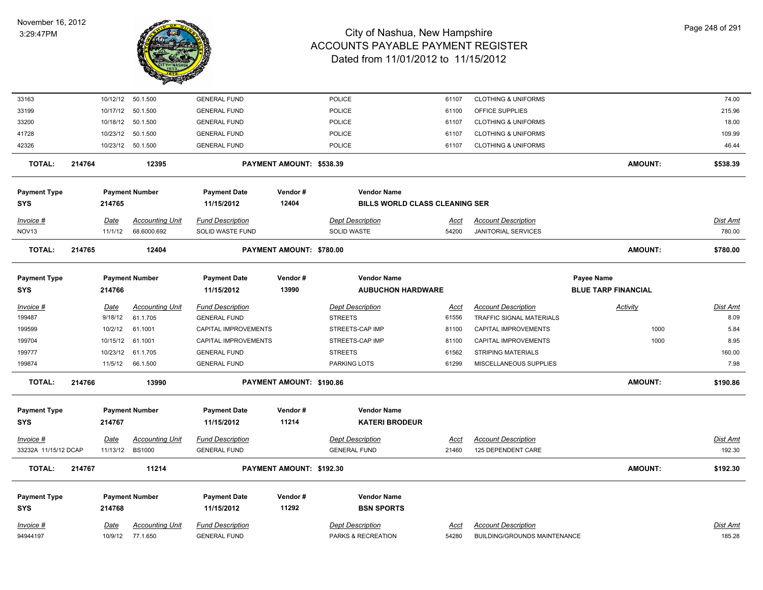# City of Nashua, New Hampshire
## ACCOUNTS PAYABLE PAYMENT REGISTER
### Dated from 11/01/2012 to 11/15/2012

November 16, 2012
3:29:47PM

| | | | | | | | | |
|---|---|---|---|---|---|---|---|---|
| 33163 | 10/12/12 | 50.1.500 | GENERAL FUND | POLICE | 61107 | CLOTHING & UNIFORMS | | 74.00 |
| 33199 | 10/17/12 | 50.1.500 | GENERAL FUND | POLICE | 61100 | OFFICE SUPPLIES | | 215.96 |
| 33200 | 10/18/12 | 50.1.500 | GENERAL FUND | POLICE | 61107 | CLOTHING & UNIFORMS | | 18.00 |
| 41728 | 10/23/12 | 50.1.500 | GENERAL FUND | POLICE | 61107 | CLOTHING & UNIFORMS | | 109.99 |
| 42326 | 10/23/12 | 50.1.500 | GENERAL FUND | POLICE | 61107 | CLOTHING & UNIFORMS | | 46.44 |

**TOTAL: 214764 12395 PAYMENT AMOUNT: $538.39 AMOUNT: $538.39**

| Payment Type | Payment Number | Payment Date | Vendor # | Vendor Name |
|---|---|---|---|---|
| SYS | 214765 | 11/15/2012 | 12404 | BILLS WORLD CLASS CLEANING SER |

| Invoice # | Date | Accounting Unit | Fund Description | Dept Description | Acct | Account Description | Dist Amt |
|---|---|---|---|---|---|---|---|
| NOV13 | 11/1/12 | 68.6000.692 | SOLID WASTE FUND | SOLID WASTE | 54200 | JANITORIAL SERVICES | 780.00 |

**TOTAL: 214765 12404 PAYMENT AMOUNT: $780.00 AMOUNT: $780.00**

| Payment Type | Payment Number | Payment Date | Vendor # | Vendor Name | Payee Name |
|---|---|---|---|---|---|
| SYS | 214766 | 11/15/2012 | 13990 | AUBUCHON HARDWARE | BLUE TARP FINANCIAL |

| Invoice # | Date | Accounting Unit | Fund Description | Dept Description | Acct | Account Description | Activity | Dist Amt |
|---|---|---|---|---|---|---|---|---|
| 199487 | 9/18/12 | 61.1.705 | GENERAL FUND | STREETS | 61556 | TRAFFIC SIGNAL MATERIALS | | 8.09 |
| 199599 | 10/2/12 | 61.1001 | CAPITAL IMPROVEMENTS | STREETS-CAP IMP | 81100 | CAPITAL IMPROVEMENTS | 1000 | 5.84 |
| 199704 | 10/15/12 | 61.1001 | CAPITAL IMPROVEMENTS | STREETS-CAP IMP | 81100 | CAPITAL IMPROVEMENTS | 1000 | 8.95 |
| 199777 | 10/23/12 | 61.1.705 | GENERAL FUND | STREETS | 61562 | STRIPING MATERIALS | | 160.00 |
| 199874 | 11/5/12 | 66.1.500 | GENERAL FUND | PARKING LOTS | 61299 | MISCELLANEOUS SUPPLIES | | 7.98 |

**TOTAL: 214766 13990 PAYMENT AMOUNT: $190.86 AMOUNT: $190.86**

| Payment Type | Payment Number | Payment Date | Vendor # | Vendor Name |
|---|---|---|---|---|
| SYS | 214767 | 11/15/2012 | 11214 | KATERI BRODEUR |

| Invoice # | Date | Accounting Unit | Fund Description | Dept Description | Acct | Account Description | Dist Amt |
|---|---|---|---|---|---|---|---|
| 33232A 11/15/12 DCAP | 11/13/12 | BS1000 | GENERAL FUND | GENERAL FUND | 21460 | 125 DEPENDENT CARE | 192.30 |

**TOTAL: 214767 11214 PAYMENT AMOUNT: $192.30 AMOUNT: $192.30**

| Payment Type | Payment Number | Payment Date | Vendor # | Vendor Name |
|---|---|---|---|---|
| SYS | 214768 | 11/15/2012 | 11292 | BSN SPORTS |

| Invoice # | Date | Accounting Unit | Fund Description | Dept Description | Acct | Account Description | Dist Amt |
|---|---|---|---|---|---|---|---|
| 94944197 | 10/9/12 | 77.1.650 | GENERAL FUND | PARKS & RECREATION | 54280 | BUILDING/GROUNDS MAINTENANCE | 185.28 |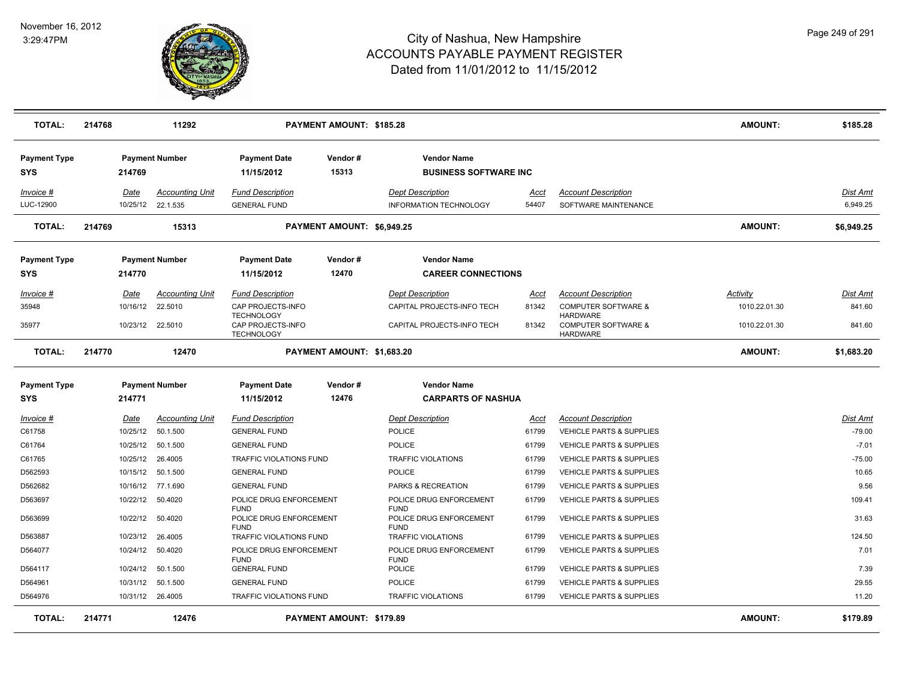# City of Nashua, New Hampshire
## ACCOUNTS PAYABLE PAYMENT REGISTER
### Dated from 11/01/2012 to 11/15/2012

November 16, 2012
3:29:47PM

| **TOTAL:** | **214768** | **11292** | | **PAYMENT AMOUNT: $185.28** | | | | **AMOUNT:** | **$185.28** |
|---|---|---|---|---|---|---|---|---|---|

| Payment Type | Payment Number | Payment Date | Vendor # | Vendor Name |
|---|---|---|---|---|
| **SYS** | **214769** | **11/15/2012** | **15313** | **BUSINESS SOFTWARE INC** |

| Invoice # | Date | Accounting Unit | Fund Description | Dept Description | Acct | Account Description | Dist Amt |
|---|---|---|---|---|---|---|---|
| LUC-12900 | 10/25/12 | 22.1.535 | GENERAL FUND | INFORMATION TECHNOLOGY | 54407 | SOFTWARE MAINTENANCE | 6,949.25 |
| **TOTAL:** | **214769** | **15313** | **PAYMENT AMOUNT: $6,949.25** | | | **AMOUNT:** | **$6,949.25** |

| Payment Type | Payment Number | Payment Date | Vendor # | Vendor Name |
|---|---|---|---|---|
| **SYS** | **214770** | **11/15/2012** | **12470** | **CAREER CONNECTIONS** |

| Invoice # | Date | Accounting Unit | Fund Description | Dept Description | Acct | Account Description | Activity | Dist Amt |
|---|---|---|---|---|---|---|---|---|
| 35948 | 10/16/12 | 22.5010 | CAP PROJECTS-INFO TECHNOLOGY | CAPITAL PROJECTS-INFO TECH | 81342 | COMPUTER SOFTWARE & HARDWARE | 1010.22.01.30 | 841.60 |
| 35977 | 10/23/12 | 22.5010 | CAP PROJECTS-INFO TECHNOLOGY | CAPITAL PROJECTS-INFO TECH | 81342 | COMPUTER SOFTWARE & HARDWARE | 1010.22.01.30 | 841.60 |
| **TOTAL:** | **214770** | **12470** | **PAYMENT AMOUNT: $1,683.20** | | | | **AMOUNT:** | **$1,683.20** |

| Payment Type | Payment Number | Payment Date | Vendor # | Vendor Name |
|---|---|---|---|---|
| **SYS** | **214771** | **11/15/2012** | **12476** | **CARPARTS OF NASHUA** |

| Invoice # | Date | Accounting Unit | Fund Description | Dept Description | Acct | Account Description | Dist Amt |
|---|---|---|---|---|---|---|---|
| C61758 | 10/25/12 | 50.1.500 | GENERAL FUND | POLICE | 61799 | VEHICLE PARTS & SUPPLIES | -79.00 |
| C61764 | 10/25/12 | 50.1.500 | GENERAL FUND | POLICE | 61799 | VEHICLE PARTS & SUPPLIES | -7.01 |
| C61765 | 10/25/12 | 26.4005 | TRAFFIC VIOLATIONS FUND | TRAFFIC VIOLATIONS | 61799 | VEHICLE PARTS & SUPPLIES | -75.00 |
| D562593 | 10/15/12 | 50.1.500 | GENERAL FUND | POLICE | 61799 | VEHICLE PARTS & SUPPLIES | 10.65 |
| D562682 | 10/16/12 | 77.1.690 | GENERAL FUND | PARKS & RECREATION | 61799 | VEHICLE PARTS & SUPPLIES | 9.56 |
| D563697 | 10/22/12 | 50.4020 | POLICE DRUG ENFORCEMENT FUND | POLICE DRUG ENFORCEMENT FUND | 61799 | VEHICLE PARTS & SUPPLIES | 109.41 |
| D563699 | 10/22/12 | 50.4020 | POLICE DRUG ENFORCEMENT FUND | POLICE DRUG ENFORCEMENT FUND | 61799 | VEHICLE PARTS & SUPPLIES | 31.63 |
| D563887 | 10/23/12 | 26.4005 | TRAFFIC VIOLATIONS FUND | TRAFFIC VIOLATIONS | 61799 | VEHICLE PARTS & SUPPLIES | 124.50 |
| D564077 | 10/24/12 | 50.4020 | POLICE DRUG ENFORCEMENT FUND | POLICE DRUG ENFORCEMENT FUND | 61799 | VEHICLE PARTS & SUPPLIES | 7.01 |
| D564117 | 10/24/12 | 50.1.500 | GENERAL FUND | POLICE | 61799 | VEHICLE PARTS & SUPPLIES | 7.39 |
| D564961 | 10/31/12 | 50.1.500 | GENERAL FUND | POLICE | 61799 | VEHICLE PARTS & SUPPLIES | 29.55 |
| D564976 | 10/31/12 | 26.4005 | TRAFFIC VIOLATIONS FUND | TRAFFIC VIOLATIONS | 61799 | VEHICLE PARTS & SUPPLIES | 11.20 |
| **TOTAL:** | **214771** | **12476** | **PAYMENT AMOUNT: $179.89** | | | **AMOUNT:** | **$179.89** |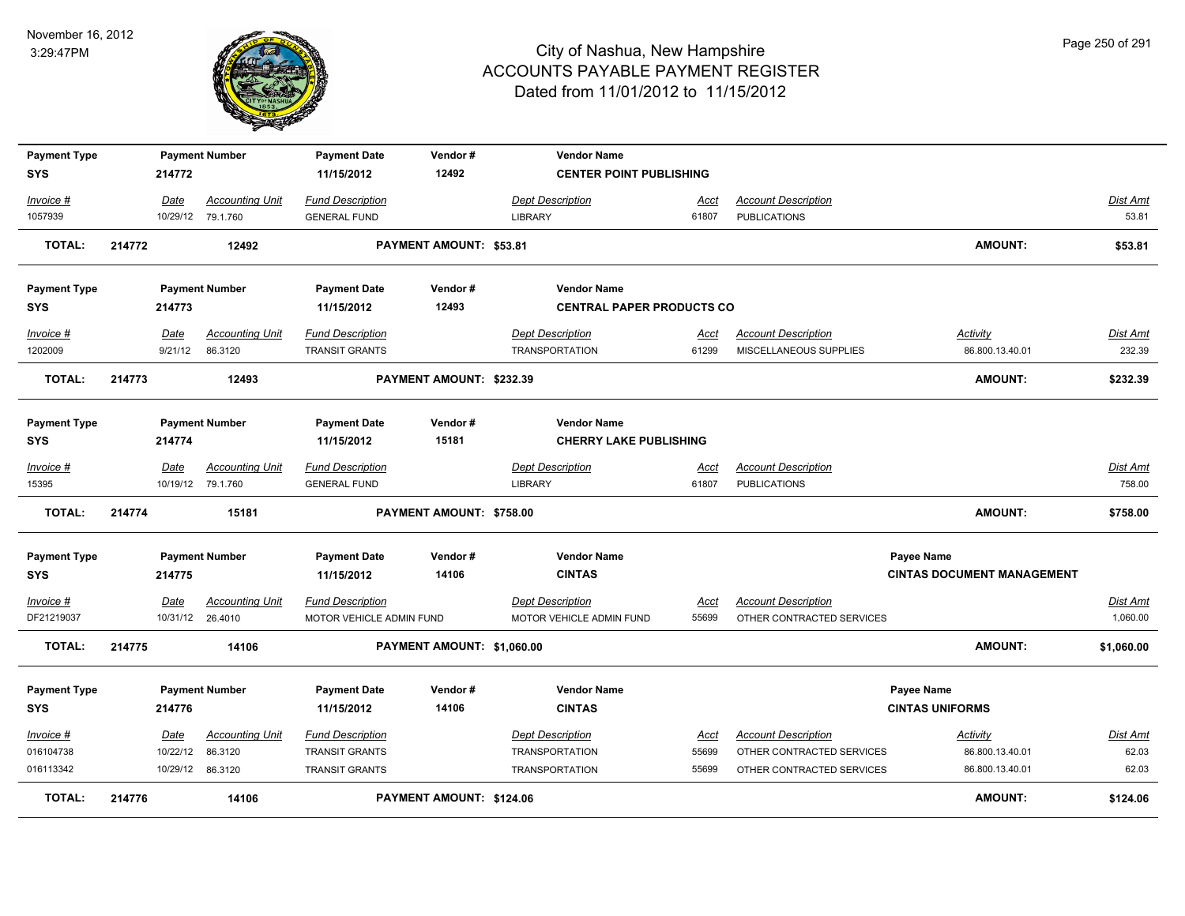# City of Nashua, New Hampshire
## ACCOUNTS PAYABLE PAYMENT REGISTER
### Dated from 11/01/2012 to 11/15/2012

November 16, 2012
3:29:47PM

| Payment Type | Payment Number | Payment Date | Vendor # | Vendor Name |
|---|---|---|---|---|
| SYS | 214772 | 11/15/2012 | 12492 | CENTER POINT PUBLISHING |

| Invoice # | Date | Accounting Unit | Fund Description | Dept Description | Acct | Account Description | Dist Amt |
|---|---|---|---|---|---|---|---|
| 1057939 | 10/29/12 | 79.1.760 | GENERAL FUND | LIBRARY | 61807 | PUBLICATIONS | 53.81 |

**TOTAL:** 214772 | 12492 | **PAYMENT AMOUNT: $53.81** | **AMOUNT: $53.81**

| Payment Type | Payment Number | Payment Date | Vendor # | Vendor Name |
|---|---|---|---|---|
| SYS | 214773 | 11/15/2012 | 12493 | CENTRAL PAPER PRODUCTS CO |

| Invoice # | Date | Accounting Unit | Fund Description | Dept Description | Acct | Account Description | Activity | Dist Amt |
|---|---|---|---|---|---|---|---|---|
| 1202009 | 9/21/12 | 86.3120 | TRANSIT GRANTS | TRANSPORTATION | 61299 | MISCELLANEOUS SUPPLIES | 86.800.13.40.01 | 232.39 |

**TOTAL:** 214773 | 12493 | **PAYMENT AMOUNT: $232.39** | **AMOUNT: $232.39**

| Payment Type | Payment Number | Payment Date | Vendor # | Vendor Name |
|---|---|---|---|---|
| SYS | 214774 | 11/15/2012 | 15181 | CHERRY LAKE PUBLISHING |

| Invoice # | Date | Accounting Unit | Fund Description | Dept Description | Acct | Account Description | Dist Amt |
|---|---|---|---|---|---|---|---|
| 15395 | 10/19/12 | 79.1.760 | GENERAL FUND | LIBRARY | 61807 | PUBLICATIONS | 758.00 |

**TOTAL:** 214774 | 15181 | **PAYMENT AMOUNT: $758.00** | **AMOUNT: $758.00**

| Payment Type | Payment Number | Payment Date | Vendor # | Vendor Name | Payee Name |
|---|---|---|---|---|---|
| SYS | 214775 | 11/15/2012 | 14106 | CINTAS | CINTAS DOCUMENT MANAGEMENT |

| Invoice # | Date | Accounting Unit | Fund Description | Dept Description | Acct | Account Description | Dist Amt |
|---|---|---|---|---|---|---|---|
| DF21219037 | 10/31/12 | 26.4010 | MOTOR VEHICLE ADMIN FUND | MOTOR VEHICLE ADMIN FUND | 55699 | OTHER CONTRACTED SERVICES | 1,060.00 |

**TOTAL:** 214775 | 14106 | **PAYMENT AMOUNT: $1,060.00** | **AMOUNT: $1,060.00**

| Payment Type | Payment Number | Payment Date | Vendor # | Vendor Name | Payee Name |
|---|---|---|---|---|---|
| SYS | 214776 | 11/15/2012 | 14106 | CINTAS | CINTAS UNIFORMS |

| Invoice # | Date | Accounting Unit | Fund Description | Dept Description | Acct | Account Description | Activity | Dist Amt |
|---|---|---|---|---|---|---|---|---|
| 016104738 | 10/22/12 | 86.3120 | TRANSIT GRANTS | TRANSPORTATION | 55699 | OTHER CONTRACTED SERVICES | 86.800.13.40.01 | 62.03 |
| 016113342 | 10/29/12 | 86.3120 | TRANSIT GRANTS | TRANSPORTATION | 55699 | OTHER CONTRACTED SERVICES | 86.800.13.40.01 | 62.03 |

**TOTAL:** 214776 | 14106 | **PAYMENT AMOUNT: $124.06** | **AMOUNT: $124.06**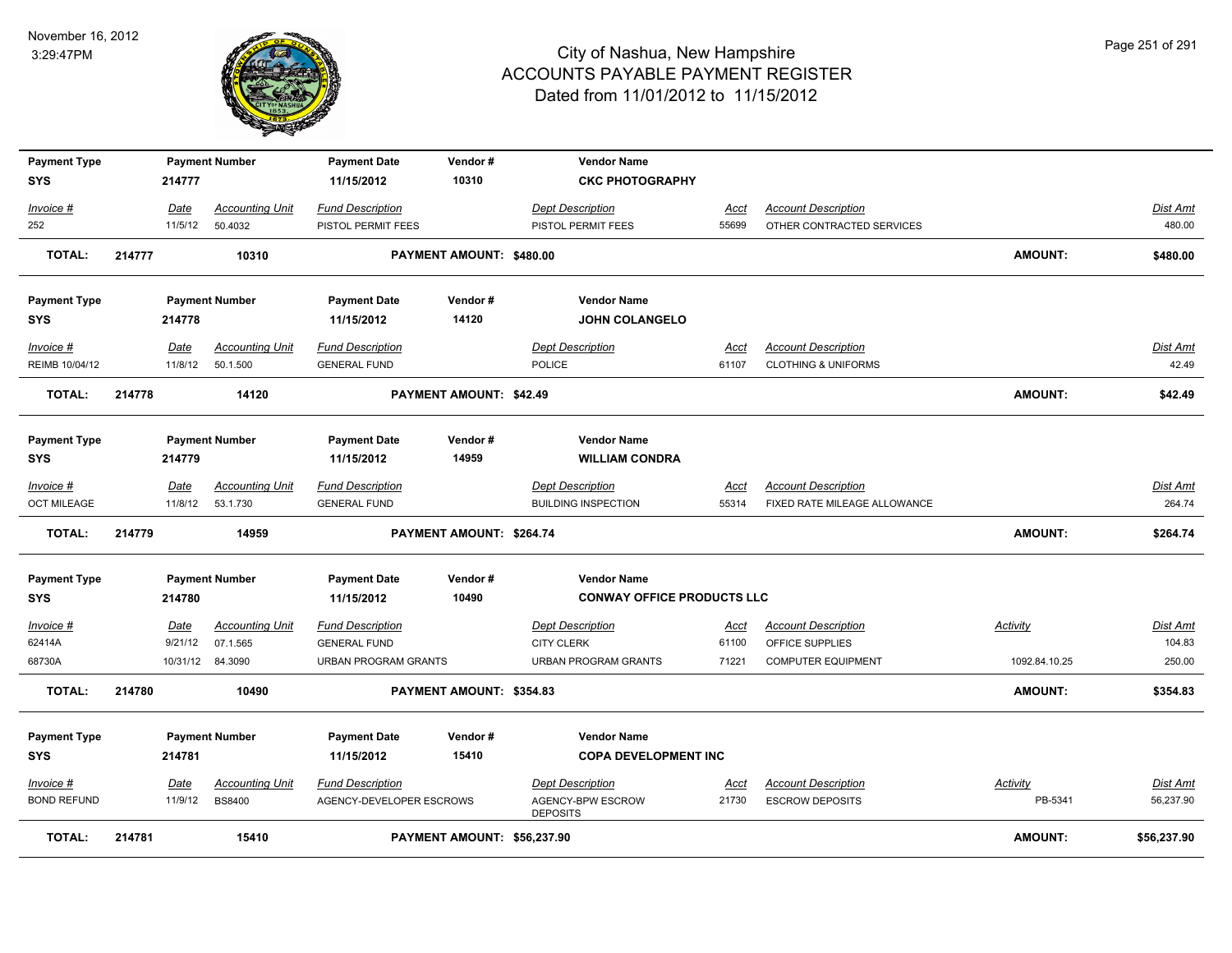# City of Nashua, New Hampshire
## ACCOUNTS PAYABLE PAYMENT REGISTER
### Dated from 11/01/2012 to 11/15/2012

November 16, 2012
3:29:47PM

| Payment Type | Payment Number | Payment Date | Vendor # | Vendor Name | | | | |
|---|---|---|---|---|---|---|---|---|
| SYS | 214777 | 11/15/2012 | 10310 | CKC PHOTOGRAPHY | | | | |

| Invoice # | Date | Accounting Unit | Fund Description | Dept Description | Acct | Account Description | Activity | Dist Amt |
|---|---|---|---|---|---|---|---|---|
| 252 | 11/5/12 | 50.4032 | PISTOL PERMIT FEES | PISTOL PERMIT FEES | 55699 | OTHER CONTRACTED SERVICES | | 480.00 |

**TOTAL: 214777 — 10310 — PAYMENT AMOUNT: $480.00 — AMOUNT: $480.00**

| Payment Type | Payment Number | Payment Date | Vendor # | Vendor Name | | | | |
|---|---|---|---|---|---|---|---|---|
| SYS | 214778 | 11/15/2012 | 14120 | JOHN COLANGELO | | | | |

| Invoice # | Date | Accounting Unit | Fund Description | Dept Description | Acct | Account Description | Activity | Dist Amt |
|---|---|---|---|---|---|---|---|---|
| REIMB 10/04/12 | 11/8/12 | 50.1.500 | GENERAL FUND | POLICE | 61107 | CLOTHING & UNIFORMS | | 42.49 |

**TOTAL: 214778 — 14120 — PAYMENT AMOUNT: $42.49 — AMOUNT: $42.49**

| Payment Type | Payment Number | Payment Date | Vendor # | Vendor Name | | | | |
|---|---|---|---|---|---|---|---|---|
| SYS | 214779 | 11/15/2012 | 14959 | WILLIAM CONDRA | | | | |

| Invoice # | Date | Accounting Unit | Fund Description | Dept Description | Acct | Account Description | Activity | Dist Amt |
|---|---|---|---|---|---|---|---|---|
| OCT MILEAGE | 11/8/12 | 53.1.730 | GENERAL FUND | BUILDING INSPECTION | 55314 | FIXED RATE MILEAGE ALLOWANCE | | 264.74 |

**TOTAL: 214779 — 14959 — PAYMENT AMOUNT: $264.74 — AMOUNT: $264.74**

| Payment Type | Payment Number | Payment Date | Vendor # | Vendor Name | | | | |
|---|---|---|---|---|---|---|---|---|
| SYS | 214780 | 11/15/2012 | 10490 | CONWAY OFFICE PRODUCTS LLC | | | | |

| Invoice # | Date | Accounting Unit | Fund Description | Dept Description | Acct | Account Description | Activity | Dist Amt |
|---|---|---|---|---|---|---|---|---|
| 62414A | 9/21/12 | 07.1.565 | GENERAL FUND | CITY CLERK | 61100 | OFFICE SUPPLIES | | 104.83 |
| 68730A | 10/31/12 | 84.3090 | URBAN PROGRAM GRANTS | URBAN PROGRAM GRANTS | 71221 | COMPUTER EQUIPMENT | 1092.84.10.25 | 250.00 |

**TOTAL: 214780 — 10490 — PAYMENT AMOUNT: $354.83 — AMOUNT: $354.83**

| Payment Type | Payment Number | Payment Date | Vendor # | Vendor Name | | | | |
|---|---|---|---|---|---|---|---|---|
| SYS | 214781 | 11/15/2012 | 15410 | COPA DEVELOPMENT INC | | | | |

| Invoice # | Date | Accounting Unit | Fund Description | Dept Description | Acct | Account Description | Activity | Dist Amt |
|---|---|---|---|---|---|---|---|---|
| BOND REFUND | 11/9/12 | BS8400 | AGENCY-DEVELOPER ESCROWS | AGENCY-BPW ESCROW DEPOSITS | 21730 | ESCROW DEPOSITS | PB-5341 | 56,237.90 |

**TOTAL: 214781 — 15410 — PAYMENT AMOUNT: $56,237.90 — AMOUNT: $56,237.90**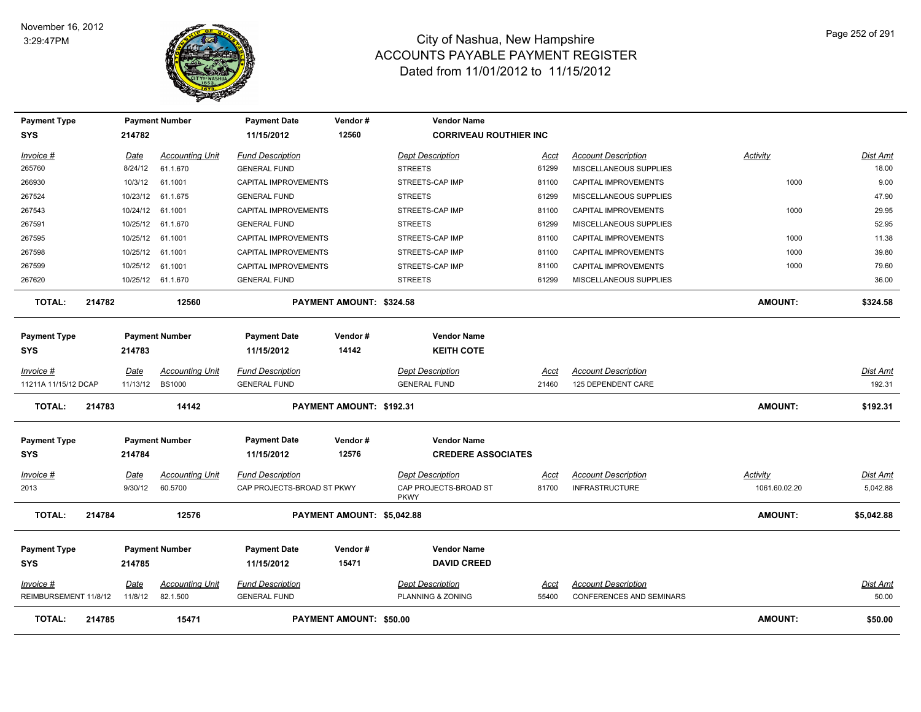# City of Nashua, New Hampshire
## ACCOUNTS PAYABLE PAYMENT REGISTER
### Dated from 11/01/2012 to 11/15/2012

November 16, 2012
3:29:47PM

| Payment Type | Payment Number | Payment Date | Vendor # | Vendor Name |
|---|---|---|---|---|
| SYS | 214782 | 11/15/2012 | 12560 | CORRIVEAU ROUTHIER INC |

| Invoice # | Date | Accounting Unit | Fund Description | Dept Description | Acct | Account Description | Activity | Dist Amt |
|---|---|---|---|---|---|---|---|---|
| 265760 | 8/24/12 | 61.1.670 | GENERAL FUND | STREETS | 61299 | MISCELLANEOUS SUPPLIES | | 18.00 |
| 266930 | 10/3/12 | 61.1001 | CAPITAL IMPROVEMENTS | STREETS-CAP IMP | 81100 | CAPITAL IMPROVEMENTS | 1000 | 9.00 |
| 267524 | 10/23/12 | 61.1.675 | GENERAL FUND | STREETS | 61299 | MISCELLANEOUS SUPPLIES | | 47.90 |
| 267543 | 10/24/12 | 61.1001 | CAPITAL IMPROVEMENTS | STREETS-CAP IMP | 81100 | CAPITAL IMPROVEMENTS | 1000 | 29.95 |
| 267591 | 10/25/12 | 61.1.670 | GENERAL FUND | STREETS | 61299 | MISCELLANEOUS SUPPLIES | | 52.95 |
| 267595 | 10/25/12 | 61.1001 | CAPITAL IMPROVEMENTS | STREETS-CAP IMP | 81100 | CAPITAL IMPROVEMENTS | 1000 | 11.38 |
| 267598 | 10/25/12 | 61.1001 | CAPITAL IMPROVEMENTS | STREETS-CAP IMP | 81100 | CAPITAL IMPROVEMENTS | 1000 | 39.80 |
| 267599 | 10/25/12 | 61.1001 | CAPITAL IMPROVEMENTS | STREETS-CAP IMP | 81100 | CAPITAL IMPROVEMENTS | 1000 | 79.60 |
| 267620 | 10/25/12 | 61.1.670 | GENERAL FUND | STREETS | 61299 | MISCELLANEOUS SUPPLIES | | 36.00 |

**TOTAL: 214782 — 12560 — PAYMENT AMOUNT: $324.58 — AMOUNT: $324.58**

| Payment Type | Payment Number | Payment Date | Vendor # | Vendor Name |
|---|---|---|---|---|
| SYS | 214783 | 11/15/2012 | 14142 | KEITH COTE |

| Invoice # | Date | Accounting Unit | Fund Description | Dept Description | Acct | Account Description | Dist Amt |
|---|---|---|---|---|---|---|---|
| 11211A 11/15/12 DCAP | 11/13/12 | BS1000 | GENERAL FUND | GENERAL FUND | 21460 | 125 DEPENDENT CARE | 192.31 |

**TOTAL: 214783 — 14142 — PAYMENT AMOUNT: $192.31 — AMOUNT: $192.31**

| Payment Type | Payment Number | Payment Date | Vendor # | Vendor Name |
|---|---|---|---|---|
| SYS | 214784 | 11/15/2012 | 12576 | CREDERE ASSOCIATES |

| Invoice # | Date | Accounting Unit | Fund Description | Dept Description | Acct | Account Description | Activity | Dist Amt |
|---|---|---|---|---|---|---|---|---|
| 2013 | 9/30/12 | 60.5700 | CAP PROJECTS-BROAD ST PKWY | CAP PROJECTS-BROAD ST PKWY | 81700 | INFRASTRUCTURE | 1061.60.02.20 | 5,042.88 |

**TOTAL: 214784 — 12576 — PAYMENT AMOUNT: $5,042.88 — AMOUNT: $5,042.88**

| Payment Type | Payment Number | Payment Date | Vendor # | Vendor Name |
|---|---|---|---|---|
| SYS | 214785 | 11/15/2012 | 15471 | DAVID CREED |

| Invoice # | Date | Accounting Unit | Fund Description | Dept Description | Acct | Account Description | Dist Amt |
|---|---|---|---|---|---|---|---|
| REIMBURSEMENT 11/8/12 | 11/8/12 | 82.1.500 | GENERAL FUND | PLANNING & ZONING | 55400 | CONFERENCES AND SEMINARS | 50.00 |

**TOTAL: 214785 — 15471 — PAYMENT AMOUNT: $50.00 — AMOUNT: $50.00**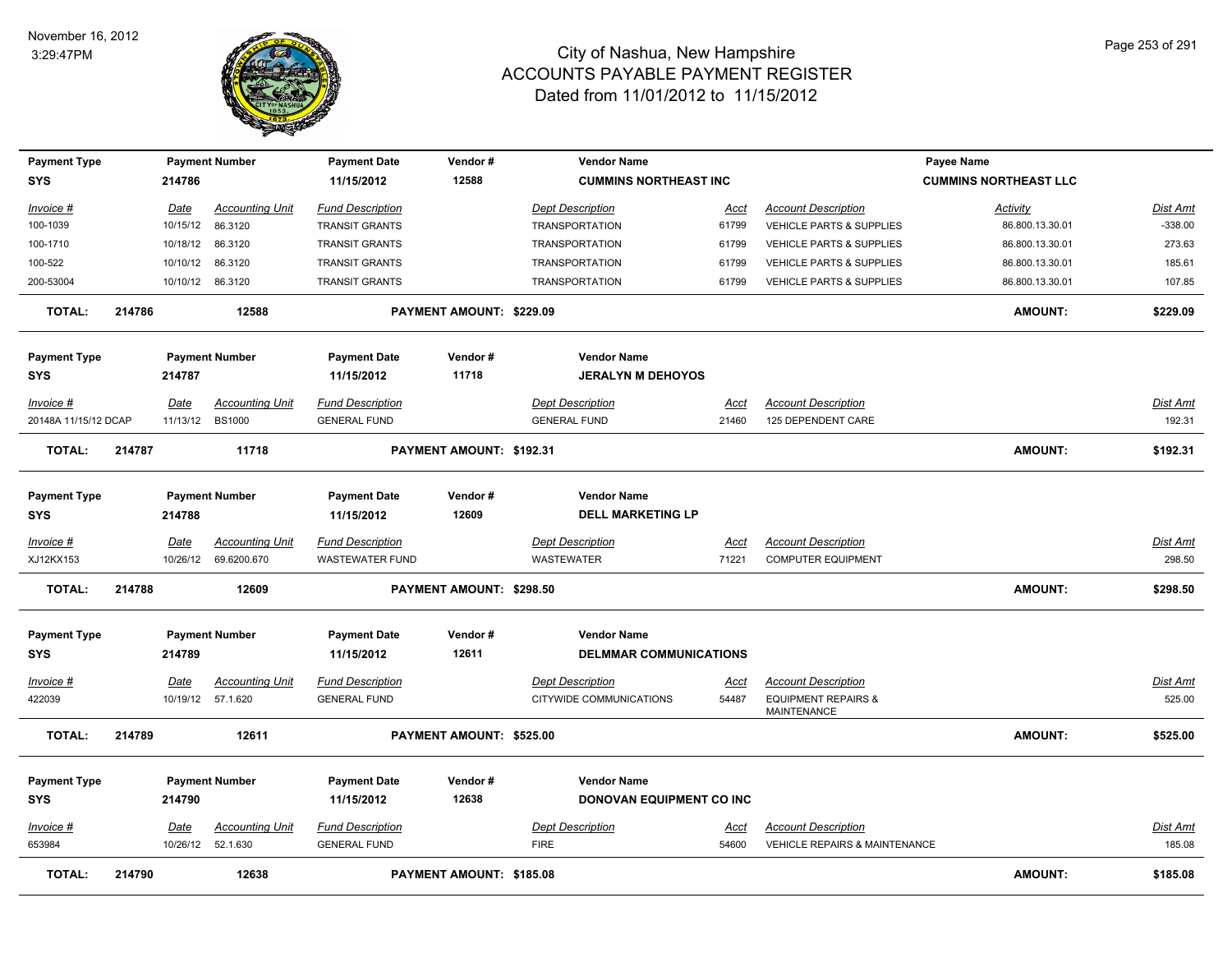# City of Nashua, New Hampshire
## ACCOUNTS PAYABLE PAYMENT REGISTER
### Dated from 11/01/2012 to 11/15/2012

November 16, 2012
3:29:47PM

| Payment Type | Payment Number | Payment Date | Vendor # | Vendor Name | Payee Name |
|---|---|---|---|---|---|
| SYS | 214786 | 11/15/2012 | 12588 | CUMMINS NORTHEAST INC | CUMMINS NORTHEAST LLC |

| Invoice # | Date | Accounting Unit | Fund Description | Dept Description | Acct | Account Description | Activity | Dist Amt |
|---|---|---|---|---|---|---|---|---|
| 100-1039 | 10/15/12 | 86.3120 | TRANSIT GRANTS | TRANSPORTATION | 61799 | VEHICLE PARTS & SUPPLIES | 86.800.13.30.01 | -338.00 |
| 100-1710 | 10/18/12 | 86.3120 | TRANSIT GRANTS | TRANSPORTATION | 61799 | VEHICLE PARTS & SUPPLIES | 86.800.13.30.01 | 273.63 |
| 100-522 | 10/10/12 | 86.3120 | TRANSIT GRANTS | TRANSPORTATION | 61799 | VEHICLE PARTS & SUPPLIES | 86.800.13.30.01 | 185.61 |
| 200-53004 | 10/10/12 | 86.3120 | TRANSIT GRANTS | TRANSPORTATION | 61799 | VEHICLE PARTS & SUPPLIES | 86.800.13.30.01 | 107.85 |

**TOTAL: 214786 12588 PAYMENT AMOUNT: $229.09 AMOUNT: $229.09**

| Payment Type | Payment Number | Payment Date | Vendor # | Vendor Name |
|---|---|---|---|---|
| SYS | 214787 | 11/15/2012 | 11718 | JERALYN M DEHOYOS |

| Invoice # | Date | Accounting Unit | Fund Description | Dept Description | Acct | Account Description | Dist Amt |
|---|---|---|---|---|---|---|---|
| 20148A 11/15/12 DCAP | 11/13/12 | BS1000 | GENERAL FUND | GENERAL FUND | 21460 | 125 DEPENDENT CARE | 192.31 |

**TOTAL: 214787 11718 PAYMENT AMOUNT: $192.31 AMOUNT: $192.31**

| Payment Type | Payment Number | Payment Date | Vendor # | Vendor Name |
|---|---|---|---|---|
| SYS | 214788 | 11/15/2012 | 12609 | DELL MARKETING LP |

| Invoice # | Date | Accounting Unit | Fund Description | Dept Description | Acct | Account Description | Dist Amt |
|---|---|---|---|---|---|---|---|
| XJ12KX153 | 10/26/12 | 69.6200.670 | WASTEWATER FUND | WASTEWATER | 71221 | COMPUTER EQUIPMENT | 298.50 |

**TOTAL: 214788 12609 PAYMENT AMOUNT: $298.50 AMOUNT: $298.50**

| Payment Type | Payment Number | Payment Date | Vendor # | Vendor Name |
|---|---|---|---|---|
| SYS | 214789 | 11/15/2012 | 12611 | DELMMAR COMMUNICATIONS |

| Invoice # | Date | Accounting Unit | Fund Description | Dept Description | Acct | Account Description | Dist Amt |
|---|---|---|---|---|---|---|---|
| 422039 | 10/19/12 | 57.1.620 | GENERAL FUND | CITYWIDE COMMUNICATIONS | 54487 | EQUIPMENT REPAIRS & MAINTENANCE | 525.00 |

**TOTAL: 214789 12611 PAYMENT AMOUNT: $525.00 AMOUNT: $525.00**

| Payment Type | Payment Number | Payment Date | Vendor # | Vendor Name |
|---|---|---|---|---|
| SYS | 214790 | 11/15/2012 | 12638 | DONOVAN EQUIPMENT CO INC |

| Invoice # | Date | Accounting Unit | Fund Description | Dept Description | Acct | Account Description | Dist Amt |
|---|---|---|---|---|---|---|---|
| 653984 | 10/26/12 | 52.1.630 | GENERAL FUND | FIRE | 54600 | VEHICLE REPAIRS & MAINTENANCE | 185.08 |

**TOTAL: 214790 12638 PAYMENT AMOUNT: $185.08 AMOUNT: $185.08**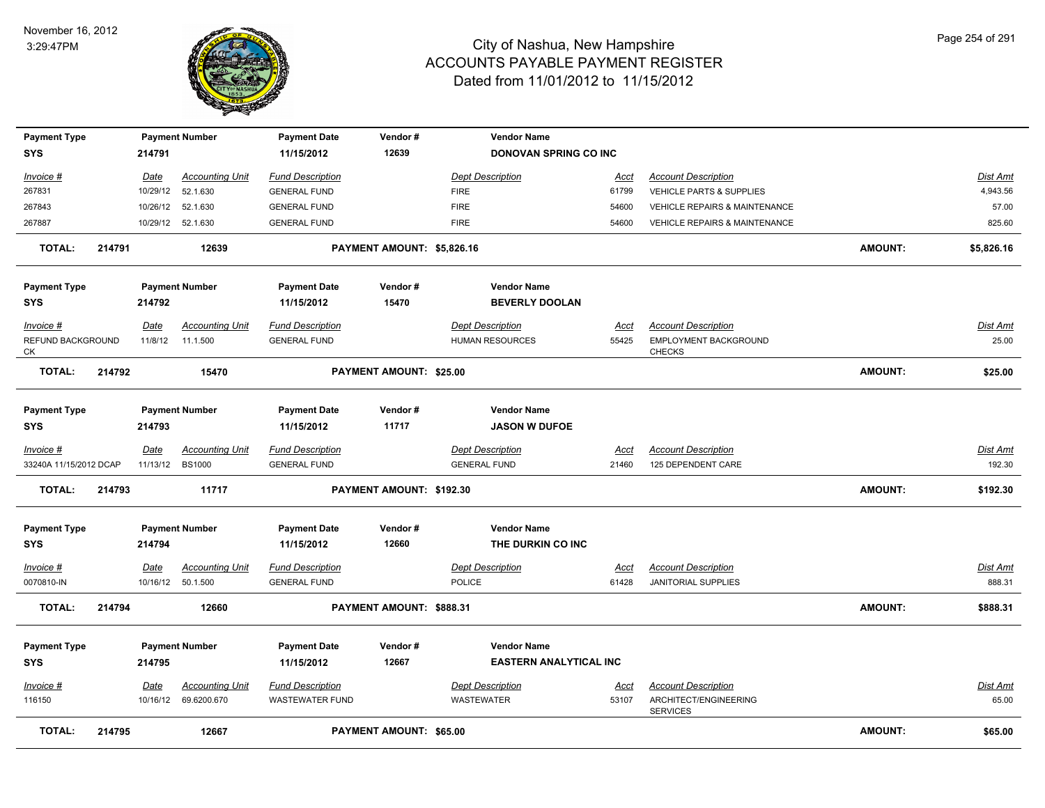# City of Nashua, New Hampshire
## ACCOUNTS PAYABLE PAYMENT REGISTER
### Dated from 11/01/2012 to 11/15/2012

November 16, 2012
3:29:47PM

| Payment Type | Payment Number | Payment Date | Vendor # | Vendor Name |
|---|---|---|---|---|
| SYS | 214791 | 11/15/2012 | 12639 | DONOVAN SPRING CO INC |

| Invoice # | Date | Accounting Unit | Fund Description | Dept Description | Acct | Account Description | Dist Amt |
|---|---|---|---|---|---|---|---|
| 267831 | 10/29/12 | 52.1.630 | GENERAL FUND | FIRE | 61799 | VEHICLE PARTS & SUPPLIES | 4,943.56 |
| 267843 | 10/26/12 | 52.1.630 | GENERAL FUND | FIRE | 54600 | VEHICLE REPAIRS & MAINTENANCE | 57.00 |
| 267887 | 10/29/12 | 52.1.630 | GENERAL FUND | FIRE | 54600 | VEHICLE REPAIRS & MAINTENANCE | 825.60 |

**TOTAL: 214791 12639 PAYMENT AMOUNT: $5,826.16 AMOUNT: $5,826.16**

| Payment Type | Payment Number | Payment Date | Vendor # | Vendor Name |
|---|---|---|---|---|
| SYS | 214792 | 11/15/2012 | 15470 | BEVERLY DOOLAN |

| Invoice # | Date | Accounting Unit | Fund Description | Dept Description | Acct | Account Description | Dist Amt |
|---|---|---|---|---|---|---|---|
| REFUND BACKGROUND CK | 11/8/12 | 11.1.500 | GENERAL FUND | HUMAN RESOURCES | 55425 | EMPLOYMENT BACKGROUND CHECKS | 25.00 |

**TOTAL: 214792 15470 PAYMENT AMOUNT: $25.00 AMOUNT: $25.00**

| Payment Type | Payment Number | Payment Date | Vendor # | Vendor Name |
|---|---|---|---|---|
| SYS | 214793 | 11/15/2012 | 11717 | JASON W DUFOE |

| Invoice # | Date | Accounting Unit | Fund Description | Dept Description | Acct | Account Description | Dist Amt |
|---|---|---|---|---|---|---|---|
| 33240A 11/15/2012 DCAP | 11/13/12 | BS1000 | GENERAL FUND | GENERAL FUND | 21460 | 125 DEPENDENT CARE | 192.30 |

**TOTAL: 214793 11717 PAYMENT AMOUNT: $192.30 AMOUNT: $192.30**

| Payment Type | Payment Number | Payment Date | Vendor # | Vendor Name |
|---|---|---|---|---|
| SYS | 214794 | 11/15/2012 | 12660 | THE DURKIN CO INC |

| Invoice # | Date | Accounting Unit | Fund Description | Dept Description | Acct | Account Description | Dist Amt |
|---|---|---|---|---|---|---|---|
| 0070810-IN | 10/16/12 | 50.1.500 | GENERAL FUND | POLICE | 61428 | JANITORIAL SUPPLIES | 888.31 |

**TOTAL: 214794 12660 PAYMENT AMOUNT: $888.31 AMOUNT: $888.31**

| Payment Type | Payment Number | Payment Date | Vendor # | Vendor Name |
|---|---|---|---|---|
| SYS | 214795 | 11/15/2012 | 12667 | EASTERN ANALYTICAL INC |

| Invoice # | Date | Accounting Unit | Fund Description | Dept Description | Acct | Account Description | Dist Amt |
|---|---|---|---|---|---|---|---|
| 116150 | 10/16/12 | 69.6200.670 | WASTEWATER FUND | WASTEWATER | 53107 | ARCHITECT/ENGINEERING SERVICES | 65.00 |

**TOTAL: 214795 12667 PAYMENT AMOUNT: $65.00 AMOUNT: $65.00**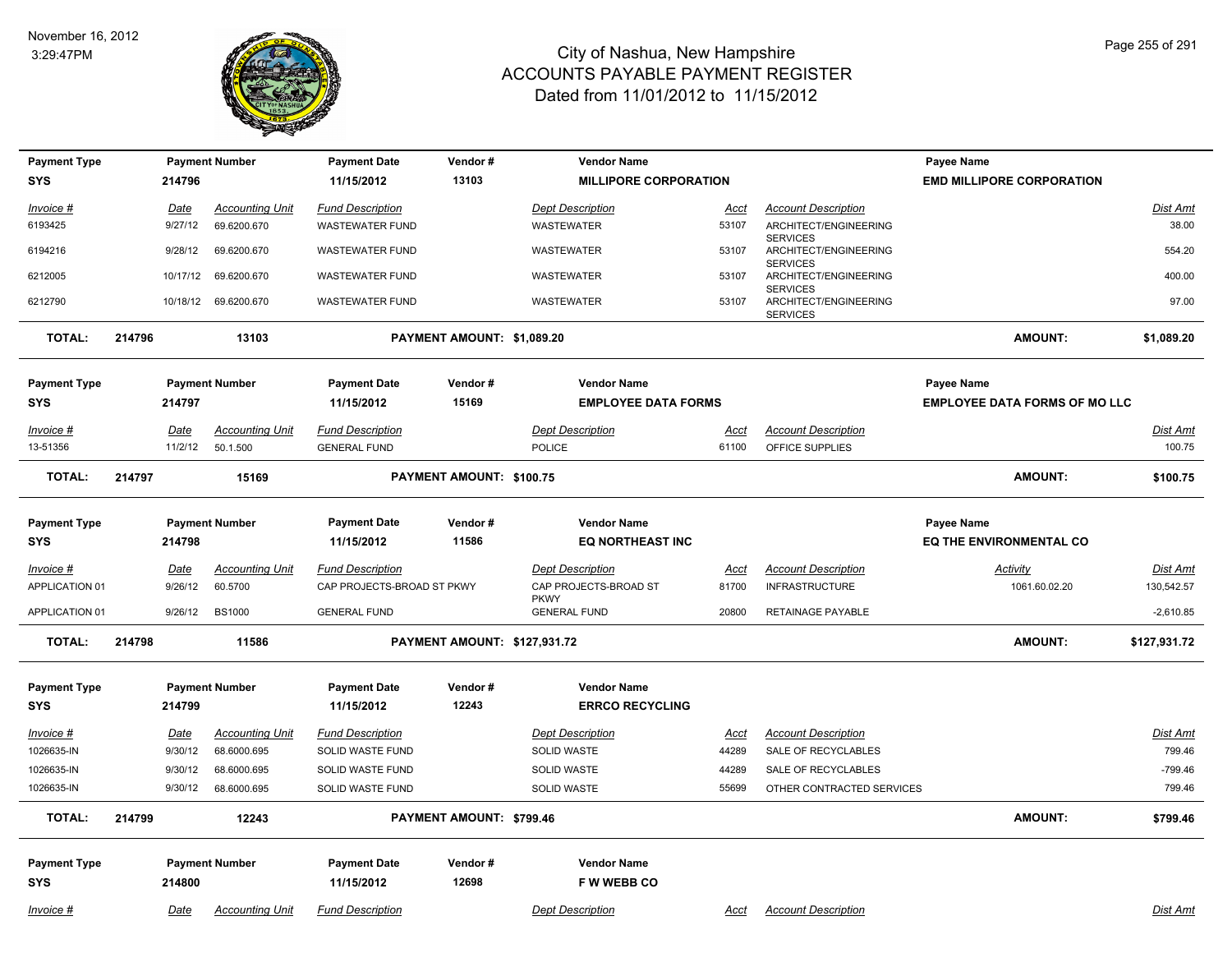# City of Nashua, New Hampshire
## ACCOUNTS PAYABLE PAYMENT REGISTER
### Dated from 11/01/2012 to 11/15/2012

November 16, 2012
3:29:47PM

| Payment Type | Payment Number | Payment Date | Vendor # | Vendor Name | Payee Name |
|---|---|---|---|---|---|
| SYS | 214796 | 11/15/2012 | 13103 | MILLIPORE CORPORATION | EMD MILLIPORE CORPORATION |

| Invoice # | Date | Accounting Unit | Fund Description | Dept Description | Acct | Account Description | Dist Amt |
|---|---|---|---|---|---|---|---|
| 6193425 | 9/27/12 | 69.6200.670 | WASTEWATER FUND | WASTEWATER | 53107 | ARCHITECT/ENGINEERING SERVICES | 38.00 |
| 6194216 | 9/28/12 | 69.6200.670 | WASTEWATER FUND | WASTEWATER | 53107 | ARCHITECT/ENGINEERING SERVICES | 554.20 |
| 6212005 | 10/17/12 | 69.6200.670 | WASTEWATER FUND | WASTEWATER | 53107 | ARCHITECT/ENGINEERING SERVICES | 400.00 |
| 6212790 | 10/18/12 | 69.6200.670 | WASTEWATER FUND | WASTEWATER | 53107 | ARCHITECT/ENGINEERING SERVICES | 97.00 |

**TOTAL: 214796 13103 PAYMENT AMOUNT: $1,089.20 AMOUNT: $1,089.20**

| Payment Type | Payment Number | Payment Date | Vendor # | Vendor Name | Payee Name |
|---|---|---|---|---|---|
| SYS | 214797 | 11/15/2012 | 15169 | EMPLOYEE DATA FORMS | EMPLOYEE DATA FORMS OF MO LLC |

| Invoice # | Date | Accounting Unit | Fund Description | Dept Description | Acct | Account Description | Dist Amt |
|---|---|---|---|---|---|---|---|
| 13-51356 | 11/2/12 | 50.1.500 | GENERAL FUND | POLICE | 61100 | OFFICE SUPPLIES | 100.75 |

**TOTAL: 214797 15169 PAYMENT AMOUNT: $100.75 AMOUNT: $100.75**

| Payment Type | Payment Number | Payment Date | Vendor # | Vendor Name | Payee Name |
|---|---|---|---|---|---|
| SYS | 214798 | 11/15/2012 | 11586 | EQ NORTHEAST INC | EQ THE ENVIRONMENTAL CO |

| Invoice # | Date | Accounting Unit | Fund Description | Dept Description | Acct | Account Description | Activity | Dist Amt |
|---|---|---|---|---|---|---|---|---|
| APPLICATION 01 | 9/26/12 | 60.5700 | CAP PROJECTS-BROAD ST PKWY | CAP PROJECTS-BROAD ST PKWY | 81700 | INFRASTRUCTURE | 1061.60.02.20 | 130,542.57 |
| APPLICATION 01 | 9/26/12 | BS1000 | GENERAL FUND | GENERAL FUND | 20800 | RETAINAGE PAYABLE | | -2,610.85 |

**TOTAL: 214798 11586 PAYMENT AMOUNT: $127,931.72 AMOUNT: $127,931.72**

| Payment Type | Payment Number | Payment Date | Vendor # | Vendor Name |
|---|---|---|---|---|
| SYS | 214799 | 11/15/2012 | 12243 | ERRCO RECYCLING |

| Invoice # | Date | Accounting Unit | Fund Description | Dept Description | Acct | Account Description | Dist Amt |
|---|---|---|---|---|---|---|---|
| 1026635-IN | 9/30/12 | 68.6000.695 | SOLID WASTE FUND | SOLID WASTE | 44289 | SALE OF RECYCLABLES | 799.46 |
| 1026635-IN | 9/30/12 | 68.6000.695 | SOLID WASTE FUND | SOLID WASTE | 44289 | SALE OF RECYCLABLES | -799.46 |
| 1026635-IN | 9/30/12 | 68.6000.695 | SOLID WASTE FUND | SOLID WASTE | 55699 | OTHER CONTRACTED SERVICES | 799.46 |

**TOTAL: 214799 12243 PAYMENT AMOUNT: $799.46 AMOUNT: $799.46**

| Payment Type | Payment Number | Payment Date | Vendor # | Vendor Name |
|---|---|---|---|---|
| SYS | 214800 | 11/15/2012 | 12698 | F W WEBB CO |

| Invoice # | Date | Accounting Unit | Fund Description | Dept Description | Acct | Account Description | Dist Amt |
|---|---|---|---|---|---|---|---|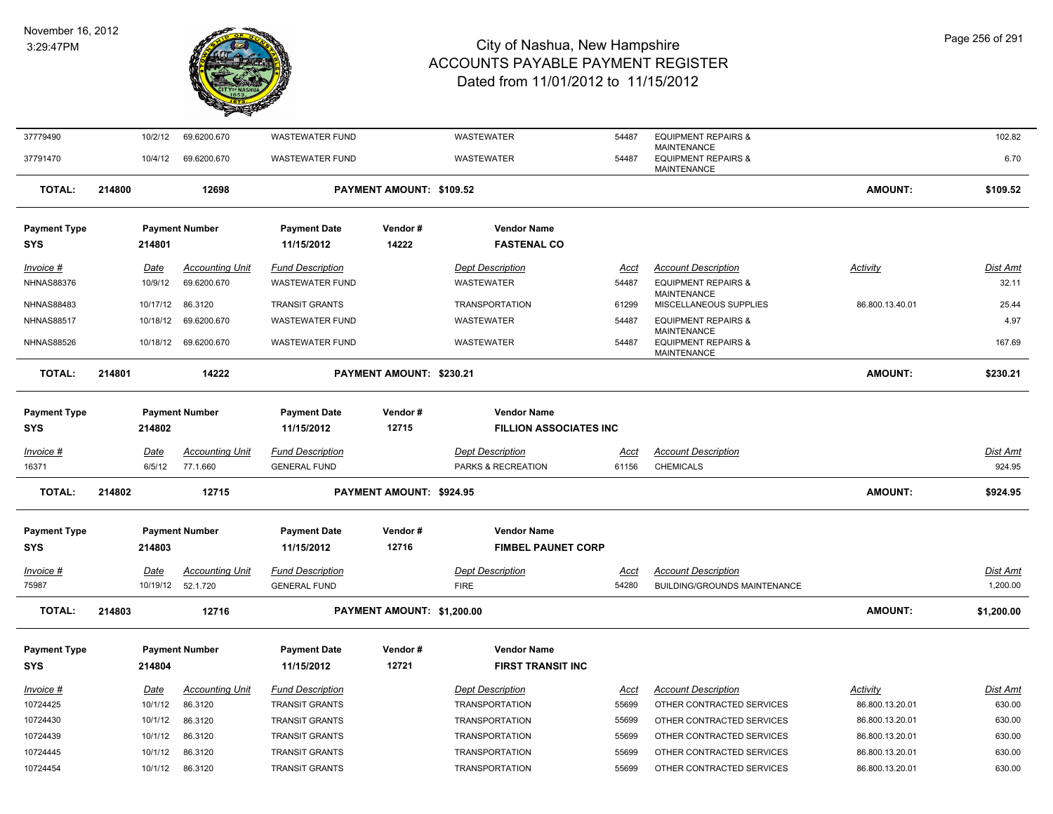# City of Nashua, New Hampshire
## ACCOUNTS PAYABLE PAYMENT REGISTER
### Dated from 11/01/2012 to 11/15/2012

November 16, 2012
3:29:47PM

| Invoice # | Date | Accounting Unit | Fund Description | Dept Description | Acct | Account Description | Activity | Dist Amt |
|---|---|---|---|---|---|---|---|---|
| 37779490 | 10/2/12 | 69.6200.670 | WASTEWATER FUND | WASTEWATER | 54487 | EQUIPMENT REPAIRS & MAINTENANCE | | 102.82 |
| 37791470 | 10/4/12 | 69.6200.670 | WASTEWATER FUND | WASTEWATER | 54487 | EQUIPMENT REPAIRS & MAINTENANCE | | 6.70 |

**TOTAL: 214800 12698 PAYMENT AMOUNT: $109.52 AMOUNT: $109.52**

| Payment Type | Payment Number | Payment Date | Vendor # | Vendor Name |
|---|---|---|---|---|
| SYS | 214801 | 11/15/2012 | 14222 | FASTENAL CO |

| Invoice # | Date | Accounting Unit | Fund Description | Dept Description | Acct | Account Description | Activity | Dist Amt |
|---|---|---|---|---|---|---|---|---|
| NHNAS88376 | 10/9/12 | 69.6200.670 | WASTEWATER FUND | WASTEWATER | 54487 | EQUIPMENT REPAIRS & MAINTENANCE | | 32.11 |
| NHNAS88483 | 10/17/12 | 86.3120 | TRANSIT GRANTS | TRANSPORTATION | 61299 | MISCELLANEOUS SUPPLIES | 86.800.13.40.01 | 25.44 |
| NHNAS88517 | 10/18/12 | 69.6200.670 | WASTEWATER FUND | WASTEWATER | 54487 | EQUIPMENT REPAIRS & MAINTENANCE | | 4.97 |
| NHNAS88526 | 10/18/12 | 69.6200.670 | WASTEWATER FUND | WASTEWATER | 54487 | EQUIPMENT REPAIRS & MAINTENANCE | | 167.69 |

**TOTAL: 214801 14222 PAYMENT AMOUNT: $230.21 AMOUNT: $230.21**

| Payment Type | Payment Number | Payment Date | Vendor # | Vendor Name |
|---|---|---|---|---|
| SYS | 214802 | 11/15/2012 | 12715 | FILLION ASSOCIATES INC |

| Invoice # | Date | Accounting Unit | Fund Description | Dept Description | Acct | Account Description | Dist Amt |
|---|---|---|---|---|---|---|---|
| 16371 | 6/5/12 | 77.1.660 | GENERAL FUND | PARKS & RECREATION | 61156 | CHEMICALS | 924.95 |

**TOTAL: 214802 12715 PAYMENT AMOUNT: $924.95 AMOUNT: $924.95**

| Payment Type | Payment Number | Payment Date | Vendor # | Vendor Name |
|---|---|---|---|---|
| SYS | 214803 | 11/15/2012 | 12716 | FIMBEL PAUNET CORP |

| Invoice # | Date | Accounting Unit | Fund Description | Dept Description | Acct | Account Description | Dist Amt |
|---|---|---|---|---|---|---|---|
| 75987 | 10/19/12 | 52.1.720 | GENERAL FUND | FIRE | 54280 | BUILDING/GROUNDS MAINTENANCE | 1,200.00 |

**TOTAL: 214803 12716 PAYMENT AMOUNT: $1,200.00 AMOUNT: $1,200.00**

| Payment Type | Payment Number | Payment Date | Vendor # | Vendor Name |
|---|---|---|---|---|
| SYS | 214804 | 11/15/2012 | 12721 | FIRST TRANSIT INC |

| Invoice # | Date | Accounting Unit | Fund Description | Dept Description | Acct | Account Description | Activity | Dist Amt |
|---|---|---|---|---|---|---|---|---|
| 10724425 | 10/1/12 | 86.3120 | TRANSIT GRANTS | TRANSPORTATION | 55699 | OTHER CONTRACTED SERVICES | 86.800.13.20.01 | 630.00 |
| 10724430 | 10/1/12 | 86.3120 | TRANSIT GRANTS | TRANSPORTATION | 55699 | OTHER CONTRACTED SERVICES | 86.800.13.20.01 | 630.00 |
| 10724439 | 10/1/12 | 86.3120 | TRANSIT GRANTS | TRANSPORTATION | 55699 | OTHER CONTRACTED SERVICES | 86.800.13.20.01 | 630.00 |
| 10724445 | 10/1/12 | 86.3120 | TRANSIT GRANTS | TRANSPORTATION | 55699 | OTHER CONTRACTED SERVICES | 86.800.13.20.01 | 630.00 |
| 10724454 | 10/1/12 | 86.3120 | TRANSIT GRANTS | TRANSPORTATION | 55699 | OTHER CONTRACTED SERVICES | 86.800.13.20.01 | 630.00 |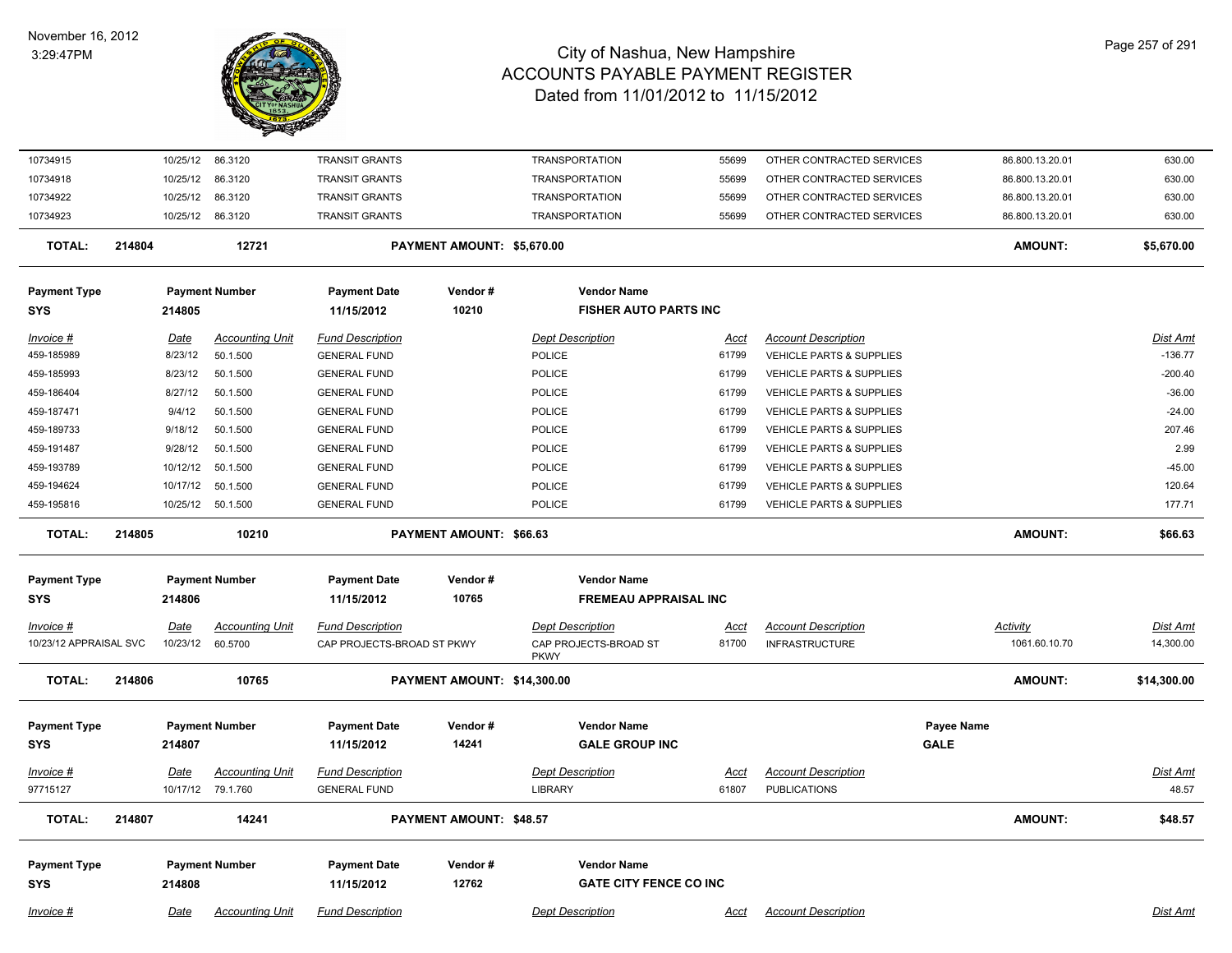# City of Nashua, New Hampshire
## ACCOUNTS PAYABLE PAYMENT REGISTER
### Dated from 11/01/2012 to 11/15/2012

November 16, 2012
3:29:47PM

| | | | | | | | | |
|---|---|---|---|---|---|---|---|---|
| 10734915 | 10/25/12 | 86.3120 | TRANSIT GRANTS | TRANSPORTATION | 55699 | OTHER CONTRACTED SERVICES | 86.800.13.20.01 | 630.00 |
| 10734918 | 10/25/12 | 86.3120 | TRANSIT GRANTS | TRANSPORTATION | 55699 | OTHER CONTRACTED SERVICES | 86.800.13.20.01 | 630.00 |
| 10734922 | 10/25/12 | 86.3120 | TRANSIT GRANTS | TRANSPORTATION | 55699 | OTHER CONTRACTED SERVICES | 86.800.13.20.01 | 630.00 |
| 10734923 | 10/25/12 | 86.3120 | TRANSIT GRANTS | TRANSPORTATION | 55699 | OTHER CONTRACTED SERVICES | 86.800.13.20.01 | 630.00 |

**TOTAL: 214804 — 12721 — PAYMENT AMOUNT: $5,670.00 — AMOUNT: $5,670.00**

| Payment Type | Payment Number | Payment Date | Vendor # | Vendor Name |
|---|---|---|---|---|
| SYS | 214805 | 11/15/2012 | 10210 | FISHER AUTO PARTS INC |

| Invoice # | Date | Accounting Unit | Fund Description | Dept Description | Acct | Account Description | Dist Amt |
|---|---|---|---|---|---|---|---|
| 459-185989 | 8/23/12 | 50.1.500 | GENERAL FUND | POLICE | 61799 | VEHICLE PARTS & SUPPLIES | -136.77 |
| 459-185993 | 8/23/12 | 50.1.500 | GENERAL FUND | POLICE | 61799 | VEHICLE PARTS & SUPPLIES | -200.40 |
| 459-186404 | 8/27/12 | 50.1.500 | GENERAL FUND | POLICE | 61799 | VEHICLE PARTS & SUPPLIES | -36.00 |
| 459-187471 | 9/4/12 | 50.1.500 | GENERAL FUND | POLICE | 61799 | VEHICLE PARTS & SUPPLIES | -24.00 |
| 459-189733 | 9/18/12 | 50.1.500 | GENERAL FUND | POLICE | 61799 | VEHICLE PARTS & SUPPLIES | 207.46 |
| 459-191487 | 9/28/12 | 50.1.500 | GENERAL FUND | POLICE | 61799 | VEHICLE PARTS & SUPPLIES | 2.99 |
| 459-193789 | 10/12/12 | 50.1.500 | GENERAL FUND | POLICE | 61799 | VEHICLE PARTS & SUPPLIES | -45.00 |
| 459-194624 | 10/17/12 | 50.1.500 | GENERAL FUND | POLICE | 61799 | VEHICLE PARTS & SUPPLIES | 120.64 |
| 459-195816 | 10/25/12 | 50.1.500 | GENERAL FUND | POLICE | 61799 | VEHICLE PARTS & SUPPLIES | 177.71 |

**TOTAL: 214805 — 10210 — PAYMENT AMOUNT: $66.63 — AMOUNT: $66.63**

| Payment Type | Payment Number | Payment Date | Vendor # | Vendor Name |
|---|---|---|---|---|
| SYS | 214806 | 11/15/2012 | 10765 | FREMEAU APPRAISAL INC |

| Invoice # | Date | Accounting Unit | Fund Description | Dept Description | Acct | Account Description | Activity | Dist Amt |
|---|---|---|---|---|---|---|---|---|
| 10/23/12 APPRAISAL SVC | 10/23/12 | 60.5700 | CAP PROJECTS-BROAD ST PKWY | CAP PROJECTS-BROAD ST PKWY | 81700 | INFRASTRUCTURE | 1061.60.10.70 | 14,300.00 |

**TOTAL: 214806 — 10765 — PAYMENT AMOUNT: $14,300.00 — AMOUNT: $14,300.00**

| Payment Type | Payment Number | Payment Date | Vendor # | Vendor Name | Payee Name |
|---|---|---|---|---|---|
| SYS | 214807 | 11/15/2012 | 14241 | GALE GROUP INC | GALE |

| Invoice # | Date | Accounting Unit | Fund Description | Dept Description | Acct | Account Description | Dist Amt |
|---|---|---|---|---|---|---|---|
| 97715127 | 10/17/12 | 79.1.760 | GENERAL FUND | LIBRARY | 61807 | PUBLICATIONS | 48.57 |

**TOTAL: 214807 — 14241 — PAYMENT AMOUNT: $48.57 — AMOUNT: $48.57**

| Payment Type | Payment Number | Payment Date | Vendor # | Vendor Name |
|---|---|---|---|---|
| SYS | 214808 | 11/15/2012 | 12762 | GATE CITY FENCE CO INC |

| Invoice # | Date | Accounting Unit | Fund Description | Dept Description | Acct | Account Description | Dist Amt |
|---|---|---|---|---|---|---|---|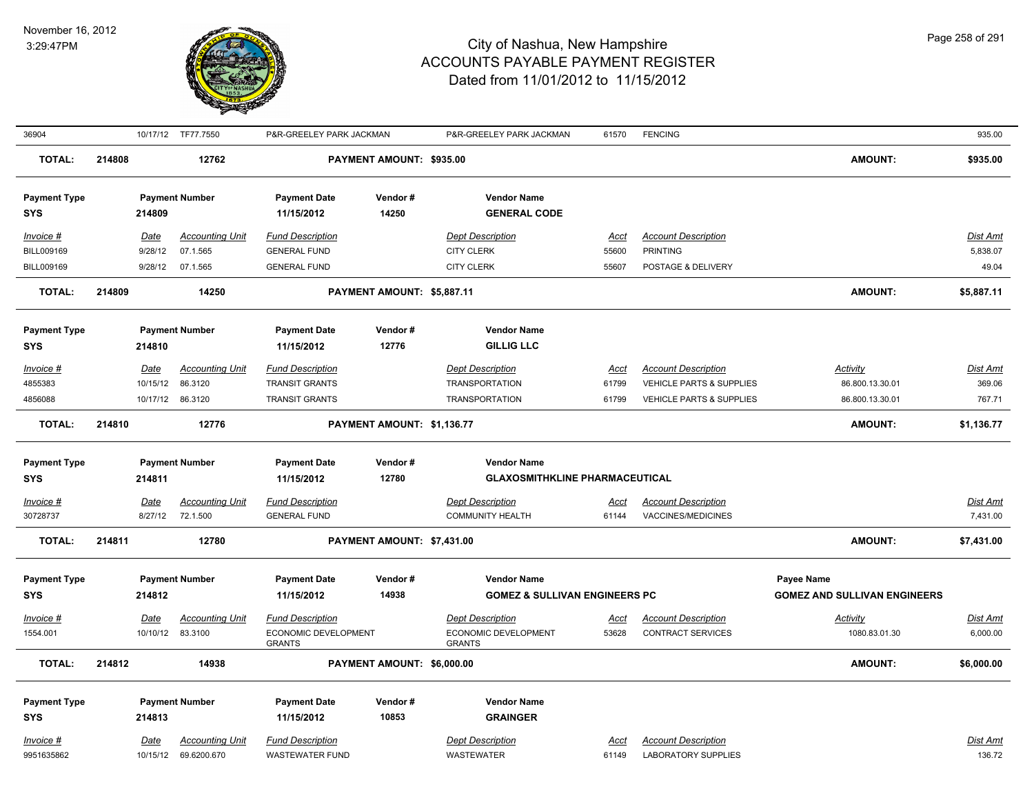# City of Nashua, New Hampshire
## ACCOUNTS PAYABLE PAYMENT REGISTER
### Dated from 11/01/2012 to 11/15/2012

November 16, 2012
3:29:47PM

| Invoice # | Date | Accounting Unit | Fund Description | Dept Description | Acct | Account Description | Activity | Dist Amt |
|---|---|---|---|---|---|---|---|---|
| 36904 | 10/17/12 | TF77.7550 | P&R-GREELEY PARK JACKMAN | P&R-GREELEY PARK JACKMAN | 61570 | FENCING | | 935.00 |

**TOTAL: 214808 — 12762 — PAYMENT AMOUNT: $935.00 — AMOUNT: $935.00**

| Payment Type | Payment Number | Payment Date | Vendor # | Vendor Name |
|---|---|---|---|---|
| SYS | 214809 | 11/15/2012 | 14250 | GENERAL CODE |

| Invoice # | Date | Accounting Unit | Fund Description | Dept Description | Acct | Account Description | Dist Amt |
|---|---|---|---|---|---|---|---|
| BILL009169 | 9/28/12 | 07.1.565 | GENERAL FUND | CITY CLERK | 55600 | PRINTING | 5,838.07 |
| BILL009169 | 9/28/12 | 07.1.565 | GENERAL FUND | CITY CLERK | 55607 | POSTAGE & DELIVERY | 49.04 |

**TOTAL: 214809 — 14250 — PAYMENT AMOUNT: $5,887.11 — AMOUNT: $5,887.11**

| Payment Type | Payment Number | Payment Date | Vendor # | Vendor Name |
|---|---|---|---|---|
| SYS | 214810 | 11/15/2012 | 12776 | GILLIG LLC |

| Invoice # | Date | Accounting Unit | Fund Description | Dept Description | Acct | Account Description | Activity | Dist Amt |
|---|---|---|---|---|---|---|---|---|
| 4855383 | 10/15/12 | 86.3120 | TRANSIT GRANTS | TRANSPORTATION | 61799 | VEHICLE PARTS & SUPPLIES | 86.800.13.30.01 | 369.06 |
| 4856088 | 10/17/12 | 86.3120 | TRANSIT GRANTS | TRANSPORTATION | 61799 | VEHICLE PARTS & SUPPLIES | 86.800.13.30.01 | 767.71 |

**TOTAL: 214810 — 12776 — PAYMENT AMOUNT: $1,136.77 — AMOUNT: $1,136.77**

| Payment Type | Payment Number | Payment Date | Vendor # | Vendor Name |
|---|---|---|---|---|
| SYS | 214811 | 11/15/2012 | 12780 | GLAXOSMITHKLINE PHARMACEUTICAL |

| Invoice # | Date | Accounting Unit | Fund Description | Dept Description | Acct | Account Description | Dist Amt |
|---|---|---|---|---|---|---|---|
| 30728737 | 8/27/12 | 72.1.500 | GENERAL FUND | COMMUNITY HEALTH | 61144 | VACCINES/MEDICINES | 7,431.00 |

**TOTAL: 214811 — 12780 — PAYMENT AMOUNT: $7,431.00 — AMOUNT: $7,431.00**

| Payment Type | Payment Number | Payment Date | Vendor # | Vendor Name | Payee Name |
|---|---|---|---|---|---|
| SYS | 214812 | 11/15/2012 | 14938 | GOMEZ & SULLIVAN ENGINEERS PC | GOMEZ AND SULLIVAN ENGINEERS |

| Invoice # | Date | Accounting Unit | Fund Description | Dept Description | Acct | Account Description | Activity | Dist Amt |
|---|---|---|---|---|---|---|---|---|
| 1554.001 | 10/10/12 | 83.3100 | ECONOMIC DEVELOPMENT GRANTS | ECONOMIC DEVELOPMENT GRANTS | 53628 | CONTRACT SERVICES | 1080.83.01.30 | 6,000.00 |

**TOTAL: 214812 — 14938 — PAYMENT AMOUNT: $6,000.00 — AMOUNT: $6,000.00**

| Payment Type | Payment Number | Payment Date | Vendor # | Vendor Name |
|---|---|---|---|---|
| SYS | 214813 | 11/15/2012 | 10853 | GRAINGER |

| Invoice # | Date | Accounting Unit | Fund Description | Dept Description | Acct | Account Description | Dist Amt |
|---|---|---|---|---|---|---|---|
| 9951635862 | 10/15/12 | 69.6200.670 | WASTEWATER FUND | WASTEWATER | 61149 | LABORATORY SUPPLIES | 136.72 |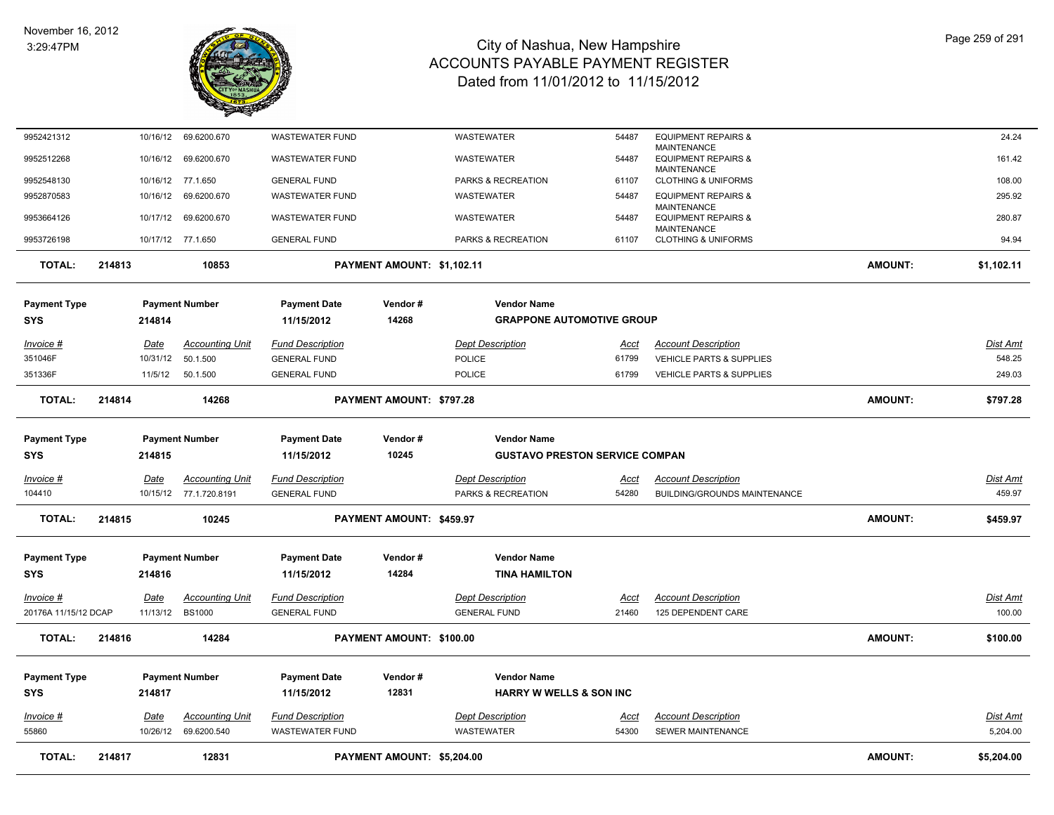# City of Nashua, New Hampshire
## ACCOUNTS PAYABLE PAYMENT REGISTER
### Dated from 11/01/2012 to 11/15/2012

November 16, 2012
3:29:47PM

| Invoice # | Date | Accounting Unit | Fund Description | Dept Description | Acct | Account Description | Dist Amt |
|---|---|---|---|---|---|---|---|
| 9952421312 | 10/16/12 | 69.6200.670 | WASTEWATER FUND | WASTEWATER | 54487 | EQUIPMENT REPAIRS & MAINTENANCE | 24.24 |
| 9952512268 | 10/16/12 | 69.6200.670 | WASTEWATER FUND | WASTEWATER | 54487 | EQUIPMENT REPAIRS & MAINTENANCE | 161.42 |
| 9952548130 | 10/16/12 | 77.1.650 | GENERAL FUND | PARKS & RECREATION | 61107 | CLOTHING & UNIFORMS | 108.00 |
| 9952870583 | 10/16/12 | 69.6200.670 | WASTEWATER FUND | WASTEWATER | 54487 | EQUIPMENT REPAIRS & MAINTENANCE | 295.92 |
| 9953664126 | 10/17/12 | 69.6200.670 | WASTEWATER FUND | WASTEWATER | 54487 | EQUIPMENT REPAIRS & MAINTENANCE | 280.87 |
| 9953726198 | 10/17/12 | 77.1.650 | GENERAL FUND | PARKS & RECREATION | 61107 | CLOTHING & UNIFORMS | 94.94 |

**TOTAL:** 214813 | 10853 | **PAYMENT AMOUNT: $1,102.11** | **AMOUNT: $1,102.11**

---

| Payment Type | Payment Number | Payment Date | Vendor # | Vendor Name |
|---|---|---|---|---|
| SYS | 214814 | 11/15/2012 | 14268 | GRAPPONE AUTOMOTIVE GROUP |

| Invoice # | Date | Accounting Unit | Fund Description | Dept Description | Acct | Account Description | Dist Amt |
|---|---|---|---|---|---|---|---|
| 351046F | 10/31/12 | 50.1.500 | GENERAL FUND | POLICE | 61799 | VEHICLE PARTS & SUPPLIES | 548.25 |
| 351336F | 11/5/12 | 50.1.500 | GENERAL FUND | POLICE | 61799 | VEHICLE PARTS & SUPPLIES | 249.03 |

**TOTAL:** 214814 | 14268 | **PAYMENT AMOUNT: $797.28** | **AMOUNT: $797.28**

---

| Payment Type | Payment Number | Payment Date | Vendor # | Vendor Name |
|---|---|---|---|---|
| SYS | 214815 | 11/15/2012 | 10245 | GUSTAVO PRESTON SERVICE COMPAN |

| Invoice # | Date | Accounting Unit | Fund Description | Dept Description | Acct | Account Description | Dist Amt |
|---|---|---|---|---|---|---|---|
| 104410 | 10/15/12 | 77.1.720.8191 | GENERAL FUND | PARKS & RECREATION | 54280 | BUILDING/GROUNDS MAINTENANCE | 459.97 |

**TOTAL:** 214815 | 10245 | **PAYMENT AMOUNT: $459.97** | **AMOUNT: $459.97**

---

| Payment Type | Payment Number | Payment Date | Vendor # | Vendor Name |
|---|---|---|---|---|
| SYS | 214816 | 11/15/2012 | 14284 | TINA HAMILTON |

| Invoice # | Date | Accounting Unit | Fund Description | Dept Description | Acct | Account Description | Dist Amt |
|---|---|---|---|---|---|---|---|
| 20176A 11/15/12 DCAP | 11/13/12 | BS1000 | GENERAL FUND | GENERAL FUND | 21460 | 125 DEPENDENT CARE | 100.00 |

**TOTAL:** 214816 | 14284 | **PAYMENT AMOUNT: $100.00** | **AMOUNT: $100.00**

---

| Payment Type | Payment Number | Payment Date | Vendor # | Vendor Name |
|---|---|---|---|---|
| SYS | 214817 | 11/15/2012 | 12831 | HARRY W WELLS & SON INC |

| Invoice # | Date | Accounting Unit | Fund Description | Dept Description | Acct | Account Description | Dist Amt |
|---|---|---|---|---|---|---|---|
| 55860 | 10/26/12 | 69.6200.540 | WASTEWATER FUND | WASTEWATER | 54300 | SEWER MAINTENANCE | 5,204.00 |

**TOTAL:** 214817 | 12831 | **PAYMENT AMOUNT: $5,204.00** | **AMOUNT: $5,204.00**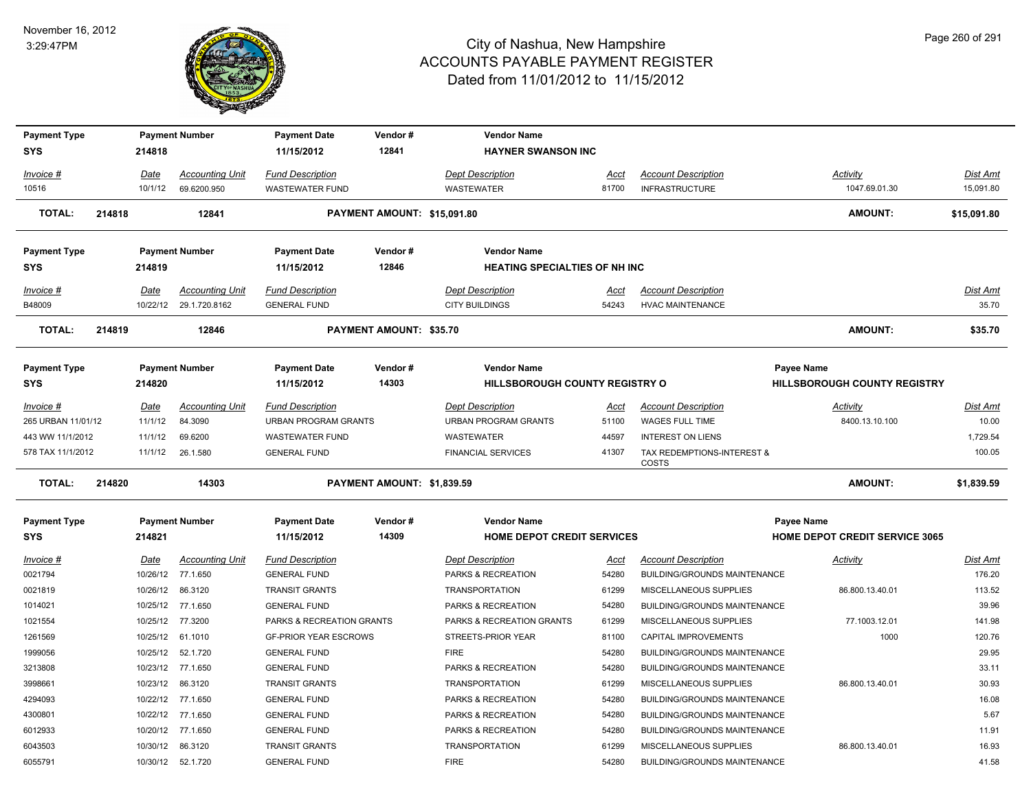# City of Nashua, New Hampshire
## ACCOUNTS PAYABLE PAYMENT REGISTER
### Dated from 11/01/2012 to 11/15/2012

November 16, 2012
3:29:47PM

| Payment Type | Payment Number | Payment Date | Vendor # | Vendor Name | | | |
|---|---|---|---|---|---|---|---|
| SYS | 214818 | 11/15/2012 | 12841 | HAYNER SWANSON INC | | | |

| Invoice # | Date | Accounting Unit | Fund Description | Dept Description | Acct | Account Description | Activity | Dist Amt |
|---|---|---|---|---|---|---|---|---|
| 10516 | 10/1/12 | 69.6200.950 | WASTEWATER FUND | WASTEWATER | 81700 | INFRASTRUCTURE | 1047.69.01.30 | 15,091.80 |

**TOTAL: 214818 12841 PAYMENT AMOUNT: $15,091.80 AMOUNT: $15,091.80**

| Payment Type | Payment Number | Payment Date | Vendor # | Vendor Name | | | |
|---|---|---|---|---|---|---|---|
| SYS | 214819 | 11/15/2012 | 12846 | HEATING SPECIALTIES OF NH INC | | | |

| Invoice # | Date | Accounting Unit | Fund Description | Dept Description | Acct | Account Description | Activity | Dist Amt |
|---|---|---|---|---|---|---|---|---|
| B48009 | 10/22/12 | 29.1.720.8162 | GENERAL FUND | CITY BUILDINGS | 54243 | HVAC MAINTENANCE | | 35.70 |

**TOTAL: 214819 12846 PAYMENT AMOUNT: $35.70 AMOUNT: $35.70**

| Payment Type | Payment Number | Payment Date | Vendor # | Vendor Name | Payee Name |
|---|---|---|---|---|---|
| SYS | 214820 | 11/15/2012 | 14303 | HILLSBOROUGH COUNTY REGISTRY O | HILLSBOROUGH COUNTY REGISTRY |

| Invoice # | Date | Accounting Unit | Fund Description | Dept Description | Acct | Account Description | Activity | Dist Amt |
|---|---|---|---|---|---|---|---|---|
| 265 URBAN 11/01/12 | 11/1/12 | 84.3090 | URBAN PROGRAM GRANTS | URBAN PROGRAM GRANTS | 51100 | WAGES FULL TIME | 8400.13.10.100 | 10.00 |
| 443 WW 11/1/2012 | 11/1/12 | 69.6200 | WASTEWATER FUND | WASTEWATER | 44597 | INTEREST ON LIENS | | 1,729.54 |
| 578 TAX 11/1/2012 | 11/1/12 | 26.1.580 | GENERAL FUND | FINANCIAL SERVICES | 41307 | TAX REDEMPTIONS-INTEREST & COSTS | | 100.05 |

**TOTAL: 214820 14303 PAYMENT AMOUNT: $1,839.59 AMOUNT: $1,839.59**

| Payment Type | Payment Number | Payment Date | Vendor # | Vendor Name | Payee Name |
|---|---|---|---|---|---|
| SYS | 214821 | 11/15/2012 | 14309 | HOME DEPOT CREDIT SERVICES | HOME DEPOT CREDIT SERVICE 3065 |

| Invoice # | Date | Accounting Unit | Fund Description | Dept Description | Acct | Account Description | Activity | Dist Amt |
|---|---|---|---|---|---|---|---|---|
| 0021794 | 10/26/12 | 77.1.650 | GENERAL FUND | PARKS & RECREATION | 54280 | BUILDING/GROUNDS MAINTENANCE | | 176.20 |
| 0021819 | 10/26/12 | 86.3120 | TRANSIT GRANTS | TRANSPORTATION | 61299 | MISCELLANEOUS SUPPLIES | 86.800.13.40.01 | 113.52 |
| 1014021 | 10/25/12 | 77.1.650 | GENERAL FUND | PARKS & RECREATION | 54280 | BUILDING/GROUNDS MAINTENANCE | | 39.96 |
| 1021554 | 10/25/12 | 77.3200 | PARKS & RECREATION GRANTS | PARKS & RECREATION GRANTS | 61299 | MISCELLANEOUS SUPPLIES | 77.1003.12.01 | 141.98 |
| 1261569 | 10/25/12 | 61.1010 | GF-PRIOR YEAR ESCROWS | STREETS-PRIOR YEAR | 81100 | CAPITAL IMPROVEMENTS | 1000 | 120.76 |
| 1999056 | 10/25/12 | 52.1.720 | GENERAL FUND | FIRE | 54280 | BUILDING/GROUNDS MAINTENANCE | | 29.95 |
| 3213808 | 10/23/12 | 77.1.650 | GENERAL FUND | PARKS & RECREATION | 54280 | BUILDING/GROUNDS MAINTENANCE | | 33.11 |
| 3998661 | 10/23/12 | 86.3120 | TRANSIT GRANTS | TRANSPORTATION | 61299 | MISCELLANEOUS SUPPLIES | 86.800.13.40.01 | 30.93 |
| 4294093 | 10/22/12 | 77.1.650 | GENERAL FUND | PARKS & RECREATION | 54280 | BUILDING/GROUNDS MAINTENANCE | | 16.08 |
| 4300801 | 10/22/12 | 77.1.650 | GENERAL FUND | PARKS & RECREATION | 54280 | BUILDING/GROUNDS MAINTENANCE | | 5.67 |
| 6012933 | 10/20/12 | 77.1.650 | GENERAL FUND | PARKS & RECREATION | 54280 | BUILDING/GROUNDS MAINTENANCE | | 11.91 |
| 6043503 | 10/30/12 | 86.3120 | TRANSIT GRANTS | TRANSPORTATION | 61299 | MISCELLANEOUS SUPPLIES | 86.800.13.40.01 | 16.93 |
| 6055791 | 10/30/12 | 52.1.720 | GENERAL FUND | FIRE | 54280 | BUILDING/GROUNDS MAINTENANCE | | 41.58 |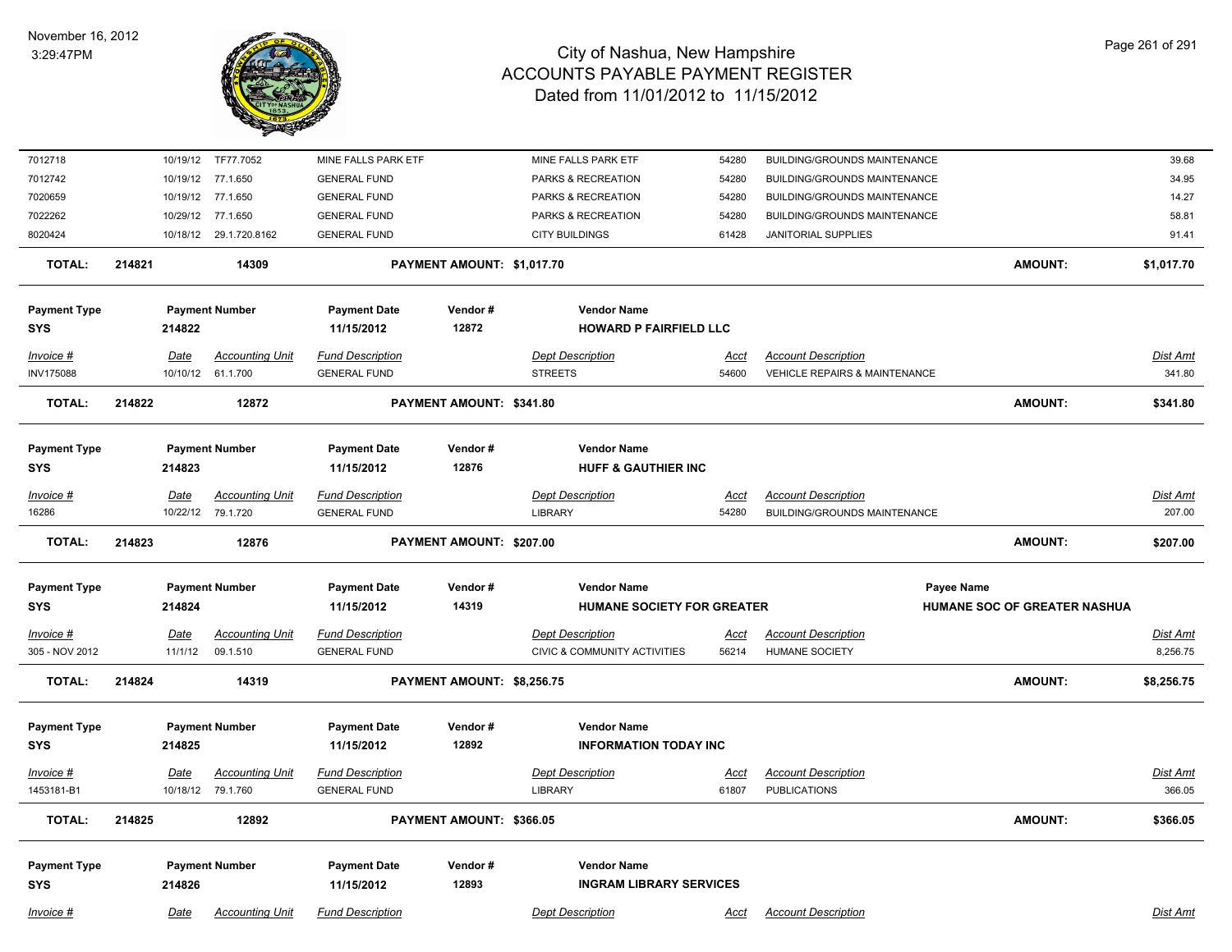| | | | | | | | |
|---|---|---|---|---|---|---|---|
| 7012718 | 10/19/12 | TF77.7052 | MINE FALLS PARK ETF | MINE FALLS PARK ETF | 54280 | BUILDING/GROUNDS MAINTENANCE | 39.68 |
| 7012742 | 10/19/12 | 77.1.650 | GENERAL FUND | PARKS & RECREATION | 54280 | BUILDING/GROUNDS MAINTENANCE | 34.95 |
| 7020659 | 10/19/12 | 77.1.650 | GENERAL FUND | PARKS & RECREATION | 54280 | BUILDING/GROUNDS MAINTENANCE | 14.27 |
| 7022262 | 10/29/12 | 77.1.650 | GENERAL FUND | PARKS & RECREATION | 54280 | BUILDING/GROUNDS MAINTENANCE | 58.81 |
| 8020424 | 10/18/12 | 29.1.720.8162 | GENERAL FUND | CITY BUILDINGS | 61428 | JANITORIAL SUPPLIES | 91.41 |

**TOTAL: 214821 14309 PAYMENT AMOUNT: $1,017.70 AMOUNT: $1,017.70**

| Payment Type | Payment Number | Payment Date | Vendor # | Vendor Name |
|---|---|---|---|---|
| SYS | 214822 | 11/15/2012 | 12872 | HOWARD P FAIRFIELD LLC |

| Invoice # | Date | Accounting Unit | Fund Description | Dept Description | Acct | Account Description | Dist Amt |
|---|---|---|---|---|---|---|---|
| INV175088 | 10/10/12 | 61.1.700 | GENERAL FUND | STREETS | 54600 | VEHICLE REPAIRS & MAINTENANCE | 341.80 |

**TOTAL: 214822 12872 PAYMENT AMOUNT: $341.80 AMOUNT: $341.80**

| Payment Type | Payment Number | Payment Date | Vendor # | Vendor Name |
|---|---|---|---|---|
| SYS | 214823 | 11/15/2012 | 12876 | HUFF & GAUTHIER INC |

| Invoice # | Date | Accounting Unit | Fund Description | Dept Description | Acct | Account Description | Dist Amt |
|---|---|---|---|---|---|---|---|
| 16286 | 10/22/12 | 79.1.720 | GENERAL FUND | LIBRARY | 54280 | BUILDING/GROUNDS MAINTENANCE | 207.00 |

**TOTAL: 214823 12876 PAYMENT AMOUNT: $207.00 AMOUNT: $207.00**

| Payment Type | Payment Number | Payment Date | Vendor # | Vendor Name | Payee Name |
|---|---|---|---|---|---|
| SYS | 214824 | 11/15/2012 | 14319 | HUMANE SOCIETY FOR GREATER | HUMANE SOC OF GREATER NASHUA |

| Invoice # | Date | Accounting Unit | Fund Description | Dept Description | Acct | Account Description | Dist Amt |
|---|---|---|---|---|---|---|---|
| 305 - NOV 2012 | 11/1/12 | 09.1.510 | GENERAL FUND | CIVIC & COMMUNITY ACTIVITIES | 56214 | HUMANE SOCIETY | 8,256.75 |

**TOTAL: 214824 14319 PAYMENT AMOUNT: $8,256.75 AMOUNT: $8,256.75**

| Payment Type | Payment Number | Payment Date | Vendor # | Vendor Name |
|---|---|---|---|---|
| SYS | 214825 | 11/15/2012 | 12892 | INFORMATION TODAY INC |

| Invoice # | Date | Accounting Unit | Fund Description | Dept Description | Acct | Account Description | Dist Amt |
|---|---|---|---|---|---|---|---|
| 1453181-B1 | 10/18/12 | 79.1.760 | GENERAL FUND | LIBRARY | 61807 | PUBLICATIONS | 366.05 |

**TOTAL: 214825 12892 PAYMENT AMOUNT: $366.05 AMOUNT: $366.05**

| Payment Type | Payment Number | Payment Date | Vendor # | Vendor Name |
|---|---|---|---|---|
| SYS | 214826 | 11/15/2012 | 12893 | INGRAM LIBRARY SERVICES |

| Invoice # | Date | Accounting Unit | Fund Description | Dept Description | Acct | Account Description | Dist Amt |
|---|---|---|---|---|---|---|---|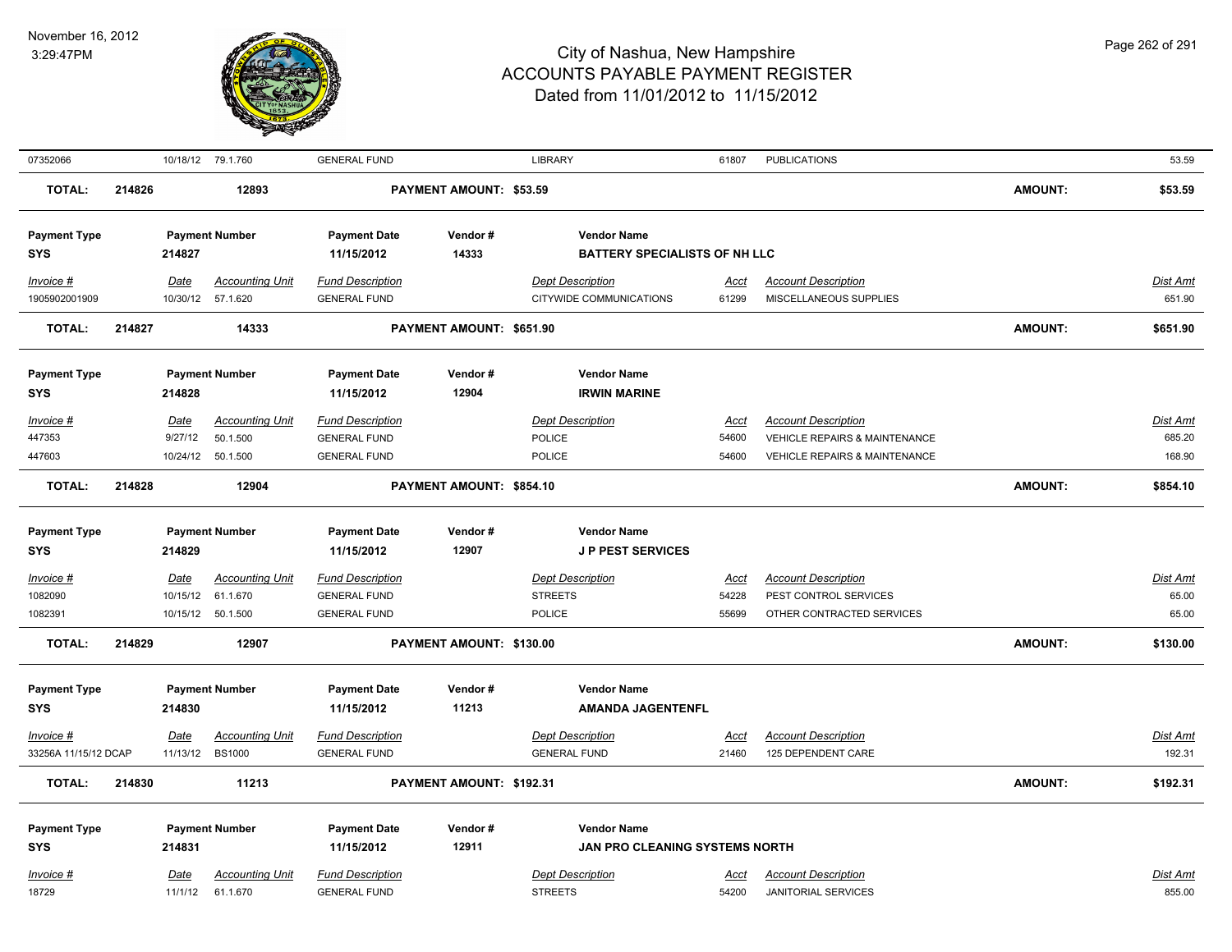# City of Nashua, New Hampshire
# ACCOUNTS PAYABLE PAYMENT REGISTER
## Dated from 11/01/2012 to 11/15/2012

November 16, 2012
3:29:47PM

| Invoice # | Date | Accounting Unit | Fund Description | Dept Description | Acct | Account Description | Dist Amt |
|---|---|---|---|---|---|---|---|
| 07352066 | 10/18/12 | 79.1.760 | GENERAL FUND | LIBRARY | 61807 | PUBLICATIONS | 53.59 |

**TOTAL: 214826 | 12893 | PAYMENT AMOUNT: $53.59 | AMOUNT: $53.59**

| Payment Type | Payment Number | Payment Date | Vendor # | Vendor Name |
|---|---|---|---|---|
| SYS | 214827 | 11/15/2012 | 14333 | BATTERY SPECIALISTS OF NH LLC |

| Invoice # | Date | Accounting Unit | Fund Description | Dept Description | Acct | Account Description | Dist Amt |
|---|---|---|---|---|---|---|---|
| 1905902001909 | 10/30/12 | 57.1.620 | GENERAL FUND | CITYWIDE COMMUNICATIONS | 61299 | MISCELLANEOUS SUPPLIES | 651.90 |

**TOTAL: 214827 | 14333 | PAYMENT AMOUNT: $651.90 | AMOUNT: $651.90**

| Payment Type | Payment Number | Payment Date | Vendor # | Vendor Name |
|---|---|---|---|---|
| SYS | 214828 | 11/15/2012 | 12904 | IRWIN MARINE |

| Invoice # | Date | Accounting Unit | Fund Description | Dept Description | Acct | Account Description | Dist Amt |
|---|---|---|---|---|---|---|---|
| 447353 | 9/27/12 | 50.1.500 | GENERAL FUND | POLICE | 54600 | VEHICLE REPAIRS & MAINTENANCE | 685.20 |
| 447603 | 10/24/12 | 50.1.500 | GENERAL FUND | POLICE | 54600 | VEHICLE REPAIRS & MAINTENANCE | 168.90 |

**TOTAL: 214828 | 12904 | PAYMENT AMOUNT: $854.10 | AMOUNT: $854.10**

| Payment Type | Payment Number | Payment Date | Vendor # | Vendor Name |
|---|---|---|---|---|
| SYS | 214829 | 11/15/2012 | 12907 | J P PEST SERVICES |

| Invoice # | Date | Accounting Unit | Fund Description | Dept Description | Acct | Account Description | Dist Amt |
|---|---|---|---|---|---|---|---|
| 1082090 | 10/15/12 | 61.1.670 | GENERAL FUND | STREETS | 54228 | PEST CONTROL SERVICES | 65.00 |
| 1082391 | 10/15/12 | 50.1.500 | GENERAL FUND | POLICE | 55699 | OTHER CONTRACTED SERVICES | 65.00 |

**TOTAL: 214829 | 12907 | PAYMENT AMOUNT: $130.00 | AMOUNT: $130.00**

| Payment Type | Payment Number | Payment Date | Vendor # | Vendor Name |
|---|---|---|---|---|
| SYS | 214830 | 11/15/2012 | 11213 | AMANDA JAGENTENFL |

| Invoice # | Date | Accounting Unit | Fund Description | Dept Description | Acct | Account Description | Dist Amt |
|---|---|---|---|---|---|---|---|
| 33256A 11/15/12 DCAP | 11/13/12 | BS1000 | GENERAL FUND | GENERAL FUND | 21460 | 125 DEPENDENT CARE | 192.31 |

**TOTAL: 214830 | 11213 | PAYMENT AMOUNT: $192.31 | AMOUNT: $192.31**

| Payment Type | Payment Number | Payment Date | Vendor # | Vendor Name |
|---|---|---|---|---|
| SYS | 214831 | 11/15/2012 | 12911 | JAN PRO CLEANING SYSTEMS NORTH |

| Invoice # | Date | Accounting Unit | Fund Description | Dept Description | Acct | Account Description | Dist Amt |
|---|---|---|---|---|---|---|---|
| 18729 | 11/1/12 | 61.1.670 | GENERAL FUND | STREETS | 54200 | JANITORIAL SERVICES | 855.00 |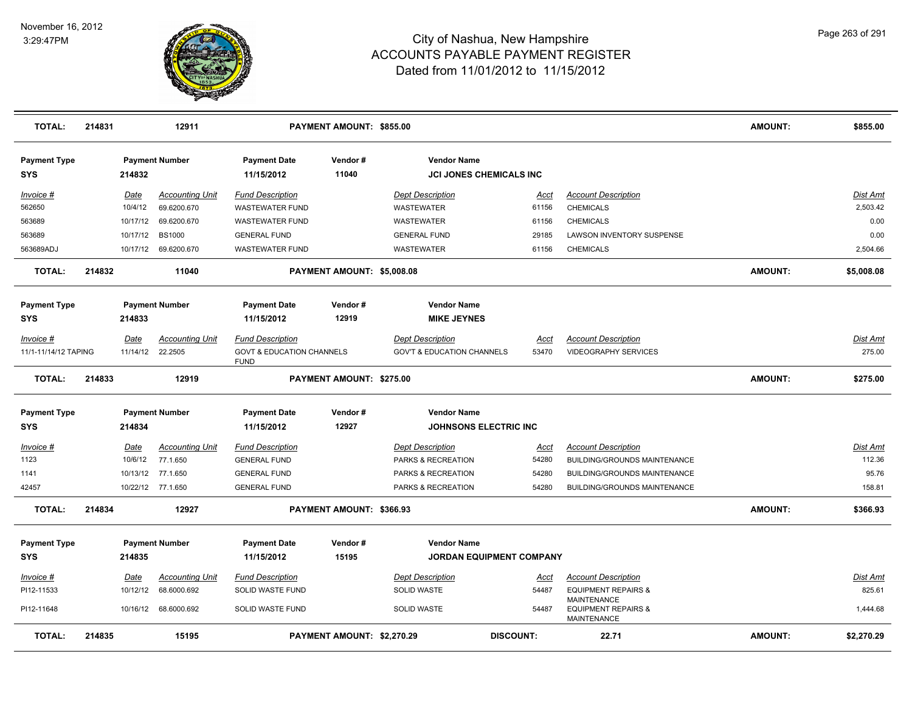# City of Nashua, New Hampshire
## ACCOUNTS PAYABLE PAYMENT REGISTER
### Dated from 11/01/2012 to 11/15/2012

November 16, 2012
3:29:47PM

**TOTAL: 214831 | 12911 | PAYMENT AMOUNT: $855.00 | AMOUNT: $855.00**

| Payment Type | Payment Number | Payment Date | Vendor # | Vendor Name |
|---|---|---|---|---|
| SYS | 214832 | 11/15/2012 | 11040 | JCI JONES CHEMICALS INC |

| Invoice # | Date | Accounting Unit | Fund Description | Dept Description | Acct | Account Description | Dist Amt |
|---|---|---|---|---|---|---|---|
| 562650 | 10/4/12 | 69.6200.670 | WASTEWATER FUND | WASTEWATER | 61156 | CHEMICALS | 2,503.42 |
| 563689 | 10/17/12 | 69.6200.670 | WASTEWATER FUND | WASTEWATER | 61156 | CHEMICALS | 0.00 |
| 563689 | 10/17/12 | BS1000 | GENERAL FUND | GENERAL FUND | 29185 | LAWSON INVENTORY SUSPENSE | 0.00 |
| 563689ADJ | 10/17/12 | 69.6200.670 | WASTEWATER FUND | WASTEWATER | 61156 | CHEMICALS | 2,504.66 |

**TOTAL: 214832 | 11040 | PAYMENT AMOUNT: $5,008.08 | AMOUNT: $5,008.08**

| Payment Type | Payment Number | Payment Date | Vendor # | Vendor Name |
|---|---|---|---|---|
| SYS | 214833 | 11/15/2012 | 12919 | MIKE JEYNES |

| Invoice # | Date | Accounting Unit | Fund Description | Dept Description | Acct | Account Description | Dist Amt |
|---|---|---|---|---|---|---|---|
| 11/1-11/14/12 TAPING | 11/14/12 | 22.2505 | GOVT & EDUCATION CHANNELS FUND | GOV'T & EDUCATION CHANNELS | 53470 | VIDEOGRAPHY SERVICES | 275.00 |

**TOTAL: 214833 | 12919 | PAYMENT AMOUNT: $275.00 | AMOUNT: $275.00**

| Payment Type | Payment Number | Payment Date | Vendor # | Vendor Name |
|---|---|---|---|---|
| SYS | 214834 | 11/15/2012 | 12927 | JOHNSONS ELECTRIC INC |

| Invoice # | Date | Accounting Unit | Fund Description | Dept Description | Acct | Account Description | Dist Amt |
|---|---|---|---|---|---|---|---|
| 1123 | 10/6/12 | 77.1.650 | GENERAL FUND | PARKS & RECREATION | 54280 | BUILDING/GROUNDS MAINTENANCE | 112.36 |
| 1141 | 10/13/12 | 77.1.650 | GENERAL FUND | PARKS & RECREATION | 54280 | BUILDING/GROUNDS MAINTENANCE | 95.76 |
| 42457 | 10/22/12 | 77.1.650 | GENERAL FUND | PARKS & RECREATION | 54280 | BUILDING/GROUNDS MAINTENANCE | 158.81 |

**TOTAL: 214834 | 12927 | PAYMENT AMOUNT: $366.93 | AMOUNT: $366.93**

| Payment Type | Payment Number | Payment Date | Vendor # | Vendor Name |
|---|---|---|---|---|
| SYS | 214835 | 11/15/2012 | 15195 | JORDAN EQUIPMENT COMPANY |

| Invoice # | Date | Accounting Unit | Fund Description | Dept Description | Acct | Account Description | Dist Amt |
|---|---|---|---|---|---|---|---|
| PI12-11533 | 10/12/12 | 68.6000.692 | SOLID WASTE FUND | SOLID WASTE | 54487 | EQUIPMENT REPAIRS & MAINTENANCE | 825.61 |
| PI12-11648 | 10/16/12 | 68.6000.692 | SOLID WASTE FUND | SOLID WASTE | 54487 | EQUIPMENT REPAIRS & MAINTENANCE | 1,444.68 |

**TOTAL: 214835 | 15195 | PAYMENT AMOUNT: $2,270.29 | DISCOUNT: 22.71 | AMOUNT: $2,270.29**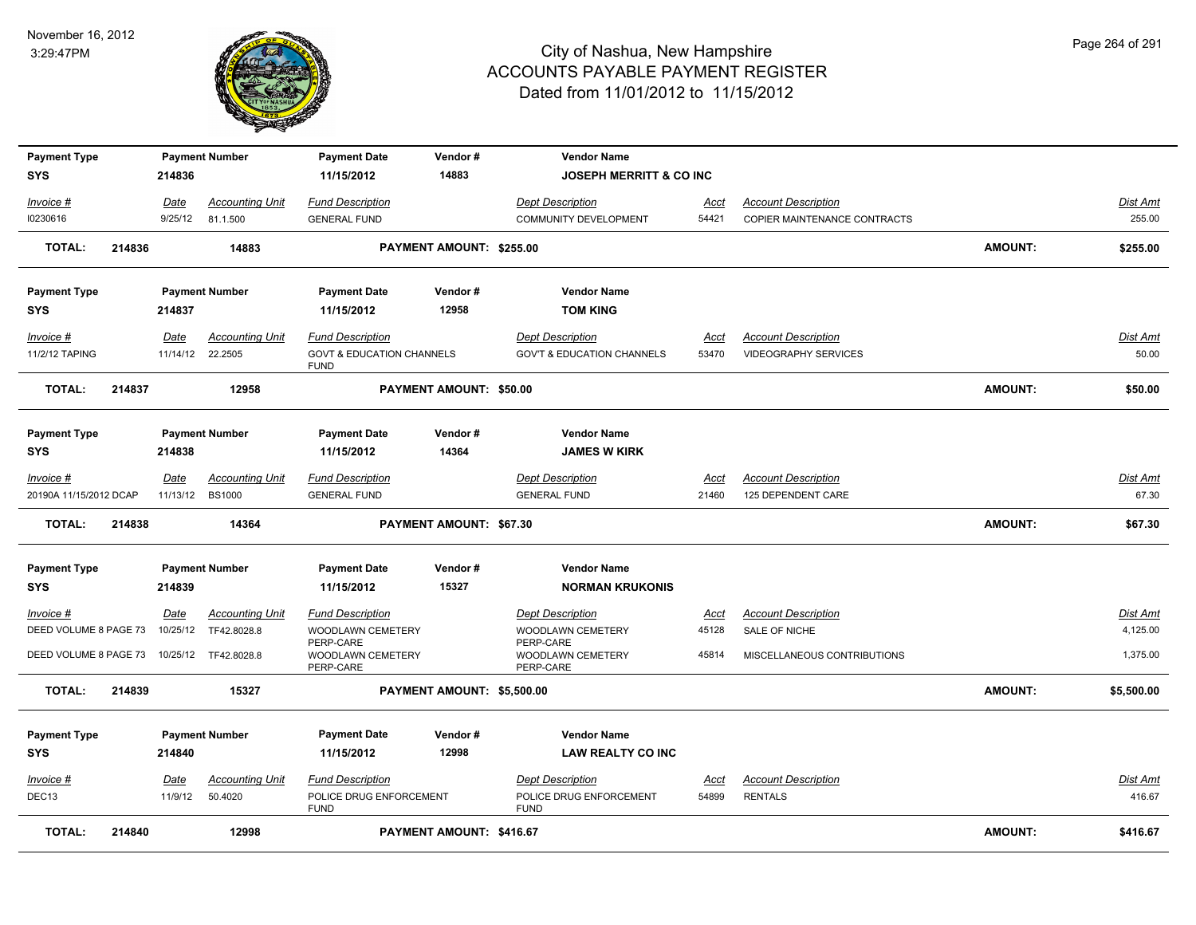# City of Nashua, New Hampshire
# ACCOUNTS PAYABLE PAYMENT REGISTER
## Dated from 11/01/2012 to 11/15/2012

November 16, 2012
3:29:47PM

| Payment Type | Payment Number | Payment Date | Vendor # | Vendor Name | | | |
|---|---|---|---|---|---|---|---|
| SYS | 214836 | 11/15/2012 | 14883 | JOSEPH MERRITT & CO INC | | | |
| *Invoice #* | *Date* | *Accounting Unit* | *Fund Description* | *Dept Description* | *Acct* | *Account Description* | *Dist Amt* |
| I0230616 | 9/25/12 | 81.1.500 | GENERAL FUND | COMMUNITY DEVELOPMENT | 54421 | COPIER MAINTENANCE CONTRACTS | 255.00 |
| **TOTAL: 214836** | | **14883** | **PAYMENT AMOUNT: $255.00** | | | **AMOUNT:** | **$255.00** |

| Payment Type | Payment Number | Payment Date | Vendor # | Vendor Name | | | |
|---|---|---|---|---|---|---|---|
| SYS | 214837 | 11/15/2012 | 12958 | TOM KING | | | |
| *Invoice #* | *Date* | *Accounting Unit* | *Fund Description* | *Dept Description* | *Acct* | *Account Description* | *Dist Amt* |
| 11/2/12 TAPING | 11/14/12 | 22.2505 | GOVT & EDUCATION CHANNELS FUND | GOV'T & EDUCATION CHANNELS | 53470 | VIDEOGRAPHY SERVICES | 50.00 |
| **TOTAL: 214837** | | **12958** | **PAYMENT AMOUNT: $50.00** | | | **AMOUNT:** | **$50.00** |

| Payment Type | Payment Number | Payment Date | Vendor # | Vendor Name | | | |
|---|---|---|---|---|---|---|---|
| SYS | 214838 | 11/15/2012 | 14364 | JAMES W KIRK | | | |
| *Invoice #* | *Date* | *Accounting Unit* | *Fund Description* | *Dept Description* | *Acct* | *Account Description* | *Dist Amt* |
| 20190A 11/15/2012 DCAP | 11/13/12 | BS1000 | GENERAL FUND | GENERAL FUND | 21460 | 125 DEPENDENT CARE | 67.30 |
| **TOTAL: 214838** | | **14364** | **PAYMENT AMOUNT: $67.30** | | | **AMOUNT:** | **$67.30** |

| Payment Type | Payment Number | Payment Date | Vendor # | Vendor Name | | | |
|---|---|---|---|---|---|---|---|
| SYS | 214839 | 11/15/2012 | 15327 | NORMAN KRUKONIS | | | |
| *Invoice #* | *Date* | *Accounting Unit* | *Fund Description* | *Dept Description* | *Acct* | *Account Description* | *Dist Amt* |
| DEED VOLUME 8 PAGE 73 | 10/25/12 | TF42.8028.8 | WOODLAWN CEMETERY PERP-CARE | WOODLAWN CEMETERY PERP-CARE | 45128 | SALE OF NICHE | 4,125.00 |
| DEED VOLUME 8 PAGE 73 | 10/25/12 | TF42.8028.8 | WOODLAWN CEMETERY PERP-CARE | WOODLAWN CEMETERY PERP-CARE | 45814 | MISCELLANEOUS CONTRIBUTIONS | 1,375.00 |
| **TOTAL: 214839** | | **15327** | **PAYMENT AMOUNT: $5,500.00** | | | **AMOUNT:** | **$5,500.00** |

| Payment Type | Payment Number | Payment Date | Vendor # | Vendor Name | | | |
|---|---|---|---|---|---|---|---|
| SYS | 214840 | 11/15/2012 | 12998 | LAW REALTY CO INC | | | |
| *Invoice #* | *Date* | *Accounting Unit* | *Fund Description* | *Dept Description* | *Acct* | *Account Description* | *Dist Amt* |
| DEC13 | 11/9/12 | 50.4020 | POLICE DRUG ENFORCEMENT FUND | POLICE DRUG ENFORCEMENT FUND | 54899 | RENTALS | 416.67 |
| **TOTAL: 214840** | | **12998** | **PAYMENT AMOUNT: $416.67** | | | **AMOUNT:** | **$416.67** |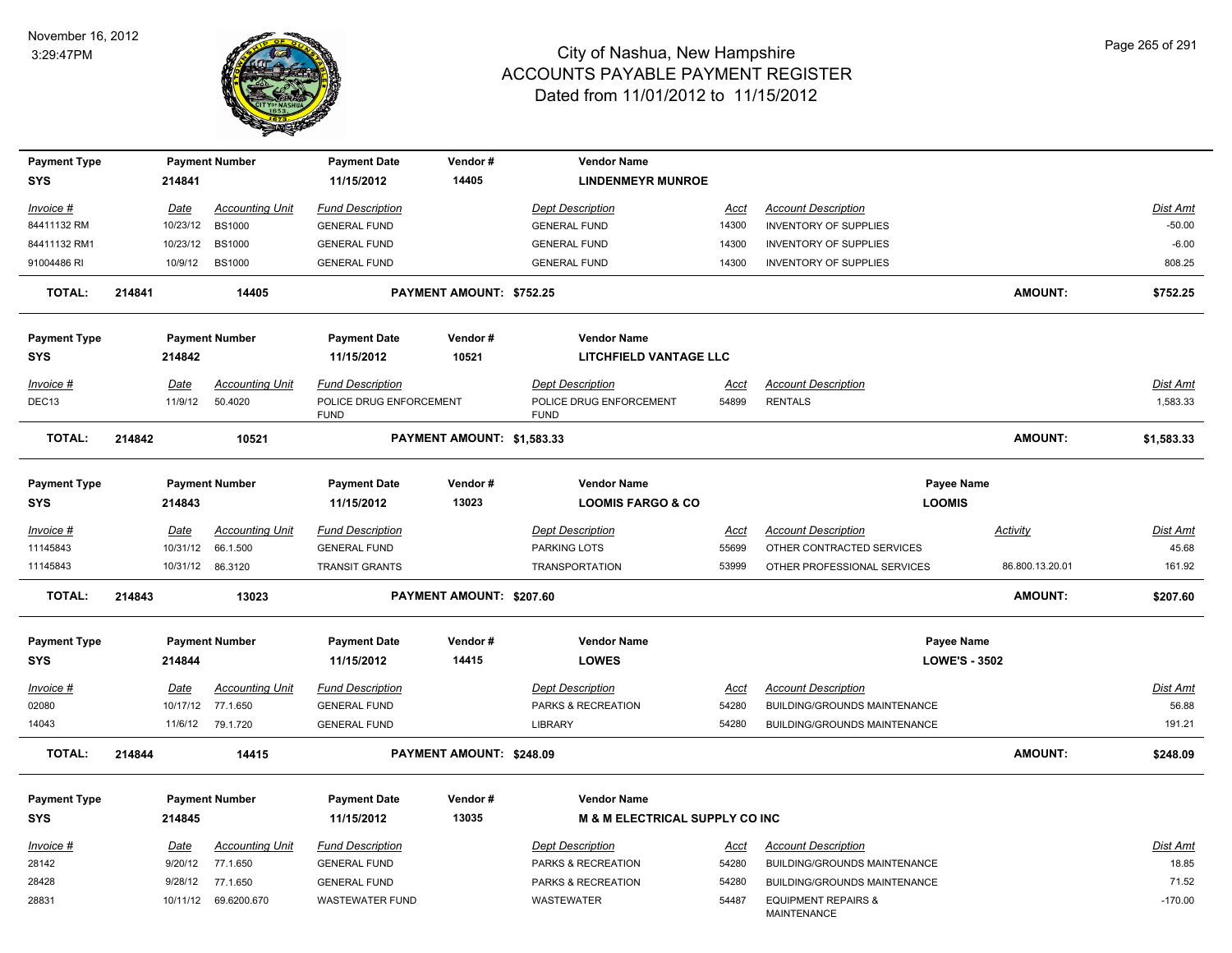# City of Nashua, New Hampshire
## ACCOUNTS PAYABLE PAYMENT REGISTER
### Dated from 11/01/2012 to 11/15/2012

November 16, 2012
3:29:47PM

| Payment Type | Payment Number | Payment Date | Vendor # | Vendor Name |
|---|---|---|---|---|
| SYS | 214841 | 11/15/2012 | 14405 | LINDENMEYR MUNROE |

| Invoice # | Date | Accounting Unit | Fund Description | Dept Description | Acct | Account Description | Dist Amt |
|---|---|---|---|---|---|---|---|
| 84411132 RM | 10/23/12 | BS1000 | GENERAL FUND | GENERAL FUND | 14300 | INVENTORY OF SUPPLIES | -50.00 |
| 84411132 RM1 | 10/23/12 | BS1000 | GENERAL FUND | GENERAL FUND | 14300 | INVENTORY OF SUPPLIES | -6.00 |
| 91004486 RI | 10/9/12 | BS1000 | GENERAL FUND | GENERAL FUND | 14300 | INVENTORY OF SUPPLIES | 808.25 |

**TOTAL: 214841 14405 PAYMENT AMOUNT: $752.25 AMOUNT: $752.25**

| Payment Type | Payment Number | Payment Date | Vendor # | Vendor Name |
|---|---|---|---|---|
| SYS | 214842 | 11/15/2012 | 10521 | LITCHFIELD VANTAGE LLC |

| Invoice # | Date | Accounting Unit | Fund Description | Dept Description | Acct | Account Description | Dist Amt |
|---|---|---|---|---|---|---|---|
| DEC13 | 11/9/12 | 50.4020 | POLICE DRUG ENFORCEMENT FUND | POLICE DRUG ENFORCEMENT FUND | 54899 | RENTALS | 1,583.33 |

**TOTAL: 214842 10521 PAYMENT AMOUNT: $1,583.33 AMOUNT: $1,583.33**

| Payment Type | Payment Number | Payment Date | Vendor # | Vendor Name | Payee Name |
|---|---|---|---|---|---|
| SYS | 214843 | 11/15/2012 | 13023 | LOOMIS FARGO & CO | LOOMIS |

| Invoice # | Date | Accounting Unit | Fund Description | Dept Description | Acct | Account Description | Activity | Dist Amt |
|---|---|---|---|---|---|---|---|---|
| 11145843 | 10/31/12 | 66.1.500 | GENERAL FUND | PARKING LOTS | 55699 | OTHER CONTRACTED SERVICES | | 45.68 |
| 11145843 | 10/31/12 | 86.3120 | TRANSIT GRANTS | TRANSPORTATION | 53999 | OTHER PROFESSIONAL SERVICES | 86.800.13.20.01 | 161.92 |

**TOTAL: 214843 13023 PAYMENT AMOUNT: $207.60 AMOUNT: $207.60**

| Payment Type | Payment Number | Payment Date | Vendor # | Vendor Name | Payee Name |
|---|---|---|---|---|---|
| SYS | 214844 | 11/15/2012 | 14415 | LOWES | LOWE'S - 3502 |

| Invoice # | Date | Accounting Unit | Fund Description | Dept Description | Acct | Account Description | Dist Amt |
|---|---|---|---|---|---|---|---|
| 02080 | 10/17/12 | 77.1.650 | GENERAL FUND | PARKS & RECREATION | 54280 | BUILDING/GROUNDS MAINTENANCE | 56.88 |
| 14043 | 11/6/12 | 79.1.720 | GENERAL FUND | LIBRARY | 54280 | BUILDING/GROUNDS MAINTENANCE | 191.21 |

**TOTAL: 214844 14415 PAYMENT AMOUNT: $248.09 AMOUNT: $248.09**

| Payment Type | Payment Number | Payment Date | Vendor # | Vendor Name |
|---|---|---|---|---|
| SYS | 214845 | 11/15/2012 | 13035 | M & M ELECTRICAL SUPPLY CO INC |

| Invoice # | Date | Accounting Unit | Fund Description | Dept Description | Acct | Account Description | Dist Amt |
|---|---|---|---|---|---|---|---|
| 28142 | 9/20/12 | 77.1.650 | GENERAL FUND | PARKS & RECREATION | 54280 | BUILDING/GROUNDS MAINTENANCE | 18.85 |
| 28428 | 9/28/12 | 77.1.650 | GENERAL FUND | PARKS & RECREATION | 54280 | BUILDING/GROUNDS MAINTENANCE | 71.52 |
| 28831 | 10/11/12 | 69.6200.670 | WASTEWATER FUND | WASTEWATER | 54487 | EQUIPMENT REPAIRS & MAINTENANCE | -170.00 |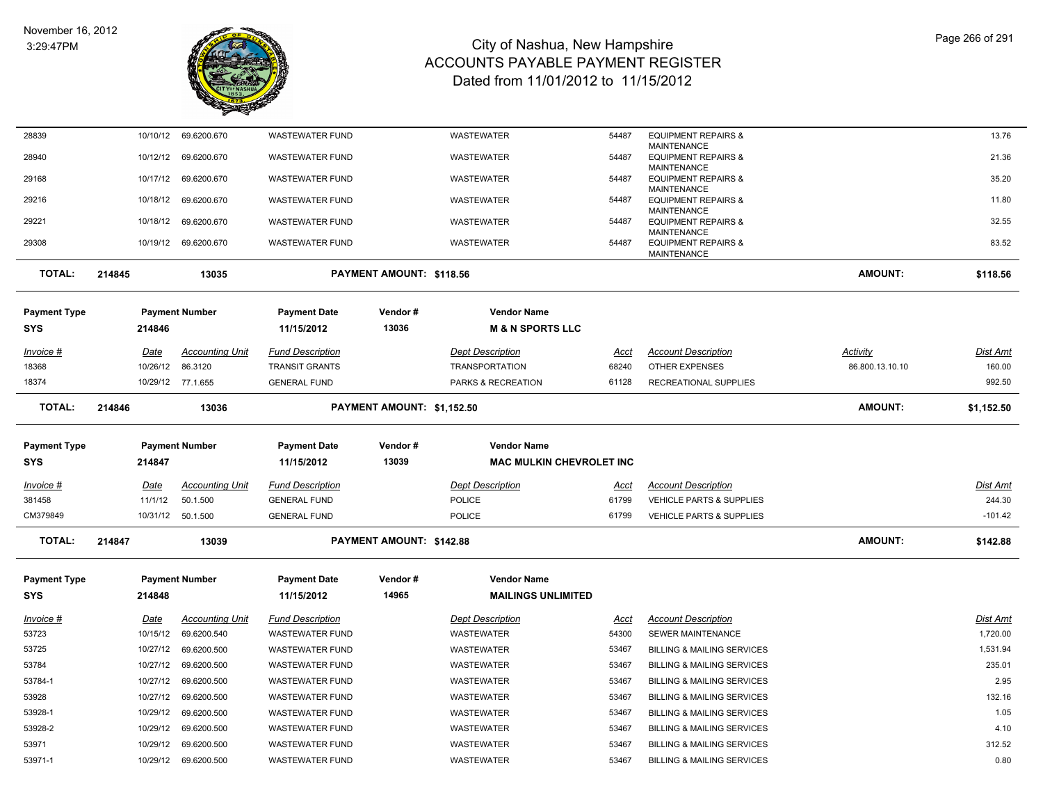# City of Nashua, New Hampshire
## ACCOUNTS PAYABLE PAYMENT REGISTER
### Dated from 11/01/2012 to 11/15/2012

November 16, 2012
3:29:47PM

| Invoice # | Date | Accounting Unit | Fund Description | Dept Description | Acct | Account Description | Activity | Dist Amt |
|---|---|---|---|---|---|---|---|---|
| 28839 | 10/10/12 | 69.6200.670 | WASTEWATER FUND | WASTEWATER | 54487 | EQUIPMENT REPAIRS & MAINTENANCE | | 13.76 |
| 28940 | 10/12/12 | 69.6200.670 | WASTEWATER FUND | WASTEWATER | 54487 | EQUIPMENT REPAIRS & MAINTENANCE | | 21.36 |
| 29168 | 10/17/12 | 69.6200.670 | WASTEWATER FUND | WASTEWATER | 54487 | EQUIPMENT REPAIRS & MAINTENANCE | | 35.20 |
| 29216 | 10/18/12 | 69.6200.670 | WASTEWATER FUND | WASTEWATER | 54487 | EQUIPMENT REPAIRS & MAINTENANCE | | 11.80 |
| 29221 | 10/18/12 | 69.6200.670 | WASTEWATER FUND | WASTEWATER | 54487 | EQUIPMENT REPAIRS & MAINTENANCE | | 32.55 |
| 29308 | 10/19/12 | 69.6200.670 | WASTEWATER FUND | WASTEWATER | 54487 | EQUIPMENT REPAIRS & MAINTENANCE | | 83.52 |

**TOTAL: 214845 13035 PAYMENT AMOUNT: $118.56 AMOUNT: $118.56**

| Payment Type | Payment Number | Payment Date | Vendor # | Vendor Name |
|---|---|---|---|---|
| SYS | 214846 | 11/15/2012 | 13036 | M & N SPORTS LLC |

| Invoice # | Date | Accounting Unit | Fund Description | Dept Description | Acct | Account Description | Activity | Dist Amt |
|---|---|---|---|---|---|---|---|---|
| 18368 | 10/26/12 | 86.3120 | TRANSIT GRANTS | TRANSPORTATION | 68240 | OTHER EXPENSES | 86.800.13.10.10 | 160.00 |
| 18374 | 10/29/12 | 77.1.655 | GENERAL FUND | PARKS & RECREATION | 61128 | RECREATIONAL SUPPLIES | | 992.50 |

**TOTAL: 214846 13036 PAYMENT AMOUNT: $1,152.50 AMOUNT: $1,152.50**

| Payment Type | Payment Number | Payment Date | Vendor # | Vendor Name |
|---|---|---|---|---|
| SYS | 214847 | 11/15/2012 | 13039 | MAC MULKIN CHEVROLET INC |

| Invoice # | Date | Accounting Unit | Fund Description | Dept Description | Acct | Account Description | Dist Amt |
|---|---|---|---|---|---|---|---|
| 381458 | 11/1/12 | 50.1.500 | GENERAL FUND | POLICE | 61799 | VEHICLE PARTS & SUPPLIES | 244.30 |
| CM379849 | 10/31/12 | 50.1.500 | GENERAL FUND | POLICE | 61799 | VEHICLE PARTS & SUPPLIES | -101.42 |

**TOTAL: 214847 13039 PAYMENT AMOUNT: $142.88 AMOUNT: $142.88**

| Payment Type | Payment Number | Payment Date | Vendor # | Vendor Name |
|---|---|---|---|---|
| SYS | 214848 | 11/15/2012 | 14965 | MAILINGS UNLIMITED |

| Invoice # | Date | Accounting Unit | Fund Description | Dept Description | Acct | Account Description | Dist Amt |
|---|---|---|---|---|---|---|---|
| 53723 | 10/15/12 | 69.6200.540 | WASTEWATER FUND | WASTEWATER | 54300 | SEWER MAINTENANCE | 1,720.00 |
| 53725 | 10/27/12 | 69.6200.500 | WASTEWATER FUND | WASTEWATER | 53467 | BILLING & MAILING SERVICES | 1,531.94 |
| 53784 | 10/27/12 | 69.6200.500 | WASTEWATER FUND | WASTEWATER | 53467 | BILLING & MAILING SERVICES | 235.01 |
| 53784-1 | 10/27/12 | 69.6200.500 | WASTEWATER FUND | WASTEWATER | 53467 | BILLING & MAILING SERVICES | 2.95 |
| 53928 | 10/27/12 | 69.6200.500 | WASTEWATER FUND | WASTEWATER | 53467 | BILLING & MAILING SERVICES | 132.16 |
| 53928-1 | 10/29/12 | 69.6200.500 | WASTEWATER FUND | WASTEWATER | 53467 | BILLING & MAILING SERVICES | 1.05 |
| 53928-2 | 10/29/12 | 69.6200.500 | WASTEWATER FUND | WASTEWATER | 53467 | BILLING & MAILING SERVICES | 4.10 |
| 53971 | 10/29/12 | 69.6200.500 | WASTEWATER FUND | WASTEWATER | 53467 | BILLING & MAILING SERVICES | 312.52 |
| 53971-1 | 10/29/12 | 69.6200.500 | WASTEWATER FUND | WASTEWATER | 53467 | BILLING & MAILING SERVICES | 0.80 |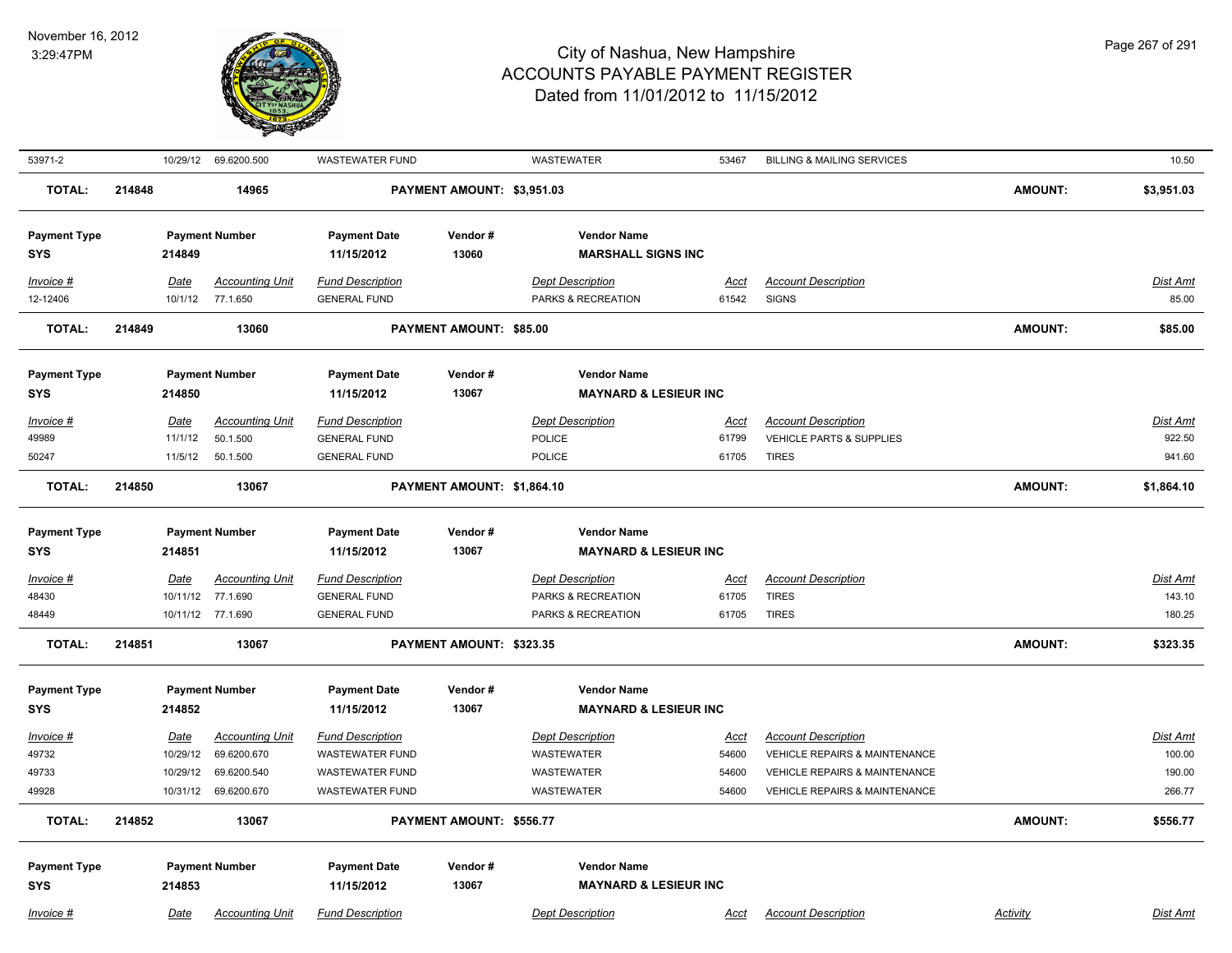| | | | | | | | | | |
|---|---|---|---|---|---|---|---|---|---|
| 53971-2 | 10/29/12 | 69.6200.500 | WASTEWATER FUND | | WASTEWATER | 53467 | BILLING & MAILING SERVICES | | 10.50 |
| **TOTAL:** | **214848** | **14965** | | **PAYMENT AMOUNT: $3,951.03** | | | | **AMOUNT:** | **$3,951.03** |

| Payment Type | Payment Number | Payment Date | Vendor # | Vendor Name |
|---|---|---|---|---|
| **SYS** | **214849** | **11/15/2012** | **13060** | **MARSHALL SIGNS INC** |

| *Invoice #* | *Date* | *Accounting Unit* | *Fund Description* | *Dept Description* | *Acct* | *Account Description* | *Dist Amt* |
|---|---|---|---|---|---|---|---|
| 12-12406 | 10/1/12 | 77.1.650 | GENERAL FUND | PARKS & RECREATION | 61542 | SIGNS | 85.00 |
| **TOTAL:** | **214849** | **13060** | **PAYMENT AMOUNT: $85.00** | | | **AMOUNT:** | **$85.00** |

| Payment Type | Payment Number | Payment Date | Vendor # | Vendor Name |
|---|---|---|---|---|
| **SYS** | **214850** | **11/15/2012** | **13067** | **MAYNARD & LESIEUR INC** |

| *Invoice #* | *Date* | *Accounting Unit* | *Fund Description* | *Dept Description* | *Acct* | *Account Description* | *Dist Amt* |
|---|---|---|---|---|---|---|---|
| 49989 | 11/1/12 | 50.1.500 | GENERAL FUND | POLICE | 61799 | VEHICLE PARTS & SUPPLIES | 922.50 |
| 50247 | 11/5/12 | 50.1.500 | GENERAL FUND | POLICE | 61705 | TIRES | 941.60 |
| **TOTAL:** | **214850** | **13067** | **PAYMENT AMOUNT: $1,864.10** | | | **AMOUNT:** | **$1,864.10** |

| Payment Type | Payment Number | Payment Date | Vendor # | Vendor Name |
|---|---|---|---|---|
| **SYS** | **214851** | **11/15/2012** | **13067** | **MAYNARD & LESIEUR INC** |

| *Invoice #* | *Date* | *Accounting Unit* | *Fund Description* | *Dept Description* | *Acct* | *Account Description* | *Dist Amt* |
|---|---|---|---|---|---|---|---|
| 48430 | 10/11/12 | 77.1.690 | GENERAL FUND | PARKS & RECREATION | 61705 | TIRES | 143.10 |
| 48449 | 10/11/12 | 77.1.690 | GENERAL FUND | PARKS & RECREATION | 61705 | TIRES | 180.25 |
| **TOTAL:** | **214851** | **13067** | **PAYMENT AMOUNT: $323.35** | | | **AMOUNT:** | **$323.35** |

| Payment Type | Payment Number | Payment Date | Vendor # | Vendor Name |
|---|---|---|---|---|
| **SYS** | **214852** | **11/15/2012** | **13067** | **MAYNARD & LESIEUR INC** |

| *Invoice #* | *Date* | *Accounting Unit* | *Fund Description* | *Dept Description* | *Acct* | *Account Description* | *Dist Amt* |
|---|---|---|---|---|---|---|---|
| 49732 | 10/29/12 | 69.6200.670 | WASTEWATER FUND | WASTEWATER | 54600 | VEHICLE REPAIRS & MAINTENANCE | 100.00 |
| 49733 | 10/29/12 | 69.6200.540 | WASTEWATER FUND | WASTEWATER | 54600 | VEHICLE REPAIRS & MAINTENANCE | 190.00 |
| 49928 | 10/31/12 | 69.6200.670 | WASTEWATER FUND | WASTEWATER | 54600 | VEHICLE REPAIRS & MAINTENANCE | 266.77 |
| **TOTAL:** | **214852** | **13067** | **PAYMENT AMOUNT: $556.77** | | | **AMOUNT:** | **$556.77** |

| Payment Type | Payment Number | Payment Date | Vendor # | Vendor Name |
|---|---|---|---|---|
| **SYS** | **214853** | **11/15/2012** | **13067** | **MAYNARD & LESIEUR INC** |

| *Invoice #* | *Date* | *Accounting Unit* | *Fund Description* | *Dept Description* | *Acct* | *Account Description* | *Activity* | *Dist Amt* |
|---|---|---|---|---|---|---|---|---|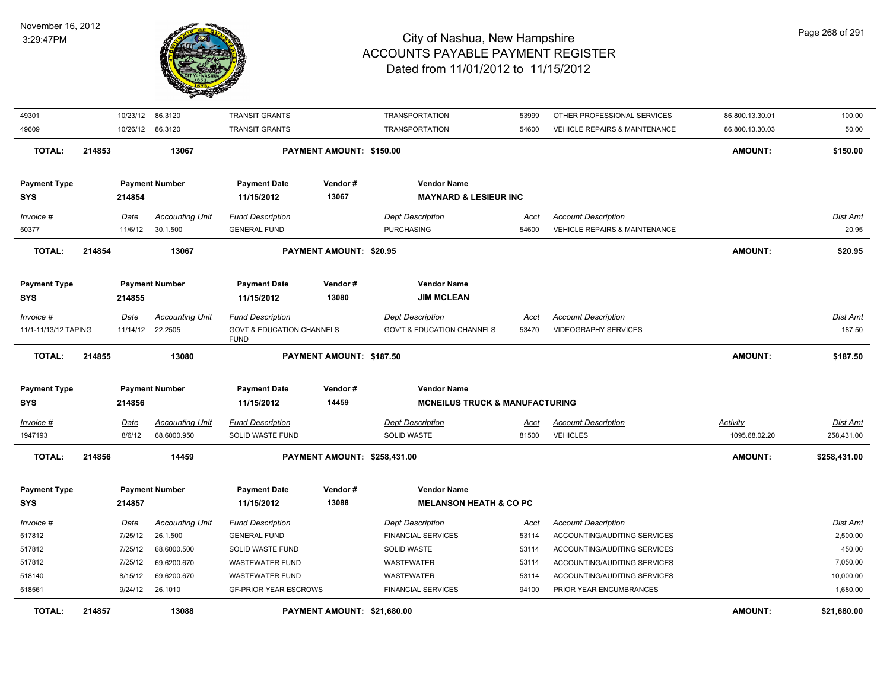| Invoice # | Date | Accounting Unit | Fund Description | Dept Description | Acct | Account Description | Activity | Dist Amt |
|---|---|---|---|---|---|---|---|---|
| 49301 | 10/23/12 | 86.3120 | TRANSIT GRANTS | TRANSPORTATION | 53999 | OTHER PROFESSIONAL SERVICES | 86.800.13.30.01 | 100.00 |
| 49609 | 10/26/12 | 86.3120 | TRANSIT GRANTS | TRANSPORTATION | 54600 | VEHICLE REPAIRS & MAINTENANCE | 86.800.13.30.03 | 50.00 |

**TOTAL: 214853 13067 PAYMENT AMOUNT: $150.00 AMOUNT: $150.00**

| Payment Type | Payment Number | Payment Date | Vendor # | Vendor Name |
|---|---|---|---|---|
| SYS | 214854 | 11/15/2012 | 13067 | MAYNARD & LESIEUR INC |

| Invoice # | Date | Accounting Unit | Fund Description | Dept Description | Acct | Account Description | Dist Amt |
|---|---|---|---|---|---|---|---|
| 50377 | 11/6/12 | 30.1.500 | GENERAL FUND | PURCHASING | 54600 | VEHICLE REPAIRS & MAINTENANCE | 20.95 |

**TOTAL: 214854 13067 PAYMENT AMOUNT: $20.95 AMOUNT: $20.95**

| Payment Type | Payment Number | Payment Date | Vendor # | Vendor Name |
|---|---|---|---|---|
| SYS | 214855 | 11/15/2012 | 13080 | JIM MCLEAN |

| Invoice # | Date | Accounting Unit | Fund Description | Dept Description | Acct | Account Description | Dist Amt |
|---|---|---|---|---|---|---|---|
| 11/1-11/13/12 TAPING | 11/14/12 | 22.2505 | GOVT & EDUCATION CHANNELS FUND | GOV'T & EDUCATION CHANNELS | 53470 | VIDEOGRAPHY SERVICES | 187.50 |

**TOTAL: 214855 13080 PAYMENT AMOUNT: $187.50 AMOUNT: $187.50**

| Payment Type | Payment Number | Payment Date | Vendor # | Vendor Name |
|---|---|---|---|---|
| SYS | 214856 | 11/15/2012 | 14459 | MCNEILUS TRUCK & MANUFACTURING |

| Invoice # | Date | Accounting Unit | Fund Description | Dept Description | Acct | Account Description | Activity | Dist Amt |
|---|---|---|---|---|---|---|---|---|
| 1947193 | 8/6/12 | 68.6000.950 | SOLID WASTE FUND | SOLID WASTE | 81500 | VEHICLES | 1095.68.02.20 | 258,431.00 |

**TOTAL: 214856 14459 PAYMENT AMOUNT: $258,431.00 AMOUNT: $258,431.00**

| Payment Type | Payment Number | Payment Date | Vendor # | Vendor Name |
|---|---|---|---|---|
| SYS | 214857 | 11/15/2012 | 13088 | MELANSON HEATH & CO PC |

| Invoice # | Date | Accounting Unit | Fund Description | Dept Description | Acct | Account Description | Dist Amt |
|---|---|---|---|---|---|---|---|
| 517812 | 7/25/12 | 26.1.500 | GENERAL FUND | FINANCIAL SERVICES | 53114 | ACCOUNTING/AUDITING SERVICES | 2,500.00 |
| 517812 | 7/25/12 | 68.6000.500 | SOLID WASTE FUND | SOLID WASTE | 53114 | ACCOUNTING/AUDITING SERVICES | 450.00 |
| 517812 | 7/25/12 | 69.6200.670 | WASTEWATER FUND | WASTEWATER | 53114 | ACCOUNTING/AUDITING SERVICES | 7,050.00 |
| 518140 | 8/15/12 | 69.6200.670 | WASTEWATER FUND | WASTEWATER | 53114 | ACCOUNTING/AUDITING SERVICES | 10,000.00 |
| 518561 | 9/24/12 | 26.1010 | GF-PRIOR YEAR ESCROWS | FINANCIAL SERVICES | 94100 | PRIOR YEAR ENCUMBRANCES | 1,680.00 |

**TOTAL: 214857 13088 PAYMENT AMOUNT: $21,680.00 AMOUNT: $21,680.00**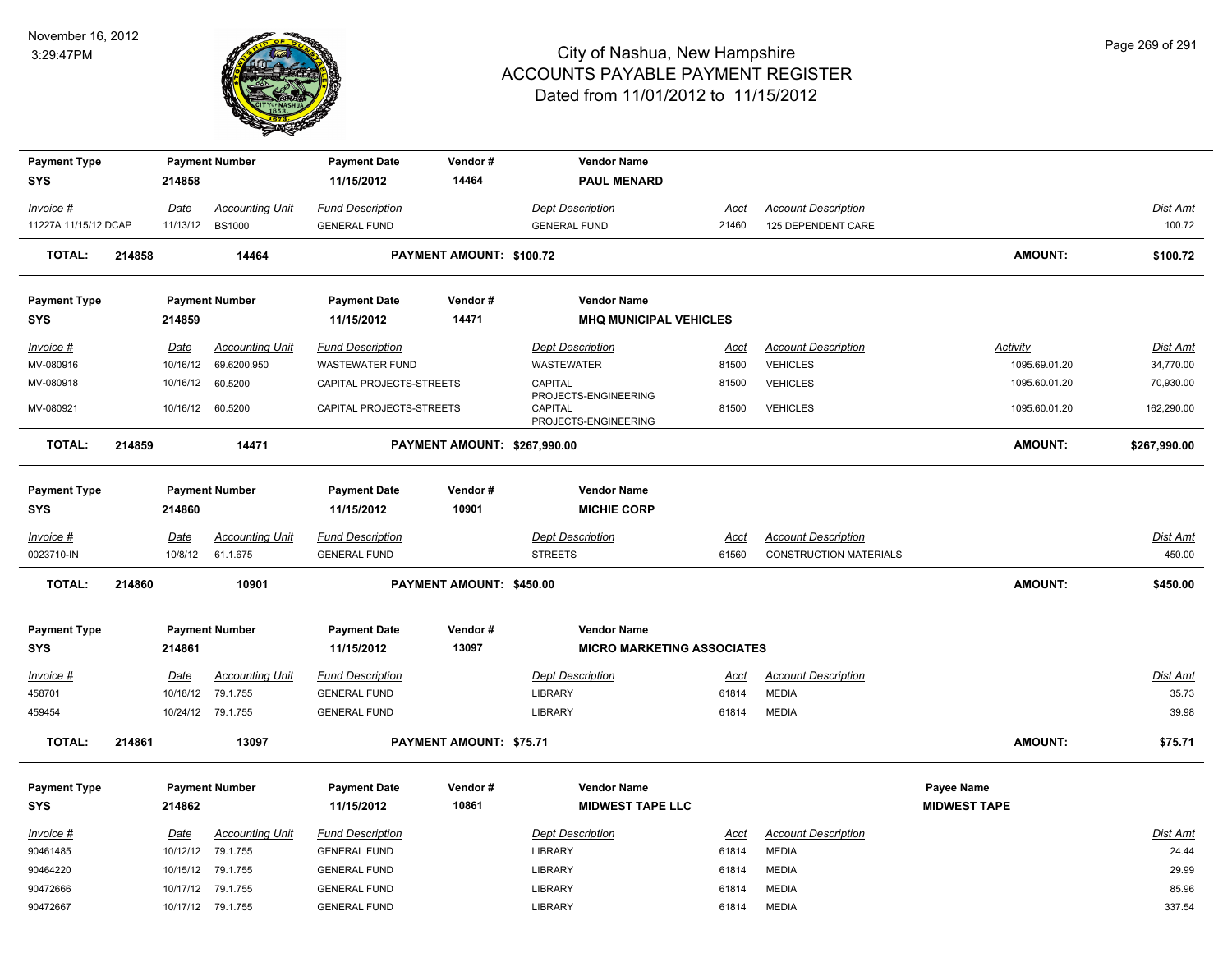# City of Nashua, New Hampshire
## ACCOUNTS PAYABLE PAYMENT REGISTER
### Dated from 11/01/2012 to 11/15/2012

November 16, 2012
3:29:47PM

| Payment Type | Payment Number | Payment Date | Vendor # | Vendor Name |
|---|---|---|---|---|
| SYS | 214858 | 11/15/2012 | 14464 | PAUL MENARD |

| Invoice # | Date | Accounting Unit | Fund Description | Dept Description | Acct | Account Description | Dist Amt |
|---|---|---|---|---|---|---|---|
| 11227A 11/15/12 DCAP | 11/13/12 | BS1000 | GENERAL FUND | GENERAL FUND | 21460 | 125 DEPENDENT CARE | 100.72 |

**TOTAL: 214858 — 14464 — PAYMENT AMOUNT: $100.72 — AMOUNT: $100.72**

| Payment Type | Payment Number | Payment Date | Vendor # | Vendor Name |
|---|---|---|---|---|
| SYS | 214859 | 11/15/2012 | 14471 | MHQ MUNICIPAL VEHICLES |

| Invoice # | Date | Accounting Unit | Fund Description | Dept Description | Acct | Account Description | Activity | Dist Amt |
|---|---|---|---|---|---|---|---|---|
| MV-080916 | 10/16/12 | 69.6200.950 | WASTEWATER FUND | WASTEWATER | 81500 | VEHICLES | 1095.69.01.20 | 34,770.00 |
| MV-080918 | 10/16/12 | 60.5200 | CAPITAL PROJECTS-STREETS | CAPITAL PROJECTS-ENGINEERING | 81500 | VEHICLES | 1095.60.01.20 | 70,930.00 |
| MV-080921 | 10/16/12 | 60.5200 | CAPITAL PROJECTS-STREETS | CAPITAL PROJECTS-ENGINEERING | 81500 | VEHICLES | 1095.60.01.20 | 162,290.00 |

**TOTAL: 214859 — 14471 — PAYMENT AMOUNT: $267,990.00 — AMOUNT: $267,990.00**

| Payment Type | Payment Number | Payment Date | Vendor # | Vendor Name |
|---|---|---|---|---|
| SYS | 214860 | 11/15/2012 | 10901 | MICHIE CORP |

| Invoice # | Date | Accounting Unit | Fund Description | Dept Description | Acct | Account Description | Dist Amt |
|---|---|---|---|---|---|---|---|
| 0023710-IN | 10/8/12 | 61.1.675 | GENERAL FUND | STREETS | 61560 | CONSTRUCTION MATERIALS | 450.00 |

**TOTAL: 214860 — 10901 — PAYMENT AMOUNT: $450.00 — AMOUNT: $450.00**

| Payment Type | Payment Number | Payment Date | Vendor # | Vendor Name |
|---|---|---|---|---|
| SYS | 214861 | 11/15/2012 | 13097 | MICRO MARKETING ASSOCIATES |

| Invoice # | Date | Accounting Unit | Fund Description | Dept Description | Acct | Account Description | Dist Amt |
|---|---|---|---|---|---|---|---|
| 458701 | 10/18/12 | 79.1.755 | GENERAL FUND | LIBRARY | 61814 | MEDIA | 35.73 |
| 459454 | 10/24/12 | 79.1.755 | GENERAL FUND | LIBRARY | 61814 | MEDIA | 39.98 |

**TOTAL: 214861 — 13097 — PAYMENT AMOUNT: $75.71 — AMOUNT: $75.71**

| Payment Type | Payment Number | Payment Date | Vendor # | Vendor Name | Payee Name |
|---|---|---|---|---|---|
| SYS | 214862 | 11/15/2012 | 10861 | MIDWEST TAPE LLC | MIDWEST TAPE |

| Invoice # | Date | Accounting Unit | Fund Description | Dept Description | Acct | Account Description | Dist Amt |
|---|---|---|---|---|---|---|---|
| 90461485 | 10/12/12 | 79.1.755 | GENERAL FUND | LIBRARY | 61814 | MEDIA | 24.44 |
| 90464220 | 10/15/12 | 79.1.755 | GENERAL FUND | LIBRARY | 61814 | MEDIA | 29.99 |
| 90472666 | 10/17/12 | 79.1.755 | GENERAL FUND | LIBRARY | 61814 | MEDIA | 85.96 |
| 90472667 | 10/17/12 | 79.1.755 | GENERAL FUND | LIBRARY | 61814 | MEDIA | 337.54 |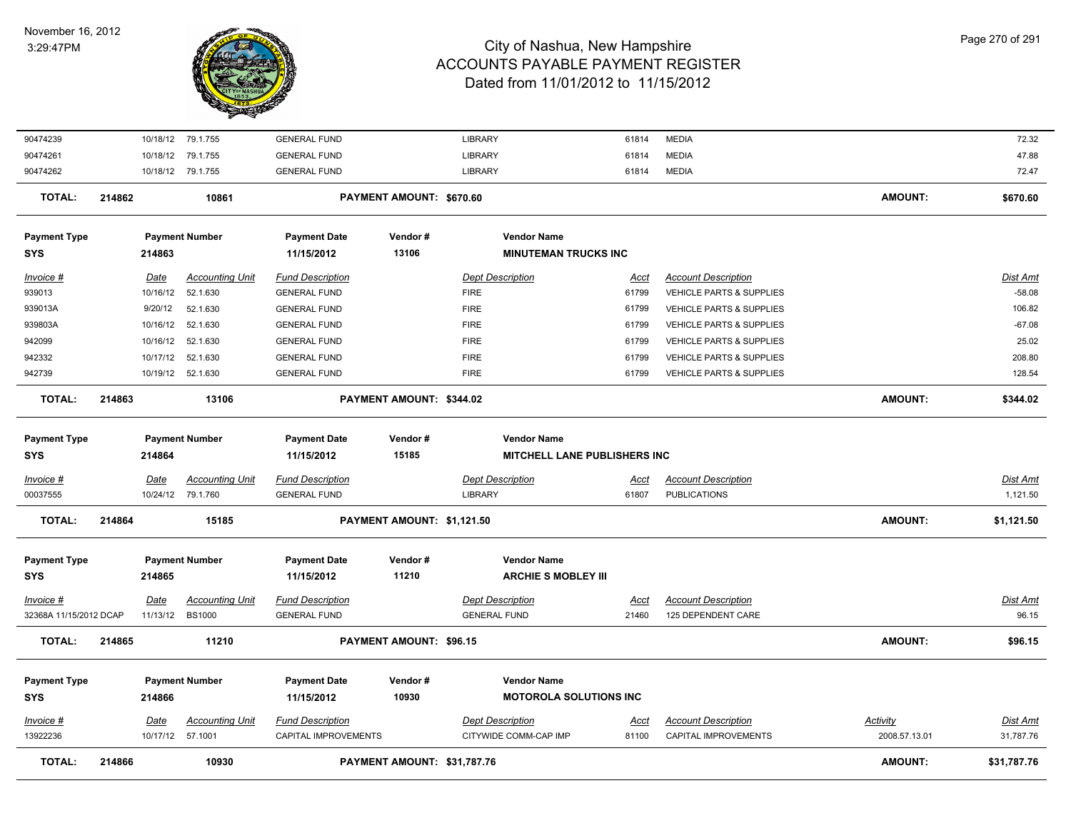# City of Nashua, New Hampshire
## ACCOUNTS PAYABLE PAYMENT REGISTER
### Dated from 11/01/2012 to 11/15/2012

November 16, 2012
3:29:47PM

| | | | | | | | | |
|---|---|---|---|---|---|---|---|---|
| 90474239 | 10/18/12 | 79.1.755 | GENERAL FUND | LIBRARY | 61814 | MEDIA | | 72.32 |
| 90474261 | 10/18/12 | 79.1.755 | GENERAL FUND | LIBRARY | 61814 | MEDIA | | 47.88 |
| 90474262 | 10/18/12 | 79.1.755 | GENERAL FUND | LIBRARY | 61814 | MEDIA | | 72.47 |

**TOTAL:** 214862 10861 **PAYMENT AMOUNT: $670.60** **AMOUNT: $670.60**

| Payment Type | Payment Number | Payment Date | Vendor # | Vendor Name |
|---|---|---|---|---|
| SYS | 214863 | 11/15/2012 | 13106 | MINUTEMAN TRUCKS INC |

| Invoice # | Date | Accounting Unit | Fund Description | Dept Description | Acct | Account Description | Dist Amt |
|---|---|---|---|---|---|---|---|
| 939013 | 10/16/12 | 52.1.630 | GENERAL FUND | FIRE | 61799 | VEHICLE PARTS & SUPPLIES | -58.08 |
| 939013A | 9/20/12 | 52.1.630 | GENERAL FUND | FIRE | 61799 | VEHICLE PARTS & SUPPLIES | 106.82 |
| 939803A | 10/16/12 | 52.1.630 | GENERAL FUND | FIRE | 61799 | VEHICLE PARTS & SUPPLIES | -67.08 |
| 942099 | 10/16/12 | 52.1.630 | GENERAL FUND | FIRE | 61799 | VEHICLE PARTS & SUPPLIES | 25.02 |
| 942332 | 10/17/12 | 52.1.630 | GENERAL FUND | FIRE | 61799 | VEHICLE PARTS & SUPPLIES | 208.80 |
| 942739 | 10/19/12 | 52.1.630 | GENERAL FUND | FIRE | 61799 | VEHICLE PARTS & SUPPLIES | 128.54 |

**TOTAL:** 214863 13106 **PAYMENT AMOUNT: $344.02** **AMOUNT: $344.02**

| Payment Type | Payment Number | Payment Date | Vendor # | Vendor Name |
|---|---|---|---|---|
| SYS | 214864 | 11/15/2012 | 15185 | MITCHELL LANE PUBLISHERS INC |

| Invoice # | Date | Accounting Unit | Fund Description | Dept Description | Acct | Account Description | Dist Amt |
|---|---|---|---|---|---|---|---|
| 00037555 | 10/24/12 | 79.1.760 | GENERAL FUND | LIBRARY | 61807 | PUBLICATIONS | 1,121.50 |

**TOTAL:** 214864 15185 **PAYMENT AMOUNT: $1,121.50** **AMOUNT: $1,121.50**

| Payment Type | Payment Number | Payment Date | Vendor # | Vendor Name |
|---|---|---|---|---|
| SYS | 214865 | 11/15/2012 | 11210 | ARCHIE S MOBLEY III |

| Invoice # | Date | Accounting Unit | Fund Description | Dept Description | Acct | Account Description | Dist Amt |
|---|---|---|---|---|---|---|---|
| 32368A 11/15/2012 DCAP | 11/13/12 | BS1000 | GENERAL FUND | GENERAL FUND | 21460 | 125 DEPENDENT CARE | 96.15 |

**TOTAL:** 214865 11210 **PAYMENT AMOUNT: $96.15** **AMOUNT: $96.15**

| Payment Type | Payment Number | Payment Date | Vendor # | Vendor Name |
|---|---|---|---|---|
| SYS | 214866 | 11/15/2012 | 10930 | MOTOROLA SOLUTIONS INC |

| Invoice # | Date | Accounting Unit | Fund Description | Dept Description | Acct | Account Description | Activity | Dist Amt |
|---|---|---|---|---|---|---|---|---|
| 13922236 | 10/17/12 | 57.1001 | CAPITAL IMPROVEMENTS | CITYWIDE COMM-CAP IMP | 81100 | CAPITAL IMPROVEMENTS | 2008.57.13.01 | 31,787.76 |

**TOTAL:** 214866 10930 **PAYMENT AMOUNT: $31,787.76** **AMOUNT: $31,787.76**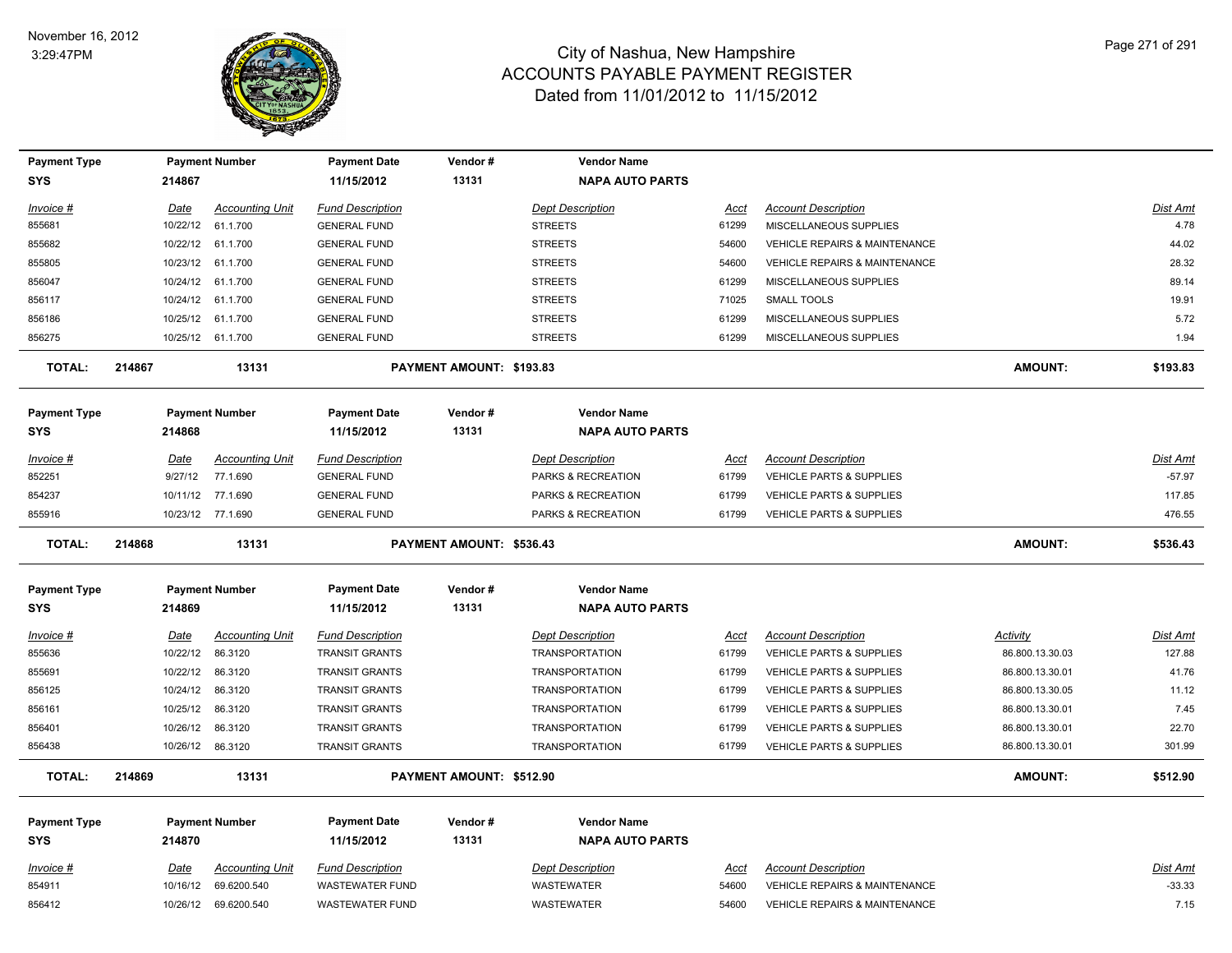# City of Nashua, New Hampshire
## ACCOUNTS PAYABLE PAYMENT REGISTER
### Dated from 11/01/2012 to 11/15/2012

November 16, 2012
3:29:47PM

| Payment Type | Payment Number | Payment Date | Vendor # | Vendor Name |
|---|---|---|---|---|
| SYS | 214867 | 11/15/2012 | 13131 | NAPA AUTO PARTS |

| Invoice # | Date | Accounting Unit | Fund Description | Dept Description | Acct | Account Description | Dist Amt |
|---|---|---|---|---|---|---|---|
| 855681 | 10/22/12 | 61.1.700 | GENERAL FUND | STREETS | 61299 | MISCELLANEOUS SUPPLIES | 4.78 |
| 855682 | 10/22/12 | 61.1.700 | GENERAL FUND | STREETS | 54600 | VEHICLE REPAIRS & MAINTENANCE | 44.02 |
| 855805 | 10/23/12 | 61.1.700 | GENERAL FUND | STREETS | 54600 | VEHICLE REPAIRS & MAINTENANCE | 28.32 |
| 856047 | 10/24/12 | 61.1.700 | GENERAL FUND | STREETS | 61299 | MISCELLANEOUS SUPPLIES | 89.14 |
| 856117 | 10/24/12 | 61.1.700 | GENERAL FUND | STREETS | 71025 | SMALL TOOLS | 19.91 |
| 856186 | 10/25/12 | 61.1.700 | GENERAL FUND | STREETS | 61299 | MISCELLANEOUS SUPPLIES | 5.72 |
| 856275 | 10/25/12 | 61.1.700 | GENERAL FUND | STREETS | 61299 | MISCELLANEOUS SUPPLIES | 1.94 |

**TOTAL: 214867 13131 PAYMENT AMOUNT: $193.83 AMOUNT: $193.83**

| Payment Type | Payment Number | Payment Date | Vendor # | Vendor Name |
|---|---|---|---|---|
| SYS | 214868 | 11/15/2012 | 13131 | NAPA AUTO PARTS |

| Invoice # | Date | Accounting Unit | Fund Description | Dept Description | Acct | Account Description | Dist Amt |
|---|---|---|---|---|---|---|---|
| 852251 | 9/27/12 | 77.1.690 | GENERAL FUND | PARKS & RECREATION | 61799 | VEHICLE PARTS & SUPPLIES | -57.97 |
| 854237 | 10/11/12 | 77.1.690 | GENERAL FUND | PARKS & RECREATION | 61799 | VEHICLE PARTS & SUPPLIES | 117.85 |
| 855916 | 10/23/12 | 77.1.690 | GENERAL FUND | PARKS & RECREATION | 61799 | VEHICLE PARTS & SUPPLIES | 476.55 |

**TOTAL: 214868 13131 PAYMENT AMOUNT: $536.43 AMOUNT: $536.43**

| Payment Type | Payment Number | Payment Date | Vendor # | Vendor Name |
|---|---|---|---|---|
| SYS | 214869 | 11/15/2012 | 13131 | NAPA AUTO PARTS |

| Invoice # | Date | Accounting Unit | Fund Description | Dept Description | Acct | Account Description | Activity | Dist Amt |
|---|---|---|---|---|---|---|---|---|
| 855636 | 10/22/12 | 86.3120 | TRANSIT GRANTS | TRANSPORTATION | 61799 | VEHICLE PARTS & SUPPLIES | 86.800.13.30.03 | 127.88 |
| 855691 | 10/22/12 | 86.3120 | TRANSIT GRANTS | TRANSPORTATION | 61799 | VEHICLE PARTS & SUPPLIES | 86.800.13.30.01 | 41.76 |
| 856125 | 10/24/12 | 86.3120 | TRANSIT GRANTS | TRANSPORTATION | 61799 | VEHICLE PARTS & SUPPLIES | 86.800.13.30.05 | 11.12 |
| 856161 | 10/25/12 | 86.3120 | TRANSIT GRANTS | TRANSPORTATION | 61799 | VEHICLE PARTS & SUPPLIES | 86.800.13.30.01 | 7.45 |
| 856401 | 10/26/12 | 86.3120 | TRANSIT GRANTS | TRANSPORTATION | 61799 | VEHICLE PARTS & SUPPLIES | 86.800.13.30.01 | 22.70 |
| 856438 | 10/26/12 | 86.3120 | TRANSIT GRANTS | TRANSPORTATION | 61799 | VEHICLE PARTS & SUPPLIES | 86.800.13.30.01 | 301.99 |

**TOTAL: 214869 13131 PAYMENT AMOUNT: $512.90 AMOUNT: $512.90**

| Payment Type | Payment Number | Payment Date | Vendor # | Vendor Name |
|---|---|---|---|---|
| SYS | 214870 | 11/15/2012 | 13131 | NAPA AUTO PARTS |

| Invoice # | Date | Accounting Unit | Fund Description | Dept Description | Acct | Account Description | Dist Amt |
|---|---|---|---|---|---|---|---|
| 854911 | 10/16/12 | 69.6200.540 | WASTEWATER FUND | WASTEWATER | 54600 | VEHICLE REPAIRS & MAINTENANCE | -33.33 |
| 856412 | 10/26/12 | 69.6200.540 | WASTEWATER FUND | WASTEWATER | 54600 | VEHICLE REPAIRS & MAINTENANCE | 7.15 |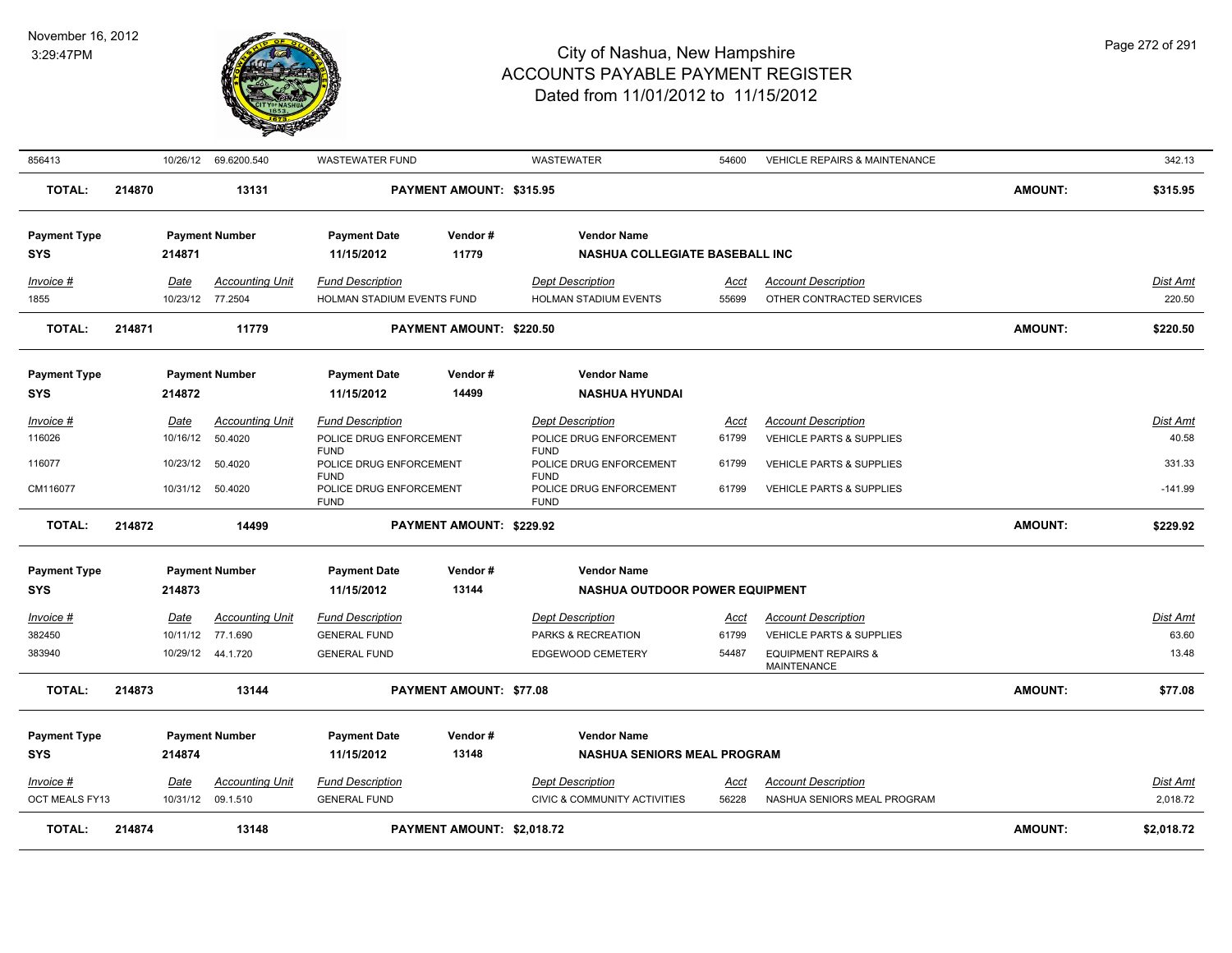# City of Nashua, New Hampshire
## ACCOUNTS PAYABLE PAYMENT REGISTER
### Dated from 11/01/2012 to 11/15/2012

November 16, 2012
3:29:47PM

| 856413 | 10/26/12 | 69.6200.540 | WASTEWATER FUND | WASTEWATER | 54600 | VEHICLE REPAIRS & MAINTENANCE | 342.13 |
|---|---|---|---|---|---|---|---|

**TOTAL: 214870 13131 PAYMENT AMOUNT: $315.95 AMOUNT: $315.95**

| Payment Type | Payment Number | Payment Date | Vendor # | Vendor Name |
|---|---|---|---|---|
| SYS | 214871 | 11/15/2012 | 11779 | NASHUA COLLEGIATE BASEBALL INC |

| Invoice # | Date | Accounting Unit | Fund Description | Dept Description | Acct | Account Description | Dist Amt |
|---|---|---|---|---|---|---|---|
| 1855 | 10/23/12 | 77.2504 | HOLMAN STADIUM EVENTS FUND | HOLMAN STADIUM EVENTS | 55699 | OTHER CONTRACTED SERVICES | 220.50 |

**TOTAL: 214871 11779 PAYMENT AMOUNT: $220.50 AMOUNT: $220.50**

| Payment Type | Payment Number | Payment Date | Vendor # | Vendor Name |
|---|---|---|---|---|
| SYS | 214872 | 11/15/2012 | 14499 | NASHUA HYUNDAI |

| Invoice # | Date | Accounting Unit | Fund Description | Dept Description | Acct | Account Description | Dist Amt |
|---|---|---|---|---|---|---|---|
| 116026 | 10/16/12 | 50.4020 | POLICE DRUG ENFORCEMENT FUND | POLICE DRUG ENFORCEMENT FUND | 61799 | VEHICLE PARTS & SUPPLIES | 40.58 |
| 116077 | 10/23/12 | 50.4020 | POLICE DRUG ENFORCEMENT FUND | POLICE DRUG ENFORCEMENT FUND | 61799 | VEHICLE PARTS & SUPPLIES | 331.33 |
| CM116077 | 10/31/12 | 50.4020 | POLICE DRUG ENFORCEMENT FUND | POLICE DRUG ENFORCEMENT FUND | 61799 | VEHICLE PARTS & SUPPLIES | -141.99 |

**TOTAL: 214872 14499 PAYMENT AMOUNT: $229.92 AMOUNT: $229.92**

| Payment Type | Payment Number | Payment Date | Vendor # | Vendor Name |
|---|---|---|---|---|
| SYS | 214873 | 11/15/2012 | 13144 | NASHUA OUTDOOR POWER EQUIPMENT |

| Invoice # | Date | Accounting Unit | Fund Description | Dept Description | Acct | Account Description | Dist Amt |
|---|---|---|---|---|---|---|---|
| 382450 | 10/11/12 | 77.1.690 | GENERAL FUND | PARKS & RECREATION | 61799 | VEHICLE PARTS & SUPPLIES | 63.60 |
| 383940 | 10/29/12 | 44.1.720 | GENERAL FUND | EDGEWOOD CEMETERY | 54487 | EQUIPMENT REPAIRS & MAINTENANCE | 13.48 |

**TOTAL: 214873 13144 PAYMENT AMOUNT: $77.08 AMOUNT: $77.08**

| Payment Type | Payment Number | Payment Date | Vendor # | Vendor Name |
|---|---|---|---|---|
| SYS | 214874 | 11/15/2012 | 13148 | NASHUA SENIORS MEAL PROGRAM |

| Invoice # | Date | Accounting Unit | Fund Description | Dept Description | Acct | Account Description | Dist Amt |
|---|---|---|---|---|---|---|---|
| OCT MEALS FY13 | 10/31/12 | 09.1.510 | GENERAL FUND | CIVIC & COMMUNITY ACTIVITIES | 56228 | NASHUA SENIORS MEAL PROGRAM | 2,018.72 |

**TOTAL: 214874 13148 PAYMENT AMOUNT: $2,018.72 AMOUNT: $2,018.72**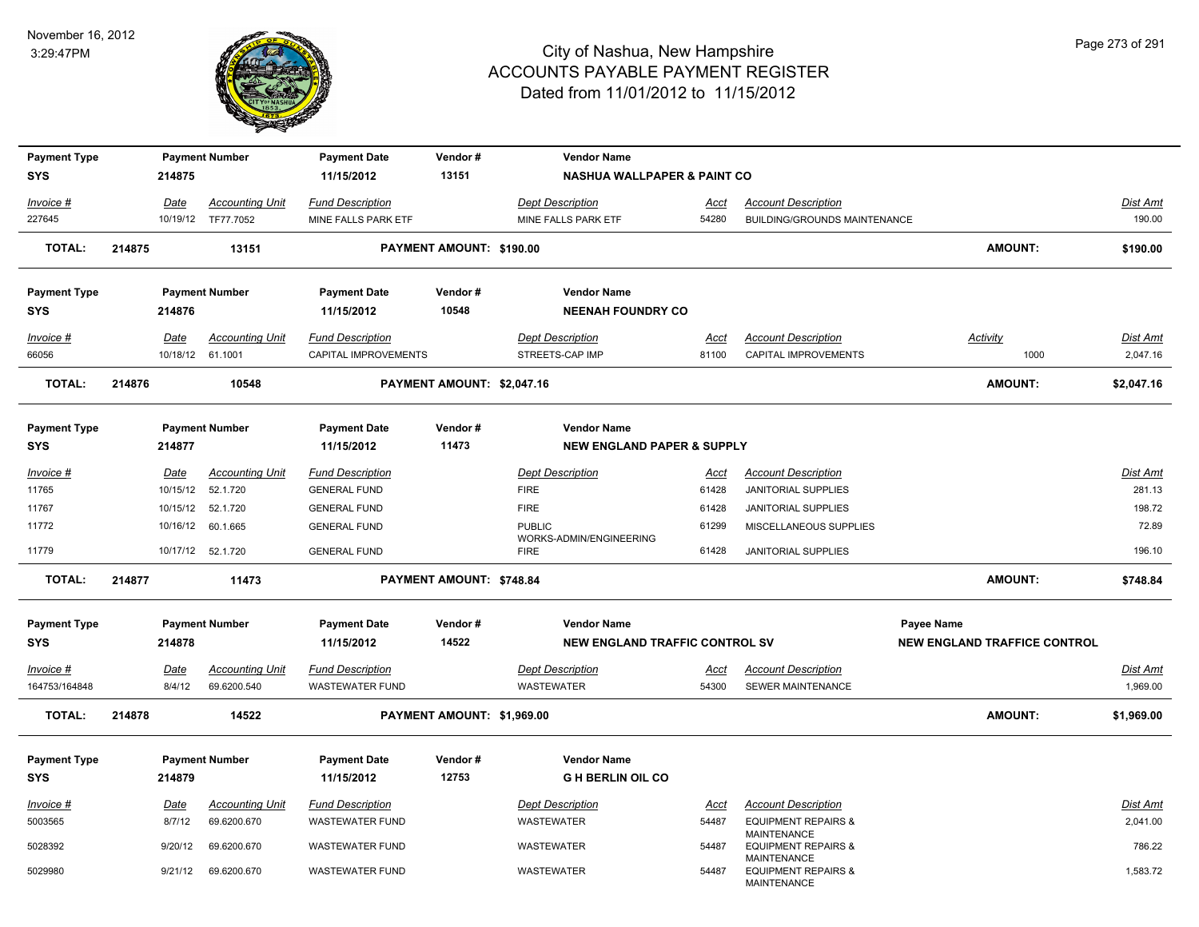# City of Nashua, New Hampshire
## ACCOUNTS PAYABLE PAYMENT REGISTER
### Dated from 11/01/2012 to 11/15/2012

November 16, 2012
3:29:47PM

| Payment Type | Payment Number | Payment Date | Vendor # | Vendor Name |
|---|---|---|---|---|
| SYS | 214875 | 11/15/2012 | 13151 | NASHUA WALLPAPER & PAINT CO |

| Invoice # | Date | Accounting Unit | Fund Description | Dept Description | Acct | Account Description | Dist Amt |
|---|---|---|---|---|---|---|---|
| 227645 | 10/19/12 | TF77.7052 | MINE FALLS PARK ETF | MINE FALLS PARK ETF | 54280 | BUILDING/GROUNDS MAINTENANCE | 190.00 |

**TOTAL: 214875 13151 PAYMENT AMOUNT: $190.00 AMOUNT: $190.00**

| Payment Type | Payment Number | Payment Date | Vendor # | Vendor Name |
|---|---|---|---|---|
| SYS | 214876 | 11/15/2012 | 10548 | NEENAH FOUNDRY CO |

| Invoice # | Date | Accounting Unit | Fund Description | Dept Description | Acct | Account Description | Activity | Dist Amt |
|---|---|---|---|---|---|---|---|---|
| 66056 | 10/18/12 | 61.1001 | CAPITAL IMPROVEMENTS | STREETS-CAP IMP | 81100 | CAPITAL IMPROVEMENTS | 1000 | 2,047.16 |

**TOTAL: 214876 10548 PAYMENT AMOUNT: $2,047.16 AMOUNT: $2,047.16**

| Payment Type | Payment Number | Payment Date | Vendor # | Vendor Name |
|---|---|---|---|---|
| SYS | 214877 | 11/15/2012 | 11473 | NEW ENGLAND PAPER & SUPPLY |

| Invoice # | Date | Accounting Unit | Fund Description | Dept Description | Acct | Account Description | Dist Amt |
|---|---|---|---|---|---|---|---|
| 11765 | 10/15/12 | 52.1.720 | GENERAL FUND | FIRE | 61428 | JANITORIAL SUPPLIES | 281.13 |
| 11767 | 10/15/12 | 52.1.720 | GENERAL FUND | FIRE | 61428 | JANITORIAL SUPPLIES | 198.72 |
| 11772 | 10/16/12 | 60.1.665 | GENERAL FUND | PUBLIC WORKS-ADMIN/ENGINEERING | 61299 | MISCELLANEOUS SUPPLIES | 72.89 |
| 11779 | 10/17/12 | 52.1.720 | GENERAL FUND | FIRE | 61428 | JANITORIAL SUPPLIES | 196.10 |

**TOTAL: 214877 11473 PAYMENT AMOUNT: $748.84 AMOUNT: $748.84**

| Payment Type | Payment Number | Payment Date | Vendor # | Vendor Name | Payee Name |
|---|---|---|---|---|---|
| SYS | 214878 | 11/15/2012 | 14522 | NEW ENGLAND TRAFFIC CONTROL SV | NEW ENGLAND TRAFFICE CONTROL |

| Invoice # | Date | Accounting Unit | Fund Description | Dept Description | Acct | Account Description | Dist Amt |
|---|---|---|---|---|---|---|---|
| 164753/164848 | 8/4/12 | 69.6200.540 | WASTEWATER FUND | WASTEWATER | 54300 | SEWER MAINTENANCE | 1,969.00 |

**TOTAL: 214878 14522 PAYMENT AMOUNT: $1,969.00 AMOUNT: $1,969.00**

| Payment Type | Payment Number | Payment Date | Vendor # | Vendor Name |
|---|---|---|---|---|
| SYS | 214879 | 11/15/2012 | 12753 | G H BERLIN OIL CO |

| Invoice # | Date | Accounting Unit | Fund Description | Dept Description | Acct | Account Description | Dist Amt |
|---|---|---|---|---|---|---|---|
| 5003565 | 8/7/12 | 69.6200.670 | WASTEWATER FUND | WASTEWATER | 54487 | EQUIPMENT REPAIRS & MAINTENANCE | 2,041.00 |
| 5028392 | 9/20/12 | 69.6200.670 | WASTEWATER FUND | WASTEWATER | 54487 | EQUIPMENT REPAIRS & MAINTENANCE | 786.22 |
| 5029980 | 9/21/12 | 69.6200.670 | WASTEWATER FUND | WASTEWATER | 54487 | EQUIPMENT REPAIRS & MAINTENANCE | 1,583.72 |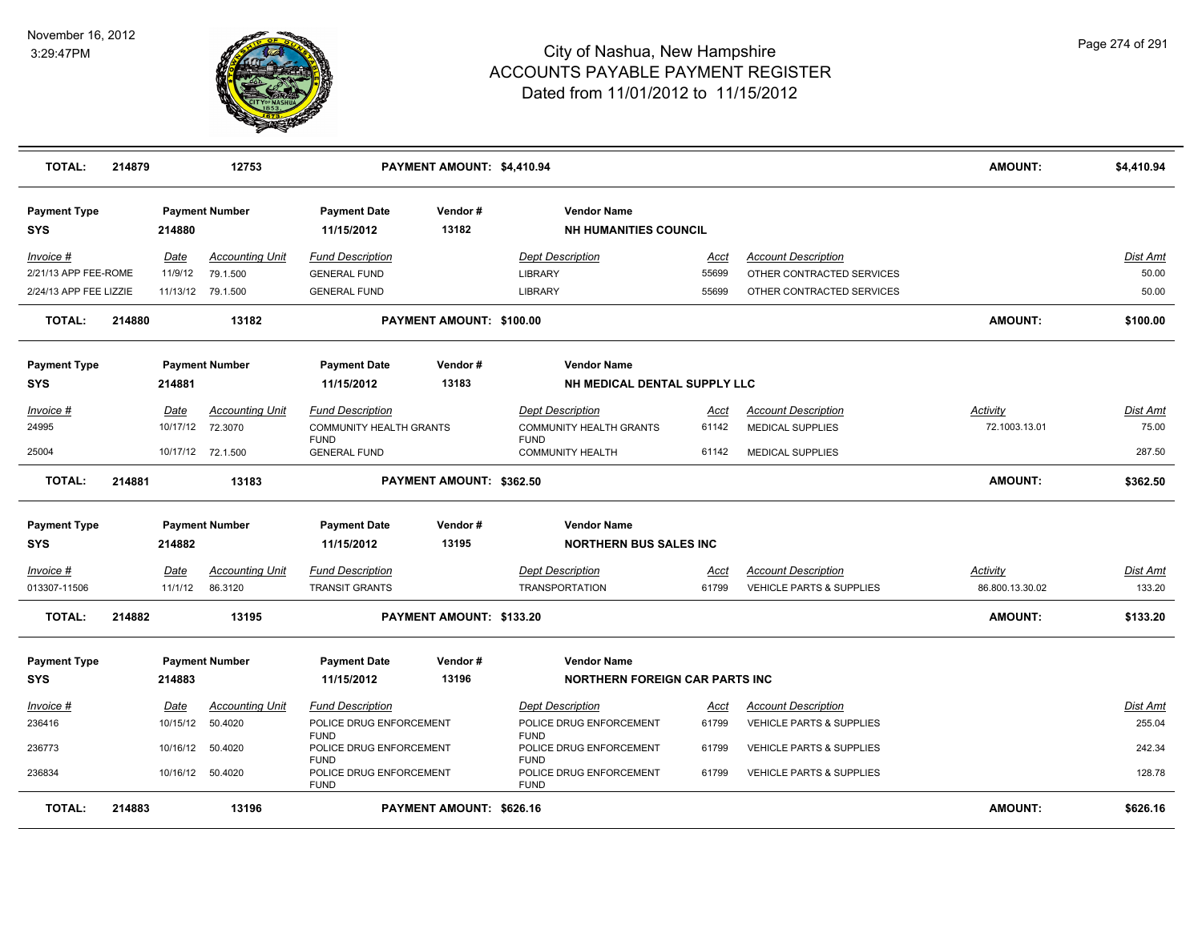# City of Nashua, New Hampshire
## ACCOUNTS PAYABLE PAYMENT REGISTER
### Dated from 11/01/2012 to 11/15/2012

November 16, 2012
3:29:47PM

| TOTAL: | 214879 | 12753 | PAYMENT AMOUNT: $4,410.94 | AMOUNT: | $4,410.94 |
|---|---|---|---|---|---|

| Payment Type | Payment Number | Payment Date | Vendor # | Vendor Name |
|---|---|---|---|---|
| SYS | 214880 | 11/15/2012 | 13182 | NH HUMANITIES COUNCIL |

| Invoice # | Date | Accounting Unit | Fund Description | Dept Description | Acct | Account Description | Dist Amt |
|---|---|---|---|---|---|---|---|
| 2/21/13 APP FEE-ROME | 11/9/12 | 79.1.500 | GENERAL FUND | LIBRARY | 55699 | OTHER CONTRACTED SERVICES | 50.00 |
| 2/24/13 APP FEE LIZZIE | 11/13/12 | 79.1.500 | GENERAL FUND | LIBRARY | 55699 | OTHER CONTRACTED SERVICES | 50.00 |

| TOTAL: | 214880 | 13182 | PAYMENT AMOUNT: $100.00 | AMOUNT: | $100.00 |
|---|---|---|---|---|---|

| Payment Type | Payment Number | Payment Date | Vendor # | Vendor Name |
|---|---|---|---|---|
| SYS | 214881 | 11/15/2012 | 13183 | NH MEDICAL DENTAL SUPPLY LLC |

| Invoice # | Date | Accounting Unit | Fund Description | Dept Description | Acct | Account Description | Activity | Dist Amt |
|---|---|---|---|---|---|---|---|---|
| 24995 | 10/17/12 | 72.3070 | COMMUNITY HEALTH GRANTS FUND | COMMUNITY HEALTH GRANTS FUND | 61142 | MEDICAL SUPPLIES | 72.1003.13.01 | 75.00 |
| 25004 | 10/17/12 | 72.1.500 | GENERAL FUND | COMMUNITY HEALTH | 61142 | MEDICAL SUPPLIES | | 287.50 |

| TOTAL: | 214881 | 13183 | PAYMENT AMOUNT: $362.50 | AMOUNT: | $362.50 |
|---|---|---|---|---|---|

| Payment Type | Payment Number | Payment Date | Vendor # | Vendor Name |
|---|---|---|---|---|
| SYS | 214882 | 11/15/2012 | 13195 | NORTHERN BUS SALES INC |

| Invoice # | Date | Accounting Unit | Fund Description | Dept Description | Acct | Account Description | Activity | Dist Amt |
|---|---|---|---|---|---|---|---|---|
| 013307-11506 | 11/1/12 | 86.3120 | TRANSIT GRANTS | TRANSPORTATION | 61799 | VEHICLE PARTS & SUPPLIES | 86.800.13.30.02 | 133.20 |

| TOTAL: | 214882 | 13195 | PAYMENT AMOUNT: $133.20 | AMOUNT: | $133.20 |
|---|---|---|---|---|---|

| Payment Type | Payment Number | Payment Date | Vendor # | Vendor Name |
|---|---|---|---|---|
| SYS | 214883 | 11/15/2012 | 13196 | NORTHERN FOREIGN CAR PARTS INC |

| Invoice # | Date | Accounting Unit | Fund Description | Dept Description | Acct | Account Description | Dist Amt |
|---|---|---|---|---|---|---|---|
| 236416 | 10/15/12 | 50.4020 | POLICE DRUG ENFORCEMENT FUND | POLICE DRUG ENFORCEMENT FUND | 61799 | VEHICLE PARTS & SUPPLIES | 255.04 |
| 236773 | 10/16/12 | 50.4020 | POLICE DRUG ENFORCEMENT FUND | POLICE DRUG ENFORCEMENT FUND | 61799 | VEHICLE PARTS & SUPPLIES | 242.34 |
| 236834 | 10/16/12 | 50.4020 | POLICE DRUG ENFORCEMENT FUND | POLICE DRUG ENFORCEMENT FUND | 61799 | VEHICLE PARTS & SUPPLIES | 128.78 |

| TOTAL: | 214883 | 13196 | PAYMENT AMOUNT: $626.16 | AMOUNT: | $626.16 |
|---|---|---|---|---|---|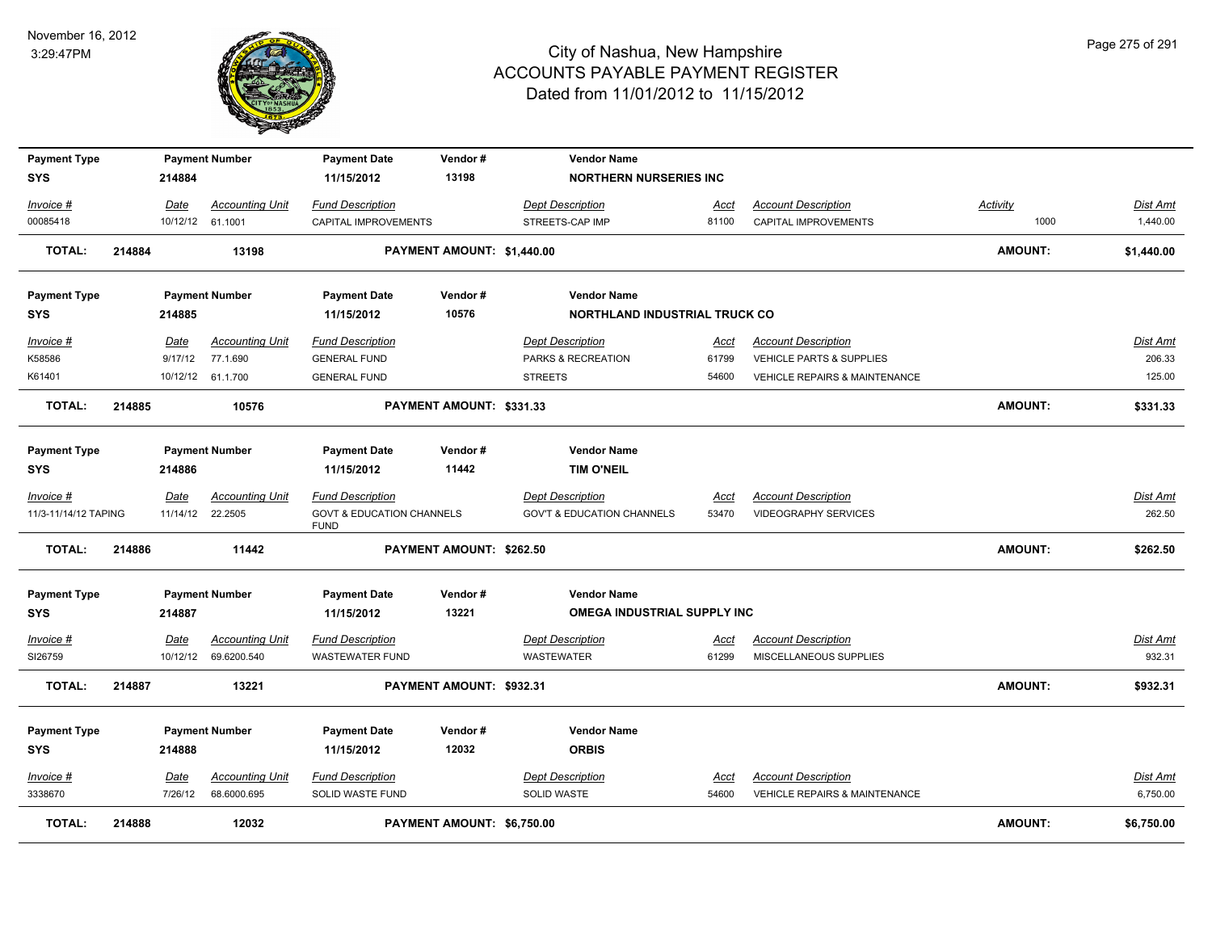# City of Nashua, New Hampshire
## ACCOUNTS PAYABLE PAYMENT REGISTER
### Dated from 11/01/2012 to 11/15/2012

November 16, 2012
3:29:47PM

| Payment Type | Payment Number | Payment Date | Vendor # | Vendor Name | | | |
|---|---|---|---|---|---|---|---|
| SYS | 214884 | 11/15/2012 | 13198 | NORTHERN NURSERIES INC | | | |

| Invoice # | Date | Accounting Unit | Fund Description | Dept Description | Acct | Account Description | Activity | Dist Amt |
|---|---|---|---|---|---|---|---|---|
| 00085418 | 10/12/12 | 61.1001 | CAPITAL IMPROVEMENTS | STREETS-CAP IMP | 81100 | CAPITAL IMPROVEMENTS | 1000 | 1,440.00 |

**TOTAL: 214884 13198 PAYMENT AMOUNT: $1,440.00 AMOUNT: $1,440.00**

| Payment Type | Payment Number | Payment Date | Vendor # | Vendor Name |
|---|---|---|---|---|
| SYS | 214885 | 11/15/2012 | 10576 | NORTHLAND INDUSTRIAL TRUCK CO |

| Invoice # | Date | Accounting Unit | Fund Description | Dept Description | Acct | Account Description | Dist Amt |
|---|---|---|---|---|---|---|---|
| K58586 | 9/17/12 | 77.1.690 | GENERAL FUND | PARKS & RECREATION | 61799 | VEHICLE PARTS & SUPPLIES | 206.33 |
| K61401 | 10/12/12 | 61.1.700 | GENERAL FUND | STREETS | 54600 | VEHICLE REPAIRS & MAINTENANCE | 125.00 |

**TOTAL: 214885 10576 PAYMENT AMOUNT: $331.33 AMOUNT: $331.33**

| Payment Type | Payment Number | Payment Date | Vendor # | Vendor Name |
|---|---|---|---|---|
| SYS | 214886 | 11/15/2012 | 11442 | TIM O'NEIL |

| Invoice # | Date | Accounting Unit | Fund Description | Dept Description | Acct | Account Description | Dist Amt |
|---|---|---|---|---|---|---|---|
| 11/3-11/14/12 TAPING | 11/14/12 | 22.2505 | GOVT & EDUCATION CHANNELS FUND | GOV'T & EDUCATION CHANNELS | 53470 | VIDEOGRAPHY SERVICES | 262.50 |

**TOTAL: 214886 11442 PAYMENT AMOUNT: $262.50 AMOUNT: $262.50**

| Payment Type | Payment Number | Payment Date | Vendor # | Vendor Name |
|---|---|---|---|---|
| SYS | 214887 | 11/15/2012 | 13221 | OMEGA INDUSTRIAL SUPPLY INC |

| Invoice # | Date | Accounting Unit | Fund Description | Dept Description | Acct | Account Description | Dist Amt |
|---|---|---|---|---|---|---|---|
| SI26759 | 10/12/12 | 69.6200.540 | WASTEWATER FUND | WASTEWATER | 61299 | MISCELLANEOUS SUPPLIES | 932.31 |

**TOTAL: 214887 13221 PAYMENT AMOUNT: $932.31 AMOUNT: $932.31**

| Payment Type | Payment Number | Payment Date | Vendor # | Vendor Name |
|---|---|---|---|---|
| SYS | 214888 | 11/15/2012 | 12032 | ORBIS |

| Invoice # | Date | Accounting Unit | Fund Description | Dept Description | Acct | Account Description | Dist Amt |
|---|---|---|---|---|---|---|---|
| 3338670 | 7/26/12 | 68.6000.695 | SOLID WASTE FUND | SOLID WASTE | 54600 | VEHICLE REPAIRS & MAINTENANCE | 6,750.00 |

**TOTAL: 214888 12032 PAYMENT AMOUNT: $6,750.00 AMOUNT: $6,750.00**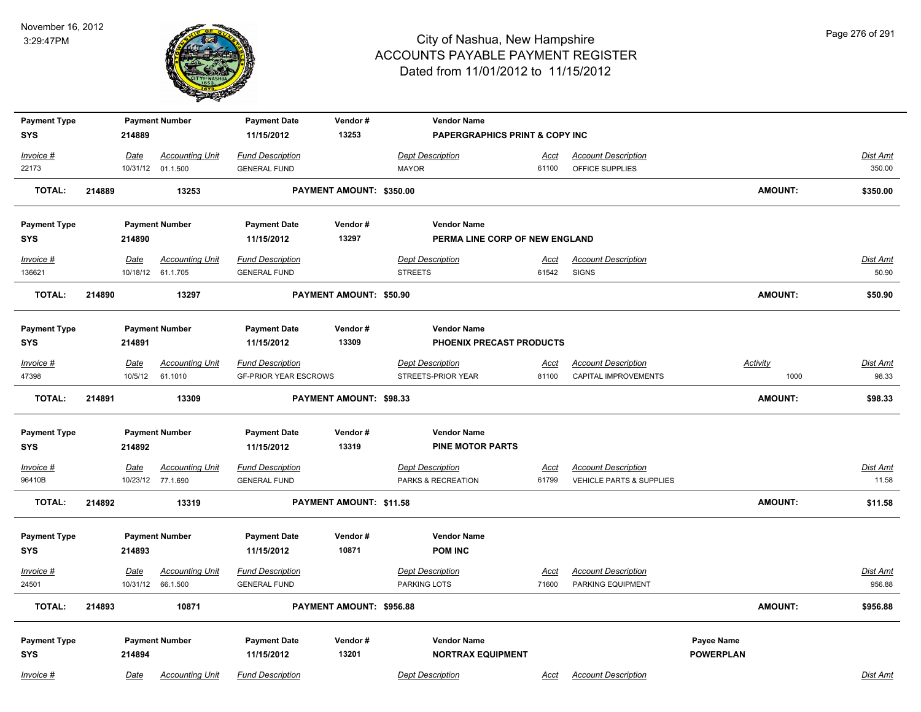# City of Nashua, New Hampshire
## ACCOUNTS PAYABLE PAYMENT REGISTER
### Dated from 11/01/2012 to 11/15/2012

November 16, 2012
3:29:47PM

| Payment Type | Payment Number | Payment Date | Vendor # | Vendor Name |
|---|---|---|---|---|
| SYS | 214889 | 11/15/2012 | 13253 | PAPERGRAPHICS PRINT & COPY INC |

| Invoice # | Date | Accounting Unit | Fund Description | Dept Description | Acct | Account Description | Dist Amt |
|---|---|---|---|---|---|---|---|
| 22173 | 10/31/12 | 01.1.500 | GENERAL FUND | MAYOR | 61100 | OFFICE SUPPLIES | 350.00 |

**TOTAL: 214889 13253 PAYMENT AMOUNT: $350.00 AMOUNT: $350.00**

| Payment Type | Payment Number | Payment Date | Vendor # | Vendor Name |
|---|---|---|---|---|
| SYS | 214890 | 11/15/2012 | 13297 | PERMA LINE CORP OF NEW ENGLAND |

| Invoice # | Date | Accounting Unit | Fund Description | Dept Description | Acct | Account Description | Dist Amt |
|---|---|---|---|---|---|---|---|
| 136621 | 10/18/12 | 61.1.705 | GENERAL FUND | STREETS | 61542 | SIGNS | 50.90 |

**TOTAL: 214890 13297 PAYMENT AMOUNT: $50.90 AMOUNT: $50.90**

| Payment Type | Payment Number | Payment Date | Vendor # | Vendor Name |
|---|---|---|---|---|
| SYS | 214891 | 11/15/2012 | 13309 | PHOENIX PRECAST PRODUCTS |

| Invoice # | Date | Accounting Unit | Fund Description | Dept Description | Acct | Account Description | Activity | Dist Amt |
|---|---|---|---|---|---|---|---|---|
| 47398 | 10/5/12 | 61.1010 | GF-PRIOR YEAR ESCROWS | STREETS-PRIOR YEAR | 81100 | CAPITAL IMPROVEMENTS | 1000 | 98.33 |

**TOTAL: 214891 13309 PAYMENT AMOUNT: $98.33 AMOUNT: $98.33**

| Payment Type | Payment Number | Payment Date | Vendor # | Vendor Name |
|---|---|---|---|---|
| SYS | 214892 | 11/15/2012 | 13319 | PINE MOTOR PARTS |

| Invoice # | Date | Accounting Unit | Fund Description | Dept Description | Acct | Account Description | Dist Amt |
|---|---|---|---|---|---|---|---|
| 96410B | 10/23/12 | 77.1.690 | GENERAL FUND | PARKS & RECREATION | 61799 | VEHICLE PARTS & SUPPLIES | 11.58 |

**TOTAL: 214892 13319 PAYMENT AMOUNT: $11.58 AMOUNT: $11.58**

| Payment Type | Payment Number | Payment Date | Vendor # | Vendor Name |
|---|---|---|---|---|
| SYS | 214893 | 11/15/2012 | 10871 | POM INC |

| Invoice # | Date | Accounting Unit | Fund Description | Dept Description | Acct | Account Description | Dist Amt |
|---|---|---|---|---|---|---|---|
| 24501 | 10/31/12 | 66.1.500 | GENERAL FUND | PARKING LOTS | 71600 | PARKING EQUIPMENT | 956.88 |

**TOTAL: 214893 10871 PAYMENT AMOUNT: $956.88 AMOUNT: $956.88**

| Payment Type | Payment Number | Payment Date | Vendor # | Vendor Name | Payee Name |
|---|---|---|---|---|---|
| SYS | 214894 | 11/15/2012 | 13201 | NORTRAX EQUIPMENT | POWERPLAN |

| Invoice # | Date | Accounting Unit | Fund Description | Dept Description | Acct | Account Description | Dist Amt |
|---|---|---|---|---|---|---|---|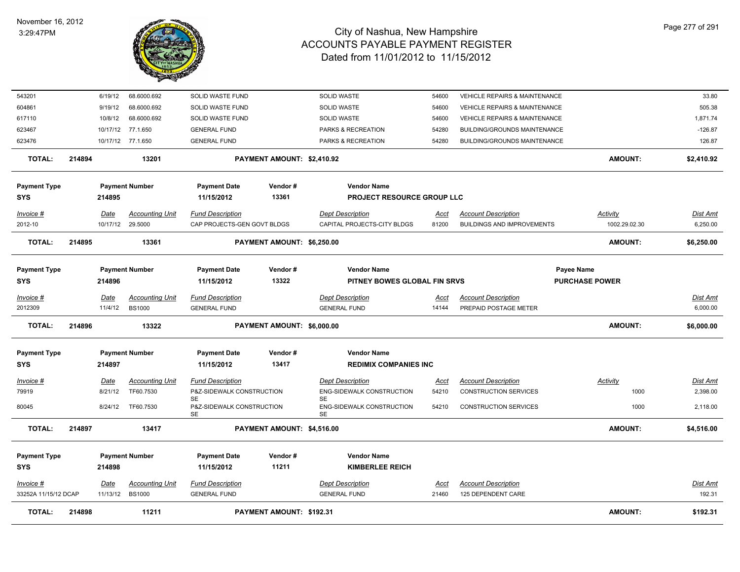# City of Nashua, New Hampshire
## ACCOUNTS PAYABLE PAYMENT REGISTER
### Dated from 11/01/2012 to 11/15/2012

November 16, 2012
3:29:47PM

| Invoice # | Date | Accounting Unit | Fund Description | Dept Description | Acct | Account Description | Activity | Dist Amt |
|---|---|---|---|---|---|---|---|---|
| 543201 | 6/19/12 | 68.6000.692 | SOLID WASTE FUND | SOLID WASTE | 54600 | VEHICLE REPAIRS & MAINTENANCE | | 33.80 |
| 604861 | 9/19/12 | 68.6000.692 | SOLID WASTE FUND | SOLID WASTE | 54600 | VEHICLE REPAIRS & MAINTENANCE | | 505.38 |
| 617110 | 10/8/12 | 68.6000.692 | SOLID WASTE FUND | SOLID WASTE | 54600 | VEHICLE REPAIRS & MAINTENANCE | | 1,871.74 |
| 623467 | 10/17/12 | 77.1.650 | GENERAL FUND | PARKS & RECREATION | 54280 | BUILDING/GROUNDS MAINTENANCE | | -126.87 |
| 623476 | 10/17/12 | 77.1.650 | GENERAL FUND | PARKS & RECREATION | 54280 | BUILDING/GROUNDS MAINTENANCE | | 126.87 |

**TOTAL: 214894 — 13201 — PAYMENT AMOUNT: $2,410.92 — AMOUNT: $2,410.92**

| Payment Type | Payment Number | Payment Date | Vendor # | Vendor Name |
|---|---|---|---|---|
| SYS | 214895 | 11/15/2012 | 13361 | PROJECT RESOURCE GROUP LLC |

| Invoice # | Date | Accounting Unit | Fund Description | Dept Description | Acct | Account Description | Activity | Dist Amt |
|---|---|---|---|---|---|---|---|---|
| 2012-10 | 10/17/12 | 29.5000 | CAP PROJECTS-GEN GOVT BLDGS | CAPITAL PROJECTS-CITY BLDGS | 81200 | BUILDINGS AND IMPROVEMENTS | 1002.29.02.30 | 6,250.00 |

**TOTAL: 214895 — 13361 — PAYMENT AMOUNT: $6,250.00 — AMOUNT: $6,250.00**

| Payment Type | Payment Number | Payment Date | Vendor # | Vendor Name | Payee Name |
|---|---|---|---|---|---|
| SYS | 214896 | 11/15/2012 | 13322 | PITNEY BOWES GLOBAL FIN SRVS | PURCHASE POWER |

| Invoice # | Date | Accounting Unit | Fund Description | Dept Description | Acct | Account Description | Activity | Dist Amt |
|---|---|---|---|---|---|---|---|---|
| 2012309 | 11/4/12 | BS1000 | GENERAL FUND | GENERAL FUND | 14144 | PREPAID POSTAGE METER | | 6,000.00 |

**TOTAL: 214896 — 13322 — PAYMENT AMOUNT: $6,000.00 — AMOUNT: $6,000.00**

| Payment Type | Payment Number | Payment Date | Vendor # | Vendor Name |
|---|---|---|---|---|
| SYS | 214897 | 11/15/2012 | 13417 | REDIMIX COMPANIES INC |

| Invoice # | Date | Accounting Unit | Fund Description | Dept Description | Acct | Account Description | Activity | Dist Amt |
|---|---|---|---|---|---|---|---|---|
| 79919 | 8/21/12 | TF60.7530 | P&Z-SIDEWALK CONSTRUCTION SE | ENG-SIDEWALK CONSTRUCTION SE | 54210 | CONSTRUCTION SERVICES | 1000 | 2,398.00 |
| 80045 | 8/24/12 | TF60.7530 | P&Z-SIDEWALK CONSTRUCTION SE | ENG-SIDEWALK CONSTRUCTION SE | 54210 | CONSTRUCTION SERVICES | 1000 | 2,118.00 |

**TOTAL: 214897 — 13417 — PAYMENT AMOUNT: $4,516.00 — AMOUNT: $4,516.00**

| Payment Type | Payment Number | Payment Date | Vendor # | Vendor Name |
|---|---|---|---|---|
| SYS | 214898 | 11/15/2012 | 11211 | KIMBERLEE REICH |

| Invoice # | Date | Accounting Unit | Fund Description | Dept Description | Acct | Account Description | Activity | Dist Amt |
|---|---|---|---|---|---|---|---|---|
| 33252A 11/15/12 DCAP | 11/13/12 | BS1000 | GENERAL FUND | GENERAL FUND | 21460 | 125 DEPENDENT CARE | | 192.31 |

**TOTAL: 214898 — 11211 — PAYMENT AMOUNT: $192.31 — AMOUNT: $192.31**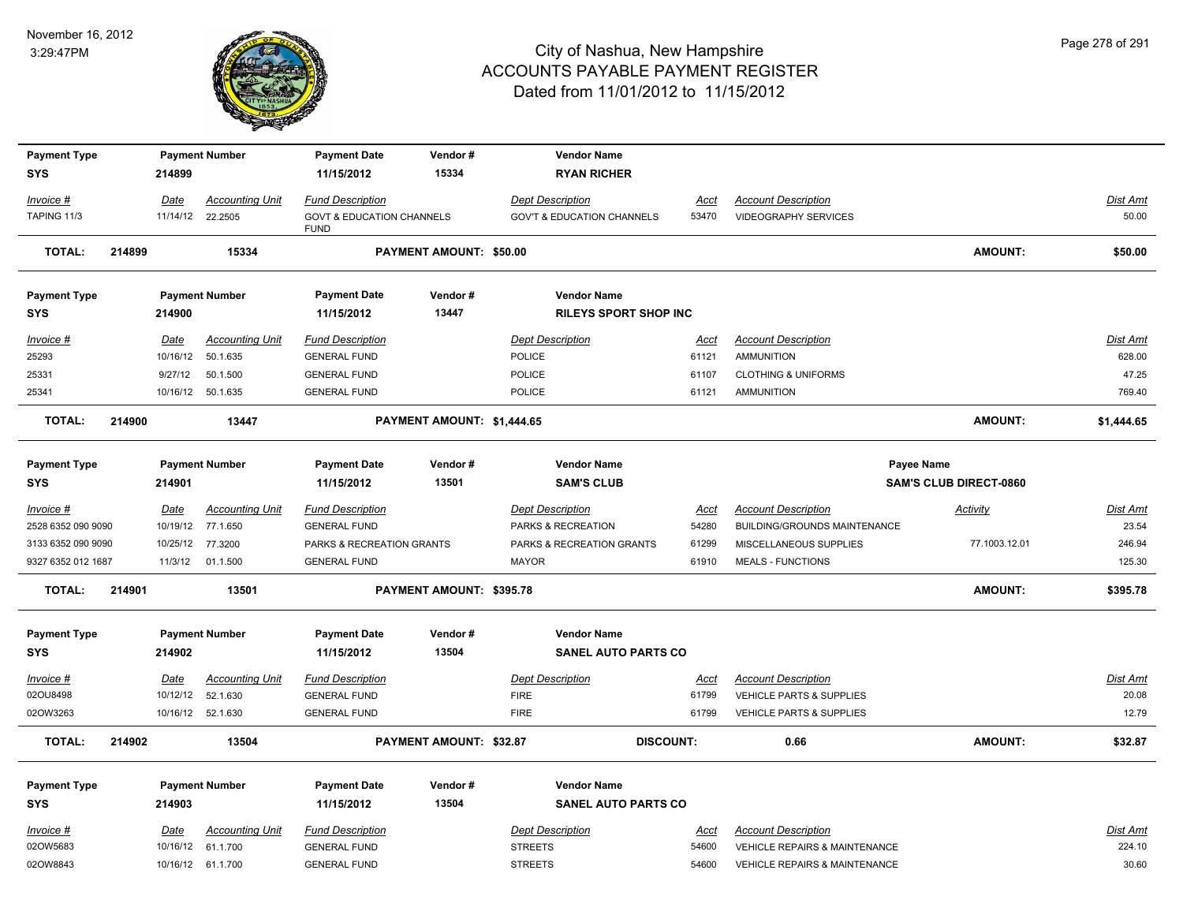# City of Nashua, New Hampshire
## ACCOUNTS PAYABLE PAYMENT REGISTER
### Dated from 11/01/2012 to 11/15/2012

November 16, 2012
3:29:47PM

| Payment Type | Payment Number | Payment Date | Vendor # | Vendor Name | | | |
|---|---|---|---|---|---|---|---|
| SYS | 214899 | 11/15/2012 | 15334 | RYAN RICHER | | | |

| Invoice # | Date | Accounting Unit | Fund Description | Dept Description | Acct | Account Description | Dist Amt |
|---|---|---|---|---|---|---|---|
| TAPING 11/3 | 11/14/12 | 22.2505 | GOVT & EDUCATION CHANNELS FUND | GOV'T & EDUCATION CHANNELS | 53470 | VIDEOGRAPHY SERVICES | 50.00 |

**TOTAL: 214899 15334 PAYMENT AMOUNT: $50.00 AMOUNT: $50.00**

| Payment Type | Payment Number | Payment Date | Vendor # | Vendor Name |
|---|---|---|---|---|
| SYS | 214900 | 11/15/2012 | 13447 | RILEYS SPORT SHOP INC |

| Invoice # | Date | Accounting Unit | Fund Description | Dept Description | Acct | Account Description | Dist Amt |
|---|---|---|---|---|---|---|---|
| 25293 | 10/16/12 | 50.1.635 | GENERAL FUND | POLICE | 61121 | AMMUNITION | 628.00 |
| 25331 | 9/27/12 | 50.1.500 | GENERAL FUND | POLICE | 61107 | CLOTHING & UNIFORMS | 47.25 |
| 25341 | 10/16/12 | 50.1.635 | GENERAL FUND | POLICE | 61121 | AMMUNITION | 769.40 |

**TOTAL: 214900 13447 PAYMENT AMOUNT: $1,444.65 AMOUNT: $1,444.65**

| Payment Type | Payment Number | Payment Date | Vendor # | Vendor Name | Payee Name |
|---|---|---|---|---|---|
| SYS | 214901 | 11/15/2012 | 13501 | SAM'S CLUB | SAM'S CLUB DIRECT-0860 |

| Invoice # | Date | Accounting Unit | Fund Description | Dept Description | Acct | Account Description | Activity | Dist Amt |
|---|---|---|---|---|---|---|---|---|
| 2528 6352 090 9090 | 10/19/12 | 77.1.650 | GENERAL FUND | PARKS & RECREATION | 54280 | BUILDING/GROUNDS MAINTENANCE | | 23.54 |
| 3133 6352 090 9090 | 10/25/12 | 77.3200 | PARKS & RECREATION GRANTS | PARKS & RECREATION GRANTS | 61299 | MISCELLANEOUS SUPPLIES | 77.1003.12.01 | 246.94 |
| 9327 6352 012 1687 | 11/3/12 | 01.1.500 | GENERAL FUND | MAYOR | 61910 | MEALS - FUNCTIONS | | 125.30 |

**TOTAL: 214901 13501 PAYMENT AMOUNT: $395.78 AMOUNT: $395.78**

| Payment Type | Payment Number | Payment Date | Vendor # | Vendor Name |
|---|---|---|---|---|
| SYS | 214902 | 11/15/2012 | 13504 | SANEL AUTO PARTS CO |

| Invoice # | Date | Accounting Unit | Fund Description | Dept Description | Acct | Account Description | Dist Amt |
|---|---|---|---|---|---|---|---|
| 02OU8498 | 10/12/12 | 52.1.630 | GENERAL FUND | FIRE | 61799 | VEHICLE PARTS & SUPPLIES | 20.08 |
| 02OW3263 | 10/16/12 | 52.1.630 | GENERAL FUND | FIRE | 61799 | VEHICLE PARTS & SUPPLIES | 12.79 |

**TOTAL: 214902 13504 PAYMENT AMOUNT: $32.87 DISCOUNT: 0.66 AMOUNT: $32.87**

| Payment Type | Payment Number | Payment Date | Vendor # | Vendor Name |
|---|---|---|---|---|
| SYS | 214903 | 11/15/2012 | 13504 | SANEL AUTO PARTS CO |

| Invoice # | Date | Accounting Unit | Fund Description | Dept Description | Acct | Account Description | Dist Amt |
|---|---|---|---|---|---|---|---|
| 02OW5683 | 10/16/12 | 61.1.700 | GENERAL FUND | STREETS | 54600 | VEHICLE REPAIRS & MAINTENANCE | 224.10 |
| 02OW8843 | 10/16/12 | 61.1.700 | GENERAL FUND | STREETS | 54600 | VEHICLE REPAIRS & MAINTENANCE | 30.60 |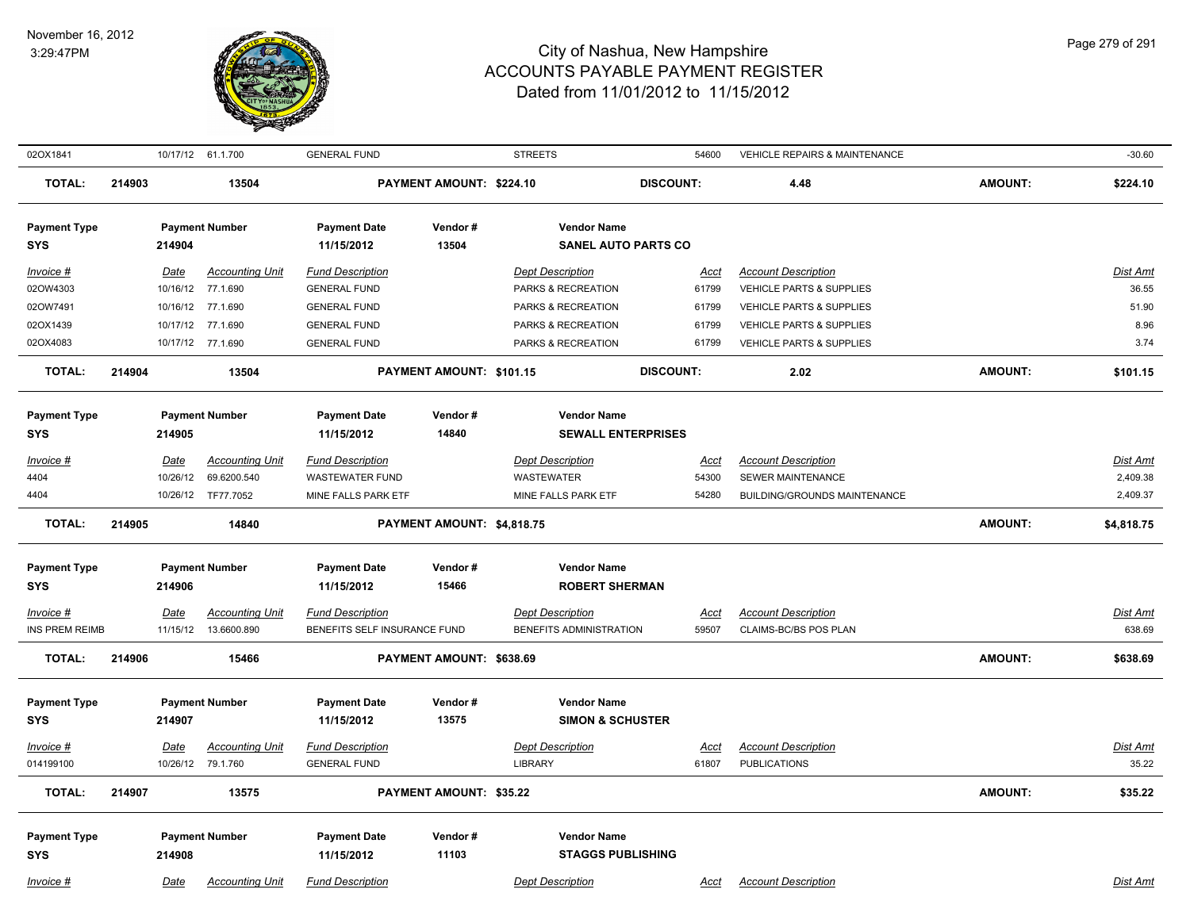# City of Nashua, New Hampshire
## ACCOUNTS PAYABLE PAYMENT REGISTER
### Dated from 11/01/2012 to 11/15/2012

| | | | | | | | | |
|---|---|---|---|---|---|---|---|---|
| 02OX1841 | 10/17/12 | 61.1.700 | GENERAL FUND | STREETS | 54600 | VEHICLE REPAIRS & MAINTENANCE | | -30.60 |
| **TOTAL:** | **214903** | **13504** | **PAYMENT AMOUNT: $224.10** | **DISCOUNT:** | | **4.48** | **AMOUNT:** | **$224.10** |

| Payment Type | Payment Number | Payment Date | Vendor # | Vendor Name |
|---|---|---|---|---|
| **SYS** | **214904** | **11/15/2012** | **13504** | **SANEL AUTO PARTS CO** |

| Invoice # | Date | Accounting Unit | Fund Description | Dept Description | Acct | Account Description | Dist Amt |
|---|---|---|---|---|---|---|---|
| 02OW4303 | 10/16/12 | 77.1.690 | GENERAL FUND | PARKS & RECREATION | 61799 | VEHICLE PARTS & SUPPLIES | 36.55 |
| 02OW7491 | 10/16/12 | 77.1.690 | GENERAL FUND | PARKS & RECREATION | 61799 | VEHICLE PARTS & SUPPLIES | 51.90 |
| 02OX1439 | 10/17/12 | 77.1.690 | GENERAL FUND | PARKS & RECREATION | 61799 | VEHICLE PARTS & SUPPLIES | 8.96 |
| 02OX4083 | 10/17/12 | 77.1.690 | GENERAL FUND | PARKS & RECREATION | 61799 | VEHICLE PARTS & SUPPLIES | 3.74 |
| **TOTAL: 214904** | | **13504** | **PAYMENT AMOUNT: $101.15** | **DISCOUNT:** | | **2.02** | **AMOUNT: $101.15** |

| Payment Type | Payment Number | Payment Date | Vendor # | Vendor Name |
|---|---|---|---|---|
| **SYS** | **214905** | **11/15/2012** | **14840** | **SEWALL ENTERPRISES** |

| Invoice # | Date | Accounting Unit | Fund Description | Dept Description | Acct | Account Description | Dist Amt |
|---|---|---|---|---|---|---|---|
| 4404 | 10/26/12 | 69.6200.540 | WASTEWATER FUND | WASTEWATER | 54300 | SEWER MAINTENANCE | 2,409.38 |
| 4404 | 10/26/12 | TF77.7052 | MINE FALLS PARK ETF | MINE FALLS PARK ETF | 54280 | BUILDING/GROUNDS MAINTENANCE | 2,409.37 |
| **TOTAL: 214905** | | **14840** | **PAYMENT AMOUNT: $4,818.75** | | | | **AMOUNT: $4,818.75** |

| Payment Type | Payment Number | Payment Date | Vendor # | Vendor Name |
|---|---|---|---|---|
| **SYS** | **214906** | **11/15/2012** | **15466** | **ROBERT SHERMAN** |

| Invoice # | Date | Accounting Unit | Fund Description | Dept Description | Acct | Account Description | Dist Amt |
|---|---|---|---|---|---|---|---|
| INS PREM REIMB | 11/15/12 | 13.6600.890 | BENEFITS SELF INSURANCE FUND | BENEFITS ADMINISTRATION | 59507 | CLAIMS-BC/BS POS PLAN | 638.69 |
| **TOTAL: 214906** | | **15466** | **PAYMENT AMOUNT: $638.69** | | | | **AMOUNT: $638.69** |

| Payment Type | Payment Number | Payment Date | Vendor # | Vendor Name |
|---|---|---|---|---|
| **SYS** | **214907** | **11/15/2012** | **13575** | **SIMON & SCHUSTER** |

| Invoice # | Date | Accounting Unit | Fund Description | Dept Description | Acct | Account Description | Dist Amt |
|---|---|---|---|---|---|---|---|
| 014199100 | 10/26/12 | 79.1.760 | GENERAL FUND | LIBRARY | 61807 | PUBLICATIONS | 35.22 |
| **TOTAL: 214907** | | **13575** | **PAYMENT AMOUNT: $35.22** | | | | **AMOUNT: $35.22** |

| Payment Type | Payment Number | Payment Date | Vendor # | Vendor Name |
|---|---|---|---|---|
| **SYS** | **214908** | **11/15/2012** | **11103** | **STAGGS PUBLISHING** |

| Invoice # | Date | Accounting Unit | Fund Description | Dept Description | Acct | Account Description | Dist Amt |
|---|---|---|---|---|---|---|---|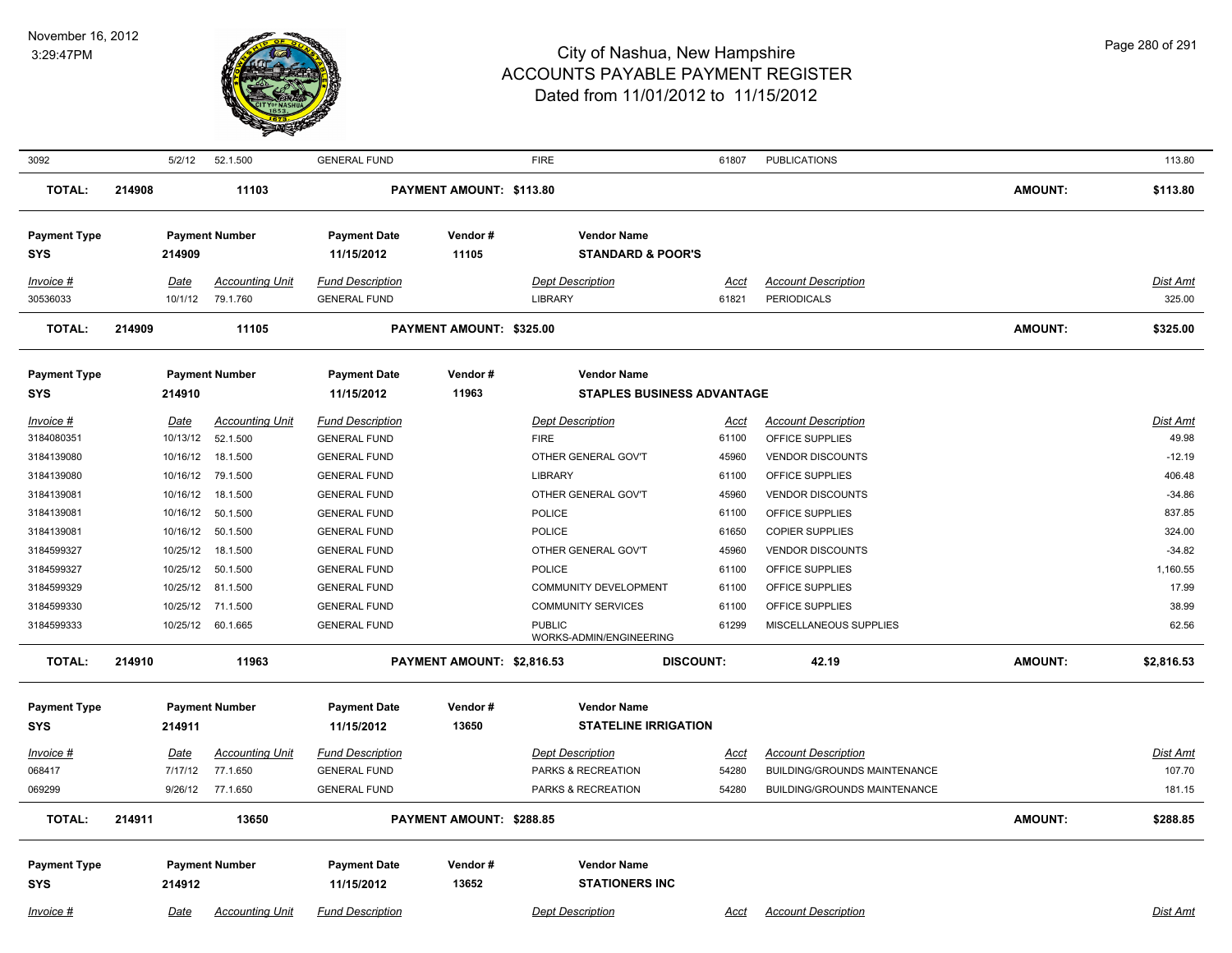| Invoice # | Date | Accounting Unit | Fund Description | | Dept Description | Acct | Account Description | | Dist Amt |
|---|---|---|---|---|---|---|---|---|---|
| 3092 | 5/2/12 | 52.1.500 | GENERAL FUND | | FIRE | 61807 | PUBLICATIONS | | 113.80 |
| **TOTAL:** | **214908** | **11103** | | **PAYMENT AMOUNT: $113.80** | | | | **AMOUNT:** | **$113.80** |

| Payment Type | Payment Number | Payment Date | Vendor # | Vendor Name |
|---|---|---|---|---|
| **SYS** | **214909** | **11/15/2012** | **11105** | **STANDARD & POOR'S** |

| Invoice # | Date | Accounting Unit | Fund Description | | Dept Description | Acct | Account Description | | Dist Amt |
|---|---|---|---|---|---|---|---|---|---|
| 30536033 | 10/1/12 | 79.1.760 | GENERAL FUND | | LIBRARY | 61821 | PERIODICALS | | 325.00 |
| **TOTAL:** | **214909** | **11105** | | **PAYMENT AMOUNT: $325.00** | | | | **AMOUNT:** | **$325.00** |

| Payment Type | Payment Number | Payment Date | Vendor # | Vendor Name |
|---|---|---|---|---|
| **SYS** | **214910** | **11/15/2012** | **11963** | **STAPLES BUSINESS ADVANTAGE** |

| Invoice # | Date | Accounting Unit | Fund Description | | Dept Description | Acct | Account Description | | Dist Amt |
|---|---|---|---|---|---|---|---|---|---|
| 3184080351 | 10/13/12 | 52.1.500 | GENERAL FUND | | FIRE | 61100 | OFFICE SUPPLIES | | 49.98 |
| 3184139080 | 10/16/12 | 18.1.500 | GENERAL FUND | | OTHER GENERAL GOV'T | 45960 | VENDOR DISCOUNTS | | -12.19 |
| 3184139080 | 10/16/12 | 79.1.500 | GENERAL FUND | | LIBRARY | 61100 | OFFICE SUPPLIES | | 406.48 |
| 3184139081 | 10/16/12 | 18.1.500 | GENERAL FUND | | OTHER GENERAL GOV'T | 45960 | VENDOR DISCOUNTS | | -34.86 |
| 3184139081 | 10/16/12 | 50.1.500 | GENERAL FUND | | POLICE | 61100 | OFFICE SUPPLIES | | 837.85 |
| 3184139081 | 10/16/12 | 50.1.500 | GENERAL FUND | | POLICE | 61650 | COPIER SUPPLIES | | 324.00 |
| 3184599327 | 10/25/12 | 18.1.500 | GENERAL FUND | | OTHER GENERAL GOV'T | 45960 | VENDOR DISCOUNTS | | -34.82 |
| 3184599327 | 10/25/12 | 50.1.500 | GENERAL FUND | | POLICE | 61100 | OFFICE SUPPLIES | | 1,160.55 |
| 3184599329 | 10/25/12 | 81.1.500 | GENERAL FUND | | COMMUNITY DEVELOPMENT | 61100 | OFFICE SUPPLIES | | 17.99 |
| 3184599330 | 10/25/12 | 71.1.500 | GENERAL FUND | | COMMUNITY SERVICES | 61100 | OFFICE SUPPLIES | | 38.99 |
| 3184599333 | 10/25/12 | 60.1.665 | GENERAL FUND | | PUBLIC WORKS-ADMIN/ENGINEERING | 61299 | MISCELLANEOUS SUPPLIES | | 62.56 |
| **TOTAL:** | **214910** | **11963** | | **PAYMENT AMOUNT: $2,816.53** | **DISCOUNT:** | | **42.19** | **AMOUNT:** | **$2,816.53** |

| Payment Type | Payment Number | Payment Date | Vendor # | Vendor Name |
|---|---|---|---|---|
| **SYS** | **214911** | **11/15/2012** | **13650** | **STATELINE IRRIGATION** |

| Invoice # | Date | Accounting Unit | Fund Description | | Dept Description | Acct | Account Description | | Dist Amt |
|---|---|---|---|---|---|---|---|---|---|
| 068417 | 7/17/12 | 77.1.650 | GENERAL FUND | | PARKS & RECREATION | 54280 | BUILDING/GROUNDS MAINTENANCE | | 107.70 |
| 069299 | 9/26/12 | 77.1.650 | GENERAL FUND | | PARKS & RECREATION | 54280 | BUILDING/GROUNDS MAINTENANCE | | 181.15 |
| **TOTAL:** | **214911** | **13650** | | **PAYMENT AMOUNT: $288.85** | | | | **AMOUNT:** | **$288.85** |

| Payment Type | Payment Number | Payment Date | Vendor # | Vendor Name |
|---|---|---|---|---|
| **SYS** | **214912** | **11/15/2012** | **13652** | **STATIONERS INC** |

| Invoice # | Date | Accounting Unit | Fund Description | | Dept Description | Acct | Account Description | | Dist Amt |
|---|---|---|---|---|---|---|---|---|---|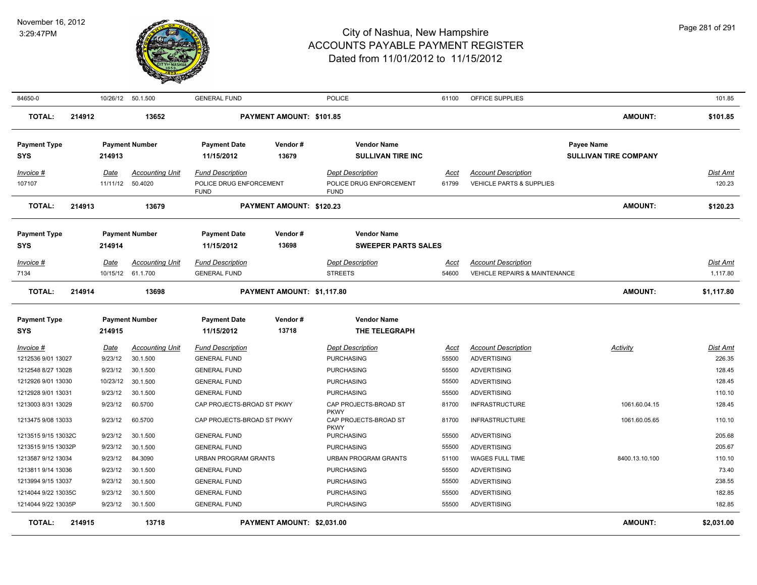| 84650-0 | 10/26/12 | 50.1.500 | GENERAL FUND | | POLICE | 61100 | OFFICE SUPPLIES | | 101.85 |
|---|---|---|---|---|---|---|---|---|---|
| **TOTAL:** | **214912** | **13652** | **PAYMENT AMOUNT: $101.85** | | | | | **AMOUNT:** | **$101.85** |

| **Payment Type** | **Payment Number** | | **Payment Date** | **Vendor #** | **Vendor Name** | | | **Payee Name** | |
|---|---|---|---|---|---|---|---|---|---|
| **SYS** | **214913** | | **11/15/2012** | **13679** | **SULLIVAN TIRE INC** | | | **SULLIVAN TIRE COMPANY** | |
| *Invoice #* | *Date* | *Accounting Unit* | *Fund Description* | | *Dept Description* | *Acct* | *Account Description* | | *Dist Amt* |
| 107107 | 11/11/12 | 50.4020 | POLICE DRUG ENFORCEMENT FUND | | POLICE DRUG ENFORCEMENT FUND | 61799 | VEHICLE PARTS & SUPPLIES | | 120.23 |
| **TOTAL:** | **214913** | **13679** | **PAYMENT AMOUNT: $120.23** | | | | | **AMOUNT:** | **$120.23** |

| **Payment Type** | **Payment Number** | | **Payment Date** | **Vendor #** | **Vendor Name** | | | | |
|---|---|---|---|---|---|---|---|---|---|
| **SYS** | **214914** | | **11/15/2012** | **13698** | **SWEEPER PARTS SALES** | | | | |
| *Invoice #* | *Date* | *Accounting Unit* | *Fund Description* | | *Dept Description* | *Acct* | *Account Description* | | *Dist Amt* |
| 7134 | 10/15/12 | 61.1.700 | GENERAL FUND | | STREETS | 54600 | VEHICLE REPAIRS & MAINTENANCE | | 1,117.80 |
| **TOTAL:** | **214914** | **13698** | **PAYMENT AMOUNT: $1,117.80** | | | | | **AMOUNT:** | **$1,117.80** |

| **Payment Type** | **Payment Number** | | **Payment Date** | **Vendor #** | **Vendor Name** | | | | |
|---|---|---|---|---|---|---|---|---|---|
| **SYS** | **214915** | | **11/15/2012** | **13718** | **THE TELEGRAPH** | | | | |
| *Invoice #* | *Date* | *Accounting Unit* | *Fund Description* | | *Dept Description* | *Acct* | *Account Description* | *Activity* | *Dist Amt* |
| 1212536 9/01 13027 | 9/23/12 | 30.1.500 | GENERAL FUND | | PURCHASING | 55500 | ADVERTISING | | 226.35 |
| 1212548 8/27 13028 | 9/23/12 | 30.1.500 | GENERAL FUND | | PURCHASING | 55500 | ADVERTISING | | 128.45 |
| 1212926 9/01 13030 | 10/23/12 | 30.1.500 | GENERAL FUND | | PURCHASING | 55500 | ADVERTISING | | 128.45 |
| 1212928 9/01 13031 | 9/23/12 | 30.1.500 | GENERAL FUND | | PURCHASING | 55500 | ADVERTISING | | 110.10 |
| 1213003 8/31 13029 | 9/23/12 | 60.5700 | CAP PROJECTS-BROAD ST PKWY | | CAP PROJECTS-BROAD ST PKWY | 81700 | INFRASTRUCTURE | 1061.60.04.15 | 128.45 |
| 1213475 9/08 13033 | 9/23/12 | 60.5700 | CAP PROJECTS-BROAD ST PKWY | | CAP PROJECTS-BROAD ST PKWY | 81700 | INFRASTRUCTURE | 1061.60.05.65 | 110.10 |
| 1213515 9/15 13032C | 9/23/12 | 30.1.500 | GENERAL FUND | | PURCHASING | 55500 | ADVERTISING | | 205.68 |
| 1213515 9/15 13032P | 9/23/12 | 30.1.500 | GENERAL FUND | | PURCHASING | 55500 | ADVERTISING | | 205.67 |
| 1213587 9/12 13034 | 9/23/12 | 84.3090 | URBAN PROGRAM GRANTS | | URBAN PROGRAM GRANTS | 51100 | WAGES FULL TIME | 8400.13.10.100 | 110.10 |
| 1213811 9/14 13036 | 9/23/12 | 30.1.500 | GENERAL FUND | | PURCHASING | 55500 | ADVERTISING | | 73.40 |
| 1213994 9/15 13037 | 9/23/12 | 30.1.500 | GENERAL FUND | | PURCHASING | 55500 | ADVERTISING | | 238.55 |
| 1214044 9/22 13035C | 9/23/12 | 30.1.500 | GENERAL FUND | | PURCHASING | 55500 | ADVERTISING | | 182.85 |
| 1214044 9/22 13035P | 9/23/12 | 30.1.500 | GENERAL FUND | | PURCHASING | 55500 | ADVERTISING | | 182.85 |
| **TOTAL:** | **214915** | **13718** | **PAYMENT AMOUNT: $2,031.00** | | | | | **AMOUNT:** | **$2,031.00** |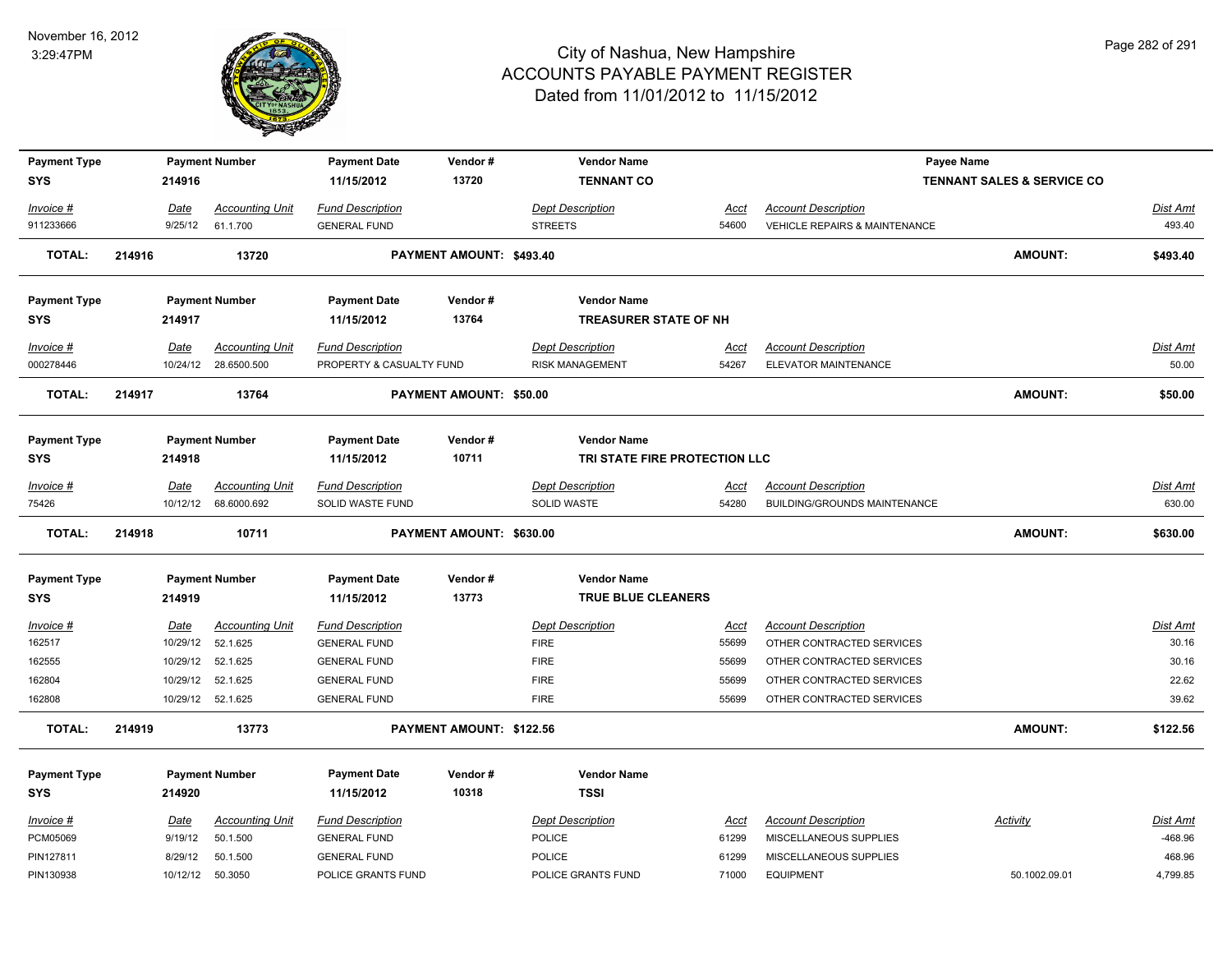# City of Nashua, New Hampshire
## ACCOUNTS PAYABLE PAYMENT REGISTER
### Dated from 11/01/2012 to 11/15/2012

November 16, 2012
3:29:47PM

| Payment Type | Payment Number | Payment Date | Vendor # | Vendor Name | | Payee Name | |
|---|---|---|---|---|---|---|---|
| SYS | 214916 | 11/15/2012 | 13720 | TENNANT CO | | TENNANT SALES & SERVICE CO | |

| Invoice # | Date | Accounting Unit | Fund Description | Dept Description | Acct | Account Description | Dist Amt |
|---|---|---|---|---|---|---|---|
| 911233666 | 9/25/12 | 61.1.700 | GENERAL FUND | STREETS | 54600 | VEHICLE REPAIRS & MAINTENANCE | 493.40 |

**TOTAL: 214916 13720 PAYMENT AMOUNT: $493.40 AMOUNT: $493.40**

| Payment Type | Payment Number | Payment Date | Vendor # | Vendor Name |
|---|---|---|---|---|
| SYS | 214917 | 11/15/2012 | 13764 | TREASURER STATE OF NH |

| Invoice # | Date | Accounting Unit | Fund Description | Dept Description | Acct | Account Description | Dist Amt |
|---|---|---|---|---|---|---|---|
| 000278446 | 10/24/12 | 28.6500.500 | PROPERTY & CASUALTY FUND | RISK MANAGEMENT | 54267 | ELEVATOR MAINTENANCE | 50.00 |

**TOTAL: 214917 13764 PAYMENT AMOUNT: $50.00 AMOUNT: $50.00**

| Payment Type | Payment Number | Payment Date | Vendor # | Vendor Name |
|---|---|---|---|---|
| SYS | 214918 | 11/15/2012 | 10711 | TRI STATE FIRE PROTECTION LLC |

| Invoice # | Date | Accounting Unit | Fund Description | Dept Description | Acct | Account Description | Dist Amt |
|---|---|---|---|---|---|---|---|
| 75426 | 10/12/12 | 68.6000.692 | SOLID WASTE FUND | SOLID WASTE | 54280 | BUILDING/GROUNDS MAINTENANCE | 630.00 |

**TOTAL: 214918 10711 PAYMENT AMOUNT: $630.00 AMOUNT: $630.00**

| Payment Type | Payment Number | Payment Date | Vendor # | Vendor Name |
|---|---|---|---|---|
| SYS | 214919 | 11/15/2012 | 13773 | TRUE BLUE CLEANERS |

| Invoice # | Date | Accounting Unit | Fund Description | Dept Description | Acct | Account Description | Dist Amt |
|---|---|---|---|---|---|---|---|
| 162517 | 10/29/12 | 52.1.625 | GENERAL FUND | FIRE | 55699 | OTHER CONTRACTED SERVICES | 30.16 |
| 162555 | 10/29/12 | 52.1.625 | GENERAL FUND | FIRE | 55699 | OTHER CONTRACTED SERVICES | 30.16 |
| 162804 | 10/29/12 | 52.1.625 | GENERAL FUND | FIRE | 55699 | OTHER CONTRACTED SERVICES | 22.62 |
| 162808 | 10/29/12 | 52.1.625 | GENERAL FUND | FIRE | 55699 | OTHER CONTRACTED SERVICES | 39.62 |

**TOTAL: 214919 13773 PAYMENT AMOUNT: $122.56 AMOUNT: $122.56**

| Payment Type | Payment Number | Payment Date | Vendor # | Vendor Name |
|---|---|---|---|---|
| SYS | 214920 | 11/15/2012 | 10318 | TSSI |

| Invoice # | Date | Accounting Unit | Fund Description | Dept Description | Acct | Account Description | Activity | Dist Amt |
|---|---|---|---|---|---|---|---|---|
| PCM05069 | 9/19/12 | 50.1.500 | GENERAL FUND | POLICE | 61299 | MISCELLANEOUS SUPPLIES | | -468.96 |
| PIN127811 | 8/29/12 | 50.1.500 | GENERAL FUND | POLICE | 61299 | MISCELLANEOUS SUPPLIES | | 468.96 |
| PIN130938 | 10/12/12 | 50.3050 | POLICE GRANTS FUND | POLICE GRANTS FUND | 71000 | EQUIPMENT | 50.1002.09.01 | 4,799.85 |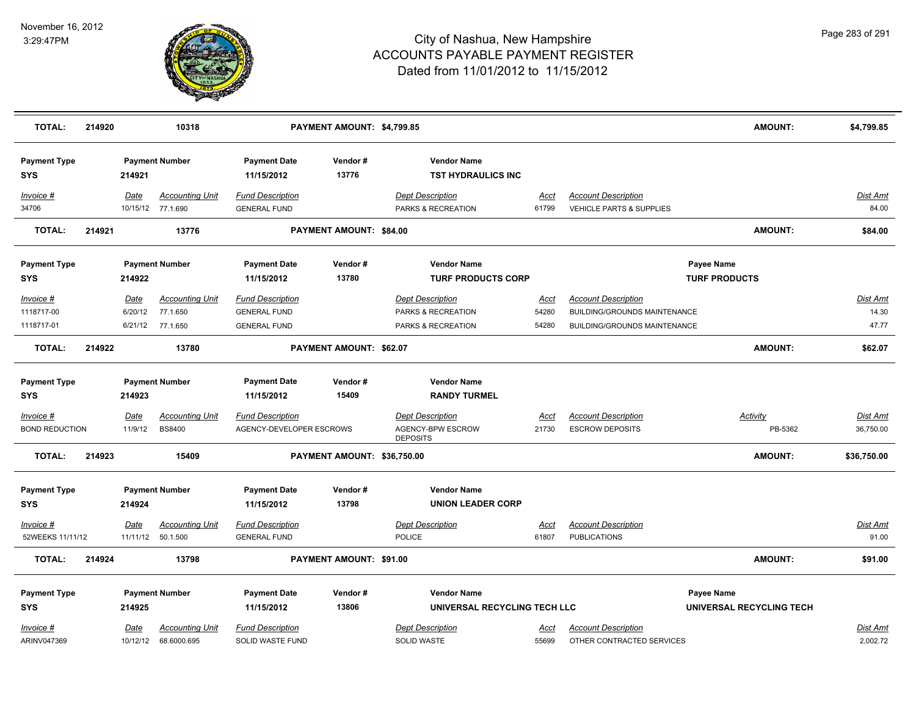# City of Nashua, New Hampshire
## ACCOUNTS PAYABLE PAYMENT REGISTER
### Dated from 11/01/2012 to 11/15/2012

November 16, 2012
3:29:47PM

| TOTAL: | 214920 | 10318 | PAYMENT AMOUNT: $4,799.85 | | AMOUNT: | $4,799.85 |
|---|---|---|---|---|---|---|

**Payment Type:** SYS | **Payment Number:** 214921 | **Payment Date:** 11/15/2012 | **Vendor #:** 13776 | **Vendor Name:** TST HYDRAULICS INC

| Invoice # | Date | Accounting Unit | Fund Description | Dept Description | Acct | Account Description | Dist Amt |
|---|---|---|---|---|---|---|---|
| 34706 | 10/15/12 | 77.1.690 | GENERAL FUND | PARKS & RECREATION | 61799 | VEHICLE PARTS & SUPPLIES | 84.00 |

| TOTAL: | 214921 | 13776 | PAYMENT AMOUNT: $84.00 | | AMOUNT: | $84.00 |
|---|---|---|---|---|---|---|

**Payment Type:** SYS | **Payment Number:** 214922 | **Payment Date:** 11/15/2012 | **Vendor #:** 13780 | **Vendor Name:** TURF PRODUCTS CORP | **Payee Name:** TURF PRODUCTS

| Invoice # | Date | Accounting Unit | Fund Description | Dept Description | Acct | Account Description | Dist Amt |
|---|---|---|---|---|---|---|---|
| 1118717-00 | 6/20/12 | 77.1.650 | GENERAL FUND | PARKS & RECREATION | 54280 | BUILDING/GROUNDS MAINTENANCE | 14.30 |
| 1118717-01 | 6/21/12 | 77.1.650 | GENERAL FUND | PARKS & RECREATION | 54280 | BUILDING/GROUNDS MAINTENANCE | 47.77 |

| TOTAL: | 214922 | 13780 | PAYMENT AMOUNT: $62.07 | | AMOUNT: | $62.07 |
|---|---|---|---|---|---|---|

**Payment Type:** SYS | **Payment Number:** 214923 | **Payment Date:** 11/15/2012 | **Vendor #:** 15409 | **Vendor Name:** RANDY TURMEL

| Invoice # | Date | Accounting Unit | Fund Description | Dept Description | Acct | Account Description | Activity | Dist Amt |
|---|---|---|---|---|---|---|---|---|
| BOND REDUCTION | 11/9/12 | BS8400 | AGENCY-DEVELOPER ESCROWS | AGENCY-BPW ESCROW DEPOSITS | 21730 | ESCROW DEPOSITS | PB-5362 | 36,750.00 |

| TOTAL: | 214923 | 15409 | PAYMENT AMOUNT: $36,750.00 | | AMOUNT: | $36,750.00 |
|---|---|---|---|---|---|---|

**Payment Type:** SYS | **Payment Number:** 214924 | **Payment Date:** 11/15/2012 | **Vendor #:** 13798 | **Vendor Name:** UNION LEADER CORP

| Invoice # | Date | Accounting Unit | Fund Description | Dept Description | Acct | Account Description | Dist Amt |
|---|---|---|---|---|---|---|---|
| 52WEEKS 11/11/12 | 11/11/12 | 50.1.500 | GENERAL FUND | POLICE | 61807 | PUBLICATIONS | 91.00 |

| TOTAL: | 214924 | 13798 | PAYMENT AMOUNT: $91.00 | | AMOUNT: | $91.00 |
|---|---|---|---|---|---|---|

**Payment Type:** SYS | **Payment Number:** 214925 | **Payment Date:** 11/15/2012 | **Vendor #:** 13806 | **Vendor Name:** UNIVERSAL RECYCLING TECH LLC | **Payee Name:** UNIVERSAL RECYCLING TECH

| Invoice # | Date | Accounting Unit | Fund Description | Dept Description | Acct | Account Description | Dist Amt |
|---|---|---|---|---|---|---|---|
| ARINV047369 | 10/12/12 | 68.6000.695 | SOLID WASTE FUND | SOLID WASTE | 55699 | OTHER CONTRACTED SERVICES | 2,002.72 |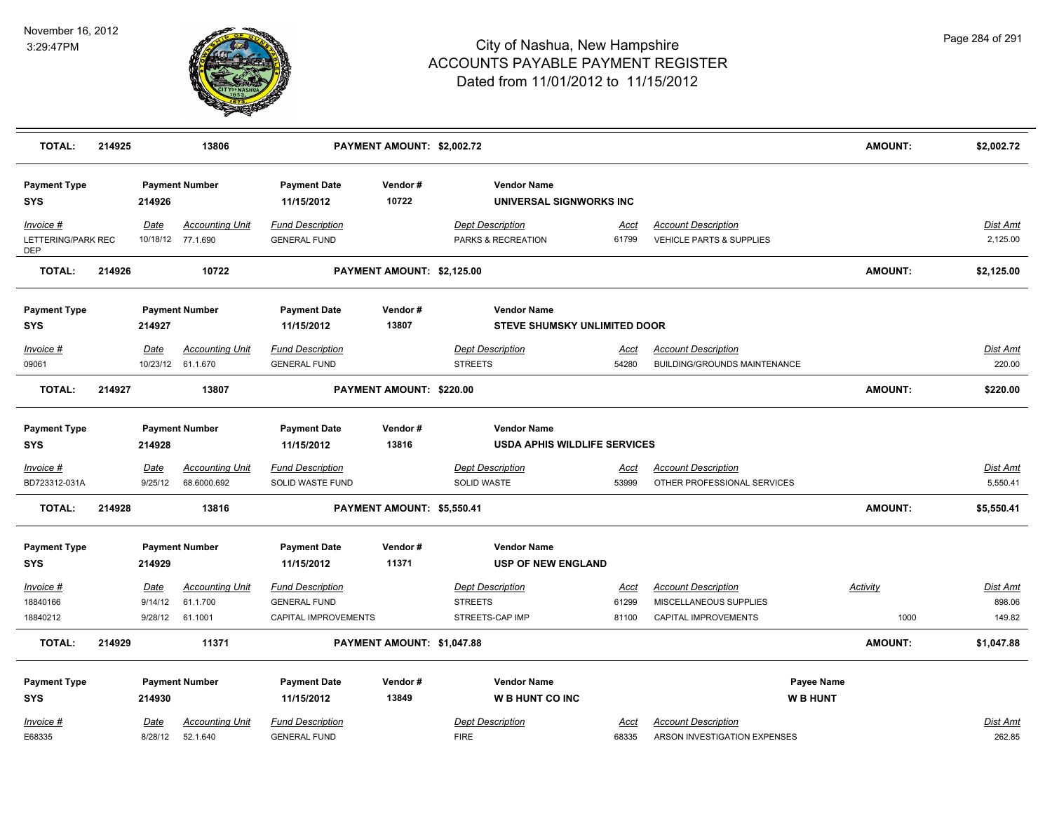City of Nashua, New Hampshire
ACCOUNTS PAYABLE PAYMENT REGISTER
Dated from 11/01/2012 to 11/15/2012

November 16, 2012
3:29:47PM

| TOTAL: | 214925 | 13806 | PAYMENT AMOUNT: $2,002.72 | AMOUNT: | $2,002.72 |
|---|---|---|---|---|---|

| Payment Type | Payment Number | Payment Date | Vendor # | Vendor Name |
|---|---|---|---|---|
| SYS | 214926 | 11/15/2012 | 10722 | UNIVERSAL SIGNWORKS INC |

| Invoice # | Date | Accounting Unit | Fund Description | Dept Description | Acct | Account Description | Dist Amt |
|---|---|---|---|---|---|---|---|
| LETTERING/PARK REC DEP | 10/18/12 | 77.1.690 | GENERAL FUND | PARKS & RECREATION | 61799 | VEHICLE PARTS & SUPPLIES | 2,125.00 |

| TOTAL: | 214926 | 10722 | PAYMENT AMOUNT: $2,125.00 | AMOUNT: | $2,125.00 |
|---|---|---|---|---|---|

| Payment Type | Payment Number | Payment Date | Vendor # | Vendor Name |
|---|---|---|---|---|
| SYS | 214927 | 11/15/2012 | 13807 | STEVE SHUMSKY UNLIMITED DOOR |

| Invoice # | Date | Accounting Unit | Fund Description | Dept Description | Acct | Account Description | Dist Amt |
|---|---|---|---|---|---|---|---|
| 09061 | 10/23/12 | 61.1.670 | GENERAL FUND | STREETS | 54280 | BUILDING/GROUNDS MAINTENANCE | 220.00 |

| TOTAL: | 214927 | 13807 | PAYMENT AMOUNT: $220.00 | AMOUNT: | $220.00 |
|---|---|---|---|---|---|

| Payment Type | Payment Number | Payment Date | Vendor # | Vendor Name |
|---|---|---|---|---|
| SYS | 214928 | 11/15/2012 | 13816 | USDA APHIS WILDLIFE SERVICES |

| Invoice # | Date | Accounting Unit | Fund Description | Dept Description | Acct | Account Description | Dist Amt |
|---|---|---|---|---|---|---|---|
| BD723312-031A | 9/25/12 | 68.6000.692 | SOLID WASTE FUND | SOLID WASTE | 53999 | OTHER PROFESSIONAL SERVICES | 5,550.41 |

| TOTAL: | 214928 | 13816 | PAYMENT AMOUNT: $5,550.41 | AMOUNT: | $5,550.41 |
|---|---|---|---|---|---|

| Payment Type | Payment Number | Payment Date | Vendor # | Vendor Name |
|---|---|---|---|---|
| SYS | 214929 | 11/15/2012 | 11371 | USP OF NEW ENGLAND |

| Invoice # | Date | Accounting Unit | Fund Description | Dept Description | Acct | Account Description | Activity | Dist Amt |
|---|---|---|---|---|---|---|---|---|
| 18840166 | 9/14/12 | 61.1.700 | GENERAL FUND | STREETS | 61299 | MISCELLANEOUS SUPPLIES | | 898.06 |
| 18840212 | 9/28/12 | 61.1001 | CAPITAL IMPROVEMENTS | STREETS-CAP IMP | 81100 | CAPITAL IMPROVEMENTS | 1000 | 149.82 |

| TOTAL: | 214929 | 11371 | PAYMENT AMOUNT: $1,047.88 | AMOUNT: | $1,047.88 |
|---|---|---|---|---|---|

| Payment Type | Payment Number | Payment Date | Vendor # | Vendor Name | Payee Name |
|---|---|---|---|---|---|
| SYS | 214930 | 11/15/2012 | 13849 | W B HUNT CO INC | W B HUNT |

| Invoice # | Date | Accounting Unit | Fund Description | Dept Description | Acct | Account Description | Dist Amt |
|---|---|---|---|---|---|---|---|
| E68335 | 8/28/12 | 52.1.640 | GENERAL FUND | FIRE | 68335 | ARSON INVESTIGATION EXPENSES | 262.85 |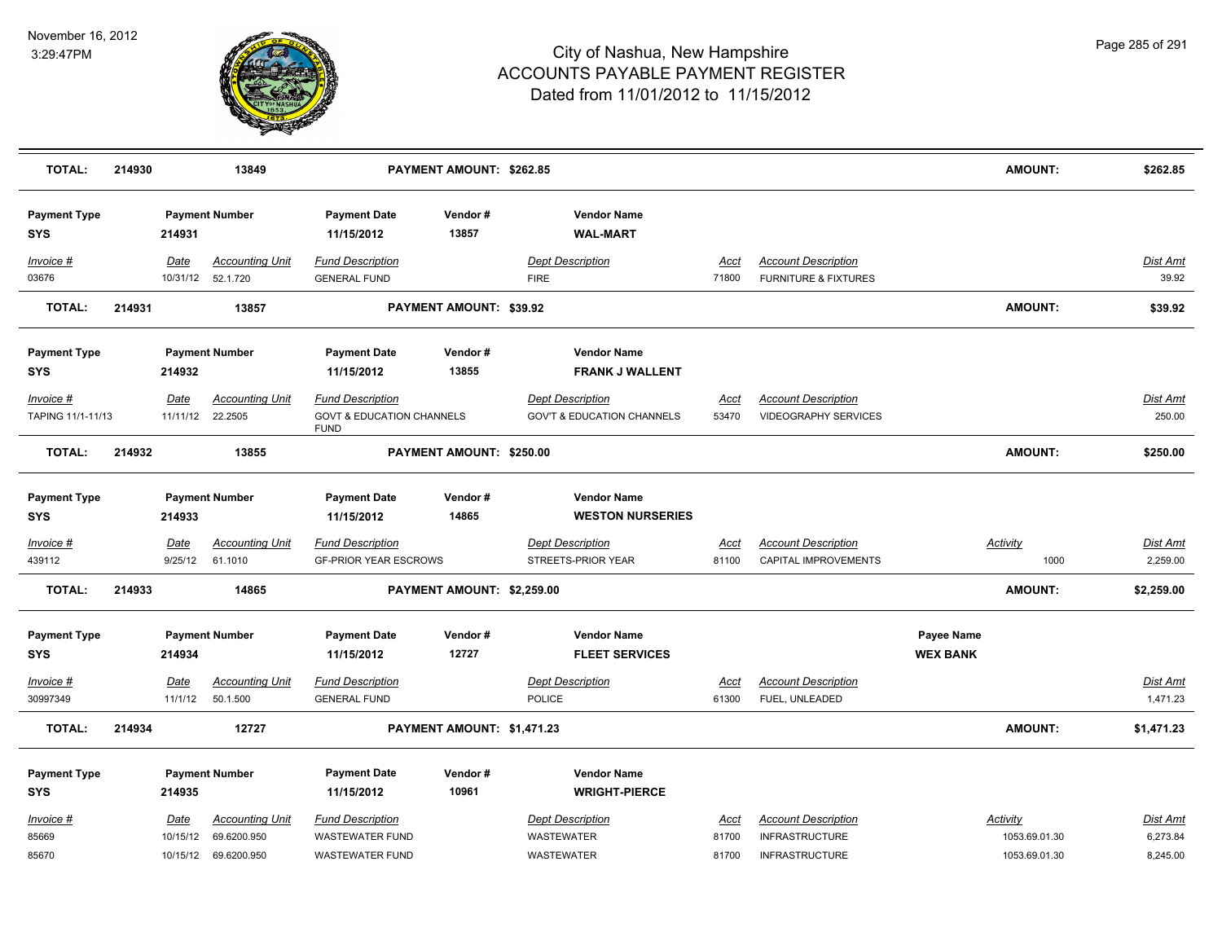# City of Nashua, New Hampshire
## ACCOUNTS PAYABLE PAYMENT REGISTER
### Dated from 11/01/2012 to 11/15/2012

November 16, 2012
3:29:47PM

| TOTAL: | 214930 | 13849 | PAYMENT AMOUNT: $262.85 | AMOUNT: | $262.85 |
|---|---|---|---|---|---|

| Payment Type | Payment Number | Payment Date | Vendor # | Vendor Name |
|---|---|---|---|---|
| SYS | 214931 | 11/15/2012 | 13857 | WAL-MART |

| Invoice # | Date | Accounting Unit | Fund Description | Dept Description | Acct | Account Description | Dist Amt |
|---|---|---|---|---|---|---|---|
| 03676 | 10/31/12 | 52.1.720 | GENERAL FUND | FIRE | 71800 | FURNITURE & FIXTURES | 39.92 |

| TOTAL: | 214931 | 13857 | PAYMENT AMOUNT: $39.92 | AMOUNT: | $39.92 |
|---|---|---|---|---|---|

| Payment Type | Payment Number | Payment Date | Vendor # | Vendor Name |
|---|---|---|---|---|
| SYS | 214932 | 11/15/2012 | 13855 | FRANK J WALLENT |

| Invoice # | Date | Accounting Unit | Fund Description | Dept Description | Acct | Account Description | Dist Amt |
|---|---|---|---|---|---|---|---|
| TAPING 11/1-11/13 | 11/11/12 | 22.2505 | GOV'T & EDUCATION CHANNELS FUND | GOV'T & EDUCATION CHANNELS | 53470 | VIDEOGRAPHY SERVICES | 250.00 |

| TOTAL: | 214932 | 13855 | PAYMENT AMOUNT: $250.00 | AMOUNT: | $250.00 |
|---|---|---|---|---|---|

| Payment Type | Payment Number | Payment Date | Vendor # | Vendor Name |
|---|---|---|---|---|
| SYS | 214933 | 11/15/2012 | 14865 | WESTON NURSERIES |

| Invoice # | Date | Accounting Unit | Fund Description | Dept Description | Acct | Account Description | Activity | Dist Amt |
|---|---|---|---|---|---|---|---|---|
| 439112 | 9/25/12 | 61.1010 | GF-PRIOR YEAR ESCROWS | STREETS-PRIOR YEAR | 81100 | CAPITAL IMPROVEMENTS | 1000 | 2,259.00 |

| TOTAL: | 214933 | 14865 | PAYMENT AMOUNT: $2,259.00 | AMOUNT: | $2,259.00 |
|---|---|---|---|---|---|

| Payment Type | Payment Number | Payment Date | Vendor # | Vendor Name | Payee Name |
|---|---|---|---|---|---|
| SYS | 214934 | 11/15/2012 | 12727 | FLEET SERVICES | WEX BANK |

| Invoice # | Date | Accounting Unit | Fund Description | Dept Description | Acct | Account Description | Dist Amt |
|---|---|---|---|---|---|---|---|
| 30997349 | 11/1/12 | 50.1.500 | GENERAL FUND | POLICE | 61300 | FUEL, UNLEADED | 1,471.23 |

| TOTAL: | 214934 | 12727 | PAYMENT AMOUNT: $1,471.23 | AMOUNT: | $1,471.23 |
|---|---|---|---|---|---|

| Payment Type | Payment Number | Payment Date | Vendor # | Vendor Name |
|---|---|---|---|---|
| SYS | 214935 | 11/15/2012 | 10961 | WRIGHT-PIERCE |

| Invoice # | Date | Accounting Unit | Fund Description | Dept Description | Acct | Account Description | Activity | Dist Amt |
|---|---|---|---|---|---|---|---|---|
| 85669 | 10/15/12 | 69.6200.950 | WASTEWATER FUND | WASTEWATER | 81700 | INFRASTRUCTURE | 1053.69.01.30 | 6,273.84 |
| 85670 | 10/15/12 | 69.6200.950 | WASTEWATER FUND | WASTEWATER | 81700 | INFRASTRUCTURE | 1053.69.01.30 | 8,245.00 |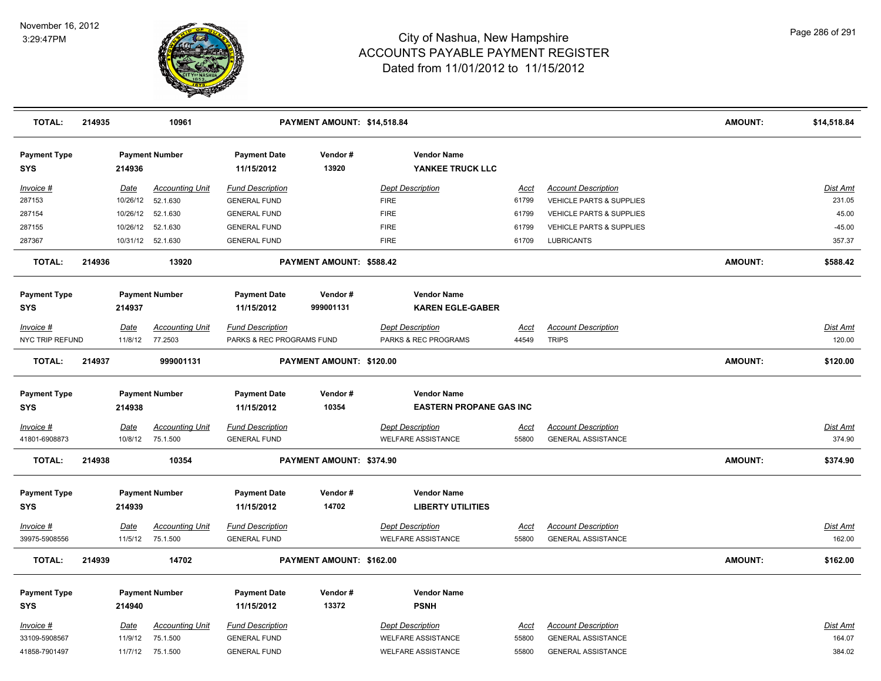# City of Nashua, New Hampshire
## ACCOUNTS PAYABLE PAYMENT REGISTER
### Dated from 11/01/2012 to 11/15/2012

November 16, 2012
3:29:47PM

| TOTAL: | 214935 | 10961 | PAYMENT AMOUNT: $14,518.84 | AMOUNT: | $14,518.84 |
|---|---|---|---|---|---|

| Payment Type | Payment Number | Payment Date | Vendor # | Vendor Name |
|---|---|---|---|---|
| SYS | 214936 | 11/15/2012 | 13920 | YANKEE TRUCK LLC |

| Invoice # | Date | Accounting Unit | Fund Description | Dept Description | Acct | Account Description | Dist Amt |
|---|---|---|---|---|---|---|---|
| 287153 | 10/26/12 | 52.1.630 | GENERAL FUND | FIRE | 61799 | VEHICLE PARTS & SUPPLIES | 231.05 |
| 287154 | 10/26/12 | 52.1.630 | GENERAL FUND | FIRE | 61799 | VEHICLE PARTS & SUPPLIES | 45.00 |
| 287155 | 10/26/12 | 52.1.630 | GENERAL FUND | FIRE | 61799 | VEHICLE PARTS & SUPPLIES | -45.00 |
| 287367 | 10/31/12 | 52.1.630 | GENERAL FUND | FIRE | 61709 | LUBRICANTS | 357.37 |

| TOTAL: | 214936 | 13920 | PAYMENT AMOUNT: $588.42 | AMOUNT: | $588.42 |
|---|---|---|---|---|---|

| Payment Type | Payment Number | Payment Date | Vendor # | Vendor Name |
|---|---|---|---|---|
| SYS | 214937 | 11/15/2012 | 999001131 | KAREN EGLE-GABER |

| Invoice # | Date | Accounting Unit | Fund Description | Dept Description | Acct | Account Description | Dist Amt |
|---|---|---|---|---|---|---|---|
| NYC TRIP REFUND | 11/8/12 | 77.2503 | PARKS & REC PROGRAMS FUND | PARKS & REC PROGRAMS | 44549 | TRIPS | 120.00 |

| TOTAL: | 214937 | 999001131 | PAYMENT AMOUNT: $120.00 | AMOUNT: | $120.00 |
|---|---|---|---|---|---|

| Payment Type | Payment Number | Payment Date | Vendor # | Vendor Name |
|---|---|---|---|---|
| SYS | 214938 | 11/15/2012 | 10354 | EASTERN PROPANE GAS INC |

| Invoice # | Date | Accounting Unit | Fund Description | Dept Description | Acct | Account Description | Dist Amt |
|---|---|---|---|---|---|---|---|
| 41801-6908873 | 10/8/12 | 75.1.500 | GENERAL FUND | WELFARE ASSISTANCE | 55800 | GENERAL ASSISTANCE | 374.90 |

| TOTAL: | 214938 | 10354 | PAYMENT AMOUNT: $374.90 | AMOUNT: | $374.90 |
|---|---|---|---|---|---|

| Payment Type | Payment Number | Payment Date | Vendor # | Vendor Name |
|---|---|---|---|---|
| SYS | 214939 | 11/15/2012 | 14702 | LIBERTY UTILITIES |

| Invoice # | Date | Accounting Unit | Fund Description | Dept Description | Acct | Account Description | Dist Amt |
|---|---|---|---|---|---|---|---|
| 39975-5908556 | 11/5/12 | 75.1.500 | GENERAL FUND | WELFARE ASSISTANCE | 55800 | GENERAL ASSISTANCE | 162.00 |

| TOTAL: | 214939 | 14702 | PAYMENT AMOUNT: $162.00 | AMOUNT: | $162.00 |
|---|---|---|---|---|---|

| Payment Type | Payment Number | Payment Date | Vendor # | Vendor Name |
|---|---|---|---|---|
| SYS | 214940 | 11/15/2012 | 13372 | PSNH |

| Invoice # | Date | Accounting Unit | Fund Description | Dept Description | Acct | Account Description | Dist Amt |
|---|---|---|---|---|---|---|---|
| 33109-5908567 | 11/9/12 | 75.1.500 | GENERAL FUND | WELFARE ASSISTANCE | 55800 | GENERAL ASSISTANCE | 164.07 |
| 41858-7901497 | 11/7/12 | 75.1.500 | GENERAL FUND | WELFARE ASSISTANCE | 55800 | GENERAL ASSISTANCE | 384.02 |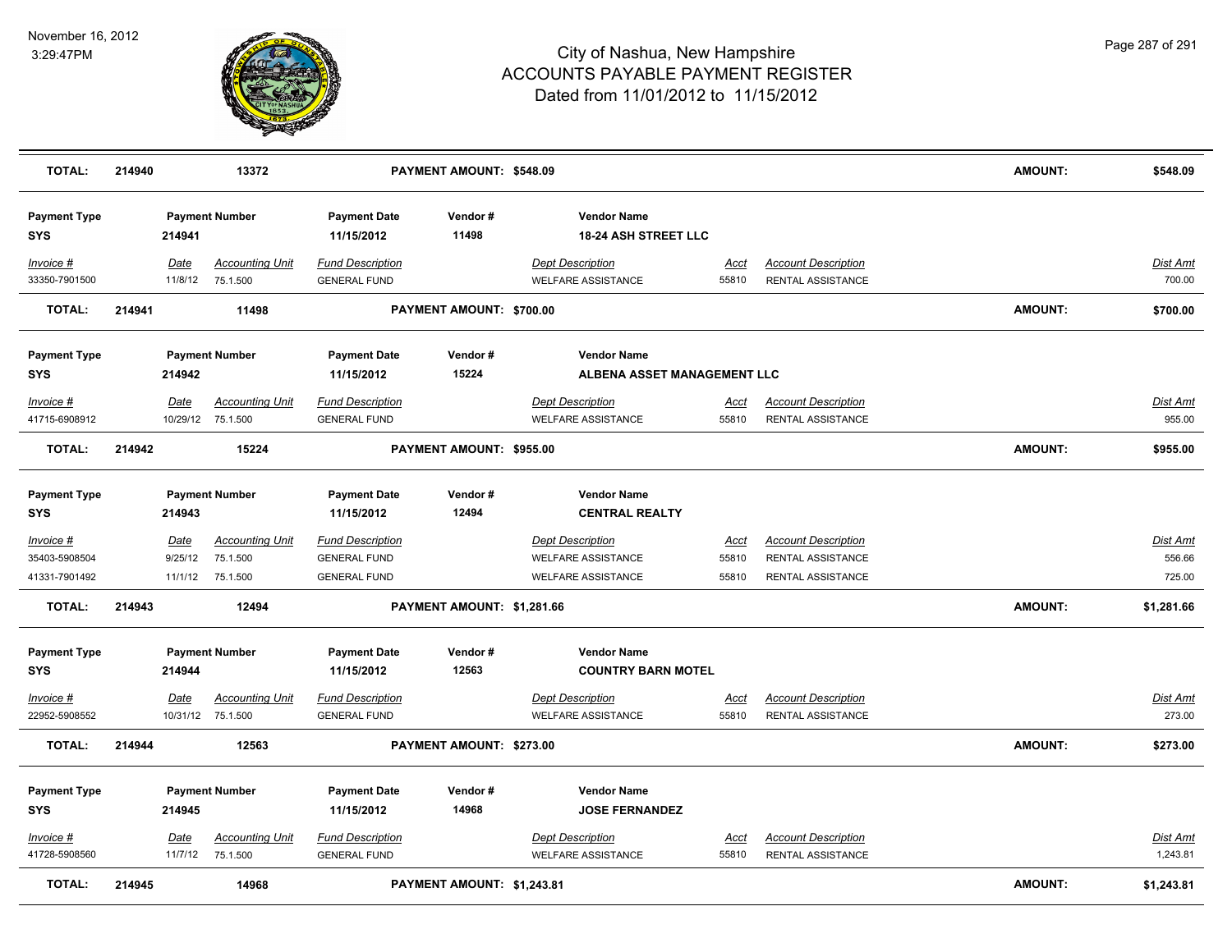# City of Nashua, New Hampshire
## ACCOUNTS PAYABLE PAYMENT REGISTER
### Dated from 11/01/2012 to 11/15/2012

November 16, 2012
3:29:47PM

| TOTAL: | 214940 | 13372 | | PAYMENT AMOUNT: $548.09 | | | | AMOUNT: | $548.09 |
|---|---|---|---|---|---|---|---|---|---|

| Payment Type | Payment Number | | Payment Date | Vendor # | Vendor Name | | | | |
|---|---|---|---|---|---|---|---|---|---|
| SYS | 214941 | | 11/15/2012 | 11498 | 18-24 ASH STREET LLC | | | | |
| Invoice # | Date | Accounting Unit | Fund Description | | Dept Description | Acct | Account Description | | Dist Amt |
| 33350-7901500 | 11/8/12 | 75.1.500 | GENERAL FUND | | WELFARE ASSISTANCE | 55810 | RENTAL ASSISTANCE | | 700.00 |
| **TOTAL:** | **214941** | **11498** | | **PAYMENT AMOUNT: $700.00** | | | | **AMOUNT:** | **$700.00** |

| Payment Type | Payment Number | | Payment Date | Vendor # | Vendor Name | | | | |
|---|---|---|---|---|---|---|---|---|---|
| SYS | 214942 | | 11/15/2012 | 15224 | ALBENA ASSET MANAGEMENT LLC | | | | |
| Invoice # | Date | Accounting Unit | Fund Description | | Dept Description | Acct | Account Description | | Dist Amt |
| 41715-6908912 | 10/29/12 | 75.1.500 | GENERAL FUND | | WELFARE ASSISTANCE | 55810 | RENTAL ASSISTANCE | | 955.00 |
| **TOTAL:** | **214942** | **15224** | | **PAYMENT AMOUNT: $955.00** | | | | **AMOUNT:** | **$955.00** |

| Payment Type | Payment Number | | Payment Date | Vendor # | Vendor Name | | | | |
|---|---|---|---|---|---|---|---|---|---|
| SYS | 214943 | | 11/15/2012 | 12494 | CENTRAL REALTY | | | | |
| Invoice # | Date | Accounting Unit | Fund Description | | Dept Description | Acct | Account Description | | Dist Amt |
| 35403-5908504 | 9/25/12 | 75.1.500 | GENERAL FUND | | WELFARE ASSISTANCE | 55810 | RENTAL ASSISTANCE | | 556.66 |
| 41331-7901492 | 11/1/12 | 75.1.500 | GENERAL FUND | | WELFARE ASSISTANCE | 55810 | RENTAL ASSISTANCE | | 725.00 |
| **TOTAL:** | **214943** | **12494** | | **PAYMENT AMOUNT: $1,281.66** | | | | **AMOUNT:** | **$1,281.66** |

| Payment Type | Payment Number | | Payment Date | Vendor # | Vendor Name | | | | |
|---|---|---|---|---|---|---|---|---|---|
| SYS | 214944 | | 11/15/2012 | 12563 | COUNTRY BARN MOTEL | | | | |
| Invoice # | Date | Accounting Unit | Fund Description | | Dept Description | Acct | Account Description | | Dist Amt |
| 22952-5908552 | 10/31/12 | 75.1.500 | GENERAL FUND | | WELFARE ASSISTANCE | 55810 | RENTAL ASSISTANCE | | 273.00 |
| **TOTAL:** | **214944** | **12563** | | **PAYMENT AMOUNT: $273.00** | | | | **AMOUNT:** | **$273.00** |

| Payment Type | Payment Number | | Payment Date | Vendor # | Vendor Name | | | | |
|---|---|---|---|---|---|---|---|---|---|
| SYS | 214945 | | 11/15/2012 | 14968 | JOSE FERNANDEZ | | | | |
| Invoice # | Date | Accounting Unit | Fund Description | | Dept Description | Acct | Account Description | | Dist Amt |
| 41728-5908560 | 11/7/12 | 75.1.500 | GENERAL FUND | | WELFARE ASSISTANCE | 55810 | RENTAL ASSISTANCE | | 1,243.81 |
| **TOTAL:** | **214945** | **14968** | | **PAYMENT AMOUNT: $1,243.81** | | | | **AMOUNT:** | **$1,243.81** |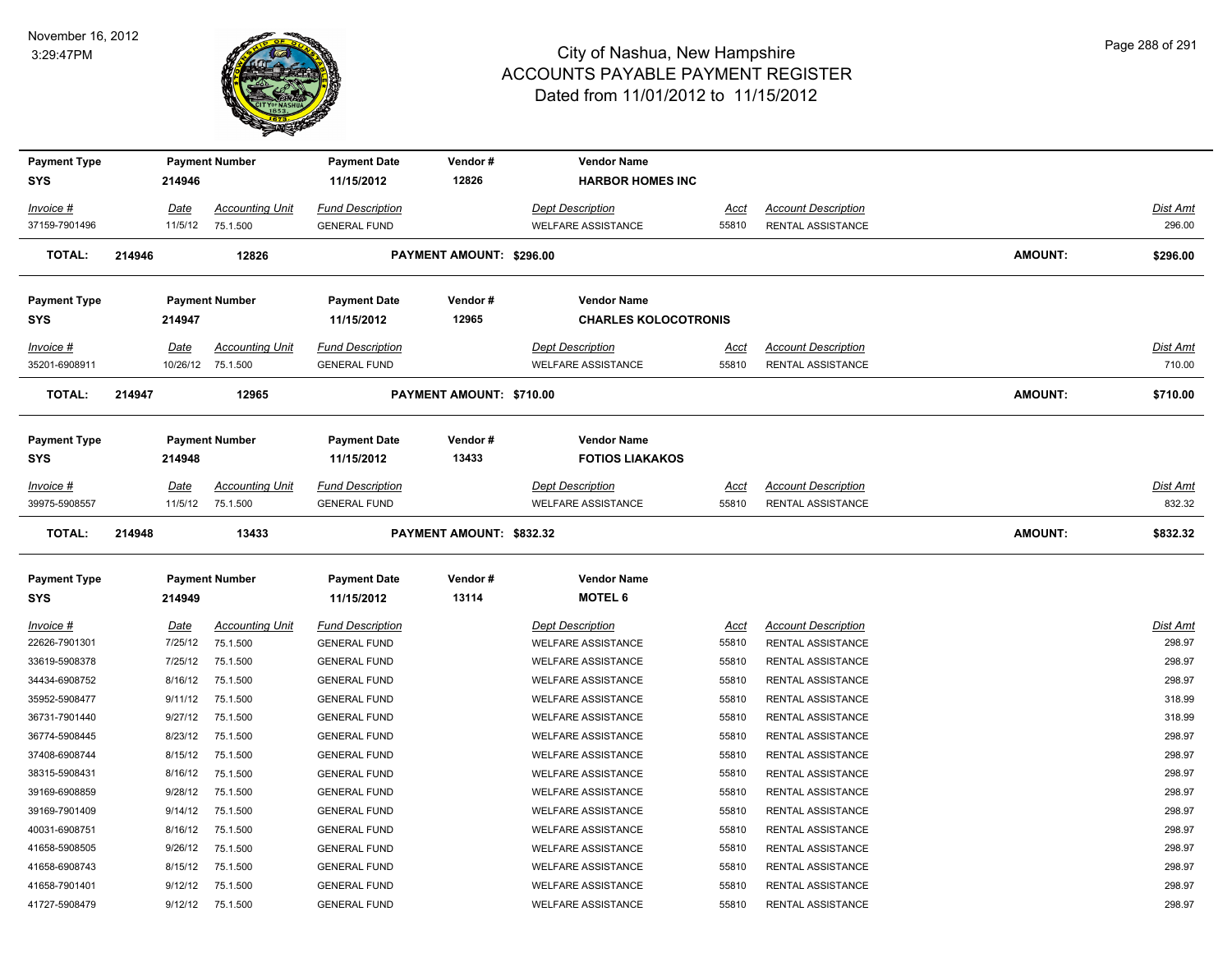# City of Nashua, New Hampshire
## ACCOUNTS PAYABLE PAYMENT REGISTER
### Dated from 11/01/2012 to 11/15/2012

November 16, 2012
3:29:47PM

| Payment Type | Payment Number | Payment Date | Vendor # | Vendor Name |
|---|---|---|---|---|
| SYS | 214946 | 11/15/2012 | 12826 | **HARBOR HOMES INC** |

| Invoice # | Date | Accounting Unit | Fund Description | Dept Description | Acct | Account Description | Dist Amt |
|---|---|---|---|---|---|---|---|
| 37159-7901496 | 11/5/12 | 75.1.500 | GENERAL FUND | WELFARE ASSISTANCE | 55810 | RENTAL ASSISTANCE | 296.00 |

**TOTAL: 214946 12826 PAYMENT AMOUNT: $296.00 AMOUNT: $296.00**

| Payment Type | Payment Number | Payment Date | Vendor # | Vendor Name |
|---|---|---|---|---|
| SYS | 214947 | 11/15/2012 | 12965 | **CHARLES KOLOCOTRONIS** |

| Invoice # | Date | Accounting Unit | Fund Description | Dept Description | Acct | Account Description | Dist Amt |
|---|---|---|---|---|---|---|---|
| 35201-6908911 | 10/26/12 | 75.1.500 | GENERAL FUND | WELFARE ASSISTANCE | 55810 | RENTAL ASSISTANCE | 710.00 |

**TOTAL: 214947 12965 PAYMENT AMOUNT: $710.00 AMOUNT: $710.00**

| Payment Type | Payment Number | Payment Date | Vendor # | Vendor Name |
|---|---|---|---|---|
| SYS | 214948 | 11/15/2012 | 13433 | **FOTIOS LIAKAKOS** |

| Invoice # | Date | Accounting Unit | Fund Description | Dept Description | Acct | Account Description | Dist Amt |
|---|---|---|---|---|---|---|---|
| 39975-5908557 | 11/5/12 | 75.1.500 | GENERAL FUND | WELFARE ASSISTANCE | 55810 | RENTAL ASSISTANCE | 832.32 |

**TOTAL: 214948 13433 PAYMENT AMOUNT: $832.32 AMOUNT: $832.32**

| Payment Type | Payment Number | Payment Date | Vendor # | Vendor Name |
|---|---|---|---|---|
| SYS | 214949 | 11/15/2012 | 13114 | **MOTEL 6** |

| Invoice # | Date | Accounting Unit | Fund Description | Dept Description | Acct | Account Description | Dist Amt |
|---|---|---|---|---|---|---|---|
| 22626-7901301 | 7/25/12 | 75.1.500 | GENERAL FUND | WELFARE ASSISTANCE | 55810 | RENTAL ASSISTANCE | 298.97 |
| 33619-5908378 | 7/25/12 | 75.1.500 | GENERAL FUND | WELFARE ASSISTANCE | 55810 | RENTAL ASSISTANCE | 298.97 |
| 34434-6908752 | 8/16/12 | 75.1.500 | GENERAL FUND | WELFARE ASSISTANCE | 55810 | RENTAL ASSISTANCE | 298.97 |
| 35952-5908477 | 9/11/12 | 75.1.500 | GENERAL FUND | WELFARE ASSISTANCE | 55810 | RENTAL ASSISTANCE | 318.99 |
| 36731-7901440 | 9/27/12 | 75.1.500 | GENERAL FUND | WELFARE ASSISTANCE | 55810 | RENTAL ASSISTANCE | 318.99 |
| 36774-5908445 | 8/23/12 | 75.1.500 | GENERAL FUND | WELFARE ASSISTANCE | 55810 | RENTAL ASSISTANCE | 298.97 |
| 37408-6908744 | 8/15/12 | 75.1.500 | GENERAL FUND | WELFARE ASSISTANCE | 55810 | RENTAL ASSISTANCE | 298.97 |
| 38315-5908431 | 8/16/12 | 75.1.500 | GENERAL FUND | WELFARE ASSISTANCE | 55810 | RENTAL ASSISTANCE | 298.97 |
| 39169-6908859 | 9/28/12 | 75.1.500 | GENERAL FUND | WELFARE ASSISTANCE | 55810 | RENTAL ASSISTANCE | 298.97 |
| 39169-7901409 | 9/14/12 | 75.1.500 | GENERAL FUND | WELFARE ASSISTANCE | 55810 | RENTAL ASSISTANCE | 298.97 |
| 40031-6908751 | 8/16/12 | 75.1.500 | GENERAL FUND | WELFARE ASSISTANCE | 55810 | RENTAL ASSISTANCE | 298.97 |
| 41658-5908505 | 9/26/12 | 75.1.500 | GENERAL FUND | WELFARE ASSISTANCE | 55810 | RENTAL ASSISTANCE | 298.97 |
| 41658-6908743 | 8/15/12 | 75.1.500 | GENERAL FUND | WELFARE ASSISTANCE | 55810 | RENTAL ASSISTANCE | 298.97 |
| 41658-7901401 | 9/12/12 | 75.1.500 | GENERAL FUND | WELFARE ASSISTANCE | 55810 | RENTAL ASSISTANCE | 298.97 |
| 41727-5908479 | 9/12/12 | 75.1.500 | GENERAL FUND | WELFARE ASSISTANCE | 55810 | RENTAL ASSISTANCE | 298.97 |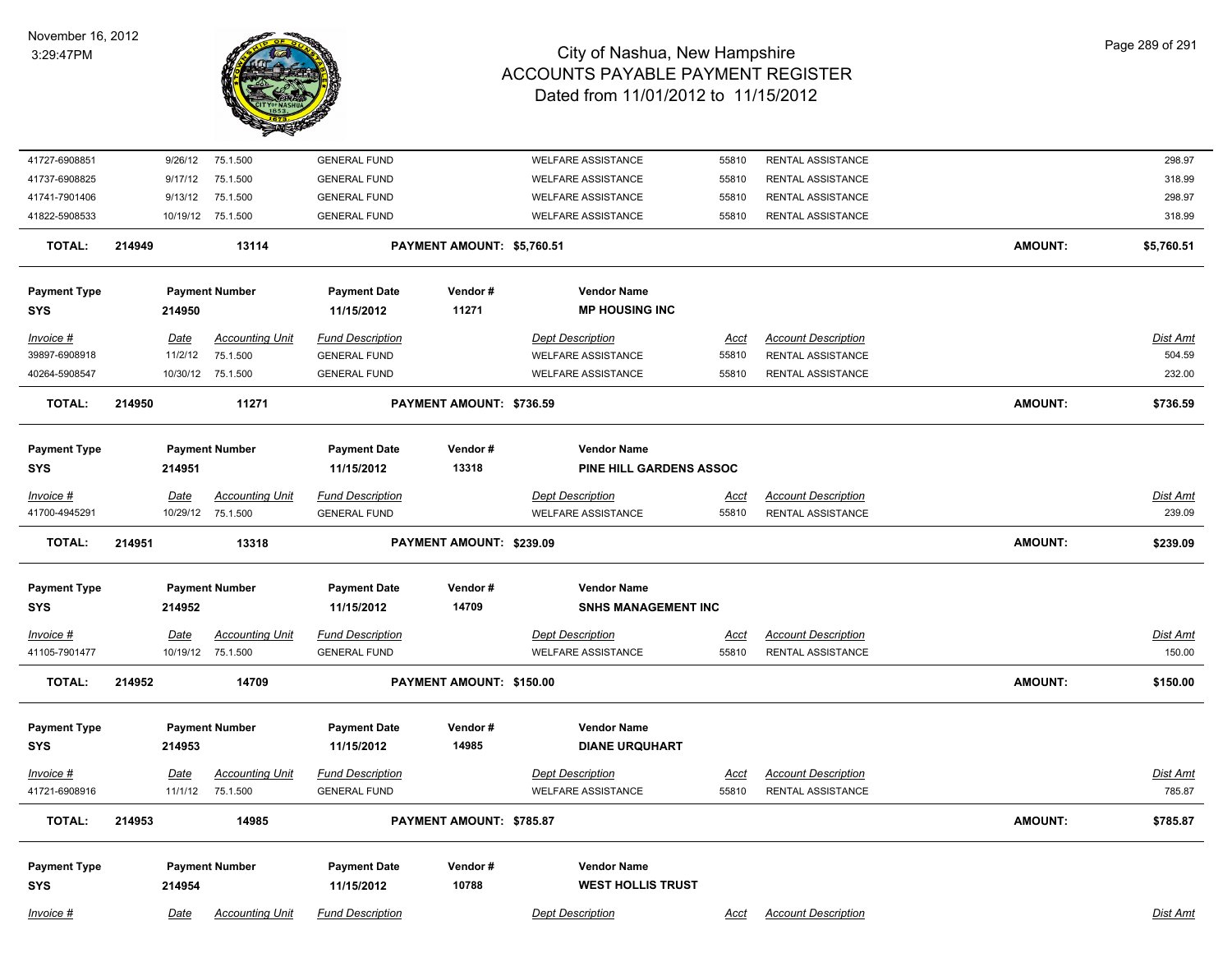| Invoice # | Date | Accounting Unit | Fund Description | Dept Description | Acct | Account Description | Dist Amt |
|---|---|---|---|---|---|---|---|
| 41727-6908851 | 9/26/12 | 75.1.500 | GENERAL FUND | WELFARE ASSISTANCE | 55810 | RENTAL ASSISTANCE | 298.97 |
| 41737-6908825 | 9/17/12 | 75.1.500 | GENERAL FUND | WELFARE ASSISTANCE | 55810 | RENTAL ASSISTANCE | 318.99 |
| 41741-7901406 | 9/13/12 | 75.1.500 | GENERAL FUND | WELFARE ASSISTANCE | 55810 | RENTAL ASSISTANCE | 298.97 |
| 41822-5908533 | 10/19/12 | 75.1.500 | GENERAL FUND | WELFARE ASSISTANCE | 55810 | RENTAL ASSISTANCE | 318.99 |

**TOTAL:** 214949 13114 **PAYMENT AMOUNT: $5,760.51** **AMOUNT: $5,760.51**

| Payment Type | Payment Number | Payment Date | Vendor # | Vendor Name |
|---|---|---|---|---|
| SYS | 214950 | 11/15/2012 | 11271 | MP HOUSING INC |

| Invoice # | Date | Accounting Unit | Fund Description | Dept Description | Acct | Account Description | Dist Amt |
|---|---|---|---|---|---|---|---|
| 39897-6908918 | 11/2/12 | 75.1.500 | GENERAL FUND | WELFARE ASSISTANCE | 55810 | RENTAL ASSISTANCE | 504.59 |
| 40264-5908547 | 10/30/12 | 75.1.500 | GENERAL FUND | WELFARE ASSISTANCE | 55810 | RENTAL ASSISTANCE | 232.00 |

**TOTAL:** 214950 11271 **PAYMENT AMOUNT: $736.59** **AMOUNT: $736.59**

| Payment Type | Payment Number | Payment Date | Vendor # | Vendor Name |
|---|---|---|---|---|
| SYS | 214951 | 11/15/2012 | 13318 | PINE HILL GARDENS ASSOC |

| Invoice # | Date | Accounting Unit | Fund Description | Dept Description | Acct | Account Description | Dist Amt |
|---|---|---|---|---|---|---|---|
| 41700-4945291 | 10/29/12 | 75.1.500 | GENERAL FUND | WELFARE ASSISTANCE | 55810 | RENTAL ASSISTANCE | 239.09 |

**TOTAL:** 214951 13318 **PAYMENT AMOUNT: $239.09** **AMOUNT: $239.09**

| Payment Type | Payment Number | Payment Date | Vendor # | Vendor Name |
|---|---|---|---|---|
| SYS | 214952 | 11/15/2012 | 14709 | SNHS MANAGEMENT INC |

| Invoice # | Date | Accounting Unit | Fund Description | Dept Description | Acct | Account Description | Dist Amt |
|---|---|---|---|---|---|---|---|
| 41105-7901477 | 10/19/12 | 75.1.500 | GENERAL FUND | WELFARE ASSISTANCE | 55810 | RENTAL ASSISTANCE | 150.00 |

**TOTAL:** 214952 14709 **PAYMENT AMOUNT: $150.00** **AMOUNT: $150.00**

| Payment Type | Payment Number | Payment Date | Vendor # | Vendor Name |
|---|---|---|---|---|
| SYS | 214953 | 11/15/2012 | 14985 | DIANE URQUHART |

| Invoice # | Date | Accounting Unit | Fund Description | Dept Description | Acct | Account Description | Dist Amt |
|---|---|---|---|---|---|---|---|
| 41721-6908916 | 11/1/12 | 75.1.500 | GENERAL FUND | WELFARE ASSISTANCE | 55810 | RENTAL ASSISTANCE | 785.87 |

**TOTAL:** 214953 14985 **PAYMENT AMOUNT: $785.87** **AMOUNT: $785.87**

| Payment Type | Payment Number | Payment Date | Vendor # | Vendor Name |
|---|---|---|---|---|
| SYS | 214954 | 11/15/2012 | 10788 | WEST HOLLIS TRUST |

| Invoice # | Date | Accounting Unit | Fund Description | Dept Description | Acct | Account Description | Dist Amt |
|---|---|---|---|---|---|---|---|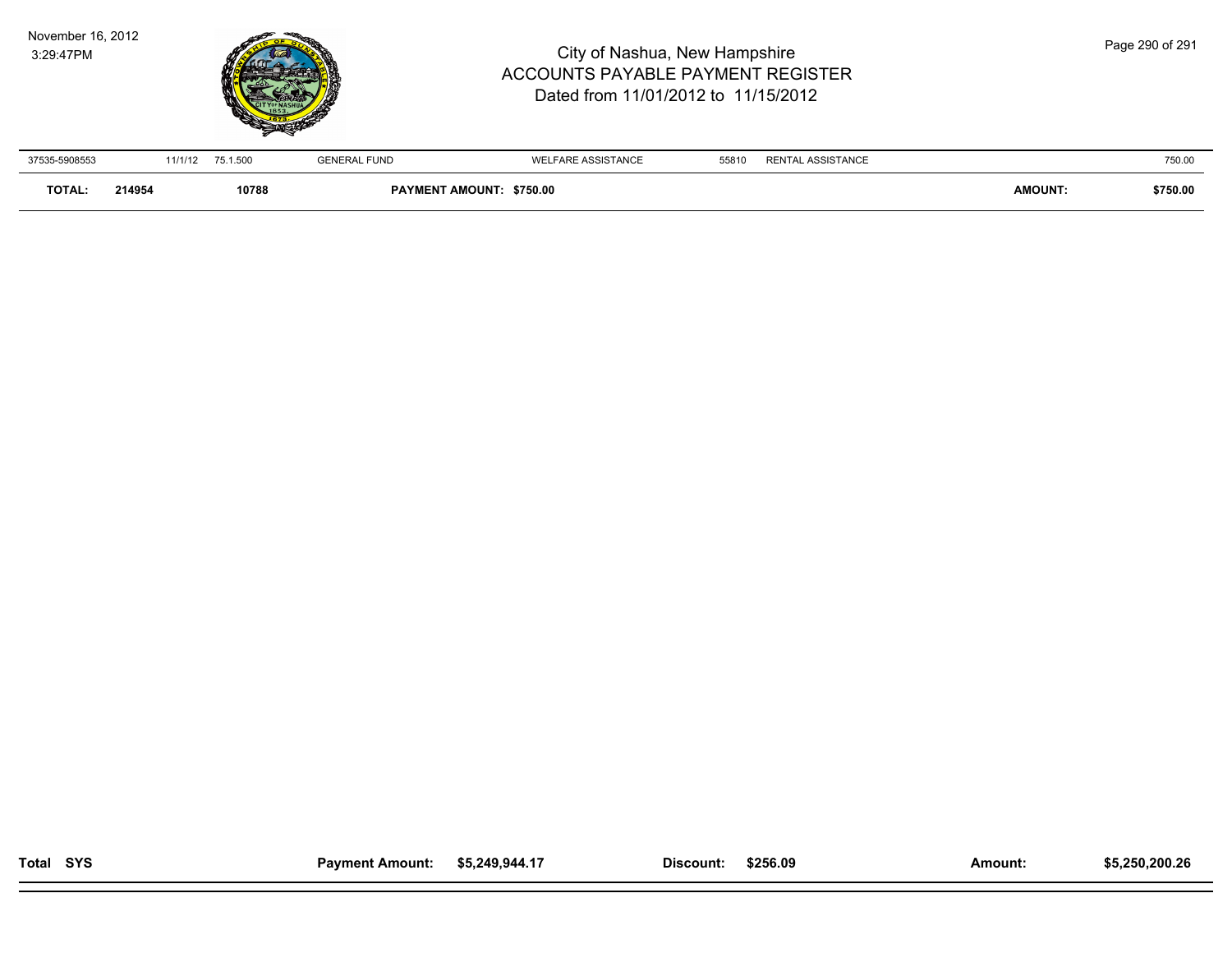| | | | | | | | |
|---|---|---|---|---|---|---|---|
| 37535-5908553 | 11/1/12 | 75.1.500 | GENERAL FUND | WELFARE ASSISTANCE | 55810 | RENTAL ASSISTANCE | 750.00 |
| **TOTAL:** | **214954** | **10788** | **PAYMENT AMOUNT: $750.00** | | | **AMOUNT:** | **$750.00** |

| | | | | |
|---|---|---|---|---|
| **Total SYS** | **Payment Amount:** $5,249,944.17 | **Discount:** $256.09 | **Amount:** | **$5,250,200.26** |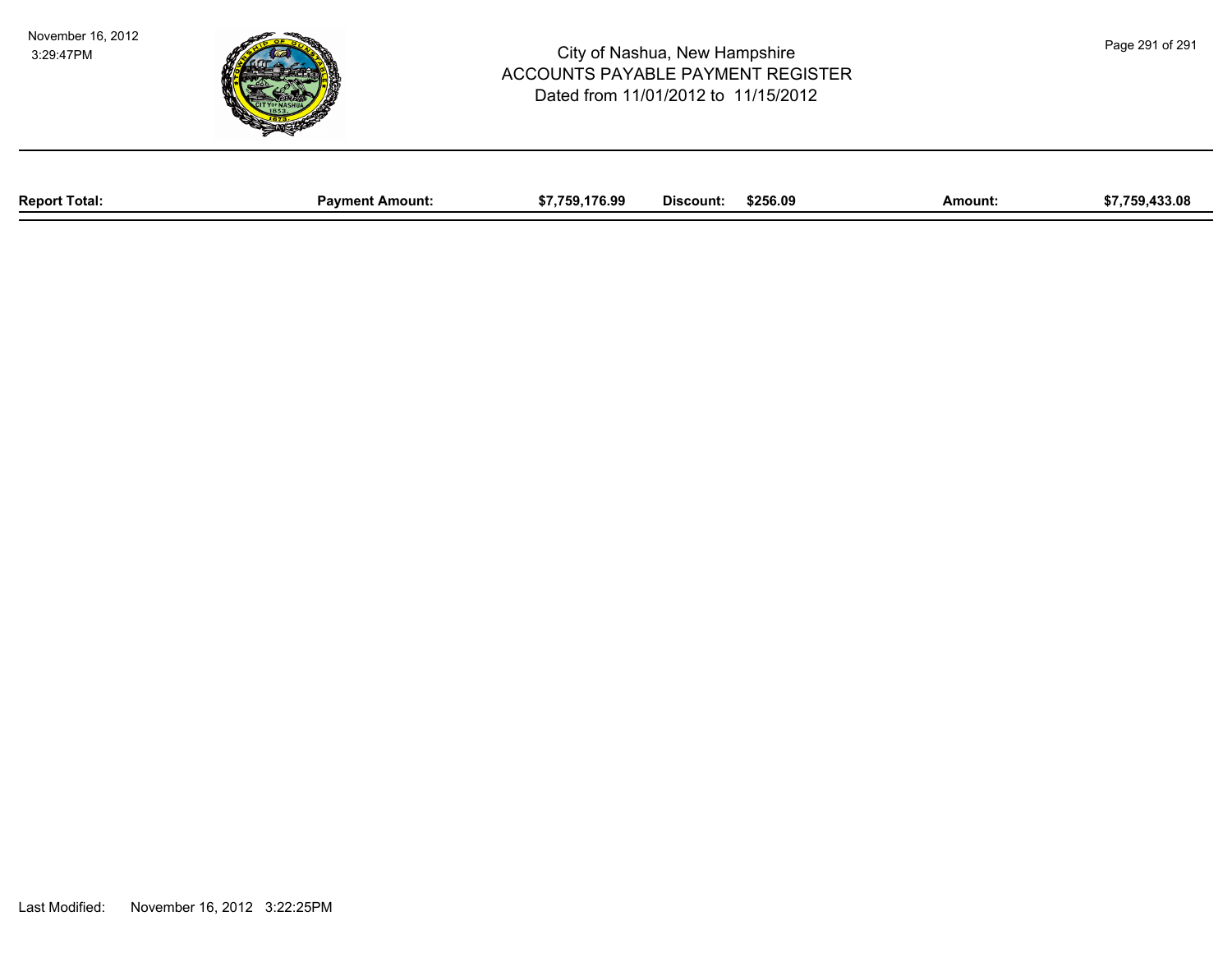City of Nashua, New Hampshire
ACCOUNTS PAYABLE PAYMENT REGISTER
Dated from 11/01/2012 to 11/15/2012

| | | | | | | |
|---|---|---|---|---|---|---|
| **Report Total:** | **Payment Amount:** | **$7,759,176.99** | **Discount:** | **$256.09** | **Amount:** | **$7,759,433.08** |